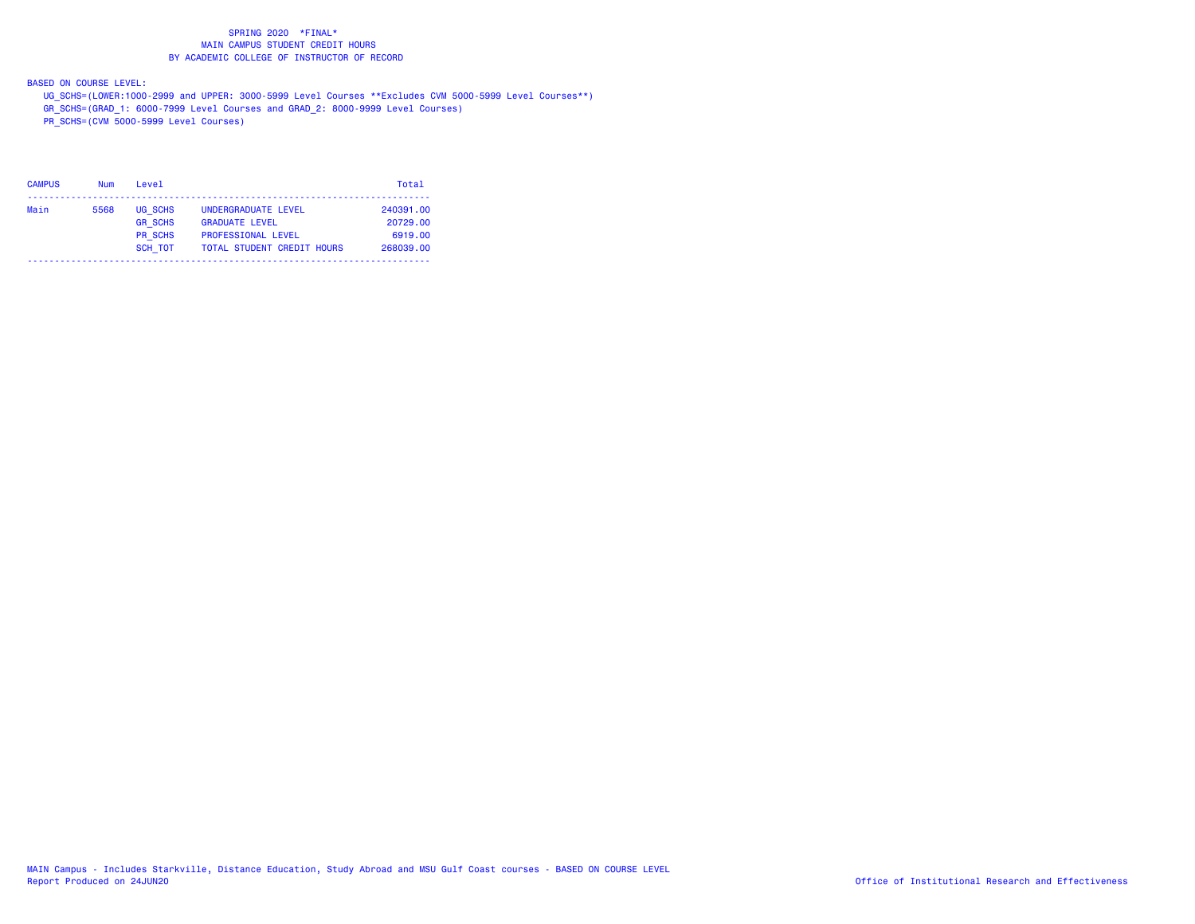SPRING 2020 *FINAL*
MAIN CAMPUS STUDENT CREDIT HOURS
BY ACADEMIC COLLEGE OF INSTRUCTOR OF RECORD

BASED ON COURSE LEVEL:

UG_SCHS=(LOWER:1000-2999 and UPPER: 3000-5999 Level Courses **Excludes CVM 5000-5999 Level Courses**)
GR_SCHS=(GRAD_1: 6000-7999 Level Courses and GRAD_2: 8000-9999 Level Courses)
PR_SCHS=(CVM 5000-5999 Level Courses)

| CAMPUS | Num | Level | | Total |
|---|---|---|---|---|
| Main | 5568 | UG_SCHS | UNDERGRADUATE LEVEL | 240391.00 |
| | | GR_SCHS | GRADUATE LEVEL | 20729.00 |
| | | PR_SCHS | PROFESSIONAL LEVEL | 6919.00 |
| | | SCH_TOT | TOTAL STUDENT CREDIT HOURS | 268039.00 |

MAIN Campus - Includes Starkville, Distance Education, Study Abroad and MSU Gulf Coast courses - BASED ON COURSE LEVEL
Report Produced on 24JUN20

Office of Institutional Research and Effectiveness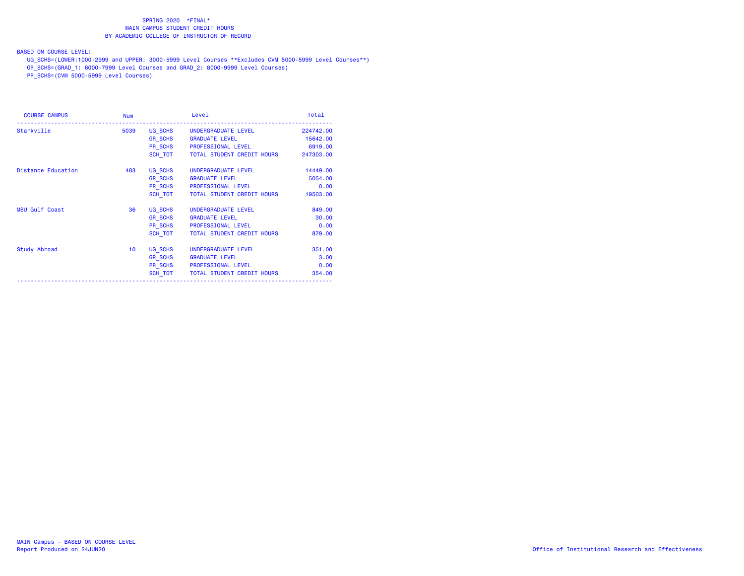# SPRING 2020 *FINAL*
## MAIN CAMPUS STUDENT CREDIT HOURS
## BY ACADEMIC COLLEGE OF INSTRUCTOR OF RECORD

BASED ON COURSE LEVEL:

UG_SCHS=(LOWER:1000-2999 and UPPER: 3000-5999 Level Courses **Excludes CVM 5000-5999 Level Courses**)

GR_SCHS=(GRAD_1: 6000-7999 Level Courses and GRAD_2: 8000-9999 Level Courses)

PR_SCHS=(CVM 5000-5999 Level Courses)

| COURSE CAMPUS | Num | | Level | Total |
|---|---|---|---|---|
| Starkville | 5039 | UG_SCHS | UNDERGRADUATE LEVEL | 224742.00 |
| | | GR_SCHS | GRADUATE LEVEL | 15642.00 |
| | | PR_SCHS | PROFESSIONAL LEVEL | 6919.00 |
| | | SCH_TOT | TOTAL STUDENT CREDIT HOURS | 247303.00 |
| Distance Education | 483 | UG_SCHS | UNDERGRADUATE LEVEL | 14449.00 |
| | | GR_SCHS | GRADUATE LEVEL | 5054.00 |
| | | PR_SCHS | PROFESSIONAL LEVEL | 0.00 |
| | | SCH_TOT | TOTAL STUDENT CREDIT HOURS | 19503.00 |
| MSU Gulf Coast | 36 | UG_SCHS | UNDERGRADUATE LEVEL | 849.00 |
| | | GR_SCHS | GRADUATE LEVEL | 30.00 |
| | | PR_SCHS | PROFESSIONAL LEVEL | 0.00 |
| | | SCH_TOT | TOTAL STUDENT CREDIT HOURS | 879.00 |
| Study Abroad | 10 | UG_SCHS | UNDERGRADUATE LEVEL | 351.00 |
| | | GR_SCHS | GRADUATE LEVEL | 3.00 |
| | | PR_SCHS | PROFESSIONAL LEVEL | 0.00 |
| | | SCH_TOT | TOTAL STUDENT CREDIT HOURS | 354.00 |

MAIN Campus - BASED ON COURSE LEVEL

Report Produced on 24JUN20

Office of Institutional Research and Effectiveness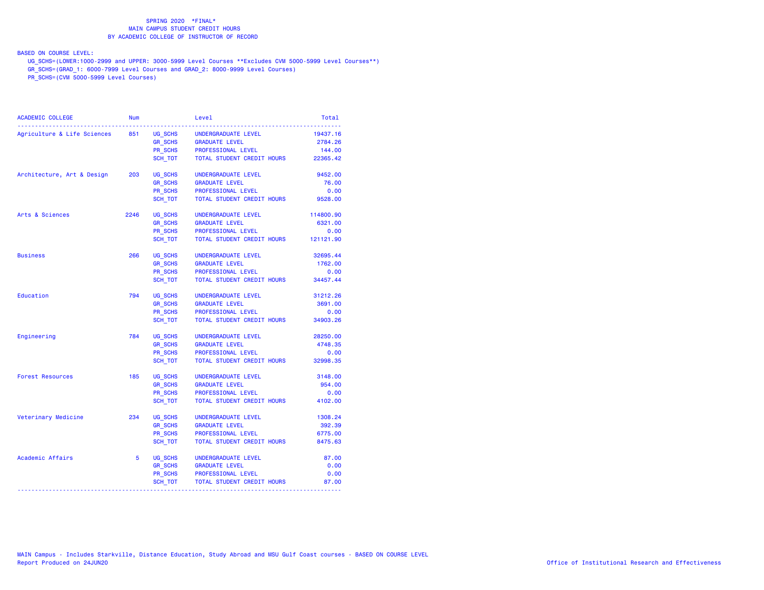SPRING 2020 *FINAL*
MAIN CAMPUS STUDENT CREDIT HOURS
BY ACADEMIC COLLEGE OF INSTRUCTOR OF RECORD

BASED ON COURSE LEVEL:
UG_SCHS=(LOWER:1000-2999 and UPPER: 3000-5999 Level Courses **Excludes CVM 5000-5999 Level Courses**)
GR_SCHS=(GRAD_1: 6000-7999 Level Courses and GRAD_2: 8000-9999 Level Courses)
PR_SCHS=(CVM 5000-5999 Level Courses)

| ACADEMIC COLLEGE | Num | | Level | Total |
|---|---|---|---|---|
| Agriculture & Life Sciences | 851 | UG_SCHS | UNDERGRADUATE LEVEL | 19437.16 |
| | | GR_SCHS | GRADUATE LEVEL | 2784.26 |
| | | PR_SCHS | PROFESSIONAL LEVEL | 144.00 |
| | | SCH_TOT | TOTAL STUDENT CREDIT HOURS | 22365.42 |
| Architecture, Art & Design | 203 | UG_SCHS | UNDERGRADUATE LEVEL | 9452.00 |
| | | GR_SCHS | GRADUATE LEVEL | 76.00 |
| | | PR_SCHS | PROFESSIONAL LEVEL | 0.00 |
| | | SCH_TOT | TOTAL STUDENT CREDIT HOURS | 9528.00 |
| Arts & Sciences | 2246 | UG_SCHS | UNDERGRADUATE LEVEL | 114800.90 |
| | | GR_SCHS | GRADUATE LEVEL | 6321.00 |
| | | PR_SCHS | PROFESSIONAL LEVEL | 0.00 |
| | | SCH_TOT | TOTAL STUDENT CREDIT HOURS | 121121.90 |
| Business | 266 | UG_SCHS | UNDERGRADUATE LEVEL | 32695.44 |
| | | GR_SCHS | GRADUATE LEVEL | 1762.00 |
| | | PR_SCHS | PROFESSIONAL LEVEL | 0.00 |
| | | SCH_TOT | TOTAL STUDENT CREDIT HOURS | 34457.44 |
| Education | 794 | UG_SCHS | UNDERGRADUATE LEVEL | 31212.26 |
| | | GR_SCHS | GRADUATE LEVEL | 3691.00 |
| | | PR_SCHS | PROFESSIONAL LEVEL | 0.00 |
| | | SCH_TOT | TOTAL STUDENT CREDIT HOURS | 34903.26 |
| Engineering | 784 | UG_SCHS | UNDERGRADUATE LEVEL | 28250.00 |
| | | GR_SCHS | GRADUATE LEVEL | 4748.35 |
| | | PR_SCHS | PROFESSIONAL LEVEL | 0.00 |
| | | SCH_TOT | TOTAL STUDENT CREDIT HOURS | 32998.35 |
| Forest Resources | 185 | UG_SCHS | UNDERGRADUATE LEVEL | 3148.00 |
| | | GR_SCHS | GRADUATE LEVEL | 954.00 |
| | | PR_SCHS | PROFESSIONAL LEVEL | 0.00 |
| | | SCH_TOT | TOTAL STUDENT CREDIT HOURS | 4102.00 |
| Veterinary Medicine | 234 | UG_SCHS | UNDERGRADUATE LEVEL | 1308.24 |
| | | GR_SCHS | GRADUATE LEVEL | 392.39 |
| | | PR_SCHS | PROFESSIONAL LEVEL | 6775.00 |
| | | SCH_TOT | TOTAL STUDENT CREDIT HOURS | 8475.63 |
| Academic Affairs | 5 | UG_SCHS | UNDERGRADUATE LEVEL | 87.00 |
| | | GR_SCHS | GRADUATE LEVEL | 0.00 |
| | | PR_SCHS | PROFESSIONAL LEVEL | 0.00 |
| | | SCH_TOT | TOTAL STUDENT CREDIT HOURS | 87.00 |

MAIN Campus - Includes Starkville, Distance Education, Study Abroad and MSU Gulf Coast courses - BASED ON COURSE LEVEL
Report Produced on 24JUN20

Office of Institutional Research and Effectiveness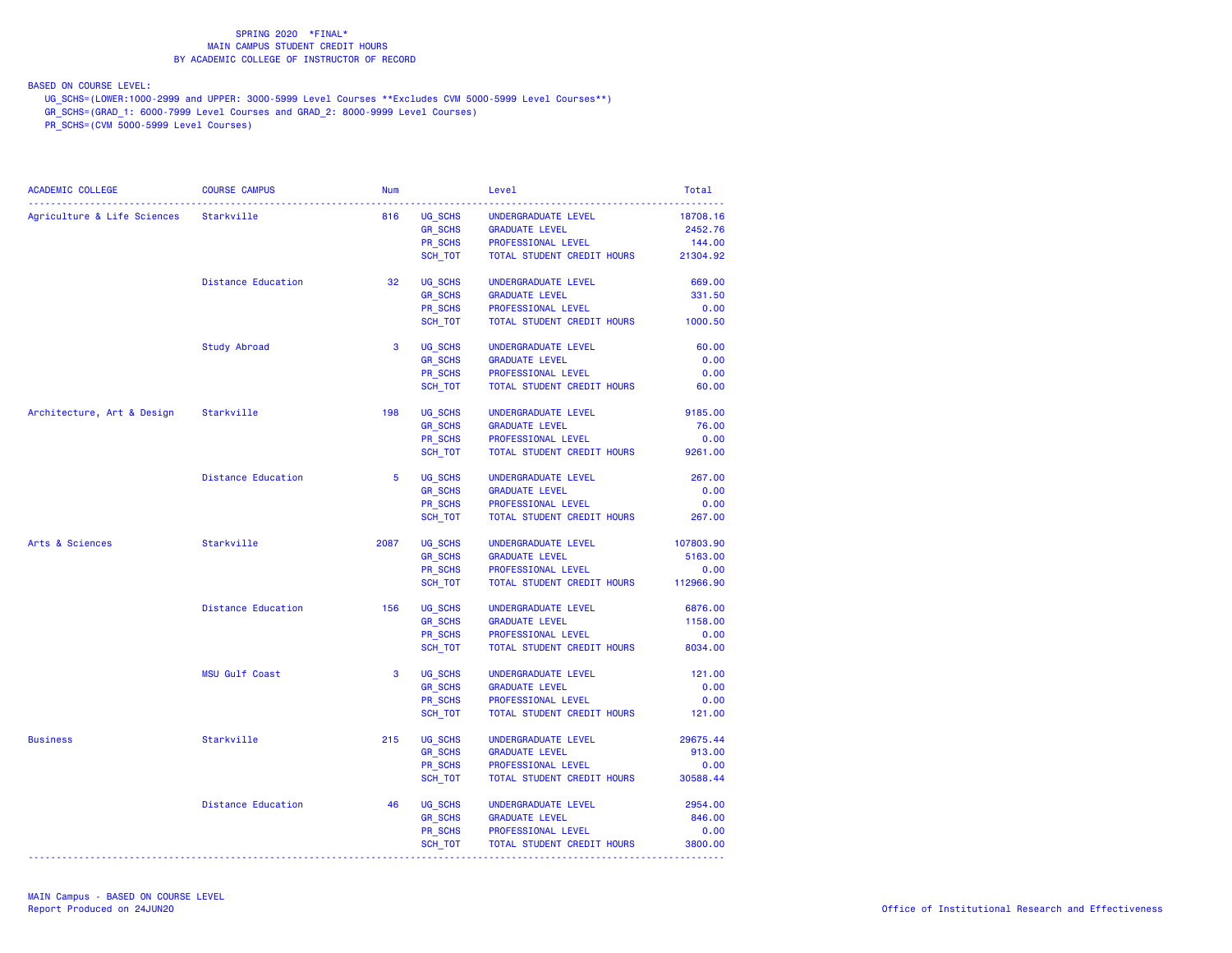SPRING 2020 *FINAL*
MAIN CAMPUS STUDENT CREDIT HOURS
BY ACADEMIC COLLEGE OF INSTRUCTOR OF RECORD

BASED ON COURSE LEVEL:
UG_SCHS=(LOWER:1000-2999 and UPPER: 3000-5999 Level Courses **Excludes CVM 5000-5999 Level Courses**)
GR_SCHS=(GRAD_1: 6000-7999 Level Courses and GRAD_2: 8000-9999 Level Courses)
PR_SCHS=(CVM 5000-5999 Level Courses)

| ACADEMIC COLLEGE | COURSE CAMPUS | Num | | Level | Total |
|---|---|---|---|---|---|
| Agriculture & Life Sciences | Starkville | 816 | UG_SCHS | UNDERGRADUATE LEVEL | 18708.16 |
| | | | GR_SCHS | GRADUATE LEVEL | 2452.76 |
| | | | PR_SCHS | PROFESSIONAL LEVEL | 144.00 |
| | | | SCH_TOT | TOTAL STUDENT CREDIT HOURS | 21304.92 |
| | Distance Education | 32 | UG_SCHS | UNDERGRADUATE LEVEL | 669.00 |
| | | | GR_SCHS | GRADUATE LEVEL | 331.50 |
| | | | PR_SCHS | PROFESSIONAL LEVEL | 0.00 |
| | | | SCH_TOT | TOTAL STUDENT CREDIT HOURS | 1000.50 |
| | Study Abroad | 3 | UG_SCHS | UNDERGRADUATE LEVEL | 60.00 |
| | | | GR_SCHS | GRADUATE LEVEL | 0.00 |
| | | | PR_SCHS | PROFESSIONAL LEVEL | 0.00 |
| | | | SCH_TOT | TOTAL STUDENT CREDIT HOURS | 60.00 |
| Architecture, Art & Design | Starkville | 198 | UG_SCHS | UNDERGRADUATE LEVEL | 9185.00 |
| | | | GR_SCHS | GRADUATE LEVEL | 76.00 |
| | | | PR_SCHS | PROFESSIONAL LEVEL | 0.00 |
| | | | SCH_TOT | TOTAL STUDENT CREDIT HOURS | 9261.00 |
| | Distance Education | 5 | UG_SCHS | UNDERGRADUATE LEVEL | 267.00 |
| | | | GR_SCHS | GRADUATE LEVEL | 0.00 |
| | | | PR_SCHS | PROFESSIONAL LEVEL | 0.00 |
| | | | SCH_TOT | TOTAL STUDENT CREDIT HOURS | 267.00 |
| Arts & Sciences | Starkville | 2087 | UG_SCHS | UNDERGRADUATE LEVEL | 107803.90 |
| | | | GR_SCHS | GRADUATE LEVEL | 5163.00 |
| | | | PR_SCHS | PROFESSIONAL LEVEL | 0.00 |
| | | | SCH_TOT | TOTAL STUDENT CREDIT HOURS | 112966.90 |
| | Distance Education | 156 | UG_SCHS | UNDERGRADUATE LEVEL | 6876.00 |
| | | | GR_SCHS | GRADUATE LEVEL | 1158.00 |
| | | | PR_SCHS | PROFESSIONAL LEVEL | 0.00 |
| | | | SCH_TOT | TOTAL STUDENT CREDIT HOURS | 8034.00 |
| | MSU Gulf Coast | 3 | UG_SCHS | UNDERGRADUATE LEVEL | 121.00 |
| | | | GR_SCHS | GRADUATE LEVEL | 0.00 |
| | | | PR_SCHS | PROFESSIONAL LEVEL | 0.00 |
| | | | SCH_TOT | TOTAL STUDENT CREDIT HOURS | 121.00 |
| Business | Starkville | 215 | UG_SCHS | UNDERGRADUATE LEVEL | 29675.44 |
| | | | GR_SCHS | GRADUATE LEVEL | 913.00 |
| | | | PR_SCHS | PROFESSIONAL LEVEL | 0.00 |
| | | | SCH_TOT | TOTAL STUDENT CREDIT HOURS | 30588.44 |
| | Distance Education | 46 | UG_SCHS | UNDERGRADUATE LEVEL | 2954.00 |
| | | | GR_SCHS | GRADUATE LEVEL | 846.00 |
| | | | PR_SCHS | PROFESSIONAL LEVEL | 0.00 |
| | | | SCH_TOT | TOTAL STUDENT CREDIT HOURS | 3800.00 |

MAIN Campus - BASED ON COURSE LEVEL
Report Produced on 24JUN20

Office of Institutional Research and Effectiveness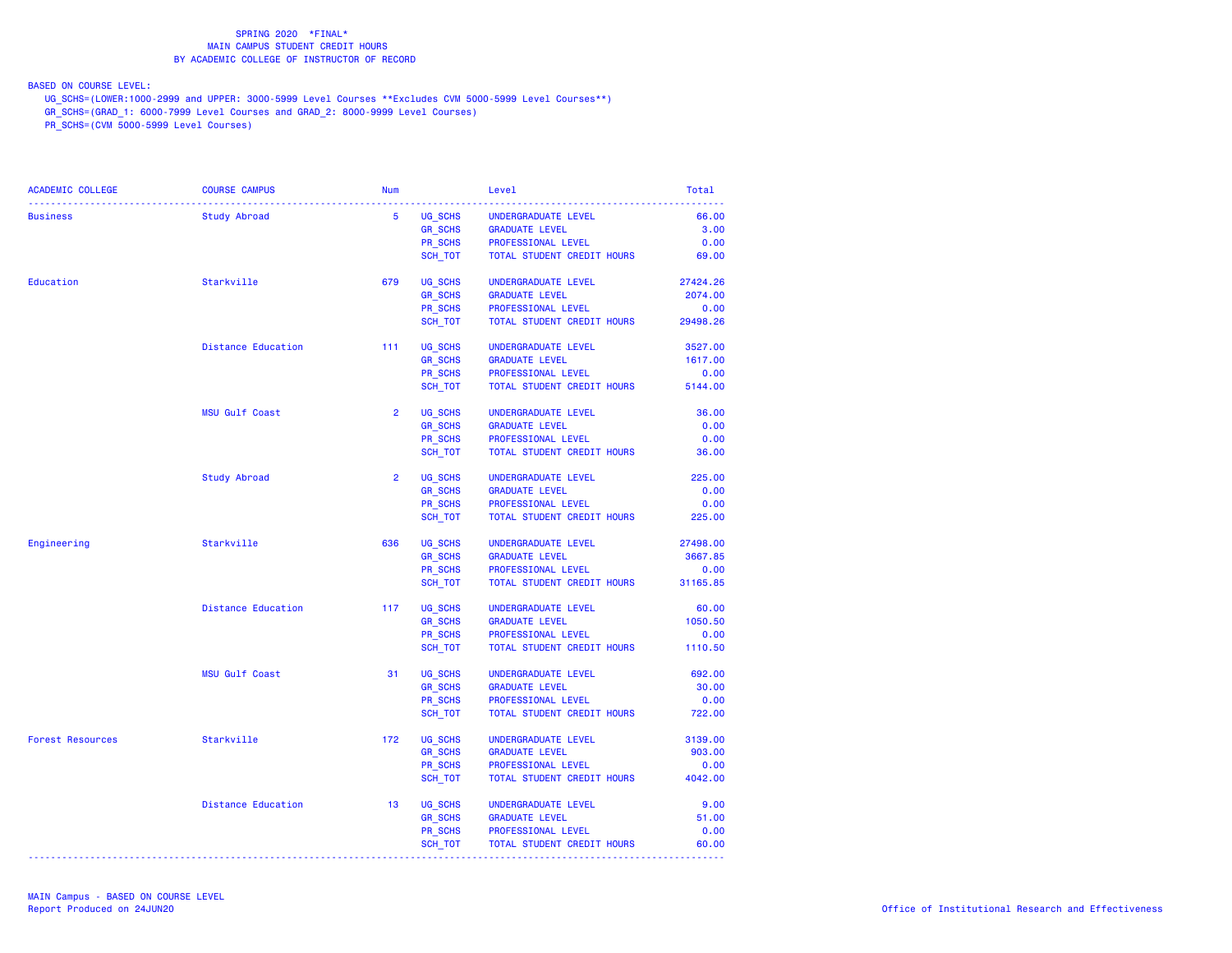SPRING 2020 *FINAL*
MAIN CAMPUS STUDENT CREDIT HOURS
BY ACADEMIC COLLEGE OF INSTRUCTOR OF RECORD

BASED ON COURSE LEVEL:
UG_SCHS=(LOWER:1000-2999 and UPPER: 3000-5999 Level Courses **Excludes CVM 5000-5999 Level Courses**)
GR_SCHS=(GRAD_1: 6000-7999 Level Courses and GRAD_2: 8000-9999 Level Courses)
PR_SCHS=(CVM 5000-5999 Level Courses)

| ACADEMIC COLLEGE | COURSE CAMPUS | Num | | Level | Total |
|---|---|---|---|---|---|
| Business | Study Abroad | 5 | UG_SCHS | UNDERGRADUATE LEVEL | 66.00 |
| | | | GR_SCHS | GRADUATE LEVEL | 3.00 |
| | | | PR_SCHS | PROFESSIONAL LEVEL | 0.00 |
| | | | SCH_TOT | TOTAL STUDENT CREDIT HOURS | 69.00 |
| Education | Starkville | 679 | UG_SCHS | UNDERGRADUATE LEVEL | 27424.26 |
| | | | GR_SCHS | GRADUATE LEVEL | 2074.00 |
| | | | PR_SCHS | PROFESSIONAL LEVEL | 0.00 |
| | | | SCH_TOT | TOTAL STUDENT CREDIT HOURS | 29498.26 |
| | Distance Education | 111 | UG_SCHS | UNDERGRADUATE LEVEL | 3527.00 |
| | | | GR_SCHS | GRADUATE LEVEL | 1617.00 |
| | | | PR_SCHS | PROFESSIONAL LEVEL | 0.00 |
| | | | SCH_TOT | TOTAL STUDENT CREDIT HOURS | 5144.00 |
| | MSU Gulf Coast | 2 | UG_SCHS | UNDERGRADUATE LEVEL | 36.00 |
| | | | GR_SCHS | GRADUATE LEVEL | 0.00 |
| | | | PR_SCHS | PROFESSIONAL LEVEL | 0.00 |
| | | | SCH_TOT | TOTAL STUDENT CREDIT HOURS | 36.00 |
| | Study Abroad | 2 | UG_SCHS | UNDERGRADUATE LEVEL | 225.00 |
| | | | GR_SCHS | GRADUATE LEVEL | 0.00 |
| | | | PR_SCHS | PROFESSIONAL LEVEL | 0.00 |
| | | | SCH_TOT | TOTAL STUDENT CREDIT HOURS | 225.00 |
| Engineering | Starkville | 636 | UG_SCHS | UNDERGRADUATE LEVEL | 27498.00 |
| | | | GR_SCHS | GRADUATE LEVEL | 3667.85 |
| | | | PR_SCHS | PROFESSIONAL LEVEL | 0.00 |
| | | | SCH_TOT | TOTAL STUDENT CREDIT HOURS | 31165.85 |
| | Distance Education | 117 | UG_SCHS | UNDERGRADUATE LEVEL | 60.00 |
| | | | GR_SCHS | GRADUATE LEVEL | 1050.50 |
| | | | PR_SCHS | PROFESSIONAL LEVEL | 0.00 |
| | | | SCH_TOT | TOTAL STUDENT CREDIT HOURS | 1110.50 |
| | MSU Gulf Coast | 31 | UG_SCHS | UNDERGRADUATE LEVEL | 692.00 |
| | | | GR_SCHS | GRADUATE LEVEL | 30.00 |
| | | | PR_SCHS | PROFESSIONAL LEVEL | 0.00 |
| | | | SCH_TOT | TOTAL STUDENT CREDIT HOURS | 722.00 |
| Forest Resources | Starkville | 172 | UG_SCHS | UNDERGRADUATE LEVEL | 3139.00 |
| | | | GR_SCHS | GRADUATE LEVEL | 903.00 |
| | | | PR_SCHS | PROFESSIONAL LEVEL | 0.00 |
| | | | SCH_TOT | TOTAL STUDENT CREDIT HOURS | 4042.00 |
| | Distance Education | 13 | UG_SCHS | UNDERGRADUATE LEVEL | 9.00 |
| | | | GR_SCHS | GRADUATE LEVEL | 51.00 |
| | | | PR_SCHS | PROFESSIONAL LEVEL | 0.00 |
| | | | SCH_TOT | TOTAL STUDENT CREDIT HOURS | 60.00 |

MAIN Campus - BASED ON COURSE LEVEL
Report Produced on 24JUN20

Office of Institutional Research and Effectiveness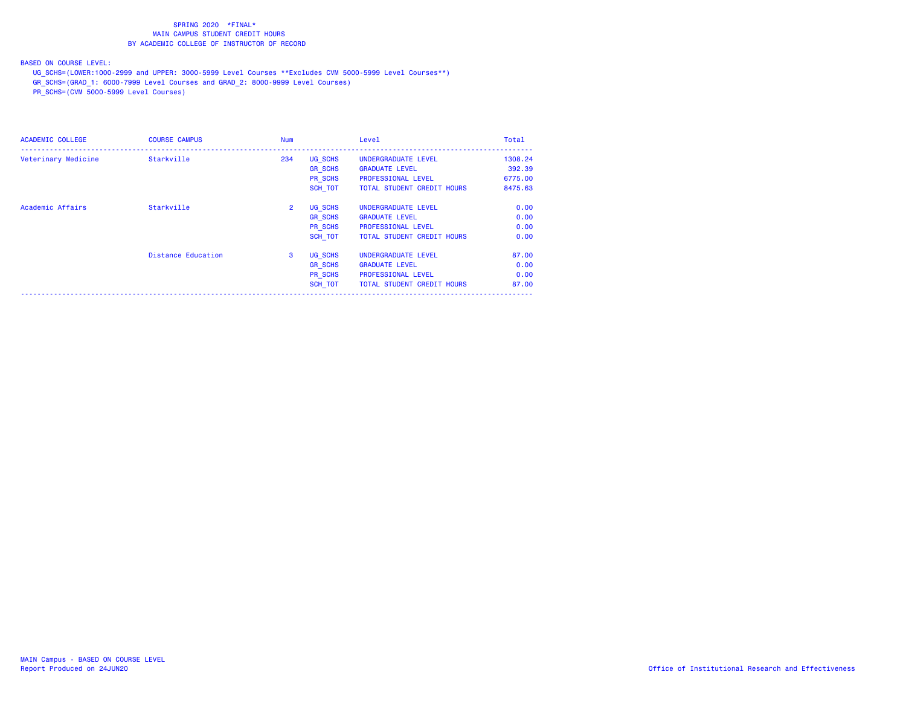SPRING 2020 *FINAL*
MAIN CAMPUS STUDENT CREDIT HOURS
BY ACADEMIC COLLEGE OF INSTRUCTOR OF RECORD

BASED ON COURSE LEVEL:
UG_SCHS=(LOWER:1000-2999 and UPPER: 3000-5999 Level Courses **Excludes CVM 5000-5999 Level Courses**)
GR_SCHS=(GRAD_1: 6000-7999 Level Courses and GRAD_2: 8000-9999 Level Courses)
PR_SCHS=(CVM 5000-5999 Level Courses)

| ACADEMIC COLLEGE | COURSE CAMPUS | Num | | Level | Total |
|---|---|---|---|---|---|
| Veterinary Medicine | Starkville | 234 | UG_SCHS | UNDERGRADUATE LEVEL | 1308.24 |
| | | | GR_SCHS | GRADUATE LEVEL | 392.39 |
| | | | PR_SCHS | PROFESSIONAL LEVEL | 6775.00 |
| | | | SCH_TOT | TOTAL STUDENT CREDIT HOURS | 8475.63 |
| Academic Affairs | Starkville | 2 | UG_SCHS | UNDERGRADUATE LEVEL | 0.00 |
| | | | GR_SCHS | GRADUATE LEVEL | 0.00 |
| | | | PR_SCHS | PROFESSIONAL LEVEL | 0.00 |
| | | | SCH_TOT | TOTAL STUDENT CREDIT HOURS | 0.00 |
| | Distance Education | 3 | UG_SCHS | UNDERGRADUATE LEVEL | 87.00 |
| | | | GR_SCHS | GRADUATE LEVEL | 0.00 |
| | | | PR_SCHS | PROFESSIONAL LEVEL | 0.00 |
| | | | SCH_TOT | TOTAL STUDENT CREDIT HOURS | 87.00 |

MAIN Campus - BASED ON COURSE LEVEL
Report Produced on 24JUN20

Office of Institutional Research and Effectiveness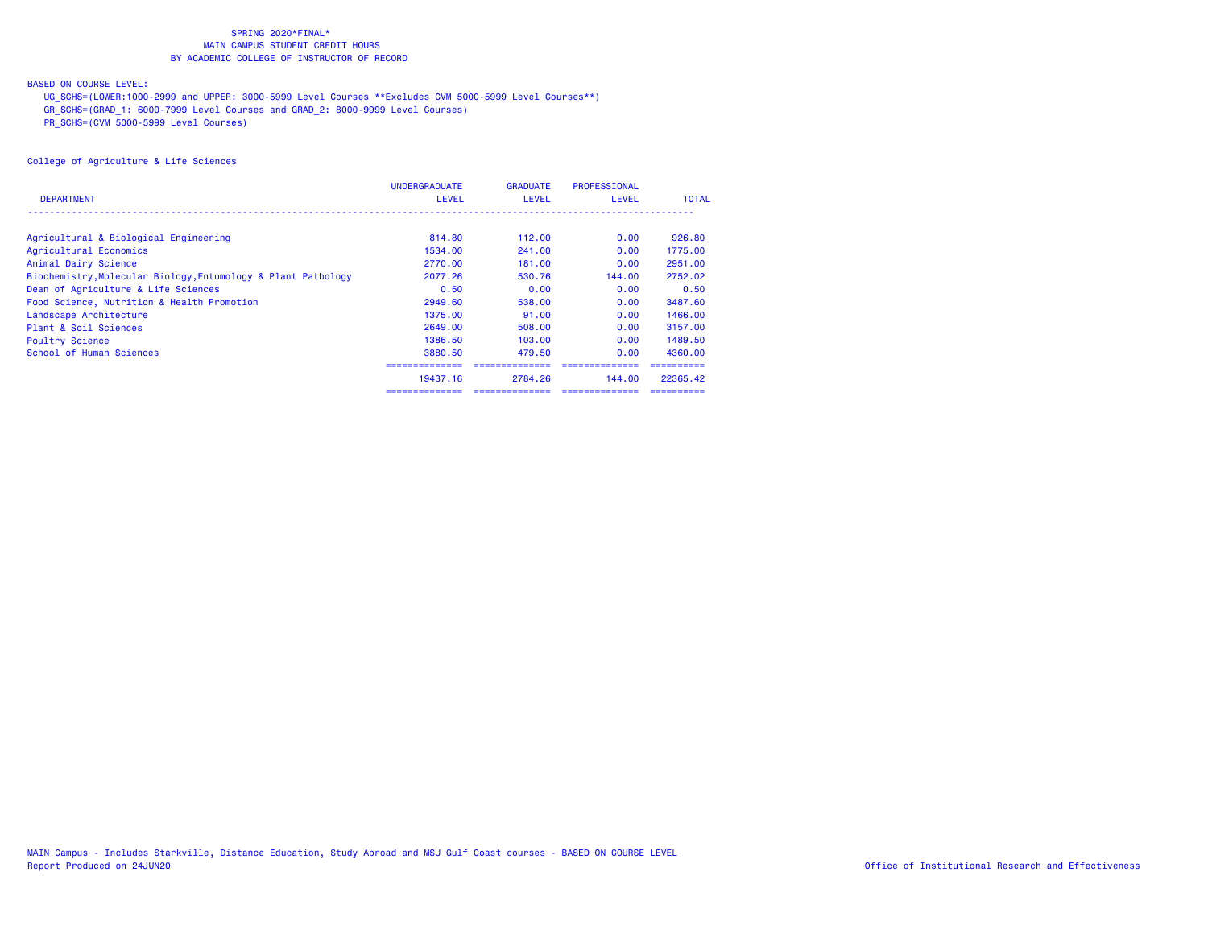SPRING 2020*FINAL*
MAIN CAMPUS STUDENT CREDIT HOURS
BY ACADEMIC COLLEGE OF INSTRUCTOR OF RECORD

BASED ON COURSE LEVEL:

UG_SCHS=(LOWER:1000-2999 and UPPER: 3000-5999 Level Courses **Excludes CVM 5000-5999 Level Courses**)
GR_SCHS=(GRAD_1: 6000-7999 Level Courses and GRAD_2: 8000-9999 Level Courses)
PR_SCHS=(CVM 5000-5999 Level Courses)

College of Agriculture & Life Sciences

| DEPARTMENT | UNDERGRADUATE LEVEL | GRADUATE LEVEL | PROFESSIONAL LEVEL | TOTAL |
|---|---|---|---|---|
| Agricultural & Biological Engineering | 814.80 | 112.00 | 0.00 | 926.80 |
| Agricultural Economics | 1534.00 | 241.00 | 0.00 | 1775.00 |
| Animal Dairy Science | 2770.00 | 181.00 | 0.00 | 2951.00 |
| Biochemistry,Molecular Biology,Entomology & Plant Pathology | 2077.26 | 530.76 | 144.00 | 2752.02 |
| Dean of Agriculture & Life Sciences | 0.50 | 0.00 | 0.00 | 0.50 |
| Food Science, Nutrition & Health Promotion | 2949.60 | 538.00 | 0.00 | 3487.60 |
| Landscape Architecture | 1375.00 | 91.00 | 0.00 | 1466.00 |
| Plant & Soil Sciences | 2649.00 | 508.00 | 0.00 | 3157.00 |
| Poultry Science | 1386.50 | 103.00 | 0.00 | 1489.50 |
| School of Human Sciences | 3880.50 | 479.50 | 0.00 | 4360.00 |
| | 19437.16 | 2784.26 | 144.00 | 22365.42 |

MAIN Campus - Includes Starkville, Distance Education, Study Abroad and MSU Gulf Coast courses - BASED ON COURSE LEVEL
Report Produced on 24JUN20

Office of Institutional Research and Effectiveness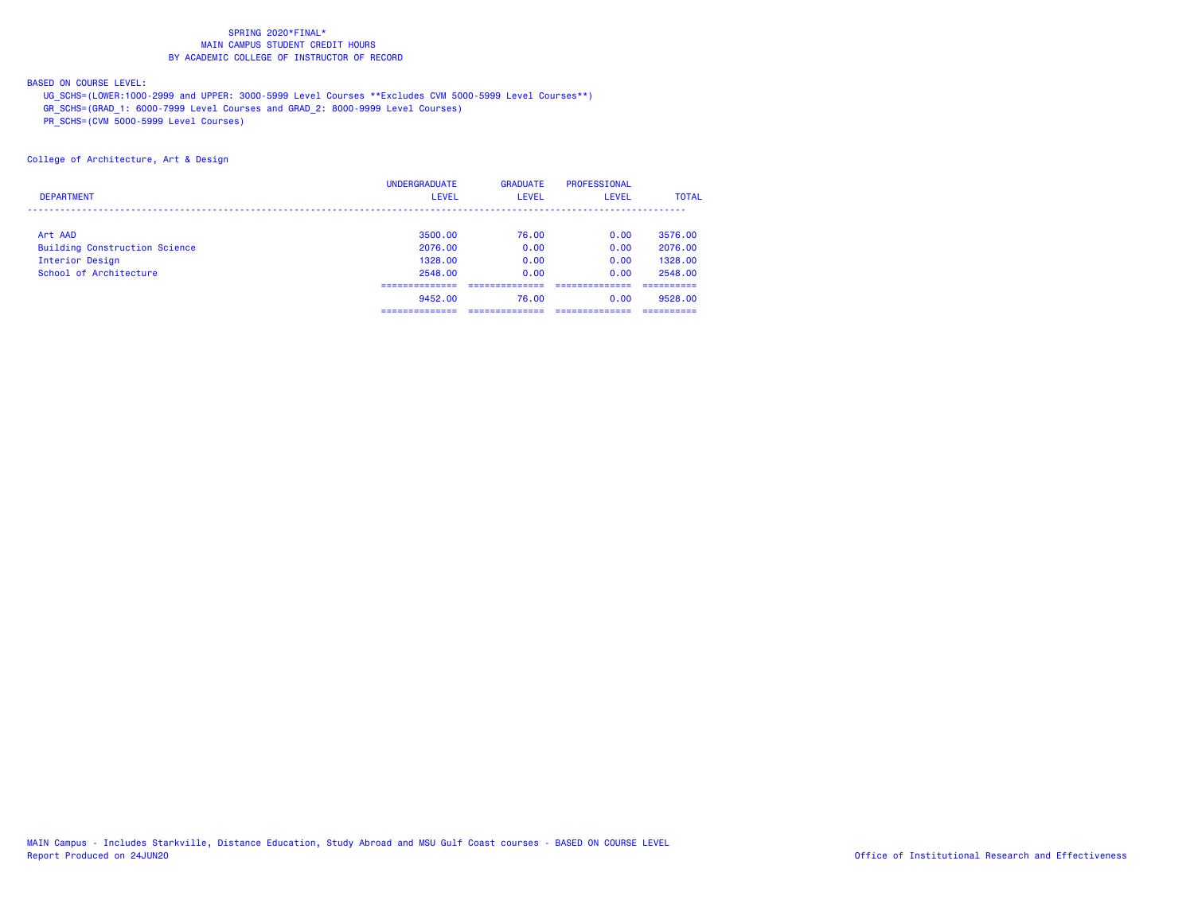SPRING 2020*FINAL*
MAIN CAMPUS STUDENT CREDIT HOURS
BY ACADEMIC COLLEGE OF INSTRUCTOR OF RECORD

BASED ON COURSE LEVEL:
UG_SCHS=(LOWER:1000-2999 and UPPER: 3000-5999 Level Courses **Excludes CVM 5000-5999 Level Courses**)
GR_SCHS=(GRAD_1: 6000-7999 Level Courses and GRAD_2: 8000-9999 Level Courses)
PR_SCHS=(CVM 5000-5999 Level Courses)

College of Architecture, Art & Design

| DEPARTMENT | UNDERGRADUATE LEVEL | GRADUATE LEVEL | PROFESSIONAL LEVEL | TOTAL |
|---|---|---|---|---|
| Art AAD | 3500.00 | 76.00 | 0.00 | 3576.00 |
| Building Construction Science | 2076.00 | 0.00 | 0.00 | 2076.00 |
| Interior Design | 1328.00 | 0.00 | 0.00 | 1328.00 |
| School of Architecture | 2548.00 | 0.00 | 0.00 | 2548.00 |
| | 9452.00 | 76.00 | 0.00 | 9528.00 |

MAIN Campus - Includes Starkville, Distance Education, Study Abroad and MSU Gulf Coast courses - BASED ON COURSE LEVEL
Report Produced on 24JUN20

Office of Institutional Research and Effectiveness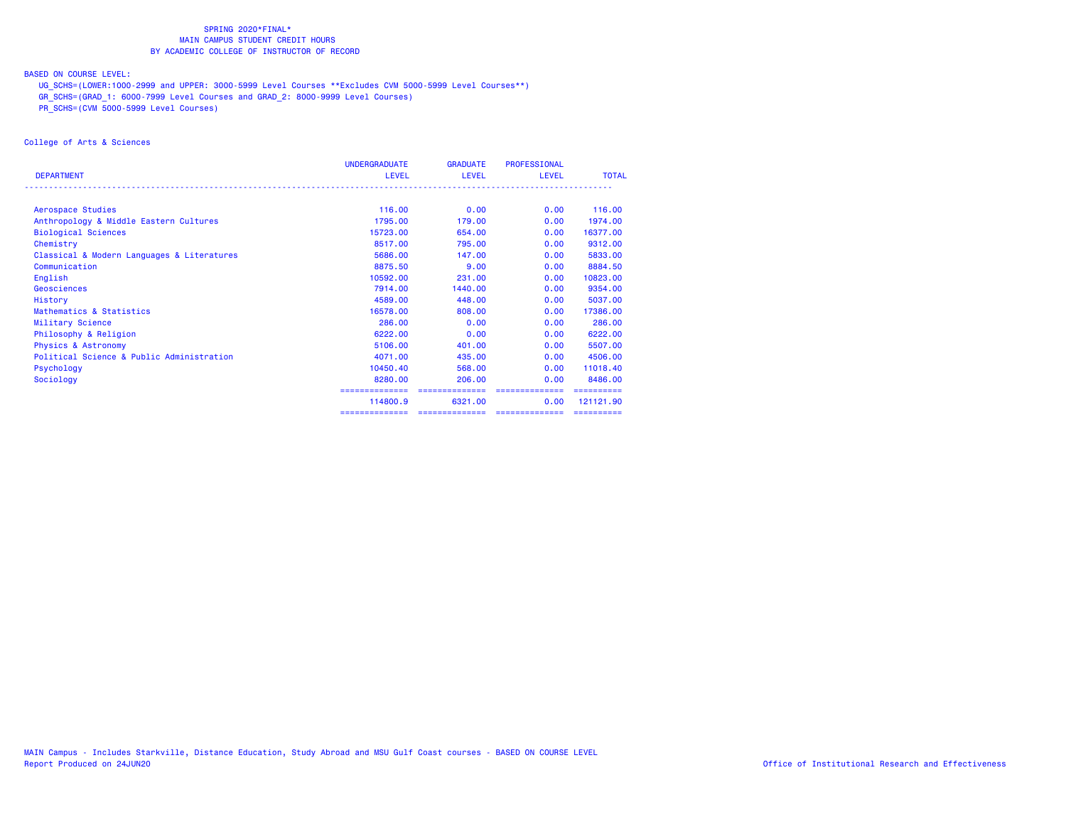SPRING 2020*FINAL*
MAIN CAMPUS STUDENT CREDIT HOURS
BY ACADEMIC COLLEGE OF INSTRUCTOR OF RECORD

BASED ON COURSE LEVEL:
UG_SCHS=(LOWER:1000-2999 and UPPER: 3000-5999 Level Courses **Excludes CVM 5000-5999 Level Courses**)
GR_SCHS=(GRAD_1: 6000-7999 Level Courses and GRAD_2: 8000-9999 Level Courses)
PR_SCHS=(CVM 5000-5999 Level Courses)

College of Arts & Sciences

| DEPARTMENT | UNDERGRADUATE LEVEL | GRADUATE LEVEL | PROFESSIONAL LEVEL | TOTAL |
|---|---|---|---|---|
| Aerospace Studies | 116.00 | 0.00 | 0.00 | 116.00 |
| Anthropology & Middle Eastern Cultures | 1795.00 | 179.00 | 0.00 | 1974.00 |
| Biological Sciences | 15723.00 | 654.00 | 0.00 | 16377.00 |
| Chemistry | 8517.00 | 795.00 | 0.00 | 9312.00 |
| Classical & Modern Languages & Literatures | 5686.00 | 147.00 | 0.00 | 5833.00 |
| Communication | 8875.50 | 9.00 | 0.00 | 8884.50 |
| English | 10592.00 | 231.00 | 0.00 | 10823.00 |
| Geosciences | 7914.00 | 1440.00 | 0.00 | 9354.00 |
| History | 4589.00 | 448.00 | 0.00 | 5037.00 |
| Mathematics & Statistics | 16578.00 | 808.00 | 0.00 | 17386.00 |
| Military Science | 286.00 | 0.00 | 0.00 | 286.00 |
| Philosophy & Religion | 6222.00 | 0.00 | 0.00 | 6222.00 |
| Physics & Astronomy | 5106.00 | 401.00 | 0.00 | 5507.00 |
| Political Science & Public Administration | 4071.00 | 435.00 | 0.00 | 4506.00 |
| Psychology | 10450.40 | 568.00 | 0.00 | 11018.40 |
| Sociology | 8280.00 | 206.00 | 0.00 | 8486.00 |
| | 114800.9 | 6321.00 | 0.00 | 121121.90 |

MAIN Campus - Includes Starkville, Distance Education, Study Abroad and MSU Gulf Coast courses - BASED ON COURSE LEVEL
Report Produced on 24JUN20

Office of Institutional Research and Effectiveness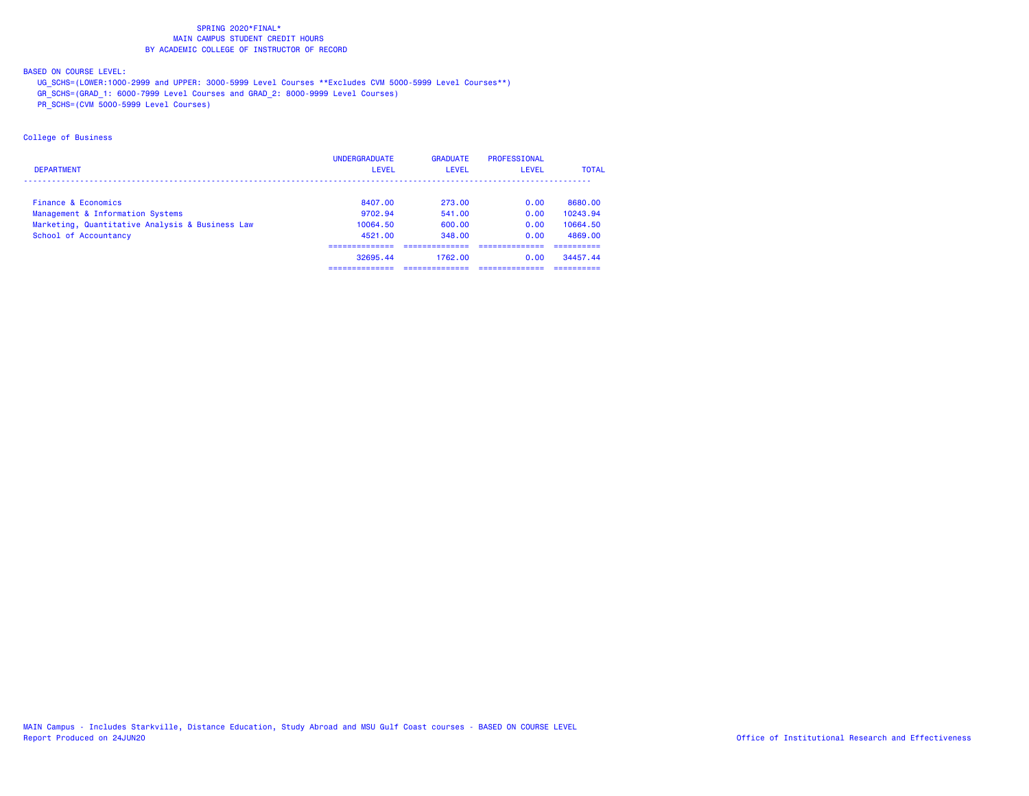SPRING 2020*FINAL*
MAIN CAMPUS STUDENT CREDIT HOURS
BY ACADEMIC COLLEGE OF INSTRUCTOR OF RECORD

BASED ON COURSE LEVEL:
UG_SCHS=(LOWER:1000-2999 and UPPER: 3000-5999 Level Courses **Excludes CVM 5000-5999 Level Courses**)
GR_SCHS=(GRAD_1: 6000-7999 Level Courses and GRAD_2: 8000-9999 Level Courses)
PR_SCHS=(CVM 5000-5999 Level Courses)

College of Business

| DEPARTMENT | UNDERGRADUATE LEVEL | GRADUATE LEVEL | PROFESSIONAL LEVEL | TOTAL |
|---|---|---|---|---|
| Finance & Economics | 8407.00 | 273.00 | 0.00 | 8680.00 |
| Management & Information Systems | 9702.94 | 541.00 | 0.00 | 10243.94 |
| Marketing, Quantitative Analysis & Business Law | 10064.50 | 600.00 | 0.00 | 10664.50 |
| School of Accountancy | 4521.00 | 348.00 | 0.00 | 4869.00 |
| | 32695.44 | 1762.00 | 0.00 | 34457.44 |

MAIN Campus - Includes Starkville, Distance Education, Study Abroad and MSU Gulf Coast courses - BASED ON COURSE LEVEL
Report Produced on 24JUN20

Office of Institutional Research and Effectiveness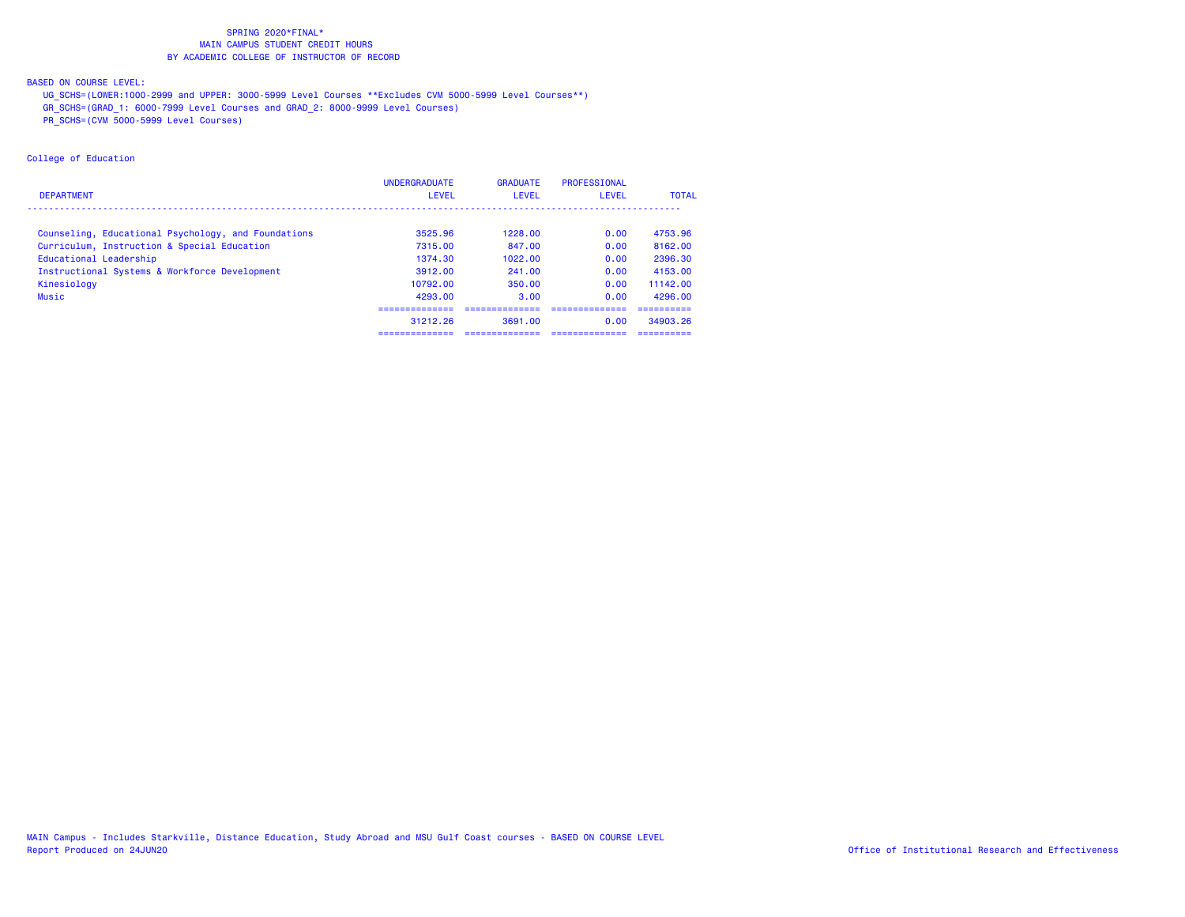# SPRING 2020*FINAL*
## MAIN CAMPUS STUDENT CREDIT HOURS
## BY ACADEMIC COLLEGE OF INSTRUCTOR OF RECORD

BASED ON COURSE LEVEL:

- UG_SCHS=(LOWER:1000-2999 and UPPER: 3000-5999 Level Courses **Excludes CVM 5000-5999 Level Courses**)
- GR_SCHS=(GRAD_1: 6000-7999 Level Courses and GRAD_2: 8000-9999 Level Courses)
- PR_SCHS=(CVM 5000-5999 Level Courses)

College of Education

| DEPARTMENT | UNDERGRADUATE LEVEL | GRADUATE LEVEL | PROFESSIONAL LEVEL | TOTAL |
|---|---|---|---|---|
| Counseling, Educational Psychology, and Foundations | 3525.96 | 1228.00 | 0.00 | 4753.96 |
| Curriculum, Instruction & Special Education | 7315.00 | 847.00 | 0.00 | 8162.00 |
| Educational Leadership | 1374.30 | 1022.00 | 0.00 | 2396.30 |
| Instructional Systems & Workforce Development | 3912.00 | 241.00 | 0.00 | 4153.00 |
| Kinesiology | 10792.00 | 350.00 | 0.00 | 11142.00 |
| Music | 4293.00 | 3.00 | 0.00 | 4296.00 |
| | 31212.26 | 3691.00 | 0.00 | 34903.26 |

MAIN Campus - Includes Starkville, Distance Education, Study Abroad and MSU Gulf Coast courses - BASED ON COURSE LEVEL

Report Produced on 24JUN20

Office of Institutional Research and Effectiveness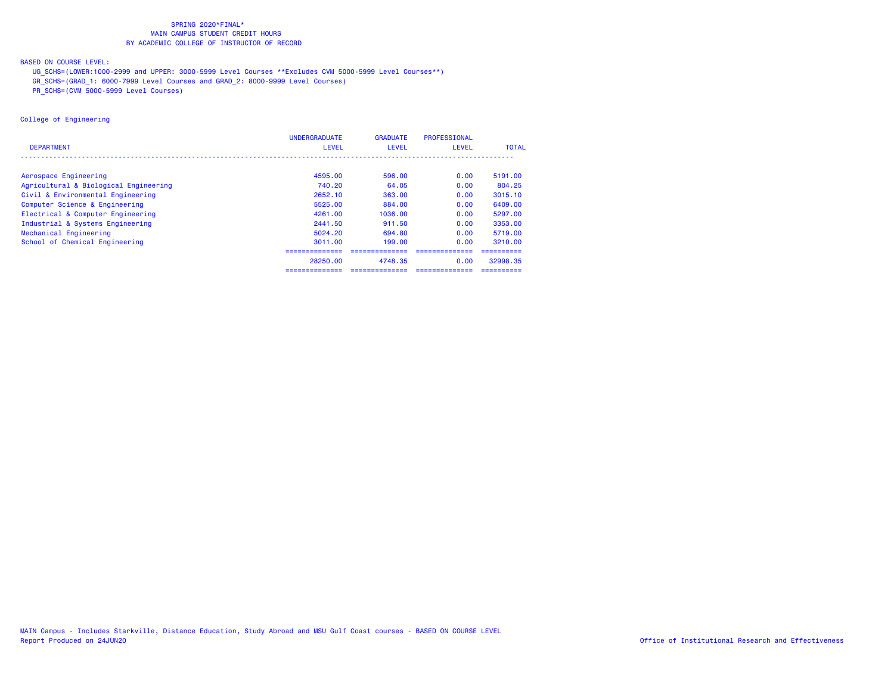SPRING 2020*FINAL*
MAIN CAMPUS STUDENT CREDIT HOURS
BY ACADEMIC COLLEGE OF INSTRUCTOR OF RECORD

BASED ON COURSE LEVEL:

UG_SCHS=(LOWER:1000-2999 and UPPER: 3000-5999 Level Courses **Excludes CVM 5000-5999 Level Courses**)
GR_SCHS=(GRAD_1: 6000-7999 Level Courses and GRAD_2: 8000-9999 Level Courses)
PR_SCHS=(CVM 5000-5999 Level Courses)

College of Engineering

| DEPARTMENT | UNDERGRADUATE LEVEL | GRADUATE LEVEL | PROFESSIONAL LEVEL | TOTAL |
|---|---|---|---|---|
| Aerospace Engineering | 4595.00 | 596.00 | 0.00 | 5191.00 |
| Agricultural & Biological Engineering | 740.20 | 64.05 | 0.00 | 804.25 |
| Civil & Environmental Engineering | 2652.10 | 363.00 | 0.00 | 3015.10 |
| Computer Science & Engineering | 5525.00 | 884.00 | 0.00 | 6409.00 |
| Electrical & Computer Engineering | 4261.00 | 1036.00 | 0.00 | 5297.00 |
| Industrial & Systems Engineering | 2441.50 | 911.50 | 0.00 | 3353.00 |
| Mechanical Engineering | 5024.20 | 694.80 | 0.00 | 5719.00 |
| School of Chemical Engineering | 3011.00 | 199.00 | 0.00 | 3210.00 |
| | 28250.00 | 4748.35 | 0.00 | 32998.35 |

MAIN Campus - Includes Starkville, Distance Education, Study Abroad and MSU Gulf Coast courses - BASED ON COURSE LEVEL
Report Produced on 24JUN20

Office of Institutional Research and Effectiveness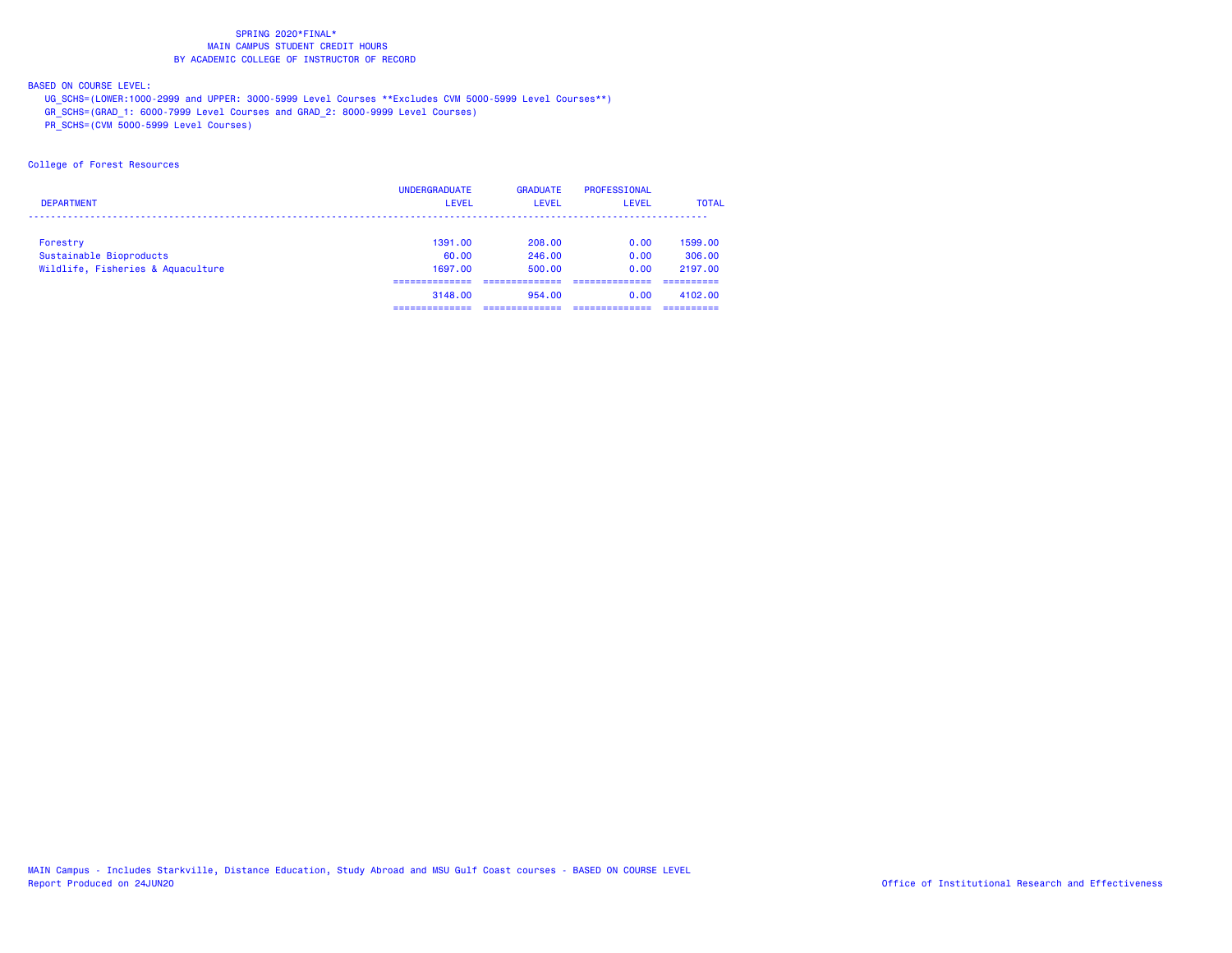SPRING 2020*FINAL*
MAIN CAMPUS STUDENT CREDIT HOURS
BY ACADEMIC COLLEGE OF INSTRUCTOR OF RECORD

BASED ON COURSE LEVEL:
UG_SCHS=(LOWER:1000-2999 and UPPER: 3000-5999 Level Courses **Excludes CVM 5000-5999 Level Courses**)
GR_SCHS=(GRAD_1: 6000-7999 Level Courses and GRAD_2: 8000-9999 Level Courses)
PR_SCHS=(CVM 5000-5999 Level Courses)

College of Forest Resources

| DEPARTMENT | UNDERGRADUATE LEVEL | GRADUATE LEVEL | PROFESSIONAL LEVEL | TOTAL |
|---|---|---|---|---|
| Forestry | 1391.00 | 208.00 | 0.00 | 1599.00 |
| Sustainable Bioproducts | 60.00 | 246.00 | 0.00 | 306.00 |
| Wildlife, Fisheries & Aquaculture | 1697.00 | 500.00 | 0.00 | 2197.00 |
| | 3148.00 | 954.00 | 0.00 | 4102.00 |

MAIN Campus - Includes Starkville, Distance Education, Study Abroad and MSU Gulf Coast courses - BASED ON COURSE LEVEL
Report Produced on 24JUN20

Office of Institutional Research and Effectiveness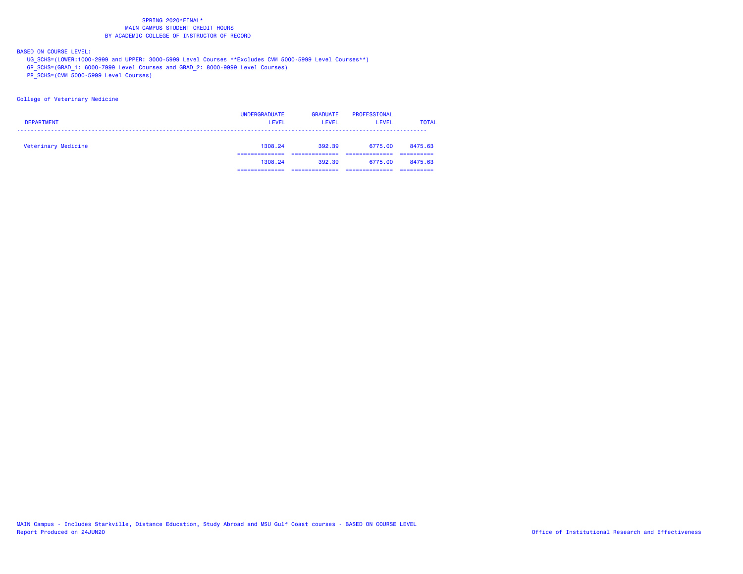SPRING 2020*FINAL*
MAIN CAMPUS STUDENT CREDIT HOURS
BY ACADEMIC COLLEGE OF INSTRUCTOR OF RECORD

BASED ON COURSE LEVEL:
UG_SCHS=(LOWER:1000-2999 and UPPER: 3000-5999 Level Courses **Excludes CVM 5000-5999 Level Courses**)
GR_SCHS=(GRAD_1: 6000-7999 Level Courses and GRAD_2: 8000-9999 Level Courses)
PR_SCHS=(CVM 5000-5999 Level Courses)

College of Veterinary Medicine

| DEPARTMENT | UNDERGRADUATE LEVEL | GRADUATE LEVEL | PROFESSIONAL LEVEL | TOTAL |
|---|---|---|---|---|
| Veterinary Medicine | 1308.24 | 392.39 | 6775.00 | 8475.63 |
| | 1308.24 | 392.39 | 6775.00 | 8475.63 |

MAIN Campus - Includes Starkville, Distance Education, Study Abroad and MSU Gulf Coast courses - BASED ON COURSE LEVEL
Report Produced on 24JUN20

Office of Institutional Research and Effectiveness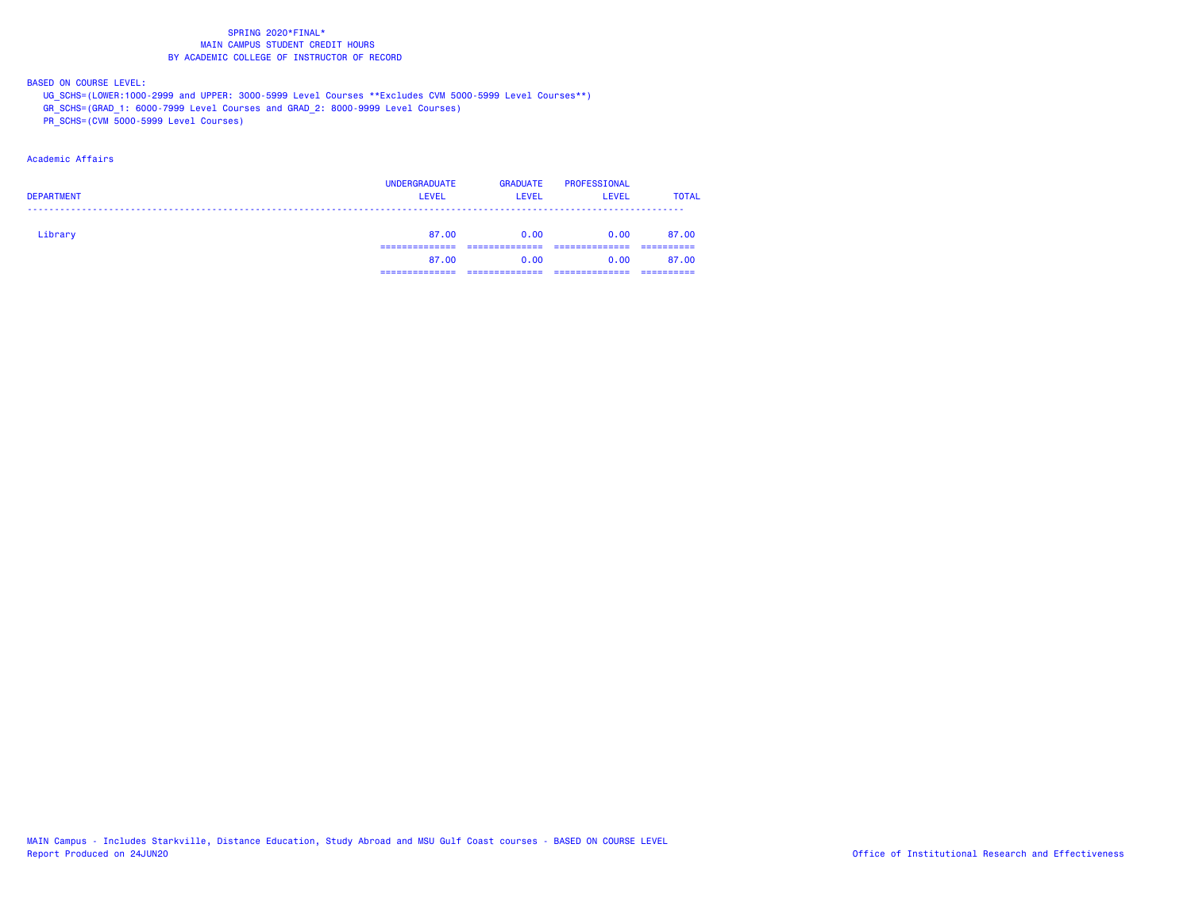# SPRING 2020*FINAL*
## MAIN CAMPUS STUDENT CREDIT HOURS
## BY ACADEMIC COLLEGE OF INSTRUCTOR OF RECORD

BASED ON COURSE LEVEL:

UG_SCHS=(LOWER:1000-2999 and UPPER: 3000-5999 Level Courses **Excludes CVM 5000-5999 Level Courses**)
GR_SCHS=(GRAD_1: 6000-7999 Level Courses and GRAD_2: 8000-9999 Level Courses)
PR_SCHS=(CVM 5000-5999 Level Courses)

Academic Affairs

| DEPARTMENT | UNDERGRADUATE LEVEL | GRADUATE LEVEL | PROFESSIONAL LEVEL | TOTAL |
|---|---|---|---|---|
| Library | 87.00 | 0.00 | 0.00 | 87.00 |
| | 87.00 | 0.00 | 0.00 | 87.00 |

MAIN Campus - Includes Starkville, Distance Education, Study Abroad and MSU Gulf Coast courses - BASED ON COURSE LEVEL
Report Produced on 24JUN20
Office of Institutional Research and Effectiveness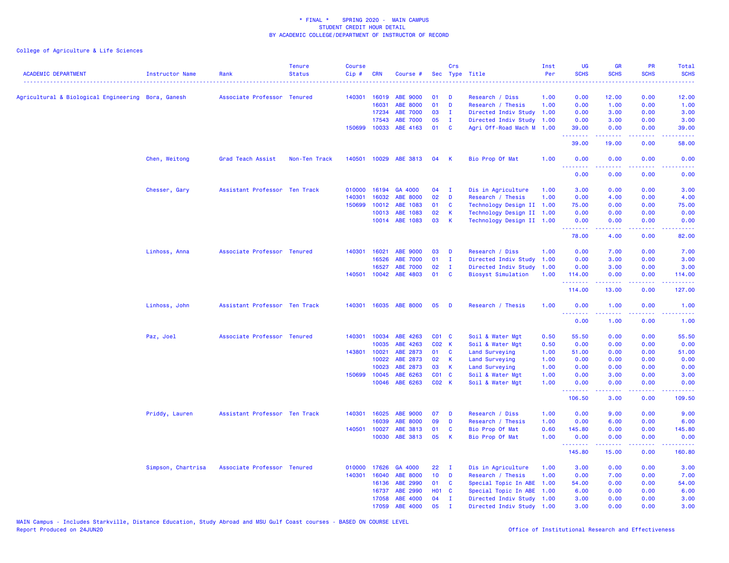# * FINAL * SPRING 2020 - MAIN CAMPUS
## STUDENT CREDIT HOUR DETAIL
## BY ACADEMIC COLLEGE/DEPARTMENT OF INSTRUCTOR OF RECORD

College of Agriculture & Life Sciences

| ACADEMIC DEPARTMENT | Instructor Name | Rank | Tenure Status | Course Cip # | CRN | Course # | Sec | Crs Type | Title | Inst Per | UG SCHS | GR SCHS | PR SCHS | Total SCHS |
|---|---|---|---|---|---|---|---|---|---|---|---|---|---|---|
| Agricultural & Biological Engineering | Bora, Ganesh | Associate Professor | Tenured | 140301 | 16019 | ABE 9000 | 01 | D | Research / Diss | 1.00 | 0.00 | 12.00 | 0.00 | 12.00 |
| | | | | | 16031 | ABE 8000 | 01 | D | Research / Thesis | 1.00 | 0.00 | 1.00 | 0.00 | 1.00 |
| | | | | | 17234 | ABE 7000 | 03 | I | Directed Indiv Study | 1.00 | 0.00 | 3.00 | 0.00 | 3.00 |
| | | | | | 17543 | ABE 7000 | 05 | I | Directed Indiv Study | 1.00 | 0.00 | 3.00 | 0.00 | 3.00 |
| | | | | 150699 | 10033 | ABE 4163 | 01 | C | Agri Off-Road Mach M | 1.00 | 39.00 | 0.00 | 0.00 | 39.00 |
| | | | | | | | | | | | 39.00 | 19.00 | 0.00 | 58.00 |
| | Chen, Weitong | Grad Teach Assist | Non-Ten Track | 140501 | 10029 | ABE 3813 | 04 | K | Bio Prop Of Mat | 1.00 | 0.00 | 0.00 | 0.00 | 0.00 |
| | | | | | | | | | | | 0.00 | 0.00 | 0.00 | 0.00 |
| | Chesser, Gary | Assistant Professor | Ten Track | 010000 | 16194 | GA 4000 | 04 | I | Dis in Agriculture | 1.00 | 3.00 | 0.00 | 0.00 | 3.00 |
| | | | | 140301 | 16032 | ABE 8000 | 02 | D | Research / Thesis | 1.00 | 0.00 | 4.00 | 0.00 | 4.00 |
| | | | | 150699 | 10012 | ABE 1083 | 01 | C | Technology Design II | 1.00 | 75.00 | 0.00 | 0.00 | 75.00 |
| | | | | | 10013 | ABE 1083 | 02 | K | Technology Design II | 1.00 | 0.00 | 0.00 | 0.00 | 0.00 |
| | | | | | 10014 | ABE 1083 | 03 | K | Technology Design II | 1.00 | 0.00 | 0.00 | 0.00 | 0.00 |
| | | | | | | | | | | | 78.00 | 4.00 | 0.00 | 82.00 |
| | Linhoss, Anna | Associate Professor | Tenured | 140301 | 16021 | ABE 9000 | 03 | D | Research / Diss | 1.00 | 0.00 | 7.00 | 0.00 | 7.00 |
| | | | | | 16526 | ABE 7000 | 01 | I | Directed Indiv Study | 1.00 | 0.00 | 3.00 | 0.00 | 3.00 |
| | | | | | 16527 | ABE 7000 | 02 | I | Directed Indiv Study | 1.00 | 0.00 | 3.00 | 0.00 | 3.00 |
| | | | | 140501 | 10042 | ABE 4803 | 01 | C | Biosyst Simulation | 1.00 | 114.00 | 0.00 | 0.00 | 114.00 |
| | | | | | | | | | | | 114.00 | 13.00 | 0.00 | 127.00 |
| | Linhoss, John | Assistant Professor | Ten Track | 140301 | 16035 | ABE 8000 | 05 | D | Research / Thesis | 1.00 | 0.00 | 1.00 | 0.00 | 1.00 |
| | | | | | | | | | | | 0.00 | 1.00 | 0.00 | 1.00 |
| | Paz, Joel | Associate Professor | Tenured | 140301 | 10034 | ABE 4263 | C01 | C | Soil & Water Mgt | 0.50 | 55.50 | 0.00 | 0.00 | 55.50 |
| | | | | | 10035 | ABE 4263 | C02 | K | Soil & Water Mgt | 0.50 | 0.00 | 0.00 | 0.00 | 0.00 |
| | | | | 143801 | 10021 | ABE 2873 | 01 | C | Land Surveying | 1.00 | 51.00 | 0.00 | 0.00 | 51.00 |
| | | | | | 10022 | ABE 2873 | 02 | K | Land Surveying | 1.00 | 0.00 | 0.00 | 0.00 | 0.00 |
| | | | | | 10023 | ABE 2873 | 03 | K | Land Surveying | 1.00 | 0.00 | 0.00 | 0.00 | 0.00 |
| | | | | 150699 | 10045 | ABE 6263 | C01 | C | Soil & Water Mgt | 1.00 | 0.00 | 3.00 | 0.00 | 3.00 |
| | | | | | 10046 | ABE 6263 | C02 | K | Soil & Water Mgt | 1.00 | 0.00 | 0.00 | 0.00 | 0.00 |
| | | | | | | | | | | | 106.50 | 3.00 | 0.00 | 109.50 |
| | Priddy, Lauren | Assistant Professor | Ten Track | 140301 | 16025 | ABE 9000 | 07 | D | Research / Diss | 1.00 | 0.00 | 9.00 | 0.00 | 9.00 |
| | | | | | 16039 | ABE 8000 | 09 | D | Research / Thesis | 1.00 | 0.00 | 6.00 | 0.00 | 6.00 |
| | | | | 140501 | 10027 | ABE 3813 | 01 | C | Bio Prop Of Mat | 0.60 | 145.80 | 0.00 | 0.00 | 145.80 |
| | | | | | 10030 | ABE 3813 | 05 | K | Bio Prop Of Mat | 1.00 | 0.00 | 0.00 | 0.00 | 0.00 |
| | | | | | | | | | | | 145.80 | 15.00 | 0.00 | 160.80 |
| | Simpson, Chartrisa | Associate Professor | Tenured | 010000 | 17626 | GA 4000 | 22 | I | Dis in Agriculture | 1.00 | 3.00 | 0.00 | 0.00 | 3.00 |
| | | | | 140301 | 16040 | ABE 8000 | 10 | D | Research / Thesis | 1.00 | 0.00 | 7.00 | 0.00 | 7.00 |
| | | | | | 16136 | ABE 2990 | 01 | C | Special Topic In ABE | 1.00 | 54.00 | 0.00 | 0.00 | 54.00 |
| | | | | | 16737 | ABE 2990 | H01 | C | Special Topic In ABE | 1.00 | 6.00 | 0.00 | 0.00 | 6.00 |
| | | | | | 17058 | ABE 4000 | 04 | I | Directed Indiv Study | 1.00 | 3.00 | 0.00 | 0.00 | 3.00 |
| | | | | | 17059 | ABE 4000 | 05 | I | Directed Indiv Study | 1.00 | 3.00 | 0.00 | 0.00 | 3.00 |

MAIN Campus - Includes Starkville, Distance Education, Study Abroad and MSU Gulf Coast courses - BASED ON COURSE LEVEL
Report Produced on 24JUN20 — Office of Institutional Research and Effectiveness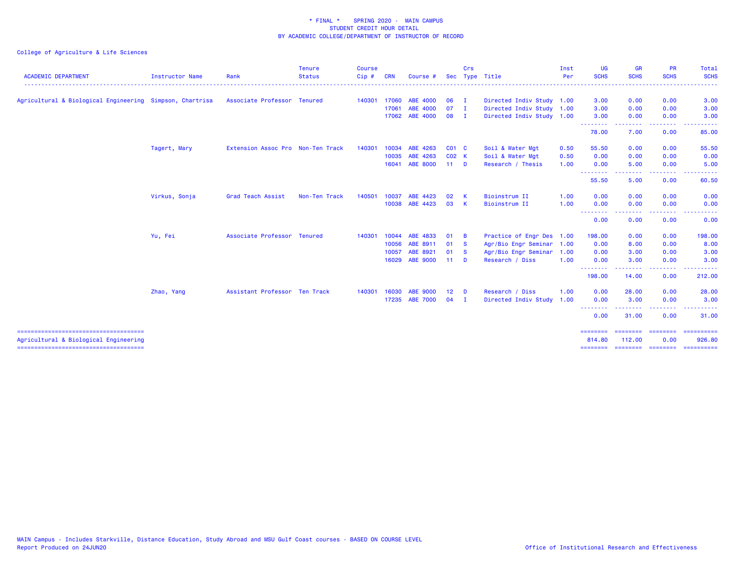# * FINAL * SPRING 2020 - MAIN CAMPUS
## STUDENT CREDIT HOUR DETAIL
## BY ACADEMIC COLLEGE/DEPARTMENT OF INSTRUCTOR OF RECORD

College of Agriculture & Life Sciences

| ACADEMIC DEPARTMENT | Instructor Name | Rank | Tenure Status | Course Cip # | CRN | Course # | Sec | Crs Type | Title | Inst Per | UG SCHS | GR SCHS | PR SCHS | Total SCHS |
|---|---|---|---|---|---|---|---|---|---|---|---|---|---|---|
| Agricultural & Biological Engineering | Simpson, Chartrisa | Associate Professor | Tenured | 140301 | 17060 | ABE 4000 | 06 | I | Directed Indiv Study | 1.00 | 3.00 | 0.00 | 0.00 | 3.00 |
| | | | | | 17061 | ABE 4000 | 07 | I | Directed Indiv Study | 1.00 | 3.00 | 0.00 | 0.00 | 3.00 |
| | | | | | 17062 | ABE 4000 | 08 | I | Directed Indiv Study | 1.00 | 3.00 | 0.00 | 0.00 | 3.00 |
| | | | | | | | | | | | 78.00 | 7.00 | 0.00 | 85.00 |
| | Tagert, Mary | Extension Assoc Pro | Non-Ten Track | 140301 | 10034 | ABE 4263 | C01 | C | Soil & Water Mgt | 0.50 | 55.50 | 0.00 | 0.00 | 55.50 |
| | | | | | 10035 | ABE 4263 | C02 | K | Soil & Water Mgt | 0.50 | 0.00 | 0.00 | 0.00 | 0.00 |
| | | | | | 16041 | ABE 8000 | 11 | D | Research / Thesis | 1.00 | 0.00 | 5.00 | 0.00 | 5.00 |
| | | | | | | | | | | | 55.50 | 5.00 | 0.00 | 60.50 |
| | Virkus, Sonja | Grad Teach Assist | Non-Ten Track | 140501 | 10037 | ABE 4423 | 02 | K | Bioinstrum II | 1.00 | 0.00 | 0.00 | 0.00 | 0.00 |
| | | | | | 10038 | ABE 4423 | 03 | K | Bioinstrum II | 1.00 | 0.00 | 0.00 | 0.00 | 0.00 |
| | | | | | | | | | | | 0.00 | 0.00 | 0.00 | 0.00 |
| | Yu, Fei | Associate Professor | Tenured | 140301 | 10044 | ABE 4833 | 01 | B | Practice of Engr Des | 1.00 | 198.00 | 0.00 | 0.00 | 198.00 |
| | | | | | 10056 | ABE 8911 | 01 | S | Agr/Bio Engr Seminar | 1.00 | 0.00 | 8.00 | 0.00 | 8.00 |
| | | | | | 10057 | ABE 8921 | 01 | S | Agr/Bio Engr Seminar | 1.00 | 0.00 | 3.00 | 0.00 | 3.00 |
| | | | | | 16029 | ABE 9000 | 11 | D | Research / Diss | 1.00 | 0.00 | 3.00 | 0.00 | 3.00 |
| | | | | | | | | | | | 198.00 | 14.00 | 0.00 | 212.00 |
| | Zhao, Yang | Assistant Professor | Ten Track | 140301 | 16030 | ABE 9000 | 12 | D | Research / Diss | 1.00 | 0.00 | 28.00 | 0.00 | 28.00 |
| | | | | | 17235 | ABE 7000 | 04 | I | Directed Indiv Study | 1.00 | 0.00 | 3.00 | 0.00 | 3.00 |
| | | | | | | | | | | | 0.00 | 31.00 | 0.00 | 31.00 |
| Agricultural & Biological Engineering | | | | | | | | | | | 814.80 | 112.00 | 0.00 | 926.80 |

MAIN Campus - Includes Starkville, Distance Education, Study Abroad and MSU Gulf Coast courses - BASED ON COURSE LEVEL
Report Produced on 24JUN20

Office of Institutional Research and Effectiveness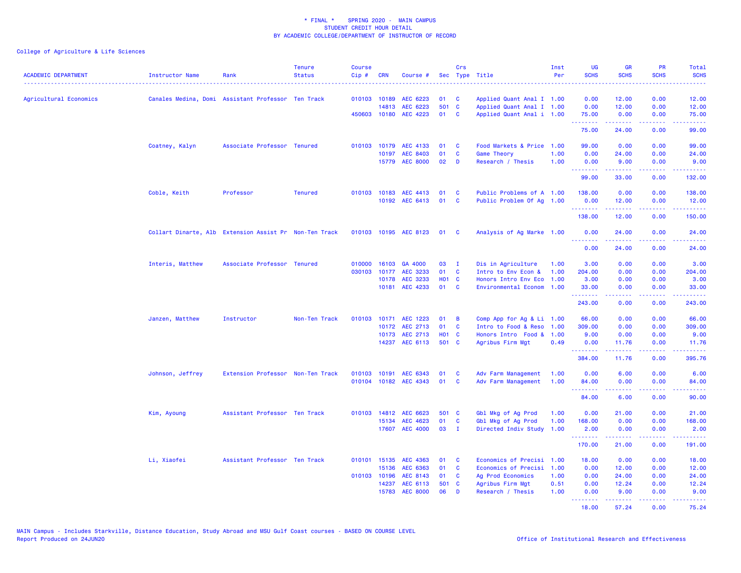\* FINAL \* SPRING 2020 - MAIN CAMPUS
STUDENT CREDIT HOUR DETAIL
BY ACADEMIC COLLEGE/DEPARTMENT OF INSTRUCTOR OF RECORD

College of Agriculture & Life Sciences

| ACADEMIC DEPARTMENT | Instructor Name | Rank | Tenure Status | Course Cip # | CRN | Course # | Sec | Crs Type | Title | Inst Per | UG SCHS | GR SCHS | PR SCHS | Total SCHS |
|---|---|---|---|---|---|---|---|---|---|---|---|---|---|---|
| Agricultural Economics | Canales Medina, Domi | Assistant Professor | Ten Track | 010103 | 10189 | AEC 6223 | 01 | C | Applied Quant Anal I | 1.00 | 0.00 | 12.00 | 0.00 | 12.00 |
| | | | | | 14813 | AEC 6223 | 501 | C | Applied Quant Anal I | 1.00 | 0.00 | 12.00 | 0.00 | 12.00 |
| | | | | 450603 | 10180 | AEC 4223 | 01 | C | Applied Quant Anal i | 1.00 | 75.00 | 0.00 | 0.00 | 75.00 |
| | | | | | | | | | | | 75.00 | 24.00 | 0.00 | 99.00 |
| | Coatney, Kalyn | Associate Professor | Tenured | 010103 | 10179 | AEC 4133 | 01 | C | Food Markets & Price | 1.00 | 99.00 | 0.00 | 0.00 | 99.00 |
| | | | | | 10197 | AEC 8403 | 01 | C | Game Theory | 1.00 | 0.00 | 24.00 | 0.00 | 24.00 |
| | | | | | 15779 | AEC 8000 | 02 | D | Research / Thesis | 1.00 | 0.00 | 9.00 | 0.00 | 9.00 |
| | | | | | | | | | | | 99.00 | 33.00 | 0.00 | 132.00 |
| | Coble, Keith | Professor | Tenured | 010103 | 10183 | AEC 4413 | 01 | C | Public Problems of A | 1.00 | 138.00 | 0.00 | 0.00 | 138.00 |
| | | | | | 10192 | AEC 6413 | 01 | C | Public Problem Of Ag | 1.00 | 0.00 | 12.00 | 0.00 | 12.00 |
| | | | | | | | | | | | 138.00 | 12.00 | 0.00 | 150.00 |
| | Collart Dinarte, Alb | Extension Assist Pr | Non-Ten Track | 010103 | 10195 | AEC 8123 | 01 | C | Analysis of Ag Marke | 1.00 | 0.00 | 24.00 | 0.00 | 24.00 |
| | | | | | | | | | | | 0.00 | 24.00 | 0.00 | 24.00 |
| | Interis, Matthew | Associate Professor | Tenured | 010000 | 16103 | GA 4000 | 03 | I | Dis in Agriculture | 1.00 | 3.00 | 0.00 | 0.00 | 3.00 |
| | | | | 030103 | 10177 | AEC 3233 | 01 | C | Intro to Env Econ & | 1.00 | 204.00 | 0.00 | 0.00 | 204.00 |
| | | | | | 10178 | AEC 3233 | H01 | C | Honors Intro Env Eco | 1.00 | 3.00 | 0.00 | 0.00 | 3.00 |
| | | | | | 10181 | AEC 4233 | 01 | C | Environmental Econom | 1.00 | 33.00 | 0.00 | 0.00 | 33.00 |
| | | | | | | | | | | | 243.00 | 0.00 | 0.00 | 243.00 |
| | Janzen, Matthew | Instructor | Non-Ten Track | 010103 | 10171 | AEC 1223 | 01 | B | Comp App for Ag & Li | 1.00 | 66.00 | 0.00 | 0.00 | 66.00 |
| | | | | | 10172 | AEC 2713 | 01 | C | Intro to Food & Reso | 1.00 | 309.00 | 0.00 | 0.00 | 309.00 |
| | | | | | 10173 | AEC 2713 | H01 | C | Honors Intro Food & | 1.00 | 9.00 | 0.00 | 0.00 | 9.00 |
| | | | | | 14237 | AEC 6113 | 501 | C | Agribus Firm Mgt | 0.49 | 0.00 | 11.76 | 0.00 | 11.76 |
| | | | | | | | | | | | 384.00 | 11.76 | 0.00 | 395.76 |
| | Johnson, Jeffrey | Extension Professor | Non-Ten Track | 010103 | 10191 | AEC 6343 | 01 | C | Adv Farm Management | 1.00 | 0.00 | 6.00 | 0.00 | 6.00 |
| | | | | 010104 | 10182 | AEC 4343 | 01 | C | Adv Farm Management | 1.00 | 84.00 | 0.00 | 0.00 | 84.00 |
| | | | | | | | | | | | 84.00 | 6.00 | 0.00 | 90.00 |
| | Kim, Ayoung | Assistant Professor | Ten Track | 010103 | 14812 | AEC 6623 | 501 | C | Gbl Mkg of Ag Prod | 1.00 | 0.00 | 21.00 | 0.00 | 21.00 |
| | | | | | 15134 | AEC 4623 | 01 | C | Gbl Mkg of Ag Prod | 1.00 | 168.00 | 0.00 | 0.00 | 168.00 |
| | | | | | 17607 | AEC 4000 | 03 | I | Directed Indiv Study | 1.00 | 2.00 | 0.00 | 0.00 | 2.00 |
| | | | | | | | | | | | 170.00 | 21.00 | 0.00 | 191.00 |
| | Li, Xiaofei | Assistant Professor | Ten Track | 010101 | 15135 | AEC 4363 | 01 | C | Economics of Precisi | 1.00 | 18.00 | 0.00 | 0.00 | 18.00 |
| | | | | | 15136 | AEC 6363 | 01 | C | Economics of Precisi | 1.00 | 0.00 | 12.00 | 0.00 | 12.00 |
| | | | | 010103 | 10196 | AEC 8143 | 01 | C | Ag Prod Economics | 1.00 | 0.00 | 24.00 | 0.00 | 24.00 |
| | | | | | 14237 | AEC 6113 | 501 | C | Agribus Firm Mgt | 0.51 | 0.00 | 12.24 | 0.00 | 12.24 |
| | | | | | 15783 | AEC 8000 | 06 | D | Research / Thesis | 1.00 | 0.00 | 9.00 | 0.00 | 9.00 |
| | | | | | | | | | | | 18.00 | 57.24 | 0.00 | 75.24 |

MAIN Campus - Includes Starkville, Distance Education, Study Abroad and MSU Gulf Coast courses - BASED ON COURSE LEVEL
Report Produced on 24JUN20

Office of Institutional Research and Effectiveness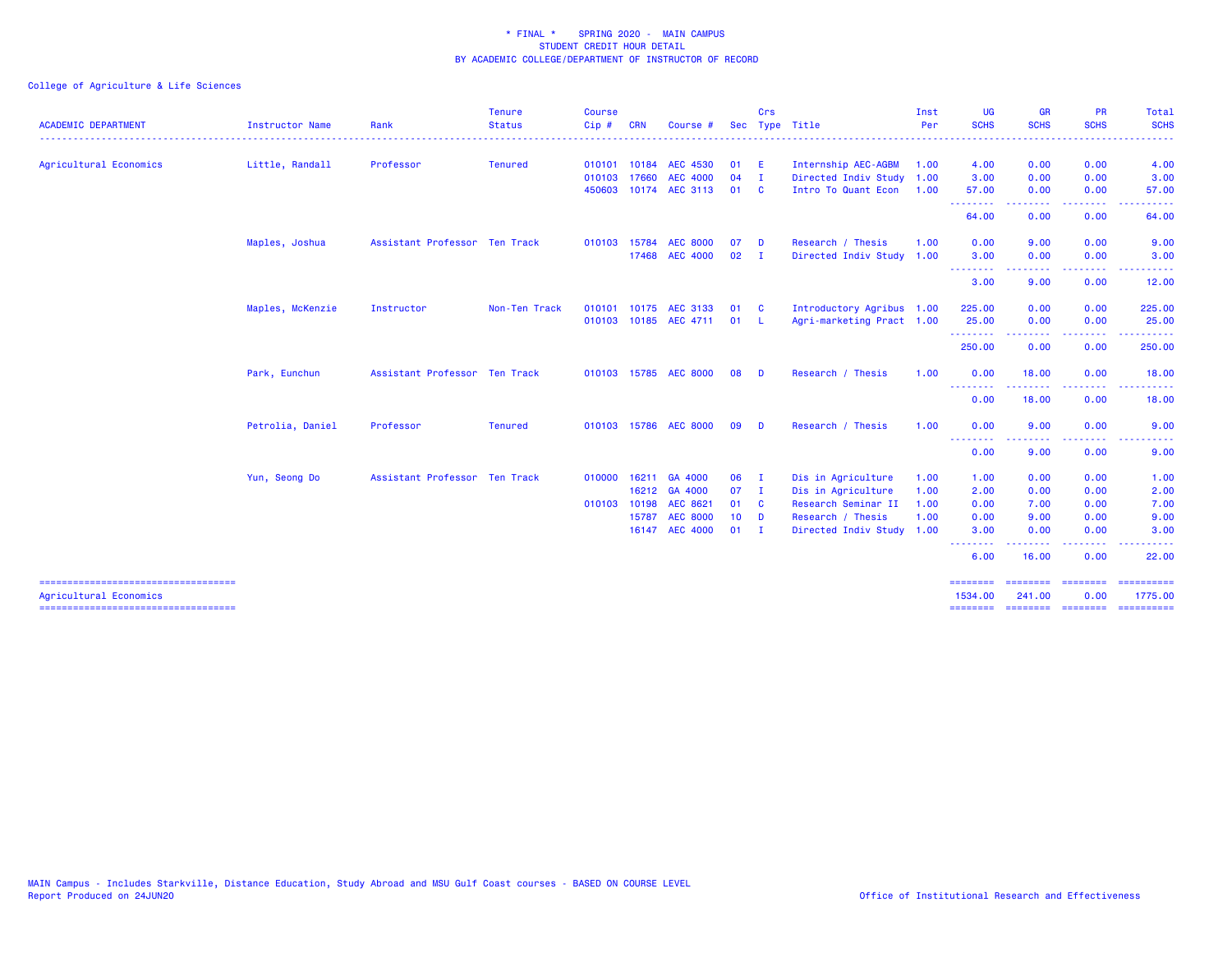* FINAL * SPRING 2020 - MAIN CAMPUS
STUDENT CREDIT HOUR DETAIL
BY ACADEMIC COLLEGE/DEPARTMENT OF INSTRUCTOR OF RECORD

College of Agriculture & Life Sciences

| ACADEMIC DEPARTMENT | Instructor Name | Rank | Tenure Status | Course Cip # | CRN | Course # | Sec | Crs Type | Title | Inst Per | UG SCHS | GR SCHS | PR SCHS | Total SCHS |
|---|---|---|---|---|---|---|---|---|---|---|---|---|---|---|
| Agricultural Economics | Little, Randall | Professor | Tenured | 010101 | 10184 | AEC 4530 | 01 | E | Internship AEC-AGBM | 1.00 | 4.00 | 0.00 | 0.00 | 4.00 |
| | | | | 010103 | 17660 | AEC 4000 | 04 | I | Directed Indiv Study | 1.00 | 3.00 | 0.00 | 0.00 | 3.00 |
| | | | | 450603 | 10174 | AEC 3113 | 01 | C | Intro To Quant Econ | 1.00 | 57.00 | 0.00 | 0.00 | 57.00 |
| | | | | | | | | | | | 64.00 | 0.00 | 0.00 | 64.00 |
| | Maples, Joshua | Assistant Professor | Ten Track | 010103 | 15784 | AEC 8000 | 07 | D | Research / Thesis | 1.00 | 0.00 | 9.00 | 0.00 | 9.00 |
| | | | | | 17468 | AEC 4000 | 02 | I | Directed Indiv Study | 1.00 | 3.00 | 0.00 | 0.00 | 3.00 |
| | | | | | | | | | | | 3.00 | 9.00 | 0.00 | 12.00 |
| | Maples, McKenzie | Instructor | Non-Ten Track | 010101 | 10175 | AEC 3133 | 01 | C | Introductory Agribus | 1.00 | 225.00 | 0.00 | 0.00 | 225.00 |
| | | | | 010103 | 10185 | AEC 4711 | 01 | L | Agri-marketing Pract | 1.00 | 25.00 | 0.00 | 0.00 | 25.00 |
| | | | | | | | | | | | 250.00 | 0.00 | 0.00 | 250.00 |
| | Park, Eunchun | Assistant Professor | Ten Track | 010103 | 15785 | AEC 8000 | 08 | D | Research / Thesis | 1.00 | 0.00 | 18.00 | 0.00 | 18.00 |
| | | | | | | | | | | | 0.00 | 18.00 | 0.00 | 18.00 |
| | Petrolia, Daniel | Professor | Tenured | 010103 | 15786 | AEC 8000 | 09 | D | Research / Thesis | 1.00 | 0.00 | 9.00 | 0.00 | 9.00 |
| | | | | | | | | | | | 0.00 | 9.00 | 0.00 | 9.00 |
| | Yun, Seong Do | Assistant Professor | Ten Track | 010000 | 16211 | GA 4000 | 06 | I | Dis in Agriculture | 1.00 | 1.00 | 0.00 | 0.00 | 1.00 |
| | | | | | 16212 | GA 4000 | 07 | I | Dis in Agriculture | 1.00 | 2.00 | 0.00 | 0.00 | 2.00 |
| | | | | 010103 | 10198 | AEC 8621 | 01 | C | Research Seminar II | 1.00 | 0.00 | 7.00 | 0.00 | 7.00 |
| | | | | | 15787 | AEC 8000 | 10 | D | Research / Thesis | 1.00 | 0.00 | 9.00 | 0.00 | 9.00 |
| | | | | | 16147 | AEC 4000 | 01 | I | Directed Indiv Study | 1.00 | 3.00 | 0.00 | 0.00 | 3.00 |
| | | | | | | | | | | | 6.00 | 16.00 | 0.00 | 22.00 |
| Agricultural Economics | | | | | | | | | | | 1534.00 | 241.00 | 0.00 | 1775.00 |

MAIN Campus - Includes Starkville, Distance Education, Study Abroad and MSU Gulf Coast courses - BASED ON COURSE LEVEL
Report Produced on 24JUN20

Office of Institutional Research and Effectiveness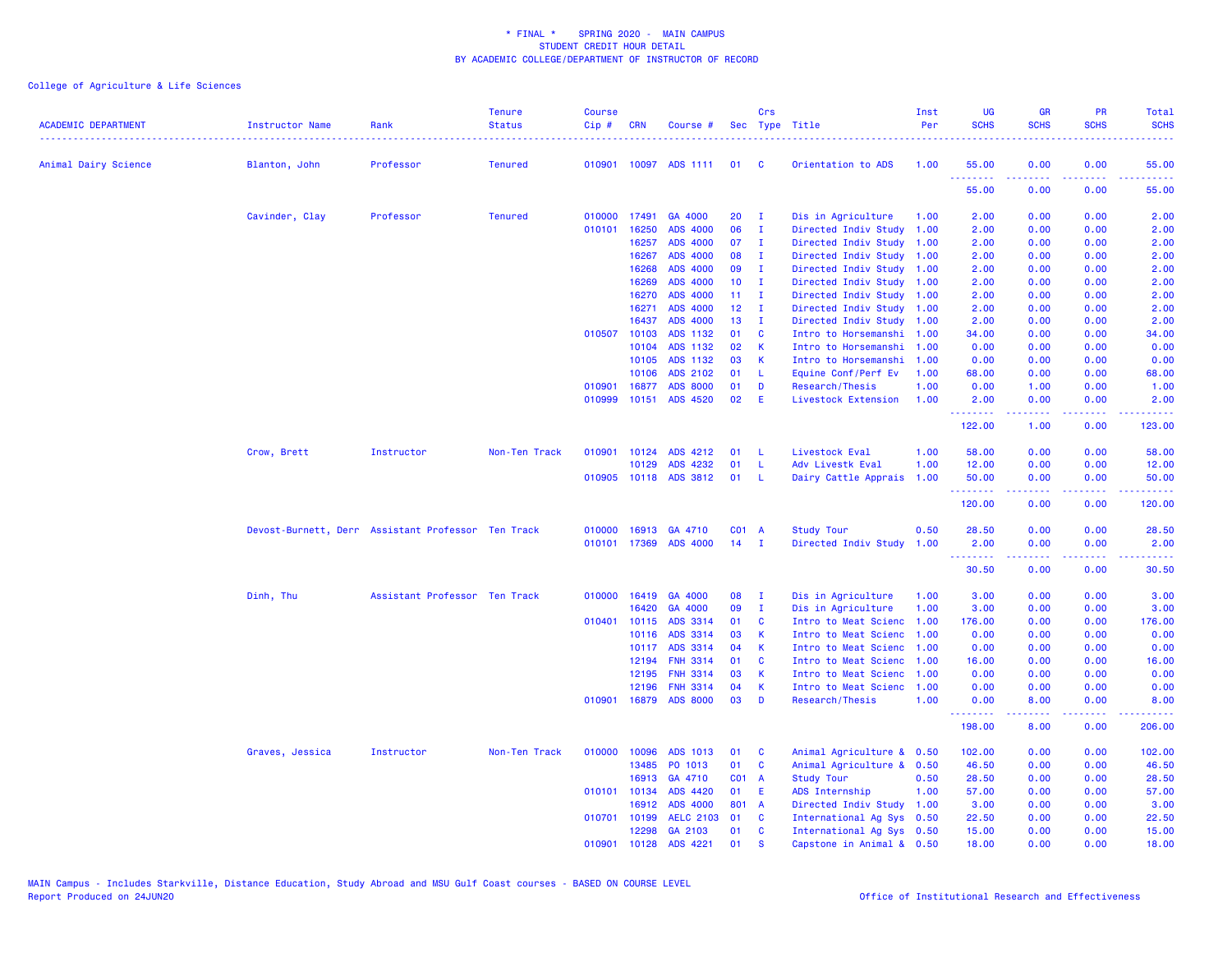# * FINAL * SPRING 2020 - MAIN CAMPUS
## STUDENT CREDIT HOUR DETAIL
## BY ACADEMIC COLLEGE/DEPARTMENT OF INSTRUCTOR OF RECORD

College of Agriculture & Life Sciences

| ACADEMIC DEPARTMENT | Instructor Name | Rank | Tenure Status | Course Cip # | CRN | Course # | Sec | Crs Type | Title | Inst Per | UG SCHS | GR SCHS | PR SCHS | Total SCHS |
|---|---|---|---|---|---|---|---|---|---|---|---|---|---|---|
| Animal Dairy Science | Blanton, John | Professor | Tenured | 010901 | 10097 | ADS 1111 | 01 | C | Orientation to ADS | 1.00 | 55.00 | 0.00 | 0.00 | 55.00 |
| | | | | | | | | | | | 55.00 | 0.00 | 0.00 | 55.00 |
| | Cavinder, Clay | Professor | Tenured | 010000 | 17491 | GA 4000 | 20 | I | Dis in Agriculture | 1.00 | 2.00 | 0.00 | 0.00 | 2.00 |
| | | | | 010101 | 16250 | ADS 4000 | 06 | I | Directed Indiv Study | 1.00 | 2.00 | 0.00 | 0.00 | 2.00 |
| | | | | | 16257 | ADS 4000 | 07 | I | Directed Indiv Study | 1.00 | 2.00 | 0.00 | 0.00 | 2.00 |
| | | | | | 16267 | ADS 4000 | 08 | I | Directed Indiv Study | 1.00 | 2.00 | 0.00 | 0.00 | 2.00 |
| | | | | | 16268 | ADS 4000 | 09 | I | Directed Indiv Study | 1.00 | 2.00 | 0.00 | 0.00 | 2.00 |
| | | | | | 16269 | ADS 4000 | 10 | I | Directed Indiv Study | 1.00 | 2.00 | 0.00 | 0.00 | 2.00 |
| | | | | | 16270 | ADS 4000 | 11 | I | Directed Indiv Study | 1.00 | 2.00 | 0.00 | 0.00 | 2.00 |
| | | | | | 16271 | ADS 4000 | 12 | I | Directed Indiv Study | 1.00 | 2.00 | 0.00 | 0.00 | 2.00 |
| | | | | | 16437 | ADS 4000 | 13 | I | Directed Indiv Study | 1.00 | 2.00 | 0.00 | 0.00 | 2.00 |
| | | | | 010507 | 10103 | ADS 1132 | 01 | C | Intro to Horsemanshi | 1.00 | 34.00 | 0.00 | 0.00 | 34.00 |
| | | | | | 10104 | ADS 1132 | 02 | K | Intro to Horsemanshi | 1.00 | 0.00 | 0.00 | 0.00 | 0.00 |
| | | | | | 10105 | ADS 1132 | 03 | K | Intro to Horsemanshi | 1.00 | 0.00 | 0.00 | 0.00 | 0.00 |
| | | | | | 10106 | ADS 2102 | 01 | L | Equine Conf/Perf Ev | 1.00 | 68.00 | 0.00 | 0.00 | 68.00 |
| | | | | 010901 | 16877 | ADS 8000 | 01 | D | Research/Thesis | 1.00 | 0.00 | 1.00 | 0.00 | 1.00 |
| | | | | 010999 | 10151 | ADS 4520 | 02 | E | Livestock Extension | 1.00 | 2.00 | 0.00 | 0.00 | 2.00 |
| | | | | | | | | | | | 122.00 | 1.00 | 0.00 | 123.00 |
| | Crow, Brett | Instructor | Non-Ten Track | 010901 | 10124 | ADS 4212 | 01 | L | Livestock Eval | 1.00 | 58.00 | 0.00 | 0.00 | 58.00 |
| | | | | | 10129 | ADS 4232 | 01 | L | Adv Livestk Eval | 1.00 | 12.00 | 0.00 | 0.00 | 12.00 |
| | | | | 010905 | 10118 | ADS 3812 | 01 | L | Dairy Cattle Apprais | 1.00 | 50.00 | 0.00 | 0.00 | 50.00 |
| | | | | | | | | | | | 120.00 | 0.00 | 0.00 | 120.00 |
| | Devost-Burnett, Derr | Assistant Professor | Ten Track | 010000 | 16913 | GA 4710 | C01 | A | Study Tour | 0.50 | 28.50 | 0.00 | 0.00 | 28.50 |
| | | | | 010101 | 17369 | ADS 4000 | 14 | I | Directed Indiv Study | 1.00 | 2.00 | 0.00 | 0.00 | 2.00 |
| | | | | | | | | | | | 30.50 | 0.00 | 0.00 | 30.50 |
| | Dinh, Thu | Assistant Professor | Ten Track | 010000 | 16419 | GA 4000 | 08 | I | Dis in Agriculture | 1.00 | 3.00 | 0.00 | 0.00 | 3.00 |
| | | | | | 16420 | GA 4000 | 09 | I | Dis in Agriculture | 1.00 | 3.00 | 0.00 | 0.00 | 3.00 |
| | | | | 010401 | 10115 | ADS 3314 | 01 | C | Intro to Meat Scienc | 1.00 | 176.00 | 0.00 | 0.00 | 176.00 |
| | | | | | 10116 | ADS 3314 | 03 | K | Intro to Meat Scienc | 1.00 | 0.00 | 0.00 | 0.00 | 0.00 |
| | | | | | 10117 | ADS 3314 | 04 | K | Intro to Meat Scienc | 1.00 | 0.00 | 0.00 | 0.00 | 0.00 |
| | | | | | 12194 | FNH 3314 | 01 | C | Intro to Meat Scienc | 1.00 | 16.00 | 0.00 | 0.00 | 16.00 |
| | | | | | 12195 | FNH 3314 | 03 | K | Intro to Meat Scienc | 1.00 | 0.00 | 0.00 | 0.00 | 0.00 |
| | | | | | 12196 | FNH 3314 | 04 | K | Intro to Meat Scienc | 1.00 | 0.00 | 0.00 | 0.00 | 0.00 |
| | | | | 010901 | 16879 | ADS 8000 | 03 | D | Research/Thesis | 1.00 | 0.00 | 8.00 | 0.00 | 8.00 |
| | | | | | | | | | | | 198.00 | 8.00 | 0.00 | 206.00 |
| | Graves, Jessica | Instructor | Non-Ten Track | 010000 | 10096 | ADS 1013 | 01 | C | Animal Agriculture & | 0.50 | 102.00 | 0.00 | 0.00 | 102.00 |
| | | | | | 13485 | PO 1013 | 01 | C | Animal Agriculture & | 0.50 | 46.50 | 0.00 | 0.00 | 46.50 |
| | | | | | 16913 | GA 4710 | C01 | A | Study Tour | 0.50 | 28.50 | 0.00 | 0.00 | 28.50 |
| | | | | 010101 | 10134 | ADS 4420 | 01 | E | ADS Internship | 1.00 | 57.00 | 0.00 | 0.00 | 57.00 |
| | | | | | 16912 | ADS 4000 | 801 | A | Directed Indiv Study | 1.00 | 3.00 | 0.00 | 0.00 | 3.00 |
| | | | | 010701 | 10199 | AELC 2103 | 01 | C | International Ag Sys | 0.50 | 22.50 | 0.00 | 0.00 | 22.50 |
| | | | | | 12298 | GA 2103 | 01 | C | International Ag Sys | 0.50 | 15.00 | 0.00 | 0.00 | 15.00 |
| | | | | 010901 | 10128 | ADS 4221 | 01 | S | Capstone in Animal & | 0.50 | 18.00 | 0.00 | 0.00 | 18.00 |

MAIN Campus - Includes Starkville, Distance Education, Study Abroad and MSU Gulf Coast courses - BASED ON COURSE LEVEL
Report Produced on 24JUN20

Office of Institutional Research and Effectiveness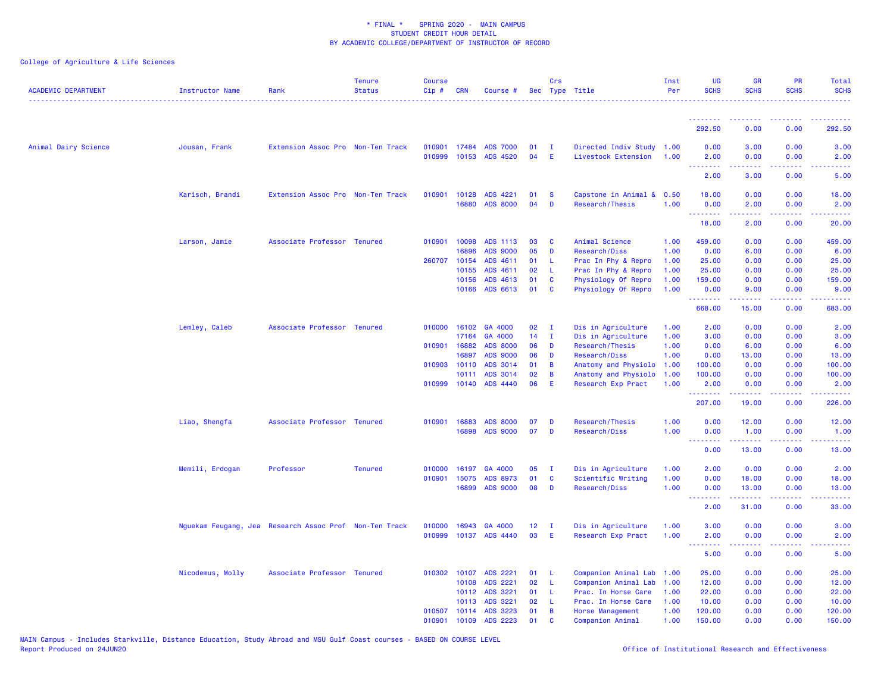\* FINAL \* SPRING 2020 - MAIN CAMPUS
STUDENT CREDIT HOUR DETAIL
BY ACADEMIC COLLEGE/DEPARTMENT OF INSTRUCTOR OF RECORD

College of Agriculture & Life Sciences

| ACADEMIC DEPARTMENT | Instructor Name | Rank | Tenure Status | Course Cip # | CRN | Course # | Sec | Crs Type | Title | Inst Per | UG SCHS | GR SCHS | PR SCHS | Total SCHS |
|---|---|---|---|---|---|---|---|---|---|---|---|---|---|---|
| | | | | | | | | | | | 292.50 | 0.00 | 0.00 | 292.50 |
| Animal Dairy Science | Jousan, Frank | Extension Assoc Pro | Non-Ten Track | 010901 | 17484 | ADS 7000 | 01 | I | Directed Indiv Study | 1.00 | 0.00 | 3.00 | 0.00 | 3.00 |
| | | | | 010999 | 10153 | ADS 4520 | 04 | E | Livestock Extension | 1.00 | 2.00 | 0.00 | 0.00 | 2.00 |
| | | | | | | | | | | | 2.00 | 3.00 | 0.00 | 5.00 |
| | Karisch, Brandi | Extension Assoc Pro | Non-Ten Track | 010901 | 10128 | ADS 4221 | 01 | S | Capstone in Animal & | 0.50 | 18.00 | 0.00 | 0.00 | 18.00 |
| | | | | | 16880 | ADS 8000 | 04 | D | Research/Thesis | 1.00 | 0.00 | 2.00 | 0.00 | 2.00 |
| | | | | | | | | | | | 18.00 | 2.00 | 0.00 | 20.00 |
| | Larson, Jamie | Associate Professor | Tenured | 010901 | 10098 | ADS 1113 | 03 | C | Animal Science | 1.00 | 459.00 | 0.00 | 0.00 | 459.00 |
| | | | | | 16896 | ADS 9000 | 05 | D | Research/Diss | 1.00 | 0.00 | 6.00 | 0.00 | 6.00 |
| | | | | 260707 | 10154 | ADS 4611 | 01 | L | Prac In Phy & Repro | 1.00 | 25.00 | 0.00 | 0.00 | 25.00 |
| | | | | | 10155 | ADS 4611 | 02 | L | Prac In Phy & Repro | 1.00 | 25.00 | 0.00 | 0.00 | 25.00 |
| | | | | | 10156 | ADS 4613 | 01 | C | Physiology Of Repro | 1.00 | 159.00 | 0.00 | 0.00 | 159.00 |
| | | | | | 10166 | ADS 6613 | 01 | C | Physiology Of Repro | 1.00 | 0.00 | 9.00 | 0.00 | 9.00 |
| | | | | | | | | | | | 668.00 | 15.00 | 0.00 | 683.00 |
| | Lemley, Caleb | Associate Professor | Tenured | 010000 | 16102 | GA 4000 | 02 | I | Dis in Agriculture | 1.00 | 2.00 | 0.00 | 0.00 | 2.00 |
| | | | | | 17164 | GA 4000 | 14 | I | Dis in Agriculture | 1.00 | 3.00 | 0.00 | 0.00 | 3.00 |
| | | | | 010901 | 16882 | ADS 8000 | 06 | D | Research/Thesis | 1.00 | 0.00 | 6.00 | 0.00 | 6.00 |
| | | | | | 16897 | ADS 9000 | 06 | D | Research/Diss | 1.00 | 0.00 | 13.00 | 0.00 | 13.00 |
| | | | | 010903 | 10110 | ADS 3014 | 01 | B | Anatomy and Physiolo | 1.00 | 100.00 | 0.00 | 0.00 | 100.00 |
| | | | | | 10111 | ADS 3014 | 02 | B | Anatomy and Physiolo | 1.00 | 100.00 | 0.00 | 0.00 | 100.00 |
| | | | | 010999 | 10140 | ADS 4440 | 06 | E | Research Exp Pract | 1.00 | 2.00 | 0.00 | 0.00 | 2.00 |
| | | | | | | | | | | | 207.00 | 19.00 | 0.00 | 226.00 |
| | Liao, Shengfa | Associate Professor | Tenured | 010901 | 16883 | ADS 8000 | 07 | D | Research/Thesis | 1.00 | 0.00 | 12.00 | 0.00 | 12.00 |
| | | | | | 16898 | ADS 9000 | 07 | D | Research/Diss | 1.00 | 0.00 | 1.00 | 0.00 | 1.00 |
| | | | | | | | | | | | 0.00 | 13.00 | 0.00 | 13.00 |
| | Memili, Erdogan | Professor | Tenured | 010000 | 16197 | GA 4000 | 05 | I | Dis in Agriculture | 1.00 | 2.00 | 0.00 | 0.00 | 2.00 |
| | | | | 010901 | 15075 | ADS 8973 | 01 | C | Scientific Writing | 1.00 | 0.00 | 18.00 | 0.00 | 18.00 |
| | | | | | 16899 | ADS 9000 | 08 | D | Research/Diss | 1.00 | 0.00 | 13.00 | 0.00 | 13.00 |
| | | | | | | | | | | | 2.00 | 31.00 | 0.00 | 33.00 |
| | Nguekam Feugang, Jea | Research Assoc Prof | Non-Ten Track | 010000 | 16943 | GA 4000 | 12 | I | Dis in Agriculture | 1.00 | 3.00 | 0.00 | 0.00 | 3.00 |
| | | | | 010999 | 10137 | ADS 4440 | 03 | E | Research Exp Pract | 1.00 | 2.00 | 0.00 | 0.00 | 2.00 |
| | | | | | | | | | | | 5.00 | 0.00 | 0.00 | 5.00 |
| | Nicodemus, Molly | Associate Professor | Tenured | 010302 | 10107 | ADS 2221 | 01 | L | Companion Animal Lab | 1.00 | 25.00 | 0.00 | 0.00 | 25.00 |
| | | | | | 10108 | ADS 2221 | 02 | L | Companion Animal Lab | 1.00 | 12.00 | 0.00 | 0.00 | 12.00 |
| | | | | | 10112 | ADS 3221 | 01 | L | Prac. In Horse Care | 1.00 | 22.00 | 0.00 | 0.00 | 22.00 |
| | | | | | 10113 | ADS 3221 | 02 | L | Prac. In Horse Care | 1.00 | 10.00 | 0.00 | 0.00 | 10.00 |
| | | | | 010507 | 10114 | ADS 3223 | 01 | B | Horse Management | 1.00 | 120.00 | 0.00 | 0.00 | 120.00 |
| | | | | 010901 | 10109 | ADS 2223 | 01 | C | Companion Animal | 1.00 | 150.00 | 0.00 | 0.00 | 150.00 |

MAIN Campus - Includes Starkville, Distance Education, Study Abroad and MSU Gulf Coast courses - BASED ON COURSE LEVEL
Report Produced on 24JUN20

Office of Institutional Research and Effectiveness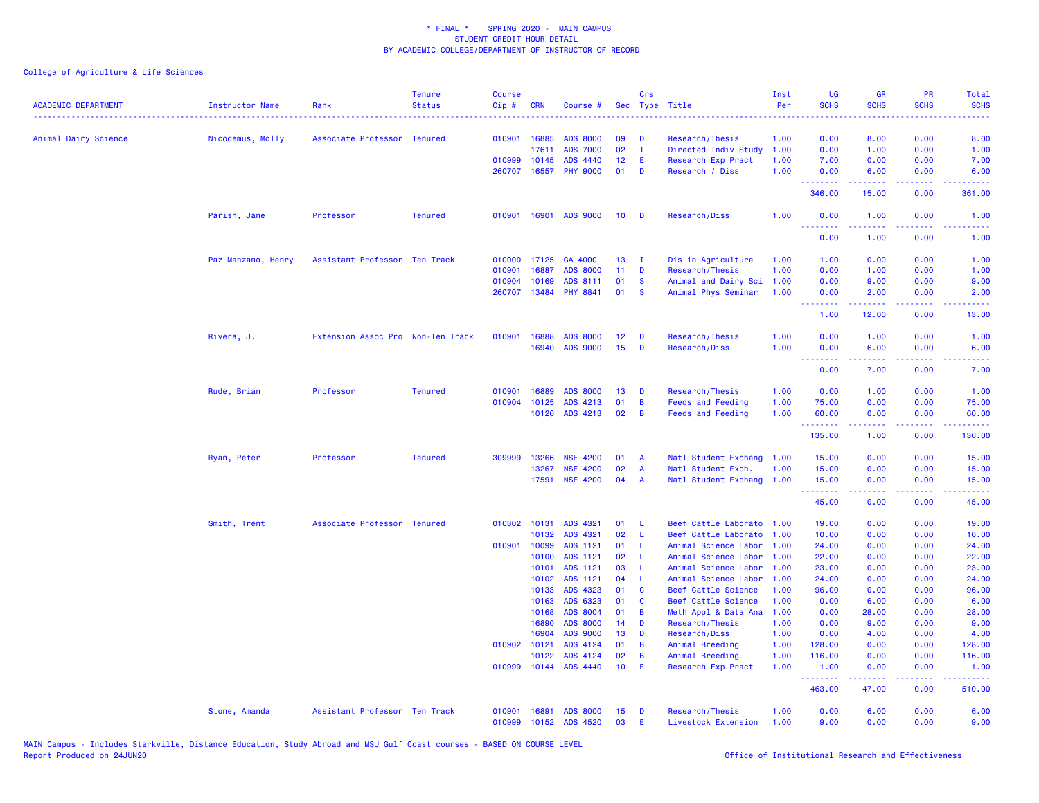\* FINAL \* SPRING 2020 - MAIN CAMPUS
STUDENT CREDIT HOUR DETAIL
BY ACADEMIC COLLEGE/DEPARTMENT OF INSTRUCTOR OF RECORD

College of Agriculture & Life Sciences

| ACADEMIC DEPARTMENT | Instructor Name | Rank | Tenure Status | Course Cip # | CRN | Course # | Sec | Crs Type | Title | Inst Per | UG SCHS | GR SCHS | PR SCHS | Total SCHS |
|---|---|---|---|---|---|---|---|---|---|---|---|---|---|---|
| Animal Dairy Science | Nicodemus, Molly | Associate Professor | Tenured | 010901 | 16885 | ADS 8000 | 09 | D | Research/Thesis | 1.00 | 0.00 | 8.00 | 0.00 | 8.00 |
| | | | | | 17611 | ADS 7000 | 02 | I | Directed Indiv Study | 1.00 | 0.00 | 1.00 | 0.00 | 1.00 |
| | | | | 010999 | 10145 | ADS 4440 | 12 | E | Research Exp Pract | 1.00 | 7.00 | 0.00 | 0.00 | 7.00 |
| | | | | 260707 | 16557 | PHY 9000 | 01 | D | Research / Diss | 1.00 | 0.00 | 6.00 | 0.00 | 6.00 |
| | | | | | | | | | | | 346.00 | 15.00 | 0.00 | 361.00 |
| | Parish, Jane | Professor | Tenured | 010901 | 16901 | ADS 9000 | 10 | D | Research/Diss | 1.00 | 0.00 | 1.00 | 0.00 | 1.00 |
| | | | | | | | | | | | 0.00 | 1.00 | 0.00 | 1.00 |
| | Paz Manzano, Henry | Assistant Professor | Ten Track | 010000 | 17125 | GA 4000 | 13 | I | Dis in Agriculture | 1.00 | 1.00 | 0.00 | 0.00 | 1.00 |
| | | | | 010901 | 16887 | ADS 8000 | 11 | D | Research/Thesis | 1.00 | 0.00 | 1.00 | 0.00 | 1.00 |
| | | | | 010904 | 10169 | ADS 8111 | 01 | S | Animal and Dairy Sci | 1.00 | 0.00 | 9.00 | 0.00 | 9.00 |
| | | | | 260707 | 13484 | PHY 8841 | 01 | S | Animal Phys Seminar | 1.00 | 0.00 | 2.00 | 0.00 | 2.00 |
| | | | | | | | | | | | 1.00 | 12.00 | 0.00 | 13.00 |
| | Rivera, J. | Extension Assoc Pro | Non-Ten Track | 010901 | 16888 | ADS 8000 | 12 | D | Research/Thesis | 1.00 | 0.00 | 1.00 | 0.00 | 1.00 |
| | | | | | 16940 | ADS 9000 | 15 | D | Research/Diss | 1.00 | 0.00 | 6.00 | 0.00 | 6.00 |
| | | | | | | | | | | | 0.00 | 7.00 | 0.00 | 7.00 |
| | Rude, Brian | Professor | Tenured | 010901 | 16889 | ADS 8000 | 13 | D | Research/Thesis | 1.00 | 0.00 | 1.00 | 0.00 | 1.00 |
| | | | | 010904 | 10125 | ADS 4213 | 01 | B | Feeds and Feeding | 1.00 | 75.00 | 0.00 | 0.00 | 75.00 |
| | | | | | 10126 | ADS 4213 | 02 | B | Feeds and Feeding | 1.00 | 60.00 | 0.00 | 0.00 | 60.00 |
| | | | | | | | | | | | 135.00 | 1.00 | 0.00 | 136.00 |
| | Ryan, Peter | Professor | Tenured | 309999 | 13266 | NSE 4200 | 01 | A | Natl Student Exchang | 1.00 | 15.00 | 0.00 | 0.00 | 15.00 |
| | | | | | 13267 | NSE 4200 | 02 | A | Natl Student Exch. | 1.00 | 15.00 | 0.00 | 0.00 | 15.00 |
| | | | | | 17591 | NSE 4200 | 04 | A | Natl Student Exchang | 1.00 | 15.00 | 0.00 | 0.00 | 15.00 |
| | | | | | | | | | | | 45.00 | 0.00 | 0.00 | 45.00 |
| | Smith, Trent | Associate Professor | Tenured | 010302 | 10131 | ADS 4321 | 01 | L | Beef Cattle Laborato | 1.00 | 19.00 | 0.00 | 0.00 | 19.00 |
| | | | | | 10132 | ADS 4321 | 02 | L | Beef Cattle Laborato | 1.00 | 10.00 | 0.00 | 0.00 | 10.00 |
| | | | | 010901 | 10099 | ADS 1121 | 01 | L | Animal Science Labor | 1.00 | 24.00 | 0.00 | 0.00 | 24.00 |
| | | | | | 10100 | ADS 1121 | 02 | L | Animal Science Labor | 1.00 | 22.00 | 0.00 | 0.00 | 22.00 |
| | | | | | 10101 | ADS 1121 | 03 | L | Animal Science Labor | 1.00 | 23.00 | 0.00 | 0.00 | 23.00 |
| | | | | | 10102 | ADS 1121 | 04 | L | Animal Science Labor | 1.00 | 24.00 | 0.00 | 0.00 | 24.00 |
| | | | | | 10133 | ADS 4323 | 01 | C | Beef Cattle Science | 1.00 | 96.00 | 0.00 | 0.00 | 96.00 |
| | | | | | 10163 | ADS 6323 | 01 | C | Beef Cattle Science | 1.00 | 0.00 | 6.00 | 0.00 | 6.00 |
| | | | | | 10168 | ADS 8004 | 01 | B | Meth Appl & Data Ana | 1.00 | 0.00 | 28.00 | 0.00 | 28.00 |
| | | | | | 16890 | ADS 8000 | 14 | D | Research/Thesis | 1.00 | 0.00 | 9.00 | 0.00 | 9.00 |
| | | | | | 16904 | ADS 9000 | 13 | D | Research/Diss | 1.00 | 0.00 | 4.00 | 0.00 | 4.00 |
| | | | | 010902 | 10121 | ADS 4124 | 01 | B | Animal Breeding | 1.00 | 128.00 | 0.00 | 0.00 | 128.00 |
| | | | | | 10122 | ADS 4124 | 02 | B | Animal Breeding | 1.00 | 116.00 | 0.00 | 0.00 | 116.00 |
| | | | | 010999 | 10144 | ADS 4440 | 10 | E | Research Exp Pract | 1.00 | 1.00 | 0.00 | 0.00 | 1.00 |
| | | | | | | | | | | | 463.00 | 47.00 | 0.00 | 510.00 |
| | Stone, Amanda | Assistant Professor | Ten Track | 010901 | 16891 | ADS 8000 | 15 | D | Research/Thesis | 1.00 | 0.00 | 6.00 | 0.00 | 6.00 |
| | | | | 010999 | 10152 | ADS 4520 | 03 | E | Livestock Extension | 1.00 | 9.00 | 0.00 | 0.00 | 9.00 |

MAIN Campus - Includes Starkville, Distance Education, Study Abroad and MSU Gulf Coast courses - BASED ON COURSE LEVEL
Report Produced on 24JUN20

Office of Institutional Research and Effectiveness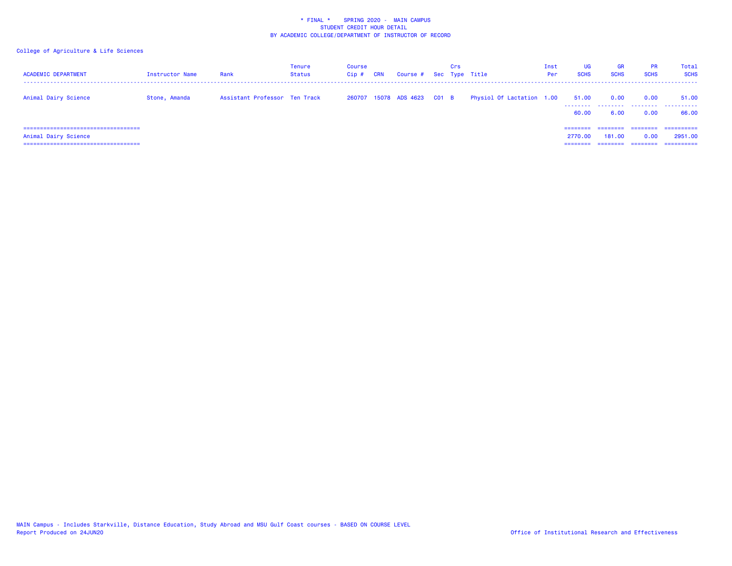\* FINAL \*    SPRING 2020 -  MAIN CAMPUS
STUDENT CREDIT HOUR DETAIL
BY ACADEMIC COLLEGE/DEPARTMENT OF INSTRUCTOR OF RECORD

College of Agriculture & Life Sciences

| ACADEMIC DEPARTMENT | Instructor Name | Rank | Tenure Status | Course Cip # | CRN | Course # | Sec | Crs Type | Title | Inst Per | UG SCHS | GR SCHS | PR SCHS | Total SCHS |
|---|---|---|---|---|---|---|---|---|---|---|---|---|---|---|
| Animal Dairy Science | Stone, Amanda | Assistant Professor | Ten Track | 260707 | 15078 | ADS 4623 | C01 | B | Physiol Of Lactation | 1.00 | 51.00 | 0.00 | 0.00 | 51.00 |
| | | | | | | | | | | | 60.00 | 6.00 | 0.00 | 66.00 |
| Animal Dairy Science | | | | | | | | | | | 2770.00 | 181.00 | 0.00 | 2951.00 |

MAIN Campus - Includes Starkville, Distance Education, Study Abroad and MSU Gulf Coast courses - BASED ON COURSE LEVEL
Report Produced on 24JUN20

Office of Institutional Research and Effectiveness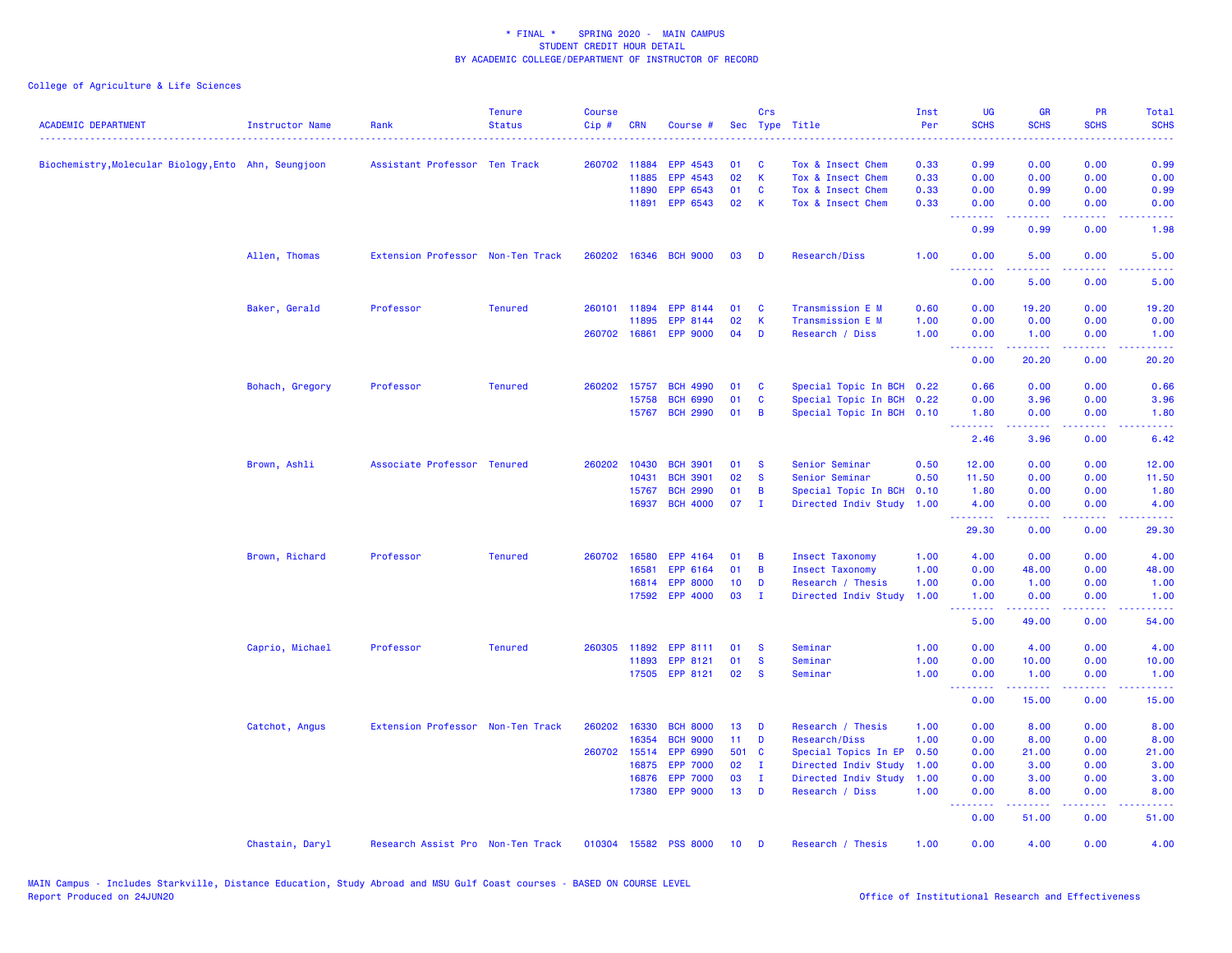# \* FINAL \* SPRING 2020 - MAIN CAMPUS
## STUDENT CREDIT HOUR DETAIL
## BY ACADEMIC COLLEGE/DEPARTMENT OF INSTRUCTOR OF RECORD

College of Agriculture & Life Sciences

| ACADEMIC DEPARTMENT | Instructor Name | Rank | Tenure Status | Course Cip # | CRN | Course # | Sec | Crs Type | Title | Inst Per | UG SCHS | GR SCHS | PR SCHS | Total SCHS |
|---|---|---|---|---|---|---|---|---|---|---|---|---|---|---|
| Biochemistry,Molecular Biology,Ento | Ahn, Seungjoon | Assistant Professor | Ten Track | 260702 | 11884 | EPP 4543 | 01 | C | Tox & Insect Chem | 0.33 | 0.99 | 0.00 | 0.00 | 0.99 |
| | | | | | 11885 | EPP 4543 | 02 | K | Tox & Insect Chem | 0.33 | 0.00 | 0.00 | 0.00 | 0.00 |
| | | | | | 11890 | EPP 6543 | 01 | C | Tox & Insect Chem | 0.33 | 0.00 | 0.99 | 0.00 | 0.99 |
| | | | | | 11891 | EPP 6543 | 02 | K | Tox & Insect Chem | 0.33 | 0.00 | 0.00 | 0.00 | 0.00 |
| | | | | | | | | | | | 0.99 | 0.99 | 0.00 | 1.98 |
| | Allen, Thomas | Extension Professor | Non-Ten Track | 260202 | 16346 | BCH 9000 | 03 | D | Research/Diss | 1.00 | 0.00 | 5.00 | 0.00 | 5.00 |
| | | | | | | | | | | | 0.00 | 5.00 | 0.00 | 5.00 |
| | Baker, Gerald | Professor | Tenured | 260101 | 11894 | EPP 8144 | 01 | C | Transmission E M | 0.60 | 0.00 | 19.20 | 0.00 | 19.20 |
| | | | | | 11895 | EPP 8144 | 02 | K | Transmission E M | 1.00 | 0.00 | 0.00 | 0.00 | 0.00 |
| | | | | 260702 | 16861 | EPP 9000 | 04 | D | Research / Diss | 1.00 | 0.00 | 1.00 | 0.00 | 1.00 |
| | | | | | | | | | | | 0.00 | 20.20 | 0.00 | 20.20 |
| | Bohach, Gregory | Professor | Tenured | 260202 | 15757 | BCH 4990 | 01 | C | Special Topic In BCH | 0.22 | 0.66 | 0.00 | 0.00 | 0.66 |
| | | | | | 15758 | BCH 6990 | 01 | C | Special Topic In BCH | 0.22 | 0.00 | 3.96 | 0.00 | 3.96 |
| | | | | | 15767 | BCH 2990 | 01 | B | Special Topic In BCH | 0.10 | 1.80 | 0.00 | 0.00 | 1.80 |
| | | | | | | | | | | | 2.46 | 3.96 | 0.00 | 6.42 |
| | Brown, Ashli | Associate Professor | Tenured | 260202 | 10430 | BCH 3901 | 01 | S | Senior Seminar | 0.50 | 12.00 | 0.00 | 0.00 | 12.00 |
| | | | | | 10431 | BCH 3901 | 02 | S | Senior Seminar | 0.50 | 11.50 | 0.00 | 0.00 | 11.50 |
| | | | | | 15767 | BCH 2990 | 01 | B | Special Topic In BCH | 0.10 | 1.80 | 0.00 | 0.00 | 1.80 |
| | | | | | 16937 | BCH 4000 | 07 | I | Directed Indiv Study | 1.00 | 4.00 | 0.00 | 0.00 | 4.00 |
| | | | | | | | | | | | 29.30 | 0.00 | 0.00 | 29.30 |
| | Brown, Richard | Professor | Tenured | 260702 | 16580 | EPP 4164 | 01 | B | Insect Taxonomy | 1.00 | 4.00 | 0.00 | 0.00 | 4.00 |
| | | | | | 16581 | EPP 6164 | 01 | B | Insect Taxonomy | 1.00 | 0.00 | 48.00 | 0.00 | 48.00 |
| | | | | | 16814 | EPP 8000 | 10 | D | Research / Thesis | 1.00 | 0.00 | 1.00 | 0.00 | 1.00 |
| | | | | | 17592 | EPP 4000 | 03 | I | Directed Indiv Study | 1.00 | 1.00 | 0.00 | 0.00 | 1.00 |
| | | | | | | | | | | | 5.00 | 49.00 | 0.00 | 54.00 |
| | Caprio, Michael | Professor | Tenured | 260305 | 11892 | EPP 8111 | 01 | S | Seminar | 1.00 | 0.00 | 4.00 | 0.00 | 4.00 |
| | | | | | 11893 | EPP 8121 | 01 | S | Seminar | 1.00 | 0.00 | 10.00 | 0.00 | 10.00 |
| | | | | | 17505 | EPP 8121 | 02 | S | Seminar | 1.00 | 0.00 | 1.00 | 0.00 | 1.00 |
| | | | | | | | | | | | 0.00 | 15.00 | 0.00 | 15.00 |
| | Catchot, Angus | Extension Professor | Non-Ten Track | 260202 | 16330 | BCH 8000 | 13 | D | Research / Thesis | 1.00 | 0.00 | 8.00 | 0.00 | 8.00 |
| | | | | | 16354 | BCH 9000 | 11 | D | Research/Diss | 1.00 | 0.00 | 8.00 | 0.00 | 8.00 |
| | | | | 260702 | 15514 | EPP 6990 | 501 | C | Special Topics In EP | 0.50 | 0.00 | 21.00 | 0.00 | 21.00 |
| | | | | | 16875 | EPP 7000 | 02 | I | Directed Indiv Study | 1.00 | 0.00 | 3.00 | 0.00 | 3.00 |
| | | | | | 16876 | EPP 7000 | 03 | I | Directed Indiv Study | 1.00 | 0.00 | 3.00 | 0.00 | 3.00 |
| | | | | | 17380 | EPP 9000 | 13 | D | Research / Diss | 1.00 | 0.00 | 8.00 | 0.00 | 8.00 |
| | | | | | | | | | | | 0.00 | 51.00 | 0.00 | 51.00 |
| | Chastain, Daryl | Research Assist Pro | Non-Ten Track | 010304 | 15582 | PSS 8000 | 10 | D | Research / Thesis | 1.00 | 0.00 | 4.00 | 0.00 | 4.00 |

MAIN Campus - Includes Starkville, Distance Education, Study Abroad and MSU Gulf Coast courses - BASED ON COURSE LEVEL
Report Produced on 24JUN20

Office of Institutional Research and Effectiveness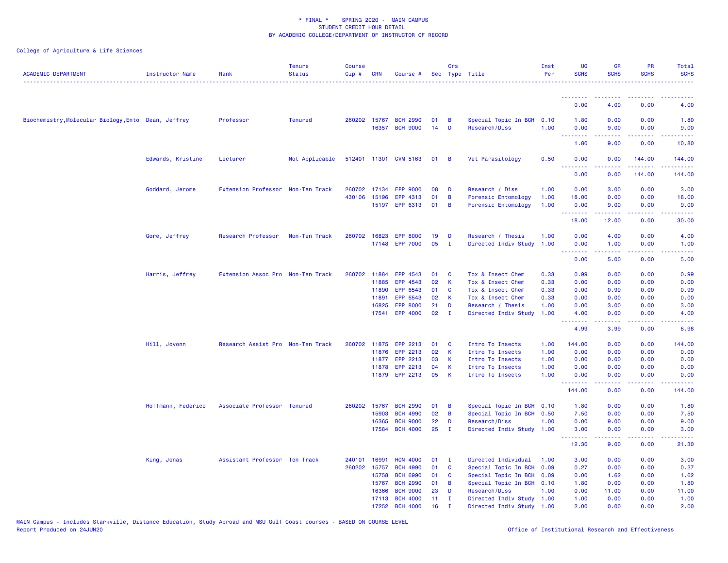\* FINAL \* SPRING 2020 - MAIN CAMPUS
STUDENT CREDIT HOUR DETAIL
BY ACADEMIC COLLEGE/DEPARTMENT OF INSTRUCTOR OF RECORD

College of Agriculture & Life Sciences

| ACADEMIC DEPARTMENT | Instructor Name | Rank | Tenure Status | Course Cip # | CRN | Course # | Sec | Crs Type | Title | Inst Per | UG SCHS | GR SCHS | PR SCHS | Total SCHS |
|---|---|---|---|---|---|---|---|---|---|---|---|---|---|---|
| | | | | | | | | | | | 0.00 | 4.00 | 0.00 | 4.00 |
| Biochemistry,Molecular Biology,Ento | Dean, Jeffrey | Professor | Tenured | 260202 | 15767 | BCH 2990 | 01 | B | Special Topic In BCH | 0.10 | 1.80 | 0.00 | 0.00 | 1.80 |
| | | | | | 16357 | BCH 9000 | 14 | D | Research/Diss | 1.00 | 0.00 | 9.00 | 0.00 | 9.00 |
| | | | | | | | | | | | 1.80 | 9.00 | 0.00 | 10.80 |
| | Edwards, Kristine | Lecturer | Not Applicable | 512401 | 11301 | CVM 5163 | 01 | B | Vet Parasitology | 0.50 | 0.00 | 0.00 | 144.00 | 144.00 |
| | | | | | | | | | | | 0.00 | 0.00 | 144.00 | 144.00 |
| | Goddard, Jerome | Extension Professor | Non-Ten Track | 260702 | 17134 | EPP 9000 | 08 | D | Research / Diss | 1.00 | 0.00 | 3.00 | 0.00 | 3.00 |
| | | | | 430106 | 15196 | EPP 4313 | 01 | B | Forensic Entomology | 1.00 | 18.00 | 0.00 | 0.00 | 18.00 |
| | | | | | 15197 | EPP 6313 | 01 | B | Forensic Entomology | 1.00 | 0.00 | 9.00 | 0.00 | 9.00 |
| | | | | | | | | | | | 18.00 | 12.00 | 0.00 | 30.00 |
| | Gore, Jeffrey | Research Professor | Non-Ten Track | 260702 | 16823 | EPP 8000 | 19 | D | Research / Thesis | 1.00 | 0.00 | 4.00 | 0.00 | 4.00 |
| | | | | | 17148 | EPP 7000 | 05 | I | Directed Indiv Study | 1.00 | 0.00 | 1.00 | 0.00 | 1.00 |
| | | | | | | | | | | | 0.00 | 5.00 | 0.00 | 5.00 |
| | Harris, Jeffrey | Extension Assoc Pro | Non-Ten Track | 260702 | 11884 | EPP 4543 | 01 | C | Tox & Insect Chem | 0.33 | 0.99 | 0.00 | 0.00 | 0.99 |
| | | | | | 11885 | EPP 4543 | 02 | K | Tox & Insect Chem | 0.33 | 0.00 | 0.00 | 0.00 | 0.00 |
| | | | | | 11890 | EPP 6543 | 01 | C | Tox & Insect Chem | 0.33 | 0.00 | 0.99 | 0.00 | 0.99 |
| | | | | | 11891 | EPP 6543 | 02 | K | Tox & Insect Chem | 0.33 | 0.00 | 0.00 | 0.00 | 0.00 |
| | | | | | 16825 | EPP 8000 | 21 | D | Research / Thesis | 1.00 | 0.00 | 3.00 | 0.00 | 3.00 |
| | | | | | 17541 | EPP 4000 | 02 | I | Directed Indiv Study | 1.00 | 4.00 | 0.00 | 0.00 | 4.00 |
| | | | | | | | | | | | 4.99 | 3.99 | 0.00 | 8.98 |
| | Hill, Jovonn | Research Assist Pro | Non-Ten Track | 260702 | 11875 | EPP 2213 | 01 | C | Intro To Insects | 1.00 | 144.00 | 0.00 | 0.00 | 144.00 |
| | | | | | 11876 | EPP 2213 | 02 | K | Intro To Insects | 1.00 | 0.00 | 0.00 | 0.00 | 0.00 |
| | | | | | 11877 | EPP 2213 | 03 | K | Intro To Insects | 1.00 | 0.00 | 0.00 | 0.00 | 0.00 |
| | | | | | 11878 | EPP 2213 | 04 | K | Intro To Insects | 1.00 | 0.00 | 0.00 | 0.00 | 0.00 |
| | | | | | 11879 | EPP 2213 | 05 | K | Intro To Insects | 1.00 | 0.00 | 0.00 | 0.00 | 0.00 |
| | | | | | | | | | | | 144.00 | 0.00 | 0.00 | 144.00 |
| | Hoffmann, Federico | Associate Professor | Tenured | 260202 | 15767 | BCH 2990 | 01 | B | Special Topic In BCH | 0.10 | 1.80 | 0.00 | 0.00 | 1.80 |
| | | | | | 15903 | BCH 4990 | 02 | B | Special Topic In BCH | 0.50 | 7.50 | 0.00 | 0.00 | 7.50 |
| | | | | | 16365 | BCH 9000 | 22 | D | Research/Diss | 1.00 | 0.00 | 9.00 | 0.00 | 9.00 |
| | | | | | 17584 | BCH 4000 | 25 | I | Directed Indiv Study | 1.00 | 3.00 | 0.00 | 0.00 | 3.00 |
| | | | | | | | | | | | 12.30 | 9.00 | 0.00 | 21.30 |
| | King, Jonas | Assistant Professor | Ten Track | 240101 | 16991 | HON 4000 | 01 | I | Directed Individual | 1.00 | 3.00 | 0.00 | 0.00 | 3.00 |
| | | | | 260202 | 15757 | BCH 4990 | 01 | C | Special Topic In BCH | 0.09 | 0.27 | 0.00 | 0.00 | 0.27 |
| | | | | | 15758 | BCH 6990 | 01 | C | Special Topic In BCH | 0.09 | 0.00 | 1.62 | 0.00 | 1.62 |
| | | | | | 15767 | BCH 2990 | 01 | B | Special Topic In BCH | 0.10 | 1.80 | 0.00 | 0.00 | 1.80 |
| | | | | | 16366 | BCH 9000 | 23 | D | Research/Diss | 1.00 | 0.00 | 11.00 | 0.00 | 11.00 |
| | | | | | 17113 | BCH 4000 | 11 | I | Directed Indiv Study | 1.00 | 1.00 | 0.00 | 0.00 | 1.00 |
| | | | | | 17252 | BCH 4000 | 16 | I | Directed Indiv Study | 1.00 | 2.00 | 0.00 | 0.00 | 2.00 |

MAIN Campus - Includes Starkville, Distance Education, Study Abroad and MSU Gulf Coast courses - BASED ON COURSE LEVEL
Report Produced on 24JUN20 Office of Institutional Research and Effectiveness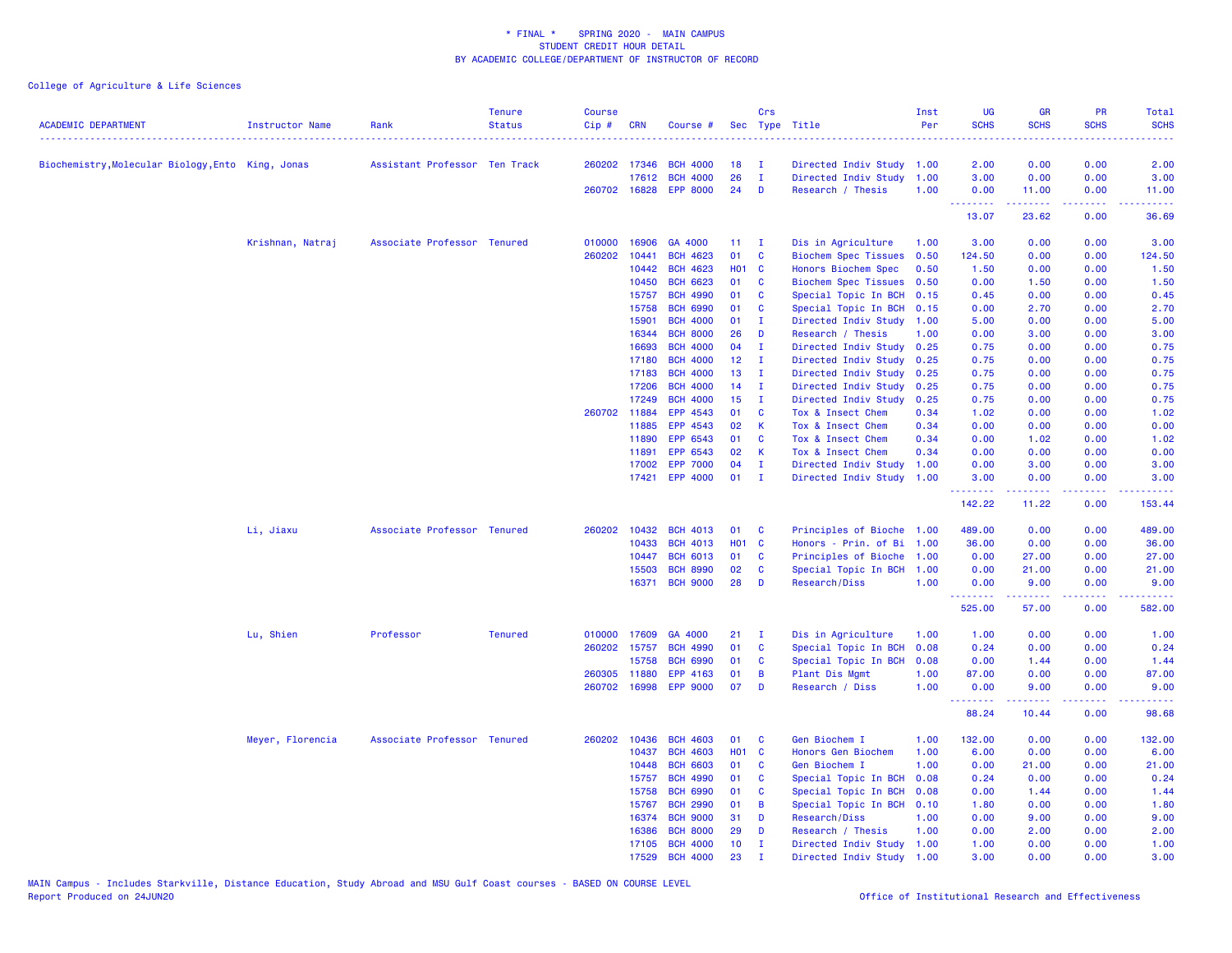\* FINAL \* SPRING 2020 - MAIN CAMPUS
STUDENT CREDIT HOUR DETAIL
BY ACADEMIC COLLEGE/DEPARTMENT OF INSTRUCTOR OF RECORD

College of Agriculture & Life Sciences

| ACADEMIC DEPARTMENT | Instructor Name | Rank | Tenure Status | Course Cip # | CRN | Course # | Sec | Crs Type | Title | Inst Per | UG SCHS | GR SCHS | PR SCHS | Total SCHS |
|---|---|---|---|---|---|---|---|---|---|---|---|---|---|---|
| Biochemistry,Molecular Biology,Ento | King, Jonas | Assistant Professor | Ten Track | 260202 | 17346 | BCH 4000 | 18 | I | Directed Indiv Study | 1.00 | 2.00 | 0.00 | 0.00 | 2.00 |
| | | | | | 17612 | BCH 4000 | 26 | I | Directed Indiv Study | 1.00 | 3.00 | 0.00 | 0.00 | 3.00 |
| | | | | 260702 | 16828 | EPP 8000 | 24 | D | Research / Thesis | 1.00 | 0.00 | 11.00 | 0.00 | 11.00 |
| | | | | | | | | | | | 13.07 | 23.62 | 0.00 | 36.69 |
| | Krishnan, Natraj | Associate Professor | Tenured | 010000 | 16906 | GA 4000 | 11 | I | Dis in Agriculture | 1.00 | 3.00 | 0.00 | 0.00 | 3.00 |
| | | | | 260202 | 10441 | BCH 4623 | 01 | C | Biochem Spec Tissues | 0.50 | 124.50 | 0.00 | 0.00 | 124.50 |
| | | | | | 10442 | BCH 4623 | H01 | C | Honors Biochem Spec | 0.50 | 1.50 | 0.00 | 0.00 | 1.50 |
| | | | | | 10450 | BCH 6623 | 01 | C | Biochem Spec Tissues | 0.50 | 0.00 | 1.50 | 0.00 | 1.50 |
| | | | | | 15757 | BCH 4990 | 01 | C | Special Topic In BCH | 0.15 | 0.45 | 0.00 | 0.00 | 0.45 |
| | | | | | 15758 | BCH 6990 | 01 | C | Special Topic In BCH | 0.15 | 0.00 | 2.70 | 0.00 | 2.70 |
| | | | | | 15901 | BCH 4000 | 01 | I | Directed Indiv Study | 1.00 | 5.00 | 0.00 | 0.00 | 5.00 |
| | | | | | 16344 | BCH 8000 | 26 | D | Research / Thesis | 1.00 | 0.00 | 3.00 | 0.00 | 3.00 |
| | | | | | 16693 | BCH 4000 | 04 | I | Directed Indiv Study | 0.25 | 0.75 | 0.00 | 0.00 | 0.75 |
| | | | | | 17180 | BCH 4000 | 12 | I | Directed Indiv Study | 0.25 | 0.75 | 0.00 | 0.00 | 0.75 |
| | | | | | 17183 | BCH 4000 | 13 | I | Directed Indiv Study | 0.25 | 0.75 | 0.00 | 0.00 | 0.75 |
| | | | | | 17206 | BCH 4000 | 14 | I | Directed Indiv Study | 0.25 | 0.75 | 0.00 | 0.00 | 0.75 |
| | | | | | 17249 | BCH 4000 | 15 | I | Directed Indiv Study | 0.25 | 0.75 | 0.00 | 0.00 | 0.75 |
| | | | | 260702 | 11884 | EPP 4543 | 01 | C | Tox & Insect Chem | 0.34 | 1.02 | 0.00 | 0.00 | 1.02 |
| | | | | | 11885 | EPP 4543 | 02 | K | Tox & Insect Chem | 0.34 | 0.00 | 0.00 | 0.00 | 0.00 |
| | | | | | 11890 | EPP 6543 | 01 | C | Tox & Insect Chem | 0.34 | 0.00 | 1.02 | 0.00 | 1.02 |
| | | | | | 11891 | EPP 6543 | 02 | K | Tox & Insect Chem | 0.34 | 0.00 | 0.00 | 0.00 | 0.00 |
| | | | | | 17002 | EPP 7000 | 04 | I | Directed Indiv Study | 1.00 | 0.00 | 3.00 | 0.00 | 3.00 |
| | | | | | 17421 | EPP 4000 | 01 | I | Directed Indiv Study | 1.00 | 3.00 | 0.00 | 0.00 | 3.00 |
| | | | | | | | | | | | 142.22 | 11.22 | 0.00 | 153.44 |
| | Li, Jiaxu | Associate Professor | Tenured | 260202 | 10432 | BCH 4013 | 01 | C | Principles of Bioche | 1.00 | 489.00 | 0.00 | 0.00 | 489.00 |
| | | | | | 10433 | BCH 4013 | H01 | C | Honors - Prin. of Bi | 1.00 | 36.00 | 0.00 | 0.00 | 36.00 |
| | | | | | 10447 | BCH 6013 | 01 | C | Principles of Bioche | 1.00 | 0.00 | 27.00 | 0.00 | 27.00 |
| | | | | | 15503 | BCH 8990 | 02 | C | Special Topic In BCH | 1.00 | 0.00 | 21.00 | 0.00 | 21.00 |
| | | | | | 16371 | BCH 9000 | 28 | D | Research/Diss | 1.00 | 0.00 | 9.00 | 0.00 | 9.00 |
| | | | | | | | | | | | 525.00 | 57.00 | 0.00 | 582.00 |
| | Lu, Shien | Professor | Tenured | 010000 | 17609 | GA 4000 | 21 | I | Dis in Agriculture | 1.00 | 1.00 | 0.00 | 0.00 | 1.00 |
| | | | | 260202 | 15757 | BCH 4990 | 01 | C | Special Topic In BCH | 0.08 | 0.24 | 0.00 | 0.00 | 0.24 |
| | | | | | 15758 | BCH 6990 | 01 | C | Special Topic In BCH | 0.08 | 0.00 | 1.44 | 0.00 | 1.44 |
| | | | | 260305 | 11880 | EPP 4163 | 01 | B | Plant Dis Mgmt | 1.00 | 87.00 | 0.00 | 0.00 | 87.00 |
| | | | | 260702 | 16998 | EPP 9000 | 07 | D | Research / Diss | 1.00 | 0.00 | 9.00 | 0.00 | 9.00 |
| | | | | | | | | | | | 88.24 | 10.44 | 0.00 | 98.68 |
| | Meyer, Florencia | Associate Professor | Tenured | 260202 | 10436 | BCH 4603 | 01 | C | Gen Biochem I | 1.00 | 132.00 | 0.00 | 0.00 | 132.00 |
| | | | | | 10437 | BCH 4603 | H01 | C | Honors Gen Biochem | 1.00 | 6.00 | 0.00 | 0.00 | 6.00 |
| | | | | | 10448 | BCH 6603 | 01 | C | Gen Biochem I | 1.00 | 0.00 | 21.00 | 0.00 | 21.00 |
| | | | | | 15757 | BCH 4990 | 01 | C | Special Topic In BCH | 0.08 | 0.24 | 0.00 | 0.00 | 0.24 |
| | | | | | 15758 | BCH 6990 | 01 | C | Special Topic In BCH | 0.08 | 0.00 | 1.44 | 0.00 | 1.44 |
| | | | | | 15767 | BCH 2990 | 01 | B | Special Topic In BCH | 0.10 | 1.80 | 0.00 | 0.00 | 1.80 |
| | | | | | 16374 | BCH 9000 | 31 | D | Research/Diss | 1.00 | 0.00 | 9.00 | 0.00 | 9.00 |
| | | | | | 16386 | BCH 8000 | 29 | D | Research / Thesis | 1.00 | 0.00 | 2.00 | 0.00 | 2.00 |
| | | | | | 17105 | BCH 4000 | 10 | I | Directed Indiv Study | 1.00 | 1.00 | 0.00 | 0.00 | 1.00 |
| | | | | | 17529 | BCH 4000 | 23 | I | Directed Indiv Study | 1.00 | 3.00 | 0.00 | 0.00 | 3.00 |

MAIN Campus - Includes Starkville, Distance Education, Study Abroad and MSU Gulf Coast courses - BASED ON COURSE LEVEL
Report Produced on 24JUN20

Office of Institutional Research and Effectiveness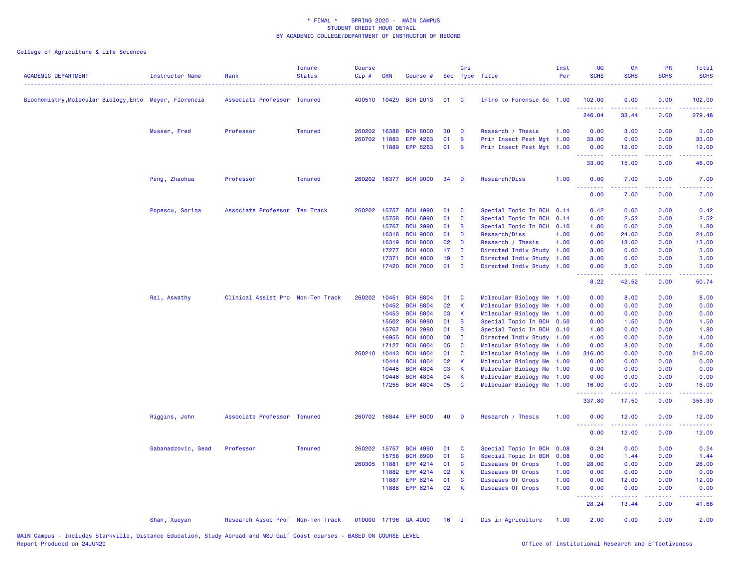\* FINAL \*    SPRING 2020 -  MAIN CAMPUS
STUDENT CREDIT HOUR DETAIL
BY ACADEMIC COLLEGE/DEPARTMENT OF INSTRUCTOR OF RECORD

College of Agriculture & Life Sciences

| ACADEMIC DEPARTMENT | Instructor Name | Rank | Tenure Status | Course Cip # | CRN | Course # | Sec | Crs Type | Title | Inst Per | UG SCHS | GR SCHS | PR SCHS | Total SCHS |
|---|---|---|---|---|---|---|---|---|---|---|---|---|---|---|
| Biochemistry,Molecular Biology,Ento | Meyer, Florencia | Associate Professor | Tenured | 400510 | 10429 | BCH 2013 | 01 | C | Intro to Forensic Sc | 1.00 | 102.00 | 0.00 | 0.00 | 102.00 |
| | | | | | | | | | | | 246.04 | 33.44 | 0.00 | 279.48 |
| | Musser, Fred | Professor | Tenured | 260202 | 16388 | BCH 8000 | 30 | D | Research / Thesis | 1.00 | 0.00 | 3.00 | 0.00 | 3.00 |
| | | | | 260702 | 11883 | EPP 4263 | 01 | B | Prin Insect Pest Mgt | 1.00 | 33.00 | 0.00 | 0.00 | 33.00 |
| | | | | | 11889 | EPP 6263 | 01 | B | Prin Insect Pest Mgt | 1.00 | 0.00 | 12.00 | 0.00 | 12.00 |
| | | | | | | | | | | | 33.00 | 15.00 | 0.00 | 48.00 |
| | Peng, Zhaohua | Professor | Tenured | 260202 | 16377 | BCH 9000 | 34 | D | Research/Diss | 1.00 | 0.00 | 7.00 | 0.00 | 7.00 |
| | | | | | | | | | | | 0.00 | 7.00 | 0.00 | 7.00 |
| | Popescu, Sorina | Associate Professor | Ten Track | 260202 | 15757 | BCH 4990 | 01 | C | Special Topic In BCH | 0.14 | 0.42 | 0.00 | 0.00 | 0.42 |
| | | | | | 15758 | BCH 6990 | 01 | C | Special Topic In BCH | 0.14 | 0.00 | 2.52 | 0.00 | 2.52 |
| | | | | | 15767 | BCH 2990 | 01 | B | Special Topic In BCH | 0.10 | 1.80 | 0.00 | 0.00 | 1.80 |
| | | | | | 16318 | BCH 9000 | 01 | D | Research/Diss | 1.00 | 0.00 | 24.00 | 0.00 | 24.00 |
| | | | | | 16319 | BCH 8000 | 02 | D | Research / Thesis | 1.00 | 0.00 | 13.00 | 0.00 | 13.00 |
| | | | | | 17277 | BCH 4000 | 17 | I | Directed Indiv Study | 1.00 | 3.00 | 0.00 | 0.00 | 3.00 |
| | | | | | 17371 | BCH 4000 | 19 | I | Directed Indiv Study | 1.00 | 3.00 | 0.00 | 0.00 | 3.00 |
| | | | | | 17420 | BCH 7000 | 01 | I | Directed Indiv Study | 1.00 | 0.00 | 3.00 | 0.00 | 3.00 |
| | | | | | | | | | | | 8.22 | 42.52 | 0.00 | 50.74 |
| | Rai, Aswathy | Clinical Assist Pro | Non-Ten Track | 260202 | 10451 | BCH 6804 | 01 | C | Molecular Biology Me | 1.00 | 0.00 | 8.00 | 0.00 | 8.00 |
| | | | | | 10452 | BCH 6804 | 02 | K | Molecular Biology Me | 1.00 | 0.00 | 0.00 | 0.00 | 0.00 |
| | | | | | 10453 | BCH 6804 | 03 | K | Molecular Biology Me | 1.00 | 0.00 | 0.00 | 0.00 | 0.00 |
| | | | | | 15502 | BCH 8990 | 01 | B | Special Topic In BCH | 0.50 | 0.00 | 1.50 | 0.00 | 1.50 |
| | | | | | 15767 | BCH 2990 | 01 | B | Special Topic In BCH | 0.10 | 1.80 | 0.00 | 0.00 | 1.80 |
| | | | | | 16955 | BCH 4000 | 08 | I | Directed Indiv Study | 1.00 | 4.00 | 0.00 | 0.00 | 4.00 |
| | | | | | 17127 | BCH 6804 | 05 | C | Molecular Biology Me | 1.00 | 0.00 | 8.00 | 0.00 | 8.00 |
| | | | | 260210 | 10443 | BCH 4804 | 01 | C | Molecular Biology Me | 1.00 | 316.00 | 0.00 | 0.00 | 316.00 |
| | | | | | 10444 | BCH 4804 | 02 | K | Molecular Biology Me | 1.00 | 0.00 | 0.00 | 0.00 | 0.00 |
| | | | | | 10445 | BCH 4804 | 03 | K | Molecular Biology Me | 1.00 | 0.00 | 0.00 | 0.00 | 0.00 |
| | | | | | 10446 | BCH 4804 | 04 | K | Molecular Biology Me | 1.00 | 0.00 | 0.00 | 0.00 | 0.00 |
| | | | | | 17255 | BCH 4804 | 05 | C | Molecular Biology Me | 1.00 | 16.00 | 0.00 | 0.00 | 16.00 |
| | | | | | | | | | | | 337.80 | 17.50 | 0.00 | 355.30 |
| | Riggins, John | Associate Professor | Tenured | 260702 | 16844 | EPP 8000 | 40 | D | Research / Thesis | 1.00 | 0.00 | 12.00 | 0.00 | 12.00 |
| | | | | | | | | | | | 0.00 | 12.00 | 0.00 | 12.00 |
| | Sabanadzovic, Sead | Professor | Tenured | 260202 | 15757 | BCH 4990 | 01 | C | Special Topic In BCH | 0.08 | 0.24 | 0.00 | 0.00 | 0.24 |
| | | | | | 15758 | BCH 6990 | 01 | C | Special Topic In BCH | 0.08 | 0.00 | 1.44 | 0.00 | 1.44 |
| | | | | 260305 | 11881 | EPP 4214 | 01 | C | Diseases Of Crops | 1.00 | 28.00 | 0.00 | 0.00 | 28.00 |
| | | | | | 11882 | EPP 4214 | 02 | K | Diseases Of Crops | 1.00 | 0.00 | 0.00 | 0.00 | 0.00 |
| | | | | | 11887 | EPP 6214 | 01 | C | Diseases Of Crops | 1.00 | 0.00 | 12.00 | 0.00 | 12.00 |
| | | | | | 11888 | EPP 6214 | 02 | K | Diseases Of Crops | 1.00 | 0.00 | 0.00 | 0.00 | 0.00 |
| | | | | | | | | | | | 28.24 | 13.44 | 0.00 | 41.68 |
| | Shan, Xueyan | Research Assoc Prof | Non-Ten Track | 010000 | 17196 | GA 4000 | 16 | I | Dis in Agriculture | 1.00 | 2.00 | 0.00 | 0.00 | 2.00 |

MAIN Campus - Includes Starkville, Distance Education, Study Abroad and MSU Gulf Coast courses - BASED ON COURSE LEVEL
Report Produced on 24JUN20

Office of Institutional Research and Effectiveness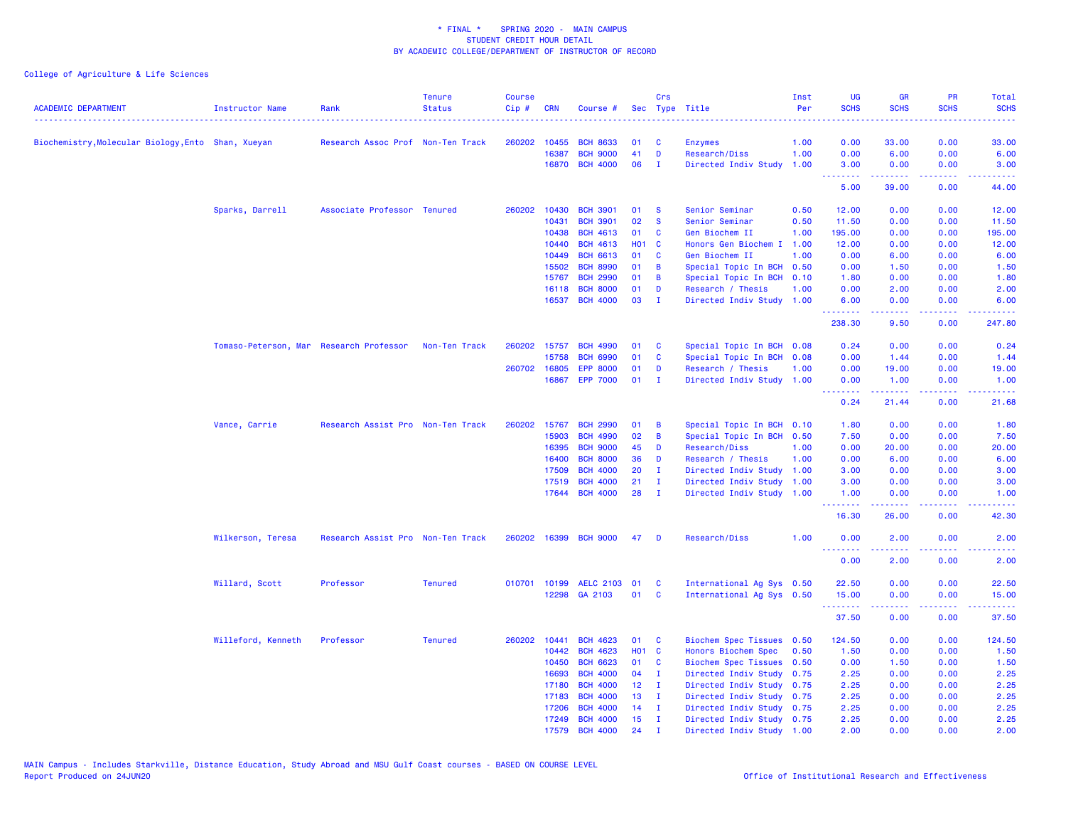\* FINAL \* SPRING 2020 - MAIN CAMPUS
STUDENT CREDIT HOUR DETAIL
BY ACADEMIC COLLEGE/DEPARTMENT OF INSTRUCTOR OF RECORD

College of Agriculture & Life Sciences

| ACADEMIC DEPARTMENT | Instructor Name | Rank | Tenure Status | Course Cip # | CRN | Course # | Sec | Crs Type | Title | Inst Per | UG SCHS | GR SCHS | PR SCHS | Total SCHS |
|---|---|---|---|---|---|---|---|---|---|---|---|---|---|---|
| Biochemistry,Molecular Biology,Ento | Shan, Xueyan | Research Assoc Prof | Non-Ten Track | 260202 | 10455 | BCH 8633 | 01 | C | Enzymes | 1.00 | 0.00 | 33.00 | 0.00 | 33.00 |
| | | | | | 16387 | BCH 9000 | 41 | D | Research/Diss | 1.00 | 0.00 | 6.00 | 0.00 | 6.00 |
| | | | | | 16870 | BCH 4000 | 06 | I | Directed Indiv Study | 1.00 | 3.00 | 0.00 | 0.00 | 3.00 |
| | | | | | | | | | | | 5.00 | 39.00 | 0.00 | 44.00 |
| | Sparks, Darrell | Associate Professor | Tenured | 260202 | 10430 | BCH 3901 | 01 | S | Senior Seminar | 0.50 | 12.00 | 0.00 | 0.00 | 12.00 |
| | | | | | 10431 | BCH 3901 | 02 | S | Senior Seminar | 0.50 | 11.50 | 0.00 | 0.00 | 11.50 |
| | | | | | 10438 | BCH 4613 | 01 | C | Gen Biochem II | 1.00 | 195.00 | 0.00 | 0.00 | 195.00 |
| | | | | | 10440 | BCH 4613 | H01 | C | Honors Gen Biochem I | 1.00 | 12.00 | 0.00 | 0.00 | 12.00 |
| | | | | | 10449 | BCH 6613 | 01 | C | Gen Biochem II | 1.00 | 0.00 | 6.00 | 0.00 | 6.00 |
| | | | | | 15502 | BCH 8990 | 01 | B | Special Topic In BCH | 0.50 | 0.00 | 1.50 | 0.00 | 1.50 |
| | | | | | 15767 | BCH 2990 | 01 | B | Special Topic In BCH | 0.10 | 1.80 | 0.00 | 0.00 | 1.80 |
| | | | | | 16118 | BCH 8000 | 01 | D | Research / Thesis | 1.00 | 0.00 | 2.00 | 0.00 | 2.00 |
| | | | | | 16537 | BCH 4000 | 03 | I | Directed Indiv Study | 1.00 | 6.00 | 0.00 | 0.00 | 6.00 |
| | | | | | | | | | | | 238.30 | 9.50 | 0.00 | 247.80 |
| | Tomaso-Peterson, Mar | Research Professor | Non-Ten Track | 260202 | 15757 | BCH 4990 | 01 | C | Special Topic In BCH | 0.08 | 0.24 | 0.00 | 0.00 | 0.24 |
| | | | | | 15758 | BCH 6990 | 01 | C | Special Topic In BCH | 0.08 | 0.00 | 1.44 | 0.00 | 1.44 |
| | | | | 260702 | 16805 | EPP 8000 | 01 | D | Research / Thesis | 1.00 | 0.00 | 19.00 | 0.00 | 19.00 |
| | | | | | 16867 | EPP 7000 | 01 | I | Directed Indiv Study | 1.00 | 0.00 | 1.00 | 0.00 | 1.00 |
| | | | | | | | | | | | 0.24 | 21.44 | 0.00 | 21.68 |
| | Vance, Carrie | Research Assist Pro | Non-Ten Track | 260202 | 15767 | BCH 2990 | 01 | B | Special Topic In BCH | 0.10 | 1.80 | 0.00 | 0.00 | 1.80 |
| | | | | | 15903 | BCH 4990 | 02 | B | Special Topic In BCH | 0.50 | 7.50 | 0.00 | 0.00 | 7.50 |
| | | | | | 16395 | BCH 9000 | 45 | D | Research/Diss | 1.00 | 0.00 | 20.00 | 0.00 | 20.00 |
| | | | | | 16400 | BCH 8000 | 36 | D | Research / Thesis | 1.00 | 0.00 | 6.00 | 0.00 | 6.00 |
| | | | | | 17509 | BCH 4000 | 20 | I | Directed Indiv Study | 1.00 | 3.00 | 0.00 | 0.00 | 3.00 |
| | | | | | 17519 | BCH 4000 | 21 | I | Directed Indiv Study | 1.00 | 3.00 | 0.00 | 0.00 | 3.00 |
| | | | | | 17644 | BCH 4000 | 28 | I | Directed Indiv Study | 1.00 | 1.00 | 0.00 | 0.00 | 1.00 |
| | | | | | | | | | | | 16.30 | 26.00 | 0.00 | 42.30 |
| | Wilkerson, Teresa | Research Assist Pro | Non-Ten Track | 260202 | 16399 | BCH 9000 | 47 | D | Research/Diss | 1.00 | 0.00 | 2.00 | 0.00 | 2.00 |
| | | | | | | | | | | | 0.00 | 2.00 | 0.00 | 2.00 |
| | Willard, Scott | Professor | Tenured | 010701 | 10199 | AELC 2103 | 01 | C | International Ag Sys | 0.50 | 22.50 | 0.00 | 0.00 | 22.50 |
| | | | | | 12298 | GA 2103 | 01 | C | International Ag Sys | 0.50 | 15.00 | 0.00 | 0.00 | 15.00 |
| | | | | | | | | | | | 37.50 | 0.00 | 0.00 | 37.50 |
| | Willeford, Kenneth | Professor | Tenured | 260202 | 10441 | BCH 4623 | 01 | C | Biochem Spec Tissues | 0.50 | 124.50 | 0.00 | 0.00 | 124.50 |
| | | | | | 10442 | BCH 4623 | H01 | C | Honors Biochem Spec | 0.50 | 1.50 | 0.00 | 0.00 | 1.50 |
| | | | | | 10450 | BCH 6623 | 01 | C | Biochem Spec Tissues | 0.50 | 0.00 | 1.50 | 0.00 | 1.50 |
| | | | | | 16693 | BCH 4000 | 04 | I | Directed Indiv Study | 0.75 | 2.25 | 0.00 | 0.00 | 2.25 |
| | | | | | 17180 | BCH 4000 | 12 | I | Directed Indiv Study | 0.75 | 2.25 | 0.00 | 0.00 | 2.25 |
| | | | | | 17183 | BCH 4000 | 13 | I | Directed Indiv Study | 0.75 | 2.25 | 0.00 | 0.00 | 2.25 |
| | | | | | 17206 | BCH 4000 | 14 | I | Directed Indiv Study | 0.75 | 2.25 | 0.00 | 0.00 | 2.25 |
| | | | | | 17249 | BCH 4000 | 15 | I | Directed Indiv Study | 0.75 | 2.25 | 0.00 | 0.00 | 2.25 |
| | | | | | 17579 | BCH 4000 | 24 | I | Directed Indiv Study | 1.00 | 2.00 | 0.00 | 0.00 | 2.00 |

MAIN Campus - Includes Starkville, Distance Education, Study Abroad and MSU Gulf Coast courses - BASED ON COURSE LEVEL
Report Produced on 24JUN20

Office of Institutional Research and Effectiveness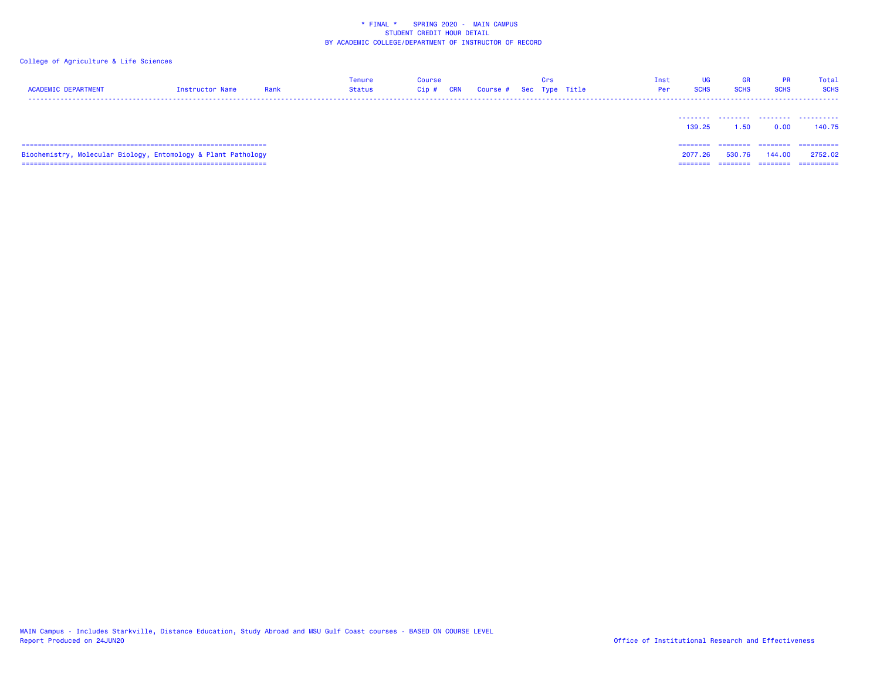\* FINAL \*    SPRING 2020 - MAIN CAMPUS
STUDENT CREDIT HOUR DETAIL
BY ACADEMIC COLLEGE/DEPARTMENT OF INSTRUCTOR OF RECORD

College of Agriculture & Life Sciences

| ACADEMIC DEPARTMENT | Instructor Name | Rank | Tenure Status | Course Cip # | CRN | Course # | Sec | Crs Type | Title | Inst Per | UG SCHS | GR SCHS | PR SCHS | Total SCHS |
|---|---|---|---|---|---|---|---|---|---|---|---|---|---|---|
| | | | | | | | | | | | 139.25 | 1.50 | 0.00 | 140.75 |
| Biochemistry, Molecular Biology, Entomology & Plant Pathology | | | | | | | | | | | 2077.26 | 530.76 | 144.00 | 2752.02 |

MAIN Campus - Includes Starkville, Distance Education, Study Abroad and MSU Gulf Coast courses - BASED ON COURSE LEVEL
Report Produced on 24JUN20

Office of Institutional Research and Effectiveness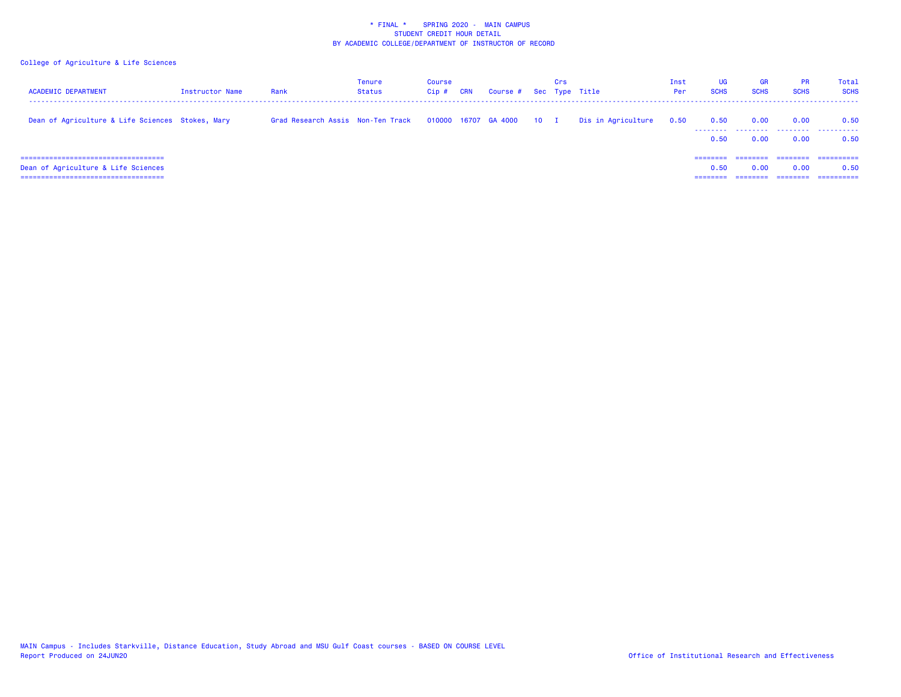\* FINAL \* SPRING 2020 - MAIN CAMPUS
STUDENT CREDIT HOUR DETAIL
BY ACADEMIC COLLEGE/DEPARTMENT OF INSTRUCTOR OF RECORD

College of Agriculture & Life Sciences

| ACADEMIC DEPARTMENT | Instructor Name | Rank | Tenure Status | Course Cip # | CRN | Course # | Sec | Crs Type | Title | Inst Per | UG SCHS | GR SCHS | PR SCHS | Total SCHS |
|---|---|---|---|---|---|---|---|---|---|---|---|---|---|---|
| Dean of Agriculture & Life Sciences | Stokes, Mary | Grad Research Assis | Non-Ten Track | 010000 | 16707 | GA 4000 | 10 | I | Dis in Agriculture | 0.50 | 0.50 | 0.00 | 0.00 | 0.50 |
| | | | | | | | | | | | 0.50 | 0.00 | 0.00 | 0.50 |
| Dean of Agriculture & Life Sciences | | | | | | | | | | | 0.50 | 0.00 | 0.00 | 0.50 |

MAIN Campus - Includes Starkville, Distance Education, Study Abroad and MSU Gulf Coast courses - BASED ON COURSE LEVEL
Report Produced on 24JUN20

Office of Institutional Research and Effectiveness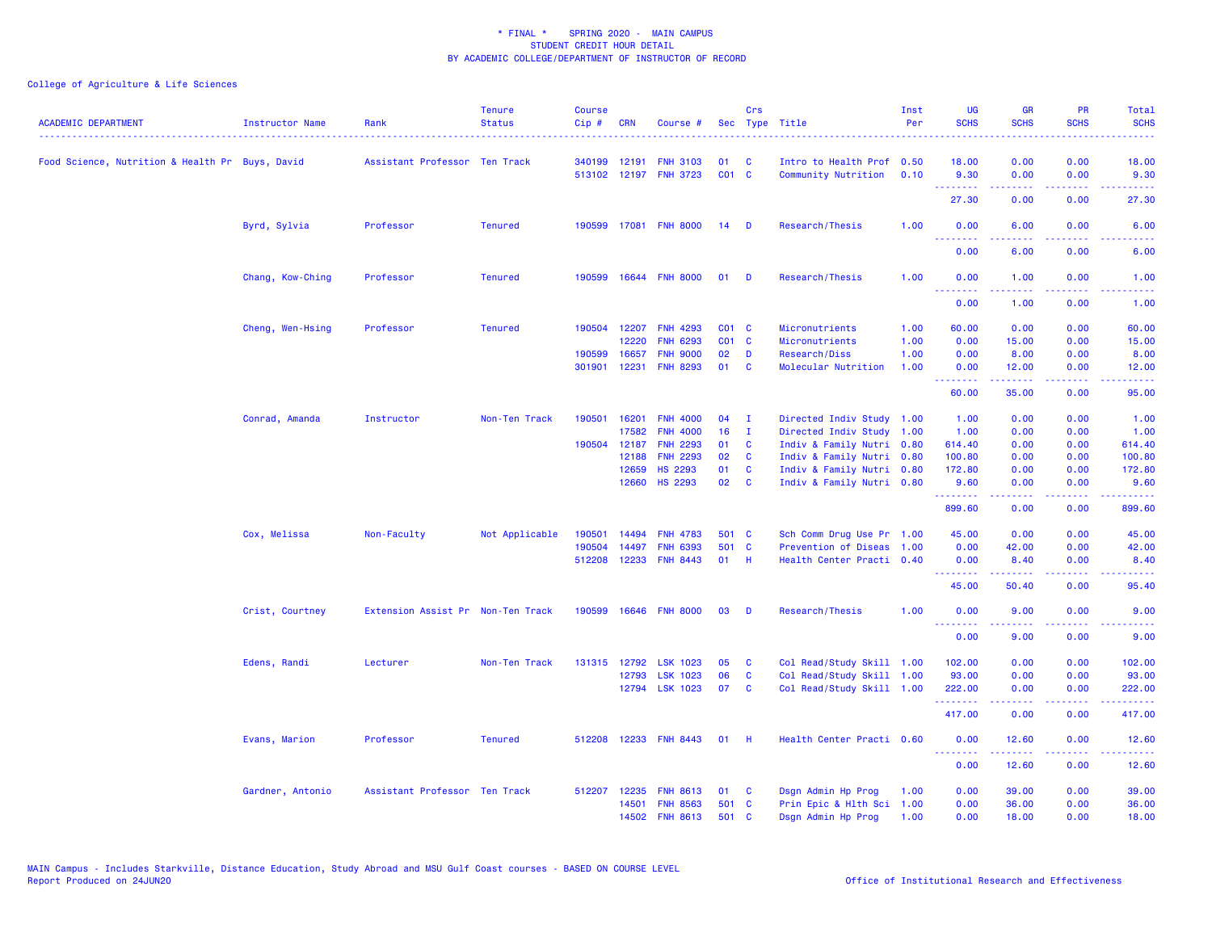\* FINAL \* SPRING 2020 - MAIN CAMPUS
STUDENT CREDIT HOUR DETAIL
BY ACADEMIC COLLEGE/DEPARTMENT OF INSTRUCTOR OF RECORD

College of Agriculture & Life Sciences

| ACADEMIC DEPARTMENT | Instructor Name | Rank | Tenure Status | Course Cip # | CRN | Course # | Sec | Crs Type | Title | Inst Per | UG SCHS | GR SCHS | PR SCHS | Total SCHS |
|---|---|---|---|---|---|---|---|---|---|---|---|---|---|---|
| Food Science, Nutrition & Health Pr | Buys, David | Assistant Professor | Ten Track | 340199 | 12191 | FNH 3103 | 01 | C | Intro to Health Prof | 0.50 | 18.00 | 0.00 | 0.00 | 18.00 |
| | | | | 513102 | 12197 | FNH 3723 | C01 | C | Community Nutrition | 0.10 | 9.30 | 0.00 | 0.00 | 9.30 |
| | | | | | | | | | | | 27.30 | 0.00 | 0.00 | 27.30 |
| | Byrd, Sylvia | Professor | Tenured | 190599 | 17081 | FNH 8000 | 14 | D | Research/Thesis | 1.00 | 0.00 | 6.00 | 0.00 | 6.00 |
| | | | | | | | | | | | 0.00 | 6.00 | 0.00 | 6.00 |
| | Chang, Kow-Ching | Professor | Tenured | 190599 | 16644 | FNH 8000 | 01 | D | Research/Thesis | 1.00 | 0.00 | 1.00 | 0.00 | 1.00 |
| | | | | | | | | | | | 0.00 | 1.00 | 0.00 | 1.00 |
| | Cheng, Wen-Hsing | Professor | Tenured | 190504 | 12207 | FNH 4293 | C01 | C | Micronutrients | 1.00 | 60.00 | 0.00 | 0.00 | 60.00 |
| | | | | | 12220 | FNH 6293 | C01 | C | Micronutrients | 1.00 | 0.00 | 15.00 | 0.00 | 15.00 |
| | | | | 190599 | 16657 | FNH 9000 | 02 | D | Research/Diss | 1.00 | 0.00 | 8.00 | 0.00 | 8.00 |
| | | | | 301901 | 12231 | FNH 8293 | 01 | C | Molecular Nutrition | 1.00 | 0.00 | 12.00 | 0.00 | 12.00 |
| | | | | | | | | | | | 60.00 | 35.00 | 0.00 | 95.00 |
| | Conrad, Amanda | Instructor | Non-Ten Track | 190501 | 16201 | FNH 4000 | 04 | I | Directed Indiv Study | 1.00 | 1.00 | 0.00 | 0.00 | 1.00 |
| | | | | | 17582 | FNH 4000 | 16 | I | Directed Indiv Study | 1.00 | 1.00 | 0.00 | 0.00 | 1.00 |
| | | | | 190504 | 12187 | FNH 2293 | 01 | C | Indiv & Family Nutri | 0.80 | 614.40 | 0.00 | 0.00 | 614.40 |
| | | | | | 12188 | FNH 2293 | 02 | C | Indiv & Family Nutri | 0.80 | 100.80 | 0.00 | 0.00 | 100.80 |
| | | | | | 12659 | HS 2293 | 01 | C | Indiv & Family Nutri | 0.80 | 172.80 | 0.00 | 0.00 | 172.80 |
| | | | | | 12660 | HS 2293 | 02 | C | Indiv & Family Nutri | 0.80 | 9.60 | 0.00 | 0.00 | 9.60 |
| | | | | | | | | | | | 899.60 | 0.00 | 0.00 | 899.60 |
| | Cox, Melissa | Non-Faculty | Not Applicable | 190501 | 14494 | FNH 4783 | 501 | C | Sch Comm Drug Use Pr | 1.00 | 45.00 | 0.00 | 0.00 | 45.00 |
| | | | | 190504 | 14497 | FNH 6393 | 501 | C | Prevention of Diseas | 1.00 | 0.00 | 42.00 | 0.00 | 42.00 |
| | | | | 512208 | 12233 | FNH 8443 | 01 | H | Health Center Practi | 0.40 | 0.00 | 8.40 | 0.00 | 8.40 |
| | | | | | | | | | | | 45.00 | 50.40 | 0.00 | 95.40 |
| | Crist, Courtney | Extension Assist Pr | Non-Ten Track | 190599 | 16646 | FNH 8000 | 03 | D | Research/Thesis | 1.00 | 0.00 | 9.00 | 0.00 | 9.00 |
| | | | | | | | | | | | 0.00 | 9.00 | 0.00 | 9.00 |
| | Edens, Randi | Lecturer | Non-Ten Track | 131315 | 12792 | LSK 1023 | 05 | C | Col Read/Study Skill | 1.00 | 102.00 | 0.00 | 0.00 | 102.00 |
| | | | | | 12793 | LSK 1023 | 06 | C | Col Read/Study Skill | 1.00 | 93.00 | 0.00 | 0.00 | 93.00 |
| | | | | | 12794 | LSK 1023 | 07 | C | Col Read/Study Skill | 1.00 | 222.00 | 0.00 | 0.00 | 222.00 |
| | | | | | | | | | | | 417.00 | 0.00 | 0.00 | 417.00 |
| | Evans, Marion | Professor | Tenured | 512208 | 12233 | FNH 8443 | 01 | H | Health Center Practi | 0.60 | 0.00 | 12.60 | 0.00 | 12.60 |
| | | | | | | | | | | | 0.00 | 12.60 | 0.00 | 12.60 |
| | Gardner, Antonio | Assistant Professor | Ten Track | 512207 | 12235 | FNH 8613 | 01 | C | Dsgn Admin Hp Prog | 1.00 | 0.00 | 39.00 | 0.00 | 39.00 |
| | | | | | 14501 | FNH 8563 | 501 | C | Prin Epic & Hlth Sci | 1.00 | 0.00 | 36.00 | 0.00 | 36.00 |
| | | | | | 14502 | FNH 8613 | 501 | C | Dsgn Admin Hp Prog | 1.00 | 0.00 | 18.00 | 0.00 | 18.00 |

MAIN Campus - Includes Starkville, Distance Education, Study Abroad and MSU Gulf Coast courses - BASED ON COURSE LEVEL
Report Produced on 24JUN20

Office of Institutional Research and Effectiveness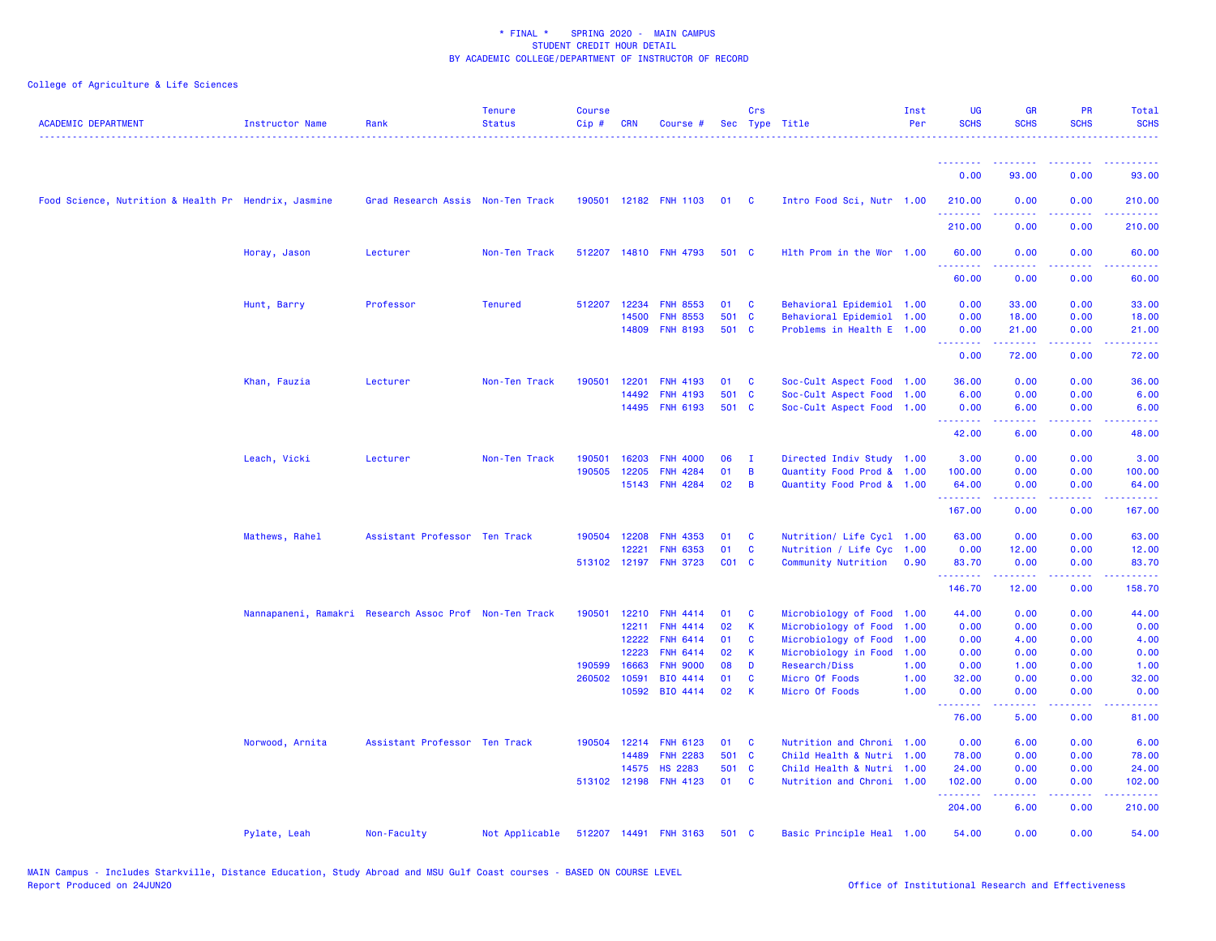\* FINAL \* SPRING 2020 - MAIN CAMPUS
STUDENT CREDIT HOUR DETAIL
BY ACADEMIC COLLEGE/DEPARTMENT OF INSTRUCTOR OF RECORD

College of Agriculture & Life Sciences

| ACADEMIC DEPARTMENT | Instructor Name | Rank | Tenure Status | Course Cip # | CRN | Course # | Sec | Crs Type | Title | Inst Per | UG SCHS | GR SCHS | PR SCHS | Total SCHS |
|---|---|---|---|---|---|---|---|---|---|---|---|---|---|---|
| | | | | | | | | | | | 0.00 | 93.00 | 0.00 | 93.00 |
| Food Science, Nutrition & Health Pr | Hendrix, Jasmine | Grad Research Assis | Non-Ten Track | 190501 | 12182 | FNH 1103 | 01 | C | Intro Food Sci, Nutr | 1.00 | 210.00 | 0.00 | 0.00 | 210.00 |
| | | | | | | | | | | | 210.00 | 0.00 | 0.00 | 210.00 |
| | Horay, Jason | Lecturer | Non-Ten Track | 512207 | 14810 | FNH 4793 | 501 | C | Hlth Prom in the Wor | 1.00 | 60.00 | 0.00 | 0.00 | 60.00 |
| | | | | | | | | | | | 60.00 | 0.00 | 0.00 | 60.00 |
| | Hunt, Barry | Professor | Tenured | 512207 | 12234 | FNH 8553 | 01 | C | Behavioral Epidemiol | 1.00 | 0.00 | 33.00 | 0.00 | 33.00 |
| | | | | | 14500 | FNH 8553 | 501 | C | Behavioral Epidemiol | 1.00 | 0.00 | 18.00 | 0.00 | 18.00 |
| | | | | | 14809 | FNH 8193 | 501 | C | Problems in Health E | 1.00 | 0.00 | 21.00 | 0.00 | 21.00 |
| | | | | | | | | | | | 0.00 | 72.00 | 0.00 | 72.00 |
| | Khan, Fauzia | Lecturer | Non-Ten Track | 190501 | 12201 | FNH 4193 | 01 | C | Soc-Cult Aspect Food | 1.00 | 36.00 | 0.00 | 0.00 | 36.00 |
| | | | | | 14492 | FNH 4193 | 501 | C | Soc-Cult Aspect Food | 1.00 | 6.00 | 0.00 | 0.00 | 6.00 |
| | | | | | 14495 | FNH 6193 | 501 | C | Soc-Cult Aspect Food | 1.00 | 0.00 | 6.00 | 0.00 | 6.00 |
| | | | | | | | | | | | 42.00 | 6.00 | 0.00 | 48.00 |
| | Leach, Vicki | Lecturer | Non-Ten Track | 190501 | 16203 | FNH 4000 | 06 | I | Directed Indiv Study | 1.00 | 3.00 | 0.00 | 0.00 | 3.00 |
| | | | | 190505 | 12205 | FNH 4284 | 01 | B | Quantity Food Prod & | 1.00 | 100.00 | 0.00 | 0.00 | 100.00 |
| | | | | | 15143 | FNH 4284 | 02 | B | Quantity Food Prod & | 1.00 | 64.00 | 0.00 | 0.00 | 64.00 |
| | | | | | | | | | | | 167.00 | 0.00 | 0.00 | 167.00 |
| | Mathews, Rahel | Assistant Professor | Ten Track | 190504 | 12208 | FNH 4353 | 01 | C | Nutrition/ Life Cycl | 1.00 | 63.00 | 0.00 | 0.00 | 63.00 |
| | | | | | 12221 | FNH 6353 | 01 | C | Nutrition / Life Cyc | 1.00 | 0.00 | 12.00 | 0.00 | 12.00 |
| | | | | 513102 | 12197 | FNH 3723 | C01 | C | Community Nutrition | 0.90 | 83.70 | 0.00 | 0.00 | 83.70 |
| | | | | | | | | | | | 146.70 | 12.00 | 0.00 | 158.70 |
| | Nannapaneni, Ramakri | Research Assoc Prof | Non-Ten Track | 190501 | 12210 | FNH 4414 | 01 | C | Microbiology of Food | 1.00 | 44.00 | 0.00 | 0.00 | 44.00 |
| | | | | | 12211 | FNH 4414 | 02 | K | Microbiology of Food | 1.00 | 0.00 | 0.00 | 0.00 | 0.00 |
| | | | | | 12222 | FNH 6414 | 01 | C | Microbiology of Food | 1.00 | 0.00 | 4.00 | 0.00 | 4.00 |
| | | | | | 12223 | FNH 6414 | 02 | K | Microbiology in Food | 1.00 | 0.00 | 0.00 | 0.00 | 0.00 |
| | | | | 190599 | 16663 | FNH 9000 | 08 | D | Research/Diss | 1.00 | 0.00 | 1.00 | 0.00 | 1.00 |
| | | | | 260502 | 10591 | BIO 4414 | 01 | C | Micro Of Foods | 1.00 | 32.00 | 0.00 | 0.00 | 32.00 |
| | | | | | 10592 | BIO 4414 | 02 | K | Micro Of Foods | 1.00 | 0.00 | 0.00 | 0.00 | 0.00 |
| | | | | | | | | | | | 76.00 | 5.00 | 0.00 | 81.00 |
| | Norwood, Arnita | Assistant Professor | Ten Track | 190504 | 12214 | FNH 6123 | 01 | C | Nutrition and Chroni | 1.00 | 0.00 | 6.00 | 0.00 | 6.00 |
| | | | | | 14489 | FNH 2283 | 501 | C | Child Health & Nutri | 1.00 | 78.00 | 0.00 | 0.00 | 78.00 |
| | | | | | 14575 | HS 2283 | 501 | C | Child Health & Nutri | 1.00 | 24.00 | 0.00 | 0.00 | 24.00 |
| | | | | 513102 | 12198 | FNH 4123 | 01 | C | Nutrition and Chroni | 1.00 | 102.00 | 0.00 | 0.00 | 102.00 |
| | | | | | | | | | | | 204.00 | 6.00 | 0.00 | 210.00 |
| | Pylate, Leah | Non-Faculty | Not Applicable | 512207 | 14491 | FNH 3163 | 501 | C | Basic Principle Heal | 1.00 | 54.00 | 0.00 | 0.00 | 54.00 |

MAIN Campus - Includes Starkville, Distance Education, Study Abroad and MSU Gulf Coast courses - BASED ON COURSE LEVEL
Report Produced on 24JUN20

Office of Institutional Research and Effectiveness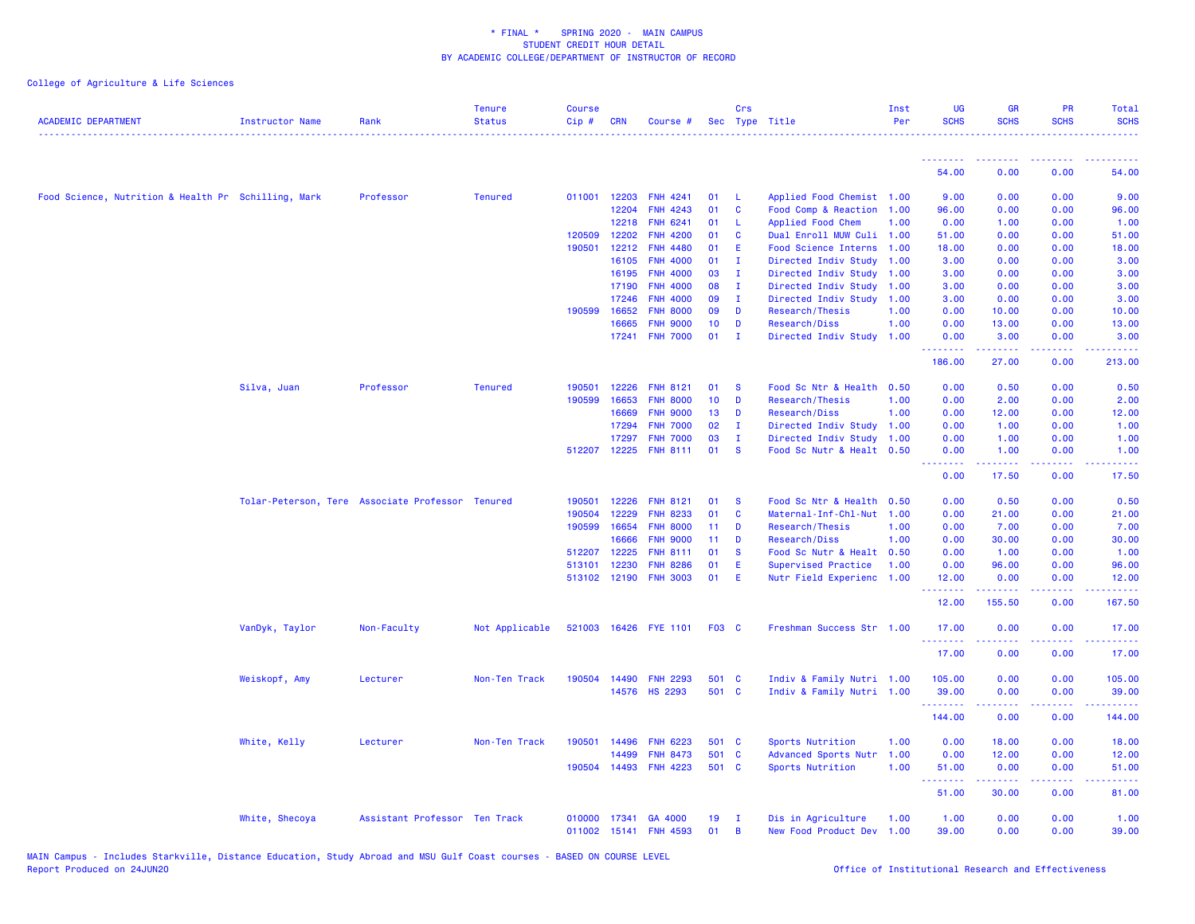\* FINAL \*    SPRING 2020 -  MAIN CAMPUS
STUDENT CREDIT HOUR DETAIL
BY ACADEMIC COLLEGE/DEPARTMENT OF INSTRUCTOR OF RECORD

College of Agriculture & Life Sciences

| ACADEMIC DEPARTMENT | Instructor Name | Rank | Tenure Status | Course Cip # | CRN | Course # | Sec | Crs Type | Title | Inst Per | UG SCHS | GR SCHS | PR SCHS | Total SCHS |
|---|---|---|---|---|---|---|---|---|---|---|---|---|---|---|
| | | | | | | | | | | | 54.00 | 0.00 | 0.00 | 54.00 |
| Food Science, Nutrition & Health Pr | Schilling, Mark | Professor | Tenured | 011001 | 12203 | FNH 4241 | 01 | L | Applied Food Chemist | 1.00 | 9.00 | 0.00 | 0.00 | 9.00 |
| | | | | | 12204 | FNH 4243 | 01 | C | Food Comp & Reaction | 1.00 | 96.00 | 0.00 | 0.00 | 96.00 |
| | | | | | 12218 | FNH 6241 | 01 | L | Applied Food Chem | 1.00 | 0.00 | 1.00 | 0.00 | 1.00 |
| | | | | 120509 | 12202 | FNH 4200 | 01 | C | Dual Enroll MUW Culi | 1.00 | 51.00 | 0.00 | 0.00 | 51.00 |
| | | | | 190501 | 12212 | FNH 4480 | 01 | E | Food Science Interns | 1.00 | 18.00 | 0.00 | 0.00 | 18.00 |
| | | | | | 16105 | FNH 4000 | 01 | I | Directed Indiv Study | 1.00 | 3.00 | 0.00 | 0.00 | 3.00 |
| | | | | | 16195 | FNH 4000 | 03 | I | Directed Indiv Study | 1.00 | 3.00 | 0.00 | 0.00 | 3.00 |
| | | | | | 17190 | FNH 4000 | 08 | I | Directed Indiv Study | 1.00 | 3.00 | 0.00 | 0.00 | 3.00 |
| | | | | | 17246 | FNH 4000 | 09 | I | Directed Indiv Study | 1.00 | 3.00 | 0.00 | 0.00 | 3.00 |
| | | | | 190599 | 16652 | FNH 8000 | 09 | D | Research/Thesis | 1.00 | 0.00 | 10.00 | 0.00 | 10.00 |
| | | | | | 16665 | FNH 9000 | 10 | D | Research/Diss | 1.00 | 0.00 | 13.00 | 0.00 | 13.00 |
| | | | | | 17241 | FNH 7000 | 01 | I | Directed Indiv Study | 1.00 | 0.00 | 3.00 | 0.00 | 3.00 |
| | | | | | | | | | | | 186.00 | 27.00 | 0.00 | 213.00 |
| | Silva, Juan | Professor | Tenured | 190501 | 12226 | FNH 8121 | 01 | S | Food Sc Ntr & Health | 0.50 | 0.00 | 0.50 | 0.00 | 0.50 |
| | | | | 190599 | 16653 | FNH 8000 | 10 | D | Research/Thesis | 1.00 | 0.00 | 2.00 | 0.00 | 2.00 |
| | | | | | 16669 | FNH 9000 | 13 | D | Research/Diss | 1.00 | 0.00 | 12.00 | 0.00 | 12.00 |
| | | | | | 17294 | FNH 7000 | 02 | I | Directed Indiv Study | 1.00 | 0.00 | 1.00 | 0.00 | 1.00 |
| | | | | | 17297 | FNH 7000 | 03 | I | Directed Indiv Study | 1.00 | 0.00 | 1.00 | 0.00 | 1.00 |
| | | | | 512207 | 12225 | FNH 8111 | 01 | S | Food Sc Nutr & Healt | 0.50 | 0.00 | 1.00 | 0.00 | 1.00 |
| | | | | | | | | | | | 0.00 | 17.50 | 0.00 | 17.50 |
| | Tolar-Peterson, Tere | Associate Professor | Tenured | 190501 | 12226 | FNH 8121 | 01 | S | Food Sc Ntr & Health | 0.50 | 0.00 | 0.50 | 0.00 | 0.50 |
| | | | | 190504 | 12229 | FNH 8233 | 01 | C | Maternal-Inf-Chl-Nut | 1.00 | 0.00 | 21.00 | 0.00 | 21.00 |
| | | | | 190599 | 16654 | FNH 8000 | 11 | D | Research/Thesis | 1.00 | 0.00 | 7.00 | 0.00 | 7.00 |
| | | | | | 16666 | FNH 9000 | 11 | D | Research/Diss | 1.00 | 0.00 | 30.00 | 0.00 | 30.00 |
| | | | | 512207 | 12225 | FNH 8111 | 01 | S | Food Sc Nutr & Healt | 0.50 | 0.00 | 1.00 | 0.00 | 1.00 |
| | | | | 513101 | 12230 | FNH 8286 | 01 | E | Supervised Practice | 1.00 | 0.00 | 96.00 | 0.00 | 96.00 |
| | | | | 513102 | 12190 | FNH 3003 | 01 | E | Nutr Field Experienc | 1.00 | 12.00 | 0.00 | 0.00 | 12.00 |
| | | | | | | | | | | | 12.00 | 155.50 | 0.00 | 167.50 |
| | VanDyk, Taylor | Non-Faculty | Not Applicable | 521003 | 16426 | FYE 1101 | F03 | C | Freshman Success Str | 1.00 | 17.00 | 0.00 | 0.00 | 17.00 |
| | | | | | | | | | | | 17.00 | 0.00 | 0.00 | 17.00 |
| | Weiskopf, Amy | Lecturer | Non-Ten Track | 190504 | 14490 | FNH 2293 | 501 | C | Indiv & Family Nutri | 1.00 | 105.00 | 0.00 | 0.00 | 105.00 |
| | | | | | 14576 | HS 2293 | 501 | C | Indiv & Family Nutri | 1.00 | 39.00 | 0.00 | 0.00 | 39.00 |
| | | | | | | | | | | | 144.00 | 0.00 | 0.00 | 144.00 |
| | White, Kelly | Lecturer | Non-Ten Track | 190501 | 14496 | FNH 6223 | 501 | C | Sports Nutrition | 1.00 | 0.00 | 18.00 | 0.00 | 18.00 |
| | | | | | 14499 | FNH 8473 | 501 | C | Advanced Sports Nutr | 1.00 | 0.00 | 12.00 | 0.00 | 12.00 |
| | | | | 190504 | 14493 | FNH 4223 | 501 | C | Sports Nutrition | 1.00 | 51.00 | 0.00 | 0.00 | 51.00 |
| | | | | | | | | | | | 51.00 | 30.00 | 0.00 | 81.00 |
| | White, Shecoya | Assistant Professor | Ten Track | 010000 | 17341 | GA 4000 | 19 | I | Dis in Agriculture | 1.00 | 1.00 | 0.00 | 0.00 | 1.00 |
| | | | | 011002 | 15141 | FNH 4593 | 01 | B | New Food Product Dev | 1.00 | 39.00 | 0.00 | 0.00 | 39.00 |

MAIN Campus - Includes Starkville, Distance Education, Study Abroad and MSU Gulf Coast courses - BASED ON COURSE LEVEL
Report Produced on 24JUN20 — Office of Institutional Research and Effectiveness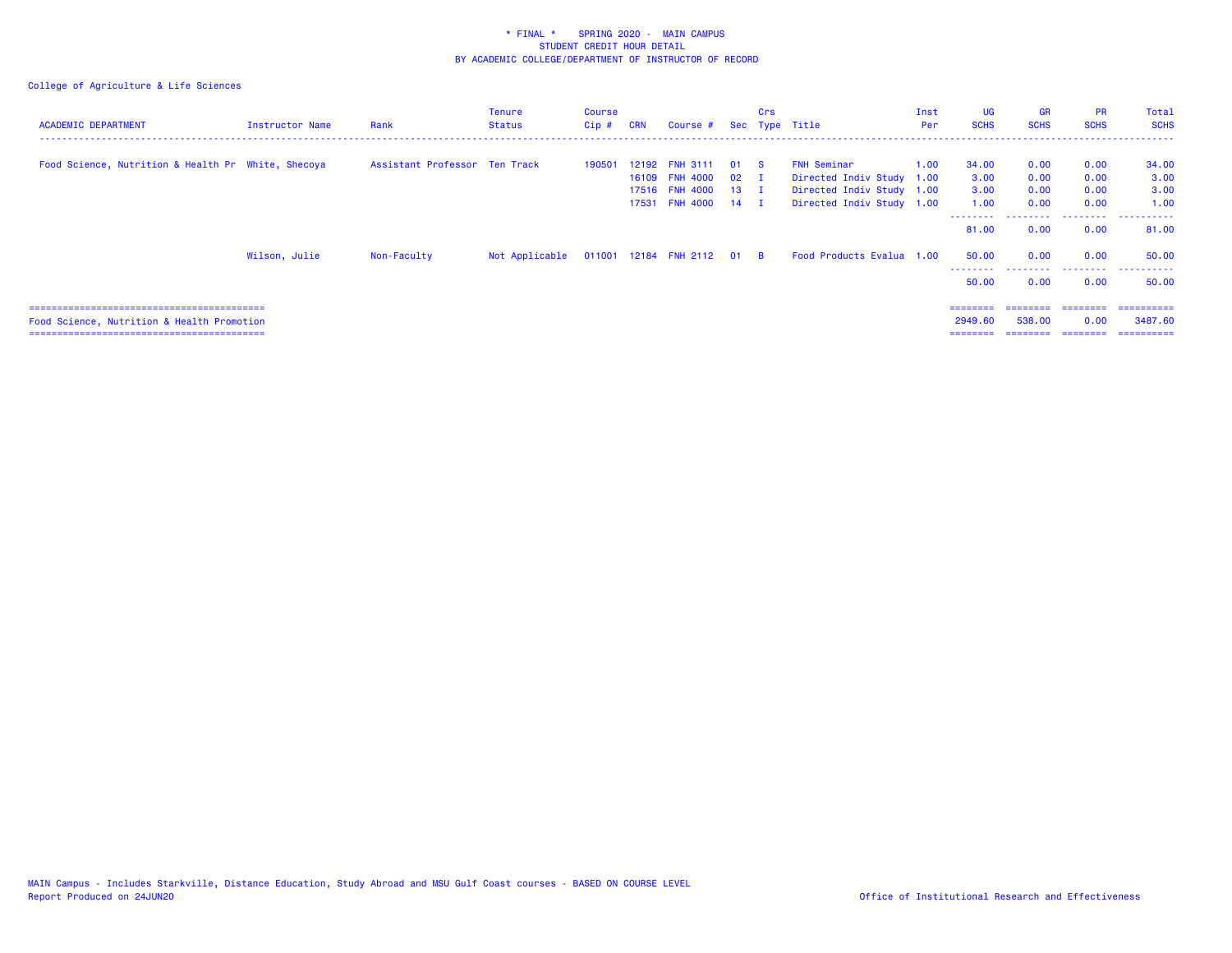* FINAL * SPRING 2020 - MAIN CAMPUS
STUDENT CREDIT HOUR DETAIL
BY ACADEMIC COLLEGE/DEPARTMENT OF INSTRUCTOR OF RECORD

College of Agriculture & Life Sciences

| ACADEMIC DEPARTMENT | Instructor Name | Rank | Tenure Status | Course Cip # | CRN | Course # | Sec | Crs Type | Title | Inst Per | UG SCHS | GR SCHS | PR SCHS | Total SCHS |
|---|---|---|---|---|---|---|---|---|---|---|---|---|---|---|
| Food Science, Nutrition & Health Pr | White, Shecoya | Assistant Professor | Ten Track | 190501 | 12192 | FNH 3111 | 01 | S | FNH Seminar | 1.00 | 34.00 | 0.00 | 0.00 | 34.00 |
| | | | | | 16109 | FNH 4000 | 02 | I | Directed Indiv Study | 1.00 | 3.00 | 0.00 | 0.00 | 3.00 |
| | | | | | 17516 | FNH 4000 | 13 | I | Directed Indiv Study | 1.00 | 3.00 | 0.00 | 0.00 | 3.00 |
| | | | | | 17531 | FNH 4000 | 14 | I | Directed Indiv Study | 1.00 | 1.00 | 0.00 | 0.00 | 1.00 |
| | | | | | | | | | | | 81.00 | 0.00 | 0.00 | 81.00 |
| | Wilson, Julie | Non-Faculty | Not Applicable | 011001 | 12184 | FNH 2112 | 01 | B | Food Products Evalua | 1.00 | 50.00 | 0.00 | 0.00 | 50.00 |
| | | | | | | | | | | | 50.00 | 0.00 | 0.00 | 50.00 |
| Food Science, Nutrition & Health Promotion | | | | | | | | | | | 2949.60 | 538.00 | 0.00 | 3487.60 |

MAIN Campus - Includes Starkville, Distance Education, Study Abroad and MSU Gulf Coast courses - BASED ON COURSE LEVEL
Report Produced on 24JUN20

Office of Institutional Research and Effectiveness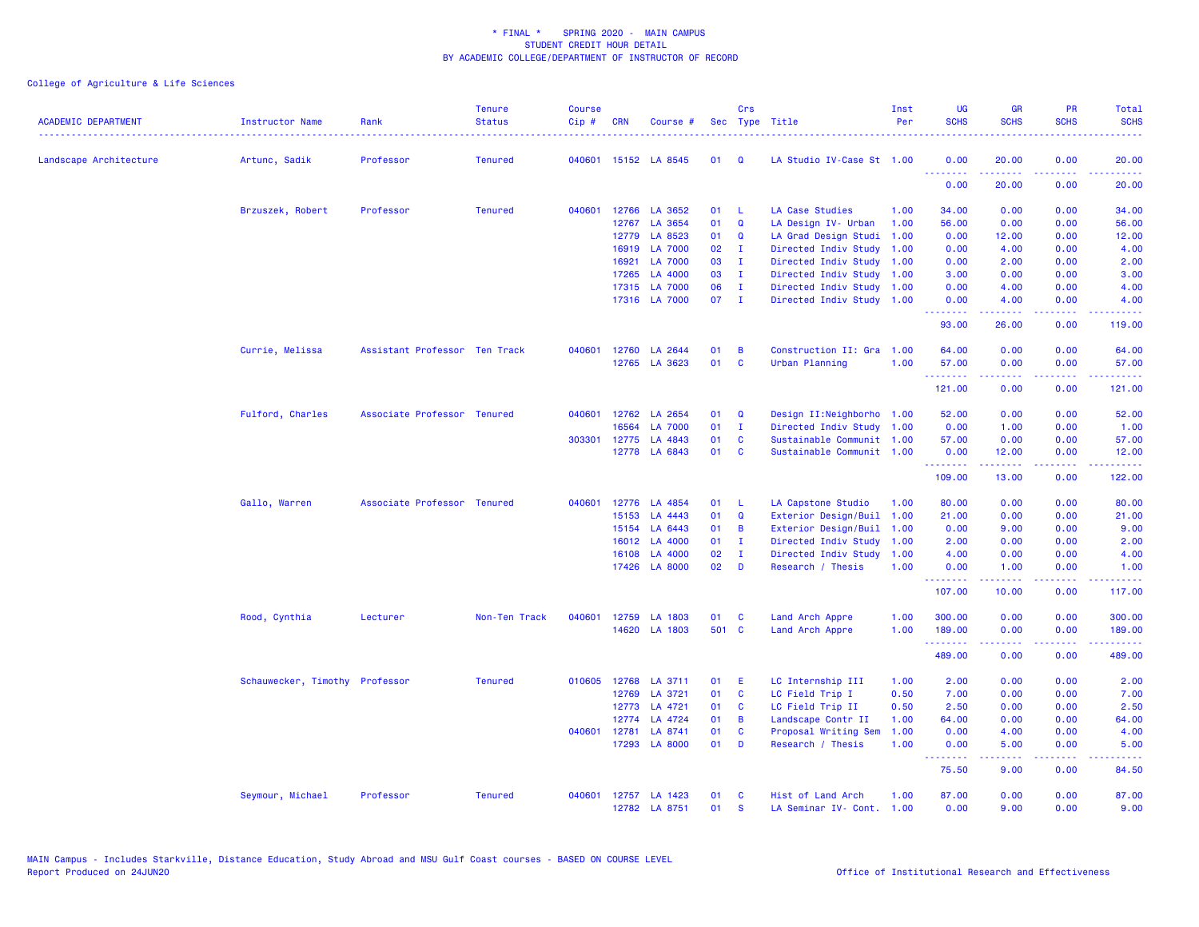* FINAL * SPRING 2020 - MAIN CAMPUS
STUDENT CREDIT HOUR DETAIL
BY ACADEMIC COLLEGE/DEPARTMENT OF INSTRUCTOR OF RECORD

College of Agriculture & Life Sciences

| ACADEMIC DEPARTMENT | Instructor Name | Rank | Tenure Status | Course Cip # | CRN | Course # | Sec | Crs Type | Title | Inst Per | UG SCHS | GR SCHS | PR SCHS | Total SCHS |
|---|---|---|---|---|---|---|---|---|---|---|---|---|---|---|
| Landscape Architecture | Artunc, Sadik | Professor | Tenured | 040601 | 15152 | LA 8545 | 01 | Q | LA Studio IV-Case St | 1.00 | 0.00 | 20.00 | 0.00 | 20.00 |
| | | | | | | | | | | | 0.00 | 20.00 | 0.00 | 20.00 |
| | Brzuszek, Robert | Professor | Tenured | 040601 | 12766 | LA 3652 | 01 | L | LA Case Studies | 1.00 | 34.00 | 0.00 | 0.00 | 34.00 |
| | | | | | 12767 | LA 3654 | 01 | Q | LA Design IV- Urban | 1.00 | 56.00 | 0.00 | 0.00 | 56.00 |
| | | | | | 12779 | LA 8523 | 01 | Q | LA Grad Design Studi | 1.00 | 0.00 | 12.00 | 0.00 | 12.00 |
| | | | | | 16919 | LA 7000 | 02 | I | Directed Indiv Study | 1.00 | 0.00 | 4.00 | 0.00 | 4.00 |
| | | | | | 16921 | LA 7000 | 03 | I | Directed Indiv Study | 1.00 | 0.00 | 2.00 | 0.00 | 2.00 |
| | | | | | 17265 | LA 4000 | 03 | I | Directed Indiv Study | 1.00 | 3.00 | 0.00 | 0.00 | 3.00 |
| | | | | | 17315 | LA 7000 | 06 | I | Directed Indiv Study | 1.00 | 0.00 | 4.00 | 0.00 | 4.00 |
| | | | | | 17316 | LA 7000 | 07 | I | Directed Indiv Study | 1.00 | 0.00 | 4.00 | 0.00 | 4.00 |
| | | | | | | | | | | | 93.00 | 26.00 | 0.00 | 119.00 |
| | Currie, Melissa | Assistant Professor | Ten Track | 040601 | 12760 | LA 2644 | 01 | B | Construction II: Gra | 1.00 | 64.00 | 0.00 | 0.00 | 64.00 |
| | | | | | 12765 | LA 3623 | 01 | C | Urban Planning | 1.00 | 57.00 | 0.00 | 0.00 | 57.00 |
| | | | | | | | | | | | 121.00 | 0.00 | 0.00 | 121.00 |
| | Fulford, Charles | Associate Professor | Tenured | 040601 | 12762 | LA 2654 | 01 | Q | Design II:Neighborho | 1.00 | 52.00 | 0.00 | 0.00 | 52.00 |
| | | | | | 16564 | LA 7000 | 01 | I | Directed Indiv Study | 1.00 | 0.00 | 1.00 | 0.00 | 1.00 |
| | | | | 303301 | 12775 | LA 4843 | 01 | C | Sustainable Communit | 1.00 | 57.00 | 0.00 | 0.00 | 57.00 |
| | | | | | 12778 | LA 6843 | 01 | C | Sustainable Communit | 1.00 | 0.00 | 12.00 | 0.00 | 12.00 |
| | | | | | | | | | | | 109.00 | 13.00 | 0.00 | 122.00 |
| | Gallo, Warren | Associate Professor | Tenured | 040601 | 12776 | LA 4854 | 01 | L | LA Capstone Studio | 1.00 | 80.00 | 0.00 | 0.00 | 80.00 |
| | | | | | 15153 | LA 4443 | 01 | Q | Exterior Design/Buil | 1.00 | 21.00 | 0.00 | 0.00 | 21.00 |
| | | | | | 15154 | LA 6443 | 01 | B | Exterior Design/Buil | 1.00 | 0.00 | 9.00 | 0.00 | 9.00 |
| | | | | | 16012 | LA 4000 | 01 | I | Directed Indiv Study | 1.00 | 2.00 | 0.00 | 0.00 | 2.00 |
| | | | | | 16108 | LA 4000 | 02 | I | Directed Indiv Study | 1.00 | 4.00 | 0.00 | 0.00 | 4.00 |
| | | | | | 17426 | LA 8000 | 02 | D | Research / Thesis | 1.00 | 0.00 | 1.00 | 0.00 | 1.00 |
| | | | | | | | | | | | 107.00 | 10.00 | 0.00 | 117.00 |
| | Rood, Cynthia | Lecturer | Non-Ten Track | 040601 | 12759 | LA 1803 | 01 | C | Land Arch Appre | 1.00 | 300.00 | 0.00 | 0.00 | 300.00 |
| | | | | | 14620 | LA 1803 | 501 | C | Land Arch Appre | 1.00 | 189.00 | 0.00 | 0.00 | 189.00 |
| | | | | | | | | | | | 489.00 | 0.00 | 0.00 | 489.00 |
| | Schauwecker, Timothy | Professor | Tenured | 010605 | 12768 | LA 3711 | 01 | E | LC Internship III | 1.00 | 2.00 | 0.00 | 0.00 | 2.00 |
| | | | | | 12769 | LA 3721 | 01 | C | LC Field Trip I | 0.50 | 7.00 | 0.00 | 0.00 | 7.00 |
| | | | | | 12773 | LA 4721 | 01 | C | LC Field Trip II | 0.50 | 2.50 | 0.00 | 0.00 | 2.50 |
| | | | | | 12774 | LA 4724 | 01 | B | Landscape Contr II | 1.00 | 64.00 | 0.00 | 0.00 | 64.00 |
| | | | | 040601 | 12781 | LA 8741 | 01 | C | Proposal Writing Sem | 1.00 | 0.00 | 4.00 | 0.00 | 4.00 |
| | | | | | 17293 | LA 8000 | 01 | D | Research / Thesis | 1.00 | 0.00 | 5.00 | 0.00 | 5.00 |
| | | | | | | | | | | | 75.50 | 9.00 | 0.00 | 84.50 |
| | Seymour, Michael | Professor | Tenured | 040601 | 12757 | LA 1423 | 01 | C | Hist of Land Arch | 1.00 | 87.00 | 0.00 | 0.00 | 87.00 |
| | | | | | 12782 | LA 8751 | 01 | S | LA Seminar IV- Cont. | 1.00 | 0.00 | 9.00 | 0.00 | 9.00 |

MAIN Campus - Includes Starkville, Distance Education, Study Abroad and MSU Gulf Coast courses - BASED ON COURSE LEVEL
Report Produced on 24JUN20

Office of Institutional Research and Effectiveness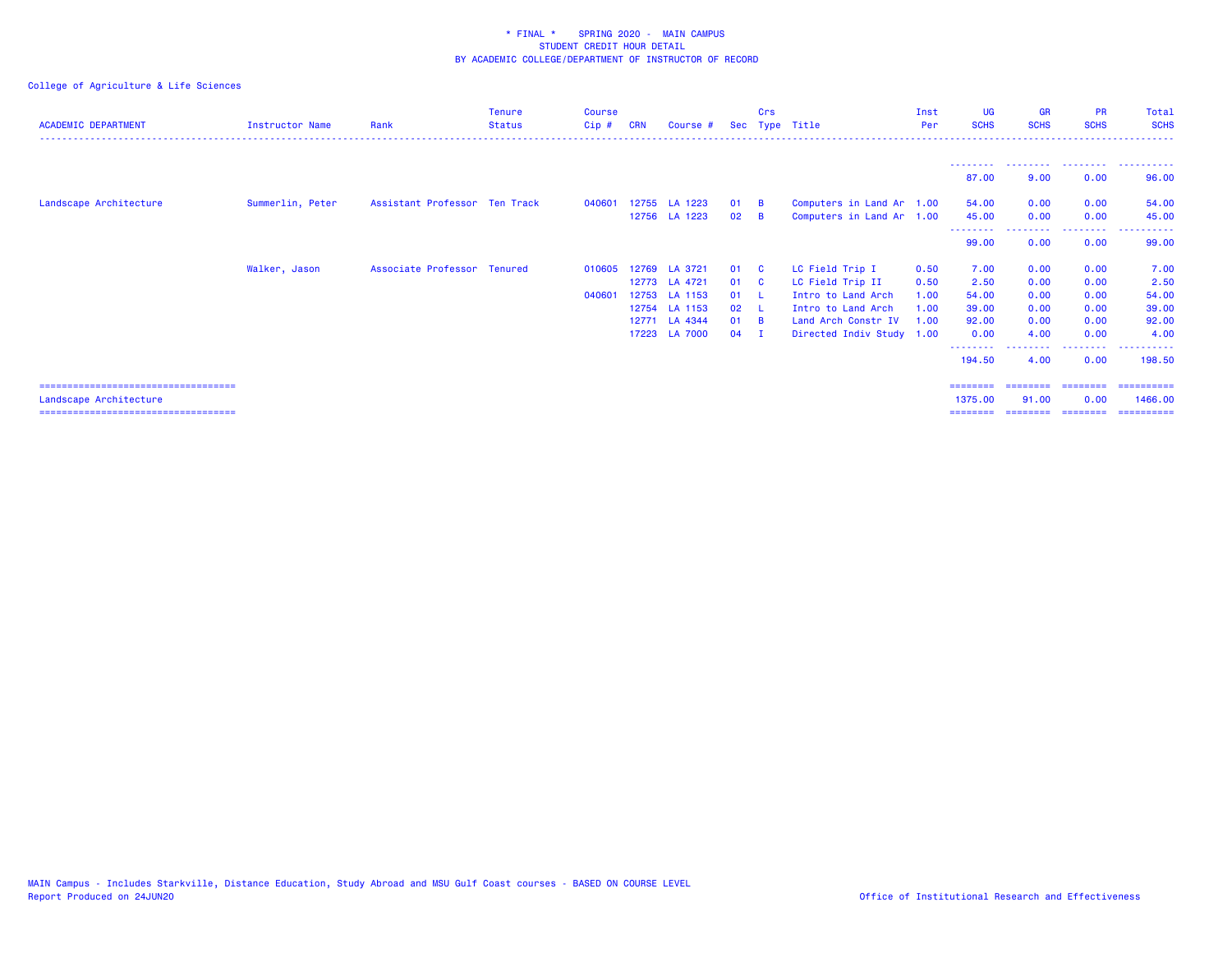\* FINAL \*    SPRING 2020 -  MAIN CAMPUS
STUDENT CREDIT HOUR DETAIL
BY ACADEMIC COLLEGE/DEPARTMENT OF INSTRUCTOR OF RECORD

College of Agriculture & Life Sciences

| ACADEMIC DEPARTMENT | Instructor Name | Rank | Tenure Status | Course Cip # | CRN | Course # | Sec | Crs Type | Title | Inst Per | UG SCHS | GR SCHS | PR SCHS | Total SCHS |
|---|---|---|---|---|---|---|---|---|---|---|---|---|---|---|
| | | | | | | | | | | | 87.00 | 9.00 | 0.00 | 96.00 |
| Landscape Architecture | Summerlin, Peter | Assistant Professor | Ten Track | 040601 | 12755 | LA 1223 | 01 | B | Computers in Land Ar | 1.00 | 54.00 | 0.00 | 0.00 | 54.00 |
| | | | | | 12756 | LA 1223 | 02 | B | Computers in Land Ar | 1.00 | 45.00 | 0.00 | 0.00 | 45.00 |
| | | | | | | | | | | | 99.00 | 0.00 | 0.00 | 99.00 |
| | Walker, Jason | Associate Professor | Tenured | 010605 | 12769 | LA 3721 | 01 | C | LC Field Trip I | 0.50 | 7.00 | 0.00 | 0.00 | 7.00 |
| | | | | | 12773 | LA 4721 | 01 | C | LC Field Trip II | 0.50 | 2.50 | 0.00 | 0.00 | 2.50 |
| | | | | 040601 | 12753 | LA 1153 | 01 | L | Intro to Land Arch | 1.00 | 54.00 | 0.00 | 0.00 | 54.00 |
| | | | | | 12754 | LA 1153 | 02 | L | Intro to Land Arch | 1.00 | 39.00 | 0.00 | 0.00 | 39.00 |
| | | | | | 12771 | LA 4344 | 01 | B | Land Arch Constr IV | 1.00 | 92.00 | 0.00 | 0.00 | 92.00 |
| | | | | | 17223 | LA 7000 | 04 | I | Directed Indiv Study | 1.00 | 0.00 | 4.00 | 0.00 | 4.00 |
| | | | | | | | | | | | 194.50 | 4.00 | 0.00 | 198.50 |
| Landscape Architecture | | | | | | | | | | | 1375.00 | 91.00 | 0.00 | 1466.00 |

MAIN Campus - Includes Starkville, Distance Education, Study Abroad and MSU Gulf Coast courses - BASED ON COURSE LEVEL
Report Produced on 24JUN20

Office of Institutional Research and Effectiveness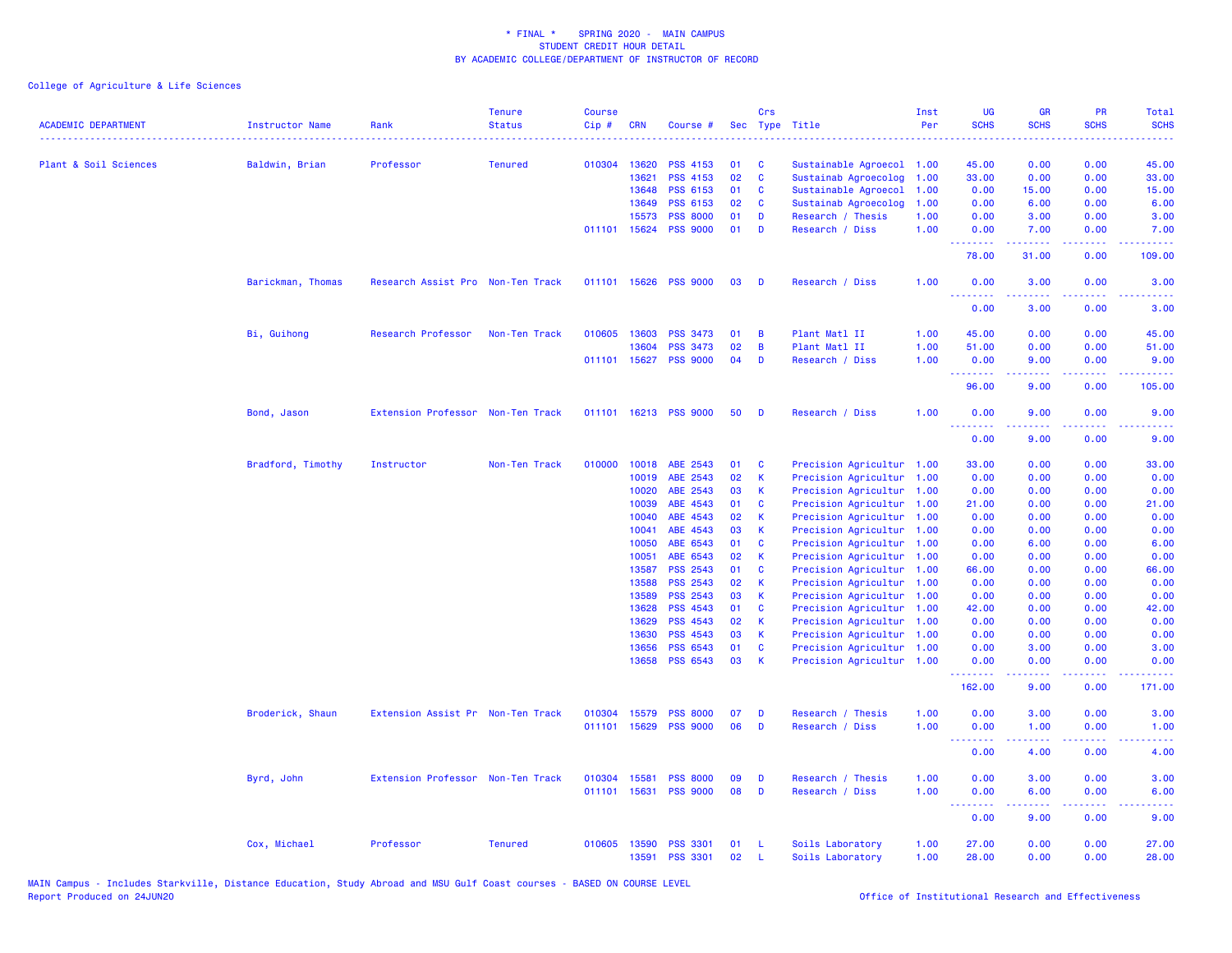# * FINAL * SPRING 2020 - MAIN CAMPUS
## STUDENT CREDIT HOUR DETAIL
### BY ACADEMIC COLLEGE/DEPARTMENT OF INSTRUCTOR OF RECORD

College of Agriculture & Life Sciences

| ACADEMIC DEPARTMENT | Instructor Name | Rank | Tenure Status | Course Cip # | CRN | Course # | Sec | Crs Type | Title | Inst Per | UG SCHS | GR SCHS | PR SCHS | Total SCHS |
|---|---|---|---|---|---|---|---|---|---|---|---|---|---|---|
| Plant & Soil Sciences | Baldwin, Brian | Professor | Tenured | 010304 | 13620 | PSS 4153 | 01 | C | Sustainable Agroecol | 1.00 | 45.00 | 0.00 | 0.00 | 45.00 |
| | | | | | 13621 | PSS 4153 | 02 | C | Sustainab Agroecolog | 1.00 | 33.00 | 0.00 | 0.00 | 33.00 |
| | | | | | 13648 | PSS 6153 | 01 | C | Sustainable Agroecol | 1.00 | 0.00 | 15.00 | 0.00 | 15.00 |
| | | | | | 13649 | PSS 6153 | 02 | C | Sustainab Agroecolog | 1.00 | 0.00 | 6.00 | 0.00 | 6.00 |
| | | | | | 15573 | PSS 8000 | 01 | D | Research / Thesis | 1.00 | 0.00 | 3.00 | 0.00 | 3.00 |
| | | | | 011101 | 15624 | PSS 9000 | 01 | D | Research / Diss | 1.00 | 0.00 | 7.00 | 0.00 | 7.00 |
| | | | | | | | | | | | 78.00 | 31.00 | 0.00 | 109.00 |
| | Barickman, Thomas | Research Assist Pro | Non-Ten Track | 011101 | 15626 | PSS 9000 | 03 | D | Research / Diss | 1.00 | 0.00 | 3.00 | 0.00 | 3.00 |
| | | | | | | | | | | | 0.00 | 3.00 | 0.00 | 3.00 |
| | Bi, Guihong | Research Professor | Non-Ten Track | 010605 | 13603 | PSS 3473 | 01 | B | Plant Matl II | 1.00 | 45.00 | 0.00 | 0.00 | 45.00 |
| | | | | | 13604 | PSS 3473 | 02 | B | Plant Matl II | 1.00 | 51.00 | 0.00 | 0.00 | 51.00 |
| | | | | 011101 | 15627 | PSS 9000 | 04 | D | Research / Diss | 1.00 | 0.00 | 9.00 | 0.00 | 9.00 |
| | | | | | | | | | | | 96.00 | 9.00 | 0.00 | 105.00 |
| | Bond, Jason | Extension Professor | Non-Ten Track | 011101 | 16213 | PSS 9000 | 50 | D | Research / Diss | 1.00 | 0.00 | 9.00 | 0.00 | 9.00 |
| | | | | | | | | | | | 0.00 | 9.00 | 0.00 | 9.00 |
| | Bradford, Timothy | Instructor | Non-Ten Track | 010000 | 10018 | ABE 2543 | 01 | C | Precision Agricultur | 1.00 | 33.00 | 0.00 | 0.00 | 33.00 |
| | | | | | 10019 | ABE 2543 | 02 | K | Precision Agricultur | 1.00 | 0.00 | 0.00 | 0.00 | 0.00 |
| | | | | | 10020 | ABE 2543 | 03 | K | Precision Agricultur | 1.00 | 0.00 | 0.00 | 0.00 | 0.00 |
| | | | | | 10039 | ABE 4543 | 01 | C | Precision Agricultur | 1.00 | 21.00 | 0.00 | 0.00 | 21.00 |
| | | | | | 10040 | ABE 4543 | 02 | K | Precision Agricultur | 1.00 | 0.00 | 0.00 | 0.00 | 0.00 |
| | | | | | 10041 | ABE 4543 | 03 | K | Precision Agricultur | 1.00 | 0.00 | 0.00 | 0.00 | 0.00 |
| | | | | | 10050 | ABE 6543 | 01 | C | Precision Agricultur | 1.00 | 0.00 | 6.00 | 0.00 | 6.00 |
| | | | | | 10051 | ABE 6543 | 02 | K | Precision Agricultur | 1.00 | 0.00 | 0.00 | 0.00 | 0.00 |
| | | | | | 13587 | PSS 2543 | 01 | C | Precision Agricultur | 1.00 | 66.00 | 0.00 | 0.00 | 66.00 |
| | | | | | 13588 | PSS 2543 | 02 | K | Precision Agricultur | 1.00 | 0.00 | 0.00 | 0.00 | 0.00 |
| | | | | | 13589 | PSS 2543 | 03 | K | Precision Agricultur | 1.00 | 0.00 | 0.00 | 0.00 | 0.00 |
| | | | | | 13628 | PSS 4543 | 01 | C | Precision Agricultur | 1.00 | 42.00 | 0.00 | 0.00 | 42.00 |
| | | | | | 13629 | PSS 4543 | 02 | K | Precision Agricultur | 1.00 | 0.00 | 0.00 | 0.00 | 0.00 |
| | | | | | 13630 | PSS 4543 | 03 | K | Precision Agricultur | 1.00 | 0.00 | 0.00 | 0.00 | 0.00 |
| | | | | | 13656 | PSS 6543 | 01 | C | Precision Agricultur | 1.00 | 0.00 | 3.00 | 0.00 | 3.00 |
| | | | | | 13658 | PSS 6543 | 03 | K | Precision Agricultur | 1.00 | 0.00 | 0.00 | 0.00 | 0.00 |
| | | | | | | | | | | | 162.00 | 9.00 | 0.00 | 171.00 |
| | Broderick, Shaun | Extension Assist Pr | Non-Ten Track | 010304 | 15579 | PSS 8000 | 07 | D | Research / Thesis | 1.00 | 0.00 | 3.00 | 0.00 | 3.00 |
| | | | | 011101 | 15629 | PSS 9000 | 06 | D | Research / Diss | 1.00 | 0.00 | 1.00 | 0.00 | 1.00 |
| | | | | | | | | | | | 0.00 | 4.00 | 0.00 | 4.00 |
| | Byrd, John | Extension Professor | Non-Ten Track | 010304 | 15581 | PSS 8000 | 09 | D | Research / Thesis | 1.00 | 0.00 | 3.00 | 0.00 | 3.00 |
| | | | | 011101 | 15631 | PSS 9000 | 08 | D | Research / Diss | 1.00 | 0.00 | 6.00 | 0.00 | 6.00 |
| | | | | | | | | | | | 0.00 | 9.00 | 0.00 | 9.00 |
| | Cox, Michael | Professor | Tenured | 010605 | 13590 | PSS 3301 | 01 | L | Soils Laboratory | 1.00 | 27.00 | 0.00 | 0.00 | 27.00 |
| | | | | | 13591 | PSS 3301 | 02 | L | Soils Laboratory | 1.00 | 28.00 | 0.00 | 0.00 | 28.00 |

MAIN Campus - Includes Starkville, Distance Education, Study Abroad and MSU Gulf Coast courses - BASED ON COURSE LEVEL
Report Produced on 24JUN20

Office of Institutional Research and Effectiveness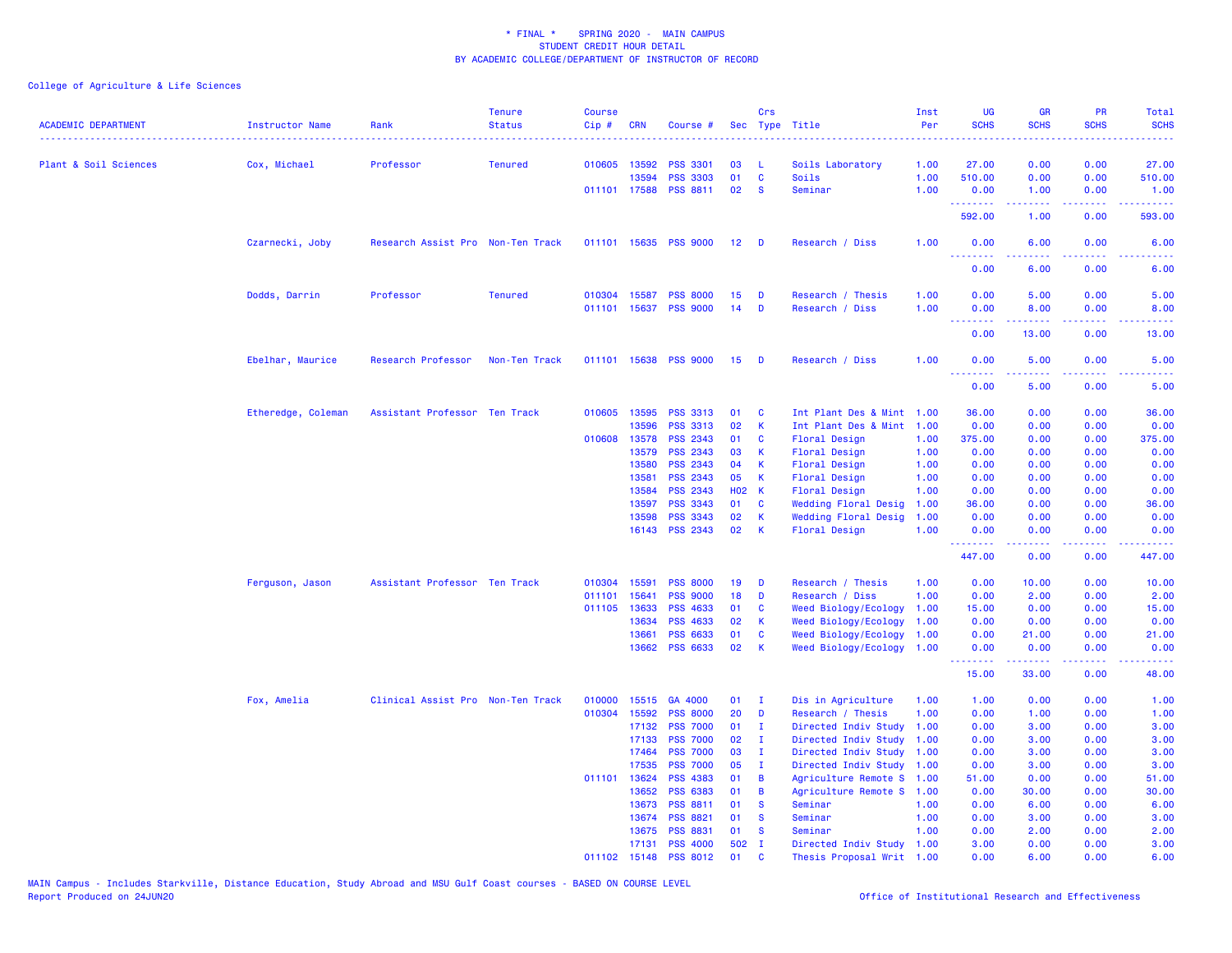\* FINAL \*    SPRING 2020 -  MAIN CAMPUS
STUDENT CREDIT HOUR DETAIL
BY ACADEMIC COLLEGE/DEPARTMENT OF INSTRUCTOR OF RECORD

College of Agriculture & Life Sciences

| ACADEMIC DEPARTMENT | Instructor Name | Rank | Tenure Status | Course Cip # | CRN | Course # | Sec | Crs Type | Title | Inst Per | UG SCHS | GR SCHS | PR SCHS | Total SCHS |
|---|---|---|---|---|---|---|---|---|---|---|---|---|---|---|
| Plant & Soil Sciences | Cox, Michael | Professor | Tenured | 010605 | 13592 | PSS 3301 | 03 | L | Soils Laboratory | 1.00 | 27.00 | 0.00 | 0.00 | 27.00 |
| | | | | | 13594 | PSS 3303 | 01 | C | Soils | 1.00 | 510.00 | 0.00 | 0.00 | 510.00 |
| | | | | 011101 | 17588 | PSS 8811 | 02 | S | Seminar | 1.00 | 0.00 | 1.00 | 0.00 | 1.00 |
| | | | | | | | | | | | 592.00 | 1.00 | 0.00 | 593.00 |
| | Czarnecki, Joby | Research Assist Pro | Non-Ten Track | 011101 | 15635 | PSS 9000 | 12 | D | Research / Diss | 1.00 | 0.00 | 6.00 | 0.00 | 6.00 |
| | | | | | | | | | | | 0.00 | 6.00 | 0.00 | 6.00 |
| | Dodds, Darrin | Professor | Tenured | 010304 | 15587 | PSS 8000 | 15 | D | Research / Thesis | 1.00 | 0.00 | 5.00 | 0.00 | 5.00 |
| | | | | 011101 | 15637 | PSS 9000 | 14 | D | Research / Diss | 1.00 | 0.00 | 8.00 | 0.00 | 8.00 |
| | | | | | | | | | | | 0.00 | 13.00 | 0.00 | 13.00 |
| | Ebelhar, Maurice | Research Professor | Non-Ten Track | 011101 | 15638 | PSS 9000 | 15 | D | Research / Diss | 1.00 | 0.00 | 5.00 | 0.00 | 5.00 |
| | | | | | | | | | | | 0.00 | 5.00 | 0.00 | 5.00 |
| | Etheredge, Coleman | Assistant Professor | Ten Track | 010605 | 13595 | PSS 3313 | 01 | C | Int Plant Des & Mint | 1.00 | 36.00 | 0.00 | 0.00 | 36.00 |
| | | | | | 13596 | PSS 3313 | 02 | K | Int Plant Des & Mint | 1.00 | 0.00 | 0.00 | 0.00 | 0.00 |
| | | | | 010608 | 13578 | PSS 2343 | 01 | C | Floral Design | 1.00 | 375.00 | 0.00 | 0.00 | 375.00 |
| | | | | | 13579 | PSS 2343 | 03 | K | Floral Design | 1.00 | 0.00 | 0.00 | 0.00 | 0.00 |
| | | | | | 13580 | PSS 2343 | 04 | K | Floral Design | 1.00 | 0.00 | 0.00 | 0.00 | 0.00 |
| | | | | | 13581 | PSS 2343 | 05 | K | Floral Design | 1.00 | 0.00 | 0.00 | 0.00 | 0.00 |
| | | | | | 13584 | PSS 2343 | H02 | K | Floral Design | 1.00 | 0.00 | 0.00 | 0.00 | 0.00 |
| | | | | | 13597 | PSS 3343 | 01 | C | Wedding Floral Desig | 1.00 | 36.00 | 0.00 | 0.00 | 36.00 |
| | | | | | 13598 | PSS 3343 | 02 | K | Wedding Floral Desig | 1.00 | 0.00 | 0.00 | 0.00 | 0.00 |
| | | | | | 16143 | PSS 2343 | 02 | K | Floral Design | 1.00 | 0.00 | 0.00 | 0.00 | 0.00 |
| | | | | | | | | | | | 447.00 | 0.00 | 0.00 | 447.00 |
| | Ferguson, Jason | Assistant Professor | Ten Track | 010304 | 15591 | PSS 8000 | 19 | D | Research / Thesis | 1.00 | 0.00 | 10.00 | 0.00 | 10.00 |
| | | | | 011101 | 15641 | PSS 9000 | 18 | D | Research / Diss | 1.00 | 0.00 | 2.00 | 0.00 | 2.00 |
| | | | | 011105 | 13633 | PSS 4633 | 01 | C | Weed Biology/Ecology | 1.00 | 15.00 | 0.00 | 0.00 | 15.00 |
| | | | | | 13634 | PSS 4633 | 02 | K | Weed Biology/Ecology | 1.00 | 0.00 | 0.00 | 0.00 | 0.00 |
| | | | | | 13661 | PSS 6633 | 01 | C | Weed Biology/Ecology | 1.00 | 0.00 | 21.00 | 0.00 | 21.00 |
| | | | | | 13662 | PSS 6633 | 02 | K | Weed Biology/Ecology | 1.00 | 0.00 | 0.00 | 0.00 | 0.00 |
| | | | | | | | | | | | 15.00 | 33.00 | 0.00 | 48.00 |
| | Fox, Amelia | Clinical Assist Pro | Non-Ten Track | 010000 | 15515 | GA 4000 | 01 | I | Dis in Agriculture | 1.00 | 1.00 | 0.00 | 0.00 | 1.00 |
| | | | | 010304 | 15592 | PSS 8000 | 20 | D | Research / Thesis | 1.00 | 0.00 | 1.00 | 0.00 | 1.00 |
| | | | | | 17132 | PSS 7000 | 01 | I | Directed Indiv Study | 1.00 | 0.00 | 3.00 | 0.00 | 3.00 |
| | | | | | 17133 | PSS 7000 | 02 | I | Directed Indiv Study | 1.00 | 0.00 | 3.00 | 0.00 | 3.00 |
| | | | | | 17464 | PSS 7000 | 03 | I | Directed Indiv Study | 1.00 | 0.00 | 3.00 | 0.00 | 3.00 |
| | | | | | 17535 | PSS 7000 | 05 | I | Directed Indiv Study | 1.00 | 0.00 | 3.00 | 0.00 | 3.00 |
| | | | | 011101 | 13624 | PSS 4383 | 01 | B | Agriculture Remote S | 1.00 | 51.00 | 0.00 | 0.00 | 51.00 |
| | | | | | 13652 | PSS 6383 | 01 | B | Agriculture Remote S | 1.00 | 0.00 | 30.00 | 0.00 | 30.00 |
| | | | | | 13673 | PSS 8811 | 01 | S | Seminar | 1.00 | 0.00 | 6.00 | 0.00 | 6.00 |
| | | | | | 13674 | PSS 8821 | 01 | S | Seminar | 1.00 | 0.00 | 3.00 | 0.00 | 3.00 |
| | | | | | 13675 | PSS 8831 | 01 | S | Seminar | 1.00 | 0.00 | 2.00 | 0.00 | 2.00 |
| | | | | | 17131 | PSS 4000 | 502 | I | Directed Indiv Study | 1.00 | 3.00 | 0.00 | 0.00 | 3.00 |
| | | | | 011102 | 15148 | PSS 8012 | 01 | C | Thesis Proposal Writ | 1.00 | 0.00 | 6.00 | 0.00 | 6.00 |

MAIN Campus - Includes Starkville, Distance Education, Study Abroad and MSU Gulf Coast courses - BASED ON COURSE LEVEL
Report Produced on 24JUN20    Office of Institutional Research and Effectiveness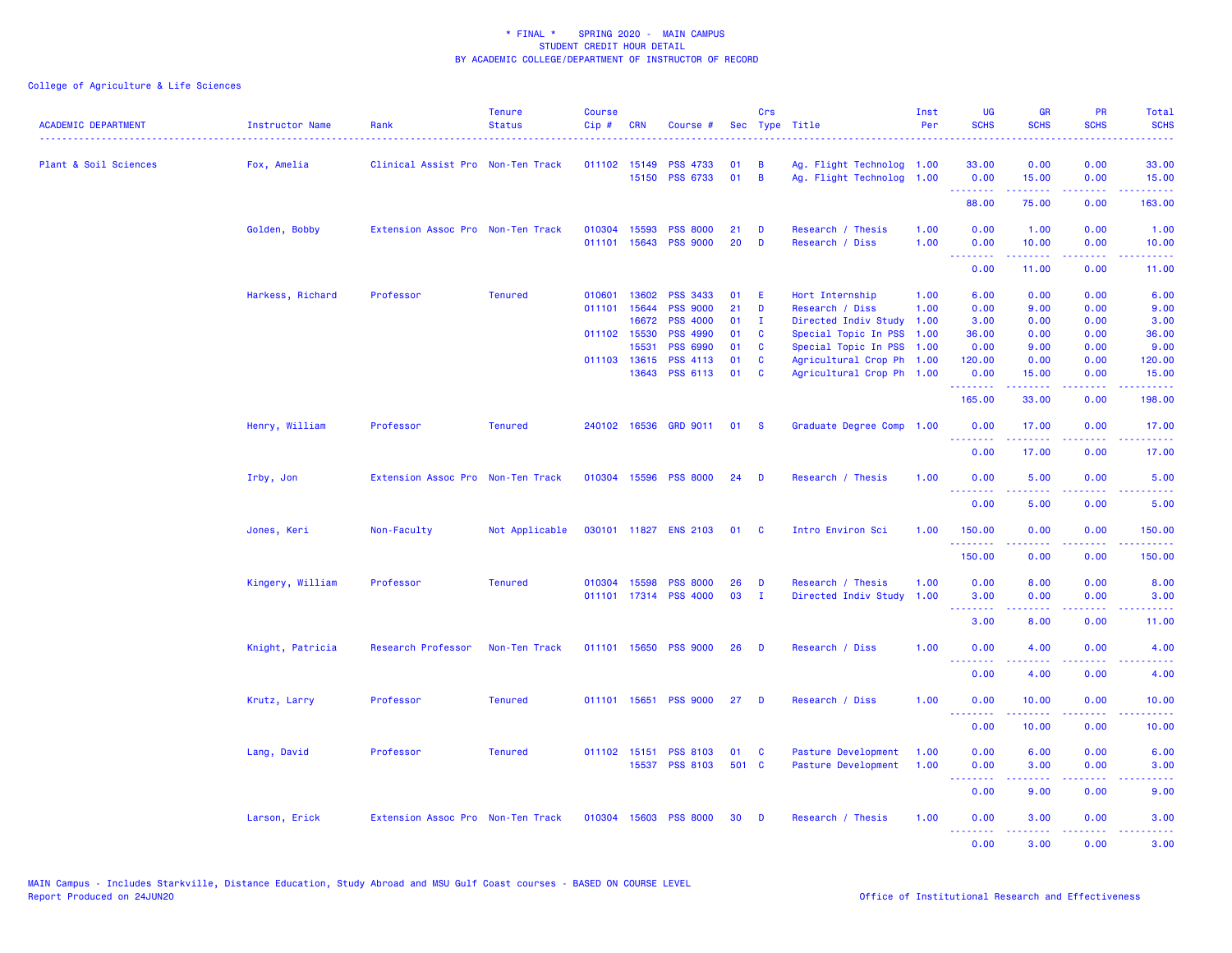\* FINAL \* SPRING 2020 - MAIN CAMPUS
STUDENT CREDIT HOUR DETAIL
BY ACADEMIC COLLEGE/DEPARTMENT OF INSTRUCTOR OF RECORD

College of Agriculture & Life Sciences

| ACADEMIC DEPARTMENT | Instructor Name | Rank | Tenure Status | Course Cip # | CRN | Course # | Sec | Crs Type | Title | Inst Per | UG SCHS | GR SCHS | PR SCHS | Total SCHS |
|---|---|---|---|---|---|---|---|---|---|---|---|---|---|---|
| Plant & Soil Sciences | Fox, Amelia | Clinical Assist Pro | Non-Ten Track | 011102 | 15149 | PSS 4733 | 01 | B | Ag. Flight Technolog | 1.00 | 33.00 | 0.00 | 0.00 | 33.00 |
| | | | | | 15150 | PSS 6733 | 01 | B | Ag. Flight Technolog | 1.00 | 0.00 | 15.00 | 0.00 | 15.00 |
| | | | | | | | | | | | 88.00 | 75.00 | 0.00 | 163.00 |
| | Golden, Bobby | Extension Assoc Pro | Non-Ten Track | 010304 | 15593 | PSS 8000 | 21 | D | Research / Thesis | 1.00 | 0.00 | 1.00 | 0.00 | 1.00 |
| | | | | 011101 | 15643 | PSS 9000 | 20 | D | Research / Diss | 1.00 | 0.00 | 10.00 | 0.00 | 10.00 |
| | | | | | | | | | | | 0.00 | 11.00 | 0.00 | 11.00 |
| | Harkess, Richard | Professor | Tenured | 010601 | 13602 | PSS 3433 | 01 | E | Hort Internship | 1.00 | 6.00 | 0.00 | 0.00 | 6.00 |
| | | | | 011101 | 15644 | PSS 9000 | 21 | D | Research / Diss | 1.00 | 0.00 | 9.00 | 0.00 | 9.00 |
| | | | | | 16672 | PSS 4000 | 01 | I | Directed Indiv Study | 1.00 | 3.00 | 0.00 | 0.00 | 3.00 |
| | | | | 011102 | 15530 | PSS 4990 | 01 | C | Special Topic In PSS | 1.00 | 36.00 | 0.00 | 0.00 | 36.00 |
| | | | | | 15531 | PSS 6990 | 01 | C | Special Topic In PSS | 1.00 | 0.00 | 9.00 | 0.00 | 9.00 |
| | | | | 011103 | 13615 | PSS 4113 | 01 | C | Agricultural Crop Ph | 1.00 | 120.00 | 0.00 | 0.00 | 120.00 |
| | | | | | 13643 | PSS 6113 | 01 | C | Agricultural Crop Ph | 1.00 | 0.00 | 15.00 | 0.00 | 15.00 |
| | | | | | | | | | | | 165.00 | 33.00 | 0.00 | 198.00 |
| | Henry, William | Professor | Tenured | 240102 | 16536 | GRD 9011 | 01 | S | Graduate Degree Comp | 1.00 | 0.00 | 17.00 | 0.00 | 17.00 |
| | | | | | | | | | | | 0.00 | 17.00 | 0.00 | 17.00 |
| | Irby, Jon | Extension Assoc Pro | Non-Ten Track | 010304 | 15596 | PSS 8000 | 24 | D | Research / Thesis | 1.00 | 0.00 | 5.00 | 0.00 | 5.00 |
| | | | | | | | | | | | 0.00 | 5.00 | 0.00 | 5.00 |
| | Jones, Keri | Non-Faculty | Not Applicable | 030101 | 11827 | ENS 2103 | 01 | C | Intro Environ Sci | 1.00 | 150.00 | 0.00 | 0.00 | 150.00 |
| | | | | | | | | | | | 150.00 | 0.00 | 0.00 | 150.00 |
| | Kingery, William | Professor | Tenured | 010304 | 15598 | PSS 8000 | 26 | D | Research / Thesis | 1.00 | 0.00 | 8.00 | 0.00 | 8.00 |
| | | | | 011101 | 17314 | PSS 4000 | 03 | I | Directed Indiv Study | 1.00 | 3.00 | 0.00 | 0.00 | 3.00 |
| | | | | | | | | | | | 3.00 | 8.00 | 0.00 | 11.00 |
| | Knight, Patricia | Research Professor | Non-Ten Track | 011101 | 15650 | PSS 9000 | 26 | D | Research / Diss | 1.00 | 0.00 | 4.00 | 0.00 | 4.00 |
| | | | | | | | | | | | 0.00 | 4.00 | 0.00 | 4.00 |
| | Krutz, Larry | Professor | Tenured | 011101 | 15651 | PSS 9000 | 27 | D | Research / Diss | 1.00 | 0.00 | 10.00 | 0.00 | 10.00 |
| | | | | | | | | | | | 0.00 | 10.00 | 0.00 | 10.00 |
| | Lang, David | Professor | Tenured | 011102 | 15151 | PSS 8103 | 01 | C | Pasture Development | 1.00 | 0.00 | 6.00 | 0.00 | 6.00 |
| | | | | | 15537 | PSS 8103 | 501 | C | Pasture Development | 1.00 | 0.00 | 3.00 | 0.00 | 3.00 |
| | | | | | | | | | | | 0.00 | 9.00 | 0.00 | 9.00 |
| | Larson, Erick | Extension Assoc Pro | Non-Ten Track | 010304 | 15603 | PSS 8000 | 30 | D | Research / Thesis | 1.00 | 0.00 | 3.00 | 0.00 | 3.00 |
| | | | | | | | | | | | 0.00 | 3.00 | 0.00 | 3.00 |

MAIN Campus - Includes Starkville, Distance Education, Study Abroad and MSU Gulf Coast courses - BASED ON COURSE LEVEL
Report Produced on 24JUN20

Office of Institutional Research and Effectiveness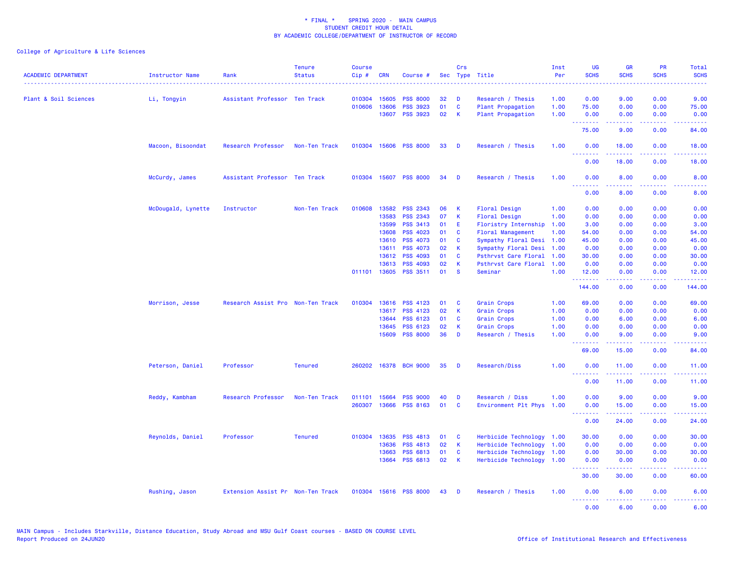# * FINAL * SPRING 2020 - MAIN CAMPUS
## STUDENT CREDIT HOUR DETAIL
## BY ACADEMIC COLLEGE/DEPARTMENT OF INSTRUCTOR OF RECORD

College of Agriculture & Life Sciences

| ACADEMIC DEPARTMENT | Instructor Name | Rank | Tenure Status | Course Cip # | CRN | Course # | Sec | Crs Type | Title | Inst Per | UG SCHS | GR SCHS | PR SCHS | Total SCHS |
|---|---|---|---|---|---|---|---|---|---|---|---|---|---|---|
| Plant & Soil Sciences | Li, Tongyin | Assistant Professor | Ten Track | 010304 | 15605 | PSS 8000 | 32 | D | Research / Thesis | 1.00 | 0.00 | 9.00 | 0.00 | 9.00 |
| | | | | 010606 | 13606 | PSS 3923 | 01 | C | Plant Propagation | 1.00 | 75.00 | 0.00 | 0.00 | 75.00 |
| | | | | | 13607 | PSS 3923 | 02 | K | Plant Propagation | 1.00 | 0.00 | 0.00 | 0.00 | 0.00 |
| | | | | | | | | | | | 75.00 | 9.00 | 0.00 | 84.00 |
| | Macoon, Bisoondat | Research Professor | Non-Ten Track | 010304 | 15606 | PSS 8000 | 33 | D | Research / Thesis | 1.00 | 0.00 | 18.00 | 0.00 | 18.00 |
| | | | | | | | | | | | 0.00 | 18.00 | 0.00 | 18.00 |
| | McCurdy, James | Assistant Professor | Ten Track | 010304 | 15607 | PSS 8000 | 34 | D | Research / Thesis | 1.00 | 0.00 | 8.00 | 0.00 | 8.00 |
| | | | | | | | | | | | 0.00 | 8.00 | 0.00 | 8.00 |
| | McDougald, Lynette | Instructor | Non-Ten Track | 010608 | 13582 | PSS 2343 | 06 | K | Floral Design | 1.00 | 0.00 | 0.00 | 0.00 | 0.00 |
| | | | | | 13583 | PSS 2343 | 07 | K | Floral Design | 1.00 | 0.00 | 0.00 | 0.00 | 0.00 |
| | | | | | 13599 | PSS 3413 | 01 | E | Floristry Internship | 1.00 | 3.00 | 0.00 | 0.00 | 3.00 |
| | | | | | 13608 | PSS 4023 | 01 | C | Floral Management | 1.00 | 54.00 | 0.00 | 0.00 | 54.00 |
| | | | | | 13610 | PSS 4073 | 01 | C | Sympathy Floral Desi | 1.00 | 45.00 | 0.00 | 0.00 | 45.00 |
| | | | | | 13611 | PSS 4073 | 02 | K | Sympathy Floral Desi | 1.00 | 0.00 | 0.00 | 0.00 | 0.00 |
| | | | | | 13612 | PSS 4093 | 01 | C | Psthrvst Care Floral | 1.00 | 30.00 | 0.00 | 0.00 | 30.00 |
| | | | | | 13613 | PSS 4093 | 02 | K | Psthrvst Care Floral | 1.00 | 0.00 | 0.00 | 0.00 | 0.00 |
| | | | | 011101 | 13605 | PSS 3511 | 01 | S | Seminar | 1.00 | 12.00 | 0.00 | 0.00 | 12.00 |
| | | | | | | | | | | | 144.00 | 0.00 | 0.00 | 144.00 |
| | Morrison, Jesse | Research Assist Pro | Non-Ten Track | 010304 | 13616 | PSS 4123 | 01 | C | Grain Crops | 1.00 | 69.00 | 0.00 | 0.00 | 69.00 |
| | | | | | 13617 | PSS 4123 | 02 | K | Grain Crops | 1.00 | 0.00 | 0.00 | 0.00 | 0.00 |
| | | | | | 13644 | PSS 6123 | 01 | C | Grain Crops | 1.00 | 0.00 | 6.00 | 0.00 | 6.00 |
| | | | | | 13645 | PSS 6123 | 02 | K | Grain Crops | 1.00 | 0.00 | 0.00 | 0.00 | 0.00 |
| | | | | | 15609 | PSS 8000 | 36 | D | Research / Thesis | 1.00 | 0.00 | 9.00 | 0.00 | 9.00 |
| | | | | | | | | | | | 69.00 | 15.00 | 0.00 | 84.00 |
| | Peterson, Daniel | Professor | Tenured | 260202 | 16378 | BCH 9000 | 35 | D | Research/Diss | 1.00 | 0.00 | 11.00 | 0.00 | 11.00 |
| | | | | | | | | | | | 0.00 | 11.00 | 0.00 | 11.00 |
| | Reddy, Kambham | Research Professor | Non-Ten Track | 011101 | 15664 | PSS 9000 | 40 | D | Research / Diss | 1.00 | 0.00 | 9.00 | 0.00 | 9.00 |
| | | | | 260307 | 13666 | PSS 8163 | 01 | C | Environment Plt Phys | 1.00 | 0.00 | 15.00 | 0.00 | 15.00 |
| | | | | | | | | | | | 0.00 | 24.00 | 0.00 | 24.00 |
| | Reynolds, Daniel | Professor | Tenured | 010304 | 13635 | PSS 4813 | 01 | C | Herbicide Technology | 1.00 | 30.00 | 0.00 | 0.00 | 30.00 |
| | | | | | 13636 | PSS 4813 | 02 | K | Herbicide Technology | 1.00 | 0.00 | 0.00 | 0.00 | 0.00 |
| | | | | | 13663 | PSS 6813 | 01 | C | Herbicide Technology | 1.00 | 0.00 | 30.00 | 0.00 | 30.00 |
| | | | | | 13664 | PSS 6813 | 02 | K | Herbicide Technology | 1.00 | 0.00 | 0.00 | 0.00 | 0.00 |
| | | | | | | | | | | | 30.00 | 30.00 | 0.00 | 60.00 |
| | Rushing, Jason | Extension Assist Pr | Non-Ten Track | 010304 | 15616 | PSS 8000 | 43 | D | Research / Thesis | 1.00 | 0.00 | 6.00 | 0.00 | 6.00 |
| | | | | | | | | | | | 0.00 | 6.00 | 0.00 | 6.00 |

MAIN Campus - Includes Starkville, Distance Education, Study Abroad and MSU Gulf Coast courses - BASED ON COURSE LEVEL
Report Produced on 24JUN20

Office of Institutional Research and Effectiveness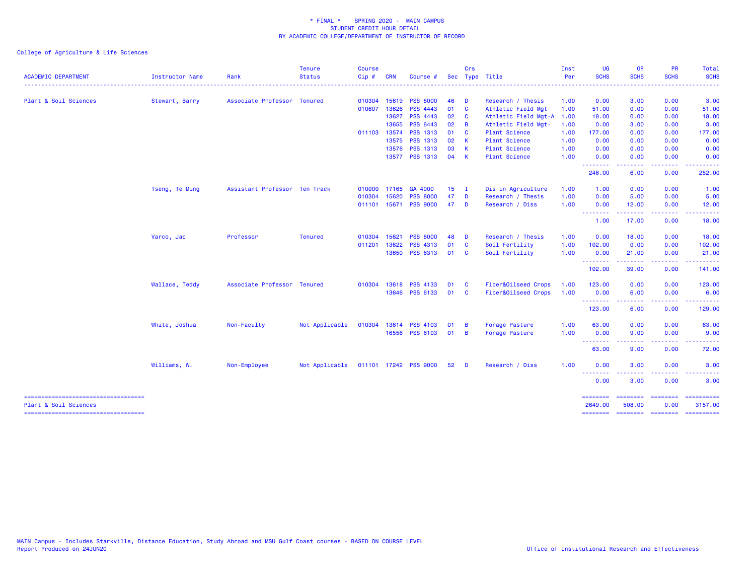\* FINAL \* SPRING 2020 - MAIN CAMPUS
STUDENT CREDIT HOUR DETAIL
BY ACADEMIC COLLEGE/DEPARTMENT OF INSTRUCTOR OF RECORD

College of Agriculture & Life Sciences

| ACADEMIC DEPARTMENT | Instructor Name | Rank | Tenure Status | Course Cip # | CRN | Course # | Sec | Crs Type | Title | Inst Per | UG SCHS | GR SCHS | PR SCHS | Total SCHS |
|---|---|---|---|---|---|---|---|---|---|---|---|---|---|---|
| Plant & Soil Sciences | Stewart, Barry | Associate Professor | Tenured | 010304 | 15619 | PSS 8000 | 46 | D | Research / Thesis | 1.00 | 0.00 | 3.00 | 0.00 | 3.00 |
| | | | | 010607 | 13626 | PSS 4443 | 01 | C | Athletic Field Mgt | 1.00 | 51.00 | 0.00 | 0.00 | 51.00 |
| | | | | | 13627 | PSS 4443 | 02 | C | Athletic Field Mgt-A | 1.00 | 18.00 | 0.00 | 0.00 | 18.00 |
| | | | | | 13655 | PSS 6443 | 02 | B | Athletic Field Mgt- | 1.00 | 0.00 | 3.00 | 0.00 | 3.00 |
| | | | | 011103 | 13574 | PSS 1313 | 01 | C | Plant Science | 1.00 | 177.00 | 0.00 | 0.00 | 177.00 |
| | | | | | 13575 | PSS 1313 | 02 | K | Plant Science | 1.00 | 0.00 | 0.00 | 0.00 | 0.00 |
| | | | | | 13576 | PSS 1313 | 03 | K | Plant Science | 1.00 | 0.00 | 0.00 | 0.00 | 0.00 |
| | | | | | 13577 | PSS 1313 | 04 | K | Plant Science | 1.00 | 0.00 | 0.00 | 0.00 | 0.00 |
| | | | | | | | | | | | 246.00 | 6.00 | 0.00 | 252.00 |
| | Tseng, Te Ming | Assistant Professor | Ten Track | 010000 | 17165 | GA 4000 | 15 | I | Dis in Agriculture | 1.00 | 1.00 | 0.00 | 0.00 | 1.00 |
| | | | | 010304 | 15620 | PSS 8000 | 47 | D | Research / Thesis | 1.00 | 0.00 | 5.00 | 0.00 | 5.00 |
| | | | | 011101 | 15671 | PSS 9000 | 47 | D | Research / Diss | 1.00 | 0.00 | 12.00 | 0.00 | 12.00 |
| | | | | | | | | | | | 1.00 | 17.00 | 0.00 | 18.00 |
| | Varco, Jac | Professor | Tenured | 010304 | 15621 | PSS 8000 | 48 | D | Research / Thesis | 1.00 | 0.00 | 18.00 | 0.00 | 18.00 |
| | | | | 011201 | 13622 | PSS 4313 | 01 | C | Soil Fertility | 1.00 | 102.00 | 0.00 | 0.00 | 102.00 |
| | | | | | 13650 | PSS 6313 | 01 | C | Soil Fertility | 1.00 | 0.00 | 21.00 | 0.00 | 21.00 |
| | | | | | | | | | | | 102.00 | 39.00 | 0.00 | 141.00 |
| | Wallace, Teddy | Associate Professor | Tenured | 010304 | 13618 | PSS 4133 | 01 | C | Fiber&Oilseed Crops | 1.00 | 123.00 | 0.00 | 0.00 | 123.00 |
| | | | | | 13646 | PSS 6133 | 01 | C | Fiber&Oilseed Crops | 1.00 | 0.00 | 6.00 | 0.00 | 6.00 |
| | | | | | | | | | | | 123.00 | 6.00 | 0.00 | 129.00 |
| | White, Joshua | Non-Faculty | Not Applicable | 010304 | 13614 | PSS 4103 | 01 | B | Forage Pasture | 1.00 | 63.00 | 0.00 | 0.00 | 63.00 |
| | | | | | 16556 | PSS 6103 | 01 | B | Forage Pasture | 1.00 | 0.00 | 9.00 | 0.00 | 9.00 |
| | | | | | | | | | | | 63.00 | 9.00 | 0.00 | 72.00 |
| | Williams, W. | Non-Employee | Not Applicable | 011101 | 17242 | PSS 9000 | 52 | D | Research / Diss | 1.00 | 0.00 | 3.00 | 0.00 | 3.00 |
| | | | | | | | | | | | 0.00 | 3.00 | 0.00 | 3.00 |
| Plant & Soil Sciences | | | | | | | | | | | 2649.00 | 508.00 | 0.00 | 3157.00 |

MAIN Campus - Includes Starkville, Distance Education, Study Abroad and MSU Gulf Coast courses - BASED ON COURSE LEVEL
Report Produced on 24JUN20

Office of Institutional Research and Effectiveness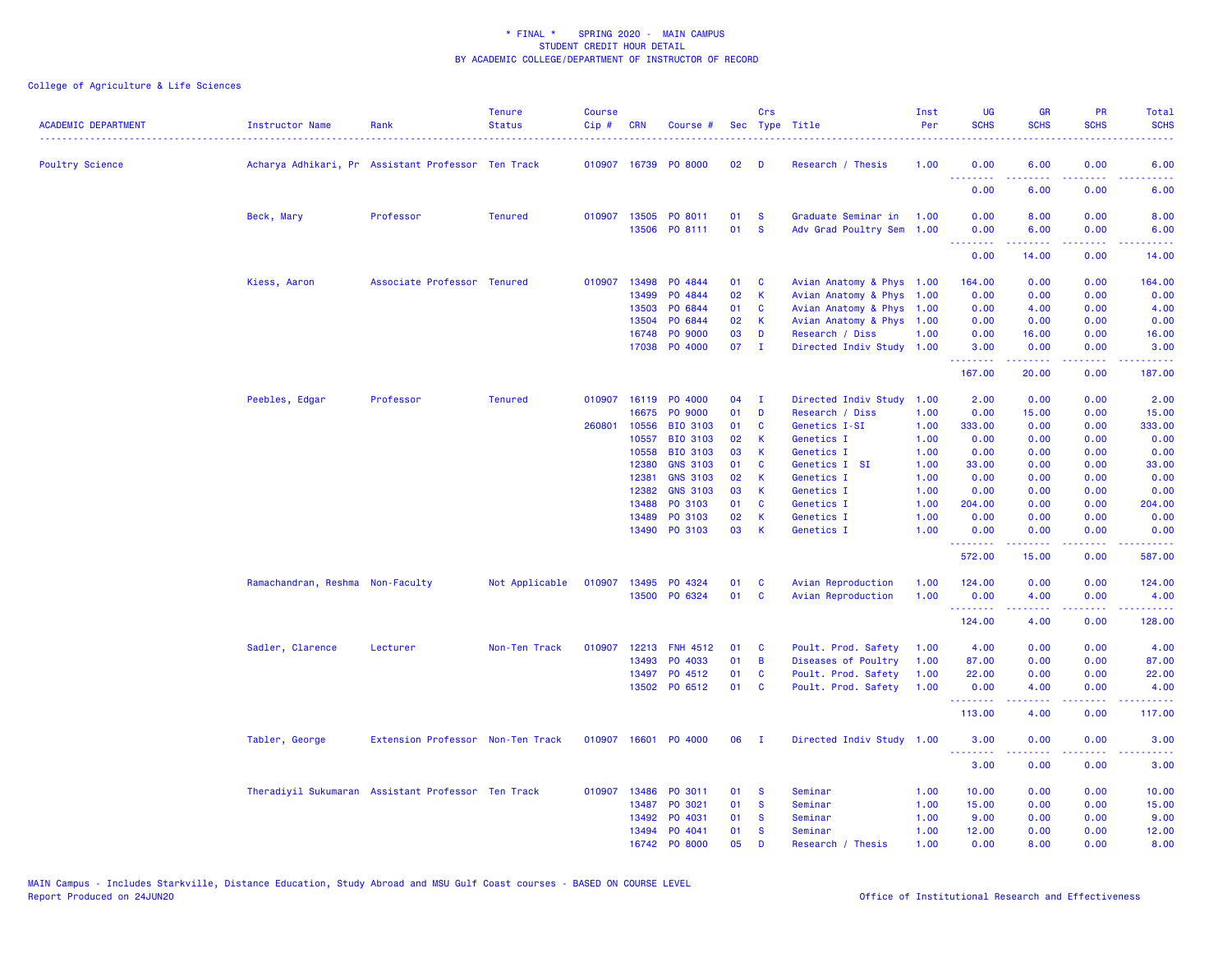\* FINAL \* SPRING 2020 - MAIN CAMPUS
STUDENT CREDIT HOUR DETAIL
BY ACADEMIC COLLEGE/DEPARTMENT OF INSTRUCTOR OF RECORD

College of Agriculture & Life Sciences

| ACADEMIC DEPARTMENT | Instructor Name | Rank | Tenure Status | Course Cip # | CRN | Course # | Sec | Crs Type | Title | Inst Per | UG SCHS | GR SCHS | PR SCHS | Total SCHS |
|---|---|---|---|---|---|---|---|---|---|---|---|---|---|---|
| Poultry Science | Acharya Adhikari, Pr | Assistant Professor | Ten Track | 010907 | 16739 | PO 8000 | 02 | D | Research / Thesis | 1.00 | 0.00 | 6.00 | 0.00 | 6.00 |
| | | | | | | | | | | | 0.00 | 6.00 | 0.00 | 6.00 |
| | Beck, Mary | Professor | Tenured | 010907 | 13505 | PO 8011 | 01 | S | Graduate Seminar in | 1.00 | 0.00 | 8.00 | 0.00 | 8.00 |
| | | | | | 13506 | PO 8111 | 01 | S | Adv Grad Poultry Sem | 1.00 | 0.00 | 6.00 | 0.00 | 6.00 |
| | | | | | | | | | | | 0.00 | 14.00 | 0.00 | 14.00 |
| | Kiess, Aaron | Associate Professor | Tenured | 010907 | 13498 | PO 4844 | 01 | C | Avian Anatomy & Phys | 1.00 | 164.00 | 0.00 | 0.00 | 164.00 |
| | | | | | 13499 | PO 4844 | 02 | K | Avian Anatomy & Phys | 1.00 | 0.00 | 0.00 | 0.00 | 0.00 |
| | | | | | 13503 | PO 6844 | 01 | C | Avian Anatomy & Phys | 1.00 | 0.00 | 4.00 | 0.00 | 4.00 |
| | | | | | 13504 | PO 6844 | 02 | K | Avian Anatomy & Phys | 1.00 | 0.00 | 0.00 | 0.00 | 0.00 |
| | | | | | 16748 | PO 9000 | 03 | D | Research / Diss | 1.00 | 0.00 | 16.00 | 0.00 | 16.00 |
| | | | | | 17038 | PO 4000 | 07 | I | Directed Indiv Study | 1.00 | 3.00 | 0.00 | 0.00 | 3.00 |
| | | | | | | | | | | | 167.00 | 20.00 | 0.00 | 187.00 |
| | Peebles, Edgar | Professor | Tenured | 010907 | 16119 | PO 4000 | 04 | I | Directed Indiv Study | 1.00 | 2.00 | 0.00 | 0.00 | 2.00 |
| | | | | | 16675 | PO 9000 | 01 | D | Research / Diss | 1.00 | 0.00 | 15.00 | 0.00 | 15.00 |
| | | | | 260801 | 10556 | BIO 3103 | 01 | C | Genetics I-SI | 1.00 | 333.00 | 0.00 | 0.00 | 333.00 |
| | | | | | 10557 | BIO 3103 | 02 | K | Genetics I | 1.00 | 0.00 | 0.00 | 0.00 | 0.00 |
| | | | | | 10558 | BIO 3103 | 03 | K | Genetics I | 1.00 | 0.00 | 0.00 | 0.00 | 0.00 |
| | | | | | 12380 | GNS 3103 | 01 | C | Genetics I SI | 1.00 | 33.00 | 0.00 | 0.00 | 33.00 |
| | | | | | 12381 | GNS 3103 | 02 | K | Genetics I | 1.00 | 0.00 | 0.00 | 0.00 | 0.00 |
| | | | | | 12382 | GNS 3103 | 03 | K | Genetics I | 1.00 | 0.00 | 0.00 | 0.00 | 0.00 |
| | | | | | 13488 | PO 3103 | 01 | C | Genetics I | 1.00 | 204.00 | 0.00 | 0.00 | 204.00 |
| | | | | | 13489 | PO 3103 | 02 | K | Genetics I | 1.00 | 0.00 | 0.00 | 0.00 | 0.00 |
| | | | | | 13490 | PO 3103 | 03 | K | Genetics I | 1.00 | 0.00 | 0.00 | 0.00 | 0.00 |
| | | | | | | | | | | | 572.00 | 15.00 | 0.00 | 587.00 |
| | Ramachandran, Reshma | Non-Faculty | Not Applicable | 010907 | 13495 | PO 4324 | 01 | C | Avian Reproduction | 1.00 | 124.00 | 0.00 | 0.00 | 124.00 |
| | | | | | 13500 | PO 6324 | 01 | C | Avian Reproduction | 1.00 | 0.00 | 4.00 | 0.00 | 4.00 |
| | | | | | | | | | | | 124.00 | 4.00 | 0.00 | 128.00 |
| | Sadler, Clarence | Lecturer | Non-Ten Track | 010907 | 12213 | FNH 4512 | 01 | C | Poult. Prod. Safety | 1.00 | 4.00 | 0.00 | 0.00 | 4.00 |
| | | | | | 13493 | PO 4033 | 01 | B | Diseases of Poultry | 1.00 | 87.00 | 0.00 | 0.00 | 87.00 |
| | | | | | 13497 | PO 4512 | 01 | C | Poult. Prod. Safety | 1.00 | 22.00 | 0.00 | 0.00 | 22.00 |
| | | | | | 13502 | PO 6512 | 01 | C | Poult. Prod. Safety | 1.00 | 0.00 | 4.00 | 0.00 | 4.00 |
| | | | | | | | | | | | 113.00 | 4.00 | 0.00 | 117.00 |
| | Tabler, George | Extension Professor | Non-Ten Track | 010907 | 16601 | PO 4000 | 06 | I | Directed Indiv Study | 1.00 | 3.00 | 0.00 | 0.00 | 3.00 |
| | | | | | | | | | | | 3.00 | 0.00 | 0.00 | 3.00 |
| | Theradiyil Sukumaran | Assistant Professor | Ten Track | 010907 | 13486 | PO 3011 | 01 | S | Seminar | 1.00 | 10.00 | 0.00 | 0.00 | 10.00 |
| | | | | | 13487 | PO 3021 | 01 | S | Seminar | 1.00 | 15.00 | 0.00 | 0.00 | 15.00 |
| | | | | | 13492 | PO 4031 | 01 | S | Seminar | 1.00 | 9.00 | 0.00 | 0.00 | 9.00 |
| | | | | | 13494 | PO 4041 | 01 | S | Seminar | 1.00 | 12.00 | 0.00 | 0.00 | 12.00 |
| | | | | | 16742 | PO 8000 | 05 | D | Research / Thesis | 1.00 | 0.00 | 8.00 | 0.00 | 8.00 |

MAIN Campus - Includes Starkville, Distance Education, Study Abroad and MSU Gulf Coast courses - BASED ON COURSE LEVEL
Report Produced on 24JUN20 Office of Institutional Research and Effectiveness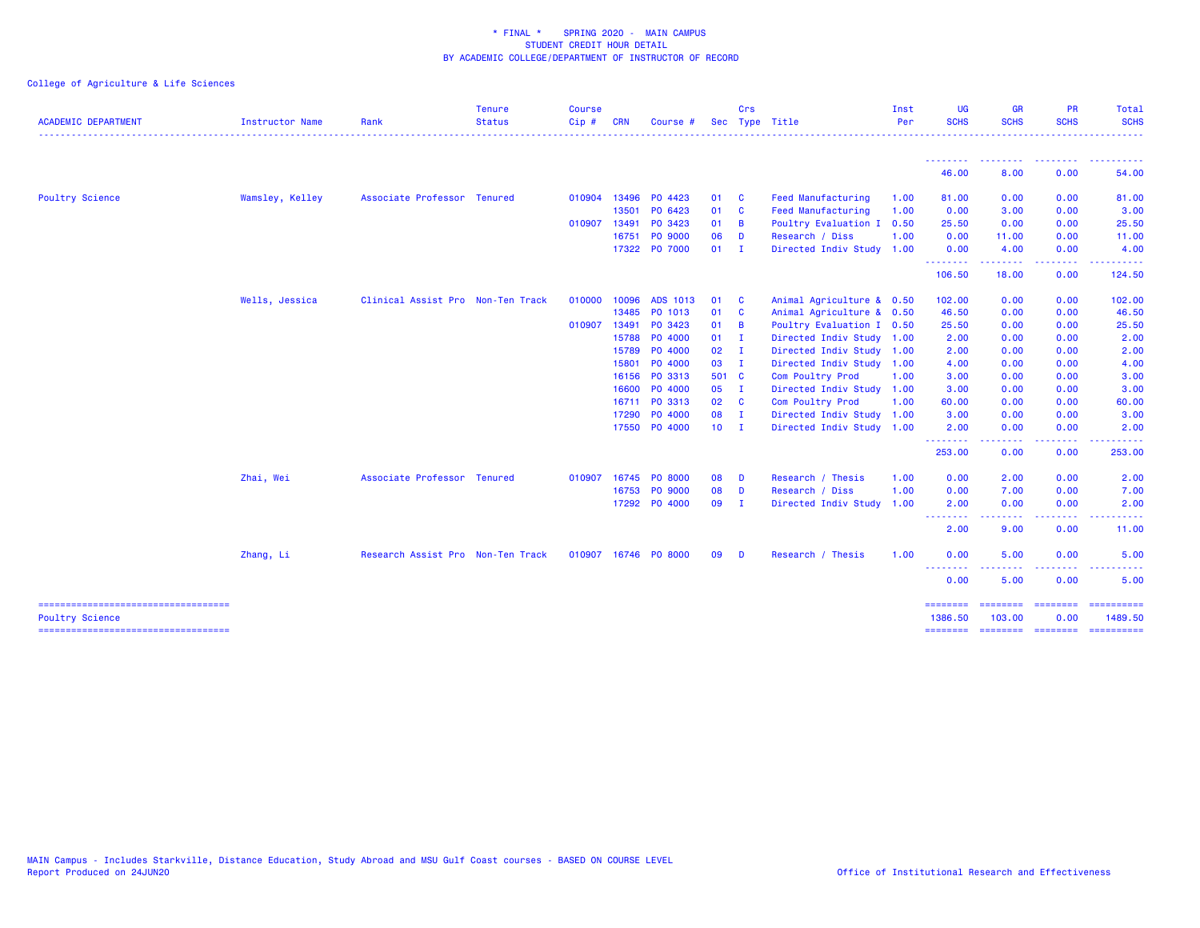\* FINAL \* SPRING 2020 - MAIN CAMPUS
STUDENT CREDIT HOUR DETAIL
BY ACADEMIC COLLEGE/DEPARTMENT OF INSTRUCTOR OF RECORD

College of Agriculture & Life Sciences

| ACADEMIC DEPARTMENT | Instructor Name | Rank | Tenure Status | Course Cip # | CRN | Course # | Sec | Crs Type | Title | Inst Per | UG SCHS | GR SCHS | PR SCHS | Total SCHS |
|---|---|---|---|---|---|---|---|---|---|---|---|---|---|---|
| | | | | | | | | | | | 46.00 | 8.00 | 0.00 | 54.00 |
| Poultry Science | Wamsley, Kelley | Associate Professor | Tenured | 010904 | 13496 | PO 4423 | 01 | C | Feed Manufacturing | 1.00 | 81.00 | 0.00 | 0.00 | 81.00 |
| | | | | | 13501 | PO 6423 | 01 | C | Feed Manufacturing | 1.00 | 0.00 | 3.00 | 0.00 | 3.00 |
| | | | | 010907 | 13491 | PO 3423 | 01 | B | Poultry Evaluation I | 0.50 | 25.50 | 0.00 | 0.00 | 25.50 |
| | | | | | 16751 | PO 9000 | 06 | D | Research / Diss | 1.00 | 0.00 | 11.00 | 0.00 | 11.00 |
| | | | | | 17322 | PO 7000 | 01 | I | Directed Indiv Study | 1.00 | 0.00 | 4.00 | 0.00 | 4.00 |
| | | | | | | | | | | | 106.50 | 18.00 | 0.00 | 124.50 |
| | Wells, Jessica | Clinical Assist Pro | Non-Ten Track | 010000 | 10096 | ADS 1013 | 01 | C | Animal Agriculture & | 0.50 | 102.00 | 0.00 | 0.00 | 102.00 |
| | | | | | 13485 | PO 1013 | 01 | C | Animal Agriculture & | 0.50 | 46.50 | 0.00 | 0.00 | 46.50 |
| | | | | 010907 | 13491 | PO 3423 | 01 | B | Poultry Evaluation I | 0.50 | 25.50 | 0.00 | 0.00 | 25.50 |
| | | | | | 15788 | PO 4000 | 01 | I | Directed Indiv Study | 1.00 | 2.00 | 0.00 | 0.00 | 2.00 |
| | | | | | 15789 | PO 4000 | 02 | I | Directed Indiv Study | 1.00 | 2.00 | 0.00 | 0.00 | 2.00 |
| | | | | | 15801 | PO 4000 | 03 | I | Directed Indiv Study | 1.00 | 4.00 | 0.00 | 0.00 | 4.00 |
| | | | | | 16156 | PO 3313 | 501 | C | Com Poultry Prod | 1.00 | 3.00 | 0.00 | 0.00 | 3.00 |
| | | | | | 16600 | PO 4000 | 05 | I | Directed Indiv Study | 1.00 | 3.00 | 0.00 | 0.00 | 3.00 |
| | | | | | 16711 | PO 3313 | 02 | C | Com Poultry Prod | 1.00 | 60.00 | 0.00 | 0.00 | 60.00 |
| | | | | | 17290 | PO 4000 | 08 | I | Directed Indiv Study | 1.00 | 3.00 | 0.00 | 0.00 | 3.00 |
| | | | | | 17550 | PO 4000 | 10 | I | Directed Indiv Study | 1.00 | 2.00 | 0.00 | 0.00 | 2.00 |
| | | | | | | | | | | | 253.00 | 0.00 | 0.00 | 253.00 |
| | Zhai, Wei | Associate Professor | Tenured | 010907 | 16745 | PO 8000 | 08 | D | Research / Thesis | 1.00 | 0.00 | 2.00 | 0.00 | 2.00 |
| | | | | | 16753 | PO 9000 | 08 | D | Research / Diss | 1.00 | 0.00 | 7.00 | 0.00 | 7.00 |
| | | | | | 17292 | PO 4000 | 09 | I | Directed Indiv Study | 1.00 | 2.00 | 0.00 | 0.00 | 2.00 |
| | | | | | | | | | | | 2.00 | 9.00 | 0.00 | 11.00 |
| | Zhang, Li | Research Assist Pro | Non-Ten Track | 010907 | 16746 | PO 8000 | 09 | D | Research / Thesis | 1.00 | 0.00 | 5.00 | 0.00 | 5.00 |
| | | | | | | | | | | | 0.00 | 5.00 | 0.00 | 5.00 |
| Poultry Science | | | | | | | | | | | 1386.50 | 103.00 | 0.00 | 1489.50 |

MAIN Campus - Includes Starkville, Distance Education, Study Abroad and MSU Gulf Coast courses - BASED ON COURSE LEVEL
Report Produced on 24JUN20

Office of Institutional Research and Effectiveness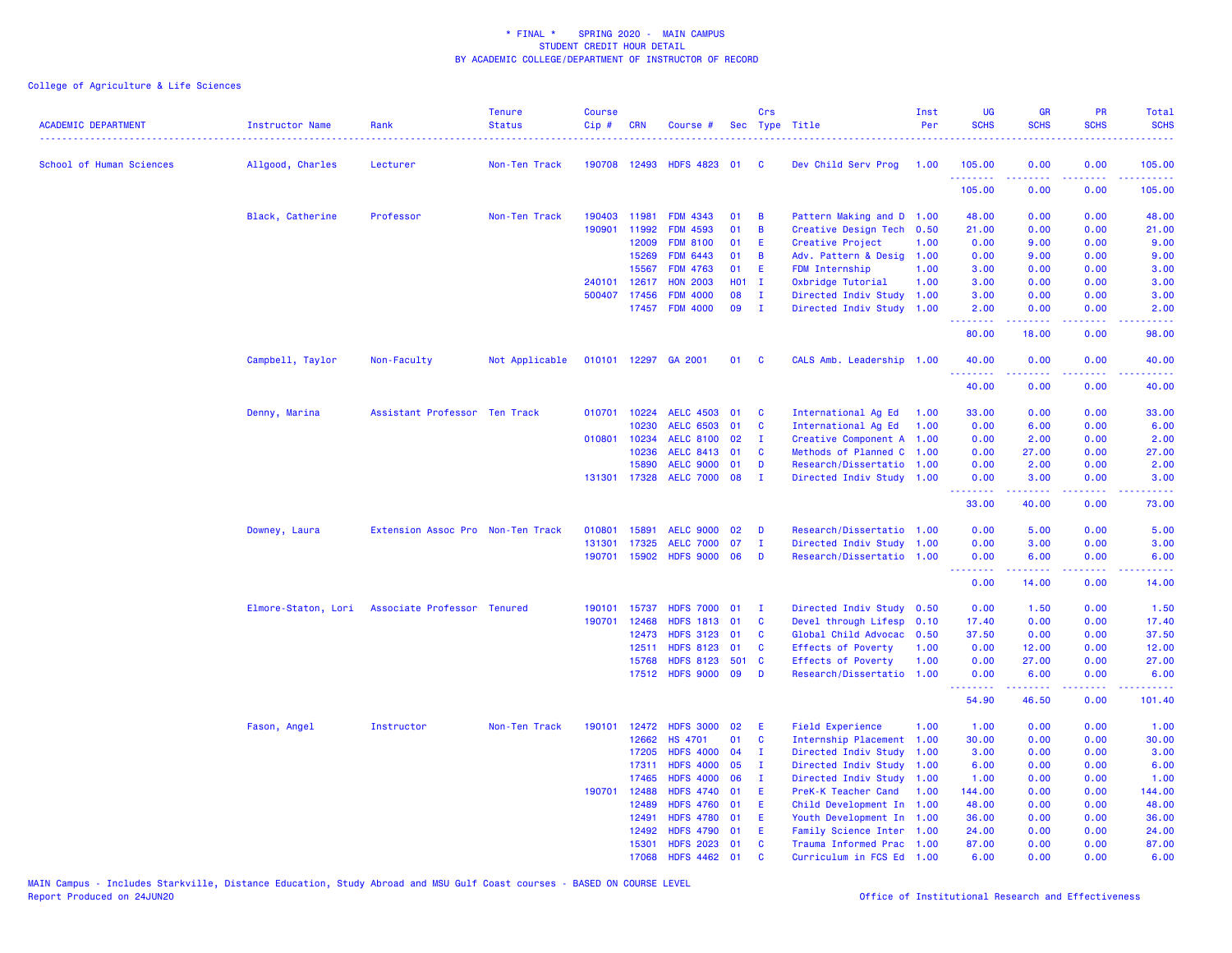\* FINAL \* SPRING 2020 - MAIN CAMPUS
STUDENT CREDIT HOUR DETAIL
BY ACADEMIC COLLEGE/DEPARTMENT OF INSTRUCTOR OF RECORD

College of Agriculture & Life Sciences

| ACADEMIC DEPARTMENT | Instructor Name | Rank | Tenure Status | Course Cip # | CRN | Course # | Sec | Crs Type | Title | Inst Per | UG SCHS | GR SCHS | PR SCHS | Total SCHS |
|---|---|---|---|---|---|---|---|---|---|---|---|---|---|---|
| School of Human Sciences | Allgood, Charles | Lecturer | Non-Ten Track | 190708 | 12493 | HDFS 4823 | 01 | C | Dev Child Serv Prog | 1.00 | 105.00 | 0.00 | 0.00 | 105.00 |
| | | | | | | | | | | | 105.00 | 0.00 | 0.00 | 105.00 |
| | Black, Catherine | Professor | Non-Ten Track | 190403 | 11981 | FDM 4343 | 01 | B | Pattern Making and D | 1.00 | 48.00 | 0.00 | 0.00 | 48.00 |
| | | | | 190901 | 11992 | FDM 4593 | 01 | B | Creative Design Tech | 0.50 | 21.00 | 0.00 | 0.00 | 21.00 |
| | | | | | 12009 | FDM 8100 | 01 | E | Creative Project | 1.00 | 0.00 | 9.00 | 0.00 | 9.00 |
| | | | | | 15269 | FDM 6443 | 01 | B | Adv. Pattern & Desig | 1.00 | 0.00 | 9.00 | 0.00 | 9.00 |
| | | | | | 15567 | FDM 4763 | 01 | E | FDM Internship | 1.00 | 3.00 | 0.00 | 0.00 | 3.00 |
| | | | | 240101 | 12617 | HON 2003 | H01 | I | Oxbridge Tutorial | 1.00 | 3.00 | 0.00 | 0.00 | 3.00 |
| | | | | 500407 | 17456 | FDM 4000 | 08 | I | Directed Indiv Study | 1.00 | 3.00 | 0.00 | 0.00 | 3.00 |
| | | | | | 17457 | FDM 4000 | 09 | I | Directed Indiv Study | 1.00 | 2.00 | 0.00 | 0.00 | 2.00 |
| | | | | | | | | | | | 80.00 | 18.00 | 0.00 | 98.00 |
| | Campbell, Taylor | Non-Faculty | Not Applicable | 010101 | 12297 | GA 2001 | 01 | C | CALS Amb. Leadership | 1.00 | 40.00 | 0.00 | 0.00 | 40.00 |
| | | | | | | | | | | | 40.00 | 0.00 | 0.00 | 40.00 |
| | Denny, Marina | Assistant Professor | Ten Track | 010701 | 10224 | AELC 4503 | 01 | C | International Ag Ed | 1.00 | 33.00 | 0.00 | 0.00 | 33.00 |
| | | | | | 10230 | AELC 6503 | 01 | C | International Ag Ed | 1.00 | 0.00 | 6.00 | 0.00 | 6.00 |
| | | | | 010801 | 10234 | AELC 8100 | 02 | I | Creative Component A | 1.00 | 0.00 | 2.00 | 0.00 | 2.00 |
| | | | | | 10236 | AELC 8413 | 01 | C | Methods of Planned C | 1.00 | 0.00 | 27.00 | 0.00 | 27.00 |
| | | | | | 15890 | AELC 9000 | 01 | D | Research/Dissertatio | 1.00 | 0.00 | 2.00 | 0.00 | 2.00 |
| | | | | 131301 | 17328 | AELC 7000 | 08 | I | Directed Indiv Study | 1.00 | 0.00 | 3.00 | 0.00 | 3.00 |
| | | | | | | | | | | | 33.00 | 40.00 | 0.00 | 73.00 |
| | Downey, Laura | Extension Assoc Pro | Non-Ten Track | 010801 | 15891 | AELC 9000 | 02 | D | Research/Dissertatio | 1.00 | 0.00 | 5.00 | 0.00 | 5.00 |
| | | | | 131301 | 17325 | AELC 7000 | 07 | I | Directed Indiv Study | 1.00 | 0.00 | 3.00 | 0.00 | 3.00 |
| | | | | 190701 | 15902 | HDFS 9000 | 06 | D | Research/Dissertatio | 1.00 | 0.00 | 6.00 | 0.00 | 6.00 |
| | | | | | | | | | | | 0.00 | 14.00 | 0.00 | 14.00 |
| | Elmore-Staton, Lori | Associate Professor | Tenured | 190101 | 15737 | HDFS 7000 | 01 | I | Directed Indiv Study | 0.50 | 0.00 | 1.50 | 0.00 | 1.50 |
| | | | | 190701 | 12468 | HDFS 1813 | 01 | C | Devel through Lifesp | 0.10 | 17.40 | 0.00 | 0.00 | 17.40 |
| | | | | | 12473 | HDFS 3123 | 01 | C | Global Child Advocac | 0.50 | 37.50 | 0.00 | 0.00 | 37.50 |
| | | | | | 12511 | HDFS 8123 | 01 | C | Effects of Poverty | 1.00 | 0.00 | 12.00 | 0.00 | 12.00 |
| | | | | | 15768 | HDFS 8123 | 501 | C | Effects of Poverty | 1.00 | 0.00 | 27.00 | 0.00 | 27.00 |
| | | | | | 17512 | HDFS 9000 | 09 | D | Research/Dissertatio | 1.00 | 0.00 | 6.00 | 0.00 | 6.00 |
| | | | | | | | | | | | 54.90 | 46.50 | 0.00 | 101.40 |
| | Fason, Angel | Instructor | Non-Ten Track | 190101 | 12472 | HDFS 3000 | 02 | E | Field Experience | 1.00 | 1.00 | 0.00 | 0.00 | 1.00 |
| | | | | | 12662 | HS 4701 | 01 | C | Internship Placement | 1.00 | 30.00 | 0.00 | 0.00 | 30.00 |
| | | | | | 17205 | HDFS 4000 | 04 | I | Directed Indiv Study | 1.00 | 3.00 | 0.00 | 0.00 | 3.00 |
| | | | | | 17311 | HDFS 4000 | 05 | I | Directed Indiv Study | 1.00 | 6.00 | 0.00 | 0.00 | 6.00 |
| | | | | | 17465 | HDFS 4000 | 06 | I | Directed Indiv Study | 1.00 | 1.00 | 0.00 | 0.00 | 1.00 |
| | | | | 190701 | 12488 | HDFS 4740 | 01 | E | PreK-K Teacher Cand | 1.00 | 144.00 | 0.00 | 0.00 | 144.00 |
| | | | | | 12489 | HDFS 4760 | 01 | E | Child Development In | 1.00 | 48.00 | 0.00 | 0.00 | 48.00 |
| | | | | | 12491 | HDFS 4780 | 01 | E | Youth Development In | 1.00 | 36.00 | 0.00 | 0.00 | 36.00 |
| | | | | | 12492 | HDFS 4790 | 01 | E | Family Science Inter | 1.00 | 24.00 | 0.00 | 0.00 | 24.00 |
| | | | | | 15301 | HDFS 2023 | 01 | C | Trauma Informed Prac | 1.00 | 87.00 | 0.00 | 0.00 | 87.00 |
| | | | | | 17068 | HDFS 4462 | 01 | C | Curriculum in FCS Ed | 1.00 | 6.00 | 0.00 | 0.00 | 6.00 |

MAIN Campus - Includes Starkville, Distance Education, Study Abroad and MSU Gulf Coast courses - BASED ON COURSE LEVEL
Report Produced on 24JUN20

Office of Institutional Research and Effectiveness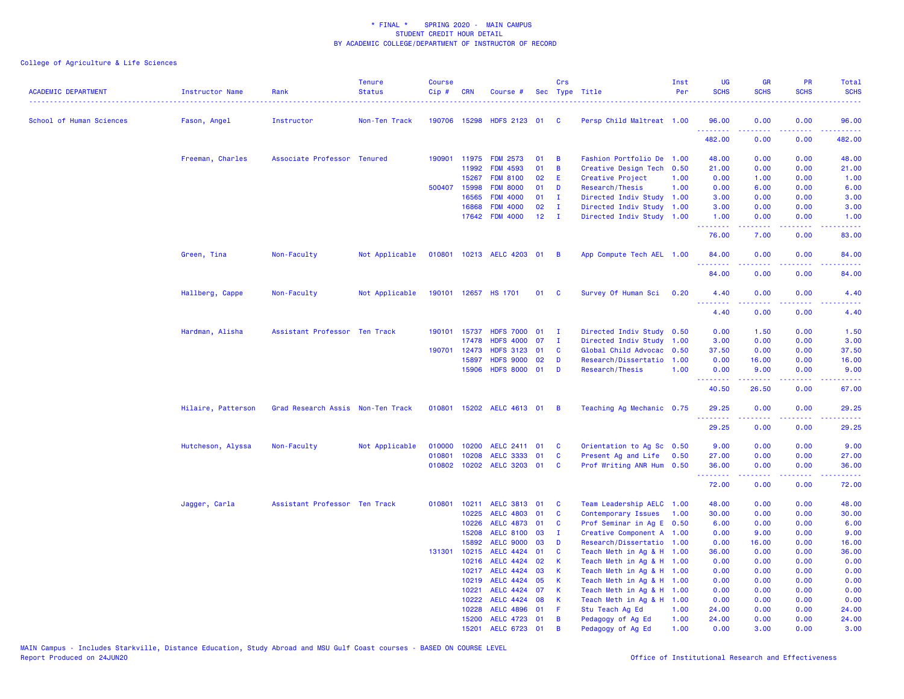* FINAL * SPRING 2020 - MAIN CAMPUS
STUDENT CREDIT HOUR DETAIL
BY ACADEMIC COLLEGE/DEPARTMENT OF INSTRUCTOR OF RECORD

College of Agriculture & Life Sciences

| ACADEMIC DEPARTMENT | Instructor Name | Rank | Tenure Status | Course Cip # | CRN | Course # | Sec | Crs Type | Title | Inst Per | UG SCHS | GR SCHS | PR SCHS | Total SCHS |
|---|---|---|---|---|---|---|---|---|---|---|---|---|---|---|
| School of Human Sciences | Fason, Angel | Instructor | Non-Ten Track | 190706 | 15298 | HDFS 2123 | 01 | C | Persp Child Maltreat | 1.00 | 96.00 | 0.00 | 0.00 | 96.00 |
| | | | | | | | | | | | 482.00 | 0.00 | 0.00 | 482.00 |
| | Freeman, Charles | Associate Professor | Tenured | 190901 | 11975 | FDM 2573 | 01 | B | Fashion Portfolio De | 1.00 | 48.00 | 0.00 | 0.00 | 48.00 |
| | | | | | 11992 | FDM 4593 | 01 | B | Creative Design Tech | 0.50 | 21.00 | 0.00 | 0.00 | 21.00 |
| | | | | | 15267 | FDM 8100 | 02 | E | Creative Project | 1.00 | 0.00 | 1.00 | 0.00 | 1.00 |
| | | | | 500407 | 15998 | FDM 8000 | 01 | D | Research/Thesis | 1.00 | 0.00 | 6.00 | 0.00 | 6.00 |
| | | | | | 16565 | FDM 4000 | 01 | I | Directed Indiv Study | 1.00 | 3.00 | 0.00 | 0.00 | 3.00 |
| | | | | | 16868 | FDM 4000 | 02 | I | Directed Indiv Study | 1.00 | 3.00 | 0.00 | 0.00 | 3.00 |
| | | | | | 17642 | FDM 4000 | 12 | I | Directed Indiv Study | 1.00 | 1.00 | 0.00 | 0.00 | 1.00 |
| | | | | | | | | | | | 76.00 | 7.00 | 0.00 | 83.00 |
| | Green, Tina | Non-Faculty | Not Applicable | 010801 | 10213 | AELC 4203 | 01 | B | App Compute Tech AEL | 1.00 | 84.00 | 0.00 | 0.00 | 84.00 |
| | | | | | | | | | | | 84.00 | 0.00 | 0.00 | 84.00 |
| | Hallberg, Cappe | Non-Faculty | Not Applicable | 190101 | 12657 | HS 1701 | 01 | C | Survey Of Human Sci | 0.20 | 4.40 | 0.00 | 0.00 | 4.40 |
| | | | | | | | | | | | 4.40 | 0.00 | 0.00 | 4.40 |
| | Hardman, Alisha | Assistant Professor | Ten Track | 190101 | 15737 | HDFS 7000 | 01 | I | Directed Indiv Study | 0.50 | 0.00 | 1.50 | 0.00 | 1.50 |
| | | | | | 17478 | HDFS 4000 | 07 | I | Directed Indiv Study | 1.00 | 3.00 | 0.00 | 0.00 | 3.00 |
| | | | | 190701 | 12473 | HDFS 3123 | 01 | C | Global Child Advocac | 0.50 | 37.50 | 0.00 | 0.00 | 37.50 |
| | | | | | 15897 | HDFS 9000 | 02 | D | Research/Dissertatio | 1.00 | 0.00 | 16.00 | 0.00 | 16.00 |
| | | | | | 15906 | HDFS 8000 | 01 | D | Research/Thesis | 1.00 | 0.00 | 9.00 | 0.00 | 9.00 |
| | | | | | | | | | | | 40.50 | 26.50 | 0.00 | 67.00 |
| | Hilaire, Patterson | Grad Research Assis | Non-Ten Track | 010801 | 15202 | AELC 4613 | 01 | B | Teaching Ag Mechanic | 0.75 | 29.25 | 0.00 | 0.00 | 29.25 |
| | | | | | | | | | | | 29.25 | 0.00 | 0.00 | 29.25 |
| | Hutcheson, Alyssa | Non-Faculty | Not Applicable | 010000 | 10200 | AELC 2411 | 01 | C | Orientation to Ag Sc | 0.50 | 9.00 | 0.00 | 0.00 | 9.00 |
| | | | | 010801 | 10208 | AELC 3333 | 01 | C | Present Ag and Life | 0.50 | 27.00 | 0.00 | 0.00 | 27.00 |
| | | | | 010802 | 10202 | AELC 3203 | 01 | C | Prof Writing ANR Hum | 0.50 | 36.00 | 0.00 | 0.00 | 36.00 |
| | | | | | | | | | | | 72.00 | 0.00 | 0.00 | 72.00 |
| | Jagger, Carla | Assistant Professor | Ten Track | 010801 | 10211 | AELC 3813 | 01 | C | Team Leadership AELC | 1.00 | 48.00 | 0.00 | 0.00 | 48.00 |
| | | | | | 10225 | AELC 4803 | 01 | C | Contemporary Issues | 1.00 | 30.00 | 0.00 | 0.00 | 30.00 |
| | | | | | 10226 | AELC 4873 | 01 | C | Prof Seminar in Ag E | 0.50 | 6.00 | 0.00 | 0.00 | 6.00 |
| | | | | | 15208 | AELC 8100 | 03 | I | Creative Component A | 1.00 | 0.00 | 9.00 | 0.00 | 9.00 |
| | | | | | 15892 | AELC 9000 | 03 | D | Research/Dissertatio | 1.00 | 0.00 | 16.00 | 0.00 | 16.00 |
| | | | | 131301 | 10215 | AELC 4424 | 01 | C | Teach Meth in Ag & H | 1.00 | 36.00 | 0.00 | 0.00 | 36.00 |
| | | | | | 10216 | AELC 4424 | 02 | K | Teach Meth in Ag & H | 1.00 | 0.00 | 0.00 | 0.00 | 0.00 |
| | | | | | 10217 | AELC 4424 | 03 | K | Teach Meth in Ag & H | 1.00 | 0.00 | 0.00 | 0.00 | 0.00 |
| | | | | | 10219 | AELC 4424 | 05 | K | Teach Meth in Ag & H | 1.00 | 0.00 | 0.00 | 0.00 | 0.00 |
| | | | | | 10221 | AELC 4424 | 07 | K | Teach Meth in Ag & H | 1.00 | 0.00 | 0.00 | 0.00 | 0.00 |
| | | | | | 10222 | AELC 4424 | 08 | K | Teach Meth in Ag & H | 1.00 | 0.00 | 0.00 | 0.00 | 0.00 |
| | | | | | 10228 | AELC 4896 | 01 | F | Stu Teach Ag Ed | 1.00 | 24.00 | 0.00 | 0.00 | 24.00 |
| | | | | | 15200 | AELC 4723 | 01 | B | Pedagogy of Ag Ed | 1.00 | 24.00 | 0.00 | 0.00 | 24.00 |
| | | | | | 15201 | AELC 6723 | 01 | B | Pedagogy of Ag Ed | 1.00 | 0.00 | 3.00 | 0.00 | 3.00 |

MAIN Campus - Includes Starkville, Distance Education, Study Abroad and MSU Gulf Coast courses - BASED ON COURSE LEVEL
Report Produced on 24JUN20

Office of Institutional Research and Effectiveness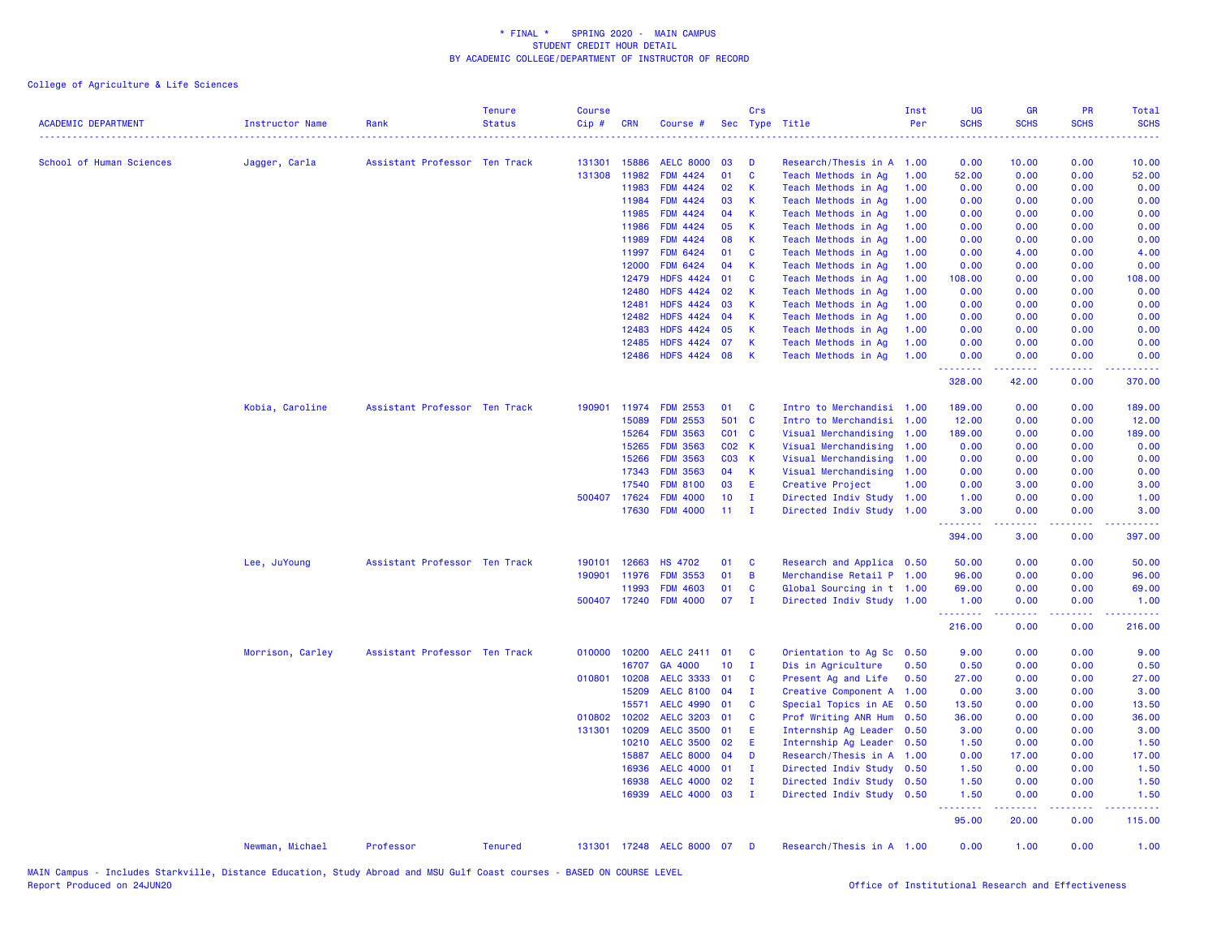# * FINAL * SPRING 2020 - MAIN CAMPUS
## STUDENT CREDIT HOUR DETAIL
## BY ACADEMIC COLLEGE/DEPARTMENT OF INSTRUCTOR OF RECORD

College of Agriculture & Life Sciences

| ACADEMIC DEPARTMENT | Instructor Name | Rank | Tenure Status | Course Cip # | CRN | Course # | Sec | Crs Type | Title | Inst Per | UG SCHS | GR SCHS | PR SCHS | Total SCHS |
|---|---|---|---|---|---|---|---|---|---|---|---|---|---|---|
| School of Human Sciences | Jagger, Carla | Assistant Professor | Ten Track | 131301 | 15886 | AELC 8000 | 03 | D | Research/Thesis in A | 1.00 | 0.00 | 10.00 | 0.00 | 10.00 |
| | | | | 131308 | 11982 | FDM 4424 | 01 | C | Teach Methods in Ag | 1.00 | 52.00 | 0.00 | 0.00 | 52.00 |
| | | | | | 11983 | FDM 4424 | 02 | K | Teach Methods in Ag | 1.00 | 0.00 | 0.00 | 0.00 | 0.00 |
| | | | | | 11984 | FDM 4424 | 03 | K | Teach Methods in Ag | 1.00 | 0.00 | 0.00 | 0.00 | 0.00 |
| | | | | | 11985 | FDM 4424 | 04 | K | Teach Methods in Ag | 1.00 | 0.00 | 0.00 | 0.00 | 0.00 |
| | | | | | 11986 | FDM 4424 | 05 | K | Teach Methods in Ag | 1.00 | 0.00 | 0.00 | 0.00 | 0.00 |
| | | | | | 11989 | FDM 4424 | 08 | K | Teach Methods in Ag | 1.00 | 0.00 | 0.00 | 0.00 | 0.00 |
| | | | | | 11997 | FDM 6424 | 01 | C | Teach Methods in Ag | 1.00 | 0.00 | 4.00 | 0.00 | 4.00 |
| | | | | | 12000 | FDM 6424 | 04 | K | Teach Methods in Ag | 1.00 | 0.00 | 0.00 | 0.00 | 0.00 |
| | | | | | 12479 | HDFS 4424 | 01 | C | Teach Methods in Ag | 1.00 | 108.00 | 0.00 | 0.00 | 108.00 |
| | | | | | 12480 | HDFS 4424 | 02 | K | Teach Methods in Ag | 1.00 | 0.00 | 0.00 | 0.00 | 0.00 |
| | | | | | 12481 | HDFS 4424 | 03 | K | Teach Methods in Ag | 1.00 | 0.00 | 0.00 | 0.00 | 0.00 |
| | | | | | 12482 | HDFS 4424 | 04 | K | Teach Methods in Ag | 1.00 | 0.00 | 0.00 | 0.00 | 0.00 |
| | | | | | 12483 | HDFS 4424 | 05 | K | Teach Methods in Ag | 1.00 | 0.00 | 0.00 | 0.00 | 0.00 |
| | | | | | 12485 | HDFS 4424 | 07 | K | Teach Methods in Ag | 1.00 | 0.00 | 0.00 | 0.00 | 0.00 |
| | | | | | 12486 | HDFS 4424 | 08 | K | Teach Methods in Ag | 1.00 | 0.00 | 0.00 | 0.00 | 0.00 |
| | | | | | | | | | | | 328.00 | 42.00 | 0.00 | 370.00 |
| | Kobia, Caroline | Assistant Professor | Ten Track | 190901 | 11974 | FDM 2553 | 01 | C | Intro to Merchandisi | 1.00 | 189.00 | 0.00 | 0.00 | 189.00 |
| | | | | | 15089 | FDM 2553 | 501 | C | Intro to Merchandisi | 1.00 | 12.00 | 0.00 | 0.00 | 12.00 |
| | | | | | 15264 | FDM 3563 | C01 | C | Visual Merchandising | 1.00 | 189.00 | 0.00 | 0.00 | 189.00 |
| | | | | | 15265 | FDM 3563 | C02 | K | Visual Merchandising | 1.00 | 0.00 | 0.00 | 0.00 | 0.00 |
| | | | | | 15266 | FDM 3563 | C03 | K | Visual Merchandising | 1.00 | 0.00 | 0.00 | 0.00 | 0.00 |
| | | | | | 17343 | FDM 3563 | 04 | K | Visual Merchandising | 1.00 | 0.00 | 0.00 | 0.00 | 0.00 |
| | | | | | 17540 | FDM 8100 | 03 | E | Creative Project | 1.00 | 0.00 | 3.00 | 0.00 | 3.00 |
| | | | | 500407 | 17624 | FDM 4000 | 10 | I | Directed Indiv Study | 1.00 | 1.00 | 0.00 | 0.00 | 1.00 |
| | | | | | 17630 | FDM 4000 | 11 | I | Directed Indiv Study | 1.00 | 3.00 | 0.00 | 0.00 | 3.00 |
| | | | | | | | | | | | 394.00 | 3.00 | 0.00 | 397.00 |
| | Lee, JuYoung | Assistant Professor | Ten Track | 190101 | 12663 | HS 4702 | 01 | C | Research and Applica | 0.50 | 50.00 | 0.00 | 0.00 | 50.00 |
| | | | | 190901 | 11976 | FDM 3553 | 01 | B | Merchandise Retail P | 1.00 | 96.00 | 0.00 | 0.00 | 96.00 |
| | | | | | 11993 | FDM 4603 | 01 | C | Global Sourcing in t | 1.00 | 69.00 | 0.00 | 0.00 | 69.00 |
| | | | | 500407 | 17240 | FDM 4000 | 07 | I | Directed Indiv Study | 1.00 | 1.00 | 0.00 | 0.00 | 1.00 |
| | | | | | | | | | | | 216.00 | 0.00 | 0.00 | 216.00 |
| | Morrison, Carley | Assistant Professor | Ten Track | 010000 | 10200 | AELC 2411 | 01 | C | Orientation to Ag Sc | 0.50 | 9.00 | 0.00 | 0.00 | 9.00 |
| | | | | | 16707 | GA 4000 | 10 | I | Dis in Agriculture | 0.50 | 0.50 | 0.00 | 0.00 | 0.50 |
| | | | | 010801 | 10208 | AELC 3333 | 01 | C | Present Ag and Life | 0.50 | 27.00 | 0.00 | 0.00 | 27.00 |
| | | | | | 15209 | AELC 8100 | 04 | I | Creative Component A | 1.00 | 0.00 | 3.00 | 0.00 | 3.00 |
| | | | | | 15571 | AELC 4990 | 01 | C | Special Topics in AE | 0.50 | 13.50 | 0.00 | 0.00 | 13.50 |
| | | | | 010802 | 10202 | AELC 3203 | 01 | C | Prof Writing ANR Hum | 0.50 | 36.00 | 0.00 | 0.00 | 36.00 |
| | | | | 131301 | 10209 | AELC 3500 | 01 | E | Internship Ag Leader | 0.50 | 3.00 | 0.00 | 0.00 | 3.00 |
| | | | | | 10210 | AELC 3500 | 02 | E | Internship Ag Leader | 0.50 | 1.50 | 0.00 | 0.00 | 1.50 |
| | | | | | 15887 | AELC 8000 | 04 | D | Research/Thesis in A | 1.00 | 0.00 | 17.00 | 0.00 | 17.00 |
| | | | | | 16936 | AELC 4000 | 01 | I | Directed Indiv Study | 0.50 | 1.50 | 0.00 | 0.00 | 1.50 |
| | | | | | 16938 | AELC 4000 | 02 | I | Directed Indiv Study | 0.50 | 1.50 | 0.00 | 0.00 | 1.50 |
| | | | | | 16939 | AELC 4000 | 03 | I | Directed Indiv Study | 0.50 | 1.50 | 0.00 | 0.00 | 1.50 |
| | | | | | | | | | | | 95.00 | 20.00 | 0.00 | 115.00 |
| | Newman, Michael | Professor | Tenured | 131301 | 17248 | AELC 8000 | 07 | D | Research/Thesis in A | 1.00 | 0.00 | 1.00 | 0.00 | 1.00 |

MAIN Campus - Includes Starkville, Distance Education, Study Abroad and MSU Gulf Coast courses - BASED ON COURSE LEVEL
Report Produced on 24JUN20 Office of Institutional Research and Effectiveness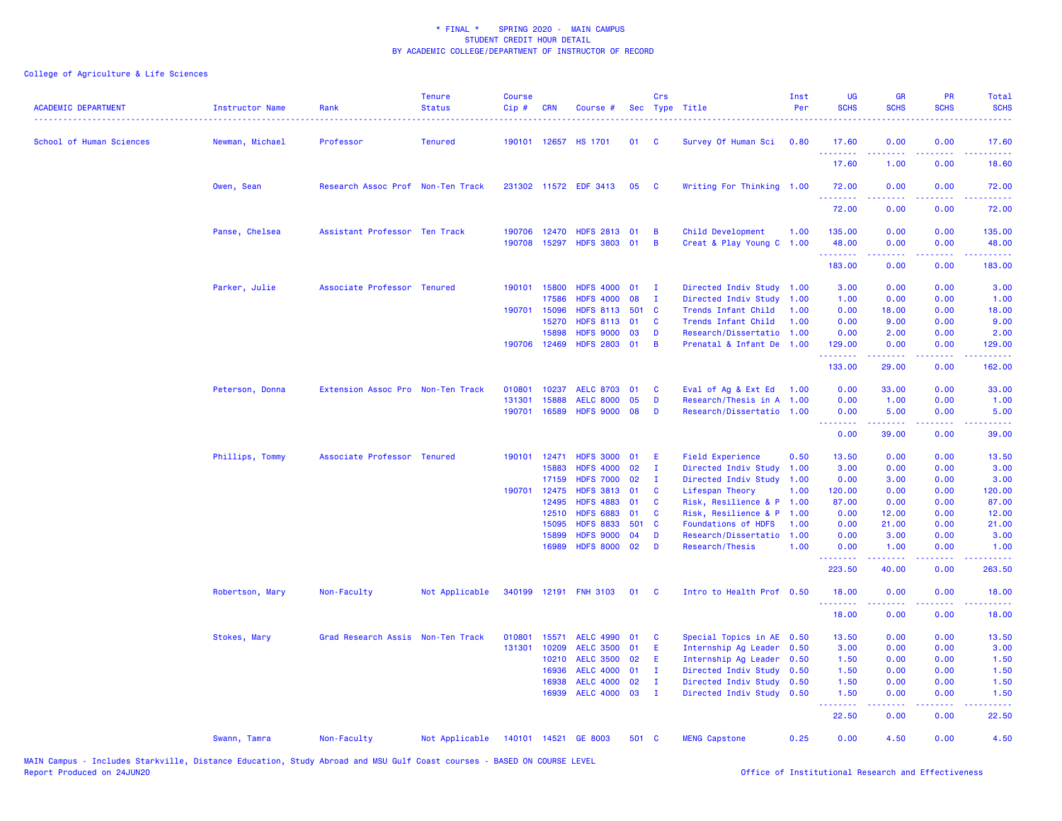\* FINAL \* SPRING 2020 - MAIN CAMPUS
STUDENT CREDIT HOUR DETAIL
BY ACADEMIC COLLEGE/DEPARTMENT OF INSTRUCTOR OF RECORD

College of Agriculture & Life Sciences

| ACADEMIC DEPARTMENT | Instructor Name | Rank | Tenure Status | Course Cip # | CRN | Course # | Sec | Crs Type | Title | Inst Per | UG SCHS | GR SCHS | PR SCHS | Total SCHS |
|---|---|---|---|---|---|---|---|---|---|---|---|---|---|---|
| School of Human Sciences | Newman, Michael | Professor | Tenured | 190101 | 12657 | HS 1701 | 01 | C | Survey Of Human Sci | 0.80 | 17.60 | 0.00 | 0.00 | 17.60 |
| | | | | | | | | | | | 17.60 | 1.00 | 0.00 | 18.60 |
| | Owen, Sean | Research Assoc Prof | Non-Ten Track | 231302 | 11572 | EDF 3413 | 05 | C | Writing For Thinking | 1.00 | 72.00 | 0.00 | 0.00 | 72.00 |
| | | | | | | | | | | | 72.00 | 0.00 | 0.00 | 72.00 |
| | Panse, Chelsea | Assistant Professor | Ten Track | 190706 | 12470 | HDFS 2813 | 01 | B | Child Development | 1.00 | 135.00 | 0.00 | 0.00 | 135.00 |
| | | | | 190708 | 15297 | HDFS 3803 | 01 | B | Creat & Play Young C | 1.00 | 48.00 | 0.00 | 0.00 | 48.00 |
| | | | | | | | | | | | 183.00 | 0.00 | 0.00 | 183.00 |
| | Parker, Julie | Associate Professor | Tenured | 190101 | 15800 | HDFS 4000 | 01 | I | Directed Indiv Study | 1.00 | 3.00 | 0.00 | 0.00 | 3.00 |
| | | | | | 17586 | HDFS 4000 | 08 | I | Directed Indiv Study | 1.00 | 1.00 | 0.00 | 0.00 | 1.00 |
| | | | | 190701 | 15096 | HDFS 8113 | 501 | C | Trends Infant Child | 1.00 | 0.00 | 18.00 | 0.00 | 18.00 |
| | | | | | 15270 | HDFS 8113 | 01 | C | Trends Infant Child | 1.00 | 0.00 | 9.00 | 0.00 | 9.00 |
| | | | | | 15898 | HDFS 9000 | 03 | D | Research/Dissertatio | 1.00 | 0.00 | 2.00 | 0.00 | 2.00 |
| | | | | 190706 | 12469 | HDFS 2803 | 01 | B | Prenatal & Infant De | 1.00 | 129.00 | 0.00 | 0.00 | 129.00 |
| | | | | | | | | | | | 133.00 | 29.00 | 0.00 | 162.00 |
| | Peterson, Donna | Extension Assoc Pro | Non-Ten Track | 010801 | 10237 | AELC 8703 | 01 | C | Eval of Ag & Ext Ed | 1.00 | 0.00 | 33.00 | 0.00 | 33.00 |
| | | | | 131301 | 15888 | AELC 8000 | 05 | D | Research/Thesis in A | 1.00 | 0.00 | 1.00 | 0.00 | 1.00 |
| | | | | 190701 | 16589 | HDFS 9000 | 08 | D | Research/Dissertatio | 1.00 | 0.00 | 5.00 | 0.00 | 5.00 |
| | | | | | | | | | | | 0.00 | 39.00 | 0.00 | 39.00 |
| | Phillips, Tommy | Associate Professor | Tenured | 190101 | 12471 | HDFS 3000 | 01 | E | Field Experience | 0.50 | 13.50 | 0.00 | 0.00 | 13.50 |
| | | | | | 15883 | HDFS 4000 | 02 | I | Directed Indiv Study | 1.00 | 3.00 | 0.00 | 0.00 | 3.00 |
| | | | | | 17159 | HDFS 7000 | 02 | I | Directed Indiv Study | 1.00 | 0.00 | 3.00 | 0.00 | 3.00 |
| | | | | 190701 | 12475 | HDFS 3813 | 01 | C | Lifespan Theory | 1.00 | 120.00 | 0.00 | 0.00 | 120.00 |
| | | | | | 12495 | HDFS 4883 | 01 | C | Risk, Resilience & P | 1.00 | 87.00 | 0.00 | 0.00 | 87.00 |
| | | | | | 12510 | HDFS 6883 | 01 | C | Risk, Resilience & P | 1.00 | 0.00 | 12.00 | 0.00 | 12.00 |
| | | | | | 15095 | HDFS 8833 | 501 | C | Foundations of HDFS | 1.00 | 0.00 | 21.00 | 0.00 | 21.00 |
| | | | | | 15899 | HDFS 9000 | 04 | D | Research/Dissertatio | 1.00 | 0.00 | 3.00 | 0.00 | 3.00 |
| | | | | | 16989 | HDFS 8000 | 02 | D | Research/Thesis | 1.00 | 0.00 | 1.00 | 0.00 | 1.00 |
| | | | | | | | | | | | 223.50 | 40.00 | 0.00 | 263.50 |
| | Robertson, Mary | Non-Faculty | Not Applicable | 340199 | 12191 | FNH 3103 | 01 | C | Intro to Health Prof | 0.50 | 18.00 | 0.00 | 0.00 | 18.00 |
| | | | | | | | | | | | 18.00 | 0.00 | 0.00 | 18.00 |
| | Stokes, Mary | Grad Research Assis | Non-Ten Track | 010801 | 15571 | AELC 4990 | 01 | C | Special Topics in AE | 0.50 | 13.50 | 0.00 | 0.00 | 13.50 |
| | | | | 131301 | 10209 | AELC 3500 | 01 | E | Internship Ag Leader | 0.50 | 3.00 | 0.00 | 0.00 | 3.00 |
| | | | | | 10210 | AELC 3500 | 02 | E | Internship Ag Leader | 0.50 | 1.50 | 0.00 | 0.00 | 1.50 |
| | | | | | 16936 | AELC 4000 | 01 | I | Directed Indiv Study | 0.50 | 1.50 | 0.00 | 0.00 | 1.50 |
| | | | | | 16938 | AELC 4000 | 02 | I | Directed Indiv Study | 0.50 | 1.50 | 0.00 | 0.00 | 1.50 |
| | | | | | 16939 | AELC 4000 | 03 | I | Directed Indiv Study | 0.50 | 1.50 | 0.00 | 0.00 | 1.50 |
| | | | | | | | | | | | 22.50 | 0.00 | 0.00 | 22.50 |
| | Swann, Tamra | Non-Faculty | Not Applicable | 140101 | 14521 | GE 8003 | 501 | C | MENG Capstone | 0.25 | 0.00 | 4.50 | 0.00 | 4.50 |

MAIN Campus - Includes Starkville, Distance Education, Study Abroad and MSU Gulf Coast courses - BASED ON COURSE LEVEL
Report Produced on 24JUN20

Office of Institutional Research and Effectiveness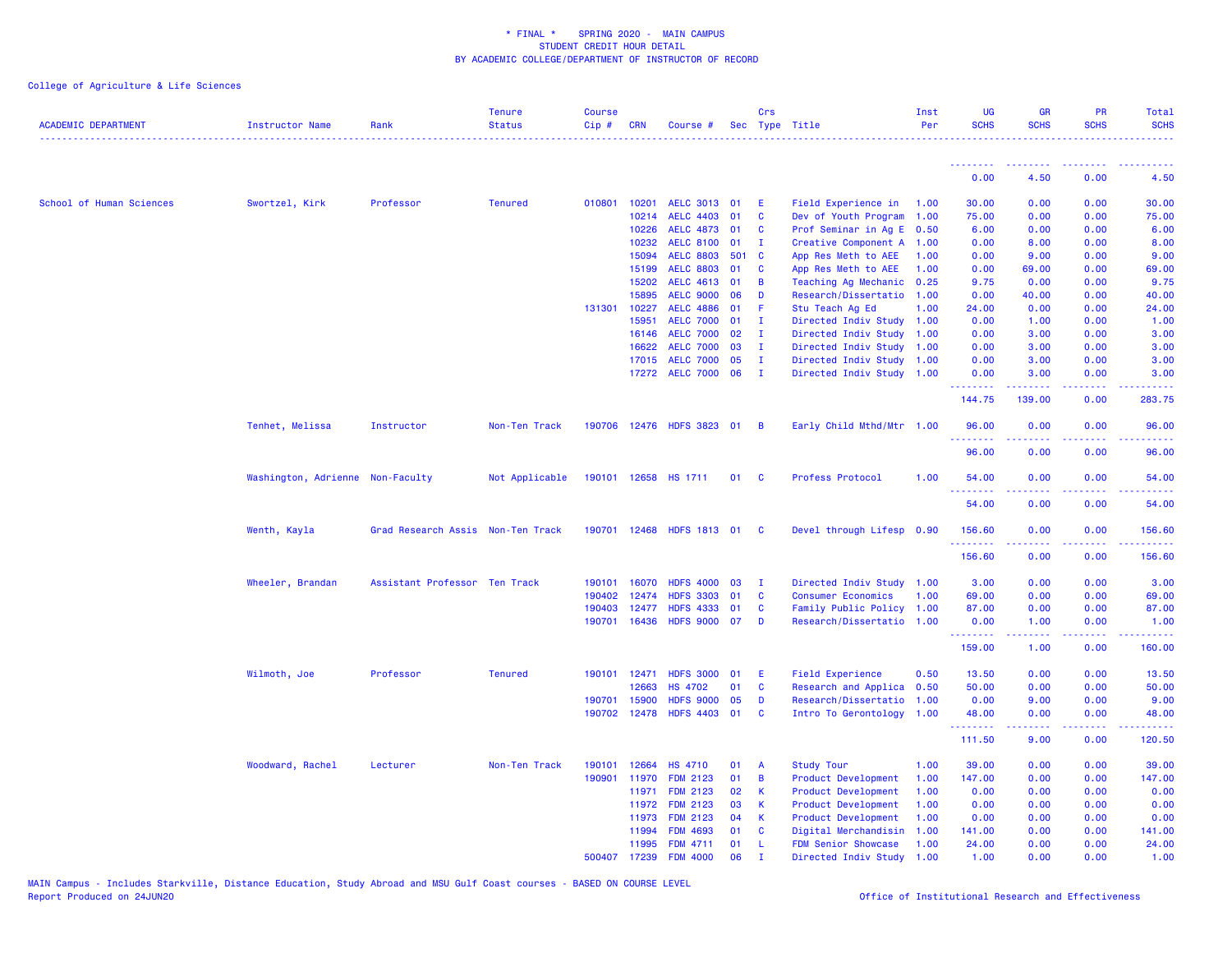\* FINAL \*    SPRING 2020 -  MAIN CAMPUS
STUDENT CREDIT HOUR DETAIL
BY ACADEMIC COLLEGE/DEPARTMENT OF INSTRUCTOR OF RECORD

College of Agriculture & Life Sciences

| ACADEMIC DEPARTMENT | Instructor Name | Rank | Tenure Status | Course Cip # | CRN | Course # | Sec | Crs Type | Title | Inst Per | UG SCHS | GR SCHS | PR SCHS | Total SCHS |
|---|---|---|---|---|---|---|---|---|---|---|---|---|---|---|
| | | | | | | | | | | | 0.00 | 4.50 | 0.00 | 4.50 |
| School of Human Sciences | Swortzel, Kirk | Professor | Tenured | 010801 | 10201 | AELC 3013 | 01 | E | Field Experience in | 1.00 | 30.00 | 0.00 | 0.00 | 30.00 |
| | | | | | 10214 | AELC 4403 | 01 | C | Dev of Youth Program | 1.00 | 75.00 | 0.00 | 0.00 | 75.00 |
| | | | | | 10226 | AELC 4873 | 01 | C | Prof Seminar in Ag E | 0.50 | 6.00 | 0.00 | 0.00 | 6.00 |
| | | | | | 10232 | AELC 8100 | 01 | I | Creative Component A | 1.00 | 0.00 | 8.00 | 0.00 | 8.00 |
| | | | | | 15094 | AELC 8803 | 501 | C | App Res Meth to AEE | 1.00 | 0.00 | 9.00 | 0.00 | 9.00 |
| | | | | | 15199 | AELC 8803 | 01 | C | App Res Meth to AEE | 1.00 | 0.00 | 69.00 | 0.00 | 69.00 |
| | | | | | 15202 | AELC 4613 | 01 | B | Teaching Ag Mechanic | 0.25 | 9.75 | 0.00 | 0.00 | 9.75 |
| | | | | | 15895 | AELC 9000 | 06 | D | Research/Dissertatio | 1.00 | 0.00 | 40.00 | 0.00 | 40.00 |
| | | | | 131301 | 10227 | AELC 4886 | 01 | F | Stu Teach Ag Ed | 1.00 | 24.00 | 0.00 | 0.00 | 24.00 |
| | | | | | 15951 | AELC 7000 | 01 | I | Directed Indiv Study | 1.00 | 0.00 | 1.00 | 0.00 | 1.00 |
| | | | | | 16146 | AELC 7000 | 02 | I | Directed Indiv Study | 1.00 | 0.00 | 3.00 | 0.00 | 3.00 |
| | | | | | 16622 | AELC 7000 | 03 | I | Directed Indiv Study | 1.00 | 0.00 | 3.00 | 0.00 | 3.00 |
| | | | | | 17015 | AELC 7000 | 05 | I | Directed Indiv Study | 1.00 | 0.00 | 3.00 | 0.00 | 3.00 |
| | | | | | 17272 | AELC 7000 | 06 | I | Directed Indiv Study | 1.00 | 0.00 | 3.00 | 0.00 | 3.00 |
| | | | | | | | | | | | 144.75 | 139.00 | 0.00 | 283.75 |
| | Tenhet, Melissa | Instructor | Non-Ten Track | 190706 | 12476 | HDFS 3823 | 01 | B | Early Child Mthd/Mtr | 1.00 | 96.00 | 0.00 | 0.00 | 96.00 |
| | | | | | | | | | | | 96.00 | 0.00 | 0.00 | 96.00 |
| | Washington, Adrienne | Non-Faculty | Not Applicable | 190101 | 12658 | HS 1711 | 01 | C | Profess Protocol | 1.00 | 54.00 | 0.00 | 0.00 | 54.00 |
| | | | | | | | | | | | 54.00 | 0.00 | 0.00 | 54.00 |
| | Wenth, Kayla | Grad Research Assis | Non-Ten Track | 190701 | 12468 | HDFS 1813 | 01 | C | Devel through Lifesp | 0.90 | 156.60 | 0.00 | 0.00 | 156.60 |
| | | | | | | | | | | | 156.60 | 0.00 | 0.00 | 156.60 |
| | Wheeler, Brandan | Assistant Professor | Ten Track | 190101 | 16070 | HDFS 4000 | 03 | I | Directed Indiv Study | 1.00 | 3.00 | 0.00 | 0.00 | 3.00 |
| | | | | 190402 | 12474 | HDFS 3303 | 01 | C | Consumer Economics | 1.00 | 69.00 | 0.00 | 0.00 | 69.00 |
| | | | | 190403 | 12477 | HDFS 4333 | 01 | C | Family Public Policy | 1.00 | 87.00 | 0.00 | 0.00 | 87.00 |
| | | | | 190701 | 16436 | HDFS 9000 | 07 | D | Research/Dissertatio | 1.00 | 0.00 | 1.00 | 0.00 | 1.00 |
| | | | | | | | | | | | 159.00 | 1.00 | 0.00 | 160.00 |
| | Wilmoth, Joe | Professor | Tenured | 190101 | 12471 | HDFS 3000 | 01 | E | Field Experience | 0.50 | 13.50 | 0.00 | 0.00 | 13.50 |
| | | | | | 12663 | HS 4702 | 01 | C | Research and Applica | 0.50 | 50.00 | 0.00 | 0.00 | 50.00 |
| | | | | 190701 | 15900 | HDFS 9000 | 05 | D | Research/Dissertatio | 1.00 | 0.00 | 9.00 | 0.00 | 9.00 |
| | | | | 190702 | 12478 | HDFS 4403 | 01 | C | Intro To Gerontology | 1.00 | 48.00 | 0.00 | 0.00 | 48.00 |
| | | | | | | | | | | | 111.50 | 9.00 | 0.00 | 120.50 |
| | Woodward, Rachel | Lecturer | Non-Ten Track | 190101 | 12664 | HS 4710 | 01 | A | Study Tour | 1.00 | 39.00 | 0.00 | 0.00 | 39.00 |
| | | | | 190901 | 11970 | FDM 2123 | 01 | B | Product Development | 1.00 | 147.00 | 0.00 | 0.00 | 147.00 |
| | | | | | 11971 | FDM 2123 | 02 | K | Product Development | 1.00 | 0.00 | 0.00 | 0.00 | 0.00 |
| | | | | | 11972 | FDM 2123 | 03 | K | Product Development | 1.00 | 0.00 | 0.00 | 0.00 | 0.00 |
| | | | | | 11973 | FDM 2123 | 04 | K | Product Development | 1.00 | 0.00 | 0.00 | 0.00 | 0.00 |
| | | | | | 11994 | FDM 4693 | 01 | C | Digital Merchandisin | 1.00 | 141.00 | 0.00 | 0.00 | 141.00 |
| | | | | | 11995 | FDM 4711 | 01 | L | FDM Senior Showcase | 1.00 | 24.00 | 0.00 | 0.00 | 24.00 |
| | | | | 500407 | 17239 | FDM 4000 | 06 | I | Directed Indiv Study | 1.00 | 1.00 | 0.00 | 0.00 | 1.00 |

MAIN Campus - Includes Starkville, Distance Education, Study Abroad and MSU Gulf Coast courses - BASED ON COURSE LEVEL
Report Produced on 24JUN20    Office of Institutional Research and Effectiveness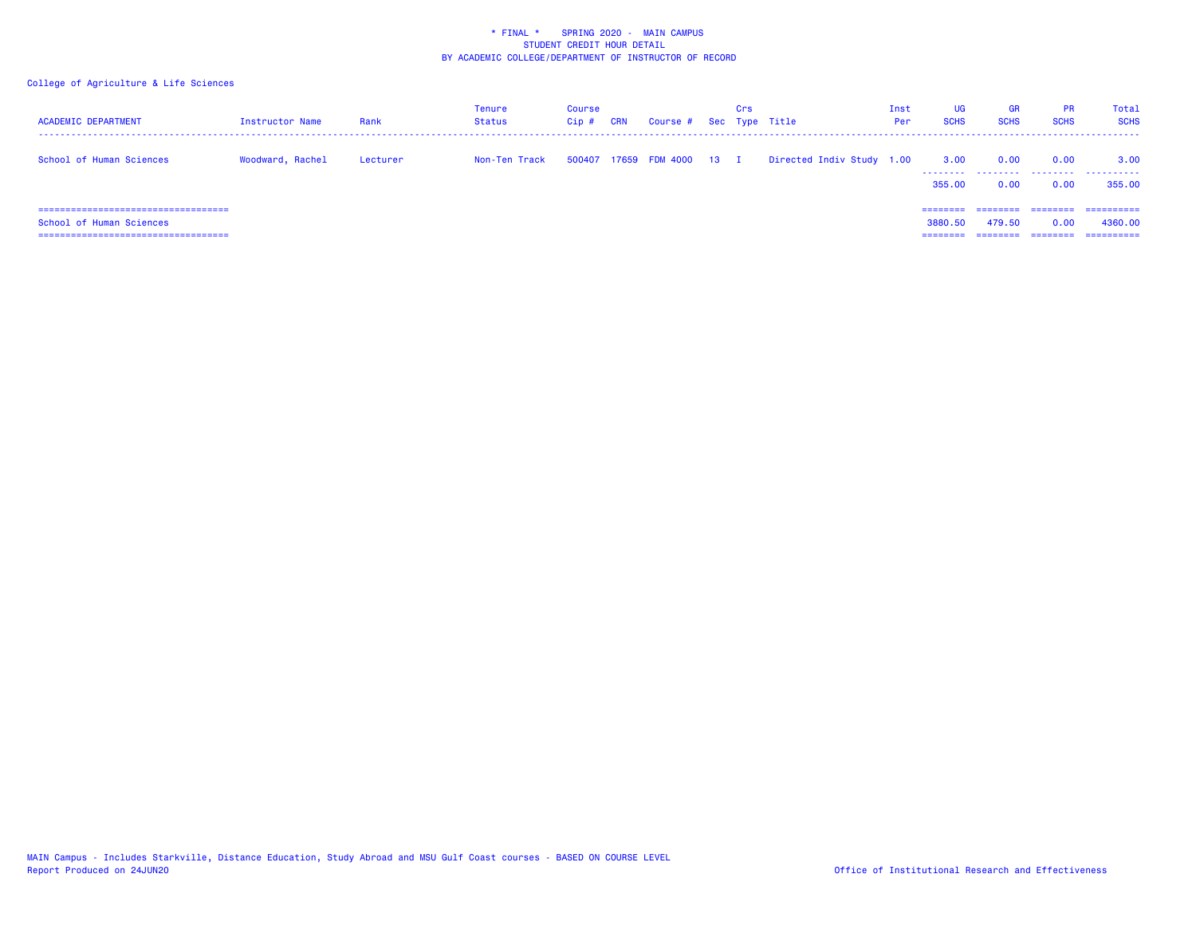\* FINAL \*    SPRING 2020 - MAIN CAMPUS
STUDENT CREDIT HOUR DETAIL
BY ACADEMIC COLLEGE/DEPARTMENT OF INSTRUCTOR OF RECORD

College of Agriculture & Life Sciences

| ACADEMIC DEPARTMENT | Instructor Name | Rank | Tenure Status | Course Cip # | CRN | Course # | Sec | Crs Type | Title | Inst Per | UG SCHS | GR SCHS | PR SCHS | Total SCHS |
|---|---|---|---|---|---|---|---|---|---|---|---|---|---|---|
| School of Human Sciences | Woodward, Rachel | Lecturer | Non-Ten Track | 500407 | 17659 | FDM 4000 | 13 | I | Directed Indiv Study | 1.00 | 3.00 | 0.00 | 0.00 | 3.00 |
| | | | | | | | | | | | 355.00 | 0.00 | 0.00 | 355.00 |
| School of Human Sciences | | | | | | | | | | | 3880.50 | 479.50 | 0.00 | 4360.00 |

MAIN Campus - Includes Starkville, Distance Education, Study Abroad and MSU Gulf Coast courses - BASED ON COURSE LEVEL
Report Produced on 24JUN20

Office of Institutional Research and Effectiveness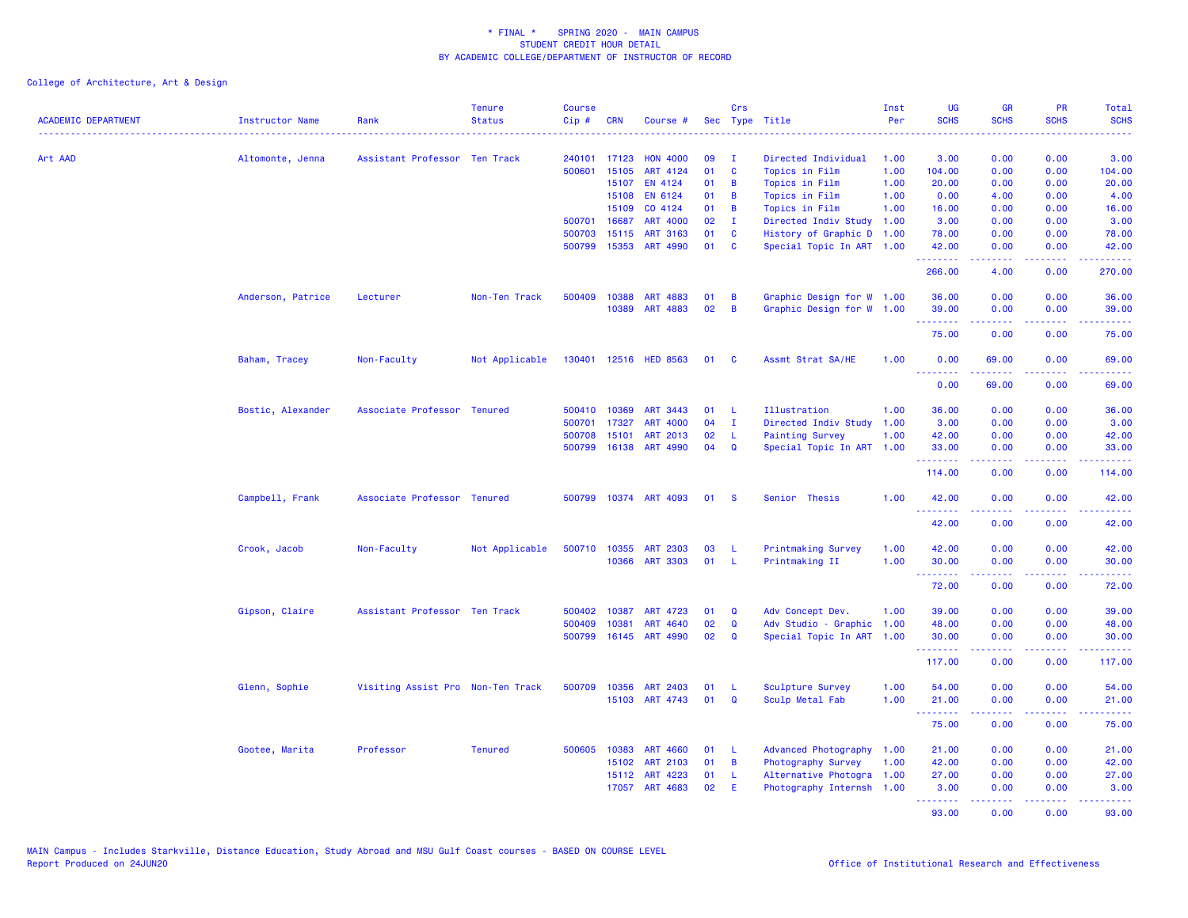\* FINAL \* SPRING 2020 - MAIN CAMPUS
STUDENT CREDIT HOUR DETAIL
BY ACADEMIC COLLEGE/DEPARTMENT OF INSTRUCTOR OF RECORD

College of Architecture, Art & Design

| ACADEMIC DEPARTMENT | Instructor Name | Rank | Tenure Status | Course Cip # | CRN | Course # | Sec | Crs Type | Title | Inst Per | UG SCHS | GR SCHS | PR SCHS | Total SCHS |
|---|---|---|---|---|---|---|---|---|---|---|---|---|---|---|
| Art AAD | Altomonte, Jenna | Assistant Professor | Ten Track | 240101 | 17123 | HON 4000 | 09 | I | Directed Individual | 1.00 | 3.00 | 0.00 | 0.00 | 3.00 |
| | | | | 500601 | 15105 | ART 4124 | 01 | C | Topics in Film | 1.00 | 104.00 | 0.00 | 0.00 | 104.00 |
| | | | | | 15107 | EN 4124 | 01 | B | Topics in Film | 1.00 | 20.00 | 0.00 | 0.00 | 20.00 |
| | | | | | 15108 | EN 6124 | 01 | B | Topics in Film | 1.00 | 0.00 | 4.00 | 0.00 | 4.00 |
| | | | | | 15109 | CO 4124 | 01 | B | Topics in Film | 1.00 | 16.00 | 0.00 | 0.00 | 16.00 |
| | | | | 500701 | 16687 | ART 4000 | 02 | I | Directed Indiv Study | 1.00 | 3.00 | 0.00 | 0.00 | 3.00 |
| | | | | 500703 | 15115 | ART 3163 | 01 | C | History of Graphic D | 1.00 | 78.00 | 0.00 | 0.00 | 78.00 |
| | | | | 500799 | 15353 | ART 4990 | 01 | C | Special Topic In ART | 1.00 | 42.00 | 0.00 | 0.00 | 42.00 |
| | | | | | | | | | | | 266.00 | 4.00 | 0.00 | 270.00 |
| | Anderson, Patrice | Lecturer | Non-Ten Track | 500409 | 10388 | ART 4883 | 01 | B | Graphic Design for W | 1.00 | 36.00 | 0.00 | 0.00 | 36.00 |
| | | | | | 10389 | ART 4883 | 02 | B | Graphic Design for W | 1.00 | 39.00 | 0.00 | 0.00 | 39.00 |
| | | | | | | | | | | | 75.00 | 0.00 | 0.00 | 75.00 |
| | Baham, Tracey | Non-Faculty | Not Applicable | 130401 | 12516 | HED 8563 | 01 | C | Assmt Strat SA/HE | 1.00 | 0.00 | 69.00 | 0.00 | 69.00 |
| | | | | | | | | | | | 0.00 | 69.00 | 0.00 | 69.00 |
| | Bostic, Alexander | Associate Professor | Tenured | 500410 | 10369 | ART 3443 | 01 | L | Illustration | 1.00 | 36.00 | 0.00 | 0.00 | 36.00 |
| | | | | 500701 | 17327 | ART 4000 | 04 | I | Directed Indiv Study | 1.00 | 3.00 | 0.00 | 0.00 | 3.00 |
| | | | | 500708 | 15101 | ART 2013 | 02 | L | Painting Survey | 1.00 | 42.00 | 0.00 | 0.00 | 42.00 |
| | | | | 500799 | 16138 | ART 4990 | 04 | Q | Special Topic In ART | 1.00 | 33.00 | 0.00 | 0.00 | 33.00 |
| | | | | | | | | | | | 114.00 | 0.00 | 0.00 | 114.00 |
| | Campbell, Frank | Associate Professor | Tenured | 500799 | 10374 | ART 4093 | 01 | S | Senior Thesis | 1.00 | 42.00 | 0.00 | 0.00 | 42.00 |
| | | | | | | | | | | | 42.00 | 0.00 | 0.00 | 42.00 |
| | Crook, Jacob | Non-Faculty | Not Applicable | 500710 | 10355 | ART 2303 | 03 | L | Printmaking Survey | 1.00 | 42.00 | 0.00 | 0.00 | 42.00 |
| | | | | | 10366 | ART 3303 | 01 | L | Printmaking II | 1.00 | 30.00 | 0.00 | 0.00 | 30.00 |
| | | | | | | | | | | | 72.00 | 0.00 | 0.00 | 72.00 |
| | Gipson, Claire | Assistant Professor | Ten Track | 500402 | 10387 | ART 4723 | 01 | Q | Adv Concept Dev. | 1.00 | 39.00 | 0.00 | 0.00 | 39.00 |
| | | | | 500409 | 10381 | ART 4640 | 02 | Q | Adv Studio - Graphic | 1.00 | 48.00 | 0.00 | 0.00 | 48.00 |
| | | | | 500799 | 16145 | ART 4990 | 02 | Q | Special Topic In ART | 1.00 | 30.00 | 0.00 | 0.00 | 30.00 |
| | | | | | | | | | | | 117.00 | 0.00 | 0.00 | 117.00 |
| | Glenn, Sophie | Visiting Assist Pro | Non-Ten Track | 500709 | 10356 | ART 2403 | 01 | L | Sculpture Survey | 1.00 | 54.00 | 0.00 | 0.00 | 54.00 |
| | | | | | 15103 | ART 4743 | 01 | Q | Sculp Metal Fab | 1.00 | 21.00 | 0.00 | 0.00 | 21.00 |
| | | | | | | | | | | | 75.00 | 0.00 | 0.00 | 75.00 |
| | Gootee, Marita | Professor | Tenured | 500605 | 10383 | ART 4660 | 01 | L | Advanced Photography | 1.00 | 21.00 | 0.00 | 0.00 | 21.00 |
| | | | | | 15102 | ART 2103 | 01 | B | Photography Survey | 1.00 | 42.00 | 0.00 | 0.00 | 42.00 |
| | | | | | 15112 | ART 4223 | 01 | L | Alternative Photogra | 1.00 | 27.00 | 0.00 | 0.00 | 27.00 |
| | | | | | 17057 | ART 4683 | 02 | E | Photography Internsh | 1.00 | 3.00 | 0.00 | 0.00 | 3.00 |
| | | | | | | | | | | | 93.00 | 0.00 | 0.00 | 93.00 |

MAIN Campus - Includes Starkville, Distance Education, Study Abroad and MSU Gulf Coast courses - BASED ON COURSE LEVEL
Report Produced on 24JUN20

Office of Institutional Research and Effectiveness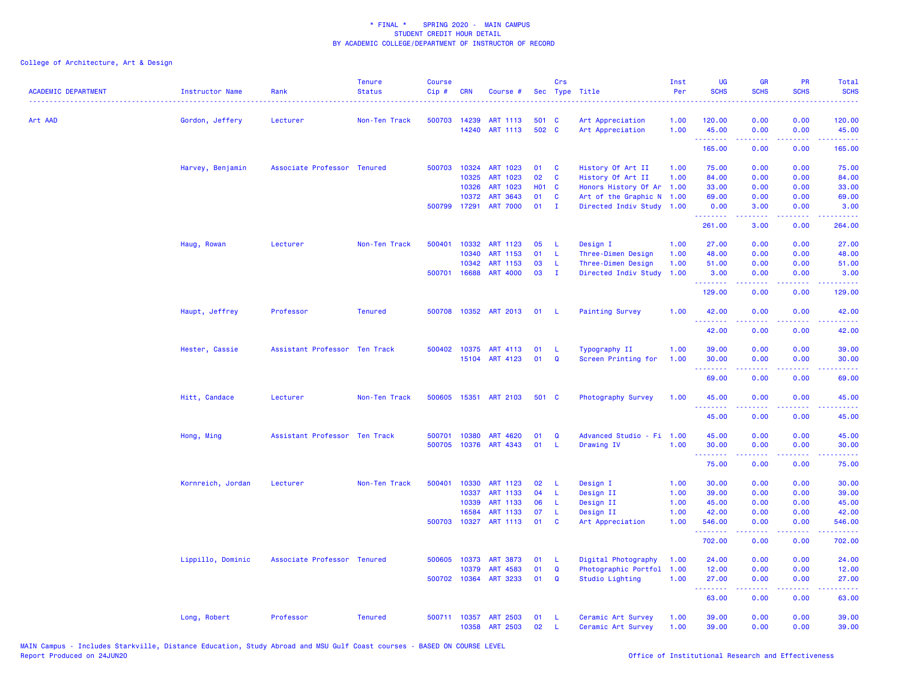\* FINAL \*    SPRING 2020 -  MAIN CAMPUS
STUDENT CREDIT HOUR DETAIL
BY ACADEMIC COLLEGE/DEPARTMENT OF INSTRUCTOR OF RECORD

College of Architecture, Art & Design

| ACADEMIC DEPARTMENT | Instructor Name | Rank | Tenure Status | Course Cip # | CRN | Course # | Sec | Crs Type | Title | Inst Per | UG SCHS | GR SCHS | PR SCHS | Total SCHS |
|---|---|---|---|---|---|---|---|---|---|---|---|---|---|---|
| Art AAD | Gordon, Jeffery | Lecturer | Non-Ten Track | 500703 | 14239 | ART 1113 | 501 | C | Art Appreciation | 1.00 | 120.00 | 0.00 | 0.00 | 120.00 |
| | | | | | 14240 | ART 1113 | 502 | C | Art Appreciation | 1.00 | 45.00 | 0.00 | 0.00 | 45.00 |
| | | | | | | | | | | | 165.00 | 0.00 | 0.00 | 165.00 |
| | Harvey, Benjamin | Associate Professor | Tenured | 500703 | 10324 | ART 1023 | 01 | C | History Of Art II | 1.00 | 75.00 | 0.00 | 0.00 | 75.00 |
| | | | | | 10325 | ART 1023 | 02 | C | History Of Art II | 1.00 | 84.00 | 0.00 | 0.00 | 84.00 |
| | | | | | 10326 | ART 1023 | H01 | C | Honors History Of Ar | 1.00 | 33.00 | 0.00 | 0.00 | 33.00 |
| | | | | | 10372 | ART 3643 | 01 | C | Art of the Graphic N | 1.00 | 69.00 | 0.00 | 0.00 | 69.00 |
| | | | | 500799 | 17291 | ART 7000 | 01 | I | Directed Indiv Study | 1.00 | 0.00 | 3.00 | 0.00 | 3.00 |
| | | | | | | | | | | | 261.00 | 3.00 | 0.00 | 264.00 |
| | Haug, Rowan | Lecturer | Non-Ten Track | 500401 | 10332 | ART 1123 | 05 | L | Design I | 1.00 | 27.00 | 0.00 | 0.00 | 27.00 |
| | | | | | 10340 | ART 1153 | 01 | L | Three-Dimen Design | 1.00 | 48.00 | 0.00 | 0.00 | 48.00 |
| | | | | | 10342 | ART 1153 | 03 | L | Three-Dimen Design | 1.00 | 51.00 | 0.00 | 0.00 | 51.00 |
| | | | | 500701 | 16688 | ART 4000 | 03 | I | Directed Indiv Study | 1.00 | 3.00 | 0.00 | 0.00 | 3.00 |
| | | | | | | | | | | | 129.00 | 0.00 | 0.00 | 129.00 |
| | Haupt, Jeffrey | Professor | Tenured | 500708 | 10352 | ART 2013 | 01 | L | Painting Survey | 1.00 | 42.00 | 0.00 | 0.00 | 42.00 |
| | | | | | | | | | | | 42.00 | 0.00 | 0.00 | 42.00 |
| | Hester, Cassie | Assistant Professor | Ten Track | 500402 | 10375 | ART 4113 | 01 | L | Typography II | 1.00 | 39.00 | 0.00 | 0.00 | 39.00 |
| | | | | | 15104 | ART 4123 | 01 | Q | Screen Printing for | 1.00 | 30.00 | 0.00 | 0.00 | 30.00 |
| | | | | | | | | | | | 69.00 | 0.00 | 0.00 | 69.00 |
| | Hitt, Candace | Lecturer | Non-Ten Track | 500605 | 15351 | ART 2103 | 501 | C | Photography Survey | 1.00 | 45.00 | 0.00 | 0.00 | 45.00 |
| | | | | | | | | | | | 45.00 | 0.00 | 0.00 | 45.00 |
| | Hong, Ming | Assistant Professor | Ten Track | 500701 | 10380 | ART 4620 | 01 | Q | Advanced Studio - Fi | 1.00 | 45.00 | 0.00 | 0.00 | 45.00 |
| | | | | 500705 | 10376 | ART 4343 | 01 | L | Drawing IV | 1.00 | 30.00 | 0.00 | 0.00 | 30.00 |
| | | | | | | | | | | | 75.00 | 0.00 | 0.00 | 75.00 |
| | Kornreich, Jordan | Lecturer | Non-Ten Track | 500401 | 10330 | ART 1123 | 02 | L | Design I | 1.00 | 30.00 | 0.00 | 0.00 | 30.00 |
| | | | | | 10337 | ART 1133 | 04 | L | Design II | 1.00 | 39.00 | 0.00 | 0.00 | 39.00 |
| | | | | | 10339 | ART 1133 | 06 | L | Design II | 1.00 | 45.00 | 0.00 | 0.00 | 45.00 |
| | | | | | 16584 | ART 1133 | 07 | L | Design II | 1.00 | 42.00 | 0.00 | 0.00 | 42.00 |
| | | | | 500703 | 10327 | ART 1113 | 01 | C | Art Appreciation | 1.00 | 546.00 | 0.00 | 0.00 | 546.00 |
| | | | | | | | | | | | 702.00 | 0.00 | 0.00 | 702.00 |
| | Lippillo, Dominic | Associate Professor | Tenured | 500605 | 10373 | ART 3873 | 01 | L | Digital Photography | 1.00 | 24.00 | 0.00 | 0.00 | 24.00 |
| | | | | | 10379 | ART 4583 | 01 | Q | Photographic Portfol | 1.00 | 12.00 | 0.00 | 0.00 | 12.00 |
| | | | | 500702 | 10364 | ART 3233 | 01 | Q | Studio Lighting | 1.00 | 27.00 | 0.00 | 0.00 | 27.00 |
| | | | | | | | | | | | 63.00 | 0.00 | 0.00 | 63.00 |
| | Long, Robert | Professor | Tenured | 500711 | 10357 | ART 2503 | 01 | L | Ceramic Art Survey | 1.00 | 39.00 | 0.00 | 0.00 | 39.00 |
| | | | | | 10358 | ART 2503 | 02 | L | Ceramic Art Survey | 1.00 | 39.00 | 0.00 | 0.00 | 39.00 |

MAIN Campus - Includes Starkville, Distance Education, Study Abroad and MSU Gulf Coast courses - BASED ON COURSE LEVEL
Report Produced on 24JUN20    Office of Institutional Research and Effectiveness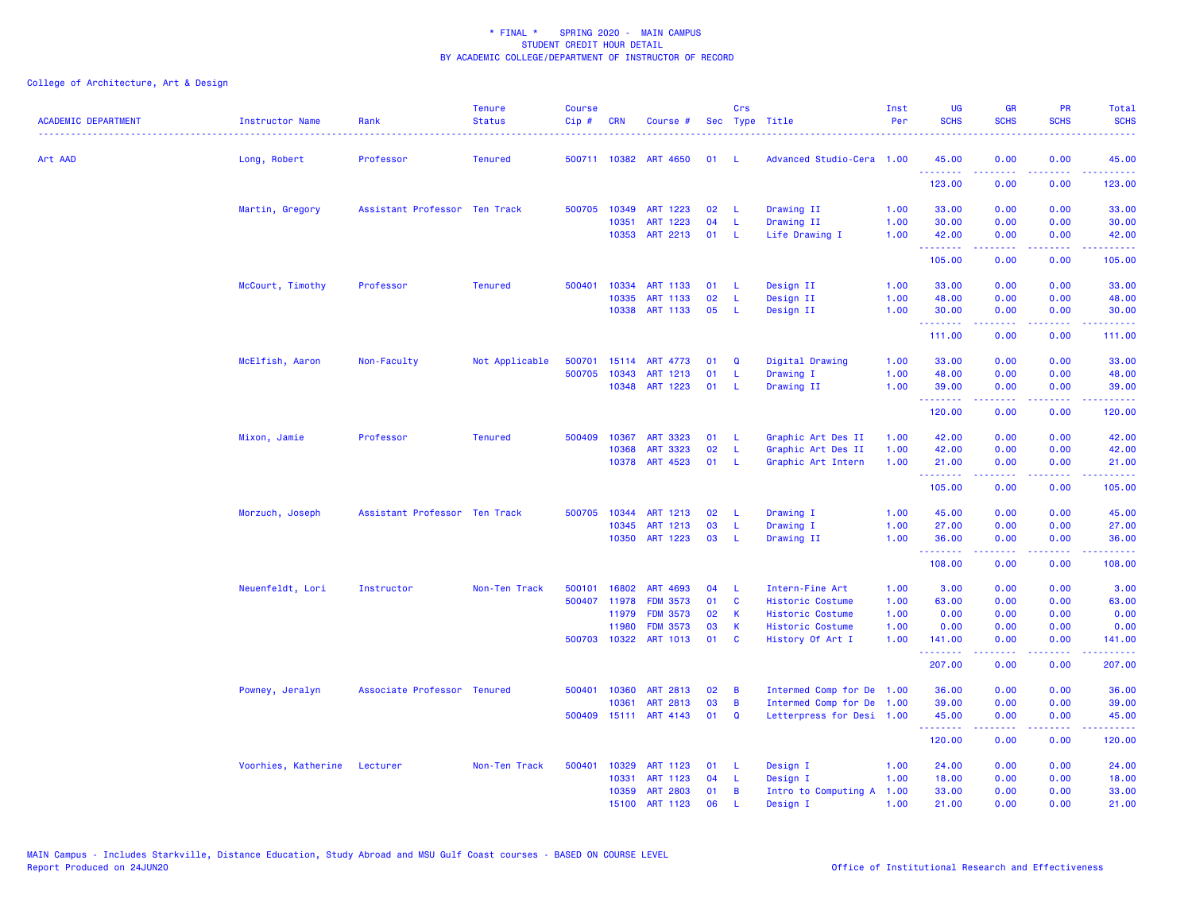# * FINAL * SPRING 2020 - MAIN CAMPUS
## STUDENT CREDIT HOUR DETAIL
## BY ACADEMIC COLLEGE/DEPARTMENT OF INSTRUCTOR OF RECORD

College of Architecture, Art & Design

| ACADEMIC DEPARTMENT | Instructor Name | Rank | Tenure Status | Course Cip # | CRN | Course # | Sec | Crs Type | Title | Inst Per | UG SCHS | GR SCHS | PR SCHS | Total SCHS |
|---|---|---|---|---|---|---|---|---|---|---|---|---|---|---|
| Art AAD | Long, Robert | Professor | Tenured | 500711 | 10382 | ART 4650 | 01 | L | Advanced Studio-Cera | 1.00 | 45.00 | 0.00 | 0.00 | 45.00 |
| | | | | | | | | | | | 123.00 | 0.00 | 0.00 | 123.00 |
| | Martin, Gregory | Assistant Professor | Ten Track | 500705 | 10349 | ART 1223 | 02 | L | Drawing II | 1.00 | 33.00 | 0.00 | 0.00 | 33.00 |
| | | | | | 10351 | ART 1223 | 04 | L | Drawing II | 1.00 | 30.00 | 0.00 | 0.00 | 30.00 |
| | | | | | 10353 | ART 2213 | 01 | L | Life Drawing I | 1.00 | 42.00 | 0.00 | 0.00 | 42.00 |
| | | | | | | | | | | | 105.00 | 0.00 | 0.00 | 105.00 |
| | McCourt, Timothy | Professor | Tenured | 500401 | 10334 | ART 1133 | 01 | L | Design II | 1.00 | 33.00 | 0.00 | 0.00 | 33.00 |
| | | | | | 10335 | ART 1133 | 02 | L | Design II | 1.00 | 48.00 | 0.00 | 0.00 | 48.00 |
| | | | | | 10338 | ART 1133 | 05 | L | Design II | 1.00 | 30.00 | 0.00 | 0.00 | 30.00 |
| | | | | | | | | | | | 111.00 | 0.00 | 0.00 | 111.00 |
| | McElfish, Aaron | Non-Faculty | Not Applicable | 500701 | 15114 | ART 4773 | 01 | Q | Digital Drawing | 1.00 | 33.00 | 0.00 | 0.00 | 33.00 |
| | | | | 500705 | 10343 | ART 1213 | 01 | L | Drawing I | 1.00 | 48.00 | 0.00 | 0.00 | 48.00 |
| | | | | | 10348 | ART 1223 | 01 | L | Drawing II | 1.00 | 39.00 | 0.00 | 0.00 | 39.00 |
| | | | | | | | | | | | 120.00 | 0.00 | 0.00 | 120.00 |
| | Mixon, Jamie | Professor | Tenured | 500409 | 10367 | ART 3323 | 01 | L | Graphic Art Des II | 1.00 | 42.00 | 0.00 | 0.00 | 42.00 |
| | | | | | 10368 | ART 3323 | 02 | L | Graphic Art Des II | 1.00 | 42.00 | 0.00 | 0.00 | 42.00 |
| | | | | | 10378 | ART 4523 | 01 | L | Graphic Art Intern | 1.00 | 21.00 | 0.00 | 0.00 | 21.00 |
| | | | | | | | | | | | 105.00 | 0.00 | 0.00 | 105.00 |
| | Morzuch, Joseph | Assistant Professor | Ten Track | 500705 | 10344 | ART 1213 | 02 | L | Drawing I | 1.00 | 45.00 | 0.00 | 0.00 | 45.00 |
| | | | | | 10345 | ART 1213 | 03 | L | Drawing I | 1.00 | 27.00 | 0.00 | 0.00 | 27.00 |
| | | | | | 10350 | ART 1223 | 03 | L | Drawing II | 1.00 | 36.00 | 0.00 | 0.00 | 36.00 |
| | | | | | | | | | | | 108.00 | 0.00 | 0.00 | 108.00 |
| | Neuenfeldt, Lori | Instructor | Non-Ten Track | 500101 | 16802 | ART 4693 | 04 | L | Intern-Fine Art | 1.00 | 3.00 | 0.00 | 0.00 | 3.00 |
| | | | | 500407 | 11978 | FDM 3573 | 01 | C | Historic Costume | 1.00 | 63.00 | 0.00 | 0.00 | 63.00 |
| | | | | | 11979 | FDM 3573 | 02 | K | Historic Costume | 1.00 | 0.00 | 0.00 | 0.00 | 0.00 |
| | | | | | 11980 | FDM 3573 | 03 | K | Historic Costume | 1.00 | 0.00 | 0.00 | 0.00 | 0.00 |
| | | | | 500703 | 10322 | ART 1013 | 01 | C | History Of Art I | 1.00 | 141.00 | 0.00 | 0.00 | 141.00 |
| | | | | | | | | | | | 207.00 | 0.00 | 0.00 | 207.00 |
| | Powney, Jeralyn | Associate Professor | Tenured | 500401 | 10360 | ART 2813 | 02 | B | Intermed Comp for De | 1.00 | 36.00 | 0.00 | 0.00 | 36.00 |
| | | | | | 10361 | ART 2813 | 03 | B | Intermed Comp for De | 1.00 | 39.00 | 0.00 | 0.00 | 39.00 |
| | | | | 500409 | 15111 | ART 4143 | 01 | Q | Letterpress for Desi | 1.00 | 45.00 | 0.00 | 0.00 | 45.00 |
| | | | | | | | | | | | 120.00 | 0.00 | 0.00 | 120.00 |
| | Voorhies, Katherine | Lecturer | Non-Ten Track | 500401 | 10329 | ART 1123 | 01 | L | Design I | 1.00 | 24.00 | 0.00 | 0.00 | 24.00 |
| | | | | | 10331 | ART 1123 | 04 | L | Design I | 1.00 | 18.00 | 0.00 | 0.00 | 18.00 |
| | | | | | 10359 | ART 2803 | 01 | B | Intro to Computing A | 1.00 | 33.00 | 0.00 | 0.00 | 33.00 |
| | | | | | 15100 | ART 1123 | 06 | L | Design I | 1.00 | 21.00 | 0.00 | 0.00 | 21.00 |

MAIN Campus - Includes Starkville, Distance Education, Study Abroad and MSU Gulf Coast courses - BASED ON COURSE LEVEL
Report Produced on 24JUN20

Office of Institutional Research and Effectiveness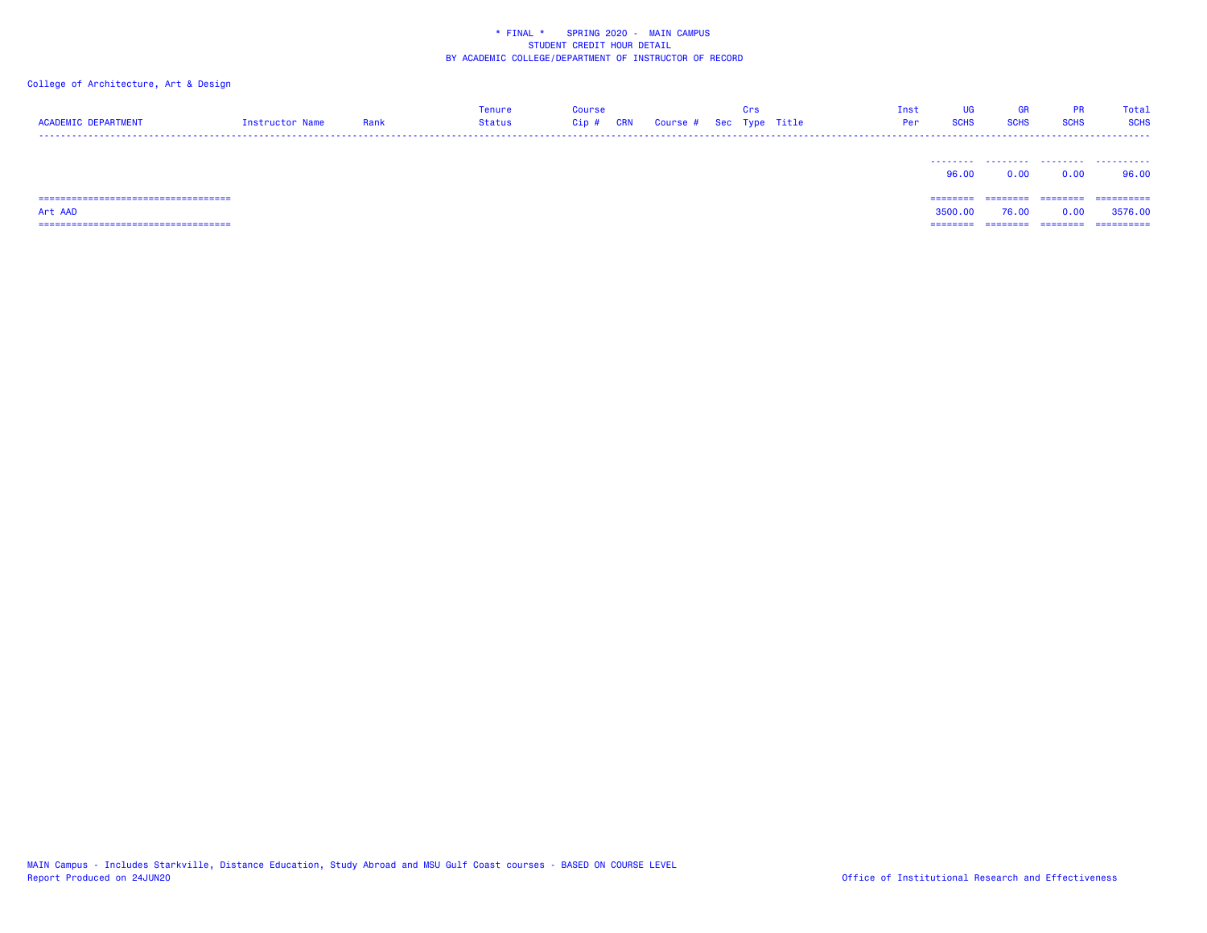\* FINAL \*    SPRING 2020 -  MAIN CAMPUS
STUDENT CREDIT HOUR DETAIL
BY ACADEMIC COLLEGE/DEPARTMENT OF INSTRUCTOR OF RECORD

College of Architecture, Art & Design

| ACADEMIC DEPARTMENT | Instructor Name | Rank | Tenure Status | Course Cip # | CRN | Course # | Sec | Crs Type | Title | Inst Per | UG SCHS | GR SCHS | PR SCHS | Total SCHS |
|---|---|---|---|---|---|---|---|---|---|---|---|---|---|---|
| | | | | | | | | | | | 96.00 | 0.00 | 0.00 | 96.00 |
| Art AAD | | | | | | | | | | | 3500.00 | 76.00 | 0.00 | 3576.00 |

MAIN Campus - Includes Starkville, Distance Education, Study Abroad and MSU Gulf Coast courses - BASED ON COURSE LEVEL
Report Produced on 24JUN20

Office of Institutional Research and Effectiveness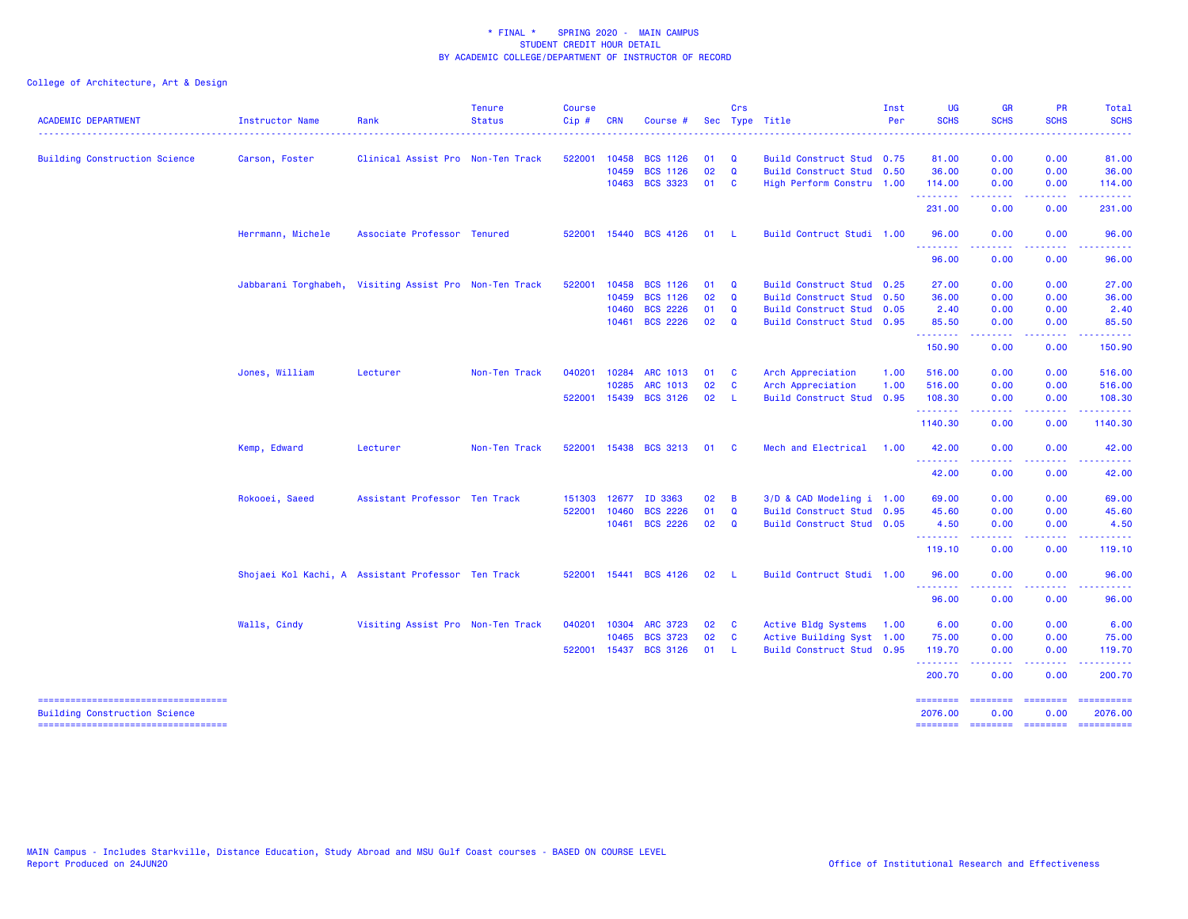\* FINAL \* SPRING 2020 - MAIN CAMPUS
STUDENT CREDIT HOUR DETAIL
BY ACADEMIC COLLEGE/DEPARTMENT OF INSTRUCTOR OF RECORD

College of Architecture, Art & Design

| ACADEMIC DEPARTMENT | Instructor Name | Rank | Tenure Status | Course Cip # | CRN | Course # | Sec | Crs Type | Title | Inst Per | UG SCHS | GR SCHS | PR SCHS | Total SCHS |
|---|---|---|---|---|---|---|---|---|---|---|---|---|---|---|
| Building Construction Science | Carson, Foster | Clinical Assist Pro | Non-Ten Track | 522001 | 10458 | BCS 1126 | 01 | Q | Build Construct Stud | 0.75 | 81.00 | 0.00 | 0.00 | 81.00 |
| | | | | | 10459 | BCS 1126 | 02 | Q | Build Construct Stud | 0.50 | 36.00 | 0.00 | 0.00 | 36.00 |
| | | | | | 10463 | BCS 3323 | 01 | C | High Perform Constru | 1.00 | 114.00 | 0.00 | 0.00 | 114.00 |
| | | | | | | | | | | | 231.00 | 0.00 | 0.00 | 231.00 |
| | Herrmann, Michele | Associate Professor | Tenured | 522001 | 15440 | BCS 4126 | 01 | L | Build Contruct Studi | 1.00 | 96.00 | 0.00 | 0.00 | 96.00 |
| | | | | | | | | | | | 96.00 | 0.00 | 0.00 | 96.00 |
| | Jabbarani Torghabeh, | Visiting Assist Pro | Non-Ten Track | 522001 | 10458 | BCS 1126 | 01 | Q | Build Construct Stud | 0.25 | 27.00 | 0.00 | 0.00 | 27.00 |
| | | | | | 10459 | BCS 1126 | 02 | Q | Build Construct Stud | 0.50 | 36.00 | 0.00 | 0.00 | 36.00 |
| | | | | | 10460 | BCS 2226 | 01 | Q | Build Construct Stud | 0.05 | 2.40 | 0.00 | 0.00 | 2.40 |
| | | | | | 10461 | BCS 2226 | 02 | Q | Build Construct Stud | 0.95 | 85.50 | 0.00 | 0.00 | 85.50 |
| | | | | | | | | | | | 150.90 | 0.00 | 0.00 | 150.90 |
| | Jones, William | Lecturer | Non-Ten Track | 040201 | 10284 | ARC 1013 | 01 | C | Arch Appreciation | 1.00 | 516.00 | 0.00 | 0.00 | 516.00 |
| | | | | | 10285 | ARC 1013 | 02 | C | Arch Appreciation | 1.00 | 516.00 | 0.00 | 0.00 | 516.00 |
| | | | | 522001 | 15439 | BCS 3126 | 02 | L | Build Construct Stud | 0.95 | 108.30 | 0.00 | 0.00 | 108.30 |
| | | | | | | | | | | | 1140.30 | 0.00 | 0.00 | 1140.30 |
| | Kemp, Edward | Lecturer | Non-Ten Track | 522001 | 15438 | BCS 3213 | 01 | C | Mech and Electrical | 1.00 | 42.00 | 0.00 | 0.00 | 42.00 |
| | | | | | | | | | | | 42.00 | 0.00 | 0.00 | 42.00 |
| | Rokooei, Saeed | Assistant Professor | Ten Track | 151303 | 12677 | ID 3363 | 02 | B | 3/D & CAD Modeling i | 1.00 | 69.00 | 0.00 | 0.00 | 69.00 |
| | | | | 522001 | 10460 | BCS 2226 | 01 | Q | Build Construct Stud | 0.95 | 45.60 | 0.00 | 0.00 | 45.60 |
| | | | | | 10461 | BCS 2226 | 02 | Q | Build Construct Stud | 0.05 | 4.50 | 0.00 | 0.00 | 4.50 |
| | | | | | | | | | | | 119.10 | 0.00 | 0.00 | 119.10 |
| | Shojaei Kol Kachi, A | Assistant Professor | Ten Track | 522001 | 15441 | BCS 4126 | 02 | L | Build Contruct Studi | 1.00 | 96.00 | 0.00 | 0.00 | 96.00 |
| | | | | | | | | | | | 96.00 | 0.00 | 0.00 | 96.00 |
| | Walls, Cindy | Visiting Assist Pro | Non-Ten Track | 040201 | 10304 | ARC 3723 | 02 | C | Active Bldg Systems | 1.00 | 6.00 | 0.00 | 0.00 | 6.00 |
| | | | | | 10465 | BCS 3723 | 02 | C | Active Building Syst | 1.00 | 75.00 | 0.00 | 0.00 | 75.00 |
| | | | | 522001 | 15437 | BCS 3126 | 01 | L | Build Construct Stud | 0.95 | 119.70 | 0.00 | 0.00 | 119.70 |
| | | | | | | | | | | | 200.70 | 0.00 | 0.00 | 200.70 |
| Building Construction Science | | | | | | | | | | | 2076.00 | 0.00 | 0.00 | 2076.00 |

MAIN Campus - Includes Starkville, Distance Education, Study Abroad and MSU Gulf Coast courses - BASED ON COURSE LEVEL
Report Produced on 24JUN20

Office of Institutional Research and Effectiveness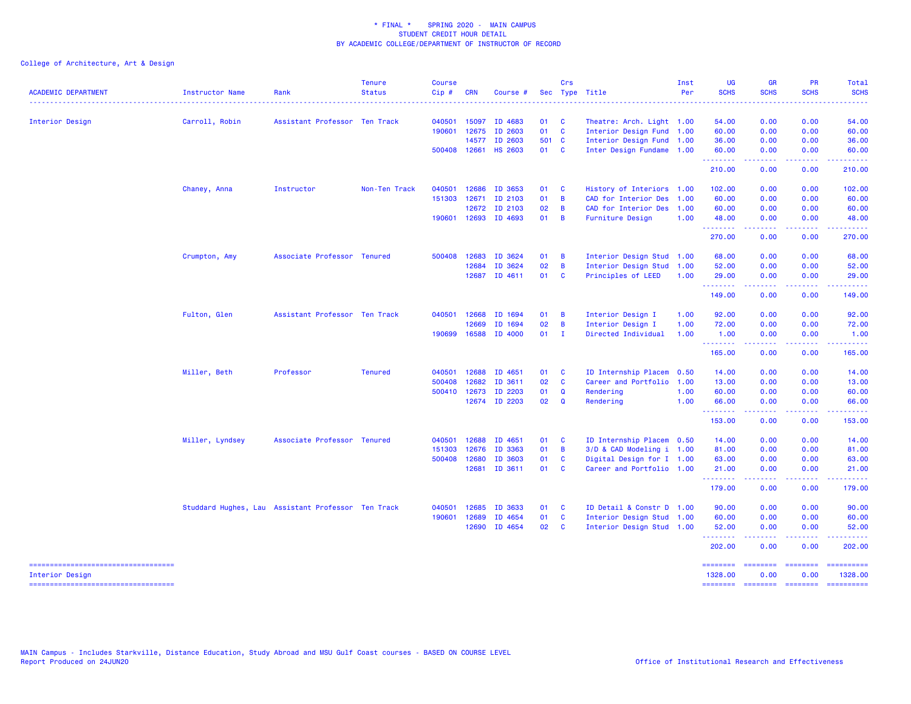\* FINAL \* SPRING 2020 - MAIN CAMPUS
STUDENT CREDIT HOUR DETAIL
BY ACADEMIC COLLEGE/DEPARTMENT OF INSTRUCTOR OF RECORD

College of Architecture, Art & Design

| ACADEMIC DEPARTMENT | Instructor Name | Rank | Tenure Status | Course Cip # | CRN | Course # | Sec | Crs Type | Title | Inst Per | UG SCHS | GR SCHS | PR SCHS | Total SCHS |
|---|---|---|---|---|---|---|---|---|---|---|---|---|---|---|
| Interior Design | Carroll, Robin | Assistant Professor | Ten Track | 040501 | 15097 | ID 4683 | 01 | C | Theatre: Arch. Light | 1.00 | 54.00 | 0.00 | 0.00 | 54.00 |
| | | | | 190601 | 12675 | ID 2603 | 01 | C | Interior Design Fund | 1.00 | 60.00 | 0.00 | 0.00 | 60.00 |
| | | | | | 14577 | ID 2603 | 501 | C | Interior Design Fund | 1.00 | 36.00 | 0.00 | 0.00 | 36.00 |
| | | | | 500408 | 12661 | HS 2603 | 01 | C | Inter Design Fundame | 1.00 | 60.00 | 0.00 | 0.00 | 60.00 |
| | | | | | | | | | | | 210.00 | 0.00 | 0.00 | 210.00 |
| | Chaney, Anna | Instructor | Non-Ten Track | 040501 | 12686 | ID 3653 | 01 | C | History of Interiors | 1.00 | 102.00 | 0.00 | 0.00 | 102.00 |
| | | | | 151303 | 12671 | ID 2103 | 01 | B | CAD for Interior Des | 1.00 | 60.00 | 0.00 | 0.00 | 60.00 |
| | | | | | 12672 | ID 2103 | 02 | B | CAD for Interior Des | 1.00 | 60.00 | 0.00 | 0.00 | 60.00 |
| | | | | 190601 | 12693 | ID 4693 | 01 | B | Furniture Design | 1.00 | 48.00 | 0.00 | 0.00 | 48.00 |
| | | | | | | | | | | | 270.00 | 0.00 | 0.00 | 270.00 |
| | Crumpton, Amy | Associate Professor | Tenured | 500408 | 12683 | ID 3624 | 01 | B | Interior Design Stud | 1.00 | 68.00 | 0.00 | 0.00 | 68.00 |
| | | | | | 12684 | ID 3624 | 02 | B | Interior Design Stud | 1.00 | 52.00 | 0.00 | 0.00 | 52.00 |
| | | | | | 12687 | ID 4611 | 01 | C | Principles of LEED | 1.00 | 29.00 | 0.00 | 0.00 | 29.00 |
| | | | | | | | | | | | 149.00 | 0.00 | 0.00 | 149.00 |
| | Fulton, Glen | Assistant Professor | Ten Track | 040501 | 12668 | ID 1694 | 01 | B | Interior Design I | 1.00 | 92.00 | 0.00 | 0.00 | 92.00 |
| | | | | | 12669 | ID 1694 | 02 | B | Interior Design I | 1.00 | 72.00 | 0.00 | 0.00 | 72.00 |
| | | | | 190699 | 16588 | ID 4000 | 01 | I | Directed Individual | 1.00 | 1.00 | 0.00 | 0.00 | 1.00 |
| | | | | | | | | | | | 165.00 | 0.00 | 0.00 | 165.00 |
| | Miller, Beth | Professor | Tenured | 040501 | 12688 | ID 4651 | 01 | C | ID Internship Placem | 0.50 | 14.00 | 0.00 | 0.00 | 14.00 |
| | | | | 500408 | 12682 | ID 3611 | 02 | C | Career and Portfolio | 1.00 | 13.00 | 0.00 | 0.00 | 13.00 |
| | | | | 500410 | 12673 | ID 2203 | 01 | Q | Rendering | 1.00 | 60.00 | 0.00 | 0.00 | 60.00 |
| | | | | | 12674 | ID 2203 | 02 | Q | Rendering | 1.00 | 66.00 | 0.00 | 0.00 | 66.00 |
| | | | | | | | | | | | 153.00 | 0.00 | 0.00 | 153.00 |
| | Miller, Lyndsey | Associate Professor | Tenured | 040501 | 12688 | ID 4651 | 01 | C | ID Internship Placem | 0.50 | 14.00 | 0.00 | 0.00 | 14.00 |
| | | | | 151303 | 12676 | ID 3363 | 01 | B | 3/D & CAD Modeling i | 1.00 | 81.00 | 0.00 | 0.00 | 81.00 |
| | | | | 500408 | 12680 | ID 3603 | 01 | C | Digital Design for I | 1.00 | 63.00 | 0.00 | 0.00 | 63.00 |
| | | | | | 12681 | ID 3611 | 01 | C | Career and Portfolio | 1.00 | 21.00 | 0.00 | 0.00 | 21.00 |
| | | | | | | | | | | | 179.00 | 0.00 | 0.00 | 179.00 |
| | Studdard Hughes, Lau | Assistant Professor | Ten Track | 040501 | 12685 | ID 3633 | 01 | C | ID Detail & Constr D | 1.00 | 90.00 | 0.00 | 0.00 | 90.00 |
| | | | | 190601 | 12689 | ID 4654 | 01 | C | Interior Design Stud | 1.00 | 60.00 | 0.00 | 0.00 | 60.00 |
| | | | | | 12690 | ID 4654 | 02 | C | Interior Design Stud | 1.00 | 52.00 | 0.00 | 0.00 | 52.00 |
| | | | | | | | | | | | 202.00 | 0.00 | 0.00 | 202.00 |
| Interior Design | | | | | | | | | | | 1328.00 | 0.00 | 0.00 | 1328.00 |

MAIN Campus - Includes Starkville, Distance Education, Study Abroad and MSU Gulf Coast courses - BASED ON COURSE LEVEL
Report Produced on 24JUN20

Office of Institutional Research and Effectiveness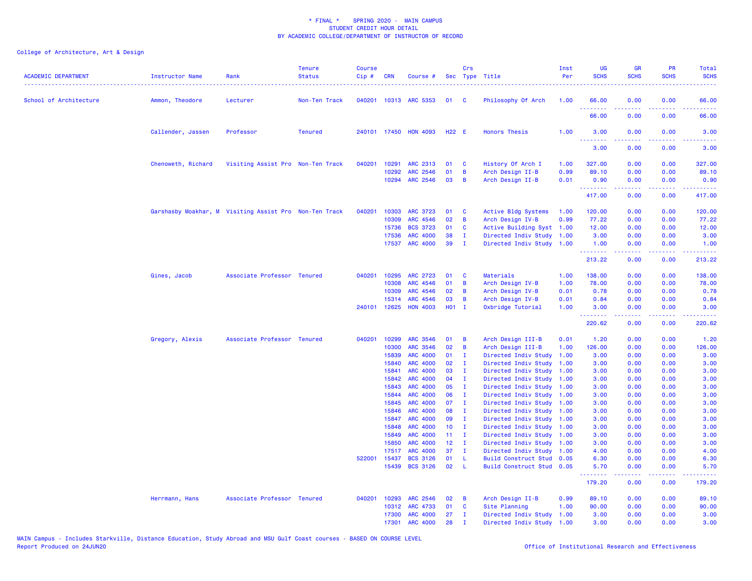# * FINAL * SPRING 2020 - MAIN CAMPUS
## STUDENT CREDIT HOUR DETAIL
## BY ACADEMIC COLLEGE/DEPARTMENT OF INSTRUCTOR OF RECORD

College of Architecture, Art & Design

| ACADEMIC DEPARTMENT | Instructor Name | Rank | Tenure Status | Course Cip # | CRN | Course # | Sec | Crs Type | Title | Inst Per | UG SCHS | GR SCHS | PR SCHS | Total SCHS |
|---|---|---|---|---|---|---|---|---|---|---|---|---|---|---|
| School of Architecture | Ammon, Theodore | Lecturer | Non-Ten Track | 040201 | 10313 | ARC 5353 | 01 | C | Philosophy Of Arch | 1.00 | 66.00 | 0.00 | 0.00 | 66.00 |
| | | | | | | | | | | | 66.00 | 0.00 | 0.00 | 66.00 |
| | Callender, Jassen | Professor | Tenured | 240101 | 17450 | HON 4093 | H22 | E | Honors Thesis | 1.00 | 3.00 | 0.00 | 0.00 | 3.00 |
| | | | | | | | | | | | 3.00 | 0.00 | 0.00 | 3.00 |
| | Chenoweth, Richard | Visiting Assist Pro | Non-Ten Track | 040201 | 10291 | ARC 2313 | 01 | C | History Of Arch I | 1.00 | 327.00 | 0.00 | 0.00 | 327.00 |
| | | | | | 10292 | ARC 2546 | 01 | B | Arch Design II-B | 0.99 | 89.10 | 0.00 | 0.00 | 89.10 |
| | | | | | 10294 | ARC 2546 | 03 | B | Arch Design II-B | 0.01 | 0.90 | 0.00 | 0.00 | 0.90 |
| | | | | | | | | | | | 417.00 | 0.00 | 0.00 | 417.00 |
| | Garshasby Moakhar, M | Visiting Assist Pro | Non-Ten Track | 040201 | 10303 | ARC 3723 | 01 | C | Active Bldg Systems | 1.00 | 120.00 | 0.00 | 0.00 | 120.00 |
| | | | | | 10309 | ARC 4546 | 02 | B | Arch Design IV-B | 0.99 | 77.22 | 0.00 | 0.00 | 77.22 |
| | | | | | 15736 | BCS 3723 | 01 | C | Active Building Syst | 1.00 | 12.00 | 0.00 | 0.00 | 12.00 |
| | | | | | 17536 | ARC 4000 | 38 | I | Directed Indiv Study | 1.00 | 3.00 | 0.00 | 0.00 | 3.00 |
| | | | | | 17537 | ARC 4000 | 39 | I | Directed Indiv Study | 1.00 | 1.00 | 0.00 | 0.00 | 1.00 |
| | | | | | | | | | | | 213.22 | 0.00 | 0.00 | 213.22 |
| | Gines, Jacob | Associate Professor | Tenured | 040201 | 10295 | ARC 2723 | 01 | C | Materials | 1.00 | 138.00 | 0.00 | 0.00 | 138.00 |
| | | | | | 10308 | ARC 4546 | 01 | B | Arch Design IV-B | 1.00 | 78.00 | 0.00 | 0.00 | 78.00 |
| | | | | | 10309 | ARC 4546 | 02 | B | Arch Design IV-B | 0.01 | 0.78 | 0.00 | 0.00 | 0.78 |
| | | | | | 15314 | ARC 4546 | 03 | B | Arch Design IV-B | 0.01 | 0.84 | 0.00 | 0.00 | 0.84 |
| | | | | 240101 | 12625 | HON 4003 | H01 | I | Oxbridge Tutorial | 1.00 | 3.00 | 0.00 | 0.00 | 3.00 |
| | | | | | | | | | | | 220.62 | 0.00 | 0.00 | 220.62 |
| | Gregory, Alexis | Associate Professor | Tenured | 040201 | 10299 | ARC 3546 | 01 | B | Arch Design III-B | 0.01 | 1.20 | 0.00 | 0.00 | 1.20 |
| | | | | | 10300 | ARC 3546 | 02 | B | Arch Design III-B | 1.00 | 126.00 | 0.00 | 0.00 | 126.00 |
| | | | | | 15839 | ARC 4000 | 01 | I | Directed Indiv Study | 1.00 | 3.00 | 0.00 | 0.00 | 3.00 |
| | | | | | 15840 | ARC 4000 | 02 | I | Directed Indiv Study | 1.00 | 3.00 | 0.00 | 0.00 | 3.00 |
| | | | | | 15841 | ARC 4000 | 03 | I | Directed Indiv Study | 1.00 | 3.00 | 0.00 | 0.00 | 3.00 |
| | | | | | 15842 | ARC 4000 | 04 | I | Directed Indiv Study | 1.00 | 3.00 | 0.00 | 0.00 | 3.00 |
| | | | | | 15843 | ARC 4000 | 05 | I | Directed Indiv Study | 1.00 | 3.00 | 0.00 | 0.00 | 3.00 |
| | | | | | 15844 | ARC 4000 | 06 | I | Directed Indiv Study | 1.00 | 3.00 | 0.00 | 0.00 | 3.00 |
| | | | | | 15845 | ARC 4000 | 07 | I | Directed Indiv Study | 1.00 | 3.00 | 0.00 | 0.00 | 3.00 |
| | | | | | 15846 | ARC 4000 | 08 | I | Directed Indiv Study | 1.00 | 3.00 | 0.00 | 0.00 | 3.00 |
| | | | | | 15847 | ARC 4000 | 09 | I | Directed Indiv Study | 1.00 | 3.00 | 0.00 | 0.00 | 3.00 |
| | | | | | 15848 | ARC 4000 | 10 | I | Directed Indiv Study | 1.00 | 3.00 | 0.00 | 0.00 | 3.00 |
| | | | | | 15849 | ARC 4000 | 11 | I | Directed Indiv Study | 1.00 | 3.00 | 0.00 | 0.00 | 3.00 |
| | | | | | 15850 | ARC 4000 | 12 | I | Directed Indiv Study | 1.00 | 3.00 | 0.00 | 0.00 | 3.00 |
| | | | | | 17517 | ARC 4000 | 37 | I | Directed Indiv Study | 1.00 | 4.00 | 0.00 | 0.00 | 4.00 |
| | | | | 522001 | 15437 | BCS 3126 | 01 | L | Build Construct Stud | 0.05 | 6.30 | 0.00 | 0.00 | 6.30 |
| | | | | | 15439 | BCS 3126 | 02 | L | Build Construct Stud | 0.05 | 5.70 | 0.00 | 0.00 | 5.70 |
| | | | | | | | | | | | 179.20 | 0.00 | 0.00 | 179.20 |
| | Herrmann, Hans | Associate Professor | Tenured | 040201 | 10293 | ARC 2546 | 02 | B | Arch Design II-B | 0.99 | 89.10 | 0.00 | 0.00 | 89.10 |
| | | | | | 10312 | ARC 4733 | 01 | C | Site Planning | 1.00 | 90.00 | 0.00 | 0.00 | 90.00 |
| | | | | | 17300 | ARC 4000 | 27 | I | Directed Indiv Study | 1.00 | 3.00 | 0.00 | 0.00 | 3.00 |
| | | | | | 17301 | ARC 4000 | 28 | I | Directed Indiv Study | 1.00 | 3.00 | 0.00 | 0.00 | 3.00 |

MAIN Campus - Includes Starkville, Distance Education, Study Abroad and MSU Gulf Coast courses - BASED ON COURSE LEVEL
Report Produced on 24JUN20

Office of Institutional Research and Effectiveness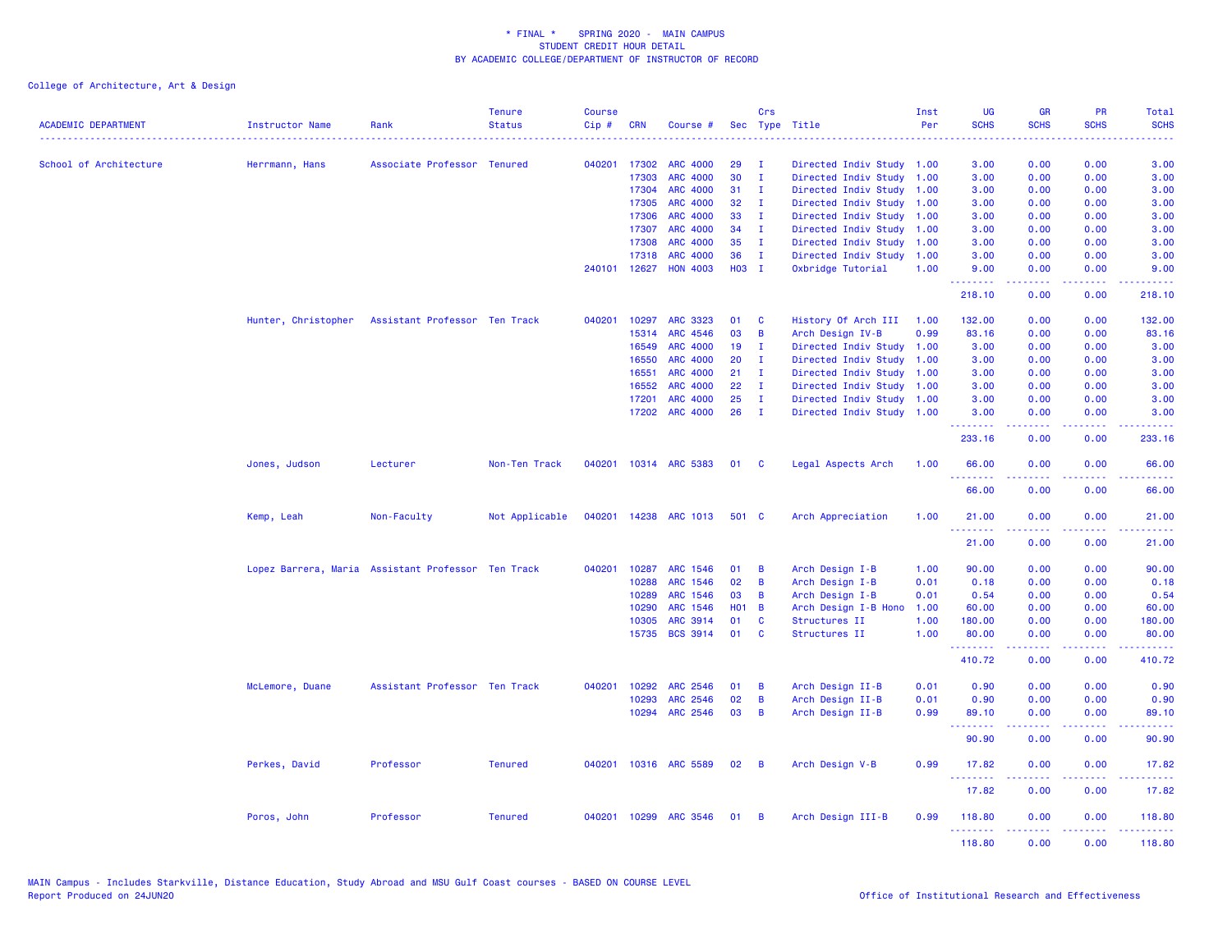\* FINAL \* SPRING 2020 - MAIN CAMPUS
STUDENT CREDIT HOUR DETAIL
BY ACADEMIC COLLEGE/DEPARTMENT OF INSTRUCTOR OF RECORD

College of Architecture, Art & Design

| ACADEMIC DEPARTMENT | Instructor Name | Rank | Tenure Status | Course Cip # | CRN | Course # | Sec | Crs Type | Title | Inst Per | UG SCHS | GR SCHS | PR SCHS | Total SCHS |
|---|---|---|---|---|---|---|---|---|---|---|---|---|---|---|
| School of Architecture | Herrmann, Hans | Associate Professor | Tenured | 040201 | 17302 | ARC 4000 | 29 | I | Directed Indiv Study | 1.00 | 3.00 | 0.00 | 0.00 | 3.00 |
| | | | | | 17303 | ARC 4000 | 30 | I | Directed Indiv Study | 1.00 | 3.00 | 0.00 | 0.00 | 3.00 |
| | | | | | 17304 | ARC 4000 | 31 | I | Directed Indiv Study | 1.00 | 3.00 | 0.00 | 0.00 | 3.00 |
| | | | | | 17305 | ARC 4000 | 32 | I | Directed Indiv Study | 1.00 | 3.00 | 0.00 | 0.00 | 3.00 |
| | | | | | 17306 | ARC 4000 | 33 | I | Directed Indiv Study | 1.00 | 3.00 | 0.00 | 0.00 | 3.00 |
| | | | | | 17307 | ARC 4000 | 34 | I | Directed Indiv Study | 1.00 | 3.00 | 0.00 | 0.00 | 3.00 |
| | | | | | 17308 | ARC 4000 | 35 | I | Directed Indiv Study | 1.00 | 3.00 | 0.00 | 0.00 | 3.00 |
| | | | | | 17318 | ARC 4000 | 36 | I | Directed Indiv Study | 1.00 | 3.00 | 0.00 | 0.00 | 3.00 |
| | | | | 240101 | 12627 | HON 4003 | H03 | I | Oxbridge Tutorial | 1.00 | 9.00 | 0.00 | 0.00 | 9.00 |
| | | | | | | | | | | | 218.10 | 0.00 | 0.00 | 218.10 |
| | Hunter, Christopher | Assistant Professor | Ten Track | 040201 | 10297 | ARC 3323 | 01 | C | History Of Arch III | 1.00 | 132.00 | 0.00 | 0.00 | 132.00 |
| | | | | | 15314 | ARC 4546 | 03 | B | Arch Design IV-B | 0.99 | 83.16 | 0.00 | 0.00 | 83.16 |
| | | | | | 16549 | ARC 4000 | 19 | I | Directed Indiv Study | 1.00 | 3.00 | 0.00 | 0.00 | 3.00 |
| | | | | | 16550 | ARC 4000 | 20 | I | Directed Indiv Study | 1.00 | 3.00 | 0.00 | 0.00 | 3.00 |
| | | | | | 16551 | ARC 4000 | 21 | I | Directed Indiv Study | 1.00 | 3.00 | 0.00 | 0.00 | 3.00 |
| | | | | | 16552 | ARC 4000 | 22 | I | Directed Indiv Study | 1.00 | 3.00 | 0.00 | 0.00 | 3.00 |
| | | | | | 17201 | ARC 4000 | 25 | I | Directed Indiv Study | 1.00 | 3.00 | 0.00 | 0.00 | 3.00 |
| | | | | | 17202 | ARC 4000 | 26 | I | Directed Indiv Study | 1.00 | 3.00 | 0.00 | 0.00 | 3.00 |
| | | | | | | | | | | | 233.16 | 0.00 | 0.00 | 233.16 |
| | Jones, Judson | Lecturer | Non-Ten Track | 040201 | 10314 | ARC 5383 | 01 | C | Legal Aspects Arch | 1.00 | 66.00 | 0.00 | 0.00 | 66.00 |
| | | | | | | | | | | | 66.00 | 0.00 | 0.00 | 66.00 |
| | Kemp, Leah | Non-Faculty | Not Applicable | 040201 | 14238 | ARC 1013 | 501 | C | Arch Appreciation | 1.00 | 21.00 | 0.00 | 0.00 | 21.00 |
| | | | | | | | | | | | 21.00 | 0.00 | 0.00 | 21.00 |
| | Lopez Barrera, Maria | Assistant Professor | Ten Track | 040201 | 10287 | ARC 1546 | 01 | B | Arch Design I-B | 1.00 | 90.00 | 0.00 | 0.00 | 90.00 |
| | | | | | 10288 | ARC 1546 | 02 | B | Arch Design I-B | 0.01 | 0.18 | 0.00 | 0.00 | 0.18 |
| | | | | | 10289 | ARC 1546 | 03 | B | Arch Design I-B | 0.01 | 0.54 | 0.00 | 0.00 | 0.54 |
| | | | | | 10290 | ARC 1546 | H01 | B | Arch Design I-B Hono | 1.00 | 60.00 | 0.00 | 0.00 | 60.00 |
| | | | | | 10305 | ARC 3914 | 01 | C | Structures II | 1.00 | 180.00 | 0.00 | 0.00 | 180.00 |
| | | | | | 15735 | BCS 3914 | 01 | C | Structures II | 1.00 | 80.00 | 0.00 | 0.00 | 80.00 |
| | | | | | | | | | | | 410.72 | 0.00 | 0.00 | 410.72 |
| | McLemore, Duane | Assistant Professor | Ten Track | 040201 | 10292 | ARC 2546 | 01 | B | Arch Design II-B | 0.01 | 0.90 | 0.00 | 0.00 | 0.90 |
| | | | | | 10293 | ARC 2546 | 02 | B | Arch Design II-B | 0.01 | 0.90 | 0.00 | 0.00 | 0.90 |
| | | | | | 10294 | ARC 2546 | 03 | B | Arch Design II-B | 0.99 | 89.10 | 0.00 | 0.00 | 89.10 |
| | | | | | | | | | | | 90.90 | 0.00 | 0.00 | 90.90 |
| | Perkes, David | Professor | Tenured | 040201 | 10316 | ARC 5589 | 02 | B | Arch Design V-B | 0.99 | 17.82 | 0.00 | 0.00 | 17.82 |
| | | | | | | | | | | | 17.82 | 0.00 | 0.00 | 17.82 |
| | Poros, John | Professor | Tenured | 040201 | 10299 | ARC 3546 | 01 | B | Arch Design III-B | 0.99 | 118.80 | 0.00 | 0.00 | 118.80 |
| | | | | | | | | | | | 118.80 | 0.00 | 0.00 | 118.80 |

MAIN Campus - Includes Starkville, Distance Education, Study Abroad and MSU Gulf Coast courses - BASED ON COURSE LEVEL
Report Produced on 24JUN20

Office of Institutional Research and Effectiveness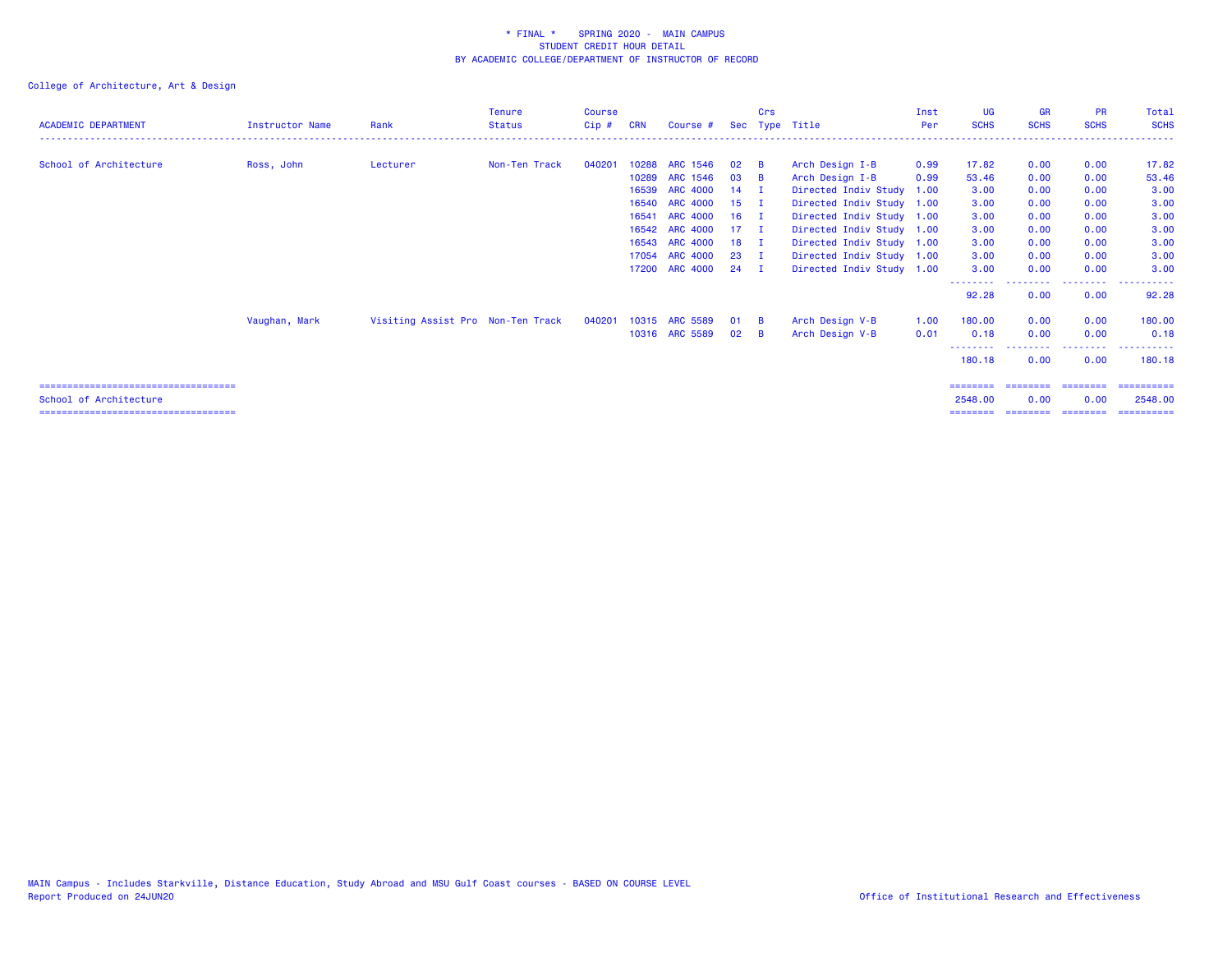\* FINAL \*    SPRING 2020 -  MAIN CAMPUS
STUDENT CREDIT HOUR DETAIL
BY ACADEMIC COLLEGE/DEPARTMENT OF INSTRUCTOR OF RECORD

College of Architecture, Art & Design

| ACADEMIC DEPARTMENT | Instructor Name | Rank | Tenure Status | Course Cip # | CRN | Course # | Sec | Crs Type | Title | Inst Per | UG SCHS | GR SCHS | PR SCHS | Total SCHS |
|---|---|---|---|---|---|---|---|---|---|---|---|---|---|---|
| School of Architecture | Ross, John | Lecturer | Non-Ten Track | 040201 | 10288 | ARC 1546 | 02 | B | Arch Design I-B | 0.99 | 17.82 | 0.00 | 0.00 | 17.82 |
| | | | | | 10289 | ARC 1546 | 03 | B | Arch Design I-B | 0.99 | 53.46 | 0.00 | 0.00 | 53.46 |
| | | | | | 16539 | ARC 4000 | 14 | I | Directed Indiv Study | 1.00 | 3.00 | 0.00 | 0.00 | 3.00 |
| | | | | | 16540 | ARC 4000 | 15 | I | Directed Indiv Study | 1.00 | 3.00 | 0.00 | 0.00 | 3.00 |
| | | | | | 16541 | ARC 4000 | 16 | I | Directed Indiv Study | 1.00 | 3.00 | 0.00 | 0.00 | 3.00 |
| | | | | | 16542 | ARC 4000 | 17 | I | Directed Indiv Study | 1.00 | 3.00 | 0.00 | 0.00 | 3.00 |
| | | | | | 16543 | ARC 4000 | 18 | I | Directed Indiv Study | 1.00 | 3.00 | 0.00 | 0.00 | 3.00 |
| | | | | | 17054 | ARC 4000 | 23 | I | Directed Indiv Study | 1.00 | 3.00 | 0.00 | 0.00 | 3.00 |
| | | | | | 17200 | ARC 4000 | 24 | I | Directed Indiv Study | 1.00 | 3.00 | 0.00 | 0.00 | 3.00 |
| | | | | | | | | | | | 92.28 | 0.00 | 0.00 | 92.28 |
| | Vaughan, Mark | Visiting Assist Pro | Non-Ten Track | 040201 | 10315 | ARC 5589 | 01 | B | Arch Design V-B | 1.00 | 180.00 | 0.00 | 0.00 | 180.00 |
| | | | | | 10316 | ARC 5589 | 02 | B | Arch Design V-B | 0.01 | 0.18 | 0.00 | 0.00 | 0.18 |
| | | | | | | | | | | | 180.18 | 0.00 | 0.00 | 180.18 |
| School of Architecture | | | | | | | | | | | 2548.00 | 0.00 | 0.00 | 2548.00 |

MAIN Campus - Includes Starkville, Distance Education, Study Abroad and MSU Gulf Coast courses - BASED ON COURSE LEVEL
Report Produced on 24JUN20

Office of Institutional Research and Effectiveness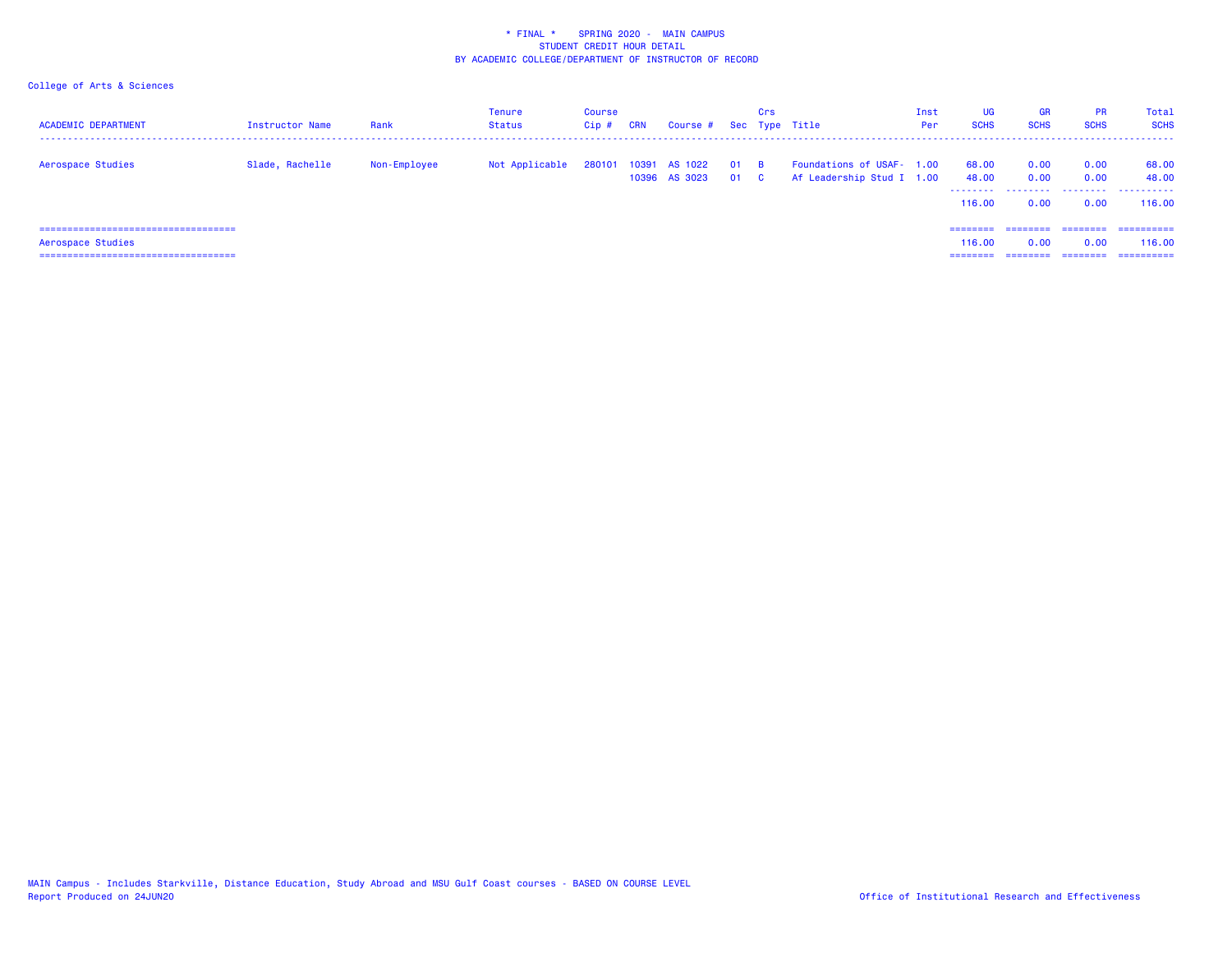# * FINAL * SPRING 2020 - MAIN CAMPUS
## STUDENT CREDIT HOUR DETAIL
## BY ACADEMIC COLLEGE/DEPARTMENT OF INSTRUCTOR OF RECORD

College of Arts & Sciences

| ACADEMIC DEPARTMENT | Instructor Name | Rank | Tenure Status | Course Cip # | CRN | Course # | Sec | Crs Type | Title | Inst Per | UG SCHS | GR SCHS | PR SCHS | Total SCHS |
|---|---|---|---|---|---|---|---|---|---|---|---|---|---|---|
| Aerospace Studies | Slade, Rachelle | Non-Employee | Not Applicable | 280101 | 10391 | AS 1022 | 01 | B | Foundations of USAF- | 1.00 | 68.00 | 0.00 | 0.00 | 68.00 |
| | | | | | 10396 | AS 3023 | 01 | C | Af Leadership Stud I | 1.00 | 48.00 | 0.00 | 0.00 | 48.00 |
| | | | | | | | | | | | 116.00 | 0.00 | 0.00 | 116.00 |
| Aerospace Studies | | | | | | | | | | | 116.00 | 0.00 | 0.00 | 116.00 |

MAIN Campus - Includes Starkville, Distance Education, Study Abroad and MSU Gulf Coast courses - BASED ON COURSE LEVEL

Report Produced on 24JUN20

Office of Institutional Research and Effectiveness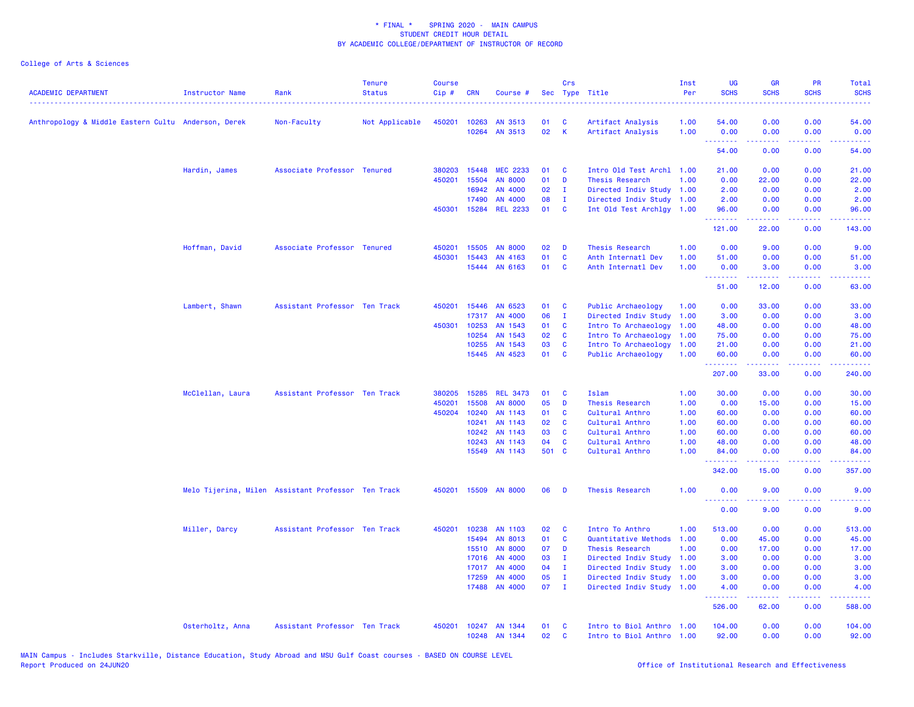\* FINAL \* SPRING 2020 - MAIN CAMPUS
STUDENT CREDIT HOUR DETAIL
BY ACADEMIC COLLEGE/DEPARTMENT OF INSTRUCTOR OF RECORD

College of Arts & Sciences

| ACADEMIC DEPARTMENT | Instructor Name | Rank | Tenure Status | Course Cip # | CRN | Course # | Sec | Crs Type | Title | Inst Per | UG SCHS | GR SCHS | PR SCHS | Total SCHS |
|---|---|---|---|---|---|---|---|---|---|---|---|---|---|---|
| Anthropology & Middle Eastern Cultu | Anderson, Derek | Non-Faculty | Not Applicable | 450201 | 10263 | AN 3513 | 01 | C | Artifact Analysis | 1.00 | 54.00 | 0.00 | 0.00 | 54.00 |
| | | | | | 10264 | AN 3513 | 02 | K | Artifact Analysis | 1.00 | 0.00 | 0.00 | 0.00 | 0.00 |
| | | | | | | | | | | | 54.00 | 0.00 | 0.00 | 54.00 |
| | Hardin, James | Associate Professor | Tenured | 380203 | 15448 | MEC 2233 | 01 | C | Intro Old Test Archl | 1.00 | 21.00 | 0.00 | 0.00 | 21.00 |
| | | | | 450201 | 15504 | AN 8000 | 01 | D | Thesis Research | 1.00 | 0.00 | 22.00 | 0.00 | 22.00 |
| | | | | | 16942 | AN 4000 | 02 | I | Directed Indiv Study | 1.00 | 2.00 | 0.00 | 0.00 | 2.00 |
| | | | | | 17490 | AN 4000 | 08 | I | Directed Indiv Study | 1.00 | 2.00 | 0.00 | 0.00 | 2.00 |
| | | | | 450301 | 15284 | REL 2233 | 01 | C | Int Old Test Archlgy | 1.00 | 96.00 | 0.00 | 0.00 | 96.00 |
| | | | | | | | | | | | 121.00 | 22.00 | 0.00 | 143.00 |
| | Hoffman, David | Associate Professor | Tenured | 450201 | 15505 | AN 8000 | 02 | D | Thesis Research | 1.00 | 0.00 | 9.00 | 0.00 | 9.00 |
| | | | | 450301 | 15443 | AN 4163 | 01 | C | Anth Internatl Dev | 1.00 | 51.00 | 0.00 | 0.00 | 51.00 |
| | | | | | 15444 | AN 6163 | 01 | C | Anth Internatl Dev | 1.00 | 0.00 | 3.00 | 0.00 | 3.00 |
| | | | | | | | | | | | 51.00 | 12.00 | 0.00 | 63.00 |
| | Lambert, Shawn | Assistant Professor | Ten Track | 450201 | 15446 | AN 6523 | 01 | C | Public Archaeology | 1.00 | 0.00 | 33.00 | 0.00 | 33.00 |
| | | | | | 17317 | AN 4000 | 06 | I | Directed Indiv Study | 1.00 | 3.00 | 0.00 | 0.00 | 3.00 |
| | | | | 450301 | 10253 | AN 1543 | 01 | C | Intro To Archaeology | 1.00 | 48.00 | 0.00 | 0.00 | 48.00 |
| | | | | | 10254 | AN 1543 | 02 | C | Intro To Archaeology | 1.00 | 75.00 | 0.00 | 0.00 | 75.00 |
| | | | | | 10255 | AN 1543 | 03 | C | Intro To Archaeology | 1.00 | 21.00 | 0.00 | 0.00 | 21.00 |
| | | | | | 15445 | AN 4523 | 01 | C | Public Archaeology | 1.00 | 60.00 | 0.00 | 0.00 | 60.00 |
| | | | | | | | | | | | 207.00 | 33.00 | 0.00 | 240.00 |
| | McClellan, Laura | Assistant Professor | Ten Track | 380205 | 15285 | REL 3473 | 01 | C | Islam | 1.00 | 30.00 | 0.00 | 0.00 | 30.00 |
| | | | | 450201 | 15508 | AN 8000 | 05 | D | Thesis Research | 1.00 | 0.00 | 15.00 | 0.00 | 15.00 |
| | | | | 450204 | 10240 | AN 1143 | 01 | C | Cultural Anthro | 1.00 | 60.00 | 0.00 | 0.00 | 60.00 |
| | | | | | 10241 | AN 1143 | 02 | C | Cultural Anthro | 1.00 | 60.00 | 0.00 | 0.00 | 60.00 |
| | | | | | 10242 | AN 1143 | 03 | C | Cultural Anthro | 1.00 | 60.00 | 0.00 | 0.00 | 60.00 |
| | | | | | 10243 | AN 1143 | 04 | C | Cultural Anthro | 1.00 | 48.00 | 0.00 | 0.00 | 48.00 |
| | | | | | 15549 | AN 1143 | 501 | C | Cultural Anthro | 1.00 | 84.00 | 0.00 | 0.00 | 84.00 |
| | | | | | | | | | | | 342.00 | 15.00 | 0.00 | 357.00 |
| | Melo Tijerina, Milen | Assistant Professor | Ten Track | 450201 | 15509 | AN 8000 | 06 | D | Thesis Research | 1.00 | 0.00 | 9.00 | 0.00 | 9.00 |
| | | | | | | | | | | | 0.00 | 9.00 | 0.00 | 9.00 |
| | Miller, Darcy | Assistant Professor | Ten Track | 450201 | 10238 | AN 1103 | 02 | C | Intro To Anthro | 1.00 | 513.00 | 0.00 | 0.00 | 513.00 |
| | | | | | 15494 | AN 8013 | 01 | C | Quantitative Methods | 1.00 | 0.00 | 45.00 | 0.00 | 45.00 |
| | | | | | 15510 | AN 8000 | 07 | D | Thesis Research | 1.00 | 0.00 | 17.00 | 0.00 | 17.00 |
| | | | | | 17016 | AN 4000 | 03 | I | Directed Indiv Study | 1.00 | 3.00 | 0.00 | 0.00 | 3.00 |
| | | | | | 17017 | AN 4000 | 04 | I | Directed Indiv Study | 1.00 | 3.00 | 0.00 | 0.00 | 3.00 |
| | | | | | 17259 | AN 4000 | 05 | I | Directed Indiv Study | 1.00 | 3.00 | 0.00 | 0.00 | 3.00 |
| | | | | | 17488 | AN 4000 | 07 | I | Directed Indiv Study | 1.00 | 4.00 | 0.00 | 0.00 | 4.00 |
| | | | | | | | | | | | 526.00 | 62.00 | 0.00 | 588.00 |
| | Osterholtz, Anna | Assistant Professor | Ten Track | 450201 | 10247 | AN 1344 | 01 | C | Intro to Biol Anthro | 1.00 | 104.00 | 0.00 | 0.00 | 104.00 |
| | | | | | 10248 | AN 1344 | 02 | C | Intro to Biol Anthro | 1.00 | 92.00 | 0.00 | 0.00 | 92.00 |

MAIN Campus - Includes Starkville, Distance Education, Study Abroad and MSU Gulf Coast courses - BASED ON COURSE LEVEL
Report Produced on 24JUN20

Office of Institutional Research and Effectiveness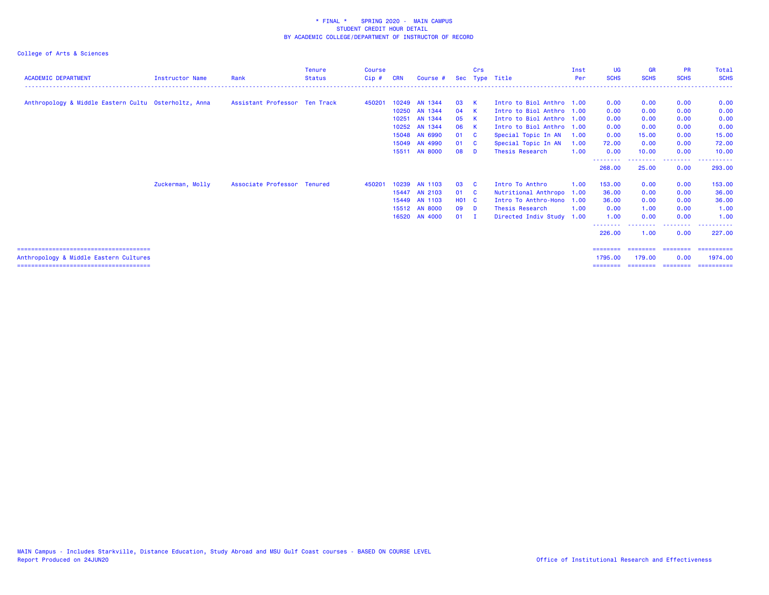\* FINAL \* SPRING 2020 - MAIN CAMPUS
STUDENT CREDIT HOUR DETAIL
BY ACADEMIC COLLEGE/DEPARTMENT OF INSTRUCTOR OF RECORD

College of Arts & Sciences

| ACADEMIC DEPARTMENT | Instructor Name | Rank | Tenure Status | Course Cip # | CRN | Course # | Sec | Crs Type | Title | Inst Per | UG SCHS | GR SCHS | PR SCHS | Total SCHS |
|---|---|---|---|---|---|---|---|---|---|---|---|---|---|---|
| Anthropology & Middle Eastern Cultu | Osterholtz, Anna | Assistant Professor | Ten Track | 450201 | 10249 | AN 1344 | 03 | K | Intro to Biol Anthro | 1.00 | 0.00 | 0.00 | 0.00 | 0.00 |
| | | | | | 10250 | AN 1344 | 04 | K | Intro to Biol Anthro | 1.00 | 0.00 | 0.00 | 0.00 | 0.00 |
| | | | | | 10251 | AN 1344 | 05 | K | Intro to Biol Anthro | 1.00 | 0.00 | 0.00 | 0.00 | 0.00 |
| | | | | | 10252 | AN 1344 | 06 | K | Intro to Biol Anthro | 1.00 | 0.00 | 0.00 | 0.00 | 0.00 |
| | | | | | 15048 | AN 6990 | 01 | C | Special Topic In AN | 1.00 | 0.00 | 15.00 | 0.00 | 15.00 |
| | | | | | 15049 | AN 4990 | 01 | C | Special Topic In AN | 1.00 | 72.00 | 0.00 | 0.00 | 72.00 |
| | | | | | 15511 | AN 8000 | 08 | D | Thesis Research | 1.00 | 0.00 | 10.00 | 0.00 | 10.00 |
| | | | | | | | | | | | 268.00 | 25.00 | 0.00 | 293.00 |
| | Zuckerman, Molly | Associate Professor | Tenured | 450201 | 10239 | AN 1103 | 03 | C | Intro To Anthro | 1.00 | 153.00 | 0.00 | 0.00 | 153.00 |
| | | | | | 15447 | AN 2103 | 01 | C | Nutritional Anthropo | 1.00 | 36.00 | 0.00 | 0.00 | 36.00 |
| | | | | | 15449 | AN 1103 | H01 | C | Intro To Anthro-Hono | 1.00 | 36.00 | 0.00 | 0.00 | 36.00 |
| | | | | | 15512 | AN 8000 | 09 | D | Thesis Research | 1.00 | 0.00 | 1.00 | 0.00 | 1.00 |
| | | | | | 16520 | AN 4000 | 01 | I | Directed Indiv Study | 1.00 | 1.00 | 0.00 | 0.00 | 1.00 |
| | | | | | | | | | | | 226.00 | 1.00 | 0.00 | 227.00 |
| Anthropology & Middle Eastern Cultures | | | | | | | | | | | 1795.00 | 179.00 | 0.00 | 1974.00 |

MAIN Campus - Includes Starkville, Distance Education, Study Abroad and MSU Gulf Coast courses - BASED ON COURSE LEVEL
Report Produced on 24JUN20

Office of Institutional Research and Effectiveness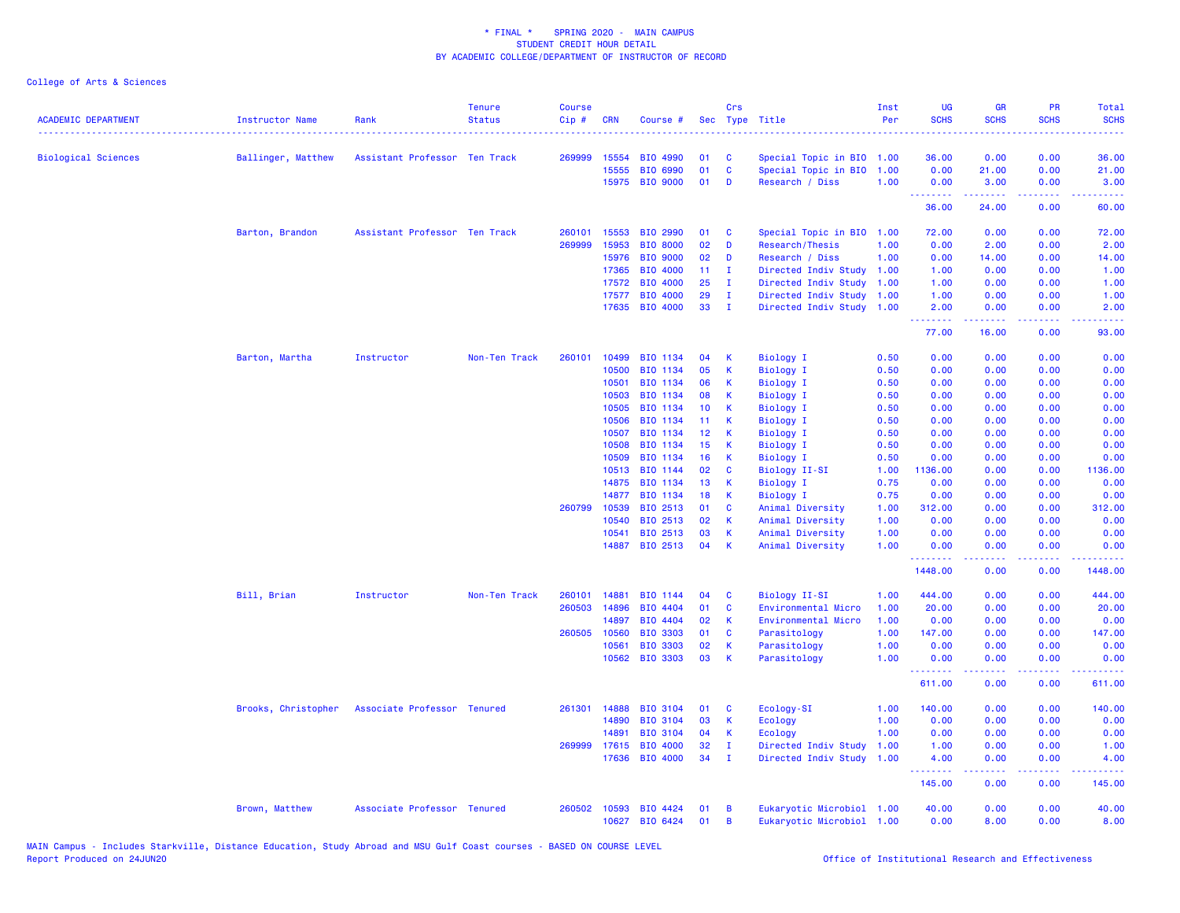\* FINAL \* SPRING 2020 - MAIN CAMPUS
STUDENT CREDIT HOUR DETAIL
BY ACADEMIC COLLEGE/DEPARTMENT OF INSTRUCTOR OF RECORD

College of Arts & Sciences

| ACADEMIC DEPARTMENT | Instructor Name | Rank | Tenure Status | Course Cip # | CRN | Course # | Sec | Crs Type | Title | Inst Per | UG SCHS | GR SCHS | PR SCHS | Total SCHS |
|---|---|---|---|---|---|---|---|---|---|---|---|---|---|---|
| Biological Sciences | Ballinger, Matthew | Assistant Professor | Ten Track | 269999 | 15554 | BIO 4990 | 01 | C | Special Topic in BIO | 1.00 | 36.00 | 0.00 | 0.00 | 36.00 |
| | | | | | 15555 | BIO 6990 | 01 | C | Special Topic in BIO | 1.00 | 0.00 | 21.00 | 0.00 | 21.00 |
| | | | | | 15975 | BIO 9000 | 01 | D | Research / Diss | 1.00 | 0.00 | 3.00 | 0.00 | 3.00 |
| | | | | | | | | | | | 36.00 | 24.00 | 0.00 | 60.00 |
| | Barton, Brandon | Assistant Professor | Ten Track | 260101 | 15553 | BIO 2990 | 01 | C | Special Topic in BIO | 1.00 | 72.00 | 0.00 | 0.00 | 72.00 |
| | | | | 269999 | 15953 | BIO 8000 | 02 | D | Research/Thesis | 1.00 | 0.00 | 2.00 | 0.00 | 2.00 |
| | | | | | 15976 | BIO 9000 | 02 | D | Research / Diss | 1.00 | 0.00 | 14.00 | 0.00 | 14.00 |
| | | | | | 17365 | BIO 4000 | 11 | I | Directed Indiv Study | 1.00 | 1.00 | 0.00 | 0.00 | 1.00 |
| | | | | | 17572 | BIO 4000 | 25 | I | Directed Indiv Study | 1.00 | 1.00 | 0.00 | 0.00 | 1.00 |
| | | | | | 17577 | BIO 4000 | 29 | I | Directed Indiv Study | 1.00 | 1.00 | 0.00 | 0.00 | 1.00 |
| | | | | | 17635 | BIO 4000 | 33 | I | Directed Indiv Study | 1.00 | 2.00 | 0.00 | 0.00 | 2.00 |
| | | | | | | | | | | | 77.00 | 16.00 | 0.00 | 93.00 |
| | Barton, Martha | Instructor | Non-Ten Track | 260101 | 10499 | BIO 1134 | 04 | K | Biology I | 0.50 | 0.00 | 0.00 | 0.00 | 0.00 |
| | | | | | 10500 | BIO 1134 | 05 | K | Biology I | 0.50 | 0.00 | 0.00 | 0.00 | 0.00 |
| | | | | | 10501 | BIO 1134 | 06 | K | Biology I | 0.50 | 0.00 | 0.00 | 0.00 | 0.00 |
| | | | | | 10503 | BIO 1134 | 08 | K | Biology I | 0.50 | 0.00 | 0.00 | 0.00 | 0.00 |
| | | | | | 10505 | BIO 1134 | 10 | K | Biology I | 0.50 | 0.00 | 0.00 | 0.00 | 0.00 |
| | | | | | 10506 | BIO 1134 | 11 | K | Biology I | 0.50 | 0.00 | 0.00 | 0.00 | 0.00 |
| | | | | | 10507 | BIO 1134 | 12 | K | Biology I | 0.50 | 0.00 | 0.00 | 0.00 | 0.00 |
| | | | | | 10508 | BIO 1134 | 15 | K | Biology I | 0.50 | 0.00 | 0.00 | 0.00 | 0.00 |
| | | | | | 10509 | BIO 1134 | 16 | K | Biology I | 0.50 | 0.00 | 0.00 | 0.00 | 0.00 |
| | | | | | 10513 | BIO 1144 | 02 | C | Biology II-SI | 1.00 | 1136.00 | 0.00 | 0.00 | 1136.00 |
| | | | | | 14875 | BIO 1134 | 13 | K | Biology I | 0.75 | 0.00 | 0.00 | 0.00 | 0.00 |
| | | | | | 14877 | BIO 1134 | 18 | K | Biology I | 0.75 | 0.00 | 0.00 | 0.00 | 0.00 |
| | | | | 260799 | 10539 | BIO 2513 | 01 | C | Animal Diversity | 1.00 | 312.00 | 0.00 | 0.00 | 312.00 |
| | | | | | 10540 | BIO 2513 | 02 | K | Animal Diversity | 1.00 | 0.00 | 0.00 | 0.00 | 0.00 |
| | | | | | 10541 | BIO 2513 | 03 | K | Animal Diversity | 1.00 | 0.00 | 0.00 | 0.00 | 0.00 |
| | | | | | 14887 | BIO 2513 | 04 | K | Animal Diversity | 1.00 | 0.00 | 0.00 | 0.00 | 0.00 |
| | | | | | | | | | | | 1448.00 | 0.00 | 0.00 | 1448.00 |
| | Bill, Brian | Instructor | Non-Ten Track | 260101 | 14881 | BIO 1144 | 04 | C | Biology II-SI | 1.00 | 444.00 | 0.00 | 0.00 | 444.00 |
| | | | | 260503 | 14896 | BIO 4404 | 01 | C | Environmental Micro | 1.00 | 20.00 | 0.00 | 0.00 | 20.00 |
| | | | | | 14897 | BIO 4404 | 02 | K | Environmental Micro | 1.00 | 0.00 | 0.00 | 0.00 | 0.00 |
| | | | | 260505 | 10560 | BIO 3303 | 01 | C | Parasitology | 1.00 | 147.00 | 0.00 | 0.00 | 147.00 |
| | | | | | 10561 | BIO 3303 | 02 | K | Parasitology | 1.00 | 0.00 | 0.00 | 0.00 | 0.00 |
| | | | | | 10562 | BIO 3303 | 03 | K | Parasitology | 1.00 | 0.00 | 0.00 | 0.00 | 0.00 |
| | | | | | | | | | | | 611.00 | 0.00 | 0.00 | 611.00 |
| | Brooks, Christopher | Associate Professor | Tenured | 261301 | 14888 | BIO 3104 | 01 | C | Ecology-SI | 1.00 | 140.00 | 0.00 | 0.00 | 140.00 |
| | | | | | 14890 | BIO 3104 | 03 | K | Ecology | 1.00 | 0.00 | 0.00 | 0.00 | 0.00 |
| | | | | | 14891 | BIO 3104 | 04 | K | Ecology | 1.00 | 0.00 | 0.00 | 0.00 | 0.00 |
| | | | | 269999 | 17615 | BIO 4000 | 32 | I | Directed Indiv Study | 1.00 | 1.00 | 0.00 | 0.00 | 1.00 |
| | | | | | 17636 | BIO 4000 | 34 | I | Directed Indiv Study | 1.00 | 4.00 | 0.00 | 0.00 | 4.00 |
| | | | | | | | | | | | 145.00 | 0.00 | 0.00 | 145.00 |
| | Brown, Matthew | Associate Professor | Tenured | 260502 | 10593 | BIO 4424 | 01 | B | Eukaryotic Microbiol | 1.00 | 40.00 | 0.00 | 0.00 | 40.00 |
| | | | | | 10627 | BIO 6424 | 01 | B | Eukaryotic Microbiol | 1.00 | 0.00 | 8.00 | 0.00 | 8.00 |

MAIN Campus - Includes Starkville, Distance Education, Study Abroad and MSU Gulf Coast courses - BASED ON COURSE LEVEL
Report Produced on 24JUN20

Office of Institutional Research and Effectiveness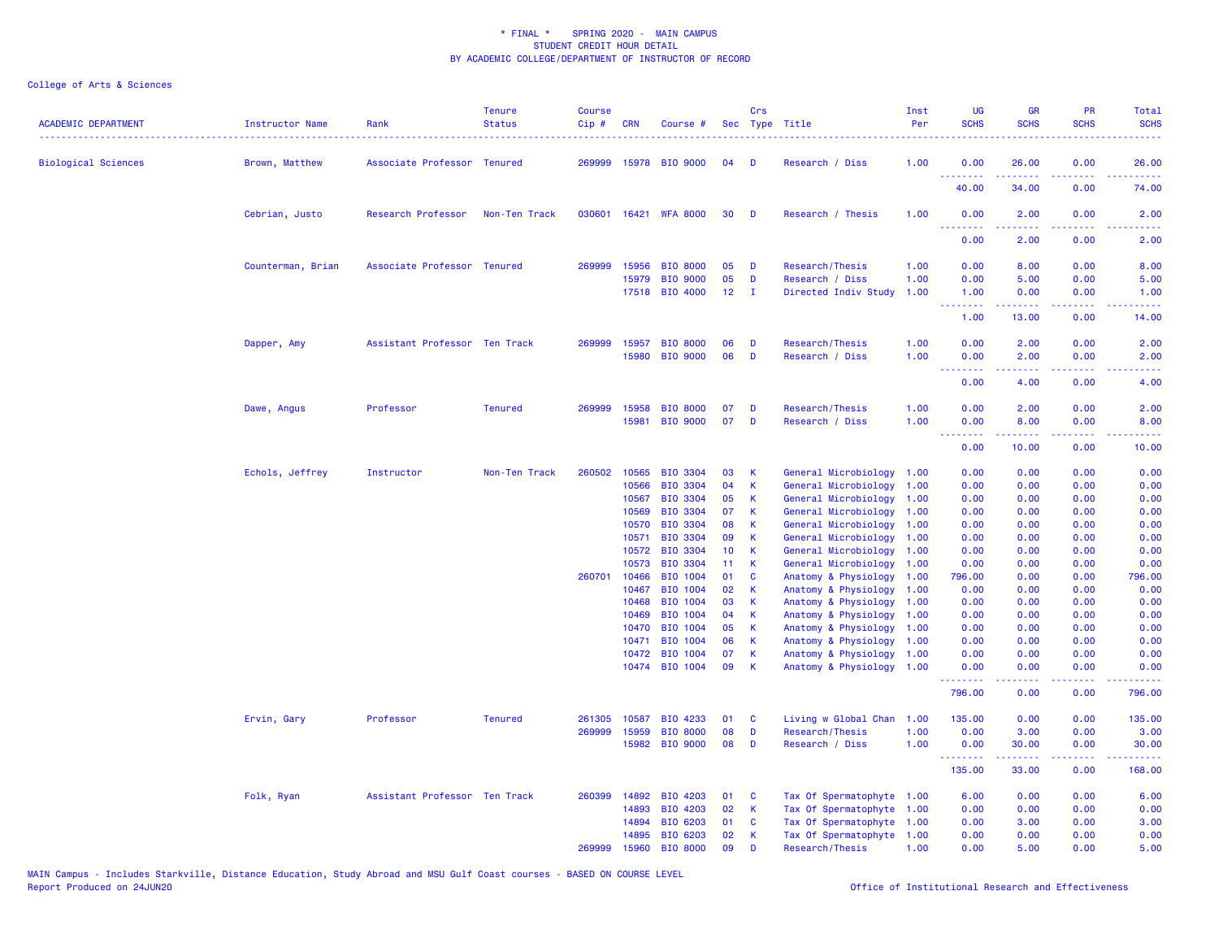\* FINAL \* SPRING 2020 - MAIN CAMPUS
STUDENT CREDIT HOUR DETAIL
BY ACADEMIC COLLEGE/DEPARTMENT OF INSTRUCTOR OF RECORD

College of Arts & Sciences

| ACADEMIC DEPARTMENT | Instructor Name | Rank | Tenure Status | Course Cip # | CRN | Course # | Sec | Crs Type | Title | Inst Per | UG SCHS | GR SCHS | PR SCHS | Total SCHS |
|---|---|---|---|---|---|---|---|---|---|---|---|---|---|---|
| Biological Sciences | Brown, Matthew | Associate Professor | Tenured | 269999 | 15978 | BIO 9000 | 04 | D | Research / Diss | 1.00 | 0.00 | 26.00 | 0.00 | 26.00 |
| | | | | | | | | | | | 40.00 | 34.00 | 0.00 | 74.00 |
| | Cebrian, Justo | Research Professor | Non-Ten Track | 030601 | 16421 | WFA 8000 | 30 | D | Research / Thesis | 1.00 | 0.00 | 2.00 | 0.00 | 2.00 |
| | | | | | | | | | | | 0.00 | 2.00 | 0.00 | 2.00 |
| | Counterman, Brian | Associate Professor | Tenured | 269999 | 15956 | BIO 8000 | 05 | D | Research/Thesis | 1.00 | 0.00 | 8.00 | 0.00 | 8.00 |
| | | | | | 15979 | BIO 9000 | 05 | D | Research / Diss | 1.00 | 0.00 | 5.00 | 0.00 | 5.00 |
| | | | | | 17518 | BIO 4000 | 12 | I | Directed Indiv Study | 1.00 | 1.00 | 0.00 | 0.00 | 1.00 |
| | | | | | | | | | | | 1.00 | 13.00 | 0.00 | 14.00 |
| | Dapper, Amy | Assistant Professor | Ten Track | 269999 | 15957 | BIO 8000 | 06 | D | Research/Thesis | 1.00 | 0.00 | 2.00 | 0.00 | 2.00 |
| | | | | | 15980 | BIO 9000 | 06 | D | Research / Diss | 1.00 | 0.00 | 2.00 | 0.00 | 2.00 |
| | | | | | | | | | | | 0.00 | 4.00 | 0.00 | 4.00 |
| | Dawe, Angus | Professor | Tenured | 269999 | 15958 | BIO 8000 | 07 | D | Research/Thesis | 1.00 | 0.00 | 2.00 | 0.00 | 2.00 |
| | | | | | 15981 | BIO 9000 | 07 | D | Research / Diss | 1.00 | 0.00 | 8.00 | 0.00 | 8.00 |
| | | | | | | | | | | | 0.00 | 10.00 | 0.00 | 10.00 |
| | Echols, Jeffrey | Instructor | Non-Ten Track | 260502 | 10565 | BIO 3304 | 03 | K | General Microbiology | 1.00 | 0.00 | 0.00 | 0.00 | 0.00 |
| | | | | | 10566 | BIO 3304 | 04 | K | General Microbiology | 1.00 | 0.00 | 0.00 | 0.00 | 0.00 |
| | | | | | 10567 | BIO 3304 | 05 | K | General Microbiology | 1.00 | 0.00 | 0.00 | 0.00 | 0.00 |
| | | | | | 10569 | BIO 3304 | 07 | K | General Microbiology | 1.00 | 0.00 | 0.00 | 0.00 | 0.00 |
| | | | | | 10570 | BIO 3304 | 08 | K | General Microbiology | 1.00 | 0.00 | 0.00 | 0.00 | 0.00 |
| | | | | | 10571 | BIO 3304 | 09 | K | General Microbiology | 1.00 | 0.00 | 0.00 | 0.00 | 0.00 |
| | | | | | 10572 | BIO 3304 | 10 | K | General Microbiology | 1.00 | 0.00 | 0.00 | 0.00 | 0.00 |
| | | | | | 10573 | BIO 3304 | 11 | K | General Microbiology | 1.00 | 0.00 | 0.00 | 0.00 | 0.00 |
| | | | | 260701 | 10466 | BIO 1004 | 01 | C | Anatomy & Physiology | 1.00 | 796.00 | 0.00 | 0.00 | 796.00 |
| | | | | | 10467 | BIO 1004 | 02 | K | Anatomy & Physiology | 1.00 | 0.00 | 0.00 | 0.00 | 0.00 |
| | | | | | 10468 | BIO 1004 | 03 | K | Anatomy & Physiology | 1.00 | 0.00 | 0.00 | 0.00 | 0.00 |
| | | | | | 10469 | BIO 1004 | 04 | K | Anatomy & Physiology | 1.00 | 0.00 | 0.00 | 0.00 | 0.00 |
| | | | | | 10470 | BIO 1004 | 05 | K | Anatomy & Physiology | 1.00 | 0.00 | 0.00 | 0.00 | 0.00 |
| | | | | | 10471 | BIO 1004 | 06 | K | Anatomy & Physiology | 1.00 | 0.00 | 0.00 | 0.00 | 0.00 |
| | | | | | 10472 | BIO 1004 | 07 | K | Anatomy & Physiology | 1.00 | 0.00 | 0.00 | 0.00 | 0.00 |
| | | | | | 10474 | BIO 1004 | 09 | K | Anatomy & Physiology | 1.00 | 0.00 | 0.00 | 0.00 | 0.00 |
| | | | | | | | | | | | 796.00 | 0.00 | 0.00 | 796.00 |
| | Ervin, Gary | Professor | Tenured | 261305 | 10587 | BIO 4233 | 01 | C | Living w Global Chan | 1.00 | 135.00 | 0.00 | 0.00 | 135.00 |
| | | | | 269999 | 15959 | BIO 8000 | 08 | D | Research/Thesis | 1.00 | 0.00 | 3.00 | 0.00 | 3.00 |
| | | | | | 15982 | BIO 9000 | 08 | D | Research / Diss | 1.00 | 0.00 | 30.00 | 0.00 | 30.00 |
| | | | | | | | | | | | 135.00 | 33.00 | 0.00 | 168.00 |
| | Folk, Ryan | Assistant Professor | Ten Track | 260399 | 14892 | BIO 4203 | 01 | C | Tax Of Spermatophyte | 1.00 | 6.00 | 0.00 | 0.00 | 6.00 |
| | | | | | 14893 | BIO 4203 | 02 | K | Tax Of Spermatophyte | 1.00 | 0.00 | 0.00 | 0.00 | 0.00 |
| | | | | | 14894 | BIO 6203 | 01 | C | Tax Of Spermatophyte | 1.00 | 0.00 | 3.00 | 0.00 | 3.00 |
| | | | | | 14895 | BIO 6203 | 02 | K | Tax Of Spermatophyte | 1.00 | 0.00 | 0.00 | 0.00 | 0.00 |
| | | | | 269999 | 15960 | BIO 8000 | 09 | D | Research/Thesis | 1.00 | 0.00 | 5.00 | 0.00 | 5.00 |

MAIN Campus - Includes Starkville, Distance Education, Study Abroad and MSU Gulf Coast courses - BASED ON COURSE LEVEL
Report Produced on 24JUN20 Office of Institutional Research and Effectiveness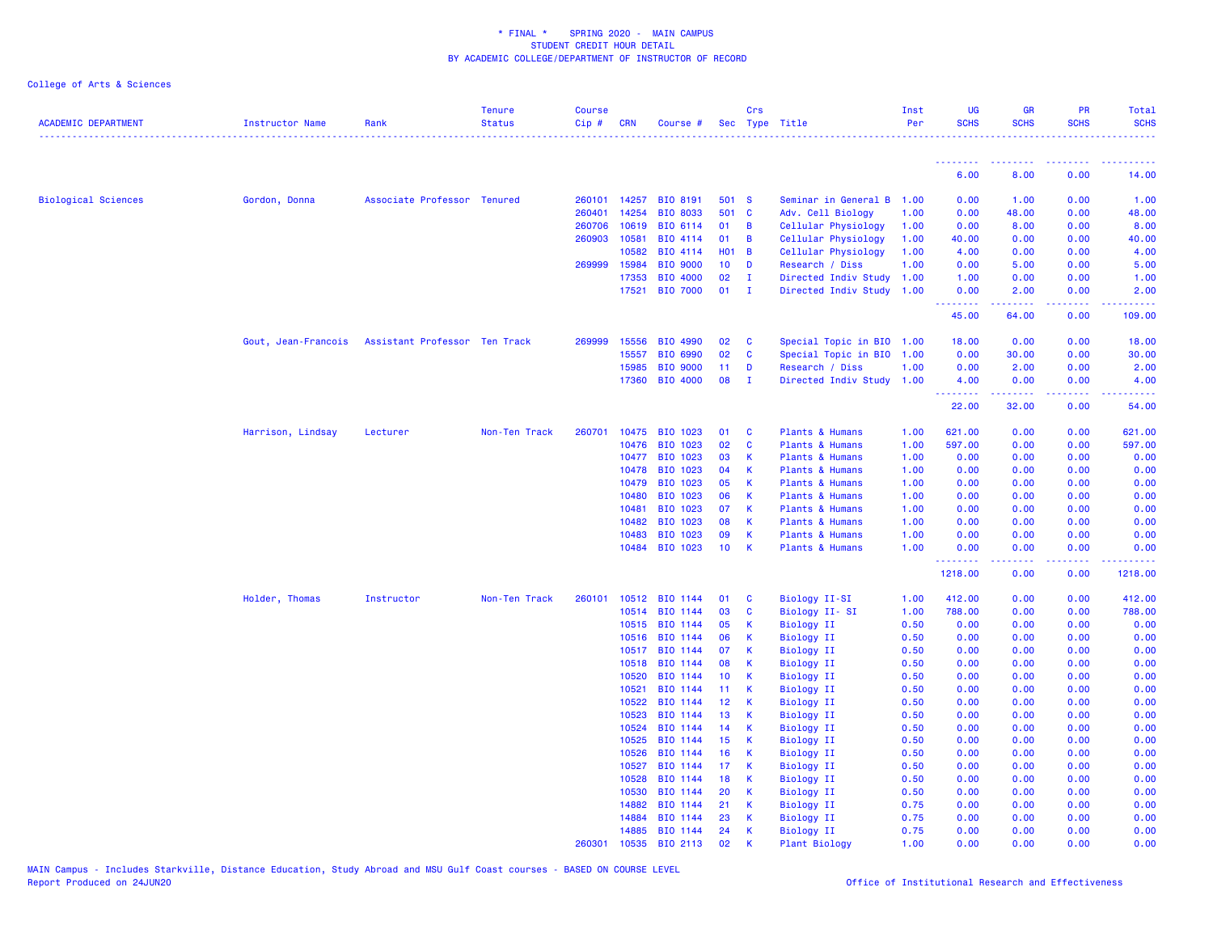\* FINAL \* SPRING 2020 - MAIN CAMPUS
STUDENT CREDIT HOUR DETAIL
BY ACADEMIC COLLEGE/DEPARTMENT OF INSTRUCTOR OF RECORD

College of Arts & Sciences

| ACADEMIC DEPARTMENT | Instructor Name | Rank | Tenure Status | Course Cip # | CRN | Course # | Sec | Crs Type | Title | Inst Per | UG SCHS | GR SCHS | PR SCHS | Total SCHS |
|---|---|---|---|---|---|---|---|---|---|---|---|---|---|---|
| | | | | | | | | | | | 6.00 | 8.00 | 0.00 | 14.00 |
| Biological Sciences | Gordon, Donna | Associate Professor | Tenured | 260101 | 14257 | BIO 8191 | 501 | S | Seminar in General B | 1.00 | 0.00 | 1.00 | 0.00 | 1.00 |
| | | | | 260401 | 14254 | BIO 8033 | 501 | C | Adv. Cell Biology | 1.00 | 0.00 | 48.00 | 0.00 | 48.00 |
| | | | | 260706 | 10619 | BIO 6114 | 01 | B | Cellular Physiology | 1.00 | 0.00 | 8.00 | 0.00 | 8.00 |
| | | | | 260903 | 10581 | BIO 4114 | 01 | B | Cellular Physiology | 1.00 | 40.00 | 0.00 | 0.00 | 40.00 |
| | | | | | 10582 | BIO 4114 | H01 | B | Cellular Physiology | 1.00 | 4.00 | 0.00 | 0.00 | 4.00 |
| | | | | 269999 | 15984 | BIO 9000 | 10 | D | Research / Diss | 1.00 | 0.00 | 5.00 | 0.00 | 5.00 |
| | | | | | 17353 | BIO 4000 | 02 | I | Directed Indiv Study | 1.00 | 1.00 | 0.00 | 0.00 | 1.00 |
| | | | | | 17521 | BIO 7000 | 01 | I | Directed Indiv Study | 1.00 | 0.00 | 2.00 | 0.00 | 2.00 |
| | | | | | | | | | | | 45.00 | 64.00 | 0.00 | 109.00 |
| | Gout, Jean-Francois | Assistant Professor | Ten Track | 269999 | 15556 | BIO 4990 | 02 | C | Special Topic in BIO | 1.00 | 18.00 | 0.00 | 0.00 | 18.00 |
| | | | | | 15557 | BIO 6990 | 02 | C | Special Topic in BIO | 1.00 | 0.00 | 30.00 | 0.00 | 30.00 |
| | | | | | 15985 | BIO 9000 | 11 | D | Research / Diss | 1.00 | 0.00 | 2.00 | 0.00 | 2.00 |
| | | | | | 17360 | BIO 4000 | 08 | I | Directed Indiv Study | 1.00 | 4.00 | 0.00 | 0.00 | 4.00 |
| | | | | | | | | | | | 22.00 | 32.00 | 0.00 | 54.00 |
| | Harrison, Lindsay | Lecturer | Non-Ten Track | 260701 | 10475 | BIO 1023 | 01 | C | Plants & Humans | 1.00 | 621.00 | 0.00 | 0.00 | 621.00 |
| | | | | | 10476 | BIO 1023 | 02 | C | Plants & Humans | 1.00 | 597.00 | 0.00 | 0.00 | 597.00 |
| | | | | | 10477 | BIO 1023 | 03 | K | Plants & Humans | 1.00 | 0.00 | 0.00 | 0.00 | 0.00 |
| | | | | | 10478 | BIO 1023 | 04 | K | Plants & Humans | 1.00 | 0.00 | 0.00 | 0.00 | 0.00 |
| | | | | | 10479 | BIO 1023 | 05 | K | Plants & Humans | 1.00 | 0.00 | 0.00 | 0.00 | 0.00 |
| | | | | | 10480 | BIO 1023 | 06 | K | Plants & Humans | 1.00 | 0.00 | 0.00 | 0.00 | 0.00 |
| | | | | | 10481 | BIO 1023 | 07 | K | Plants & Humans | 1.00 | 0.00 | 0.00 | 0.00 | 0.00 |
| | | | | | 10482 | BIO 1023 | 08 | K | Plants & Humans | 1.00 | 0.00 | 0.00 | 0.00 | 0.00 |
| | | | | | 10483 | BIO 1023 | 09 | K | Plants & Humans | 1.00 | 0.00 | 0.00 | 0.00 | 0.00 |
| | | | | | 10484 | BIO 1023 | 10 | K | Plants & Humans | 1.00 | 0.00 | 0.00 | 0.00 | 0.00 |
| | | | | | | | | | | | 1218.00 | 0.00 | 0.00 | 1218.00 |
| | Holder, Thomas | Instructor | Non-Ten Track | 260101 | 10512 | BIO 1144 | 01 | C | Biology II-SI | 1.00 | 412.00 | 0.00 | 0.00 | 412.00 |
| | | | | | 10514 | BIO 1144 | 03 | C | Biology II- SI | 1.00 | 788.00 | 0.00 | 0.00 | 788.00 |
| | | | | | 10515 | BIO 1144 | 05 | K | Biology II | 0.50 | 0.00 | 0.00 | 0.00 | 0.00 |
| | | | | | 10516 | BIO 1144 | 06 | K | Biology II | 0.50 | 0.00 | 0.00 | 0.00 | 0.00 |
| | | | | | 10517 | BIO 1144 | 07 | K | Biology II | 0.50 | 0.00 | 0.00 | 0.00 | 0.00 |
| | | | | | 10518 | BIO 1144 | 08 | K | Biology II | 0.50 | 0.00 | 0.00 | 0.00 | 0.00 |
| | | | | | 10520 | BIO 1144 | 10 | K | Biology II | 0.50 | 0.00 | 0.00 | 0.00 | 0.00 |
| | | | | | 10521 | BIO 1144 | 11 | K | Biology II | 0.50 | 0.00 | 0.00 | 0.00 | 0.00 |
| | | | | | 10522 | BIO 1144 | 12 | K | Biology II | 0.50 | 0.00 | 0.00 | 0.00 | 0.00 |
| | | | | | 10523 | BIO 1144 | 13 | K | Biology II | 0.50 | 0.00 | 0.00 | 0.00 | 0.00 |
| | | | | | 10524 | BIO 1144 | 14 | K | Biology II | 0.50 | 0.00 | 0.00 | 0.00 | 0.00 |
| | | | | | 10525 | BIO 1144 | 15 | K | Biology II | 0.50 | 0.00 | 0.00 | 0.00 | 0.00 |
| | | | | | 10526 | BIO 1144 | 16 | K | Biology II | 0.50 | 0.00 | 0.00 | 0.00 | 0.00 |
| | | | | | 10527 | BIO 1144 | 17 | K | Biology II | 0.50 | 0.00 | 0.00 | 0.00 | 0.00 |
| | | | | | 10528 | BIO 1144 | 18 | K | Biology II | 0.50 | 0.00 | 0.00 | 0.00 | 0.00 |
| | | | | | 10530 | BIO 1144 | 20 | K | Biology II | 0.50 | 0.00 | 0.00 | 0.00 | 0.00 |
| | | | | | 14882 | BIO 1144 | 21 | K | Biology II | 0.75 | 0.00 | 0.00 | 0.00 | 0.00 |
| | | | | | 14884 | BIO 1144 | 23 | K | Biology II | 0.75 | 0.00 | 0.00 | 0.00 | 0.00 |
| | | | | | 14885 | BIO 1144 | 24 | K | Biology II | 0.75 | 0.00 | 0.00 | 0.00 | 0.00 |
| | | | | 260301 | 10535 | BIO 2113 | 02 | K | Plant Biology | 1.00 | 0.00 | 0.00 | 0.00 | 0.00 |

MAIN Campus - Includes Starkville, Distance Education, Study Abroad and MSU Gulf Coast courses - BASED ON COURSE LEVEL
Report Produced on 24JUN20

Office of Institutional Research and Effectiveness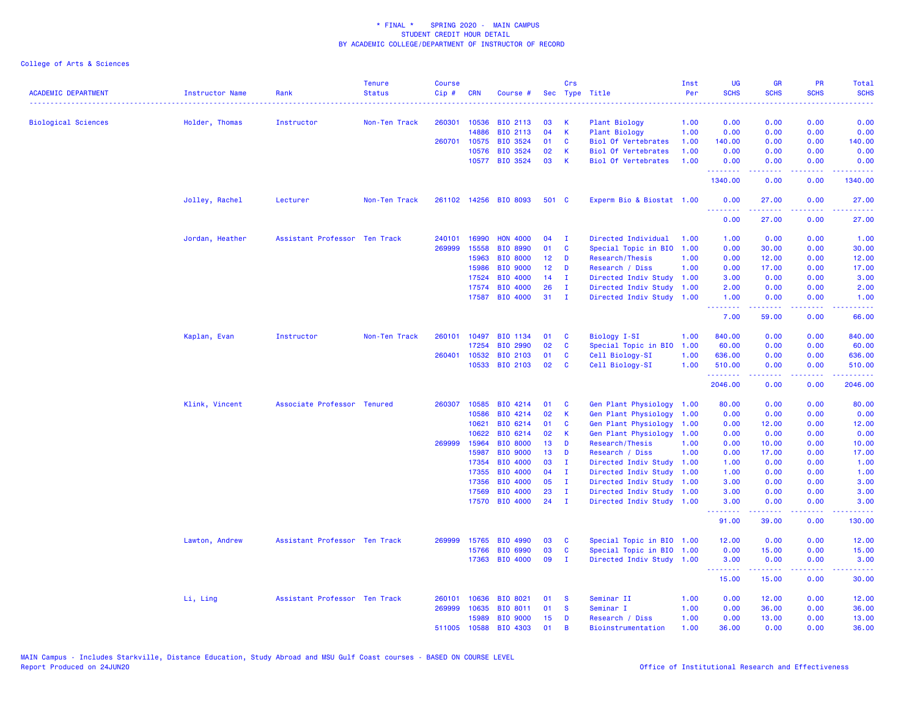\* FINAL \* SPRING 2020 - MAIN CAMPUS
STUDENT CREDIT HOUR DETAIL
BY ACADEMIC COLLEGE/DEPARTMENT OF INSTRUCTOR OF RECORD

College of Arts & Sciences

| ACADEMIC DEPARTMENT | Instructor Name | Rank | Tenure Status | Course Cip # | CRN | Course # | Sec | Crs Type | Title | Inst Per | UG SCHS | GR SCHS | PR SCHS | Total SCHS |
|---|---|---|---|---|---|---|---|---|---|---|---|---|---|---|
| Biological Sciences | Holder, Thomas | Instructor | Non-Ten Track | 260301 | 10536 | BIO 2113 | 03 | K | Plant Biology | 1.00 | 0.00 | 0.00 | 0.00 | 0.00 |
| | | | | | 14886 | BIO 2113 | 04 | K | Plant Biology | 1.00 | 0.00 | 0.00 | 0.00 | 0.00 |
| | | | | 260701 | 10575 | BIO 3524 | 01 | C | Biol Of Vertebrates | 1.00 | 140.00 | 0.00 | 0.00 | 140.00 |
| | | | | | 10576 | BIO 3524 | 02 | K | Biol Of Vertebrates | 1.00 | 0.00 | 0.00 | 0.00 | 0.00 |
| | | | | | 10577 | BIO 3524 | 03 | K | Biol Of Vertebrates | 1.00 | 0.00 | 0.00 | 0.00 | 0.00 |
| | | | | | | | | | | | 1340.00 | 0.00 | 0.00 | 1340.00 |
| | Jolley, Rachel | Lecturer | Non-Ten Track | 261102 | 14256 | BIO 8093 | 501 | C | Experm Bio & Biostat | 1.00 | 0.00 | 27.00 | 0.00 | 27.00 |
| | | | | | | | | | | | 0.00 | 27.00 | 0.00 | 27.00 |
| | Jordan, Heather | Assistant Professor | Ten Track | 240101 | 16990 | HON 4000 | 04 | I | Directed Individual | 1.00 | 1.00 | 0.00 | 0.00 | 1.00 |
| | | | | 269999 | 15558 | BIO 8990 | 01 | C | Special Topic in BIO | 1.00 | 0.00 | 30.00 | 0.00 | 30.00 |
| | | | | | 15963 | BIO 8000 | 12 | D | Research/Thesis | 1.00 | 0.00 | 12.00 | 0.00 | 12.00 |
| | | | | | 15986 | BIO 9000 | 12 | D | Research / Diss | 1.00 | 0.00 | 17.00 | 0.00 | 17.00 |
| | | | | | 17524 | BIO 4000 | 14 | I | Directed Indiv Study | 1.00 | 3.00 | 0.00 | 0.00 | 3.00 |
| | | | | | 17574 | BIO 4000 | 26 | I | Directed Indiv Study | 1.00 | 2.00 | 0.00 | 0.00 | 2.00 |
| | | | | | 17587 | BIO 4000 | 31 | I | Directed Indiv Study | 1.00 | 1.00 | 0.00 | 0.00 | 1.00 |
| | | | | | | | | | | | 7.00 | 59.00 | 0.00 | 66.00 |
| | Kaplan, Evan | Instructor | Non-Ten Track | 260101 | 10497 | BIO 1134 | 01 | C | Biology I-SI | 1.00 | 840.00 | 0.00 | 0.00 | 840.00 |
| | | | | | 17254 | BIO 2990 | 02 | C | Special Topic in BIO | 1.00 | 60.00 | 0.00 | 0.00 | 60.00 |
| | | | | 260401 | 10532 | BIO 2103 | 01 | C | Cell Biology-SI | 1.00 | 636.00 | 0.00 | 0.00 | 636.00 |
| | | | | | 10533 | BIO 2103 | 02 | C | Cell Biology-SI | 1.00 | 510.00 | 0.00 | 0.00 | 510.00 |
| | | | | | | | | | | | 2046.00 | 0.00 | 0.00 | 2046.00 |
| | Klink, Vincent | Associate Professor | Tenured | 260307 | 10585 | BIO 4214 | 01 | C | Gen Plant Physiology | 1.00 | 80.00 | 0.00 | 0.00 | 80.00 |
| | | | | | 10586 | BIO 4214 | 02 | K | Gen Plant Physiology | 1.00 | 0.00 | 0.00 | 0.00 | 0.00 |
| | | | | | 10621 | BIO 6214 | 01 | C | Gen Plant Physiology | 1.00 | 0.00 | 12.00 | 0.00 | 12.00 |
| | | | | | 10622 | BIO 6214 | 02 | K | Gen Plant Physiology | 1.00 | 0.00 | 0.00 | 0.00 | 0.00 |
| | | | | 269999 | 15964 | BIO 8000 | 13 | D | Research/Thesis | 1.00 | 0.00 | 10.00 | 0.00 | 10.00 |
| | | | | | 15987 | BIO 9000 | 13 | D | Research / Diss | 1.00 | 0.00 | 17.00 | 0.00 | 17.00 |
| | | | | | 17354 | BIO 4000 | 03 | I | Directed Indiv Study | 1.00 | 1.00 | 0.00 | 0.00 | 1.00 |
| | | | | | 17355 | BIO 4000 | 04 | I | Directed Indiv Study | 1.00 | 1.00 | 0.00 | 0.00 | 1.00 |
| | | | | | 17356 | BIO 4000 | 05 | I | Directed Indiv Study | 1.00 | 3.00 | 0.00 | 0.00 | 3.00 |
| | | | | | 17569 | BIO 4000 | 23 | I | Directed Indiv Study | 1.00 | 3.00 | 0.00 | 0.00 | 3.00 |
| | | | | | 17570 | BIO 4000 | 24 | I | Directed Indiv Study | 1.00 | 3.00 | 0.00 | 0.00 | 3.00 |
| | | | | | | | | | | | 91.00 | 39.00 | 0.00 | 130.00 |
| | Lawton, Andrew | Assistant Professor | Ten Track | 269999 | 15765 | BIO 4990 | 03 | C | Special Topic in BIO | 1.00 | 12.00 | 0.00 | 0.00 | 12.00 |
| | | | | | 15766 | BIO 6990 | 03 | C | Special Topic in BIO | 1.00 | 0.00 | 15.00 | 0.00 | 15.00 |
| | | | | | 17363 | BIO 4000 | 09 | I | Directed Indiv Study | 1.00 | 3.00 | 0.00 | 0.00 | 3.00 |
| | | | | | | | | | | | 15.00 | 15.00 | 0.00 | 30.00 |
| | Li, Ling | Assistant Professor | Ten Track | 260101 | 10636 | BIO 8021 | 01 | S | Seminar II | 1.00 | 0.00 | 12.00 | 0.00 | 12.00 |
| | | | | 269999 | 10635 | BIO 8011 | 01 | S | Seminar I | 1.00 | 0.00 | 36.00 | 0.00 | 36.00 |
| | | | | | 15989 | BIO 9000 | 15 | D | Research / Diss | 1.00 | 0.00 | 13.00 | 0.00 | 13.00 |
| | | | | 511005 | 10588 | BIO 4303 | 01 | B | Bioinstrumentation | 1.00 | 36.00 | 0.00 | 0.00 | 36.00 |

MAIN Campus - Includes Starkville, Distance Education, Study Abroad and MSU Gulf Coast courses - BASED ON COURSE LEVEL
Report Produced on 24JUN20

Office of Institutional Research and Effectiveness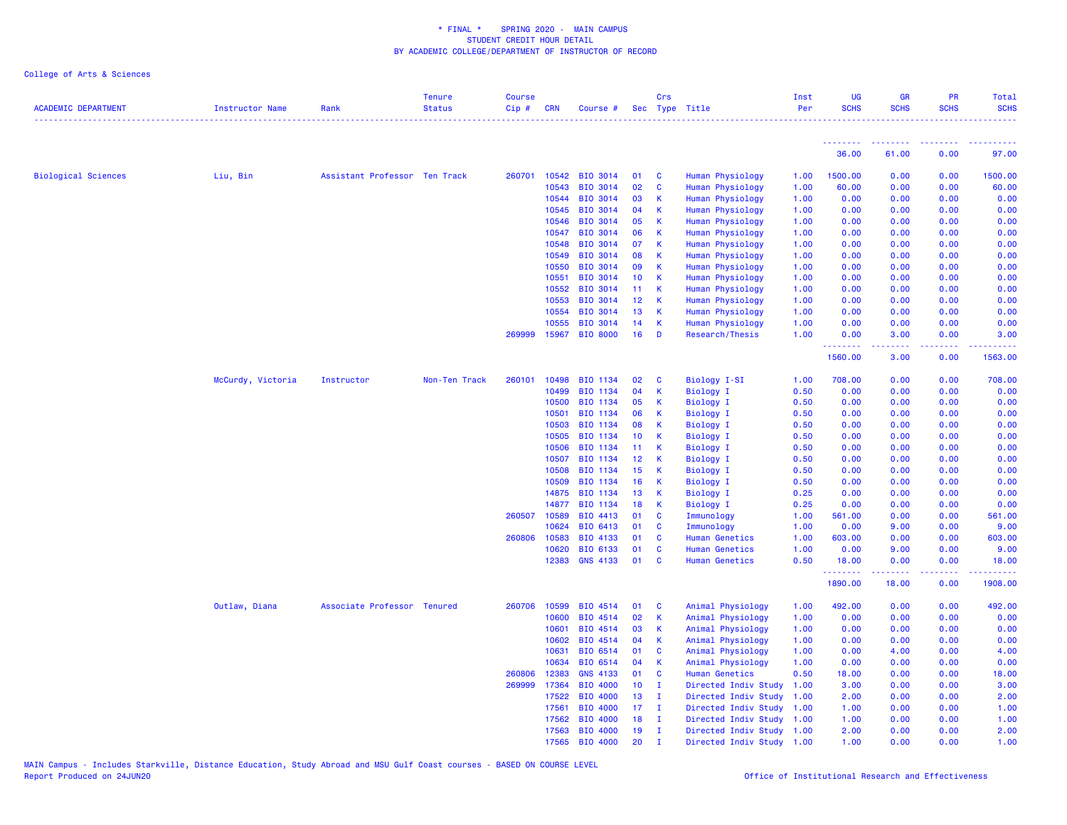\* FINAL \*    SPRING 2020 -  MAIN CAMPUS
STUDENT CREDIT HOUR DETAIL
BY ACADEMIC COLLEGE/DEPARTMENT OF INSTRUCTOR OF RECORD

College of Arts & Sciences

| ACADEMIC DEPARTMENT | Instructor Name | Rank | Tenure Status | Course Cip # | CRN | Course # | Sec | Crs Type | Title | Inst Per | UG SCHS | GR SCHS | PR SCHS | Total SCHS |
|---|---|---|---|---|---|---|---|---|---|---|---|---|---|---|
| | | | | | | | | | | | 36.00 | 61.00 | 0.00 | 97.00 |
| Biological Sciences | Liu, Bin | Assistant Professor | Ten Track | 260701 | 10542 | BIO 3014 | 01 | C | Human Physiology | 1.00 | 1500.00 | 0.00 | 0.00 | 1500.00 |
| | | | | | 10543 | BIO 3014 | 02 | C | Human Physiology | 1.00 | 60.00 | 0.00 | 0.00 | 60.00 |
| | | | | | 10544 | BIO 3014 | 03 | K | Human Physiology | 1.00 | 0.00 | 0.00 | 0.00 | 0.00 |
| | | | | | 10545 | BIO 3014 | 04 | K | Human Physiology | 1.00 | 0.00 | 0.00 | 0.00 | 0.00 |
| | | | | | 10546 | BIO 3014 | 05 | K | Human Physiology | 1.00 | 0.00 | 0.00 | 0.00 | 0.00 |
| | | | | | 10547 | BIO 3014 | 06 | K | Human Physiology | 1.00 | 0.00 | 0.00 | 0.00 | 0.00 |
| | | | | | 10548 | BIO 3014 | 07 | K | Human Physiology | 1.00 | 0.00 | 0.00 | 0.00 | 0.00 |
| | | | | | 10549 | BIO 3014 | 08 | K | Human Physiology | 1.00 | 0.00 | 0.00 | 0.00 | 0.00 |
| | | | | | 10550 | BIO 3014 | 09 | K | Human Physiology | 1.00 | 0.00 | 0.00 | 0.00 | 0.00 |
| | | | | | 10551 | BIO 3014 | 10 | K | Human Physiology | 1.00 | 0.00 | 0.00 | 0.00 | 0.00 |
| | | | | | 10552 | BIO 3014 | 11 | K | Human Physiology | 1.00 | 0.00 | 0.00 | 0.00 | 0.00 |
| | | | | | 10553 | BIO 3014 | 12 | K | Human Physiology | 1.00 | 0.00 | 0.00 | 0.00 | 0.00 |
| | | | | | 10554 | BIO 3014 | 13 | K | Human Physiology | 1.00 | 0.00 | 0.00 | 0.00 | 0.00 |
| | | | | | 10555 | BIO 3014 | 14 | K | Human Physiology | 1.00 | 0.00 | 0.00 | 0.00 | 0.00 |
| | | | | 269999 | 15967 | BIO 8000 | 16 | D | Research/Thesis | 1.00 | 0.00 | 3.00 | 0.00 | 3.00 |
| | | | | | | | | | | | 1560.00 | 3.00 | 0.00 | 1563.00 |
| | McCurdy, Victoria | Instructor | Non-Ten Track | 260101 | 10498 | BIO 1134 | 02 | C | Biology I-SI | 1.00 | 708.00 | 0.00 | 0.00 | 708.00 |
| | | | | | 10499 | BIO 1134 | 04 | K | Biology I | 0.50 | 0.00 | 0.00 | 0.00 | 0.00 |
| | | | | | 10500 | BIO 1134 | 05 | K | Biology I | 0.50 | 0.00 | 0.00 | 0.00 | 0.00 |
| | | | | | 10501 | BIO 1134 | 06 | K | Biology I | 0.50 | 0.00 | 0.00 | 0.00 | 0.00 |
| | | | | | 10503 | BIO 1134 | 08 | K | Biology I | 0.50 | 0.00 | 0.00 | 0.00 | 0.00 |
| | | | | | 10505 | BIO 1134 | 10 | K | Biology I | 0.50 | 0.00 | 0.00 | 0.00 | 0.00 |
| | | | | | 10506 | BIO 1134 | 11 | K | Biology I | 0.50 | 0.00 | 0.00 | 0.00 | 0.00 |
| | | | | | 10507 | BIO 1134 | 12 | K | Biology I | 0.50 | 0.00 | 0.00 | 0.00 | 0.00 |
| | | | | | 10508 | BIO 1134 | 15 | K | Biology I | 0.50 | 0.00 | 0.00 | 0.00 | 0.00 |
| | | | | | 10509 | BIO 1134 | 16 | K | Biology I | 0.50 | 0.00 | 0.00 | 0.00 | 0.00 |
| | | | | | 14875 | BIO 1134 | 13 | K | Biology I | 0.25 | 0.00 | 0.00 | 0.00 | 0.00 |
| | | | | | 14877 | BIO 1134 | 18 | K | Biology I | 0.25 | 0.00 | 0.00 | 0.00 | 0.00 |
| | | | | 260507 | 10589 | BIO 4413 | 01 | C | Immunology | 1.00 | 561.00 | 0.00 | 0.00 | 561.00 |
| | | | | | 10624 | BIO 6413 | 01 | C | Immunology | 1.00 | 0.00 | 9.00 | 0.00 | 9.00 |
| | | | | 260806 | 10583 | BIO 4133 | 01 | C | Human Genetics | 1.00 | 603.00 | 0.00 | 0.00 | 603.00 |
| | | | | | 10620 | BIO 6133 | 01 | C | Human Genetics | 1.00 | 0.00 | 9.00 | 0.00 | 9.00 |
| | | | | | 12383 | GNS 4133 | 01 | C | Human Genetics | 0.50 | 18.00 | 0.00 | 0.00 | 18.00 |
| | | | | | | | | | | | 1890.00 | 18.00 | 0.00 | 1908.00 |
| | Outlaw, Diana | Associate Professor | Tenured | 260706 | 10599 | BIO 4514 | 01 | C | Animal Physiology | 1.00 | 492.00 | 0.00 | 0.00 | 492.00 |
| | | | | | 10600 | BIO 4514 | 02 | K | Animal Physiology | 1.00 | 0.00 | 0.00 | 0.00 | 0.00 |
| | | | | | 10601 | BIO 4514 | 03 | K | Animal Physiology | 1.00 | 0.00 | 0.00 | 0.00 | 0.00 |
| | | | | | 10602 | BIO 4514 | 04 | K | Animal Physiology | 1.00 | 0.00 | 0.00 | 0.00 | 0.00 |
| | | | | | 10631 | BIO 6514 | 01 | C | Animal Physiology | 1.00 | 0.00 | 4.00 | 0.00 | 4.00 |
| | | | | | 10634 | BIO 6514 | 04 | K | Animal Physiology | 1.00 | 0.00 | 0.00 | 0.00 | 0.00 |
| | | | | 260806 | 12383 | GNS 4133 | 01 | C | Human Genetics | 0.50 | 18.00 | 0.00 | 0.00 | 18.00 |
| | | | | 269999 | 17364 | BIO 4000 | 10 | I | Directed Indiv Study | 1.00 | 3.00 | 0.00 | 0.00 | 3.00 |
| | | | | | 17522 | BIO 4000 | 13 | I | Directed Indiv Study | 1.00 | 2.00 | 0.00 | 0.00 | 2.00 |
| | | | | | 17561 | BIO 4000 | 17 | I | Directed Indiv Study | 1.00 | 1.00 | 0.00 | 0.00 | 1.00 |
| | | | | | 17562 | BIO 4000 | 18 | I | Directed Indiv Study | 1.00 | 1.00 | 0.00 | 0.00 | 1.00 |
| | | | | | 17563 | BIO 4000 | 19 | I | Directed Indiv Study | 1.00 | 2.00 | 0.00 | 0.00 | 2.00 |
| | | | | | 17565 | BIO 4000 | 20 | I | Directed Indiv Study | 1.00 | 1.00 | 0.00 | 0.00 | 1.00 |

MAIN Campus - Includes Starkville, Distance Education, Study Abroad and MSU Gulf Coast courses - BASED ON COURSE LEVEL
Report Produced on 24JUN20

Office of Institutional Research and Effectiveness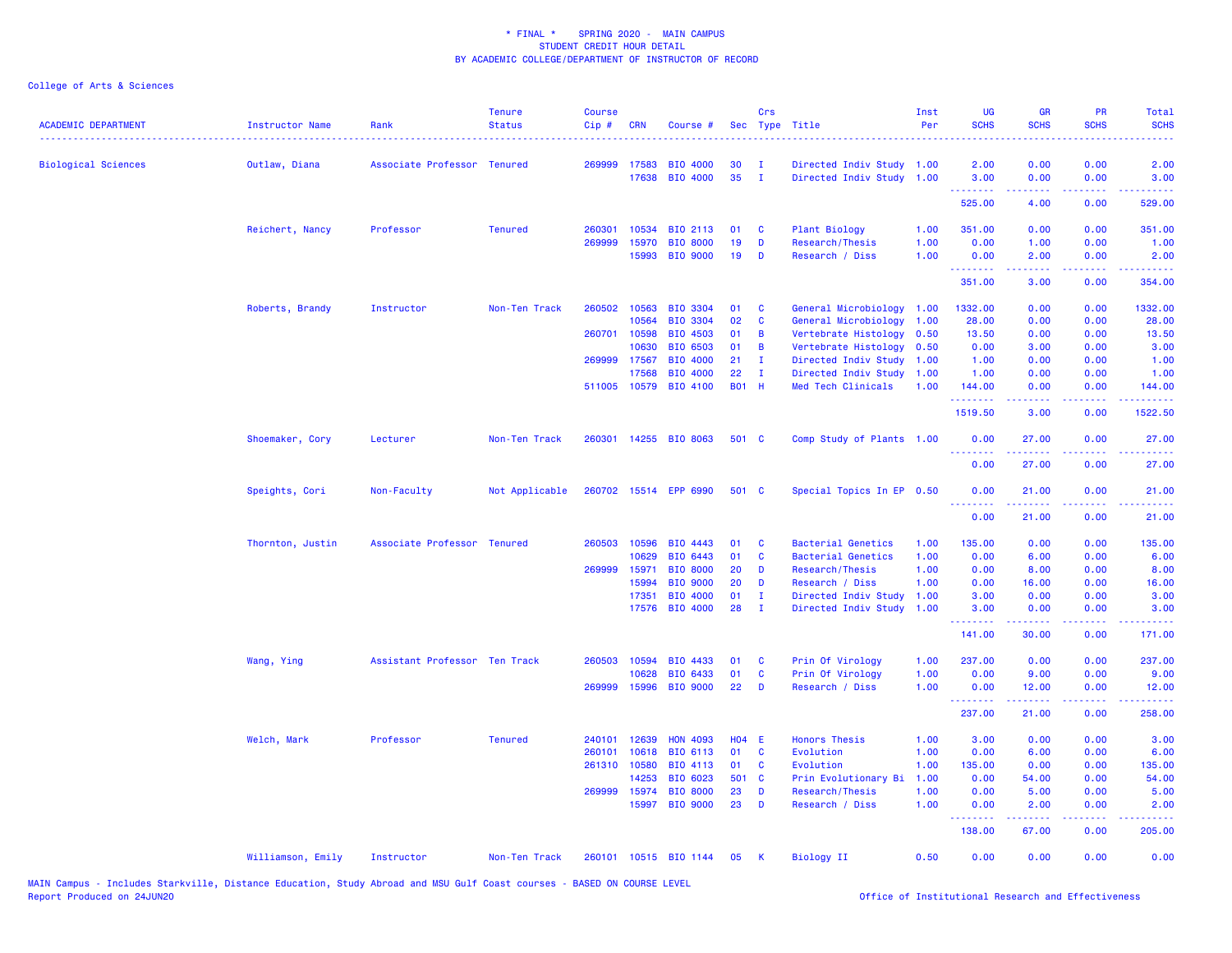\* FINAL \*    SPRING 2020 -  MAIN CAMPUS
STUDENT CREDIT HOUR DETAIL
BY ACADEMIC COLLEGE/DEPARTMENT OF INSTRUCTOR OF RECORD

College of Arts & Sciences

| ACADEMIC DEPARTMENT | Instructor Name | Rank | Tenure Status | Course Cip # | CRN | Course # | Sec | Crs Type | Title | Inst Per | UG SCHS | GR SCHS | PR SCHS | Total SCHS |
|---|---|---|---|---|---|---|---|---|---|---|---|---|---|---|
| Biological Sciences | Outlaw, Diana | Associate Professor | Tenured | 269999 | 17583 | BIO 4000 | 30 | I | Directed Indiv Study | 1.00 | 2.00 | 0.00 | 0.00 | 2.00 |
| | | | | | 17638 | BIO 4000 | 35 | I | Directed Indiv Study | 1.00 | 3.00 | 0.00 | 0.00 | 3.00 |
| | | | | | | | | | | | 525.00 | 4.00 | 0.00 | 529.00 |
| | Reichert, Nancy | Professor | Tenured | 260301 | 10534 | BIO 2113 | 01 | C | Plant Biology | 1.00 | 351.00 | 0.00 | 0.00 | 351.00 |
| | | | | 269999 | 15970 | BIO 8000 | 19 | D | Research/Thesis | 1.00 | 0.00 | 1.00 | 0.00 | 1.00 |
| | | | | | 15993 | BIO 9000 | 19 | D | Research / Diss | 1.00 | 0.00 | 2.00 | 0.00 | 2.00 |
| | | | | | | | | | | | 351.00 | 3.00 | 0.00 | 354.00 |
| | Roberts, Brandy | Instructor | Non-Ten Track | 260502 | 10563 | BIO 3304 | 01 | C | General Microbiology | 1.00 | 1332.00 | 0.00 | 0.00 | 1332.00 |
| | | | | | 10564 | BIO 3304 | 02 | C | General Microbiology | 1.00 | 28.00 | 0.00 | 0.00 | 28.00 |
| | | | | 260701 | 10598 | BIO 4503 | 01 | B | Vertebrate Histology | 0.50 | 13.50 | 0.00 | 0.00 | 13.50 |
| | | | | | 10630 | BIO 6503 | 01 | B | Vertebrate Histology | 0.50 | 0.00 | 3.00 | 0.00 | 3.00 |
| | | | | 269999 | 17567 | BIO 4000 | 21 | I | Directed Indiv Study | 1.00 | 1.00 | 0.00 | 0.00 | 1.00 |
| | | | | | 17568 | BIO 4000 | 22 | I | Directed Indiv Study | 1.00 | 1.00 | 0.00 | 0.00 | 1.00 |
| | | | | 511005 | 10579 | BIO 4100 | B01 | H | Med Tech Clinicals | 1.00 | 144.00 | 0.00 | 0.00 | 144.00 |
| | | | | | | | | | | | 1519.50 | 3.00 | 0.00 | 1522.50 |
| | Shoemaker, Cory | Lecturer | Non-Ten Track | 260301 | 14255 | BIO 8063 | 501 | C | Comp Study of Plants | 1.00 | 0.00 | 27.00 | 0.00 | 27.00 |
| | | | | | | | | | | | 0.00 | 27.00 | 0.00 | 27.00 |
| | Speights, Cori | Non-Faculty | Not Applicable | 260702 | 15514 | EPP 6990 | 501 | C | Special Topics In EP | 0.50 | 0.00 | 21.00 | 0.00 | 21.00 |
| | | | | | | | | | | | 0.00 | 21.00 | 0.00 | 21.00 |
| | Thornton, Justin | Associate Professor | Tenured | 260503 | 10596 | BIO 4443 | 01 | C | Bacterial Genetics | 1.00 | 135.00 | 0.00 | 0.00 | 135.00 |
| | | | | | 10629 | BIO 6443 | 01 | C | Bacterial Genetics | 1.00 | 0.00 | 6.00 | 0.00 | 6.00 |
| | | | | 269999 | 15971 | BIO 8000 | 20 | D | Research/Thesis | 1.00 | 0.00 | 8.00 | 0.00 | 8.00 |
| | | | | | 15994 | BIO 9000 | 20 | D | Research / Diss | 1.00 | 0.00 | 16.00 | 0.00 | 16.00 |
| | | | | | 17351 | BIO 4000 | 01 | I | Directed Indiv Study | 1.00 | 3.00 | 0.00 | 0.00 | 3.00 |
| | | | | | 17576 | BIO 4000 | 28 | I | Directed Indiv Study | 1.00 | 3.00 | 0.00 | 0.00 | 3.00 |
| | | | | | | | | | | | 141.00 | 30.00 | 0.00 | 171.00 |
| | Wang, Ying | Assistant Professor | Ten Track | 260503 | 10594 | BIO 4433 | 01 | C | Prin Of Virology | 1.00 | 237.00 | 0.00 | 0.00 | 237.00 |
| | | | | | 10628 | BIO 6433 | 01 | C | Prin Of Virology | 1.00 | 0.00 | 9.00 | 0.00 | 9.00 |
| | | | | 269999 | 15996 | BIO 9000 | 22 | D | Research / Diss | 1.00 | 0.00 | 12.00 | 0.00 | 12.00 |
| | | | | | | | | | | | 237.00 | 21.00 | 0.00 | 258.00 |
| | Welch, Mark | Professor | Tenured | 240101 | 12639 | HON 4093 | H04 | E | Honors Thesis | 1.00 | 3.00 | 0.00 | 0.00 | 3.00 |
| | | | | 260101 | 10618 | BIO 6113 | 01 | C | Evolution | 1.00 | 0.00 | 6.00 | 0.00 | 6.00 |
| | | | | 261310 | 10580 | BIO 4113 | 01 | C | Evolution | 1.00 | 135.00 | 0.00 | 0.00 | 135.00 |
| | | | | | 14253 | BIO 6023 | 501 | C | Prin Evolutionary Bi | 1.00 | 0.00 | 54.00 | 0.00 | 54.00 |
| | | | | 269999 | 15974 | BIO 8000 | 23 | D | Research/Thesis | 1.00 | 0.00 | 5.00 | 0.00 | 5.00 |
| | | | | | 15997 | BIO 9000 | 23 | D | Research / Diss | 1.00 | 0.00 | 2.00 | 0.00 | 2.00 |
| | | | | | | | | | | | 138.00 | 67.00 | 0.00 | 205.00 |
| | Williamson, Emily | Instructor | Non-Ten Track | 260101 | 10515 | BIO 1144 | 05 | K | Biology II | 0.50 | 0.00 | 0.00 | 0.00 | 0.00 |

MAIN Campus - Includes Starkville, Distance Education, Study Abroad and MSU Gulf Coast courses - BASED ON COURSE LEVEL
Report Produced on 24JUN20    Office of Institutional Research and Effectiveness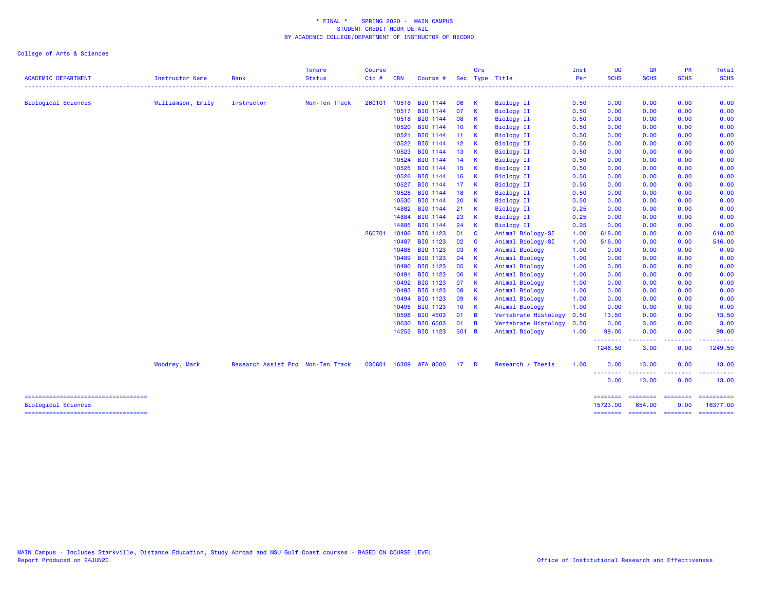# * FINAL * SPRING 2020 - MAIN CAMPUS
## STUDENT CREDIT HOUR DETAIL
## BY ACADEMIC COLLEGE/DEPARTMENT OF INSTRUCTOR OF RECORD

College of Arts & Sciences

| ACADEMIC DEPARTMENT | Instructor Name | Rank | Tenure Status | Course Cip # | CRN | Course # | Sec | Crs Type | Title | Inst Per | UG SCHS | GR SCHS | PR SCHS | Total SCHS |
|---|---|---|---|---|---|---|---|---|---|---|---|---|---|---|
| Biological Sciences | Williamson, Emily | Instructor | Non-Ten Track | 260101 | 10516 | BIO 1144 | 06 | K | Biology II | 0.50 | 0.00 | 0.00 | 0.00 | 0.00 |
| | | | | | 10517 | BIO 1144 | 07 | K | Biology II | 0.50 | 0.00 | 0.00 | 0.00 | 0.00 |
| | | | | | 10518 | BIO 1144 | 08 | K | Biology II | 0.50 | 0.00 | 0.00 | 0.00 | 0.00 |
| | | | | | 10520 | BIO 1144 | 10 | K | Biology II | 0.50 | 0.00 | 0.00 | 0.00 | 0.00 |
| | | | | | 10521 | BIO 1144 | 11 | K | Biology II | 0.50 | 0.00 | 0.00 | 0.00 | 0.00 |
| | | | | | 10522 | BIO 1144 | 12 | K | Biology II | 0.50 | 0.00 | 0.00 | 0.00 | 0.00 |
| | | | | | 10523 | BIO 1144 | 13 | K | Biology II | 0.50 | 0.00 | 0.00 | 0.00 | 0.00 |
| | | | | | 10524 | BIO 1144 | 14 | K | Biology II | 0.50 | 0.00 | 0.00 | 0.00 | 0.00 |
| | | | | | 10525 | BIO 1144 | 15 | K | Biology II | 0.50 | 0.00 | 0.00 | 0.00 | 0.00 |
| | | | | | 10526 | BIO 1144 | 16 | K | Biology II | 0.50 | 0.00 | 0.00 | 0.00 | 0.00 |
| | | | | | 10527 | BIO 1144 | 17 | K | Biology II | 0.50 | 0.00 | 0.00 | 0.00 | 0.00 |
| | | | | | 10528 | BIO 1144 | 18 | K | Biology II | 0.50 | 0.00 | 0.00 | 0.00 | 0.00 |
| | | | | | 10530 | BIO 1144 | 20 | K | Biology II | 0.50 | 0.00 | 0.00 | 0.00 | 0.00 |
| | | | | | 14882 | BIO 1144 | 21 | K | Biology II | 0.25 | 0.00 | 0.00 | 0.00 | 0.00 |
| | | | | | 14884 | BIO 1144 | 23 | K | Biology II | 0.25 | 0.00 | 0.00 | 0.00 | 0.00 |
| | | | | | 14885 | BIO 1144 | 24 | K | Biology II | 0.25 | 0.00 | 0.00 | 0.00 | 0.00 |
| | | | | 260701 | 10486 | BIO 1123 | 01 | C | Animal Biology-SI | 1.00 | 618.00 | 0.00 | 0.00 | 618.00 |
| | | | | | 10487 | BIO 1123 | 02 | C | Animal Biology-SI | 1.00 | 516.00 | 0.00 | 0.00 | 516.00 |
| | | | | | 10488 | BIO 1123 | 03 | K | Animal Biology | 1.00 | 0.00 | 0.00 | 0.00 | 0.00 |
| | | | | | 10489 | BIO 1123 | 04 | K | Animal Biology | 1.00 | 0.00 | 0.00 | 0.00 | 0.00 |
| | | | | | 10490 | BIO 1123 | 05 | K | Animal Biology | 1.00 | 0.00 | 0.00 | 0.00 | 0.00 |
| | | | | | 10491 | BIO 1123 | 06 | K | Animal Biology | 1.00 | 0.00 | 0.00 | 0.00 | 0.00 |
| | | | | | 10492 | BIO 1123 | 07 | K | Animal Biology | 1.00 | 0.00 | 0.00 | 0.00 | 0.00 |
| | | | | | 10493 | BIO 1123 | 08 | K | Animal Biology | 1.00 | 0.00 | 0.00 | 0.00 | 0.00 |
| | | | | | 10494 | BIO 1123 | 09 | K | Animal Biology | 1.00 | 0.00 | 0.00 | 0.00 | 0.00 |
| | | | | | 10495 | BIO 1123 | 10 | K | Animal Biology | 1.00 | 0.00 | 0.00 | 0.00 | 0.00 |
| | | | | | 10598 | BIO 4503 | 01 | B | Vertebrate Histology | 0.50 | 13.50 | 0.00 | 0.00 | 13.50 |
| | | | | | 10630 | BIO 6503 | 01 | B | Vertebrate Histology | 0.50 | 0.00 | 3.00 | 0.00 | 3.00 |
| | | | | | 14252 | BIO 1123 | 501 | B | Animal Biology | 1.00 | 99.00 | 0.00 | 0.00 | 99.00 |
| | | | | | | | | | | | 1246.50 | 3.00 | 0.00 | 1249.50 |
| | Woodrey, Mark | Research Assist Pro | Non-Ten Track | 030601 | 16309 | WFA 8000 | 17 | D | Research / Thesis | 1.00 | 0.00 | 13.00 | 0.00 | 13.00 |
| | | | | | | | | | | | 0.00 | 13.00 | 0.00 | 13.00 |
| Biological Sciences | | | | | | | | | | | 15723.00 | 654.00 | 0.00 | 16377.00 |

MAIN Campus - Includes Starkville, Distance Education, Study Abroad and MSU Gulf Coast courses - BASED ON COURSE LEVEL
Report Produced on 24JUN20

Office of Institutional Research and Effectiveness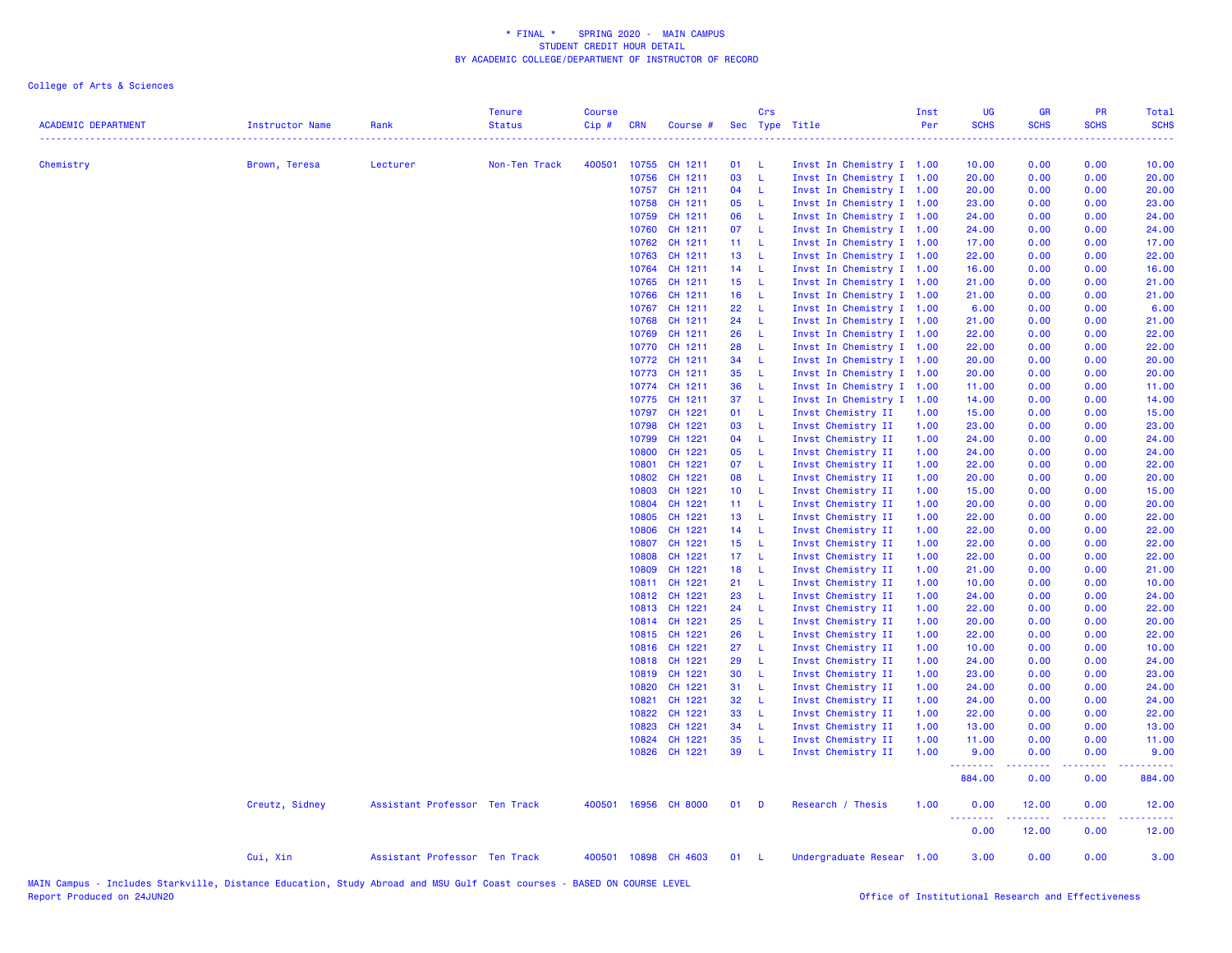\* FINAL \* SPRING 2020 - MAIN CAMPUS
STUDENT CREDIT HOUR DETAIL
BY ACADEMIC COLLEGE/DEPARTMENT OF INSTRUCTOR OF RECORD

College of Arts & Sciences

| ACADEMIC DEPARTMENT | Instructor Name | Rank | Tenure Status | Course Cip # | CRN | Course # | Sec | Crs Type | Title | Inst Per | UG SCHS | GR SCHS | PR SCHS | Total SCHS |
|---|---|---|---|---|---|---|---|---|---|---|---|---|---|---|
| Chemistry | Brown, Teresa | Lecturer | Non-Ten Track | 400501 | 10755 | CH 1211 | 01 | L | Invst In Chemistry I | 1.00 | 10.00 | 0.00 | 0.00 | 10.00 |
| | | | | | 10756 | CH 1211 | 03 | L | Invst In Chemistry I | 1.00 | 20.00 | 0.00 | 0.00 | 20.00 |
| | | | | | 10757 | CH 1211 | 04 | L | Invst In Chemistry I | 1.00 | 20.00 | 0.00 | 0.00 | 20.00 |
| | | | | | 10758 | CH 1211 | 05 | L | Invst In Chemistry I | 1.00 | 23.00 | 0.00 | 0.00 | 23.00 |
| | | | | | 10759 | CH 1211 | 06 | L | Invst In Chemistry I | 1.00 | 24.00 | 0.00 | 0.00 | 24.00 |
| | | | | | 10760 | CH 1211 | 07 | L | Invst In Chemistry I | 1.00 | 24.00 | 0.00 | 0.00 | 24.00 |
| | | | | | 10762 | CH 1211 | 11 | L | Invst In Chemistry I | 1.00 | 17.00 | 0.00 | 0.00 | 17.00 |
| | | | | | 10763 | CH 1211 | 13 | L | Invst In Chemistry I | 1.00 | 22.00 | 0.00 | 0.00 | 22.00 |
| | | | | | 10764 | CH 1211 | 14 | L | Invst In Chemistry I | 1.00 | 16.00 | 0.00 | 0.00 | 16.00 |
| | | | | | 10765 | CH 1211 | 15 | L | Invst In Chemistry I | 1.00 | 21.00 | 0.00 | 0.00 | 21.00 |
| | | | | | 10766 | CH 1211 | 16 | L | Invst In Chemistry I | 1.00 | 21.00 | 0.00 | 0.00 | 21.00 |
| | | | | | 10767 | CH 1211 | 22 | L | Invst In Chemistry I | 1.00 | 6.00 | 0.00 | 0.00 | 6.00 |
| | | | | | 10768 | CH 1211 | 24 | L | Invst In Chemistry I | 1.00 | 21.00 | 0.00 | 0.00 | 21.00 |
| | | | | | 10769 | CH 1211 | 26 | L | Invst In Chemistry I | 1.00 | 22.00 | 0.00 | 0.00 | 22.00 |
| | | | | | 10770 | CH 1211 | 28 | L | Invst In Chemistry I | 1.00 | 22.00 | 0.00 | 0.00 | 22.00 |
| | | | | | 10772 | CH 1211 | 34 | L | Invst In Chemistry I | 1.00 | 20.00 | 0.00 | 0.00 | 20.00 |
| | | | | | 10773 | CH 1211 | 35 | L | Invst In Chemistry I | 1.00 | 20.00 | 0.00 | 0.00 | 20.00 |
| | | | | | 10774 | CH 1211 | 36 | L | Invst In Chemistry I | 1.00 | 11.00 | 0.00 | 0.00 | 11.00 |
| | | | | | 10775 | CH 1211 | 37 | L | Invst In Chemistry I | 1.00 | 14.00 | 0.00 | 0.00 | 14.00 |
| | | | | | 10797 | CH 1221 | 01 | L | Invst Chemistry II | 1.00 | 15.00 | 0.00 | 0.00 | 15.00 |
| | | | | | 10798 | CH 1221 | 03 | L | Invst Chemistry II | 1.00 | 23.00 | 0.00 | 0.00 | 23.00 |
| | | | | | 10799 | CH 1221 | 04 | L | Invst Chemistry II | 1.00 | 24.00 | 0.00 | 0.00 | 24.00 |
| | | | | | 10800 | CH 1221 | 05 | L | Invst Chemistry II | 1.00 | 24.00 | 0.00 | 0.00 | 24.00 |
| | | | | | 10801 | CH 1221 | 07 | L | Invst Chemistry II | 1.00 | 22.00 | 0.00 | 0.00 | 22.00 |
| | | | | | 10802 | CH 1221 | 08 | L | Invst Chemistry II | 1.00 | 20.00 | 0.00 | 0.00 | 20.00 |
| | | | | | 10803 | CH 1221 | 10 | L | Invst Chemistry II | 1.00 | 15.00 | 0.00 | 0.00 | 15.00 |
| | | | | | 10804 | CH 1221 | 11 | L | Invst Chemistry II | 1.00 | 20.00 | 0.00 | 0.00 | 20.00 |
| | | | | | 10805 | CH 1221 | 13 | L | Invst Chemistry II | 1.00 | 22.00 | 0.00 | 0.00 | 22.00 |
| | | | | | 10806 | CH 1221 | 14 | L | Invst Chemistry II | 1.00 | 22.00 | 0.00 | 0.00 | 22.00 |
| | | | | | 10807 | CH 1221 | 15 | L | Invst Chemistry II | 1.00 | 22.00 | 0.00 | 0.00 | 22.00 |
| | | | | | 10808 | CH 1221 | 17 | L | Invst Chemistry II | 1.00 | 22.00 | 0.00 | 0.00 | 22.00 |
| | | | | | 10809 | CH 1221 | 18 | L | Invst Chemistry II | 1.00 | 21.00 | 0.00 | 0.00 | 21.00 |
| | | | | | 10811 | CH 1221 | 21 | L | Invst Chemistry II | 1.00 | 10.00 | 0.00 | 0.00 | 10.00 |
| | | | | | 10812 | CH 1221 | 23 | L | Invst Chemistry II | 1.00 | 24.00 | 0.00 | 0.00 | 24.00 |
| | | | | | 10813 | CH 1221 | 24 | L | Invst Chemistry II | 1.00 | 22.00 | 0.00 | 0.00 | 22.00 |
| | | | | | 10814 | CH 1221 | 25 | L | Invst Chemistry II | 1.00 | 20.00 | 0.00 | 0.00 | 20.00 |
| | | | | | 10815 | CH 1221 | 26 | L | Invst Chemistry II | 1.00 | 22.00 | 0.00 | 0.00 | 22.00 |
| | | | | | 10816 | CH 1221 | 27 | L | Invst Chemistry II | 1.00 | 10.00 | 0.00 | 0.00 | 10.00 |
| | | | | | 10818 | CH 1221 | 29 | L | Invst Chemistry II | 1.00 | 24.00 | 0.00 | 0.00 | 24.00 |
| | | | | | 10819 | CH 1221 | 30 | L | Invst Chemistry II | 1.00 | 23.00 | 0.00 | 0.00 | 23.00 |
| | | | | | 10820 | CH 1221 | 31 | L | Invst Chemistry II | 1.00 | 24.00 | 0.00 | 0.00 | 24.00 |
| | | | | | 10821 | CH 1221 | 32 | L | Invst Chemistry II | 1.00 | 24.00 | 0.00 | 0.00 | 24.00 |
| | | | | | 10822 | CH 1221 | 33 | L | Invst Chemistry II | 1.00 | 22.00 | 0.00 | 0.00 | 22.00 |
| | | | | | 10823 | CH 1221 | 34 | L | Invst Chemistry II | 1.00 | 13.00 | 0.00 | 0.00 | 13.00 |
| | | | | | 10824 | CH 1221 | 35 | L | Invst Chemistry II | 1.00 | 11.00 | 0.00 | 0.00 | 11.00 |
| | | | | | 10826 | CH 1221 | 39 | L | Invst Chemistry II | 1.00 | 9.00 | 0.00 | 0.00 | 9.00 |
| | | | | | | | | | | | 884.00 | 0.00 | 0.00 | 884.00 |
| | Creutz, Sidney | Assistant Professor | Ten Track | 400501 | 16956 | CH 8000 | 01 | D | Research / Thesis | 1.00 | 0.00 | 12.00 | 0.00 | 12.00 |
| | | | | | | | | | | | 0.00 | 12.00 | 0.00 | 12.00 |
| | Cui, Xin | Assistant Professor | Ten Track | 400501 | 10898 | CH 4603 | 01 | L | Undergraduate Resear | 1.00 | 3.00 | 0.00 | 0.00 | 3.00 |

MAIN Campus - Includes Starkville, Distance Education, Study Abroad and MSU Gulf Coast courses - BASED ON COURSE LEVEL
Report Produced on 24JUN20

Office of Institutional Research and Effectiveness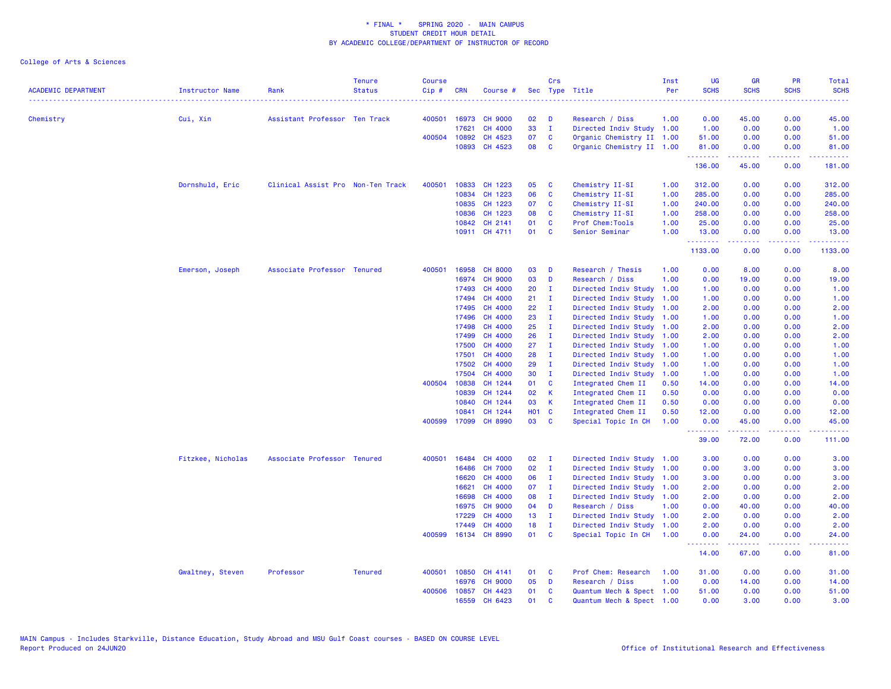# * FINAL * SPRING 2020 - MAIN CAMPUS
## STUDENT CREDIT HOUR DETAIL
## BY ACADEMIC COLLEGE/DEPARTMENT OF INSTRUCTOR OF RECORD

College of Arts & Sciences

| ACADEMIC DEPARTMENT | Instructor Name | Rank | Tenure Status | Course Cip # | CRN | Course # | Sec | Crs Type | Title | Inst Per | UG SCHS | GR SCHS | PR SCHS | Total SCHS |
|---|---|---|---|---|---|---|---|---|---|---|---|---|---|---|
| Chemistry | Cui, Xin | Assistant Professor | Ten Track | 400501 | 16973 | CH 9000 | 02 | D | Research / Diss | 1.00 | 0.00 | 45.00 | 0.00 | 45.00 |
| | | | | | 17621 | CH 4000 | 33 | I | Directed Indiv Study | 1.00 | 1.00 | 0.00 | 0.00 | 1.00 |
| | | | | 400504 | 10892 | CH 4523 | 07 | C | Organic Chemistry II | 1.00 | 51.00 | 0.00 | 0.00 | 51.00 |
| | | | | | 10893 | CH 4523 | 08 | C | Organic Chemistry II | 1.00 | 81.00 | 0.00 | 0.00 | 81.00 |
| | | | | | | | | | | | 136.00 | 45.00 | 0.00 | 181.00 |
| | Dornshuld, Eric | Clinical Assist Pro | Non-Ten Track | 400501 | 10833 | CH 1223 | 05 | C | Chemistry II-SI | 1.00 | 312.00 | 0.00 | 0.00 | 312.00 |
| | | | | | 10834 | CH 1223 | 06 | C | Chemistry II-SI | 1.00 | 285.00 | 0.00 | 0.00 | 285.00 |
| | | | | | 10835 | CH 1223 | 07 | C | Chemistry II-SI | 1.00 | 240.00 | 0.00 | 0.00 | 240.00 |
| | | | | | 10836 | CH 1223 | 08 | C | Chemistry II-SI | 1.00 | 258.00 | 0.00 | 0.00 | 258.00 |
| | | | | | 10842 | CH 2141 | 01 | C | Prof Chem:Tools | 1.00 | 25.00 | 0.00 | 0.00 | 25.00 |
| | | | | | 10911 | CH 4711 | 01 | C | Senior Seminar | 1.00 | 13.00 | 0.00 | 0.00 | 13.00 |
| | | | | | | | | | | | 1133.00 | 0.00 | 0.00 | 1133.00 |
| | Emerson, Joseph | Associate Professor | Tenured | 400501 | 16958 | CH 8000 | 03 | D | Research / Thesis | 1.00 | 0.00 | 8.00 | 0.00 | 8.00 |
| | | | | | 16974 | CH 9000 | 03 | D | Research / Diss | 1.00 | 0.00 | 19.00 | 0.00 | 19.00 |
| | | | | | 17493 | CH 4000 | 20 | I | Directed Indiv Study | 1.00 | 1.00 | 0.00 | 0.00 | 1.00 |
| | | | | | 17494 | CH 4000 | 21 | I | Directed Indiv Study | 1.00 | 1.00 | 0.00 | 0.00 | 1.00 |
| | | | | | 17495 | CH 4000 | 22 | I | Directed Indiv Study | 1.00 | 2.00 | 0.00 | 0.00 | 2.00 |
| | | | | | 17496 | CH 4000 | 23 | I | Directed Indiv Study | 1.00 | 1.00 | 0.00 | 0.00 | 1.00 |
| | | | | | 17498 | CH 4000 | 25 | I | Directed Indiv Study | 1.00 | 2.00 | 0.00 | 0.00 | 2.00 |
| | | | | | 17499 | CH 4000 | 26 | I | Directed Indiv Study | 1.00 | 2.00 | 0.00 | 0.00 | 2.00 |
| | | | | | 17500 | CH 4000 | 27 | I | Directed Indiv Study | 1.00 | 1.00 | 0.00 | 0.00 | 1.00 |
| | | | | | 17501 | CH 4000 | 28 | I | Directed Indiv Study | 1.00 | 1.00 | 0.00 | 0.00 | 1.00 |
| | | | | | 17502 | CH 4000 | 29 | I | Directed Indiv Study | 1.00 | 1.00 | 0.00 | 0.00 | 1.00 |
| | | | | | 17504 | CH 4000 | 30 | I | Directed Indiv Study | 1.00 | 1.00 | 0.00 | 0.00 | 1.00 |
| | | | | 400504 | 10838 | CH 1244 | 01 | C | Integrated Chem II | 0.50 | 14.00 | 0.00 | 0.00 | 14.00 |
| | | | | | 10839 | CH 1244 | 02 | K | Integrated Chem II | 0.50 | 0.00 | 0.00 | 0.00 | 0.00 |
| | | | | | 10840 | CH 1244 | 03 | K | Integrated Chem II | 0.50 | 0.00 | 0.00 | 0.00 | 0.00 |
| | | | | | 10841 | CH 1244 | H01 | C | Integrated Chem II | 0.50 | 12.00 | 0.00 | 0.00 | 12.00 |
| | | | | 400599 | 17099 | CH 8990 | 03 | C | Special Topic In CH | 1.00 | 0.00 | 45.00 | 0.00 | 45.00 |
| | | | | | | | | | | | 39.00 | 72.00 | 0.00 | 111.00 |
| | Fitzkee, Nicholas | Associate Professor | Tenured | 400501 | 16484 | CH 4000 | 02 | I | Directed Indiv Study | 1.00 | 3.00 | 0.00 | 0.00 | 3.00 |
| | | | | | 16486 | CH 7000 | 02 | I | Directed Indiv Study | 1.00 | 0.00 | 3.00 | 0.00 | 3.00 |
| | | | | | 16620 | CH 4000 | 06 | I | Directed Indiv Study | 1.00 | 3.00 | 0.00 | 0.00 | 3.00 |
| | | | | | 16621 | CH 4000 | 07 | I | Directed Indiv Study | 1.00 | 2.00 | 0.00 | 0.00 | 2.00 |
| | | | | | 16698 | CH 4000 | 08 | I | Directed Indiv Study | 1.00 | 2.00 | 0.00 | 0.00 | 2.00 |
| | | | | | 16975 | CH 9000 | 04 | D | Research / Diss | 1.00 | 0.00 | 40.00 | 0.00 | 40.00 |
| | | | | | 17229 | CH 4000 | 13 | I | Directed Indiv Study | 1.00 | 2.00 | 0.00 | 0.00 | 2.00 |
| | | | | | 17449 | CH 4000 | 18 | I | Directed Indiv Study | 1.00 | 2.00 | 0.00 | 0.00 | 2.00 |
| | | | | 400599 | 16134 | CH 8990 | 01 | C | Special Topic In CH | 1.00 | 0.00 | 24.00 | 0.00 | 24.00 |
| | | | | | | | | | | | 14.00 | 67.00 | 0.00 | 81.00 |
| | Gwaltney, Steven | Professor | Tenured | 400501 | 10850 | CH 4141 | 01 | C | Prof Chem: Research | 1.00 | 31.00 | 0.00 | 0.00 | 31.00 |
| | | | | | 16976 | CH 9000 | 05 | D | Research / Diss | 1.00 | 0.00 | 14.00 | 0.00 | 14.00 |
| | | | | 400506 | 10857 | CH 4423 | 01 | C | Quantum Mech & Spect | 1.00 | 51.00 | 0.00 | 0.00 | 51.00 |
| | | | | | 16559 | CH 6423 | 01 | C | Quantum Mech & Spect | 1.00 | 0.00 | 3.00 | 0.00 | 3.00 |

MAIN Campus - Includes Starkville, Distance Education, Study Abroad and MSU Gulf Coast courses - BASED ON COURSE LEVEL
Report Produced on 24JUN20

Office of Institutional Research and Effectiveness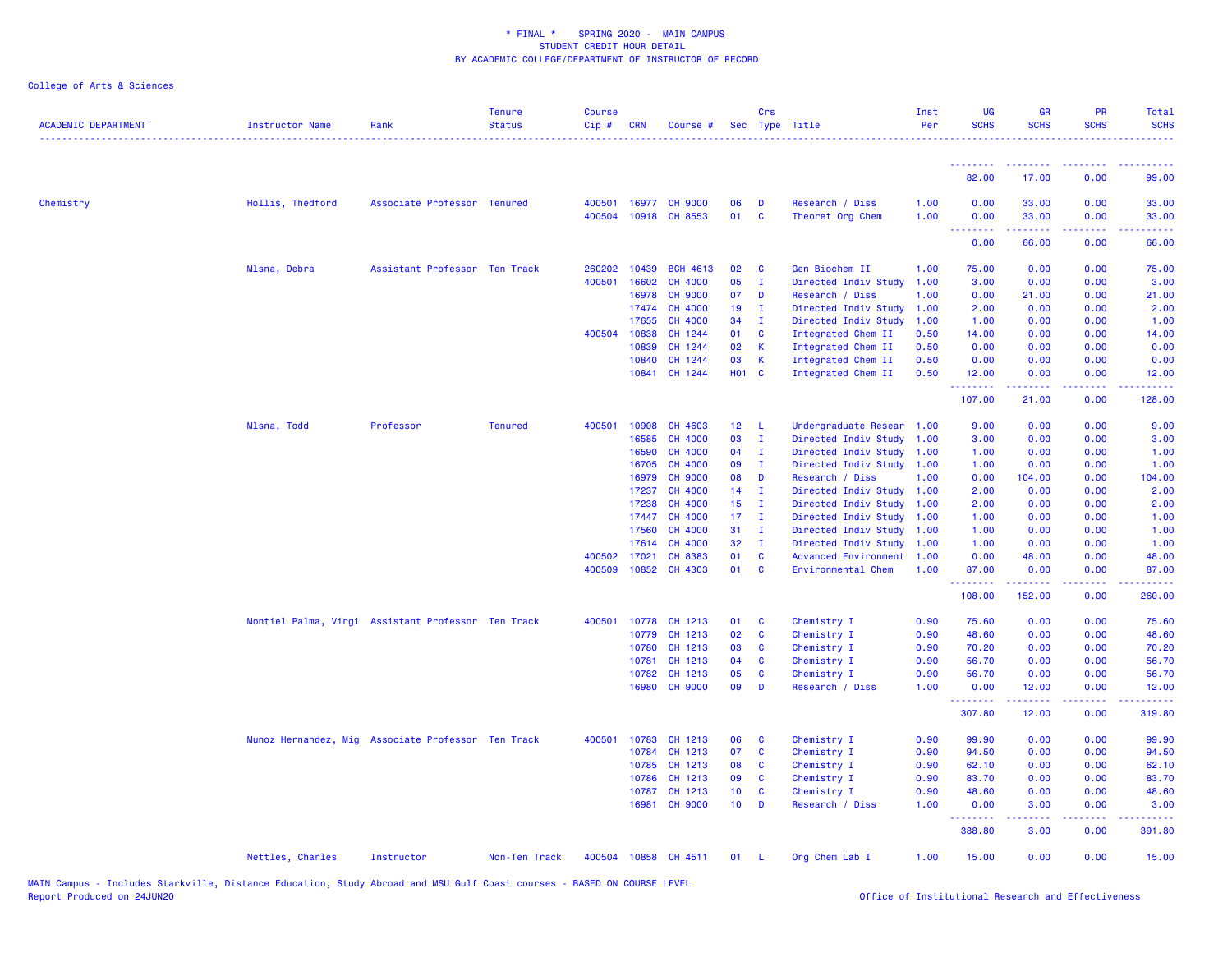\* FINAL \*    SPRING 2020 - MAIN CAMPUS
STUDENT CREDIT HOUR DETAIL
BY ACADEMIC COLLEGE/DEPARTMENT OF INSTRUCTOR OF RECORD

College of Arts & Sciences

| ACADEMIC DEPARTMENT | Instructor Name | Rank | Tenure Status | Course Cip # | CRN | Course # | Sec | Crs Type | Title | Inst Per | UG SCHS | GR SCHS | PR SCHS | Total SCHS |
|---|---|---|---|---|---|---|---|---|---|---|---|---|---|---|
| | | | | | | | | | | | 82.00 | 17.00 | 0.00 | 99.00 |
| Chemistry | Hollis, Thedford | Associate Professor | Tenured | 400501 | 16977 | CH 9000 | 06 | D | Research / Diss | 1.00 | 0.00 | 33.00 | 0.00 | 33.00 |
| | | | | 400504 | 10918 | CH 8553 | 01 | C | Theoret Org Chem | 1.00 | 0.00 | 33.00 | 0.00 | 33.00 |
| | | | | | | | | | | | 0.00 | 66.00 | 0.00 | 66.00 |
| | Mlsna, Debra | Assistant Professor | Ten Track | 260202 | 10439 | BCH 4613 | 02 | C | Gen Biochem II | 1.00 | 75.00 | 0.00 | 0.00 | 75.00 |
| | | | | 400501 | 16602 | CH 4000 | 05 | I | Directed Indiv Study | 1.00 | 3.00 | 0.00 | 0.00 | 3.00 |
| | | | | | 16978 | CH 9000 | 07 | D | Research / Diss | 1.00 | 0.00 | 21.00 | 0.00 | 21.00 |
| | | | | | 17474 | CH 4000 | 19 | I | Directed Indiv Study | 1.00 | 2.00 | 0.00 | 0.00 | 2.00 |
| | | | | | 17655 | CH 4000 | 34 | I | Directed Indiv Study | 1.00 | 1.00 | 0.00 | 0.00 | 1.00 |
| | | | | 400504 | 10838 | CH 1244 | 01 | C | Integrated Chem II | 0.50 | 14.00 | 0.00 | 0.00 | 14.00 |
| | | | | | 10839 | CH 1244 | 02 | K | Integrated Chem II | 0.50 | 0.00 | 0.00 | 0.00 | 0.00 |
| | | | | | 10840 | CH 1244 | 03 | K | Integrated Chem II | 0.50 | 0.00 | 0.00 | 0.00 | 0.00 |
| | | | | | 10841 | CH 1244 | H01 | C | Integrated Chem II | 0.50 | 12.00 | 0.00 | 0.00 | 12.00 |
| | | | | | | | | | | | 107.00 | 21.00 | 0.00 | 128.00 |
| | Mlsna, Todd | Professor | Tenured | 400501 | 10908 | CH 4603 | 12 | L | Undergraduate Resear | 1.00 | 9.00 | 0.00 | 0.00 | 9.00 |
| | | | | | 16585 | CH 4000 | 03 | I | Directed Indiv Study | 1.00 | 3.00 | 0.00 | 0.00 | 3.00 |
| | | | | | 16590 | CH 4000 | 04 | I | Directed Indiv Study | 1.00 | 1.00 | 0.00 | 0.00 | 1.00 |
| | | | | | 16705 | CH 4000 | 09 | I | Directed Indiv Study | 1.00 | 1.00 | 0.00 | 0.00 | 1.00 |
| | | | | | 16979 | CH 9000 | 08 | D | Research / Diss | 1.00 | 0.00 | 104.00 | 0.00 | 104.00 |
| | | | | | 17237 | CH 4000 | 14 | I | Directed Indiv Study | 1.00 | 2.00 | 0.00 | 0.00 | 2.00 |
| | | | | | 17238 | CH 4000 | 15 | I | Directed Indiv Study | 1.00 | 2.00 | 0.00 | 0.00 | 2.00 |
| | | | | | 17447 | CH 4000 | 17 | I | Directed Indiv Study | 1.00 | 1.00 | 0.00 | 0.00 | 1.00 |
| | | | | | 17560 | CH 4000 | 31 | I | Directed Indiv Study | 1.00 | 1.00 | 0.00 | 0.00 | 1.00 |
| | | | | | 17614 | CH 4000 | 32 | I | Directed Indiv Study | 1.00 | 1.00 | 0.00 | 0.00 | 1.00 |
| | | | | 400502 | 17021 | CH 8383 | 01 | C | Advanced Environment | 1.00 | 0.00 | 48.00 | 0.00 | 48.00 |
| | | | | 400509 | 10852 | CH 4303 | 01 | C | Environmental Chem | 1.00 | 87.00 | 0.00 | 0.00 | 87.00 |
| | | | | | | | | | | | 108.00 | 152.00 | 0.00 | 260.00 |
| | Montiel Palma, Virgi | Assistant Professor | Ten Track | 400501 | 10778 | CH 1213 | 01 | C | Chemistry I | 0.90 | 75.60 | 0.00 | 0.00 | 75.60 |
| | | | | | 10779 | CH 1213 | 02 | C | Chemistry I | 0.90 | 48.60 | 0.00 | 0.00 | 48.60 |
| | | | | | 10780 | CH 1213 | 03 | C | Chemistry I | 0.90 | 70.20 | 0.00 | 0.00 | 70.20 |
| | | | | | 10781 | CH 1213 | 04 | C | Chemistry I | 0.90 | 56.70 | 0.00 | 0.00 | 56.70 |
| | | | | | 10782 | CH 1213 | 05 | C | Chemistry I | 0.90 | 56.70 | 0.00 | 0.00 | 56.70 |
| | | | | | 16980 | CH 9000 | 09 | D | Research / Diss | 1.00 | 0.00 | 12.00 | 0.00 | 12.00 |
| | | | | | | | | | | | 307.80 | 12.00 | 0.00 | 319.80 |
| | Munoz Hernandez, Mig | Associate Professor | Ten Track | 400501 | 10783 | CH 1213 | 06 | C | Chemistry I | 0.90 | 99.90 | 0.00 | 0.00 | 99.90 |
| | | | | | 10784 | CH 1213 | 07 | C | Chemistry I | 0.90 | 94.50 | 0.00 | 0.00 | 94.50 |
| | | | | | 10785 | CH 1213 | 08 | C | Chemistry I | 0.90 | 62.10 | 0.00 | 0.00 | 62.10 |
| | | | | | 10786 | CH 1213 | 09 | C | Chemistry I | 0.90 | 83.70 | 0.00 | 0.00 | 83.70 |
| | | | | | 10787 | CH 1213 | 10 | C | Chemistry I | 0.90 | 48.60 | 0.00 | 0.00 | 48.60 |
| | | | | | 16981 | CH 9000 | 10 | D | Research / Diss | 1.00 | 0.00 | 3.00 | 0.00 | 3.00 |
| | | | | | | | | | | | 388.80 | 3.00 | 0.00 | 391.80 |
| | Nettles, Charles | Instructor | Non-Ten Track | 400504 | 10858 | CH 4511 | 01 | L | Org Chem Lab I | 1.00 | 15.00 | 0.00 | 0.00 | 15.00 |

MAIN Campus - Includes Starkville, Distance Education, Study Abroad and MSU Gulf Coast courses - BASED ON COURSE LEVEL
Report Produced on 24JUN20    Office of Institutional Research and Effectiveness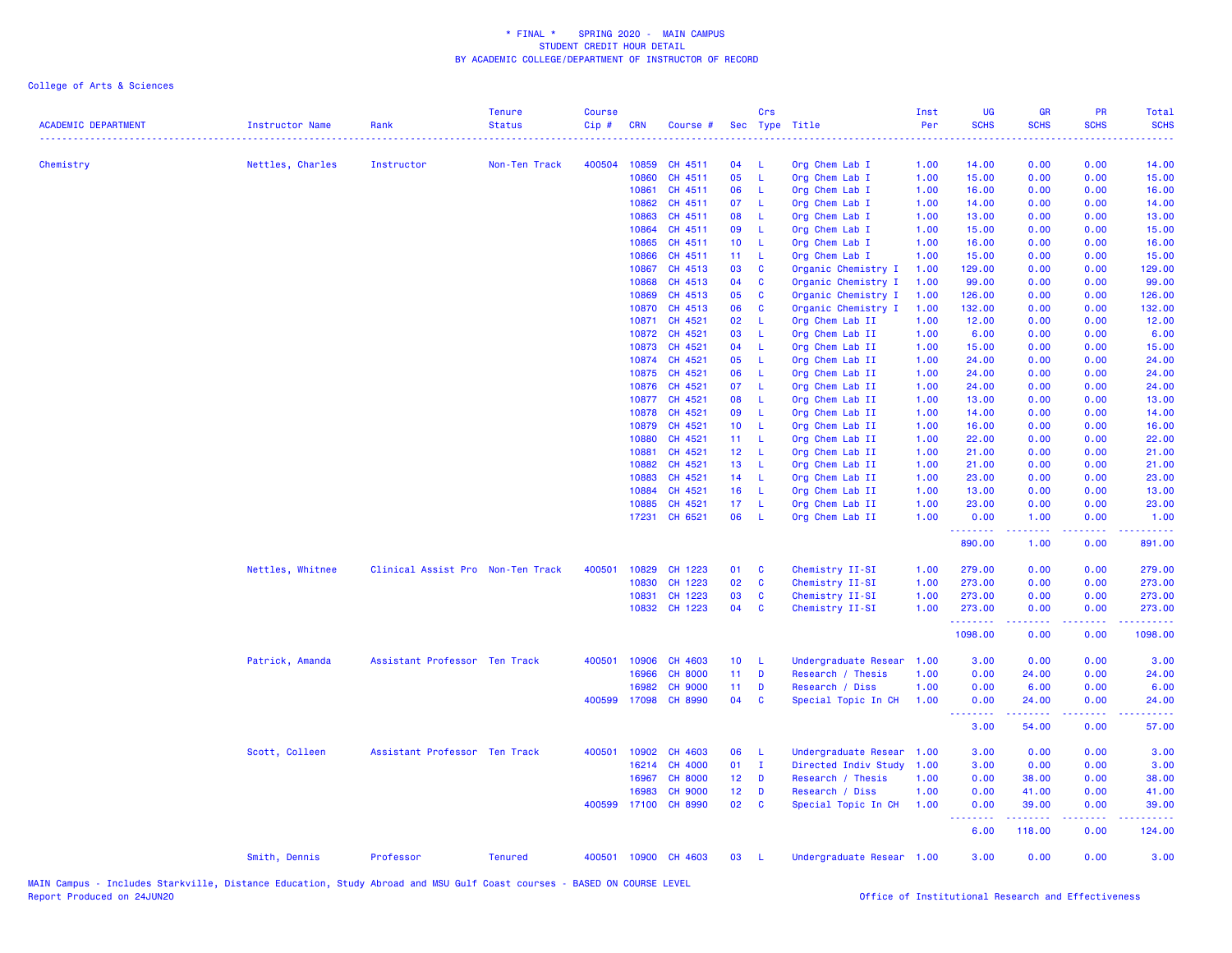* FINAL * SPRING 2020 - MAIN CAMPUS
STUDENT CREDIT HOUR DETAIL
BY ACADEMIC COLLEGE/DEPARTMENT OF INSTRUCTOR OF RECORD

College of Arts & Sciences

| ACADEMIC DEPARTMENT | Instructor Name | Rank | Tenure Status | Course Cip # | CRN | Course # | Sec | Crs Type | Title | Inst Per | UG SCHS | GR SCHS | PR SCHS | Total SCHS |
|---|---|---|---|---|---|---|---|---|---|---|---|---|---|---|
| Chemistry | Nettles, Charles | Instructor | Non-Ten Track | 400504 | 10859 | CH 4511 | 04 | L | Org Chem Lab I | 1.00 | 14.00 | 0.00 | 0.00 | 14.00 |
| | | | | | 10860 | CH 4511 | 05 | L | Org Chem Lab I | 1.00 | 15.00 | 0.00 | 0.00 | 15.00 |
| | | | | | 10861 | CH 4511 | 06 | L | Org Chem Lab I | 1.00 | 16.00 | 0.00 | 0.00 | 16.00 |
| | | | | | 10862 | CH 4511 | 07 | L | Org Chem Lab I | 1.00 | 14.00 | 0.00 | 0.00 | 14.00 |
| | | | | | 10863 | CH 4511 | 08 | L | Org Chem Lab I | 1.00 | 13.00 | 0.00 | 0.00 | 13.00 |
| | | | | | 10864 | CH 4511 | 09 | L | Org Chem Lab I | 1.00 | 15.00 | 0.00 | 0.00 | 15.00 |
| | | | | | 10865 | CH 4511 | 10 | L | Org Chem Lab I | 1.00 | 16.00 | 0.00 | 0.00 | 16.00 |
| | | | | | 10866 | CH 4511 | 11 | L | Org Chem Lab I | 1.00 | 15.00 | 0.00 | 0.00 | 15.00 |
| | | | | | 10867 | CH 4513 | 03 | C | Organic Chemistry I | 1.00 | 129.00 | 0.00 | 0.00 | 129.00 |
| | | | | | 10868 | CH 4513 | 04 | C | Organic Chemistry I | 1.00 | 99.00 | 0.00 | 0.00 | 99.00 |
| | | | | | 10869 | CH 4513 | 05 | C | Organic Chemistry I | 1.00 | 126.00 | 0.00 | 0.00 | 126.00 |
| | | | | | 10870 | CH 4513 | 06 | C | Organic Chemistry I | 1.00 | 132.00 | 0.00 | 0.00 | 132.00 |
| | | | | | 10871 | CH 4521 | 02 | L | Org Chem Lab II | 1.00 | 12.00 | 0.00 | 0.00 | 12.00 |
| | | | | | 10872 | CH 4521 | 03 | L | Org Chem Lab II | 1.00 | 6.00 | 0.00 | 0.00 | 6.00 |
| | | | | | 10873 | CH 4521 | 04 | L | Org Chem Lab II | 1.00 | 15.00 | 0.00 | 0.00 | 15.00 |
| | | | | | 10874 | CH 4521 | 05 | L | Org Chem Lab II | 1.00 | 24.00 | 0.00 | 0.00 | 24.00 |
| | | | | | 10875 | CH 4521 | 06 | L | Org Chem Lab II | 1.00 | 24.00 | 0.00 | 0.00 | 24.00 |
| | | | | | 10876 | CH 4521 | 07 | L | Org Chem Lab II | 1.00 | 24.00 | 0.00 | 0.00 | 24.00 |
| | | | | | 10877 | CH 4521 | 08 | L | Org Chem Lab II | 1.00 | 13.00 | 0.00 | 0.00 | 13.00 |
| | | | | | 10878 | CH 4521 | 09 | L | Org Chem Lab II | 1.00 | 14.00 | 0.00 | 0.00 | 14.00 |
| | | | | | 10879 | CH 4521 | 10 | L | Org Chem Lab II | 1.00 | 16.00 | 0.00 | 0.00 | 16.00 |
| | | | | | 10880 | CH 4521 | 11 | L | Org Chem Lab II | 1.00 | 22.00 | 0.00 | 0.00 | 22.00 |
| | | | | | 10881 | CH 4521 | 12 | L | Org Chem Lab II | 1.00 | 21.00 | 0.00 | 0.00 | 21.00 |
| | | | | | 10882 | CH 4521 | 13 | L | Org Chem Lab II | 1.00 | 21.00 | 0.00 | 0.00 | 21.00 |
| | | | | | 10883 | CH 4521 | 14 | L | Org Chem Lab II | 1.00 | 23.00 | 0.00 | 0.00 | 23.00 |
| | | | | | 10884 | CH 4521 | 16 | L | Org Chem Lab II | 1.00 | 13.00 | 0.00 | 0.00 | 13.00 |
| | | | | | 10885 | CH 4521 | 17 | L | Org Chem Lab II | 1.00 | 23.00 | 0.00 | 0.00 | 23.00 |
| | | | | | 17231 | CH 6521 | 06 | L | Org Chem Lab II | 1.00 | 0.00 | 1.00 | 0.00 | 1.00 |
| | | | | | | | | | | | 890.00 | 1.00 | 0.00 | 891.00 |
| | Nettles, Whitnee | Clinical Assist Pro | Non-Ten Track | 400501 | 10829 | CH 1223 | 01 | C | Chemistry II-SI | 1.00 | 279.00 | 0.00 | 0.00 | 279.00 |
| | | | | | 10830 | CH 1223 | 02 | C | Chemistry II-SI | 1.00 | 273.00 | 0.00 | 0.00 | 273.00 |
| | | | | | 10831 | CH 1223 | 03 | C | Chemistry II-SI | 1.00 | 273.00 | 0.00 | 0.00 | 273.00 |
| | | | | | 10832 | CH 1223 | 04 | C | Chemistry II-SI | 1.00 | 273.00 | 0.00 | 0.00 | 273.00 |
| | | | | | | | | | | | 1098.00 | 0.00 | 0.00 | 1098.00 |
| | Patrick, Amanda | Assistant Professor | Ten Track | 400501 | 10906 | CH 4603 | 10 | L | Undergraduate Resear | 1.00 | 3.00 | 0.00 | 0.00 | 3.00 |
| | | | | | 16966 | CH 8000 | 11 | D | Research / Thesis | 1.00 | 0.00 | 24.00 | 0.00 | 24.00 |
| | | | | | 16982 | CH 9000 | 11 | D | Research / Diss | 1.00 | 0.00 | 6.00 | 0.00 | 6.00 |
| | | | | 400599 | 17098 | CH 8990 | 04 | C | Special Topic In CH | 1.00 | 0.00 | 24.00 | 0.00 | 24.00 |
| | | | | | | | | | | | 3.00 | 54.00 | 0.00 | 57.00 |
| | Scott, Colleen | Assistant Professor | Ten Track | 400501 | 10902 | CH 4603 | 06 | L | Undergraduate Resear | 1.00 | 3.00 | 0.00 | 0.00 | 3.00 |
| | | | | | 16214 | CH 4000 | 01 | I | Directed Indiv Study | 1.00 | 3.00 | 0.00 | 0.00 | 3.00 |
| | | | | | 16967 | CH 8000 | 12 | D | Research / Thesis | 1.00 | 0.00 | 38.00 | 0.00 | 38.00 |
| | | | | | 16983 | CH 9000 | 12 | D | Research / Diss | 1.00 | 0.00 | 41.00 | 0.00 | 41.00 |
| | | | | 400599 | 17100 | CH 8990 | 02 | C | Special Topic In CH | 1.00 | 0.00 | 39.00 | 0.00 | 39.00 |
| | | | | | | | | | | | 6.00 | 118.00 | 0.00 | 124.00 |
| | Smith, Dennis | Professor | Tenured | 400501 | 10900 | CH 4603 | 03 | L | Undergraduate Resear | 1.00 | 3.00 | 0.00 | 0.00 | 3.00 |

MAIN Campus - Includes Starkville, Distance Education, Study Abroad and MSU Gulf Coast courses - BASED ON COURSE LEVEL
Report Produced on 24JUN20

Office of Institutional Research and Effectiveness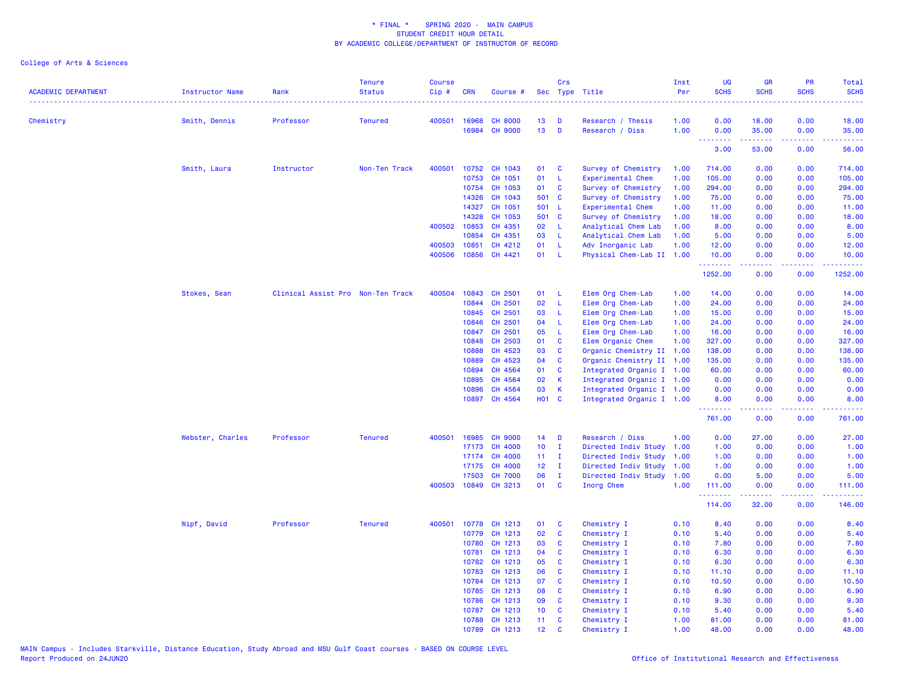\* FINAL \* SPRING 2020 - MAIN CAMPUS
STUDENT CREDIT HOUR DETAIL
BY ACADEMIC COLLEGE/DEPARTMENT OF INSTRUCTOR OF RECORD

College of Arts & Sciences

| ACADEMIC DEPARTMENT | Instructor Name | Rank | Tenure Status | Course Cip # | CRN | Course # | Sec | Crs Type | Title | Inst Per | UG SCHS | GR SCHS | PR SCHS | Total SCHS |
|---|---|---|---|---|---|---|---|---|---|---|---|---|---|---|
| Chemistry | Smith, Dennis | Professor | Tenured | 400501 | 16968 | CH 8000 | 13 | D | Research / Thesis | 1.00 | 0.00 | 18.00 | 0.00 | 18.00 |
| | | | | | 16984 | CH 9000 | 13 | D | Research / Diss | 1.00 | 0.00 | 35.00 | 0.00 | 35.00 |
| | | | | | | | | | | | 3.00 | 53.00 | 0.00 | 56.00 |
| | Smith, Laura | Instructor | Non-Ten Track | 400501 | 10752 | CH 1043 | 01 | C | Survey of Chemistry | 1.00 | 714.00 | 0.00 | 0.00 | 714.00 |
| | | | | | 10753 | CH 1051 | 01 | L | Experimental Chem | 1.00 | 105.00 | 0.00 | 0.00 | 105.00 |
| | | | | | 10754 | CH 1053 | 01 | C | Survey of Chemistry | 1.00 | 294.00 | 0.00 | 0.00 | 294.00 |
| | | | | | 14326 | CH 1043 | 501 | C | Survey of Chemistry | 1.00 | 75.00 | 0.00 | 0.00 | 75.00 |
| | | | | | 14327 | CH 1051 | 501 | L | Experimental Chem | 1.00 | 11.00 | 0.00 | 0.00 | 11.00 |
| | | | | | 14328 | CH 1053 | 501 | C | Survey of Chemistry | 1.00 | 18.00 | 0.00 | 0.00 | 18.00 |
| | | | | 400502 | 10853 | CH 4351 | 02 | L | Analytical Chem Lab | 1.00 | 8.00 | 0.00 | 0.00 | 8.00 |
| | | | | | 10854 | CH 4351 | 03 | L | Analytical Chem Lab | 1.00 | 5.00 | 0.00 | 0.00 | 5.00 |
| | | | | 400503 | 10851 | CH 4212 | 01 | L | Adv Inorganic Lab | 1.00 | 12.00 | 0.00 | 0.00 | 12.00 |
| | | | | 400506 | 10856 | CH 4421 | 01 | L | Physical Chem-Lab II | 1.00 | 10.00 | 0.00 | 0.00 | 10.00 |
| | | | | | | | | | | | 1252.00 | 0.00 | 0.00 | 1252.00 |
| | Stokes, Sean | Clinical Assist Pro | Non-Ten Track | 400504 | 10843 | CH 2501 | 01 | L | Elem Org Chem-Lab | 1.00 | 14.00 | 0.00 | 0.00 | 14.00 |
| | | | | | 10844 | CH 2501 | 02 | L | Elem Org Chem-Lab | 1.00 | 24.00 | 0.00 | 0.00 | 24.00 |
| | | | | | 10845 | CH 2501 | 03 | L | Elem Org Chem-Lab | 1.00 | 15.00 | 0.00 | 0.00 | 15.00 |
| | | | | | 10846 | CH 2501 | 04 | L | Elem Org Chem-Lab | 1.00 | 24.00 | 0.00 | 0.00 | 24.00 |
| | | | | | 10847 | CH 2501 | 05 | L | Elem Org Chem-Lab | 1.00 | 16.00 | 0.00 | 0.00 | 16.00 |
| | | | | | 10848 | CH 2503 | 01 | C | Elem Organic Chem | 1.00 | 327.00 | 0.00 | 0.00 | 327.00 |
| | | | | | 10888 | CH 4523 | 03 | C | Organic Chemistry II | 1.00 | 138.00 | 0.00 | 0.00 | 138.00 |
| | | | | | 10889 | CH 4523 | 04 | C | Organic Chemistry II | 1.00 | 135.00 | 0.00 | 0.00 | 135.00 |
| | | | | | 10894 | CH 4564 | 01 | C | Integrated Organic I | 1.00 | 60.00 | 0.00 | 0.00 | 60.00 |
| | | | | | 10895 | CH 4564 | 02 | K | Integrated Organic I | 1.00 | 0.00 | 0.00 | 0.00 | 0.00 |
| | | | | | 10896 | CH 4564 | 03 | K | Integrated Organic I | 1.00 | 0.00 | 0.00 | 0.00 | 0.00 |
| | | | | | 10897 | CH 4564 | H01 | C | Integrated Organic I | 1.00 | 8.00 | 0.00 | 0.00 | 8.00 |
| | | | | | | | | | | | 761.00 | 0.00 | 0.00 | 761.00 |
| | Webster, Charles | Professor | Tenured | 400501 | 16985 | CH 9000 | 14 | D | Research / Diss | 1.00 | 0.00 | 27.00 | 0.00 | 27.00 |
| | | | | | 17173 | CH 4000 | 10 | I | Directed Indiv Study | 1.00 | 1.00 | 0.00 | 0.00 | 1.00 |
| | | | | | 17174 | CH 4000 | 11 | I | Directed Indiv Study | 1.00 | 1.00 | 0.00 | 0.00 | 1.00 |
| | | | | | 17175 | CH 4000 | 12 | I | Directed Indiv Study | 1.00 | 1.00 | 0.00 | 0.00 | 1.00 |
| | | | | | 17503 | CH 7000 | 06 | I | Directed Indiv Study | 1.00 | 0.00 | 5.00 | 0.00 | 5.00 |
| | | | | 400503 | 10849 | CH 3213 | 01 | C | Inorg Chem | 1.00 | 111.00 | 0.00 | 0.00 | 111.00 |
| | | | | | | | | | | | 114.00 | 32.00 | 0.00 | 146.00 |
| | Wipf, David | Professor | Tenured | 400501 | 10778 | CH 1213 | 01 | C | Chemistry I | 0.10 | 8.40 | 0.00 | 0.00 | 8.40 |
| | | | | | 10779 | CH 1213 | 02 | C | Chemistry I | 0.10 | 5.40 | 0.00 | 0.00 | 5.40 |
| | | | | | 10780 | CH 1213 | 03 | C | Chemistry I | 0.10 | 7.80 | 0.00 | 0.00 | 7.80 |
| | | | | | 10781 | CH 1213 | 04 | C | Chemistry I | 0.10 | 6.30 | 0.00 | 0.00 | 6.30 |
| | | | | | 10782 | CH 1213 | 05 | C | Chemistry I | 0.10 | 6.30 | 0.00 | 0.00 | 6.30 |
| | | | | | 10783 | CH 1213 | 06 | C | Chemistry I | 0.10 | 11.10 | 0.00 | 0.00 | 11.10 |
| | | | | | 10784 | CH 1213 | 07 | C | Chemistry I | 0.10 | 10.50 | 0.00 | 0.00 | 10.50 |
| | | | | | 10785 | CH 1213 | 08 | C | Chemistry I | 0.10 | 6.90 | 0.00 | 0.00 | 6.90 |
| | | | | | 10786 | CH 1213 | 09 | C | Chemistry I | 0.10 | 9.30 | 0.00 | 0.00 | 9.30 |
| | | | | | 10787 | CH 1213 | 10 | C | Chemistry I | 0.10 | 5.40 | 0.00 | 0.00 | 5.40 |
| | | | | | 10788 | CH 1213 | 11 | C | Chemistry I | 1.00 | 81.00 | 0.00 | 0.00 | 81.00 |
| | | | | | 10789 | CH 1213 | 12 | C | Chemistry I | 1.00 | 48.00 | 0.00 | 0.00 | 48.00 |

MAIN Campus - Includes Starkville, Distance Education, Study Abroad and MSU Gulf Coast courses - BASED ON COURSE LEVEL
Report Produced on 24JUN20

Office of Institutional Research and Effectiveness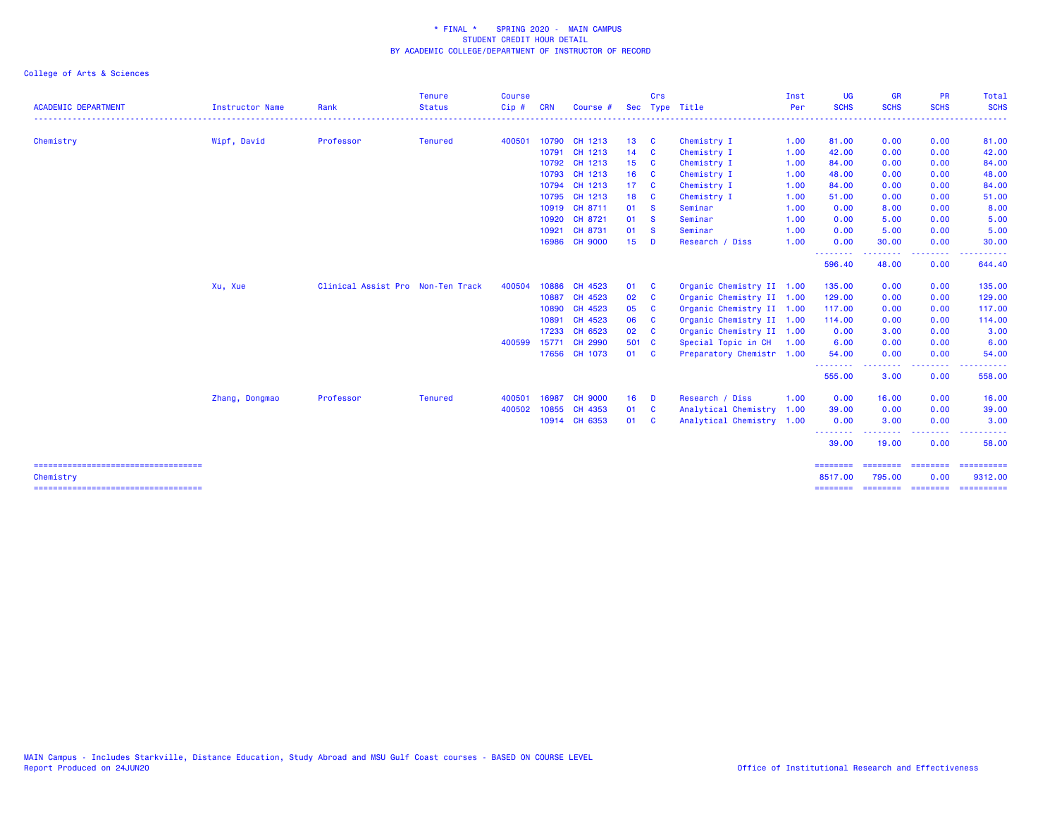\* FINAL \*    SPRING 2020 -  MAIN CAMPUS
STUDENT CREDIT HOUR DETAIL
BY ACADEMIC COLLEGE/DEPARTMENT OF INSTRUCTOR OF RECORD

College of Arts & Sciences

| ACADEMIC DEPARTMENT | Instructor Name | Rank | Tenure Status | Course Cip # | CRN | Course # | Sec | Crs Type | Title | Inst Per | UG SCHS | GR SCHS | PR SCHS | Total SCHS |
|---|---|---|---|---|---|---|---|---|---|---|---|---|---|---|
| Chemistry | Wipf, David | Professor | Tenured | 400501 | 10790 | CH 1213 | 13 | C | Chemistry I | 1.00 | 81.00 | 0.00 | 0.00 | 81.00 |
| | | | | | 10791 | CH 1213 | 14 | C | Chemistry I | 1.00 | 42.00 | 0.00 | 0.00 | 42.00 |
| | | | | | 10792 | CH 1213 | 15 | C | Chemistry I | 1.00 | 84.00 | 0.00 | 0.00 | 84.00 |
| | | | | | 10793 | CH 1213 | 16 | C | Chemistry I | 1.00 | 48.00 | 0.00 | 0.00 | 48.00 |
| | | | | | 10794 | CH 1213 | 17 | C | Chemistry I | 1.00 | 84.00 | 0.00 | 0.00 | 84.00 |
| | | | | | 10795 | CH 1213 | 18 | C | Chemistry I | 1.00 | 51.00 | 0.00 | 0.00 | 51.00 |
| | | | | | 10919 | CH 8711 | 01 | S | Seminar | 1.00 | 0.00 | 8.00 | 0.00 | 8.00 |
| | | | | | 10920 | CH 8721 | 01 | S | Seminar | 1.00 | 0.00 | 5.00 | 0.00 | 5.00 |
| | | | | | 10921 | CH 8731 | 01 | S | Seminar | 1.00 | 0.00 | 5.00 | 0.00 | 5.00 |
| | | | | | 16986 | CH 9000 | 15 | D | Research / Diss | 1.00 | 0.00 | 30.00 | 0.00 | 30.00 |
| | | | | | | | | | | | 596.40 | 48.00 | 0.00 | 644.40 |
| | Xu, Xue | Clinical Assist Pro | Non-Ten Track | 400504 | 10886 | CH 4523 | 01 | C | Organic Chemistry II | 1.00 | 135.00 | 0.00 | 0.00 | 135.00 |
| | | | | | 10887 | CH 4523 | 02 | C | Organic Chemistry II | 1.00 | 129.00 | 0.00 | 0.00 | 129.00 |
| | | | | | 10890 | CH 4523 | 05 | C | Organic Chemistry II | 1.00 | 117.00 | 0.00 | 0.00 | 117.00 |
| | | | | | 10891 | CH 4523 | 06 | C | Organic Chemistry II | 1.00 | 114.00 | 0.00 | 0.00 | 114.00 |
| | | | | | 17233 | CH 6523 | 02 | C | Organic Chemistry II | 1.00 | 0.00 | 3.00 | 0.00 | 3.00 |
| | | | | 400599 | 15771 | CH 2990 | 501 | C | Special Topic in CH | 1.00 | 6.00 | 0.00 | 0.00 | 6.00 |
| | | | | | 17656 | CH 1073 | 01 | C | Preparatory Chemistr | 1.00 | 54.00 | 0.00 | 0.00 | 54.00 |
| | | | | | | | | | | | 555.00 | 3.00 | 0.00 | 558.00 |
| | Zhang, Dongmao | Professor | Tenured | 400501 | 16987 | CH 9000 | 16 | D | Research / Diss | 1.00 | 0.00 | 16.00 | 0.00 | 16.00 |
| | | | | 400502 | 10855 | CH 4353 | 01 | C | Analytical Chemistry | 1.00 | 39.00 | 0.00 | 0.00 | 39.00 |
| | | | | | 10914 | CH 6353 | 01 | C | Analytical Chemistry | 1.00 | 0.00 | 3.00 | 0.00 | 3.00 |
| | | | | | | | | | | | 39.00 | 19.00 | 0.00 | 58.00 |
| Chemistry | | | | | | | | | | | 8517.00 | 795.00 | 0.00 | 9312.00 |

MAIN Campus - Includes Starkville, Distance Education, Study Abroad and MSU Gulf Coast courses - BASED ON COURSE LEVEL
Report Produced on 24JUN20

Office of Institutional Research and Effectiveness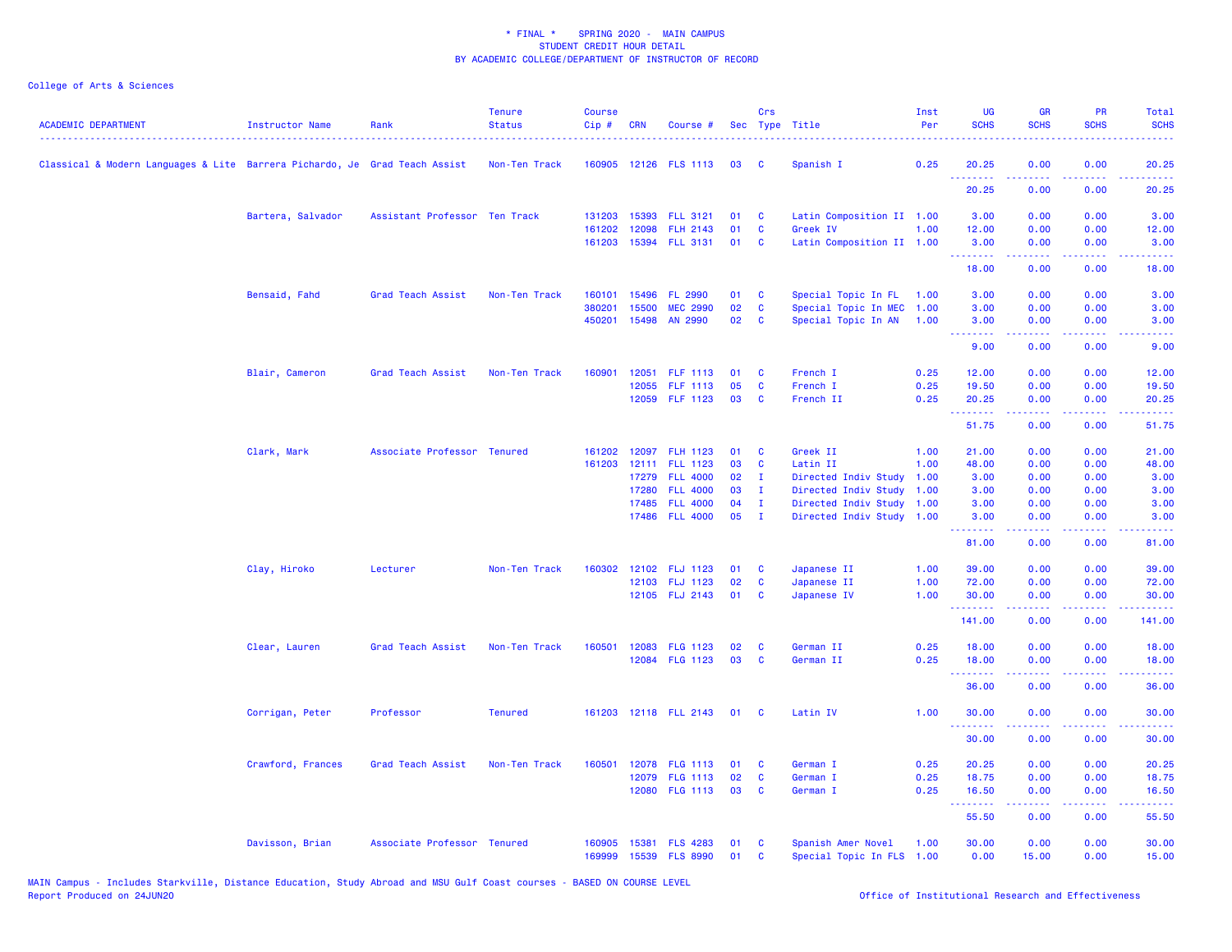* FINAL * SPRING 2020 - MAIN CAMPUS
STUDENT CREDIT HOUR DETAIL
BY ACADEMIC COLLEGE/DEPARTMENT OF INSTRUCTOR OF RECORD

College of Arts & Sciences

| ACADEMIC DEPARTMENT | Instructor Name | Rank | Tenure Status | Course Cip # | CRN | Course # | Sec | Crs Type | Title | Inst Per | UG SCHS | GR SCHS | PR SCHS | Total SCHS |
|---|---|---|---|---|---|---|---|---|---|---|---|---|---|---|
| Classical & Modern Languages & Lite | Barrera Pichardo, Je | Grad Teach Assist | Non-Ten Track | 160905 | 12126 | FLS 1113 | 03 | C | Spanish I | 0.25 | 20.25 | 0.00 | 0.00 | 20.25 |
| | | | | | | | | | | | 20.25 | 0.00 | 0.00 | 20.25 |
| | Bartera, Salvador | Assistant Professor | Ten Track | 131203 | 15393 | FLL 3121 | 01 | C | Latin Composition II | 1.00 | 3.00 | 0.00 | 0.00 | 3.00 |
| | | | | 161202 | 12098 | FLH 2143 | 01 | C | Greek IV | 1.00 | 12.00 | 0.00 | 0.00 | 12.00 |
| | | | | 161203 | 15394 | FLL 3131 | 01 | C | Latin Composition II | 1.00 | 3.00 | 0.00 | 0.00 | 3.00 |
| | | | | | | | | | | | 18.00 | 0.00 | 0.00 | 18.00 |
| | Bensaid, Fahd | Grad Teach Assist | Non-Ten Track | 160101 | 15496 | FL 2990 | 01 | C | Special Topic In FL | 1.00 | 3.00 | 0.00 | 0.00 | 3.00 |
| | | | | 380201 | 15500 | MEC 2990 | 02 | C | Special Topic In MEC | 1.00 | 3.00 | 0.00 | 0.00 | 3.00 |
| | | | | 450201 | 15498 | AN 2990 | 02 | C | Special Topic In AN | 1.00 | 3.00 | 0.00 | 0.00 | 3.00 |
| | | | | | | | | | | | 9.00 | 0.00 | 0.00 | 9.00 |
| | Blair, Cameron | Grad Teach Assist | Non-Ten Track | 160901 | 12051 | FLF 1113 | 01 | C | French I | 0.25 | 12.00 | 0.00 | 0.00 | 12.00 |
| | | | | | 12055 | FLF 1113 | 05 | C | French I | 0.25 | 19.50 | 0.00 | 0.00 | 19.50 |
| | | | | | 12059 | FLF 1123 | 03 | C | French II | 0.25 | 20.25 | 0.00 | 0.00 | 20.25 |
| | | | | | | | | | | | 51.75 | 0.00 | 0.00 | 51.75 |
| | Clark, Mark | Associate Professor | Tenured | 161202 | 12097 | FLH 1123 | 01 | C | Greek II | 1.00 | 21.00 | 0.00 | 0.00 | 21.00 |
| | | | | 161203 | 12111 | FLL 1123 | 03 | C | Latin II | 1.00 | 48.00 | 0.00 | 0.00 | 48.00 |
| | | | | | 17279 | FLL 4000 | 02 | I | Directed Indiv Study | 1.00 | 3.00 | 0.00 | 0.00 | 3.00 |
| | | | | | 17280 | FLL 4000 | 03 | I | Directed Indiv Study | 1.00 | 3.00 | 0.00 | 0.00 | 3.00 |
| | | | | | 17485 | FLL 4000 | 04 | I | Directed Indiv Study | 1.00 | 3.00 | 0.00 | 0.00 | 3.00 |
| | | | | | 17486 | FLL 4000 | 05 | I | Directed Indiv Study | 1.00 | 3.00 | 0.00 | 0.00 | 3.00 |
| | | | | | | | | | | | 81.00 | 0.00 | 0.00 | 81.00 |
| | Clay, Hiroko | Lecturer | Non-Ten Track | 160302 | 12102 | FLJ 1123 | 01 | C | Japanese II | 1.00 | 39.00 | 0.00 | 0.00 | 39.00 |
| | | | | | 12103 | FLJ 1123 | 02 | C | Japanese II | 1.00 | 72.00 | 0.00 | 0.00 | 72.00 |
| | | | | | 12105 | FLJ 2143 | 01 | C | Japanese IV | 1.00 | 30.00 | 0.00 | 0.00 | 30.00 |
| | | | | | | | | | | | 141.00 | 0.00 | 0.00 | 141.00 |
| | Clear, Lauren | Grad Teach Assist | Non-Ten Track | 160501 | 12083 | FLG 1123 | 02 | C | German II | 0.25 | 18.00 | 0.00 | 0.00 | 18.00 |
| | | | | | 12084 | FLG 1123 | 03 | C | German II | 0.25 | 18.00 | 0.00 | 0.00 | 18.00 |
| | | | | | | | | | | | 36.00 | 0.00 | 0.00 | 36.00 |
| | Corrigan, Peter | Professor | Tenured | 161203 | 12118 | FLL 2143 | 01 | C | Latin IV | 1.00 | 30.00 | 0.00 | 0.00 | 30.00 |
| | | | | | | | | | | | 30.00 | 0.00 | 0.00 | 30.00 |
| | Crawford, Frances | Grad Teach Assist | Non-Ten Track | 160501 | 12078 | FLG 1113 | 01 | C | German I | 0.25 | 20.25 | 0.00 | 0.00 | 20.25 |
| | | | | | 12079 | FLG 1113 | 02 | C | German I | 0.25 | 18.75 | 0.00 | 0.00 | 18.75 |
| | | | | | 12080 | FLG 1113 | 03 | C | German I | 0.25 | 16.50 | 0.00 | 0.00 | 16.50 |
| | | | | | | | | | | | 55.50 | 0.00 | 0.00 | 55.50 |
| | Davisson, Brian | Associate Professor | Tenured | 160905 | 15381 | FLS 4283 | 01 | C | Spanish Amer Novel | 1.00 | 30.00 | 0.00 | 0.00 | 30.00 |
| | | | | 169999 | 15539 | FLS 8990 | 01 | C | Special Topic In FLS | 1.00 | 0.00 | 15.00 | 0.00 | 15.00 |

MAIN Campus - Includes Starkville, Distance Education, Study Abroad and MSU Gulf Coast courses - BASED ON COURSE LEVEL
Report Produced on 24JUN20
Office of Institutional Research and Effectiveness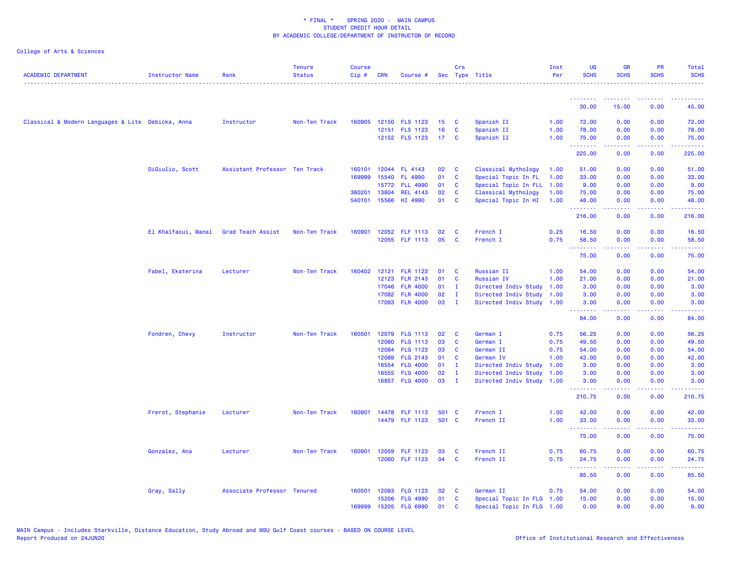College of Arts & Sciences

| ACADEMIC DEPARTMENT | Instructor Name | Rank | Tenure Status | Course Cip # | CRN | Course # | Sec | Crs Type | Title | Inst Per | UG SCHS | GR SCHS | PR SCHS | Total SCHS |
|---|---|---|---|---|---|---|---|---|---|---|---|---|---|---|
| | | | | | | | | | | | 30.00 | 15.00 | 0.00 | 45.00 |
| Classical & Modern Languages & Lite | Debicka, Anna | Instructor | Non-Ten Track | 160905 | 12150 | FLS 1123 | 15 | C | Spanish II | 1.00 | 72.00 | 0.00 | 0.00 | 72.00 |
| | | | | | 12151 | FLS 1123 | 16 | C | Spanish II | 1.00 | 78.00 | 0.00 | 0.00 | 78.00 |
| | | | | | 12152 | FLS 1123 | 17 | C | Spanish II | 1.00 | 75.00 | 0.00 | 0.00 | 75.00 |
| | | | | | | | | | | | 225.00 | 0.00 | 0.00 | 225.00 |
| | DiGiulio, Scott | Assistant Professor | Ten Track | 160101 | 12044 | FL 4143 | 02 | C | Classical Mythology | 1.00 | 51.00 | 0.00 | 0.00 | 51.00 |
| | | | | 169999 | 15540 | FL 4990 | 01 | C | Special Topic In FL | 1.00 | 33.00 | 0.00 | 0.00 | 33.00 |
| | | | | | 15772 | FLL 4990 | 01 | C | Special Topic In FLL | 1.00 | 9.00 | 0.00 | 0.00 | 9.00 |
| | | | | 380201 | 13804 | REL 4143 | 02 | C | Classical Mythology | 1.00 | 75.00 | 0.00 | 0.00 | 75.00 |
| | | | | 540101 | 15566 | HI 4990 | 01 | C | Special Topic In HI | 1.00 | 48.00 | 0.00 | 0.00 | 48.00 |
| | | | | | | | | | | | 216.00 | 0.00 | 0.00 | 216.00 |
| | El Khalfaoui, Manal | Grad Teach Assist | Non-Ten Track | 160901 | 12052 | FLF 1113 | 02 | C | French I | 0.25 | 16.50 | 0.00 | 0.00 | 16.50 |
| | | | | | 12055 | FLF 1113 | 05 | C | French I | 0.75 | 58.50 | 0.00 | 0.00 | 58.50 |
| | | | | | | | | | | | 75.00 | 0.00 | 0.00 | 75.00 |
| | Fabel, Ekaterina | Lecturer | Non-Ten Track | 160402 | 12121 | FLR 1123 | 01 | C | Russian II | 1.00 | 54.00 | 0.00 | 0.00 | 54.00 |
| | | | | | 12123 | FLR 2143 | 01 | C | Russian IV | 1.00 | 21.00 | 0.00 | 0.00 | 21.00 |
| | | | | | 17046 | FLR 4000 | 01 | I | Directed Indiv Study | 1.00 | 3.00 | 0.00 | 0.00 | 3.00 |
| | | | | | 17082 | FLR 4000 | 02 | I | Directed Indiv Study | 1.00 | 3.00 | 0.00 | 0.00 | 3.00 |
| | | | | | 17083 | FLR 4000 | 03 | I | Directed Indiv Study | 1.00 | 3.00 | 0.00 | 0.00 | 3.00 |
| | | | | | | | | | | | 84.00 | 0.00 | 0.00 | 84.00 |
| | Fondren, Chevy | Instructor | Non-Ten Track | 160501 | 12079 | FLG 1113 | 02 | C | German I | 0.75 | 56.25 | 0.00 | 0.00 | 56.25 |
| | | | | | 12080 | FLG 1113 | 03 | C | German I | 0.75 | 49.50 | 0.00 | 0.00 | 49.50 |
| | | | | | 12084 | FLG 1123 | 03 | C | German II | 0.75 | 54.00 | 0.00 | 0.00 | 54.00 |
| | | | | | 12089 | FLG 2143 | 01 | C | German IV | 1.00 | 42.00 | 0.00 | 0.00 | 42.00 |
| | | | | | 16554 | FLG 4000 | 01 | I | Directed Indiv Study | 1.00 | 3.00 | 0.00 | 0.00 | 3.00 |
| | | | | | 16555 | FLG 4000 | 02 | I | Directed Indiv Study | 1.00 | 3.00 | 0.00 | 0.00 | 3.00 |
| | | | | | 16857 | FLG 4000 | 03 | I | Directed Indiv Study | 1.00 | 3.00 | 0.00 | 0.00 | 3.00 |
| | | | | | | | | | | | 210.75 | 0.00 | 0.00 | 210.75 |
| | Frerot, Stephanie | Lecturer | Non-Ten Track | 160901 | 14478 | FLF 1113 | 501 | C | French I | 1.00 | 42.00 | 0.00 | 0.00 | 42.00 |
| | | | | | 14479 | FLF 1123 | 501 | C | French II | 1.00 | 33.00 | 0.00 | 0.00 | 33.00 |
| | | | | | | | | | | | 75.00 | 0.00 | 0.00 | 75.00 |
| | Gonzalez, Ana | Lecturer | Non-Ten Track | 160901 | 12059 | FLF 1123 | 03 | C | French II | 0.75 | 60.75 | 0.00 | 0.00 | 60.75 |
| | | | | | 12060 | FLF 1123 | 04 | C | French II | 0.75 | 24.75 | 0.00 | 0.00 | 24.75 |
| | | | | | | | | | | | 85.50 | 0.00 | 0.00 | 85.50 |
| | Gray, Sally | Associate Professor | Tenured | 160501 | 12083 | FLG 1123 | 02 | C | German II | 0.75 | 54.00 | 0.00 | 0.00 | 54.00 |
| | | | | | 15206 | FLG 4990 | 01 | C | Special Topic In FLG | 1.00 | 15.00 | 0.00 | 0.00 | 15.00 |
| | | | | 169999 | 15205 | FLG 6990 | 01 | C | Special Topic In FLG | 1.00 | 0.00 | 9.00 | 0.00 | 9.00 |

MAIN Campus - Includes Starkville, Distance Education, Study Abroad and MSU Gulf Coast courses - BASED ON COURSE LEVEL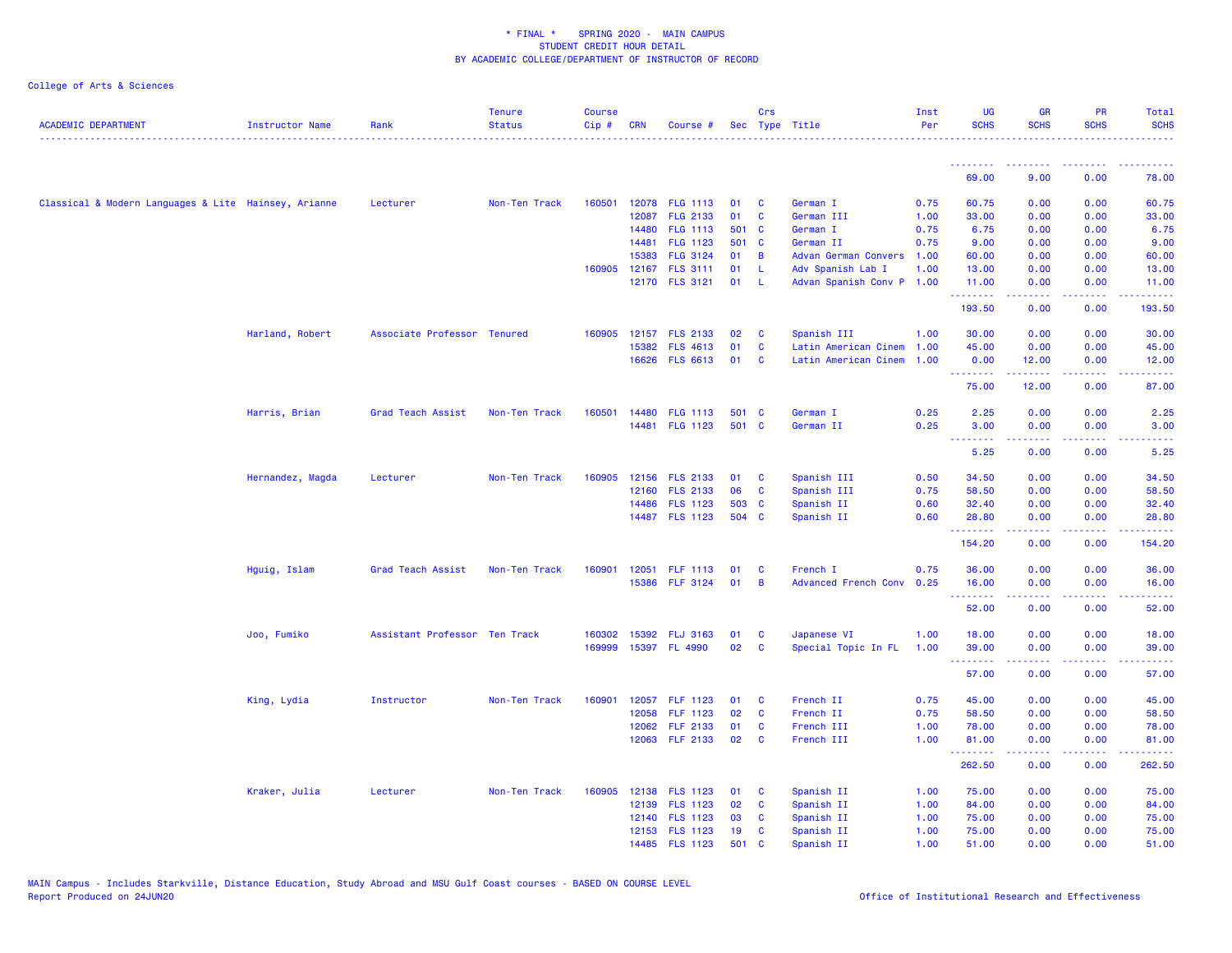* FINAL * SPRING 2020 - MAIN CAMPUS
STUDENT CREDIT HOUR DETAIL
BY ACADEMIC COLLEGE/DEPARTMENT OF INSTRUCTOR OF RECORD

College of Arts & Sciences

| ACADEMIC DEPARTMENT | Instructor Name | Rank | Tenure Status | Course Cip # | CRN | Course # | Sec | Crs Type | Title | Inst Per | UG SCHS | GR SCHS | PR SCHS | Total SCHS |
|---|---|---|---|---|---|---|---|---|---|---|---|---|---|---|
| | | | | | | | | | | | 69.00 | 9.00 | 0.00 | 78.00 |
| Classical & Modern Languages & Lite | Hainsey, Arianne | Lecturer | Non-Ten Track | 160501 | 12078 | FLG 1113 | 01 | C | German I | 0.75 | 60.75 | 0.00 | 0.00 | 60.75 |
| | | | | | 12087 | FLG 2133 | 01 | C | German III | 1.00 | 33.00 | 0.00 | 0.00 | 33.00 |
| | | | | | 14480 | FLG 1113 | 501 | C | German I | 0.75 | 6.75 | 0.00 | 0.00 | 6.75 |
| | | | | | 14481 | FLG 1123 | 501 | C | German II | 0.75 | 9.00 | 0.00 | 0.00 | 9.00 |
| | | | | | 15383 | FLG 3124 | 01 | B | Advan German Convers | 1.00 | 60.00 | 0.00 | 0.00 | 60.00 |
| | | | | 160905 | 12167 | FLS 3111 | 01 | L | Adv Spanish Lab I | 1.00 | 13.00 | 0.00 | 0.00 | 13.00 |
| | | | | | 12170 | FLS 3121 | 01 | L | Advan Spanish Conv P | 1.00 | 11.00 | 0.00 | 0.00 | 11.00 |
| | | | | | | | | | | | 193.50 | 0.00 | 0.00 | 193.50 |
| | Harland, Robert | Associate Professor | Tenured | 160905 | 12157 | FLS 2133 | 02 | C | Spanish III | 1.00 | 30.00 | 0.00 | 0.00 | 30.00 |
| | | | | | 15382 | FLS 4613 | 01 | C | Latin American Cinem | 1.00 | 45.00 | 0.00 | 0.00 | 45.00 |
| | | | | | 16626 | FLS 6613 | 01 | C | Latin American Cinem | 1.00 | 0.00 | 12.00 | 0.00 | 12.00 |
| | | | | | | | | | | | 75.00 | 12.00 | 0.00 | 87.00 |
| | Harris, Brian | Grad Teach Assist | Non-Ten Track | 160501 | 14480 | FLG 1113 | 501 | C | German I | 0.25 | 2.25 | 0.00 | 0.00 | 2.25 |
| | | | | | 14481 | FLG 1123 | 501 | C | German II | 0.25 | 3.00 | 0.00 | 0.00 | 3.00 |
| | | | | | | | | | | | 5.25 | 0.00 | 0.00 | 5.25 |
| | Hernandez, Magda | Lecturer | Non-Ten Track | 160905 | 12156 | FLS 2133 | 01 | C | Spanish III | 0.50 | 34.50 | 0.00 | 0.00 | 34.50 |
| | | | | | 12160 | FLS 2133 | 06 | C | Spanish III | 0.75 | 58.50 | 0.00 | 0.00 | 58.50 |
| | | | | | 14486 | FLS 1123 | 503 | C | Spanish II | 0.60 | 32.40 | 0.00 | 0.00 | 32.40 |
| | | | | | 14487 | FLS 1123 | 504 | C | Spanish II | 0.60 | 28.80 | 0.00 | 0.00 | 28.80 |
| | | | | | | | | | | | 154.20 | 0.00 | 0.00 | 154.20 |
| | Hguig, Islam | Grad Teach Assist | Non-Ten Track | 160901 | 12051 | FLF 1113 | 01 | C | French I | 0.75 | 36.00 | 0.00 | 0.00 | 36.00 |
| | | | | | 15386 | FLF 3124 | 01 | B | Advanced French Conv | 0.25 | 16.00 | 0.00 | 0.00 | 16.00 |
| | | | | | | | | | | | 52.00 | 0.00 | 0.00 | 52.00 |
| | Joo, Fumiko | Assistant Professor | Ten Track | 160302 | 15392 | FLJ 3163 | 01 | C | Japanese VI | 1.00 | 18.00 | 0.00 | 0.00 | 18.00 |
| | | | | 169999 | 15397 | FL 4990 | 02 | C | Special Topic In FL | 1.00 | 39.00 | 0.00 | 0.00 | 39.00 |
| | | | | | | | | | | | 57.00 | 0.00 | 0.00 | 57.00 |
| | King, Lydia | Instructor | Non-Ten Track | 160901 | 12057 | FLF 1123 | 01 | C | French II | 0.75 | 45.00 | 0.00 | 0.00 | 45.00 |
| | | | | | 12058 | FLF 1123 | 02 | C | French II | 0.75 | 58.50 | 0.00 | 0.00 | 58.50 |
| | | | | | 12062 | FLF 2133 | 01 | C | French III | 1.00 | 78.00 | 0.00 | 0.00 | 78.00 |
| | | | | | 12063 | FLF 2133 | 02 | C | French III | 1.00 | 81.00 | 0.00 | 0.00 | 81.00 |
| | | | | | | | | | | | 262.50 | 0.00 | 0.00 | 262.50 |
| | Kraker, Julia | Lecturer | Non-Ten Track | 160905 | 12138 | FLS 1123 | 01 | C | Spanish II | 1.00 | 75.00 | 0.00 | 0.00 | 75.00 |
| | | | | | 12139 | FLS 1123 | 02 | C | Spanish II | 1.00 | 84.00 | 0.00 | 0.00 | 84.00 |
| | | | | | 12140 | FLS 1123 | 03 | C | Spanish II | 1.00 | 75.00 | 0.00 | 0.00 | 75.00 |
| | | | | | 12153 | FLS 1123 | 19 | C | Spanish II | 1.00 | 75.00 | 0.00 | 0.00 | 75.00 |
| | | | | | 14485 | FLS 1123 | 501 | C | Spanish II | 1.00 | 51.00 | 0.00 | 0.00 | 51.00 |

MAIN Campus - Includes Starkville, Distance Education, Study Abroad and MSU Gulf Coast courses - BASED ON COURSE LEVEL
Report Produced on 24JUN20 — Office of Institutional Research and Effectiveness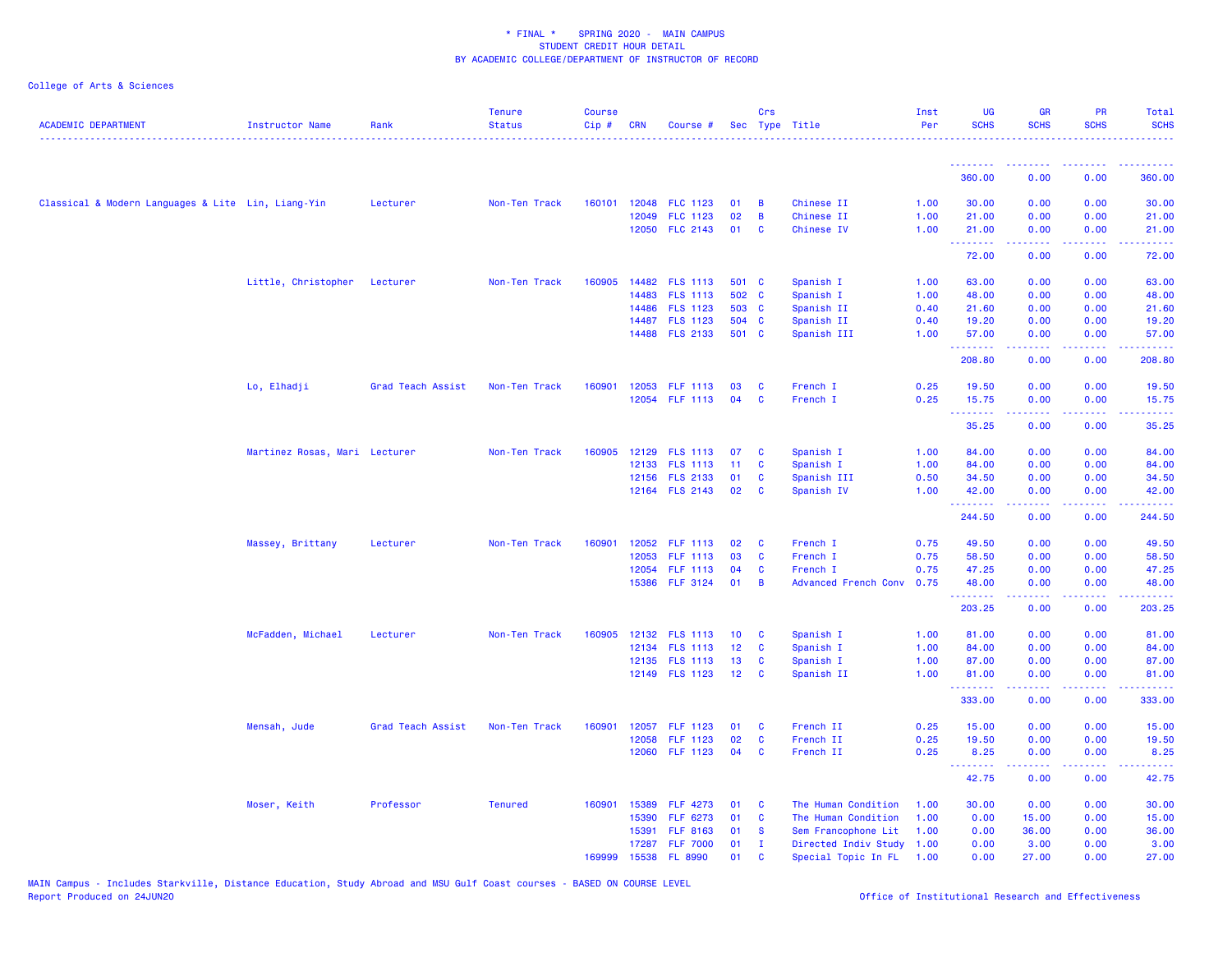**\* FINAL \* SPRING 2020 - MAIN CAMPUS**
**STUDENT CREDIT HOUR DETAIL**
**BY ACADEMIC COLLEGE/DEPARTMENT OF INSTRUCTOR OF RECORD**

College of Arts & Sciences

| ACADEMIC DEPARTMENT | Instructor Name | Rank | Tenure Status | Course Cip # | CRN | Course # | Sec | Crs Type | Title | Inst Per | UG SCHS | GR SCHS | PR SCHS | Total SCHS |
|---|---|---|---|---|---|---|---|---|---|---|---|---|---|---|
| | | | | | | | | | | | 360.00 | 0.00 | 0.00 | 360.00 |
| Classical & Modern Languages & Lite | Lin, Liang-Yin | Lecturer | Non-Ten Track | 160101 | 12048 | FLC 1123 | 01 | B | Chinese II | 1.00 | 30.00 | 0.00 | 0.00 | 30.00 |
| | | | | | 12049 | FLC 1123 | 02 | B | Chinese II | 1.00 | 21.00 | 0.00 | 0.00 | 21.00 |
| | | | | | 12050 | FLC 2143 | 01 | C | Chinese IV | 1.00 | 21.00 | 0.00 | 0.00 | 21.00 |
| | | | | | | | | | | | 72.00 | 0.00 | 0.00 | 72.00 |
| | Little, Christopher | Lecturer | Non-Ten Track | 160905 | 14482 | FLS 1113 | 501 | C | Spanish I | 1.00 | 63.00 | 0.00 | 0.00 | 63.00 |
| | | | | | 14483 | FLS 1113 | 502 | C | Spanish I | 1.00 | 48.00 | 0.00 | 0.00 | 48.00 |
| | | | | | 14486 | FLS 1123 | 503 | C | Spanish II | 0.40 | 21.60 | 0.00 | 0.00 | 21.60 |
| | | | | | 14487 | FLS 1123 | 504 | C | Spanish II | 0.40 | 19.20 | 0.00 | 0.00 | 19.20 |
| | | | | | 14488 | FLS 2133 | 501 | C | Spanish III | 1.00 | 57.00 | 0.00 | 0.00 | 57.00 |
| | | | | | | | | | | | 208.80 | 0.00 | 0.00 | 208.80 |
| | Lo, Elhadji | Grad Teach Assist | Non-Ten Track | 160901 | 12053 | FLF 1113 | 03 | C | French I | 0.25 | 19.50 | 0.00 | 0.00 | 19.50 |
| | | | | | 12054 | FLF 1113 | 04 | C | French I | 0.25 | 15.75 | 0.00 | 0.00 | 15.75 |
| | | | | | | | | | | | 35.25 | 0.00 | 0.00 | 35.25 |
| | Martinez Rosas, Mari | Lecturer | Non-Ten Track | 160905 | 12129 | FLS 1113 | 07 | C | Spanish I | 1.00 | 84.00 | 0.00 | 0.00 | 84.00 |
| | | | | | 12133 | FLS 1113 | 11 | C | Spanish I | 1.00 | 84.00 | 0.00 | 0.00 | 84.00 |
| | | | | | 12156 | FLS 2133 | 01 | C | Spanish III | 0.50 | 34.50 | 0.00 | 0.00 | 34.50 |
| | | | | | 12164 | FLS 2143 | 02 | C | Spanish IV | 1.00 | 42.00 | 0.00 | 0.00 | 42.00 |
| | | | | | | | | | | | 244.50 | 0.00 | 0.00 | 244.50 |
| | Massey, Brittany | Lecturer | Non-Ten Track | 160901 | 12052 | FLF 1113 | 02 | C | French I | 0.75 | 49.50 | 0.00 | 0.00 | 49.50 |
| | | | | | 12053 | FLF 1113 | 03 | C | French I | 0.75 | 58.50 | 0.00 | 0.00 | 58.50 |
| | | | | | 12054 | FLF 1113 | 04 | C | French I | 0.75 | 47.25 | 0.00 | 0.00 | 47.25 |
| | | | | | 15386 | FLF 3124 | 01 | B | Advanced French Conv | 0.75 | 48.00 | 0.00 | 0.00 | 48.00 |
| | | | | | | | | | | | 203.25 | 0.00 | 0.00 | 203.25 |
| | McFadden, Michael | Lecturer | Non-Ten Track | 160905 | 12132 | FLS 1113 | 10 | C | Spanish I | 1.00 | 81.00 | 0.00 | 0.00 | 81.00 |
| | | | | | 12134 | FLS 1113 | 12 | C | Spanish I | 1.00 | 84.00 | 0.00 | 0.00 | 84.00 |
| | | | | | 12135 | FLS 1113 | 13 | C | Spanish I | 1.00 | 87.00 | 0.00 | 0.00 | 87.00 |
| | | | | | 12149 | FLS 1123 | 12 | C | Spanish II | 1.00 | 81.00 | 0.00 | 0.00 | 81.00 |
| | | | | | | | | | | | 333.00 | 0.00 | 0.00 | 333.00 |
| | Mensah, Jude | Grad Teach Assist | Non-Ten Track | 160901 | 12057 | FLF 1123 | 01 | C | French II | 0.25 | 15.00 | 0.00 | 0.00 | 15.00 |
| | | | | | 12058 | FLF 1123 | 02 | C | French II | 0.25 | 19.50 | 0.00 | 0.00 | 19.50 |
| | | | | | 12060 | FLF 1123 | 04 | C | French II | 0.25 | 8.25 | 0.00 | 0.00 | 8.25 |
| | | | | | | | | | | | 42.75 | 0.00 | 0.00 | 42.75 |
| | Moser, Keith | Professor | Tenured | 160901 | 15389 | FLF 4273 | 01 | C | The Human Condition | 1.00 | 30.00 | 0.00 | 0.00 | 30.00 |
| | | | | | 15390 | FLF 6273 | 01 | C | The Human Condition | 1.00 | 0.00 | 15.00 | 0.00 | 15.00 |
| | | | | | 15391 | FLF 8163 | 01 | S | Sem Francophone Lit | 1.00 | 0.00 | 36.00 | 0.00 | 36.00 |
| | | | | | 17287 | FLF 7000 | 01 | I | Directed Indiv Study | 1.00 | 0.00 | 3.00 | 0.00 | 3.00 |
| | | | | 169999 | 15538 | FL 8990 | 01 | C | Special Topic In FL | 1.00 | 0.00 | 27.00 | 0.00 | 27.00 |

MAIN Campus - Includes Starkville, Distance Education, Study Abroad and MSU Gulf Coast courses - BASED ON COURSE LEVEL
Report Produced on 24JUN20

Office of Institutional Research and Effectiveness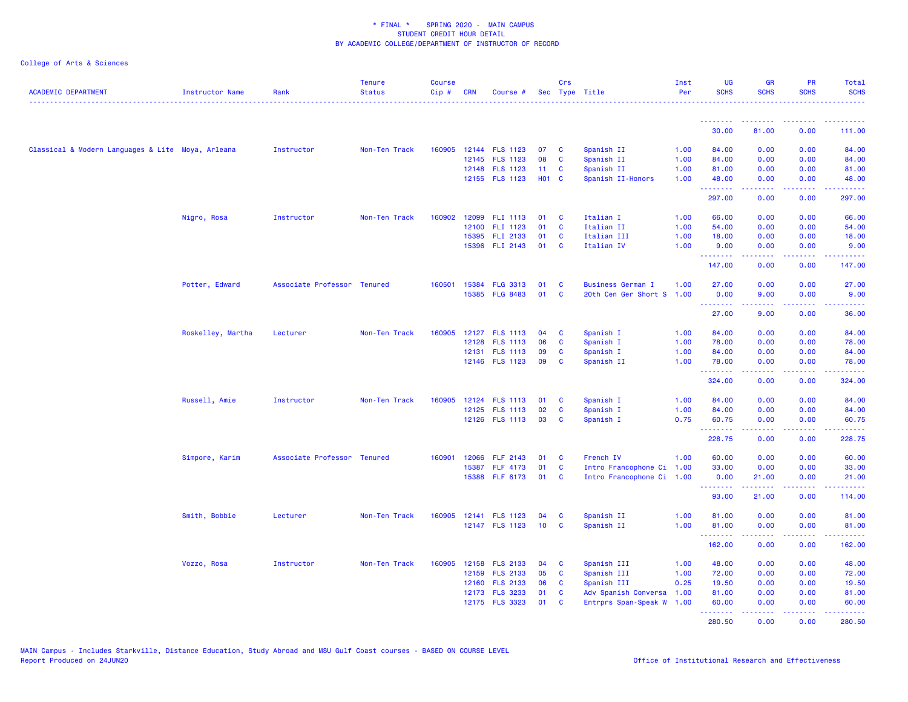\* FINAL \* SPRING 2020 - MAIN CAMPUS
STUDENT CREDIT HOUR DETAIL
BY ACADEMIC COLLEGE/DEPARTMENT OF INSTRUCTOR OF RECORD

College of Arts & Sciences

| ACADEMIC DEPARTMENT | Instructor Name | Rank | Tenure Status | Course Cip # | CRN | Course # | Sec | Crs Type | Title | Inst Per | UG SCHS | GR SCHS | PR SCHS | Total SCHS |
|---|---|---|---|---|---|---|---|---|---|---|---|---|---|---|
| | | | | | | | | | | | 30.00 | 81.00 | 0.00 | 111.00 |
| Classical & Modern Languages & Lite | Moya, Arleana | Instructor | Non-Ten Track | 160905 | 12144 | FLS 1123 | 07 | C | Spanish II | 1.00 | 84.00 | 0.00 | 0.00 | 84.00 |
| | | | | | 12145 | FLS 1123 | 08 | C | Spanish II | 1.00 | 84.00 | 0.00 | 0.00 | 84.00 |
| | | | | | 12148 | FLS 1123 | 11 | C | Spanish II | 1.00 | 81.00 | 0.00 | 0.00 | 81.00 |
| | | | | | 12155 | FLS 1123 | H01 | C | Spanish II-Honors | 1.00 | 48.00 | 0.00 | 0.00 | 48.00 |
| | | | | | | | | | | | 297.00 | 0.00 | 0.00 | 297.00 |
| | Nigro, Rosa | Instructor | Non-Ten Track | 160902 | 12099 | FLI 1113 | 01 | C | Italian I | 1.00 | 66.00 | 0.00 | 0.00 | 66.00 |
| | | | | | 12100 | FLI 1123 | 01 | C | Italian II | 1.00 | 54.00 | 0.00 | 0.00 | 54.00 |
| | | | | | 15395 | FLI 2133 | 01 | C | Italian III | 1.00 | 18.00 | 0.00 | 0.00 | 18.00 |
| | | | | | 15396 | FLI 2143 | 01 | C | Italian IV | 1.00 | 9.00 | 0.00 | 0.00 | 9.00 |
| | | | | | | | | | | | 147.00 | 0.00 | 0.00 | 147.00 |
| | Potter, Edward | Associate Professor | Tenured | 160501 | 15384 | FLG 3313 | 01 | C | Business German I | 1.00 | 27.00 | 0.00 | 0.00 | 27.00 |
| | | | | | 15385 | FLG 8483 | 01 | C | 20th Cen Ger Short S | 1.00 | 0.00 | 9.00 | 0.00 | 9.00 |
| | | | | | | | | | | | 27.00 | 9.00 | 0.00 | 36.00 |
| | Roskelley, Martha | Lecturer | Non-Ten Track | 160905 | 12127 | FLS 1113 | 04 | C | Spanish I | 1.00 | 84.00 | 0.00 | 0.00 | 84.00 |
| | | | | | 12128 | FLS 1113 | 06 | C | Spanish I | 1.00 | 78.00 | 0.00 | 0.00 | 78.00 |
| | | | | | 12131 | FLS 1113 | 09 | C | Spanish I | 1.00 | 84.00 | 0.00 | 0.00 | 84.00 |
| | | | | | 12146 | FLS 1123 | 09 | C | Spanish II | 1.00 | 78.00 | 0.00 | 0.00 | 78.00 |
| | | | | | | | | | | | 324.00 | 0.00 | 0.00 | 324.00 |
| | Russell, Amie | Instructor | Non-Ten Track | 160905 | 12124 | FLS 1113 | 01 | C | Spanish I | 1.00 | 84.00 | 0.00 | 0.00 | 84.00 |
| | | | | | 12125 | FLS 1113 | 02 | C | Spanish I | 1.00 | 84.00 | 0.00 | 0.00 | 84.00 |
| | | | | | 12126 | FLS 1113 | 03 | C | Spanish I | 0.75 | 60.75 | 0.00 | 0.00 | 60.75 |
| | | | | | | | | | | | 228.75 | 0.00 | 0.00 | 228.75 |
| | Simpore, Karim | Associate Professor | Tenured | 160901 | 12066 | FLF 2143 | 01 | C | French IV | 1.00 | 60.00 | 0.00 | 0.00 | 60.00 |
| | | | | | 15387 | FLF 4173 | 01 | C | Intro Francophone Ci | 1.00 | 33.00 | 0.00 | 0.00 | 33.00 |
| | | | | | 15388 | FLF 6173 | 01 | C | Intro Francophone Ci | 1.00 | 0.00 | 21.00 | 0.00 | 21.00 |
| | | | | | | | | | | | 93.00 | 21.00 | 0.00 | 114.00 |
| | Smith, Bobbie | Lecturer | Non-Ten Track | 160905 | 12141 | FLS 1123 | 04 | C | Spanish II | 1.00 | 81.00 | 0.00 | 0.00 | 81.00 |
| | | | | | 12147 | FLS 1123 | 10 | C | Spanish II | 1.00 | 81.00 | 0.00 | 0.00 | 81.00 |
| | | | | | | | | | | | 162.00 | 0.00 | 0.00 | 162.00 |
| | Vozzo, Rosa | Instructor | Non-Ten Track | 160905 | 12158 | FLS 2133 | 04 | C | Spanish III | 1.00 | 48.00 | 0.00 | 0.00 | 48.00 |
| | | | | | 12159 | FLS 2133 | 05 | C | Spanish III | 1.00 | 72.00 | 0.00 | 0.00 | 72.00 |
| | | | | | 12160 | FLS 2133 | 06 | C | Spanish III | 0.25 | 19.50 | 0.00 | 0.00 | 19.50 |
| | | | | | 12173 | FLS 3233 | 01 | C | Adv Spanish Conversa | 1.00 | 81.00 | 0.00 | 0.00 | 81.00 |
| | | | | | 12175 | FLS 3323 | 01 | C | Entrprs Span-Speak W | 1.00 | 60.00 | 0.00 | 0.00 | 60.00 |
| | | | | | | | | | | | 280.50 | 0.00 | 0.00 | 280.50 |

MAIN Campus - Includes Starkville, Distance Education, Study Abroad and MSU Gulf Coast courses - BASED ON COURSE LEVEL
Report Produced on 24JUN20

Office of Institutional Research and Effectiveness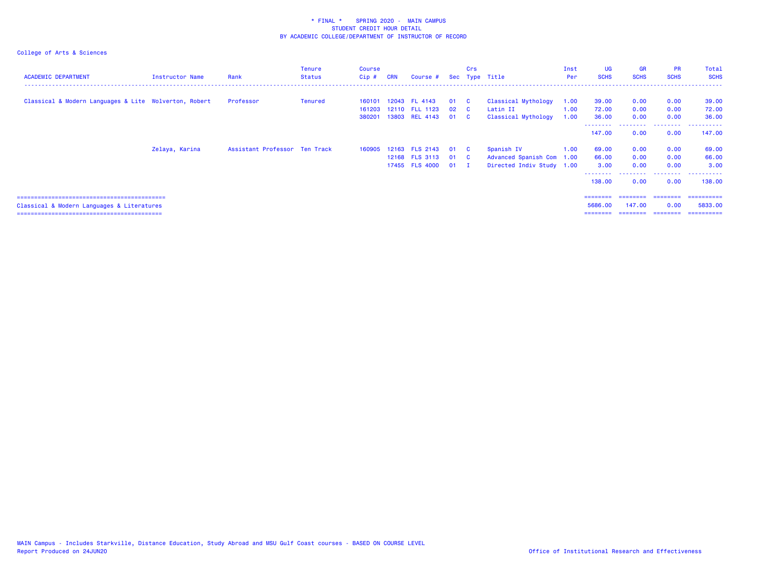\* FINAL \* SPRING 2020 - MAIN CAMPUS
STUDENT CREDIT HOUR DETAIL
BY ACADEMIC COLLEGE/DEPARTMENT OF INSTRUCTOR OF RECORD

College of Arts & Sciences

| ACADEMIC DEPARTMENT | Instructor Name | Rank | Tenure Status | Course Cip # | CRN | Course # | Sec | Crs Type | Title | Inst Per | UG SCHS | GR SCHS | PR SCHS | Total SCHS |
|---|---|---|---|---|---|---|---|---|---|---|---|---|---|---|
| Classical & Modern Languages & Lite | Wolverton, Robert | Professor | Tenured | 160101 | 12043 | FL 4143 | 01 | C | Classical Mythology | 1.00 | 39.00 | 0.00 | 0.00 | 39.00 |
| | | | | 161203 | 12110 | FLL 1123 | 02 | C | Latin II | 1.00 | 72.00 | 0.00 | 0.00 | 72.00 |
| | | | | 380201 | 13803 | REL 4143 | 01 | C | Classical Mythology | 1.00 | 36.00 | 0.00 | 0.00 | 36.00 |
| | | | | | | | | | | | 147.00 | 0.00 | 0.00 | 147.00 |
| | Zelaya, Karina | Assistant Professor | Ten Track | 160905 | 12163 | FLS 2143 | 01 | C | Spanish IV | 1.00 | 69.00 | 0.00 | 0.00 | 69.00 |
| | | | | | 12168 | FLS 3113 | 01 | C | Advanced Spanish Com | 1.00 | 66.00 | 0.00 | 0.00 | 66.00 |
| | | | | | 17455 | FLS 4000 | 01 | I | Directed Indiv Study | 1.00 | 3.00 | 0.00 | 0.00 | 3.00 |
| | | | | | | | | | | | 138.00 | 0.00 | 0.00 | 138.00 |
| Classical & Modern Languages & Literatures | | | | | | | | | | | 5686.00 | 147.00 | 0.00 | 5833.00 |

MAIN Campus - Includes Starkville, Distance Education, Study Abroad and MSU Gulf Coast courses - BASED ON COURSE LEVEL
Report Produced on 24JUN20

Office of Institutional Research and Effectiveness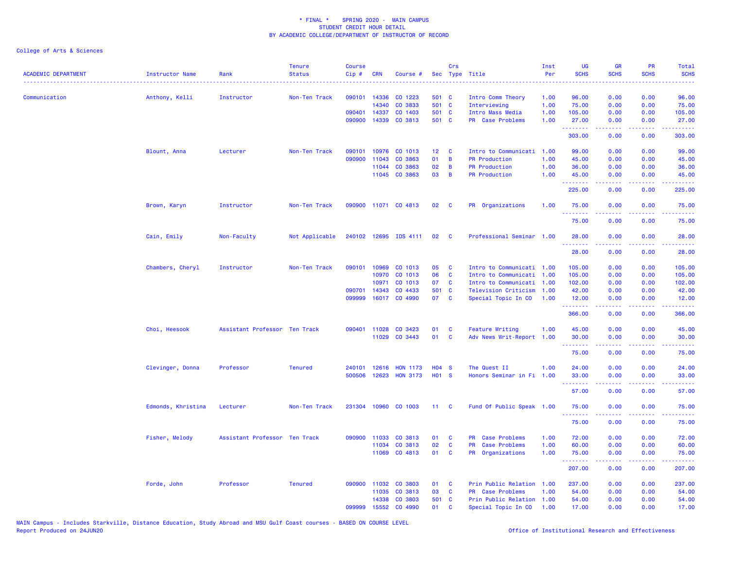# * FINAL * SPRING 2020 - MAIN CAMPUS
## STUDENT CREDIT HOUR DETAIL
## BY ACADEMIC COLLEGE/DEPARTMENT OF INSTRUCTOR OF RECORD

College of Arts & Sciences

| ACADEMIC DEPARTMENT | Instructor Name | Rank | Tenure Status | Course Cip # | CRN | Course # | Sec | Crs Type | Title | Inst Per | UG SCHS | GR SCHS | PR SCHS | Total SCHS |
|---|---|---|---|---|---|---|---|---|---|---|---|---|---|---|
| Communication | Anthony, Kelli | Instructor | Non-Ten Track | 090101 | 14336 | CO 1223 | 501 | C | Intro Comm Theory | 1.00 | 96.00 | 0.00 | 0.00 | 96.00 |
| | | | | | 14340 | CO 3833 | 501 | C | Interviewing | 1.00 | 75.00 | 0.00 | 0.00 | 75.00 |
| | | | | 090401 | 14337 | CO 1403 | 501 | C | Intro Mass Media | 1.00 | 105.00 | 0.00 | 0.00 | 105.00 |
| | | | | 090900 | 14339 | CO 3813 | 501 | C | PR Case Problems | 1.00 | 27.00 | 0.00 | 0.00 | 27.00 |
| | | | | | | | | | | | 303.00 | 0.00 | 0.00 | 303.00 |
| | Blount, Anna | Lecturer | Non-Ten Track | 090101 | 10976 | CO 1013 | 12 | C | Intro to Communicati | 1.00 | 99.00 | 0.00 | 0.00 | 99.00 |
| | | | | 090900 | 11043 | CO 3863 | 01 | B | PR Production | 1.00 | 45.00 | 0.00 | 0.00 | 45.00 |
| | | | | | 11044 | CO 3863 | 02 | B | PR Production | 1.00 | 36.00 | 0.00 | 0.00 | 36.00 |
| | | | | | 11045 | CO 3863 | 03 | B | PR Production | 1.00 | 45.00 | 0.00 | 0.00 | 45.00 |
| | | | | | | | | | | | 225.00 | 0.00 | 0.00 | 225.00 |
| | Brown, Karyn | Instructor | Non-Ten Track | 090900 | 11071 | CO 4813 | 02 | C | PR Organizations | 1.00 | 75.00 | 0.00 | 0.00 | 75.00 |
| | | | | | | | | | | | 75.00 | 0.00 | 0.00 | 75.00 |
| | Cain, Emily | Non-Faculty | Not Applicable | 240102 | 12695 | IDS 4111 | 02 | C | Professional Seminar | 1.00 | 28.00 | 0.00 | 0.00 | 28.00 |
| | | | | | | | | | | | 28.00 | 0.00 | 0.00 | 28.00 |
| | Chambers, Cheryl | Instructor | Non-Ten Track | 090101 | 10969 | CO 1013 | 05 | C | Intro to Communicati | 1.00 | 105.00 | 0.00 | 0.00 | 105.00 |
| | | | | | 10970 | CO 1013 | 06 | C | Intro to Communicati | 1.00 | 105.00 | 0.00 | 0.00 | 105.00 |
| | | | | | 10971 | CO 1013 | 07 | C | Intro to Communicati | 1.00 | 102.00 | 0.00 | 0.00 | 102.00 |
| | | | | 090701 | 14343 | CO 4433 | 501 | C | Television Criticism | 1.00 | 42.00 | 0.00 | 0.00 | 42.00 |
| | | | | 099999 | 16017 | CO 4990 | 07 | C | Special Topic In CO | 1.00 | 12.00 | 0.00 | 0.00 | 12.00 |
| | | | | | | | | | | | 366.00 | 0.00 | 0.00 | 366.00 |
| | Choi, Heesook | Assistant Professor | Ten Track | 090401 | 11028 | CO 3423 | 01 | C | Feature Writing | 1.00 | 45.00 | 0.00 | 0.00 | 45.00 |
| | | | | | 11029 | CO 3443 | 01 | C | Adv News Writ-Report | 1.00 | 30.00 | 0.00 | 0.00 | 30.00 |
| | | | | | | | | | | | 75.00 | 0.00 | 0.00 | 75.00 |
| | Clevinger, Donna | Professor | Tenured | 240101 | 12616 | HON 1173 | H04 | S | The Quest II | 1.00 | 24.00 | 0.00 | 0.00 | 24.00 |
| | | | | 500506 | 12623 | HON 3173 | H01 | S | Honors Seminar in Fi | 1.00 | 33.00 | 0.00 | 0.00 | 33.00 |
| | | | | | | | | | | | 57.00 | 0.00 | 0.00 | 57.00 |
| | Edmonds, Khristina | Lecturer | Non-Ten Track | 231304 | 10960 | CO 1003 | 11 | C | Fund Of Public Speak | 1.00 | 75.00 | 0.00 | 0.00 | 75.00 |
| | | | | | | | | | | | 75.00 | 0.00 | 0.00 | 75.00 |
| | Fisher, Melody | Assistant Professor | Ten Track | 090900 | 11033 | CO 3813 | 01 | C | PR Case Problems | 1.00 | 72.00 | 0.00 | 0.00 | 72.00 |
| | | | | | 11034 | CO 3813 | 02 | C | PR Case Problems | 1.00 | 60.00 | 0.00 | 0.00 | 60.00 |
| | | | | | 11069 | CO 4813 | 01 | C | PR Organizations | 1.00 | 75.00 | 0.00 | 0.00 | 75.00 |
| | | | | | | | | | | | 207.00 | 0.00 | 0.00 | 207.00 |
| | Forde, John | Professor | Tenured | 090900 | 11032 | CO 3803 | 01 | C | Prin Public Relation | 1.00 | 237.00 | 0.00 | 0.00 | 237.00 |
| | | | | | 11035 | CO 3813 | 03 | C | PR Case Problems | 1.00 | 54.00 | 0.00 | 0.00 | 54.00 |
| | | | | | 14338 | CO 3803 | 501 | C | Prin Public Relation | 1.00 | 54.00 | 0.00 | 0.00 | 54.00 |
| | | | | 099999 | 15552 | CO 4990 | 01 | C | Special Topic In CO | 1.00 | 17.00 | 0.00 | 0.00 | 17.00 |

MAIN Campus - Includes Starkville, Distance Education, Study Abroad and MSU Gulf Coast courses - BASED ON COURSE LEVEL
Report Produced on 24JUN20

Office of Institutional Research and Effectiveness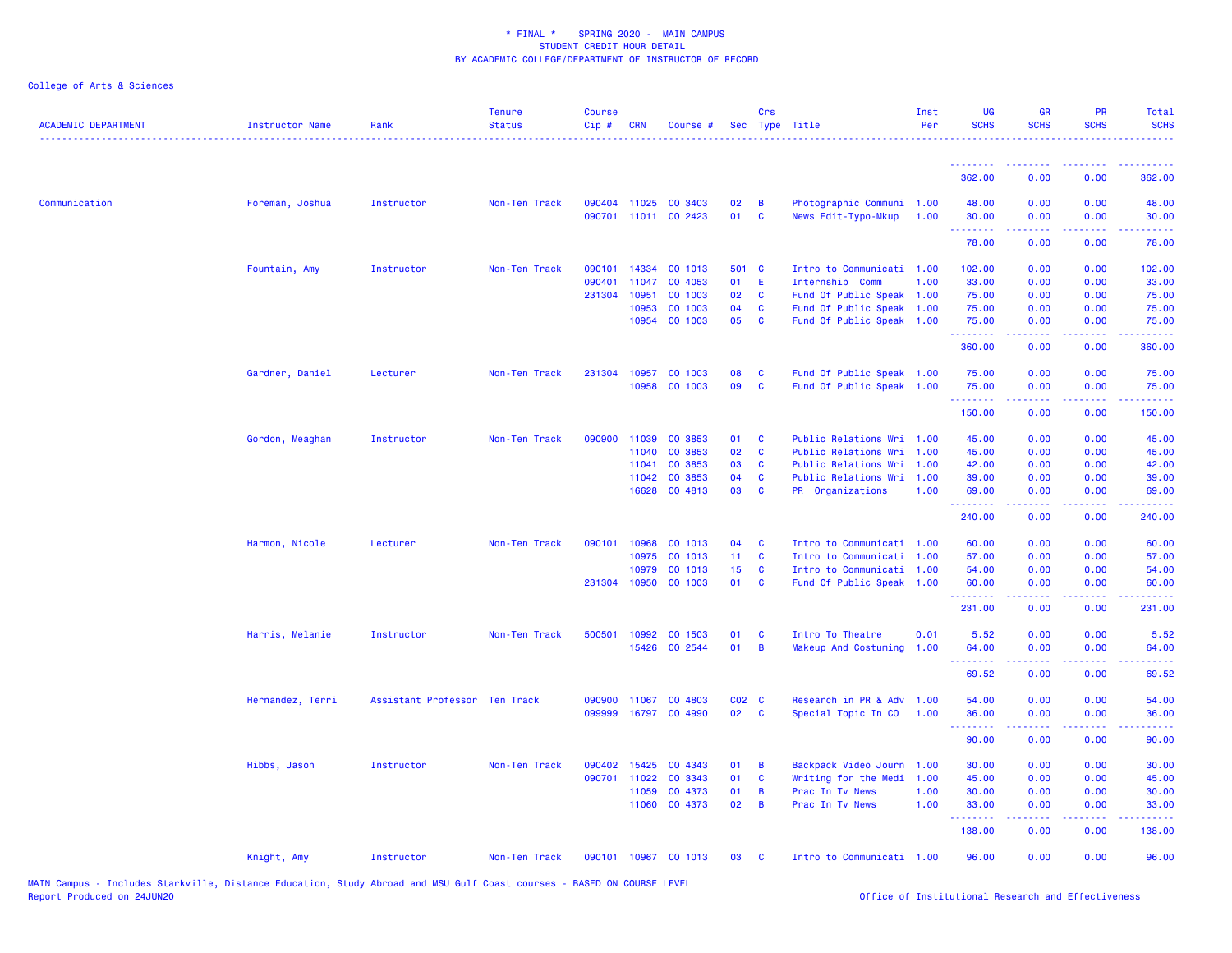\* FINAL \*    SPRING 2020 -  MAIN CAMPUS
STUDENT CREDIT HOUR DETAIL
BY ACADEMIC COLLEGE/DEPARTMENT OF INSTRUCTOR OF RECORD

College of Arts & Sciences

| ACADEMIC DEPARTMENT | Instructor Name | Rank | Tenure Status | Course Cip # | CRN | Course # | Sec | Crs Type | Title | Inst Per | UG SCHS | GR SCHS | PR SCHS | Total SCHS |
|---|---|---|---|---|---|---|---|---|---|---|---|---|---|---|
| | | | | | | | | | | | 362.00 | 0.00 | 0.00 | 362.00 |
| Communication | Foreman, Joshua | Instructor | Non-Ten Track | 090404 | 11025 | CO 3403 | 02 | B | Photographic Communi | 1.00 | 48.00 | 0.00 | 0.00 | 48.00 |
| | | | | 090701 | 11011 | CO 2423 | 01 | C | News Edit-Typo-Mkup | 1.00 | 30.00 | 0.00 | 0.00 | 30.00 |
| | | | | | | | | | | | 78.00 | 0.00 | 0.00 | 78.00 |
| | Fountain, Amy | Instructor | Non-Ten Track | 090101 | 14334 | CO 1013 | 501 | C | Intro to Communicati | 1.00 | 102.00 | 0.00 | 0.00 | 102.00 |
| | | | | 090401 | 11047 | CO 4053 | 01 | E | Internship Comm | 1.00 | 33.00 | 0.00 | 0.00 | 33.00 |
| | | | | 231304 | 10951 | CO 1003 | 02 | C | Fund Of Public Speak | 1.00 | 75.00 | 0.00 | 0.00 | 75.00 |
| | | | | | 10953 | CO 1003 | 04 | C | Fund Of Public Speak | 1.00 | 75.00 | 0.00 | 0.00 | 75.00 |
| | | | | | 10954 | CO 1003 | 05 | C | Fund Of Public Speak | 1.00 | 75.00 | 0.00 | 0.00 | 75.00 |
| | | | | | | | | | | | 360.00 | 0.00 | 0.00 | 360.00 |
| | Gardner, Daniel | Lecturer | Non-Ten Track | 231304 | 10957 | CO 1003 | 08 | C | Fund Of Public Speak | 1.00 | 75.00 | 0.00 | 0.00 | 75.00 |
| | | | | | 10958 | CO 1003 | 09 | C | Fund Of Public Speak | 1.00 | 75.00 | 0.00 | 0.00 | 75.00 |
| | | | | | | | | | | | 150.00 | 0.00 | 0.00 | 150.00 |
| | Gordon, Meaghan | Instructor | Non-Ten Track | 090900 | 11039 | CO 3853 | 01 | C | Public Relations Wri | 1.00 | 45.00 | 0.00 | 0.00 | 45.00 |
| | | | | | 11040 | CO 3853 | 02 | C | Public Relations Wri | 1.00 | 45.00 | 0.00 | 0.00 | 45.00 |
| | | | | | 11041 | CO 3853 | 03 | C | Public Relations Wri | 1.00 | 42.00 | 0.00 | 0.00 | 42.00 |
| | | | | | 11042 | CO 3853 | 04 | C | Public Relations Wri | 1.00 | 39.00 | 0.00 | 0.00 | 39.00 |
| | | | | | 16628 | CO 4813 | 03 | C | PR Organizations | 1.00 | 69.00 | 0.00 | 0.00 | 69.00 |
| | | | | | | | | | | | 240.00 | 0.00 | 0.00 | 240.00 |
| | Harmon, Nicole | Lecturer | Non-Ten Track | 090101 | 10968 | CO 1013 | 04 | C | Intro to Communicati | 1.00 | 60.00 | 0.00 | 0.00 | 60.00 |
| | | | | | 10975 | CO 1013 | 11 | C | Intro to Communicati | 1.00 | 57.00 | 0.00 | 0.00 | 57.00 |
| | | | | | 10979 | CO 1013 | 15 | C | Intro to Communicati | 1.00 | 54.00 | 0.00 | 0.00 | 54.00 |
| | | | | 231304 | 10950 | CO 1003 | 01 | C | Fund Of Public Speak | 1.00 | 60.00 | 0.00 | 0.00 | 60.00 |
| | | | | | | | | | | | 231.00 | 0.00 | 0.00 | 231.00 |
| | Harris, Melanie | Instructor | Non-Ten Track | 500501 | 10992 | CO 1503 | 01 | C | Intro To Theatre | 0.01 | 5.52 | 0.00 | 0.00 | 5.52 |
| | | | | | 15426 | CO 2544 | 01 | B | Makeup And Costuming | 1.00 | 64.00 | 0.00 | 0.00 | 64.00 |
| | | | | | | | | | | | 69.52 | 0.00 | 0.00 | 69.52 |
| | Hernandez, Terri | Assistant Professor | Ten Track | 090900 | 11067 | CO 4803 | C02 | C | Research in PR & Adv | 1.00 | 54.00 | 0.00 | 0.00 | 54.00 |
| | | | | 099999 | 16797 | CO 4990 | 02 | C | Special Topic In CO | 1.00 | 36.00 | 0.00 | 0.00 | 36.00 |
| | | | | | | | | | | | 90.00 | 0.00 | 0.00 | 90.00 |
| | Hibbs, Jason | Instructor | Non-Ten Track | 090402 | 15425 | CO 4343 | 01 | B | Backpack Video Journ | 1.00 | 30.00 | 0.00 | 0.00 | 30.00 |
| | | | | 090701 | 11022 | CO 3343 | 01 | C | Writing for the Medi | 1.00 | 45.00 | 0.00 | 0.00 | 45.00 |
| | | | | | 11059 | CO 4373 | 01 | B | Prac In Tv News | 1.00 | 30.00 | 0.00 | 0.00 | 30.00 |
| | | | | | 11060 | CO 4373 | 02 | B | Prac In Tv News | 1.00 | 33.00 | 0.00 | 0.00 | 33.00 |
| | | | | | | | | | | | 138.00 | 0.00 | 0.00 | 138.00 |
| | Knight, Amy | Instructor | Non-Ten Track | 090101 | 10967 | CO 1013 | 03 | C | Intro to Communicati | 1.00 | 96.00 | 0.00 | 0.00 | 96.00 |

MAIN Campus - Includes Starkville, Distance Education, Study Abroad and MSU Gulf Coast courses - BASED ON COURSE LEVEL
Report Produced on 24JUN20    Office of Institutional Research and Effectiveness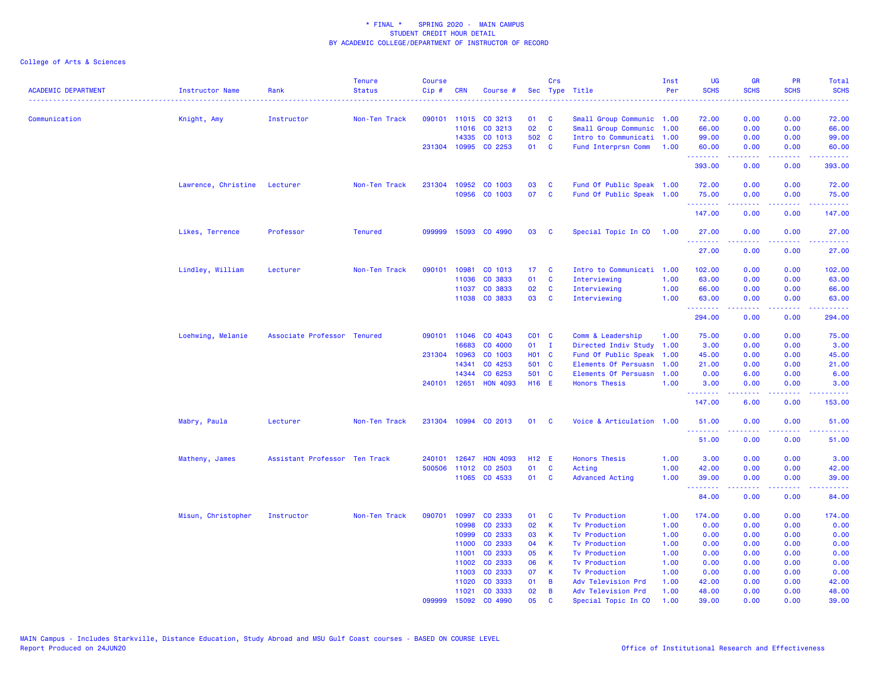\* FINAL \* SPRING 2020 - MAIN CAMPUS
STUDENT CREDIT HOUR DETAIL
BY ACADEMIC COLLEGE/DEPARTMENT OF INSTRUCTOR OF RECORD

College of Arts & Sciences

| ACADEMIC DEPARTMENT | Instructor Name | Rank | Tenure Status | Course Cip # | CRN | Course # | Sec | Crs Type | Title | Inst Per | UG SCHS | GR SCHS | PR SCHS | Total SCHS |
|---|---|---|---|---|---|---|---|---|---|---|---|---|---|---|
| Communication | Knight, Amy | Instructor | Non-Ten Track | 090101 | 11015 | CO 3213 | 01 | C | Small Group Communic | 1.00 | 72.00 | 0.00 | 0.00 | 72.00 |
| | | | | | 11016 | CO 3213 | 02 | C | Small Group Communic | 1.00 | 66.00 | 0.00 | 0.00 | 66.00 |
| | | | | | 14335 | CO 1013 | 502 | C | Intro to Communicati | 1.00 | 99.00 | 0.00 | 0.00 | 99.00 |
| | | | | 231304 | 10995 | CO 2253 | 01 | C | Fund Interprsn Comm | 1.00 | 60.00 | 0.00 | 0.00 | 60.00 |
| | | | | | | | | | | | 393.00 | 0.00 | 0.00 | 393.00 |
| | Lawrence, Christine | Lecturer | Non-Ten Track | 231304 | 10952 | CO 1003 | 03 | C | Fund Of Public Speak | 1.00 | 72.00 | 0.00 | 0.00 | 72.00 |
| | | | | | 10956 | CO 1003 | 07 | C | Fund Of Public Speak | 1.00 | 75.00 | 0.00 | 0.00 | 75.00 |
| | | | | | | | | | | | 147.00 | 0.00 | 0.00 | 147.00 |
| | Likes, Terrence | Professor | Tenured | 099999 | 15093 | CO 4990 | 03 | C | Special Topic In CO | 1.00 | 27.00 | 0.00 | 0.00 | 27.00 |
| | | | | | | | | | | | 27.00 | 0.00 | 0.00 | 27.00 |
| | Lindley, William | Lecturer | Non-Ten Track | 090101 | 10981 | CO 1013 | 17 | C | Intro to Communicati | 1.00 | 102.00 | 0.00 | 0.00 | 102.00 |
| | | | | | 11036 | CO 3833 | 01 | C | Interviewing | 1.00 | 63.00 | 0.00 | 0.00 | 63.00 |
| | | | | | 11037 | CO 3833 | 02 | C | Interviewing | 1.00 | 66.00 | 0.00 | 0.00 | 66.00 |
| | | | | | 11038 | CO 3833 | 03 | C | Interviewing | 1.00 | 63.00 | 0.00 | 0.00 | 63.00 |
| | | | | | | | | | | | 294.00 | 0.00 | 0.00 | 294.00 |
| | Loehwing, Melanie | Associate Professor | Tenured | 090101 | 11046 | CO 4043 | C01 | C | Comm & Leadership | 1.00 | 75.00 | 0.00 | 0.00 | 75.00 |
| | | | | | 16683 | CO 4000 | 01 | I | Directed Indiv Study | 1.00 | 3.00 | 0.00 | 0.00 | 3.00 |
| | | | | 231304 | 10963 | CO 1003 | H01 | C | Fund Of Public Speak | 1.00 | 45.00 | 0.00 | 0.00 | 45.00 |
| | | | | | 14341 | CO 4253 | 501 | C | Elements Of Persuasn | 1.00 | 21.00 | 0.00 | 0.00 | 21.00 |
| | | | | | 14344 | CO 6253 | 501 | C | Elements Of Persuasn | 1.00 | 0.00 | 6.00 | 0.00 | 6.00 |
| | | | | 240101 | 12651 | HON 4093 | H16 | E | Honors Thesis | 1.00 | 3.00 | 0.00 | 0.00 | 3.00 |
| | | | | | | | | | | | 147.00 | 6.00 | 0.00 | 153.00 |
| | Mabry, Paula | Lecturer | Non-Ten Track | 231304 | 10994 | CO 2013 | 01 | C | Voice & Articulation | 1.00 | 51.00 | 0.00 | 0.00 | 51.00 |
| | | | | | | | | | | | 51.00 | 0.00 | 0.00 | 51.00 |
| | Matheny, James | Assistant Professor | Ten Track | 240101 | 12647 | HON 4093 | H12 | E | Honors Thesis | 1.00 | 3.00 | 0.00 | 0.00 | 3.00 |
| | | | | 500506 | 11012 | CO 2503 | 01 | C | Acting | 1.00 | 42.00 | 0.00 | 0.00 | 42.00 |
| | | | | | 11065 | CO 4533 | 01 | C | Advanced Acting | 1.00 | 39.00 | 0.00 | 0.00 | 39.00 |
| | | | | | | | | | | | 84.00 | 0.00 | 0.00 | 84.00 |
| | Misun, Christopher | Instructor | Non-Ten Track | 090701 | 10997 | CO 2333 | 01 | C | Tv Production | 1.00 | 174.00 | 0.00 | 0.00 | 174.00 |
| | | | | | 10998 | CO 2333 | 02 | K | Tv Production | 1.00 | 0.00 | 0.00 | 0.00 | 0.00 |
| | | | | | 10999 | CO 2333 | 03 | K | Tv Production | 1.00 | 0.00 | 0.00 | 0.00 | 0.00 |
| | | | | | 11000 | CO 2333 | 04 | K | Tv Production | 1.00 | 0.00 | 0.00 | 0.00 | 0.00 |
| | | | | | 11001 | CO 2333 | 05 | K | Tv Production | 1.00 | 0.00 | 0.00 | 0.00 | 0.00 |
| | | | | | 11002 | CO 2333 | 06 | K | Tv Production | 1.00 | 0.00 | 0.00 | 0.00 | 0.00 |
| | | | | | 11003 | CO 2333 | 07 | K | Tv Production | 1.00 | 0.00 | 0.00 | 0.00 | 0.00 |
| | | | | | 11020 | CO 3333 | 01 | B | Adv Television Prd | 1.00 | 42.00 | 0.00 | 0.00 | 42.00 |
| | | | | | 11021 | CO 3333 | 02 | B | Adv Television Prd | 1.00 | 48.00 | 0.00 | 0.00 | 48.00 |
| | | | | 099999 | 15092 | CO 4990 | 05 | C | Special Topic In CO | 1.00 | 39.00 | 0.00 | 0.00 | 39.00 |

MAIN Campus - Includes Starkville, Distance Education, Study Abroad and MSU Gulf Coast courses - BASED ON COURSE LEVEL
Report Produced on 24JUN20

Office of Institutional Research and Effectiveness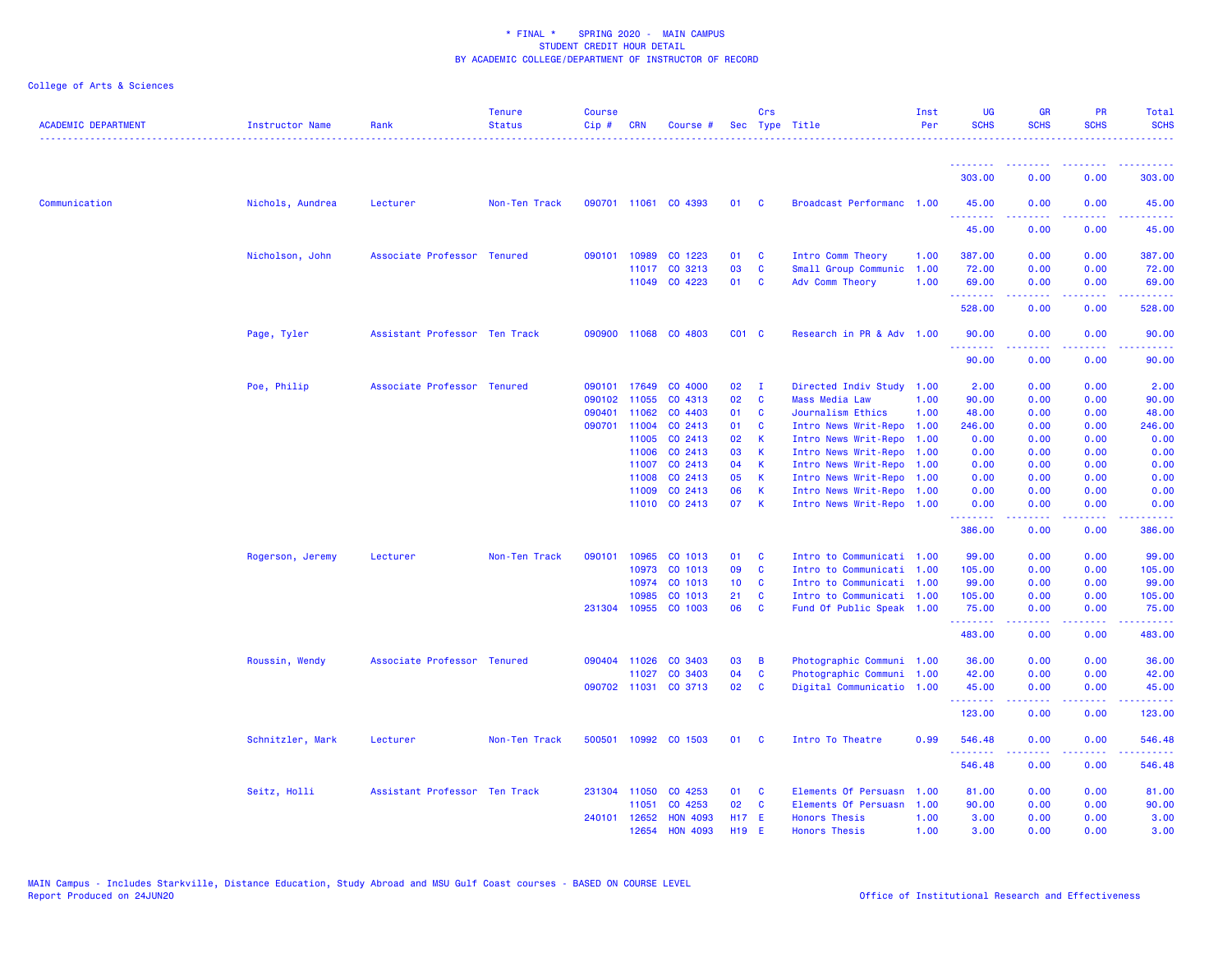\* FINAL \* SPRING 2020 - MAIN CAMPUS
STUDENT CREDIT HOUR DETAIL
BY ACADEMIC COLLEGE/DEPARTMENT OF INSTRUCTOR OF RECORD

College of Arts & Sciences

| ACADEMIC DEPARTMENT | Instructor Name | Rank | Tenure Status | Course Cip # | CRN | Course # | Sec | Crs Type | Title | Inst Per | UG SCHS | GR SCHS | PR SCHS | Total SCHS |
|---|---|---|---|---|---|---|---|---|---|---|---|---|---|---|
| | | | | | | | | | | | 303.00 | 0.00 | 0.00 | 303.00 |
| Communication | Nichols, Audrea | Lecturer | Non-Ten Track | 090701 | 11061 | CO 4393 | 01 | C | Broadcast Performanc | 1.00 | 45.00 | 0.00 | 0.00 | 45.00 |
| | | | | | | | | | | | 45.00 | 0.00 | 0.00 | 45.00 |
| | Nicholson, John | Associate Professor | Tenured | 090101 | 10989 | CO 1223 | 01 | C | Intro Comm Theory | 1.00 | 387.00 | 0.00 | 0.00 | 387.00 |
| | | | | | 11017 | CO 3213 | 03 | C | Small Group Communic | 1.00 | 72.00 | 0.00 | 0.00 | 72.00 |
| | | | | | 11049 | CO 4223 | 01 | C | Adv Comm Theory | 1.00 | 69.00 | 0.00 | 0.00 | 69.00 |
| | | | | | | | | | | | 528.00 | 0.00 | 0.00 | 528.00 |
| | Page, Tyler | Assistant Professor | Ten Track | 090900 | 11068 | CO 4803 | C01 | C | Research in PR & Adv | 1.00 | 90.00 | 0.00 | 0.00 | 90.00 |
| | | | | | | | | | | | 90.00 | 0.00 | 0.00 | 90.00 |
| | Poe, Philip | Associate Professor | Tenured | 090101 | 17649 | CO 4000 | 02 | I | Directed Indiv Study | 1.00 | 2.00 | 0.00 | 0.00 | 2.00 |
| | | | | 090102 | 11055 | CO 4313 | 02 | C | Mass Media Law | 1.00 | 90.00 | 0.00 | 0.00 | 90.00 |
| | | | | 090401 | 11062 | CO 4403 | 01 | C | Journalism Ethics | 1.00 | 48.00 | 0.00 | 0.00 | 48.00 |
| | | | | 090701 | 11004 | CO 2413 | 01 | C | Intro News Writ-Repo | 1.00 | 246.00 | 0.00 | 0.00 | 246.00 |
| | | | | | 11005 | CO 2413 | 02 | K | Intro News Writ-Repo | 1.00 | 0.00 | 0.00 | 0.00 | 0.00 |
| | | | | | 11006 | CO 2413 | 03 | K | Intro News Writ-Repo | 1.00 | 0.00 | 0.00 | 0.00 | 0.00 |
| | | | | | 11007 | CO 2413 | 04 | K | Intro News Writ-Repo | 1.00 | 0.00 | 0.00 | 0.00 | 0.00 |
| | | | | | 11008 | CO 2413 | 05 | K | Intro News Writ-Repo | 1.00 | 0.00 | 0.00 | 0.00 | 0.00 |
| | | | | | 11009 | CO 2413 | 06 | K | Intro News Writ-Repo | 1.00 | 0.00 | 0.00 | 0.00 | 0.00 |
| | | | | | 11010 | CO 2413 | 07 | K | Intro News Writ-Repo | 1.00 | 0.00 | 0.00 | 0.00 | 0.00 |
| | | | | | | | | | | | 386.00 | 0.00 | 0.00 | 386.00 |
| | Rogerson, Jeremy | Lecturer | Non-Ten Track | 090101 | 10965 | CO 1013 | 01 | C | Intro to Communicati | 1.00 | 99.00 | 0.00 | 0.00 | 99.00 |
| | | | | | 10973 | CO 1013 | 09 | C | Intro to Communicati | 1.00 | 105.00 | 0.00 | 0.00 | 105.00 |
| | | | | | 10974 | CO 1013 | 10 | C | Intro to Communicati | 1.00 | 99.00 | 0.00 | 0.00 | 99.00 |
| | | | | | 10985 | CO 1013 | 21 | C | Intro to Communicati | 1.00 | 105.00 | 0.00 | 0.00 | 105.00 |
| | | | | 231304 | 10955 | CO 1003 | 06 | C | Fund Of Public Speak | 1.00 | 75.00 | 0.00 | 0.00 | 75.00 |
| | | | | | | | | | | | 483.00 | 0.00 | 0.00 | 483.00 |
| | Roussin, Wendy | Associate Professor | Tenured | 090404 | 11026 | CO 3403 | 03 | B | Photographic Communi | 1.00 | 36.00 | 0.00 | 0.00 | 36.00 |
| | | | | | 11027 | CO 3403 | 04 | C | Photographic Communi | 1.00 | 42.00 | 0.00 | 0.00 | 42.00 |
| | | | | 090702 | 11031 | CO 3713 | 02 | C | Digital Communicatio | 1.00 | 45.00 | 0.00 | 0.00 | 45.00 |
| | | | | | | | | | | | 123.00 | 0.00 | 0.00 | 123.00 |
| | Schnitzler, Mark | Lecturer | Non-Ten Track | 500501 | 10992 | CO 1503 | 01 | C | Intro To Theatre | 0.99 | 546.48 | 0.00 | 0.00 | 546.48 |
| | | | | | | | | | | | 546.48 | 0.00 | 0.00 | 546.48 |
| | Seitz, Holli | Assistant Professor | Ten Track | 231304 | 11050 | CO 4253 | 01 | C | Elements Of Persuasn | 1.00 | 81.00 | 0.00 | 0.00 | 81.00 |
| | | | | | 11051 | CO 4253 | 02 | C | Elements Of Persuasn | 1.00 | 90.00 | 0.00 | 0.00 | 90.00 |
| | | | | 240101 | 12652 | HON 4093 | H17 | E | Honors Thesis | 1.00 | 3.00 | 0.00 | 0.00 | 3.00 |
| | | | | | 12654 | HON 4093 | H19 | E | Honors Thesis | 1.00 | 3.00 | 0.00 | 0.00 | 3.00 |

MAIN Campus - Includes Starkville, Distance Education, Study Abroad and MSU Gulf Coast courses - BASED ON COURSE LEVEL
Report Produced on 24JUN20

Office of Institutional Research and Effectiveness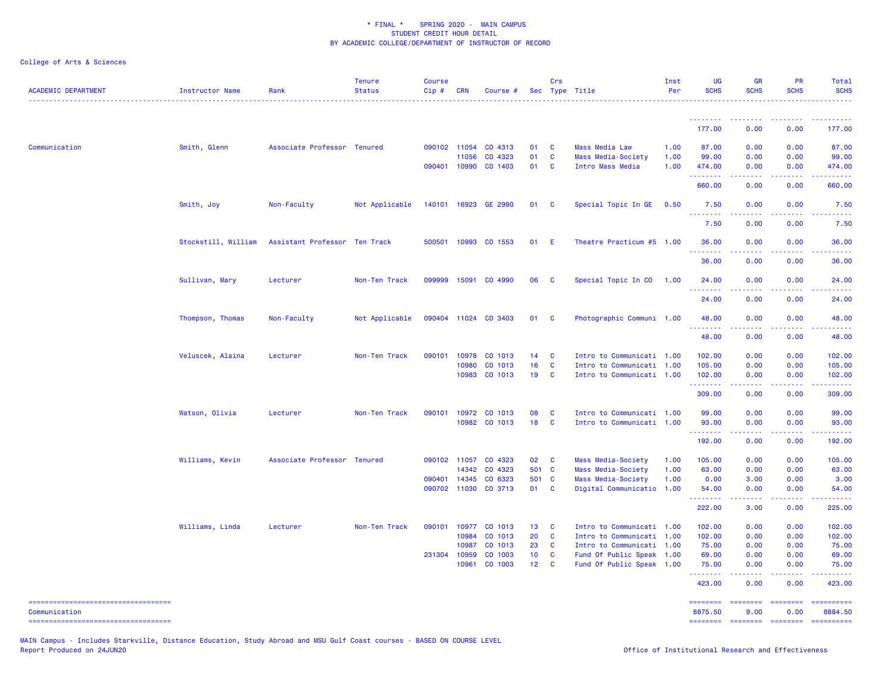\* FINAL \*    SPRING 2020 -  MAIN CAMPUS
STUDENT CREDIT HOUR DETAIL
BY ACADEMIC COLLEGE/DEPARTMENT OF INSTRUCTOR OF RECORD

College of Arts & Sciences

| ACADEMIC DEPARTMENT | Instructor Name | Rank | Tenure Status | Course Cip # | CRN | Course # | Sec | Crs Type | Title | Inst Per | UG SCHS | GR SCHS | PR SCHS | Total SCHS |
|---|---|---|---|---|---|---|---|---|---|---|---|---|---|---|
| | | | | | | | | | | | 177.00 | 0.00 | 0.00 | 177.00 |
| Communication | Smith, Glenn | Associate Professor | Tenured | 090102 | 11054 | CO 4313 | 01 | C | Mass Media Law | 1.00 | 87.00 | 0.00 | 0.00 | 87.00 |
| | | | | | 11056 | CO 4323 | 01 | C | Mass Media-Society | 1.00 | 99.00 | 0.00 | 0.00 | 99.00 |
| | | | | 090401 | 10990 | CO 1403 | 01 | C | Intro Mass Media | 1.00 | 474.00 | 0.00 | 0.00 | 474.00 |
| | | | | | | | | | | | 660.00 | 0.00 | 0.00 | 660.00 |
| | Smith, Joy | Non-Faculty | Not Applicable | 140101 | 16923 | GE 2990 | 01 | C | Special Topic In GE | 0.50 | 7.50 | 0.00 | 0.00 | 7.50 |
| | | | | | | | | | | | 7.50 | 0.00 | 0.00 | 7.50 |
| | Stockstill, William | Assistant Professor | Ten Track | 500501 | 10993 | CO 1553 | 01 | E | Theatre Practicum #5 | 1.00 | 36.00 | 0.00 | 0.00 | 36.00 |
| | | | | | | | | | | | 36.00 | 0.00 | 0.00 | 36.00 |
| | Sullivan, Mary | Lecturer | Non-Ten Track | 099999 | 15091 | CO 4990 | 06 | C | Special Topic In CO | 1.00 | 24.00 | 0.00 | 0.00 | 24.00 |
| | | | | | | | | | | | 24.00 | 0.00 | 0.00 | 24.00 |
| | Thompson, Thomas | Non-Faculty | Not Applicable | 090404 | 11024 | CO 3403 | 01 | C | Photographic Communi | 1.00 | 48.00 | 0.00 | 0.00 | 48.00 |
| | | | | | | | | | | | 48.00 | 0.00 | 0.00 | 48.00 |
| | Veluscek, Alaina | Lecturer | Non-Ten Track | 090101 | 10978 | CO 1013 | 14 | C | Intro to Communicati | 1.00 | 102.00 | 0.00 | 0.00 | 102.00 |
| | | | | | 10980 | CO 1013 | 16 | C | Intro to Communicati | 1.00 | 105.00 | 0.00 | 0.00 | 105.00 |
| | | | | | 10983 | CO 1013 | 19 | C | Intro to Communicati | 1.00 | 102.00 | 0.00 | 0.00 | 102.00 |
| | | | | | | | | | | | 309.00 | 0.00 | 0.00 | 309.00 |
| | Watson, Olivia | Lecturer | Non-Ten Track | 090101 | 10972 | CO 1013 | 08 | C | Intro to Communicati | 1.00 | 99.00 | 0.00 | 0.00 | 99.00 |
| | | | | | 10982 | CO 1013 | 18 | C | Intro to Communicati | 1.00 | 93.00 | 0.00 | 0.00 | 93.00 |
| | | | | | | | | | | | 192.00 | 0.00 | 0.00 | 192.00 |
| | Williams, Kevin | Associate Professor | Tenured | 090102 | 11057 | CO 4323 | 02 | C | Mass Media-Society | 1.00 | 105.00 | 0.00 | 0.00 | 105.00 |
| | | | | | 14342 | CO 4323 | 501 | C | Mass Media-Society | 1.00 | 63.00 | 0.00 | 0.00 | 63.00 |
| | | | | 090401 | 14345 | CO 6323 | 501 | C | Mass Media-Society | 1.00 | 0.00 | 3.00 | 0.00 | 3.00 |
| | | | | 090702 | 11030 | CO 3713 | 01 | C | Digital Communicatio | 1.00 | 54.00 | 0.00 | 0.00 | 54.00 |
| | | | | | | | | | | | 222.00 | 3.00 | 0.00 | 225.00 |
| | Williams, Linda | Lecturer | Non-Ten Track | 090101 | 10977 | CO 1013 | 13 | C | Intro to Communicati | 1.00 | 102.00 | 0.00 | 0.00 | 102.00 |
| | | | | | 10984 | CO 1013 | 20 | C | Intro to Communicati | 1.00 | 102.00 | 0.00 | 0.00 | 102.00 |
| | | | | | 10987 | CO 1013 | 23 | C | Intro to Communicati | 1.00 | 75.00 | 0.00 | 0.00 | 75.00 |
| | | | | 231304 | 10959 | CO 1003 | 10 | C | Fund Of Public Speak | 1.00 | 69.00 | 0.00 | 0.00 | 69.00 |
| | | | | | 10961 | CO 1003 | 12 | C | Fund Of Public Speak | 1.00 | 75.00 | 0.00 | 0.00 | 75.00 |
| | | | | | | | | | | | 423.00 | 0.00 | 0.00 | 423.00 |
| Communication | | | | | | | | | | | 8875.50 | 9.00 | 0.00 | 8884.50 |

MAIN Campus - Includes Starkville, Distance Education, Study Abroad and MSU Gulf Coast courses - BASED ON COURSE LEVEL
Report Produced on 24JUN20    Office of Institutional Research and Effectiveness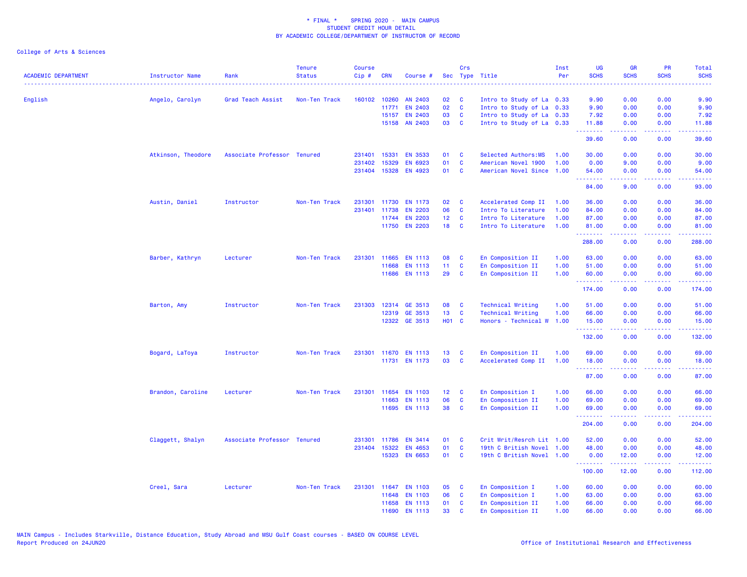\* FINAL \* SPRING 2020 - MAIN CAMPUS
STUDENT CREDIT HOUR DETAIL
BY ACADEMIC COLLEGE/DEPARTMENT OF INSTRUCTOR OF RECORD

College of Arts & Sciences

| ACADEMIC DEPARTMENT | Instructor Name | Rank | Tenure Status | Course Cip # | CRN | Course # | Sec | Crs Type | Title | Inst Per | UG SCHS | GR SCHS | PR SCHS | Total SCHS |
|---|---|---|---|---|---|---|---|---|---|---|---|---|---|---|
| English | Angelo, Carolyn | Grad Teach Assist | Non-Ten Track | 160102 | 10260 | AN 2403 | 02 | C | Intro to Study of La | 0.33 | 9.90 | 0.00 | 0.00 | 9.90 |
| | | | | | 11771 | EN 2403 | 02 | C | Intro to Study of La | 0.33 | 9.90 | 0.00 | 0.00 | 9.90 |
| | | | | | 15157 | EN 2403 | 03 | C | Intro to Study of La | 0.33 | 7.92 | 0.00 | 0.00 | 7.92 |
| | | | | | 15158 | AN 2403 | 03 | C | Intro to Study of La | 0.33 | 11.88 | 0.00 | 0.00 | 11.88 |
| | | | | | | | | | | | 39.60 | 0.00 | 0.00 | 39.60 |
| | Atkinson, Theodore | Associate Professor | Tenured | 231401 | 15331 | EN 3533 | 01 | C | Selected Authors:MS | 1.00 | 30.00 | 0.00 | 0.00 | 30.00 |
| | | | | 231402 | 15329 | EN 6923 | 01 | C | American Novel 1900 | 1.00 | 0.00 | 9.00 | 0.00 | 9.00 |
| | | | | 231404 | 15328 | EN 4923 | 01 | C | American Novel Since | 1.00 | 54.00 | 0.00 | 0.00 | 54.00 |
| | | | | | | | | | | | 84.00 | 9.00 | 0.00 | 93.00 |
| | Austin, Daniel | Instructor | Non-Ten Track | 231301 | 11730 | EN 1173 | 02 | C | Accelerated Comp II | 1.00 | 36.00 | 0.00 | 0.00 | 36.00 |
| | | | | 231401 | 11738 | EN 2203 | 06 | C | Intro To Literature | 1.00 | 84.00 | 0.00 | 0.00 | 84.00 |
| | | | | | 11744 | EN 2203 | 12 | C | Intro To Literature | 1.00 | 87.00 | 0.00 | 0.00 | 87.00 |
| | | | | | 11750 | EN 2203 | 18 | C | Intro To Literature | 1.00 | 81.00 | 0.00 | 0.00 | 81.00 |
| | | | | | | | | | | | 288.00 | 0.00 | 0.00 | 288.00 |
| | Barber, Kathryn | Lecturer | Non-Ten Track | 231301 | 11665 | EN 1113 | 08 | C | En Composition II | 1.00 | 63.00 | 0.00 | 0.00 | 63.00 |
| | | | | | 11668 | EN 1113 | 11 | C | En Composition II | 1.00 | 51.00 | 0.00 | 0.00 | 51.00 |
| | | | | | 11686 | EN 1113 | 29 | C | En Composition II | 1.00 | 60.00 | 0.00 | 0.00 | 60.00 |
| | | | | | | | | | | | 174.00 | 0.00 | 0.00 | 174.00 |
| | Barton, Amy | Instructor | Non-Ten Track | 231303 | 12314 | GE 3513 | 08 | C | Technical Writing | 1.00 | 51.00 | 0.00 | 0.00 | 51.00 |
| | | | | | 12319 | GE 3513 | 13 | C | Technical Writing | 1.00 | 66.00 | 0.00 | 0.00 | 66.00 |
| | | | | | 12322 | GE 3513 | H01 | C | Honors - Technical W | 1.00 | 15.00 | 0.00 | 0.00 | 15.00 |
| | | | | | | | | | | | 132.00 | 0.00 | 0.00 | 132.00 |
| | Bogard, LaToya | Instructor | Non-Ten Track | 231301 | 11670 | EN 1113 | 13 | C | En Composition II | 1.00 | 69.00 | 0.00 | 0.00 | 69.00 |
| | | | | | 11731 | EN 1173 | 03 | C | Accelerated Comp II | 1.00 | 18.00 | 0.00 | 0.00 | 18.00 |
| | | | | | | | | | | | 87.00 | 0.00 | 0.00 | 87.00 |
| | Brandon, Caroline | Lecturer | Non-Ten Track | 231301 | 11654 | EN 1103 | 12 | C | En Composition I | 1.00 | 66.00 | 0.00 | 0.00 | 66.00 |
| | | | | | 11663 | EN 1113 | 06 | C | En Composition II | 1.00 | 69.00 | 0.00 | 0.00 | 69.00 |
| | | | | | 11695 | EN 1113 | 38 | C | En Composition II | 1.00 | 69.00 | 0.00 | 0.00 | 69.00 |
| | | | | | | | | | | | 204.00 | 0.00 | 0.00 | 204.00 |
| | Claggett, Shalyn | Associate Professor | Tenured | 231301 | 11786 | EN 3414 | 01 | C | Crit Writ/Resrch Lit | 1.00 | 52.00 | 0.00 | 0.00 | 52.00 |
| | | | | 231404 | 15322 | EN 4653 | 01 | C | 19th C British Novel | 1.00 | 48.00 | 0.00 | 0.00 | 48.00 |
| | | | | | 15323 | EN 6653 | 01 | C | 19th C British Novel | 1.00 | 0.00 | 12.00 | 0.00 | 12.00 |
| | | | | | | | | | | | 100.00 | 12.00 | 0.00 | 112.00 |
| | Creel, Sara | Lecturer | Non-Ten Track | 231301 | 11647 | EN 1103 | 05 | C | En Composition I | 1.00 | 60.00 | 0.00 | 0.00 | 60.00 |
| | | | | | 11648 | EN 1103 | 06 | C | En Composition I | 1.00 | 63.00 | 0.00 | 0.00 | 63.00 |
| | | | | | 11658 | EN 1113 | 01 | C | En Composition II | 1.00 | 66.00 | 0.00 | 0.00 | 66.00 |
| | | | | | 11690 | EN 1113 | 33 | C | En Composition II | 1.00 | 66.00 | 0.00 | 0.00 | 66.00 |

MAIN Campus - Includes Starkville, Distance Education, Study Abroad and MSU Gulf Coast courses - BASED ON COURSE LEVEL
Report Produced on 24JUN20

Office of Institutional Research and Effectiveness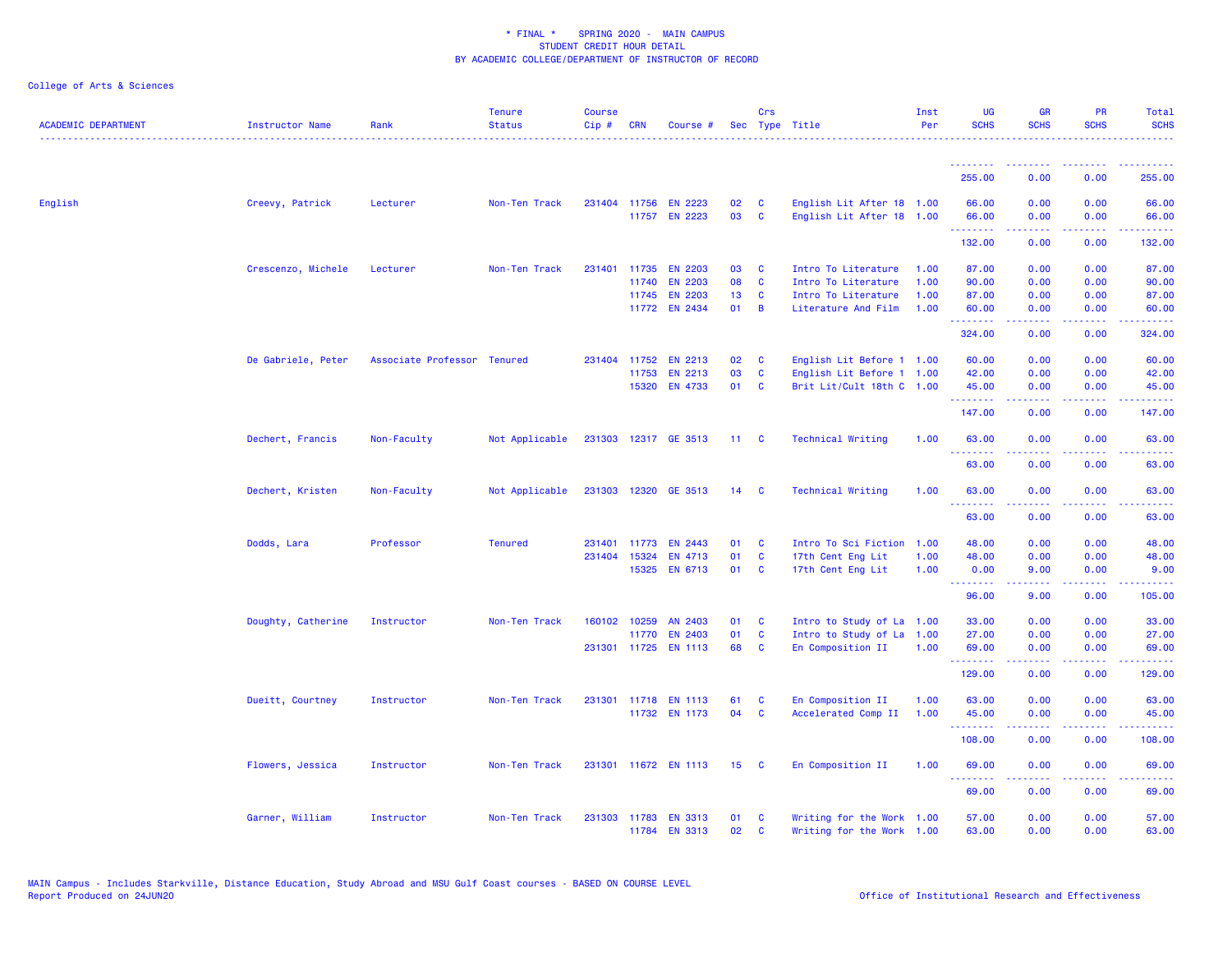\* FINAL \*    SPRING 2020 -  MAIN CAMPUS
STUDENT CREDIT HOUR DETAIL
BY ACADEMIC COLLEGE/DEPARTMENT OF INSTRUCTOR OF RECORD

College of Arts & Sciences

| ACADEMIC DEPARTMENT | Instructor Name | Rank | Tenure Status | Course Cip # | CRN | Course # | Sec | Crs Type | Title | Inst Per | UG SCHS | GR SCHS | PR SCHS | Total SCHS |
|---|---|---|---|---|---|---|---|---|---|---|---|---|---|---|
| | | | | | | | | | | | 255.00 | 0.00 | 0.00 | 255.00 |
| English | Creevy, Patrick | Lecturer | Non-Ten Track | 231404 | 11756 | EN 2223 | 02 | C | English Lit After 18 | 1.00 | 66.00 | 0.00 | 0.00 | 66.00 |
| | | | | | 11757 | EN 2223 | 03 | C | English Lit After 18 | 1.00 | 66.00 | 0.00 | 0.00 | 66.00 |
| | | | | | | | | | | | 132.00 | 0.00 | 0.00 | 132.00 |
| | Crescenzo, Michele | Lecturer | Non-Ten Track | 231401 | 11735 | EN 2203 | 03 | C | Intro To Literature | 1.00 | 87.00 | 0.00 | 0.00 | 87.00 |
| | | | | | 11740 | EN 2203 | 08 | C | Intro To Literature | 1.00 | 90.00 | 0.00 | 0.00 | 90.00 |
| | | | | | 11745 | EN 2203 | 13 | C | Intro To Literature | 1.00 | 87.00 | 0.00 | 0.00 | 87.00 |
| | | | | | 11772 | EN 2434 | 01 | B | Literature And Film | 1.00 | 60.00 | 0.00 | 0.00 | 60.00 |
| | | | | | | | | | | | 324.00 | 0.00 | 0.00 | 324.00 |
| | De Gabriele, Peter | Associate Professor | Tenured | 231404 | 11752 | EN 2213 | 02 | C | English Lit Before 1 | 1.00 | 60.00 | 0.00 | 0.00 | 60.00 |
| | | | | | 11753 | EN 2213 | 03 | C | English Lit Before 1 | 1.00 | 42.00 | 0.00 | 0.00 | 42.00 |
| | | | | | 15320 | EN 4733 | 01 | C | Brit Lit/Cult 18th C | 1.00 | 45.00 | 0.00 | 0.00 | 45.00 |
| | | | | | | | | | | | 147.00 | 0.00 | 0.00 | 147.00 |
| | Dechert, Francis | Non-Faculty | Not Applicable | 231303 | 12317 | GE 3513 | 11 | C | Technical Writing | 1.00 | 63.00 | 0.00 | 0.00 | 63.00 |
| | | | | | | | | | | | 63.00 | 0.00 | 0.00 | 63.00 |
| | Dechert, Kristen | Non-Faculty | Not Applicable | 231303 | 12320 | GE 3513 | 14 | C | Technical Writing | 1.00 | 63.00 | 0.00 | 0.00 | 63.00 |
| | | | | | | | | | | | 63.00 | 0.00 | 0.00 | 63.00 |
| | Dodds, Lara | Professor | Tenured | 231401 | 11773 | EN 2443 | 01 | C | Intro To Sci Fiction | 1.00 | 48.00 | 0.00 | 0.00 | 48.00 |
| | | | | 231404 | 15324 | EN 4713 | 01 | C | 17th Cent Eng Lit | 1.00 | 48.00 | 0.00 | 0.00 | 48.00 |
| | | | | | 15325 | EN 6713 | 01 | C | 17th Cent Eng Lit | 1.00 | 0.00 | 9.00 | 0.00 | 9.00 |
| | | | | | | | | | | | 96.00 | 9.00 | 0.00 | 105.00 |
| | Doughty, Catherine | Instructor | Non-Ten Track | 160102 | 10259 | AN 2403 | 01 | C | Intro to Study of La | 1.00 | 33.00 | 0.00 | 0.00 | 33.00 |
| | | | | | 11770 | EN 2403 | 01 | C | Intro to Study of La | 1.00 | 27.00 | 0.00 | 0.00 | 27.00 |
| | | | | 231301 | 11725 | EN 1113 | 68 | C | En Composition II | 1.00 | 69.00 | 0.00 | 0.00 | 69.00 |
| | | | | | | | | | | | 129.00 | 0.00 | 0.00 | 129.00 |
| | Dueitt, Courtney | Instructor | Non-Ten Track | 231301 | 11718 | EN 1113 | 61 | C | En Composition II | 1.00 | 63.00 | 0.00 | 0.00 | 63.00 |
| | | | | | 11732 | EN 1173 | 04 | C | Accelerated Comp II | 1.00 | 45.00 | 0.00 | 0.00 | 45.00 |
| | | | | | | | | | | | 108.00 | 0.00 | 0.00 | 108.00 |
| | Flowers, Jessica | Instructor | Non-Ten Track | 231301 | 11672 | EN 1113 | 15 | C | En Composition II | 1.00 | 69.00 | 0.00 | 0.00 | 69.00 |
| | | | | | | | | | | | 69.00 | 0.00 | 0.00 | 69.00 |
| | Garner, William | Instructor | Non-Ten Track | 231303 | 11783 | EN 3313 | 01 | C | Writing for the Work | 1.00 | 57.00 | 0.00 | 0.00 | 57.00 |
| | | | | | 11784 | EN 3313 | 02 | C | Writing for the Work | 1.00 | 63.00 | 0.00 | 0.00 | 63.00 |

MAIN Campus - Includes Starkville, Distance Education, Study Abroad and MSU Gulf Coast courses - BASED ON COURSE LEVEL
Report Produced on 24JUN20    Office of Institutional Research and Effectiveness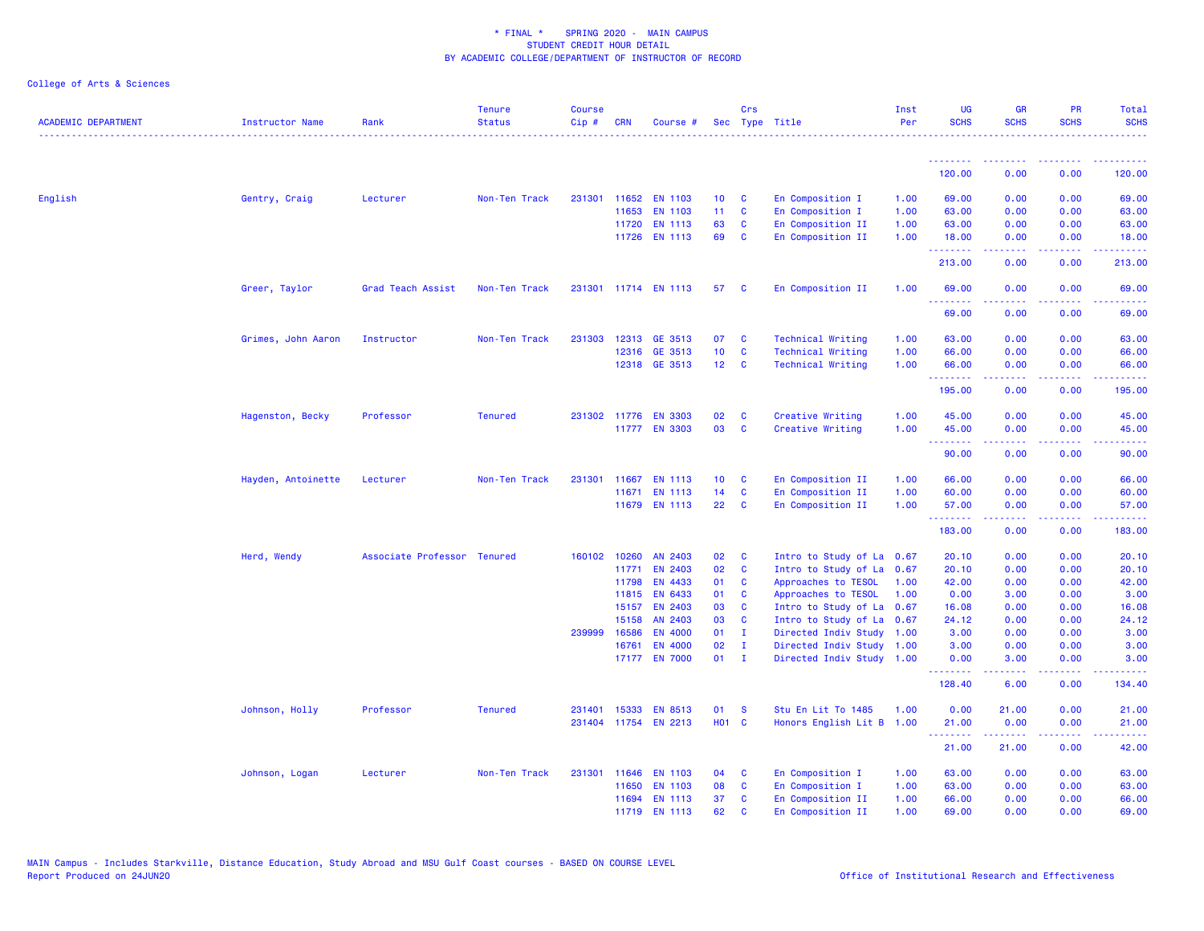* FINAL * SPRING 2020 - MAIN CAMPUS
STUDENT CREDIT HOUR DETAIL
BY ACADEMIC COLLEGE/DEPARTMENT OF INSTRUCTOR OF RECORD

College of Arts & Sciences

| ACADEMIC DEPARTMENT | Instructor Name | Rank | Tenure Status | Course Cip # | CRN | Course # | Sec | Crs Type | Title | Inst Per | UG SCHS | GR SCHS | PR SCHS | Total SCHS |
|---|---|---|---|---|---|---|---|---|---|---|---|---|---|---|
| | | | | | | | | | | | 120.00 | 0.00 | 0.00 | 120.00 |
| English | Gentry, Craig | Lecturer | Non-Ten Track | 231301 | 11652 | EN 1103 | 10 | C | En Composition I | 1.00 | 69.00 | 0.00 | 0.00 | 69.00 |
| | | | | | 11653 | EN 1103 | 11 | C | En Composition I | 1.00 | 63.00 | 0.00 | 0.00 | 63.00 |
| | | | | | 11720 | EN 1113 | 63 | C | En Composition II | 1.00 | 63.00 | 0.00 | 0.00 | 63.00 |
| | | | | | 11726 | EN 1113 | 69 | C | En Composition II | 1.00 | 18.00 | 0.00 | 0.00 | 18.00 |
| | | | | | | | | | | | 213.00 | 0.00 | 0.00 | 213.00 |
| | Greer, Taylor | Grad Teach Assist | Non-Ten Track | 231301 | 11714 | EN 1113 | 57 | C | En Composition II | 1.00 | 69.00 | 0.00 | 0.00 | 69.00 |
| | | | | | | | | | | | 69.00 | 0.00 | 0.00 | 69.00 |
| | Grimes, John Aaron | Instructor | Non-Ten Track | 231303 | 12313 | GE 3513 | 07 | C | Technical Writing | 1.00 | 63.00 | 0.00 | 0.00 | 63.00 |
| | | | | | 12316 | GE 3513 | 10 | C | Technical Writing | 1.00 | 66.00 | 0.00 | 0.00 | 66.00 |
| | | | | | 12318 | GE 3513 | 12 | C | Technical Writing | 1.00 | 66.00 | 0.00 | 0.00 | 66.00 |
| | | | | | | | | | | | 195.00 | 0.00 | 0.00 | 195.00 |
| | Hagenston, Becky | Professor | Tenured | 231302 | 11776 | EN 3303 | 02 | C | Creative Writing | 1.00 | 45.00 | 0.00 | 0.00 | 45.00 |
| | | | | | 11777 | EN 3303 | 03 | C | Creative Writing | 1.00 | 45.00 | 0.00 | 0.00 | 45.00 |
| | | | | | | | | | | | 90.00 | 0.00 | 0.00 | 90.00 |
| | Hayden, Antoinette | Lecturer | Non-Ten Track | 231301 | 11667 | EN 1113 | 10 | C | En Composition II | 1.00 | 66.00 | 0.00 | 0.00 | 66.00 |
| | | | | | 11671 | EN 1113 | 14 | C | En Composition II | 1.00 | 60.00 | 0.00 | 0.00 | 60.00 |
| | | | | | 11679 | EN 1113 | 22 | C | En Composition II | 1.00 | 57.00 | 0.00 | 0.00 | 57.00 |
| | | | | | | | | | | | 183.00 | 0.00 | 0.00 | 183.00 |
| | Herd, Wendy | Associate Professor | Tenured | 160102 | 10260 | AN 2403 | 02 | C | Intro to Study of La | 0.67 | 20.10 | 0.00 | 0.00 | 20.10 |
| | | | | | 11771 | EN 2403 | 02 | C | Intro to Study of La | 0.67 | 20.10 | 0.00 | 0.00 | 20.10 |
| | | | | | 11798 | EN 4433 | 01 | C | Approaches to TESOL | 1.00 | 42.00 | 0.00 | 0.00 | 42.00 |
| | | | | | 11815 | EN 6433 | 01 | C | Approaches to TESOL | 1.00 | 0.00 | 3.00 | 0.00 | 3.00 |
| | | | | | 15157 | EN 2403 | 03 | C | Intro to Study of La | 0.67 | 16.08 | 0.00 | 0.00 | 16.08 |
| | | | | | 15158 | AN 2403 | 03 | C | Intro to Study of La | 0.67 | 24.12 | 0.00 | 0.00 | 24.12 |
| | | | | 239999 | 16586 | EN 4000 | 01 | I | Directed Indiv Study | 1.00 | 3.00 | 0.00 | 0.00 | 3.00 |
| | | | | | 16761 | EN 4000 | 02 | I | Directed Indiv Study | 1.00 | 3.00 | 0.00 | 0.00 | 3.00 |
| | | | | | 17177 | EN 7000 | 01 | I | Directed Indiv Study | 1.00 | 0.00 | 3.00 | 0.00 | 3.00 |
| | | | | | | | | | | | 128.40 | 6.00 | 0.00 | 134.40 |
| | Johnson, Holly | Professor | Tenured | 231401 | 15333 | EN 8513 | 01 | S | Stu En Lit To 1485 | 1.00 | 0.00 | 21.00 | 0.00 | 21.00 |
| | | | | 231404 | 11754 | EN 2213 | H01 | C | Honors English Lit B | 1.00 | 21.00 | 0.00 | 0.00 | 21.00 |
| | | | | | | | | | | | 21.00 | 21.00 | 0.00 | 42.00 |
| | Johnson, Logan | Lecturer | Non-Ten Track | 231301 | 11646 | EN 1103 | 04 | C | En Composition I | 1.00 | 63.00 | 0.00 | 0.00 | 63.00 |
| | | | | | 11650 | EN 1103 | 08 | C | En Composition I | 1.00 | 63.00 | 0.00 | 0.00 | 63.00 |
| | | | | | 11694 | EN 1113 | 37 | C | En Composition II | 1.00 | 66.00 | 0.00 | 0.00 | 66.00 |
| | | | | | 11719 | EN 1113 | 62 | C | En Composition II | 1.00 | 69.00 | 0.00 | 0.00 | 69.00 |

MAIN Campus - Includes Starkville, Distance Education, Study Abroad and MSU Gulf Coast courses - BASED ON COURSE LEVEL
Report Produced on 24JUN20 Office of Institutional Research and Effectiveness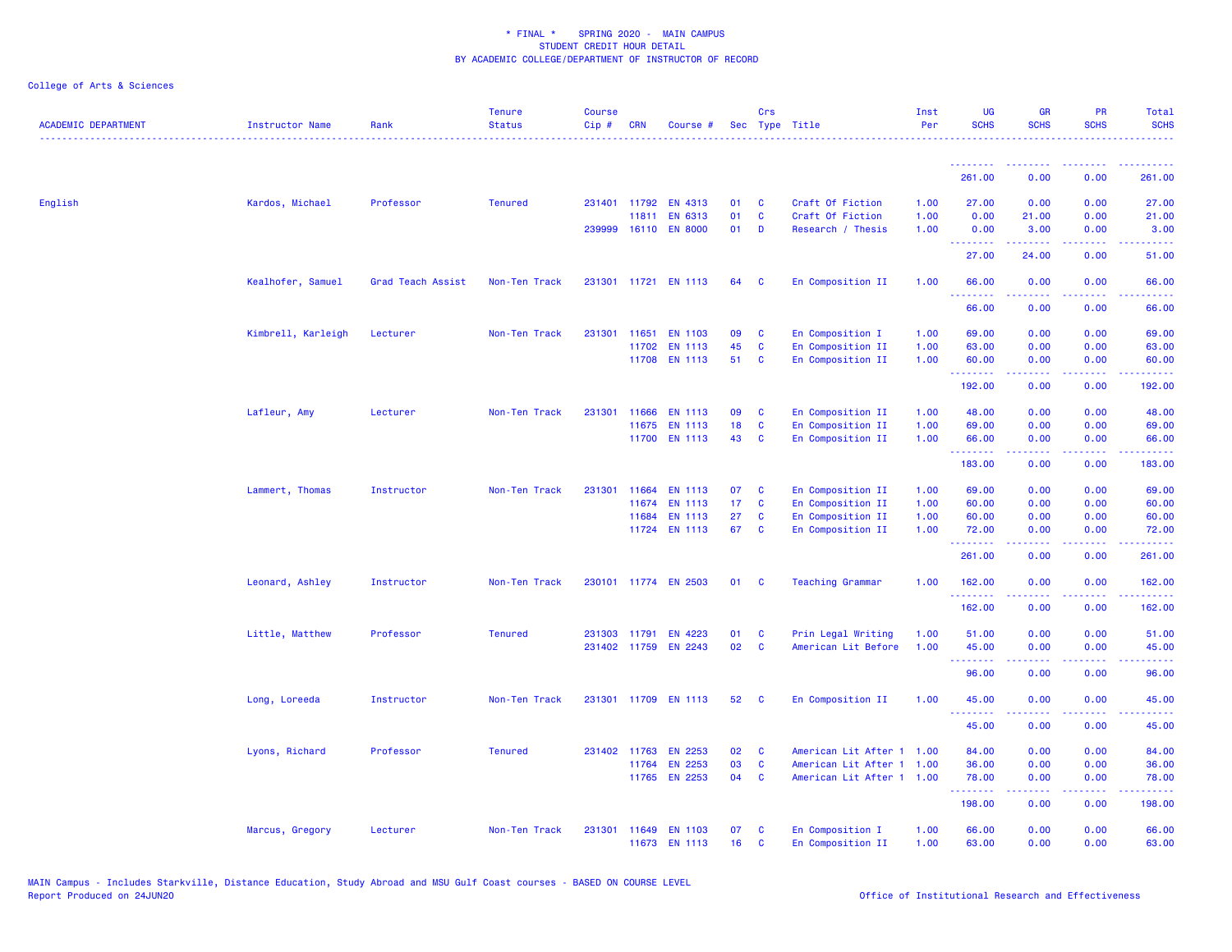* FINAL * SPRING 2020 - MAIN CAMPUS
STUDENT CREDIT HOUR DETAIL
BY ACADEMIC COLLEGE/DEPARTMENT OF INSTRUCTOR OF RECORD

College of Arts & Sciences

| ACADEMIC DEPARTMENT | Instructor Name | Rank | Tenure Status | Course Cip # | CRN | Course # | Sec | Crs Type | Title | Inst Per | UG SCHS | GR SCHS | PR SCHS | Total SCHS |
|---|---|---|---|---|---|---|---|---|---|---|---|---|---|---|
| | | | | | | | | | | | 261.00 | 0.00 | 0.00 | 261.00 |
| English | Kardos, Michael | Professor | Tenured | 231401 | 11792 | EN 4313 | 01 | C | Craft Of Fiction | 1.00 | 27.00 | 0.00 | 0.00 | 27.00 |
| | | | | | 11811 | EN 6313 | 01 | C | Craft Of Fiction | 1.00 | 0.00 | 21.00 | 0.00 | 21.00 |
| | | | | 239999 | 16110 | EN 8000 | 01 | D | Research / Thesis | 1.00 | 0.00 | 3.00 | 0.00 | 3.00 |
| | | | | | | | | | | | 27.00 | 24.00 | 0.00 | 51.00 |
| | Kealhofer, Samuel | Grad Teach Assist | Non-Ten Track | 231301 | 11721 | EN 1113 | 64 | C | En Composition II | 1.00 | 66.00 | 0.00 | 0.00 | 66.00 |
| | | | | | | | | | | | 66.00 | 0.00 | 0.00 | 66.00 |
| | Kimbrell, Karleigh | Lecturer | Non-Ten Track | 231301 | 11651 | EN 1103 | 09 | C | En Composition I | 1.00 | 69.00 | 0.00 | 0.00 | 69.00 |
| | | | | | 11702 | EN 1113 | 45 | C | En Composition II | 1.00 | 63.00 | 0.00 | 0.00 | 63.00 |
| | | | | | 11708 | EN 1113 | 51 | C | En Composition II | 1.00 | 60.00 | 0.00 | 0.00 | 60.00 |
| | | | | | | | | | | | 192.00 | 0.00 | 0.00 | 192.00 |
| | Lafleur, Amy | Lecturer | Non-Ten Track | 231301 | 11666 | EN 1113 | 09 | C | En Composition II | 1.00 | 48.00 | 0.00 | 0.00 | 48.00 |
| | | | | | 11675 | EN 1113 | 18 | C | En Composition II | 1.00 | 69.00 | 0.00 | 0.00 | 69.00 |
| | | | | | 11700 | EN 1113 | 43 | C | En Composition II | 1.00 | 66.00 | 0.00 | 0.00 | 66.00 |
| | | | | | | | | | | | 183.00 | 0.00 | 0.00 | 183.00 |
| | Lammert, Thomas | Instructor | Non-Ten Track | 231301 | 11664 | EN 1113 | 07 | C | En Composition II | 1.00 | 69.00 | 0.00 | 0.00 | 69.00 |
| | | | | | 11674 | EN 1113 | 17 | C | En Composition II | 1.00 | 60.00 | 0.00 | 0.00 | 60.00 |
| | | | | | 11684 | EN 1113 | 27 | C | En Composition II | 1.00 | 60.00 | 0.00 | 0.00 | 60.00 |
| | | | | | 11724 | EN 1113 | 67 | C | En Composition II | 1.00 | 72.00 | 0.00 | 0.00 | 72.00 |
| | | | | | | | | | | | 261.00 | 0.00 | 0.00 | 261.00 |
| | Leonard, Ashley | Instructor | Non-Ten Track | 230101 | 11774 | EN 2503 | 01 | C | Teaching Grammar | 1.00 | 162.00 | 0.00 | 0.00 | 162.00 |
| | | | | | | | | | | | 162.00 | 0.00 | 0.00 | 162.00 |
| | Little, Matthew | Professor | Tenured | 231303 | 11791 | EN 4223 | 01 | C | Prin Legal Writing | 1.00 | 51.00 | 0.00 | 0.00 | 51.00 |
| | | | | 231402 | 11759 | EN 2243 | 02 | C | American Lit Before | 1.00 | 45.00 | 0.00 | 0.00 | 45.00 |
| | | | | | | | | | | | 96.00 | 0.00 | 0.00 | 96.00 |
| | Long, Loreeda | Instructor | Non-Ten Track | 231301 | 11709 | EN 1113 | 52 | C | En Composition II | 1.00 | 45.00 | 0.00 | 0.00 | 45.00 |
| | | | | | | | | | | | 45.00 | 0.00 | 0.00 | 45.00 |
| | Lyons, Richard | Professor | Tenured | 231402 | 11763 | EN 2253 | 02 | C | American Lit After 1 | 1.00 | 84.00 | 0.00 | 0.00 | 84.00 |
| | | | | | 11764 | EN 2253 | 03 | C | American Lit After 1 | 1.00 | 36.00 | 0.00 | 0.00 | 36.00 |
| | | | | | 11765 | EN 2253 | 04 | C | American Lit After 1 | 1.00 | 78.00 | 0.00 | 0.00 | 78.00 |
| | | | | | | | | | | | 198.00 | 0.00 | 0.00 | 198.00 |
| | Marcus, Gregory | Lecturer | Non-Ten Track | 231301 | 11649 | EN 1103 | 07 | C | En Composition I | 1.00 | 66.00 | 0.00 | 0.00 | 66.00 |
| | | | | | 11673 | EN 1113 | 16 | C | En Composition II | 1.00 | 63.00 | 0.00 | 0.00 | 63.00 |

MAIN Campus - Includes Starkville, Distance Education, Study Abroad and MSU Gulf Coast courses - BASED ON COURSE LEVEL
Report Produced on 24JUN20

Office of Institutional Research and Effectiveness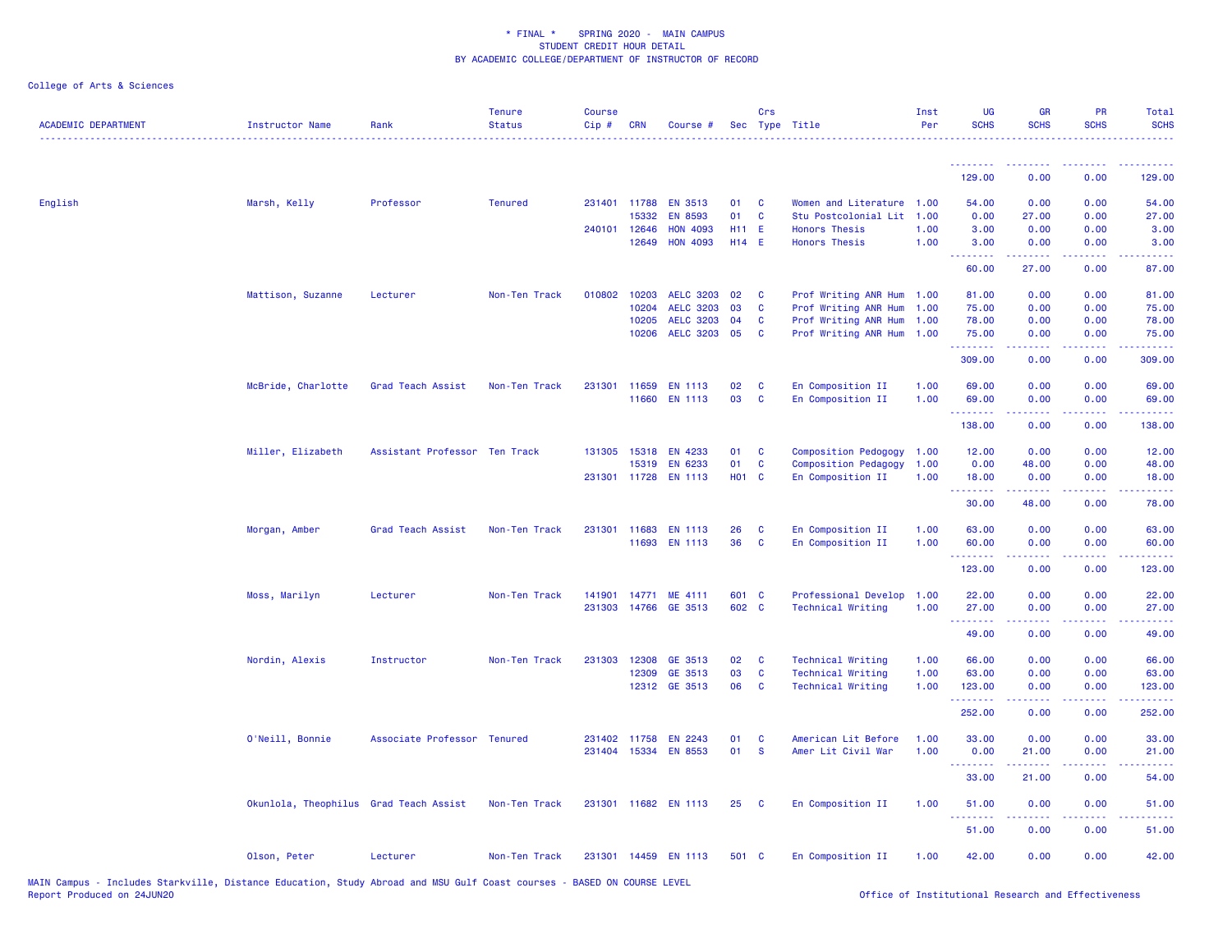\* FINAL \* SPRING 2020 - MAIN CAMPUS
STUDENT CREDIT HOUR DETAIL
BY ACADEMIC COLLEGE/DEPARTMENT OF INSTRUCTOR OF RECORD

College of Arts & Sciences

| ACADEMIC DEPARTMENT | Instructor Name | Rank | Tenure Status | Course Cip # | CRN | Course # | Sec | Crs Type | Title | Inst Per | UG SCHS | GR SCHS | PR SCHS | Total SCHS |
|---|---|---|---|---|---|---|---|---|---|---|---|---|---|---|
| | | | | | | | | | | | 129.00 | 0.00 | 0.00 | 129.00 |
| English | Marsh, Kelly | Professor | Tenured | 231401 | 11788 | EN 3513 | 01 | C | Women and Literature | 1.00 | 54.00 | 0.00 | 0.00 | 54.00 |
| | | | | | 15332 | EN 8593 | 01 | C | Stu Postcolonial Lit | 1.00 | 0.00 | 27.00 | 0.00 | 27.00 |
| | | | | 240101 | 12646 | HON 4093 | H11 | E | Honors Thesis | 1.00 | 3.00 | 0.00 | 0.00 | 3.00 |
| | | | | | 12649 | HON 4093 | H14 | E | Honors Thesis | 1.00 | 3.00 | 0.00 | 0.00 | 3.00 |
| | | | | | | | | | | | 60.00 | 27.00 | 0.00 | 87.00 |
| | Mattison, Suzanne | Lecturer | Non-Ten Track | 010802 | 10203 | AELC 3203 | 02 | C | Prof Writing ANR Hum | 1.00 | 81.00 | 0.00 | 0.00 | 81.00 |
| | | | | | 10204 | AELC 3203 | 03 | C | Prof Writing ANR Hum | 1.00 | 75.00 | 0.00 | 0.00 | 75.00 |
| | | | | | 10205 | AELC 3203 | 04 | C | Prof Writing ANR Hum | 1.00 | 78.00 | 0.00 | 0.00 | 78.00 |
| | | | | | 10206 | AELC 3203 | 05 | C | Prof Writing ANR Hum | 1.00 | 75.00 | 0.00 | 0.00 | 75.00 |
| | | | | | | | | | | | 309.00 | 0.00 | 0.00 | 309.00 |
| | McBride, Charlotte | Grad Teach Assist | Non-Ten Track | 231301 | 11659 | EN 1113 | 02 | C | En Composition II | 1.00 | 69.00 | 0.00 | 0.00 | 69.00 |
| | | | | | 11660 | EN 1113 | 03 | C | En Composition II | 1.00 | 69.00 | 0.00 | 0.00 | 69.00 |
| | | | | | | | | | | | 138.00 | 0.00 | 0.00 | 138.00 |
| | Miller, Elizabeth | Assistant Professor | Ten Track | 131305 | 15318 | EN 4233 | 01 | C | Composition Pedogogy | 1.00 | 12.00 | 0.00 | 0.00 | 12.00 |
| | | | | | 15319 | EN 6233 | 01 | C | Composition Pedagogy | 1.00 | 0.00 | 48.00 | 0.00 | 48.00 |
| | | | | 231301 | 11728 | EN 1113 | H01 | C | En Composition II | 1.00 | 18.00 | 0.00 | 0.00 | 18.00 |
| | | | | | | | | | | | 30.00 | 48.00 | 0.00 | 78.00 |
| | Morgan, Amber | Grad Teach Assist | Non-Ten Track | 231301 | 11683 | EN 1113 | 26 | C | En Composition II | 1.00 | 63.00 | 0.00 | 0.00 | 63.00 |
| | | | | | 11693 | EN 1113 | 36 | C | En Composition II | 1.00 | 60.00 | 0.00 | 0.00 | 60.00 |
| | | | | | | | | | | | 123.00 | 0.00 | 0.00 | 123.00 |
| | Moss, Marilyn | Lecturer | Non-Ten Track | 141901 | 14771 | ME 4111 | 601 | C | Professional Develop | 1.00 | 22.00 | 0.00 | 0.00 | 22.00 |
| | | | | 231303 | 14766 | GE 3513 | 602 | C | Technical Writing | 1.00 | 27.00 | 0.00 | 0.00 | 27.00 |
| | | | | | | | | | | | 49.00 | 0.00 | 0.00 | 49.00 |
| | Nordin, Alexis | Instructor | Non-Ten Track | 231303 | 12308 | GE 3513 | 02 | C | Technical Writing | 1.00 | 66.00 | 0.00 | 0.00 | 66.00 |
| | | | | | 12309 | GE 3513 | 03 | C | Technical Writing | 1.00 | 63.00 | 0.00 | 0.00 | 63.00 |
| | | | | | 12312 | GE 3513 | 06 | C | Technical Writing | 1.00 | 123.00 | 0.00 | 0.00 | 123.00 |
| | | | | | | | | | | | 252.00 | 0.00 | 0.00 | 252.00 |
| | O'Neill, Bonnie | Associate Professor | Tenured | 231402 | 11758 | EN 2243 | 01 | C | American Lit Before | 1.00 | 33.00 | 0.00 | 0.00 | 33.00 |
| | | | | 231404 | 15334 | EN 8553 | 01 | S | Amer Lit Civil War | 1.00 | 0.00 | 21.00 | 0.00 | 21.00 |
| | | | | | | | | | | | 33.00 | 21.00 | 0.00 | 54.00 |
| | Okunlola, Theophilus | Grad Teach Assist | Non-Ten Track | 231301 | 11682 | EN 1113 | 25 | C | En Composition II | 1.00 | 51.00 | 0.00 | 0.00 | 51.00 |
| | | | | | | | | | | | 51.00 | 0.00 | 0.00 | 51.00 |
| | Olson, Peter | Lecturer | Non-Ten Track | 231301 | 14459 | EN 1113 | 501 | C | En Composition II | 1.00 | 42.00 | 0.00 | 0.00 | 42.00 |

MAIN Campus - Includes Starkville, Distance Education, Study Abroad and MSU Gulf Coast courses - BASED ON COURSE LEVEL
Report Produced on 24JUN20

Office of Institutional Research and Effectiveness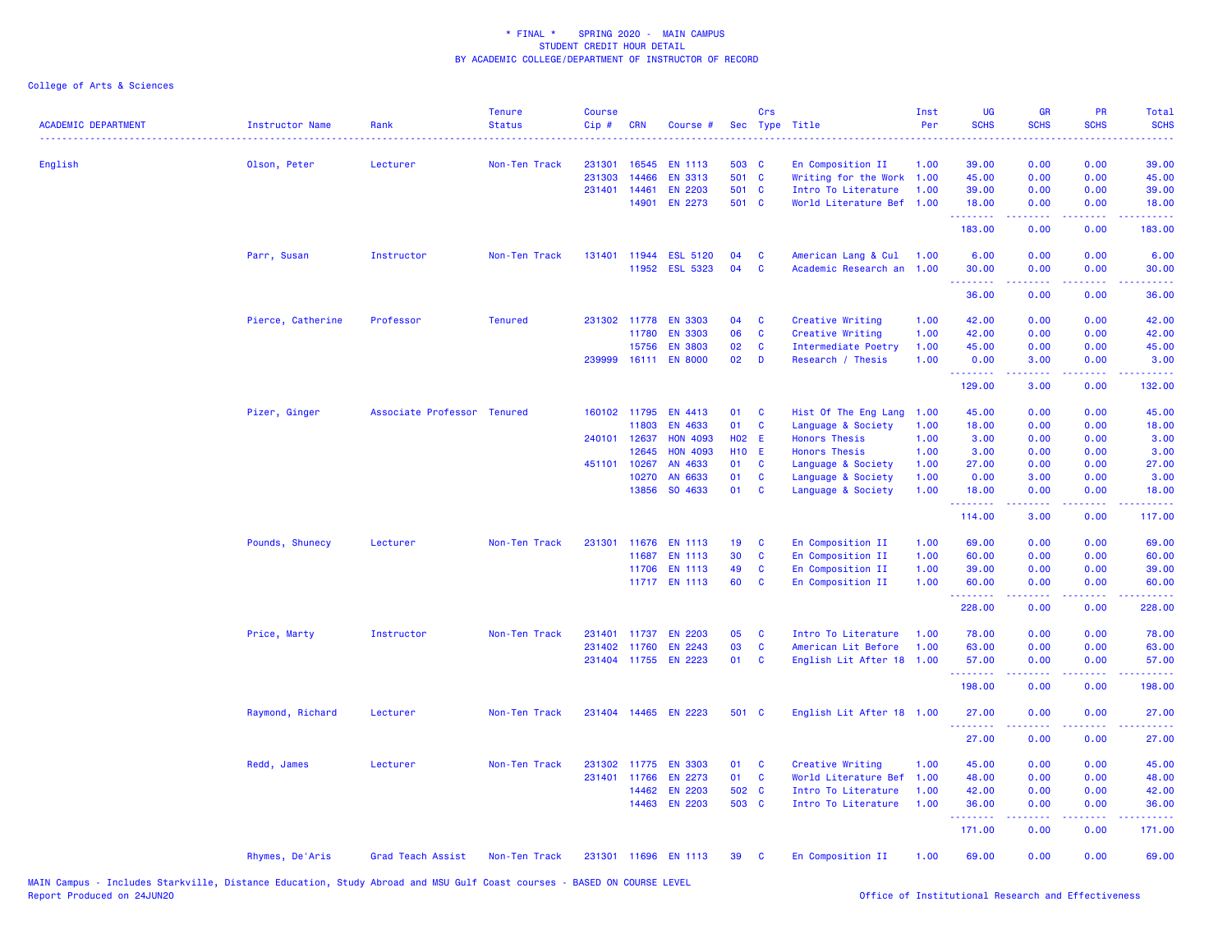\* FINAL \* SPRING 2020 - MAIN CAMPUS
STUDENT CREDIT HOUR DETAIL
BY ACADEMIC COLLEGE/DEPARTMENT OF INSTRUCTOR OF RECORD

College of Arts & Sciences

| ACADEMIC DEPARTMENT | Instructor Name | Rank | Tenure Status | Course Cip # | CRN | Course # | Sec | Crs Type | Title | Inst Per | UG SCHS | GR SCHS | PR SCHS | Total SCHS |
|---|---|---|---|---|---|---|---|---|---|---|---|---|---|---|
| English | Olson, Peter | Lecturer | Non-Ten Track | 231301 | 16545 | EN 1113 | 503 | C | En Composition II | 1.00 | 39.00 | 0.00 | 0.00 | 39.00 |
| | | | | 231303 | 14466 | EN 3313 | 501 | C | Writing for the Work | 1.00 | 45.00 | 0.00 | 0.00 | 45.00 |
| | | | | 231401 | 14461 | EN 2203 | 501 | C | Intro To Literature | 1.00 | 39.00 | 0.00 | 0.00 | 39.00 |
| | | | | | 14901 | EN 2273 | 501 | C | World Literature Bef | 1.00 | 18.00 | 0.00 | 0.00 | 18.00 |
| | | | | | | | | | | | 183.00 | 0.00 | 0.00 | 183.00 |
| | Parr, Susan | Instructor | Non-Ten Track | 131401 | 11944 | ESL 5120 | 04 | C | American Lang & Cul | 1.00 | 6.00 | 0.00 | 0.00 | 6.00 |
| | | | | | 11952 | ESL 5323 | 04 | C | Academic Research an | 1.00 | 30.00 | 0.00 | 0.00 | 30.00 |
| | | | | | | | | | | | 36.00 | 0.00 | 0.00 | 36.00 |
| | Pierce, Catherine | Professor | Tenured | 231302 | 11778 | EN 3303 | 04 | C | Creative Writing | 1.00 | 42.00 | 0.00 | 0.00 | 42.00 |
| | | | | | 11780 | EN 3303 | 06 | C | Creative Writing | 1.00 | 42.00 | 0.00 | 0.00 | 42.00 |
| | | | | | 15756 | EN 3803 | 02 | C | Intermediate Poetry | 1.00 | 45.00 | 0.00 | 0.00 | 45.00 |
| | | | | 239999 | 16111 | EN 8000 | 02 | D | Research / Thesis | 1.00 | 0.00 | 3.00 | 0.00 | 3.00 |
| | | | | | | | | | | | 129.00 | 3.00 | 0.00 | 132.00 |
| | Pizer, Ginger | Associate Professor | Tenured | 160102 | 11795 | EN 4413 | 01 | C | Hist Of The Eng Lang | 1.00 | 45.00 | 0.00 | 0.00 | 45.00 |
| | | | | | 11803 | EN 4633 | 01 | C | Language & Society | 1.00 | 18.00 | 0.00 | 0.00 | 18.00 |
| | | | | 240101 | 12637 | HON 4093 | H02 | E | Honors Thesis | 1.00 | 3.00 | 0.00 | 0.00 | 3.00 |
| | | | | | 12645 | HON 4093 | H10 | E | Honors Thesis | 1.00 | 3.00 | 0.00 | 0.00 | 3.00 |
| | | | | 451101 | 10267 | AN 4633 | 01 | C | Language & Society | 1.00 | 27.00 | 0.00 | 0.00 | 27.00 |
| | | | | | 10270 | AN 6633 | 01 | C | Language & Society | 1.00 | 0.00 | 3.00 | 0.00 | 3.00 |
| | | | | | 13856 | SO 4633 | 01 | C | Language & Society | 1.00 | 18.00 | 0.00 | 0.00 | 18.00 |
| | | | | | | | | | | | 114.00 | 3.00 | 0.00 | 117.00 |
| | Pounds, Shunecy | Lecturer | Non-Ten Track | 231301 | 11676 | EN 1113 | 19 | C | En Composition II | 1.00 | 69.00 | 0.00 | 0.00 | 69.00 |
| | | | | | 11687 | EN 1113 | 30 | C | En Composition II | 1.00 | 60.00 | 0.00 | 0.00 | 60.00 |
| | | | | | 11706 | EN 1113 | 49 | C | En Composition II | 1.00 | 39.00 | 0.00 | 0.00 | 39.00 |
| | | | | | 11717 | EN 1113 | 60 | C | En Composition II | 1.00 | 60.00 | 0.00 | 0.00 | 60.00 |
| | | | | | | | | | | | 228.00 | 0.00 | 0.00 | 228.00 |
| | Price, Marty | Instructor | Non-Ten Track | 231401 | 11737 | EN 2203 | 05 | C | Intro To Literature | 1.00 | 78.00 | 0.00 | 0.00 | 78.00 |
| | | | | 231402 | 11760 | EN 2243 | 03 | C | American Lit Before | 1.00 | 63.00 | 0.00 | 0.00 | 63.00 |
| | | | | 231404 | 11755 | EN 2223 | 01 | C | English Lit After 18 | 1.00 | 57.00 | 0.00 | 0.00 | 57.00 |
| | | | | | | | | | | | 198.00 | 0.00 | 0.00 | 198.00 |
| | Raymond, Richard | Lecturer | Non-Ten Track | 231404 | 14465 | EN 2223 | 501 | C | English Lit After 18 | 1.00 | 27.00 | 0.00 | 0.00 | 27.00 |
| | | | | | | | | | | | 27.00 | 0.00 | 0.00 | 27.00 |
| | Redd, James | Lecturer | Non-Ten Track | 231302 | 11775 | EN 3303 | 01 | C | Creative Writing | 1.00 | 45.00 | 0.00 | 0.00 | 45.00 |
| | | | | 231401 | 11766 | EN 2273 | 01 | C | World Literature Bef | 1.00 | 48.00 | 0.00 | 0.00 | 48.00 |
| | | | | | 14462 | EN 2203 | 502 | C | Intro To Literature | 1.00 | 42.00 | 0.00 | 0.00 | 42.00 |
| | | | | | 14463 | EN 2203 | 503 | C | Intro To Literature | 1.00 | 36.00 | 0.00 | 0.00 | 36.00 |
| | | | | | | | | | | | 171.00 | 0.00 | 0.00 | 171.00 |
| | Rhymes, De'Aris | Grad Teach Assist | Non-Ten Track | 231301 | 11696 | EN 1113 | 39 | C | En Composition II | 1.00 | 69.00 | 0.00 | 0.00 | 69.00 |

MAIN Campus - Includes Starkville, Distance Education, Study Abroad and MSU Gulf Coast courses - BASED ON COURSE LEVEL
Report Produced on 24JUN20

Office of Institutional Research and Effectiveness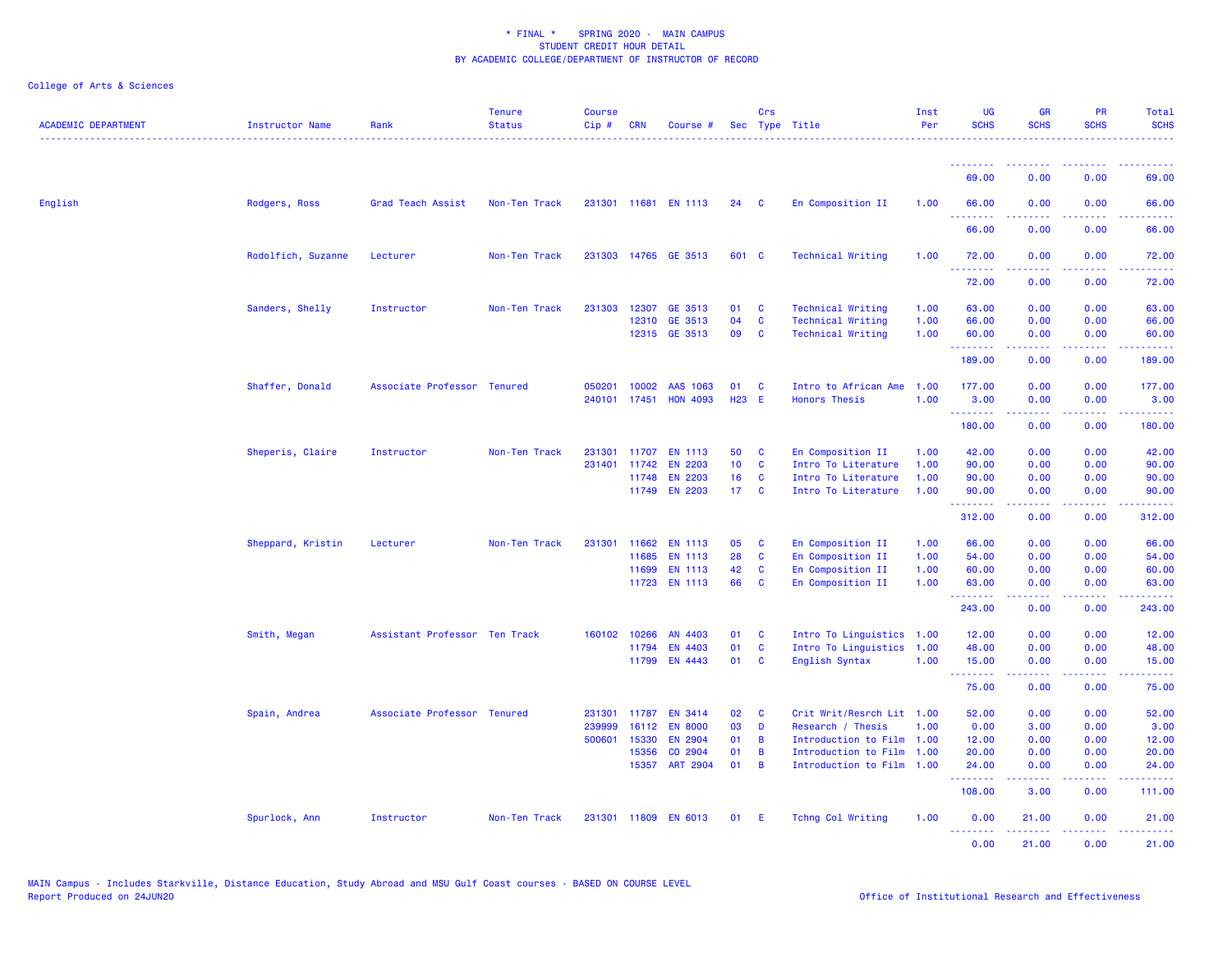\* FINAL \* SPRING 2020 - MAIN CAMPUS
STUDENT CREDIT HOUR DETAIL
BY ACADEMIC COLLEGE/DEPARTMENT OF INSTRUCTOR OF RECORD

College of Arts & Sciences

| ACADEMIC DEPARTMENT | Instructor Name | Rank | Tenure Status | Course Cip # | CRN | Course # | Sec | Crs Type | Title | Inst Per | UG SCHS | GR SCHS | PR SCHS | Total SCHS |
|---|---|---|---|---|---|---|---|---|---|---|---|---|---|---|
| | | | | | | | | | | | 69.00 | 0.00 | 0.00 | 69.00 |
| English | Rodgers, Ross | Grad Teach Assist | Non-Ten Track | 231301 | 11681 | EN 1113 | 24 | C | En Composition II | 1.00 | 66.00 | 0.00 | 0.00 | 66.00 |
| | | | | | | | | | | | 66.00 | 0.00 | 0.00 | 66.00 |
| | Rodolfich, Suzanne | Lecturer | Non-Ten Track | 231303 | 14765 | GE 3513 | 601 | C | Technical Writing | 1.00 | 72.00 | 0.00 | 0.00 | 72.00 |
| | | | | | | | | | | | 72.00 | 0.00 | 0.00 | 72.00 |
| | Sanders, Shelly | Instructor | Non-Ten Track | 231303 | 12307 | GE 3513 | 01 | C | Technical Writing | 1.00 | 63.00 | 0.00 | 0.00 | 63.00 |
| | | | | | 12310 | GE 3513 | 04 | C | Technical Writing | 1.00 | 66.00 | 0.00 | 0.00 | 66.00 |
| | | | | | 12315 | GE 3513 | 09 | C | Technical Writing | 1.00 | 60.00 | 0.00 | 0.00 | 60.00 |
| | | | | | | | | | | | 189.00 | 0.00 | 0.00 | 189.00 |
| | Shaffer, Donald | Associate Professor | Tenured | 050201 | 10002 | AAS 1063 | 01 | C | Intro to African Ame | 1.00 | 177.00 | 0.00 | 0.00 | 177.00 |
| | | | | 240101 | 17451 | HON 4093 | H23 | E | Honors Thesis | 1.00 | 3.00 | 0.00 | 0.00 | 3.00 |
| | | | | | | | | | | | 180.00 | 0.00 | 0.00 | 180.00 |
| | Sheperis, Claire | Instructor | Non-Ten Track | 231301 | 11707 | EN 1113 | 50 | C | En Composition II | 1.00 | 42.00 | 0.00 | 0.00 | 42.00 |
| | | | | 231401 | 11742 | EN 2203 | 10 | C | Intro To Literature | 1.00 | 90.00 | 0.00 | 0.00 | 90.00 |
| | | | | | 11748 | EN 2203 | 16 | C | Intro To Literature | 1.00 | 90.00 | 0.00 | 0.00 | 90.00 |
| | | | | | 11749 | EN 2203 | 17 | C | Intro To Literature | 1.00 | 90.00 | 0.00 | 0.00 | 90.00 |
| | | | | | | | | | | | 312.00 | 0.00 | 0.00 | 312.00 |
| | Sheppard, Kristin | Lecturer | Non-Ten Track | 231301 | 11662 | EN 1113 | 05 | C | En Composition II | 1.00 | 66.00 | 0.00 | 0.00 | 66.00 |
| | | | | | 11685 | EN 1113 | 28 | C | En Composition II | 1.00 | 54.00 | 0.00 | 0.00 | 54.00 |
| | | | | | 11699 | EN 1113 | 42 | C | En Composition II | 1.00 | 60.00 | 0.00 | 0.00 | 60.00 |
| | | | | | 11723 | EN 1113 | 66 | C | En Composition II | 1.00 | 63.00 | 0.00 | 0.00 | 63.00 |
| | | | | | | | | | | | 243.00 | 0.00 | 0.00 | 243.00 |
| | Smith, Megan | Assistant Professor | Ten Track | 160102 | 10266 | AN 4403 | 01 | C | Intro To Linguistics | 1.00 | 12.00 | 0.00 | 0.00 | 12.00 |
| | | | | | 11794 | EN 4403 | 01 | C | Intro To Linguistics | 1.00 | 48.00 | 0.00 | 0.00 | 48.00 |
| | | | | | 11799 | EN 4443 | 01 | C | English Syntax | 1.00 | 15.00 | 0.00 | 0.00 | 15.00 |
| | | | | | | | | | | | 75.00 | 0.00 | 0.00 | 75.00 |
| | Spain, Andrea | Associate Professor | Tenured | 231301 | 11787 | EN 3414 | 02 | C | Crit Writ/Resrch Lit | 1.00 | 52.00 | 0.00 | 0.00 | 52.00 |
| | | | | 239999 | 16112 | EN 8000 | 03 | D | Research / Thesis | 1.00 | 0.00 | 3.00 | 0.00 | 3.00 |
| | | | | 500601 | 15330 | EN 2904 | 01 | B | Introduction to Film | 1.00 | 12.00 | 0.00 | 0.00 | 12.00 |
| | | | | | 15356 | CO 2904 | 01 | B | Introduction to Film | 1.00 | 20.00 | 0.00 | 0.00 | 20.00 |
| | | | | | 15357 | ART 2904 | 01 | B | Introduction to Film | 1.00 | 24.00 | 0.00 | 0.00 | 24.00 |
| | | | | | | | | | | | 108.00 | 3.00 | 0.00 | 111.00 |
| | Spurlock, Ann | Instructor | Non-Ten Track | 231301 | 11809 | EN 6013 | 01 | E | Tchng Col Writing | 1.00 | 0.00 | 21.00 | 0.00 | 21.00 |
| | | | | | | | | | | | 0.00 | 21.00 | 0.00 | 21.00 |

MAIN Campus - Includes Starkville, Distance Education, Study Abroad and MSU Gulf Coast courses - BASED ON COURSE LEVEL
Report Produced on 24JUN20

Office of Institutional Research and Effectiveness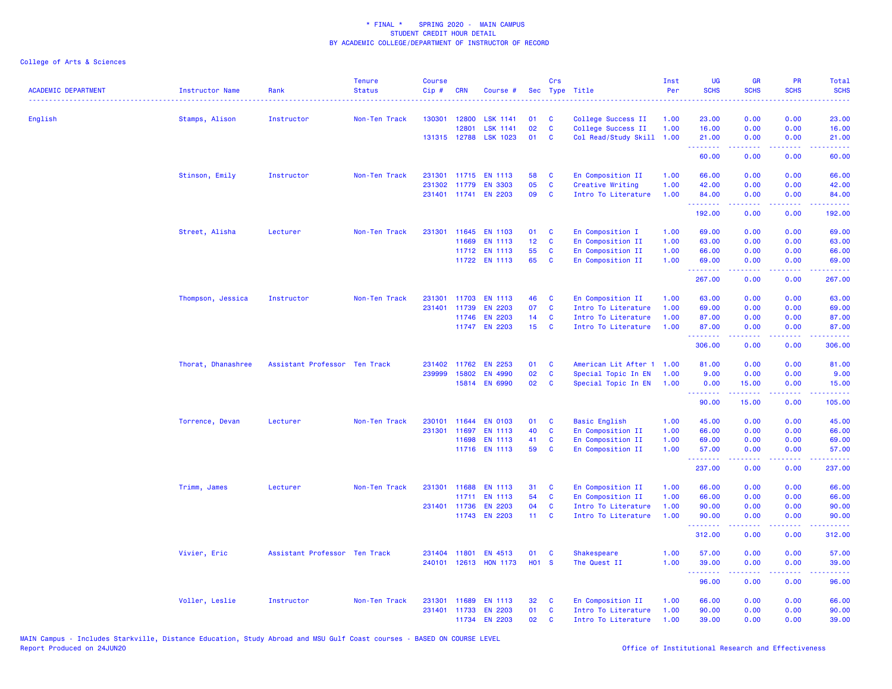\* FINAL \*    SPRING 2020 -  MAIN CAMPUS
STUDENT CREDIT HOUR DETAIL
BY ACADEMIC COLLEGE/DEPARTMENT OF INSTRUCTOR OF RECORD

College of Arts & Sciences

| ACADEMIC DEPARTMENT | Instructor Name | Rank | Tenure Status | Course Cip # | CRN | Course # | Sec | Crs Type | Title | Inst Per | UG SCHS | GR SCHS | PR SCHS | Total SCHS |
|---|---|---|---|---|---|---|---|---|---|---|---|---|---|---|
| English | Stamps, Alison | Instructor | Non-Ten Track | 130301 | 12800 | LSK 1141 | 01 | C | College Success II | 1.00 | 23.00 | 0.00 | 0.00 | 23.00 |
| | | | | | 12801 | LSK 1141 | 02 | C | College Success II | 1.00 | 16.00 | 0.00 | 0.00 | 16.00 |
| | | | | 131315 | 12788 | LSK 1023 | 01 | C | Col Read/Study Skill | 1.00 | 21.00 | 0.00 | 0.00 | 21.00 |
| | | | | | | | | | | | 60.00 | 0.00 | 0.00 | 60.00 |
| | Stinson, Emily | Instructor | Non-Ten Track | 231301 | 11715 | EN 1113 | 58 | C | En Composition II | 1.00 | 66.00 | 0.00 | 0.00 | 66.00 |
| | | | | 231302 | 11779 | EN 3303 | 05 | C | Creative Writing | 1.00 | 42.00 | 0.00 | 0.00 | 42.00 |
| | | | | 231401 | 11741 | EN 2203 | 09 | C | Intro To Literature | 1.00 | 84.00 | 0.00 | 0.00 | 84.00 |
| | | | | | | | | | | | 192.00 | 0.00 | 0.00 | 192.00 |
| | Street, Alisha | Lecturer | Non-Ten Track | 231301 | 11645 | EN 1103 | 01 | C | En Composition I | 1.00 | 69.00 | 0.00 | 0.00 | 69.00 |
| | | | | | 11669 | EN 1113 | 12 | C | En Composition II | 1.00 | 63.00 | 0.00 | 0.00 | 63.00 |
| | | | | | 11712 | EN 1113 | 55 | C | En Composition II | 1.00 | 66.00 | 0.00 | 0.00 | 66.00 |
| | | | | | 11722 | EN 1113 | 65 | C | En Composition II | 1.00 | 69.00 | 0.00 | 0.00 | 69.00 |
| | | | | | | | | | | | 267.00 | 0.00 | 0.00 | 267.00 |
| | Thompson, Jessica | Instructor | Non-Ten Track | 231301 | 11703 | EN 1113 | 46 | C | En Composition II | 1.00 | 63.00 | 0.00 | 0.00 | 63.00 |
| | | | | 231401 | 11739 | EN 2203 | 07 | C | Intro To Literature | 1.00 | 69.00 | 0.00 | 0.00 | 69.00 |
| | | | | | 11746 | EN 2203 | 14 | C | Intro To Literature | 1.00 | 87.00 | 0.00 | 0.00 | 87.00 |
| | | | | | 11747 | EN 2203 | 15 | C | Intro To Literature | 1.00 | 87.00 | 0.00 | 0.00 | 87.00 |
| | | | | | | | | | | | 306.00 | 0.00 | 0.00 | 306.00 |
| | Thorat, Dhanashree | Assistant Professor | Ten Track | 231402 | 11762 | EN 2253 | 01 | C | American Lit After 1 | 1.00 | 81.00 | 0.00 | 0.00 | 81.00 |
| | | | | 239999 | 15802 | EN 4990 | 02 | C | Special Topic In EN | 1.00 | 9.00 | 0.00 | 0.00 | 9.00 |
| | | | | | 15814 | EN 6990 | 02 | C | Special Topic In EN | 1.00 | 0.00 | 15.00 | 0.00 | 15.00 |
| | | | | | | | | | | | 90.00 | 15.00 | 0.00 | 105.00 |
| | Torrence, Devan | Lecturer | Non-Ten Track | 230101 | 11644 | EN 0103 | 01 | C | Basic English | 1.00 | 45.00 | 0.00 | 0.00 | 45.00 |
| | | | | 231301 | 11697 | EN 1113 | 40 | C | En Composition II | 1.00 | 66.00 | 0.00 | 0.00 | 66.00 |
| | | | | | 11698 | EN 1113 | 41 | C | En Composition II | 1.00 | 69.00 | 0.00 | 0.00 | 69.00 |
| | | | | | 11716 | EN 1113 | 59 | C | En Composition II | 1.00 | 57.00 | 0.00 | 0.00 | 57.00 |
| | | | | | | | | | | | 237.00 | 0.00 | 0.00 | 237.00 |
| | Trimm, James | Lecturer | Non-Ten Track | 231301 | 11688 | EN 1113 | 31 | C | En Composition II | 1.00 | 66.00 | 0.00 | 0.00 | 66.00 |
| | | | | | 11711 | EN 1113 | 54 | C | En Composition II | 1.00 | 66.00 | 0.00 | 0.00 | 66.00 |
| | | | | 231401 | 11736 | EN 2203 | 04 | C | Intro To Literature | 1.00 | 90.00 | 0.00 | 0.00 | 90.00 |
| | | | | | 11743 | EN 2203 | 11 | C | Intro To Literature | 1.00 | 90.00 | 0.00 | 0.00 | 90.00 |
| | | | | | | | | | | | 312.00 | 0.00 | 0.00 | 312.00 |
| | Vivier, Eric | Assistant Professor | Ten Track | 231404 | 11801 | EN 4513 | 01 | C | Shakespeare | 1.00 | 57.00 | 0.00 | 0.00 | 57.00 |
| | | | | 240101 | 12613 | HON 1173 | H01 | S | The Quest II | 1.00 | 39.00 | 0.00 | 0.00 | 39.00 |
| | | | | | | | | | | | 96.00 | 0.00 | 0.00 | 96.00 |
| | Voller, Leslie | Instructor | Non-Ten Track | 231301 | 11689 | EN 1113 | 32 | C | En Composition II | 1.00 | 66.00 | 0.00 | 0.00 | 66.00 |
| | | | | 231401 | 11733 | EN 2203 | 01 | C | Intro To Literature | 1.00 | 90.00 | 0.00 | 0.00 | 90.00 |
| | | | | | 11734 | EN 2203 | 02 | C | Intro To Literature | 1.00 | 39.00 | 0.00 | 0.00 | 39.00 |

MAIN Campus - Includes Starkville, Distance Education, Study Abroad and MSU Gulf Coast courses - BASED ON COURSE LEVEL
Report Produced on 24JUN20    Office of Institutional Research and Effectiveness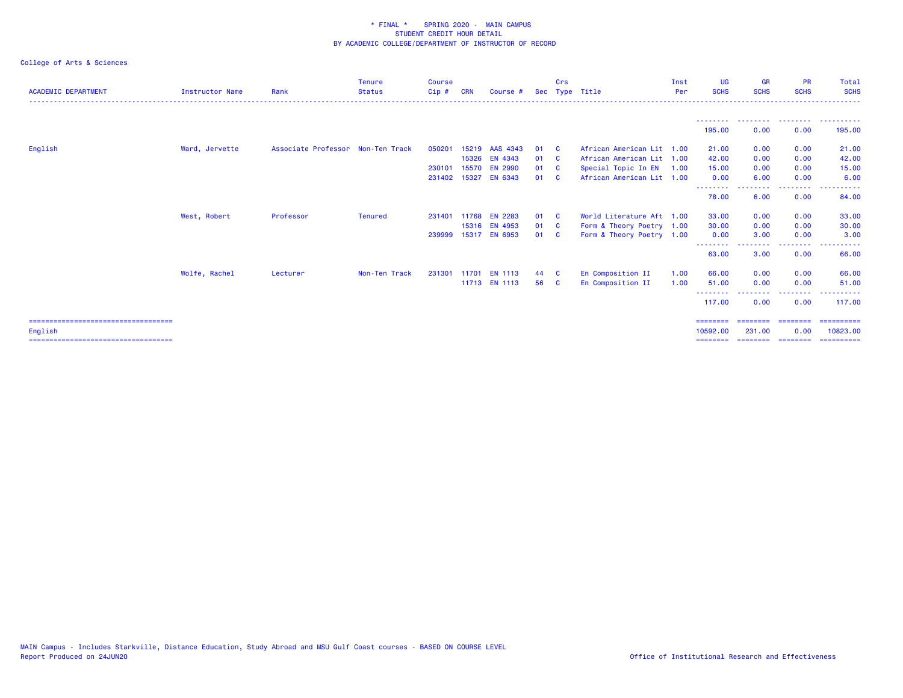\* FINAL \*    SPRING 2020 -  MAIN CAMPUS
STUDENT CREDIT HOUR DETAIL
BY ACADEMIC COLLEGE/DEPARTMENT OF INSTRUCTOR OF RECORD

College of Arts & Sciences

| ACADEMIC DEPARTMENT | Instructor Name | Rank | Tenure Status | Course Cip # | CRN | Course # | Sec | Crs Type | Title | Inst Per | UG SCHS | GR SCHS | PR SCHS | Total SCHS |
|---|---|---|---|---|---|---|---|---|---|---|---|---|---|---|
| | | | | | | | | | | | 195.00 | 0.00 | 0.00 | 195.00 |
| English | Ward, Jervette | Associate Professor | Non-Ten Track | 050201 | 15219 | AAS 4343 | 01 | C | African American Lit | 1.00 | 21.00 | 0.00 | 0.00 | 21.00 |
| | | | | | 15326 | EN 4343 | 01 | C | African American Lit | 1.00 | 42.00 | 0.00 | 0.00 | 42.00 |
| | | | | 230101 | 15570 | EN 2990 | 01 | C | Special Topic In EN | 1.00 | 15.00 | 0.00 | 0.00 | 15.00 |
| | | | | 231402 | 15327 | EN 6343 | 01 | C | African American Lit | 1.00 | 0.00 | 6.00 | 0.00 | 6.00 |
| | | | | | | | | | | | 78.00 | 6.00 | 0.00 | 84.00 |
| | West, Robert | Professor | Tenured | 231401 | 11768 | EN 2283 | 01 | C | World Literature Aft | 1.00 | 33.00 | 0.00 | 0.00 | 33.00 |
| | | | | | 15316 | EN 4953 | 01 | C | Form & Theory Poetry | 1.00 | 30.00 | 0.00 | 0.00 | 30.00 |
| | | | | 239999 | 15317 | EN 6953 | 01 | C | Form & Theory Poetry | 1.00 | 0.00 | 3.00 | 0.00 | 3.00 |
| | | | | | | | | | | | 63.00 | 3.00 | 0.00 | 66.00 |
| | Wolfe, Rachel | Lecturer | Non-Ten Track | 231301 | 11701 | EN 1113 | 44 | C | En Composition II | 1.00 | 66.00 | 0.00 | 0.00 | 66.00 |
| | | | | | 11713 | EN 1113 | 56 | C | En Composition II | 1.00 | 51.00 | 0.00 | 0.00 | 51.00 |
| | | | | | | | | | | | 117.00 | 0.00 | 0.00 | 117.00 |
| English | | | | | | | | | | | 10592.00 | 231.00 | 0.00 | 10823.00 |

MAIN Campus - Includes Starkville, Distance Education, Study Abroad and MSU Gulf Coast courses - BASED ON COURSE LEVEL
Report Produced on 24JUN20

Office of Institutional Research and Effectiveness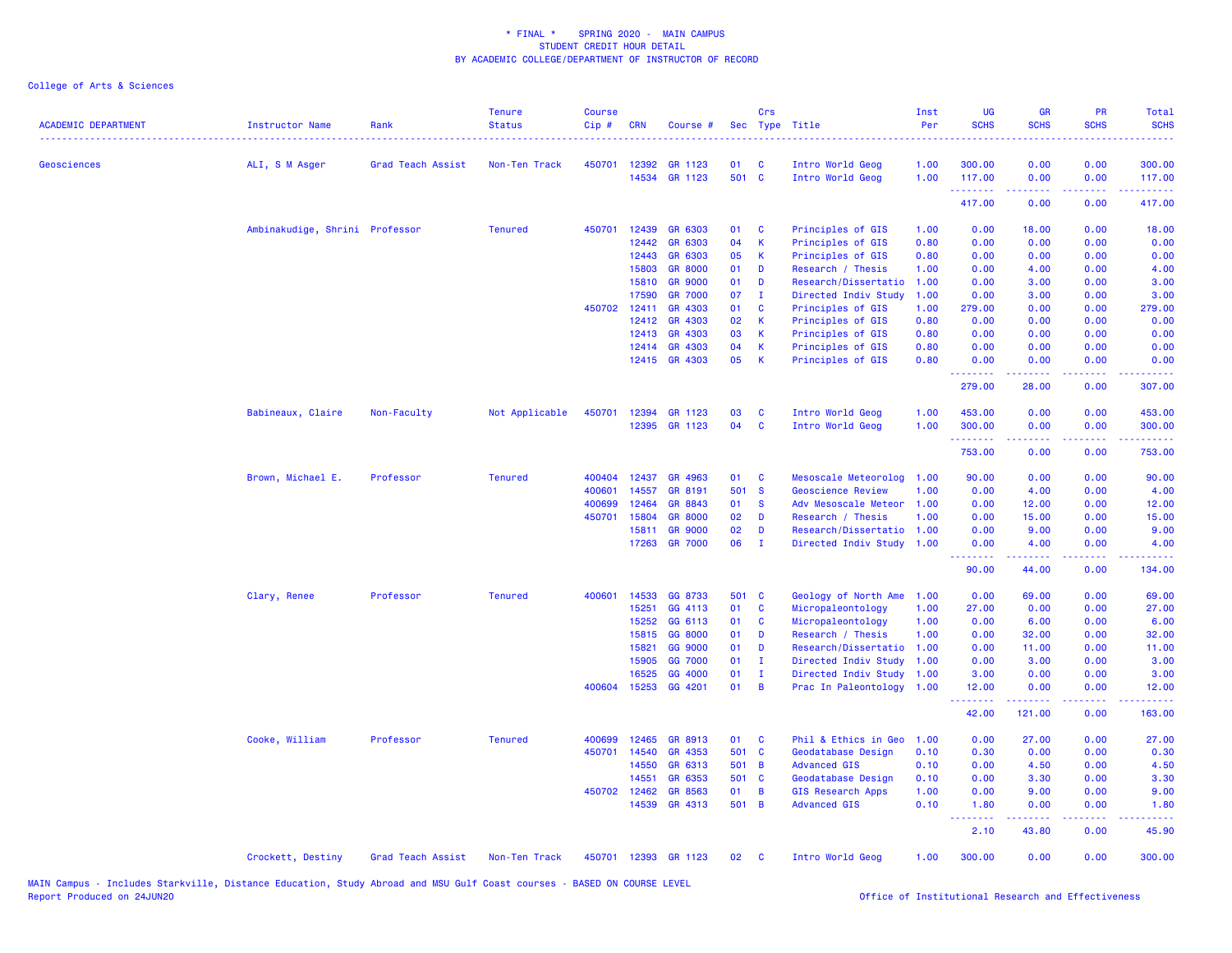# * FINAL * SPRING 2020 - MAIN CAMPUS
## STUDENT CREDIT HOUR DETAIL
## BY ACADEMIC COLLEGE/DEPARTMENT OF INSTRUCTOR OF RECORD

College of Arts & Sciences

| ACADEMIC DEPARTMENT | Instructor Name | Rank | Tenure Status | Course Cip # | CRN | Course # | Sec | Crs Type | Title | Inst Per | UG SCHS | GR SCHS | PR SCHS | Total SCHS |
|---|---|---|---|---|---|---|---|---|---|---|---|---|---|---|
| Geosciences | ALI, S M Asger | Grad Teach Assist | Non-Ten Track | 450701 | 12392 | GR 1123 | 01 | C | Intro World Geog | 1.00 | 300.00 | 0.00 | 0.00 | 300.00 |
| | | | | | 14534 | GR 1123 | 501 | C | Intro World Geog | 1.00 | 117.00 | 0.00 | 0.00 | 117.00 |
| | | | | | | | | | | | 417.00 | 0.00 | 0.00 | 417.00 |
| | Ambinakudige, Shrini | Professor | Tenured | 450701 | 12439 | GR 6303 | 01 | C | Principles of GIS | 1.00 | 0.00 | 18.00 | 0.00 | 18.00 |
| | | | | | 12442 | GR 6303 | 04 | K | Principles of GIS | 0.80 | 0.00 | 0.00 | 0.00 | 0.00 |
| | | | | | 12443 | GR 6303 | 05 | K | Principles of GIS | 0.80 | 0.00 | 0.00 | 0.00 | 0.00 |
| | | | | | 15803 | GR 8000 | 01 | D | Research / Thesis | 1.00 | 0.00 | 4.00 | 0.00 | 4.00 |
| | | | | | 15810 | GR 9000 | 01 | D | Research/Dissertatio | 1.00 | 0.00 | 3.00 | 0.00 | 3.00 |
| | | | | | 17590 | GR 7000 | 07 | I | Directed Indiv Study | 1.00 | 0.00 | 3.00 | 0.00 | 3.00 |
| | | | | 450702 | 12411 | GR 4303 | 01 | C | Principles of GIS | 1.00 | 279.00 | 0.00 | 0.00 | 279.00 |
| | | | | | 12412 | GR 4303 | 02 | K | Principles of GIS | 0.80 | 0.00 | 0.00 | 0.00 | 0.00 |
| | | | | | 12413 | GR 4303 | 03 | K | Principles of GIS | 0.80 | 0.00 | 0.00 | 0.00 | 0.00 |
| | | | | | 12414 | GR 4303 | 04 | K | Principles of GIS | 0.80 | 0.00 | 0.00 | 0.00 | 0.00 |
| | | | | | 12415 | GR 4303 | 05 | K | Principles of GIS | 0.80 | 0.00 | 0.00 | 0.00 | 0.00 |
| | | | | | | | | | | | 279.00 | 28.00 | 0.00 | 307.00 |
| | Babineaux, Claire | Non-Faculty | Not Applicable | 450701 | 12394 | GR 1123 | 03 | C | Intro World Geog | 1.00 | 453.00 | 0.00 | 0.00 | 453.00 |
| | | | | | 12395 | GR 1123 | 04 | C | Intro World Geog | 1.00 | 300.00 | 0.00 | 0.00 | 300.00 |
| | | | | | | | | | | | 753.00 | 0.00 | 0.00 | 753.00 |
| | Brown, Michael E. | Professor | Tenured | 400404 | 12437 | GR 4963 | 01 | C | Mesoscale Meteorolog | 1.00 | 90.00 | 0.00 | 0.00 | 90.00 |
| | | | | 400601 | 14557 | GR 8191 | 501 | S | Geoscience Review | 1.00 | 0.00 | 4.00 | 0.00 | 4.00 |
| | | | | 400699 | 12464 | GR 8843 | 01 | S | Adv Mesoscale Meteor | 1.00 | 0.00 | 12.00 | 0.00 | 12.00 |
| | | | | 450701 | 15804 | GR 8000 | 02 | D | Research / Thesis | 1.00 | 0.00 | 15.00 | 0.00 | 15.00 |
| | | | | | 15811 | GR 9000 | 02 | D | Research/Dissertatio | 1.00 | 0.00 | 9.00 | 0.00 | 9.00 |
| | | | | | 17263 | GR 7000 | 06 | I | Directed Indiv Study | 1.00 | 0.00 | 4.00 | 0.00 | 4.00 |
| | | | | | | | | | | | 90.00 | 44.00 | 0.00 | 134.00 |
| | Clary, Renee | Professor | Tenured | 400601 | 14533 | GG 8733 | 501 | C | Geology of North Ame | 1.00 | 0.00 | 69.00 | 0.00 | 69.00 |
| | | | | | 15251 | GG 4113 | 01 | C | Micropaleontology | 1.00 | 27.00 | 0.00 | 0.00 | 27.00 |
| | | | | | 15252 | GG 6113 | 01 | C | Micropaleontology | 1.00 | 0.00 | 6.00 | 0.00 | 6.00 |
| | | | | | 15815 | GG 8000 | 01 | D | Research / Thesis | 1.00 | 0.00 | 32.00 | 0.00 | 32.00 |
| | | | | | 15821 | GG 9000 | 01 | D | Research/Dissertatio | 1.00 | 0.00 | 11.00 | 0.00 | 11.00 |
| | | | | | 15905 | GG 7000 | 01 | I | Directed Indiv Study | 1.00 | 0.00 | 3.00 | 0.00 | 3.00 |
| | | | | | 16525 | GG 4000 | 01 | I | Directed Indiv Study | 1.00 | 3.00 | 0.00 | 0.00 | 3.00 |
| | | | | 400604 | 15253 | GG 4201 | 01 | B | Prac In Paleontology | 1.00 | 12.00 | 0.00 | 0.00 | 12.00 |
| | | | | | | | | | | | 42.00 | 121.00 | 0.00 | 163.00 |
| | Cooke, William | Professor | Tenured | 400699 | 12465 | GR 8913 | 01 | C | Phil & Ethics in Geo | 1.00 | 0.00 | 27.00 | 0.00 | 27.00 |
| | | | | 450701 | 14540 | GR 4353 | 501 | C | Geodatabase Design | 0.10 | 0.30 | 0.00 | 0.00 | 0.30 |
| | | | | | 14550 | GR 6313 | 501 | B | Advanced GIS | 0.10 | 0.00 | 4.50 | 0.00 | 4.50 |
| | | | | | 14551 | GR 6353 | 501 | C | Geodatabase Design | 0.10 | 0.00 | 3.30 | 0.00 | 3.30 |
| | | | | 450702 | 12462 | GR 8563 | 01 | B | GIS Research Apps | 1.00 | 0.00 | 9.00 | 0.00 | 9.00 |
| | | | | | 14539 | GR 4313 | 501 | B | Advanced GIS | 0.10 | 1.80 | 0.00 | 0.00 | 1.80 |
| | | | | | | | | | | | 2.10 | 43.80 | 0.00 | 45.90 |
| | Crockett, Destiny | Grad Teach Assist | Non-Ten Track | 450701 | 12393 | GR 1123 | 02 | C | Intro World Geog | 1.00 | 300.00 | 0.00 | 0.00 | 300.00 |

MAIN Campus - Includes Starkville, Distance Education, Study Abroad and MSU Gulf Coast courses - BASED ON COURSE LEVEL
Report Produced on 24JUN20

Office of Institutional Research and Effectiveness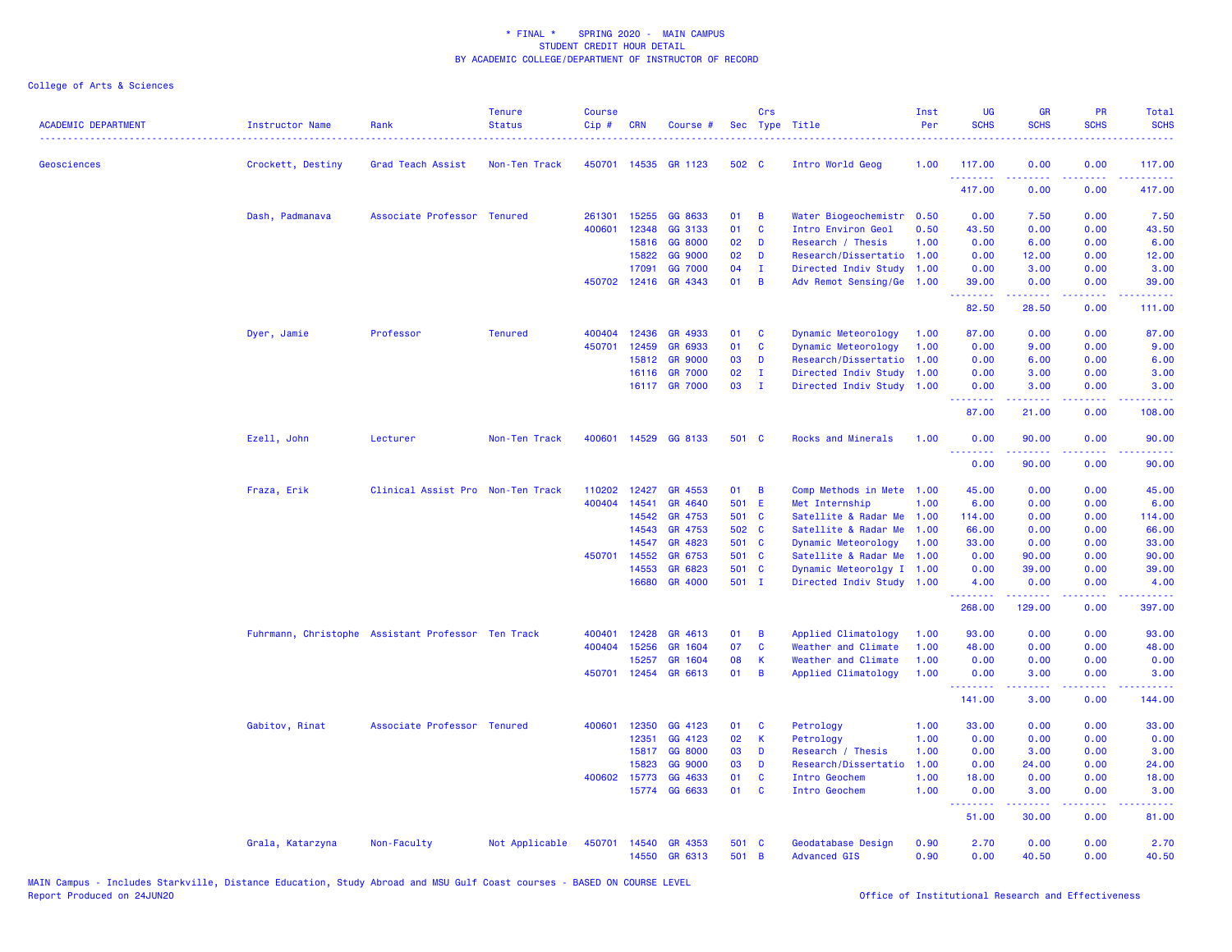\* FINAL \*    SPRING 2020 -  MAIN CAMPUS
STUDENT CREDIT HOUR DETAIL
BY ACADEMIC COLLEGE/DEPARTMENT OF INSTRUCTOR OF RECORD

College of Arts & Sciences

| ACADEMIC DEPARTMENT | Instructor Name | Rank | Tenure Status | Course Cip # | CRN | Course # | Sec | Crs Type | Title | Inst Per | UG SCHS | GR SCHS | PR SCHS | Total SCHS |
|---|---|---|---|---|---|---|---|---|---|---|---|---|---|---|
| Geosciences | Crockett, Destiny | Grad Teach Assist | Non-Ten Track | 450701 | 14535 | GR 1123 | 502 | C | Intro World Geog | 1.00 | 117.00 | 0.00 | 0.00 | 117.00 |
| | | | | | | | | | | | 417.00 | 0.00 | 0.00 | 417.00 |
| | Dash, Padmanava | Associate Professor | Tenured | 261301 | 15255 | GG 8633 | 01 | B | Water Biogeochemistr | 0.50 | 0.00 | 7.50 | 0.00 | 7.50 |
| | | | | 400601 | 12348 | GG 3133 | 01 | C | Intro Environ Geol | 0.50 | 43.50 | 0.00 | 0.00 | 43.50 |
| | | | | | 15816 | GG 8000 | 02 | D | Research / Thesis | 1.00 | 0.00 | 6.00 | 0.00 | 6.00 |
| | | | | | 15822 | GG 9000 | 02 | D | Research/Dissertatio | 1.00 | 0.00 | 12.00 | 0.00 | 12.00 |
| | | | | | 17091 | GG 7000 | 04 | I | Directed Indiv Study | 1.00 | 0.00 | 3.00 | 0.00 | 3.00 |
| | | | | 450702 | 12416 | GR 4343 | 01 | B | Adv Remot Sensing/Ge | 1.00 | 39.00 | 0.00 | 0.00 | 39.00 |
| | | | | | | | | | | | 82.50 | 28.50 | 0.00 | 111.00 |
| | Dyer, Jamie | Professor | Tenured | 400404 | 12436 | GR 4933 | 01 | C | Dynamic Meteorology | 1.00 | 87.00 | 0.00 | 0.00 | 87.00 |
| | | | | 450701 | 12459 | GR 6933 | 01 | C | Dynamic Meteorology | 1.00 | 0.00 | 9.00 | 0.00 | 9.00 |
| | | | | | 15812 | GR 9000 | 03 | D | Research/Dissertatio | 1.00 | 0.00 | 6.00 | 0.00 | 6.00 |
| | | | | | 16116 | GR 7000 | 02 | I | Directed Indiv Study | 1.00 | 0.00 | 3.00 | 0.00 | 3.00 |
| | | | | | 16117 | GR 7000 | 03 | I | Directed Indiv Study | 1.00 | 0.00 | 3.00 | 0.00 | 3.00 |
| | | | | | | | | | | | 87.00 | 21.00 | 0.00 | 108.00 |
| | Ezell, John | Lecturer | Non-Ten Track | 400601 | 14529 | GG 8133 | 501 | C | Rocks and Minerals | 1.00 | 0.00 | 90.00 | 0.00 | 90.00 |
| | | | | | | | | | | | 0.00 | 90.00 | 0.00 | 90.00 |
| | Fraza, Erik | Clinical Assist Pro | Non-Ten Track | 110202 | 12427 | GR 4553 | 01 | B | Comp Methods in Mete | 1.00 | 45.00 | 0.00 | 0.00 | 45.00 |
| | | | | 400404 | 14541 | GR 4640 | 501 | E | Met Internship | 1.00 | 6.00 | 0.00 | 0.00 | 6.00 |
| | | | | | 14542 | GR 4753 | 501 | C | Satellite & Radar Me | 1.00 | 114.00 | 0.00 | 0.00 | 114.00 |
| | | | | | 14543 | GR 4753 | 502 | C | Satellite & Radar Me | 1.00 | 66.00 | 0.00 | 0.00 | 66.00 |
| | | | | | 14547 | GR 4823 | 501 | C | Dynamic Meteorology | 1.00 | 33.00 | 0.00 | 0.00 | 33.00 |
| | | | | 450701 | 14552 | GR 6753 | 501 | C | Satellite & Radar Me | 1.00 | 0.00 | 90.00 | 0.00 | 90.00 |
| | | | | | 14553 | GR 6823 | 501 | C | Dynamic Meteorolgy I | 1.00 | 0.00 | 39.00 | 0.00 | 39.00 |
| | | | | | 16680 | GR 4000 | 501 | I | Directed Indiv Study | 1.00 | 4.00 | 0.00 | 0.00 | 4.00 |
| | | | | | | | | | | | 268.00 | 129.00 | 0.00 | 397.00 |
| | Fuhrmann, Christophe | Assistant Professor | Ten Track | 400401 | 12428 | GR 4613 | 01 | B | Applied Climatology | 1.00 | 93.00 | 0.00 | 0.00 | 93.00 |
| | | | | 400404 | 15256 | GR 1604 | 07 | C | Weather and Climate | 1.00 | 48.00 | 0.00 | 0.00 | 48.00 |
| | | | | | 15257 | GR 1604 | 08 | K | Weather and Climate | 1.00 | 0.00 | 0.00 | 0.00 | 0.00 |
| | | | | 450701 | 12454 | GR 6613 | 01 | B | Applied Climatology | 1.00 | 0.00 | 3.00 | 0.00 | 3.00 |
| | | | | | | | | | | | 141.00 | 3.00 | 0.00 | 144.00 |
| | Gabitov, Rinat | Associate Professor | Tenured | 400601 | 12350 | GG 4123 | 01 | C | Petrology | 1.00 | 33.00 | 0.00 | 0.00 | 33.00 |
| | | | | | 12351 | GG 4123 | 02 | K | Petrology | 1.00 | 0.00 | 0.00 | 0.00 | 0.00 |
| | | | | | 15817 | GG 8000 | 03 | D | Research / Thesis | 1.00 | 0.00 | 3.00 | 0.00 | 3.00 |
| | | | | | 15823 | GG 9000 | 03 | D | Research/Dissertatio | 1.00 | 0.00 | 24.00 | 0.00 | 24.00 |
| | | | | 400602 | 15773 | GG 4633 | 01 | C | Intro Geochem | 1.00 | 18.00 | 0.00 | 0.00 | 18.00 |
| | | | | | 15774 | GG 6633 | 01 | C | Intro Geochem | 1.00 | 0.00 | 3.00 | 0.00 | 3.00 |
| | | | | | | | | | | | 51.00 | 30.00 | 0.00 | 81.00 |
| | Grala, Katarzyna | Non-Faculty | Not Applicable | 450701 | 14540 | GR 4353 | 501 | C | Geodatabase Design | 0.90 | 2.70 | 0.00 | 0.00 | 2.70 |
| | | | | | 14550 | GR 6313 | 501 | B | Advanced GIS | 0.90 | 0.00 | 40.50 | 0.00 | 40.50 |

MAIN Campus - Includes Starkville, Distance Education, Study Abroad and MSU Gulf Coast courses - BASED ON COURSE LEVEL
Report Produced on 24JUN20    Office of Institutional Research and Effectiveness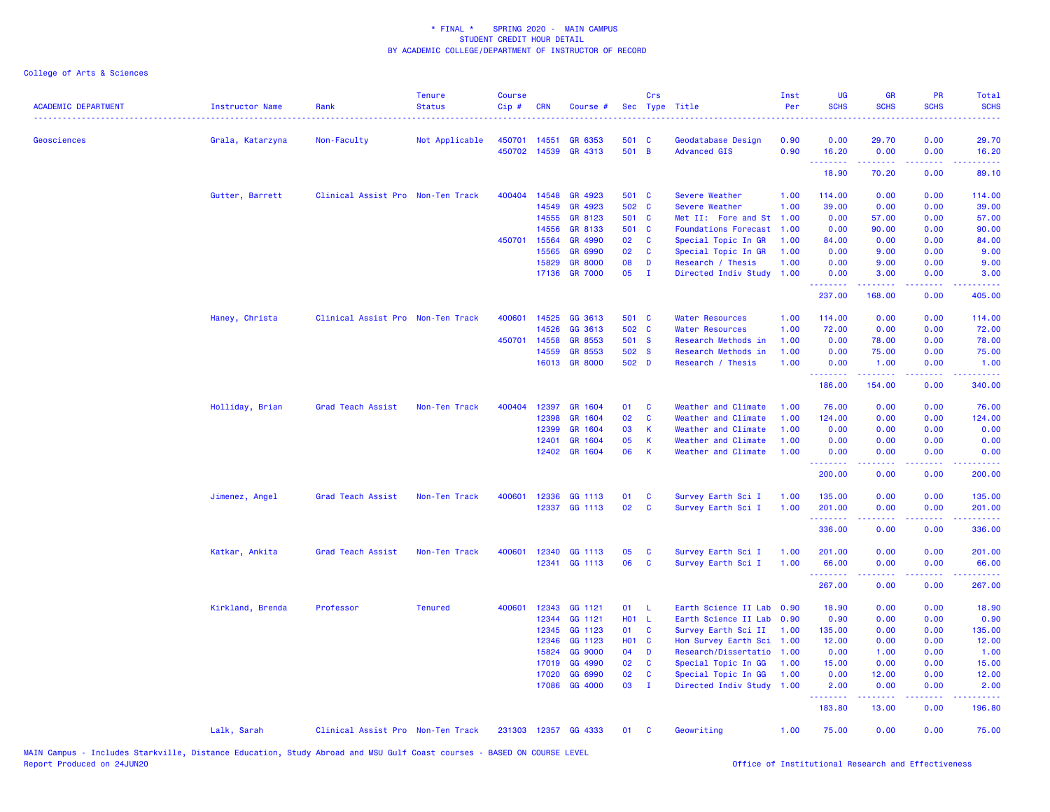\* FINAL \* SPRING 2020 - MAIN CAMPUS
STUDENT CREDIT HOUR DETAIL
BY ACADEMIC COLLEGE/DEPARTMENT OF INSTRUCTOR OF RECORD

College of Arts & Sciences

| ACADEMIC DEPARTMENT | Instructor Name | Rank | Tenure Status | Course Cip # | CRN | Course # | Sec | Crs Type | Title | Inst Per | UG SCHS | GR SCHS | PR SCHS | Total SCHS |
|---|---|---|---|---|---|---|---|---|---|---|---|---|---|---|
| Geosciences | Grala, Katarzyna | Non-Faculty | Not Applicable | 450701 | 14551 | GR 6353 | 501 | C | Geodatabase Design | 0.90 | 0.00 | 29.70 | 0.00 | 29.70 |
| | | | | 450702 | 14539 | GR 4313 | 501 | B | Advanced GIS | 0.90 | 16.20 | 0.00 | 0.00 | 16.20 |
| | | | | | | | | | | | 18.90 | 70.20 | 0.00 | 89.10 |
| | Gutter, Barrett | Clinical Assist Pro | Non-Ten Track | 400404 | 14548 | GR 4923 | 501 | C | Severe Weather | 1.00 | 114.00 | 0.00 | 0.00 | 114.00 |
| | | | | | 14549 | GR 4923 | 502 | C | Severe Weather | 1.00 | 39.00 | 0.00 | 0.00 | 39.00 |
| | | | | | 14555 | GR 8123 | 501 | C | Met II: Fore and St | 1.00 | 0.00 | 57.00 | 0.00 | 57.00 |
| | | | | | 14556 | GR 8133 | 501 | C | Foundations Forecast | 1.00 | 0.00 | 90.00 | 0.00 | 90.00 |
| | | | | 450701 | 15564 | GR 4990 | 02 | C | Special Topic In GR | 1.00 | 84.00 | 0.00 | 0.00 | 84.00 |
| | | | | | 15565 | GR 6990 | 02 | C | Special Topic In GR | 1.00 | 0.00 | 9.00 | 0.00 | 9.00 |
| | | | | | 15829 | GR 8000 | 08 | D | Research / Thesis | 1.00 | 0.00 | 9.00 | 0.00 | 9.00 |
| | | | | | 17136 | GR 7000 | 05 | I | Directed Indiv Study | 1.00 | 0.00 | 3.00 | 0.00 | 3.00 |
| | | | | | | | | | | | 237.00 | 168.00 | 0.00 | 405.00 |
| | Haney, Christa | Clinical Assist Pro | Non-Ten Track | 400601 | 14525 | GG 3613 | 501 | C | Water Resources | 1.00 | 114.00 | 0.00 | 0.00 | 114.00 |
| | | | | | 14526 | GG 3613 | 502 | C | Water Resources | 1.00 | 72.00 | 0.00 | 0.00 | 72.00 |
| | | | | 450701 | 14558 | GR 8553 | 501 | S | Research Methods in | 1.00 | 0.00 | 78.00 | 0.00 | 78.00 |
| | | | | | 14559 | GR 8553 | 502 | S | Research Methods in | 1.00 | 0.00 | 75.00 | 0.00 | 75.00 |
| | | | | | 16013 | GR 8000 | 502 | D | Research / Thesis | 1.00 | 0.00 | 1.00 | 0.00 | 1.00 |
| | | | | | | | | | | | 186.00 | 154.00 | 0.00 | 340.00 |
| | Holliday, Brian | Grad Teach Assist | Non-Ten Track | 400404 | 12397 | GR 1604 | 01 | C | Weather and Climate | 1.00 | 76.00 | 0.00 | 0.00 | 76.00 |
| | | | | | 12398 | GR 1604 | 02 | C | Weather and Climate | 1.00 | 124.00 | 0.00 | 0.00 | 124.00 |
| | | | | | 12399 | GR 1604 | 03 | K | Weather and Climate | 1.00 | 0.00 | 0.00 | 0.00 | 0.00 |
| | | | | | 12401 | GR 1604 | 05 | K | Weather and Climate | 1.00 | 0.00 | 0.00 | 0.00 | 0.00 |
| | | | | | 12402 | GR 1604 | 06 | K | Weather and Climate | 1.00 | 0.00 | 0.00 | 0.00 | 0.00 |
| | | | | | | | | | | | 200.00 | 0.00 | 0.00 | 200.00 |
| | Jimenez, Angel | Grad Teach Assist | Non-Ten Track | 400601 | 12336 | GG 1113 | 01 | C | Survey Earth Sci I | 1.00 | 135.00 | 0.00 | 0.00 | 135.00 |
| | | | | | 12337 | GG 1113 | 02 | C | Survey Earth Sci I | 1.00 | 201.00 | 0.00 | 0.00 | 201.00 |
| | | | | | | | | | | | 336.00 | 0.00 | 0.00 | 336.00 |
| | Katkar, Ankita | Grad Teach Assist | Non-Ten Track | 400601 | 12340 | GG 1113 | 05 | C | Survey Earth Sci I | 1.00 | 201.00 | 0.00 | 0.00 | 201.00 |
| | | | | | 12341 | GG 1113 | 06 | C | Survey Earth Sci I | 1.00 | 66.00 | 0.00 | 0.00 | 66.00 |
| | | | | | | | | | | | 267.00 | 0.00 | 0.00 | 267.00 |
| | Kirkland, Brenda | Professor | Tenured | 400601 | 12343 | GG 1121 | 01 | L | Earth Science II Lab | 0.90 | 18.90 | 0.00 | 0.00 | 18.90 |
| | | | | | 12344 | GG 1121 | H01 | L | Earth Science II Lab | 0.90 | 0.90 | 0.00 | 0.00 | 0.90 |
| | | | | | 12345 | GG 1123 | 01 | C | Survey Earth Sci II | 1.00 | 135.00 | 0.00 | 0.00 | 135.00 |
| | | | | | 12346 | GG 1123 | H01 | C | Hon Survey Earth Sci | 1.00 | 12.00 | 0.00 | 0.00 | 12.00 |
| | | | | | 15824 | GG 9000 | 04 | D | Research/Dissertatio | 1.00 | 0.00 | 1.00 | 0.00 | 1.00 |
| | | | | | 17019 | GG 4990 | 02 | C | Special Topic In GG | 1.00 | 15.00 | 0.00 | 0.00 | 15.00 |
| | | | | | 17020 | GG 6990 | 02 | C | Special Topic In GG | 1.00 | 0.00 | 12.00 | 0.00 | 12.00 |
| | | | | | 17086 | GG 4000 | 03 | I | Directed Indiv Study | 1.00 | 2.00 | 0.00 | 0.00 | 2.00 |
| | | | | | | | | | | | 183.80 | 13.00 | 0.00 | 196.80 |
| | Lalk, Sarah | Clinical Assist Pro | Non-Ten Track | 231303 | 12357 | GG 4333 | 01 | C | Geowriting | 1.00 | 75.00 | 0.00 | 0.00 | 75.00 |

MAIN Campus - Includes Starkville, Distance Education, Study Abroad and MSU Gulf Coast courses - BASED ON COURSE LEVEL
Report Produced on 24JUN20

Office of Institutional Research and Effectiveness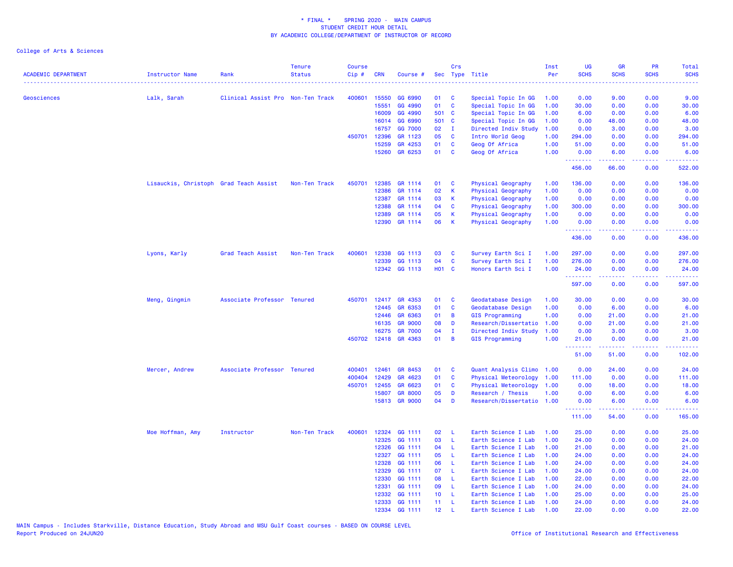\* FINAL \*    SPRING 2020 -  MAIN CAMPUS
STUDENT CREDIT HOUR DETAIL
BY ACADEMIC COLLEGE/DEPARTMENT OF INSTRUCTOR OF RECORD

College of Arts & Sciences

| ACADEMIC DEPARTMENT | Instructor Name | Rank | Tenure Status | Course Cip # | CRN | Course # | Sec | Crs Type | Title | Inst Per | UG SCHS | GR SCHS | PR SCHS | Total SCHS |
|---|---|---|---|---|---|---|---|---|---|---|---|---|---|---|
| Geosciences | Lalk, Sarah | Clinical Assist Pro | Non-Ten Track | 400601 | 15550 | GG 6990 | 01 | C | Special Topic In GG | 1.00 | 0.00 | 9.00 | 0.00 | 9.00 |
| | | | | | 15551 | GG 4990 | 01 | C | Special Topic In GG | 1.00 | 30.00 | 0.00 | 0.00 | 30.00 |
| | | | | | 16009 | GG 4990 | 501 | C | Special Topic In GG | 1.00 | 6.00 | 0.00 | 0.00 | 6.00 |
| | | | | | 16014 | GG 6990 | 501 | C | Special Topic In GG | 1.00 | 0.00 | 48.00 | 0.00 | 48.00 |
| | | | | | 16757 | GG 7000 | 02 | I | Directed Indiv Study | 1.00 | 0.00 | 3.00 | 0.00 | 3.00 |
| | | | | 450701 | 12396 | GR 1123 | 05 | C | Intro World Geog | 1.00 | 294.00 | 0.00 | 0.00 | 294.00 |
| | | | | | 15259 | GR 4253 | 01 | C | Geog Of Africa | 1.00 | 51.00 | 0.00 | 0.00 | 51.00 |
| | | | | | 15260 | GR 6253 | 01 | C | Geog Of Africa | 1.00 | 0.00 | 6.00 | 0.00 | 6.00 |
| | | | | | | | | | | | 456.00 | 66.00 | 0.00 | 522.00 |
| | Lisauckis, Christoph | Grad Teach Assist | Non-Ten Track | 450701 | 12385 | GR 1114 | 01 | C | Physical Geography | 1.00 | 136.00 | 0.00 | 0.00 | 136.00 |
| | | | | | 12386 | GR 1114 | 02 | K | Physical Geography | 1.00 | 0.00 | 0.00 | 0.00 | 0.00 |
| | | | | | 12387 | GR 1114 | 03 | K | Physical Geography | 1.00 | 0.00 | 0.00 | 0.00 | 0.00 |
| | | | | | 12388 | GR 1114 | 04 | C | Physical Geography | 1.00 | 300.00 | 0.00 | 0.00 | 300.00 |
| | | | | | 12389 | GR 1114 | 05 | K | Physical Geography | 1.00 | 0.00 | 0.00 | 0.00 | 0.00 |
| | | | | | 12390 | GR 1114 | 06 | K | Physical Geography | 1.00 | 0.00 | 0.00 | 0.00 | 0.00 |
| | | | | | | | | | | | 436.00 | 0.00 | 0.00 | 436.00 |
| | Lyons, Karly | Grad Teach Assist | Non-Ten Track | 400601 | 12338 | GG 1113 | 03 | C | Survey Earth Sci I | 1.00 | 297.00 | 0.00 | 0.00 | 297.00 |
| | | | | | 12339 | GG 1113 | 04 | C | Survey Earth Sci I | 1.00 | 276.00 | 0.00 | 0.00 | 276.00 |
| | | | | | 12342 | GG 1113 | H01 | C | Honors Earth Sci I | 1.00 | 24.00 | 0.00 | 0.00 | 24.00 |
| | | | | | | | | | | | 597.00 | 0.00 | 0.00 | 597.00 |
| | Meng, Qingmin | Associate Professor | Tenured | 450701 | 12417 | GR 4353 | 01 | C | Geodatabase Design | 1.00 | 30.00 | 0.00 | 0.00 | 30.00 |
| | | | | | 12445 | GR 6353 | 01 | C | Geodatabase Design | 1.00 | 0.00 | 6.00 | 0.00 | 6.00 |
| | | | | | 12446 | GR 6363 | 01 | B | GIS Programming | 1.00 | 0.00 | 21.00 | 0.00 | 21.00 |
| | | | | | 16135 | GR 9000 | 08 | D | Research/Dissertatio | 1.00 | 0.00 | 21.00 | 0.00 | 21.00 |
| | | | | | 16275 | GR 7000 | 04 | I | Directed Indiv Study | 1.00 | 0.00 | 3.00 | 0.00 | 3.00 |
| | | | | 450702 | 12418 | GR 4363 | 01 | B | GIS Programming | 1.00 | 21.00 | 0.00 | 0.00 | 21.00 |
| | | | | | | | | | | | 51.00 | 51.00 | 0.00 | 102.00 |
| | Mercer, Andrew | Associate Professor | Tenured | 400401 | 12461 | GR 8453 | 01 | C | Quant Analysis Climo | 1.00 | 0.00 | 24.00 | 0.00 | 24.00 |
| | | | | 400404 | 12429 | GR 4623 | 01 | C | Physical Meteorology | 1.00 | 111.00 | 0.00 | 0.00 | 111.00 |
| | | | | 450701 | 12455 | GR 6623 | 01 | C | Physical Meteorology | 1.00 | 0.00 | 18.00 | 0.00 | 18.00 |
| | | | | | 15807 | GR 8000 | 05 | D | Research / Thesis | 1.00 | 0.00 | 6.00 | 0.00 | 6.00 |
| | | | | | 15813 | GR 9000 | 04 | D | Research/Dissertatio | 1.00 | 0.00 | 6.00 | 0.00 | 6.00 |
| | | | | | | | | | | | 111.00 | 54.00 | 0.00 | 165.00 |
| | Moe Hoffman, Amy | Instructor | Non-Ten Track | 400601 | 12324 | GG 1111 | 02 | L | Earth Science I Lab | 1.00 | 25.00 | 0.00 | 0.00 | 25.00 |
| | | | | | 12325 | GG 1111 | 03 | L | Earth Science I Lab | 1.00 | 24.00 | 0.00 | 0.00 | 24.00 |
| | | | | | 12326 | GG 1111 | 04 | L | Earth Science I Lab | 1.00 | 21.00 | 0.00 | 0.00 | 21.00 |
| | | | | | 12327 | GG 1111 | 05 | L | Earth Science I Lab | 1.00 | 24.00 | 0.00 | 0.00 | 24.00 |
| | | | | | 12328 | GG 1111 | 06 | L | Earth Science I Lab | 1.00 | 24.00 | 0.00 | 0.00 | 24.00 |
| | | | | | 12329 | GG 1111 | 07 | L | Earth Science I Lab | 1.00 | 24.00 | 0.00 | 0.00 | 24.00 |
| | | | | | 12330 | GG 1111 | 08 | L | Earth Science I Lab | 1.00 | 22.00 | 0.00 | 0.00 | 22.00 |
| | | | | | 12331 | GG 1111 | 09 | L | Earth Science I Lab | 1.00 | 24.00 | 0.00 | 0.00 | 24.00 |
| | | | | | 12332 | GG 1111 | 10 | L | Earth Science I Lab | 1.00 | 25.00 | 0.00 | 0.00 | 25.00 |
| | | | | | 12333 | GG 1111 | 11 | L | Earth Science I Lab | 1.00 | 24.00 | 0.00 | 0.00 | 24.00 |
| | | | | | 12334 | GG 1111 | 12 | L | Earth Science I Lab | 1.00 | 22.00 | 0.00 | 0.00 | 22.00 |

MAIN Campus - Includes Starkville, Distance Education, Study Abroad and MSU Gulf Coast courses - BASED ON COURSE LEVEL
Report Produced on 24JUN20

Office of Institutional Research and Effectiveness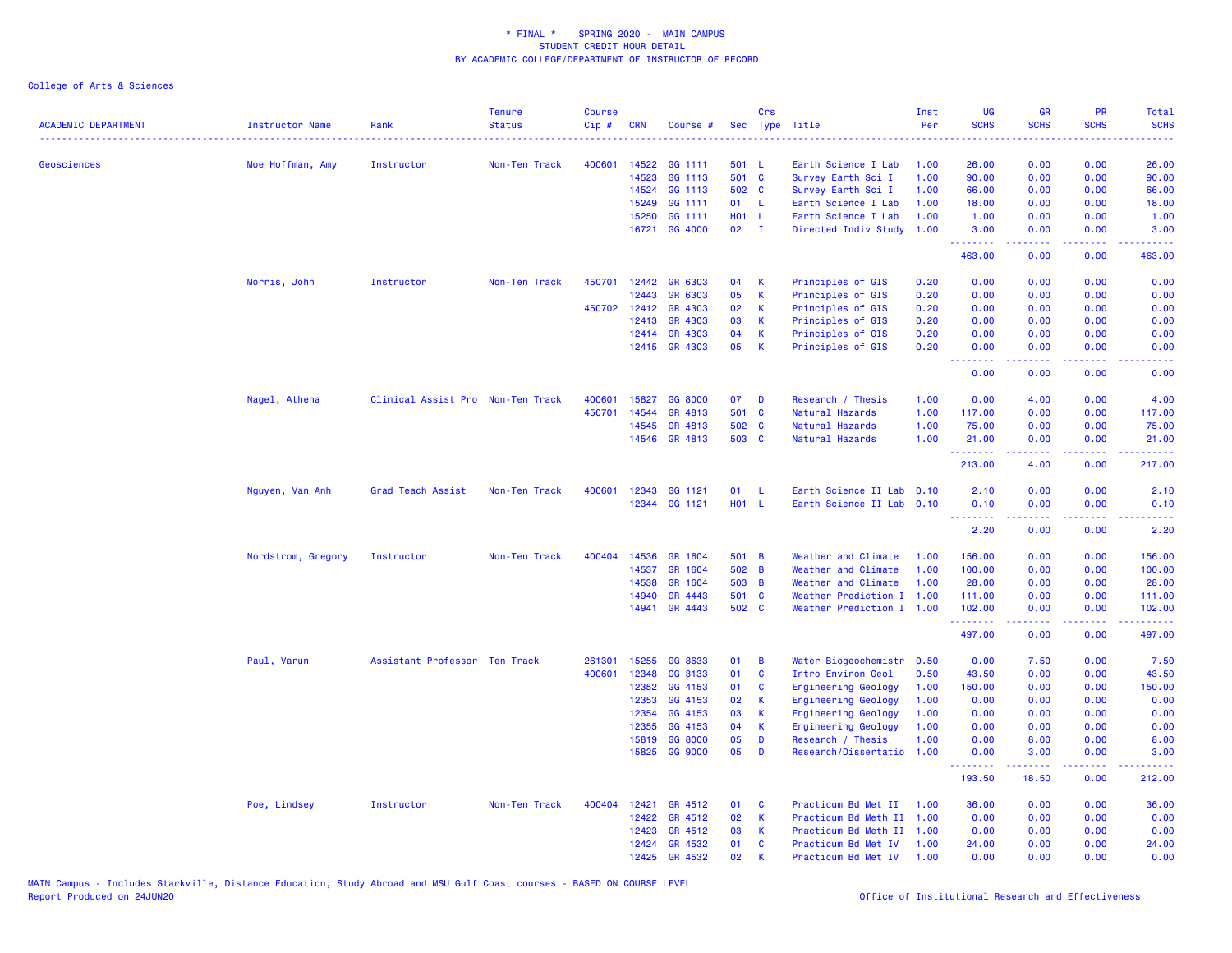\* FINAL \* SPRING 2020 - MAIN CAMPUS
STUDENT CREDIT HOUR DETAIL
BY ACADEMIC COLLEGE/DEPARTMENT OF INSTRUCTOR OF RECORD

College of Arts & Sciences

| ACADEMIC DEPARTMENT | Instructor Name | Rank | Tenure Status | Course Cip # | CRN | Course # | Sec | Crs Type | Title | Inst Per | UG SCHS | GR SCHS | PR SCHS | Total SCHS |
|---|---|---|---|---|---|---|---|---|---|---|---|---|---|---|
| Geosciences | Moe Hoffman, Amy | Instructor | Non-Ten Track | 400601 | 14522 | GG 1111 | 501 | L | Earth Science I Lab | 1.00 | 26.00 | 0.00 | 0.00 | 26.00 |
| | | | | | 14523 | GG 1113 | 501 | C | Survey Earth Sci I | 1.00 | 90.00 | 0.00 | 0.00 | 90.00 |
| | | | | | 14524 | GG 1113 | 502 | C | Survey Earth Sci I | 1.00 | 66.00 | 0.00 | 0.00 | 66.00 |
| | | | | | 15249 | GG 1111 | 01 | L | Earth Science I Lab | 1.00 | 18.00 | 0.00 | 0.00 | 18.00 |
| | | | | | 15250 | GG 1111 | H01 | L | Earth Science I Lab | 1.00 | 1.00 | 0.00 | 0.00 | 1.00 |
| | | | | | 16721 | GG 4000 | 02 | I | Directed Indiv Study | 1.00 | 3.00 | 0.00 | 0.00 | 3.00 |
| | | | | | | | | | | | 463.00 | 0.00 | 0.00 | 463.00 |
| | Morris, John | Instructor | Non-Ten Track | 450701 | 12442 | GR 6303 | 04 | K | Principles of GIS | 0.20 | 0.00 | 0.00 | 0.00 | 0.00 |
| | | | | | 12443 | GR 6303 | 05 | K | Principles of GIS | 0.20 | 0.00 | 0.00 | 0.00 | 0.00 |
| | | | | 450702 | 12412 | GR 4303 | 02 | K | Principles of GIS | 0.20 | 0.00 | 0.00 | 0.00 | 0.00 |
| | | | | | 12413 | GR 4303 | 03 | K | Principles of GIS | 0.20 | 0.00 | 0.00 | 0.00 | 0.00 |
| | | | | | 12414 | GR 4303 | 04 | K | Principles of GIS | 0.20 | 0.00 | 0.00 | 0.00 | 0.00 |
| | | | | | 12415 | GR 4303 | 05 | K | Principles of GIS | 0.20 | 0.00 | 0.00 | 0.00 | 0.00 |
| | | | | | | | | | | | 0.00 | 0.00 | 0.00 | 0.00 |
| | Nagel, Athena | Clinical Assist Pro | Non-Ten Track | 400601 | 15827 | GG 8000 | 07 | D | Research / Thesis | 1.00 | 0.00 | 4.00 | 0.00 | 4.00 |
| | | | | 450701 | 14544 | GR 4813 | 501 | C | Natural Hazards | 1.00 | 117.00 | 0.00 | 0.00 | 117.00 |
| | | | | | 14545 | GR 4813 | 502 | C | Natural Hazards | 1.00 | 75.00 | 0.00 | 0.00 | 75.00 |
| | | | | | 14546 | GR 4813 | 503 | C | Natural Hazards | 1.00 | 21.00 | 0.00 | 0.00 | 21.00 |
| | | | | | | | | | | | 213.00 | 4.00 | 0.00 | 217.00 |
| | Nguyen, Van Anh | Grad Teach Assist | Non-Ten Track | 400601 | 12343 | GG 1121 | 01 | L | Earth Science II Lab | 0.10 | 2.10 | 0.00 | 0.00 | 2.10 |
| | | | | | 12344 | GG 1121 | H01 | L | Earth Science II Lab | 0.10 | 0.10 | 0.00 | 0.00 | 0.10 |
| | | | | | | | | | | | 2.20 | 0.00 | 0.00 | 2.20 |
| | Nordstrom, Gregory | Instructor | Non-Ten Track | 400404 | 14536 | GR 1604 | 501 | B | Weather and Climate | 1.00 | 156.00 | 0.00 | 0.00 | 156.00 |
| | | | | | 14537 | GR 1604 | 502 | B | Weather and Climate | 1.00 | 100.00 | 0.00 | 0.00 | 100.00 |
| | | | | | 14538 | GR 1604 | 503 | B | Weather and Climate | 1.00 | 28.00 | 0.00 | 0.00 | 28.00 |
| | | | | | 14940 | GR 4443 | 501 | C | Weather Prediction I | 1.00 | 111.00 | 0.00 | 0.00 | 111.00 |
| | | | | | 14941 | GR 4443 | 502 | C | Weather Prediction I | 1.00 | 102.00 | 0.00 | 0.00 | 102.00 |
| | | | | | | | | | | | 497.00 | 0.00 | 0.00 | 497.00 |
| | Paul, Varun | Assistant Professor | Ten Track | 261301 | 15255 | GG 8633 | 01 | B | Water Biogeochemistr | 0.50 | 0.00 | 7.50 | 0.00 | 7.50 |
| | | | | 400601 | 12348 | GG 3133 | 01 | C | Intro Environ Geol | 0.50 | 43.50 | 0.00 | 0.00 | 43.50 |
| | | | | | 12352 | GG 4153 | 01 | C | Engineering Geology | 1.00 | 150.00 | 0.00 | 0.00 | 150.00 |
| | | | | | 12353 | GG 4153 | 02 | K | Engineering Geology | 1.00 | 0.00 | 0.00 | 0.00 | 0.00 |
| | | | | | 12354 | GG 4153 | 03 | K | Engineering Geology | 1.00 | 0.00 | 0.00 | 0.00 | 0.00 |
| | | | | | 12355 | GG 4153 | 04 | K | Engineering Geology | 1.00 | 0.00 | 0.00 | 0.00 | 0.00 |
| | | | | | 15819 | GG 8000 | 05 | D | Research / Thesis | 1.00 | 0.00 | 8.00 | 0.00 | 8.00 |
| | | | | | 15825 | GG 9000 | 05 | D | Research/Dissertatio | 1.00 | 0.00 | 3.00 | 0.00 | 3.00 |
| | | | | | | | | | | | 193.50 | 18.50 | 0.00 | 212.00 |
| | Poe, Lindsey | Instructor | Non-Ten Track | 400404 | 12421 | GR 4512 | 01 | C | Practicum Bd Met II | 1.00 | 36.00 | 0.00 | 0.00 | 36.00 |
| | | | | | 12422 | GR 4512 | 02 | K | Practicum Bd Meth II | 1.00 | 0.00 | 0.00 | 0.00 | 0.00 |
| | | | | | 12423 | GR 4512 | 03 | K | Practicum Bd Meth II | 1.00 | 0.00 | 0.00 | 0.00 | 0.00 |
| | | | | | 12424 | GR 4532 | 01 | C | Practicum Bd Met IV | 1.00 | 24.00 | 0.00 | 0.00 | 24.00 |
| | | | | | 12425 | GR 4532 | 02 | K | Practicum Bd Met IV | 1.00 | 0.00 | 0.00 | 0.00 | 0.00 |

MAIN Campus - Includes Starkville, Distance Education, Study Abroad and MSU Gulf Coast courses - BASED ON COURSE LEVEL
Report Produced on 24JUN20

Office of Institutional Research and Effectiveness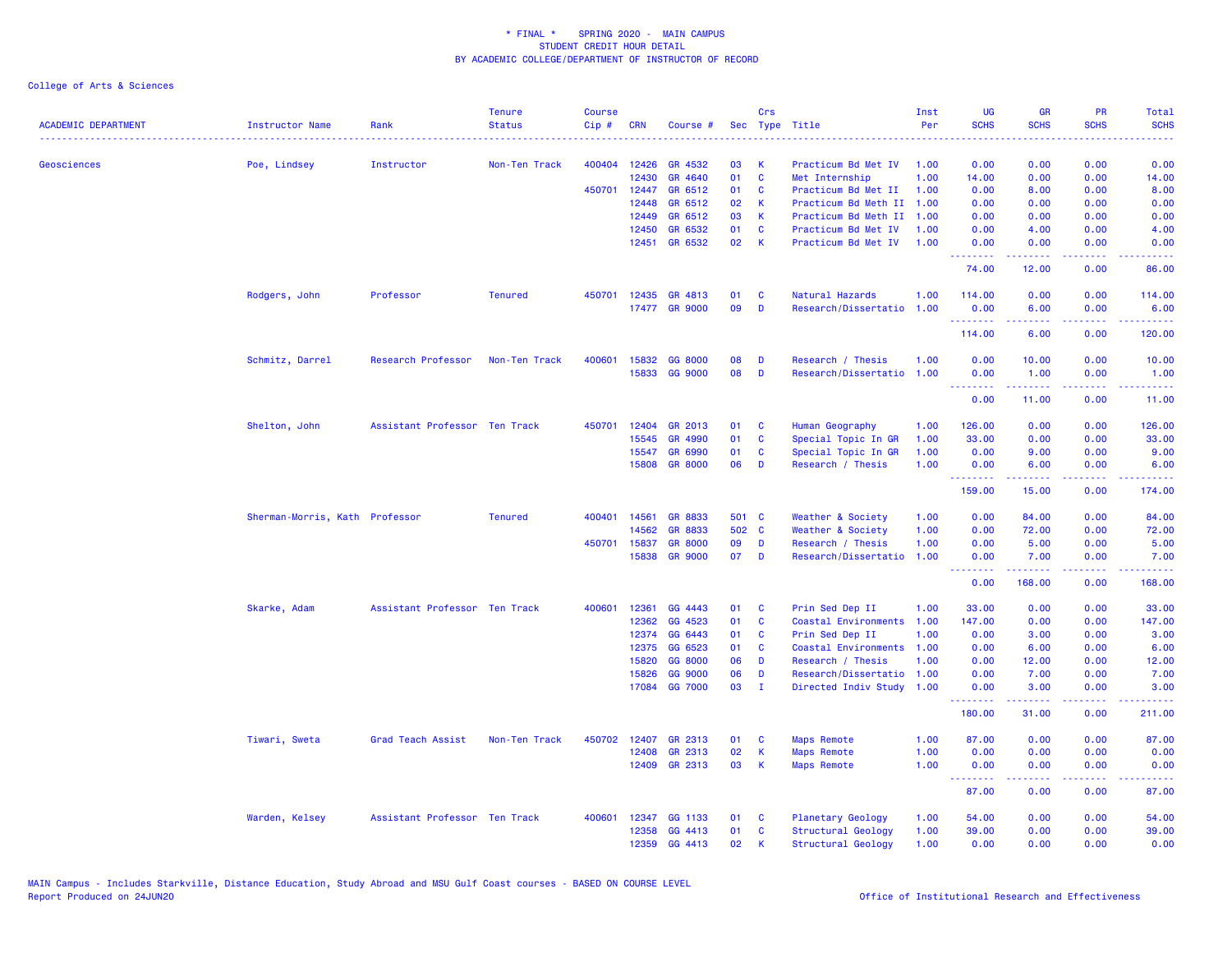\* FINAL \* SPRING 2020 - MAIN CAMPUS
STUDENT CREDIT HOUR DETAIL
BY ACADEMIC COLLEGE/DEPARTMENT OF INSTRUCTOR OF RECORD

College of Arts & Sciences

| ACADEMIC DEPARTMENT | Instructor Name | Rank | Tenure Status | Course Cip # | CRN | Course # | Sec | Crs Type | Title | Inst Per | UG SCHS | GR SCHS | PR SCHS | Total SCHS |
|---|---|---|---|---|---|---|---|---|---|---|---|---|---|---|
| Geosciences | Poe, Lindsey | Instructor | Non-Ten Track | 400404 | 12426 | GR 4532 | 03 | K | Practicum Bd Met IV | 1.00 | 0.00 | 0.00 | 0.00 | 0.00 |
| | | | | | 12430 | GR 4640 | 01 | C | Met Internship | 1.00 | 14.00 | 0.00 | 0.00 | 14.00 |
| | | | | 450701 | 12447 | GR 6512 | 01 | C | Practicum Bd Met II | 1.00 | 0.00 | 8.00 | 0.00 | 8.00 |
| | | | | | 12448 | GR 6512 | 02 | K | Practicum Bd Meth II | 1.00 | 0.00 | 0.00 | 0.00 | 0.00 |
| | | | | | 12449 | GR 6512 | 03 | K | Practicum Bd Meth II | 1.00 | 0.00 | 0.00 | 0.00 | 0.00 |
| | | | | | 12450 | GR 6532 | 01 | C | Practicum Bd Met IV | 1.00 | 0.00 | 4.00 | 0.00 | 4.00 |
| | | | | | 12451 | GR 6532 | 02 | K | Practicum Bd Met IV | 1.00 | 0.00 | 0.00 | 0.00 | 0.00 |
| | | | | | | | | | | | 74.00 | 12.00 | 0.00 | 86.00 |
| | Rodgers, John | Professor | Tenured | 450701 | 12435 | GR 4813 | 01 | C | Natural Hazards | 1.00 | 114.00 | 0.00 | 0.00 | 114.00 |
| | | | | | 17477 | GR 9000 | 09 | D | Research/Dissertatio | 1.00 | 0.00 | 6.00 | 0.00 | 6.00 |
| | | | | | | | | | | | 114.00 | 6.00 | 0.00 | 120.00 |
| | Schmitz, Darrel | Research Professor | Non-Ten Track | 400601 | 15832 | GG 8000 | 08 | D | Research / Thesis | 1.00 | 0.00 | 10.00 | 0.00 | 10.00 |
| | | | | | 15833 | GG 9000 | 08 | D | Research/Dissertatio | 1.00 | 0.00 | 1.00 | 0.00 | 1.00 |
| | | | | | | | | | | | 0.00 | 11.00 | 0.00 | 11.00 |
| | Shelton, John | Assistant Professor | Ten Track | 450701 | 12404 | GR 2013 | 01 | C | Human Geography | 1.00 | 126.00 | 0.00 | 0.00 | 126.00 |
| | | | | | 15545 | GR 4990 | 01 | C | Special Topic In GR | 1.00 | 33.00 | 0.00 | 0.00 | 33.00 |
| | | | | | 15547 | GR 6990 | 01 | C | Special Topic In GR | 1.00 | 0.00 | 9.00 | 0.00 | 9.00 |
| | | | | | 15808 | GR 8000 | 06 | D | Research / Thesis | 1.00 | 0.00 | 6.00 | 0.00 | 6.00 |
| | | | | | | | | | | | 159.00 | 15.00 | 0.00 | 174.00 |
| | Sherman-Morris, Kath | Professor | Tenured | 400401 | 14561 | GR 8833 | 501 | C | Weather & Society | 1.00 | 0.00 | 84.00 | 0.00 | 84.00 |
| | | | | | 14562 | GR 8833 | 502 | C | Weather & Society | 1.00 | 0.00 | 72.00 | 0.00 | 72.00 |
| | | | | 450701 | 15837 | GR 8000 | 09 | D | Research / Thesis | 1.00 | 0.00 | 5.00 | 0.00 | 5.00 |
| | | | | | 15838 | GR 9000 | 07 | D | Research/Dissertatio | 1.00 | 0.00 | 7.00 | 0.00 | 7.00 |
| | | | | | | | | | | | 0.00 | 168.00 | 0.00 | 168.00 |
| | Skarke, Adam | Assistant Professor | Ten Track | 400601 | 12361 | GG 4443 | 01 | C | Prin Sed Dep II | 1.00 | 33.00 | 0.00 | 0.00 | 33.00 |
| | | | | | 12362 | GG 4523 | 01 | C | Coastal Environments | 1.00 | 147.00 | 0.00 | 0.00 | 147.00 |
| | | | | | 12374 | GG 6443 | 01 | C | Prin Sed Dep II | 1.00 | 0.00 | 3.00 | 0.00 | 3.00 |
| | | | | | 12375 | GG 6523 | 01 | C | Coastal Environments | 1.00 | 0.00 | 6.00 | 0.00 | 6.00 |
| | | | | | 15820 | GG 8000 | 06 | D | Research / Thesis | 1.00 | 0.00 | 12.00 | 0.00 | 12.00 |
| | | | | | 15826 | GG 9000 | 06 | D | Research/Dissertatio | 1.00 | 0.00 | 7.00 | 0.00 | 7.00 |
| | | | | | 17084 | GG 7000 | 03 | I | Directed Indiv Study | 1.00 | 0.00 | 3.00 | 0.00 | 3.00 |
| | | | | | | | | | | | 180.00 | 31.00 | 0.00 | 211.00 |
| | Tiwari, Sweta | Grad Teach Assist | Non-Ten Track | 450702 | 12407 | GR 2313 | 01 | C | Maps Remote | 1.00 | 87.00 | 0.00 | 0.00 | 87.00 |
| | | | | | 12408 | GR 2313 | 02 | K | Maps Remote | 1.00 | 0.00 | 0.00 | 0.00 | 0.00 |
| | | | | | 12409 | GR 2313 | 03 | K | Maps Remote | 1.00 | 0.00 | 0.00 | 0.00 | 0.00 |
| | | | | | | | | | | | 87.00 | 0.00 | 0.00 | 87.00 |
| | Warden, Kelsey | Assistant Professor | Ten Track | 400601 | 12347 | GG 1133 | 01 | C | Planetary Geology | 1.00 | 54.00 | 0.00 | 0.00 | 54.00 |
| | | | | | 12358 | GG 4413 | 01 | C | Structural Geology | 1.00 | 39.00 | 0.00 | 0.00 | 39.00 |
| | | | | | 12359 | GG 4413 | 02 | K | Structural Geology | 1.00 | 0.00 | 0.00 | 0.00 | 0.00 |

MAIN Campus - Includes Starkville, Distance Education, Study Abroad and MSU Gulf Coast courses - BASED ON COURSE LEVEL
Report Produced on 24JUN20

Office of Institutional Research and Effectiveness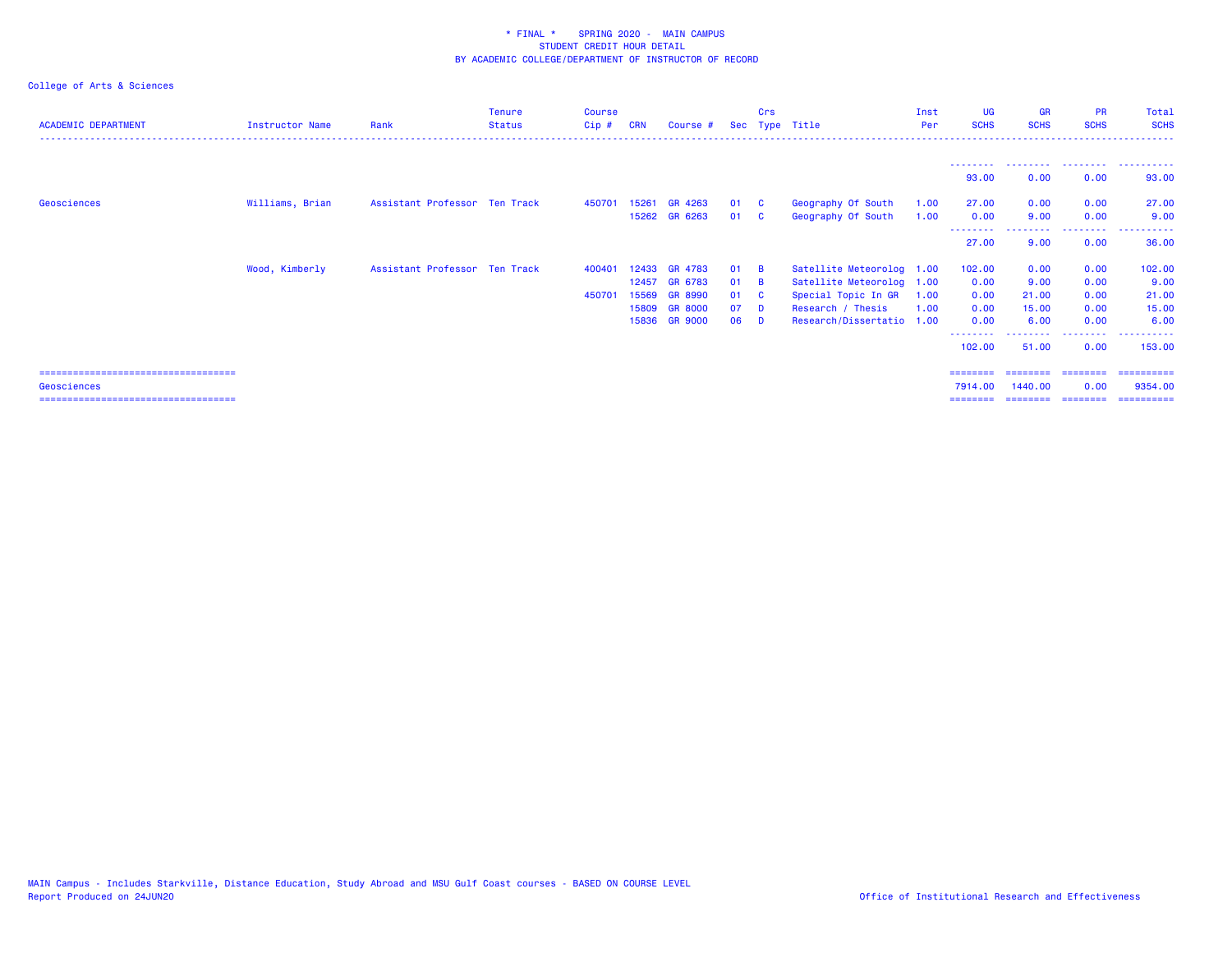\* FINAL \* SPRING 2020 - MAIN CAMPUS
STUDENT CREDIT HOUR DETAIL
BY ACADEMIC COLLEGE/DEPARTMENT OF INSTRUCTOR OF RECORD

College of Arts & Sciences

| ACADEMIC DEPARTMENT | Instructor Name | Rank | Tenure Status | Course Cip # | CRN | Course # | Sec | Crs Type | Title | Inst Per | UG SCHS | GR SCHS | PR SCHS | Total SCHS |
|---|---|---|---|---|---|---|---|---|---|---|---|---|---|---|
| | | | | | | | | | | | 93.00 | 0.00 | 0.00 | 93.00 |
| Geosciences | Williams, Brian | Assistant Professor | Ten Track | 450701 | 15261 | GR 4263 | 01 | C | Geography Of South | 1.00 | 27.00 | 0.00 | 0.00 | 27.00 |
| | | | | | 15262 | GR 6263 | 01 | C | Geography Of South | 1.00 | 0.00 | 9.00 | 0.00 | 9.00 |
| | | | | | | | | | | | 27.00 | 9.00 | 0.00 | 36.00 |
| | Wood, Kimberly | Assistant Professor | Ten Track | 400401 | 12433 | GR 4783 | 01 | B | Satellite Meteorolog | 1.00 | 102.00 | 0.00 | 0.00 | 102.00 |
| | | | | | 12457 | GR 6783 | 01 | B | Satellite Meteorolog | 1.00 | 0.00 | 9.00 | 0.00 | 9.00 |
| | | | | 450701 | 15569 | GR 8990 | 01 | C | Special Topic In GR | 1.00 | 0.00 | 21.00 | 0.00 | 21.00 |
| | | | | | 15809 | GR 8000 | 07 | D | Research / Thesis | 1.00 | 0.00 | 15.00 | 0.00 | 15.00 |
| | | | | | 15836 | GR 9000 | 06 | D | Research/Dissertatio | 1.00 | 0.00 | 6.00 | 0.00 | 6.00 |
| | | | | | | | | | | | 102.00 | 51.00 | 0.00 | 153.00 |
| Geosciences | | | | | | | | | | | 7914.00 | 1440.00 | 0.00 | 9354.00 |

MAIN Campus - Includes Starkville, Distance Education, Study Abroad and MSU Gulf Coast courses - BASED ON COURSE LEVEL
Report Produced on 24JUN20

Office of Institutional Research and Effectiveness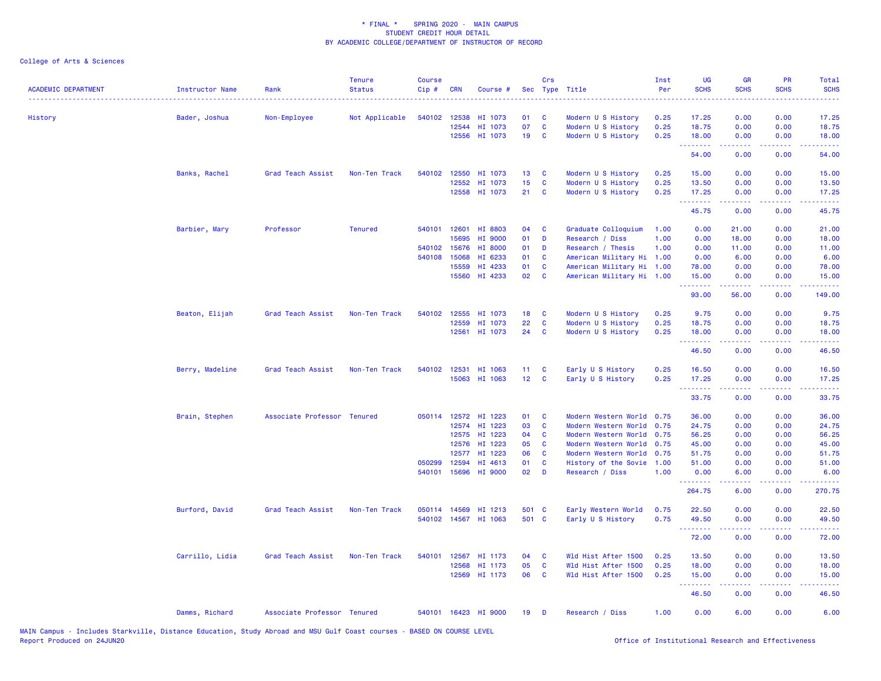\* FINAL \*    SPRING 2020 -  MAIN CAMPUS
STUDENT CREDIT HOUR DETAIL
BY ACADEMIC COLLEGE/DEPARTMENT OF INSTRUCTOR OF RECORD

College of Arts & Sciences

| ACADEMIC DEPARTMENT | Instructor Name | Rank | Tenure Status | Course Cip # | CRN | Course # | Sec | Crs Type | Title | Inst Per | UG SCHS | GR SCHS | PR SCHS | Total SCHS |
|---|---|---|---|---|---|---|---|---|---|---|---|---|---|---|
| History | Bader, Joshua | Non-Employee | Not Applicable | 540102 | 12538 | HI 1073 | 01 | C | Modern U S History | 0.25 | 17.25 | 0.00 | 0.00 | 17.25 |
| | | | | | 12544 | HI 1073 | 07 | C | Modern U S History | 0.25 | 18.75 | 0.00 | 0.00 | 18.75 |
| | | | | | 12556 | HI 1073 | 19 | C | Modern U S History | 0.25 | 18.00 | 0.00 | 0.00 | 18.00 |
| | | | | | | | | | | | 54.00 | 0.00 | 0.00 | 54.00 |
| | Banks, Rachel | Grad Teach Assist | Non-Ten Track | 540102 | 12550 | HI 1073 | 13 | C | Modern U S History | 0.25 | 15.00 | 0.00 | 0.00 | 15.00 |
| | | | | | 12552 | HI 1073 | 15 | C | Modern U S History | 0.25 | 13.50 | 0.00 | 0.00 | 13.50 |
| | | | | | 12558 | HI 1073 | 21 | C | Modern U S History | 0.25 | 17.25 | 0.00 | 0.00 | 17.25 |
| | | | | | | | | | | | 45.75 | 0.00 | 0.00 | 45.75 |
| | Barbier, Mary | Professor | Tenured | 540101 | 12601 | HI 8803 | 04 | C | Graduate Colloquium | 1.00 | 0.00 | 21.00 | 0.00 | 21.00 |
| | | | | | 15695 | HI 9000 | 01 | D | Research / Diss | 1.00 | 0.00 | 18.00 | 0.00 | 18.00 |
| | | | | 540102 | 15676 | HI 8000 | 01 | D | Research / Thesis | 1.00 | 0.00 | 11.00 | 0.00 | 11.00 |
| | | | | 540108 | 15068 | HI 6233 | 01 | C | American Military Hi | 1.00 | 0.00 | 6.00 | 0.00 | 6.00 |
| | | | | | 15559 | HI 4233 | 01 | C | American Military Hi | 1.00 | 78.00 | 0.00 | 0.00 | 78.00 |
| | | | | | 15560 | HI 4233 | 02 | C | American Military Hi | 1.00 | 15.00 | 0.00 | 0.00 | 15.00 |
| | | | | | | | | | | | 93.00 | 56.00 | 0.00 | 149.00 |
| | Beaton, Elijah | Grad Teach Assist | Non-Ten Track | 540102 | 12555 | HI 1073 | 18 | C | Modern U S History | 0.25 | 9.75 | 0.00 | 0.00 | 9.75 |
| | | | | | 12559 | HI 1073 | 22 | C | Modern U S History | 0.25 | 18.75 | 0.00 | 0.00 | 18.75 |
| | | | | | 12561 | HI 1073 | 24 | C | Modern U S History | 0.25 | 18.00 | 0.00 | 0.00 | 18.00 |
| | | | | | | | | | | | 46.50 | 0.00 | 0.00 | 46.50 |
| | Berry, Madeline | Grad Teach Assist | Non-Ten Track | 540102 | 12531 | HI 1063 | 11 | C | Early U S History | 0.25 | 16.50 | 0.00 | 0.00 | 16.50 |
| | | | | | 15063 | HI 1063 | 12 | C | Early U S History | 0.25 | 17.25 | 0.00 | 0.00 | 17.25 |
| | | | | | | | | | | | 33.75 | 0.00 | 0.00 | 33.75 |
| | Brain, Stephen | Associate Professor | Tenured | 050114 | 12572 | HI 1223 | 01 | C | Modern Western World | 0.75 | 36.00 | 0.00 | 0.00 | 36.00 |
| | | | | | 12574 | HI 1223 | 03 | C | Modern Western World | 0.75 | 24.75 | 0.00 | 0.00 | 24.75 |
| | | | | | 12575 | HI 1223 | 04 | C | Modern Western World | 0.75 | 56.25 | 0.00 | 0.00 | 56.25 |
| | | | | | 12576 | HI 1223 | 05 | C | Modern Western World | 0.75 | 45.00 | 0.00 | 0.00 | 45.00 |
| | | | | | 12577 | HI 1223 | 06 | C | Modern Western World | 0.75 | 51.75 | 0.00 | 0.00 | 51.75 |
| | | | | 050299 | 12594 | HI 4613 | 01 | C | History of the Sovie | 1.00 | 51.00 | 0.00 | 0.00 | 51.00 |
| | | | | 540101 | 15696 | HI 9000 | 02 | D | Research / Diss | 1.00 | 0.00 | 6.00 | 0.00 | 6.00 |
| | | | | | | | | | | | 264.75 | 6.00 | 0.00 | 270.75 |
| | Burford, David | Grad Teach Assist | Non-Ten Track | 050114 | 14569 | HI 1213 | 501 | C | Early Western World | 0.75 | 22.50 | 0.00 | 0.00 | 22.50 |
| | | | | 540102 | 14567 | HI 1063 | 501 | C | Early U S History | 0.75 | 49.50 | 0.00 | 0.00 | 49.50 |
| | | | | | | | | | | | 72.00 | 0.00 | 0.00 | 72.00 |
| | Carrillo, Lidia | Grad Teach Assist | Non-Ten Track | 540101 | 12567 | HI 1173 | 04 | C | Wld Hist After 1500 | 0.25 | 13.50 | 0.00 | 0.00 | 13.50 |
| | | | | | 12568 | HI 1173 | 05 | C | Wld Hist After 1500 | 0.25 | 18.00 | 0.00 | 0.00 | 18.00 |
| | | | | | 12569 | HI 1173 | 06 | C | Wld Hist After 1500 | 0.25 | 15.00 | 0.00 | 0.00 | 15.00 |
| | | | | | | | | | | | 46.50 | 0.00 | 0.00 | 46.50 |
| | Damms, Richard | Associate Professor | Tenured | 540101 | 16423 | HI 9000 | 19 | D | Research / Diss | 1.00 | 0.00 | 6.00 | 0.00 | 6.00 |

MAIN Campus - Includes Starkville, Distance Education, Study Abroad and MSU Gulf Coast courses - BASED ON COURSE LEVEL
Report Produced on 24JUN20

Office of Institutional Research and Effectiveness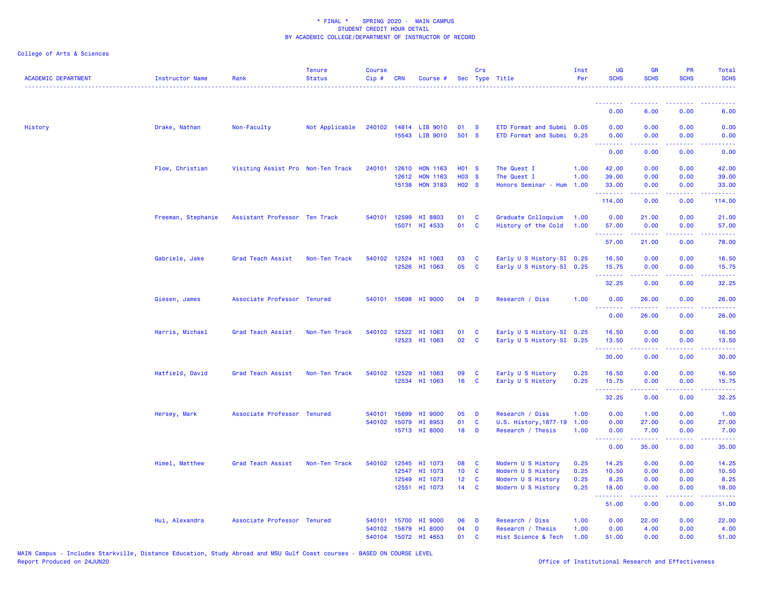\* FINAL \* SPRING 2020 - MAIN CAMPUS
STUDENT CREDIT HOUR DETAIL
BY ACADEMIC COLLEGE/DEPARTMENT OF INSTRUCTOR OF RECORD

College of Arts & Sciences

| ACADEMIC DEPARTMENT | Instructor Name | Rank | Tenure Status | Course Cip # | CRN | Course # | Sec | Crs Type | Title | Inst Per | UG SCHS | GR SCHS | PR SCHS | Total SCHS |
|---|---|---|---|---|---|---|---|---|---|---|---|---|---|---|
| | | | | | | | | | | | 0.00 | 6.00 | 0.00 | 6.00 |
| History | Drake, Nathan | Non-Faculty | Not Applicable | 240102 | 14814 | LIB 9010 | 01 | S | ETD Format and Submi | 0.05 | 0.00 | 0.00 | 0.00 | 0.00 |
| | | | | | 15543 | LIB 9010 | 501 | S | ETD Format and Submi | 0.25 | 0.00 | 0.00 | 0.00 | 0.00 |
| | | | | | | | | | | | 0.00 | 0.00 | 0.00 | 0.00 |
| | Flow, Christian | Visiting Assist Pro | Non-Ten Track | 240101 | 12610 | HON 1163 | H01 | S | The Quest I | 1.00 | 42.00 | 0.00 | 0.00 | 42.00 |
| | | | | | 12612 | HON 1163 | H03 | S | The Quest I | 1.00 | 39.00 | 0.00 | 0.00 | 39.00 |
| | | | | | 15138 | HON 3183 | H02 | S | Honors Seminar - Hum | 1.00 | 33.00 | 0.00 | 0.00 | 33.00 |
| | | | | | | | | | | | 114.00 | 0.00 | 0.00 | 114.00 |
| | Freeman, Stephanie | Assistant Professor | Ten Track | 540101 | 12599 | HI 8803 | 01 | C | Graduate Colloquium | 1.00 | 0.00 | 21.00 | 0.00 | 21.00 |
| | | | | | 15071 | HI 4533 | 01 | C | History of the Cold | 1.00 | 57.00 | 0.00 | 0.00 | 57.00 |
| | | | | | | | | | | | 57.00 | 21.00 | 0.00 | 78.00 |
| | Gabriele, Jake | Grad Teach Assist | Non-Ten Track | 540102 | 12524 | HI 1063 | 03 | C | Early U S History-SI | 0.25 | 16.50 | 0.00 | 0.00 | 16.50 |
| | | | | | 12526 | HI 1063 | 05 | C | Early U S History-SI | 0.25 | 15.75 | 0.00 | 0.00 | 15.75 |
| | | | | | | | | | | | 32.25 | 0.00 | 0.00 | 32.25 |
| | Giesen, James | Associate Professor | Tenured | 540101 | 15698 | HI 9000 | 04 | D | Research / Diss | 1.00 | 0.00 | 26.00 | 0.00 | 26.00 |
| | | | | | | | | | | | 0.00 | 26.00 | 0.00 | 26.00 |
| | Harris, Michael | Grad Teach Assist | Non-Ten Track | 540102 | 12522 | HI 1063 | 01 | C | Early U S History-SI | 0.25 | 16.50 | 0.00 | 0.00 | 16.50 |
| | | | | | 12523 | HI 1063 | 02 | C | Early U S History-SI | 0.25 | 13.50 | 0.00 | 0.00 | 13.50 |
| | | | | | | | | | | | 30.00 | 0.00 | 0.00 | 30.00 |
| | Hatfield, David | Grad Teach Assist | Non-Ten Track | 540102 | 12529 | HI 1063 | 09 | C | Early U S History | 0.25 | 16.50 | 0.00 | 0.00 | 16.50 |
| | | | | | 12534 | HI 1063 | 16 | C | Early U S History | 0.25 | 15.75 | 0.00 | 0.00 | 15.75 |
| | | | | | | | | | | | 32.25 | 0.00 | 0.00 | 32.25 |
| | Hersey, Mark | Associate Professor | Tenured | 540101 | 15699 | HI 9000 | 05 | D | Research / Diss | 1.00 | 0.00 | 1.00 | 0.00 | 1.00 |
| | | | | 540102 | 15079 | HI 8953 | 01 | C | U.S. History,1877-19 | 1.00 | 0.00 | 27.00 | 0.00 | 27.00 |
| | | | | | 15713 | HI 8000 | 18 | D | Research / Thesis | 1.00 | 0.00 | 7.00 | 0.00 | 7.00 |
| | | | | | | | | | | | 0.00 | 35.00 | 0.00 | 35.00 |
| | Himel, Matthew | Grad Teach Assist | Non-Ten Track | 540102 | 12545 | HI 1073 | 08 | C | Modern U S History | 0.25 | 14.25 | 0.00 | 0.00 | 14.25 |
| | | | | | 12547 | HI 1073 | 10 | C | Modern U S History | 0.25 | 10.50 | 0.00 | 0.00 | 10.50 |
| | | | | | 12549 | HI 1073 | 12 | C | Modern U S History | 0.25 | 8.25 | 0.00 | 0.00 | 8.25 |
| | | | | | 12551 | HI 1073 | 14 | C | Modern U S History | 0.25 | 18.00 | 0.00 | 0.00 | 18.00 |
| | | | | | | | | | | | 51.00 | 0.00 | 0.00 | 51.00 |
| | Hui, Alexandra | Associate Professor | Tenured | 540101 | 15700 | HI 9000 | 06 | D | Research / Diss | 1.00 | 0.00 | 22.00 | 0.00 | 22.00 |
| | | | | 540102 | 15679 | HI 8000 | 04 | D | Research / Thesis | 1.00 | 0.00 | 4.00 | 0.00 | 4.00 |
| | | | | 540104 | 15072 | HI 4653 | 01 | C | Hist Science & Tech | 1.00 | 51.00 | 0.00 | 0.00 | 51.00 |

MAIN Campus - Includes Starkville, Distance Education, Study Abroad and MSU Gulf Coast courses - BASED ON COURSE LEVEL
Report Produced on 24JUN20 Office of Institutional Research and Effectiveness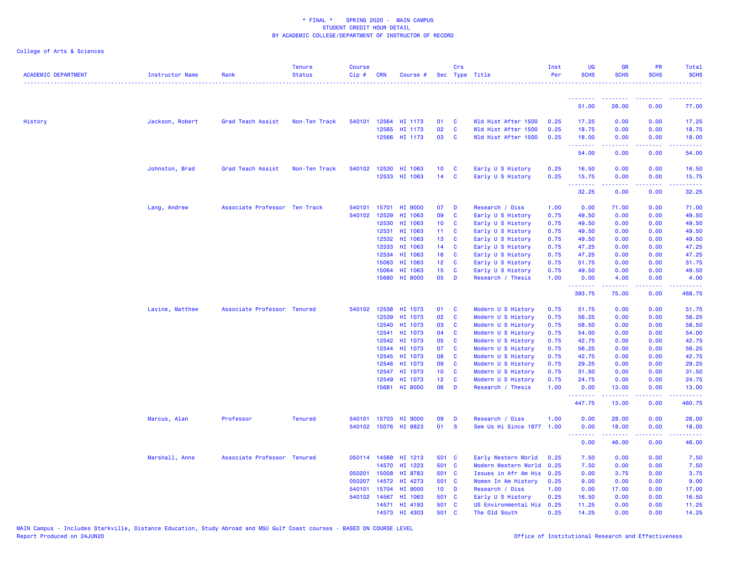\* FINAL \* SPRING 2020 - MAIN CAMPUS
STUDENT CREDIT HOUR DETAIL
BY ACADEMIC COLLEGE/DEPARTMENT OF INSTRUCTOR OF RECORD

College of Arts & Sciences

| ACADEMIC DEPARTMENT | Instructor Name | Rank | Tenure Status | Course Cip # | CRN | Course # | Sec | Crs Type | Title | Inst Per | UG SCHS | GR SCHS | PR SCHS | Total SCHS |
|---|---|---|---|---|---|---|---|---|---|---|---|---|---|---|
| | | | | | | | | | | | 51.00 | 26.00 | 0.00 | 77.00 |
| History | Jackson, Robert | Grad Teach Assist | Non-Ten Track | 540101 | 12564 | HI 1173 | 01 | C | Wld Hist After 1500 | 0.25 | 17.25 | 0.00 | 0.00 | 17.25 |
| | | | | | 12565 | HI 1173 | 02 | C | Wld Hist After 1500 | 0.25 | 18.75 | 0.00 | 0.00 | 18.75 |
| | | | | | 12566 | HI 1173 | 03 | C | Wld Hist After 1500 | 0.25 | 18.00 | 0.00 | 0.00 | 18.00 |
| | | | | | | | | | | | 54.00 | 0.00 | 0.00 | 54.00 |
| | Johnston, Brad | Grad Teach Assist | Non-Ten Track | 540102 | 12530 | HI 1063 | 10 | C | Early U S History | 0.25 | 16.50 | 0.00 | 0.00 | 16.50 |
| | | | | | 12533 | HI 1063 | 14 | C | Early U S History | 0.25 | 15.75 | 0.00 | 0.00 | 15.75 |
| | | | | | | | | | | | 32.25 | 0.00 | 0.00 | 32.25 |
| | Lang, Andrew | Associate Professor | Ten Track | 540101 | 15701 | HI 9000 | 07 | D | Research / Diss | 1.00 | 0.00 | 71.00 | 0.00 | 71.00 |
| | | | | 540102 | 12529 | HI 1063 | 09 | C | Early U S History | 0.75 | 49.50 | 0.00 | 0.00 | 49.50 |
| | | | | | 12530 | HI 1063 | 10 | C | Early U S History | 0.75 | 49.50 | 0.00 | 0.00 | 49.50 |
| | | | | | 12531 | HI 1063 | 11 | C | Early U S History | 0.75 | 49.50 | 0.00 | 0.00 | 49.50 |
| | | | | | 12532 | HI 1063 | 13 | C | Early U S History | 0.75 | 49.50 | 0.00 | 0.00 | 49.50 |
| | | | | | 12533 | HI 1063 | 14 | C | Early U S History | 0.75 | 47.25 | 0.00 | 0.00 | 47.25 |
| | | | | | 12534 | HI 1063 | 16 | C | Early U S History | 0.75 | 47.25 | 0.00 | 0.00 | 47.25 |
| | | | | | 15063 | HI 1063 | 12 | C | Early U S History | 0.75 | 51.75 | 0.00 | 0.00 | 51.75 |
| | | | | | 15064 | HI 1063 | 15 | C | Early U S History | 0.75 | 49.50 | 0.00 | 0.00 | 49.50 |
| | | | | | 15680 | HI 8000 | 05 | D | Research / Thesis | 1.00 | 0.00 | 4.00 | 0.00 | 4.00 |
| | | | | | | | | | | | 393.75 | 75.00 | 0.00 | 468.75 |
| | Lavine, Matthew | Associate Professor | Tenured | 540102 | 12538 | HI 1073 | 01 | C | Modern U S History | 0.75 | 51.75 | 0.00 | 0.00 | 51.75 |
| | | | | | 12539 | HI 1073 | 02 | C | Modern U S History | 0.75 | 56.25 | 0.00 | 0.00 | 56.25 |
| | | | | | 12540 | HI 1073 | 03 | C | Modern U S History | 0.75 | 58.50 | 0.00 | 0.00 | 58.50 |
| | | | | | 12541 | HI 1073 | 04 | C | Modern U S History | 0.75 | 54.00 | 0.00 | 0.00 | 54.00 |
| | | | | | 12542 | HI 1073 | 05 | C | Modern U S History | 0.75 | 42.75 | 0.00 | 0.00 | 42.75 |
| | | | | | 12544 | HI 1073 | 07 | C | Modern U S History | 0.75 | 56.25 | 0.00 | 0.00 | 56.25 |
| | | | | | 12545 | HI 1073 | 08 | C | Modern U S History | 0.75 | 42.75 | 0.00 | 0.00 | 42.75 |
| | | | | | 12546 | HI 1073 | 09 | C | Modern U S History | 0.75 | 29.25 | 0.00 | 0.00 | 29.25 |
| | | | | | 12547 | HI 1073 | 10 | C | Modern U S History | 0.75 | 31.50 | 0.00 | 0.00 | 31.50 |
| | | | | | 12549 | HI 1073 | 12 | C | Modern U S History | 0.75 | 24.75 | 0.00 | 0.00 | 24.75 |
| | | | | | 15681 | HI 8000 | 06 | D | Research / Thesis | 1.00 | 0.00 | 13.00 | 0.00 | 13.00 |
| | | | | | | | | | | | 447.75 | 13.00 | 0.00 | 460.75 |
| | Marcus, Alan | Professor | Tenured | 540101 | 15703 | HI 9000 | 09 | D | Research / Diss | 1.00 | 0.00 | 28.00 | 0.00 | 28.00 |
| | | | | 540102 | 15076 | HI 8823 | 01 | S | Sem Us Hi Since 1877 | 1.00 | 0.00 | 18.00 | 0.00 | 18.00 |
| | | | | | | | | | | | 0.00 | 46.00 | 0.00 | 46.00 |
| | Marshall, Anne | Associate Professor | Tenured | 050114 | 14569 | HI 1213 | 501 | C | Early Western World | 0.25 | 7.50 | 0.00 | 0.00 | 7.50 |
| | | | | | 14570 | HI 1223 | 501 | C | Modern Western World | 0.25 | 7.50 | 0.00 | 0.00 | 7.50 |
| | | | | 050201 | 15008 | HI 8783 | 501 | C | Issues in Afr Am His | 0.25 | 0.00 | 3.75 | 0.00 | 3.75 |
| | | | | 050207 | 14572 | HI 4273 | 501 | C | Women In Am History | 0.25 | 9.00 | 0.00 | 0.00 | 9.00 |
| | | | | 540101 | 15704 | HI 9000 | 10 | D | Research / Diss | 1.00 | 0.00 | 17.00 | 0.00 | 17.00 |
| | | | | 540102 | 14567 | HI 1063 | 501 | C | Early U S History | 0.25 | 16.50 | 0.00 | 0.00 | 16.50 |
| | | | | | 14571 | HI 4193 | 501 | C | US Environmental His | 0.25 | 11.25 | 0.00 | 0.00 | 11.25 |
| | | | | | 14573 | HI 4303 | 501 | C | The Old South | 0.25 | 14.25 | 0.00 | 0.00 | 14.25 |

MAIN Campus - Includes Starkville, Distance Education, Study Abroad and MSU Gulf Coast courses - BASED ON COURSE LEVEL
Report Produced on 24JUN20

Office of Institutional Research and Effectiveness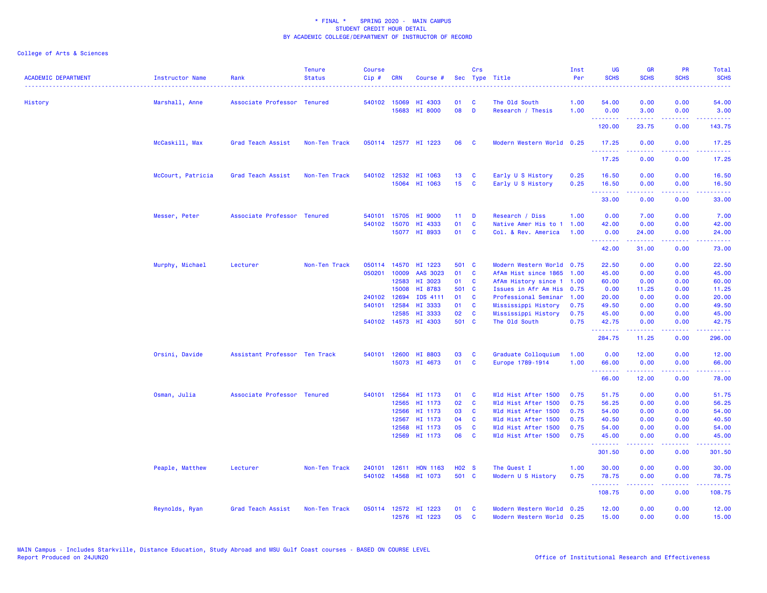\* FINAL \*    SPRING 2020 - MAIN CAMPUS
STUDENT CREDIT HOUR DETAIL
BY ACADEMIC COLLEGE/DEPARTMENT OF INSTRUCTOR OF RECORD

College of Arts & Sciences

| ACADEMIC DEPARTMENT | Instructor Name | Rank | Tenure Status | Course Cip # | CRN | Course # | Sec | Crs Type | Title | Inst Per | UG SCHS | GR SCHS | PR SCHS | Total SCHS |
|---|---|---|---|---|---|---|---|---|---|---|---|---|---|---|
| History | Marshall, Anne | Associate Professor | Tenured | 540102 | 15069 | HI 4303 | 01 | C | The Old South | 1.00 | 54.00 | 0.00 | 0.00 | 54.00 |
| | | | | | 15683 | HI 8000 | 08 | D | Research / Thesis | 1.00 | 0.00 | 3.00 | 0.00 | 3.00 |
| | | | | | | | | | | | 120.00 | 23.75 | 0.00 | 143.75 |
| | McCaskill, Max | Grad Teach Assist | Non-Ten Track | 050114 | 12577 | HI 1223 | 06 | C | Modern Western World | 0.25 | 17.25 | 0.00 | 0.00 | 17.25 |
| | | | | | | | | | | | 17.25 | 0.00 | 0.00 | 17.25 |
| | McCourt, Patricia | Grad Teach Assist | Non-Ten Track | 540102 | 12532 | HI 1063 | 13 | C | Early U S History | 0.25 | 16.50 | 0.00 | 0.00 | 16.50 |
| | | | | | 15064 | HI 1063 | 15 | C | Early U S History | 0.25 | 16.50 | 0.00 | 0.00 | 16.50 |
| | | | | | | | | | | | 33.00 | 0.00 | 0.00 | 33.00 |
| | Messer, Peter | Associate Professor | Tenured | 540101 | 15705 | HI 9000 | 11 | D | Research / Diss | 1.00 | 0.00 | 7.00 | 0.00 | 7.00 |
| | | | | 540102 | 15070 | HI 4333 | 01 | C | Native Amer His to 1 | 1.00 | 42.00 | 0.00 | 0.00 | 42.00 |
| | | | | | 15077 | HI 8933 | 01 | C | Col. & Rev. America | 1.00 | 0.00 | 24.00 | 0.00 | 24.00 |
| | | | | | | | | | | | 42.00 | 31.00 | 0.00 | 73.00 |
| | Murphy, Michael | Lecturer | Non-Ten Track | 050114 | 14570 | HI 1223 | 501 | C | Modern Western World | 0.75 | 22.50 | 0.00 | 0.00 | 22.50 |
| | | | | 050201 | 10009 | AAS 3023 | 01 | C | AfAm Hist since 1865 | 1.00 | 45.00 | 0.00 | 0.00 | 45.00 |
| | | | | | 12583 | HI 3023 | 01 | C | AfAm History since 1 | 1.00 | 60.00 | 0.00 | 0.00 | 60.00 |
| | | | | | 15008 | HI 8783 | 501 | C | Issues in Afr Am His | 0.75 | 0.00 | 11.25 | 0.00 | 11.25 |
| | | | | 240102 | 12694 | IDS 4111 | 01 | C | Professional Seminar | 1.00 | 20.00 | 0.00 | 0.00 | 20.00 |
| | | | | 540101 | 12584 | HI 3333 | 01 | C | Mississippi History | 0.75 | 49.50 | 0.00 | 0.00 | 49.50 |
| | | | | | 12585 | HI 3333 | 02 | C | Mississippi History | 0.75 | 45.00 | 0.00 | 0.00 | 45.00 |
| | | | | 540102 | 14573 | HI 4303 | 501 | C | The Old South | 0.75 | 42.75 | 0.00 | 0.00 | 42.75 |
| | | | | | | | | | | | 284.75 | 11.25 | 0.00 | 296.00 |
| | Orsini, Davide | Assistant Professor | Ten Track | 540101 | 12600 | HI 8803 | 03 | C | Graduate Colloquium | 1.00 | 0.00 | 12.00 | 0.00 | 12.00 |
| | | | | | 15073 | HI 4673 | 01 | C | Europe 1789-1914 | 1.00 | 66.00 | 0.00 | 0.00 | 66.00 |
| | | | | | | | | | | | 66.00 | 12.00 | 0.00 | 78.00 |
| | Osman, Julia | Associate Professor | Tenured | 540101 | 12564 | HI 1173 | 01 | C | Wld Hist After 1500 | 0.75 | 51.75 | 0.00 | 0.00 | 51.75 |
| | | | | | 12565 | HI 1173 | 02 | C | Wld Hist After 1500 | 0.75 | 56.25 | 0.00 | 0.00 | 56.25 |
| | | | | | 12566 | HI 1173 | 03 | C | Wld Hist After 1500 | 0.75 | 54.00 | 0.00 | 0.00 | 54.00 |
| | | | | | 12567 | HI 1173 | 04 | C | Wld Hist After 1500 | 0.75 | 40.50 | 0.00 | 0.00 | 40.50 |
| | | | | | 12568 | HI 1173 | 05 | C | Wld Hist After 1500 | 0.75 | 54.00 | 0.00 | 0.00 | 54.00 |
| | | | | | 12569 | HI 1173 | 06 | C | Wld Hist After 1500 | 0.75 | 45.00 | 0.00 | 0.00 | 45.00 |
| | | | | | | | | | | | 301.50 | 0.00 | 0.00 | 301.50 |
| | Peaple, Matthew | Lecturer | Non-Ten Track | 240101 | 12611 | HON 1163 | H02 | S | The Quest I | 1.00 | 30.00 | 0.00 | 0.00 | 30.00 |
| | | | | 540102 | 14568 | HI 1073 | 501 | C | Modern U S History | 0.75 | 78.75 | 0.00 | 0.00 | 78.75 |
| | | | | | | | | | | | 108.75 | 0.00 | 0.00 | 108.75 |
| | Reynolds, Ryan | Grad Teach Assist | Non-Ten Track | 050114 | 12572 | HI 1223 | 01 | C | Modern Western World | 0.25 | 12.00 | 0.00 | 0.00 | 12.00 |
| | | | | | 12576 | HI 1223 | 05 | C | Modern Western World | 0.25 | 15.00 | 0.00 | 0.00 | 15.00 |

MAIN Campus - Includes Starkville, Distance Education, Study Abroad and MSU Gulf Coast courses - BASED ON COURSE LEVEL
Report Produced on 24JUN20    Office of Institutional Research and Effectiveness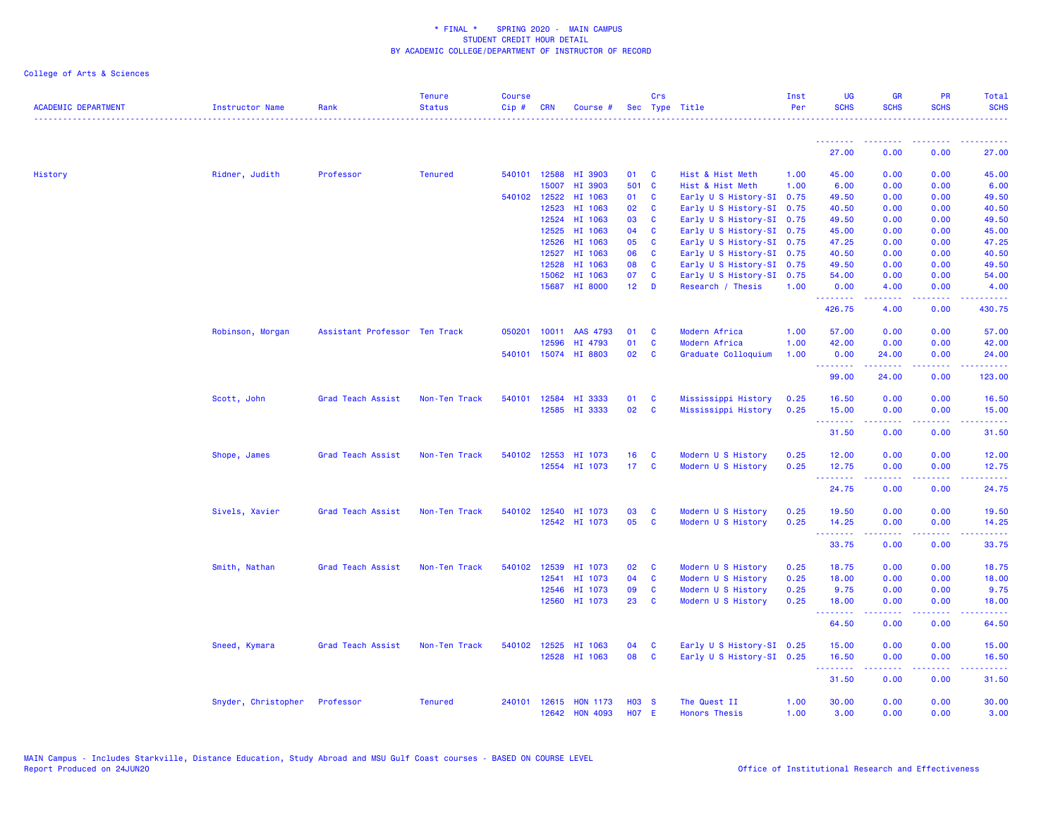College of Arts & Sciences

| ACADEMIC DEPARTMENT | Instructor Name | Rank | Tenure Status | Course Cip # | CRN | Course # | Sec | Crs Type | Title | Inst Per | UG SCHS | GR SCHS | PR SCHS | Total SCHS |
|---|---|---|---|---|---|---|---|---|---|---|---|---|---|---|
| | | | | | | | | | | | 27.00 | 0.00 | 0.00 | 27.00 |
| History | Ridner, Judith | Professor | Tenured | 540101 | 12588 | HI 3903 | 01 | C | Hist & Hist Meth | 1.00 | 45.00 | 0.00 | 0.00 | 45.00 |
| | | | | | 15007 | HI 3903 | 501 | C | Hist & Hist Meth | 1.00 | 6.00 | 0.00 | 0.00 | 6.00 |
| | | | | 540102 | 12522 | HI 1063 | 01 | C | Early U S History-SI | 0.75 | 49.50 | 0.00 | 0.00 | 49.50 |
| | | | | | 12523 | HI 1063 | 02 | C | Early U S History-SI | 0.75 | 40.50 | 0.00 | 0.00 | 40.50 |
| | | | | | 12524 | HI 1063 | 03 | C | Early U S History-SI | 0.75 | 49.50 | 0.00 | 0.00 | 49.50 |
| | | | | | 12525 | HI 1063 | 04 | C | Early U S History-SI | 0.75 | 45.00 | 0.00 | 0.00 | 45.00 |
| | | | | | 12526 | HI 1063 | 05 | C | Early U S History-SI | 0.75 | 47.25 | 0.00 | 0.00 | 47.25 |
| | | | | | 12527 | HI 1063 | 06 | C | Early U S History-SI | 0.75 | 40.50 | 0.00 | 0.00 | 40.50 |
| | | | | | 12528 | HI 1063 | 08 | C | Early U S History-SI | 0.75 | 49.50 | 0.00 | 0.00 | 49.50 |
| | | | | | 15062 | HI 1063 | 07 | C | Early U S History-SI | 0.75 | 54.00 | 0.00 | 0.00 | 54.00 |
| | | | | | 15687 | HI 8000 | 12 | D | Research / Thesis | 1.00 | 0.00 | 4.00 | 0.00 | 4.00 |
| | | | | | | | | | | | 426.75 | 4.00 | 0.00 | 430.75 |
| | Robinson, Morgan | Assistant Professor | Ten Track | 050201 | 10011 | AAS 4793 | 01 | C | Modern Africa | 1.00 | 57.00 | 0.00 | 0.00 | 57.00 |
| | | | | | 12596 | HI 4793 | 01 | C | Modern Africa | 1.00 | 42.00 | 0.00 | 0.00 | 42.00 |
| | | | | 540101 | 15074 | HI 8803 | 02 | C | Graduate Colloquium | 1.00 | 0.00 | 24.00 | 0.00 | 24.00 |
| | | | | | | | | | | | 99.00 | 24.00 | 0.00 | 123.00 |
| | Scott, John | Grad Teach Assist | Non-Ten Track | 540101 | 12584 | HI 3333 | 01 | C | Mississippi History | 0.25 | 16.50 | 0.00 | 0.00 | 16.50 |
| | | | | | 12585 | HI 3333 | 02 | C | Mississippi History | 0.25 | 15.00 | 0.00 | 0.00 | 15.00 |
| | | | | | | | | | | | 31.50 | 0.00 | 0.00 | 31.50 |
| | Shope, James | Grad Teach Assist | Non-Ten Track | 540102 | 12553 | HI 1073 | 16 | C | Modern U S History | 0.25 | 12.00 | 0.00 | 0.00 | 12.00 |
| | | | | | 12554 | HI 1073 | 17 | C | Modern U S History | 0.25 | 12.75 | 0.00 | 0.00 | 12.75 |
| | | | | | | | | | | | 24.75 | 0.00 | 0.00 | 24.75 |
| | Sivels, Xavier | Grad Teach Assist | Non-Ten Track | 540102 | 12540 | HI 1073 | 03 | C | Modern U S History | 0.25 | 19.50 | 0.00 | 0.00 | 19.50 |
| | | | | | 12542 | HI 1073 | 05 | C | Modern U S History | 0.25 | 14.25 | 0.00 | 0.00 | 14.25 |
| | | | | | | | | | | | 33.75 | 0.00 | 0.00 | 33.75 |
| | Smith, Nathan | Grad Teach Assist | Non-Ten Track | 540102 | 12539 | HI 1073 | 02 | C | Modern U S History | 0.25 | 18.75 | 0.00 | 0.00 | 18.75 |
| | | | | | 12541 | HI 1073 | 04 | C | Modern U S History | 0.25 | 18.00 | 0.00 | 0.00 | 18.00 |
| | | | | | 12546 | HI 1073 | 09 | C | Modern U S History | 0.25 | 9.75 | 0.00 | 0.00 | 9.75 |
| | | | | | 12560 | HI 1073 | 23 | C | Modern U S History | 0.25 | 18.00 | 0.00 | 0.00 | 18.00 |
| | | | | | | | | | | | 64.50 | 0.00 | 0.00 | 64.50 |
| | Sneed, Kymara | Grad Teach Assist | Non-Ten Track | 540102 | 12525 | HI 1063 | 04 | C | Early U S History-SI | 0.25 | 15.00 | 0.00 | 0.00 | 15.00 |
| | | | | | 12528 | HI 1063 | 08 | C | Early U S History-SI | 0.25 | 16.50 | 0.00 | 0.00 | 16.50 |
| | | | | | | | | | | | 31.50 | 0.00 | 0.00 | 31.50 |
| | Snyder, Christopher | Professor | Tenured | 240101 | 12615 | HON 1173 | H03 | S | The Quest II | 1.00 | 30.00 | 0.00 | 0.00 | 30.00 |
| | | | | | 12642 | HON 4093 | H07 | E | Honors Thesis | 1.00 | 3.00 | 0.00 | 0.00 | 3.00 |

MAIN Campus - Includes Starkville, Distance Education, Study Abroad and MSU Gulf Coast courses - BASED ON COURSE LEVEL
Report Produced on 24JUN20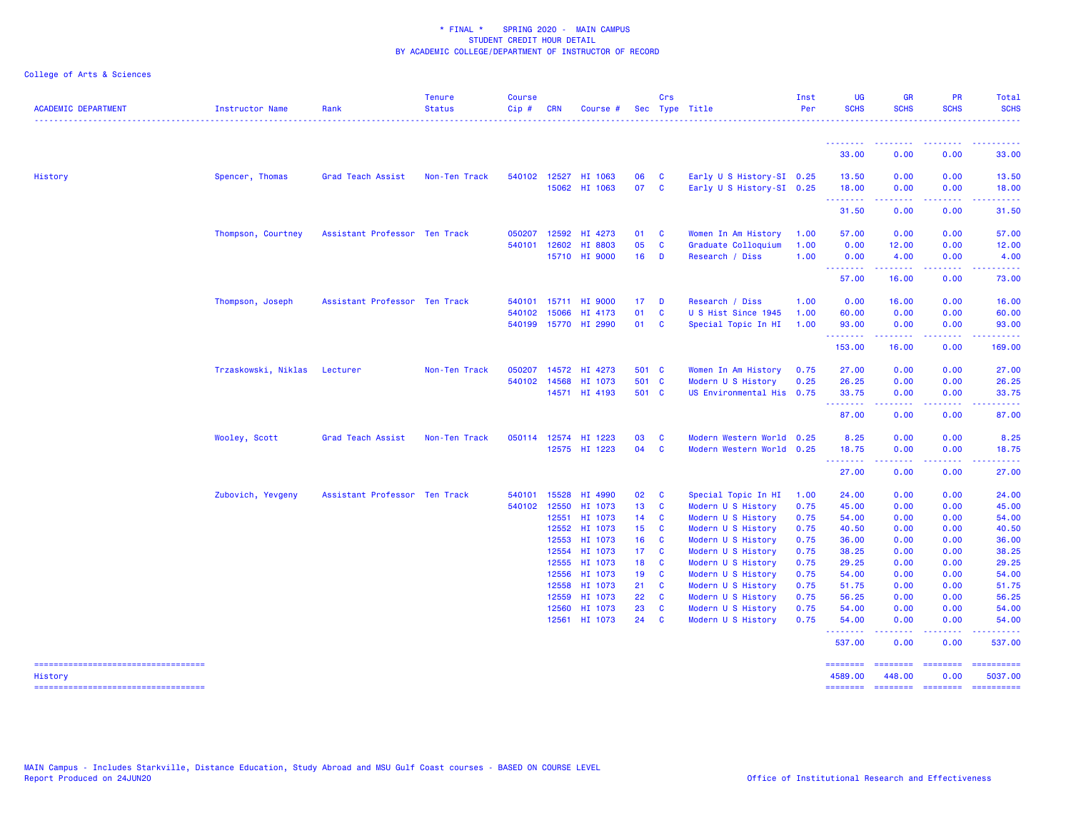\* FINAL \*    SPRING 2020 -  MAIN CAMPUS
STUDENT CREDIT HOUR DETAIL
BY ACADEMIC COLLEGE/DEPARTMENT OF INSTRUCTOR OF RECORD

College of Arts & Sciences

| ACADEMIC DEPARTMENT | Instructor Name | Rank | Tenure Status | Course Cip # | CRN | Course # | Sec | Crs Type | Title | Inst Per | UG SCHS | GR SCHS | PR SCHS | Total SCHS |
|---|---|---|---|---|---|---|---|---|---|---|---|---|---|---|
| | | | | | | | | | | | 33.00 | 0.00 | 0.00 | 33.00 |
| History | Spencer, Thomas | Grad Teach Assist | Non-Ten Track | 540102 | 12527 | HI 1063 | 06 | C | Early U S History-SI | 0.25 | 13.50 | 0.00 | 0.00 | 13.50 |
| | | | | | 15062 | HI 1063 | 07 | C | Early U S History-SI | 0.25 | 18.00 | 0.00 | 0.00 | 18.00 |
| | | | | | | | | | | | 31.50 | 0.00 | 0.00 | 31.50 |
| | Thompson, Courtney | Assistant Professor | Ten Track | 050207 | 12592 | HI 4273 | 01 | C | Women In Am History | 1.00 | 57.00 | 0.00 | 0.00 | 57.00 |
| | | | | 540101 | 12602 | HI 8803 | 05 | C | Graduate Colloquium | 1.00 | 0.00 | 12.00 | 0.00 | 12.00 |
| | | | | | 15710 | HI 9000 | 16 | D | Research / Diss | 1.00 | 0.00 | 4.00 | 0.00 | 4.00 |
| | | | | | | | | | | | 57.00 | 16.00 | 0.00 | 73.00 |
| | Thompson, Joseph | Assistant Professor | Ten Track | 540101 | 15711 | HI 9000 | 17 | D | Research / Diss | 1.00 | 0.00 | 16.00 | 0.00 | 16.00 |
| | | | | 540102 | 15066 | HI 4173 | 01 | C | U S Hist Since 1945 | 1.00 | 60.00 | 0.00 | 0.00 | 60.00 |
| | | | | 540199 | 15770 | HI 2990 | 01 | C | Special Topic In HI | 1.00 | 93.00 | 0.00 | 0.00 | 93.00 |
| | | | | | | | | | | | 153.00 | 16.00 | 0.00 | 169.00 |
| | Trzaskowski, Niklas | Lecturer | Non-Ten Track | 050207 | 14572 | HI 4273 | 501 | C | Women In Am History | 0.75 | 27.00 | 0.00 | 0.00 | 27.00 |
| | | | | 540102 | 14568 | HI 1073 | 501 | C | Modern U S History | 0.25 | 26.25 | 0.00 | 0.00 | 26.25 |
| | | | | | 14571 | HI 4193 | 501 | C | US Environmental His | 0.75 | 33.75 | 0.00 | 0.00 | 33.75 |
| | | | | | | | | | | | 87.00 | 0.00 | 0.00 | 87.00 |
| | Wooley, Scott | Grad Teach Assist | Non-Ten Track | 050114 | 12574 | HI 1223 | 03 | C | Modern Western World | 0.25 | 8.25 | 0.00 | 0.00 | 8.25 |
| | | | | | 12575 | HI 1223 | 04 | C | Modern Western World | 0.25 | 18.75 | 0.00 | 0.00 | 18.75 |
| | | | | | | | | | | | 27.00 | 0.00 | 0.00 | 27.00 |
| | Zubovich, Yevgeny | Assistant Professor | Ten Track | 540101 | 15528 | HI 4990 | 02 | C | Special Topic In HI | 1.00 | 24.00 | 0.00 | 0.00 | 24.00 |
| | | | | 540102 | 12550 | HI 1073 | 13 | C | Modern U S History | 0.75 | 45.00 | 0.00 | 0.00 | 45.00 |
| | | | | | 12551 | HI 1073 | 14 | C | Modern U S History | 0.75 | 54.00 | 0.00 | 0.00 | 54.00 |
| | | | | | 12552 | HI 1073 | 15 | C | Modern U S History | 0.75 | 40.50 | 0.00 | 0.00 | 40.50 |
| | | | | | 12553 | HI 1073 | 16 | C | Modern U S History | 0.75 | 36.00 | 0.00 | 0.00 | 36.00 |
| | | | | | 12554 | HI 1073 | 17 | C | Modern U S History | 0.75 | 38.25 | 0.00 | 0.00 | 38.25 |
| | | | | | 12555 | HI 1073 | 18 | C | Modern U S History | 0.75 | 29.25 | 0.00 | 0.00 | 29.25 |
| | | | | | 12556 | HI 1073 | 19 | C | Modern U S History | 0.75 | 54.00 | 0.00 | 0.00 | 54.00 |
| | | | | | 12558 | HI 1073 | 21 | C | Modern U S History | 0.75 | 51.75 | 0.00 | 0.00 | 51.75 |
| | | | | | 12559 | HI 1073 | 22 | C | Modern U S History | 0.75 | 56.25 | 0.00 | 0.00 | 56.25 |
| | | | | | 12560 | HI 1073 | 23 | C | Modern U S History | 0.75 | 54.00 | 0.00 | 0.00 | 54.00 |
| | | | | | 12561 | HI 1073 | 24 | C | Modern U S History | 0.75 | 54.00 | 0.00 | 0.00 | 54.00 |
| | | | | | | | | | | | 537.00 | 0.00 | 0.00 | 537.00 |
| History | | | | | | | | | | | 4589.00 | 448.00 | 0.00 | 5037.00 |

MAIN Campus - Includes Starkville, Distance Education, Study Abroad and MSU Gulf Coast courses - BASED ON COURSE LEVEL
Report Produced on 24JUN20

Office of Institutional Research and Effectiveness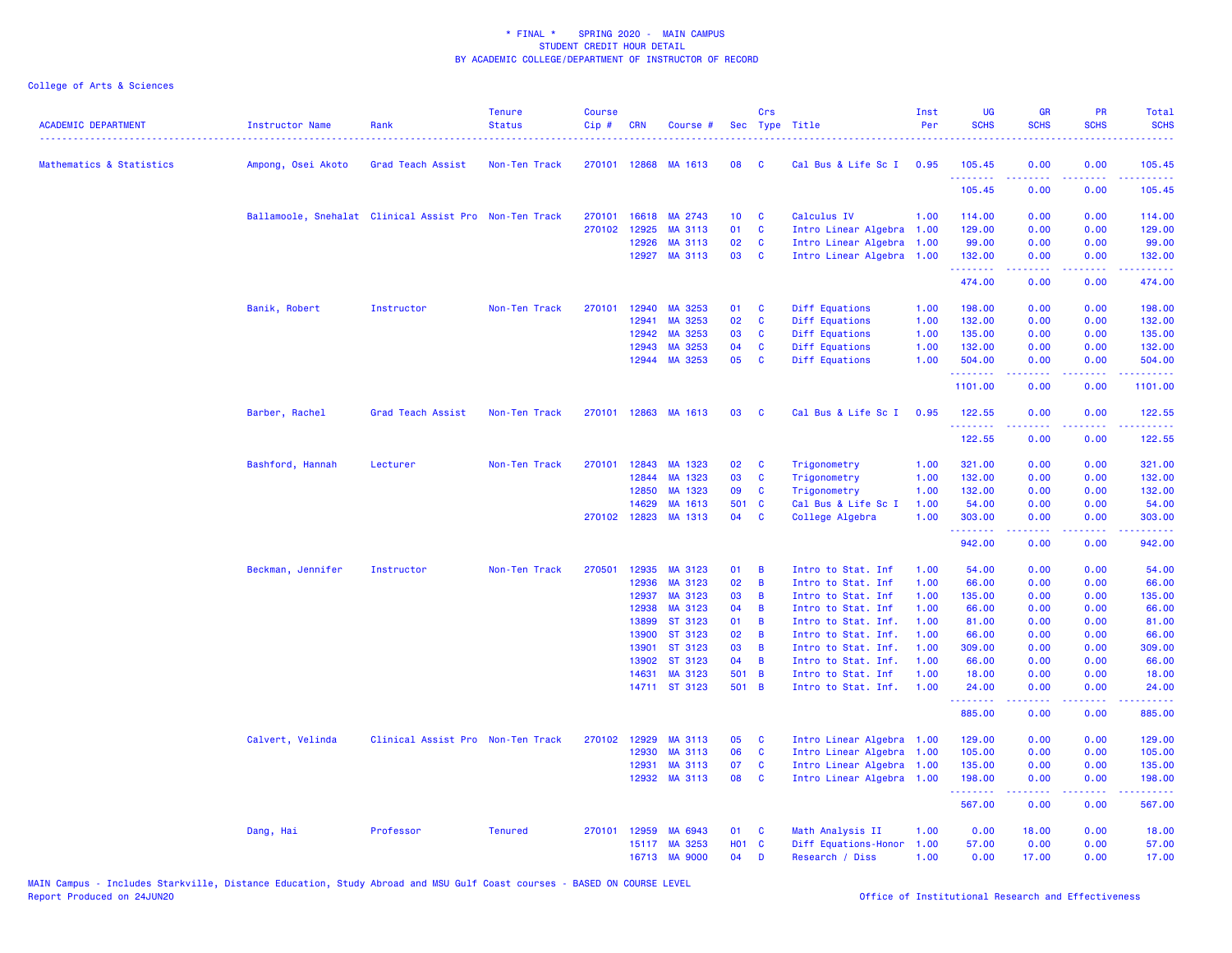\* FINAL \* SPRING 2020 - MAIN CAMPUS
STUDENT CREDIT HOUR DETAIL
BY ACADEMIC COLLEGE/DEPARTMENT OF INSTRUCTOR OF RECORD

College of Arts & Sciences

| ACADEMIC DEPARTMENT | Instructor Name | Rank | Tenure Status | Course Cip # | CRN | Course # | Sec | Crs Type | Title | Inst Per | UG SCHS | GR SCHS | PR SCHS | Total SCHS |
|---|---|---|---|---|---|---|---|---|---|---|---|---|---|---|
| Mathematics & Statistics | Ampong, Osei Akoto | Grad Teach Assist | Non-Ten Track | 270101 | 12868 | MA 1613 | 08 | C | Cal Bus & Life Sc I | 0.95 | 105.45 | 0.00 | 0.00 | 105.45 |
| | | | | | | | | | | | 105.45 | 0.00 | 0.00 | 105.45 |
| | Ballamoole, Snehalat | Clinical Assist Pro | Non-Ten Track | 270101 | 16618 | MA 2743 | 10 | C | Calculus IV | 1.00 | 114.00 | 0.00 | 0.00 | 114.00 |
| | | | | 270102 | 12925 | MA 3113 | 01 | C | Intro Linear Algebra | 1.00 | 129.00 | 0.00 | 0.00 | 129.00 |
| | | | | | 12926 | MA 3113 | 02 | C | Intro Linear Algebra | 1.00 | 99.00 | 0.00 | 0.00 | 99.00 |
| | | | | | 12927 | MA 3113 | 03 | C | Intro Linear Algebra | 1.00 | 132.00 | 0.00 | 0.00 | 132.00 |
| | | | | | | | | | | | 474.00 | 0.00 | 0.00 | 474.00 |
| | Banik, Robert | Instructor | Non-Ten Track | 270101 | 12940 | MA 3253 | 01 | C | Diff Equations | 1.00 | 198.00 | 0.00 | 0.00 | 198.00 |
| | | | | | 12941 | MA 3253 | 02 | C | Diff Equations | 1.00 | 132.00 | 0.00 | 0.00 | 132.00 |
| | | | | | 12942 | MA 3253 | 03 | C | Diff Equations | 1.00 | 135.00 | 0.00 | 0.00 | 135.00 |
| | | | | | 12943 | MA 3253 | 04 | C | Diff Equations | 1.00 | 132.00 | 0.00 | 0.00 | 132.00 |
| | | | | | 12944 | MA 3253 | 05 | C | Diff Equations | 1.00 | 504.00 | 0.00 | 0.00 | 504.00 |
| | | | | | | | | | | | 1101.00 | 0.00 | 0.00 | 1101.00 |
| | Barber, Rachel | Grad Teach Assist | Non-Ten Track | 270101 | 12863 | MA 1613 | 03 | C | Cal Bus & Life Sc I | 0.95 | 122.55 | 0.00 | 0.00 | 122.55 |
| | | | | | | | | | | | 122.55 | 0.00 | 0.00 | 122.55 |
| | Bashford, Hannah | Lecturer | Non-Ten Track | 270101 | 12843 | MA 1323 | 02 | C | Trigonometry | 1.00 | 321.00 | 0.00 | 0.00 | 321.00 |
| | | | | | 12844 | MA 1323 | 03 | C | Trigonometry | 1.00 | 132.00 | 0.00 | 0.00 | 132.00 |
| | | | | | 12850 | MA 1323 | 09 | C | Trigonometry | 1.00 | 132.00 | 0.00 | 0.00 | 132.00 |
| | | | | | 14629 | MA 1613 | 501 | C | Cal Bus & Life Sc I | 1.00 | 54.00 | 0.00 | 0.00 | 54.00 |
| | | | | 270102 | 12823 | MA 1313 | 04 | C | College Algebra | 1.00 | 303.00 | 0.00 | 0.00 | 303.00 |
| | | | | | | | | | | | 942.00 | 0.00 | 0.00 | 942.00 |
| | Beckman, Jennifer | Instructor | Non-Ten Track | 270501 | 12935 | MA 3123 | 01 | B | Intro to Stat. Inf | 1.00 | 54.00 | 0.00 | 0.00 | 54.00 |
| | | | | | 12936 | MA 3123 | 02 | B | Intro to Stat. Inf | 1.00 | 66.00 | 0.00 | 0.00 | 66.00 |
| | | | | | 12937 | MA 3123 | 03 | B | Intro to Stat. Inf | 1.00 | 135.00 | 0.00 | 0.00 | 135.00 |
| | | | | | 12938 | MA 3123 | 04 | B | Intro to Stat. Inf | 1.00 | 66.00 | 0.00 | 0.00 | 66.00 |
| | | | | | 13899 | ST 3123 | 01 | B | Intro to Stat. Inf. | 1.00 | 81.00 | 0.00 | 0.00 | 81.00 |
| | | | | | 13900 | ST 3123 | 02 | B | Intro to Stat. Inf. | 1.00 | 66.00 | 0.00 | 0.00 | 66.00 |
| | | | | | 13901 | ST 3123 | 03 | B | Intro to Stat. Inf. | 1.00 | 309.00 | 0.00 | 0.00 | 309.00 |
| | | | | | 13902 | ST 3123 | 04 | B | Intro to Stat. Inf. | 1.00 | 66.00 | 0.00 | 0.00 | 66.00 |
| | | | | | 14631 | MA 3123 | 501 | B | Intro to Stat. Inf | 1.00 | 18.00 | 0.00 | 0.00 | 18.00 |
| | | | | | 14711 | ST 3123 | 501 | B | Intro to Stat. Inf. | 1.00 | 24.00 | 0.00 | 0.00 | 24.00 |
| | | | | | | | | | | | 885.00 | 0.00 | 0.00 | 885.00 |
| | Calvert, Velinda | Clinical Assist Pro | Non-Ten Track | 270102 | 12929 | MA 3113 | 05 | C | Intro Linear Algebra | 1.00 | 129.00 | 0.00 | 0.00 | 129.00 |
| | | | | | 12930 | MA 3113 | 06 | C | Intro Linear Algebra | 1.00 | 105.00 | 0.00 | 0.00 | 105.00 |
| | | | | | 12931 | MA 3113 | 07 | C | Intro Linear Algebra | 1.00 | 135.00 | 0.00 | 0.00 | 135.00 |
| | | | | | 12932 | MA 3113 | 08 | C | Intro Linear Algebra | 1.00 | 198.00 | 0.00 | 0.00 | 198.00 |
| | | | | | | | | | | | 567.00 | 0.00 | 0.00 | 567.00 |
| | Dang, Hai | Professor | Tenured | 270101 | 12959 | MA 6943 | 01 | C | Math Analysis II | 1.00 | 0.00 | 18.00 | 0.00 | 18.00 |
| | | | | | 15117 | MA 3253 | H01 | C | Diff Equations-Honor | 1.00 | 57.00 | 0.00 | 0.00 | 57.00 |
| | | | | | 16713 | MA 9000 | 04 | D | Research / Diss | 1.00 | 0.00 | 17.00 | 0.00 | 17.00 |

MAIN Campus - Includes Starkville, Distance Education, Study Abroad and MSU Gulf Coast courses - BASED ON COURSE LEVEL
Report Produced on 24JUN20

Office of Institutional Research and Effectiveness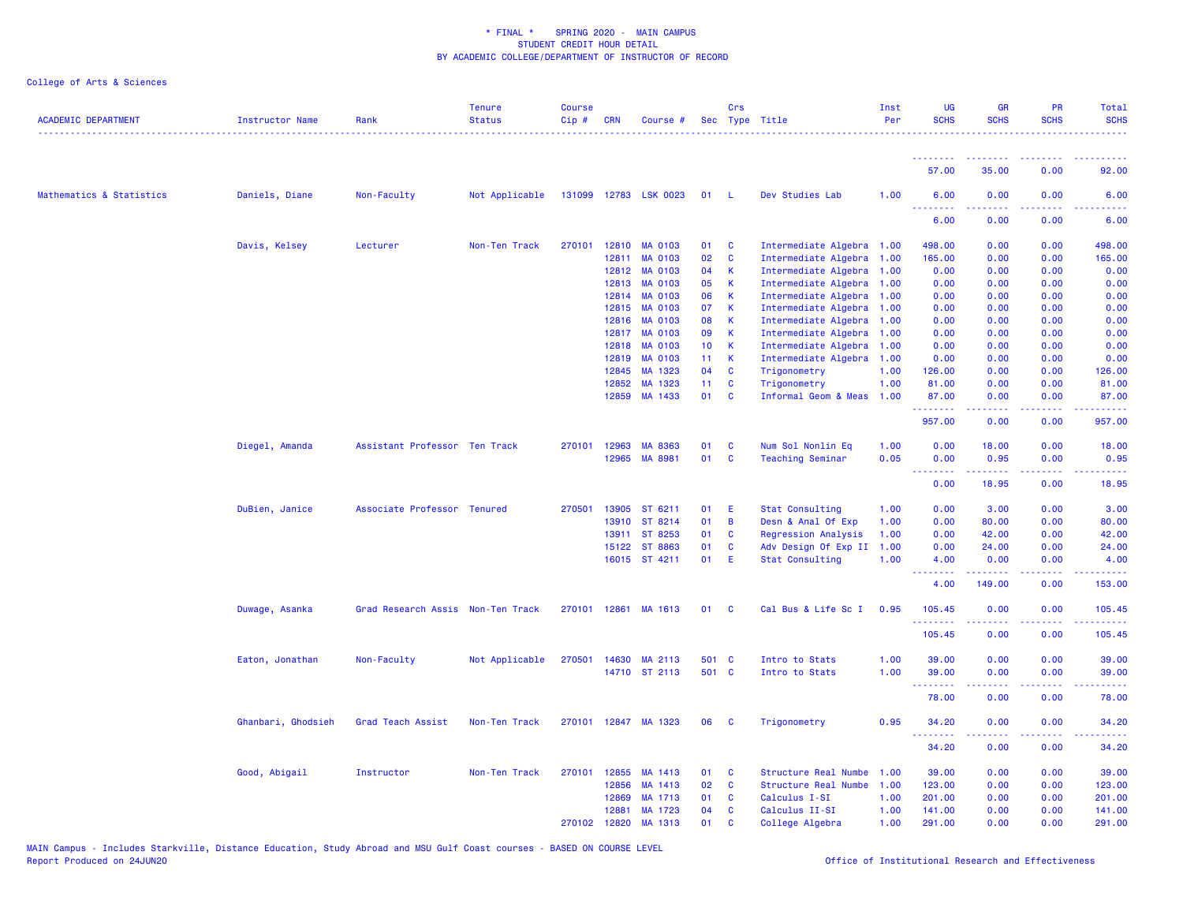\* FINAL \* SPRING 2020 - MAIN CAMPUS
STUDENT CREDIT HOUR DETAIL
BY ACADEMIC COLLEGE/DEPARTMENT OF INSTRUCTOR OF RECORD

College of Arts & Sciences

| ACADEMIC DEPARTMENT | Instructor Name | Rank | Tenure Status | Course Cip # | CRN | Course # | Sec | Crs Type | Title | Inst Per | UG SCHS | GR SCHS | PR SCHS | Total SCHS |
|---|---|---|---|---|---|---|---|---|---|---|---|---|---|---|
| | | | | | | | | | | | 57.00 | 35.00 | 0.00 | 92.00 |
| Mathematics & Statistics | Daniels, Diane | Non-Faculty | Not Applicable | 131099 | 12783 | LSK 0023 | 01 | L | Dev Studies Lab | 1.00 | 6.00 | 0.00 | 0.00 | 6.00 |
| | | | | | | | | | | | 6.00 | 0.00 | 0.00 | 6.00 |
| | Davis, Kelsey | Lecturer | Non-Ten Track | 270101 | 12810 | MA 0103 | 01 | C | Intermediate Algebra | 1.00 | 498.00 | 0.00 | 0.00 | 498.00 |
| | | | | | 12811 | MA 0103 | 02 | C | Intermediate Algebra | 1.00 | 165.00 | 0.00 | 0.00 | 165.00 |
| | | | | | 12812 | MA 0103 | 04 | K | Intermediate Algebra | 1.00 | 0.00 | 0.00 | 0.00 | 0.00 |
| | | | | | 12813 | MA 0103 | 05 | K | Intermediate Algebra | 1.00 | 0.00 | 0.00 | 0.00 | 0.00 |
| | | | | | 12814 | MA 0103 | 06 | K | Intermediate Algebra | 1.00 | 0.00 | 0.00 | 0.00 | 0.00 |
| | | | | | 12815 | MA 0103 | 07 | K | Intermediate Algebra | 1.00 | 0.00 | 0.00 | 0.00 | 0.00 |
| | | | | | 12816 | MA 0103 | 08 | K | Intermediate Algebra | 1.00 | 0.00 | 0.00 | 0.00 | 0.00 |
| | | | | | 12817 | MA 0103 | 09 | K | Intermediate Algebra | 1.00 | 0.00 | 0.00 | 0.00 | 0.00 |
| | | | | | 12818 | MA 0103 | 10 | K | Intermediate Algebra | 1.00 | 0.00 | 0.00 | 0.00 | 0.00 |
| | | | | | 12819 | MA 0103 | 11 | K | Intermediate Algebra | 1.00 | 0.00 | 0.00 | 0.00 | 0.00 |
| | | | | | 12845 | MA 1323 | 04 | C | Trigonometry | 1.00 | 126.00 | 0.00 | 0.00 | 126.00 |
| | | | | | 12852 | MA 1323 | 11 | C | Trigonometry | 1.00 | 81.00 | 0.00 | 0.00 | 81.00 |
| | | | | | 12859 | MA 1433 | 01 | C | Informal Geom & Meas | 1.00 | 87.00 | 0.00 | 0.00 | 87.00 |
| | | | | | | | | | | | 957.00 | 0.00 | 0.00 | 957.00 |
| | Diegel, Amanda | Assistant Professor | Ten Track | 270101 | 12963 | MA 8363 | 01 | C | Num Sol Nonlin Eq | 1.00 | 0.00 | 18.00 | 0.00 | 18.00 |
| | | | | | 12965 | MA 8981 | 01 | C | Teaching Seminar | 0.05 | 0.00 | 0.95 | 0.00 | 0.95 |
| | | | | | | | | | | | 0.00 | 18.95 | 0.00 | 18.95 |
| | DuBien, Janice | Associate Professor | Tenured | 270501 | 13905 | ST 6211 | 01 | E | Stat Consulting | 1.00 | 0.00 | 3.00 | 0.00 | 3.00 |
| | | | | | 13910 | ST 8214 | 01 | B | Desn & Anal Of Exp | 1.00 | 0.00 | 80.00 | 0.00 | 80.00 |
| | | | | | 13911 | ST 8253 | 01 | C | Regression Analysis | 1.00 | 0.00 | 42.00 | 0.00 | 42.00 |
| | | | | | 15122 | ST 8863 | 01 | C | Adv Design Of Exp II | 1.00 | 0.00 | 24.00 | 0.00 | 24.00 |
| | | | | | 16015 | ST 4211 | 01 | E | Stat Consulting | 1.00 | 4.00 | 0.00 | 0.00 | 4.00 |
| | | | | | | | | | | | 4.00 | 149.00 | 0.00 | 153.00 |
| | Duwage, Asanka | Grad Research Assis | Non-Ten Track | 270101 | 12861 | MA 1613 | 01 | C | Cal Bus & Life Sc I | 0.95 | 105.45 | 0.00 | 0.00 | 105.45 |
| | | | | | | | | | | | 105.45 | 0.00 | 0.00 | 105.45 |
| | Eaton, Jonathan | Non-Faculty | Not Applicable | 270501 | 14630 | MA 2113 | 501 | C | Intro to Stats | 1.00 | 39.00 | 0.00 | 0.00 | 39.00 |
| | | | | | 14710 | ST 2113 | 501 | C | Intro to Stats | 1.00 | 39.00 | 0.00 | 0.00 | 39.00 |
| | | | | | | | | | | | 78.00 | 0.00 | 0.00 | 78.00 |
| | Ghanbari, Ghodsieh | Grad Teach Assist | Non-Ten Track | 270101 | 12847 | MA 1323 | 06 | C | Trigonometry | 0.95 | 34.20 | 0.00 | 0.00 | 34.20 |
| | | | | | | | | | | | 34.20 | 0.00 | 0.00 | 34.20 |
| | Good, Abigail | Instructor | Non-Ten Track | 270101 | 12855 | MA 1413 | 01 | C | Structure Real Numbe | 1.00 | 39.00 | 0.00 | 0.00 | 39.00 |
| | | | | | 12856 | MA 1413 | 02 | C | Structure Real Numbe | 1.00 | 123.00 | 0.00 | 0.00 | 123.00 |
| | | | | | 12869 | MA 1713 | 01 | C | Calculus I-SI | 1.00 | 201.00 | 0.00 | 0.00 | 201.00 |
| | | | | | 12881 | MA 1723 | 04 | C | Calculus II-SI | 1.00 | 141.00 | 0.00 | 0.00 | 141.00 |
| | | | | 270102 | 12820 | MA 1313 | 01 | C | College Algebra | 1.00 | 291.00 | 0.00 | 0.00 | 291.00 |

MAIN Campus - Includes Starkville, Distance Education, Study Abroad and MSU Gulf Coast courses - BASED ON COURSE LEVEL
Report Produced on 24JUN20

Office of Institutional Research and Effectiveness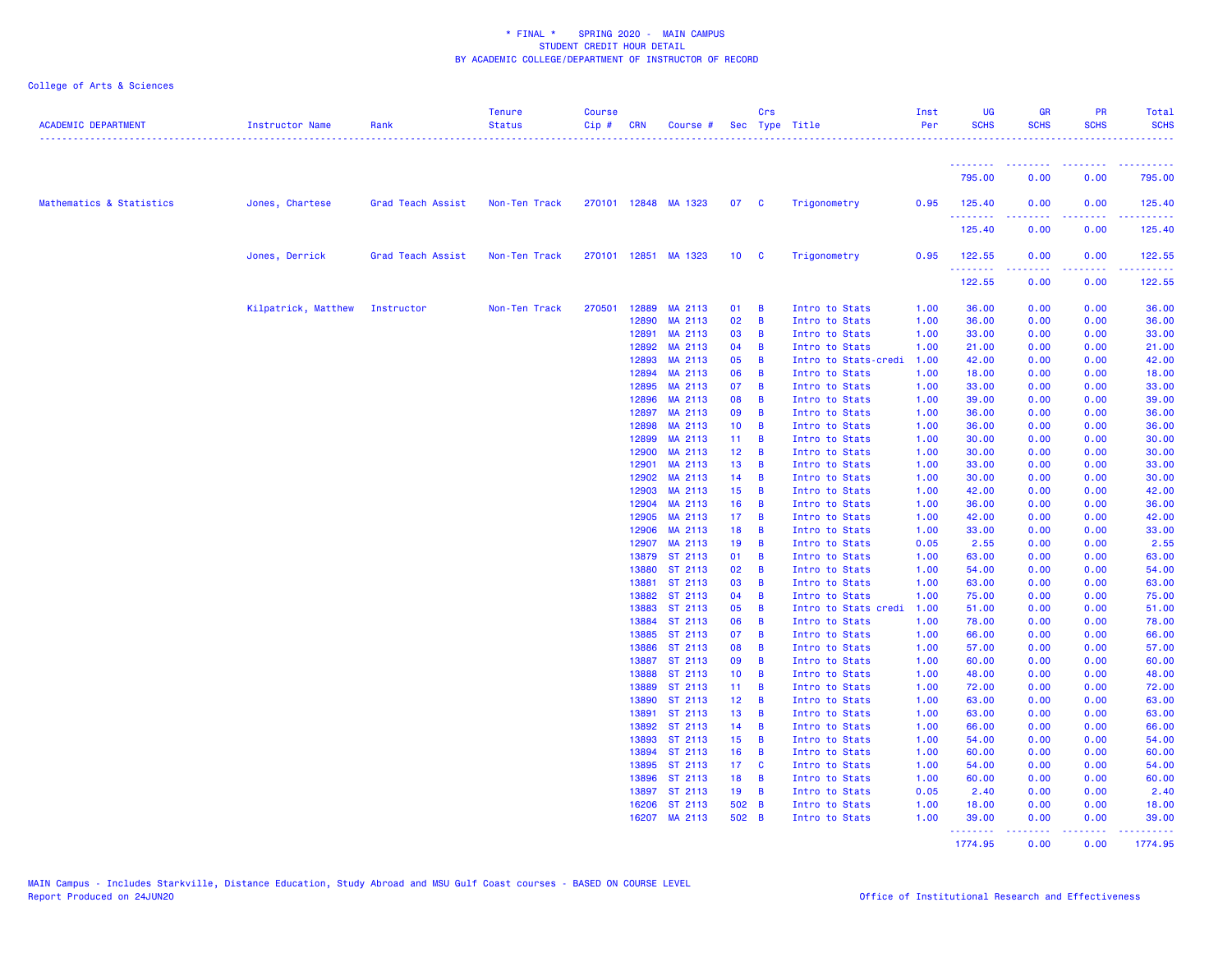\* FINAL \*    SPRING 2020 -  MAIN CAMPUS
STUDENT CREDIT HOUR DETAIL
BY ACADEMIC COLLEGE/DEPARTMENT OF INSTRUCTOR OF RECORD

College of Arts & Sciences

| ACADEMIC DEPARTMENT | Instructor Name | Rank | Tenure Status | Course Cip # | CRN | Course # | Sec | Crs Type | Title | Inst Per | UG SCHS | GR SCHS | PR SCHS | Total SCHS |
|---|---|---|---|---|---|---|---|---|---|---|---|---|---|---|
| | | | | | | | | | | | 795.00 | 0.00 | 0.00 | 795.00 |
| Mathematics & Statistics | Jones, Chartese | Grad Teach Assist | Non-Ten Track | 270101 | 12848 | MA 1323 | 07 | C | Trigonometry | 0.95 | 125.40 | 0.00 | 0.00 | 125.40 |
| | | | | | | | | | | | 125.40 | 0.00 | 0.00 | 125.40 |
| | Jones, Derrick | Grad Teach Assist | Non-Ten Track | 270101 | 12851 | MA 1323 | 10 | C | Trigonometry | 0.95 | 122.55 | 0.00 | 0.00 | 122.55 |
| | | | | | | | | | | | 122.55 | 0.00 | 0.00 | 122.55 |
| | Kilpatrick, Matthew | Instructor | Non-Ten Track | 270501 | 12889 | MA 2113 | 01 | B | Intro to Stats | 1.00 | 36.00 | 0.00 | 0.00 | 36.00 |
| | | | | | 12890 | MA 2113 | 02 | B | Intro to Stats | 1.00 | 36.00 | 0.00 | 0.00 | 36.00 |
| | | | | | 12891 | MA 2113 | 03 | B | Intro to Stats | 1.00 | 33.00 | 0.00 | 0.00 | 33.00 |
| | | | | | 12892 | MA 2113 | 04 | B | Intro to Stats | 1.00 | 21.00 | 0.00 | 0.00 | 21.00 |
| | | | | | 12893 | MA 2113 | 05 | B | Intro to Stats-credi | 1.00 | 42.00 | 0.00 | 0.00 | 42.00 |
| | | | | | 12894 | MA 2113 | 06 | B | Intro to Stats | 1.00 | 18.00 | 0.00 | 0.00 | 18.00 |
| | | | | | 12895 | MA 2113 | 07 | B | Intro to Stats | 1.00 | 33.00 | 0.00 | 0.00 | 33.00 |
| | | | | | 12896 | MA 2113 | 08 | B | Intro to Stats | 1.00 | 39.00 | 0.00 | 0.00 | 39.00 |
| | | | | | 12897 | MA 2113 | 09 | B | Intro to Stats | 1.00 | 36.00 | 0.00 | 0.00 | 36.00 |
| | | | | | 12898 | MA 2113 | 10 | B | Intro to Stats | 1.00 | 36.00 | 0.00 | 0.00 | 36.00 |
| | | | | | 12899 | MA 2113 | 11 | B | Intro to Stats | 1.00 | 30.00 | 0.00 | 0.00 | 30.00 |
| | | | | | 12900 | MA 2113 | 12 | B | Intro to Stats | 1.00 | 30.00 | 0.00 | 0.00 | 30.00 |
| | | | | | 12901 | MA 2113 | 13 | B | Intro to Stats | 1.00 | 33.00 | 0.00 | 0.00 | 33.00 |
| | | | | | 12902 | MA 2113 | 14 | B | Intro to Stats | 1.00 | 30.00 | 0.00 | 0.00 | 30.00 |
| | | | | | 12903 | MA 2113 | 15 | B | Intro to Stats | 1.00 | 42.00 | 0.00 | 0.00 | 42.00 |
| | | | | | 12904 | MA 2113 | 16 | B | Intro to Stats | 1.00 | 36.00 | 0.00 | 0.00 | 36.00 |
| | | | | | 12905 | MA 2113 | 17 | B | Intro to Stats | 1.00 | 42.00 | 0.00 | 0.00 | 42.00 |
| | | | | | 12906 | MA 2113 | 18 | B | Intro to Stats | 1.00 | 33.00 | 0.00 | 0.00 | 33.00 |
| | | | | | 12907 | MA 2113 | 19 | B | Intro to Stats | 0.05 | 2.55 | 0.00 | 0.00 | 2.55 |
| | | | | | 13879 | ST 2113 | 01 | B | Intro to Stats | 1.00 | 63.00 | 0.00 | 0.00 | 63.00 |
| | | | | | 13880 | ST 2113 | 02 | B | Intro to Stats | 1.00 | 54.00 | 0.00 | 0.00 | 54.00 |
| | | | | | 13881 | ST 2113 | 03 | B | Intro to Stats | 1.00 | 63.00 | 0.00 | 0.00 | 63.00 |
| | | | | | 13882 | ST 2113 | 04 | B | Intro to Stats | 1.00 | 75.00 | 0.00 | 0.00 | 75.00 |
| | | | | | 13883 | ST 2113 | 05 | B | Intro to Stats credi | 1.00 | 51.00 | 0.00 | 0.00 | 51.00 |
| | | | | | 13884 | ST 2113 | 06 | B | Intro to Stats | 1.00 | 78.00 | 0.00 | 0.00 | 78.00 |
| | | | | | 13885 | ST 2113 | 07 | B | Intro to Stats | 1.00 | 66.00 | 0.00 | 0.00 | 66.00 |
| | | | | | 13886 | ST 2113 | 08 | B | Intro to Stats | 1.00 | 57.00 | 0.00 | 0.00 | 57.00 |
| | | | | | 13887 | ST 2113 | 09 | B | Intro to Stats | 1.00 | 60.00 | 0.00 | 0.00 | 60.00 |
| | | | | | 13888 | ST 2113 | 10 | B | Intro to Stats | 1.00 | 48.00 | 0.00 | 0.00 | 48.00 |
| | | | | | 13889 | ST 2113 | 11 | B | Intro to Stats | 1.00 | 72.00 | 0.00 | 0.00 | 72.00 |
| | | | | | 13890 | ST 2113 | 12 | B | Intro to Stats | 1.00 | 63.00 | 0.00 | 0.00 | 63.00 |
| | | | | | 13891 | ST 2113 | 13 | B | Intro to Stats | 1.00 | 63.00 | 0.00 | 0.00 | 63.00 |
| | | | | | 13892 | ST 2113 | 14 | B | Intro to Stats | 1.00 | 66.00 | 0.00 | 0.00 | 66.00 |
| | | | | | 13893 | ST 2113 | 15 | B | Intro to Stats | 1.00 | 54.00 | 0.00 | 0.00 | 54.00 |
| | | | | | 13894 | ST 2113 | 16 | B | Intro to Stats | 1.00 | 60.00 | 0.00 | 0.00 | 60.00 |
| | | | | | 13895 | ST 2113 | 17 | C | Intro to Stats | 1.00 | 54.00 | 0.00 | 0.00 | 54.00 |
| | | | | | 13896 | ST 2113 | 18 | B | Intro to Stats | 1.00 | 60.00 | 0.00 | 0.00 | 60.00 |
| | | | | | 13897 | ST 2113 | 19 | B | Intro to Stats | 0.05 | 2.40 | 0.00 | 0.00 | 2.40 |
| | | | | | 16206 | ST 2113 | 502 | B | Intro to Stats | 1.00 | 18.00 | 0.00 | 0.00 | 18.00 |
| | | | | | 16207 | MA 2113 | 502 | B | Intro to Stats | 1.00 | 39.00 | 0.00 | 0.00 | 39.00 |
| | | | | | | | | | | | 1774.95 | 0.00 | 0.00 | 1774.95 |

MAIN Campus - Includes Starkville, Distance Education, Study Abroad and MSU Gulf Coast courses - BASED ON COURSE LEVEL
Report Produced on 24JUN20    Office of Institutional Research and Effectiveness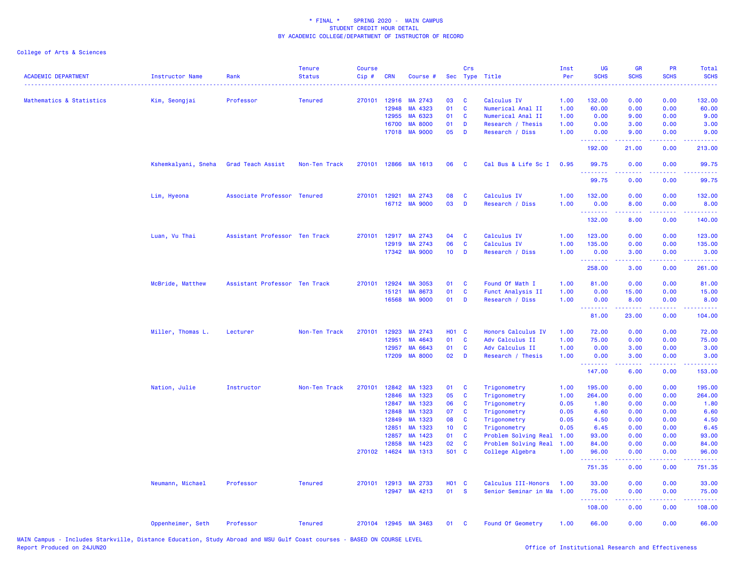\* FINAL \* SPRING 2020 - MAIN CAMPUS
STUDENT CREDIT HOUR DETAIL
BY ACADEMIC COLLEGE/DEPARTMENT OF INSTRUCTOR OF RECORD

College of Arts & Sciences

| ACADEMIC DEPARTMENT | Instructor Name | Rank | Tenure Status | Course Cip # | CRN | Course # | Sec | Crs Type | Title | Inst Per | UG SCHS | GR SCHS | PR SCHS | Total SCHS |
|---|---|---|---|---|---|---|---|---|---|---|---|---|---|---|
| Mathematics & Statistics | Kim, Seongjai | Professor | Tenured | 270101 | 12916 | MA 2743 | 03 | C | Calculus IV | 1.00 | 132.00 | 0.00 | 0.00 | 132.00 |
| | | | | | 12948 | MA 4323 | 01 | C | Numerical Anal II | 1.00 | 60.00 | 0.00 | 0.00 | 60.00 |
| | | | | | 12955 | MA 6323 | 01 | C | Numerical Anal II | 1.00 | 0.00 | 9.00 | 0.00 | 9.00 |
| | | | | | 16700 | MA 8000 | 01 | D | Research / Thesis | 1.00 | 0.00 | 3.00 | 0.00 | 3.00 |
| | | | | | 17018 | MA 9000 | 05 | D | Research / Diss | 1.00 | 0.00 | 9.00 | 0.00 | 9.00 |
| | | | | | | | | | | | 192.00 | 21.00 | 0.00 | 213.00 |
| | Kshemkalyani, Sneha | Grad Teach Assist | Non-Ten Track | 270101 | 12866 | MA 1613 | 06 | C | Cal Bus & Life Sc I | 0.95 | 99.75 | 0.00 | 0.00 | 99.75 |
| | | | | | | | | | | | 99.75 | 0.00 | 0.00 | 99.75 |
| | Lim, Hyeona | Associate Professor | Tenured | 270101 | 12921 | MA 2743 | 08 | C | Calculus IV | 1.00 | 132.00 | 0.00 | 0.00 | 132.00 |
| | | | | | 16712 | MA 9000 | 03 | D | Research / Diss | 1.00 | 0.00 | 8.00 | 0.00 | 8.00 |
| | | | | | | | | | | | 132.00 | 8.00 | 0.00 | 140.00 |
| | Luan, Vu Thai | Assistant Professor | Ten Track | 270101 | 12917 | MA 2743 | 04 | C | Calculus IV | 1.00 | 123.00 | 0.00 | 0.00 | 123.00 |
| | | | | | 12919 | MA 2743 | 06 | C | Calculus IV | 1.00 | 135.00 | 0.00 | 0.00 | 135.00 |
| | | | | | 17342 | MA 9000 | 10 | D | Research / Diss | 1.00 | 0.00 | 3.00 | 0.00 | 3.00 |
| | | | | | | | | | | | 258.00 | 3.00 | 0.00 | 261.00 |
| | McBride, Matthew | Assistant Professor | Ten Track | 270101 | 12924 | MA 3053 | 01 | C | Found Of Math I | 1.00 | 81.00 | 0.00 | 0.00 | 81.00 |
| | | | | | 15121 | MA 8673 | 01 | C | Funct Analysis II | 1.00 | 0.00 | 15.00 | 0.00 | 15.00 |
| | | | | | 16568 | MA 9000 | 01 | D | Research / Diss | 1.00 | 0.00 | 8.00 | 0.00 | 8.00 |
| | | | | | | | | | | | 81.00 | 23.00 | 0.00 | 104.00 |
| | Miller, Thomas L. | Lecturer | Non-Ten Track | 270101 | 12923 | MA 2743 | H01 | C | Honors Calculus IV | 1.00 | 72.00 | 0.00 | 0.00 | 72.00 |
| | | | | | 12951 | MA 4643 | 01 | C | Adv Calculus II | 1.00 | 75.00 | 0.00 | 0.00 | 75.00 |
| | | | | | 12957 | MA 6643 | 01 | C | Adv Calculus II | 1.00 | 0.00 | 3.00 | 0.00 | 3.00 |
| | | | | | 17209 | MA 8000 | 02 | D | Research / Thesis | 1.00 | 0.00 | 3.00 | 0.00 | 3.00 |
| | | | | | | | | | | | 147.00 | 6.00 | 0.00 | 153.00 |
| | Nation, Julie | Instructor | Non-Ten Track | 270101 | 12842 | MA 1323 | 01 | C | Trigonometry | 1.00 | 195.00 | 0.00 | 0.00 | 195.00 |
| | | | | | 12846 | MA 1323 | 05 | C | Trigonometry | 1.00 | 264.00 | 0.00 | 0.00 | 264.00 |
| | | | | | 12847 | MA 1323 | 06 | C | Trigonometry | 0.05 | 1.80 | 0.00 | 0.00 | 1.80 |
| | | | | | 12848 | MA 1323 | 07 | C | Trigonometry | 0.05 | 6.60 | 0.00 | 0.00 | 6.60 |
| | | | | | 12849 | MA 1323 | 08 | C | Trigonometry | 0.05 | 4.50 | 0.00 | 0.00 | 4.50 |
| | | | | | 12851 | MA 1323 | 10 | C | Trigonometry | 0.05 | 6.45 | 0.00 | 0.00 | 6.45 |
| | | | | | 12857 | MA 1423 | 01 | C | Problem Solving Real | 1.00 | 93.00 | 0.00 | 0.00 | 93.00 |
| | | | | | 12858 | MA 1423 | 02 | C | Problem Solving Real | 1.00 | 84.00 | 0.00 | 0.00 | 84.00 |
| | | | | 270102 | 14624 | MA 1313 | 501 | C | College Algebra | 1.00 | 96.00 | 0.00 | 0.00 | 96.00 |
| | | | | | | | | | | | 751.35 | 0.00 | 0.00 | 751.35 |
| | Neumann, Michael | Professor | Tenured | 270101 | 12913 | MA 2733 | H01 | C | Calculus III-Honors | 1.00 | 33.00 | 0.00 | 0.00 | 33.00 |
| | | | | | 12947 | MA 4213 | 01 | S | Senior Seminar in Ma | 1.00 | 75.00 | 0.00 | 0.00 | 75.00 |
| | | | | | | | | | | | 108.00 | 0.00 | 0.00 | 108.00 |
| | Oppenheimer, Seth | Professor | Tenured | 270104 | 12945 | MA 3463 | 01 | C | Found Of Geometry | 1.00 | 66.00 | 0.00 | 0.00 | 66.00 |

MAIN Campus - Includes Starkville, Distance Education, Study Abroad and MSU Gulf Coast courses - BASED ON COURSE LEVEL
Report Produced on 24JUN20 Office of Institutional Research and Effectiveness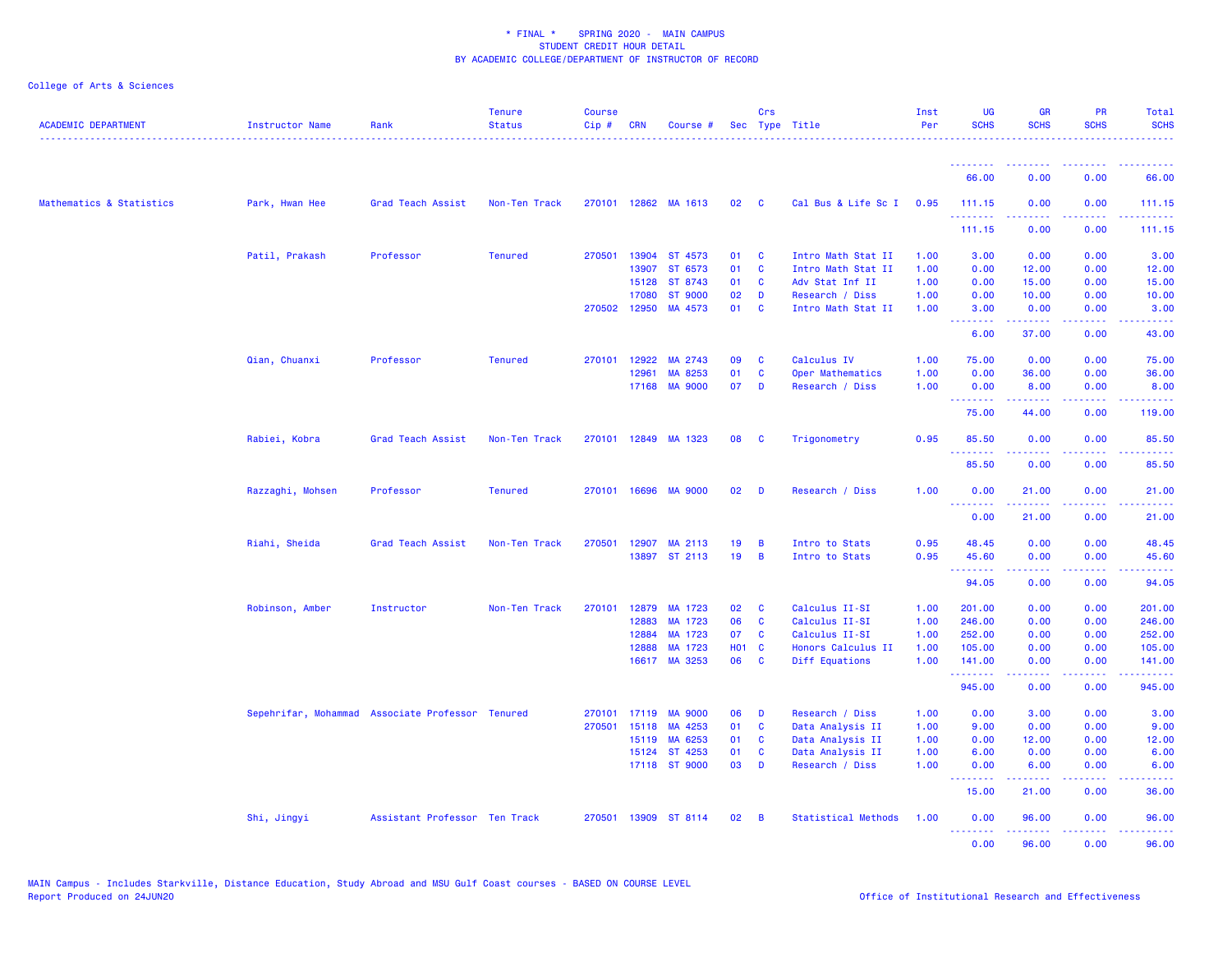# * FINAL * SPRING 2020 - MAIN CAMPUS
## STUDENT CREDIT HOUR DETAIL
## BY ACADEMIC COLLEGE/DEPARTMENT OF INSTRUCTOR OF RECORD

College of Arts & Sciences

| ACADEMIC DEPARTMENT | Instructor Name | Rank | Tenure Status | Course Cip # | CRN | Course # | Sec | Crs Type | Title | Inst Per | UG SCHS | GR SCHS | PR SCHS | Total SCHS |
|---|---|---|---|---|---|---|---|---|---|---|---|---|---|---|
| | | | | | | | | | | | 66.00 | 0.00 | 0.00 | 66.00 |
| Mathematics & Statistics | Park, Hwan Hee | Grad Teach Assist | Non-Ten Track | 270101 | 12862 | MA 1613 | 02 | C | Cal Bus & Life Sc I | 0.95 | 111.15 | 0.00 | 0.00 | 111.15 |
| | | | | | | | | | | | 111.15 | 0.00 | 0.00 | 111.15 |
| | Patil, Prakash | Professor | Tenured | 270501 | 13904 | ST 4573 | 01 | C | Intro Math Stat II | 1.00 | 3.00 | 0.00 | 0.00 | 3.00 |
| | | | | | 13907 | ST 6573 | 01 | C | Intro Math Stat II | 1.00 | 0.00 | 12.00 | 0.00 | 12.00 |
| | | | | | 15128 | ST 8743 | 01 | C | Adv Stat Inf II | 1.00 | 0.00 | 15.00 | 0.00 | 15.00 |
| | | | | | 17080 | ST 9000 | 02 | D | Research / Diss | 1.00 | 0.00 | 10.00 | 0.00 | 10.00 |
| | | | | 270502 | 12950 | MA 4573 | 01 | C | Intro Math Stat II | 1.00 | 3.00 | 0.00 | 0.00 | 3.00 |
| | | | | | | | | | | | 6.00 | 37.00 | 0.00 | 43.00 |
| | Qian, Chuanxi | Professor | Tenured | 270101 | 12922 | MA 2743 | 09 | C | Calculus IV | 1.00 | 75.00 | 0.00 | 0.00 | 75.00 |
| | | | | | 12961 | MA 8253 | 01 | C | Oper Mathematics | 1.00 | 0.00 | 36.00 | 0.00 | 36.00 |
| | | | | | 17168 | MA 9000 | 07 | D | Research / Diss | 1.00 | 0.00 | 8.00 | 0.00 | 8.00 |
| | | | | | | | | | | | 75.00 | 44.00 | 0.00 | 119.00 |
| | Rabiei, Kobra | Grad Teach Assist | Non-Ten Track | 270101 | 12849 | MA 1323 | 08 | C | Trigonometry | 0.95 | 85.50 | 0.00 | 0.00 | 85.50 |
| | | | | | | | | | | | 85.50 | 0.00 | 0.00 | 85.50 |
| | Razzaghi, Mohsen | Professor | Tenured | 270101 | 16696 | MA 9000 | 02 | D | Research / Diss | 1.00 | 0.00 | 21.00 | 0.00 | 21.00 |
| | | | | | | | | | | | 0.00 | 21.00 | 0.00 | 21.00 |
| | Riahi, Sheida | Grad Teach Assist | Non-Ten Track | 270501 | 12907 | MA 2113 | 19 | B | Intro to Stats | 0.95 | 48.45 | 0.00 | 0.00 | 48.45 |
| | | | | | 13897 | ST 2113 | 19 | B | Intro to Stats | 0.95 | 45.60 | 0.00 | 0.00 | 45.60 |
| | | | | | | | | | | | 94.05 | 0.00 | 0.00 | 94.05 |
| | Robinson, Amber | Instructor | Non-Ten Track | 270101 | 12879 | MA 1723 | 02 | C | Calculus II-SI | 1.00 | 201.00 | 0.00 | 0.00 | 201.00 |
| | | | | | 12883 | MA 1723 | 06 | C | Calculus II-SI | 1.00 | 246.00 | 0.00 | 0.00 | 246.00 |
| | | | | | 12884 | MA 1723 | 07 | C | Calculus II-SI | 1.00 | 252.00 | 0.00 | 0.00 | 252.00 |
| | | | | | 12888 | MA 1723 | H01 | C | Honors Calculus II | 1.00 | 105.00 | 0.00 | 0.00 | 105.00 |
| | | | | | 16617 | MA 3253 | 06 | C | Diff Equations | 1.00 | 141.00 | 0.00 | 0.00 | 141.00 |
| | | | | | | | | | | | 945.00 | 0.00 | 0.00 | 945.00 |
| | Sepehrifar, Mohammad | Associate Professor | Tenured | 270101 | 17119 | MA 9000 | 06 | D | Research / Diss | 1.00 | 0.00 | 3.00 | 0.00 | 3.00 |
| | | | | 270501 | 15118 | MA 4253 | 01 | C | Data Analysis II | 1.00 | 9.00 | 0.00 | 0.00 | 9.00 |
| | | | | | 15119 | MA 6253 | 01 | C | Data Analysis II | 1.00 | 0.00 | 12.00 | 0.00 | 12.00 |
| | | | | | 15124 | ST 4253 | 01 | C | Data Analysis II | 1.00 | 6.00 | 0.00 | 0.00 | 6.00 |
| | | | | | 17118 | ST 9000 | 03 | D | Research / Diss | 1.00 | 0.00 | 6.00 | 0.00 | 6.00 |
| | | | | | | | | | | | 15.00 | 21.00 | 0.00 | 36.00 |
| | Shi, Jingyi | Assistant Professor | Ten Track | 270501 | 13909 | ST 8114 | 02 | B | Statistical Methods | 1.00 | 0.00 | 96.00 | 0.00 | 96.00 |
| | | | | | | | | | | | 0.00 | 96.00 | 0.00 | 96.00 |

MAIN Campus - Includes Starkville, Distance Education, Study Abroad and MSU Gulf Coast courses - BASED ON COURSE LEVEL
Report Produced on 24JUN20

Office of Institutional Research and Effectiveness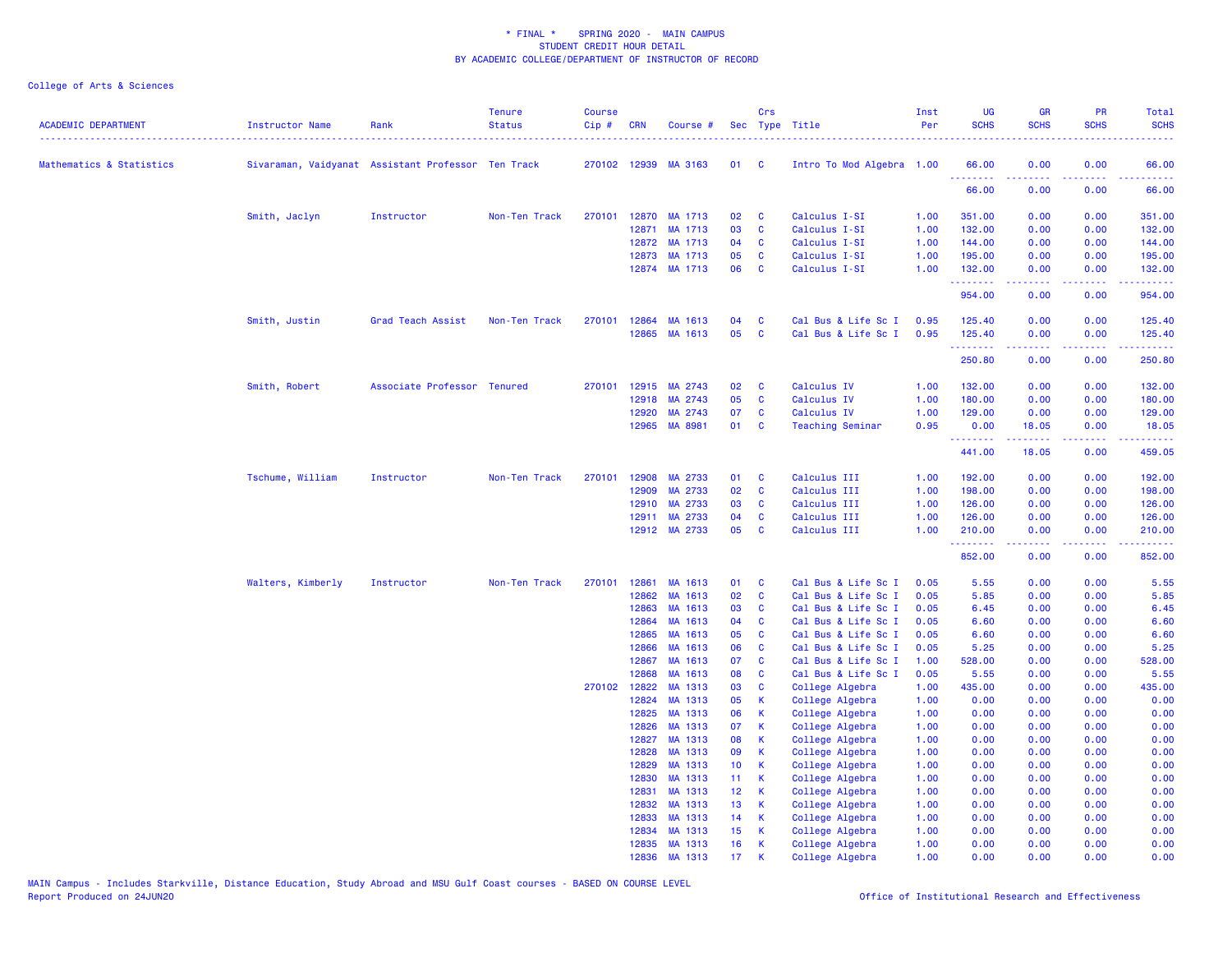* FINAL * SPRING 2020 - MAIN CAMPUS
STUDENT CREDIT HOUR DETAIL
BY ACADEMIC COLLEGE/DEPARTMENT OF INSTRUCTOR OF RECORD

College of Arts & Sciences

| ACADEMIC DEPARTMENT | Instructor Name | Rank | Tenure Status | Course Cip # | CRN | Course # | Sec | Crs Type | Title | Inst Per | UG SCHS | GR SCHS | PR SCHS | Total SCHS |
|---|---|---|---|---|---|---|---|---|---|---|---|---|---|---|
| Mathematics & Statistics | Sivaraman, Vaidyanat | Assistant Professor | Ten Track | 270102 | 12939 | MA 3163 | 01 | C | Intro To Mod Algebra | 1.00 | 66.00 | 0.00 | 0.00 | 66.00 |
| | | | | | | | | | | | 66.00 | 0.00 | 0.00 | 66.00 |
| | Smith, Jaclyn | Instructor | Non-Ten Track | 270101 | 12870 | MA 1713 | 02 | C | Calculus I-SI | 1.00 | 351.00 | 0.00 | 0.00 | 351.00 |
| | | | | | 12871 | MA 1713 | 03 | C | Calculus I-SI | 1.00 | 132.00 | 0.00 | 0.00 | 132.00 |
| | | | | | 12872 | MA 1713 | 04 | C | Calculus I-SI | 1.00 | 144.00 | 0.00 | 0.00 | 144.00 |
| | | | | | 12873 | MA 1713 | 05 | C | Calculus I-SI | 1.00 | 195.00 | 0.00 | 0.00 | 195.00 |
| | | | | | 12874 | MA 1713 | 06 | C | Calculus I-SI | 1.00 | 132.00 | 0.00 | 0.00 | 132.00 |
| | | | | | | | | | | | 954.00 | 0.00 | 0.00 | 954.00 |
| | Smith, Justin | Grad Teach Assist | Non-Ten Track | 270101 | 12864 | MA 1613 | 04 | C | Cal Bus & Life Sc I | 0.95 | 125.40 | 0.00 | 0.00 | 125.40 |
| | | | | | 12865 | MA 1613 | 05 | C | Cal Bus & Life Sc I | 0.95 | 125.40 | 0.00 | 0.00 | 125.40 |
| | | | | | | | | | | | 250.80 | 0.00 | 0.00 | 250.80 |
| | Smith, Robert | Associate Professor | Tenured | 270101 | 12915 | MA 2743 | 02 | C | Calculus IV | 1.00 | 132.00 | 0.00 | 0.00 | 132.00 |
| | | | | | 12918 | MA 2743 | 05 | C | Calculus IV | 1.00 | 180.00 | 0.00 | 0.00 | 180.00 |
| | | | | | 12920 | MA 2743 | 07 | C | Calculus IV | 1.00 | 129.00 | 0.00 | 0.00 | 129.00 |
| | | | | | 12965 | MA 8981 | 01 | C | Teaching Seminar | 0.95 | 0.00 | 18.05 | 0.00 | 18.05 |
| | | | | | | | | | | | 441.00 | 18.05 | 0.00 | 459.05 |
| | Tschume, William | Instructor | Non-Ten Track | 270101 | 12908 | MA 2733 | 01 | C | Calculus III | 1.00 | 192.00 | 0.00 | 0.00 | 192.00 |
| | | | | | 12909 | MA 2733 | 02 | C | Calculus III | 1.00 | 198.00 | 0.00 | 0.00 | 198.00 |
| | | | | | 12910 | MA 2733 | 03 | C | Calculus III | 1.00 | 126.00 | 0.00 | 0.00 | 126.00 |
| | | | | | 12911 | MA 2733 | 04 | C | Calculus III | 1.00 | 126.00 | 0.00 | 0.00 | 126.00 |
| | | | | | 12912 | MA 2733 | 05 | C | Calculus III | 1.00 | 210.00 | 0.00 | 0.00 | 210.00 |
| | | | | | | | | | | | 852.00 | 0.00 | 0.00 | 852.00 |
| | Walters, Kimberly | Instructor | Non-Ten Track | 270101 | 12861 | MA 1613 | 01 | C | Cal Bus & Life Sc I | 0.05 | 5.55 | 0.00 | 0.00 | 5.55 |
| | | | | | 12862 | MA 1613 | 02 | C | Cal Bus & Life Sc I | 0.05 | 5.85 | 0.00 | 0.00 | 5.85 |
| | | | | | 12863 | MA 1613 | 03 | C | Cal Bus & Life Sc I | 0.05 | 6.45 | 0.00 | 0.00 | 6.45 |
| | | | | | 12864 | MA 1613 | 04 | C | Cal Bus & Life Sc I | 0.05 | 6.60 | 0.00 | 0.00 | 6.60 |
| | | | | | 12865 | MA 1613 | 05 | C | Cal Bus & Life Sc I | 0.05 | 6.60 | 0.00 | 0.00 | 6.60 |
| | | | | | 12866 | MA 1613 | 06 | C | Cal Bus & Life Sc I | 0.05 | 5.25 | 0.00 | 0.00 | 5.25 |
| | | | | | 12867 | MA 1613 | 07 | C | Cal Bus & Life Sc I | 1.00 | 528.00 | 0.00 | 0.00 | 528.00 |
| | | | | | 12868 | MA 1613 | 08 | C | Cal Bus & Life Sc I | 0.05 | 5.55 | 0.00 | 0.00 | 5.55 |
| | | | | 270102 | 12822 | MA 1313 | 03 | C | College Algebra | 1.00 | 435.00 | 0.00 | 0.00 | 435.00 |
| | | | | | 12824 | MA 1313 | 05 | K | College Algebra | 1.00 | 0.00 | 0.00 | 0.00 | 0.00 |
| | | | | | 12825 | MA 1313 | 06 | K | College Algebra | 1.00 | 0.00 | 0.00 | 0.00 | 0.00 |
| | | | | | 12826 | MA 1313 | 07 | K | College Algebra | 1.00 | 0.00 | 0.00 | 0.00 | 0.00 |
| | | | | | 12827 | MA 1313 | 08 | K | College Algebra | 1.00 | 0.00 | 0.00 | 0.00 | 0.00 |
| | | | | | 12828 | MA 1313 | 09 | K | College Algebra | 1.00 | 0.00 | 0.00 | 0.00 | 0.00 |
| | | | | | 12829 | MA 1313 | 10 | K | College Algebra | 1.00 | 0.00 | 0.00 | 0.00 | 0.00 |
| | | | | | 12830 | MA 1313 | 11 | K | College Algebra | 1.00 | 0.00 | 0.00 | 0.00 | 0.00 |
| | | | | | 12831 | MA 1313 | 12 | K | College Algebra | 1.00 | 0.00 | 0.00 | 0.00 | 0.00 |
| | | | | | 12832 | MA 1313 | 13 | K | College Algebra | 1.00 | 0.00 | 0.00 | 0.00 | 0.00 |
| | | | | | 12833 | MA 1313 | 14 | K | College Algebra | 1.00 | 0.00 | 0.00 | 0.00 | 0.00 |
| | | | | | 12834 | MA 1313 | 15 | K | College Algebra | 1.00 | 0.00 | 0.00 | 0.00 | 0.00 |
| | | | | | 12835 | MA 1313 | 16 | K | College Algebra | 1.00 | 0.00 | 0.00 | 0.00 | 0.00 |
| | | | | | 12836 | MA 1313 | 17 | K | College Algebra | 1.00 | 0.00 | 0.00 | 0.00 | 0.00 |

MAIN Campus - Includes Starkville, Distance Education, Study Abroad and MSU Gulf Coast courses - BASED ON COURSE LEVEL
Report Produced on 24JUN20

Office of Institutional Research and Effectiveness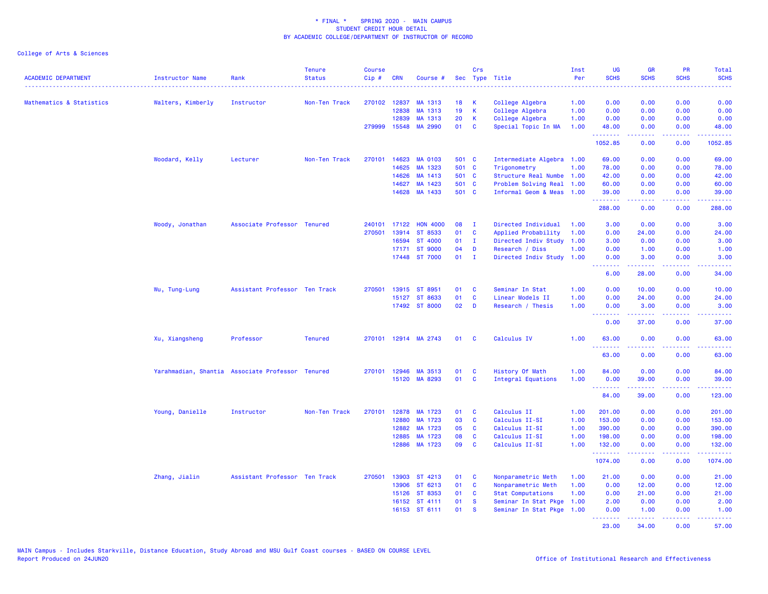\* FINAL \* SPRING 2020 - MAIN CAMPUS
STUDENT CREDIT HOUR DETAIL
BY ACADEMIC COLLEGE/DEPARTMENT OF INSTRUCTOR OF RECORD

College of Arts & Sciences

| ACADEMIC DEPARTMENT | Instructor Name | Rank | Tenure Status | Course Cip # | CRN | Course # | Sec | Crs Type | Title | Inst Per | UG SCHS | GR SCHS | PR SCHS | Total SCHS |
|---|---|---|---|---|---|---|---|---|---|---|---|---|---|---|
| Mathematics & Statistics | Walters, Kimberly | Instructor | Non-Ten Track | 270102 | 12837 | MA 1313 | 18 | K | College Algebra | 1.00 | 0.00 | 0.00 | 0.00 | 0.00 |
| | | | | | 12838 | MA 1313 | 19 | K | College Algebra | 1.00 | 0.00 | 0.00 | 0.00 | 0.00 |
| | | | | | 12839 | MA 1313 | 20 | K | College Algebra | 1.00 | 0.00 | 0.00 | 0.00 | 0.00 |
| | | | | 279999 | 15548 | MA 2990 | 01 | C | Special Topic In MA | 1.00 | 48.00 | 0.00 | 0.00 | 48.00 |
| | | | | | | | | | | | 1052.85 | 0.00 | 0.00 | 1052.85 |
| | Woodard, Kelly | Lecturer | Non-Ten Track | 270101 | 14623 | MA 0103 | 501 | C | Intermediate Algebra | 1.00 | 69.00 | 0.00 | 0.00 | 69.00 |
| | | | | | 14625 | MA 1323 | 501 | C | Trigonometry | 1.00 | 78.00 | 0.00 | 0.00 | 78.00 |
| | | | | | 14626 | MA 1413 | 501 | C | Structure Real Numbe | 1.00 | 42.00 | 0.00 | 0.00 | 42.00 |
| | | | | | 14627 | MA 1423 | 501 | C | Problem Solving Real | 1.00 | 60.00 | 0.00 | 0.00 | 60.00 |
| | | | | | 14628 | MA 1433 | 501 | C | Informal Geom & Meas | 1.00 | 39.00 | 0.00 | 0.00 | 39.00 |
| | | | | | | | | | | | 288.00 | 0.00 | 0.00 | 288.00 |
| | Woody, Jonathan | Associate Professor | Tenured | 240101 | 17122 | HON 4000 | 08 | I | Directed Individual | 1.00 | 3.00 | 0.00 | 0.00 | 3.00 |
| | | | | 270501 | 13914 | ST 8533 | 01 | C | Applied Probability | 1.00 | 0.00 | 24.00 | 0.00 | 24.00 |
| | | | | | 16594 | ST 4000 | 01 | I | Directed Indiv Study | 1.00 | 3.00 | 0.00 | 0.00 | 3.00 |
| | | | | | 17171 | ST 9000 | 04 | D | Research / Diss | 1.00 | 0.00 | 1.00 | 0.00 | 1.00 |
| | | | | | 17448 | ST 7000 | 01 | I | Directed Indiv Study | 1.00 | 0.00 | 3.00 | 0.00 | 3.00 |
| | | | | | | | | | | | 6.00 | 28.00 | 0.00 | 34.00 |
| | Wu, Tung-Lung | Assistant Professor | Ten Track | 270501 | 13915 | ST 8951 | 01 | C | Seminar In Stat | 1.00 | 0.00 | 10.00 | 0.00 | 10.00 |
| | | | | | 15127 | ST 8633 | 01 | C | Linear Models II | 1.00 | 0.00 | 24.00 | 0.00 | 24.00 |
| | | | | | 17492 | ST 8000 | 02 | D | Research / Thesis | 1.00 | 0.00 | 3.00 | 0.00 | 3.00 |
| | | | | | | | | | | | 0.00 | 37.00 | 0.00 | 37.00 |
| | Xu, Xiangsheng | Professor | Tenured | 270101 | 12914 | MA 2743 | 01 | C | Calculus IV | 1.00 | 63.00 | 0.00 | 0.00 | 63.00 |
| | | | | | | | | | | | 63.00 | 0.00 | 0.00 | 63.00 |
| | Yarahmadian, Shantia | Associate Professor | Tenured | 270101 | 12946 | MA 3513 | 01 | C | History Of Math | 1.00 | 84.00 | 0.00 | 0.00 | 84.00 |
| | | | | | 15120 | MA 8293 | 01 | C | Integral Equations | 1.00 | 0.00 | 39.00 | 0.00 | 39.00 |
| | | | | | | | | | | | 84.00 | 39.00 | 0.00 | 123.00 |
| | Young, Danielle | Instructor | Non-Ten Track | 270101 | 12878 | MA 1723 | 01 | C | Calculus II | 1.00 | 201.00 | 0.00 | 0.00 | 201.00 |
| | | | | | 12880 | MA 1723 | 03 | C | Calculus II-SI | 1.00 | 153.00 | 0.00 | 0.00 | 153.00 |
| | | | | | 12882 | MA 1723 | 05 | C | Calculus II-SI | 1.00 | 390.00 | 0.00 | 0.00 | 390.00 |
| | | | | | 12885 | MA 1723 | 08 | C | Calculus II-SI | 1.00 | 198.00 | 0.00 | 0.00 | 198.00 |
| | | | | | 12886 | MA 1723 | 09 | C | Calculus II-SI | 1.00 | 132.00 | 0.00 | 0.00 | 132.00 |
| | | | | | | | | | | | 1074.00 | 0.00 | 0.00 | 1074.00 |
| | Zhang, Jialin | Assistant Professor | Ten Track | 270501 | 13903 | ST 4213 | 01 | C | Nonparametric Meth | 1.00 | 21.00 | 0.00 | 0.00 | 21.00 |
| | | | | | 13906 | ST 6213 | 01 | C | Nonparametric Meth | 1.00 | 0.00 | 12.00 | 0.00 | 12.00 |
| | | | | | 15126 | ST 8353 | 01 | C | Stat Computations | 1.00 | 0.00 | 21.00 | 0.00 | 21.00 |
| | | | | | 16152 | ST 4111 | 01 | S | Seminar In Stat Pkge | 1.00 | 2.00 | 0.00 | 0.00 | 2.00 |
| | | | | | 16153 | ST 6111 | 01 | S | Seminar In Stat Pkge | 1.00 | 0.00 | 1.00 | 0.00 | 1.00 |
| | | | | | | | | | | | 23.00 | 34.00 | 0.00 | 57.00 |

MAIN Campus - Includes Starkville, Distance Education, Study Abroad and MSU Gulf Coast courses - BASED ON COURSE LEVEL
Report Produced on 24JUN20

Office of Institutional Research and Effectiveness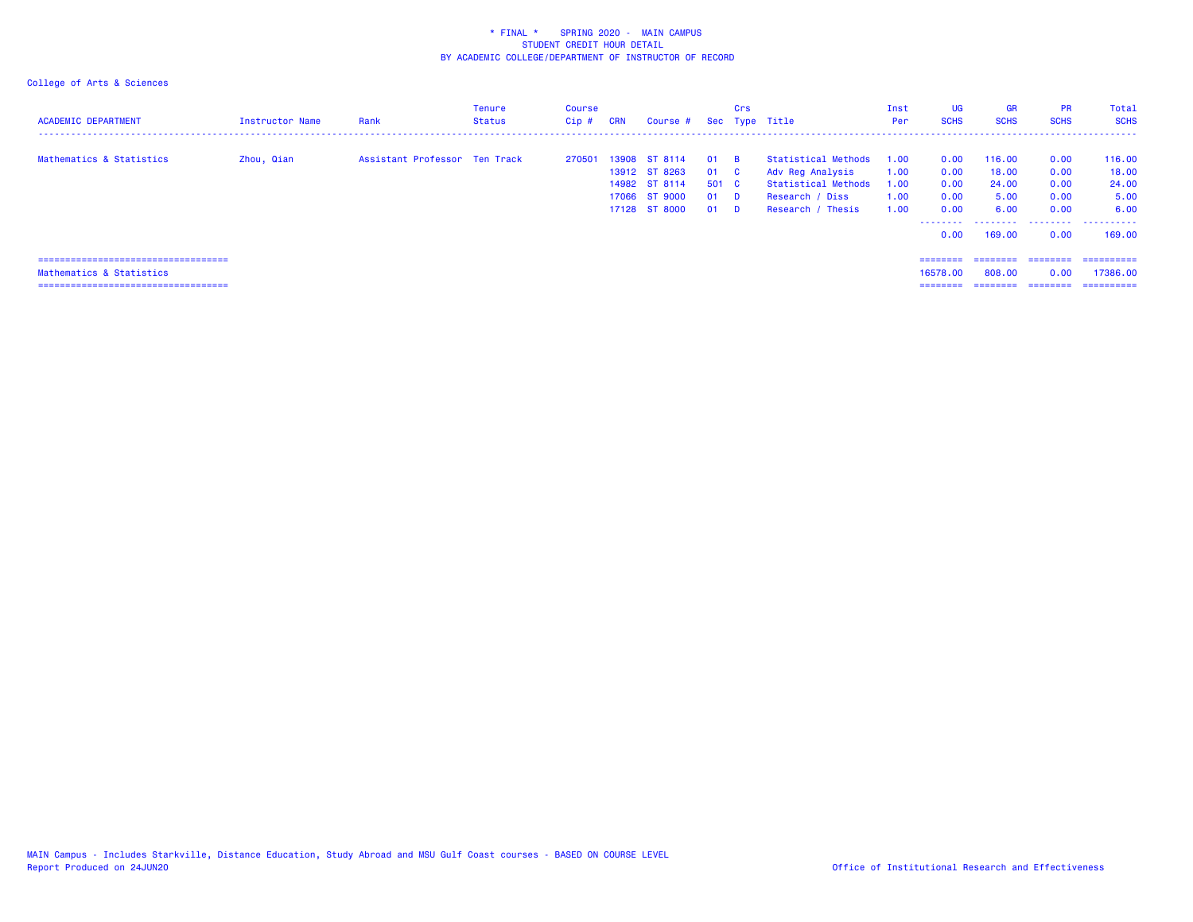\* FINAL \*    SPRING 2020 - MAIN CAMPUS
STUDENT CREDIT HOUR DETAIL
BY ACADEMIC COLLEGE/DEPARTMENT OF INSTRUCTOR OF RECORD

College of Arts & Sciences

| ACADEMIC DEPARTMENT | Instructor Name | Rank | Tenure Status | Course Cip # | CRN | Course # | Sec | Crs Type | Title | Inst Per | UG SCHS | GR SCHS | PR SCHS | Total SCHS |
|---|---|---|---|---|---|---|---|---|---|---|---|---|---|---|
| Mathematics & Statistics | Zhou, Qian | Assistant Professor | Ten Track | 270501 | 13908 | ST 8114 | 01 | B | Statistical Methods | 1.00 | 0.00 | 116.00 | 0.00 | 116.00 |
| | | | | | 13912 | ST 8263 | 01 | C | Adv Reg Analysis | 1.00 | 0.00 | 18.00 | 0.00 | 18.00 |
| | | | | | 14982 | ST 8114 | 501 | C | Statistical Methods | 1.00 | 0.00 | 24.00 | 0.00 | 24.00 |
| | | | | | 17066 | ST 9000 | 01 | D | Research / Diss | 1.00 | 0.00 | 5.00 | 0.00 | 5.00 |
| | | | | | 17128 | ST 8000 | 01 | D | Research / Thesis | 1.00 | 0.00 | 6.00 | 0.00 | 6.00 |
| | | | | | | | | | | | 0.00 | 169.00 | 0.00 | 169.00 |
| Mathematics & Statistics | | | | | | | | | | | 16578.00 | 808.00 | 0.00 | 17386.00 |

MAIN Campus - Includes Starkville, Distance Education, Study Abroad and MSU Gulf Coast courses - BASED ON COURSE LEVEL
Report Produced on 24JUN20

Office of Institutional Research and Effectiveness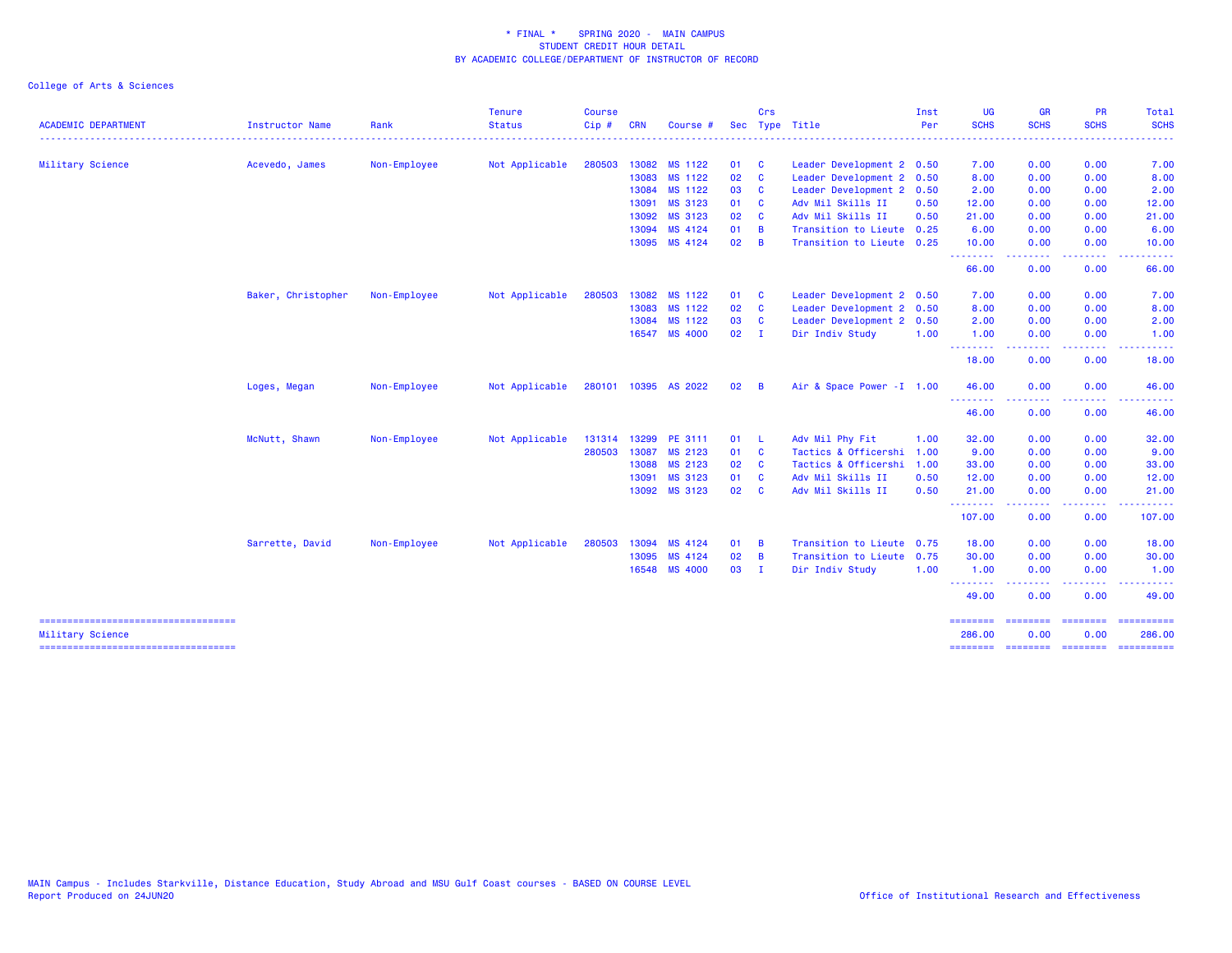# * FINAL * SPRING 2020 - MAIN CAMPUS
## STUDENT CREDIT HOUR DETAIL
## BY ACADEMIC COLLEGE/DEPARTMENT OF INSTRUCTOR OF RECORD

College of Arts & Sciences

| ACADEMIC DEPARTMENT | Instructor Name | Rank | Tenure Status | Course Cip # | CRN | Course # | Sec | Crs Type | Title | Inst Per | UG SCHS | GR SCHS | PR SCHS | Total SCHS |
|---|---|---|---|---|---|---|---|---|---|---|---|---|---|---|
| Military Science | Acevedo, James | Non-Employee | Not Applicable | 280503 | 13082 | MS 1122 | 01 | C | Leader Development 2 | 0.50 | 7.00 | 0.00 | 0.00 | 7.00 |
| | | | | | 13083 | MS 1122 | 02 | C | Leader Development 2 | 0.50 | 8.00 | 0.00 | 0.00 | 8.00 |
| | | | | | 13084 | MS 1122 | 03 | C | Leader Development 2 | 0.50 | 2.00 | 0.00 | 0.00 | 2.00 |
| | | | | | 13091 | MS 3123 | 01 | C | Adv Mil Skills II | 0.50 | 12.00 | 0.00 | 0.00 | 12.00 |
| | | | | | 13092 | MS 3123 | 02 | C | Adv Mil Skills II | 0.50 | 21.00 | 0.00 | 0.00 | 21.00 |
| | | | | | 13094 | MS 4124 | 01 | B | Transition to Lieute | 0.25 | 6.00 | 0.00 | 0.00 | 6.00 |
| | | | | | 13095 | MS 4124 | 02 | B | Transition to Lieute | 0.25 | 10.00 | 0.00 | 0.00 | 10.00 |
| | | | | | | | | | | | 66.00 | 0.00 | 0.00 | 66.00 |
| | Baker, Christopher | Non-Employee | Not Applicable | 280503 | 13082 | MS 1122 | 01 | C | Leader Development 2 | 0.50 | 7.00 | 0.00 | 0.00 | 7.00 |
| | | | | | 13083 | MS 1122 | 02 | C | Leader Development 2 | 0.50 | 8.00 | 0.00 | 0.00 | 8.00 |
| | | | | | 13084 | MS 1122 | 03 | C | Leader Development 2 | 0.50 | 2.00 | 0.00 | 0.00 | 2.00 |
| | | | | | 16547 | MS 4000 | 02 | I | Dir Indiv Study | 1.00 | 1.00 | 0.00 | 0.00 | 1.00 |
| | | | | | | | | | | | 18.00 | 0.00 | 0.00 | 18.00 |
| | Loges, Megan | Non-Employee | Not Applicable | 280101 | 10395 | AS 2022 | 02 | B | Air & Space Power -I | 1.00 | 46.00 | 0.00 | 0.00 | 46.00 |
| | | | | | | | | | | | 46.00 | 0.00 | 0.00 | 46.00 |
| | McNutt, Shawn | Non-Employee | Not Applicable | 131314 | 13299 | PE 3111 | 01 | L | Adv Mil Phy Fit | 1.00 | 32.00 | 0.00 | 0.00 | 32.00 |
| | | | | 280503 | 13087 | MS 2123 | 01 | C | Tactics & Officershi | 1.00 | 9.00 | 0.00 | 0.00 | 9.00 |
| | | | | | 13088 | MS 2123 | 02 | C | Tactics & Officershi | 1.00 | 33.00 | 0.00 | 0.00 | 33.00 |
| | | | | | 13091 | MS 3123 | 01 | C | Adv Mil Skills II | 0.50 | 12.00 | 0.00 | 0.00 | 12.00 |
| | | | | | 13092 | MS 3123 | 02 | C | Adv Mil Skills II | 0.50 | 21.00 | 0.00 | 0.00 | 21.00 |
| | | | | | | | | | | | 107.00 | 0.00 | 0.00 | 107.00 |
| | Sarrette, David | Non-Employee | Not Applicable | 280503 | 13094 | MS 4124 | 01 | B | Transition to Lieute | 0.75 | 18.00 | 0.00 | 0.00 | 18.00 |
| | | | | | 13095 | MS 4124 | 02 | B | Transition to Lieute | 0.75 | 30.00 | 0.00 | 0.00 | 30.00 |
| | | | | | 16548 | MS 4000 | 03 | I | Dir Indiv Study | 1.00 | 1.00 | 0.00 | 0.00 | 1.00 |
| | | | | | | | | | | | 49.00 | 0.00 | 0.00 | 49.00 |
| Military Science | | | | | | | | | | | 286.00 | 0.00 | 0.00 | 286.00 |

MAIN Campus - Includes Starkville, Distance Education, Study Abroad and MSU Gulf Coast courses - BASED ON COURSE LEVEL
Report Produced on 24JUN20

Office of Institutional Research and Effectiveness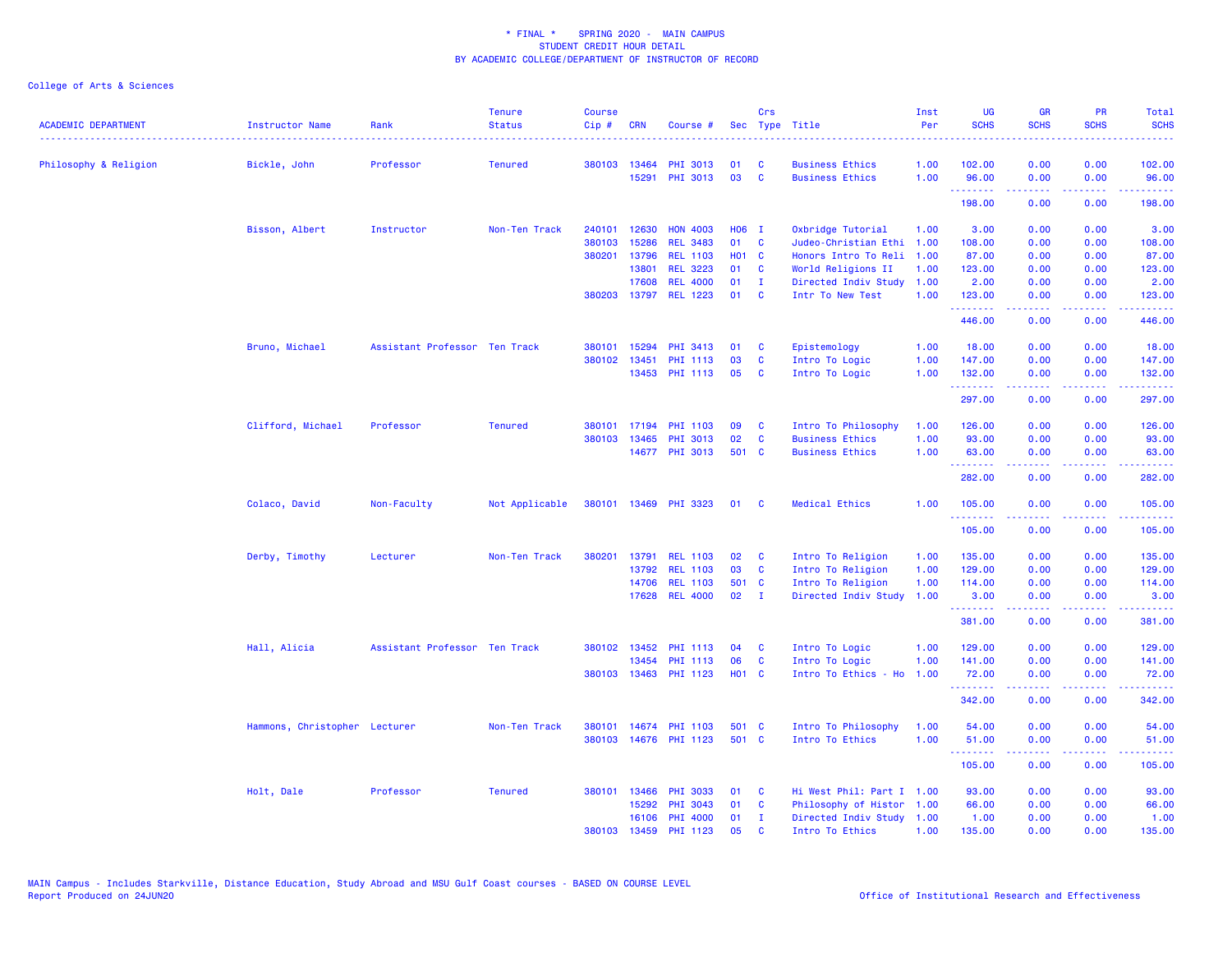\* FINAL \*    SPRING 2020 -  MAIN CAMPUS
STUDENT CREDIT HOUR DETAIL
BY ACADEMIC COLLEGE/DEPARTMENT OF INSTRUCTOR OF RECORD

College of Arts & Sciences

| ACADEMIC DEPARTMENT | Instructor Name | Rank | Tenure Status | Course Cip # | CRN | Course # | Sec | Crs Type | Title | Inst Per | UG SCHS | GR SCHS | PR SCHS | Total SCHS |
|---|---|---|---|---|---|---|---|---|---|---|---|---|---|---|
| Philosophy & Religion | Bickle, John | Professor | Tenured | 380103 | 13464 | PHI 3013 | 01 | C | Business Ethics | 1.00 | 102.00 | 0.00 | 0.00 | 102.00 |
| | | | | | 15291 | PHI 3013 | 03 | C | Business Ethics | 1.00 | 96.00 | 0.00 | 0.00 | 96.00 |
| | | | | | | | | | | | 198.00 | 0.00 | 0.00 | 198.00 |
| | Bisson, Albert | Instructor | Non-Ten Track | 240101 | 12630 | HON 4003 | H06 | I | Oxbridge Tutorial | 1.00 | 3.00 | 0.00 | 0.00 | 3.00 |
| | | | | 380103 | 15286 | REL 3483 | 01 | C | Judeo-Christian Ethi | 1.00 | 108.00 | 0.00 | 0.00 | 108.00 |
| | | | | 380201 | 13796 | REL 1103 | H01 | C | Honors Intro To Reli | 1.00 | 87.00 | 0.00 | 0.00 | 87.00 |
| | | | | | 13801 | REL 3223 | 01 | C | World Religions II | 1.00 | 123.00 | 0.00 | 0.00 | 123.00 |
| | | | | | 17608 | REL 4000 | 01 | I | Directed Indiv Study | 1.00 | 2.00 | 0.00 | 0.00 | 2.00 |
| | | | | 380203 | 13797 | REL 1223 | 01 | C | Intr To New Test | 1.00 | 123.00 | 0.00 | 0.00 | 123.00 |
| | | | | | | | | | | | 446.00 | 0.00 | 0.00 | 446.00 |
| | Bruno, Michael | Assistant Professor | Ten Track | 380101 | 15294 | PHI 3413 | 01 | C | Epistemology | 1.00 | 18.00 | 0.00 | 0.00 | 18.00 |
| | | | | 380102 | 13451 | PHI 1113 | 03 | C | Intro To Logic | 1.00 | 147.00 | 0.00 | 0.00 | 147.00 |
| | | | | | 13453 | PHI 1113 | 05 | C | Intro To Logic | 1.00 | 132.00 | 0.00 | 0.00 | 132.00 |
| | | | | | | | | | | | 297.00 | 0.00 | 0.00 | 297.00 |
| | Clifford, Michael | Professor | Tenured | 380101 | 17194 | PHI 1103 | 09 | C | Intro To Philosophy | 1.00 | 126.00 | 0.00 | 0.00 | 126.00 |
| | | | | 380103 | 13465 | PHI 3013 | 02 | C | Business Ethics | 1.00 | 93.00 | 0.00 | 0.00 | 93.00 |
| | | | | | 14677 | PHI 3013 | 501 | C | Business Ethics | 1.00 | 63.00 | 0.00 | 0.00 | 63.00 |
| | | | | | | | | | | | 282.00 | 0.00 | 0.00 | 282.00 |
| | Colaco, David | Non-Faculty | Not Applicable | 380101 | 13469 | PHI 3323 | 01 | C | Medical Ethics | 1.00 | 105.00 | 0.00 | 0.00 | 105.00 |
| | | | | | | | | | | | 105.00 | 0.00 | 0.00 | 105.00 |
| | Derby, Timothy | Lecturer | Non-Ten Track | 380201 | 13791 | REL 1103 | 02 | C | Intro To Religion | 1.00 | 135.00 | 0.00 | 0.00 | 135.00 |
| | | | | | 13792 | REL 1103 | 03 | C | Intro To Religion | 1.00 | 129.00 | 0.00 | 0.00 | 129.00 |
| | | | | | 14706 | REL 1103 | 501 | C | Intro To Religion | 1.00 | 114.00 | 0.00 | 0.00 | 114.00 |
| | | | | | 17628 | REL 4000 | 02 | I | Directed Indiv Study | 1.00 | 3.00 | 0.00 | 0.00 | 3.00 |
| | | | | | | | | | | | 381.00 | 0.00 | 0.00 | 381.00 |
| | Hall, Alicia | Assistant Professor | Ten Track | 380102 | 13452 | PHI 1113 | 04 | C | Intro To Logic | 1.00 | 129.00 | 0.00 | 0.00 | 129.00 |
| | | | | | 13454 | PHI 1113 | 06 | C | Intro To Logic | 1.00 | 141.00 | 0.00 | 0.00 | 141.00 |
| | | | | 380103 | 13463 | PHI 1123 | H01 | C | Intro To Ethics - Ho | 1.00 | 72.00 | 0.00 | 0.00 | 72.00 |
| | | | | | | | | | | | 342.00 | 0.00 | 0.00 | 342.00 |
| | Hammons, Christopher | Lecturer | Non-Ten Track | 380101 | 14674 | PHI 1103 | 501 | C | Intro To Philosophy | 1.00 | 54.00 | 0.00 | 0.00 | 54.00 |
| | | | | 380103 | 14676 | PHI 1123 | 501 | C | Intro To Ethics | 1.00 | 51.00 | 0.00 | 0.00 | 51.00 |
| | | | | | | | | | | | 105.00 | 0.00 | 0.00 | 105.00 |
| | Holt, Dale | Professor | Tenured | 380101 | 13466 | PHI 3033 | 01 | C | Hi West Phil: Part I | 1.00 | 93.00 | 0.00 | 0.00 | 93.00 |
| | | | | | 15292 | PHI 3043 | 01 | C | Philosophy of Histor | 1.00 | 66.00 | 0.00 | 0.00 | 66.00 |
| | | | | | 16106 | PHI 4000 | 01 | I | Directed Indiv Study | 1.00 | 1.00 | 0.00 | 0.00 | 1.00 |
| | | | | 380103 | 13459 | PHI 1123 | 05 | C | Intro To Ethics | 1.00 | 135.00 | 0.00 | 0.00 | 135.00 |

MAIN Campus - Includes Starkville, Distance Education, Study Abroad and MSU Gulf Coast courses - BASED ON COURSE LEVEL
Report Produced on 24JUN20

Office of Institutional Research and Effectiveness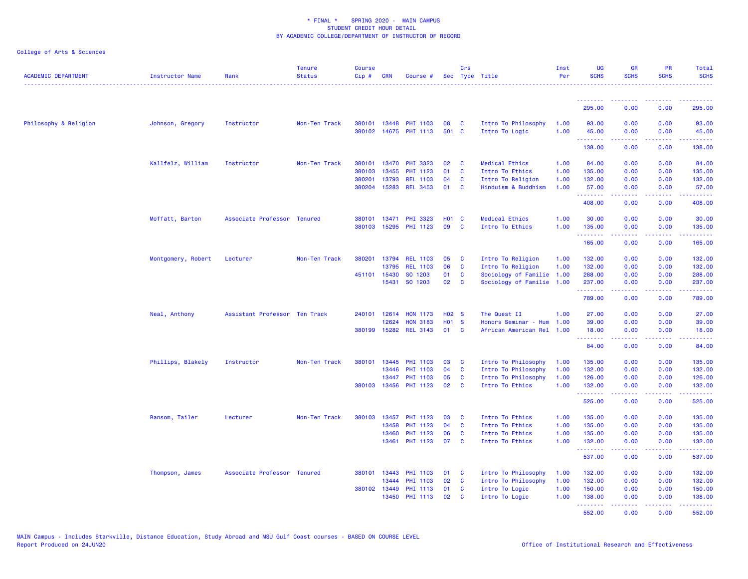\* FINAL \* SPRING 2020 - MAIN CAMPUS
STUDENT CREDIT HOUR DETAIL
BY ACADEMIC COLLEGE/DEPARTMENT OF INSTRUCTOR OF RECORD

College of Arts & Sciences

| ACADEMIC DEPARTMENT | Instructor Name | Rank | Tenure Status | Course Cip # | CRN | Course # | Sec | Crs Type | Title | Inst Per | UG SCHS | GR SCHS | PR SCHS | Total SCHS |
|---|---|---|---|---|---|---|---|---|---|---|---|---|---|---|
| | | | | | | | | | | | 295.00 | 0.00 | 0.00 | 295.00 |
| Philosophy & Religion | Johnson, Gregory | Instructor | Non-Ten Track | 380101 | 13448 | PHI 1103 | 08 | C | Intro To Philosophy | 1.00 | 93.00 | 0.00 | 0.00 | 93.00 |
| | | | | 380102 | 14675 | PHI 1113 | 501 | C | Intro To Logic | 1.00 | 45.00 | 0.00 | 0.00 | 45.00 |
| | | | | | | | | | | | 138.00 | 0.00 | 0.00 | 138.00 |
| | Kallfelz, William | Instructor | Non-Ten Track | 380101 | 13470 | PHI 3323 | 02 | C | Medical Ethics | 1.00 | 84.00 | 0.00 | 0.00 | 84.00 |
| | | | | 380103 | 13455 | PHI 1123 | 01 | C | Intro To Ethics | 1.00 | 135.00 | 0.00 | 0.00 | 135.00 |
| | | | | 380201 | 13793 | REL 1103 | 04 | C | Intro To Religion | 1.00 | 132.00 | 0.00 | 0.00 | 132.00 |
| | | | | 380204 | 15283 | REL 3453 | 01 | C | Hinduism & Buddhism | 1.00 | 57.00 | 0.00 | 0.00 | 57.00 |
| | | | | | | | | | | | 408.00 | 0.00 | 0.00 | 408.00 |
| | Moffatt, Barton | Associate Professor | Tenured | 380101 | 13471 | PHI 3323 | H01 | C | Medical Ethics | 1.00 | 30.00 | 0.00 | 0.00 | 30.00 |
| | | | | 380103 | 15295 | PHI 1123 | 09 | C | Intro To Ethics | 1.00 | 135.00 | 0.00 | 0.00 | 135.00 |
| | | | | | | | | | | | 165.00 | 0.00 | 0.00 | 165.00 |
| | Montgomery, Robert | Lecturer | Non-Ten Track | 380201 | 13794 | REL 1103 | 05 | C | Intro To Religion | 1.00 | 132.00 | 0.00 | 0.00 | 132.00 |
| | | | | | 13795 | REL 1103 | 06 | C | Intro To Religion | 1.00 | 132.00 | 0.00 | 0.00 | 132.00 |
| | | | | 451101 | 15430 | SO 1203 | 01 | C | Sociology of Familie | 1.00 | 288.00 | 0.00 | 0.00 | 288.00 |
| | | | | | 15431 | SO 1203 | 02 | C | Sociology of Familie | 1.00 | 237.00 | 0.00 | 0.00 | 237.00 |
| | | | | | | | | | | | 789.00 | 0.00 | 0.00 | 789.00 |
| | Neal, Anthony | Assistant Professor | Ten Track | 240101 | 12614 | HON 1173 | H02 | S | The Quest II | 1.00 | 27.00 | 0.00 | 0.00 | 27.00 |
| | | | | | 12624 | HON 3183 | H01 | S | Honors Seminar - Hum | 1.00 | 39.00 | 0.00 | 0.00 | 39.00 |
| | | | | 380199 | 15282 | REL 3143 | 01 | C | African American Rel | 1.00 | 18.00 | 0.00 | 0.00 | 18.00 |
| | | | | | | | | | | | 84.00 | 0.00 | 0.00 | 84.00 |
| | Phillips, Blakely | Instructor | Non-Ten Track | 380101 | 13445 | PHI 1103 | 03 | C | Intro To Philosophy | 1.00 | 135.00 | 0.00 | 0.00 | 135.00 |
| | | | | | 13446 | PHI 1103 | 04 | C | Intro To Philosophy | 1.00 | 132.00 | 0.00 | 0.00 | 132.00 |
| | | | | | 13447 | PHI 1103 | 05 | C | Intro To Philosophy | 1.00 | 126.00 | 0.00 | 0.00 | 126.00 |
| | | | | 380103 | 13456 | PHI 1123 | 02 | C | Intro To Ethics | 1.00 | 132.00 | 0.00 | 0.00 | 132.00 |
| | | | | | | | | | | | 525.00 | 0.00 | 0.00 | 525.00 |
| | Ransom, Tailer | Lecturer | Non-Ten Track | 380103 | 13457 | PHI 1123 | 03 | C | Intro To Ethics | 1.00 | 135.00 | 0.00 | 0.00 | 135.00 |
| | | | | | 13458 | PHI 1123 | 04 | C | Intro To Ethics | 1.00 | 135.00 | 0.00 | 0.00 | 135.00 |
| | | | | | 13460 | PHI 1123 | 06 | C | Intro To Ethics | 1.00 | 135.00 | 0.00 | 0.00 | 135.00 |
| | | | | | 13461 | PHI 1123 | 07 | C | Intro To Ethics | 1.00 | 132.00 | 0.00 | 0.00 | 132.00 |
| | | | | | | | | | | | 537.00 | 0.00 | 0.00 | 537.00 |
| | Thompson, James | Associate Professor | Tenured | 380101 | 13443 | PHI 1103 | 01 | C | Intro To Philosophy | 1.00 | 132.00 | 0.00 | 0.00 | 132.00 |
| | | | | | 13444 | PHI 1103 | 02 | C | Intro To Philosophy | 1.00 | 132.00 | 0.00 | 0.00 | 132.00 |
| | | | | 380102 | 13449 | PHI 1113 | 01 | C | Intro To Logic | 1.00 | 150.00 | 0.00 | 0.00 | 150.00 |
| | | | | | 13450 | PHI 1113 | 02 | C | Intro To Logic | 1.00 | 138.00 | 0.00 | 0.00 | 138.00 |
| | | | | | | | | | | | 552.00 | 0.00 | 0.00 | 552.00 |

MAIN Campus - Includes Starkville, Distance Education, Study Abroad and MSU Gulf Coast courses - BASED ON COURSE LEVEL
Report Produced on 24JUN20

Office of Institutional Research and Effectiveness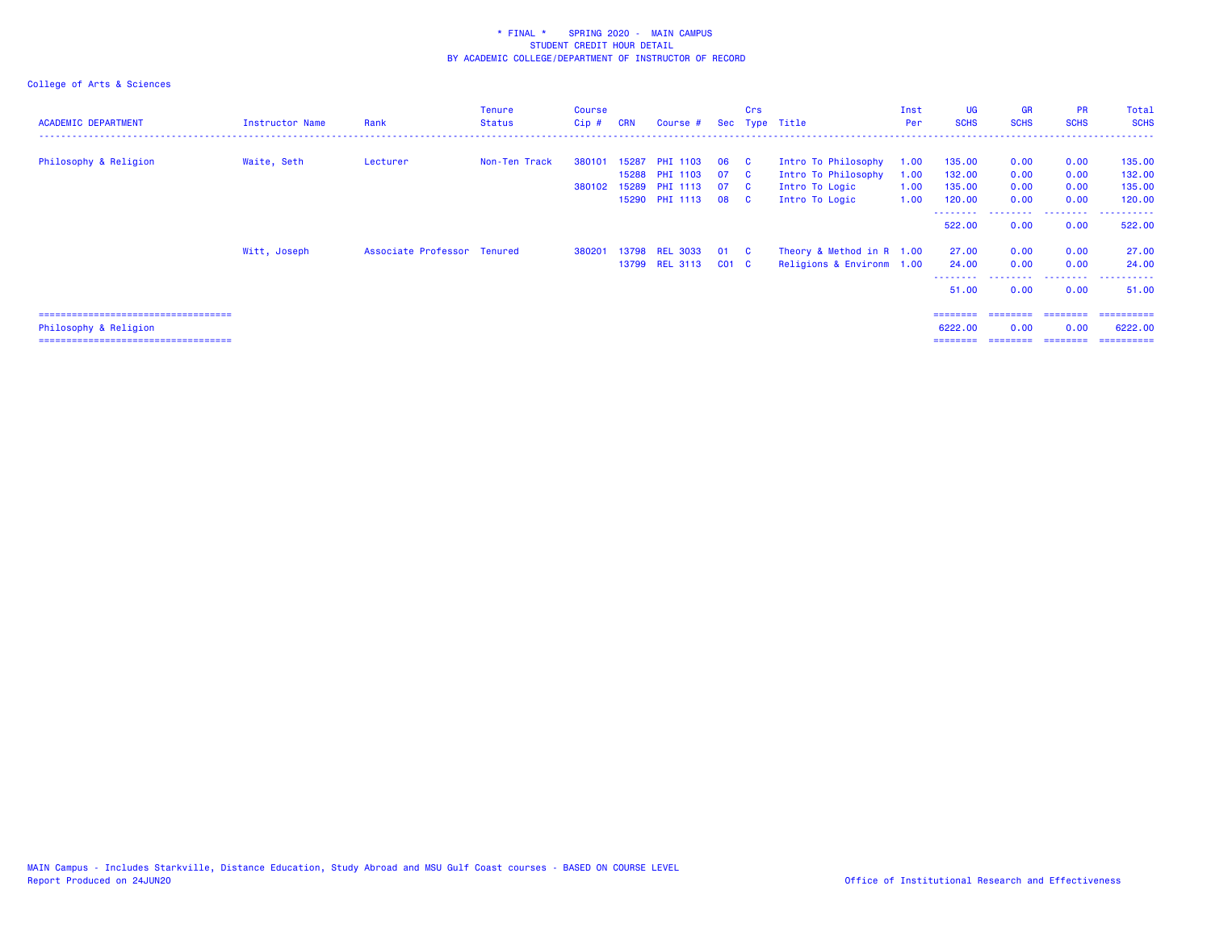* FINAL * SPRING 2020 - MAIN CAMPUS
STUDENT CREDIT HOUR DETAIL
BY ACADEMIC COLLEGE/DEPARTMENT OF INSTRUCTOR OF RECORD

College of Arts & Sciences

| ACADEMIC DEPARTMENT | Instructor Name | Rank | Tenure Status | Course Cip # | CRN | Course # | Sec | Crs Type | Title | Inst Per | UG SCHS | GR SCHS | PR SCHS | Total SCHS |
|---|---|---|---|---|---|---|---|---|---|---|---|---|---|---|
| Philosophy & Religion | Waite, Seth | Lecturer | Non-Ten Track | 380101 | 15287 | PHI 1103 | 06 | C | Intro To Philosophy | 1.00 | 135.00 | 0.00 | 0.00 | 135.00 |
| | | | | | 15288 | PHI 1103 | 07 | C | Intro To Philosophy | 1.00 | 132.00 | 0.00 | 0.00 | 132.00 |
| | | | | 380102 | 15289 | PHI 1113 | 07 | C | Intro To Logic | 1.00 | 135.00 | 0.00 | 0.00 | 135.00 |
| | | | | | 15290 | PHI 1113 | 08 | C | Intro To Logic | 1.00 | 120.00 | 0.00 | 0.00 | 120.00 |
| | | | | | | | | | | | 522.00 | 0.00 | 0.00 | 522.00 |
| | Witt, Joseph | Associate Professor | Tenured | 380201 | 13798 | REL 3033 | 01 | C | Theory & Method in R | 1.00 | 27.00 | 0.00 | 0.00 | 27.00 |
| | | | | | 13799 | REL 3113 | C01 | C | Religions & Environm | 1.00 | 24.00 | 0.00 | 0.00 | 24.00 |
| | | | | | | | | | | | 51.00 | 0.00 | 0.00 | 51.00 |
| Philosophy & Religion | | | | | | | | | | | 6222.00 | 0.00 | 0.00 | 6222.00 |

MAIN Campus - Includes Starkville, Distance Education, Study Abroad and MSU Gulf Coast courses - BASED ON COURSE LEVEL
Report Produced on 24JUN20

Office of Institutional Research and Effectiveness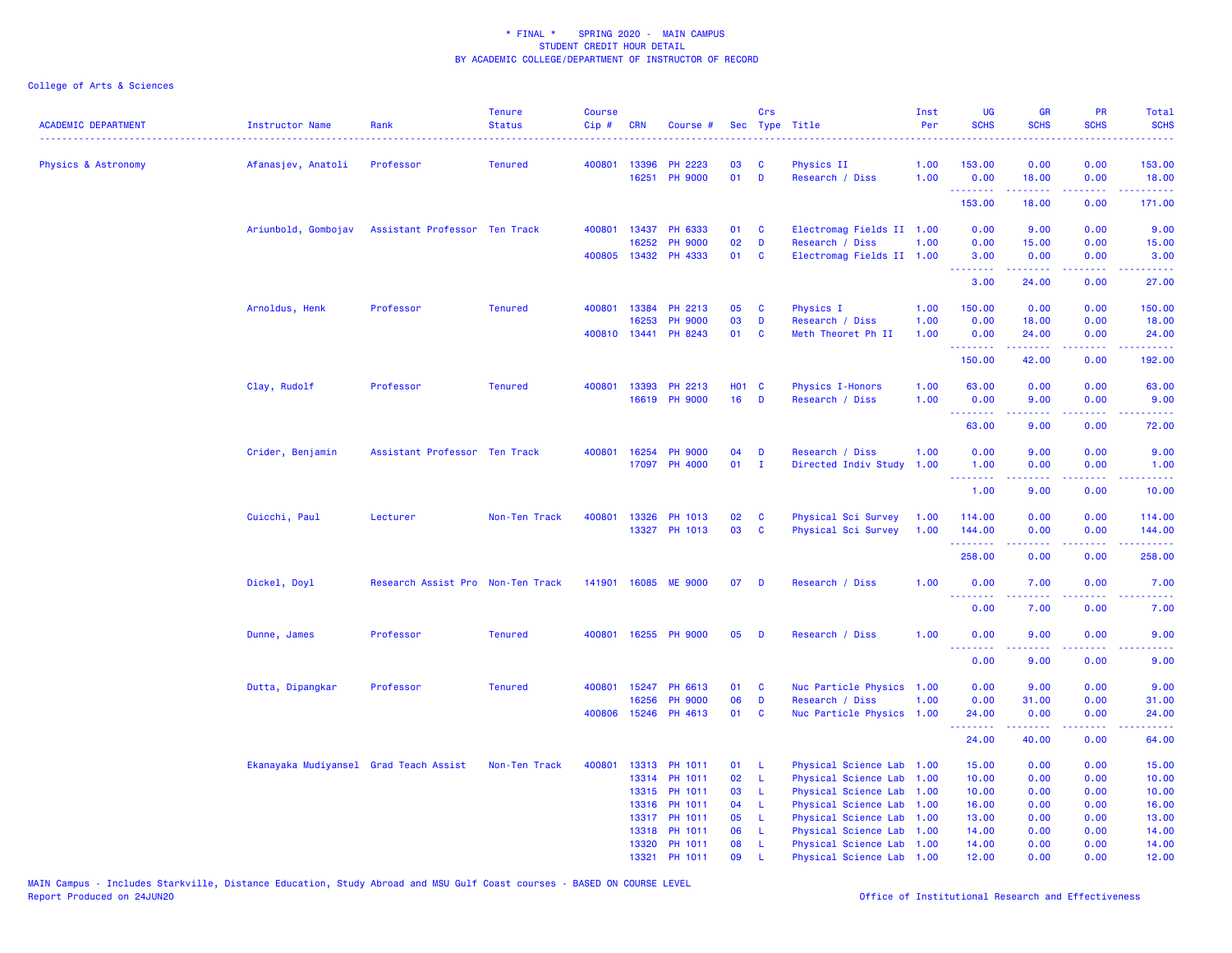\* FINAL \* SPRING 2020 - MAIN CAMPUS
STUDENT CREDIT HOUR DETAIL
BY ACADEMIC COLLEGE/DEPARTMENT OF INSTRUCTOR OF RECORD

College of Arts & Sciences

| ACADEMIC DEPARTMENT | Instructor Name | Rank | Tenure Status | Course Cip # | CRN | Course # | Sec | Crs Type | Title | Inst Per | UG SCHS | GR SCHS | PR SCHS | Total SCHS |
|---|---|---|---|---|---|---|---|---|---|---|---|---|---|---|
| Physics & Astronomy | Afanasjev, Anatoli | Professor | Tenured | 400801 | 13396 | PH 2223 | 03 | C | Physics II | 1.00 | 153.00 | 0.00 | 0.00 | 153.00 |
| | | | | | 16251 | PH 9000 | 01 | D | Research / Diss | 1.00 | 0.00 | 18.00 | 0.00 | 18.00 |
| | | | | | | | | | | | 153.00 | 18.00 | 0.00 | 171.00 |
| | Ariunbold, Gombojav | Assistant Professor | Ten Track | 400801 | 13437 | PH 6333 | 01 | C | Electromag Fields II | 1.00 | 0.00 | 9.00 | 0.00 | 9.00 |
| | | | | | 16252 | PH 9000 | 02 | D | Research / Diss | 1.00 | 0.00 | 15.00 | 0.00 | 15.00 |
| | | | | 400805 | 13432 | PH 4333 | 01 | C | Electromag Fields II | 1.00 | 3.00 | 0.00 | 0.00 | 3.00 |
| | | | | | | | | | | | 3.00 | 24.00 | 0.00 | 27.00 |
| | Arnoldus, Henk | Professor | Tenured | 400801 | 13384 | PH 2213 | 05 | C | Physics I | 1.00 | 150.00 | 0.00 | 0.00 | 150.00 |
| | | | | | 16253 | PH 9000 | 03 | D | Research / Diss | 1.00 | 0.00 | 18.00 | 0.00 | 18.00 |
| | | | | 400810 | 13441 | PH 8243 | 01 | C | Meth Theoret Ph II | 1.00 | 0.00 | 24.00 | 0.00 | 24.00 |
| | | | | | | | | | | | 150.00 | 42.00 | 0.00 | 192.00 |
| | Clay, Rudolf | Professor | Tenured | 400801 | 13393 | PH 2213 | H01 | C | Physics I-Honors | 1.00 | 63.00 | 0.00 | 0.00 | 63.00 |
| | | | | | 16619 | PH 9000 | 16 | D | Research / Diss | 1.00 | 0.00 | 9.00 | 0.00 | 9.00 |
| | | | | | | | | | | | 63.00 | 9.00 | 0.00 | 72.00 |
| | Crider, Benjamin | Assistant Professor | Ten Track | 400801 | 16254 | PH 9000 | 04 | D | Research / Diss | 1.00 | 0.00 | 9.00 | 0.00 | 9.00 |
| | | | | | 17097 | PH 4000 | 01 | I | Directed Indiv Study | 1.00 | 1.00 | 0.00 | 0.00 | 1.00 |
| | | | | | | | | | | | 1.00 | 9.00 | 0.00 | 10.00 |
| | Cuicchi, Paul | Lecturer | Non-Ten Track | 400801 | 13326 | PH 1013 | 02 | C | Physical Sci Survey | 1.00 | 114.00 | 0.00 | 0.00 | 114.00 |
| | | | | | 13327 | PH 1013 | 03 | C | Physical Sci Survey | 1.00 | 144.00 | 0.00 | 0.00 | 144.00 |
| | | | | | | | | | | | 258.00 | 0.00 | 0.00 | 258.00 |
| | Dickel, Doyl | Research Assist Pro | Non-Ten Track | 141901 | 16085 | ME 9000 | 07 | D | Research / Diss | 1.00 | 0.00 | 7.00 | 0.00 | 7.00 |
| | | | | | | | | | | | 0.00 | 7.00 | 0.00 | 7.00 |
| | Dunne, James | Professor | Tenured | 400801 | 16255 | PH 9000 | 05 | D | Research / Diss | 1.00 | 0.00 | 9.00 | 0.00 | 9.00 |
| | | | | | | | | | | | 0.00 | 9.00 | 0.00 | 9.00 |
| | Dutta, Dipangkar | Professor | Tenured | 400801 | 15247 | PH 6613 | 01 | C | Nuc Particle Physics | 1.00 | 0.00 | 9.00 | 0.00 | 9.00 |
| | | | | | 16256 | PH 9000 | 06 | D | Research / Diss | 1.00 | 0.00 | 31.00 | 0.00 | 31.00 |
| | | | | 400806 | 15246 | PH 4613 | 01 | C | Nuc Particle Physics | 1.00 | 24.00 | 0.00 | 0.00 | 24.00 |
| | | | | | | | | | | | 24.00 | 40.00 | 0.00 | 64.00 |
| | Ekanayaka Mudiyansel | Grad Teach Assist | Non-Ten Track | 400801 | 13313 | PH 1011 | 01 | L | Physical Science Lab | 1.00 | 15.00 | 0.00 | 0.00 | 15.00 |
| | | | | | 13314 | PH 1011 | 02 | L | Physical Science Lab | 1.00 | 10.00 | 0.00 | 0.00 | 10.00 |
| | | | | | 13315 | PH 1011 | 03 | L | Physical Science Lab | 1.00 | 10.00 | 0.00 | 0.00 | 10.00 |
| | | | | | 13316 | PH 1011 | 04 | L | Physical Science Lab | 1.00 | 16.00 | 0.00 | 0.00 | 16.00 |
| | | | | | 13317 | PH 1011 | 05 | L | Physical Science Lab | 1.00 | 13.00 | 0.00 | 0.00 | 13.00 |
| | | | | | 13318 | PH 1011 | 06 | L | Physical Science Lab | 1.00 | 14.00 | 0.00 | 0.00 | 14.00 |
| | | | | | 13320 | PH 1011 | 08 | L | Physical Science Lab | 1.00 | 14.00 | 0.00 | 0.00 | 14.00 |
| | | | | | 13321 | PH 1011 | 09 | L | Physical Science Lab | 1.00 | 12.00 | 0.00 | 0.00 | 12.00 |

MAIN Campus - Includes Starkville, Distance Education, Study Abroad and MSU Gulf Coast courses - BASED ON COURSE LEVEL
Report Produced on 24JUN20

Office of Institutional Research and Effectiveness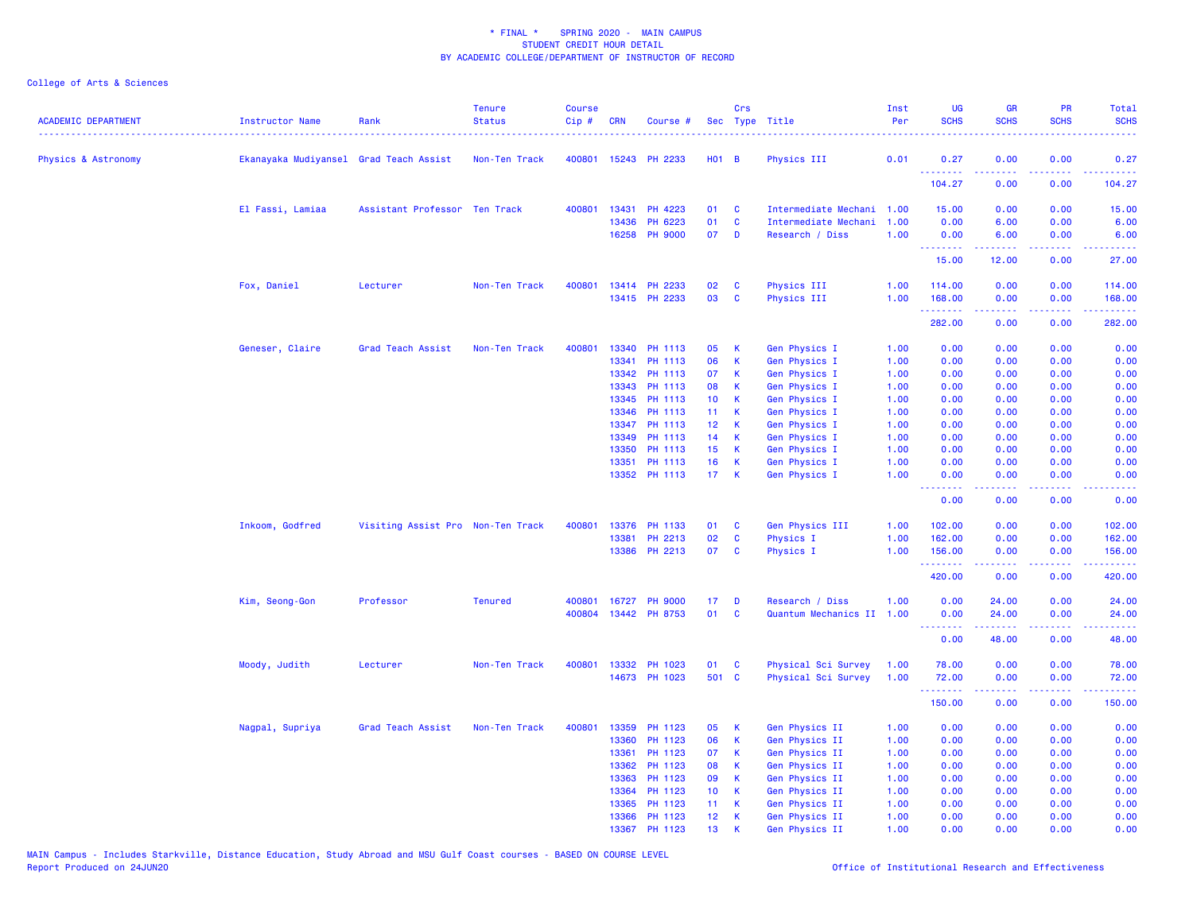\* FINAL \* SPRING 2020 - MAIN CAMPUS
STUDENT CREDIT HOUR DETAIL
BY ACADEMIC COLLEGE/DEPARTMENT OF INSTRUCTOR OF RECORD

College of Arts & Sciences

| ACADEMIC DEPARTMENT | Instructor Name | Rank | Tenure Status | Course Cip # | CRN | Course # | Sec | Crs Type | Title | Inst Per | UG SCHS | GR SCHS | PR SCHS | Total SCHS |
|---|---|---|---|---|---|---|---|---|---|---|---|---|---|---|
| Physics & Astronomy | Ekanayaka Mudiyansel | Grad Teach Assist | Non-Ten Track | 400801 | 15243 | PH 2233 | H01 | B | Physics III | 0.01 | 0.27 | 0.00 | 0.00 | 0.27 |
| | | | | | | | | | | | 104.27 | 0.00 | 0.00 | 104.27 |
| | El Fassi, Lamiaa | Assistant Professor | Ten Track | 400801 | 13431 | PH 4223 | 01 | C | Intermediate Mechani | 1.00 | 15.00 | 0.00 | 0.00 | 15.00 |
| | | | | | 13436 | PH 6223 | 01 | C | Intermediate Mechani | 1.00 | 0.00 | 6.00 | 0.00 | 6.00 |
| | | | | | 16258 | PH 9000 | 07 | D | Research / Diss | 1.00 | 0.00 | 6.00 | 0.00 | 6.00 |
| | | | | | | | | | | | 15.00 | 12.00 | 0.00 | 27.00 |
| | Fox, Daniel | Lecturer | Non-Ten Track | 400801 | 13414 | PH 2233 | 02 | C | Physics III | 1.00 | 114.00 | 0.00 | 0.00 | 114.00 |
| | | | | | 13415 | PH 2233 | 03 | C | Physics III | 1.00 | 168.00 | 0.00 | 0.00 | 168.00 |
| | | | | | | | | | | | 282.00 | 0.00 | 0.00 | 282.00 |
| | Geneser, Claire | Grad Teach Assist | Non-Ten Track | 400801 | 13340 | PH 1113 | 05 | K | Gen Physics I | 1.00 | 0.00 | 0.00 | 0.00 | 0.00 |
| | | | | | 13341 | PH 1113 | 06 | K | Gen Physics I | 1.00 | 0.00 | 0.00 | 0.00 | 0.00 |
| | | | | | 13342 | PH 1113 | 07 | K | Gen Physics I | 1.00 | 0.00 | 0.00 | 0.00 | 0.00 |
| | | | | | 13343 | PH 1113 | 08 | K | Gen Physics I | 1.00 | 0.00 | 0.00 | 0.00 | 0.00 |
| | | | | | 13345 | PH 1113 | 10 | K | Gen Physics I | 1.00 | 0.00 | 0.00 | 0.00 | 0.00 |
| | | | | | 13346 | PH 1113 | 11 | K | Gen Physics I | 1.00 | 0.00 | 0.00 | 0.00 | 0.00 |
| | | | | | 13347 | PH 1113 | 12 | K | Gen Physics I | 1.00 | 0.00 | 0.00 | 0.00 | 0.00 |
| | | | | | 13349 | PH 1113 | 14 | K | Gen Physics I | 1.00 | 0.00 | 0.00 | 0.00 | 0.00 |
| | | | | | 13350 | PH 1113 | 15 | K | Gen Physics I | 1.00 | 0.00 | 0.00 | 0.00 | 0.00 |
| | | | | | 13351 | PH 1113 | 16 | K | Gen Physics I | 1.00 | 0.00 | 0.00 | 0.00 | 0.00 |
| | | | | | 13352 | PH 1113 | 17 | K | Gen Physics I | 1.00 | 0.00 | 0.00 | 0.00 | 0.00 |
| | | | | | | | | | | | 0.00 | 0.00 | 0.00 | 0.00 |
| | Inkoom, Godfred | Visiting Assist Pro | Non-Ten Track | 400801 | 13376 | PH 1133 | 01 | C | Gen Physics III | 1.00 | 102.00 | 0.00 | 0.00 | 102.00 |
| | | | | | 13381 | PH 2213 | 02 | C | Physics I | 1.00 | 162.00 | 0.00 | 0.00 | 162.00 |
| | | | | | 13386 | PH 2213 | 07 | C | Physics I | 1.00 | 156.00 | 0.00 | 0.00 | 156.00 |
| | | | | | | | | | | | 420.00 | 0.00 | 0.00 | 420.00 |
| | Kim, Seong-Gon | Professor | Tenured | 400801 | 16727 | PH 9000 | 17 | D | Research / Diss | 1.00 | 0.00 | 24.00 | 0.00 | 24.00 |
| | | | | 400804 | 13442 | PH 8753 | 01 | C | Quantum Mechanics II | 1.00 | 0.00 | 24.00 | 0.00 | 24.00 |
| | | | | | | | | | | | 0.00 | 48.00 | 0.00 | 48.00 |
| | Moody, Judith | Lecturer | Non-Ten Track | 400801 | 13332 | PH 1023 | 01 | C | Physical Sci Survey | 1.00 | 78.00 | 0.00 | 0.00 | 78.00 |
| | | | | | 14673 | PH 1023 | 501 | C | Physical Sci Survey | 1.00 | 72.00 | 0.00 | 0.00 | 72.00 |
| | | | | | | | | | | | 150.00 | 0.00 | 0.00 | 150.00 |
| | Nagpal, Supriya | Grad Teach Assist | Non-Ten Track | 400801 | 13359 | PH 1123 | 05 | K | Gen Physics II | 1.00 | 0.00 | 0.00 | 0.00 | 0.00 |
| | | | | | 13360 | PH 1123 | 06 | K | Gen Physics II | 1.00 | 0.00 | 0.00 | 0.00 | 0.00 |
| | | | | | 13361 | PH 1123 | 07 | K | Gen Physics II | 1.00 | 0.00 | 0.00 | 0.00 | 0.00 |
| | | | | | 13362 | PH 1123 | 08 | K | Gen Physics II | 1.00 | 0.00 | 0.00 | 0.00 | 0.00 |
| | | | | | 13363 | PH 1123 | 09 | K | Gen Physics II | 1.00 | 0.00 | 0.00 | 0.00 | 0.00 |
| | | | | | 13364 | PH 1123 | 10 | K | Gen Physics II | 1.00 | 0.00 | 0.00 | 0.00 | 0.00 |
| | | | | | 13365 | PH 1123 | 11 | K | Gen Physics II | 1.00 | 0.00 | 0.00 | 0.00 | 0.00 |
| | | | | | 13366 | PH 1123 | 12 | K | Gen Physics II | 1.00 | 0.00 | 0.00 | 0.00 | 0.00 |
| | | | | | 13367 | PH 1123 | 13 | K | Gen Physics II | 1.00 | 0.00 | 0.00 | 0.00 | 0.00 |

MAIN Campus - Includes Starkville, Distance Education, Study Abroad and MSU Gulf Coast courses - BASED ON COURSE LEVEL
Report Produced on 24JUN20

Office of Institutional Research and Effectiveness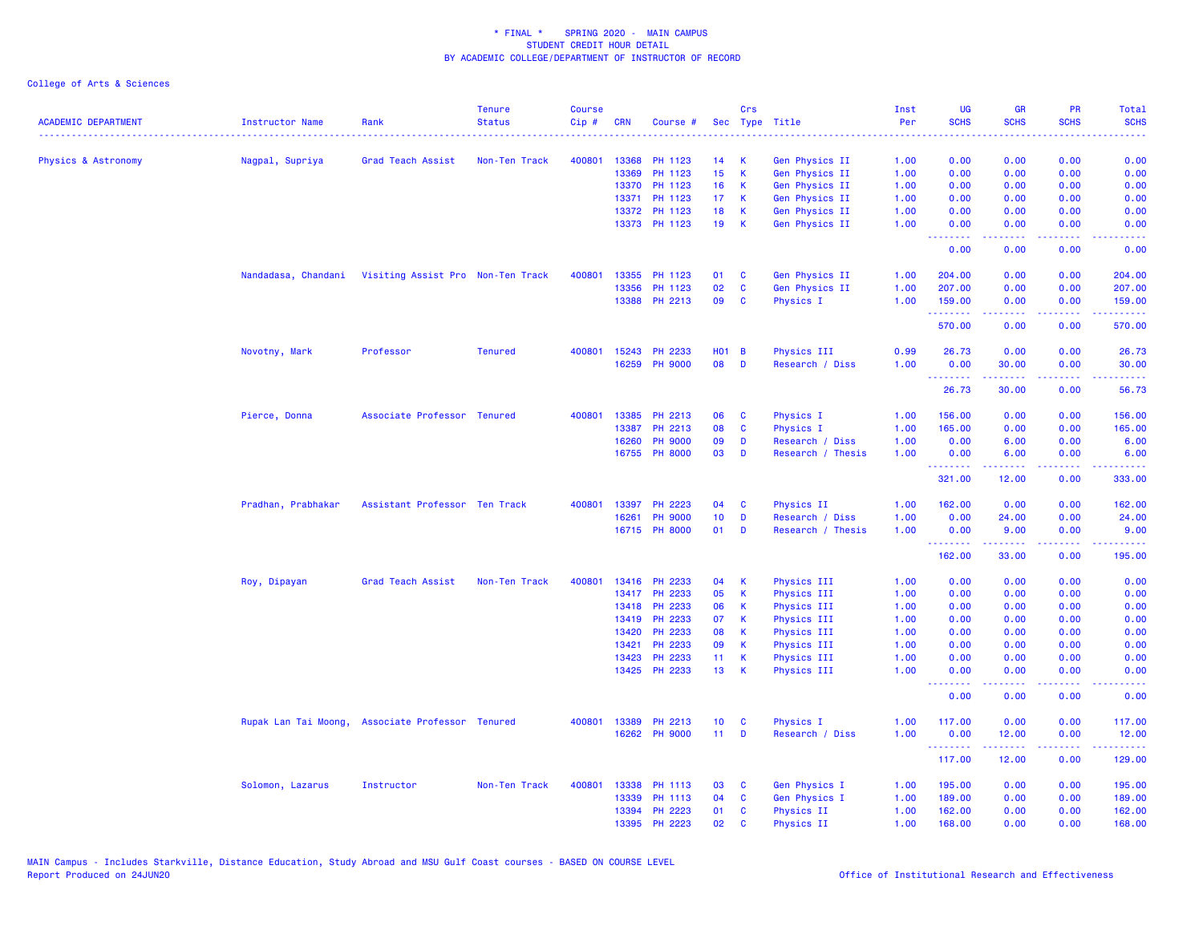\* FINAL \*    SPRING 2020 -  MAIN CAMPUS
STUDENT CREDIT HOUR DETAIL
BY ACADEMIC COLLEGE/DEPARTMENT OF INSTRUCTOR OF RECORD

College of Arts & Sciences

| ACADEMIC DEPARTMENT | Instructor Name | Rank | Tenure Status | Course Cip # | CRN | Course # | Sec | Crs Type | Title | Inst Per | UG SCHS | GR SCHS | PR SCHS | Total SCHS |
|---|---|---|---|---|---|---|---|---|---|---|---|---|---|---|
| Physics & Astronomy | Nagpal, Supriya | Grad Teach Assist | Non-Ten Track | 400801 | 13368 | PH 1123 | 14 | K | Gen Physics II | 1.00 | 0.00 | 0.00 | 0.00 | 0.00 |
| | | | | | 13369 | PH 1123 | 15 | K | Gen Physics II | 1.00 | 0.00 | 0.00 | 0.00 | 0.00 |
| | | | | | 13370 | PH 1123 | 16 | K | Gen Physics II | 1.00 | 0.00 | 0.00 | 0.00 | 0.00 |
| | | | | | 13371 | PH 1123 | 17 | K | Gen Physics II | 1.00 | 0.00 | 0.00 | 0.00 | 0.00 |
| | | | | | 13372 | PH 1123 | 18 | K | Gen Physics II | 1.00 | 0.00 | 0.00 | 0.00 | 0.00 |
| | | | | | 13373 | PH 1123 | 19 | K | Gen Physics II | 1.00 | 0.00 | 0.00 | 0.00 | 0.00 |
| | | | | | | | | | | | 0.00 | 0.00 | 0.00 | 0.00 |
| | Nandadasa, Chandani | Visiting Assist Pro | Non-Ten Track | 400801 | 13355 | PH 1123 | 01 | C | Gen Physics II | 1.00 | 204.00 | 0.00 | 0.00 | 204.00 |
| | | | | | 13356 | PH 1123 | 02 | C | Gen Physics II | 1.00 | 207.00 | 0.00 | 0.00 | 207.00 |
| | | | | | 13388 | PH 2213 | 09 | C | Physics I | 1.00 | 159.00 | 0.00 | 0.00 | 159.00 |
| | | | | | | | | | | | 570.00 | 0.00 | 0.00 | 570.00 |
| | Novotny, Mark | Professor | Tenured | 400801 | 15243 | PH 2233 | H01 | B | Physics III | 0.99 | 26.73 | 0.00 | 0.00 | 26.73 |
| | | | | | 16259 | PH 9000 | 08 | D | Research / Diss | 1.00 | 0.00 | 30.00 | 0.00 | 30.00 |
| | | | | | | | | | | | 26.73 | 30.00 | 0.00 | 56.73 |
| | Pierce, Donna | Associate Professor | Tenured | 400801 | 13385 | PH 2213 | 06 | C | Physics I | 1.00 | 156.00 | 0.00 | 0.00 | 156.00 |
| | | | | | 13387 | PH 2213 | 08 | C | Physics I | 1.00 | 165.00 | 0.00 | 0.00 | 165.00 |
| | | | | | 16260 | PH 9000 | 09 | D | Research / Diss | 1.00 | 0.00 | 6.00 | 0.00 | 6.00 |
| | | | | | 16755 | PH 8000 | 03 | D | Research / Thesis | 1.00 | 0.00 | 6.00 | 0.00 | 6.00 |
| | | | | | | | | | | | 321.00 | 12.00 | 0.00 | 333.00 |
| | Pradhan, Prabhakar | Assistant Professor | Ten Track | 400801 | 13397 | PH 2223 | 04 | C | Physics II | 1.00 | 162.00 | 0.00 | 0.00 | 162.00 |
| | | | | | 16261 | PH 9000 | 10 | D | Research / Diss | 1.00 | 0.00 | 24.00 | 0.00 | 24.00 |
| | | | | | 16715 | PH 8000 | 01 | D | Research / Thesis | 1.00 | 0.00 | 9.00 | 0.00 | 9.00 |
| | | | | | | | | | | | 162.00 | 33.00 | 0.00 | 195.00 |
| | Roy, Dipayan | Grad Teach Assist | Non-Ten Track | 400801 | 13416 | PH 2233 | 04 | K | Physics III | 1.00 | 0.00 | 0.00 | 0.00 | 0.00 |
| | | | | | 13417 | PH 2233 | 05 | K | Physics III | 1.00 | 0.00 | 0.00 | 0.00 | 0.00 |
| | | | | | 13418 | PH 2233 | 06 | K | Physics III | 1.00 | 0.00 | 0.00 | 0.00 | 0.00 |
| | | | | | 13419 | PH 2233 | 07 | K | Physics III | 1.00 | 0.00 | 0.00 | 0.00 | 0.00 |
| | | | | | 13420 | PH 2233 | 08 | K | Physics III | 1.00 | 0.00 | 0.00 | 0.00 | 0.00 |
| | | | | | 13421 | PH 2233 | 09 | K | Physics III | 1.00 | 0.00 | 0.00 | 0.00 | 0.00 |
| | | | | | 13423 | PH 2233 | 11 | K | Physics III | 1.00 | 0.00 | 0.00 | 0.00 | 0.00 |
| | | | | | 13425 | PH 2233 | 13 | K | Physics III | 1.00 | 0.00 | 0.00 | 0.00 | 0.00 |
| | | | | | | | | | | | 0.00 | 0.00 | 0.00 | 0.00 |
| | Rupak Lan Tai Moong, | Associate Professor | Tenured | 400801 | 13389 | PH 2213 | 10 | C | Physics I | 1.00 | 117.00 | 0.00 | 0.00 | 117.00 |
| | | | | | 16262 | PH 9000 | 11 | D | Research / Diss | 1.00 | 0.00 | 12.00 | 0.00 | 12.00 |
| | | | | | | | | | | | 117.00 | 12.00 | 0.00 | 129.00 |
| | Solomon, Lazarus | Instructor | Non-Ten Track | 400801 | 13338 | PH 1113 | 03 | C | Gen Physics I | 1.00 | 195.00 | 0.00 | 0.00 | 195.00 |
| | | | | | 13339 | PH 1113 | 04 | C | Gen Physics I | 1.00 | 189.00 | 0.00 | 0.00 | 189.00 |
| | | | | | 13394 | PH 2223 | 01 | C | Physics II | 1.00 | 162.00 | 0.00 | 0.00 | 162.00 |
| | | | | | 13395 | PH 2223 | 02 | C | Physics II | 1.00 | 168.00 | 0.00 | 0.00 | 168.00 |

MAIN Campus - Includes Starkville, Distance Education, Study Abroad and MSU Gulf Coast courses - BASED ON COURSE LEVEL
Report Produced on 24JUN20

Office of Institutional Research and Effectiveness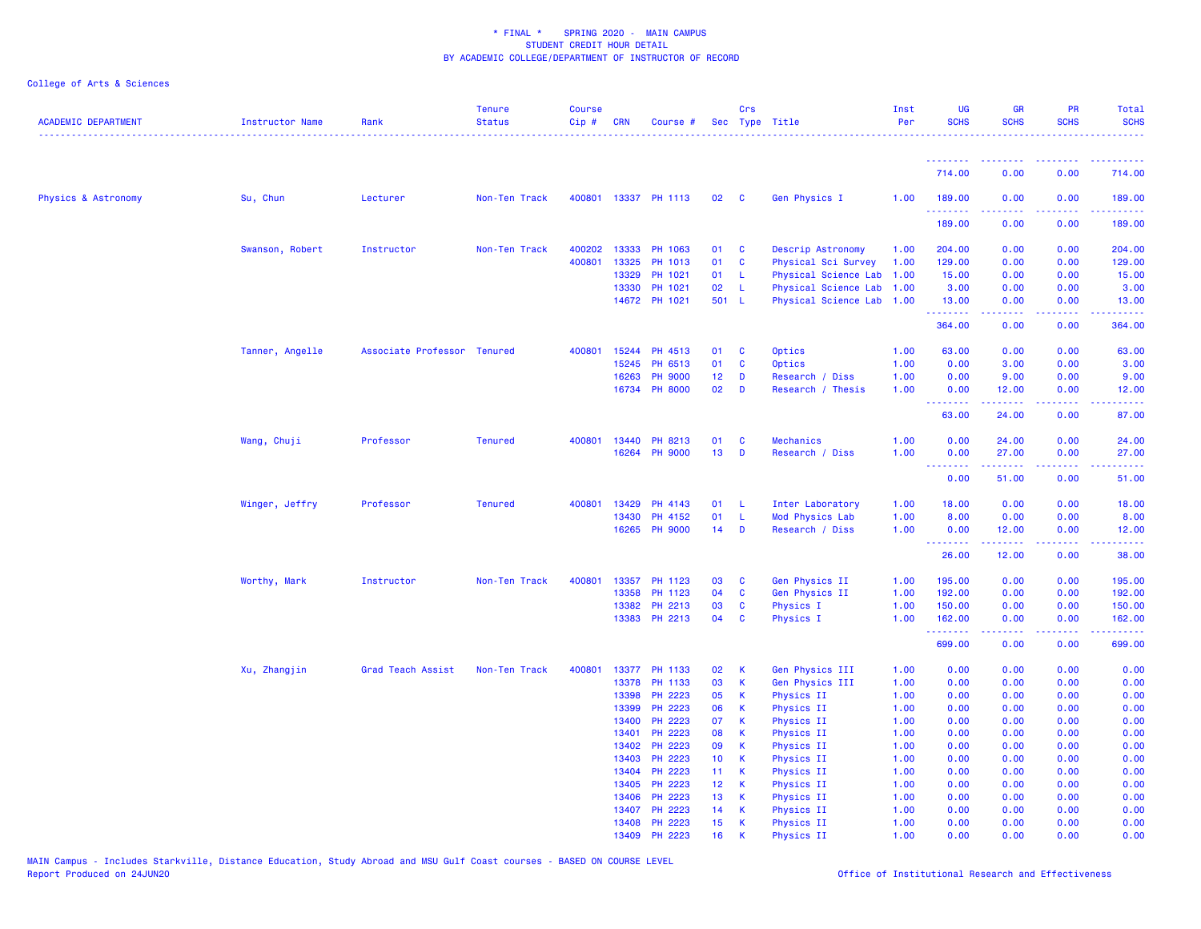# * FINAL * SPRING 2020 - MAIN CAMPUS
## STUDENT CREDIT HOUR DETAIL
### BY ACADEMIC COLLEGE/DEPARTMENT OF INSTRUCTOR OF RECORD

College of Arts & Sciences

| ACADEMIC DEPARTMENT | Instructor Name | Rank | Tenure Status | Course Cip # | CRN | Course # | Sec | Crs Type | Title | Inst Per | UG SCHS | GR SCHS | PR SCHS | Total SCHS |
|---|---|---|---|---|---|---|---|---|---|---|---|---|---|---|
| | | | | | | | | | | | 714.00 | 0.00 | 0.00 | 714.00 |
| Physics & Astronomy | Su, Chun | Lecturer | Non-Ten Track | 400801 | 13337 | PH 1113 | 02 | C | Gen Physics I | 1.00 | 189.00 | 0.00 | 0.00 | 189.00 |
| | | | | | | | | | | | 189.00 | 0.00 | 0.00 | 189.00 |
| | Swanson, Robert | Instructor | Non-Ten Track | 400202 | 13333 | PH 1063 | 01 | C | Descrip Astronomy | 1.00 | 204.00 | 0.00 | 0.00 | 204.00 |
| | | | | 400801 | 13325 | PH 1013 | 01 | C | Physical Sci Survey | 1.00 | 129.00 | 0.00 | 0.00 | 129.00 |
| | | | | | 13329 | PH 1021 | 01 | L | Physical Science Lab | 1.00 | 15.00 | 0.00 | 0.00 | 15.00 |
| | | | | | 13330 | PH 1021 | 02 | L | Physical Science Lab | 1.00 | 3.00 | 0.00 | 0.00 | 3.00 |
| | | | | | 14672 | PH 1021 | 501 | L | Physical Science Lab | 1.00 | 13.00 | 0.00 | 0.00 | 13.00 |
| | | | | | | | | | | | 364.00 | 0.00 | 0.00 | 364.00 |
| | Tanner, Angelle | Associate Professor | Tenured | 400801 | 15244 | PH 4513 | 01 | C | Optics | 1.00 | 63.00 | 0.00 | 0.00 | 63.00 |
| | | | | | 15245 | PH 6513 | 01 | C | Optics | 1.00 | 0.00 | 3.00 | 0.00 | 3.00 |
| | | | | | 16263 | PH 9000 | 12 | D | Research / Diss | 1.00 | 0.00 | 9.00 | 0.00 | 9.00 |
| | | | | | 16734 | PH 8000 | 02 | D | Research / Thesis | 1.00 | 0.00 | 12.00 | 0.00 | 12.00 |
| | | | | | | | | | | | 63.00 | 24.00 | 0.00 | 87.00 |
| | Wang, Chuji | Professor | Tenured | 400801 | 13440 | PH 8213 | 01 | C | Mechanics | 1.00 | 0.00 | 24.00 | 0.00 | 24.00 |
| | | | | | 16264 | PH 9000 | 13 | D | Research / Diss | 1.00 | 0.00 | 27.00 | 0.00 | 27.00 |
| | | | | | | | | | | | 0.00 | 51.00 | 0.00 | 51.00 |
| | Winger, Jeffry | Professor | Tenured | 400801 | 13429 | PH 4143 | 01 | L | Inter Laboratory | 1.00 | 18.00 | 0.00 | 0.00 | 18.00 |
| | | | | | 13430 | PH 4152 | 01 | L | Mod Physics Lab | 1.00 | 8.00 | 0.00 | 0.00 | 8.00 |
| | | | | | 16265 | PH 9000 | 14 | D | Research / Diss | 1.00 | 0.00 | 12.00 | 0.00 | 12.00 |
| | | | | | | | | | | | 26.00 | 12.00 | 0.00 | 38.00 |
| | Worthy, Mark | Instructor | Non-Ten Track | 400801 | 13357 | PH 1123 | 03 | C | Gen Physics II | 1.00 | 195.00 | 0.00 | 0.00 | 195.00 |
| | | | | | 13358 | PH 1123 | 04 | C | Gen Physics II | 1.00 | 192.00 | 0.00 | 0.00 | 192.00 |
| | | | | | 13382 | PH 2213 | 03 | C | Physics I | 1.00 | 150.00 | 0.00 | 0.00 | 150.00 |
| | | | | | 13383 | PH 2213 | 04 | C | Physics I | 1.00 | 162.00 | 0.00 | 0.00 | 162.00 |
| | | | | | | | | | | | 699.00 | 0.00 | 0.00 | 699.00 |
| | Xu, Zhangjin | Grad Teach Assist | Non-Ten Track | 400801 | 13377 | PH 1133 | 02 | K | Gen Physics III | 1.00 | 0.00 | 0.00 | 0.00 | 0.00 |
| | | | | | 13378 | PH 1133 | 03 | K | Gen Physics III | 1.00 | 0.00 | 0.00 | 0.00 | 0.00 |
| | | | | | 13398 | PH 2223 | 05 | K | Physics II | 1.00 | 0.00 | 0.00 | 0.00 | 0.00 |
| | | | | | 13399 | PH 2223 | 06 | K | Physics II | 1.00 | 0.00 | 0.00 | 0.00 | 0.00 |
| | | | | | 13400 | PH 2223 | 07 | K | Physics II | 1.00 | 0.00 | 0.00 | 0.00 | 0.00 |
| | | | | | 13401 | PH 2223 | 08 | K | Physics II | 1.00 | 0.00 | 0.00 | 0.00 | 0.00 |
| | | | | | 13402 | PH 2223 | 09 | K | Physics II | 1.00 | 0.00 | 0.00 | 0.00 | 0.00 |
| | | | | | 13403 | PH 2223 | 10 | K | Physics II | 1.00 | 0.00 | 0.00 | 0.00 | 0.00 |
| | | | | | 13404 | PH 2223 | 11 | K | Physics II | 1.00 | 0.00 | 0.00 | 0.00 | 0.00 |
| | | | | | 13405 | PH 2223 | 12 | K | Physics II | 1.00 | 0.00 | 0.00 | 0.00 | 0.00 |
| | | | | | 13406 | PH 2223 | 13 | K | Physics II | 1.00 | 0.00 | 0.00 | 0.00 | 0.00 |
| | | | | | 13407 | PH 2223 | 14 | K | Physics II | 1.00 | 0.00 | 0.00 | 0.00 | 0.00 |
| | | | | | 13408 | PH 2223 | 15 | K | Physics II | 1.00 | 0.00 | 0.00 | 0.00 | 0.00 |
| | | | | | 13409 | PH 2223 | 16 | K | Physics II | 1.00 | 0.00 | 0.00 | 0.00 | 0.00 |

MAIN Campus - Includes Starkville, Distance Education, Study Abroad and MSU Gulf Coast courses - BASED ON COURSE LEVEL

Report Produced on 24JUN20

Office of Institutional Research and Effectiveness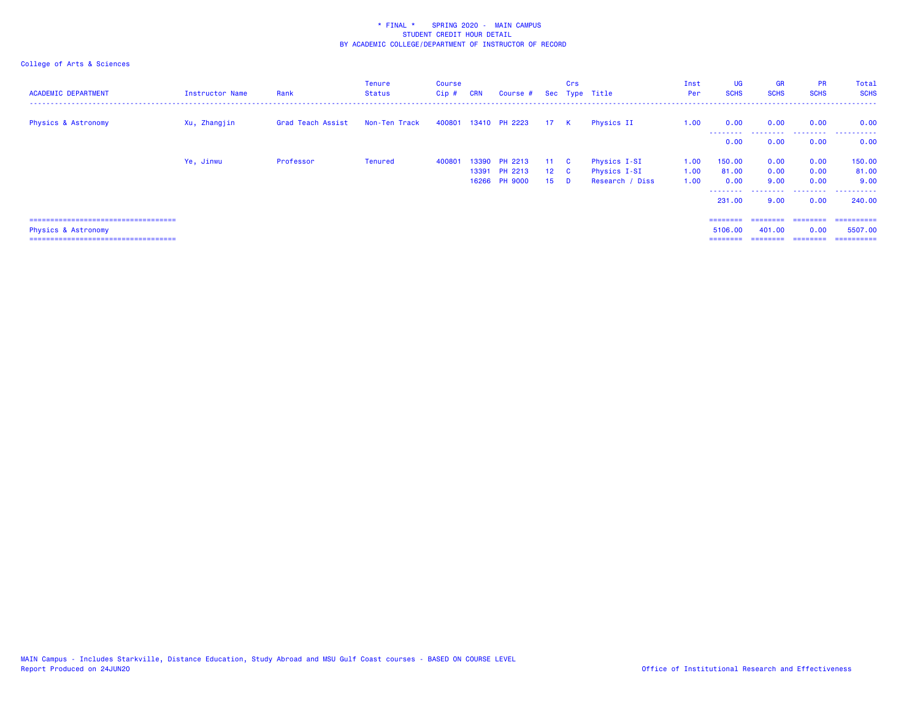\* FINAL \*    SPRING 2020 -  MAIN CAMPUS
STUDENT CREDIT HOUR DETAIL
BY ACADEMIC COLLEGE/DEPARTMENT OF INSTRUCTOR OF RECORD

College of Arts & Sciences

| ACADEMIC DEPARTMENT | Instructor Name | Rank | Tenure Status | Course Cip # | CRN | Course # | Sec | Crs Type | Title | Inst Per | UG SCHS | GR SCHS | PR SCHS | Total SCHS |
|---|---|---|---|---|---|---|---|---|---|---|---|---|---|---|
| Physics & Astronomy | Xu, Zhangjin | Grad Teach Assist | Non-Ten Track | 400801 | 13410 | PH 2223 | 17 | K | Physics II | 1.00 | 0.00 | 0.00 | 0.00 | 0.00 |
| | | | | | | | | | | | 0.00 | 0.00 | 0.00 | 0.00 |
| | Ye, Jinwu | Professor | Tenured | 400801 | 13390 | PH 2213 | 11 | C | Physics I-SI | 1.00 | 150.00 | 0.00 | 0.00 | 150.00 |
| | | | | | 13391 | PH 2213 | 12 | C | Physics I-SI | 1.00 | 81.00 | 0.00 | 0.00 | 81.00 |
| | | | | | 16266 | PH 9000 | 15 | D | Research / Diss | 1.00 | 0.00 | 9.00 | 0.00 | 9.00 |
| | | | | | | | | | | | 231.00 | 9.00 | 0.00 | 240.00 |
| Physics & Astronomy | | | | | | | | | | | 5106.00 | 401.00 | 0.00 | 5507.00 |

MAIN Campus - Includes Starkville, Distance Education, Study Abroad and MSU Gulf Coast courses - BASED ON COURSE LEVEL
Report Produced on 24JUN20

Office of Institutional Research and Effectiveness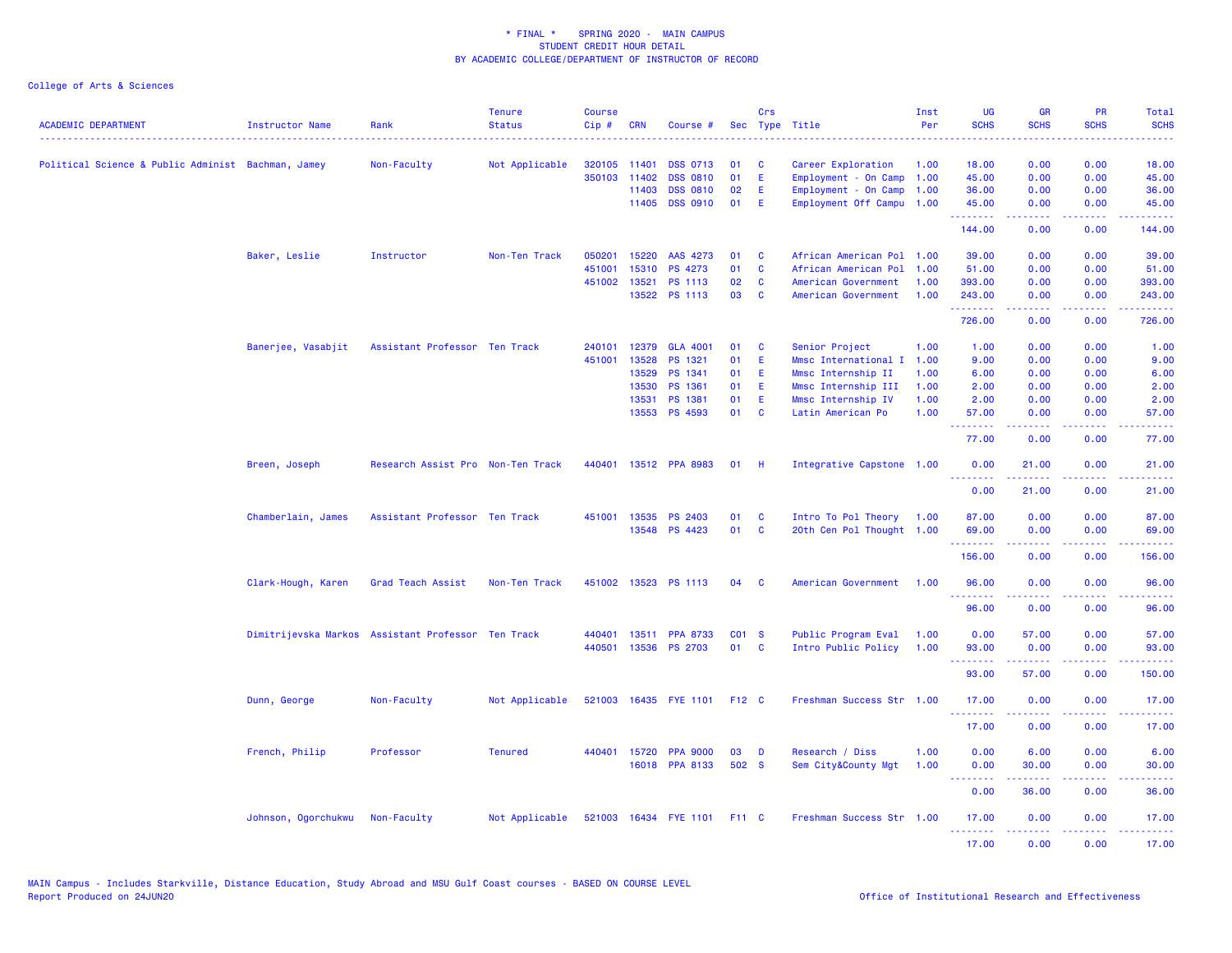* FINAL * SPRING 2020 - MAIN CAMPUS
STUDENT CREDIT HOUR DETAIL
BY ACADEMIC COLLEGE/DEPARTMENT OF INSTRUCTOR OF RECORD

College of Arts & Sciences

| ACADEMIC DEPARTMENT | Instructor Name | Rank | Tenure Status | Course Cip # | CRN | Course # | Sec | Crs Type | Title | Inst Per | UG SCHS | GR SCHS | PR SCHS | Total SCHS |
|---|---|---|---|---|---|---|---|---|---|---|---|---|---|---|
| Political Science & Public Administ | Bachman, Jamey | Non-Faculty | Not Applicable | 320105 | 11401 | DSS 0713 | 01 | C | Career Exploration | 1.00 | 18.00 | 0.00 | 0.00 | 18.00 |
| | | | | 350103 | 11402 | DSS 0810 | 01 | E | Employment - On Camp | 1.00 | 45.00 | 0.00 | 0.00 | 45.00 |
| | | | | | 11403 | DSS 0810 | 02 | E | Employment - On Camp | 1.00 | 36.00 | 0.00 | 0.00 | 36.00 |
| | | | | | 11405 | DSS 0910 | 01 | E | Employment Off Campu | 1.00 | 45.00 | 0.00 | 0.00 | 45.00 |
| | | | | | | | | | | | 144.00 | 0.00 | 0.00 | 144.00 |
| | Baker, Leslie | Instructor | Non-Ten Track | 050201 | 15220 | AAS 4273 | 01 | C | African American Pol | 1.00 | 39.00 | 0.00 | 0.00 | 39.00 |
| | | | | 451001 | 15310 | PS 4273 | 01 | C | African American Pol | 1.00 | 51.00 | 0.00 | 0.00 | 51.00 |
| | | | | 451002 | 13521 | PS 1113 | 02 | C | American Government | 1.00 | 393.00 | 0.00 | 0.00 | 393.00 |
| | | | | | 13522 | PS 1113 | 03 | C | American Government | 1.00 | 243.00 | 0.00 | 0.00 | 243.00 |
| | | | | | | | | | | | 726.00 | 0.00 | 0.00 | 726.00 |
| | Banerjee, Vasabjit | Assistant Professor | Ten Track | 240101 | 12379 | GLA 4001 | 01 | C | Senior Project | 1.00 | 1.00 | 0.00 | 0.00 | 1.00 |
| | | | | 451001 | 13528 | PS 1321 | 01 | E | Mmsc International I | 1.00 | 9.00 | 0.00 | 0.00 | 9.00 |
| | | | | | 13529 | PS 1341 | 01 | E | Mmsc Internship II | 1.00 | 6.00 | 0.00 | 0.00 | 6.00 |
| | | | | | 13530 | PS 1361 | 01 | E | Mmsc Internship III | 1.00 | 2.00 | 0.00 | 0.00 | 2.00 |
| | | | | | 13531 | PS 1381 | 01 | E | Mmsc Internship IV | 1.00 | 2.00 | 0.00 | 0.00 | 2.00 |
| | | | | | 13553 | PS 4593 | 01 | C | Latin American Po | 1.00 | 57.00 | 0.00 | 0.00 | 57.00 |
| | | | | | | | | | | | 77.00 | 0.00 | 0.00 | 77.00 |
| | Breen, Joseph | Research Assist Pro | Non-Ten Track | 440401 | 13512 | PPA 8983 | 01 | H | Integrative Capstone | 1.00 | 0.00 | 21.00 | 0.00 | 21.00 |
| | | | | | | | | | | | 0.00 | 21.00 | 0.00 | 21.00 |
| | Chamberlain, James | Assistant Professor | Ten Track | 451001 | 13535 | PS 2403 | 01 | C | Intro To Pol Theory | 1.00 | 87.00 | 0.00 | 0.00 | 87.00 |
| | | | | | 13548 | PS 4423 | 01 | C | 20th Cen Pol Thought | 1.00 | 69.00 | 0.00 | 0.00 | 69.00 |
| | | | | | | | | | | | 156.00 | 0.00 | 0.00 | 156.00 |
| | Clark-Hough, Karen | Grad Teach Assist | Non-Ten Track | 451002 | 13523 | PS 1113 | 04 | C | American Government | 1.00 | 96.00 | 0.00 | 0.00 | 96.00 |
| | | | | | | | | | | | 96.00 | 0.00 | 0.00 | 96.00 |
| | Dimitrijevska Markos | Assistant Professor | Ten Track | 440401 | 13511 | PPA 8733 | C01 | S | Public Program Eval | 1.00 | 0.00 | 57.00 | 0.00 | 57.00 |
| | | | | 440501 | 13536 | PS 2703 | 01 | C | Intro Public Policy | 1.00 | 93.00 | 0.00 | 0.00 | 93.00 |
| | | | | | | | | | | | 93.00 | 57.00 | 0.00 | 150.00 |
| | Dunn, George | Non-Faculty | Not Applicable | 521003 | 16435 | FYE 1101 | F12 | C | Freshman Success Str | 1.00 | 17.00 | 0.00 | 0.00 | 17.00 |
| | | | | | | | | | | | 17.00 | 0.00 | 0.00 | 17.00 |
| | French, Philip | Professor | Tenured | 440401 | 15720 | PPA 9000 | 03 | D | Research / Diss | 1.00 | 0.00 | 6.00 | 0.00 | 6.00 |
| | | | | | 16018 | PPA 8133 | 502 | S | Sem City&County Mgt | 1.00 | 0.00 | 30.00 | 0.00 | 30.00 |
| | | | | | | | | | | | 0.00 | 36.00 | 0.00 | 36.00 |
| | Johnson, Ogorchukwu | Non-Faculty | Not Applicable | 521003 | 16434 | FYE 1101 | F11 | C | Freshman Success Str | 1.00 | 17.00 | 0.00 | 0.00 | 17.00 |
| | | | | | | | | | | | 17.00 | 0.00 | 0.00 | 17.00 |

MAIN Campus - Includes Starkville, Distance Education, Study Abroad and MSU Gulf Coast courses - BASED ON COURSE LEVEL
Report Produced on 24JUN20

Office of Institutional Research and Effectiveness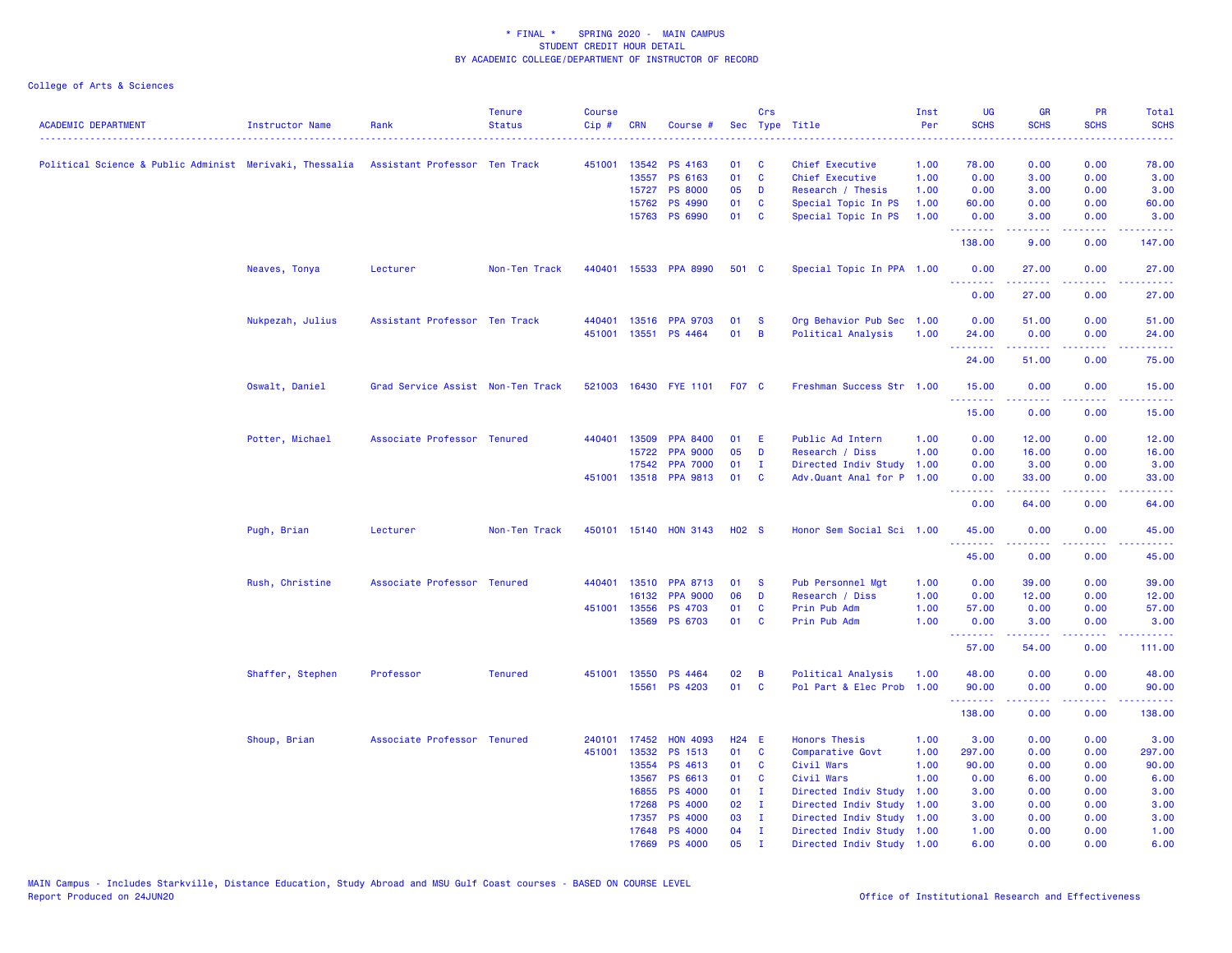\* FINAL \* SPRING 2020 - MAIN CAMPUS
STUDENT CREDIT HOUR DETAIL
BY ACADEMIC COLLEGE/DEPARTMENT OF INSTRUCTOR OF RECORD

College of Arts & Sciences

| ACADEMIC DEPARTMENT | Instructor Name | Rank | Tenure Status | Course Cip # | CRN | Course # | Sec | Crs Type | Title | Inst Per | UG SCHS | GR SCHS | PR SCHS | Total SCHS |
|---|---|---|---|---|---|---|---|---|---|---|---|---|---|---|
| Political Science & Public Administ | Merivaki, Thessalia | Assistant Professor | Ten Track | 451001 | 13542 | PS 4163 | 01 | C | Chief Executive | 1.00 | 78.00 | 0.00 | 0.00 | 78.00 |
| | | | | | 13557 | PS 6163 | 01 | C | Chief Executive | 1.00 | 0.00 | 3.00 | 0.00 | 3.00 |
| | | | | | 15727 | PS 8000 | 05 | D | Research / Thesis | 1.00 | 0.00 | 3.00 | 0.00 | 3.00 |
| | | | | | 15762 | PS 4990 | 01 | C | Special Topic In PS | 1.00 | 60.00 | 0.00 | 0.00 | 60.00 |
| | | | | | 15763 | PS 6990 | 01 | C | Special Topic In PS | 1.00 | 0.00 | 3.00 | 0.00 | 3.00 |
| | | | | | | | | | | | 138.00 | 9.00 | 0.00 | 147.00 |
| | Neaves, Tonya | Lecturer | Non-Ten Track | 440401 | 15533 | PPA 8990 | 501 | C | Special Topic In PPA | 1.00 | 0.00 | 27.00 | 0.00 | 27.00 |
| | | | | | | | | | | | 0.00 | 27.00 | 0.00 | 27.00 |
| | Nukpezah, Julius | Assistant Professor | Ten Track | 440401 | 13516 | PPA 9703 | 01 | S | Org Behavior Pub Sec | 1.00 | 0.00 | 51.00 | 0.00 | 51.00 |
| | | | | 451001 | 13551 | PS 4464 | 01 | B | Political Analysis | 1.00 | 24.00 | 0.00 | 0.00 | 24.00 |
| | | | | | | | | | | | 24.00 | 51.00 | 0.00 | 75.00 |
| | Oswalt, Daniel | Grad Service Assist | Non-Ten Track | 521003 | 16430 | FYE 1101 | F07 | C | Freshman Success Str | 1.00 | 15.00 | 0.00 | 0.00 | 15.00 |
| | | | | | | | | | | | 15.00 | 0.00 | 0.00 | 15.00 |
| | Potter, Michael | Associate Professor | Tenured | 440401 | 13509 | PPA 8400 | 01 | E | Public Ad Intern | 1.00 | 0.00 | 12.00 | 0.00 | 12.00 |
| | | | | | 15722 | PPA 9000 | 05 | D | Research / Diss | 1.00 | 0.00 | 16.00 | 0.00 | 16.00 |
| | | | | | 17542 | PPA 7000 | 01 | I | Directed Indiv Study | 1.00 | 0.00 | 3.00 | 0.00 | 3.00 |
| | | | | 451001 | 13518 | PPA 9813 | 01 | C | Adv.Quant Anal for P | 1.00 | 0.00 | 33.00 | 0.00 | 33.00 |
| | | | | | | | | | | | 0.00 | 64.00 | 0.00 | 64.00 |
| | Pugh, Brian | Lecturer | Non-Ten Track | 450101 | 15140 | HON 3143 | H02 | S | Honor Sem Social Sci | 1.00 | 45.00 | 0.00 | 0.00 | 45.00 |
| | | | | | | | | | | | 45.00 | 0.00 | 0.00 | 45.00 |
| | Rush, Christine | Associate Professor | Tenured | 440401 | 13510 | PPA 8713 | 01 | S | Pub Personnel Mgt | 1.00 | 0.00 | 39.00 | 0.00 | 39.00 |
| | | | | | 16132 | PPA 9000 | 06 | D | Research / Diss | 1.00 | 0.00 | 12.00 | 0.00 | 12.00 |
| | | | | 451001 | 13556 | PS 4703 | 01 | C | Prin Pub Adm | 1.00 | 57.00 | 0.00 | 0.00 | 57.00 |
| | | | | | 13569 | PS 6703 | 01 | C | Prin Pub Adm | 1.00 | 0.00 | 3.00 | 0.00 | 3.00 |
| | | | | | | | | | | | 57.00 | 54.00 | 0.00 | 111.00 |
| | Shaffer, Stephen | Professor | Tenured | 451001 | 13550 | PS 4464 | 02 | B | Political Analysis | 1.00 | 48.00 | 0.00 | 0.00 | 48.00 |
| | | | | | 15561 | PS 4203 | 01 | C | Pol Part & Elec Prob | 1.00 | 90.00 | 0.00 | 0.00 | 90.00 |
| | | | | | | | | | | | 138.00 | 0.00 | 0.00 | 138.00 |
| | Shoup, Brian | Associate Professor | Tenured | 240101 | 17452 | HON 4093 | H24 | E | Honors Thesis | 1.00 | 3.00 | 0.00 | 0.00 | 3.00 |
| | | | | 451001 | 13532 | PS 1513 | 01 | C | Comparative Govt | 1.00 | 297.00 | 0.00 | 0.00 | 297.00 |
| | | | | | 13554 | PS 4613 | 01 | C | Civil Wars | 1.00 | 90.00 | 0.00 | 0.00 | 90.00 |
| | | | | | 13567 | PS 6613 | 01 | C | Civil Wars | 1.00 | 0.00 | 6.00 | 0.00 | 6.00 |
| | | | | | 16855 | PS 4000 | 01 | I | Directed Indiv Study | 1.00 | 3.00 | 0.00 | 0.00 | 3.00 |
| | | | | | 17268 | PS 4000 | 02 | I | Directed Indiv Study | 1.00 | 3.00 | 0.00 | 0.00 | 3.00 |
| | | | | | 17357 | PS 4000 | 03 | I | Directed Indiv Study | 1.00 | 3.00 | 0.00 | 0.00 | 3.00 |
| | | | | | 17648 | PS 4000 | 04 | I | Directed Indiv Study | 1.00 | 1.00 | 0.00 | 0.00 | 1.00 |
| | | | | | 17669 | PS 4000 | 05 | I | Directed Indiv Study | 1.00 | 6.00 | 0.00 | 0.00 | 6.00 |

MAIN Campus - Includes Starkville, Distance Education, Study Abroad and MSU Gulf Coast courses - BASED ON COURSE LEVEL
Report Produced on 24JUN20

Office of Institutional Research and Effectiveness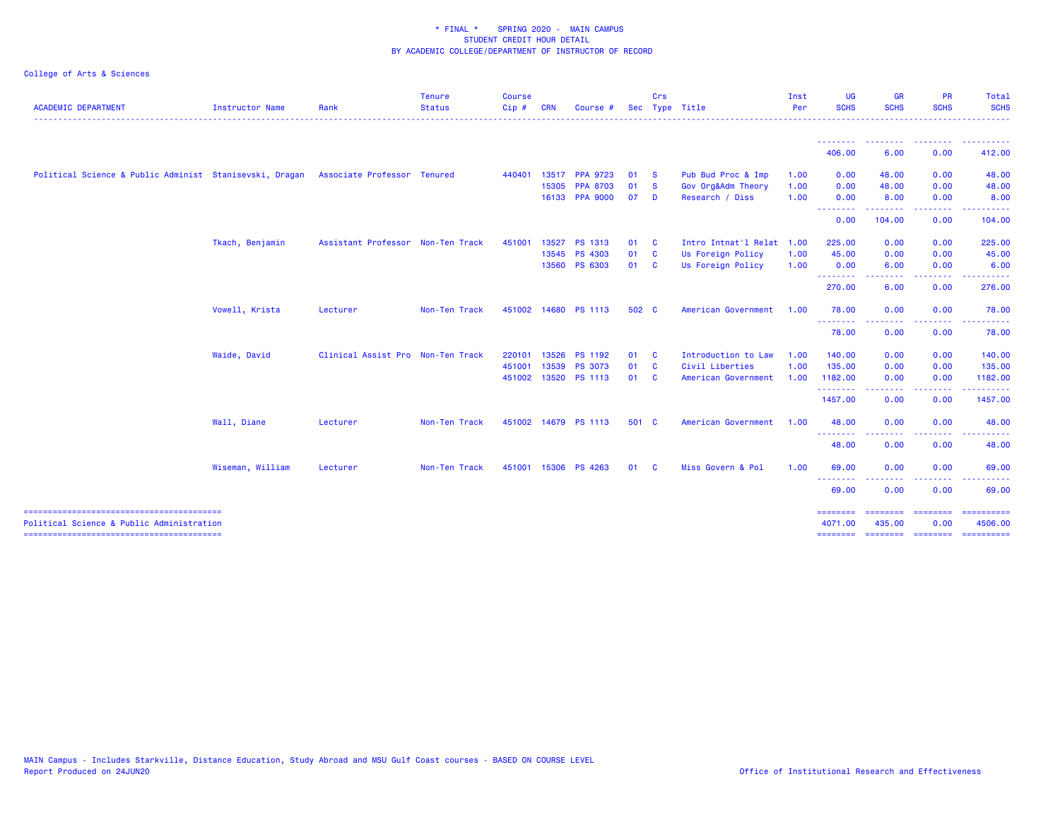\* FINAL \* SPRING 2020 - MAIN CAMPUS
STUDENT CREDIT HOUR DETAIL
BY ACADEMIC COLLEGE/DEPARTMENT OF INSTRUCTOR OF RECORD

College of Arts & Sciences

| ACADEMIC DEPARTMENT | Instructor Name | Rank | Tenure Status | Course Cip # | CRN | Course # | Sec | Crs Type | Title | Inst Per | UG SCHS | GR SCHS | PR SCHS | Total SCHS |
|---|---|---|---|---|---|---|---|---|---|---|---|---|---|---|
| | | | | | | | | | | | 406.00 | 6.00 | 0.00 | 412.00 |
| Political Science & Public Administ | Stanisevski, Dragan | Associate Professor | Tenured | 440401 | 13517 | PPA 9723 | 01 | S | Pub Bud Proc & Imp | 1.00 | 0.00 | 48.00 | 0.00 | 48.00 |
| | | | | | 15305 | PPA 8703 | 01 | S | Gov Org&Adm Theory | 1.00 | 0.00 | 48.00 | 0.00 | 48.00 |
| | | | | | 16133 | PPA 9000 | 07 | D | Research / Diss | 1.00 | 0.00 | 8.00 | 0.00 | 8.00 |
| | | | | | | | | | | | 0.00 | 104.00 | 0.00 | 104.00 |
| | Tkach, Benjamin | Assistant Professor | Non-Ten Track | 451001 | 13527 | PS 1313 | 01 | C | Intro Intnat'l Relat | 1.00 | 225.00 | 0.00 | 0.00 | 225.00 |
| | | | | | 13545 | PS 4303 | 01 | C | Us Foreign Policy | 1.00 | 45.00 | 0.00 | 0.00 | 45.00 |
| | | | | | 13560 | PS 6303 | 01 | C | Us Foreign Policy | 1.00 | 0.00 | 6.00 | 0.00 | 6.00 |
| | | | | | | | | | | | 270.00 | 6.00 | 0.00 | 276.00 |
| | Vowell, Krista | Lecturer | Non-Ten Track | 451002 | 14680 | PS 1113 | 502 | C | American Government | 1.00 | 78.00 | 0.00 | 0.00 | 78.00 |
| | | | | | | | | | | | 78.00 | 0.00 | 0.00 | 78.00 |
| | Waide, David | Clinical Assist Pro | Non-Ten Track | 220101 | 13526 | PS 1192 | 01 | C | Introduction to Law | 1.00 | 140.00 | 0.00 | 0.00 | 140.00 |
| | | | | 451001 | 13539 | PS 3073 | 01 | C | Civil Liberties | 1.00 | 135.00 | 0.00 | 0.00 | 135.00 |
| | | | | 451002 | 13520 | PS 1113 | 01 | C | American Government | 1.00 | 1182.00 | 0.00 | 0.00 | 1182.00 |
| | | | | | | | | | | | 1457.00 | 0.00 | 0.00 | 1457.00 |
| | Wall, Diane | Lecturer | Non-Ten Track | 451002 | 14679 | PS 1113 | 501 | C | American Government | 1.00 | 48.00 | 0.00 | 0.00 | 48.00 |
| | | | | | | | | | | | 48.00 | 0.00 | 0.00 | 48.00 |
| | Wiseman, William | Lecturer | Non-Ten Track | 451001 | 15306 | PS 4263 | 01 | C | Miss Govern & Pol | 1.00 | 69.00 | 0.00 | 0.00 | 69.00 |
| | | | | | | | | | | | 69.00 | 0.00 | 0.00 | 69.00 |
| Political Science & Public Administration | | | | | | | | | | | 4071.00 | 435.00 | 0.00 | 4506.00 |

MAIN Campus - Includes Starkville, Distance Education, Study Abroad and MSU Gulf Coast courses - BASED ON COURSE LEVEL
Report Produced on 24JUN20

Office of Institutional Research and Effectiveness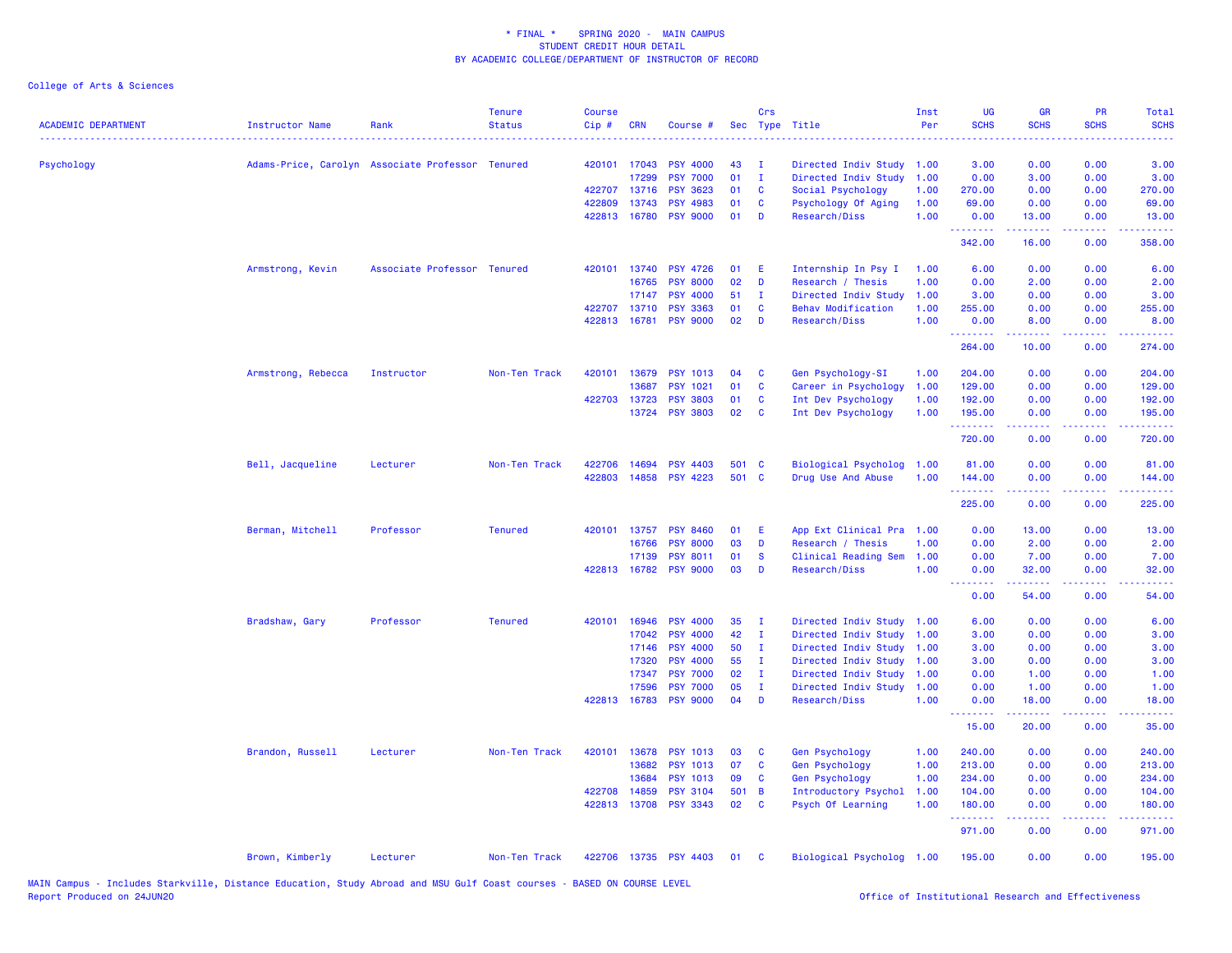\* FINAL \* SPRING 2020 - MAIN CAMPUS
STUDENT CREDIT HOUR DETAIL
BY ACADEMIC COLLEGE/DEPARTMENT OF INSTRUCTOR OF RECORD

College of Arts & Sciences

| ACADEMIC DEPARTMENT | Instructor Name | Rank | Tenure Status | Course Cip # | CRN | Course # | Sec | Crs Type | Title | Inst Per | UG SCHS | GR SCHS | PR SCHS | Total SCHS |
|---|---|---|---|---|---|---|---|---|---|---|---|---|---|---|
| Psychology | Adams-Price, Carolyn | Associate Professor | Tenured | 420101 | 17043 | PSY 4000 | 43 | I | Directed Indiv Study | 1.00 | 3.00 | 0.00 | 0.00 | 3.00 |
| | | | | | 17299 | PSY 7000 | 01 | I | Directed Indiv Study | 1.00 | 0.00 | 3.00 | 0.00 | 3.00 |
| | | | | 422707 | 13716 | PSY 3623 | 01 | C | Social Psychology | 1.00 | 270.00 | 0.00 | 0.00 | 270.00 |
| | | | | 422809 | 13743 | PSY 4983 | 01 | C | Psychology Of Aging | 1.00 | 69.00 | 0.00 | 0.00 | 69.00 |
| | | | | 422813 | 16780 | PSY 9000 | 01 | D | Research/Diss | 1.00 | 0.00 | 13.00 | 0.00 | 13.00 |
| | | | | | | | | | | | 342.00 | 16.00 | 0.00 | 358.00 |
| | Armstrong, Kevin | Associate Professor | Tenured | 420101 | 13740 | PSY 4726 | 01 | E | Internship In Psy I | 1.00 | 6.00 | 0.00 | 0.00 | 6.00 |
| | | | | | 16765 | PSY 8000 | 02 | D | Research / Thesis | 1.00 | 0.00 | 2.00 | 0.00 | 2.00 |
| | | | | | 17147 | PSY 4000 | 51 | I | Directed Indiv Study | 1.00 | 3.00 | 0.00 | 0.00 | 3.00 |
| | | | | 422707 | 13710 | PSY 3363 | 01 | C | Behav Modification | 1.00 | 255.00 | 0.00 | 0.00 | 255.00 |
| | | | | 422813 | 16781 | PSY 9000 | 02 | D | Research/Diss | 1.00 | 0.00 | 8.00 | 0.00 | 8.00 |
| | | | | | | | | | | | 264.00 | 10.00 | 0.00 | 274.00 |
| | Armstrong, Rebecca | Instructor | Non-Ten Track | 420101 | 13679 | PSY 1013 | 04 | C | Gen Psychology-SI | 1.00 | 204.00 | 0.00 | 0.00 | 204.00 |
| | | | | | 13687 | PSY 1021 | 01 | C | Career in Psychology | 1.00 | 129.00 | 0.00 | 0.00 | 129.00 |
| | | | | 422703 | 13723 | PSY 3803 | 01 | C | Int Dev Psychology | 1.00 | 192.00 | 0.00 | 0.00 | 192.00 |
| | | | | | 13724 | PSY 3803 | 02 | C | Int Dev Psychology | 1.00 | 195.00 | 0.00 | 0.00 | 195.00 |
| | | | | | | | | | | | 720.00 | 0.00 | 0.00 | 720.00 |
| | Bell, Jacqueline | Lecturer | Non-Ten Track | 422706 | 14694 | PSY 4403 | 501 | C | Biological Psycholog | 1.00 | 81.00 | 0.00 | 0.00 | 81.00 |
| | | | | 422803 | 14858 | PSY 4223 | 501 | C | Drug Use And Abuse | 1.00 | 144.00 | 0.00 | 0.00 | 144.00 |
| | | | | | | | | | | | 225.00 | 0.00 | 0.00 | 225.00 |
| | Berman, Mitchell | Professor | Tenured | 420101 | 13757 | PSY 8460 | 01 | E | App Ext Clinical Pra | 1.00 | 0.00 | 13.00 | 0.00 | 13.00 |
| | | | | | 16766 | PSY 8000 | 03 | D | Research / Thesis | 1.00 | 0.00 | 2.00 | 0.00 | 2.00 |
| | | | | | 17139 | PSY 8011 | 01 | S | Clinical Reading Sem | 1.00 | 0.00 | 7.00 | 0.00 | 7.00 |
| | | | | 422813 | 16782 | PSY 9000 | 03 | D | Research/Diss | 1.00 | 0.00 | 32.00 | 0.00 | 32.00 |
| | | | | | | | | | | | 0.00 | 54.00 | 0.00 | 54.00 |
| | Bradshaw, Gary | Professor | Tenured | 420101 | 16946 | PSY 4000 | 35 | I | Directed Indiv Study | 1.00 | 6.00 | 0.00 | 0.00 | 6.00 |
| | | | | | 17042 | PSY 4000 | 42 | I | Directed Indiv Study | 1.00 | 3.00 | 0.00 | 0.00 | 3.00 |
| | | | | | 17146 | PSY 4000 | 50 | I | Directed Indiv Study | 1.00 | 3.00 | 0.00 | 0.00 | 3.00 |
| | | | | | 17320 | PSY 4000 | 55 | I | Directed Indiv Study | 1.00 | 3.00 | 0.00 | 0.00 | 3.00 |
| | | | | | 17347 | PSY 7000 | 02 | I | Directed Indiv Study | 1.00 | 0.00 | 1.00 | 0.00 | 1.00 |
| | | | | | 17596 | PSY 7000 | 05 | I | Directed Indiv Study | 1.00 | 0.00 | 1.00 | 0.00 | 1.00 |
| | | | | 422813 | 16783 | PSY 9000 | 04 | D | Research/Diss | 1.00 | 0.00 | 18.00 | 0.00 | 18.00 |
| | | | | | | | | | | | 15.00 | 20.00 | 0.00 | 35.00 |
| | Brandon, Russell | Lecturer | Non-Ten Track | 420101 | 13678 | PSY 1013 | 03 | C | Gen Psychology | 1.00 | 240.00 | 0.00 | 0.00 | 240.00 |
| | | | | | 13682 | PSY 1013 | 07 | C | Gen Psychology | 1.00 | 213.00 | 0.00 | 0.00 | 213.00 |
| | | | | | 13684 | PSY 1013 | 09 | C | Gen Psychology | 1.00 | 234.00 | 0.00 | 0.00 | 234.00 |
| | | | | 422708 | 14859 | PSY 3104 | 501 | B | Introductory Psychol | 1.00 | 104.00 | 0.00 | 0.00 | 104.00 |
| | | | | 422813 | 13708 | PSY 3343 | 02 | C | Psych Of Learning | 1.00 | 180.00 | 0.00 | 0.00 | 180.00 |
| | | | | | | | | | | | 971.00 | 0.00 | 0.00 | 971.00 |
| | Brown, Kimberly | Lecturer | Non-Ten Track | 422706 | 13735 | PSY 4403 | 01 | C | Biological Psycholog | 1.00 | 195.00 | 0.00 | 0.00 | 195.00 |

MAIN Campus - Includes Starkville, Distance Education, Study Abroad and MSU Gulf Coast courses - BASED ON COURSE LEVEL
Report Produced on 24JUN20

Office of Institutional Research and Effectiveness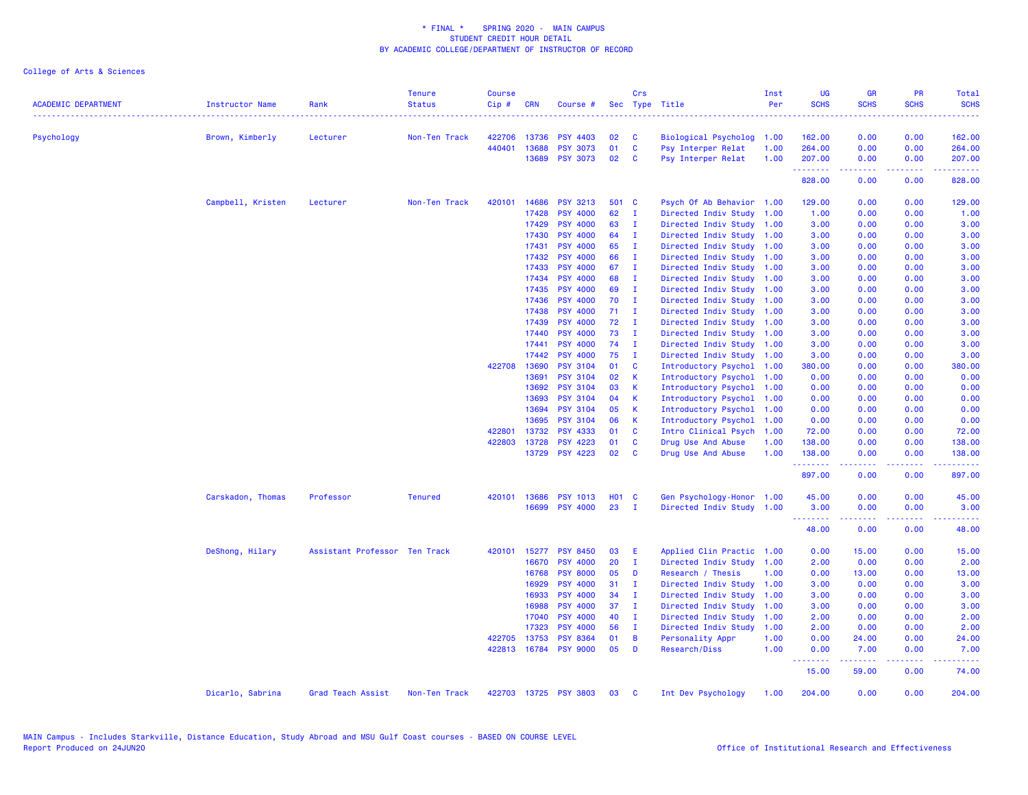* FINAL * SPRING 2020 - MAIN CAMPUS
STUDENT CREDIT HOUR DETAIL
BY ACADEMIC COLLEGE/DEPARTMENT OF INSTRUCTOR OF RECORD

College of Arts & Sciences

| ACADEMIC DEPARTMENT | Instructor Name | Rank | Tenure Status | Course Cip # | CRN | Course # | Sec | Crs Type | Title | Inst Per | UG SCHS | GR SCHS | PR SCHS | Total SCHS |
|---|---|---|---|---|---|---|---|---|---|---|---|---|---|---|
| Psychology | Brown, Kimberly | Lecturer | Non-Ten Track | 422706 | 13736 | PSY 4403 | 02 | C | Biological Psycholog | 1.00 | 162.00 | 0.00 | 0.00 | 162.00 |
| | | | | 440401 | 13688 | PSY 3073 | 01 | C | Psy Interper Relat | 1.00 | 264.00 | 0.00 | 0.00 | 264.00 |
| | | | | | 13689 | PSY 3073 | 02 | C | Psy Interper Relat | 1.00 | 207.00 | 0.00 | 0.00 | 207.00 |
| | | | | | | | | | | | 828.00 | 0.00 | 0.00 | 828.00 |
| | Campbell, Kristen | Lecturer | Non-Ten Track | 420101 | 14686 | PSY 3213 | 501 | C | Psych Of Ab Behavior | 1.00 | 129.00 | 0.00 | 0.00 | 129.00 |
| | | | | | 17428 | PSY 4000 | 62 | I | Directed Indiv Study | 1.00 | 1.00 | 0.00 | 0.00 | 1.00 |
| | | | | | 17429 | PSY 4000 | 63 | I | Directed Indiv Study | 1.00 | 3.00 | 0.00 | 0.00 | 3.00 |
| | | | | | 17430 | PSY 4000 | 64 | I | Directed Indiv Study | 1.00 | 3.00 | 0.00 | 0.00 | 3.00 |
| | | | | | 17431 | PSY 4000 | 65 | I | Directed Indiv Study | 1.00 | 3.00 | 0.00 | 0.00 | 3.00 |
| | | | | | 17432 | PSY 4000 | 66 | I | Directed Indiv Study | 1.00 | 3.00 | 0.00 | 0.00 | 3.00 |
| | | | | | 17433 | PSY 4000 | 67 | I | Directed Indiv Study | 1.00 | 3.00 | 0.00 | 0.00 | 3.00 |
| | | | | | 17434 | PSY 4000 | 68 | I | Directed Indiv Study | 1.00 | 3.00 | 0.00 | 0.00 | 3.00 |
| | | | | | 17435 | PSY 4000 | 69 | I | Directed Indiv Study | 1.00 | 3.00 | 0.00 | 0.00 | 3.00 |
| | | | | | 17436 | PSY 4000 | 70 | I | Directed Indiv Study | 1.00 | 3.00 | 0.00 | 0.00 | 3.00 |
| | | | | | 17438 | PSY 4000 | 71 | I | Directed Indiv Study | 1.00 | 3.00 | 0.00 | 0.00 | 3.00 |
| | | | | | 17439 | PSY 4000 | 72 | I | Directed Indiv Study | 1.00 | 3.00 | 0.00 | 0.00 | 3.00 |
| | | | | | 17440 | PSY 4000 | 73 | I | Directed Indiv Study | 1.00 | 3.00 | 0.00 | 0.00 | 3.00 |
| | | | | | 17441 | PSY 4000 | 74 | I | Directed Indiv Study | 1.00 | 3.00 | 0.00 | 0.00 | 3.00 |
| | | | | | 17442 | PSY 4000 | 75 | I | Directed Indiv Study | 1.00 | 3.00 | 0.00 | 0.00 | 3.00 |
| | | | | 422708 | 13690 | PSY 3104 | 01 | C | Introductory Psychol | 1.00 | 380.00 | 0.00 | 0.00 | 380.00 |
| | | | | | 13691 | PSY 3104 | 02 | K | Introductory Psychol | 1.00 | 0.00 | 0.00 | 0.00 | 0.00 |
| | | | | | 13692 | PSY 3104 | 03 | K | Introductory Psychol | 1.00 | 0.00 | 0.00 | 0.00 | 0.00 |
| | | | | | 13693 | PSY 3104 | 04 | K | Introductory Psychol | 1.00 | 0.00 | 0.00 | 0.00 | 0.00 |
| | | | | | 13694 | PSY 3104 | 05 | K | Introductory Psychol | 1.00 | 0.00 | 0.00 | 0.00 | 0.00 |
| | | | | | 13695 | PSY 3104 | 06 | K | Introductory Psychol | 1.00 | 0.00 | 0.00 | 0.00 | 0.00 |
| | | | | 422801 | 13732 | PSY 4333 | 01 | C | Intro Clinical Psych | 1.00 | 72.00 | 0.00 | 0.00 | 72.00 |
| | | | | 422803 | 13728 | PSY 4223 | 01 | C | Drug Use And Abuse | 1.00 | 138.00 | 0.00 | 0.00 | 138.00 |
| | | | | | 13729 | PSY 4223 | 02 | C | Drug Use And Abuse | 1.00 | 138.00 | 0.00 | 0.00 | 138.00 |
| | | | | | | | | | | | 897.00 | 0.00 | 0.00 | 897.00 |
| | Carskadon, Thomas | Professor | Tenured | 420101 | 13686 | PSY 1013 | H01 | C | Gen Psychology-Honor | 1.00 | 45.00 | 0.00 | 0.00 | 45.00 |
| | | | | | 16699 | PSY 4000 | 23 | I | Directed Indiv Study | 1.00 | 3.00 | 0.00 | 0.00 | 3.00 |
| | | | | | | | | | | | 48.00 | 0.00 | 0.00 | 48.00 |
| | DeShong, Hilary | Assistant Professor | Ten Track | 420101 | 15277 | PSY 8450 | 03 | E | Applied Clin Practic | 1.00 | 0.00 | 15.00 | 0.00 | 15.00 |
| | | | | | 16670 | PSY 4000 | 20 | I | Directed Indiv Study | 1.00 | 2.00 | 0.00 | 0.00 | 2.00 |
| | | | | | 16768 | PSY 8000 | 05 | D | Research / Thesis | 1.00 | 0.00 | 13.00 | 0.00 | 13.00 |
| | | | | | 16929 | PSY 4000 | 31 | I | Directed Indiv Study | 1.00 | 3.00 | 0.00 | 0.00 | 3.00 |
| | | | | | 16933 | PSY 4000 | 34 | I | Directed Indiv Study | 1.00 | 3.00 | 0.00 | 0.00 | 3.00 |
| | | | | | 16988 | PSY 4000 | 37 | I | Directed Indiv Study | 1.00 | 3.00 | 0.00 | 0.00 | 3.00 |
| | | | | | 17040 | PSY 4000 | 40 | I | Directed Indiv Study | 1.00 | 2.00 | 0.00 | 0.00 | 2.00 |
| | | | | | 17323 | PSY 4000 | 56 | I | Directed Indiv Study | 1.00 | 2.00 | 0.00 | 0.00 | 2.00 |
| | | | | 422705 | 13753 | PSY 8364 | 01 | B | Personality Appr | 1.00 | 0.00 | 24.00 | 0.00 | 24.00 |
| | | | | 422813 | 16784 | PSY 9000 | 05 | D | Research/Diss | 1.00 | 0.00 | 7.00 | 0.00 | 7.00 |
| | | | | | | | | | | | 15.00 | 59.00 | 0.00 | 74.00 |
| | Dicarlo, Sabrina | Grad Teach Assist | Non-Ten Track | 422703 | 13725 | PSY 3803 | 03 | C | Int Dev Psychology | 1.00 | 204.00 | 0.00 | 0.00 | 204.00 |

MAIN Campus - Includes Starkville, Distance Education, Study Abroad and MSU Gulf Coast courses - BASED ON COURSE LEVEL
Report Produced on 24JUN20

Office of Institutional Research and Effectiveness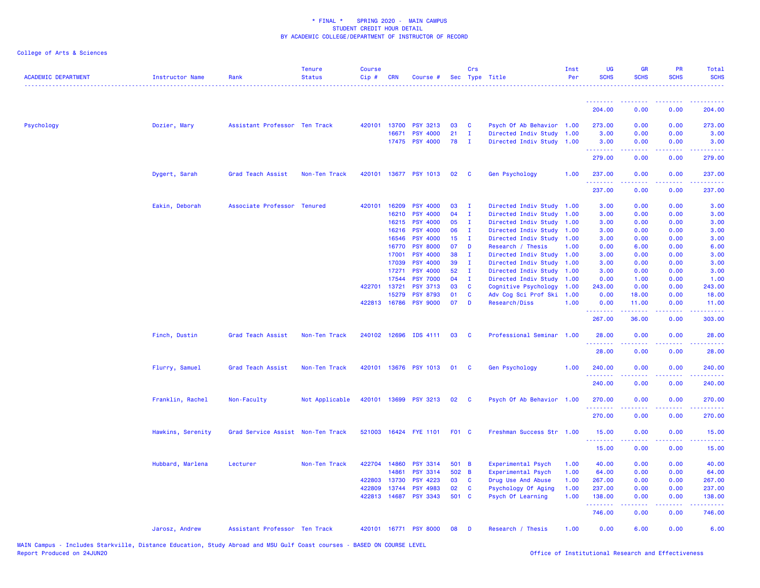\* FINAL \* SPRING 2020 - MAIN CAMPUS
STUDENT CREDIT HOUR DETAIL
BY ACADEMIC COLLEGE/DEPARTMENT OF INSTRUCTOR OF RECORD

College of Arts & Sciences

| ACADEMIC DEPARTMENT | Instructor Name | Rank | Tenure Status | Course Cip # | CRN | Course # | Sec | Crs Type | Title | Inst Per | UG SCHS | GR SCHS | PR SCHS | Total SCHS |
|---|---|---|---|---|---|---|---|---|---|---|---|---|---|---|
| | | | | | | | | | | | 204.00 | 0.00 | 0.00 | 204.00 |
| Psychology | Dozier, Mary | Assistant Professor | Ten Track | 420101 | 13700 | PSY 3213 | 03 | C | Psych Of Ab Behavior | 1.00 | 273.00 | 0.00 | 0.00 | 273.00 |
| | | | | | 16671 | PSY 4000 | 21 | I | Directed Indiv Study | 1.00 | 3.00 | 0.00 | 0.00 | 3.00 |
| | | | | | 17475 | PSY 4000 | 78 | I | Directed Indiv Study | 1.00 | 3.00 | 0.00 | 0.00 | 3.00 |
| | | | | | | | | | | | 279.00 | 0.00 | 0.00 | 279.00 |
| | Dygert, Sarah | Grad Teach Assist | Non-Ten Track | 420101 | 13677 | PSY 1013 | 02 | C | Gen Psychology | 1.00 | 237.00 | 0.00 | 0.00 | 237.00 |
| | | | | | | | | | | | 237.00 | 0.00 | 0.00 | 237.00 |
| | Eakin, Deborah | Associate Professor | Tenured | 420101 | 16209 | PSY 4000 | 03 | I | Directed Indiv Study | 1.00 | 3.00 | 0.00 | 0.00 | 3.00 |
| | | | | | 16210 | PSY 4000 | 04 | I | Directed Indiv Study | 1.00 | 3.00 | 0.00 | 0.00 | 3.00 |
| | | | | | 16215 | PSY 4000 | 05 | I | Directed Indiv Study | 1.00 | 3.00 | 0.00 | 0.00 | 3.00 |
| | | | | | 16216 | PSY 4000 | 06 | I | Directed Indiv Study | 1.00 | 3.00 | 0.00 | 0.00 | 3.00 |
| | | | | | 16546 | PSY 4000 | 15 | I | Directed Indiv Study | 1.00 | 3.00 | 0.00 | 0.00 | 3.00 |
| | | | | | 16770 | PSY 8000 | 07 | D | Research / Thesis | 1.00 | 0.00 | 6.00 | 0.00 | 6.00 |
| | | | | | 17001 | PSY 4000 | 38 | I | Directed Indiv Study | 1.00 | 3.00 | 0.00 | 0.00 | 3.00 |
| | | | | | 17039 | PSY 4000 | 39 | I | Directed Indiv Study | 1.00 | 3.00 | 0.00 | 0.00 | 3.00 |
| | | | | | 17271 | PSY 4000 | 52 | I | Directed Indiv Study | 1.00 | 3.00 | 0.00 | 0.00 | 3.00 |
| | | | | | 17544 | PSY 7000 | 04 | I | Directed Indiv Study | 1.00 | 0.00 | 1.00 | 0.00 | 1.00 |
| | | | | 422701 | 13721 | PSY 3713 | 03 | C | Cognitive Psychology | 1.00 | 243.00 | 0.00 | 0.00 | 243.00 |
| | | | | | 15279 | PSY 8793 | 01 | C | Adv Cog Sci Prof Ski | 1.00 | 0.00 | 18.00 | 0.00 | 18.00 |
| | | | | 422813 | 16786 | PSY 9000 | 07 | D | Research/Diss | 1.00 | 0.00 | 11.00 | 0.00 | 11.00 |
| | | | | | | | | | | | 267.00 | 36.00 | 0.00 | 303.00 |
| | Finch, Dustin | Grad Teach Assist | Non-Ten Track | 240102 | 12696 | IDS 4111 | 03 | C | Professional Seminar | 1.00 | 28.00 | 0.00 | 0.00 | 28.00 |
| | | | | | | | | | | | 28.00 | 0.00 | 0.00 | 28.00 |
| | Flurry, Samuel | Grad Teach Assist | Non-Ten Track | 420101 | 13676 | PSY 1013 | 01 | C | Gen Psychology | 1.00 | 240.00 | 0.00 | 0.00 | 240.00 |
| | | | | | | | | | | | 240.00 | 0.00 | 0.00 | 240.00 |
| | Franklin, Rachel | Non-Faculty | Not Applicable | 420101 | 13699 | PSY 3213 | 02 | C | Psych Of Ab Behavior | 1.00 | 270.00 | 0.00 | 0.00 | 270.00 |
| | | | | | | | | | | | 270.00 | 0.00 | 0.00 | 270.00 |
| | Hawkins, Serenity | Grad Service Assist | Non-Ten Track | 521003 | 16424 | FYE 1101 | F01 | C | Freshman Success Str | 1.00 | 15.00 | 0.00 | 0.00 | 15.00 |
| | | | | | | | | | | | 15.00 | 0.00 | 0.00 | 15.00 |
| | Hubbard, Marlena | Lecturer | Non-Ten Track | 422704 | 14860 | PSY 3314 | 501 | B | Experimental Psych | 1.00 | 40.00 | 0.00 | 0.00 | 40.00 |
| | | | | | 14861 | PSY 3314 | 502 | B | Experimental Psych | 1.00 | 64.00 | 0.00 | 0.00 | 64.00 |
| | | | | 422803 | 13730 | PSY 4223 | 03 | C | Drug Use And Abuse | 1.00 | 267.00 | 0.00 | 0.00 | 267.00 |
| | | | | 422809 | 13744 | PSY 4983 | 02 | C | Psychology Of Aging | 1.00 | 237.00 | 0.00 | 0.00 | 237.00 |
| | | | | 422813 | 14687 | PSY 3343 | 501 | C | Psych Of Learning | 1.00 | 138.00 | 0.00 | 0.00 | 138.00 |
| | | | | | | | | | | | 746.00 | 0.00 | 0.00 | 746.00 |
| | Jarosz, Andrew | Assistant Professor | Ten Track | 420101 | 16771 | PSY 8000 | 08 | D | Research / Thesis | 1.00 | 0.00 | 6.00 | 0.00 | 6.00 |

MAIN Campus - Includes Starkville, Distance Education, Study Abroad and MSU Gulf Coast courses - BASED ON COURSE LEVEL
Report Produced on 24JUN20

Office of Institutional Research and Effectiveness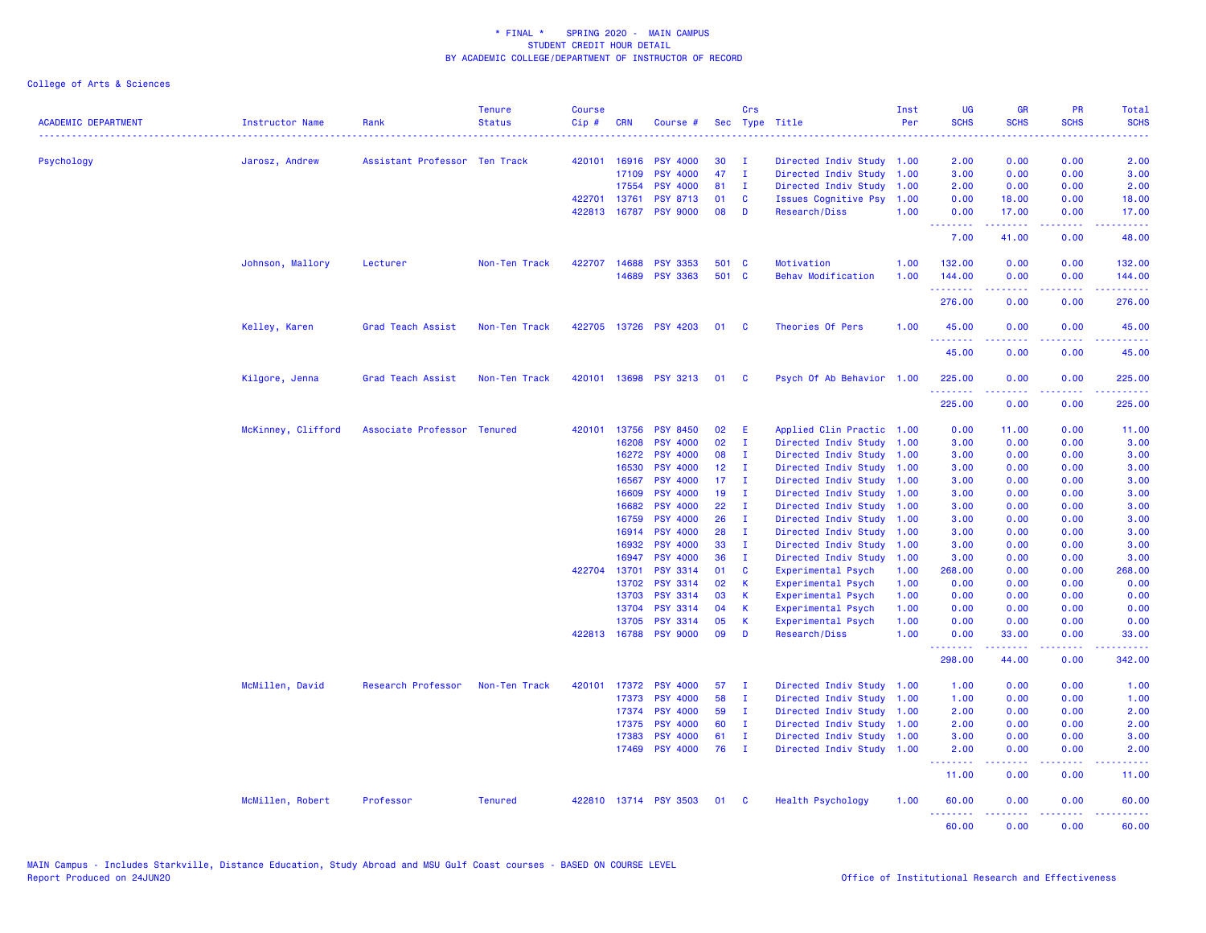\* FINAL \* SPRING 2020 - MAIN CAMPUS
STUDENT CREDIT HOUR DETAIL
BY ACADEMIC COLLEGE/DEPARTMENT OF INSTRUCTOR OF RECORD

College of Arts & Sciences

| ACADEMIC DEPARTMENT | Instructor Name | Rank | Tenure Status | Course Cip # | CRN | Course # | Sec | Crs Type | Title | Inst Per | UG SCHS | GR SCHS | PR SCHS | Total SCHS |
|---|---|---|---|---|---|---|---|---|---|---|---|---|---|---|
| Psychology | Jarosz, Andrew | Assistant Professor | Ten Track | 420101 | 16916 | PSY 4000 | 30 | I | Directed Indiv Study | 1.00 | 2.00 | 0.00 | 0.00 | 2.00 |
| | | | | | 17109 | PSY 4000 | 47 | I | Directed Indiv Study | 1.00 | 3.00 | 0.00 | 0.00 | 3.00 |
| | | | | | 17554 | PSY 4000 | 81 | I | Directed Indiv Study | 1.00 | 2.00 | 0.00 | 0.00 | 2.00 |
| | | | | 422701 | 13761 | PSY 8713 | 01 | C | Issues Cognitive Psy | 1.00 | 0.00 | 18.00 | 0.00 | 18.00 |
| | | | | 422813 | 16787 | PSY 9000 | 08 | D | Research/Diss | 1.00 | 0.00 | 17.00 | 0.00 | 17.00 |
| | | | | | | | | | | | 7.00 | 41.00 | 0.00 | 48.00 |
| | Johnson, Mallory | Lecturer | Non-Ten Track | 422707 | 14688 | PSY 3353 | 501 | C | Motivation | 1.00 | 132.00 | 0.00 | 0.00 | 132.00 |
| | | | | | 14689 | PSY 3363 | 501 | C | Behav Modification | 1.00 | 144.00 | 0.00 | 0.00 | 144.00 |
| | | | | | | | | | | | 276.00 | 0.00 | 0.00 | 276.00 |
| | Kelley, Karen | Grad Teach Assist | Non-Ten Track | 422705 | 13726 | PSY 4203 | 01 | C | Theories Of Pers | 1.00 | 45.00 | 0.00 | 0.00 | 45.00 |
| | | | | | | | | | | | 45.00 | 0.00 | 0.00 | 45.00 |
| | Kilgore, Jenna | Grad Teach Assist | Non-Ten Track | 420101 | 13698 | PSY 3213 | 01 | C | Psych Of Ab Behavior | 1.00 | 225.00 | 0.00 | 0.00 | 225.00 |
| | | | | | | | | | | | 225.00 | 0.00 | 0.00 | 225.00 |
| | McKinney, Clifford | Associate Professor | Tenured | 420101 | 13756 | PSY 8450 | 02 | E | Applied Clin Practic | 1.00 | 0.00 | 11.00 | 0.00 | 11.00 |
| | | | | | 16208 | PSY 4000 | 02 | I | Directed Indiv Study | 1.00 | 3.00 | 0.00 | 0.00 | 3.00 |
| | | | | | 16272 | PSY 4000 | 08 | I | Directed Indiv Study | 1.00 | 3.00 | 0.00 | 0.00 | 3.00 |
| | | | | | 16530 | PSY 4000 | 12 | I | Directed Indiv Study | 1.00 | 3.00 | 0.00 | 0.00 | 3.00 |
| | | | | | 16567 | PSY 4000 | 17 | I | Directed Indiv Study | 1.00 | 3.00 | 0.00 | 0.00 | 3.00 |
| | | | | | 16609 | PSY 4000 | 19 | I | Directed Indiv Study | 1.00 | 3.00 | 0.00 | 0.00 | 3.00 |
| | | | | | 16682 | PSY 4000 | 22 | I | Directed Indiv Study | 1.00 | 3.00 | 0.00 | 0.00 | 3.00 |
| | | | | | 16759 | PSY 4000 | 26 | I | Directed Indiv Study | 1.00 | 3.00 | 0.00 | 0.00 | 3.00 |
| | | | | | 16914 | PSY 4000 | 28 | I | Directed Indiv Study | 1.00 | 3.00 | 0.00 | 0.00 | 3.00 |
| | | | | | 16932 | PSY 4000 | 33 | I | Directed Indiv Study | 1.00 | 3.00 | 0.00 | 0.00 | 3.00 |
| | | | | | 16947 | PSY 4000 | 36 | I | Directed Indiv Study | 1.00 | 3.00 | 0.00 | 0.00 | 3.00 |
| | | | | 422704 | 13701 | PSY 3314 | 01 | C | Experimental Psych | 1.00 | 268.00 | 0.00 | 0.00 | 268.00 |
| | | | | | 13702 | PSY 3314 | 02 | K | Experimental Psych | 1.00 | 0.00 | 0.00 | 0.00 | 0.00 |
| | | | | | 13703 | PSY 3314 | 03 | K | Experimental Psych | 1.00 | 0.00 | 0.00 | 0.00 | 0.00 |
| | | | | | 13704 | PSY 3314 | 04 | K | Experimental Psych | 1.00 | 0.00 | 0.00 | 0.00 | 0.00 |
| | | | | | 13705 | PSY 3314 | 05 | K | Experimental Psych | 1.00 | 0.00 | 0.00 | 0.00 | 0.00 |
| | | | | 422813 | 16788 | PSY 9000 | 09 | D | Research/Diss | 1.00 | 0.00 | 33.00 | 0.00 | 33.00 |
| | | | | | | | | | | | 298.00 | 44.00 | 0.00 | 342.00 |
| | McMillen, David | Research Professor | Non-Ten Track | 420101 | 17372 | PSY 4000 | 57 | I | Directed Indiv Study | 1.00 | 1.00 | 0.00 | 0.00 | 1.00 |
| | | | | | 17373 | PSY 4000 | 58 | I | Directed Indiv Study | 1.00 | 1.00 | 0.00 | 0.00 | 1.00 |
| | | | | | 17374 | PSY 4000 | 59 | I | Directed Indiv Study | 1.00 | 2.00 | 0.00 | 0.00 | 2.00 |
| | | | | | 17375 | PSY 4000 | 60 | I | Directed Indiv Study | 1.00 | 2.00 | 0.00 | 0.00 | 2.00 |
| | | | | | 17383 | PSY 4000 | 61 | I | Directed Indiv Study | 1.00 | 3.00 | 0.00 | 0.00 | 3.00 |
| | | | | | 17469 | PSY 4000 | 76 | I | Directed Indiv Study | 1.00 | 2.00 | 0.00 | 0.00 | 2.00 |
| | | | | | | | | | | | 11.00 | 0.00 | 0.00 | 11.00 |
| | McMillen, Robert | Professor | Tenured | 422810 | 13714 | PSY 3503 | 01 | C | Health Psychology | 1.00 | 60.00 | 0.00 | 0.00 | 60.00 |
| | | | | | | | | | | | 60.00 | 0.00 | 0.00 | 60.00 |

MAIN Campus - Includes Starkville, Distance Education, Study Abroad and MSU Gulf Coast courses - BASED ON COURSE LEVEL
Report Produced on 24JUN20

Office of Institutional Research and Effectiveness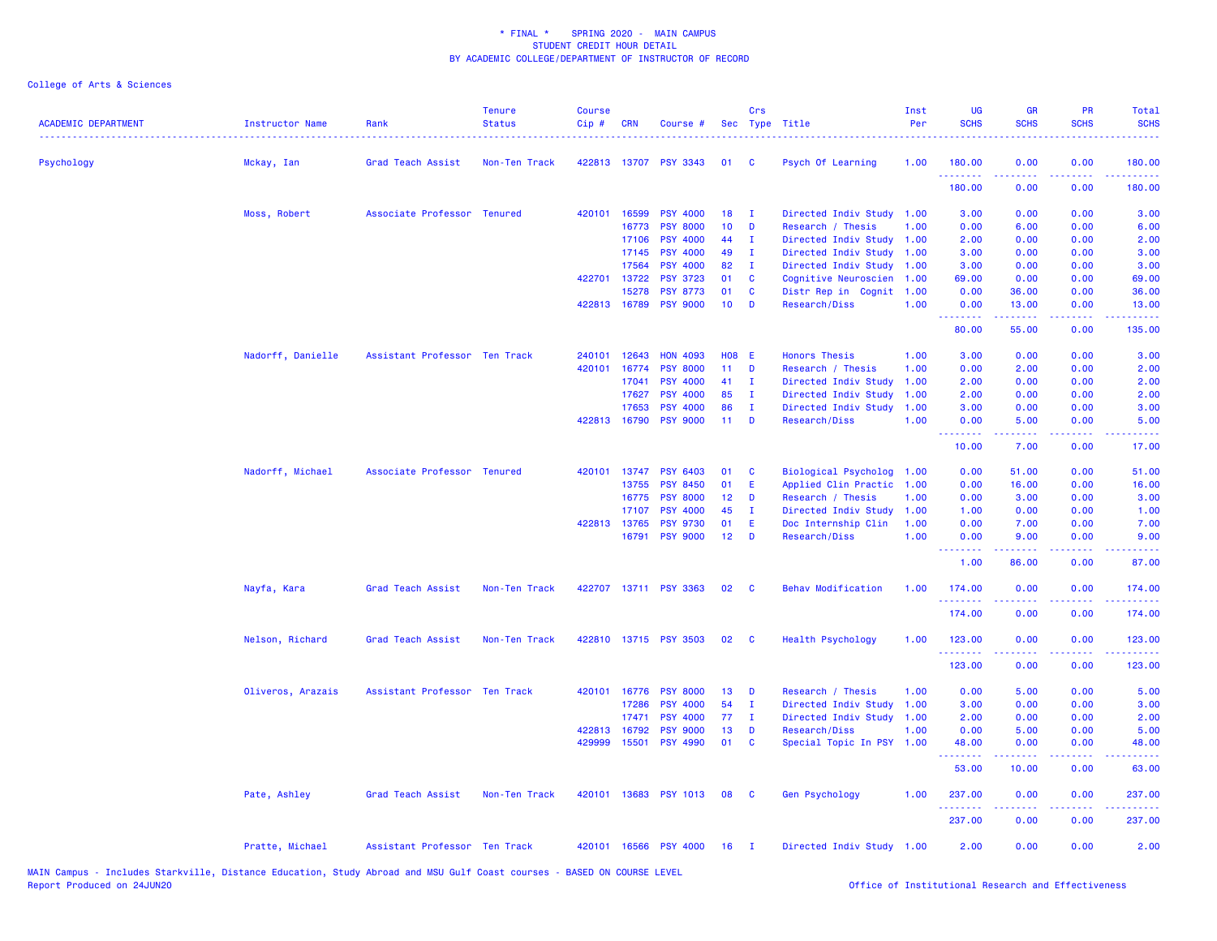\* FINAL \*  SPRING 2020 - MAIN CAMPUS
STUDENT CREDIT HOUR DETAIL
BY ACADEMIC COLLEGE/DEPARTMENT OF INSTRUCTOR OF RECORD

College of Arts & Sciences

| ACADEMIC DEPARTMENT | Instructor Name | Rank | Tenure Status | Course Cip # | CRN | Course # | Sec | Crs Type | Title | Inst Per | UG SCHS | GR SCHS | PR SCHS | Total SCHS |
|---|---|---|---|---|---|---|---|---|---|---|---|---|---|---|
| Psychology | Mckay, Ian | Grad Teach Assist | Non-Ten Track | 422813 | 13707 | PSY 3343 | 01 | C | Psych Of Learning | 1.00 | 180.00 | 0.00 | 0.00 | 180.00 |
| | | | | | | | | | | | 180.00 | 0.00 | 0.00 | 180.00 |
| | Moss, Robert | Associate Professor | Tenured | 420101 | 16599 | PSY 4000 | 18 | I | Directed Indiv Study | 1.00 | 3.00 | 0.00 | 0.00 | 3.00 |
| | | | | | 16773 | PSY 8000 | 10 | D | Research / Thesis | 1.00 | 0.00 | 6.00 | 0.00 | 6.00 |
| | | | | | 17106 | PSY 4000 | 44 | I | Directed Indiv Study | 1.00 | 2.00 | 0.00 | 0.00 | 2.00 |
| | | | | | 17145 | PSY 4000 | 49 | I | Directed Indiv Study | 1.00 | 3.00 | 0.00 | 0.00 | 3.00 |
| | | | | | 17564 | PSY 4000 | 82 | I | Directed Indiv Study | 1.00 | 3.00 | 0.00 | 0.00 | 3.00 |
| | | | | 422701 | 13722 | PSY 3723 | 01 | C | Cognitive Neuroscien | 1.00 | 69.00 | 0.00 | 0.00 | 69.00 |
| | | | | | 15278 | PSY 8773 | 01 | C | Distr Rep in Cognit | 1.00 | 0.00 | 36.00 | 0.00 | 36.00 |
| | | | | 422813 | 16789 | PSY 9000 | 10 | D | Research/Diss | 1.00 | 0.00 | 13.00 | 0.00 | 13.00 |
| | | | | | | | | | | | 80.00 | 55.00 | 0.00 | 135.00 |
| | Nadorff, Danielle | Assistant Professor | Ten Track | 240101 | 12643 | HON 4093 | H08 | E | Honors Thesis | 1.00 | 3.00 | 0.00 | 0.00 | 3.00 |
| | | | | 420101 | 16774 | PSY 8000 | 11 | D | Research / Thesis | 1.00 | 0.00 | 2.00 | 0.00 | 2.00 |
| | | | | | 17041 | PSY 4000 | 41 | I | Directed Indiv Study | 1.00 | 2.00 | 0.00 | 0.00 | 2.00 |
| | | | | | 17627 | PSY 4000 | 85 | I | Directed Indiv Study | 1.00 | 2.00 | 0.00 | 0.00 | 2.00 |
| | | | | | 17653 | PSY 4000 | 86 | I | Directed Indiv Study | 1.00 | 3.00 | 0.00 | 0.00 | 3.00 |
| | | | | 422813 | 16790 | PSY 9000 | 11 | D | Research/Diss | 1.00 | 0.00 | 5.00 | 0.00 | 5.00 |
| | | | | | | | | | | | 10.00 | 7.00 | 0.00 | 17.00 |
| | Nadorff, Michael | Associate Professor | Tenured | 420101 | 13747 | PSY 6403 | 01 | C | Biological Psycholog | 1.00 | 0.00 | 51.00 | 0.00 | 51.00 |
| | | | | | 13755 | PSY 8450 | 01 | E | Applied Clin Practic | 1.00 | 0.00 | 16.00 | 0.00 | 16.00 |
| | | | | | 16775 | PSY 8000 | 12 | D | Research / Thesis | 1.00 | 0.00 | 3.00 | 0.00 | 3.00 |
| | | | | | 17107 | PSY 4000 | 45 | I | Directed Indiv Study | 1.00 | 1.00 | 0.00 | 0.00 | 1.00 |
| | | | | 422813 | 13765 | PSY 9730 | 01 | E | Doc Internship Clin | 1.00 | 0.00 | 7.00 | 0.00 | 7.00 |
| | | | | | 16791 | PSY 9000 | 12 | D | Research/Diss | 1.00 | 0.00 | 9.00 | 0.00 | 9.00 |
| | | | | | | | | | | | 1.00 | 86.00 | 0.00 | 87.00 |
| | Nayfa, Kara | Grad Teach Assist | Non-Ten Track | 422707 | 13711 | PSY 3363 | 02 | C | Behav Modification | 1.00 | 174.00 | 0.00 | 0.00 | 174.00 |
| | | | | | | | | | | | 174.00 | 0.00 | 0.00 | 174.00 |
| | Nelson, Richard | Grad Teach Assist | Non-Ten Track | 422810 | 13715 | PSY 3503 | 02 | C | Health Psychology | 1.00 | 123.00 | 0.00 | 0.00 | 123.00 |
| | | | | | | | | | | | 123.00 | 0.00 | 0.00 | 123.00 |
| | Oliveros, Arazais | Assistant Professor | Ten Track | 420101 | 16776 | PSY 8000 | 13 | D | Research / Thesis | 1.00 | 0.00 | 5.00 | 0.00 | 5.00 |
| | | | | | 17286 | PSY 4000 | 54 | I | Directed Indiv Study | 1.00 | 3.00 | 0.00 | 0.00 | 3.00 |
| | | | | | 17471 | PSY 4000 | 77 | I | Directed Indiv Study | 1.00 | 2.00 | 0.00 | 0.00 | 2.00 |
| | | | | 422813 | 16792 | PSY 9000 | 13 | D | Research/Diss | 1.00 | 0.00 | 5.00 | 0.00 | 5.00 |
| | | | | 429999 | 15501 | PSY 4990 | 01 | C | Special Topic In PSY | 1.00 | 48.00 | 0.00 | 0.00 | 48.00 |
| | | | | | | | | | | | 53.00 | 10.00 | 0.00 | 63.00 |
| | Pate, Ashley | Grad Teach Assist | Non-Ten Track | 420101 | 13683 | PSY 1013 | 08 | C | Gen Psychology | 1.00 | 237.00 | 0.00 | 0.00 | 237.00 |
| | | | | | | | | | | | 237.00 | 0.00 | 0.00 | 237.00 |
| | Pratte, Michael | Assistant Professor | Ten Track | 420101 | 16566 | PSY 4000 | 16 | I | Directed Indiv Study | 1.00 | 2.00 | 0.00 | 0.00 | 2.00 |

MAIN Campus - Includes Starkville, Distance Education, Study Abroad and MSU Gulf Coast courses - BASED ON COURSE LEVEL
Report Produced on 24JUN20

Office of Institutional Research and Effectiveness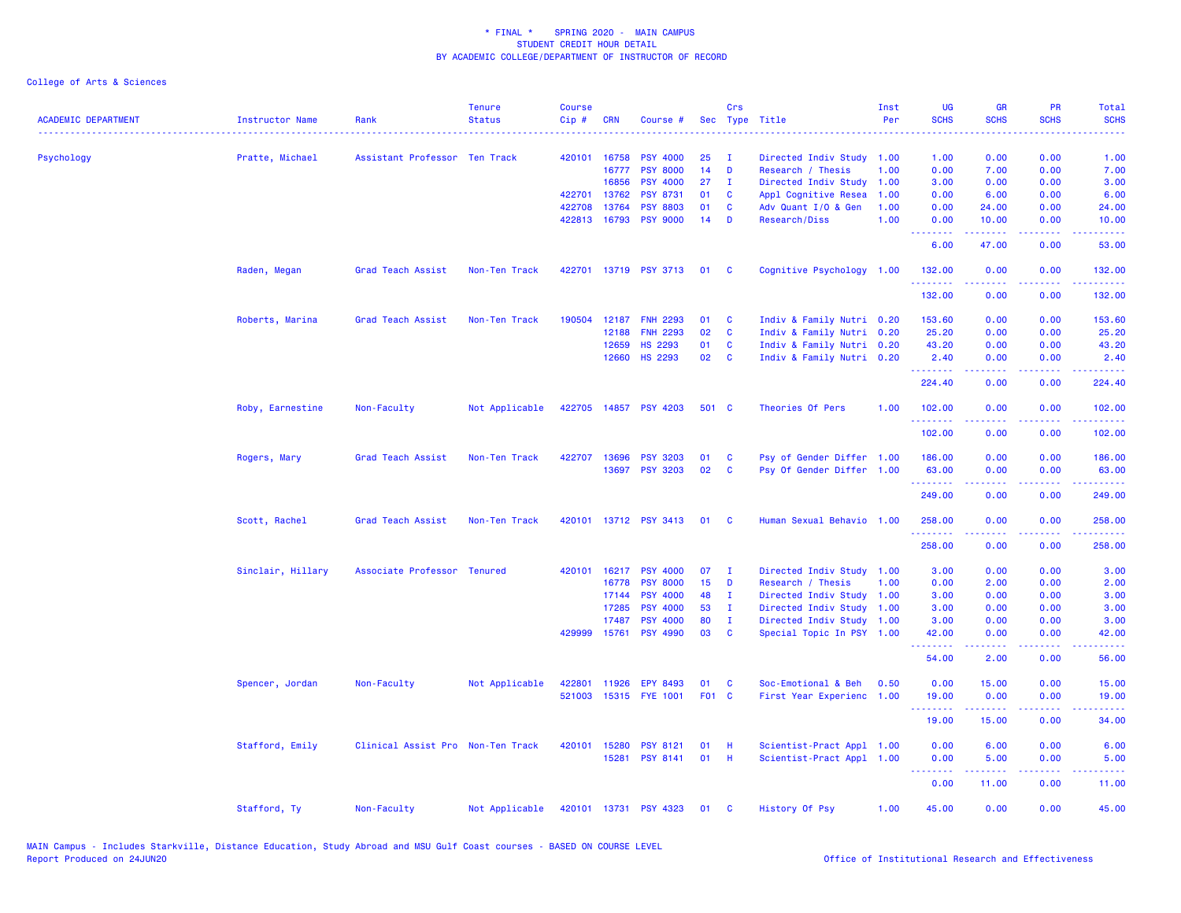\* FINAL \*    SPRING 2020 -  MAIN CAMPUS
STUDENT CREDIT HOUR DETAIL
BY ACADEMIC COLLEGE/DEPARTMENT OF INSTRUCTOR OF RECORD

College of Arts & Sciences

| ACADEMIC DEPARTMENT | Instructor Name | Rank | Tenure Status | Course Cip # | CRN | Course # | Sec | Crs Type | Title | Inst Per | UG SCHS | GR SCHS | PR SCHS | Total SCHS |
|---|---|---|---|---|---|---|---|---|---|---|---|---|---|---|
| Psychology | Pratte, Michael | Assistant Professor | Ten Track | 420101 | 16758 | PSY 4000 | 25 | I | Directed Indiv Study | 1.00 | 1.00 | 0.00 | 0.00 | 1.00 |
| | | | | | 16777 | PSY 8000 | 14 | D | Research / Thesis | 1.00 | 0.00 | 7.00 | 0.00 | 7.00 |
| | | | | | 16856 | PSY 4000 | 27 | I | Directed Indiv Study | 1.00 | 3.00 | 0.00 | 0.00 | 3.00 |
| | | | | 422701 | 13762 | PSY 8731 | 01 | C | Appl Cognitive Resea | 1.00 | 0.00 | 6.00 | 0.00 | 6.00 |
| | | | | 422708 | 13764 | PSY 8803 | 01 | C | Adv Quant I/O & Gen | 1.00 | 0.00 | 24.00 | 0.00 | 24.00 |
| | | | | 422813 | 16793 | PSY 9000 | 14 | D | Research/Diss | 1.00 | 0.00 | 10.00 | 0.00 | 10.00 |
| | | | | | | | | | | | 6.00 | 47.00 | 0.00 | 53.00 |
| | Raden, Megan | Grad Teach Assist | Non-Ten Track | 422701 | 13719 | PSY 3713 | 01 | C | Cognitive Psychology | 1.00 | 132.00 | 0.00 | 0.00 | 132.00 |
| | | | | | | | | | | | 132.00 | 0.00 | 0.00 | 132.00 |
| | Roberts, Marina | Grad Teach Assist | Non-Ten Track | 190504 | 12187 | FNH 2293 | 01 | C | Indiv & Family Nutri | 0.20 | 153.60 | 0.00 | 0.00 | 153.60 |
| | | | | | 12188 | FNH 2293 | 02 | C | Indiv & Family Nutri | 0.20 | 25.20 | 0.00 | 0.00 | 25.20 |
| | | | | | 12659 | HS 2293 | 01 | C | Indiv & Family Nutri | 0.20 | 43.20 | 0.00 | 0.00 | 43.20 |
| | | | | | 12660 | HS 2293 | 02 | C | Indiv & Family Nutri | 0.20 | 2.40 | 0.00 | 0.00 | 2.40 |
| | | | | | | | | | | | 224.40 | 0.00 | 0.00 | 224.40 |
| | Roby, Earnestine | Non-Faculty | Not Applicable | 422705 | 14857 | PSY 4203 | 501 | C | Theories Of Pers | 1.00 | 102.00 | 0.00 | 0.00 | 102.00 |
| | | | | | | | | | | | 102.00 | 0.00 | 0.00 | 102.00 |
| | Rogers, Mary | Grad Teach Assist | Non-Ten Track | 422707 | 13696 | PSY 3203 | 01 | C | Psy of Gender Differ | 1.00 | 186.00 | 0.00 | 0.00 | 186.00 |
| | | | | | 13697 | PSY 3203 | 02 | C | Psy Of Gender Differ | 1.00 | 63.00 | 0.00 | 0.00 | 63.00 |
| | | | | | | | | | | | 249.00 | 0.00 | 0.00 | 249.00 |
| | Scott, Rachel | Grad Teach Assist | Non-Ten Track | 420101 | 13712 | PSY 3413 | 01 | C | Human Sexual Behavio | 1.00 | 258.00 | 0.00 | 0.00 | 258.00 |
| | | | | | | | | | | | 258.00 | 0.00 | 0.00 | 258.00 |
| | Sinclair, Hillary | Associate Professor | Tenured | 420101 | 16217 | PSY 4000 | 07 | I | Directed Indiv Study | 1.00 | 3.00 | 0.00 | 0.00 | 3.00 |
| | | | | | 16778 | PSY 8000 | 15 | D | Research / Thesis | 1.00 | 0.00 | 2.00 | 0.00 | 2.00 |
| | | | | | 17144 | PSY 4000 | 48 | I | Directed Indiv Study | 1.00 | 3.00 | 0.00 | 0.00 | 3.00 |
| | | | | | 17285 | PSY 4000 | 53 | I | Directed Indiv Study | 1.00 | 3.00 | 0.00 | 0.00 | 3.00 |
| | | | | | 17487 | PSY 4000 | 80 | I | Directed Indiv Study | 1.00 | 3.00 | 0.00 | 0.00 | 3.00 |
| | | | | 429999 | 15761 | PSY 4990 | 03 | C | Special Topic In PSY | 1.00 | 42.00 | 0.00 | 0.00 | 42.00 |
| | | | | | | | | | | | 54.00 | 2.00 | 0.00 | 56.00 |
| | Spencer, Jordan | Non-Faculty | Not Applicable | 422801 | 11926 | EPY 8493 | 01 | C | Soc-Emotional & Beh | 0.50 | 0.00 | 15.00 | 0.00 | 15.00 |
| | | | | 521003 | 15315 | FYE 1001 | F01 | C | First Year Experienc | 1.00 | 19.00 | 0.00 | 0.00 | 19.00 |
| | | | | | | | | | | | 19.00 | 15.00 | 0.00 | 34.00 |
| | Stafford, Emily | Clinical Assist Pro | Non-Ten Track | 420101 | 15280 | PSY 8121 | 01 | H | Scientist-Pract Appl | 1.00 | 0.00 | 6.00 | 0.00 | 6.00 |
| | | | | | 15281 | PSY 8141 | 01 | H | Scientist-Pract Appl | 1.00 | 0.00 | 5.00 | 0.00 | 5.00 |
| | | | | | | | | | | | 0.00 | 11.00 | 0.00 | 11.00 |
| | Stafford, Ty | Non-Faculty | Not Applicable | 420101 | 13731 | PSY 4323 | 01 | C | History Of Psy | 1.00 | 45.00 | 0.00 | 0.00 | 45.00 |

MAIN Campus - Includes Starkville, Distance Education, Study Abroad and MSU Gulf Coast courses - BASED ON COURSE LEVEL
Report Produced on 24JUN20    Office of Institutional Research and Effectiveness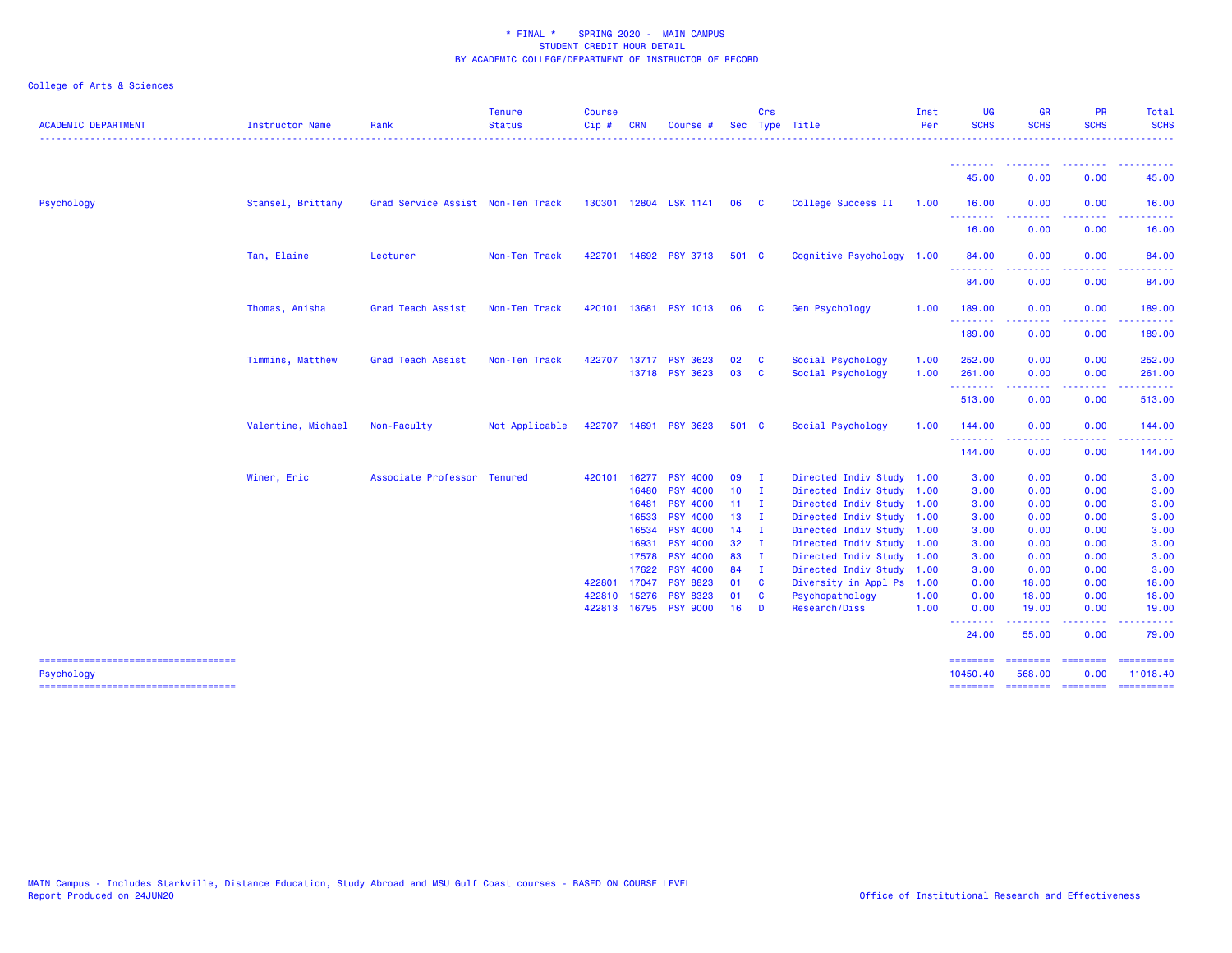\* FINAL \*    SPRING 2020 -  MAIN CAMPUS
STUDENT CREDIT HOUR DETAIL
BY ACADEMIC COLLEGE/DEPARTMENT OF INSTRUCTOR OF RECORD

College of Arts & Sciences

| ACADEMIC DEPARTMENT | Instructor Name | Rank | Tenure Status | Course Cip # | CRN | Course # | Sec | Crs Type | Title | Inst Per | UG SCHS | GR SCHS | PR SCHS | Total SCHS |
|---|---|---|---|---|---|---|---|---|---|---|---|---|---|---|
| | | | | | | | | | | | 45.00 | 0.00 | 0.00 | 45.00 |
| Psychology | Stansel, Brittany | Grad Service Assist | Non-Ten Track | 130301 | 12804 | LSK 1141 | 06 | C | College Success II | 1.00 | 16.00 | 0.00 | 0.00 | 16.00 |
| | | | | | | | | | | | 16.00 | 0.00 | 0.00 | 16.00 |
| | Tan, Elaine | Lecturer | Non-Ten Track | 422701 | 14692 | PSY 3713 | 501 | C | Cognitive Psychology | 1.00 | 84.00 | 0.00 | 0.00 | 84.00 |
| | | | | | | | | | | | 84.00 | 0.00 | 0.00 | 84.00 |
| | Thomas, Anisha | Grad Teach Assist | Non-Ten Track | 420101 | 13681 | PSY 1013 | 06 | C | Gen Psychology | 1.00 | 189.00 | 0.00 | 0.00 | 189.00 |
| | | | | | | | | | | | 189.00 | 0.00 | 0.00 | 189.00 |
| | Timmins, Matthew | Grad Teach Assist | Non-Ten Track | 422707 | 13717 | PSY 3623 | 02 | C | Social Psychology | 1.00 | 252.00 | 0.00 | 0.00 | 252.00 |
| | | | | | 13718 | PSY 3623 | 03 | C | Social Psychology | 1.00 | 261.00 | 0.00 | 0.00 | 261.00 |
| | | | | | | | | | | | 513.00 | 0.00 | 0.00 | 513.00 |
| | Valentine, Michael | Non-Faculty | Not Applicable | 422707 | 14691 | PSY 3623 | 501 | C | Social Psychology | 1.00 | 144.00 | 0.00 | 0.00 | 144.00 |
| | | | | | | | | | | | 144.00 | 0.00 | 0.00 | 144.00 |
| | Winer, Eric | Associate Professor | Tenured | 420101 | 16277 | PSY 4000 | 09 | I | Directed Indiv Study | 1.00 | 3.00 | 0.00 | 0.00 | 3.00 |
| | | | | | 16480 | PSY 4000 | 10 | I | Directed Indiv Study | 1.00 | 3.00 | 0.00 | 0.00 | 3.00 |
| | | | | | 16481 | PSY 4000 | 11 | I | Directed Indiv Study | 1.00 | 3.00 | 0.00 | 0.00 | 3.00 |
| | | | | | 16533 | PSY 4000 | 13 | I | Directed Indiv Study | 1.00 | 3.00 | 0.00 | 0.00 | 3.00 |
| | | | | | 16534 | PSY 4000 | 14 | I | Directed Indiv Study | 1.00 | 3.00 | 0.00 | 0.00 | 3.00 |
| | | | | | 16931 | PSY 4000 | 32 | I | Directed Indiv Study | 1.00 | 3.00 | 0.00 | 0.00 | 3.00 |
| | | | | | 17578 | PSY 4000 | 83 | I | Directed Indiv Study | 1.00 | 3.00 | 0.00 | 0.00 | 3.00 |
| | | | | | 17622 | PSY 4000 | 84 | I | Directed Indiv Study | 1.00 | 3.00 | 0.00 | 0.00 | 3.00 |
| | | | | 422801 | 17047 | PSY 8823 | 01 | C | Diversity in Appl Ps | 1.00 | 0.00 | 18.00 | 0.00 | 18.00 |
| | | | | 422810 | 15276 | PSY 8323 | 01 | C | Psychopathology | 1.00 | 0.00 | 18.00 | 0.00 | 18.00 |
| | | | | 422813 | 16795 | PSY 9000 | 16 | D | Research/Diss | 1.00 | 0.00 | 19.00 | 0.00 | 19.00 |
| | | | | | | | | | | | 24.00 | 55.00 | 0.00 | 79.00 |
| Psychology | | | | | | | | | | | 10450.40 | 568.00 | 0.00 | 11018.40 |

MAIN Campus - Includes Starkville, Distance Education, Study Abroad and MSU Gulf Coast courses - BASED ON COURSE LEVEL
Report Produced on 24JUN20

Office of Institutional Research and Effectiveness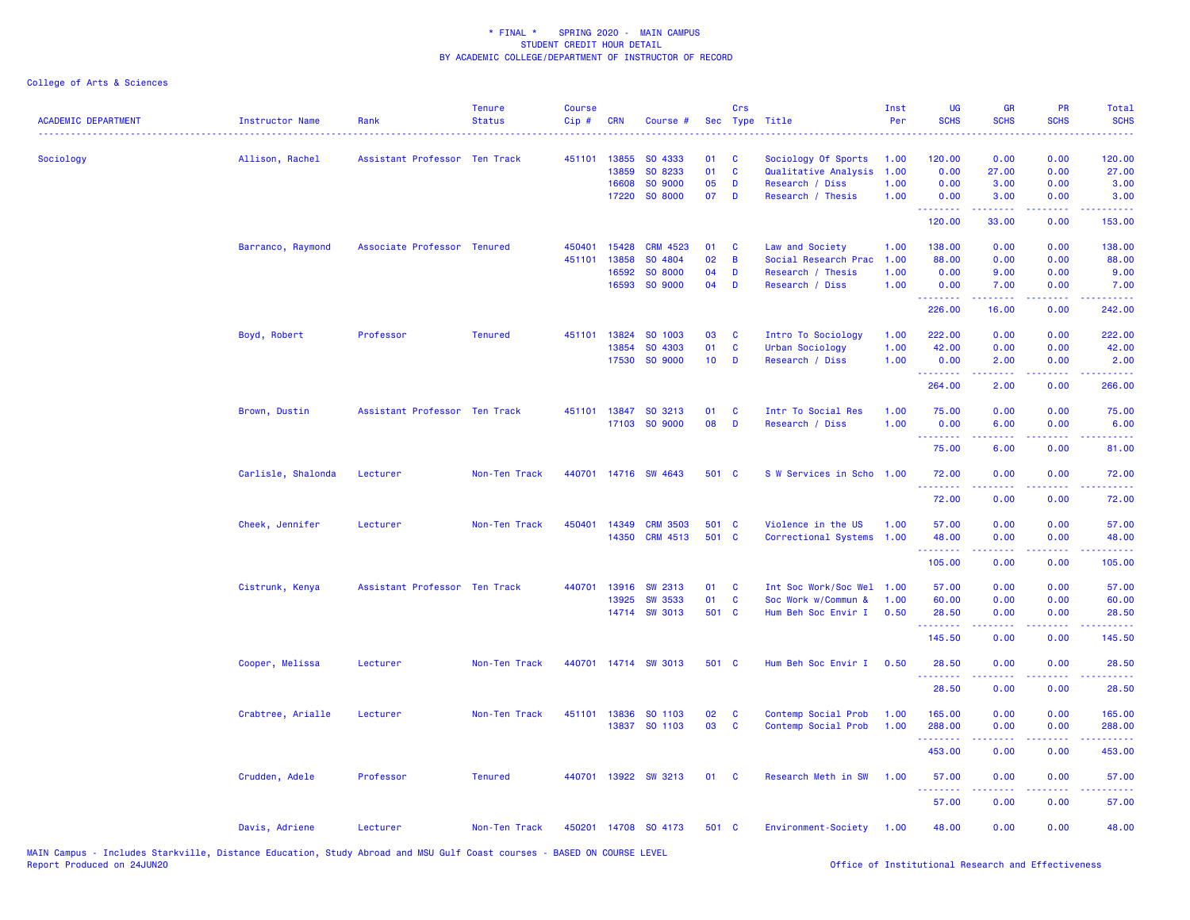\* FINAL \* SPRING 2020 - MAIN CAMPUS
STUDENT CREDIT HOUR DETAIL
BY ACADEMIC COLLEGE/DEPARTMENT OF INSTRUCTOR OF RECORD

College of Arts & Sciences

| ACADEMIC DEPARTMENT | Instructor Name | Rank | Tenure Status | Course Cip # | CRN | Course # | Sec | Crs Type | Title | Inst Per | UG SCHS | GR SCHS | PR SCHS | Total SCHS |
|---|---|---|---|---|---|---|---|---|---|---|---|---|---|---|
| Sociology | Allison, Rachel | Assistant Professor | Ten Track | 451101 | 13855 | SO 4333 | 01 | C | Sociology Of Sports | 1.00 | 120.00 | 0.00 | 0.00 | 120.00 |
| | | | | | 13859 | SO 8233 | 01 | C | Qualitative Analysis | 1.00 | 0.00 | 27.00 | 0.00 | 27.00 |
| | | | | | 16608 | SO 9000 | 05 | D | Research / Diss | 1.00 | 0.00 | 3.00 | 0.00 | 3.00 |
| | | | | | 17220 | SO 8000 | 07 | D | Research / Thesis | 1.00 | 0.00 | 3.00 | 0.00 | 3.00 |
| | | | | | | | | | | | 120.00 | 33.00 | 0.00 | 153.00 |
| | Barranco, Raymond | Associate Professor | Tenured | 450401 | 15428 | CRM 4523 | 01 | C | Law and Society | 1.00 | 138.00 | 0.00 | 0.00 | 138.00 |
| | | | | 451101 | 13858 | SO 4804 | 02 | B | Social Research Prac | 1.00 | 88.00 | 0.00 | 0.00 | 88.00 |
| | | | | | 16592 | SO 8000 | 04 | D | Research / Thesis | 1.00 | 0.00 | 9.00 | 0.00 | 9.00 |
| | | | | | 16593 | SO 9000 | 04 | D | Research / Diss | 1.00 | 0.00 | 7.00 | 0.00 | 7.00 |
| | | | | | | | | | | | 226.00 | 16.00 | 0.00 | 242.00 |
| | Boyd, Robert | Professor | Tenured | 451101 | 13824 | SO 1003 | 03 | C | Intro To Sociology | 1.00 | 222.00 | 0.00 | 0.00 | 222.00 |
| | | | | | 13854 | SO 4303 | 01 | C | Urban Sociology | 1.00 | 42.00 | 0.00 | 0.00 | 42.00 |
| | | | | | 17530 | SO 9000 | 10 | D | Research / Diss | 1.00 | 0.00 | 2.00 | 0.00 | 2.00 |
| | | | | | | | | | | | 264.00 | 2.00 | 0.00 | 266.00 |
| | Brown, Dustin | Assistant Professor | Ten Track | 451101 | 13847 | SO 3213 | 01 | C | Intr To Social Res | 1.00 | 75.00 | 0.00 | 0.00 | 75.00 |
| | | | | | 17103 | SO 9000 | 08 | D | Research / Diss | 1.00 | 0.00 | 6.00 | 0.00 | 6.00 |
| | | | | | | | | | | | 75.00 | 6.00 | 0.00 | 81.00 |
| | Carlisle, Shalonda | Lecturer | Non-Ten Track | 440701 | 14716 | SW 4643 | 501 | C | S W Services in Scho | 1.00 | 72.00 | 0.00 | 0.00 | 72.00 |
| | | | | | | | | | | | 72.00 | 0.00 | 0.00 | 72.00 |
| | Cheek, Jennifer | Lecturer | Non-Ten Track | 450401 | 14349 | CRM 3503 | 501 | C | Violence in the US | 1.00 | 57.00 | 0.00 | 0.00 | 57.00 |
| | | | | | 14350 | CRM 4513 | 501 | C | Correctional Systems | 1.00 | 48.00 | 0.00 | 0.00 | 48.00 |
| | | | | | | | | | | | 105.00 | 0.00 | 0.00 | 105.00 |
| | Cistrunk, Kenya | Assistant Professor | Ten Track | 440701 | 13916 | SW 2313 | 01 | C | Int Soc Work/Soc Wel | 1.00 | 57.00 | 0.00 | 0.00 | 57.00 |
| | | | | | 13925 | SW 3533 | 01 | C | Soc Work w/Commun & | 1.00 | 60.00 | 0.00 | 0.00 | 60.00 |
| | | | | | 14714 | SW 3013 | 501 | C | Hum Beh Soc Envir I | 0.50 | 28.50 | 0.00 | 0.00 | 28.50 |
| | | | | | | | | | | | 145.50 | 0.00 | 0.00 | 145.50 |
| | Cooper, Melissa | Lecturer | Non-Ten Track | 440701 | 14714 | SW 3013 | 501 | C | Hum Beh Soc Envir I | 0.50 | 28.50 | 0.00 | 0.00 | 28.50 |
| | | | | | | | | | | | 28.50 | 0.00 | 0.00 | 28.50 |
| | Crabtree, Arialle | Lecturer | Non-Ten Track | 451101 | 13836 | SO 1103 | 02 | C | Contemp Social Prob | 1.00 | 165.00 | 0.00 | 0.00 | 165.00 |
| | | | | | 13837 | SO 1103 | 03 | C | Contemp Social Prob | 1.00 | 288.00 | 0.00 | 0.00 | 288.00 |
| | | | | | | | | | | | 453.00 | 0.00 | 0.00 | 453.00 |
| | Crudden, Adele | Professor | Tenured | 440701 | 13922 | SW 3213 | 01 | C | Research Meth in SW | 1.00 | 57.00 | 0.00 | 0.00 | 57.00 |
| | | | | | | | | | | | 57.00 | 0.00 | 0.00 | 57.00 |
| | Davis, Adriene | Lecturer | Non-Ten Track | 450201 | 14708 | SO 4173 | 501 | C | Environment-Society | 1.00 | 48.00 | 0.00 | 0.00 | 48.00 |

MAIN Campus - Includes Starkville, Distance Education, Study Abroad and MSU Gulf Coast courses - BASED ON COURSE LEVEL
Report Produced on 24JUN20

Office of Institutional Research and Effectiveness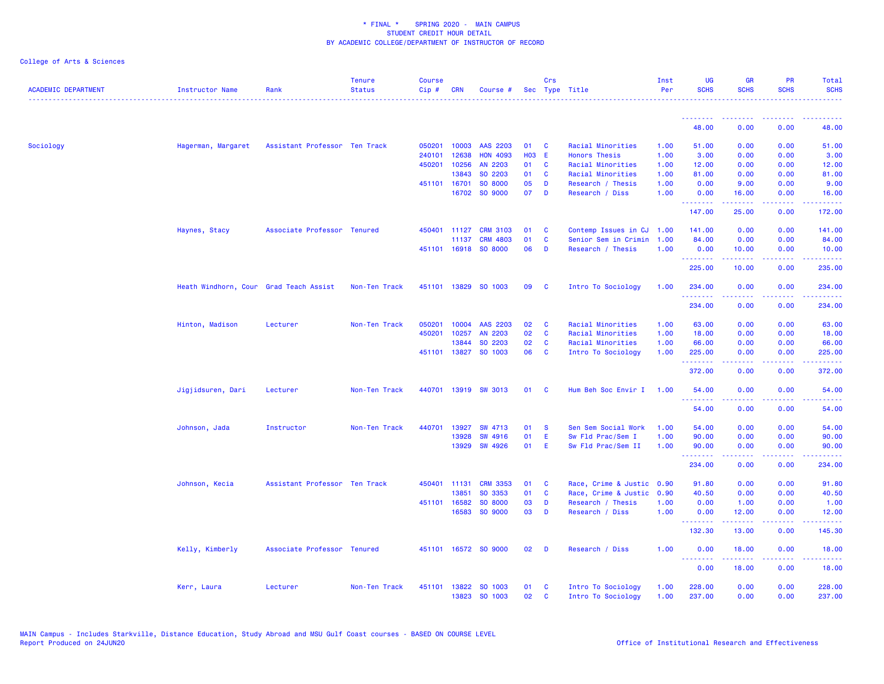\* FINAL \*    SPRING 2020 -  MAIN CAMPUS
STUDENT CREDIT HOUR DETAIL
BY ACADEMIC COLLEGE/DEPARTMENT OF INSTRUCTOR OF RECORD

College of Arts & Sciences

| ACADEMIC DEPARTMENT | Instructor Name | Rank | Tenure Status | Course Cip # | CRN | Course # | Sec | Crs Type | Title | Inst Per | UG SCHS | GR SCHS | PR SCHS | Total SCHS |
|---|---|---|---|---|---|---|---|---|---|---|---|---|---|---|
| | | | | | | | | | | | 48.00 | 0.00 | 0.00 | 48.00 |
| Sociology | Hagerman, Margaret | Assistant Professor | Ten Track | 050201 | 10003 | AAS 2203 | 01 | C | Racial Minorities | 1.00 | 51.00 | 0.00 | 0.00 | 51.00 |
| | | | | 240101 | 12638 | HON 4093 | H03 | E | Honors Thesis | 1.00 | 3.00 | 0.00 | 0.00 | 3.00 |
| | | | | 450201 | 10256 | AN 2203 | 01 | C | Racial Minorities | 1.00 | 12.00 | 0.00 | 0.00 | 12.00 |
| | | | | | 13843 | SO 2203 | 01 | C | Racial Minorities | 1.00 | 81.00 | 0.00 | 0.00 | 81.00 |
| | | | | 451101 | 16701 | SO 8000 | 05 | D | Research / Thesis | 1.00 | 0.00 | 9.00 | 0.00 | 9.00 |
| | | | | | 16702 | SO 9000 | 07 | D | Research / Diss | 1.00 | 0.00 | 16.00 | 0.00 | 16.00 |
| | | | | | | | | | | | 147.00 | 25.00 | 0.00 | 172.00 |
| | Haynes, Stacy | Associate Professor | Tenured | 450401 | 11127 | CRM 3103 | 01 | C | Contemp Issues in CJ | 1.00 | 141.00 | 0.00 | 0.00 | 141.00 |
| | | | | | 11137 | CRM 4803 | 01 | C | Senior Sem in Crimin | 1.00 | 84.00 | 0.00 | 0.00 | 84.00 |
| | | | | 451101 | 16918 | SO 8000 | 06 | D | Research / Thesis | 1.00 | 0.00 | 10.00 | 0.00 | 10.00 |
| | | | | | | | | | | | 225.00 | 10.00 | 0.00 | 235.00 |
| | Heath Windhorn, Cour | Grad Teach Assist | Non-Ten Track | 451101 | 13829 | SO 1003 | 09 | C | Intro To Sociology | 1.00 | 234.00 | 0.00 | 0.00 | 234.00 |
| | | | | | | | | | | | 234.00 | 0.00 | 0.00 | 234.00 |
| | Hinton, Madison | Lecturer | Non-Ten Track | 050201 | 10004 | AAS 2203 | 02 | C | Racial Minorities | 1.00 | 63.00 | 0.00 | 0.00 | 63.00 |
| | | | | 450201 | 10257 | AN 2203 | 02 | C | Racial Minorities | 1.00 | 18.00 | 0.00 | 0.00 | 18.00 |
| | | | | | 13844 | SO 2203 | 02 | C | Racial Minorities | 1.00 | 66.00 | 0.00 | 0.00 | 66.00 |
| | | | | 451101 | 13827 | SO 1003 | 06 | C | Intro To Sociology | 1.00 | 225.00 | 0.00 | 0.00 | 225.00 |
| | | | | | | | | | | | 372.00 | 0.00 | 0.00 | 372.00 |
| | Jigjidsuren, Dari | Lecturer | Non-Ten Track | 440701 | 13919 | SW 3013 | 01 | C | Hum Beh Soc Envir I | 1.00 | 54.00 | 0.00 | 0.00 | 54.00 |
| | | | | | | | | | | | 54.00 | 0.00 | 0.00 | 54.00 |
| | Johnson, Jada | Instructor | Non-Ten Track | 440701 | 13927 | SW 4713 | 01 | S | Sen Sem Social Work | 1.00 | 54.00 | 0.00 | 0.00 | 54.00 |
| | | | | | 13928 | SW 4916 | 01 | E | Sw Fld Prac/Sem I | 1.00 | 90.00 | 0.00 | 0.00 | 90.00 |
| | | | | | 13929 | SW 4926 | 01 | E | Sw Fld Prac/Sem II | 1.00 | 90.00 | 0.00 | 0.00 | 90.00 |
| | | | | | | | | | | | 234.00 | 0.00 | 0.00 | 234.00 |
| | Johnson, Kecia | Assistant Professor | Ten Track | 450401 | 11131 | CRM 3353 | 01 | C | Race, Crime & Justic | 0.90 | 91.80 | 0.00 | 0.00 | 91.80 |
| | | | | | 13851 | SO 3353 | 01 | C | Race, Crime & Justic | 0.90 | 40.50 | 0.00 | 0.00 | 40.50 |
| | | | | 451101 | 16582 | SO 8000 | 03 | D | Research / Thesis | 1.00 | 0.00 | 1.00 | 0.00 | 1.00 |
| | | | | | 16583 | SO 9000 | 03 | D | Research / Diss | 1.00 | 0.00 | 12.00 | 0.00 | 12.00 |
| | | | | | | | | | | | 132.30 | 13.00 | 0.00 | 145.30 |
| | Kelly, Kimberly | Associate Professor | Tenured | 451101 | 16572 | SO 9000 | 02 | D | Research / Diss | 1.00 | 0.00 | 18.00 | 0.00 | 18.00 |
| | | | | | | | | | | | 0.00 | 18.00 | 0.00 | 18.00 |
| | Kerr, Laura | Lecturer | Non-Ten Track | 451101 | 13822 | SO 1003 | 01 | C | Intro To Sociology | 1.00 | 228.00 | 0.00 | 0.00 | 228.00 |
| | | | | | 13823 | SO 1003 | 02 | C | Intro To Sociology | 1.00 | 237.00 | 0.00 | 0.00 | 237.00 |

MAIN Campus - Includes Starkville, Distance Education, Study Abroad and MSU Gulf Coast courses - BASED ON COURSE LEVEL
Report Produced on 24JUN20    Office of Institutional Research and Effectiveness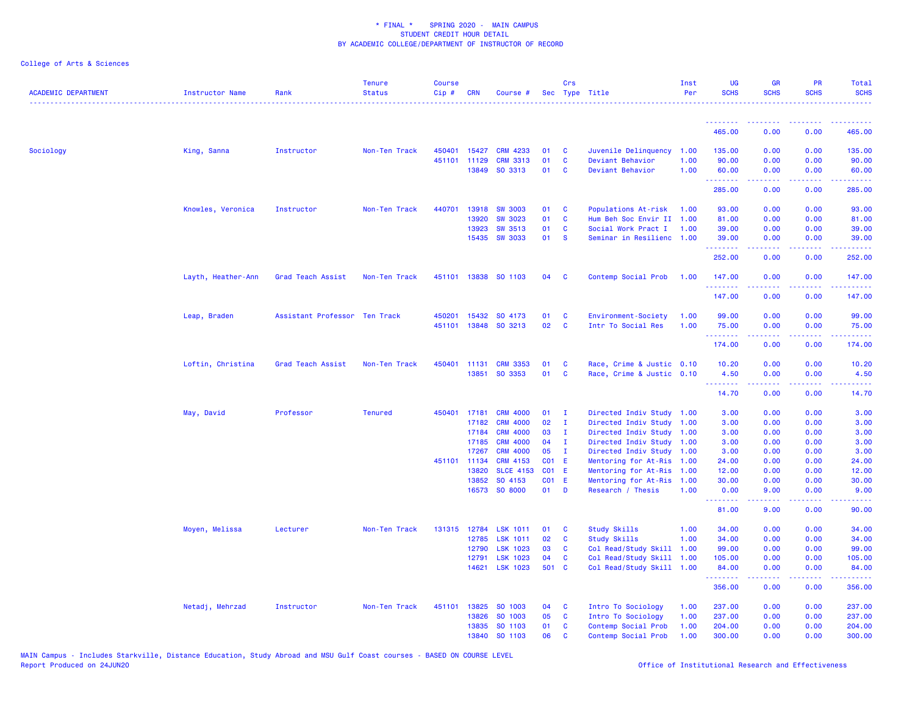\* FINAL \* SPRING 2020 - MAIN CAMPUS
STUDENT CREDIT HOUR DETAIL
BY ACADEMIC COLLEGE/DEPARTMENT OF INSTRUCTOR OF RECORD

College of Arts & Sciences

| ACADEMIC DEPARTMENT | Instructor Name | Rank | Tenure Status | Course Cip # | CRN | Course # | Sec | Crs Type | Title | Inst Per | UG SCHS | GR SCHS | PR SCHS | Total SCHS |
|---|---|---|---|---|---|---|---|---|---|---|---|---|---|---|
| | | | | | | | | | | | 465.00 | 0.00 | 0.00 | 465.00 |
| Sociology | King, Sanna | Instructor | Non-Ten Track | 450401 | 15427 | CRM 4233 | 01 | C | Juvenile Delinquency | 1.00 | 135.00 | 0.00 | 0.00 | 135.00 |
| | | | | 451101 | 11129 | CRM 3313 | 01 | C | Deviant Behavior | 1.00 | 90.00 | 0.00 | 0.00 | 90.00 |
| | | | | | 13849 | SO 3313 | 01 | C | Deviant Behavior | 1.00 | 60.00 | 0.00 | 0.00 | 60.00 |
| | | | | | | | | | | | 285.00 | 0.00 | 0.00 | 285.00 |
| | Knowles, Veronica | Instructor | Non-Ten Track | 440701 | 13918 | SW 3003 | 01 | C | Populations At-risk | 1.00 | 93.00 | 0.00 | 0.00 | 93.00 |
| | | | | | 13920 | SW 3023 | 01 | C | Hum Beh Soc Envir II | 1.00 | 81.00 | 0.00 | 0.00 | 81.00 |
| | | | | | 13923 | SW 3513 | 01 | C | Social Work Pract I | 1.00 | 39.00 | 0.00 | 0.00 | 39.00 |
| | | | | | 15435 | SW 3033 | 01 | S | Seminar in Resilienc | 1.00 | 39.00 | 0.00 | 0.00 | 39.00 |
| | | | | | | | | | | | 252.00 | 0.00 | 0.00 | 252.00 |
| | Layth, Heather-Ann | Grad Teach Assist | Non-Ten Track | 451101 | 13838 | SO 1103 | 04 | C | Contemp Social Prob | 1.00 | 147.00 | 0.00 | 0.00 | 147.00 |
| | | | | | | | | | | | 147.00 | 0.00 | 0.00 | 147.00 |
| | Leap, Braden | Assistant Professor | Ten Track | 450201 | 15432 | SO 4173 | 01 | C | Environment-Society | 1.00 | 99.00 | 0.00 | 0.00 | 99.00 |
| | | | | 451101 | 13848 | SO 3213 | 02 | C | Intr To Social Res | 1.00 | 75.00 | 0.00 | 0.00 | 75.00 |
| | | | | | | | | | | | 174.00 | 0.00 | 0.00 | 174.00 |
| | Loftin, Christina | Grad Teach Assist | Non-Ten Track | 450401 | 11131 | CRM 3353 | 01 | C | Race, Crime & Justic | 0.10 | 10.20 | 0.00 | 0.00 | 10.20 |
| | | | | | 13851 | SO 3353 | 01 | C | Race, Crime & Justic | 0.10 | 4.50 | 0.00 | 0.00 | 4.50 |
| | | | | | | | | | | | 14.70 | 0.00 | 0.00 | 14.70 |
| | May, David | Professor | Tenured | 450401 | 17181 | CRM 4000 | 01 | I | Directed Indiv Study | 1.00 | 3.00 | 0.00 | 0.00 | 3.00 |
| | | | | | 17182 | CRM 4000 | 02 | I | Directed Indiv Study | 1.00 | 3.00 | 0.00 | 0.00 | 3.00 |
| | | | | | 17184 | CRM 4000 | 03 | I | Directed Indiv Study | 1.00 | 3.00 | 0.00 | 0.00 | 3.00 |
| | | | | | 17185 | CRM 4000 | 04 | I | Directed Indiv Study | 1.00 | 3.00 | 0.00 | 0.00 | 3.00 |
| | | | | | 17267 | CRM 4000 | 05 | I | Directed Indiv Study | 1.00 | 3.00 | 0.00 | 0.00 | 3.00 |
| | | | | 451101 | 11134 | CRM 4153 | C01 | E | Mentoring for At-Ris | 1.00 | 24.00 | 0.00 | 0.00 | 24.00 |
| | | | | | 13820 | SLCE 4153 | C01 | E | Mentoring for At-Ris | 1.00 | 12.00 | 0.00 | 0.00 | 12.00 |
| | | | | | 13852 | SO 4153 | C01 | E | Mentoring for At-Ris | 1.00 | 30.00 | 0.00 | 0.00 | 30.00 |
| | | | | | 16573 | SO 8000 | 01 | D | Research / Thesis | 1.00 | 0.00 | 9.00 | 0.00 | 9.00 |
| | | | | | | | | | | | 81.00 | 9.00 | 0.00 | 90.00 |
| | Moyen, Melissa | Lecturer | Non-Ten Track | 131315 | 12784 | LSK 1011 | 01 | C | Study Skills | 1.00 | 34.00 | 0.00 | 0.00 | 34.00 |
| | | | | | 12785 | LSK 1011 | 02 | C | Study Skills | 1.00 | 34.00 | 0.00 | 0.00 | 34.00 |
| | | | | | 12790 | LSK 1023 | 03 | C | Col Read/Study Skill | 1.00 | 99.00 | 0.00 | 0.00 | 99.00 |
| | | | | | 12791 | LSK 1023 | 04 | C | Col Read/Study Skill | 1.00 | 105.00 | 0.00 | 0.00 | 105.00 |
| | | | | | 14621 | LSK 1023 | 501 | C | Col Read/Study Skill | 1.00 | 84.00 | 0.00 | 0.00 | 84.00 |
| | | | | | | | | | | | 356.00 | 0.00 | 0.00 | 356.00 |
| | Netadj, Mehrzad | Instructor | Non-Ten Track | 451101 | 13825 | SO 1003 | 04 | C | Intro To Sociology | 1.00 | 237.00 | 0.00 | 0.00 | 237.00 |
| | | | | | 13826 | SO 1003 | 05 | C | Intro To Sociology | 1.00 | 237.00 | 0.00 | 0.00 | 237.00 |
| | | | | | 13835 | SO 1103 | 01 | C | Contemp Social Prob | 1.00 | 204.00 | 0.00 | 0.00 | 204.00 |
| | | | | | 13840 | SO 1103 | 06 | C | Contemp Social Prob | 1.00 | 300.00 | 0.00 | 0.00 | 300.00 |

MAIN Campus - Includes Starkville, Distance Education, Study Abroad and MSU Gulf Coast courses - BASED ON COURSE LEVEL
Report Produced on 24JUN20

Office of Institutional Research and Effectiveness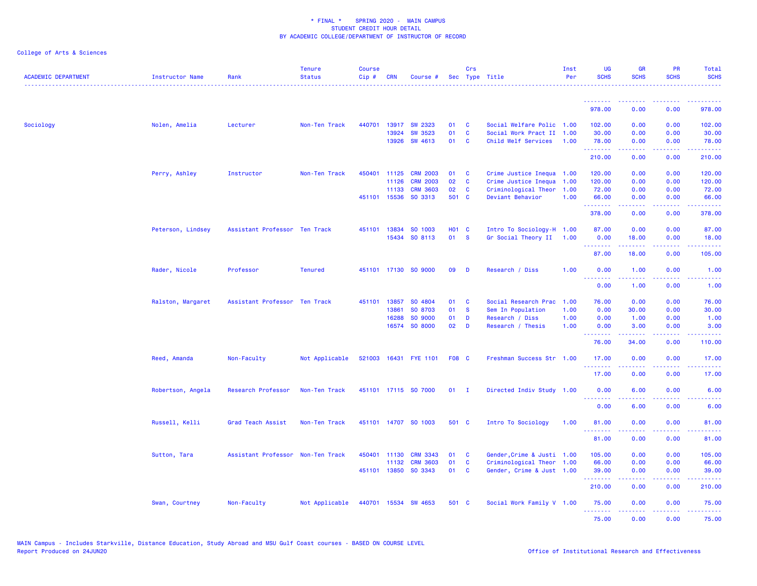\* FINAL \*    SPRING 2020 -  MAIN CAMPUS
STUDENT CREDIT HOUR DETAIL
BY ACADEMIC COLLEGE/DEPARTMENT OF INSTRUCTOR OF RECORD

College of Arts & Sciences

| ACADEMIC DEPARTMENT | Instructor Name | Rank | Tenure Status | Course Cip # | CRN | Course # | Sec | Crs Type | Title | Inst Per | UG SCHS | GR SCHS | PR SCHS | Total SCHS |
|---|---|---|---|---|---|---|---|---|---|---|---|---|---|---|
| | | | | | | | | | | | 978.00 | 0.00 | 0.00 | 978.00 |
| Sociology | Nolen, Amelia | Lecturer | Non-Ten Track | 440701 | 13917 | SW 2323 | 01 | C | Social Welfare Polic | 1.00 | 102.00 | 0.00 | 0.00 | 102.00 |
| | | | | | 13924 | SW 3523 | 01 | C | Social Work Pract II | 1.00 | 30.00 | 0.00 | 0.00 | 30.00 |
| | | | | | 13926 | SW 4613 | 01 | C | Child Welf Services | 1.00 | 78.00 | 0.00 | 0.00 | 78.00 |
| | | | | | | | | | | | 210.00 | 0.00 | 0.00 | 210.00 |
| | Perry, Ashley | Instructor | Non-Ten Track | 450401 | 11125 | CRM 2003 | 01 | C | Crime Justice Inequa | 1.00 | 120.00 | 0.00 | 0.00 | 120.00 |
| | | | | | 11126 | CRM 2003 | 02 | C | Crime Justice Inequa | 1.00 | 120.00 | 0.00 | 0.00 | 120.00 |
| | | | | | 11133 | CRM 3603 | 02 | C | Criminological Theor | 1.00 | 72.00 | 0.00 | 0.00 | 72.00 |
| | | | | 451101 | 15536 | SO 3313 | 501 | C | Deviant Behavior | 1.00 | 66.00 | 0.00 | 0.00 | 66.00 |
| | | | | | | | | | | | 378.00 | 0.00 | 0.00 | 378.00 |
| | Peterson, Lindsey | Assistant Professor | Ten Track | 451101 | 13834 | SO 1003 | H01 | C | Intro To Sociology-H | 1.00 | 87.00 | 0.00 | 0.00 | 87.00 |
| | | | | | 15434 | SO 8113 | 01 | S | Gr Social Theory II | 1.00 | 0.00 | 18.00 | 0.00 | 18.00 |
| | | | | | | | | | | | 87.00 | 18.00 | 0.00 | 105.00 |
| | Rader, Nicole | Professor | Tenured | 451101 | 17130 | SO 9000 | 09 | D | Research / Diss | 1.00 | 0.00 | 1.00 | 0.00 | 1.00 |
| | | | | | | | | | | | 0.00 | 1.00 | 0.00 | 1.00 |
| | Ralston, Margaret | Assistant Professor | Ten Track | 451101 | 13857 | SO 4804 | 01 | C | Social Research Prac | 1.00 | 76.00 | 0.00 | 0.00 | 76.00 |
| | | | | | 13861 | SO 8703 | 01 | S | Sem In Population | 1.00 | 0.00 | 30.00 | 0.00 | 30.00 |
| | | | | | 16288 | SO 9000 | 01 | D | Research / Diss | 1.00 | 0.00 | 1.00 | 0.00 | 1.00 |
| | | | | | 16574 | SO 8000 | 02 | D | Research / Thesis | 1.00 | 0.00 | 3.00 | 0.00 | 3.00 |
| | | | | | | | | | | | 76.00 | 34.00 | 0.00 | 110.00 |
| | Reed, Amanda | Non-Faculty | Not Applicable | 521003 | 16431 | FYE 1101 | F08 | C | Freshman Success Str | 1.00 | 17.00 | 0.00 | 0.00 | 17.00 |
| | | | | | | | | | | | 17.00 | 0.00 | 0.00 | 17.00 |
| | Robertson, Angela | Research Professor | Non-Ten Track | 451101 | 17115 | SO 7000 | 01 | I | Directed Indiv Study | 1.00 | 0.00 | 6.00 | 0.00 | 6.00 |
| | | | | | | | | | | | 0.00 | 6.00 | 0.00 | 6.00 |
| | Russell, Kelli | Grad Teach Assist | Non-Ten Track | 451101 | 14707 | SO 1003 | 501 | C | Intro To Sociology | 1.00 | 81.00 | 0.00 | 0.00 | 81.00 |
| | | | | | | | | | | | 81.00 | 0.00 | 0.00 | 81.00 |
| | Sutton, Tara | Assistant Professor | Non-Ten Track | 450401 | 11130 | CRM 3343 | 01 | C | Gender,Crime & Justi | 1.00 | 105.00 | 0.00 | 0.00 | 105.00 |
| | | | | | 11132 | CRM 3603 | 01 | C | Criminological Theor | 1.00 | 66.00 | 0.00 | 0.00 | 66.00 |
| | | | | 451101 | 13850 | SO 3343 | 01 | C | Gender, Crime & Just | 1.00 | 39.00 | 0.00 | 0.00 | 39.00 |
| | | | | | | | | | | | 210.00 | 0.00 | 0.00 | 210.00 |
| | Swan, Courtney | Non-Faculty | Not Applicable | 440701 | 15534 | SW 4653 | 501 | C | Social Work Family V | 1.00 | 75.00 | 0.00 | 0.00 | 75.00 |
| | | | | | | | | | | | 75.00 | 0.00 | 0.00 | 75.00 |

MAIN Campus - Includes Starkville, Distance Education, Study Abroad and MSU Gulf Coast courses - BASED ON COURSE LEVEL
Report Produced on 24JUN20    Office of Institutional Research and Effectiveness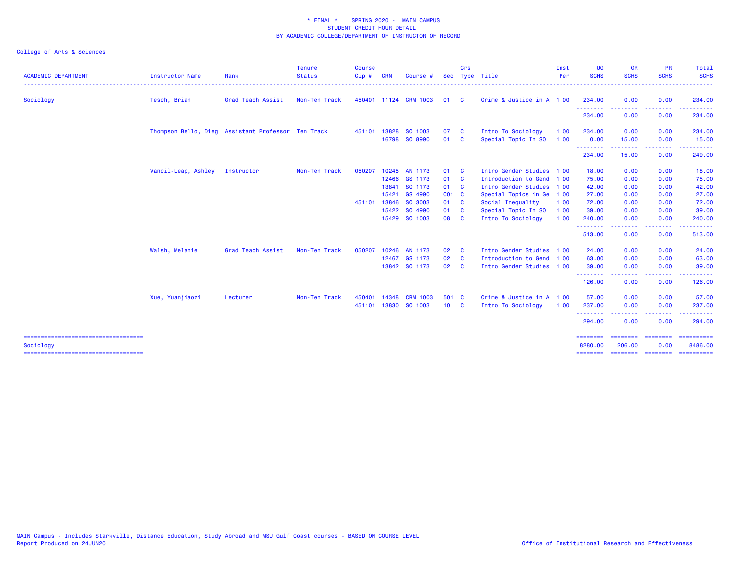\* FINAL \* SPRING 2020 - MAIN CAMPUS
STUDENT CREDIT HOUR DETAIL
BY ACADEMIC COLLEGE/DEPARTMENT OF INSTRUCTOR OF RECORD

College of Arts & Sciences

| ACADEMIC DEPARTMENT | Instructor Name | Rank | Tenure Status | Course Cip # | CRN | Course # | Sec | Crs Type | Title | Inst Per | UG SCHS | GR SCHS | PR SCHS | Total SCHS |
|---|---|---|---|---|---|---|---|---|---|---|---|---|---|---|
| Sociology | Tesch, Brian | Grad Teach Assist | Non-Ten Track | 450401 | 11124 | CRM 1003 | 01 | C | Crime & Justice in A | 1.00 | 234.00 | 0.00 | 0.00 | 234.00 |
| | | | | | | | | | | | 234.00 | 0.00 | 0.00 | 234.00 |
| | Thompson Bello, Dieg | Assistant Professor | Ten Track | 451101 | 13828 | SO 1003 | 07 | C | Intro To Sociology | 1.00 | 234.00 | 0.00 | 0.00 | 234.00 |
| | | | | | 16798 | SO 8990 | 01 | C | Special Topic In SO | 1.00 | 0.00 | 15.00 | 0.00 | 15.00 |
| | | | | | | | | | | | 234.00 | 15.00 | 0.00 | 249.00 |
| | Vancil-Leap, Ashley | Instructor | Non-Ten Track | 050207 | 10245 | AN 1173 | 01 | C | Intro Gender Studies | 1.00 | 18.00 | 0.00 | 0.00 | 18.00 |
| | | | | | 12466 | GS 1173 | 01 | C | Introduction to Gend | 1.00 | 75.00 | 0.00 | 0.00 | 75.00 |
| | | | | | 13841 | SO 1173 | 01 | C | Intro Gender Studies | 1.00 | 42.00 | 0.00 | 0.00 | 42.00 |
| | | | | | 15421 | GS 4990 | C01 | C | Special Topics in Ge | 1.00 | 27.00 | 0.00 | 0.00 | 27.00 |
| | | | | 451101 | 13846 | SO 3003 | 01 | C | Social Inequality | 1.00 | 72.00 | 0.00 | 0.00 | 72.00 |
| | | | | | 15422 | SO 4990 | 01 | C | Special Topic In SO | 1.00 | 39.00 | 0.00 | 0.00 | 39.00 |
| | | | | | 15429 | SO 1003 | 08 | C | Intro To Sociology | 1.00 | 240.00 | 0.00 | 0.00 | 240.00 |
| | | | | | | | | | | | 513.00 | 0.00 | 0.00 | 513.00 |
| | Walsh, Melanie | Grad Teach Assist | Non-Ten Track | 050207 | 10246 | AN 1173 | 02 | C | Intro Gender Studies | 1.00 | 24.00 | 0.00 | 0.00 | 24.00 |
| | | | | | 12467 | GS 1173 | 02 | C | Introduction to Gend | 1.00 | 63.00 | 0.00 | 0.00 | 63.00 |
| | | | | | 13842 | SO 1173 | 02 | C | Intro Gender Studies | 1.00 | 39.00 | 0.00 | 0.00 | 39.00 |
| | | | | | | | | | | | 126.00 | 0.00 | 0.00 | 126.00 |
| | Xue, Yuanjiaozi | Lecturer | Non-Ten Track | 450401 | 14348 | CRM 1003 | 501 | C | Crime & Justice in A | 1.00 | 57.00 | 0.00 | 0.00 | 57.00 |
| | | | | 451101 | 13830 | SO 1003 | 10 | C | Intro To Sociology | 1.00 | 237.00 | 0.00 | 0.00 | 237.00 |
| | | | | | | | | | | | 294.00 | 0.00 | 0.00 | 294.00 |
| Sociology | | | | | | | | | | | 8280.00 | 206.00 | 0.00 | 8486.00 |

MAIN Campus - Includes Starkville, Distance Education, Study Abroad and MSU Gulf Coast courses - BASED ON COURSE LEVEL
Report Produced on 24JUN20

Office of Institutional Research and Effectiveness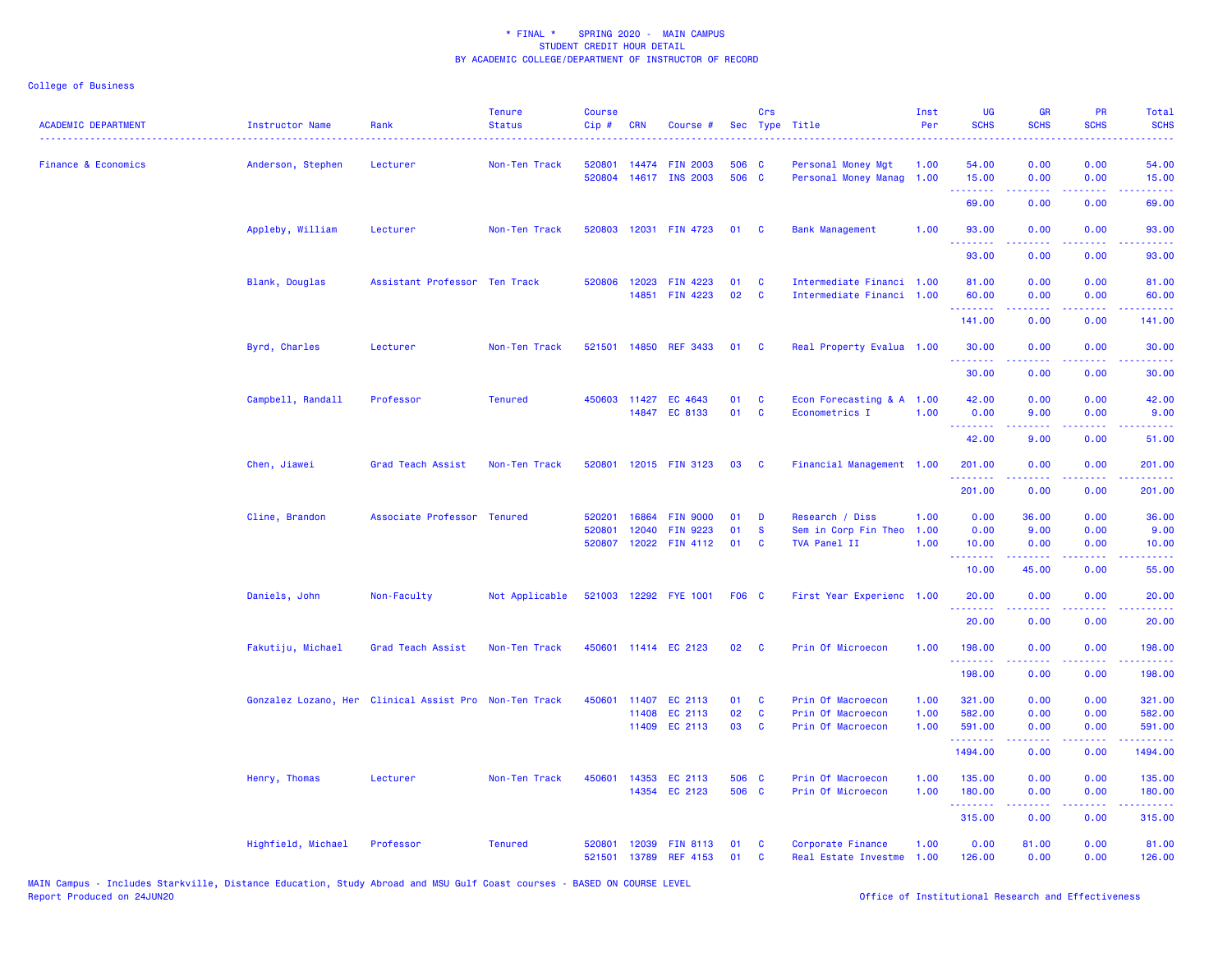\* FINAL \*    SPRING 2020 -  MAIN CAMPUS
STUDENT CREDIT HOUR DETAIL
BY ACADEMIC COLLEGE/DEPARTMENT OF INSTRUCTOR OF RECORD

College of Business

| ACADEMIC DEPARTMENT | Instructor Name | Rank | Tenure Status | Course Cip # | CRN | Course # | Sec | Crs Type | Title | Inst Per | UG SCHS | GR SCHS | PR SCHS | Total SCHS |
|---|---|---|---|---|---|---|---|---|---|---|---|---|---|---|
| Finance & Economics | Anderson, Stephen | Lecturer | Non-Ten Track | 520801 | 14474 | FIN 2003 | 506 | C | Personal Money Mgt | 1.00 | 54.00 | 0.00 | 0.00 | 54.00 |
| | | | | 520804 | 14617 | INS 2003 | 506 | C | Personal Money Manag | 1.00 | 15.00 | 0.00 | 0.00 | 15.00 |
| | | | | | | | | | | | 69.00 | 0.00 | 0.00 | 69.00 |
| | Appleby, William | Lecturer | Non-Ten Track | 520803 | 12031 | FIN 4723 | 01 | C | Bank Management | 1.00 | 93.00 | 0.00 | 0.00 | 93.00 |
| | | | | | | | | | | | 93.00 | 0.00 | 0.00 | 93.00 |
| | Blank, Douglas | Assistant Professor | Ten Track | 520806 | 12023 | FIN 4223 | 01 | C | Intermediate Financi | 1.00 | 81.00 | 0.00 | 0.00 | 81.00 |
| | | | | | 14851 | FIN 4223 | 02 | C | Intermediate Financi | 1.00 | 60.00 | 0.00 | 0.00 | 60.00 |
| | | | | | | | | | | | 141.00 | 0.00 | 0.00 | 141.00 |
| | Byrd, Charles | Lecturer | Non-Ten Track | 521501 | 14850 | REF 3433 | 01 | C | Real Property Evalua | 1.00 | 30.00 | 0.00 | 0.00 | 30.00 |
| | | | | | | | | | | | 30.00 | 0.00 | 0.00 | 30.00 |
| | Campbell, Randall | Professor | Tenured | 450603 | 11427 | EC 4643 | 01 | C | Econ Forecasting & A | 1.00 | 42.00 | 0.00 | 0.00 | 42.00 |
| | | | | | 14847 | EC 8133 | 01 | C | Econometrics I | 1.00 | 0.00 | 9.00 | 0.00 | 9.00 |
| | | | | | | | | | | | 42.00 | 9.00 | 0.00 | 51.00 |
| | Chen, Jiawei | Grad Teach Assist | Non-Ten Track | 520801 | 12015 | FIN 3123 | 03 | C | Financial Management | 1.00 | 201.00 | 0.00 | 0.00 | 201.00 |
| | | | | | | | | | | | 201.00 | 0.00 | 0.00 | 201.00 |
| | Cline, Brandon | Associate Professor | Tenured | 520201 | 16864 | FIN 9000 | 01 | D | Research / Diss | 1.00 | 0.00 | 36.00 | 0.00 | 36.00 |
| | | | | 520801 | 12040 | FIN 9223 | 01 | S | Sem in Corp Fin Theo | 1.00 | 0.00 | 9.00 | 0.00 | 9.00 |
| | | | | 520807 | 12022 | FIN 4112 | 01 | C | TVA Panel II | 1.00 | 10.00 | 0.00 | 0.00 | 10.00 |
| | | | | | | | | | | | 10.00 | 45.00 | 0.00 | 55.00 |
| | Daniels, John | Non-Faculty | Not Applicable | 521003 | 12292 | FYE 1001 | F06 | C | First Year Experienc | 1.00 | 20.00 | 0.00 | 0.00 | 20.00 |
| | | | | | | | | | | | 20.00 | 0.00 | 0.00 | 20.00 |
| | Fakutiju, Michael | Grad Teach Assist | Non-Ten Track | 450601 | 11414 | EC 2123 | 02 | C | Prin Of Microecon | 1.00 | 198.00 | 0.00 | 0.00 | 198.00 |
| | | | | | | | | | | | 198.00 | 0.00 | 0.00 | 198.00 |
| | Gonzalez Lozano, Her | Clinical Assist Pro | Non-Ten Track | 450601 | 11407 | EC 2113 | 01 | C | Prin Of Macroecon | 1.00 | 321.00 | 0.00 | 0.00 | 321.00 |
| | | | | | 11408 | EC 2113 | 02 | C | Prin Of Macroecon | 1.00 | 582.00 | 0.00 | 0.00 | 582.00 |
| | | | | | 11409 | EC 2113 | 03 | C | Prin Of Macroecon | 1.00 | 591.00 | 0.00 | 0.00 | 591.00 |
| | | | | | | | | | | | 1494.00 | 0.00 | 0.00 | 1494.00 |
| | Henry, Thomas | Lecturer | Non-Ten Track | 450601 | 14353 | EC 2113 | 506 | C | Prin Of Macroecon | 1.00 | 135.00 | 0.00 | 0.00 | 135.00 |
| | | | | | 14354 | EC 2123 | 506 | C | Prin Of Microecon | 1.00 | 180.00 | 0.00 | 0.00 | 180.00 |
| | | | | | | | | | | | 315.00 | 0.00 | 0.00 | 315.00 |
| | Highfield, Michael | Professor | Tenured | 520801 | 12039 | FIN 8113 | 01 | C | Corporate Finance | 1.00 | 0.00 | 81.00 | 0.00 | 81.00 |
| | | | | 521501 | 13789 | REF 4153 | 01 | C | Real Estate Investme | 1.00 | 126.00 | 0.00 | 0.00 | 126.00 |

MAIN Campus - Includes Starkville, Distance Education, Study Abroad and MSU Gulf Coast courses - BASED ON COURSE LEVEL
Report Produced on 24JUN20    Office of Institutional Research and Effectiveness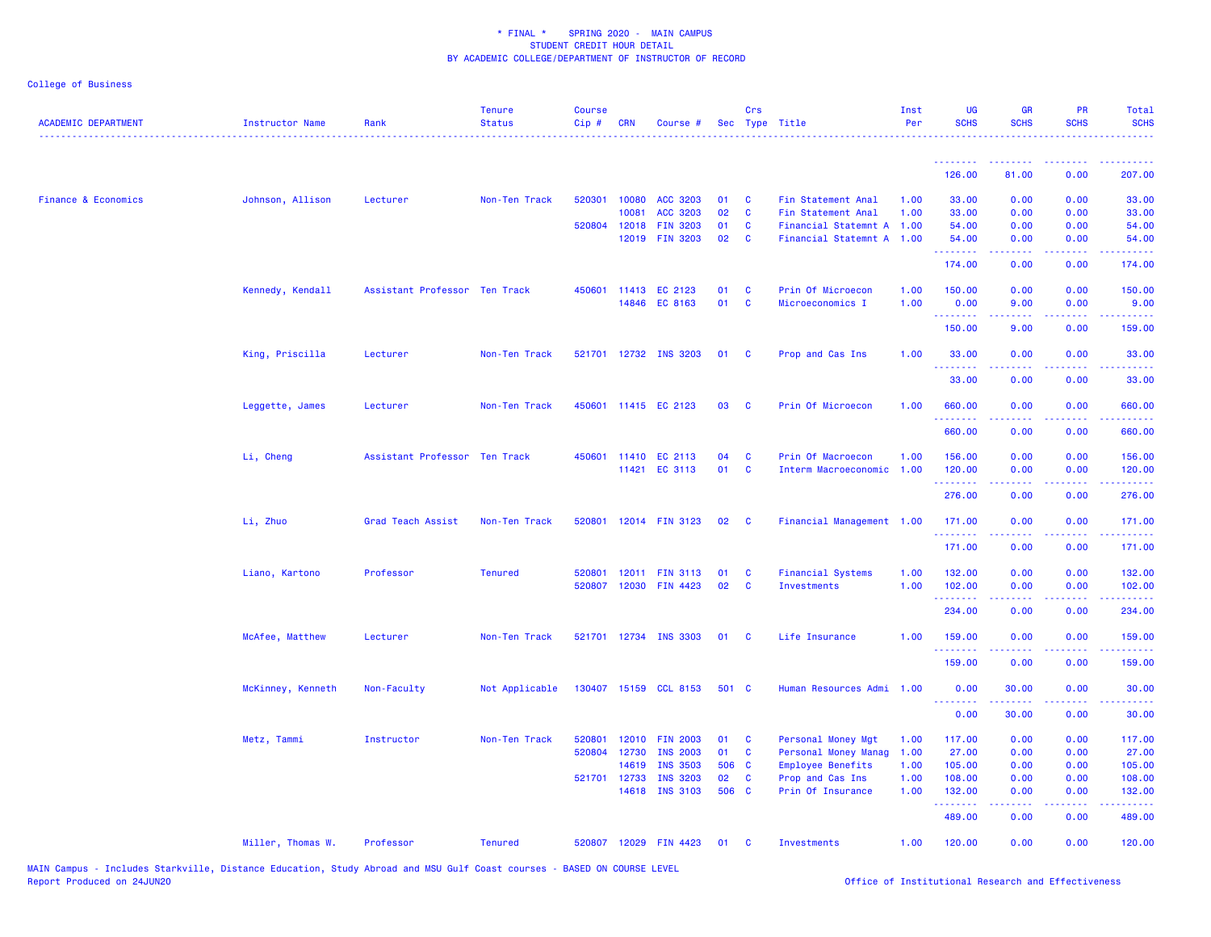\* FINAL \* SPRING 2020 - MAIN CAMPUS
STUDENT CREDIT HOUR DETAIL
BY ACADEMIC COLLEGE/DEPARTMENT OF INSTRUCTOR OF RECORD

College of Business

| ACADEMIC DEPARTMENT | Instructor Name | Rank | Tenure Status | Course Cip # | CRN | Course # | Sec | Crs Type | Title | Inst Per | UG SCHS | GR SCHS | PR SCHS | Total SCHS |
|---|---|---|---|---|---|---|---|---|---|---|---|---|---|---|
| | | | | | | | | | | | 126.00 | 81.00 | 0.00 | 207.00 |
| Finance & Economics | Johnson, Allison | Lecturer | Non-Ten Track | 520301 | 10080 | ACC 3203 | 01 | C | Fin Statement Anal | 1.00 | 33.00 | 0.00 | 0.00 | 33.00 |
| | | | | | 10081 | ACC 3203 | 02 | C | Fin Statement Anal | 1.00 | 33.00 | 0.00 | 0.00 | 33.00 |
| | | | | 520804 | 12018 | FIN 3203 | 01 | C | Financial Statemnt A | 1.00 | 54.00 | 0.00 | 0.00 | 54.00 |
| | | | | | 12019 | FIN 3203 | 02 | C | Financial Statemnt A | 1.00 | 54.00 | 0.00 | 0.00 | 54.00 |
| | | | | | | | | | | | 174.00 | 0.00 | 0.00 | 174.00 |
| | Kennedy, Kendall | Assistant Professor | Ten Track | 450601 | 11413 | EC 2123 | 01 | C | Prin Of Microecon | 1.00 | 150.00 | 0.00 | 0.00 | 150.00 |
| | | | | | 14846 | EC 8163 | 01 | C | Microeconomics I | 1.00 | 0.00 | 9.00 | 0.00 | 9.00 |
| | | | | | | | | | | | 150.00 | 9.00 | 0.00 | 159.00 |
| | King, Priscilla | Lecturer | Non-Ten Track | 521701 | 12732 | INS 3203 | 01 | C | Prop and Cas Ins | 1.00 | 33.00 | 0.00 | 0.00 | 33.00 |
| | | | | | | | | | | | 33.00 | 0.00 | 0.00 | 33.00 |
| | Leggette, James | Lecturer | Non-Ten Track | 450601 | 11415 | EC 2123 | 03 | C | Prin Of Microecon | 1.00 | 660.00 | 0.00 | 0.00 | 660.00 |
| | | | | | | | | | | | 660.00 | 0.00 | 0.00 | 660.00 |
| | Li, Cheng | Assistant Professor | Ten Track | 450601 | 11410 | EC 2113 | 04 | C | Prin Of Macroecon | 1.00 | 156.00 | 0.00 | 0.00 | 156.00 |
| | | | | | 11421 | EC 3113 | 01 | C | Interm Macroeconomic | 1.00 | 120.00 | 0.00 | 0.00 | 120.00 |
| | | | | | | | | | | | 276.00 | 0.00 | 0.00 | 276.00 |
| | Li, Zhuo | Grad Teach Assist | Non-Ten Track | 520801 | 12014 | FIN 3123 | 02 | C | Financial Management | 1.00 | 171.00 | 0.00 | 0.00 | 171.00 |
| | | | | | | | | | | | 171.00 | 0.00 | 0.00 | 171.00 |
| | Liano, Kartono | Professor | Tenured | 520801 | 12011 | FIN 3113 | 01 | C | Financial Systems | 1.00 | 132.00 | 0.00 | 0.00 | 132.00 |
| | | | | 520807 | 12030 | FIN 4423 | 02 | C | Investments | 1.00 | 102.00 | 0.00 | 0.00 | 102.00 |
| | | | | | | | | | | | 234.00 | 0.00 | 0.00 | 234.00 |
| | McAfee, Matthew | Lecturer | Non-Ten Track | 521701 | 12734 | INS 3303 | 01 | C | Life Insurance | 1.00 | 159.00 | 0.00 | 0.00 | 159.00 |
| | | | | | | | | | | | 159.00 | 0.00 | 0.00 | 159.00 |
| | McKinney, Kenneth | Non-Faculty | Not Applicable | 130407 | 15159 | CCL 8153 | 501 | C | Human Resources Admi | 1.00 | 0.00 | 30.00 | 0.00 | 30.00 |
| | | | | | | | | | | | 0.00 | 30.00 | 0.00 | 30.00 |
| | Metz, Tammi | Instructor | Non-Ten Track | 520801 | 12010 | FIN 2003 | 01 | C | Personal Money Mgt | 1.00 | 117.00 | 0.00 | 0.00 | 117.00 |
| | | | | 520804 | 12730 | INS 2003 | 01 | C | Personal Money Manag | 1.00 | 27.00 | 0.00 | 0.00 | 27.00 |
| | | | | | 14619 | INS 3503 | 506 | C | Employee Benefits | 1.00 | 105.00 | 0.00 | 0.00 | 105.00 |
| | | | | 521701 | 12733 | INS 3203 | 02 | C | Prop and Cas Ins | 1.00 | 108.00 | 0.00 | 0.00 | 108.00 |
| | | | | | 14618 | INS 3103 | 506 | C | Prin Of Insurance | 1.00 | 132.00 | 0.00 | 0.00 | 132.00 |
| | | | | | | | | | | | 489.00 | 0.00 | 0.00 | 489.00 |
| | Miller, Thomas W. | Professor | Tenured | 520807 | 12029 | FIN 4423 | 01 | C | Investments | 1.00 | 120.00 | 0.00 | 0.00 | 120.00 |

MAIN Campus - Includes Starkville, Distance Education, Study Abroad and MSU Gulf Coast courses - BASED ON COURSE LEVEL
Report Produced on 24JUN20

Office of Institutional Research and Effectiveness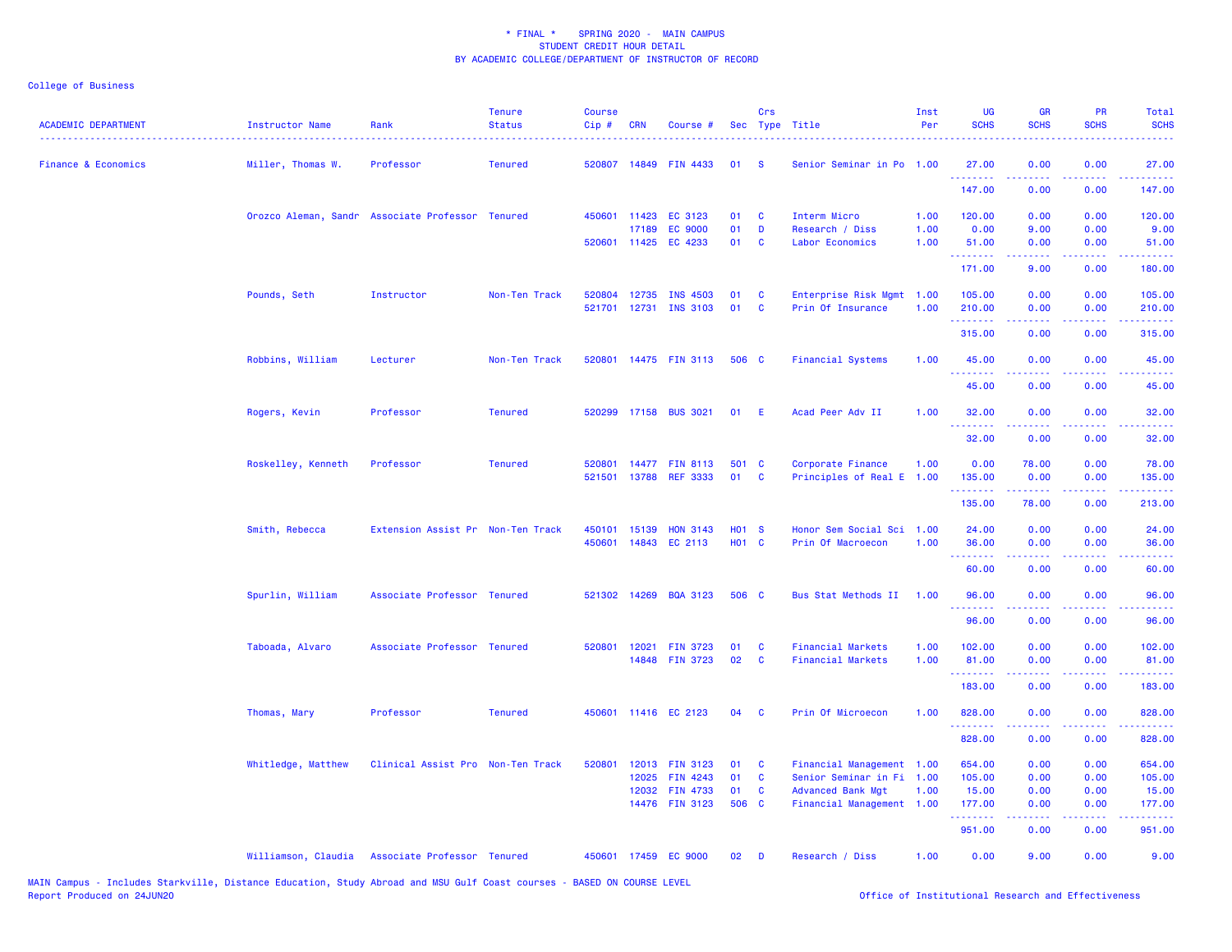\* FINAL \*    SPRING 2020 -  MAIN CAMPUS
STUDENT CREDIT HOUR DETAIL
BY ACADEMIC COLLEGE/DEPARTMENT OF INSTRUCTOR OF RECORD

College of Business

| ACADEMIC DEPARTMENT | Instructor Name | Rank | Tenure Status | Course Cip # | CRN | Course # | Sec | Crs Type | Title | Inst Per | UG SCHS | GR SCHS | PR SCHS | Total SCHS |
|---|---|---|---|---|---|---|---|---|---|---|---|---|---|---|
| Finance & Economics | Miller, Thomas W. | Professor | Tenured | 520807 | 14849 | FIN 4433 | 01 | S | Senior Seminar in Po | 1.00 | 27.00 | 0.00 | 0.00 | 27.00 |
| | | | | | | | | | | | 147.00 | 0.00 | 0.00 | 147.00 |
| | Orozco Aleman, Sandr | Associate Professor | Tenured | 450601 | 11423 | EC 3123 | 01 | C | Interm Micro | 1.00 | 120.00 | 0.00 | 0.00 | 120.00 |
| | | | | | 17189 | EC 9000 | 01 | D | Research / Diss | 1.00 | 0.00 | 9.00 | 0.00 | 9.00 |
| | | | | 520601 | 11425 | EC 4233 | 01 | C | Labor Economics | 1.00 | 51.00 | 0.00 | 0.00 | 51.00 |
| | | | | | | | | | | | 171.00 | 9.00 | 0.00 | 180.00 |
| | Pounds, Seth | Instructor | Non-Ten Track | 520804 | 12735 | INS 4503 | 01 | C | Enterprise Risk Mgmt | 1.00 | 105.00 | 0.00 | 0.00 | 105.00 |
| | | | | 521701 | 12731 | INS 3103 | 01 | C | Prin Of Insurance | 1.00 | 210.00 | 0.00 | 0.00 | 210.00 |
| | | | | | | | | | | | 315.00 | 0.00 | 0.00 | 315.00 |
| | Robbins, William | Lecturer | Non-Ten Track | 520801 | 14475 | FIN 3113 | 506 | C | Financial Systems | 1.00 | 45.00 | 0.00 | 0.00 | 45.00 |
| | | | | | | | | | | | 45.00 | 0.00 | 0.00 | 45.00 |
| | Rogers, Kevin | Professor | Tenured | 520299 | 17158 | BUS 3021 | 01 | E | Acad Peer Adv II | 1.00 | 32.00 | 0.00 | 0.00 | 32.00 |
| | | | | | | | | | | | 32.00 | 0.00 | 0.00 | 32.00 |
| | Roskelley, Kenneth | Professor | Tenured | 520801 | 14477 | FIN 8113 | 501 | C | Corporate Finance | 1.00 | 0.00 | 78.00 | 0.00 | 78.00 |
| | | | | 521501 | 13788 | REF 3333 | 01 | C | Principles of Real E | 1.00 | 135.00 | 0.00 | 0.00 | 135.00 |
| | | | | | | | | | | | 135.00 | 78.00 | 0.00 | 213.00 |
| | Smith, Rebecca | Extension Assist Pr | Non-Ten Track | 450101 | 15139 | HON 3143 | H01 | S | Honor Sem Social Sci | 1.00 | 24.00 | 0.00 | 0.00 | 24.00 |
| | | | | 450601 | 14843 | EC 2113 | H01 | C | Prin Of Macroecon | 1.00 | 36.00 | 0.00 | 0.00 | 36.00 |
| | | | | | | | | | | | 60.00 | 0.00 | 0.00 | 60.00 |
| | Spurlin, William | Associate Professor | Tenured | 521302 | 14269 | BQA 3123 | 506 | C | Bus Stat Methods II | 1.00 | 96.00 | 0.00 | 0.00 | 96.00 |
| | | | | | | | | | | | 96.00 | 0.00 | 0.00 | 96.00 |
| | Taboada, Alvaro | Associate Professor | Tenured | 520801 | 12021 | FIN 3723 | 01 | C | Financial Markets | 1.00 | 102.00 | 0.00 | 0.00 | 102.00 |
| | | | | | 14848 | FIN 3723 | 02 | C | Financial Markets | 1.00 | 81.00 | 0.00 | 0.00 | 81.00 |
| | | | | | | | | | | | 183.00 | 0.00 | 0.00 | 183.00 |
| | Thomas, Mary | Professor | Tenured | 450601 | 11416 | EC 2123 | 04 | C | Prin Of Microecon | 1.00 | 828.00 | 0.00 | 0.00 | 828.00 |
| | | | | | | | | | | | 828.00 | 0.00 | 0.00 | 828.00 |
| | Whitledge, Matthew | Clinical Assist Pro | Non-Ten Track | 520801 | 12013 | FIN 3123 | 01 | C | Financial Management | 1.00 | 654.00 | 0.00 | 0.00 | 654.00 |
| | | | | | 12025 | FIN 4243 | 01 | C | Senior Seminar in Fi | 1.00 | 105.00 | 0.00 | 0.00 | 105.00 |
| | | | | | 12032 | FIN 4733 | 01 | C | Advanced Bank Mgt | 1.00 | 15.00 | 0.00 | 0.00 | 15.00 |
| | | | | | 14476 | FIN 3123 | 506 | C | Financial Management | 1.00 | 177.00 | 0.00 | 0.00 | 177.00 |
| | | | | | | | | | | | 951.00 | 0.00 | 0.00 | 951.00 |
| | Williamson, Claudia | Associate Professor | Tenured | 450601 | 17459 | EC 9000 | 02 | D | Research / Diss | 1.00 | 0.00 | 9.00 | 0.00 | 9.00 |

MAIN Campus - Includes Starkville, Distance Education, Study Abroad and MSU Gulf Coast courses - BASED ON COURSE LEVEL
Report Produced on 24JUN20    Office of Institutional Research and Effectiveness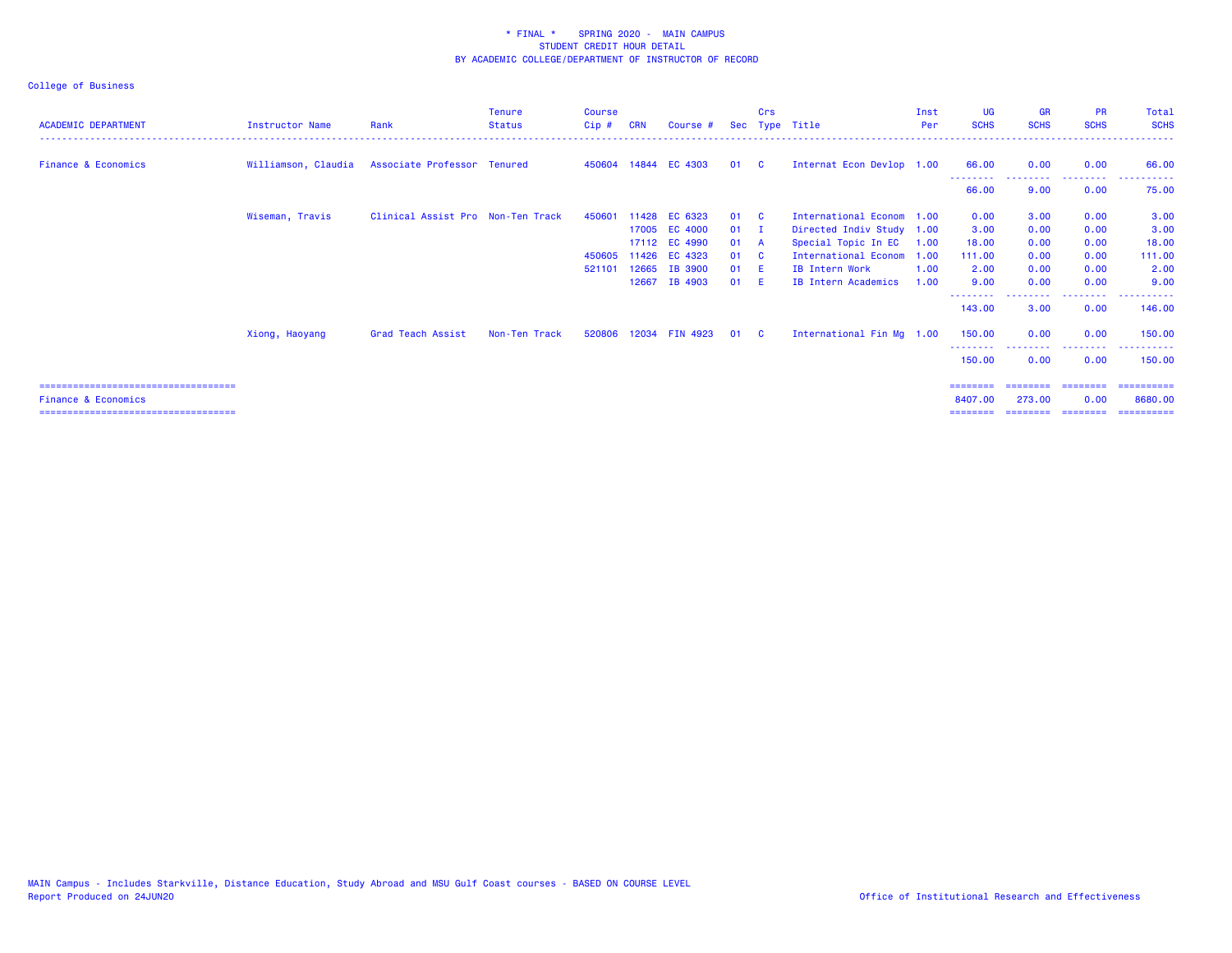\* FINAL \* SPRING 2020 - MAIN CAMPUS
STUDENT CREDIT HOUR DETAIL
BY ACADEMIC COLLEGE/DEPARTMENT OF INSTRUCTOR OF RECORD

College of Business

| ACADEMIC DEPARTMENT | Instructor Name | Rank | Tenure Status | Course Cip # | CRN | Course # | Sec | Crs Type | Title | Inst Per | UG SCHS | GR SCHS | PR SCHS | Total SCHS |
|---|---|---|---|---|---|---|---|---|---|---|---|---|---|---|
| Finance & Economics | Williamson, Claudia | Associate Professor | Tenured | 450604 | 14844 | EC 4303 | 01 | C | Internat Econ Devlop | 1.00 | 66.00 | 0.00 | 0.00 | 66.00 |
| | | | | | | | | | | | 66.00 | 9.00 | 0.00 | 75.00 |
| | Wiseman, Travis | Clinical Assist Pro | Non-Ten Track | 450601 | 11428 | EC 6323 | 01 | C | International Econom | 1.00 | 0.00 | 3.00 | 0.00 | 3.00 |
| | | | | | 17005 | EC 4000 | 01 | I | Directed Indiv Study | 1.00 | 3.00 | 0.00 | 0.00 | 3.00 |
| | | | | | 17112 | EC 4990 | 01 | A | Special Topic In EC | 1.00 | 18.00 | 0.00 | 0.00 | 18.00 |
| | | | | 450605 | 11426 | EC 4323 | 01 | C | International Econom | 1.00 | 111.00 | 0.00 | 0.00 | 111.00 |
| | | | | 521101 | 12665 | IB 3900 | 01 | E | IB Intern Work | 1.00 | 2.00 | 0.00 | 0.00 | 2.00 |
| | | | | | 12667 | IB 4903 | 01 | E | IB Intern Academics | 1.00 | 9.00 | 0.00 | 0.00 | 9.00 |
| | | | | | | | | | | | 143.00 | 3.00 | 0.00 | 146.00 |
| | Xiong, Haoyang | Grad Teach Assist | Non-Ten Track | 520806 | 12034 | FIN 4923 | 01 | C | International Fin Mg | 1.00 | 150.00 | 0.00 | 0.00 | 150.00 |
| | | | | | | | | | | | 150.00 | 0.00 | 0.00 | 150.00 |
| Finance & Economics | | | | | | | | | | | 8407.00 | 273.00 | 0.00 | 8680.00 |

MAIN Campus - Includes Starkville, Distance Education, Study Abroad and MSU Gulf Coast courses - BASED ON COURSE LEVEL
Report Produced on 24JUN20

Office of Institutional Research and Effectiveness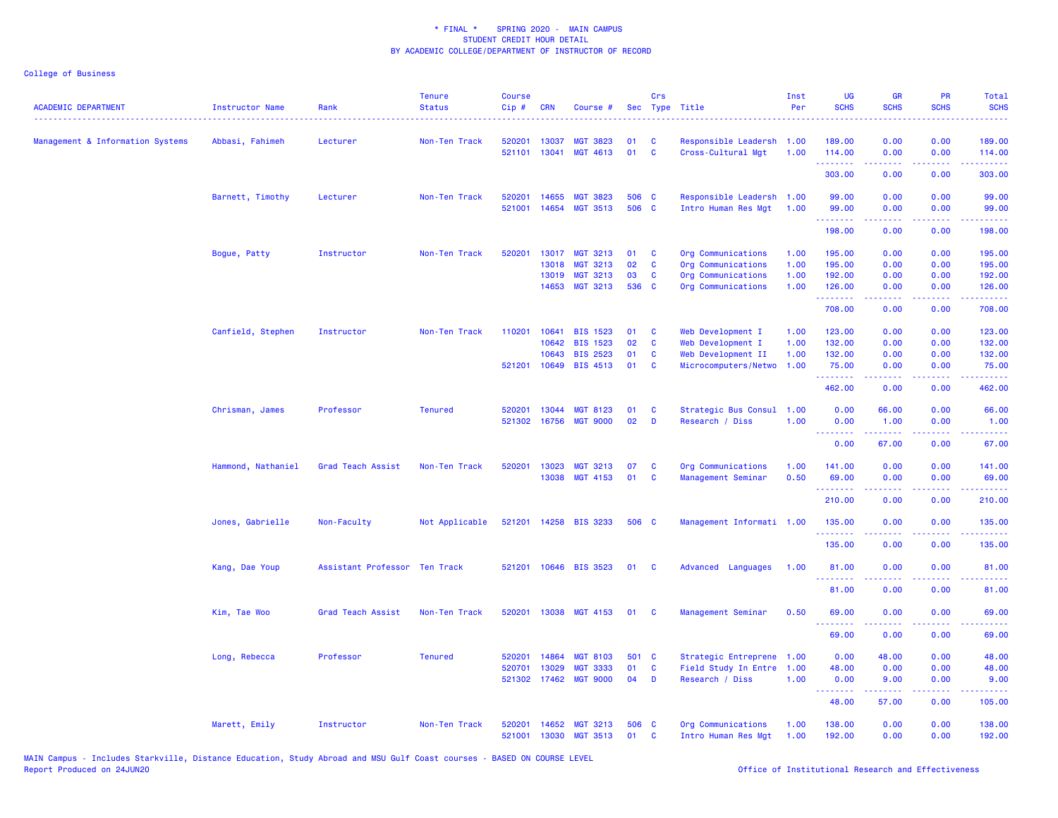\* FINAL \* SPRING 2020 - MAIN CAMPUS
STUDENT CREDIT HOUR DETAIL
BY ACADEMIC COLLEGE/DEPARTMENT OF INSTRUCTOR OF RECORD

College of Business

| ACADEMIC DEPARTMENT | Instructor Name | Rank | Tenure Status | Course Cip # | CRN | Course # | Sec | Crs Type | Title | Inst Per | UG SCHS | GR SCHS | PR SCHS | Total SCHS |
|---|---|---|---|---|---|---|---|---|---|---|---|---|---|---|
| Management & Information Systems | Abbasi, Fahimeh | Lecturer | Non-Ten Track | 520201 | 13037 | MGT 3823 | 01 | C | Responsible Leadersh | 1.00 | 189.00 | 0.00 | 0.00 | 189.00 |
| | | | | 521101 | 13041 | MGT 4613 | 01 | C | Cross-Cultural Mgt | 1.00 | 114.00 | 0.00 | 0.00 | 114.00 |
| | | | | | | | | | | | 303.00 | 0.00 | 0.00 | 303.00 |
| | Barnett, Timothy | Lecturer | Non-Ten Track | 520201 | 14655 | MGT 3823 | 506 | C | Responsible Leadersh | 1.00 | 99.00 | 0.00 | 0.00 | 99.00 |
| | | | | 521001 | 14654 | MGT 3513 | 506 | C | Intro Human Res Mgt | 1.00 | 99.00 | 0.00 | 0.00 | 99.00 |
| | | | | | | | | | | | 198.00 | 0.00 | 0.00 | 198.00 |
| | Bogue, Patty | Instructor | Non-Ten Track | 520201 | 13017 | MGT 3213 | 01 | C | Org Communications | 1.00 | 195.00 | 0.00 | 0.00 | 195.00 |
| | | | | | 13018 | MGT 3213 | 02 | C | Org Communications | 1.00 | 195.00 | 0.00 | 0.00 | 195.00 |
| | | | | | 13019 | MGT 3213 | 03 | C | Org Communications | 1.00 | 192.00 | 0.00 | 0.00 | 192.00 |
| | | | | | 14653 | MGT 3213 | 536 | C | Org Communications | 1.00 | 126.00 | 0.00 | 0.00 | 126.00 |
| | | | | | | | | | | | 708.00 | 0.00 | 0.00 | 708.00 |
| | Canfield, Stephen | Instructor | Non-Ten Track | 110201 | 10641 | BIS 1523 | 01 | C | Web Development I | 1.00 | 123.00 | 0.00 | 0.00 | 123.00 |
| | | | | | 10642 | BIS 1523 | 02 | C | Web Development I | 1.00 | 132.00 | 0.00 | 0.00 | 132.00 |
| | | | | | 10643 | BIS 2523 | 01 | C | Web Development II | 1.00 | 132.00 | 0.00 | 0.00 | 132.00 |
| | | | | 521201 | 10649 | BIS 4513 | 01 | C | Microcomputers/Netwo | 1.00 | 75.00 | 0.00 | 0.00 | 75.00 |
| | | | | | | | | | | | 462.00 | 0.00 | 0.00 | 462.00 |
| | Chrisman, James | Professor | Tenured | 520201 | 13044 | MGT 8123 | 01 | C | Strategic Bus Consul | 1.00 | 0.00 | 66.00 | 0.00 | 66.00 |
| | | | | 521302 | 16756 | MGT 9000 | 02 | D | Research / Diss | 1.00 | 0.00 | 1.00 | 0.00 | 1.00 |
| | | | | | | | | | | | 0.00 | 67.00 | 0.00 | 67.00 |
| | Hammond, Nathaniel | Grad Teach Assist | Non-Ten Track | 520201 | 13023 | MGT 3213 | 07 | C | Org Communications | 1.00 | 141.00 | 0.00 | 0.00 | 141.00 |
| | | | | | 13038 | MGT 4153 | 01 | C | Management Seminar | 0.50 | 69.00 | 0.00 | 0.00 | 69.00 |
| | | | | | | | | | | | 210.00 | 0.00 | 0.00 | 210.00 |
| | Jones, Gabrielle | Non-Faculty | Not Applicable | 521201 | 14258 | BIS 3233 | 506 | C | Management Informati | 1.00 | 135.00 | 0.00 | 0.00 | 135.00 |
| | | | | | | | | | | | 135.00 | 0.00 | 0.00 | 135.00 |
| | Kang, Dae Youp | Assistant Professor | Ten Track | 521201 | 10646 | BIS 3523 | 01 | C | Advanced Languages | 1.00 | 81.00 | 0.00 | 0.00 | 81.00 |
| | | | | | | | | | | | 81.00 | 0.00 | 0.00 | 81.00 |
| | Kim, Tae Woo | Grad Teach Assist | Non-Ten Track | 520201 | 13038 | MGT 4153 | 01 | C | Management Seminar | 0.50 | 69.00 | 0.00 | 0.00 | 69.00 |
| | | | | | | | | | | | 69.00 | 0.00 | 0.00 | 69.00 |
| | Long, Rebecca | Professor | Tenured | 520201 | 14864 | MGT 8103 | 501 | C | Strategic Entreprene | 1.00 | 0.00 | 48.00 | 0.00 | 48.00 |
| | | | | 520701 | 13029 | MGT 3333 | 01 | C | Field Study In Entre | 1.00 | 48.00 | 0.00 | 0.00 | 48.00 |
| | | | | 521302 | 17462 | MGT 9000 | 04 | D | Research / Diss | 1.00 | 0.00 | 9.00 | 0.00 | 9.00 |
| | | | | | | | | | | | 48.00 | 57.00 | 0.00 | 105.00 |
| | Marett, Emily | Instructor | Non-Ten Track | 520201 | 14652 | MGT 3213 | 506 | C | Org Communications | 1.00 | 138.00 | 0.00 | 0.00 | 138.00 |
| | | | | 521001 | 13030 | MGT 3513 | 01 | C | Intro Human Res Mgt | 1.00 | 192.00 | 0.00 | 0.00 | 192.00 |

MAIN Campus - Includes Starkville, Distance Education, Study Abroad and MSU Gulf Coast courses - BASED ON COURSE LEVEL
Report Produced on 24JUN20

Office of Institutional Research and Effectiveness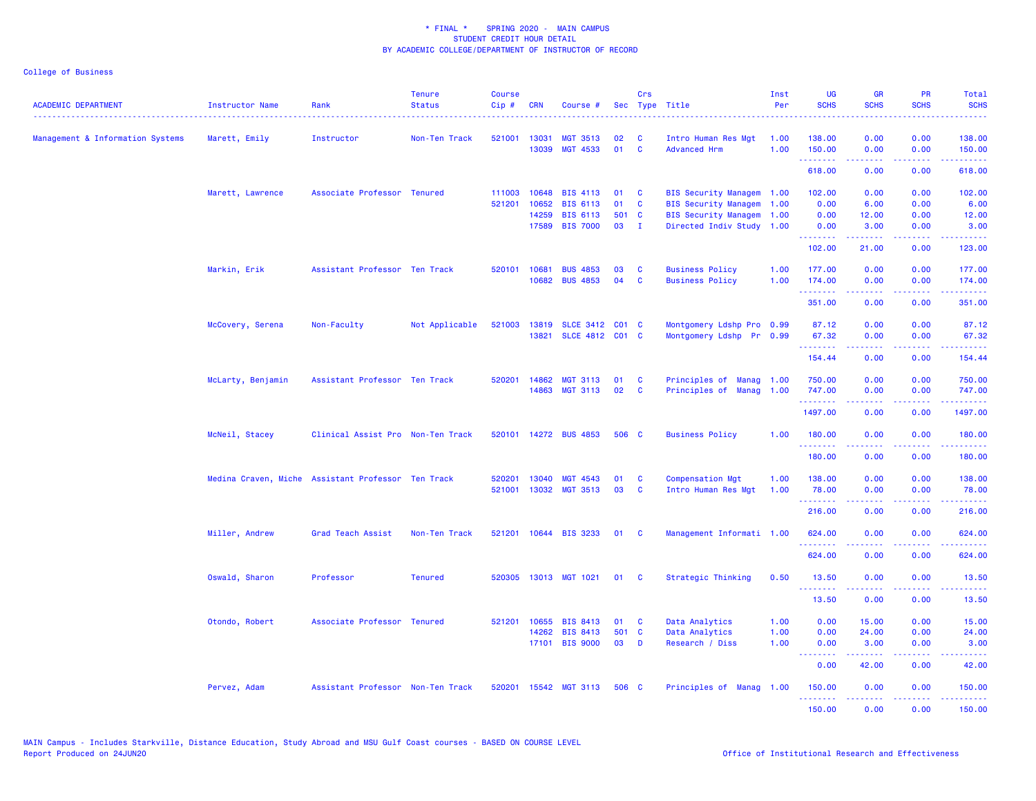\* FINAL \* SPRING 2020 - MAIN CAMPUS
STUDENT CREDIT HOUR DETAIL
BY ACADEMIC COLLEGE/DEPARTMENT OF INSTRUCTOR OF RECORD

College of Business

| ACADEMIC DEPARTMENT | Instructor Name | Rank | Tenure Status | Course Cip # | CRN | Course # | Sec | Crs Type | Title | Inst Per | UG SCHS | GR SCHS | PR SCHS | Total SCHS |
|---|---|---|---|---|---|---|---|---|---|---|---|---|---|---|
| Management & Information Systems | Marett, Emily | Instructor | Non-Ten Track | 521001 | 13031 | MGT 3513 | 02 | C | Intro Human Res Mgt | 1.00 | 138.00 | 0.00 | 0.00 | 138.00 |
| | | | | | 13039 | MGT 4533 | 01 | C | Advanced Hrm | 1.00 | 150.00 | 0.00 | 0.00 | 150.00 |
| | | | | | | | | | | | 618.00 | 0.00 | 0.00 | 618.00 |
| | Marett, Lawrence | Associate Professor | Tenured | 111003 | 10648 | BIS 4113 | 01 | C | BIS Security Managem | 1.00 | 102.00 | 0.00 | 0.00 | 102.00 |
| | | | | 521201 | 10652 | BIS 6113 | 01 | C | BIS Security Managem | 1.00 | 0.00 | 6.00 | 0.00 | 6.00 |
| | | | | | 14259 | BIS 6113 | 501 | C | BIS Security Managem | 1.00 | 0.00 | 12.00 | 0.00 | 12.00 |
| | | | | | 17589 | BIS 7000 | 03 | I | Directed Indiv Study | 1.00 | 0.00 | 3.00 | 0.00 | 3.00 |
| | | | | | | | | | | | 102.00 | 21.00 | 0.00 | 123.00 |
| | Markin, Erik | Assistant Professor | Ten Track | 520101 | 10681 | BUS 4853 | 03 | C | Business Policy | 1.00 | 177.00 | 0.00 | 0.00 | 177.00 |
| | | | | | 10682 | BUS 4853 | 04 | C | Business Policy | 1.00 | 174.00 | 0.00 | 0.00 | 174.00 |
| | | | | | | | | | | | 351.00 | 0.00 | 0.00 | 351.00 |
| | McCovery, Serena | Non-Faculty | Not Applicable | 521003 | 13819 | SLCE 3412 | C01 | C | Montgomery Ldshp Pro | 0.99 | 87.12 | 0.00 | 0.00 | 87.12 |
| | | | | | 13821 | SLCE 4812 | C01 | C | Montgomery Ldshp Pr | 0.99 | 67.32 | 0.00 | 0.00 | 67.32 |
| | | | | | | | | | | | 154.44 | 0.00 | 0.00 | 154.44 |
| | McLarty, Benjamin | Assistant Professor | Ten Track | 520201 | 14862 | MGT 3113 | 01 | C | Principles of Manag | 1.00 | 750.00 | 0.00 | 0.00 | 750.00 |
| | | | | | 14863 | MGT 3113 | 02 | C | Principles of Manag | 1.00 | 747.00 | 0.00 | 0.00 | 747.00 |
| | | | | | | | | | | | 1497.00 | 0.00 | 0.00 | 1497.00 |
| | McNeil, Stacey | Clinical Assist Pro | Non-Ten Track | 520101 | 14272 | BUS 4853 | 506 | C | Business Policy | 1.00 | 180.00 | 0.00 | 0.00 | 180.00 |
| | | | | | | | | | | | 180.00 | 0.00 | 0.00 | 180.00 |
| | Medina Craven, Miche | Assistant Professor | Ten Track | 520201 | 13040 | MGT 4543 | 01 | C | Compensation Mgt | 1.00 | 138.00 | 0.00 | 0.00 | 138.00 |
| | | | | 521001 | 13032 | MGT 3513 | 03 | C | Intro Human Res Mgt | 1.00 | 78.00 | 0.00 | 0.00 | 78.00 |
| | | | | | | | | | | | 216.00 | 0.00 | 0.00 | 216.00 |
| | Miller, Andrew | Grad Teach Assist | Non-Ten Track | 521201 | 10644 | BIS 3233 | 01 | C | Management Informati | 1.00 | 624.00 | 0.00 | 0.00 | 624.00 |
| | | | | | | | | | | | 624.00 | 0.00 | 0.00 | 624.00 |
| | Oswald, Sharon | Professor | Tenured | 520305 | 13013 | MGT 1021 | 01 | C | Strategic Thinking | 0.50 | 13.50 | 0.00 | 0.00 | 13.50 |
| | | | | | | | | | | | 13.50 | 0.00 | 0.00 | 13.50 |
| | Otondo, Robert | Associate Professor | Tenured | 521201 | 10655 | BIS 8413 | 01 | C | Data Analytics | 1.00 | 0.00 | 15.00 | 0.00 | 15.00 |
| | | | | | 14262 | BIS 8413 | 501 | C | Data Analytics | 1.00 | 0.00 | 24.00 | 0.00 | 24.00 |
| | | | | | 17101 | BIS 9000 | 03 | D | Research / Diss | 1.00 | 0.00 | 3.00 | 0.00 | 3.00 |
| | | | | | | | | | | | 0.00 | 42.00 | 0.00 | 42.00 |
| | Pervez, Adam | Assistant Professor | Non-Ten Track | 520201 | 15542 | MGT 3113 | 506 | C | Principles of Manag | 1.00 | 150.00 | 0.00 | 0.00 | 150.00 |
| | | | | | | | | | | | 150.00 | 0.00 | 0.00 | 150.00 |

MAIN Campus - Includes Starkville, Distance Education, Study Abroad and MSU Gulf Coast courses - BASED ON COURSE LEVEL
Report Produced on 24JUN20

Office of Institutional Research and Effectiveness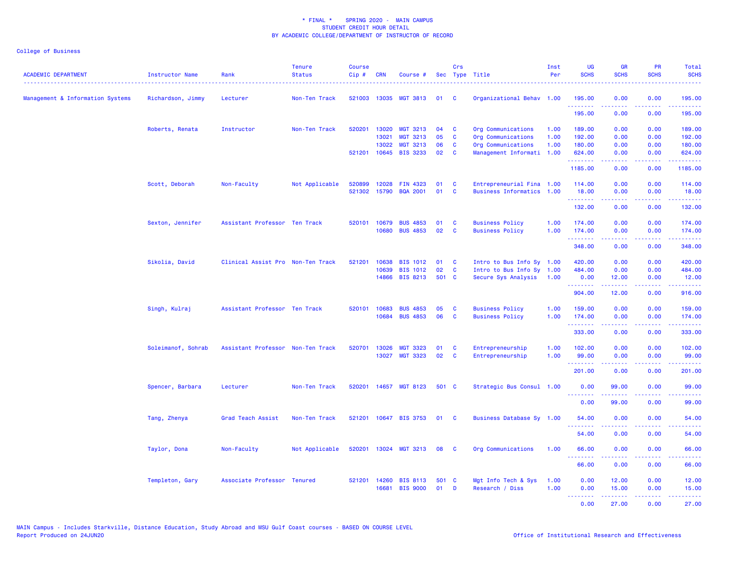* FINAL * SPRING 2020 - MAIN CAMPUS
STUDENT CREDIT HOUR DETAIL
BY ACADEMIC COLLEGE/DEPARTMENT OF INSTRUCTOR OF RECORD

College of Business

| ACADEMIC DEPARTMENT | Instructor Name | Rank | Tenure Status | Course Cip # | CRN | Course # | Sec | Crs Type | Title | Inst Per | UG SCHS | GR SCHS | PR SCHS | Total SCHS |
|---|---|---|---|---|---|---|---|---|---|---|---|---|---|---|
| Management & Information Systems | Richardson, Jimmy | Lecturer | Non-Ten Track | 521003 | 13035 | MGT 3813 | 01 | C | Organizational Behav | 1.00 | 195.00 | 0.00 | 0.00 | 195.00 |
| | | | | | | | | | | | 195.00 | 0.00 | 0.00 | 195.00 |
| | Roberts, Renata | Instructor | Non-Ten Track | 520201 | 13020 | MGT 3213 | 04 | C | Org Communications | 1.00 | 189.00 | 0.00 | 0.00 | 189.00 |
| | | | | | 13021 | MGT 3213 | 05 | C | Org Communications | 1.00 | 192.00 | 0.00 | 0.00 | 192.00 |
| | | | | | 13022 | MGT 3213 | 06 | C | Org Communications | 1.00 | 180.00 | 0.00 | 0.00 | 180.00 |
| | | | | 521201 | 10645 | BIS 3233 | 02 | C | Management Informati | 1.00 | 624.00 | 0.00 | 0.00 | 624.00 |
| | | | | | | | | | | | 1185.00 | 0.00 | 0.00 | 1185.00 |
| | Scott, Deborah | Non-Faculty | Not Applicable | 520899 | 12028 | FIN 4323 | 01 | C | Entrepreneurial Fina | 1.00 | 114.00 | 0.00 | 0.00 | 114.00 |
| | | | | 521302 | 15790 | BQA 2001 | 01 | C | Business Informatics | 1.00 | 18.00 | 0.00 | 0.00 | 18.00 |
| | | | | | | | | | | | 132.00 | 0.00 | 0.00 | 132.00 |
| | Sexton, Jennifer | Assistant Professor | Ten Track | 520101 | 10679 | BUS 4853 | 01 | C | Business Policy | 1.00 | 174.00 | 0.00 | 0.00 | 174.00 |
| | | | | | 10680 | BUS 4853 | 02 | C | Business Policy | 1.00 | 174.00 | 0.00 | 0.00 | 174.00 |
| | | | | | | | | | | | 348.00 | 0.00 | 0.00 | 348.00 |
| | Sikolia, David | Clinical Assist Pro | Non-Ten Track | 521201 | 10638 | BIS 1012 | 01 | C | Intro to Bus Info Sy | 1.00 | 420.00 | 0.00 | 0.00 | 420.00 |
| | | | | | 10639 | BIS 1012 | 02 | C | Intro to Bus Info Sy | 1.00 | 484.00 | 0.00 | 0.00 | 484.00 |
| | | | | | 14866 | BIS 8213 | 501 | C | Secure Sys Analysis | 1.00 | 0.00 | 12.00 | 0.00 | 12.00 |
| | | | | | | | | | | | 904.00 | 12.00 | 0.00 | 916.00 |
| | Singh, Kulraj | Assistant Professor | Ten Track | 520101 | 10683 | BUS 4853 | 05 | C | Business Policy | 1.00 | 159.00 | 0.00 | 0.00 | 159.00 |
| | | | | | 10684 | BUS 4853 | 06 | C | Business Policy | 1.00 | 174.00 | 0.00 | 0.00 | 174.00 |
| | | | | | | | | | | | 333.00 | 0.00 | 0.00 | 333.00 |
| | Soleimanof, Sohrab | Assistant Professor | Non-Ten Track | 520701 | 13026 | MGT 3323 | 01 | C | Entrepreneurship | 1.00 | 102.00 | 0.00 | 0.00 | 102.00 |
| | | | | | 13027 | MGT 3323 | 02 | C | Entrepreneurship | 1.00 | 99.00 | 0.00 | 0.00 | 99.00 |
| | | | | | | | | | | | 201.00 | 0.00 | 0.00 | 201.00 |
| | Spencer, Barbara | Lecturer | Non-Ten Track | 520201 | 14657 | MGT 8123 | 501 | C | Strategic Bus Consul | 1.00 | 0.00 | 99.00 | 0.00 | 99.00 |
| | | | | | | | | | | | 0.00 | 99.00 | 0.00 | 99.00 |
| | Tang, Zhenya | Grad Teach Assist | Non-Ten Track | 521201 | 10647 | BIS 3753 | 01 | C | Business Database Sy | 1.00 | 54.00 | 0.00 | 0.00 | 54.00 |
| | | | | | | | | | | | 54.00 | 0.00 | 0.00 | 54.00 |
| | Taylor, Dona | Non-Faculty | Not Applicable | 520201 | 13024 | MGT 3213 | 08 | C | Org Communications | 1.00 | 66.00 | 0.00 | 0.00 | 66.00 |
| | | | | | | | | | | | 66.00 | 0.00 | 0.00 | 66.00 |
| | Templeton, Gary | Associate Professor | Tenured | 521201 | 14260 | BIS 8113 | 501 | C | Mgt Info Tech & Sys | 1.00 | 0.00 | 12.00 | 0.00 | 12.00 |
| | | | | | 16681 | BIS 9000 | 01 | D | Research / Diss | 1.00 | 0.00 | 15.00 | 0.00 | 15.00 |
| | | | | | | | | | | | 0.00 | 27.00 | 0.00 | 27.00 |

MAIN Campus - Includes Starkville, Distance Education, Study Abroad and MSU Gulf Coast courses - BASED ON COURSE LEVEL
Report Produced on 24JUN20

Office of Institutional Research and Effectiveness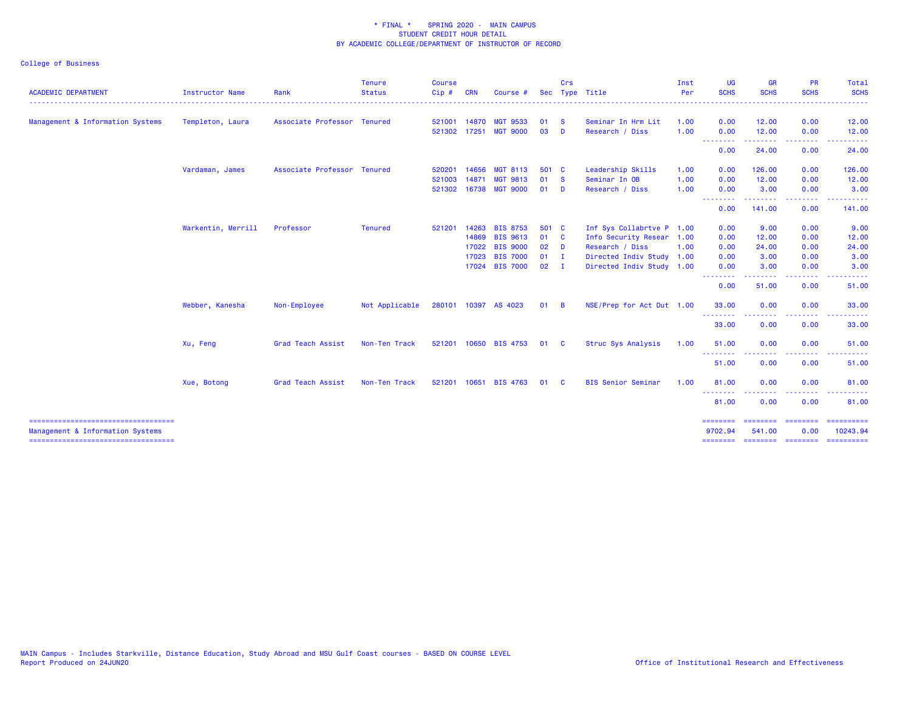\* FINAL \* SPRING 2020 - MAIN CAMPUS
STUDENT CREDIT HOUR DETAIL
BY ACADEMIC COLLEGE/DEPARTMENT OF INSTRUCTOR OF RECORD

College of Business

| ACADEMIC DEPARTMENT | Instructor Name | Rank | Tenure Status | Course Cip # | CRN | Course # | Sec | Crs Type | Title | Inst Per | UG SCHS | GR SCHS | PR SCHS | Total SCHS |
|---|---|---|---|---|---|---|---|---|---|---|---|---|---|---|
| Management & Information Systems | Templeton, Laura | Associate Professor | Tenured | 521001 | 14870 | MGT 9533 | 01 | S | Seminar In Hrm Lit | 1.00 | 0.00 | 12.00 | 0.00 | 12.00 |
| | | | | 521302 | 17251 | MGT 9000 | 03 | D | Research / Diss | 1.00 | 0.00 | 12.00 | 0.00 | 12.00 |
| | | | | | | | | | | | 0.00 | 24.00 | 0.00 | 24.00 |
| | Vardaman, James | Associate Professor | Tenured | 520201 | 14656 | MGT 8113 | 501 | C | Leadership Skills | 1.00 | 0.00 | 126.00 | 0.00 | 126.00 |
| | | | | 521003 | 14871 | MGT 9813 | 01 | S | Seminar In OB | 1.00 | 0.00 | 12.00 | 0.00 | 12.00 |
| | | | | 521302 | 16738 | MGT 9000 | 01 | D | Research / Diss | 1.00 | 0.00 | 3.00 | 0.00 | 3.00 |
| | | | | | | | | | | | 0.00 | 141.00 | 0.00 | 141.00 |
| | Warkentin, Merrill | Professor | Tenured | 521201 | 14263 | BIS 8753 | 501 | C | Inf Sys Collabrtve P | 1.00 | 0.00 | 9.00 | 0.00 | 9.00 |
| | | | | | 14869 | BIS 9613 | 01 | C | Info Security Resear | 1.00 | 0.00 | 12.00 | 0.00 | 12.00 |
| | | | | | 17022 | BIS 9000 | 02 | D | Research / Diss | 1.00 | 0.00 | 24.00 | 0.00 | 24.00 |
| | | | | | 17023 | BIS 7000 | 01 | I | Directed Indiv Study | 1.00 | 0.00 | 3.00 | 0.00 | 3.00 |
| | | | | | 17024 | BIS 7000 | 02 | I | Directed Indiv Study | 1.00 | 0.00 | 3.00 | 0.00 | 3.00 |
| | | | | | | | | | | | 0.00 | 51.00 | 0.00 | 51.00 |
| | Webber, Kanesha | Non-Employee | Not Applicable | 280101 | 10397 | AS 4023 | 01 | B | NSE/Prep for Act Dut | 1.00 | 33.00 | 0.00 | 0.00 | 33.00 |
| | | | | | | | | | | | 33.00 | 0.00 | 0.00 | 33.00 |
| | Xu, Feng | Grad Teach Assist | Non-Ten Track | 521201 | 10650 | BIS 4753 | 01 | C | Struc Sys Analysis | 1.00 | 51.00 | 0.00 | 0.00 | 51.00 |
| | | | | | | | | | | | 51.00 | 0.00 | 0.00 | 51.00 |
| | Xue, Botong | Grad Teach Assist | Non-Ten Track | 521201 | 10651 | BIS 4763 | 01 | C | BIS Senior Seminar | 1.00 | 81.00 | 0.00 | 0.00 | 81.00 |
| | | | | | | | | | | | 81.00 | 0.00 | 0.00 | 81.00 |
| Management & Information Systems | | | | | | | | | | | 9702.94 | 541.00 | 0.00 | 10243.94 |

MAIN Campus - Includes Starkville, Distance Education, Study Abroad and MSU Gulf Coast courses - BASED ON COURSE LEVEL
Report Produced on 24JUN20

Office of Institutional Research and Effectiveness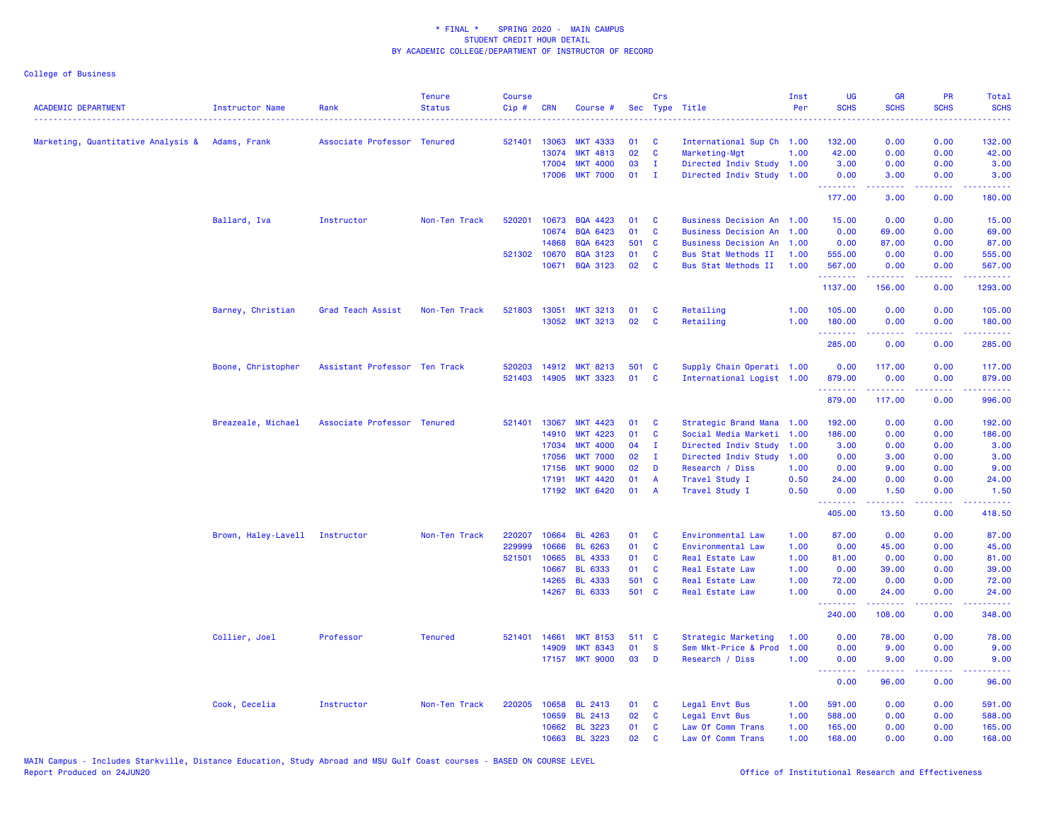\* FINAL \* SPRING 2020 - MAIN CAMPUS
STUDENT CREDIT HOUR DETAIL
BY ACADEMIC COLLEGE/DEPARTMENT OF INSTRUCTOR OF RECORD

College of Business

| ACADEMIC DEPARTMENT | Instructor Name | Rank | Tenure Status | Course Cip # | CRN | Course # | Sec | Crs Type | Title | Inst Per | UG SCHS | GR SCHS | PR SCHS | Total SCHS |
|---|---|---|---|---|---|---|---|---|---|---|---|---|---|---|
| Marketing, Quantitative Analysis & | Adams, Frank | Associate Professor | Tenured | 521401 | 13063 | MKT 4333 | 01 | C | International Sup Ch | 1.00 | 132.00 | 0.00 | 0.00 | 132.00 |
| | | | | | 13074 | MKT 4813 | 02 | C | Marketing-Mgt | 1.00 | 42.00 | 0.00 | 0.00 | 42.00 |
| | | | | | 17004 | MKT 4000 | 03 | I | Directed Indiv Study | 1.00 | 3.00 | 0.00 | 0.00 | 3.00 |
| | | | | | 17006 | MKT 7000 | 01 | I | Directed Indiv Study | 1.00 | 0.00 | 3.00 | 0.00 | 3.00 |
| | | | | | | | | | | | 177.00 | 3.00 | 0.00 | 180.00 |
| | Ballard, Iva | Instructor | Non-Ten Track | 520201 | 10673 | BQA 4423 | 01 | C | Business Decision An | 1.00 | 15.00 | 0.00 | 0.00 | 15.00 |
| | | | | | 10674 | BQA 6423 | 01 | C | Business Decision An | 1.00 | 0.00 | 69.00 | 0.00 | 69.00 |
| | | | | | 14868 | BQA 6423 | 501 | C | Business Decision An | 1.00 | 0.00 | 87.00 | 0.00 | 87.00 |
| | | | | 521302 | 10670 | BQA 3123 | 01 | C | Bus Stat Methods II | 1.00 | 555.00 | 0.00 | 0.00 | 555.00 |
| | | | | | 10671 | BQA 3123 | 02 | C | Bus Stat Methods II | 1.00 | 567.00 | 0.00 | 0.00 | 567.00 |
| | | | | | | | | | | | 1137.00 | 156.00 | 0.00 | 1293.00 |
| | Barney, Christian | Grad Teach Assist | Non-Ten Track | 521803 | 13051 | MKT 3213 | 01 | C | Retailing | 1.00 | 105.00 | 0.00 | 0.00 | 105.00 |
| | | | | | 13052 | MKT 3213 | 02 | C | Retailing | 1.00 | 180.00 | 0.00 | 0.00 | 180.00 |
| | | | | | | | | | | | 285.00 | 0.00 | 0.00 | 285.00 |
| | Boone, Christopher | Assistant Professor | Ten Track | 520203 | 14912 | MKT 8213 | 501 | C | Supply Chain Operati | 1.00 | 0.00 | 117.00 | 0.00 | 117.00 |
| | | | | 521403 | 14905 | MKT 3323 | 01 | C | International Logist | 1.00 | 879.00 | 0.00 | 0.00 | 879.00 |
| | | | | | | | | | | | 879.00 | 117.00 | 0.00 | 996.00 |
| | Breazeale, Michael | Associate Professor | Tenured | 521401 | 13067 | MKT 4423 | 01 | C | Strategic Brand Mana | 1.00 | 192.00 | 0.00 | 0.00 | 192.00 |
| | | | | | 14910 | MKT 4223 | 01 | C | Social Media Marketi | 1.00 | 186.00 | 0.00 | 0.00 | 186.00 |
| | | | | | 17034 | MKT 4000 | 04 | I | Directed Indiv Study | 1.00 | 3.00 | 0.00 | 0.00 | 3.00 |
| | | | | | 17056 | MKT 7000 | 02 | I | Directed Indiv Study | 1.00 | 0.00 | 3.00 | 0.00 | 3.00 |
| | | | | | 17156 | MKT 9000 | 02 | D | Research / Diss | 1.00 | 0.00 | 9.00 | 0.00 | 9.00 |
| | | | | | 17191 | MKT 4420 | 01 | A | Travel Study I | 0.50 | 24.00 | 0.00 | 0.00 | 24.00 |
| | | | | | 17192 | MKT 6420 | 01 | A | Travel Study I | 0.50 | 0.00 | 1.50 | 0.00 | 1.50 |
| | | | | | | | | | | | 405.00 | 13.50 | 0.00 | 418.50 |
| | Brown, Haley-Lavell | Instructor | Non-Ten Track | 220207 | 10664 | BL 4263 | 01 | C | Environmental Law | 1.00 | 87.00 | 0.00 | 0.00 | 87.00 |
| | | | | 229999 | 10666 | BL 6263 | 01 | C | Environmental Law | 1.00 | 0.00 | 45.00 | 0.00 | 45.00 |
| | | | | 521501 | 10665 | BL 4333 | 01 | C | Real Estate Law | 1.00 | 81.00 | 0.00 | 0.00 | 81.00 |
| | | | | | 10667 | BL 6333 | 01 | C | Real Estate Law | 1.00 | 0.00 | 39.00 | 0.00 | 39.00 |
| | | | | | 14265 | BL 4333 | 501 | C | Real Estate Law | 1.00 | 72.00 | 0.00 | 0.00 | 72.00 |
| | | | | | 14267 | BL 6333 | 501 | C | Real Estate Law | 1.00 | 0.00 | 24.00 | 0.00 | 24.00 |
| | | | | | | | | | | | 240.00 | 108.00 | 0.00 | 348.00 |
| | Collier, Joel | Professor | Tenured | 521401 | 14661 | MKT 8153 | 511 | C | Strategic Marketing | 1.00 | 0.00 | 78.00 | 0.00 | 78.00 |
| | | | | | 14909 | MKT 8343 | 01 | S | Sem Mkt-Price & Prod | 1.00 | 0.00 | 9.00 | 0.00 | 9.00 |
| | | | | | 17157 | MKT 9000 | 03 | D | Research / Diss | 1.00 | 0.00 | 9.00 | 0.00 | 9.00 |
| | | | | | | | | | | | 0.00 | 96.00 | 0.00 | 96.00 |
| | Cook, Cecelia | Instructor | Non-Ten Track | 220205 | 10658 | BL 2413 | 01 | C | Legal Envt Bus | 1.00 | 591.00 | 0.00 | 0.00 | 591.00 |
| | | | | | 10659 | BL 2413 | 02 | C | Legal Envt Bus | 1.00 | 588.00 | 0.00 | 0.00 | 588.00 |
| | | | | | 10662 | BL 3223 | 01 | C | Law Of Comm Trans | 1.00 | 165.00 | 0.00 | 0.00 | 165.00 |
| | | | | | 10663 | BL 3223 | 02 | C | Law Of Comm Trans | 1.00 | 168.00 | 0.00 | 0.00 | 168.00 |

MAIN Campus - Includes Starkville, Distance Education, Study Abroad and MSU Gulf Coast courses - BASED ON COURSE LEVEL
Report Produced on 24JUN20 Office of Institutional Research and Effectiveness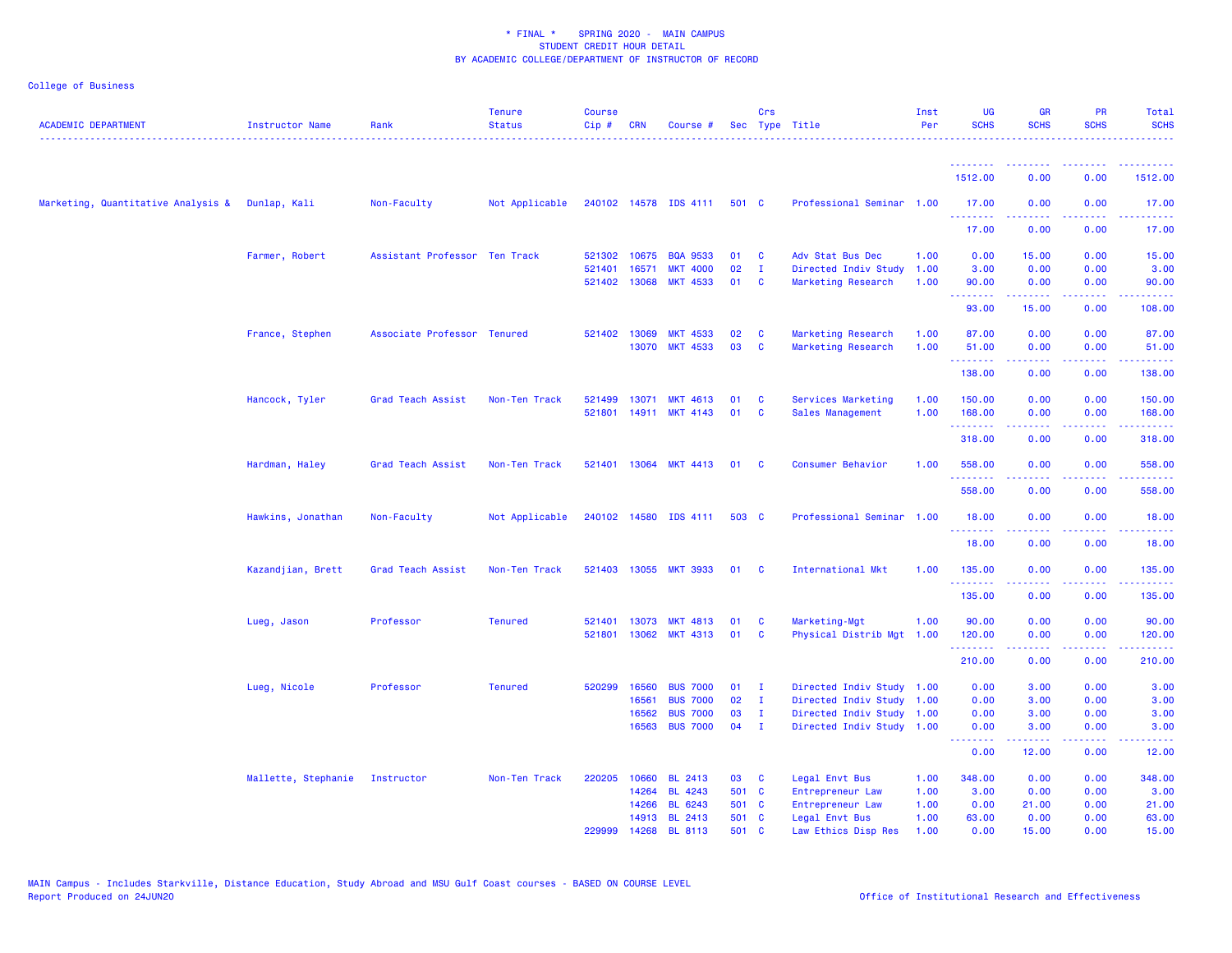\* FINAL \*    SPRING 2020 -  MAIN CAMPUS
STUDENT CREDIT HOUR DETAIL
BY ACADEMIC COLLEGE/DEPARTMENT OF INSTRUCTOR OF RECORD

College of Business

| ACADEMIC DEPARTMENT | Instructor Name | Rank | Tenure Status | Course Cip # | CRN | Course # | Sec | Crs Type | Title | Inst Per | UG SCHS | GR SCHS | PR SCHS | Total SCHS |
|---|---|---|---|---|---|---|---|---|---|---|---|---|---|---|
| | | | | | | | | | | | 1512.00 | 0.00 | 0.00 | 1512.00 |
| Marketing, Quantitative Analysis & | Dunlap, Kali | Non-Faculty | Not Applicable | 240102 | 14578 | IDS 4111 | 501 | C | Professional Seminar | 1.00 | 17.00 | 0.00 | 0.00 | 17.00 |
| | | | | | | | | | | | 17.00 | 0.00 | 0.00 | 17.00 |
| | Farmer, Robert | Assistant Professor | Ten Track | 521302 | 10675 | BQA 9533 | 01 | C | Adv Stat Bus Dec | 1.00 | 0.00 | 15.00 | 0.00 | 15.00 |
| | | | | 521401 | 16571 | MKT 4000 | 02 | I | Directed Indiv Study | 1.00 | 3.00 | 0.00 | 0.00 | 3.00 |
| | | | | 521402 | 13068 | MKT 4533 | 01 | C | Marketing Research | 1.00 | 90.00 | 0.00 | 0.00 | 90.00 |
| | | | | | | | | | | | 93.00 | 15.00 | 0.00 | 108.00 |
| | France, Stephen | Associate Professor | Tenured | 521402 | 13069 | MKT 4533 | 02 | C | Marketing Research | 1.00 | 87.00 | 0.00 | 0.00 | 87.00 |
| | | | | | 13070 | MKT 4533 | 03 | C | Marketing Research | 1.00 | 51.00 | 0.00 | 0.00 | 51.00 |
| | | | | | | | | | | | 138.00 | 0.00 | 0.00 | 138.00 |
| | Hancock, Tyler | Grad Teach Assist | Non-Ten Track | 521499 | 13071 | MKT 4613 | 01 | C | Services Marketing | 1.00 | 150.00 | 0.00 | 0.00 | 150.00 |
| | | | | 521801 | 14911 | MKT 4143 | 01 | C | Sales Management | 1.00 | 168.00 | 0.00 | 0.00 | 168.00 |
| | | | | | | | | | | | 318.00 | 0.00 | 0.00 | 318.00 |
| | Hardman, Haley | Grad Teach Assist | Non-Ten Track | 521401 | 13064 | MKT 4413 | 01 | C | Consumer Behavior | 1.00 | 558.00 | 0.00 | 0.00 | 558.00 |
| | | | | | | | | | | | 558.00 | 0.00 | 0.00 | 558.00 |
| | Hawkins, Jonathan | Non-Faculty | Not Applicable | 240102 | 14580 | IDS 4111 | 503 | C | Professional Seminar | 1.00 | 18.00 | 0.00 | 0.00 | 18.00 |
| | | | | | | | | | | | 18.00 | 0.00 | 0.00 | 18.00 |
| | Kazandjian, Brett | Grad Teach Assist | Non-Ten Track | 521403 | 13055 | MKT 3933 | 01 | C | International Mkt | 1.00 | 135.00 | 0.00 | 0.00 | 135.00 |
| | | | | | | | | | | | 135.00 | 0.00 | 0.00 | 135.00 |
| | Lueg, Jason | Professor | Tenured | 521401 | 13073 | MKT 4813 | 01 | C | Marketing-Mgt | 1.00 | 90.00 | 0.00 | 0.00 | 90.00 |
| | | | | 521801 | 13062 | MKT 4313 | 01 | C | Physical Distrib Mgt | 1.00 | 120.00 | 0.00 | 0.00 | 120.00 |
| | | | | | | | | | | | 210.00 | 0.00 | 0.00 | 210.00 |
| | Lueg, Nicole | Professor | Tenured | 520299 | 16560 | BUS 7000 | 01 | I | Directed Indiv Study | 1.00 | 0.00 | 3.00 | 0.00 | 3.00 |
| | | | | | 16561 | BUS 7000 | 02 | I | Directed Indiv Study | 1.00 | 0.00 | 3.00 | 0.00 | 3.00 |
| | | | | | 16562 | BUS 7000 | 03 | I | Directed Indiv Study | 1.00 | 0.00 | 3.00 | 0.00 | 3.00 |
| | | | | | 16563 | BUS 7000 | 04 | I | Directed Indiv Study | 1.00 | 0.00 | 3.00 | 0.00 | 3.00 |
| | | | | | | | | | | | 0.00 | 12.00 | 0.00 | 12.00 |
| | Mallette, Stephanie | Instructor | Non-Ten Track | 220205 | 10660 | BL 2413 | 03 | C | Legal Envt Bus | 1.00 | 348.00 | 0.00 | 0.00 | 348.00 |
| | | | | | 14264 | BL 4243 | 501 | C | Entrepreneur Law | 1.00 | 3.00 | 0.00 | 0.00 | 3.00 |
| | | | | | 14266 | BL 6243 | 501 | C | Entrepreneur Law | 1.00 | 0.00 | 21.00 | 0.00 | 21.00 |
| | | | | | 14913 | BL 2413 | 501 | C | Legal Envt Bus | 1.00 | 63.00 | 0.00 | 0.00 | 63.00 |
| | | | | 229999 | 14268 | BL 8113 | 501 | C | Law Ethics Disp Res | 1.00 | 0.00 | 15.00 | 0.00 | 15.00 |

MAIN Campus - Includes Starkville, Distance Education, Study Abroad and MSU Gulf Coast courses - BASED ON COURSE LEVEL
Report Produced on 24JUN20

Office of Institutional Research and Effectiveness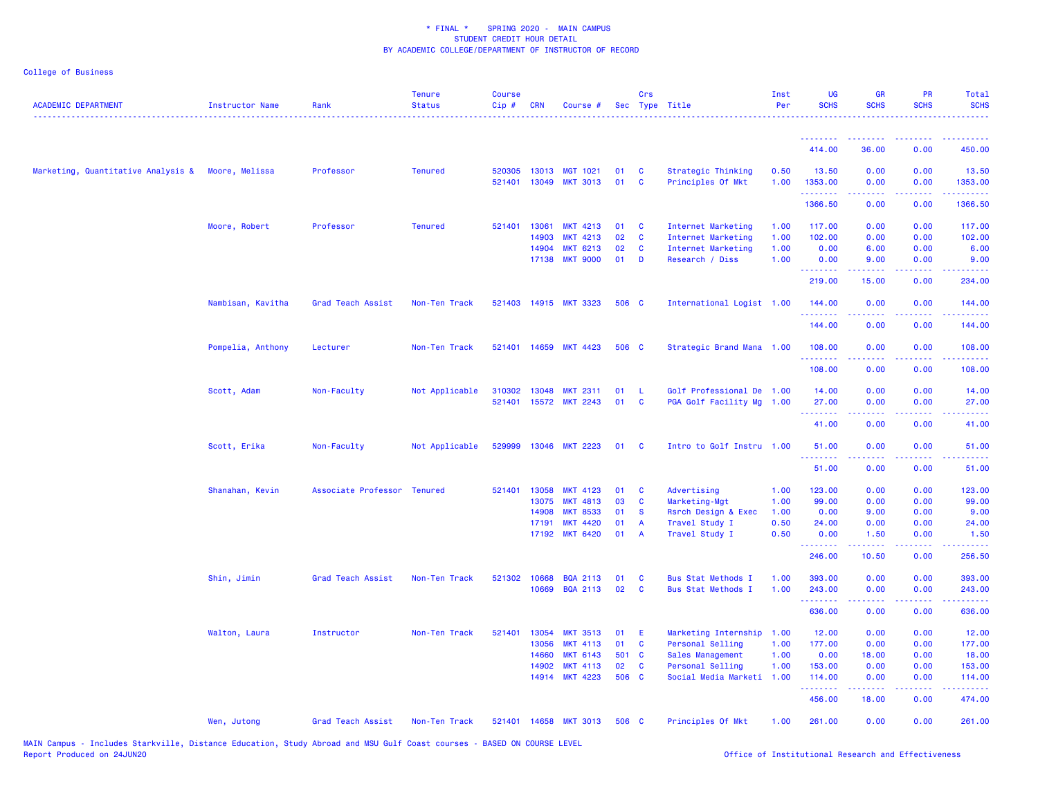\* FINAL \*    SPRING 2020 -  MAIN CAMPUS
STUDENT CREDIT HOUR DETAIL
BY ACADEMIC COLLEGE/DEPARTMENT OF INSTRUCTOR OF RECORD

College of Business

| ACADEMIC DEPARTMENT | Instructor Name | Rank | Tenure Status | Course Cip # | CRN | Course # | Sec | Crs Type | Title | Inst Per | UG SCHS | GR SCHS | PR SCHS | Total SCHS |
|---|---|---|---|---|---|---|---|---|---|---|---|---|---|---|
| | | | | | | | | | | | 414.00 | 36.00 | 0.00 | 450.00 |
| Marketing, Quantitative Analysis & | Moore, Melissa | Professor | Tenured | 520305 | 13013 | MGT 1021 | 01 | C | Strategic Thinking | 0.50 | 13.50 | 0.00 | 0.00 | 13.50 |
| | | | | 521401 | 13049 | MKT 3013 | 01 | C | Principles Of Mkt | 1.00 | 1353.00 | 0.00 | 0.00 | 1353.00 |
| | | | | | | | | | | | 1366.50 | 0.00 | 0.00 | 1366.50 |
| | Moore, Robert | Professor | Tenured | 521401 | 13061 | MKT 4213 | 01 | C | Internet Marketing | 1.00 | 117.00 | 0.00 | 0.00 | 117.00 |
| | | | | | 14903 | MKT 4213 | 02 | C | Internet Marketing | 1.00 | 102.00 | 0.00 | 0.00 | 102.00 |
| | | | | | 14904 | MKT 6213 | 02 | C | Internet Marketing | 1.00 | 0.00 | 6.00 | 0.00 | 6.00 |
| | | | | | 17138 | MKT 9000 | 01 | D | Research / Diss | 1.00 | 0.00 | 9.00 | 0.00 | 9.00 |
| | | | | | | | | | | | 219.00 | 15.00 | 0.00 | 234.00 |
| | Nambisan, Kavitha | Grad Teach Assist | Non-Ten Track | 521403 | 14915 | MKT 3323 | 506 | C | International Logist | 1.00 | 144.00 | 0.00 | 0.00 | 144.00 |
| | | | | | | | | | | | 144.00 | 0.00 | 0.00 | 144.00 |
| | Pompelia, Anthony | Lecturer | Non-Ten Track | 521401 | 14659 | MKT 4423 | 506 | C | Strategic Brand Mana | 1.00 | 108.00 | 0.00 | 0.00 | 108.00 |
| | | | | | | | | | | | 108.00 | 0.00 | 0.00 | 108.00 |
| | Scott, Adam | Non-Faculty | Not Applicable | 310302 | 13048 | MKT 2311 | 01 | L | Golf Professional De | 1.00 | 14.00 | 0.00 | 0.00 | 14.00 |
| | | | | 521401 | 15572 | MKT 2243 | 01 | C | PGA Golf Facility Mg | 1.00 | 27.00 | 0.00 | 0.00 | 27.00 |
| | | | | | | | | | | | 41.00 | 0.00 | 0.00 | 41.00 |
| | Scott, Erika | Non-Faculty | Not Applicable | 529999 | 13046 | MKT 2223 | 01 | C | Intro to Golf Instru | 1.00 | 51.00 | 0.00 | 0.00 | 51.00 |
| | | | | | | | | | | | 51.00 | 0.00 | 0.00 | 51.00 |
| | Shanahan, Kevin | Associate Professor | Tenured | 521401 | 13058 | MKT 4123 | 01 | C | Advertising | 1.00 | 123.00 | 0.00 | 0.00 | 123.00 |
| | | | | | 13075 | MKT 4813 | 03 | C | Marketing-Mgt | 1.00 | 99.00 | 0.00 | 0.00 | 99.00 |
| | | | | | 14908 | MKT 8533 | 01 | S | Rsrch Design & Exec | 1.00 | 0.00 | 9.00 | 0.00 | 9.00 |
| | | | | | 17191 | MKT 4420 | 01 | A | Travel Study I | 0.50 | 24.00 | 0.00 | 0.00 | 24.00 |
| | | | | | 17192 | MKT 6420 | 01 | A | Travel Study I | 0.50 | 0.00 | 1.50 | 0.00 | 1.50 |
| | | | | | | | | | | | 246.00 | 10.50 | 0.00 | 256.50 |
| | Shin, Jimin | Grad Teach Assist | Non-Ten Track | 521302 | 10668 | BQA 2113 | 01 | C | Bus Stat Methods I | 1.00 | 393.00 | 0.00 | 0.00 | 393.00 |
| | | | | | 10669 | BQA 2113 | 02 | C | Bus Stat Methods I | 1.00 | 243.00 | 0.00 | 0.00 | 243.00 |
| | | | | | | | | | | | 636.00 | 0.00 | 0.00 | 636.00 |
| | Walton, Laura | Instructor | Non-Ten Track | 521401 | 13054 | MKT 3513 | 01 | E | Marketing Internship | 1.00 | 12.00 | 0.00 | 0.00 | 12.00 |
| | | | | | 13056 | MKT 4113 | 01 | C | Personal Selling | 1.00 | 177.00 | 0.00 | 0.00 | 177.00 |
| | | | | | 14660 | MKT 6143 | 501 | C | Sales Management | 1.00 | 0.00 | 18.00 | 0.00 | 18.00 |
| | | | | | 14902 | MKT 4113 | 02 | C | Personal Selling | 1.00 | 153.00 | 0.00 | 0.00 | 153.00 |
| | | | | | 14914 | MKT 4223 | 506 | C | Social Media Marketi | 1.00 | 114.00 | 0.00 | 0.00 | 114.00 |
| | | | | | | | | | | | 456.00 | 18.00 | 0.00 | 474.00 |
| | Wen, Jutong | Grad Teach Assist | Non-Ten Track | 521401 | 14658 | MKT 3013 | 506 | C | Principles Of Mkt | 1.00 | 261.00 | 0.00 | 0.00 | 261.00 |

MAIN Campus - Includes Starkville, Distance Education, Study Abroad and MSU Gulf Coast courses - BASED ON COURSE LEVEL
Report Produced on 24JUN20

Office of Institutional Research and Effectiveness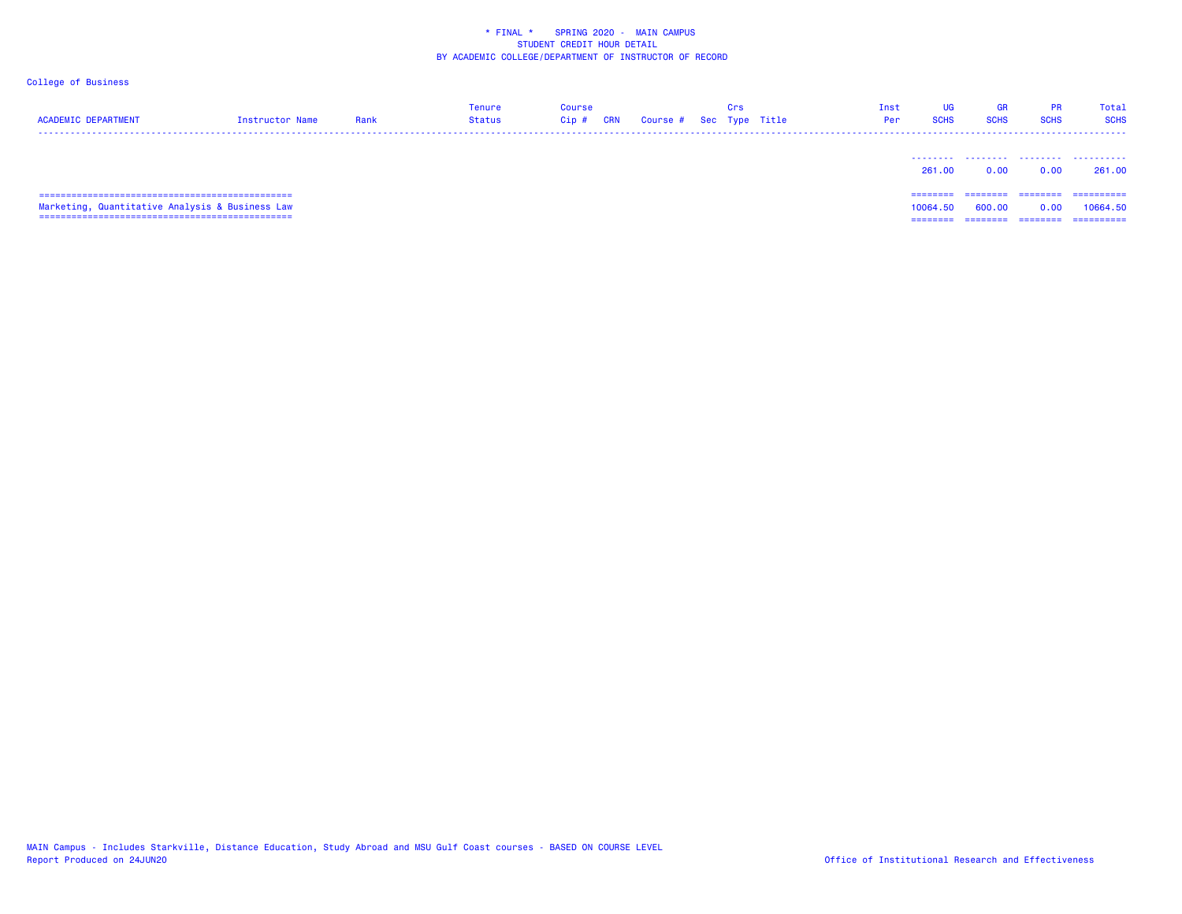* FINAL * SPRING 2020 - MAIN CAMPUS
STUDENT CREDIT HOUR DETAIL
BY ACADEMIC COLLEGE/DEPARTMENT OF INSTRUCTOR OF RECORD

College of Business

| ACADEMIC DEPARTMENT | Instructor Name | Rank | Tenure Status | Course Cip # | CRN | Course # | Sec | Crs Type | Title | Inst Per | UG SCHS | GR SCHS | PR SCHS | Total SCHS |
|---|---|---|---|---|---|---|---|---|---|---|---|---|---|---|
| | | | | | | | | | | | 261.00 | 0.00 | 0.00 | 261.00 |
| Marketing, Quantitative Analysis & Business Law | | | | | | | | | | | 10064.50 | 600.00 | 0.00 | 10664.50 |

MAIN Campus - Includes Starkville, Distance Education, Study Abroad and MSU Gulf Coast courses - BASED ON COURSE LEVEL
Report Produced on 24JUN20

Office of Institutional Research and Effectiveness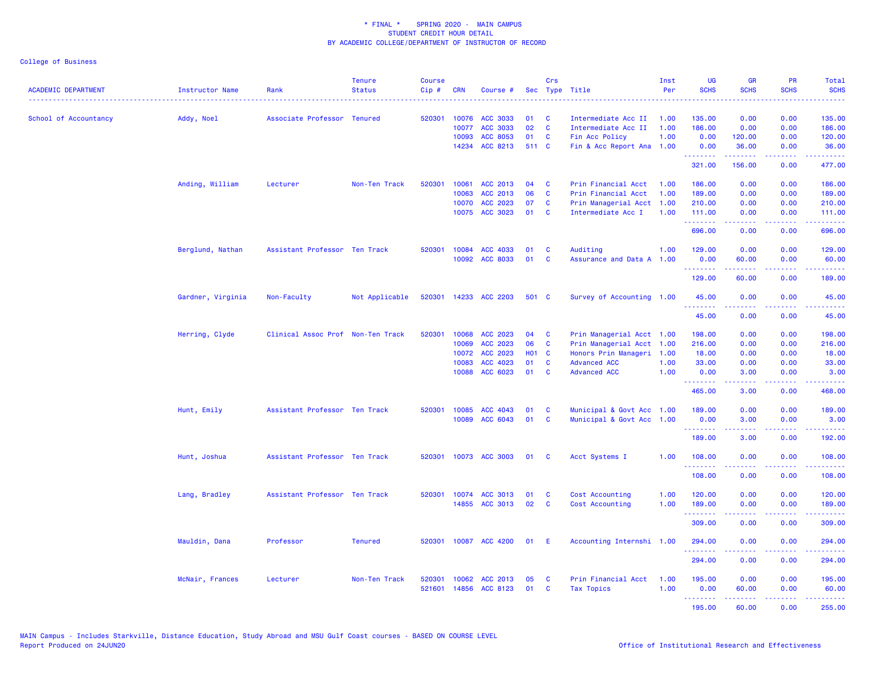\* FINAL \*    SPRING 2020 -  MAIN CAMPUS
STUDENT CREDIT HOUR DETAIL
BY ACADEMIC COLLEGE/DEPARTMENT OF INSTRUCTOR OF RECORD

College of Business

| ACADEMIC DEPARTMENT | Instructor Name | Rank | Tenure Status | Course Cip # | CRN | Course # | Sec | Crs Type | Title | Inst Per | UG SCHS | GR SCHS | PR SCHS | Total SCHS |
|---|---|---|---|---|---|---|---|---|---|---|---|---|---|---|
| School of Accountancy | Addy, Noel | Associate Professor | Tenured | 520301 | 10076 | ACC 3033 | 01 | C | Intermediate Acc II | 1.00 | 135.00 | 0.00 | 0.00 | 135.00 |
| | | | | | 10077 | ACC 3033 | 02 | C | Intermediate Acc II | 1.00 | 186.00 | 0.00 | 0.00 | 186.00 |
| | | | | | 10093 | ACC 8053 | 01 | C | Fin Acc Policy | 1.00 | 0.00 | 120.00 | 0.00 | 120.00 |
| | | | | | 14234 | ACC 8213 | 511 | C | Fin & Acc Report Ana | 1.00 | 0.00 | 36.00 | 0.00 | 36.00 |
| | | | | | | | | | | | 321.00 | 156.00 | 0.00 | 477.00 |
| | Anding, William | Lecturer | Non-Ten Track | 520301 | 10061 | ACC 2013 | 04 | C | Prin Financial Acct | 1.00 | 186.00 | 0.00 | 0.00 | 186.00 |
| | | | | | 10063 | ACC 2013 | 06 | C | Prin Financial Acct | 1.00 | 189.00 | 0.00 | 0.00 | 189.00 |
| | | | | | 10070 | ACC 2023 | 07 | C | Prin Managerial Acct | 1.00 | 210.00 | 0.00 | 0.00 | 210.00 |
| | | | | | 10075 | ACC 3023 | 01 | C | Intermediate Acc I | 1.00 | 111.00 | 0.00 | 0.00 | 111.00 |
| | | | | | | | | | | | 696.00 | 0.00 | 0.00 | 696.00 |
| | Berglund, Nathan | Assistant Professor | Ten Track | 520301 | 10084 | ACC 4033 | 01 | C | Auditing | 1.00 | 129.00 | 0.00 | 0.00 | 129.00 |
| | | | | | 10092 | ACC 8033 | 01 | C | Assurance and Data A | 1.00 | 0.00 | 60.00 | 0.00 | 60.00 |
| | | | | | | | | | | | 129.00 | 60.00 | 0.00 | 189.00 |
| | Gardner, Virginia | Non-Faculty | Not Applicable | 520301 | 14233 | ACC 2203 | 501 | C | Survey of Accounting | 1.00 | 45.00 | 0.00 | 0.00 | 45.00 |
| | | | | | | | | | | | 45.00 | 0.00 | 0.00 | 45.00 |
| | Herring, Clyde | Clinical Assoc Prof | Non-Ten Track | 520301 | 10068 | ACC 2023 | 04 | C | Prin Managerial Acct | 1.00 | 198.00 | 0.00 | 0.00 | 198.00 |
| | | | | | 10069 | ACC 2023 | 06 | C | Prin Managerial Acct | 1.00 | 216.00 | 0.00 | 0.00 | 216.00 |
| | | | | | 10072 | ACC 2023 | H01 | C | Honors Prin Manageri | 1.00 | 18.00 | 0.00 | 0.00 | 18.00 |
| | | | | | 10083 | ACC 4023 | 01 | C | Advanced ACC | 1.00 | 33.00 | 0.00 | 0.00 | 33.00 |
| | | | | | 10088 | ACC 6023 | 01 | C | Advanced ACC | 1.00 | 0.00 | 3.00 | 0.00 | 3.00 |
| | | | | | | | | | | | 465.00 | 3.00 | 0.00 | 468.00 |
| | Hunt, Emily | Assistant Professor | Ten Track | 520301 | 10085 | ACC 4043 | 01 | C | Municipal & Govt Acc | 1.00 | 189.00 | 0.00 | 0.00 | 189.00 |
| | | | | | 10089 | ACC 6043 | 01 | C | Municipal & Govt Acc | 1.00 | 0.00 | 3.00 | 0.00 | 3.00 |
| | | | | | | | | | | | 189.00 | 3.00 | 0.00 | 192.00 |
| | Hunt, Joshua | Assistant Professor | Ten Track | 520301 | 10073 | ACC 3003 | 01 | C | Acct Systems I | 1.00 | 108.00 | 0.00 | 0.00 | 108.00 |
| | | | | | | | | | | | 108.00 | 0.00 | 0.00 | 108.00 |
| | Lang, Bradley | Assistant Professor | Ten Track | 520301 | 10074 | ACC 3013 | 01 | C | Cost Accounting | 1.00 | 120.00 | 0.00 | 0.00 | 120.00 |
| | | | | | 14855 | ACC 3013 | 02 | C | Cost Accounting | 1.00 | 189.00 | 0.00 | 0.00 | 189.00 |
| | | | | | | | | | | | 309.00 | 0.00 | 0.00 | 309.00 |
| | Mauldin, Dana | Professor | Tenured | 520301 | 10087 | ACC 4200 | 01 | E | Accounting Internshi | 1.00 | 294.00 | 0.00 | 0.00 | 294.00 |
| | | | | | | | | | | | 294.00 | 0.00 | 0.00 | 294.00 |
| | McNair, Frances | Lecturer | Non-Ten Track | 520301 | 10062 | ACC 2013 | 05 | C | Prin Financial Acct | 1.00 | 195.00 | 0.00 | 0.00 | 195.00 |
| | | | | 521601 | 14856 | ACC 8123 | 01 | C | Tax Topics | 1.00 | 0.00 | 60.00 | 0.00 | 60.00 |
| | | | | | | | | | | | 195.00 | 60.00 | 0.00 | 255.00 |

MAIN Campus - Includes Starkville, Distance Education, Study Abroad and MSU Gulf Coast courses - BASED ON COURSE LEVEL
Report Produced on 24JUN20

Office of Institutional Research and Effectiveness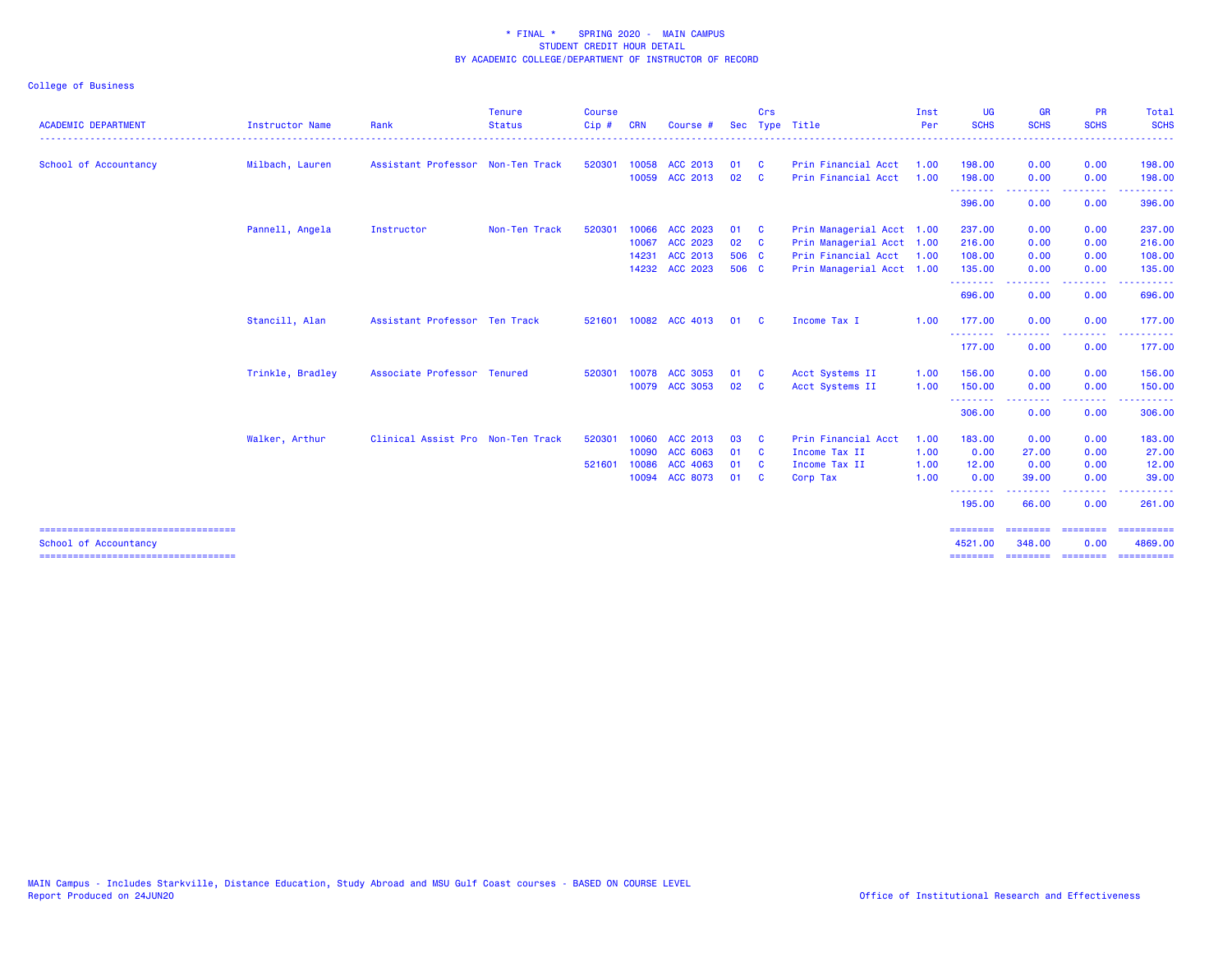\* FINAL \* SPRING 2020 - MAIN CAMPUS
STUDENT CREDIT HOUR DETAIL
BY ACADEMIC COLLEGE/DEPARTMENT OF INSTRUCTOR OF RECORD

College of Business

| ACADEMIC DEPARTMENT | Instructor Name | Rank | Tenure Status | Course Cip # | CRN | Course # | Sec | Crs Type | Title | Inst Per | UG SCHS | GR SCHS | PR SCHS | Total SCHS |
|---|---|---|---|---|---|---|---|---|---|---|---|---|---|---|
| School of Accountancy | Milbach, Lauren | Assistant Professor | Non-Ten Track | 520301 | 10058 | ACC 2013 | 01 | C | Prin Financial Acct | 1.00 | 198.00 | 0.00 | 0.00 | 198.00 |
| | | | | | 10059 | ACC 2013 | 02 | C | Prin Financial Acct | 1.00 | 198.00 | 0.00 | 0.00 | 198.00 |
| | | | | | | | | | | | 396.00 | 0.00 | 0.00 | 396.00 |
| | Pannell, Angela | Instructor | Non-Ten Track | 520301 | 10066 | ACC 2023 | 01 | C | Prin Managerial Acct | 1.00 | 237.00 | 0.00 | 0.00 | 237.00 |
| | | | | | 10067 | ACC 2023 | 02 | C | Prin Managerial Acct | 1.00 | 216.00 | 0.00 | 0.00 | 216.00 |
| | | | | | 14231 | ACC 2013 | 506 | C | Prin Financial Acct | 1.00 | 108.00 | 0.00 | 0.00 | 108.00 |
| | | | | | 14232 | ACC 2023 | 506 | C | Prin Managerial Acct | 1.00 | 135.00 | 0.00 | 0.00 | 135.00 |
| | | | | | | | | | | | 696.00 | 0.00 | 0.00 | 696.00 |
| | Stancill, Alan | Assistant Professor | Ten Track | 521601 | 10082 | ACC 4013 | 01 | C | Income Tax I | 1.00 | 177.00 | 0.00 | 0.00 | 177.00 |
| | | | | | | | | | | | 177.00 | 0.00 | 0.00 | 177.00 |
| | Trinkle, Bradley | Associate Professor | Tenured | 520301 | 10078 | ACC 3053 | 01 | C | Acct Systems II | 1.00 | 156.00 | 0.00 | 0.00 | 156.00 |
| | | | | | 10079 | ACC 3053 | 02 | C | Acct Systems II | 1.00 | 150.00 | 0.00 | 0.00 | 150.00 |
| | | | | | | | | | | | 306.00 | 0.00 | 0.00 | 306.00 |
| | Walker, Arthur | Clinical Assist Pro | Non-Ten Track | 520301 | 10060 | ACC 2013 | 03 | C | Prin Financial Acct | 1.00 | 183.00 | 0.00 | 0.00 | 183.00 |
| | | | | | 10090 | ACC 6063 | 01 | C | Income Tax II | 1.00 | 0.00 | 27.00 | 0.00 | 27.00 |
| | | | | 521601 | 10086 | ACC 4063 | 01 | C | Income Tax II | 1.00 | 12.00 | 0.00 | 0.00 | 12.00 |
| | | | | | 10094 | ACC 8073 | 01 | C | Corp Tax | 1.00 | 0.00 | 39.00 | 0.00 | 39.00 |
| | | | | | | | | | | | 195.00 | 66.00 | 0.00 | 261.00 |
| School of Accountancy | | | | | | | | | | | 4521.00 | 348.00 | 0.00 | 4869.00 |

MAIN Campus - Includes Starkville, Distance Education, Study Abroad and MSU Gulf Coast courses - BASED ON COURSE LEVEL
Report Produced on 24JUN20

Office of Institutional Research and Effectiveness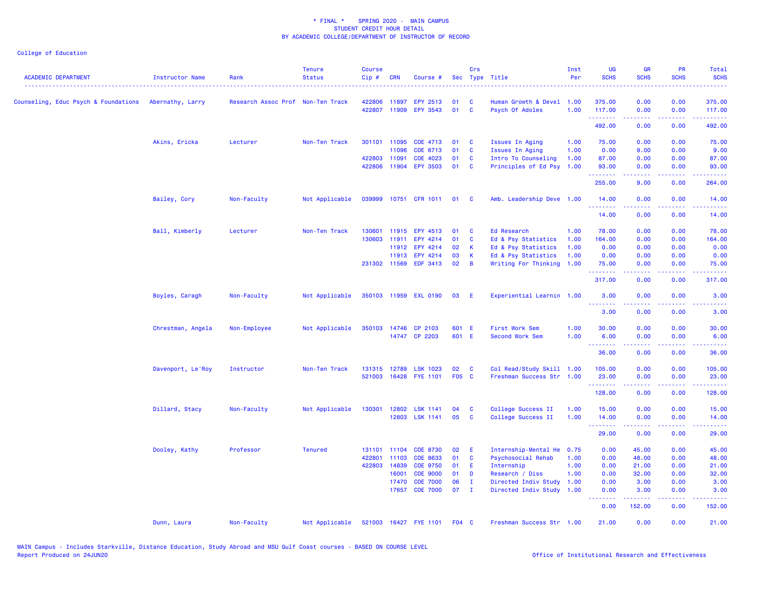\* FINAL \*    SPRING 2020 -  MAIN CAMPUS
STUDENT CREDIT HOUR DETAIL
BY ACADEMIC COLLEGE/DEPARTMENT OF INSTRUCTOR OF RECORD

College of Education

| ACADEMIC DEPARTMENT | Instructor Name | Rank | Tenure Status | Course Cip # | CRN | Course # | Sec | Crs Type | Title | Inst Per | UG SCHS | GR SCHS | PR SCHS | Total SCHS |
|---|---|---|---|---|---|---|---|---|---|---|---|---|---|---|
| Counseling, Educ Psych & Foundations | Abernathy, Larry | Research Assoc Prof | Non-Ten Track | 422806 | 11897 | EPY 2513 | 01 | C | Human Growth & Devel | 1.00 | 375.00 | 0.00 | 0.00 | 375.00 |
| | | | | 422807 | 11909 | EPY 3543 | 01 | C | Psych Of Adoles | 1.00 | 117.00 | 0.00 | 0.00 | 117.00 |
| | | | | | | | | | | | 492.00 | 0.00 | 0.00 | 492.00 |
| | Akins, Ericka | Lecturer | Non-Ten Track | 301101 | 11095 | COE 4713 | 01 | C | Issues In Aging | 1.00 | 75.00 | 0.00 | 0.00 | 75.00 |
| | | | | | 11096 | COE 6713 | 01 | C | Issues In Aging | 1.00 | 0.00 | 9.00 | 0.00 | 9.00 |
| | | | | 422803 | 11091 | COE 4023 | 01 | C | Intro To Counseling | 1.00 | 87.00 | 0.00 | 0.00 | 87.00 |
| | | | | 422806 | 11904 | EPY 3503 | 01 | C | Principles of Ed Psy | 1.00 | 93.00 | 0.00 | 0.00 | 93.00 |
| | | | | | | | | | | | 255.00 | 9.00 | 0.00 | 264.00 |
| | Bailey, Cory | Non-Faculty | Not Applicable | 039999 | 10751 | CFR 1011 | 01 | C | Amb. Leadership Deve | 1.00 | 14.00 | 0.00 | 0.00 | 14.00 |
| | | | | | | | | | | | 14.00 | 0.00 | 0.00 | 14.00 |
| | Ball, Kimberly | Lecturer | Non-Ten Track | 130601 | 11915 | EPY 4513 | 01 | C | Ed Research | 1.00 | 78.00 | 0.00 | 0.00 | 78.00 |
| | | | | 130603 | 11911 | EPY 4214 | 01 | C | Ed & Psy Statistics | 1.00 | 164.00 | 0.00 | 0.00 | 164.00 |
| | | | | | 11912 | EPY 4214 | 02 | K | Ed & Psy Statistics | 1.00 | 0.00 | 0.00 | 0.00 | 0.00 |
| | | | | | 11913 | EPY 4214 | 03 | K | Ed & Psy Statistics | 1.00 | 0.00 | 0.00 | 0.00 | 0.00 |
| | | | | 231302 | 11569 | EDF 3413 | 02 | B | Writing For Thinking | 1.00 | 75.00 | 0.00 | 0.00 | 75.00 |
| | | | | | | | | | | | 317.00 | 0.00 | 0.00 | 317.00 |
| | Boyles, Caragh | Non-Faculty | Not Applicable | 350103 | 11959 | EXL 0190 | 03 | E | Experiential Learnin | 1.00 | 3.00 | 0.00 | 0.00 | 3.00 |
| | | | | | | | | | | | 3.00 | 0.00 | 0.00 | 3.00 |
| | Chrestman, Angela | Non-Employee | Not Applicable | 350103 | 14746 | CP 2103 | 601 | E | First Work Sem | 1.00 | 30.00 | 0.00 | 0.00 | 30.00 |
| | | | | | 14747 | CP 2203 | 601 | E | Second Work Sem | 1.00 | 6.00 | 0.00 | 0.00 | 6.00 |
| | | | | | | | | | | | 36.00 | 0.00 | 0.00 | 36.00 |
| | Davenport, Le'Roy | Instructor | Non-Ten Track | 131315 | 12789 | LSK 1023 | 02 | C | Col Read/Study Skill | 1.00 | 105.00 | 0.00 | 0.00 | 105.00 |
| | | | | 521003 | 16428 | FYE 1101 | F05 | C | Freshman Success Str | 1.00 | 23.00 | 0.00 | 0.00 | 23.00 |
| | | | | | | | | | | | 128.00 | 0.00 | 0.00 | 128.00 |
| | Dillard, Stacy | Non-Faculty | Not Applicable | 130301 | 12802 | LSK 1141 | 04 | C | College Success II | 1.00 | 15.00 | 0.00 | 0.00 | 15.00 |
| | | | | | 12803 | LSK 1141 | 05 | C | College Success II | 1.00 | 14.00 | 0.00 | 0.00 | 14.00 |
| | | | | | | | | | | | 29.00 | 0.00 | 0.00 | 29.00 |
| | Dooley, Kathy | Professor | Tenured | 131101 | 11104 | COE 8730 | 02 | E | Internship-Mental He | 0.75 | 0.00 | 45.00 | 0.00 | 45.00 |
| | | | | 422801 | 11103 | COE 8633 | 01 | C | Psychosocial Rehab | 1.00 | 0.00 | 48.00 | 0.00 | 48.00 |
| | | | | 422803 | 14839 | COE 9750 | 01 | E | Internship | 1.00 | 0.00 | 21.00 | 0.00 | 21.00 |
| | | | | | 16001 | COE 9000 | 01 | D | Research / Diss | 1.00 | 0.00 | 32.00 | 0.00 | 32.00 |
| | | | | | 17470 | COE 7000 | 06 | I | Directed Indiv Study | 1.00 | 0.00 | 3.00 | 0.00 | 3.00 |
| | | | | | 17657 | COE 7000 | 07 | I | Directed Indiv Study | 1.00 | 0.00 | 3.00 | 0.00 | 3.00 |
| | | | | | | | | | | | 0.00 | 152.00 | 0.00 | 152.00 |
| | Dunn, Laura | Non-Faculty | Not Applicable | 521003 | 16427 | FYE 1101 | F04 | C | Freshman Success Str | 1.00 | 21.00 | 0.00 | 0.00 | 21.00 |

MAIN Campus - Includes Starkville, Distance Education, Study Abroad and MSU Gulf Coast courses - BASED ON COURSE LEVEL
Report Produced on 24JUN20    Office of Institutional Research and Effectiveness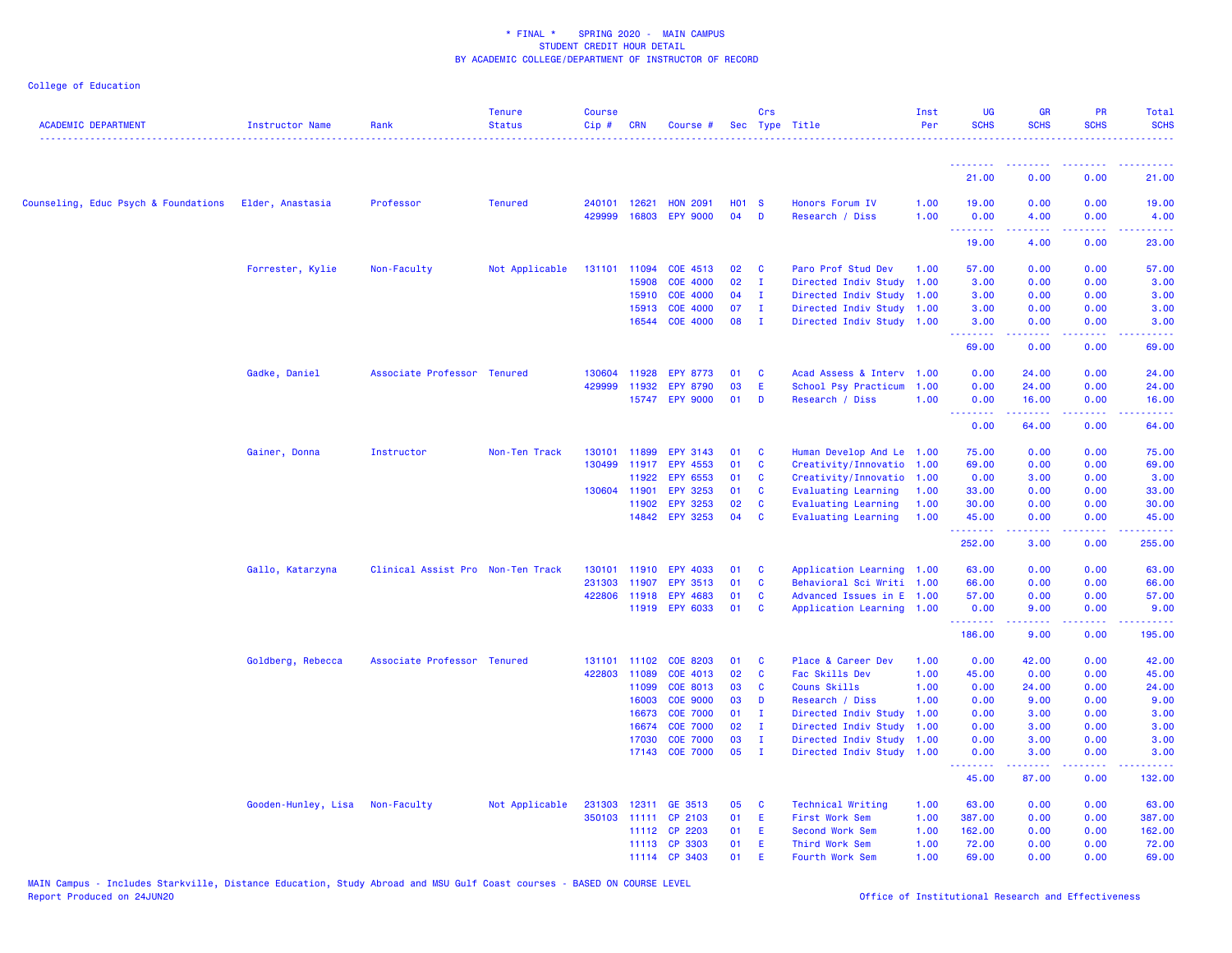* FINAL * SPRING 2020 - MAIN CAMPUS
STUDENT CREDIT HOUR DETAIL
BY ACADEMIC COLLEGE/DEPARTMENT OF INSTRUCTOR OF RECORD

College of Education

| ACADEMIC DEPARTMENT | Instructor Name | Rank | Tenure Status | Course Cip # | CRN | Course # | Sec | Crs Type | Title | Inst Per | UG SCHS | GR SCHS | PR SCHS | Total SCHS |
|---|---|---|---|---|---|---|---|---|---|---|---|---|---|---|
| | | | | | | | | | | | 21.00 | 0.00 | 0.00 | 21.00 |
| Counseling, Educ Psych & Foundations | Elder, Anastasia | Professor | Tenured | 240101 | 12621 | HON 2091 | H01 | S | Honors Forum IV | 1.00 | 19.00 | 0.00 | 0.00 | 19.00 |
| | | | | 429999 | 16803 | EPY 9000 | 04 | D | Research / Diss | 1.00 | 0.00 | 4.00 | 0.00 | 4.00 |
| | | | | | | | | | | | 19.00 | 4.00 | 0.00 | 23.00 |
| | Forrester, Kylie | Non-Faculty | Not Applicable | 131101 | 11094 | COE 4513 | 02 | C | Paro Prof Stud Dev | 1.00 | 57.00 | 0.00 | 0.00 | 57.00 |
| | | | | | 15908 | COE 4000 | 02 | I | Directed Indiv Study | 1.00 | 3.00 | 0.00 | 0.00 | 3.00 |
| | | | | | 15910 | COE 4000 | 04 | I | Directed Indiv Study | 1.00 | 3.00 | 0.00 | 0.00 | 3.00 |
| | | | | | 15913 | COE 4000 | 07 | I | Directed Indiv Study | 1.00 | 3.00 | 0.00 | 0.00 | 3.00 |
| | | | | | 16544 | COE 4000 | 08 | I | Directed Indiv Study | 1.00 | 3.00 | 0.00 | 0.00 | 3.00 |
| | | | | | | | | | | | 69.00 | 0.00 | 0.00 | 69.00 |
| | Gadke, Daniel | Associate Professor | Tenured | 130604 | 11928 | EPY 8773 | 01 | C | Acad Assess & Interv | 1.00 | 0.00 | 24.00 | 0.00 | 24.00 |
| | | | | 429999 | 11932 | EPY 8790 | 03 | E | School Psy Practicum | 1.00 | 0.00 | 24.00 | 0.00 | 24.00 |
| | | | | | 15747 | EPY 9000 | 01 | D | Research / Diss | 1.00 | 0.00 | 16.00 | 0.00 | 16.00 |
| | | | | | | | | | | | 0.00 | 64.00 | 0.00 | 64.00 |
| | Gainer, Donna | Instructor | Non-Ten Track | 130101 | 11899 | EPY 3143 | 01 | C | Human Develop And Le | 1.00 | 75.00 | 0.00 | 0.00 | 75.00 |
| | | | | 130499 | 11917 | EPY 4553 | 01 | C | Creativity/Innovatio | 1.00 | 69.00 | 0.00 | 0.00 | 69.00 |
| | | | | | 11922 | EPY 6553 | 01 | C | Creativity/Innovatio | 1.00 | 0.00 | 3.00 | 0.00 | 3.00 |
| | | | | 130604 | 11901 | EPY 3253 | 01 | C | Evaluating Learning | 1.00 | 33.00 | 0.00 | 0.00 | 33.00 |
| | | | | | 11902 | EPY 3253 | 02 | C | Evaluating Learning | 1.00 | 30.00 | 0.00 | 0.00 | 30.00 |
| | | | | | 14842 | EPY 3253 | 04 | C | Evaluating Learning | 1.00 | 45.00 | 0.00 | 0.00 | 45.00 |
| | | | | | | | | | | | 252.00 | 3.00 | 0.00 | 255.00 |
| | Gallo, Katarzyna | Clinical Assist Pro | Non-Ten Track | 130101 | 11910 | EPY 4033 | 01 | C | Application Learning | 1.00 | 63.00 | 0.00 | 0.00 | 63.00 |
| | | | | 231303 | 11907 | EPY 3513 | 01 | C | Behavioral Sci Writi | 1.00 | 66.00 | 0.00 | 0.00 | 66.00 |
| | | | | 422806 | 11918 | EPY 4683 | 01 | C | Advanced Issues in E | 1.00 | 57.00 | 0.00 | 0.00 | 57.00 |
| | | | | | 11919 | EPY 6033 | 01 | C | Application Learning | 1.00 | 0.00 | 9.00 | 0.00 | 9.00 |
| | | | | | | | | | | | 186.00 | 9.00 | 0.00 | 195.00 |
| | Goldberg, Rebecca | Associate Professor | Tenured | 131101 | 11102 | COE 8203 | 01 | C | Place & Career Dev | 1.00 | 0.00 | 42.00 | 0.00 | 42.00 |
| | | | | 422803 | 11089 | COE 4013 | 02 | C | Fac Skills Dev | 1.00 | 45.00 | 0.00 | 0.00 | 45.00 |
| | | | | | 11099 | COE 8013 | 03 | C | Couns Skills | 1.00 | 0.00 | 24.00 | 0.00 | 24.00 |
| | | | | | 16003 | COE 9000 | 03 | D | Research / Diss | 1.00 | 0.00 | 9.00 | 0.00 | 9.00 |
| | | | | | 16673 | COE 7000 | 01 | I | Directed Indiv Study | 1.00 | 0.00 | 3.00 | 0.00 | 3.00 |
| | | | | | 16674 | COE 7000 | 02 | I | Directed Indiv Study | 1.00 | 0.00 | 3.00 | 0.00 | 3.00 |
| | | | | | 17030 | COE 7000 | 03 | I | Directed Indiv Study | 1.00 | 0.00 | 3.00 | 0.00 | 3.00 |
| | | | | | 17143 | COE 7000 | 05 | I | Directed Indiv Study | 1.00 | 0.00 | 3.00 | 0.00 | 3.00 |
| | | | | | | | | | | | 45.00 | 87.00 | 0.00 | 132.00 |
| | Gooden-Hunley, Lisa | Non-Faculty | Not Applicable | 231303 | 12311 | GE 3513 | 05 | C | Technical Writing | 1.00 | 63.00 | 0.00 | 0.00 | 63.00 |
| | | | | 350103 | 11111 | CP 2103 | 01 | E | First Work Sem | 1.00 | 387.00 | 0.00 | 0.00 | 387.00 |
| | | | | | 11112 | CP 2203 | 01 | E | Second Work Sem | 1.00 | 162.00 | 0.00 | 0.00 | 162.00 |
| | | | | | 11113 | CP 3303 | 01 | E | Third Work Sem | 1.00 | 72.00 | 0.00 | 0.00 | 72.00 |
| | | | | | 11114 | CP 3403 | 01 | E | Fourth Work Sem | 1.00 | 69.00 | 0.00 | 0.00 | 69.00 |

MAIN Campus - Includes Starkville, Distance Education, Study Abroad and MSU Gulf Coast courses - BASED ON COURSE LEVEL
Report Produced on 24JUN20

Office of Institutional Research and Effectiveness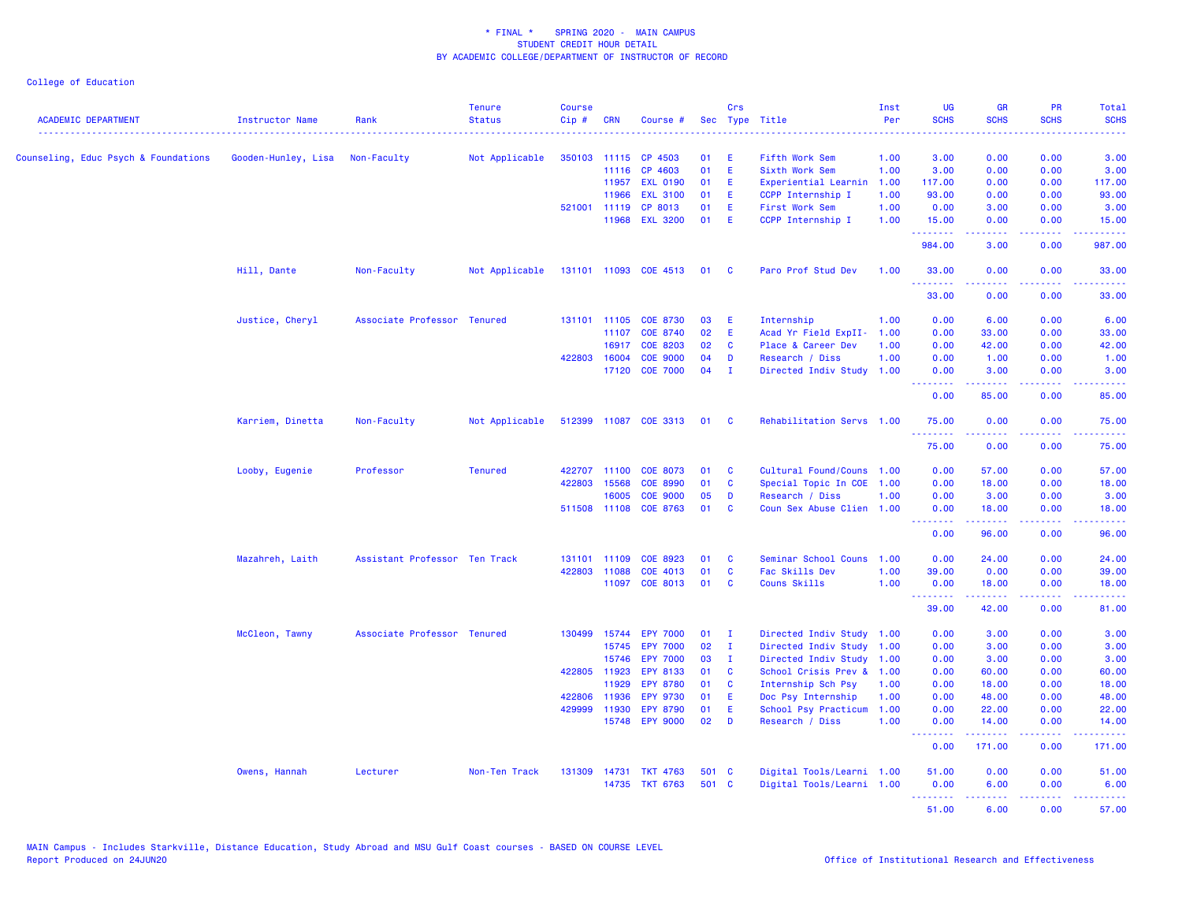\* FINAL \*    SPRING 2020 -  MAIN CAMPUS
STUDENT CREDIT HOUR DETAIL
BY ACADEMIC COLLEGE/DEPARTMENT OF INSTRUCTOR OF RECORD

College of Education

| ACADEMIC DEPARTMENT | Instructor Name | Rank | Tenure Status | Course Cip # | CRN | Course # | Sec | Crs Type | Title | Inst Per | UG SCHS | GR SCHS | PR SCHS | Total SCHS |
|---|---|---|---|---|---|---|---|---|---|---|---|---|---|---|
| Counseling, Educ Psych & Foundations | Gooden-Hunley, Lisa | Non-Faculty | Not Applicable | 350103 | 11115 | CP 4503 | 01 | E | Fifth Work Sem | 1.00 | 3.00 | 0.00 | 0.00 | 3.00 |
| | | | | | 11116 | CP 4603 | 01 | E | Sixth Work Sem | 1.00 | 3.00 | 0.00 | 0.00 | 3.00 |
| | | | | | 11957 | EXL 0190 | 01 | E | Experiential Learnin | 1.00 | 117.00 | 0.00 | 0.00 | 117.00 |
| | | | | | 11966 | EXL 3100 | 01 | E | CCPP Internship I | 1.00 | 93.00 | 0.00 | 0.00 | 93.00 |
| | | | | 521001 | 11119 | CP 8013 | 01 | E | First Work Sem | 1.00 | 0.00 | 3.00 | 0.00 | 3.00 |
| | | | | | 11968 | EXL 3200 | 01 | E | CCPP Internship I | 1.00 | 15.00 | 0.00 | 0.00 | 15.00 |
| | | | | | | | | | | | 984.00 | 3.00 | 0.00 | 987.00 |
| | Hill, Dante | Non-Faculty | Not Applicable | 131101 | 11093 | COE 4513 | 01 | C | Paro Prof Stud Dev | 1.00 | 33.00 | 0.00 | 0.00 | 33.00 |
| | | | | | | | | | | | 33.00 | 0.00 | 0.00 | 33.00 |
| | Justice, Cheryl | Associate Professor | Tenured | 131101 | 11105 | COE 8730 | 03 | E | Internship | 1.00 | 0.00 | 6.00 | 0.00 | 6.00 |
| | | | | | 11107 | COE 8740 | 02 | E | Acad Yr Field ExpII- | 1.00 | 0.00 | 33.00 | 0.00 | 33.00 |
| | | | | | 16917 | COE 8203 | 02 | C | Place & Career Dev | 1.00 | 0.00 | 42.00 | 0.00 | 42.00 |
| | | | | 422803 | 16004 | COE 9000 | 04 | D | Research / Diss | 1.00 | 0.00 | 1.00 | 0.00 | 1.00 |
| | | | | | 17120 | COE 7000 | 04 | I | Directed Indiv Study | 1.00 | 0.00 | 3.00 | 0.00 | 3.00 |
| | | | | | | | | | | | 0.00 | 85.00 | 0.00 | 85.00 |
| | Karriem, Dinetta | Non-Faculty | Not Applicable | 512399 | 11087 | COE 3313 | 01 | C | Rehabilitation Servs | 1.00 | 75.00 | 0.00 | 0.00 | 75.00 |
| | | | | | | | | | | | 75.00 | 0.00 | 0.00 | 75.00 |
| | Looby, Eugenie | Professor | Tenured | 422707 | 11100 | COE 8073 | 01 | C | Cultural Found/Couns | 1.00 | 0.00 | 57.00 | 0.00 | 57.00 |
| | | | | 422803 | 15568 | COE 8990 | 01 | C | Special Topic In COE | 1.00 | 0.00 | 18.00 | 0.00 | 18.00 |
| | | | | | 16005 | COE 9000 | 05 | D | Research / Diss | 1.00 | 0.00 | 3.00 | 0.00 | 3.00 |
| | | | | 511508 | 11108 | COE 8763 | 01 | C | Coun Sex Abuse Clien | 1.00 | 0.00 | 18.00 | 0.00 | 18.00 |
| | | | | | | | | | | | 0.00 | 96.00 | 0.00 | 96.00 |
| | Mazahreh, Laith | Assistant Professor | Ten Track | 131101 | 11109 | COE 8923 | 01 | C | Seminar School Couns | 1.00 | 0.00 | 24.00 | 0.00 | 24.00 |
| | | | | 422803 | 11088 | COE 4013 | 01 | C | Fac Skills Dev | 1.00 | 39.00 | 0.00 | 0.00 | 39.00 |
| | | | | | 11097 | COE 8013 | 01 | C | Couns Skills | 1.00 | 0.00 | 18.00 | 0.00 | 18.00 |
| | | | | | | | | | | | 39.00 | 42.00 | 0.00 | 81.00 |
| | McCleon, Tawny | Associate Professor | Tenured | 130499 | 15744 | EPY 7000 | 01 | I | Directed Indiv Study | 1.00 | 0.00 | 3.00 | 0.00 | 3.00 |
| | | | | | 15745 | EPY 7000 | 02 | I | Directed Indiv Study | 1.00 | 0.00 | 3.00 | 0.00 | 3.00 |
| | | | | | 15746 | EPY 7000 | 03 | I | Directed Indiv Study | 1.00 | 0.00 | 3.00 | 0.00 | 3.00 |
| | | | | 422805 | 11923 | EPY 8133 | 01 | C | School Crisis Prev & | 1.00 | 0.00 | 60.00 | 0.00 | 60.00 |
| | | | | | 11929 | EPY 8780 | 01 | C | Internship Sch Psy | 1.00 | 0.00 | 18.00 | 0.00 | 18.00 |
| | | | | 422806 | 11936 | EPY 9730 | 01 | E | Doc Psy Internship | 1.00 | 0.00 | 48.00 | 0.00 | 48.00 |
| | | | | 429999 | 11930 | EPY 8790 | 01 | E | School Psy Practicum | 1.00 | 0.00 | 22.00 | 0.00 | 22.00 |
| | | | | | 15748 | EPY 9000 | 02 | D | Research / Diss | 1.00 | 0.00 | 14.00 | 0.00 | 14.00 |
| | | | | | | | | | | | 0.00 | 171.00 | 0.00 | 171.00 |
| | Owens, Hannah | Lecturer | Non-Ten Track | 131309 | 14731 | TKT 4763 | 501 | C | Digital Tools/Learni | 1.00 | 51.00 | 0.00 | 0.00 | 51.00 |
| | | | | | 14735 | TKT 6763 | 501 | C | Digital Tools/Learni | 1.00 | 0.00 | 6.00 | 0.00 | 6.00 |
| | | | | | | | | | | | 51.00 | 6.00 | 0.00 | 57.00 |

MAIN Campus - Includes Starkville, Distance Education, Study Abroad and MSU Gulf Coast courses - BASED ON COURSE LEVEL
Report Produced on 24JUN20

Office of Institutional Research and Effectiveness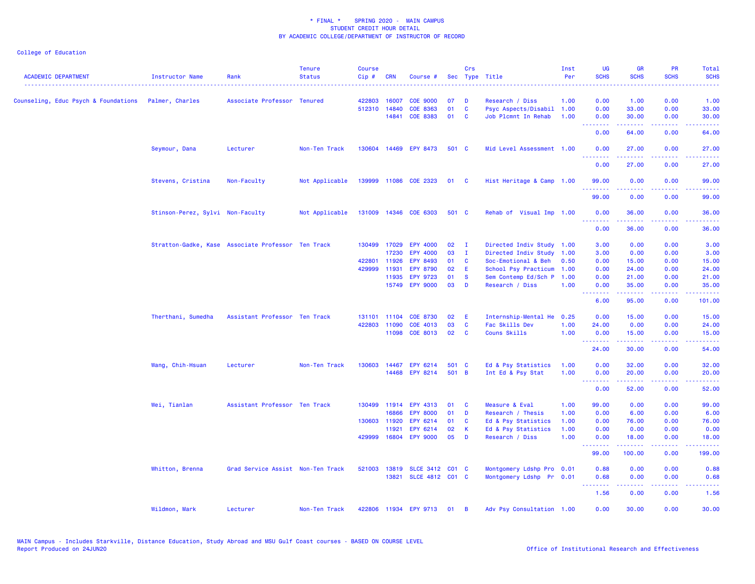# * FINAL * SPRING 2020 - MAIN CAMPUS
## STUDENT CREDIT HOUR DETAIL
## BY ACADEMIC COLLEGE/DEPARTMENT OF INSTRUCTOR OF RECORD

College of Education

| ACADEMIC DEPARTMENT | Instructor Name | Rank | Tenure Status | Course Cip # | CRN | Course # | Sec | Crs Type | Title | Inst Per | UG SCHS | GR SCHS | PR SCHS | Total SCHS |
|---|---|---|---|---|---|---|---|---|---|---|---|---|---|---|
| Counseling, Educ Psych & Foundations | Palmer, Charles | Associate Professor | Tenured | 422803 | 16007 | COE 9000 | 07 | D | Research / Diss | 1.00 | 0.00 | 1.00 | 0.00 | 1.00 |
| | | | | 512310 | 14840 | COE 8363 | 01 | C | Psyc Aspects/Disabil | 1.00 | 0.00 | 33.00 | 0.00 | 33.00 |
| | | | | | 14841 | COE 8383 | 01 | C | Job Plcmnt In Rehab | 1.00 | 0.00 | 30.00 | 0.00 | 30.00 |
| | | | | | | | | | | | 0.00 | 64.00 | 0.00 | 64.00 |
| | Seymour, Dana | Lecturer | Non-Ten Track | 130604 | 14469 | EPY 8473 | 501 | C | Mid Level Assessment | 1.00 | 0.00 | 27.00 | 0.00 | 27.00 |
| | | | | | | | | | | | 0.00 | 27.00 | 0.00 | 27.00 |
| | Stevens, Cristina | Non-Faculty | Not Applicable | 139999 | 11086 | COE 2323 | 01 | C | Hist Heritage & Camp | 1.00 | 99.00 | 0.00 | 0.00 | 99.00 |
| | | | | | | | | | | | 99.00 | 0.00 | 0.00 | 99.00 |
| | Stinson-Perez, Sylvi | Non-Faculty | Not Applicable | 131009 | 14346 | COE 6303 | 501 | C | Rehab of Visual Imp | 1.00 | 0.00 | 36.00 | 0.00 | 36.00 |
| | | | | | | | | | | | 0.00 | 36.00 | 0.00 | 36.00 |
| | Stratton-Gadke, Kase | Associate Professor | Ten Track | 130499 | 17029 | EPY 4000 | 02 | I | Directed Indiv Study | 1.00 | 3.00 | 0.00 | 0.00 | 3.00 |
| | | | | | 17230 | EPY 4000 | 03 | I | Directed Indiv Study | 1.00 | 3.00 | 0.00 | 0.00 | 3.00 |
| | | | | 422801 | 11926 | EPY 8493 | 01 | C | Soc-Emotional & Beh | 0.50 | 0.00 | 15.00 | 0.00 | 15.00 |
| | | | | 429999 | 11931 | EPY 8790 | 02 | E | School Psy Practicum | 1.00 | 0.00 | 24.00 | 0.00 | 24.00 |
| | | | | | 11935 | EPY 9723 | 01 | S | Sem Contemp Ed/Sch P | 1.00 | 0.00 | 21.00 | 0.00 | 21.00 |
| | | | | | 15749 | EPY 9000 | 03 | D | Research / Diss | 1.00 | 0.00 | 35.00 | 0.00 | 35.00 |
| | | | | | | | | | | | 6.00 | 95.00 | 0.00 | 101.00 |
| | Therthani, Sumedha | Assistant Professor | Ten Track | 131101 | 11104 | COE 8730 | 02 | E | Internship-Mental He | 0.25 | 0.00 | 15.00 | 0.00 | 15.00 |
| | | | | 422803 | 11090 | COE 4013 | 03 | C | Fac Skills Dev | 1.00 | 24.00 | 0.00 | 0.00 | 24.00 |
| | | | | | 11098 | COE 8013 | 02 | C | Couns Skills | 1.00 | 0.00 | 15.00 | 0.00 | 15.00 |
| | | | | | | | | | | | 24.00 | 30.00 | 0.00 | 54.00 |
| | Wang, Chih-Hsuan | Lecturer | Non-Ten Track | 130603 | 14467 | EPY 6214 | 501 | C | Ed & Psy Statistics | 1.00 | 0.00 | 32.00 | 0.00 | 32.00 |
| | | | | | 14468 | EPY 8214 | 501 | B | Int Ed & Psy Stat | 1.00 | 0.00 | 20.00 | 0.00 | 20.00 |
| | | | | | | | | | | | 0.00 | 52.00 | 0.00 | 52.00 |
| | Wei, Tianlan | Assistant Professor | Ten Track | 130499 | 11914 | EPY 4313 | 01 | C | Measure & Eval | 1.00 | 99.00 | 0.00 | 0.00 | 99.00 |
| | | | | | 16866 | EPY 8000 | 01 | D | Research / Thesis | 1.00 | 0.00 | 6.00 | 0.00 | 6.00 |
| | | | | 130603 | 11920 | EPY 6214 | 01 | C | Ed & Psy Statistics | 1.00 | 0.00 | 76.00 | 0.00 | 76.00 |
| | | | | | 11921 | EPY 6214 | 02 | K | Ed & Psy Statistics | 1.00 | 0.00 | 0.00 | 0.00 | 0.00 |
| | | | | 429999 | 16804 | EPY 9000 | 05 | D | Research / Diss | 1.00 | 0.00 | 18.00 | 0.00 | 18.00 |
| | | | | | | | | | | | 99.00 | 100.00 | 0.00 | 199.00 |
| | Whitton, Brenna | Grad Service Assist | Non-Ten Track | 521003 | 13819 | SLCE 3412 | C01 | C | Montgomery Ldshp Pro | 0.01 | 0.88 | 0.00 | 0.00 | 0.88 |
| | | | | | 13821 | SLCE 4812 | C01 | C | Montgomery Ldshp Pr | 0.01 | 0.68 | 0.00 | 0.00 | 0.68 |
| | | | | | | | | | | | 1.56 | 0.00 | 0.00 | 1.56 |
| | Wildmon, Mark | Lecturer | Non-Ten Track | 422806 | 11934 | EPY 9713 | 01 | B | Adv Psy Consultation | 1.00 | 0.00 | 30.00 | 0.00 | 30.00 |

MAIN Campus - Includes Starkville, Distance Education, Study Abroad and MSU Gulf Coast courses - BASED ON COURSE LEVEL
Report Produced on 24JUN20

Office of Institutional Research and Effectiveness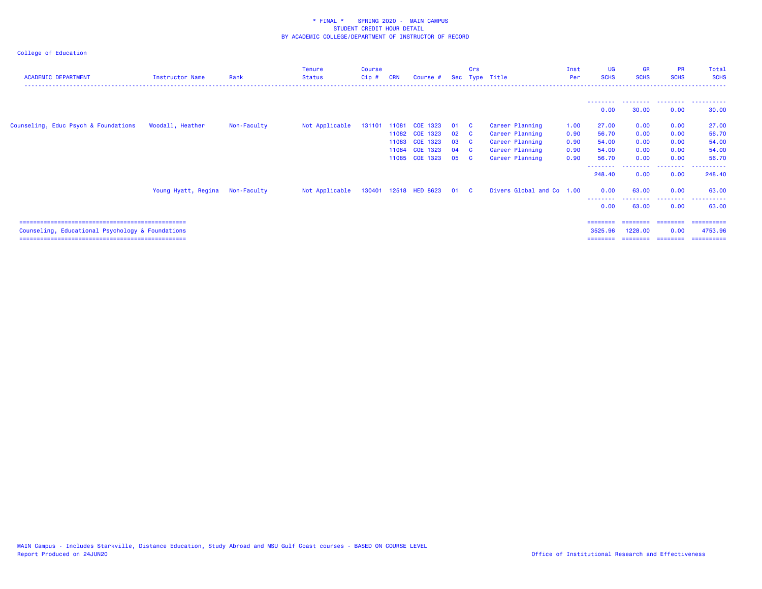\* FINAL \*    SPRING 2020 -  MAIN CAMPUS
STUDENT CREDIT HOUR DETAIL
BY ACADEMIC COLLEGE/DEPARTMENT OF INSTRUCTOR OF RECORD

College of Education

| ACADEMIC DEPARTMENT | Instructor Name | Rank | Tenure Status | Course Cip # | CRN | Course # | Sec | Crs Type | Title | Inst Per | UG SCHS | GR SCHS | PR SCHS | Total SCHS |
|---|---|---|---|---|---|---|---|---|---|---|---|---|---|---|
| | | | | | | | | | | | 0.00 | 30.00 | 0.00 | 30.00 |
| Counseling, Educ Psych & Foundations | Woodall, Heather | Non-Faculty | Not Applicable | 131101 | 11081 | COE 1323 | 01 | C | Career Planning | 1.00 | 27.00 | 0.00 | 0.00 | 27.00 |
| | | | | | 11082 | COE 1323 | 02 | C | Career Planning | 0.90 | 56.70 | 0.00 | 0.00 | 56.70 |
| | | | | | 11083 | COE 1323 | 03 | C | Career Planning | 0.90 | 54.00 | 0.00 | 0.00 | 54.00 |
| | | | | | 11084 | COE 1323 | 04 | C | Career Planning | 0.90 | 54.00 | 0.00 | 0.00 | 54.00 |
| | | | | | 11085 | COE 1323 | 05 | C | Career Planning | 0.90 | 56.70 | 0.00 | 0.00 | 56.70 |
| | | | | | | | | | | | 248.40 | 0.00 | 0.00 | 248.40 |
| | Young Hyatt, Regina | Non-Faculty | Not Applicable | 130401 | 12518 | HED 8623 | 01 | C | Divers Global and Co | 1.00 | 0.00 | 63.00 | 0.00 | 63.00 |
| | | | | | | | | | | | 0.00 | 63.00 | 0.00 | 63.00 |
| Counseling, Educational Psychology & Foundations | | | | | | | | | | | 3525.96 | 1228.00 | 0.00 | 4753.96 |

MAIN Campus - Includes Starkville, Distance Education, Study Abroad and MSU Gulf Coast courses - BASED ON COURSE LEVEL
Report Produced on 24JUN20

Office of Institutional Research and Effectiveness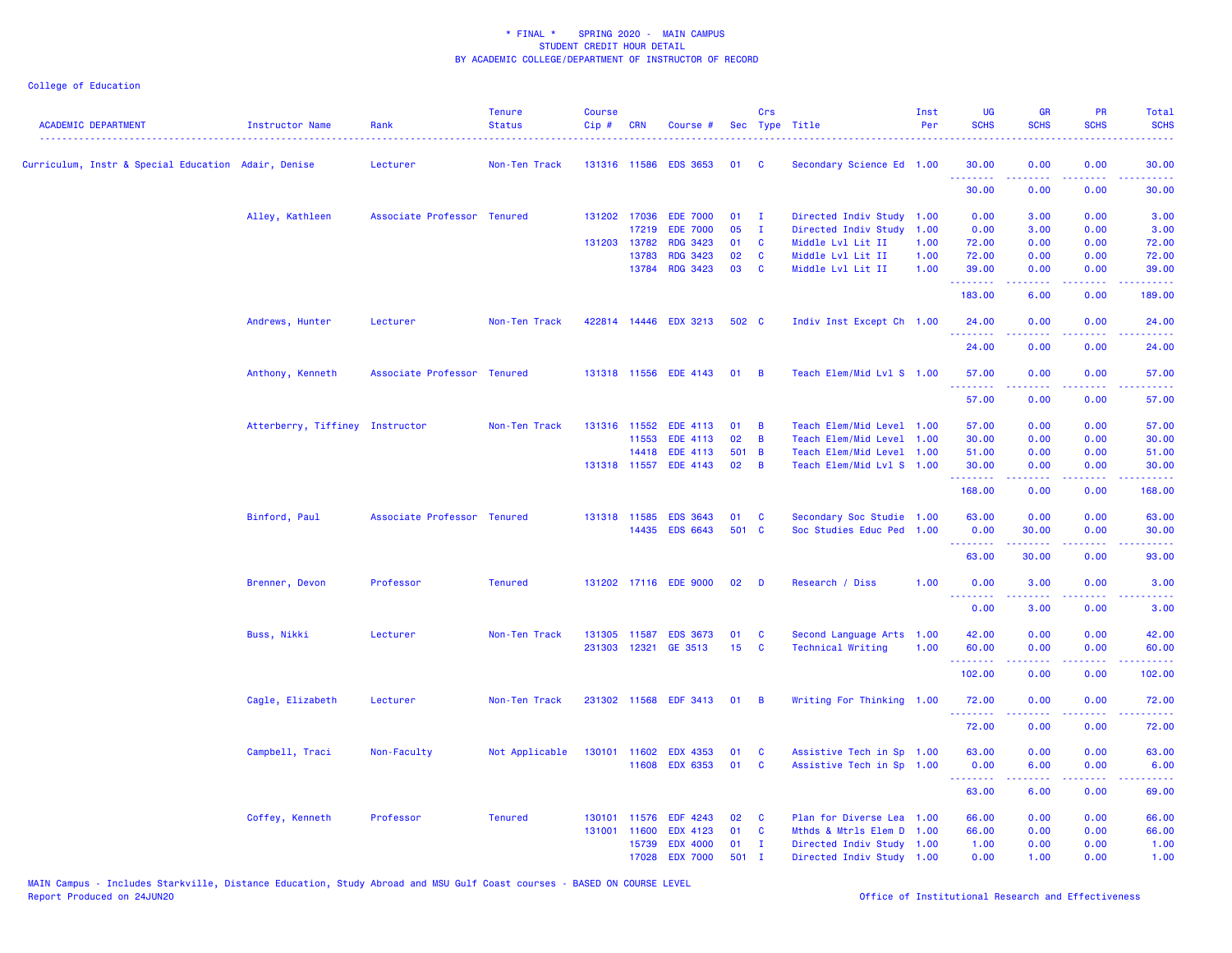\* FINAL \* SPRING 2020 - MAIN CAMPUS
STUDENT CREDIT HOUR DETAIL
BY ACADEMIC COLLEGE/DEPARTMENT OF INSTRUCTOR OF RECORD

College of Education

| ACADEMIC DEPARTMENT | Instructor Name | Rank | Tenure Status | Course Cip # | CRN | Course # | Sec | Crs Type | Title | Inst Per | UG SCHS | GR SCHS | PR SCHS | Total SCHS |
|---|---|---|---|---|---|---|---|---|---|---|---|---|---|---|
| Curriculum, Instr & Special Education | Adair, Denise | Lecturer | Non-Ten Track | 131316 | 11586 | EDS 3653 | 01 | C | Secondary Science Ed | 1.00 | 30.00 | 0.00 | 0.00 | 30.00 |
| | | | | | | | | | | | 30.00 | 0.00 | 0.00 | 30.00 |
| | Alley, Kathleen | Associate Professor | Tenured | 131202 | 17036 | EDE 7000 | 01 | I | Directed Indiv Study | 1.00 | 0.00 | 3.00 | 0.00 | 3.00 |
| | | | | | 17219 | EDE 7000 | 05 | I | Directed Indiv Study | 1.00 | 0.00 | 3.00 | 0.00 | 3.00 |
| | | | | 131203 | 13782 | RDG 3423 | 01 | C | Middle Lvl Lit II | 1.00 | 72.00 | 0.00 | 0.00 | 72.00 |
| | | | | | 13783 | RDG 3423 | 02 | C | Middle Lvl Lit II | 1.00 | 72.00 | 0.00 | 0.00 | 72.00 |
| | | | | | 13784 | RDG 3423 | 03 | C | Middle Lvl Lit II | 1.00 | 39.00 | 0.00 | 0.00 | 39.00 |
| | | | | | | | | | | | 183.00 | 6.00 | 0.00 | 189.00 |
| | Andrews, Hunter | Lecturer | Non-Ten Track | 422814 | 14446 | EDX 3213 | 502 | C | Indiv Inst Except Ch | 1.00 | 24.00 | 0.00 | 0.00 | 24.00 |
| | | | | | | | | | | | 24.00 | 0.00 | 0.00 | 24.00 |
| | Anthony, Kenneth | Associate Professor | Tenured | 131318 | 11556 | EDE 4143 | 01 | B | Teach Elem/Mid Lvl S | 1.00 | 57.00 | 0.00 | 0.00 | 57.00 |
| | | | | | | | | | | | 57.00 | 0.00 | 0.00 | 57.00 |
| | Atterberry, Tiffiney | Instructor | Non-Ten Track | 131316 | 11552 | EDE 4113 | 01 | B | Teach Elem/Mid Level | 1.00 | 57.00 | 0.00 | 0.00 | 57.00 |
| | | | | | 11553 | EDE 4113 | 02 | B | Teach Elem/Mid Level | 1.00 | 30.00 | 0.00 | 0.00 | 30.00 |
| | | | | | 14418 | EDE 4113 | 501 | B | Teach Elem/Mid Level | 1.00 | 51.00 | 0.00 | 0.00 | 51.00 |
| | | | | 131318 | 11557 | EDE 4143 | 02 | B | Teach Elem/Mid Lvl S | 1.00 | 30.00 | 0.00 | 0.00 | 30.00 |
| | | | | | | | | | | | 168.00 | 0.00 | 0.00 | 168.00 |
| | Binford, Paul | Associate Professor | Tenured | 131318 | 11585 | EDS 3643 | 01 | C | Secondary Soc Studie | 1.00 | 63.00 | 0.00 | 0.00 | 63.00 |
| | | | | | 14435 | EDS 6643 | 501 | C | Soc Studies Educ Ped | 1.00 | 0.00 | 30.00 | 0.00 | 30.00 |
| | | | | | | | | | | | 63.00 | 30.00 | 0.00 | 93.00 |
| | Brenner, Devon | Professor | Tenured | 131202 | 17116 | EDE 9000 | 02 | D | Research / Diss | 1.00 | 0.00 | 3.00 | 0.00 | 3.00 |
| | | | | | | | | | | | 0.00 | 3.00 | 0.00 | 3.00 |
| | Buss, Nikki | Lecturer | Non-Ten Track | 131305 | 11587 | EDS 3673 | 01 | C | Second Language Arts | 1.00 | 42.00 | 0.00 | 0.00 | 42.00 |
| | | | | 231303 | 12321 | GE 3513 | 15 | C | Technical Writing | 1.00 | 60.00 | 0.00 | 0.00 | 60.00 |
| | | | | | | | | | | | 102.00 | 0.00 | 0.00 | 102.00 |
| | Cagle, Elizabeth | Lecturer | Non-Ten Track | 231302 | 11568 | EDF 3413 | 01 | B | Writing For Thinking | 1.00 | 72.00 | 0.00 | 0.00 | 72.00 |
| | | | | | | | | | | | 72.00 | 0.00 | 0.00 | 72.00 |
| | Campbell, Traci | Non-Faculty | Not Applicable | 130101 | 11602 | EDX 4353 | 01 | C | Assistive Tech in Sp | 1.00 | 63.00 | 0.00 | 0.00 | 63.00 |
| | | | | | 11608 | EDX 6353 | 01 | C | Assistive Tech in Sp | 1.00 | 0.00 | 6.00 | 0.00 | 6.00 |
| | | | | | | | | | | | 63.00 | 6.00 | 0.00 | 69.00 |
| | Coffey, Kenneth | Professor | Tenured | 130101 | 11576 | EDF 4243 | 02 | C | Plan for Diverse Lea | 1.00 | 66.00 | 0.00 | 0.00 | 66.00 |
| | | | | 131001 | 11600 | EDX 4123 | 01 | C | Mthds & Mtrls Elem D | 1.00 | 66.00 | 0.00 | 0.00 | 66.00 |
| | | | | | 15739 | EDX 4000 | 01 | I | Directed Indiv Study | 1.00 | 1.00 | 0.00 | 0.00 | 1.00 |
| | | | | | 17028 | EDX 7000 | 501 | I | Directed Indiv Study | 1.00 | 0.00 | 1.00 | 0.00 | 1.00 |

MAIN Campus - Includes Starkville, Distance Education, Study Abroad and MSU Gulf Coast courses - BASED ON COURSE LEVEL
Report Produced on 24JUN20

Office of Institutional Research and Effectiveness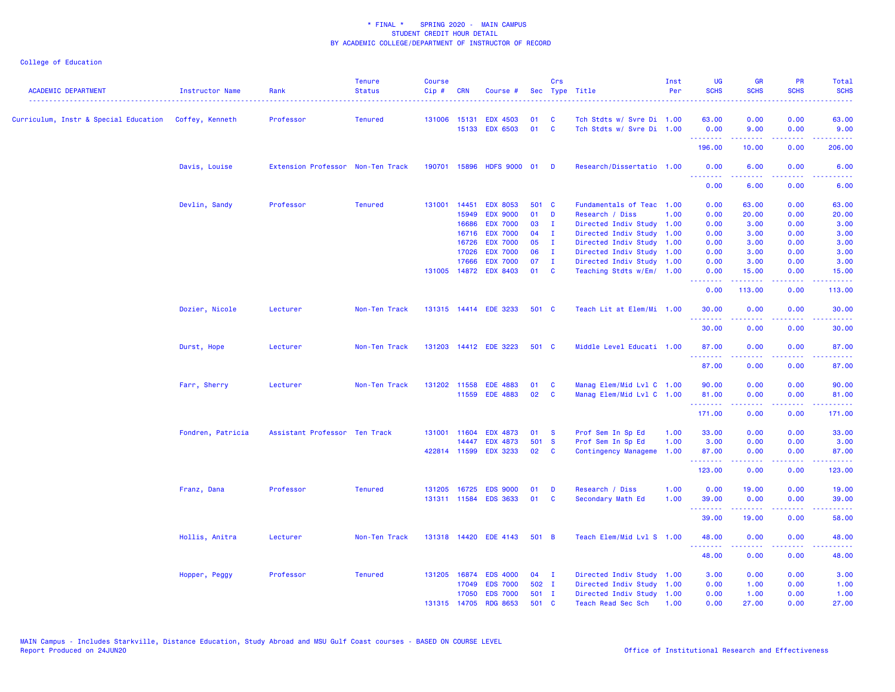\* FINAL \*    SPRING 2020 -  MAIN CAMPUS
STUDENT CREDIT HOUR DETAIL
BY ACADEMIC COLLEGE/DEPARTMENT OF INSTRUCTOR OF RECORD

College of Education

| ACADEMIC DEPARTMENT | Instructor Name | Rank | Tenure Status | Course Cip # | CRN | Course # | Sec | Crs Type | Title | Inst Per | UG SCHS | GR SCHS | PR SCHS | Total SCHS |
|---|---|---|---|---|---|---|---|---|---|---|---|---|---|---|
| Curriculum, Instr & Special Education | Coffey, Kenneth | Professor | Tenured | 131006 | 15131 | EDX 4503 | 01 | C | Tch Stdts w/ Svre Di | 1.00 | 63.00 | 0.00 | 0.00 | 63.00 |
| | | | | | 15133 | EDX 6503 | 01 | C | Tch Stdts w/ Svre Di | 1.00 | 0.00 | 9.00 | 0.00 | 9.00 |
| | | | | | | | | | | | 196.00 | 10.00 | 0.00 | 206.00 |
| | Davis, Louise | Extension Professor | Non-Ten Track | 190701 | 15896 | HDFS 9000 | 01 | D | Research/Dissertatio | 1.00 | 0.00 | 6.00 | 0.00 | 6.00 |
| | | | | | | | | | | | 0.00 | 6.00 | 0.00 | 6.00 |
| | Devlin, Sandy | Professor | Tenured | 131001 | 14451 | EDX 8053 | 501 | C | Fundamentals of Teac | 1.00 | 0.00 | 63.00 | 0.00 | 63.00 |
| | | | | | 15949 | EDX 9000 | 01 | D | Research / Diss | 1.00 | 0.00 | 20.00 | 0.00 | 20.00 |
| | | | | | 16686 | EDX 7000 | 03 | I | Directed Indiv Study | 1.00 | 0.00 | 3.00 | 0.00 | 3.00 |
| | | | | | 16716 | EDX 7000 | 04 | I | Directed Indiv Study | 1.00 | 0.00 | 3.00 | 0.00 | 3.00 |
| | | | | | 16726 | EDX 7000 | 05 | I | Directed Indiv Study | 1.00 | 0.00 | 3.00 | 0.00 | 3.00 |
| | | | | | 17026 | EDX 7000 | 06 | I | Directed Indiv Study | 1.00 | 0.00 | 3.00 | 0.00 | 3.00 |
| | | | | | 17666 | EDX 7000 | 07 | I | Directed Indiv Study | 1.00 | 0.00 | 3.00 | 0.00 | 3.00 |
| | | | | 131005 | 14872 | EDX 8403 | 01 | C | Teaching Stdts w/Em/ | 1.00 | 0.00 | 15.00 | 0.00 | 15.00 |
| | | | | | | | | | | | 0.00 | 113.00 | 0.00 | 113.00 |
| | Dozier, Nicole | Lecturer | Non-Ten Track | 131315 | 14414 | EDE 3233 | 501 | C | Teach Lit at Elem/Mi | 1.00 | 30.00 | 0.00 | 0.00 | 30.00 |
| | | | | | | | | | | | 30.00 | 0.00 | 0.00 | 30.00 |
| | Durst, Hope | Lecturer | Non-Ten Track | 131203 | 14412 | EDE 3223 | 501 | C | Middle Level Educati | 1.00 | 87.00 | 0.00 | 0.00 | 87.00 |
| | | | | | | | | | | | 87.00 | 0.00 | 0.00 | 87.00 |
| | Farr, Sherry | Lecturer | Non-Ten Track | 131202 | 11558 | EDE 4883 | 01 | C | Manag Elem/Mid Lvl C | 1.00 | 90.00 | 0.00 | 0.00 | 90.00 |
| | | | | | 11559 | EDE 4883 | 02 | C | Manag Elem/Mid Lvl C | 1.00 | 81.00 | 0.00 | 0.00 | 81.00 |
| | | | | | | | | | | | 171.00 | 0.00 | 0.00 | 171.00 |
| | Fondren, Patricia | Assistant Professor | Ten Track | 131001 | 11604 | EDX 4873 | 01 | S | Prof Sem In Sp Ed | 1.00 | 33.00 | 0.00 | 0.00 | 33.00 |
| | | | | | 14447 | EDX 4873 | 501 | S | Prof Sem In Sp Ed | 1.00 | 3.00 | 0.00 | 0.00 | 3.00 |
| | | | | 422814 | 11599 | EDX 3233 | 02 | C | Contingency Manageme | 1.00 | 87.00 | 0.00 | 0.00 | 87.00 |
| | | | | | | | | | | | 123.00 | 0.00 | 0.00 | 123.00 |
| | Franz, Dana | Professor | Tenured | 131205 | 16725 | EDS 9000 | 01 | D | Research / Diss | 1.00 | 0.00 | 19.00 | 0.00 | 19.00 |
| | | | | 131311 | 11584 | EDS 3633 | 01 | C | Secondary Math Ed | 1.00 | 39.00 | 0.00 | 0.00 | 39.00 |
| | | | | | | | | | | | 39.00 | 19.00 | 0.00 | 58.00 |
| | Hollis, Anitra | Lecturer | Non-Ten Track | 131318 | 14420 | EDE 4143 | 501 | B | Teach Elem/Mid Lvl S | 1.00 | 48.00 | 0.00 | 0.00 | 48.00 |
| | | | | | | | | | | | 48.00 | 0.00 | 0.00 | 48.00 |
| | Hopper, Peggy | Professor | Tenured | 131205 | 16874 | EDS 4000 | 04 | I | Directed Indiv Study | 1.00 | 3.00 | 0.00 | 0.00 | 3.00 |
| | | | | | 17049 | EDS 7000 | 502 | I | Directed Indiv Study | 1.00 | 0.00 | 1.00 | 0.00 | 1.00 |
| | | | | | 17050 | EDS 7000 | 501 | I | Directed Indiv Study | 1.00 | 0.00 | 1.00 | 0.00 | 1.00 |
| | | | | 131315 | 14705 | RDG 8653 | 501 | C | Teach Read Sec Sch | 1.00 | 0.00 | 27.00 | 0.00 | 27.00 |

MAIN Campus - Includes Starkville, Distance Education, Study Abroad and MSU Gulf Coast courses - BASED ON COURSE LEVEL
Report Produced on 24JUN20

Office of Institutional Research and Effectiveness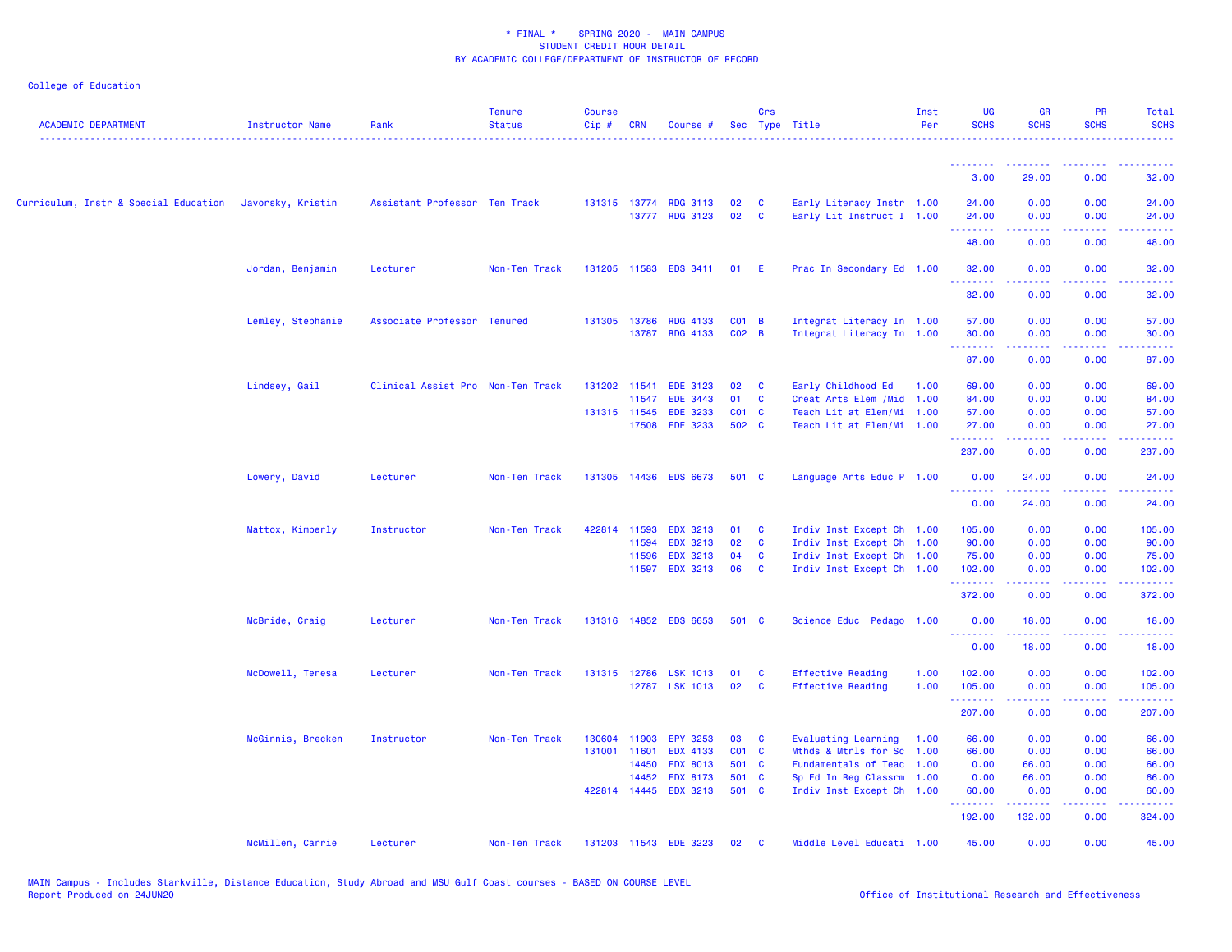* FINAL * SPRING 2020 - MAIN CAMPUS
STUDENT CREDIT HOUR DETAIL
BY ACADEMIC COLLEGE/DEPARTMENT OF INSTRUCTOR OF RECORD

College of Education

| ACADEMIC DEPARTMENT | Instructor Name | Rank | Tenure Status | Course Cip # | CRN | Course # | Sec | Crs Type | Title | Inst Per | UG SCHS | GR SCHS | PR SCHS | Total SCHS |
|---|---|---|---|---|---|---|---|---|---|---|---|---|---|---|
| | | | | | | | | | | | 3.00 | 29.00 | 0.00 | 32.00 |
| Curriculum, Instr & Special Education | Javorsky, Kristin | Assistant Professor | Ten Track | 131315 | 13774 | RDG 3113 | 02 | C | Early Literacy Instr | 1.00 | 24.00 | 0.00 | 0.00 | 24.00 |
| | | | | | 13777 | RDG 3123 | 02 | C | Early Lit Instruct I | 1.00 | 24.00 | 0.00 | 0.00 | 24.00 |
| | | | | | | | | | | | 48.00 | 0.00 | 0.00 | 48.00 |
| | Jordan, Benjamin | Lecturer | Non-Ten Track | 131205 | 11583 | EDS 3411 | 01 | E | Prac In Secondary Ed | 1.00 | 32.00 | 0.00 | 0.00 | 32.00 |
| | | | | | | | | | | | 32.00 | 0.00 | 0.00 | 32.00 |
| | Lemley, Stephanie | Associate Professor | Tenured | 131305 | 13786 | RDG 4133 | C01 | B | Integrat Literacy In | 1.00 | 57.00 | 0.00 | 0.00 | 57.00 |
| | | | | | 13787 | RDG 4133 | C02 | B | Integrat Literacy In | 1.00 | 30.00 | 0.00 | 0.00 | 30.00 |
| | | | | | | | | | | | 87.00 | 0.00 | 0.00 | 87.00 |
| | Lindsey, Gail | Clinical Assist Pro | Non-Ten Track | 131202 | 11541 | EDE 3123 | 02 | C | Early Childhood Ed | 1.00 | 69.00 | 0.00 | 0.00 | 69.00 |
| | | | | | 11547 | EDE 3443 | 01 | C | Creat Arts Elem /Mid | 1.00 | 84.00 | 0.00 | 0.00 | 84.00 |
| | | | | 131315 | 11545 | EDE 3233 | C01 | C | Teach Lit at Elem/Mi | 1.00 | 57.00 | 0.00 | 0.00 | 57.00 |
| | | | | | 17508 | EDE 3233 | 502 | C | Teach Lit at Elem/Mi | 1.00 | 27.00 | 0.00 | 0.00 | 27.00 |
| | | | | | | | | | | | 237.00 | 0.00 | 0.00 | 237.00 |
| | Lowery, David | Lecturer | Non-Ten Track | 131305 | 14436 | EDS 6673 | 501 | C | Language Arts Educ P | 1.00 | 0.00 | 24.00 | 0.00 | 24.00 |
| | | | | | | | | | | | 0.00 | 24.00 | 0.00 | 24.00 |
| | Mattox, Kimberly | Instructor | Non-Ten Track | 422814 | 11593 | EDX 3213 | 01 | C | Indiv Inst Except Ch | 1.00 | 105.00 | 0.00 | 0.00 | 105.00 |
| | | | | | 11594 | EDX 3213 | 02 | C | Indiv Inst Except Ch | 1.00 | 90.00 | 0.00 | 0.00 | 90.00 |
| | | | | | 11596 | EDX 3213 | 04 | C | Indiv Inst Except Ch | 1.00 | 75.00 | 0.00 | 0.00 | 75.00 |
| | | | | | 11597 | EDX 3213 | 06 | C | Indiv Inst Except Ch | 1.00 | 102.00 | 0.00 | 0.00 | 102.00 |
| | | | | | | | | | | | 372.00 | 0.00 | 0.00 | 372.00 |
| | McBride, Craig | Lecturer | Non-Ten Track | 131316 | 14852 | EDS 6653 | 501 | C | Science Educ Pedago | 1.00 | 0.00 | 18.00 | 0.00 | 18.00 |
| | | | | | | | | | | | 0.00 | 18.00 | 0.00 | 18.00 |
| | McDowell, Teresa | Lecturer | Non-Ten Track | 131315 | 12786 | LSK 1013 | 01 | C | Effective Reading | 1.00 | 102.00 | 0.00 | 0.00 | 102.00 |
| | | | | | 12787 | LSK 1013 | 02 | C | Effective Reading | 1.00 | 105.00 | 0.00 | 0.00 | 105.00 |
| | | | | | | | | | | | 207.00 | 0.00 | 0.00 | 207.00 |
| | McGinnis, Brecken | Instructor | Non-Ten Track | 130604 | 11903 | EPY 3253 | 03 | C | Evaluating Learning | 1.00 | 66.00 | 0.00 | 0.00 | 66.00 |
| | | | | 131001 | 11601 | EDX 4133 | C01 | C | Mthds & Mtrls for Sc | 1.00 | 66.00 | 0.00 | 0.00 | 66.00 |
| | | | | | 14450 | EDX 8013 | 501 | C | Fundamentals of Teac | 1.00 | 0.00 | 66.00 | 0.00 | 66.00 |
| | | | | | 14452 | EDX 8173 | 501 | C | Sp Ed In Reg Classrm | 1.00 | 0.00 | 66.00 | 0.00 | 66.00 |
| | | | | 422814 | 14445 | EDX 3213 | 501 | C | Indiv Inst Except Ch | 1.00 | 60.00 | 0.00 | 0.00 | 60.00 |
| | | | | | | | | | | | 192.00 | 132.00 | 0.00 | 324.00 |
| | McMillen, Carrie | Lecturer | Non-Ten Track | 131203 | 11543 | EDE 3223 | 02 | C | Middle Level Educati | 1.00 | 45.00 | 0.00 | 0.00 | 45.00 |

MAIN Campus - Includes Starkville, Distance Education, Study Abroad and MSU Gulf Coast courses - BASED ON COURSE LEVEL
Report Produced on 24JUN20
Office of Institutional Research and Effectiveness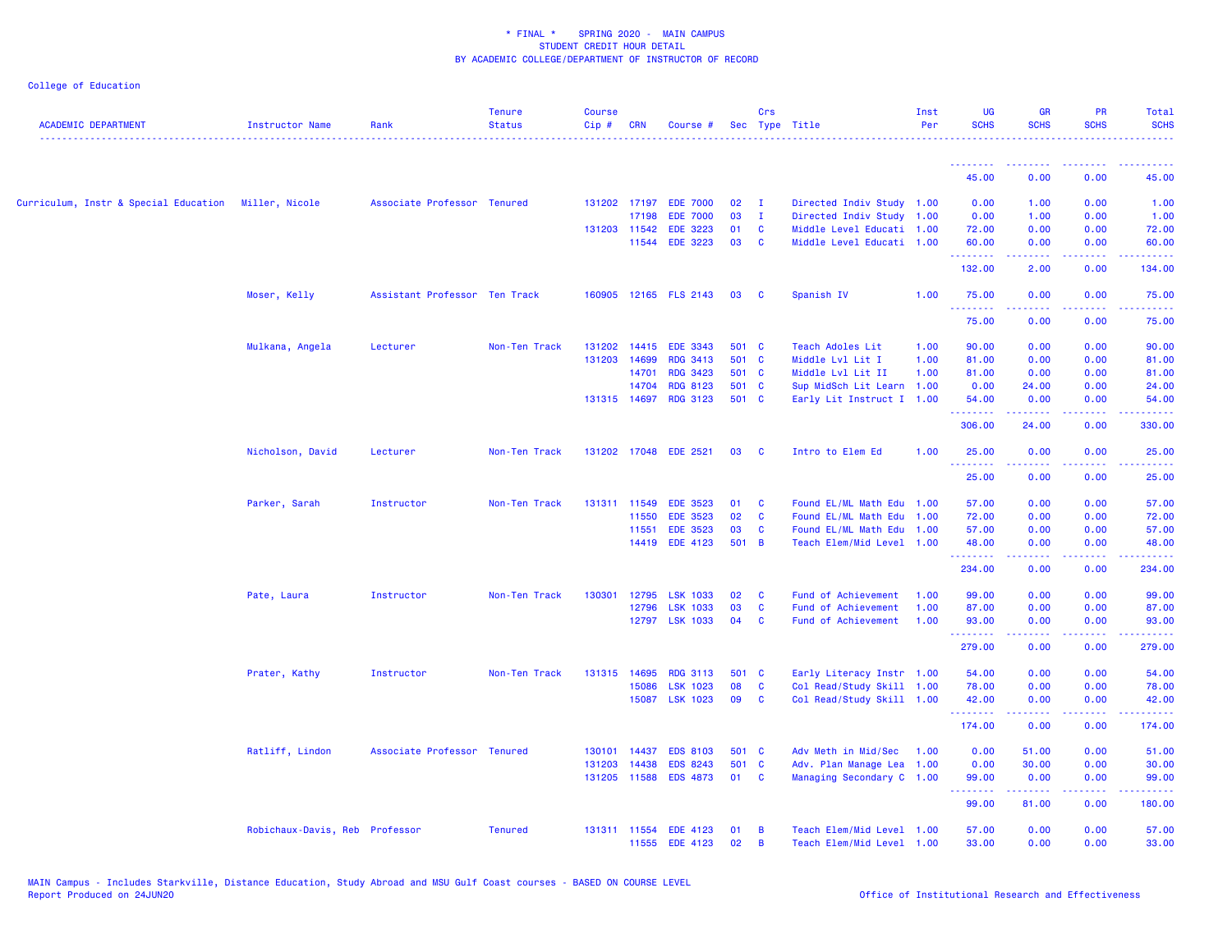\* FINAL \*    SPRING 2020 -  MAIN CAMPUS
STUDENT CREDIT HOUR DETAIL
BY ACADEMIC COLLEGE/DEPARTMENT OF INSTRUCTOR OF RECORD

College of Education

| ACADEMIC DEPARTMENT | Instructor Name | Rank | Tenure Status | Course Cip # | CRN | Course # | Sec | Crs Type | Title | Inst Per | UG SCHS | GR SCHS | PR SCHS | Total SCHS |
|---|---|---|---|---|---|---|---|---|---|---|---|---|---|---|
| | | | | | | | | | | | 45.00 | 0.00 | 0.00 | 45.00 |
| Curriculum, Instr & Special Education | Miller, Nicole | Associate Professor | Tenured | 131202 | 17197 | EDE 7000 | 02 | I | Directed Indiv Study | 1.00 | 0.00 | 1.00 | 0.00 | 1.00 |
| | | | | | 17198 | EDE 7000 | 03 | I | Directed Indiv Study | 1.00 | 0.00 | 1.00 | 0.00 | 1.00 |
| | | | | 131203 | 11542 | EDE 3223 | 01 | C | Middle Level Educati | 1.00 | 72.00 | 0.00 | 0.00 | 72.00 |
| | | | | | 11544 | EDE 3223 | 03 | C | Middle Level Educati | 1.00 | 60.00 | 0.00 | 0.00 | 60.00 |
| | | | | | | | | | | | 132.00 | 2.00 | 0.00 | 134.00 |
| | Moser, Kelly | Assistant Professor | Ten Track | 160905 | 12165 | FLS 2143 | 03 | C | Spanish IV | 1.00 | 75.00 | 0.00 | 0.00 | 75.00 |
| | | | | | | | | | | | 75.00 | 0.00 | 0.00 | 75.00 |
| | Mulkana, Angela | Lecturer | Non-Ten Track | 131202 | 14415 | EDE 3343 | 501 | C | Teach Adoles Lit | 1.00 | 90.00 | 0.00 | 0.00 | 90.00 |
| | | | | 131203 | 14699 | RDG 3413 | 501 | C | Middle Lvl Lit I | 1.00 | 81.00 | 0.00 | 0.00 | 81.00 |
| | | | | | 14701 | RDG 3423 | 501 | C | Middle Lvl Lit II | 1.00 | 81.00 | 0.00 | 0.00 | 81.00 |
| | | | | | 14704 | RDG 8123 | 501 | C | Sup MidSch Lit Learn | 1.00 | 0.00 | 24.00 | 0.00 | 24.00 |
| | | | | 131315 | 14697 | RDG 3123 | 501 | C | Early Lit Instruct I | 1.00 | 54.00 | 0.00 | 0.00 | 54.00 |
| | | | | | | | | | | | 306.00 | 24.00 | 0.00 | 330.00 |
| | Nicholson, David | Lecturer | Non-Ten Track | 131202 | 17048 | EDE 2521 | 03 | C | Intro to Elem Ed | 1.00 | 25.00 | 0.00 | 0.00 | 25.00 |
| | | | | | | | | | | | 25.00 | 0.00 | 0.00 | 25.00 |
| | Parker, Sarah | Instructor | Non-Ten Track | 131311 | 11549 | EDE 3523 | 01 | C | Found EL/ML Math Edu | 1.00 | 57.00 | 0.00 | 0.00 | 57.00 |
| | | | | | 11550 | EDE 3523 | 02 | C | Found EL/ML Math Edu | 1.00 | 72.00 | 0.00 | 0.00 | 72.00 |
| | | | | | 11551 | EDE 3523 | 03 | C | Found EL/ML Math Edu | 1.00 | 57.00 | 0.00 | 0.00 | 57.00 |
| | | | | | 14419 | EDE 4123 | 501 | B | Teach Elem/Mid Level | 1.00 | 48.00 | 0.00 | 0.00 | 48.00 |
| | | | | | | | | | | | 234.00 | 0.00 | 0.00 | 234.00 |
| | Pate, Laura | Instructor | Non-Ten Track | 130301 | 12795 | LSK 1033 | 02 | C | Fund of Achievement | 1.00 | 99.00 | 0.00 | 0.00 | 99.00 |
| | | | | | 12796 | LSK 1033 | 03 | C | Fund of Achievement | 1.00 | 87.00 | 0.00 | 0.00 | 87.00 |
| | | | | | 12797 | LSK 1033 | 04 | C | Fund of Achievement | 1.00 | 93.00 | 0.00 | 0.00 | 93.00 |
| | | | | | | | | | | | 279.00 | 0.00 | 0.00 | 279.00 |
| | Prater, Kathy | Instructor | Non-Ten Track | 131315 | 14695 | RDG 3113 | 501 | C | Early Literacy Instr | 1.00 | 54.00 | 0.00 | 0.00 | 54.00 |
| | | | | | 15086 | LSK 1023 | 08 | C | Col Read/Study Skill | 1.00 | 78.00 | 0.00 | 0.00 | 78.00 |
| | | | | | 15087 | LSK 1023 | 09 | C | Col Read/Study Skill | 1.00 | 42.00 | 0.00 | 0.00 | 42.00 |
| | | | | | | | | | | | 174.00 | 0.00 | 0.00 | 174.00 |
| | Ratliff, Lindon | Associate Professor | Tenured | 130101 | 14437 | EDS 8103 | 501 | C | Adv Meth in Mid/Sec | 1.00 | 0.00 | 51.00 | 0.00 | 51.00 |
| | | | | 131203 | 14438 | EDS 8243 | 501 | C | Adv. Plan Manage Lea | 1.00 | 0.00 | 30.00 | 0.00 | 30.00 |
| | | | | 131205 | 11588 | EDS 4873 | 01 | C | Managing Secondary C | 1.00 | 99.00 | 0.00 | 0.00 | 99.00 |
| | | | | | | | | | | | 99.00 | 81.00 | 0.00 | 180.00 |
| | Robichaux-Davis, Reb | Professor | Tenured | 131311 | 11554 | EDE 4123 | 01 | B | Teach Elem/Mid Level | 1.00 | 57.00 | 0.00 | 0.00 | 57.00 |
| | | | | | 11555 | EDE 4123 | 02 | B | Teach Elem/Mid Level | 1.00 | 33.00 | 0.00 | 0.00 | 33.00 |

MAIN Campus - Includes Starkville, Distance Education, Study Abroad and MSU Gulf Coast courses - BASED ON COURSE LEVEL
Report Produced on 24JUN20

Office of Institutional Research and Effectiveness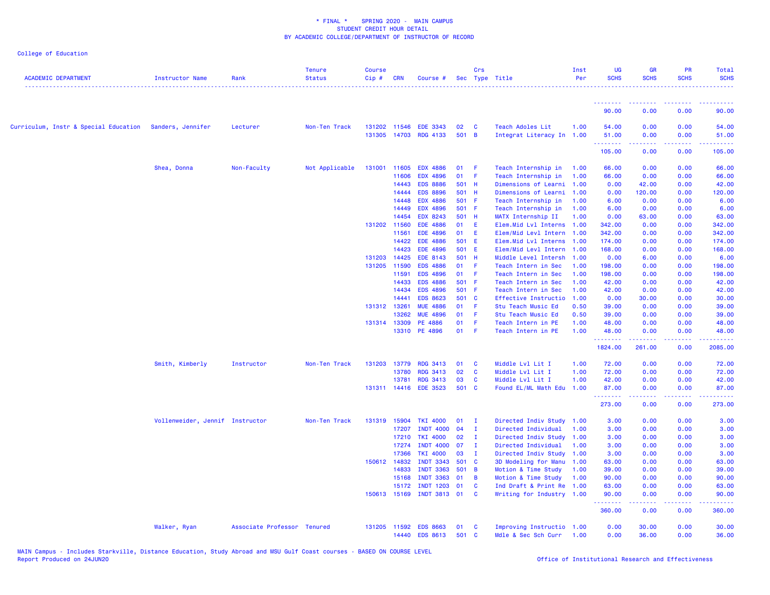\* FINAL \*    SPRING 2020 - MAIN CAMPUS
STUDENT CREDIT HOUR DETAIL
BY ACADEMIC COLLEGE/DEPARTMENT OF INSTRUCTOR OF RECORD

College of Education

| ACADEMIC DEPARTMENT | Instructor Name | Rank | Tenure Status | Course Cip # | CRN | Course # | Sec | Crs Type | Title | Inst Per | UG SCHS | GR SCHS | PR SCHS | Total SCHS |
|---|---|---|---|---|---|---|---|---|---|---|---|---|---|---|
| | | | | | | | | | | | 90.00 | 0.00 | 0.00 | 90.00 |
| Curriculum, Instr & Special Education | Sanders, Jennifer | Lecturer | Non-Ten Track | 131202 | 11546 | EDE 3343 | 02 | C | Teach Adoles Lit | 1.00 | 54.00 | 0.00 | 0.00 | 54.00 |
| | | | | 131305 | 14703 | RDG 4133 | 501 | B | Integrat Literacy In | 1.00 | 51.00 | 0.00 | 0.00 | 51.00 |
| | | | | | | | | | | | 105.00 | 0.00 | 0.00 | 105.00 |
| | Shea, Donna | Non-Faculty | Not Applicable | 131001 | 11605 | EDX 4886 | 01 | F | Teach Internship in | 1.00 | 66.00 | 0.00 | 0.00 | 66.00 |
| | | | | | 11606 | EDX 4896 | 01 | F | Teach Internship in | 1.00 | 66.00 | 0.00 | 0.00 | 66.00 |
| | | | | | 14443 | EDS 8886 | 501 | H | Dimensions of Learni | 1.00 | 0.00 | 42.00 | 0.00 | 42.00 |
| | | | | | 14444 | EDS 8896 | 501 | H | Dimensions of Learni | 1.00 | 0.00 | 120.00 | 0.00 | 120.00 |
| | | | | | 14448 | EDX 4886 | 501 | F | Teach Internship in | 1.00 | 6.00 | 0.00 | 0.00 | 6.00 |
| | | | | | 14449 | EDX 4896 | 501 | F | Teach Internship in | 1.00 | 6.00 | 0.00 | 0.00 | 6.00 |
| | | | | | 14454 | EDX 8243 | 501 | H | MATX Internship II | 1.00 | 0.00 | 63.00 | 0.00 | 63.00 |
| | | | | 131202 | 11560 | EDE 4886 | 01 | E | Elem.Mid Lvl Interns | 1.00 | 342.00 | 0.00 | 0.00 | 342.00 |
| | | | | | 11561 | EDE 4896 | 01 | E | Elem/Mid Levl Intern | 1.00 | 342.00 | 0.00 | 0.00 | 342.00 |
| | | | | | 14422 | EDE 4886 | 501 | E | Elem.Mid Lvl Interns | 1.00 | 174.00 | 0.00 | 0.00 | 174.00 |
| | | | | | 14423 | EDE 4896 | 501 | E | Elem/Mid Levl Intern | 1.00 | 168.00 | 0.00 | 0.00 | 168.00 |
| | | | | 131203 | 14425 | EDE 8143 | 501 | H | Middle Level Intersh | 1.00 | 0.00 | 6.00 | 0.00 | 6.00 |
| | | | | 131205 | 11590 | EDS 4886 | 01 | F | Teach Intern in Sec | 1.00 | 198.00 | 0.00 | 0.00 | 198.00 |
| | | | | | 11591 | EDS 4896 | 01 | F | Teach Intern in Sec | 1.00 | 198.00 | 0.00 | 0.00 | 198.00 |
| | | | | | 14433 | EDS 4886 | 501 | F | Teach Intern in Sec | 1.00 | 42.00 | 0.00 | 0.00 | 42.00 |
| | | | | | 14434 | EDS 4896 | 501 | F | Teach Intern in Sec | 1.00 | 42.00 | 0.00 | 0.00 | 42.00 |
| | | | | | 14441 | EDS 8623 | 501 | C | Effective Instructio | 1.00 | 0.00 | 30.00 | 0.00 | 30.00 |
| | | | | 131312 | 13261 | MUE 4886 | 01 | F | Stu Teach Music Ed | 0.50 | 39.00 | 0.00 | 0.00 | 39.00 |
| | | | | | 13262 | MUE 4896 | 01 | F | Stu Teach Music Ed | 0.50 | 39.00 | 0.00 | 0.00 | 39.00 |
| | | | | 131314 | 13309 | PE 4886 | 01 | F | Teach Intern in PE | 1.00 | 48.00 | 0.00 | 0.00 | 48.00 |
| | | | | | 13310 | PE 4896 | 01 | F | Teach Intern in PE | 1.00 | 48.00 | 0.00 | 0.00 | 48.00 |
| | | | | | | | | | | | 1824.00 | 261.00 | 0.00 | 2085.00 |
| | Smith, Kimberly | Instructor | Non-Ten Track | 131203 | 13779 | RDG 3413 | 01 | C | Middle Lvl Lit I | 1.00 | 72.00 | 0.00 | 0.00 | 72.00 |
| | | | | | 13780 | RDG 3413 | 02 | C | Middle Lvl Lit I | 1.00 | 72.00 | 0.00 | 0.00 | 72.00 |
| | | | | | 13781 | RDG 3413 | 03 | C | Middle Lvl Lit I | 1.00 | 42.00 | 0.00 | 0.00 | 42.00 |
| | | | | 131311 | 14416 | EDE 3523 | 501 | C | Found EL/ML Math Edu | 1.00 | 87.00 | 0.00 | 0.00 | 87.00 |
| | | | | | | | | | | | 273.00 | 0.00 | 0.00 | 273.00 |
| | Vollenweider, Jennif | Instructor | Non-Ten Track | 131319 | 15904 | TKI 4000 | 01 | I | Directed Indiv Study | 1.00 | 3.00 | 0.00 | 0.00 | 3.00 |
| | | | | | 17207 | INDT 4000 | 04 | I | Directed Individual | 1.00 | 3.00 | 0.00 | 0.00 | 3.00 |
| | | | | | 17210 | TKI 4000 | 02 | I | Directed Indiv Study | 1.00 | 3.00 | 0.00 | 0.00 | 3.00 |
| | | | | | 17274 | INDT 4000 | 07 | I | Directed Individual | 1.00 | 3.00 | 0.00 | 0.00 | 3.00 |
| | | | | | 17366 | TKI 4000 | 03 | I | Directed Indiv Study | 1.00 | 3.00 | 0.00 | 0.00 | 3.00 |
| | | | | 150612 | 14832 | INDT 3343 | 501 | C | 3D Modeling for Manu | 1.00 | 63.00 | 0.00 | 0.00 | 63.00 |
| | | | | | 14833 | INDT 3363 | 501 | B | Motion & Time Study | 1.00 | 39.00 | 0.00 | 0.00 | 39.00 |
| | | | | | 15168 | INDT 3363 | 01 | B | Motion & Time Study | 1.00 | 90.00 | 0.00 | 0.00 | 90.00 |
| | | | | | 15172 | INDT 1203 | 01 | C | Ind Draft & Print Re | 1.00 | 63.00 | 0.00 | 0.00 | 63.00 |
| | | | | 150613 | 15169 | INDT 3813 | 01 | C | Writing for Industry | 1.00 | 90.00 | 0.00 | 0.00 | 90.00 |
| | | | | | | | | | | | 360.00 | 0.00 | 0.00 | 360.00 |
| | Walker, Ryan | Associate Professor | Tenured | 131205 | 11592 | EDS 8663 | 01 | C | Improving Instructio | 1.00 | 0.00 | 30.00 | 0.00 | 30.00 |
| | | | | | 14440 | EDS 8613 | 501 | C | Mdle & Sec Sch Curr | 1.00 | 0.00 | 36.00 | 0.00 | 36.00 |

MAIN Campus - Includes Starkville, Distance Education, Study Abroad and MSU Gulf Coast courses - BASED ON COURSE LEVEL
Report Produced on 24JUN20

Office of Institutional Research and Effectiveness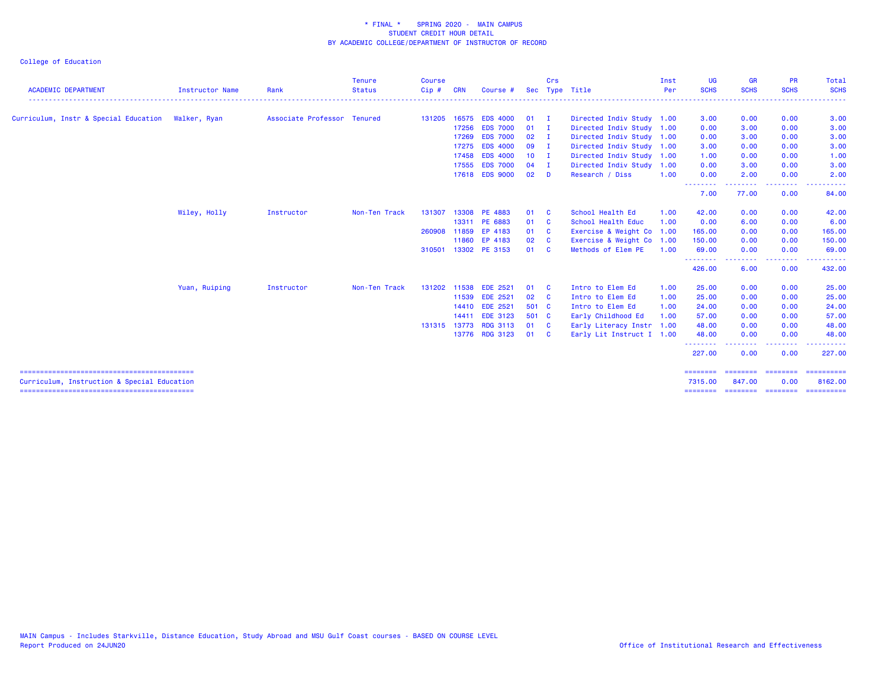* FINAL * SPRING 2020 - MAIN CAMPUS
STUDENT CREDIT HOUR DETAIL
BY ACADEMIC COLLEGE/DEPARTMENT OF INSTRUCTOR OF RECORD

College of Education

| ACADEMIC DEPARTMENT | Instructor Name | Rank | Tenure Status | Course Cip # | CRN | Course # | Sec | Crs Type | Title | Inst Per | UG SCHS | GR SCHS | PR SCHS | Total SCHS |
|---|---|---|---|---|---|---|---|---|---|---|---|---|---|---|
| Curriculum, Instr & Special Education | Walker, Ryan | Associate Professor | Tenured | 131205 | 16575 | EDS 4000 | 01 | I | Directed Indiv Study | 1.00 | 3.00 | 0.00 | 0.00 | 3.00 |
| | | | | | 17256 | EDS 7000 | 01 | I | Directed Indiv Study | 1.00 | 0.00 | 3.00 | 0.00 | 3.00 |
| | | | | | 17269 | EDS 7000 | 02 | I | Directed Indiv Study | 1.00 | 0.00 | 3.00 | 0.00 | 3.00 |
| | | | | | 17275 | EDS 4000 | 09 | I | Directed Indiv Study | 1.00 | 3.00 | 0.00 | 0.00 | 3.00 |
| | | | | | 17458 | EDS 4000 | 10 | I | Directed Indiv Study | 1.00 | 1.00 | 0.00 | 0.00 | 1.00 |
| | | | | | 17555 | EDS 7000 | 04 | I | Directed Indiv Study | 1.00 | 0.00 | 3.00 | 0.00 | 3.00 |
| | | | | | 17618 | EDS 9000 | 02 | D | Research / Diss | 1.00 | 0.00 | 2.00 | 0.00 | 2.00 |
| | | | | | | | | | | | 7.00 | 77.00 | 0.00 | 84.00 |
| | Wiley, Holly | Instructor | Non-Ten Track | 131307 | 13308 | PE 4883 | 01 | C | School Health Ed | 1.00 | 42.00 | 0.00 | 0.00 | 42.00 |
| | | | | | 13311 | PE 6883 | 01 | C | School Health Educ | 1.00 | 0.00 | 6.00 | 0.00 | 6.00 |
| | | | | 260908 | 11859 | EP 4183 | 01 | C | Exercise & Weight Co | 1.00 | 165.00 | 0.00 | 0.00 | 165.00 |
| | | | | | 11860 | EP 4183 | 02 | C | Exercise & Weight Co | 1.00 | 150.00 | 0.00 | 0.00 | 150.00 |
| | | | | 310501 | 13302 | PE 3153 | 01 | C | Methods of Elem PE | 1.00 | 69.00 | 0.00 | 0.00 | 69.00 |
| | | | | | | | | | | | 426.00 | 6.00 | 0.00 | 432.00 |
| | Yuan, Ruiping | Instructor | Non-Ten Track | 131202 | 11538 | EDE 2521 | 01 | C | Intro to Elem Ed | 1.00 | 25.00 | 0.00 | 0.00 | 25.00 |
| | | | | | 11539 | EDE 2521 | 02 | C | Intro to Elem Ed | 1.00 | 25.00 | 0.00 | 0.00 | 25.00 |
| | | | | | 14410 | EDE 2521 | 501 | C | Intro to Elem Ed | 1.00 | 24.00 | 0.00 | 0.00 | 24.00 |
| | | | | | 14411 | EDE 3123 | 501 | C | Early Childhood Ed | 1.00 | 57.00 | 0.00 | 0.00 | 57.00 |
| | | | | 131315 | 13773 | RDG 3113 | 01 | C | Early Literacy Instr | 1.00 | 48.00 | 0.00 | 0.00 | 48.00 |
| | | | | | 13776 | RDG 3123 | 01 | C | Early Lit Instruct I | 1.00 | 48.00 | 0.00 | 0.00 | 48.00 |
| | | | | | | | | | | | 227.00 | 0.00 | 0.00 | 227.00 |
| Curriculum, Instruction & Special Education | | | | | | | | | | | 7315.00 | 847.00 | 0.00 | 8162.00 |

MAIN Campus - Includes Starkville, Distance Education, Study Abroad and MSU Gulf Coast courses - BASED ON COURSE LEVEL
Report Produced on 24JUN20

Office of Institutional Research and Effectiveness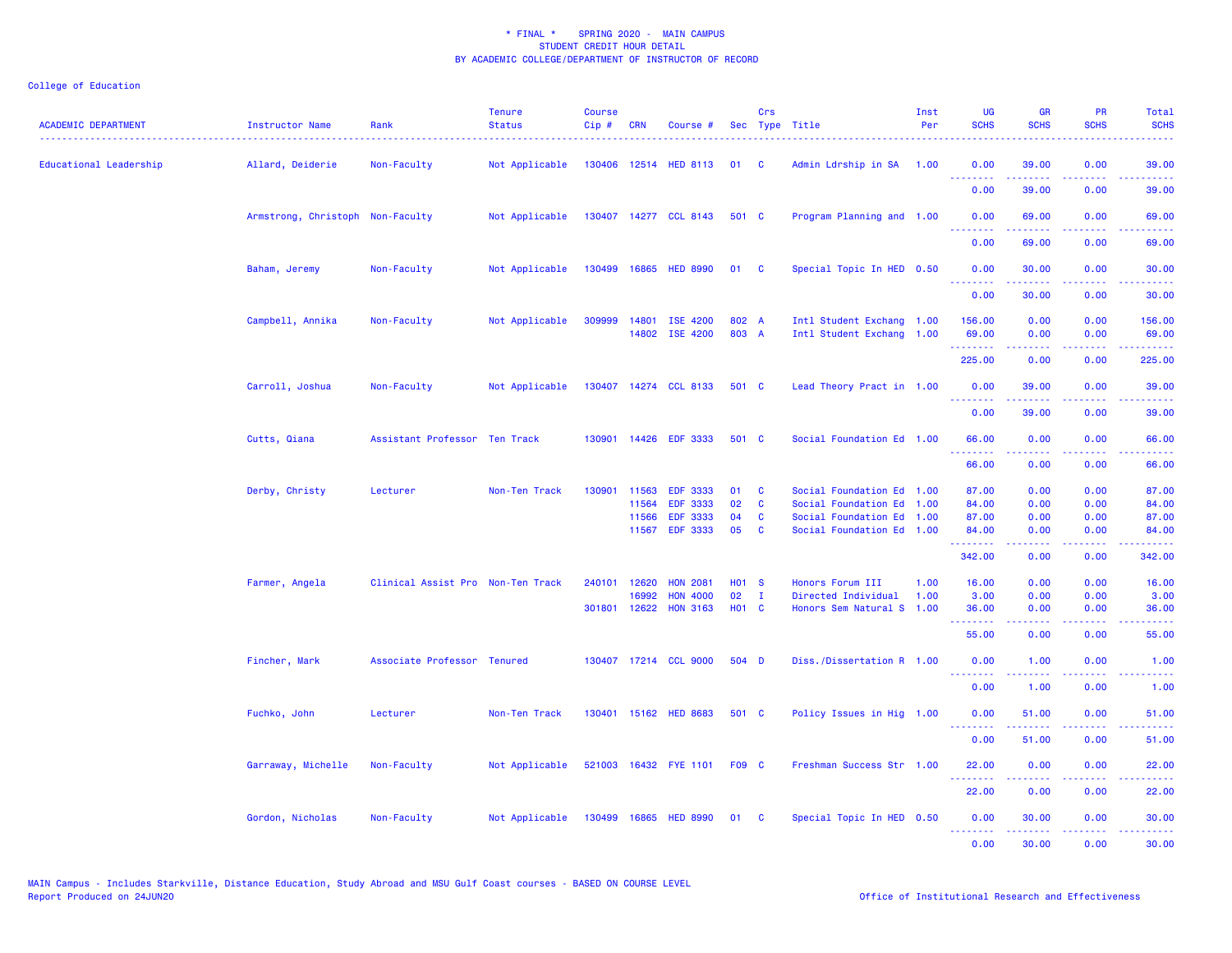\* FINAL \* SPRING 2020 - MAIN CAMPUS
STUDENT CREDIT HOUR DETAIL
BY ACADEMIC COLLEGE/DEPARTMENT OF INSTRUCTOR OF RECORD

College of Education

| ACADEMIC DEPARTMENT | Instructor Name | Rank | Tenure Status | Course Cip # | CRN | Course # | Sec | Crs Type | Title | Inst Per | UG SCHS | GR SCHS | PR SCHS | Total SCHS |
|---|---|---|---|---|---|---|---|---|---|---|---|---|---|---|
| Educational Leadership | Allard, Deiderie | Non-Faculty | Not Applicable | 130406 | 12514 | HED 8113 | 01 | C | Admin Ldrship in SA | 1.00 | 0.00 | 39.00 | 0.00 | 39.00 |
| | | | | | | | | | | | 0.00 | 39.00 | 0.00 | 39.00 |
| | Armstrong, Christoph | Non-Faculty | Not Applicable | 130407 | 14277 | CCL 8143 | 501 | C | Program Planning and | 1.00 | 0.00 | 69.00 | 0.00 | 69.00 |
| | | | | | | | | | | | 0.00 | 69.00 | 0.00 | 69.00 |
| | Baham, Jeremy | Non-Faculty | Not Applicable | 130499 | 16865 | HED 8990 | 01 | C | Special Topic In HED | 0.50 | 0.00 | 30.00 | 0.00 | 30.00 |
| | | | | | | | | | | | 0.00 | 30.00 | 0.00 | 30.00 |
| | Campbell, Annika | Non-Faculty | Not Applicable | 309999 | 14801 | ISE 4200 | 802 | A | Intl Student Exchang | 1.00 | 156.00 | 0.00 | 0.00 | 156.00 |
| | | | | | 14802 | ISE 4200 | 803 | A | Intl Student Exchang | 1.00 | 69.00 | 0.00 | 0.00 | 69.00 |
| | | | | | | | | | | | 225.00 | 0.00 | 0.00 | 225.00 |
| | Carroll, Joshua | Non-Faculty | Not Applicable | 130407 | 14274 | CCL 8133 | 501 | C | Lead Theory Pract in | 1.00 | 0.00 | 39.00 | 0.00 | 39.00 |
| | | | | | | | | | | | 0.00 | 39.00 | 0.00 | 39.00 |
| | Cutts, Qiana | Assistant Professor | Ten Track | 130901 | 14426 | EDF 3333 | 501 | C | Social Foundation Ed | 1.00 | 66.00 | 0.00 | 0.00 | 66.00 |
| | | | | | | | | | | | 66.00 | 0.00 | 0.00 | 66.00 |
| | Derby, Christy | Lecturer | Non-Ten Track | 130901 | 11563 | EDF 3333 | 01 | C | Social Foundation Ed | 1.00 | 87.00 | 0.00 | 0.00 | 87.00 |
| | | | | | 11564 | EDF 3333 | 02 | C | Social Foundation Ed | 1.00 | 84.00 | 0.00 | 0.00 | 84.00 |
| | | | | | 11566 | EDF 3333 | 04 | C | Social Foundation Ed | 1.00 | 87.00 | 0.00 | 0.00 | 87.00 |
| | | | | | 11567 | EDF 3333 | 05 | C | Social Foundation Ed | 1.00 | 84.00 | 0.00 | 0.00 | 84.00 |
| | | | | | | | | | | | 342.00 | 0.00 | 0.00 | 342.00 |
| | Farmer, Angela | Clinical Assist Pro | Non-Ten Track | 240101 | 12620 | HON 2081 | H01 | S | Honors Forum III | 1.00 | 16.00 | 0.00 | 0.00 | 16.00 |
| | | | | | 16992 | HON 4000 | 02 | I | Directed Individual | 1.00 | 3.00 | 0.00 | 0.00 | 3.00 |
| | | | | 301801 | 12622 | HON 3163 | H01 | C | Honors Sem Natural S | 1.00 | 36.00 | 0.00 | 0.00 | 36.00 |
| | | | | | | | | | | | 55.00 | 0.00 | 0.00 | 55.00 |
| | Fincher, Mark | Associate Professor | Tenured | 130407 | 17214 | CCL 9000 | 504 | D | Diss./Dissertation R | 1.00 | 0.00 | 1.00 | 0.00 | 1.00 |
| | | | | | | | | | | | 0.00 | 1.00 | 0.00 | 1.00 |
| | Fuchko, John | Lecturer | Non-Ten Track | 130401 | 15162 | HED 8683 | 501 | C | Policy Issues in Hig | 1.00 | 0.00 | 51.00 | 0.00 | 51.00 |
| | | | | | | | | | | | 0.00 | 51.00 | 0.00 | 51.00 |
| | Garraway, Michelle | Non-Faculty | Not Applicable | 521003 | 16432 | FYE 1101 | F09 | C | Freshman Success Str | 1.00 | 22.00 | 0.00 | 0.00 | 22.00 |
| | | | | | | | | | | | 22.00 | 0.00 | 0.00 | 22.00 |
| | Gordon, Nicholas | Non-Faculty | Not Applicable | 130499 | 16865 | HED 8990 | 01 | C | Special Topic In HED | 0.50 | 0.00 | 30.00 | 0.00 | 30.00 |
| | | | | | | | | | | | 0.00 | 30.00 | 0.00 | 30.00 |

MAIN Campus - Includes Starkville, Distance Education, Study Abroad and MSU Gulf Coast courses - BASED ON COURSE LEVEL
Report Produced on 24JUN20

Office of Institutional Research and Effectiveness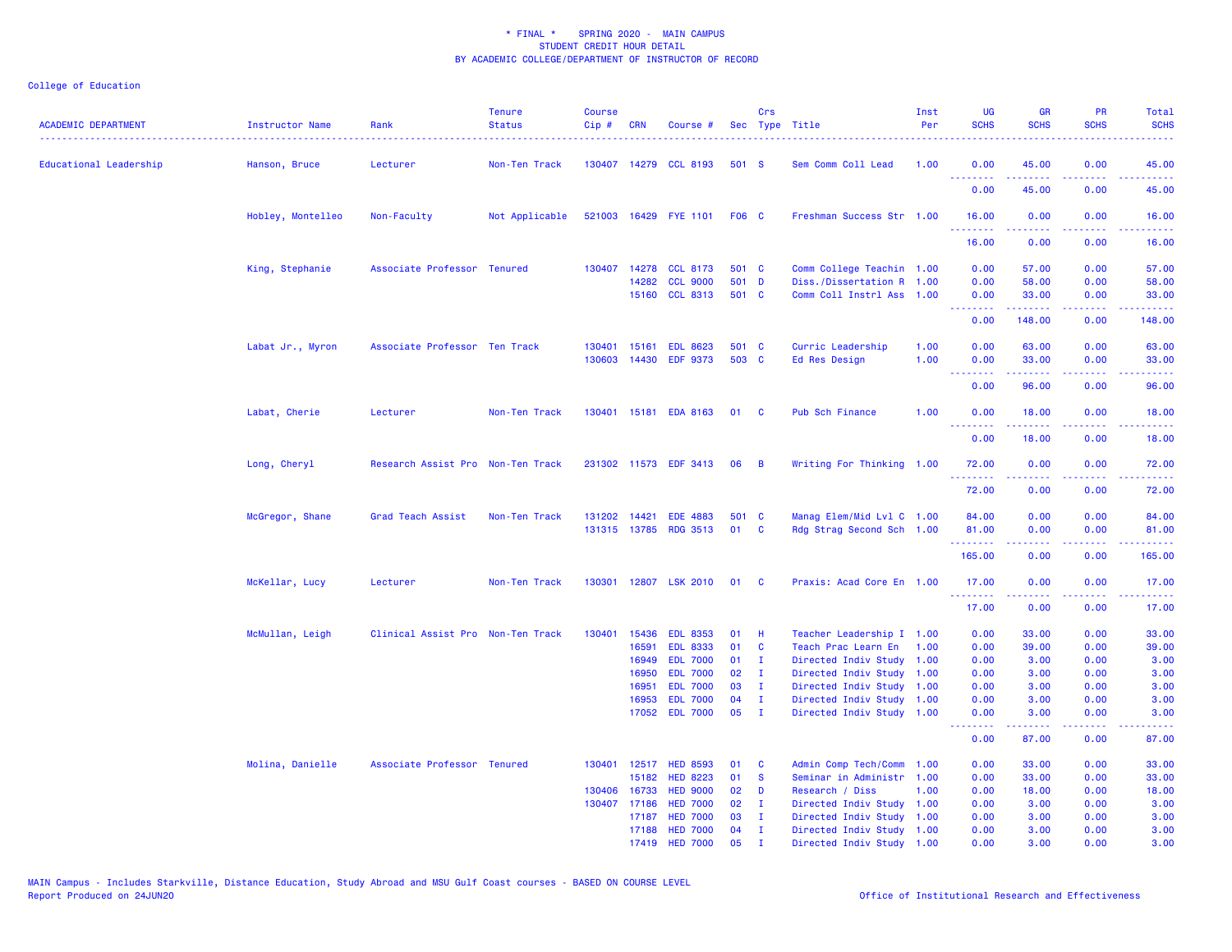\* FINAL \* SPRING 2020 - MAIN CAMPUS
STUDENT CREDIT HOUR DETAIL
BY ACADEMIC COLLEGE/DEPARTMENT OF INSTRUCTOR OF RECORD

College of Education

| ACADEMIC DEPARTMENT | Instructor Name | Rank | Tenure Status | Course Cip # | CRN | Course # | Sec | Crs Type | Title | Inst Per | UG SCHS | GR SCHS | PR SCHS | Total SCHS |
|---|---|---|---|---|---|---|---|---|---|---|---|---|---|---|
| Educational Leadership | Hanson, Bruce | Lecturer | Non-Ten Track | 130407 | 14279 | CCL 8193 | 501 | S | Sem Comm Coll Lead | 1.00 | 0.00 | 45.00 | 0.00 | 45.00 |
| | | | | | | | | | | | 0.00 | 45.00 | 0.00 | 45.00 |
| | Hobley, Montelleo | Non-Faculty | Not Applicable | 521003 | 16429 | FYE 1101 | F06 | C | Freshman Success Str | 1.00 | 16.00 | 0.00 | 0.00 | 16.00 |
| | | | | | | | | | | | 16.00 | 0.00 | 0.00 | 16.00 |
| | King, Stephanie | Associate Professor | Tenured | 130407 | 14278 | CCL 8173 | 501 | C | Comm College Teachin | 1.00 | 0.00 | 57.00 | 0.00 | 57.00 |
| | | | | | 14282 | CCL 9000 | 501 | D | Diss./Dissertation R | 1.00 | 0.00 | 58.00 | 0.00 | 58.00 |
| | | | | | 15160 | CCL 8313 | 501 | C | Comm Coll Instrl Ass | 1.00 | 0.00 | 33.00 | 0.00 | 33.00 |
| | | | | | | | | | | | 0.00 | 148.00 | 0.00 | 148.00 |
| | Labat Jr., Myron | Associate Professor | Ten Track | 130401 | 15161 | EDL 8623 | 501 | C | Curric Leadership | 1.00 | 0.00 | 63.00 | 0.00 | 63.00 |
| | | | | 130603 | 14430 | EDF 9373 | 503 | C | Ed Res Design | 1.00 | 0.00 | 33.00 | 0.00 | 33.00 |
| | | | | | | | | | | | 0.00 | 96.00 | 0.00 | 96.00 |
| | Labat, Cherie | Lecturer | Non-Ten Track | 130401 | 15181 | EDA 8163 | 01 | C | Pub Sch Finance | 1.00 | 0.00 | 18.00 | 0.00 | 18.00 |
| | | | | | | | | | | | 0.00 | 18.00 | 0.00 | 18.00 |
| | Long, Cheryl | Research Assist Pro | Non-Ten Track | 231302 | 11573 | EDF 3413 | 06 | B | Writing For Thinking | 1.00 | 72.00 | 0.00 | 0.00 | 72.00 |
| | | | | | | | | | | | 72.00 | 0.00 | 0.00 | 72.00 |
| | McGregor, Shane | Grad Teach Assist | Non-Ten Track | 131202 | 14421 | EDE 4883 | 501 | C | Manag Elem/Mid Lvl C | 1.00 | 84.00 | 0.00 | 0.00 | 84.00 |
| | | | | 131315 | 13785 | RDG 3513 | 01 | C | Rdg Strag Second Sch | 1.00 | 81.00 | 0.00 | 0.00 | 81.00 |
| | | | | | | | | | | | 165.00 | 0.00 | 0.00 | 165.00 |
| | McKellar, Lucy | Lecturer | Non-Ten Track | 130301 | 12807 | LSK 2010 | 01 | C | Praxis: Acad Core En | 1.00 | 17.00 | 0.00 | 0.00 | 17.00 |
| | | | | | | | | | | | 17.00 | 0.00 | 0.00 | 17.00 |
| | McMullan, Leigh | Clinical Assist Pro | Non-Ten Track | 130401 | 15436 | EDL 8353 | 01 | H | Teacher Leadership I | 1.00 | 0.00 | 33.00 | 0.00 | 33.00 |
| | | | | | 16591 | EDL 8333 | 01 | C | Teach Prac Learn En | 1.00 | 0.00 | 39.00 | 0.00 | 39.00 |
| | | | | | 16949 | EDL 7000 | 01 | I | Directed Indiv Study | 1.00 | 0.00 | 3.00 | 0.00 | 3.00 |
| | | | | | 16950 | EDL 7000 | 02 | I | Directed Indiv Study | 1.00 | 0.00 | 3.00 | 0.00 | 3.00 |
| | | | | | 16951 | EDL 7000 | 03 | I | Directed Indiv Study | 1.00 | 0.00 | 3.00 | 0.00 | 3.00 |
| | | | | | 16953 | EDL 7000 | 04 | I | Directed Indiv Study | 1.00 | 0.00 | 3.00 | 0.00 | 3.00 |
| | | | | | 17052 | EDL 7000 | 05 | I | Directed Indiv Study | 1.00 | 0.00 | 3.00 | 0.00 | 3.00 |
| | | | | | | | | | | | 0.00 | 87.00 | 0.00 | 87.00 |
| | Molina, Danielle | Associate Professor | Tenured | 130401 | 12517 | HED 8593 | 01 | C | Admin Comp Tech/Comm | 1.00 | 0.00 | 33.00 | 0.00 | 33.00 |
| | | | | | 15182 | HED 8223 | 01 | S | Seminar in Administr | 1.00 | 0.00 | 33.00 | 0.00 | 33.00 |
| | | | | 130406 | 16733 | HED 9000 | 02 | D | Research / Diss | 1.00 | 0.00 | 18.00 | 0.00 | 18.00 |
| | | | | 130407 | 17186 | HED 7000 | 02 | I | Directed Indiv Study | 1.00 | 0.00 | 3.00 | 0.00 | 3.00 |
| | | | | | 17187 | HED 7000 | 03 | I | Directed Indiv Study | 1.00 | 0.00 | 3.00 | 0.00 | 3.00 |
| | | | | | 17188 | HED 7000 | 04 | I | Directed Indiv Study | 1.00 | 0.00 | 3.00 | 0.00 | 3.00 |
| | | | | | 17419 | HED 7000 | 05 | I | Directed Indiv Study | 1.00 | 0.00 | 3.00 | 0.00 | 3.00 |

MAIN Campus - Includes Starkville, Distance Education, Study Abroad and MSU Gulf Coast courses - BASED ON COURSE LEVEL
Report Produced on 24JUN20

Office of Institutional Research and Effectiveness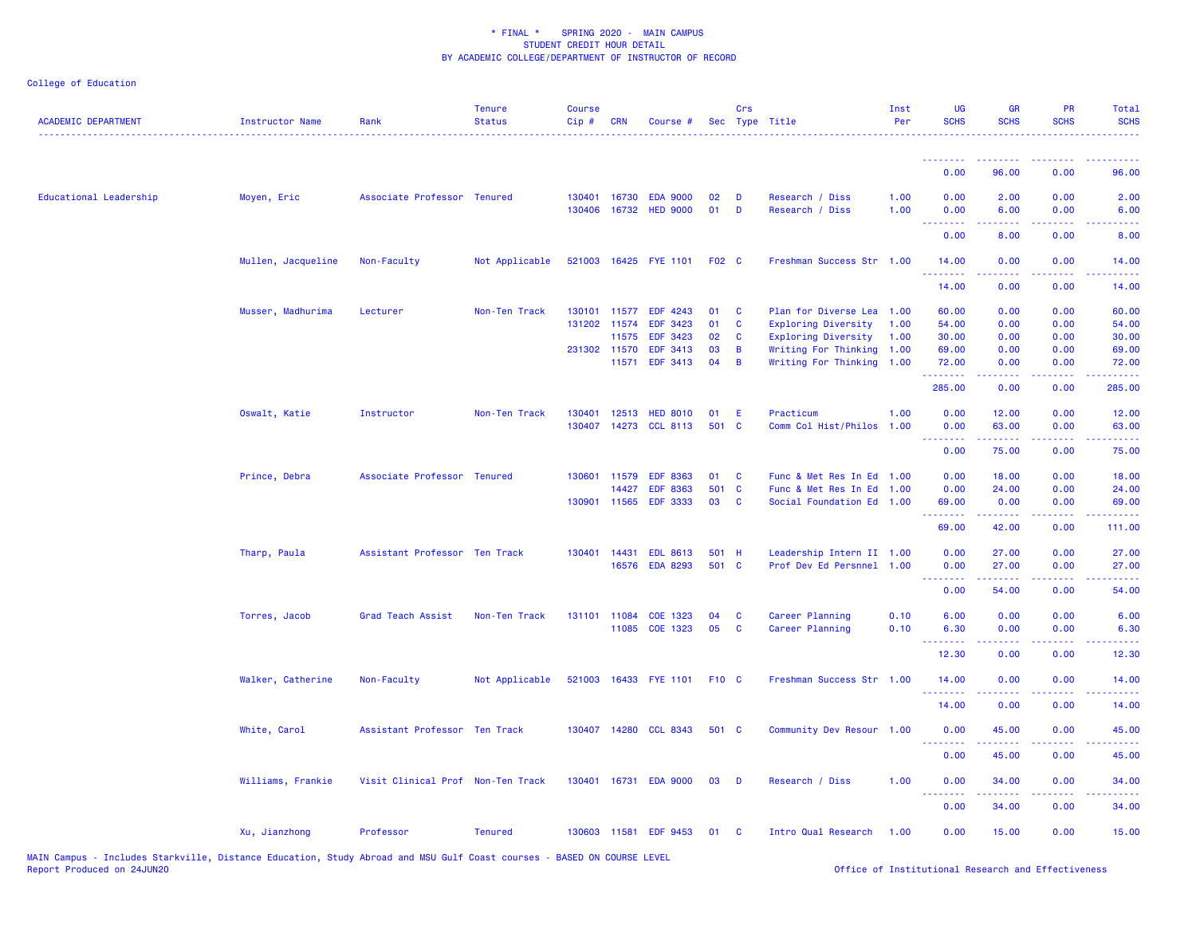* FINAL * SPRING 2020 - MAIN CAMPUS
STUDENT CREDIT HOUR DETAIL
BY ACADEMIC COLLEGE/DEPARTMENT OF INSTRUCTOR OF RECORD

College of Education

| ACADEMIC DEPARTMENT | Instructor Name | Rank | Tenure Status | Course Cip # | CRN | Course # | Sec | Crs Type | Title | Inst Per | UG SCHS | GR SCHS | PR SCHS | Total SCHS |
|---|---|---|---|---|---|---|---|---|---|---|---|---|---|---|
| | | | | | | | | | | | 0.00 | 96.00 | 0.00 | 96.00 |
| Educational Leadership | Moyen, Eric | Associate Professor | Tenured | 130401 | 16730 | EDA 9000 | 02 | D | Research / Diss | 1.00 | 0.00 | 2.00 | 0.00 | 2.00 |
| | | | | 130406 | 16732 | HED 9000 | 01 | D | Research / Diss | 1.00 | 0.00 | 6.00 | 0.00 | 6.00 |
| | | | | | | | | | | | 0.00 | 8.00 | 0.00 | 8.00 |
| | Mullen, Jacqueline | Non-Faculty | Not Applicable | 521003 | 16425 | FYE 1101 | F02 | C | Freshman Success Str | 1.00 | 14.00 | 0.00 | 0.00 | 14.00 |
| | | | | | | | | | | | 14.00 | 0.00 | 0.00 | 14.00 |
| | Musser, Madhurima | Lecturer | Non-Ten Track | 130101 | 11577 | EDF 4243 | 01 | C | Plan for Diverse Lea | 1.00 | 60.00 | 0.00 | 0.00 | 60.00 |
| | | | | 131202 | 11574 | EDF 3423 | 01 | C | Exploring Diversity | 1.00 | 54.00 | 0.00 | 0.00 | 54.00 |
| | | | | | 11575 | EDF 3423 | 02 | C | Exploring Diversity | 1.00 | 30.00 | 0.00 | 0.00 | 30.00 |
| | | | | 231302 | 11570 | EDF 3413 | 03 | B | Writing For Thinking | 1.00 | 69.00 | 0.00 | 0.00 | 69.00 |
| | | | | | 11571 | EDF 3413 | 04 | B | Writing For Thinking | 1.00 | 72.00 | 0.00 | 0.00 | 72.00 |
| | | | | | | | | | | | 285.00 | 0.00 | 0.00 | 285.00 |
| | Oswalt, Katie | Instructor | Non-Ten Track | 130401 | 12513 | HED 8010 | 01 | E | Practicum | 1.00 | 0.00 | 12.00 | 0.00 | 12.00 |
| | | | | 130407 | 14273 | CCL 8113 | 501 | C | Comm Col Hist/Philos | 1.00 | 0.00 | 63.00 | 0.00 | 63.00 |
| | | | | | | | | | | | 0.00 | 75.00 | 0.00 | 75.00 |
| | Prince, Debra | Associate Professor | Tenured | 130601 | 11579 | EDF 8363 | 01 | C | Func & Met Res In Ed | 1.00 | 0.00 | 18.00 | 0.00 | 18.00 |
| | | | | | 14427 | EDF 8363 | 501 | C | Func & Met Res In Ed | 1.00 | 0.00 | 24.00 | 0.00 | 24.00 |
| | | | | 130901 | 11565 | EDF 3333 | 03 | C | Social Foundation Ed | 1.00 | 69.00 | 0.00 | 0.00 | 69.00 |
| | | | | | | | | | | | 69.00 | 42.00 | 0.00 | 111.00 |
| | Tharp, Paula | Assistant Professor | Ten Track | 130401 | 14431 | EDL 8613 | 501 | H | Leadership Intern II | 1.00 | 0.00 | 27.00 | 0.00 | 27.00 |
| | | | | | 16576 | EDA 8293 | 501 | C | Prof Dev Ed Persnnel | 1.00 | 0.00 | 27.00 | 0.00 | 27.00 |
| | | | | | | | | | | | 0.00 | 54.00 | 0.00 | 54.00 |
| | Torres, Jacob | Grad Teach Assist | Non-Ten Track | 131101 | 11084 | COE 1323 | 04 | C | Career Planning | 0.10 | 6.00 | 0.00 | 0.00 | 6.00 |
| | | | | | 11085 | COE 1323 | 05 | C | Career Planning | 0.10 | 6.30 | 0.00 | 0.00 | 6.30 |
| | | | | | | | | | | | 12.30 | 0.00 | 0.00 | 12.30 |
| | Walker, Catherine | Non-Faculty | Not Applicable | 521003 | 16433 | FYE 1101 | F10 | C | Freshman Success Str | 1.00 | 14.00 | 0.00 | 0.00 | 14.00 |
| | | | | | | | | | | | 14.00 | 0.00 | 0.00 | 14.00 |
| | White, Carol | Assistant Professor | Ten Track | 130407 | 14280 | CCL 8343 | 501 | C | Community Dev Resour | 1.00 | 0.00 | 45.00 | 0.00 | 45.00 |
| | | | | | | | | | | | 0.00 | 45.00 | 0.00 | 45.00 |
| | Williams, Frankie | Visit Clinical Prof | Non-Ten Track | 130401 | 16731 | EDA 9000 | 03 | D | Research / Diss | 1.00 | 0.00 | 34.00 | 0.00 | 34.00 |
| | | | | | | | | | | | 0.00 | 34.00 | 0.00 | 34.00 |
| | Xu, Jianzhong | Professor | Tenured | 130603 | 11581 | EDF 9453 | 01 | C | Intro Qual Research | 1.00 | 0.00 | 15.00 | 0.00 | 15.00 |

MAIN Campus - Includes Starkville, Distance Education, Study Abroad and MSU Gulf Coast courses - BASED ON COURSE LEVEL
Report Produced on 24JUN20

Office of Institutional Research and Effectiveness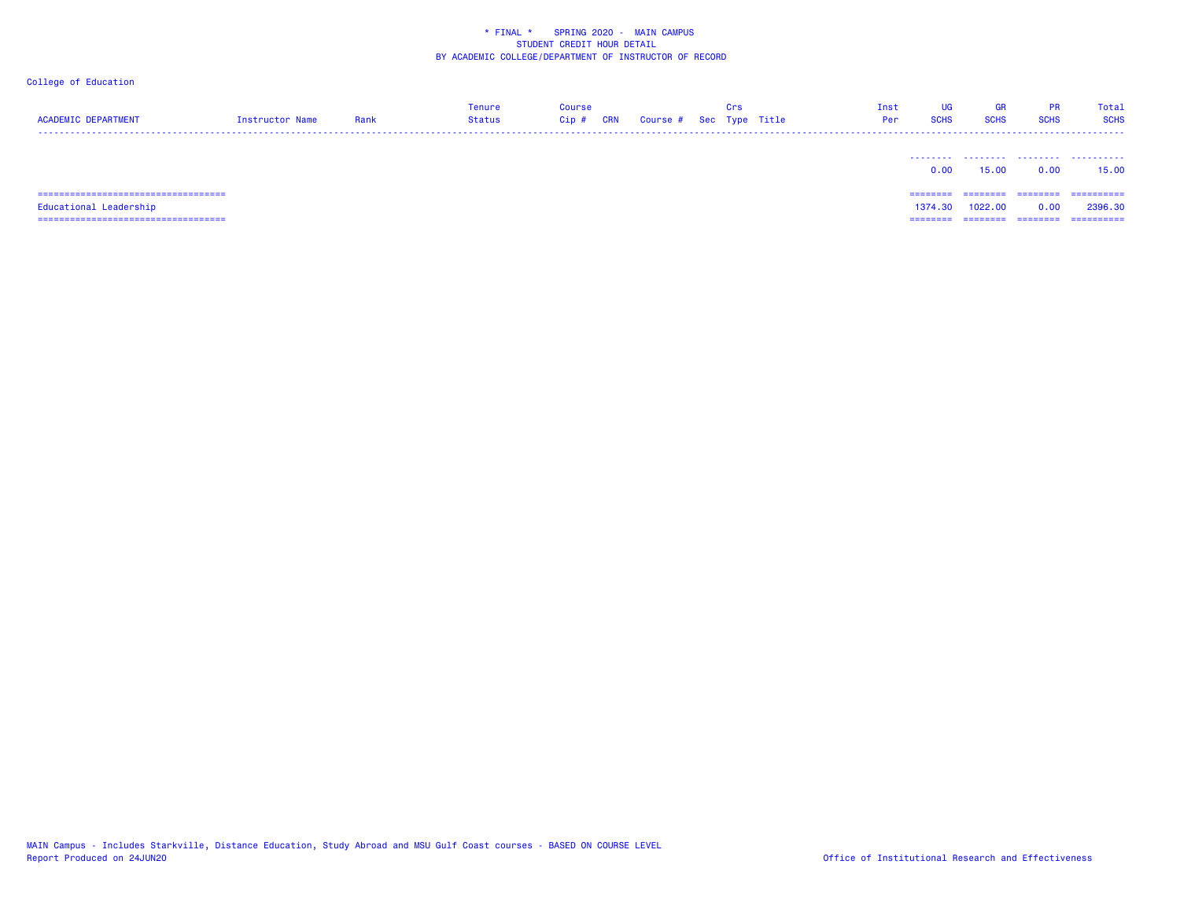\* FINAL \* SPRING 2020 - MAIN CAMPUS
STUDENT CREDIT HOUR DETAIL
BY ACADEMIC COLLEGE/DEPARTMENT OF INSTRUCTOR OF RECORD

College of Education

| ACADEMIC DEPARTMENT | Instructor Name | Rank | Tenure Status | Course Cip # | CRN | Course # | Sec | Crs Type | Title | Inst Per | UG SCHS | GR SCHS | PR SCHS | Total SCHS |
|---|---|---|---|---|---|---|---|---|---|---|---|---|---|---|
| | | | | | | | | | | | 0.00 | 15.00 | 0.00 | 15.00 |
| Educational Leadership | | | | | | | | | | | 1374.30 | 1022.00 | 0.00 | 2396.30 |

MAIN Campus - Includes Starkville, Distance Education, Study Abroad and MSU Gulf Coast courses - BASED ON COURSE LEVEL
Report Produced on 24JUN20

Office of Institutional Research and Effectiveness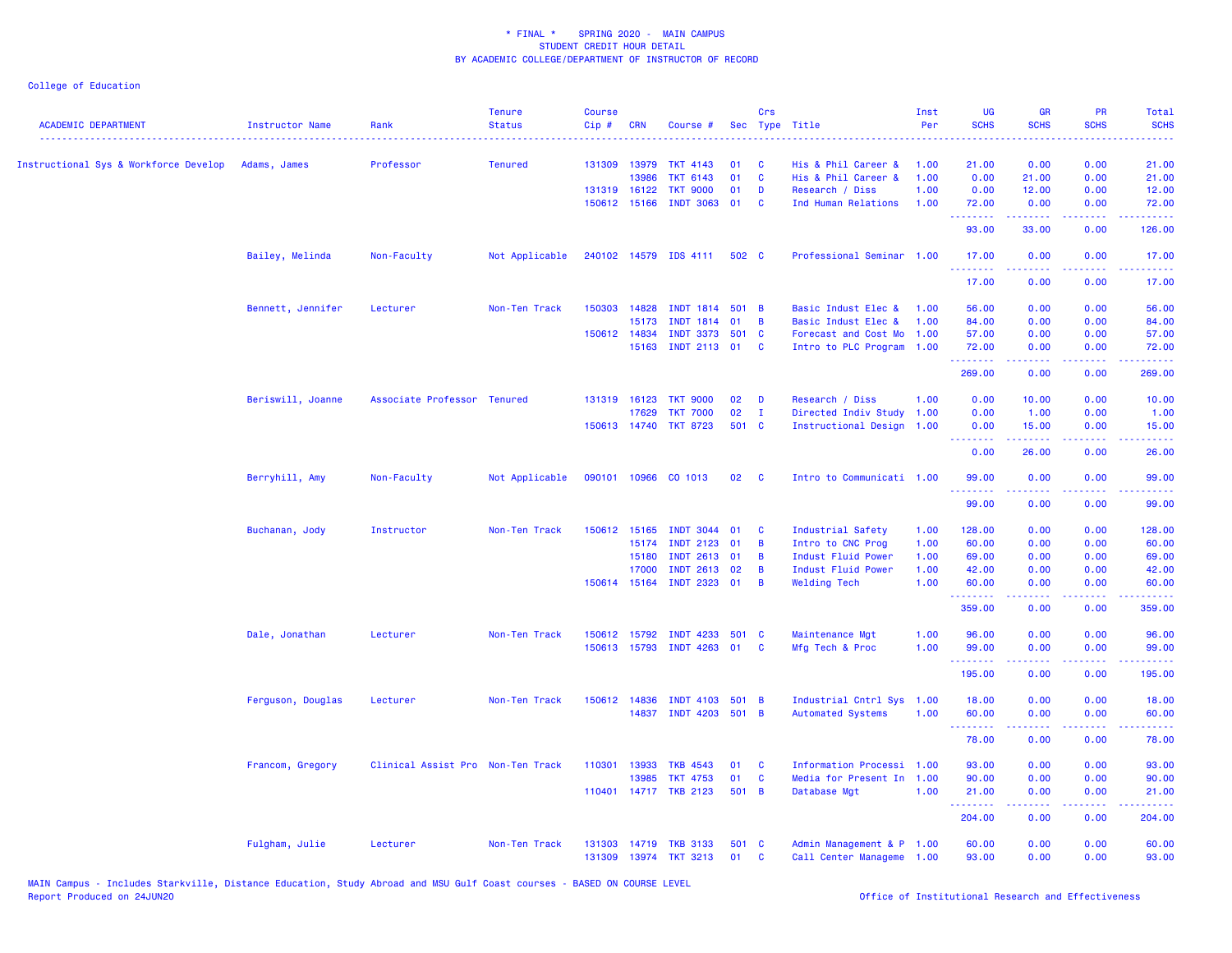\* FINAL \* SPRING 2020 - MAIN CAMPUS
STUDENT CREDIT HOUR DETAIL
BY ACADEMIC COLLEGE/DEPARTMENT OF INSTRUCTOR OF RECORD

College of Education

| ACADEMIC DEPARTMENT | Instructor Name | Rank | Tenure Status | Course Cip # | CRN | Course # | Sec | Crs Type | Title | Inst Per | UG SCHS | GR SCHS | PR SCHS | Total SCHS |
|---|---|---|---|---|---|---|---|---|---|---|---|---|---|---|
| Instructional Sys & Workforce Develop | Adams, James | Professor | Tenured | 131309 | 13979 | TKT 4143 | 01 | C | His & Phil Career & | 1.00 | 21.00 | 0.00 | 0.00 | 21.00 |
| | | | | | 13986 | TKT 6143 | 01 | C | His & Phil Career & | 1.00 | 0.00 | 21.00 | 0.00 | 21.00 |
| | | | | 131319 | 16122 | TKT 9000 | 01 | D | Research / Diss | 1.00 | 0.00 | 12.00 | 0.00 | 12.00 |
| | | | | 150612 | 15166 | INDT 3063 | 01 | C | Ind Human Relations | 1.00 | 72.00 | 0.00 | 0.00 | 72.00 |
| | | | | | | | | | | | 93.00 | 33.00 | 0.00 | 126.00 |
| | Bailey, Melinda | Non-Faculty | Not Applicable | 240102 | 14579 | IDS 4111 | 502 | C | Professional Seminar | 1.00 | 17.00 | 0.00 | 0.00 | 17.00 |
| | | | | | | | | | | | 17.00 | 0.00 | 0.00 | 17.00 |
| | Bennett, Jennifer | Lecturer | Non-Ten Track | 150303 | 14828 | INDT 1814 | 501 | B | Basic Indust Elec & | 1.00 | 56.00 | 0.00 | 0.00 | 56.00 |
| | | | | | 15173 | INDT 1814 | 01 | B | Basic Indust Elec & | 1.00 | 84.00 | 0.00 | 0.00 | 84.00 |
| | | | | 150612 | 14834 | INDT 3373 | 501 | C | Forecast and Cost Mo | 1.00 | 57.00 | 0.00 | 0.00 | 57.00 |
| | | | | | 15163 | INDT 2113 | 01 | C | Intro to PLC Program | 1.00 | 72.00 | 0.00 | 0.00 | 72.00 |
| | | | | | | | | | | | 269.00 | 0.00 | 0.00 | 269.00 |
| | Beriswill, Joanne | Associate Professor | Tenured | 131319 | 16123 | TKT 9000 | 02 | D | Research / Diss | 1.00 | 0.00 | 10.00 | 0.00 | 10.00 |
| | | | | | 17629 | TKT 7000 | 02 | I | Directed Indiv Study | 1.00 | 0.00 | 1.00 | 0.00 | 1.00 |
| | | | | 150613 | 14740 | TKT 8723 | 501 | C | Instructional Design | 1.00 | 0.00 | 15.00 | 0.00 | 15.00 |
| | | | | | | | | | | | 0.00 | 26.00 | 0.00 | 26.00 |
| | Berryhill, Amy | Non-Faculty | Not Applicable | 090101 | 10966 | CO 1013 | 02 | C | Intro to Communicati | 1.00 | 99.00 | 0.00 | 0.00 | 99.00 |
| | | | | | | | | | | | 99.00 | 0.00 | 0.00 | 99.00 |
| | Buchanan, Jody | Instructor | Non-Ten Track | 150612 | 15165 | INDT 3044 | 01 | C | Industrial Safety | 1.00 | 128.00 | 0.00 | 0.00 | 128.00 |
| | | | | | 15174 | INDT 2123 | 01 | B | Intro to CNC Prog | 1.00 | 60.00 | 0.00 | 0.00 | 60.00 |
| | | | | | 15180 | INDT 2613 | 01 | B | Indust Fluid Power | 1.00 | 69.00 | 0.00 | 0.00 | 69.00 |
| | | | | | 17000 | INDT 2613 | 02 | B | Indust Fluid Power | 1.00 | 42.00 | 0.00 | 0.00 | 42.00 |
| | | | | 150614 | 15164 | INDT 2323 | 01 | B | Welding Tech | 1.00 | 60.00 | 0.00 | 0.00 | 60.00 |
| | | | | | | | | | | | 359.00 | 0.00 | 0.00 | 359.00 |
| | Dale, Jonathan | Lecturer | Non-Ten Track | 150612 | 15792 | INDT 4233 | 501 | C | Maintenance Mgt | 1.00 | 96.00 | 0.00 | 0.00 | 96.00 |
| | | | | 150613 | 15793 | INDT 4263 | 01 | C | Mfg Tech & Proc | 1.00 | 99.00 | 0.00 | 0.00 | 99.00 |
| | | | | | | | | | | | 195.00 | 0.00 | 0.00 | 195.00 |
| | Ferguson, Douglas | Lecturer | Non-Ten Track | 150612 | 14836 | INDT 4103 | 501 | B | Industrial Cntrl Sys | 1.00 | 18.00 | 0.00 | 0.00 | 18.00 |
| | | | | | 14837 | INDT 4203 | 501 | B | Automated Systems | 1.00 | 60.00 | 0.00 | 0.00 | 60.00 |
| | | | | | | | | | | | 78.00 | 0.00 | 0.00 | 78.00 |
| | Francom, Gregory | Clinical Assist Pro | Non-Ten Track | 110301 | 13933 | TKB 4543 | 01 | C | Information Processi | 1.00 | 93.00 | 0.00 | 0.00 | 93.00 |
| | | | | | 13985 | TKT 4753 | 01 | C | Media for Present In | 1.00 | 90.00 | 0.00 | 0.00 | 90.00 |
| | | | | 110401 | 14717 | TKB 2123 | 501 | B | Database Mgt | 1.00 | 21.00 | 0.00 | 0.00 | 21.00 |
| | | | | | | | | | | | 204.00 | 0.00 | 0.00 | 204.00 |
| | Fulgham, Julie | Lecturer | Non-Ten Track | 131303 | 14719 | TKB 3133 | 501 | C | Admin Management & P | 1.00 | 60.00 | 0.00 | 0.00 | 60.00 |
| | | | | 131309 | 13974 | TKT 3213 | 01 | C | Call Center Manageme | 1.00 | 93.00 | 0.00 | 0.00 | 93.00 |

MAIN Campus - Includes Starkville, Distance Education, Study Abroad and MSU Gulf Coast courses - BASED ON COURSE LEVEL
Report Produced on 24JUN20

Office of Institutional Research and Effectiveness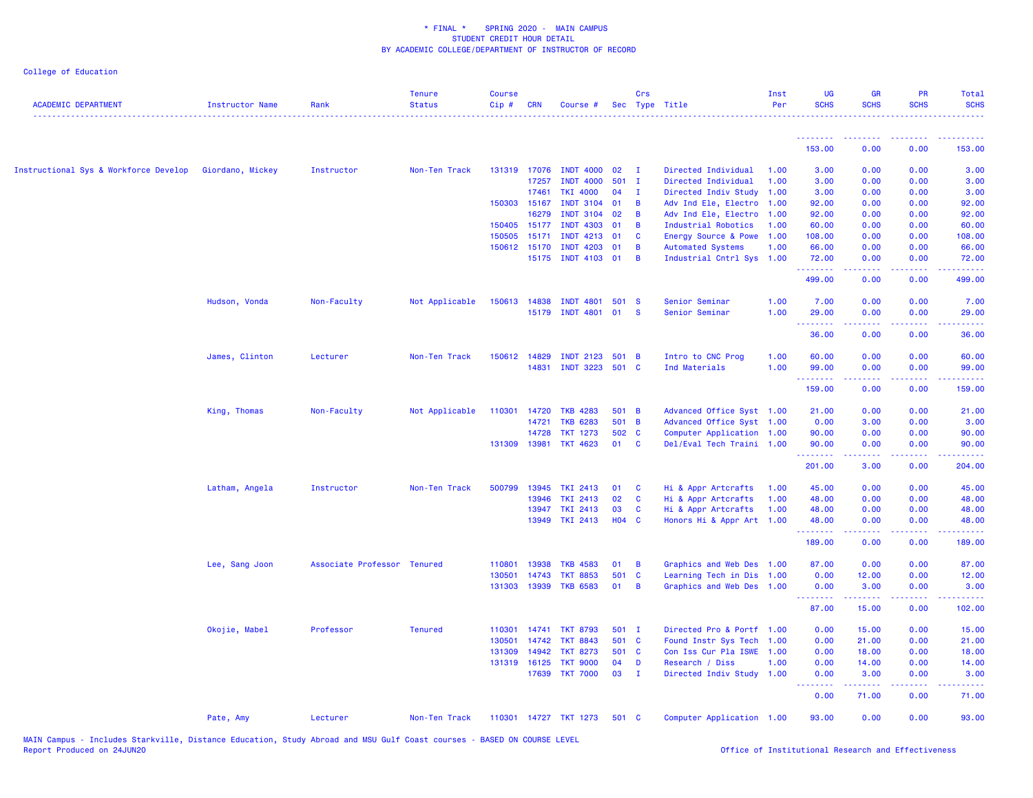\* FINAL \*    SPRING 2020 -  MAIN CAMPUS
STUDENT CREDIT HOUR DETAIL
BY ACADEMIC COLLEGE/DEPARTMENT OF INSTRUCTOR OF RECORD

College of Education

| ACADEMIC DEPARTMENT | Instructor Name | Rank | Tenure Status | Course Cip # | CRN | Course # | Sec | Crs Type | Title | Inst Per | UG SCHS | GR SCHS | PR SCHS | Total SCHS |
|---|---|---|---|---|---|---|---|---|---|---|---|---|---|---|
| | | | | | | | | | | | 153.00 | 0.00 | 0.00 | 153.00 |
| Instructional Sys & Workforce Develop | Giordano, Mickey | Instructor | Non-Ten Track | 131319 | 17076 | INDT 4000 | 02 | I | Directed Individual | 1.00 | 3.00 | 0.00 | 0.00 | 3.00 |
| | | | | | 17257 | INDT 4000 | 501 | I | Directed Individual | 1.00 | 3.00 | 0.00 | 0.00 | 3.00 |
| | | | | | 17461 | TKI 4000 | 04 | I | Directed Indiv Study | 1.00 | 3.00 | 0.00 | 0.00 | 3.00 |
| | | | | 150303 | 15167 | INDT 3104 | 01 | B | Adv Ind Ele, Electro | 1.00 | 92.00 | 0.00 | 0.00 | 92.00 |
| | | | | | 16279 | INDT 3104 | 02 | B | Adv Ind Ele, Electro | 1.00 | 92.00 | 0.00 | 0.00 | 92.00 |
| | | | | 150405 | 15177 | INDT 4303 | 01 | B | Industrial Robotics | 1.00 | 60.00 | 0.00 | 0.00 | 60.00 |
| | | | | 150505 | 15171 | INDT 4213 | 01 | C | Energy Source & Powe | 1.00 | 108.00 | 0.00 | 0.00 | 108.00 |
| | | | | 150612 | 15170 | INDT 4203 | 01 | B | Automated Systems | 1.00 | 66.00 | 0.00 | 0.00 | 66.00 |
| | | | | | 15175 | INDT 4103 | 01 | B | Industrial Cntrl Sys | 1.00 | 72.00 | 0.00 | 0.00 | 72.00 |
| | | | | | | | | | | | 499.00 | 0.00 | 0.00 | 499.00 |
| | Hudson, Vonda | Non-Faculty | Not Applicable | 150613 | 14838 | INDT 4801 | 501 | S | Senior Seminar | 1.00 | 7.00 | 0.00 | 0.00 | 7.00 |
| | | | | | 15179 | INDT 4801 | 01 | S | Senior Seminar | 1.00 | 29.00 | 0.00 | 0.00 | 29.00 |
| | | | | | | | | | | | 36.00 | 0.00 | 0.00 | 36.00 |
| | James, Clinton | Lecturer | Non-Ten Track | 150612 | 14829 | INDT 2123 | 501 | B | Intro to CNC Prog | 1.00 | 60.00 | 0.00 | 0.00 | 60.00 |
| | | | | | 14831 | INDT 3223 | 501 | C | Ind Materials | 1.00 | 99.00 | 0.00 | 0.00 | 99.00 |
| | | | | | | | | | | | 159.00 | 0.00 | 0.00 | 159.00 |
| | King, Thomas | Non-Faculty | Not Applicable | 110301 | 14720 | TKB 4283 | 501 | B | Advanced Office Syst | 1.00 | 21.00 | 0.00 | 0.00 | 21.00 |
| | | | | | 14721 | TKB 6283 | 501 | B | Advanced Office Syst | 1.00 | 0.00 | 3.00 | 0.00 | 3.00 |
| | | | | | 14728 | TKT 1273 | 502 | C | Computer Application | 1.00 | 90.00 | 0.00 | 0.00 | 90.00 |
| | | | | 131309 | 13981 | TKT 4623 | 01 | C | Del/Eval Tech Traini | 1.00 | 90.00 | 0.00 | 0.00 | 90.00 |
| | | | | | | | | | | | 201.00 | 3.00 | 0.00 | 204.00 |
| | Latham, Angela | Instructor | Non-Ten Track | 500799 | 13945 | TKI 2413 | 01 | C | Hi & Appr Artcrafts | 1.00 | 45.00 | 0.00 | 0.00 | 45.00 |
| | | | | | 13946 | TKI 2413 | 02 | C | Hi & Appr Artcrafts | 1.00 | 48.00 | 0.00 | 0.00 | 48.00 |
| | | | | | 13947 | TKI 2413 | 03 | C | Hi & Appr Artcrafts | 1.00 | 48.00 | 0.00 | 0.00 | 48.00 |
| | | | | | 13949 | TKI 2413 | H04 | C | Honors Hi & Appr Art | 1.00 | 48.00 | 0.00 | 0.00 | 48.00 |
| | | | | | | | | | | | 189.00 | 0.00 | 0.00 | 189.00 |
| | Lee, Sang Joon | Associate Professor | Tenured | 110801 | 13938 | TKB 4583 | 01 | B | Graphics and Web Des | 1.00 | 87.00 | 0.00 | 0.00 | 87.00 |
| | | | | 130501 | 14743 | TKT 8853 | 501 | C | Learning Tech in Dis | 1.00 | 0.00 | 12.00 | 0.00 | 12.00 |
| | | | | 131303 | 13939 | TKB 6583 | 01 | B | Graphics and Web Des | 1.00 | 0.00 | 3.00 | 0.00 | 3.00 |
| | | | | | | | | | | | 87.00 | 15.00 | 0.00 | 102.00 |
| | Okojie, Mabel | Professor | Tenured | 110301 | 14741 | TKT 8793 | 501 | I | Directed Pro & Portf | 1.00 | 0.00 | 15.00 | 0.00 | 15.00 |
| | | | | 130501 | 14742 | TKT 8843 | 501 | C | Found Instr Sys Tech | 1.00 | 0.00 | 21.00 | 0.00 | 21.00 |
| | | | | 131309 | 14942 | TKT 8273 | 501 | C | Con Iss Cur Pla ISWE | 1.00 | 0.00 | 18.00 | 0.00 | 18.00 |
| | | | | 131319 | 16125 | TKT 9000 | 04 | D | Research / Diss | 1.00 | 0.00 | 14.00 | 0.00 | 14.00 |
| | | | | | 17639 | TKT 7000 | 03 | I | Directed Indiv Study | 1.00 | 0.00 | 3.00 | 0.00 | 3.00 |
| | | | | | | | | | | | 0.00 | 71.00 | 0.00 | 71.00 |
| | Pate, Amy | Lecturer | Non-Ten Track | 110301 | 14727 | TKT 1273 | 501 | C | Computer Application | 1.00 | 93.00 | 0.00 | 0.00 | 93.00 |

MAIN Campus - Includes Starkville, Distance Education, Study Abroad and MSU Gulf Coast courses - BASED ON COURSE LEVEL
Report Produced on 24JUN20

Office of Institutional Research and Effectiveness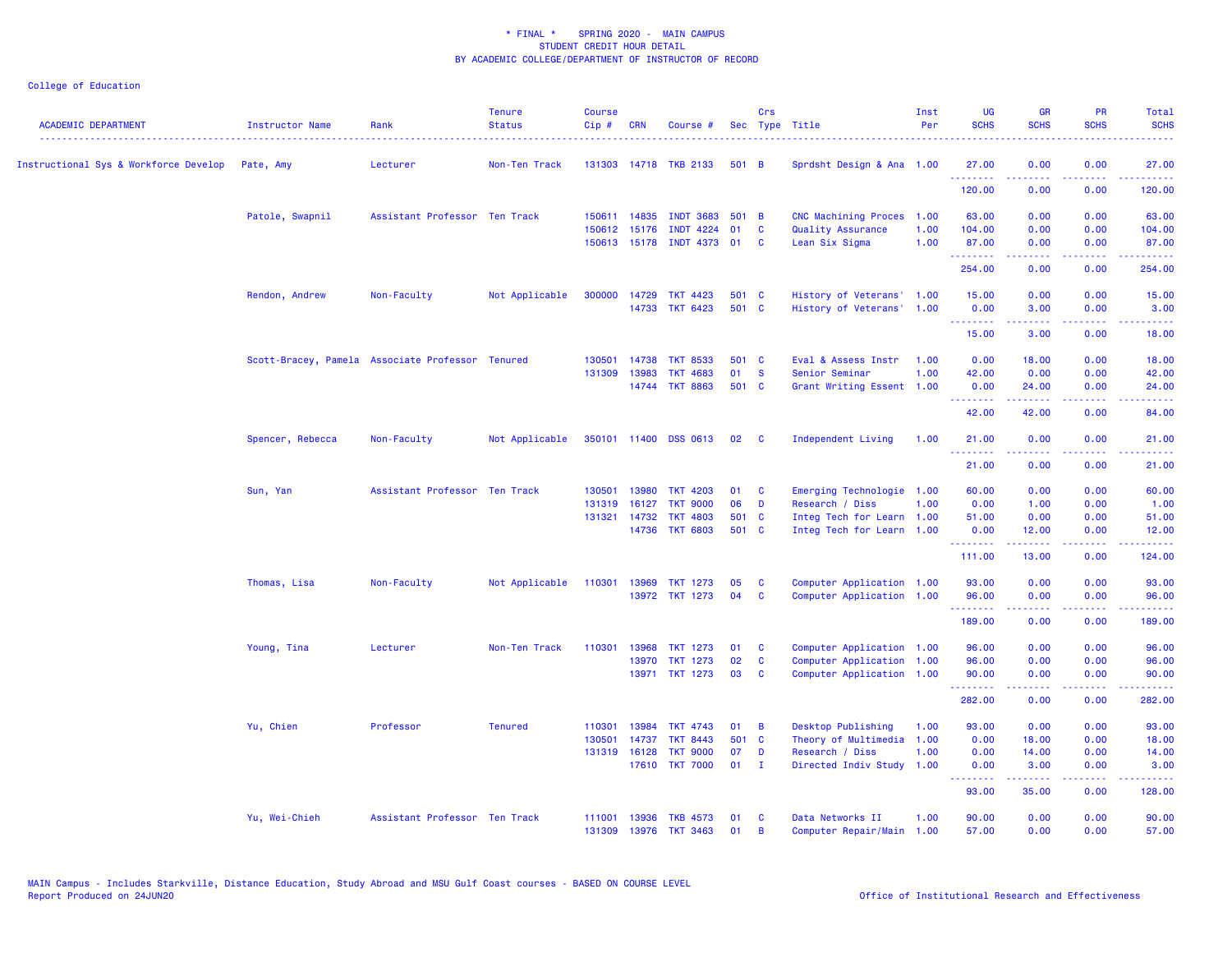\* FINAL \* SPRING 2020 - MAIN CAMPUS
STUDENT CREDIT HOUR DETAIL
BY ACADEMIC COLLEGE/DEPARTMENT OF INSTRUCTOR OF RECORD

College of Education

| ACADEMIC DEPARTMENT | Instructor Name | Rank | Tenure Status | Course Cip # | CRN | Course # | Sec | Crs Type | Title | Inst Per | UG SCHS | GR SCHS | PR SCHS | Total SCHS |
|---|---|---|---|---|---|---|---|---|---|---|---|---|---|---|
| Instructional Sys & Workforce Develop | Pate, Amy | Lecturer | Non-Ten Track | 131303 | 14718 | TKB 2133 | 501 | B | Sprdsht Design & Ana | 1.00 | 27.00 | 0.00 | 0.00 | 27.00 |
| | | | | | | | | | | | 120.00 | 0.00 | 0.00 | 120.00 |
| | Patole, Swapnil | Assistant Professor | Ten Track | 150611 | 14835 | INDT 3683 | 501 | B | CNC Machining Proces | 1.00 | 63.00 | 0.00 | 0.00 | 63.00 |
| | | | | 150612 | 15176 | INDT 4224 | 01 | C | Quality Assurance | 1.00 | 104.00 | 0.00 | 0.00 | 104.00 |
| | | | | 150613 | 15178 | INDT 4373 | 01 | C | Lean Six Sigma | 1.00 | 87.00 | 0.00 | 0.00 | 87.00 |
| | | | | | | | | | | | 254.00 | 0.00 | 0.00 | 254.00 |
| | Rendon, Andrew | Non-Faculty | Not Applicable | 300000 | 14729 | TKT 4423 | 501 | C | History of Veterans' | 1.00 | 15.00 | 0.00 | 0.00 | 15.00 |
| | | | | | 14733 | TKT 6423 | 501 | C | History of Veterans' | 1.00 | 0.00 | 3.00 | 0.00 | 3.00 |
| | | | | | | | | | | | 15.00 | 3.00 | 0.00 | 18.00 |
| | Scott-Bracey, Pamela | Associate Professor | Tenured | 130501 | 14738 | TKT 8533 | 501 | C | Eval & Assess Instr | 1.00 | 0.00 | 18.00 | 0.00 | 18.00 |
| | | | | 131309 | 13983 | TKT 4683 | 01 | S | Senior Seminar | 1.00 | 42.00 | 0.00 | 0.00 | 42.00 |
| | | | | | 14744 | TKT 8863 | 501 | C | Grant Writing Essent | 1.00 | 0.00 | 24.00 | 0.00 | 24.00 |
| | | | | | | | | | | | 42.00 | 42.00 | 0.00 | 84.00 |
| | Spencer, Rebecca | Non-Faculty | Not Applicable | 350101 | 11400 | DSS 0613 | 02 | C | Independent Living | 1.00 | 21.00 | 0.00 | 0.00 | 21.00 |
| | | | | | | | | | | | 21.00 | 0.00 | 0.00 | 21.00 |
| | Sun, Yan | Assistant Professor | Ten Track | 130501 | 13980 | TKT 4203 | 01 | C | Emerging Technologie | 1.00 | 60.00 | 0.00 | 0.00 | 60.00 |
| | | | | 131319 | 16127 | TKT 9000 | 06 | D | Research / Diss | 1.00 | 0.00 | 1.00 | 0.00 | 1.00 |
| | | | | 131321 | 14732 | TKT 4803 | 501 | C | Integ Tech for Learn | 1.00 | 51.00 | 0.00 | 0.00 | 51.00 |
| | | | | | 14736 | TKT 6803 | 501 | C | Integ Tech for Learn | 1.00 | 0.00 | 12.00 | 0.00 | 12.00 |
| | | | | | | | | | | | 111.00 | 13.00 | 0.00 | 124.00 |
| | Thomas, Lisa | Non-Faculty | Not Applicable | 110301 | 13969 | TKT 1273 | 05 | C | Computer Application | 1.00 | 93.00 | 0.00 | 0.00 | 93.00 |
| | | | | | 13972 | TKT 1273 | 04 | C | Computer Application | 1.00 | 96.00 | 0.00 | 0.00 | 96.00 |
| | | | | | | | | | | | 189.00 | 0.00 | 0.00 | 189.00 |
| | Young, Tina | Lecturer | Non-Ten Track | 110301 | 13968 | TKT 1273 | 01 | C | Computer Application | 1.00 | 96.00 | 0.00 | 0.00 | 96.00 |
| | | | | | 13970 | TKT 1273 | 02 | C | Computer Application | 1.00 | 96.00 | 0.00 | 0.00 | 96.00 |
| | | | | | 13971 | TKT 1273 | 03 | C | Computer Application | 1.00 | 90.00 | 0.00 | 0.00 | 90.00 |
| | | | | | | | | | | | 282.00 | 0.00 | 0.00 | 282.00 |
| | Yu, Chien | Professor | Tenured | 110301 | 13984 | TKT 4743 | 01 | B | Desktop Publishing | 1.00 | 93.00 | 0.00 | 0.00 | 93.00 |
| | | | | 130501 | 14737 | TKT 8443 | 501 | C | Theory of Multimedia | 1.00 | 0.00 | 18.00 | 0.00 | 18.00 |
| | | | | 131319 | 16128 | TKT 9000 | 07 | D | Research / Diss | 1.00 | 0.00 | 14.00 | 0.00 | 14.00 |
| | | | | | 17610 | TKT 7000 | 01 | I | Directed Indiv Study | 1.00 | 0.00 | 3.00 | 0.00 | 3.00 |
| | | | | | | | | | | | 93.00 | 35.00 | 0.00 | 128.00 |
| | Yu, Wei-Chieh | Assistant Professor | Ten Track | 111001 | 13936 | TKB 4573 | 01 | C | Data Networks II | 1.00 | 90.00 | 0.00 | 0.00 | 90.00 |
| | | | | 131309 | 13976 | TKT 3463 | 01 | B | Computer Repair/Main | 1.00 | 57.00 | 0.00 | 0.00 | 57.00 |

MAIN Campus - Includes Starkville, Distance Education, Study Abroad and MSU Gulf Coast courses - BASED ON COURSE LEVEL
Report Produced on 24JUN20

Office of Institutional Research and Effectiveness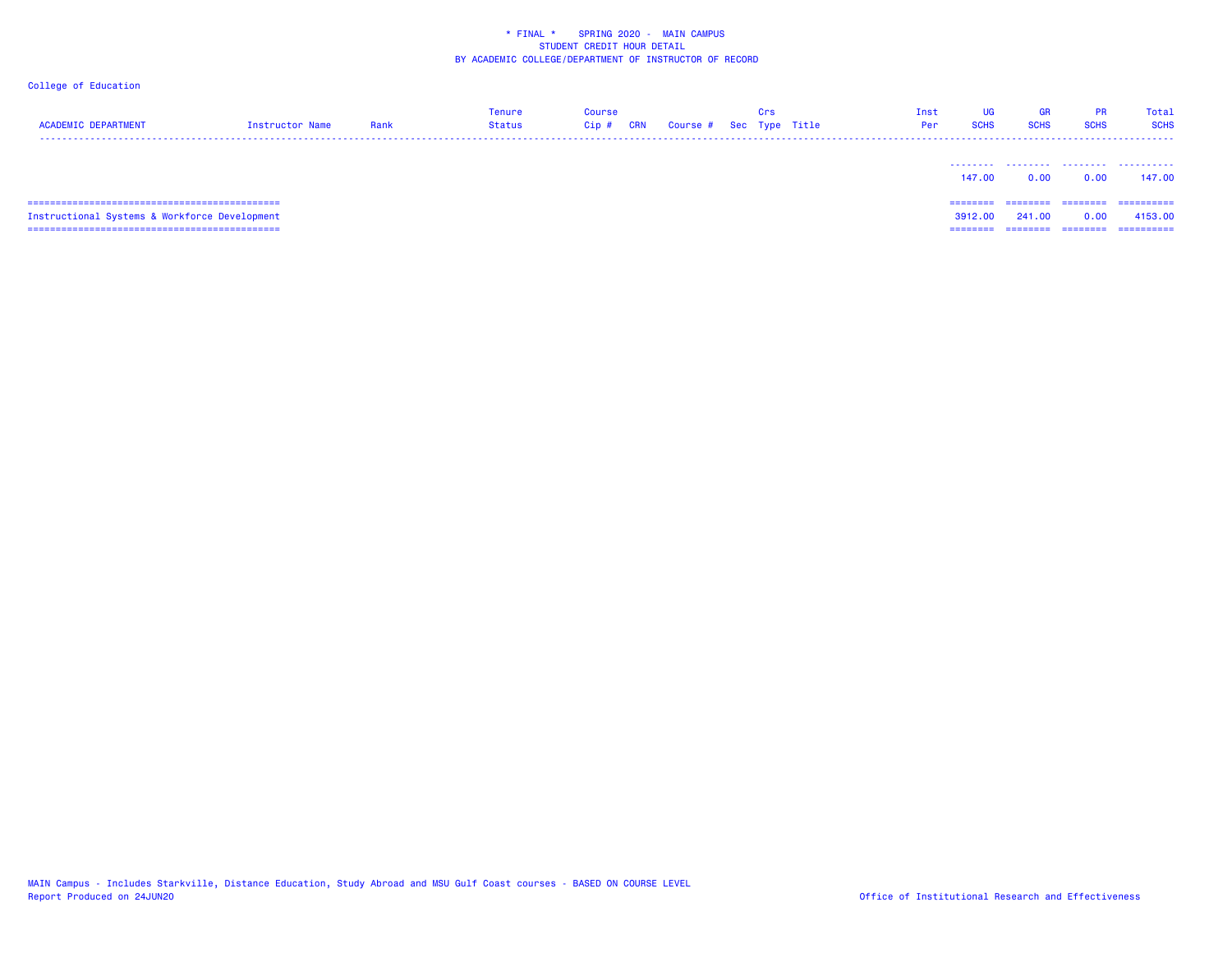\* FINAL \* SPRING 2020 - MAIN CAMPUS
STUDENT CREDIT HOUR DETAIL
BY ACADEMIC COLLEGE/DEPARTMENT OF INSTRUCTOR OF RECORD

College of Education

| ACADEMIC DEPARTMENT | Instructor Name | Rank | Tenure Status | Course Cip # | CRN | Course # | Sec | Crs Type | Title | Inst Per | UG SCHS | GR SCHS | PR SCHS | Total SCHS |
|---|---|---|---|---|---|---|---|---|---|---|---|---|---|---|
| | | | | | | | | | | | 147.00 | 0.00 | 0.00 | 147.00 |
| Instructional Systems & Workforce Development | | | | | | | | | | | 3912.00 | 241.00 | 0.00 | 4153.00 |

MAIN Campus - Includes Starkville, Distance Education, Study Abroad and MSU Gulf Coast courses - BASED ON COURSE LEVEL
Report Produced on 24JUN20

Office of Institutional Research and Effectiveness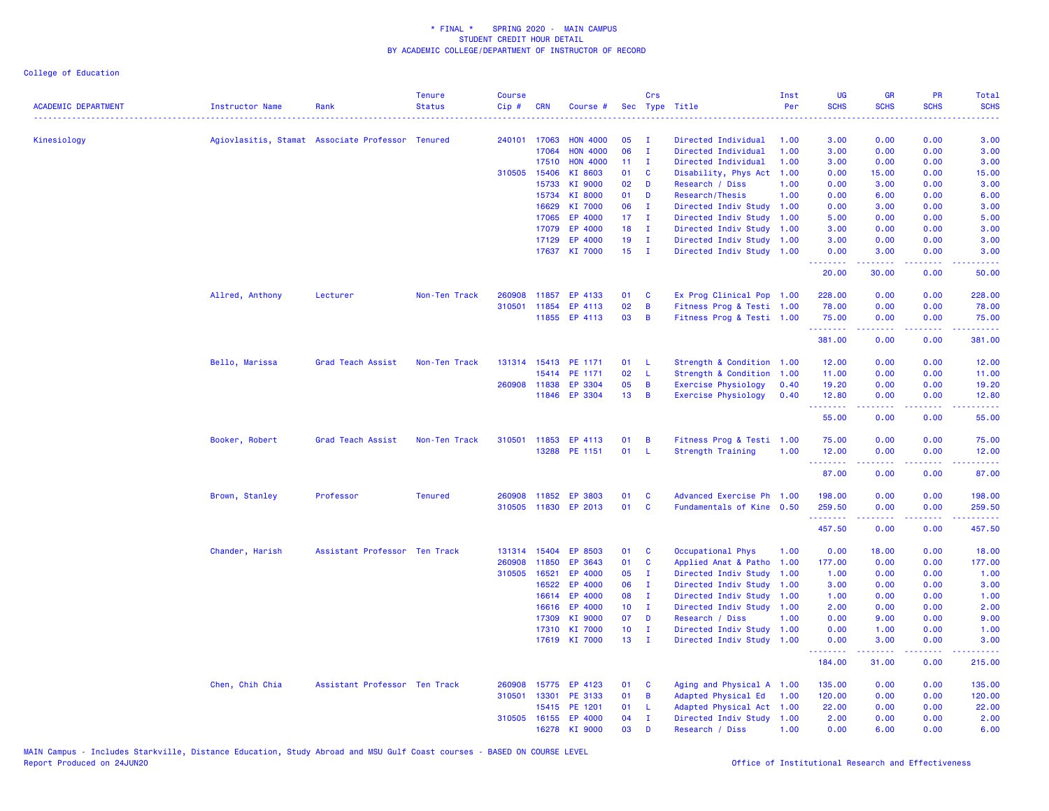\* FINAL \* SPRING 2020 - MAIN CAMPUS
STUDENT CREDIT HOUR DETAIL
BY ACADEMIC COLLEGE/DEPARTMENT OF INSTRUCTOR OF RECORD

College of Education

| ACADEMIC DEPARTMENT | Instructor Name | Rank | Tenure Status | Course Cip # | CRN | Course # | Sec | Crs Type | Title | Inst Per | UG SCHS | GR SCHS | PR SCHS | Total SCHS |
|---|---|---|---|---|---|---|---|---|---|---|---|---|---|---|
| Kinesiology | Agiovlasitis, Stamat | Associate Professor | Tenured | 240101 | 17063 | HON 4000 | 05 | I | Directed Individual | 1.00 | 3.00 | 0.00 | 0.00 | 3.00 |
| | | | | | 17064 | HON 4000 | 06 | I | Directed Individual | 1.00 | 3.00 | 0.00 | 0.00 | 3.00 |
| | | | | | 17510 | HON 4000 | 11 | I | Directed Individual | 1.00 | 3.00 | 0.00 | 0.00 | 3.00 |
| | | | | 310505 | 15406 | KI 8603 | 01 | C | Disability, Phys Act | 1.00 | 0.00 | 15.00 | 0.00 | 15.00 |
| | | | | | 15733 | KI 9000 | 02 | D | Research / Diss | 1.00 | 0.00 | 3.00 | 0.00 | 3.00 |
| | | | | | 15734 | KI 8000 | 01 | D | Research/Thesis | 1.00 | 0.00 | 6.00 | 0.00 | 6.00 |
| | | | | | 16629 | KI 7000 | 06 | I | Directed Indiv Study | 1.00 | 0.00 | 3.00 | 0.00 | 3.00 |
| | | | | | 17065 | EP 4000 | 17 | I | Directed Indiv Study | 1.00 | 5.00 | 0.00 | 0.00 | 5.00 |
| | | | | | 17079 | EP 4000 | 18 | I | Directed Indiv Study | 1.00 | 3.00 | 0.00 | 0.00 | 3.00 |
| | | | | | 17129 | EP 4000 | 19 | I | Directed Indiv Study | 1.00 | 3.00 | 0.00 | 0.00 | 3.00 |
| | | | | | 17637 | KI 7000 | 15 | I | Directed Indiv Study | 1.00 | 0.00 | 3.00 | 0.00 | 3.00 |
| | | | | | | | | | | | 20.00 | 30.00 | 0.00 | 50.00 |
| | Allred, Anthony | Lecturer | Non-Ten Track | 260908 | 11857 | EP 4133 | 01 | C | Ex Prog Clinical Pop | 1.00 | 228.00 | 0.00 | 0.00 | 228.00 |
| | | | | 310501 | 11854 | EP 4113 | 02 | B | Fitness Prog & Testi | 1.00 | 78.00 | 0.00 | 0.00 | 78.00 |
| | | | | | 11855 | EP 4113 | 03 | B | Fitness Prog & Testi | 1.00 | 75.00 | 0.00 | 0.00 | 75.00 |
| | | | | | | | | | | | 381.00 | 0.00 | 0.00 | 381.00 |
| | Bello, Marissa | Grad Teach Assist | Non-Ten Track | 131314 | 15413 | PE 1171 | 01 | L | Strength & Condition | 1.00 | 12.00 | 0.00 | 0.00 | 12.00 |
| | | | | | 15414 | PE 1171 | 02 | L | Strength & Condition | 1.00 | 11.00 | 0.00 | 0.00 | 11.00 |
| | | | | 260908 | 11838 | EP 3304 | 05 | B | Exercise Physiology | 0.40 | 19.20 | 0.00 | 0.00 | 19.20 |
| | | | | | 11846 | EP 3304 | 13 | B | Exercise Physiology | 0.40 | 12.80 | 0.00 | 0.00 | 12.80 |
| | | | | | | | | | | | 55.00 | 0.00 | 0.00 | 55.00 |
| | Booker, Robert | Grad Teach Assist | Non-Ten Track | 310501 | 11853 | EP 4113 | 01 | B | Fitness Prog & Testi | 1.00 | 75.00 | 0.00 | 0.00 | 75.00 |
| | | | | | 13288 | PE 1151 | 01 | L | Strength Training | 1.00 | 12.00 | 0.00 | 0.00 | 12.00 |
| | | | | | | | | | | | 87.00 | 0.00 | 0.00 | 87.00 |
| | Brown, Stanley | Professor | Tenured | 260908 | 11852 | EP 3803 | 01 | C | Advanced Exercise Ph | 1.00 | 198.00 | 0.00 | 0.00 | 198.00 |
| | | | | 310505 | 11830 | EP 2013 | 01 | C | Fundamentals of Kine | 0.50 | 259.50 | 0.00 | 0.00 | 259.50 |
| | | | | | | | | | | | 457.50 | 0.00 | 0.00 | 457.50 |
| | Chander, Harish | Assistant Professor | Ten Track | 131314 | 15404 | EP 8503 | 01 | C | Occupational Phys | 1.00 | 0.00 | 18.00 | 0.00 | 18.00 |
| | | | | 260908 | 11850 | EP 3643 | 01 | C | Applied Anat & Patho | 1.00 | 177.00 | 0.00 | 0.00 | 177.00 |
| | | | | 310505 | 16521 | EP 4000 | 05 | I | Directed Indiv Study | 1.00 | 1.00 | 0.00 | 0.00 | 1.00 |
| | | | | | 16522 | EP 4000 | 06 | I | Directed Indiv Study | 1.00 | 3.00 | 0.00 | 0.00 | 3.00 |
| | | | | | 16614 | EP 4000 | 08 | I | Directed Indiv Study | 1.00 | 1.00 | 0.00 | 0.00 | 1.00 |
| | | | | | 16616 | EP 4000 | 10 | I | Directed Indiv Study | 1.00 | 2.00 | 0.00 | 0.00 | 2.00 |
| | | | | | 17309 | KI 9000 | 07 | D | Research / Diss | 1.00 | 0.00 | 9.00 | 0.00 | 9.00 |
| | | | | | 17310 | KI 7000 | 10 | I | Directed Indiv Study | 1.00 | 0.00 | 1.00 | 0.00 | 1.00 |
| | | | | | 17619 | KI 7000 | 13 | I | Directed Indiv Study | 1.00 | 0.00 | 3.00 | 0.00 | 3.00 |
| | | | | | | | | | | | 184.00 | 31.00 | 0.00 | 215.00 |
| | Chen, Chih Chia | Assistant Professor | Ten Track | 260908 | 15775 | EP 4123 | 01 | C | Aging and Physical A | 1.00 | 135.00 | 0.00 | 0.00 | 135.00 |
| | | | | 310501 | 13301 | PE 3133 | 01 | B | Adapted Physical Ed | 1.00 | 120.00 | 0.00 | 0.00 | 120.00 |
| | | | | | 15415 | PE 1201 | 01 | L | Adapted Physical Act | 1.00 | 22.00 | 0.00 | 0.00 | 22.00 |
| | | | | 310505 | 16155 | EP 4000 | 04 | I | Directed Indiv Study | 1.00 | 2.00 | 0.00 | 0.00 | 2.00 |
| | | | | | 16278 | KI 9000 | 03 | D | Research / Diss | 1.00 | 0.00 | 6.00 | 0.00 | 6.00 |

MAIN Campus - Includes Starkville, Distance Education, Study Abroad and MSU Gulf Coast courses - BASED ON COURSE LEVEL
Report Produced on 24JUN20

Office of Institutional Research and Effectiveness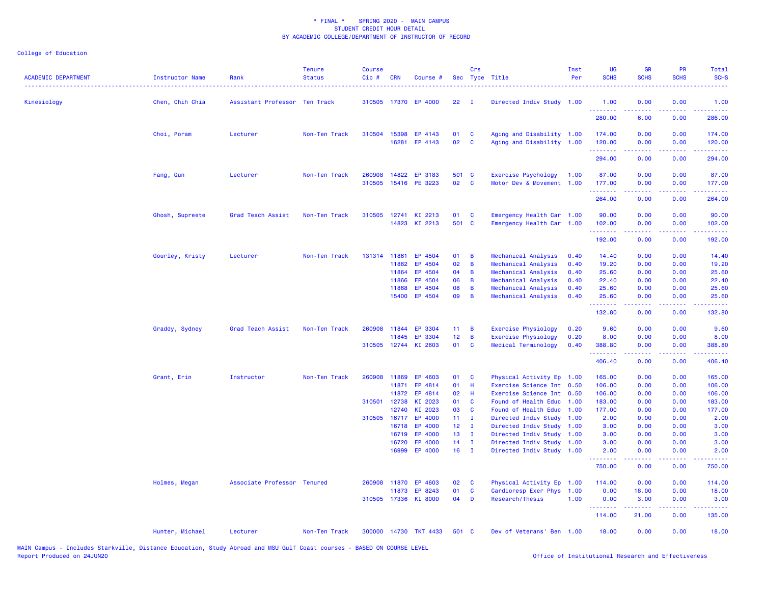\* FINAL \* SPRING 2020 - MAIN CAMPUS
STUDENT CREDIT HOUR DETAIL
BY ACADEMIC COLLEGE/DEPARTMENT OF INSTRUCTOR OF RECORD

College of Education

| ACADEMIC DEPARTMENT | Instructor Name | Rank | Tenure Status | Course Cip # | CRN | Course # | Sec | Crs Type | Title | Inst Per | UG SCHS | GR SCHS | PR SCHS | Total SCHS |
|---|---|---|---|---|---|---|---|---|---|---|---|---|---|---|
| Kinesiology | Chen, Chih Chia | Assistant Professor | Ten Track | 310505 | 17370 | EP 4000 | 22 | I | Directed Indiv Study | 1.00 | 1.00 | 0.00 | 0.00 | 1.00 |
| | | | | | | | | | | | 280.00 | 6.00 | 0.00 | 286.00 |
| | Choi, Poram | Lecturer | Non-Ten Track | 310504 | 15398 | EP 4143 | 01 | C | Aging and Disability | 1.00 | 174.00 | 0.00 | 0.00 | 174.00 |
| | | | | | 16281 | EP 4143 | 02 | C | Aging and Disability | 1.00 | 120.00 | 0.00 | 0.00 | 120.00 |
| | | | | | | | | | | | 294.00 | 0.00 | 0.00 | 294.00 |
| | Fang, Qun | Lecturer | Non-Ten Track | 260908 | 14822 | EP 3183 | 501 | C | Exercise Psychology | 1.00 | 87.00 | 0.00 | 0.00 | 87.00 |
| | | | | 310505 | 15416 | PE 3223 | 02 | C | Motor Dev & Movement | 1.00 | 177.00 | 0.00 | 0.00 | 177.00 |
| | | | | | | | | | | | 264.00 | 0.00 | 0.00 | 264.00 |
| | Ghosh, Supreete | Grad Teach Assist | Non-Ten Track | 310505 | 12741 | KI 2213 | 01 | C | Emergency Health Car | 1.00 | 90.00 | 0.00 | 0.00 | 90.00 |
| | | | | | 14823 | KI 2213 | 501 | C | Emergency Health Car | 1.00 | 102.00 | 0.00 | 0.00 | 102.00 |
| | | | | | | | | | | | 192.00 | 0.00 | 0.00 | 192.00 |
| | Gourley, Kristy | Lecturer | Non-Ten Track | 131314 | 11861 | EP 4504 | 01 | B | Mechanical Analysis | 0.40 | 14.40 | 0.00 | 0.00 | 14.40 |
| | | | | | 11862 | EP 4504 | 02 | B | Mechanical Analysis | 0.40 | 19.20 | 0.00 | 0.00 | 19.20 |
| | | | | | 11864 | EP 4504 | 04 | B | Mechanical Analysis | 0.40 | 25.60 | 0.00 | 0.00 | 25.60 |
| | | | | | 11866 | EP 4504 | 06 | B | Mechanical Analysis | 0.40 | 22.40 | 0.00 | 0.00 | 22.40 |
| | | | | | 11868 | EP 4504 | 08 | B | Mechanical Analysis | 0.40 | 25.60 | 0.00 | 0.00 | 25.60 |
| | | | | | 15400 | EP 4504 | 09 | B | Mechanical Analysis | 0.40 | 25.60 | 0.00 | 0.00 | 25.60 |
| | | | | | | | | | | | 132.80 | 0.00 | 0.00 | 132.80 |
| | Graddy, Sydney | Grad Teach Assist | Non-Ten Track | 260908 | 11844 | EP 3304 | 11 | B | Exercise Physiology | 0.20 | 9.60 | 0.00 | 0.00 | 9.60 |
| | | | | | 11845 | EP 3304 | 12 | B | Exercise Physiology | 0.20 | 8.00 | 0.00 | 0.00 | 8.00 |
| | | | | 310505 | 12744 | KI 2603 | 01 | C | Medical Terminology | 0.40 | 388.80 | 0.00 | 0.00 | 388.80 |
| | | | | | | | | | | | 406.40 | 0.00 | 0.00 | 406.40 |
| | Grant, Erin | Instructor | Non-Ten Track | 260908 | 11869 | EP 4603 | 01 | C | Physical Activity Ep | 1.00 | 165.00 | 0.00 | 0.00 | 165.00 |
| | | | | | 11871 | EP 4814 | 01 | H | Exercise Science Int | 0.50 | 106.00 | 0.00 | 0.00 | 106.00 |
| | | | | | 11872 | EP 4814 | 02 | H | Exercise Science Int | 0.50 | 106.00 | 0.00 | 0.00 | 106.00 |
| | | | | 310501 | 12738 | KI 2023 | 01 | C | Found of Health Educ | 1.00 | 183.00 | 0.00 | 0.00 | 183.00 |
| | | | | | 12740 | KI 2023 | 03 | C | Found of Health Educ | 1.00 | 177.00 | 0.00 | 0.00 | 177.00 |
| | | | | 310505 | 16717 | EP 4000 | 11 | I | Directed Indiv Study | 1.00 | 2.00 | 0.00 | 0.00 | 2.00 |
| | | | | | 16718 | EP 4000 | 12 | I | Directed Indiv Study | 1.00 | 3.00 | 0.00 | 0.00 | 3.00 |
| | | | | | 16719 | EP 4000 | 13 | I | Directed Indiv Study | 1.00 | 3.00 | 0.00 | 0.00 | 3.00 |
| | | | | | 16720 | EP 4000 | 14 | I | Directed Indiv Study | 1.00 | 3.00 | 0.00 | 0.00 | 3.00 |
| | | | | | 16999 | EP 4000 | 16 | I | Directed Indiv Study | 1.00 | 2.00 | 0.00 | 0.00 | 2.00 |
| | | | | | | | | | | | 750.00 | 0.00 | 0.00 | 750.00 |
| | Holmes, Megan | Associate Professor | Tenured | 260908 | 11870 | EP 4603 | 02 | C | Physical Activity Ep | 1.00 | 114.00 | 0.00 | 0.00 | 114.00 |
| | | | | | 11873 | EP 8243 | 01 | C | Cardioresp Exer Phys | 1.00 | 0.00 | 18.00 | 0.00 | 18.00 |
| | | | | 310505 | 17336 | KI 8000 | 04 | D | Research/Thesis | 1.00 | 0.00 | 3.00 | 0.00 | 3.00 |
| | | | | | | | | | | | 114.00 | 21.00 | 0.00 | 135.00 |
| | Hunter, Michael | Lecturer | Non-Ten Track | 300000 | 14730 | TKT 4433 | 501 | C | Dev of Veterans' Ben | 1.00 | 18.00 | 0.00 | 0.00 | 18.00 |

MAIN Campus - Includes Starkville, Distance Education, Study Abroad and MSU Gulf Coast courses - BASED ON COURSE LEVEL
Report Produced on 24JUN20

Office of Institutional Research and Effectiveness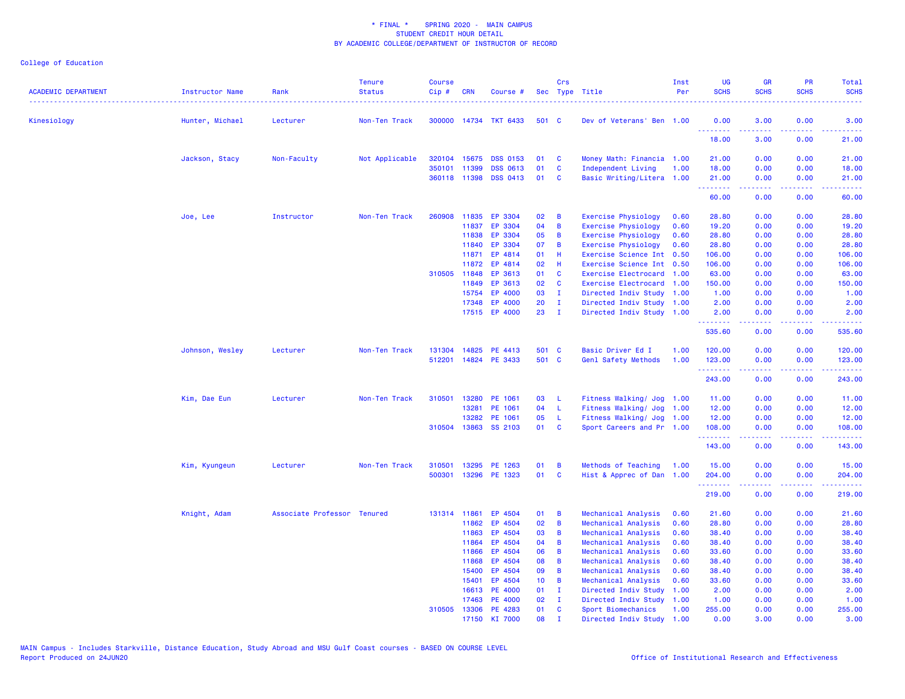* FINAL * SPRING 2020 - MAIN CAMPUS
STUDENT CREDIT HOUR DETAIL
BY ACADEMIC COLLEGE/DEPARTMENT OF INSTRUCTOR OF RECORD

College of Education

| ACADEMIC DEPARTMENT | Instructor Name | Rank | Tenure Status | Course Cip # | CRN | Course # | Sec | Crs Type | Title | Inst Per | UG SCHS | GR SCHS | PR SCHS | Total SCHS |
|---|---|---|---|---|---|---|---|---|---|---|---|---|---|---|
| Kinesiology | Hunter, Michael | Lecturer | Non-Ten Track | 300000 | 14734 | TKT 6433 | 501 | C | Dev of Veterans' Ben | 1.00 | 0.00 | 3.00 | 0.00 | 3.00 |
| | | | | | | | | | | | 18.00 | 3.00 | 0.00 | 21.00 |
| | Jackson, Stacy | Non-Faculty | Not Applicable | 320104 | 15675 | DSS 0153 | 01 | C | Money Math: Financia | 1.00 | 21.00 | 0.00 | 0.00 | 21.00 |
| | | | | 350101 | 11399 | DSS 0613 | 01 | C | Independent Living | 1.00 | 18.00 | 0.00 | 0.00 | 18.00 |
| | | | | 360118 | 11398 | DSS 0413 | 01 | C | Basic Writing/Litera | 1.00 | 21.00 | 0.00 | 0.00 | 21.00 |
| | | | | | | | | | | | 60.00 | 0.00 | 0.00 | 60.00 |
| | Joe, Lee | Instructor | Non-Ten Track | 260908 | 11835 | EP 3304 | 02 | B | Exercise Physiology | 0.60 | 28.80 | 0.00 | 0.00 | 28.80 |
| | | | | | 11837 | EP 3304 | 04 | B | Exercise Physiology | 0.60 | 19.20 | 0.00 | 0.00 | 19.20 |
| | | | | | 11838 | EP 3304 | 05 | B | Exercise Physiology | 0.60 | 28.80 | 0.00 | 0.00 | 28.80 |
| | | | | | 11840 | EP 3304 | 07 | B | Exercise Physiology | 0.60 | 28.80 | 0.00 | 0.00 | 28.80 |
| | | | | | 11871 | EP 4814 | 01 | H | Exercise Science Int | 0.50 | 106.00 | 0.00 | 0.00 | 106.00 |
| | | | | | 11872 | EP 4814 | 02 | H | Exercise Science Int | 0.50 | 106.00 | 0.00 | 0.00 | 106.00 |
| | | | | 310505 | 11848 | EP 3613 | 01 | C | Exercise Electrocard | 1.00 | 63.00 | 0.00 | 0.00 | 63.00 |
| | | | | | 11849 | EP 3613 | 02 | C | Exercise Electrocard | 1.00 | 150.00 | 0.00 | 0.00 | 150.00 |
| | | | | | 15754 | EP 4000 | 03 | I | Directed Indiv Study | 1.00 | 1.00 | 0.00 | 0.00 | 1.00 |
| | | | | | 17348 | EP 4000 | 20 | I | Directed Indiv Study | 1.00 | 2.00 | 0.00 | 0.00 | 2.00 |
| | | | | | 17515 | EP 4000 | 23 | I | Directed Indiv Study | 1.00 | 2.00 | 0.00 | 0.00 | 2.00 |
| | | | | | | | | | | | 535.60 | 0.00 | 0.00 | 535.60 |
| | Johnson, Wesley | Lecturer | Non-Ten Track | 131304 | 14825 | PE 4413 | 501 | C | Basic Driver Ed I | 1.00 | 120.00 | 0.00 | 0.00 | 120.00 |
| | | | | 512201 | 14824 | PE 3433 | 501 | C | Genl Safety Methods | 1.00 | 123.00 | 0.00 | 0.00 | 123.00 |
| | | | | | | | | | | | 243.00 | 0.00 | 0.00 | 243.00 |
| | Kim, Dae Eun | Lecturer | Non-Ten Track | 310501 | 13280 | PE 1061 | 03 | L | Fitness Walking/ Jog | 1.00 | 11.00 | 0.00 | 0.00 | 11.00 |
| | | | | | 13281 | PE 1061 | 04 | L | Fitness Walking/ Jog | 1.00 | 12.00 | 0.00 | 0.00 | 12.00 |
| | | | | | 13282 | PE 1061 | 05 | L | Fitness Walking/ Jog | 1.00 | 12.00 | 0.00 | 0.00 | 12.00 |
| | | | | 310504 | 13863 | SS 2103 | 01 | C | Sport Careers and Pr | 1.00 | 108.00 | 0.00 | 0.00 | 108.00 |
| | | | | | | | | | | | 143.00 | 0.00 | 0.00 | 143.00 |
| | Kim, Kyungeun | Lecturer | Non-Ten Track | 310501 | 13295 | PE 1263 | 01 | B | Methods of Teaching | 1.00 | 15.00 | 0.00 | 0.00 | 15.00 |
| | | | | 500301 | 13296 | PE 1323 | 01 | C | Hist & Apprec of Dan | 1.00 | 204.00 | 0.00 | 0.00 | 204.00 |
| | | | | | | | | | | | 219.00 | 0.00 | 0.00 | 219.00 |
| | Knight, Adam | Associate Professor | Tenured | 131314 | 11861 | EP 4504 | 01 | B | Mechanical Analysis | 0.60 | 21.60 | 0.00 | 0.00 | 21.60 |
| | | | | | 11862 | EP 4504 | 02 | B | Mechanical Analysis | 0.60 | 28.80 | 0.00 | 0.00 | 28.80 |
| | | | | | 11863 | EP 4504 | 03 | B | Mechanical Analysis | 0.60 | 38.40 | 0.00 | 0.00 | 38.40 |
| | | | | | 11864 | EP 4504 | 04 | B | Mechanical Analysis | 0.60 | 38.40 | 0.00 | 0.00 | 38.40 |
| | | | | | 11866 | EP 4504 | 06 | B | Mechanical Analysis | 0.60 | 33.60 | 0.00 | 0.00 | 33.60 |
| | | | | | 11868 | EP 4504 | 08 | B | Mechanical Analysis | 0.60 | 38.40 | 0.00 | 0.00 | 38.40 |
| | | | | | 15400 | EP 4504 | 09 | B | Mechanical Analysis | 0.60 | 38.40 | 0.00 | 0.00 | 38.40 |
| | | | | | 15401 | EP 4504 | 10 | B | Mechanical Analysis | 0.60 | 33.60 | 0.00 | 0.00 | 33.60 |
| | | | | | 16613 | PE 4000 | 01 | I | Directed Indiv Study | 1.00 | 2.00 | 0.00 | 0.00 | 2.00 |
| | | | | | 17463 | PE 4000 | 02 | I | Directed Indiv Study | 1.00 | 1.00 | 0.00 | 0.00 | 1.00 |
| | | | | 310505 | 13306 | PE 4283 | 01 | C | Sport Biomechanics | 1.00 | 255.00 | 0.00 | 0.00 | 255.00 |
| | | | | | 17150 | KI 7000 | 08 | I | Directed Indiv Study | 1.00 | 0.00 | 3.00 | 0.00 | 3.00 |

MAIN Campus - Includes Starkville, Distance Education, Study Abroad and MSU Gulf Coast courses - BASED ON COURSE LEVEL
Report Produced on 24JUN20

Office of Institutional Research and Effectiveness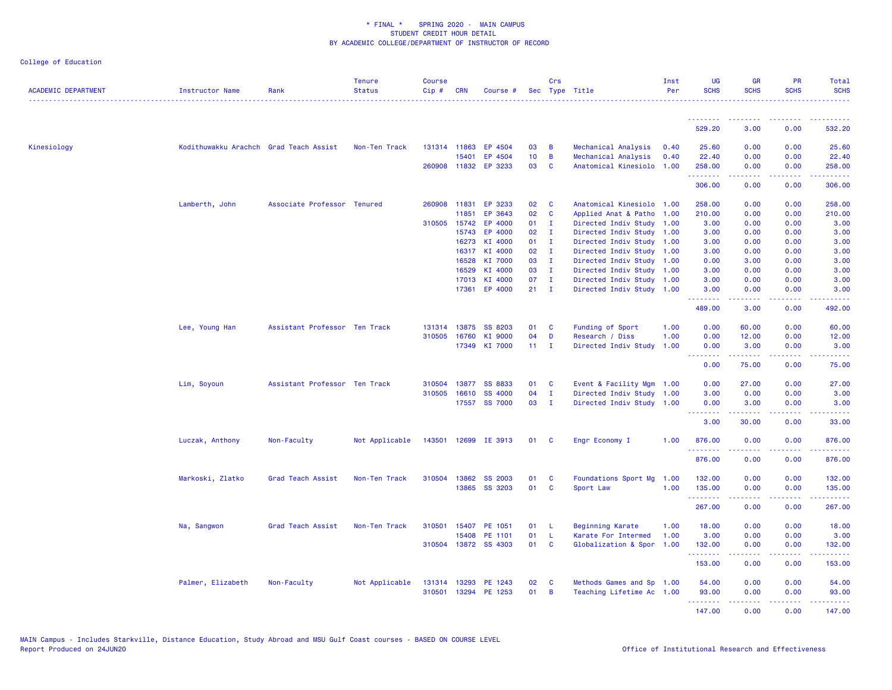\* FINAL \* SPRING 2020 - MAIN CAMPUS
STUDENT CREDIT HOUR DETAIL
BY ACADEMIC COLLEGE/DEPARTMENT OF INSTRUCTOR OF RECORD

College of Education

| ACADEMIC DEPARTMENT | Instructor Name | Rank | Tenure Status | Course Cip # | CRN | Course # | Sec | Crs Type | Title | Inst Per | UG SCHS | GR SCHS | PR SCHS | Total SCHS |
|---|---|---|---|---|---|---|---|---|---|---|---|---|---|---|
| | | | | | | | | | | | 529.20 | 3.00 | 0.00 | 532.20 |
| Kinesiology | Kodithuwakku Arachch | Grad Teach Assist | Non-Ten Track | 131314 | 11863 | EP 4504 | 03 | B | Mechanical Analysis | 0.40 | 25.60 | 0.00 | 0.00 | 25.60 |
| | | | | | 15401 | EP 4504 | 10 | B | Mechanical Analysis | 0.40 | 22.40 | 0.00 | 0.00 | 22.40 |
| | | | | 260908 | 11832 | EP 3233 | 03 | C | Anatomical Kinesiolo | 1.00 | 258.00 | 0.00 | 0.00 | 258.00 |
| | | | | | | | | | | | 306.00 | 0.00 | 0.00 | 306.00 |
| | Lamberth, John | Associate Professor | Tenured | 260908 | 11831 | EP 3233 | 02 | C | Anatomical Kinesiolo | 1.00 | 258.00 | 0.00 | 0.00 | 258.00 |
| | | | | | 11851 | EP 3643 | 02 | C | Applied Anat & Patho | 1.00 | 210.00 | 0.00 | 0.00 | 210.00 |
| | | | | 310505 | 15742 | EP 4000 | 01 | I | Directed Indiv Study | 1.00 | 3.00 | 0.00 | 0.00 | 3.00 |
| | | | | | 15743 | EP 4000 | 02 | I | Directed Indiv Study | 1.00 | 3.00 | 0.00 | 0.00 | 3.00 |
| | | | | | 16273 | KI 4000 | 01 | I | Directed Indiv Study | 1.00 | 3.00 | 0.00 | 0.00 | 3.00 |
| | | | | | 16317 | KI 4000 | 02 | I | Directed Indiv Study | 1.00 | 3.00 | 0.00 | 0.00 | 3.00 |
| | | | | | 16528 | KI 7000 | 03 | I | Directed Indiv Study | 1.00 | 0.00 | 3.00 | 0.00 | 3.00 |
| | | | | | 16529 | KI 4000 | 03 | I | Directed Indiv Study | 1.00 | 3.00 | 0.00 | 0.00 | 3.00 |
| | | | | | 17013 | KI 4000 | 07 | I | Directed Indiv Study | 1.00 | 3.00 | 0.00 | 0.00 | 3.00 |
| | | | | | 17361 | EP 4000 | 21 | I | Directed Indiv Study | 1.00 | 3.00 | 0.00 | 0.00 | 3.00 |
| | | | | | | | | | | | 489.00 | 3.00 | 0.00 | 492.00 |
| | Lee, Young Han | Assistant Professor | Ten Track | 131314 | 13875 | SS 8203 | 01 | C | Funding of Sport | 1.00 | 0.00 | 60.00 | 0.00 | 60.00 |
| | | | | 310505 | 16760 | KI 9000 | 04 | D | Research / Diss | 1.00 | 0.00 | 12.00 | 0.00 | 12.00 |
| | | | | | 17349 | KI 7000 | 11 | I | Directed Indiv Study | 1.00 | 0.00 | 3.00 | 0.00 | 3.00 |
| | | | | | | | | | | | 0.00 | 75.00 | 0.00 | 75.00 |
| | Lim, Soyoun | Assistant Professor | Ten Track | 310504 | 13877 | SS 8833 | 01 | C | Event & Facility Mgm | 1.00 | 0.00 | 27.00 | 0.00 | 27.00 |
| | | | | 310505 | 16610 | SS 4000 | 04 | I | Directed Indiv Study | 1.00 | 3.00 | 0.00 | 0.00 | 3.00 |
| | | | | | 17557 | SS 7000 | 03 | I | Directed Indiv Study | 1.00 | 0.00 | 3.00 | 0.00 | 3.00 |
| | | | | | | | | | | | 3.00 | 30.00 | 0.00 | 33.00 |
| | Luczak, Anthony | Non-Faculty | Not Applicable | 143501 | 12699 | IE 3913 | 01 | C | Engr Economy I | 1.00 | 876.00 | 0.00 | 0.00 | 876.00 |
| | | | | | | | | | | | 876.00 | 0.00 | 0.00 | 876.00 |
| | Markoski, Zlatko | Grad Teach Assist | Non-Ten Track | 310504 | 13862 | SS 2003 | 01 | C | Foundations Sport Mg | 1.00 | 132.00 | 0.00 | 0.00 | 132.00 |
| | | | | | 13865 | SS 3203 | 01 | C | Sport Law | 1.00 | 135.00 | 0.00 | 0.00 | 135.00 |
| | | | | | | | | | | | 267.00 | 0.00 | 0.00 | 267.00 |
| | Na, Sangwon | Grad Teach Assist | Non-Ten Track | 310501 | 15407 | PE 1051 | 01 | L | Beginning Karate | 1.00 | 18.00 | 0.00 | 0.00 | 18.00 |
| | | | | | 15408 | PE 1101 | 01 | L | Karate For Intermed | 1.00 | 3.00 | 0.00 | 0.00 | 3.00 |
| | | | | 310504 | 13872 | SS 4303 | 01 | C | Globalization & Spor | 1.00 | 132.00 | 0.00 | 0.00 | 132.00 |
| | | | | | | | | | | | 153.00 | 0.00 | 0.00 | 153.00 |
| | Palmer, Elizabeth | Non-Faculty | Not Applicable | 131314 | 13293 | PE 1243 | 02 | C | Methods Games and Sp | 1.00 | 54.00 | 0.00 | 0.00 | 54.00 |
| | | | | 310501 | 13294 | PE 1253 | 01 | B | Teaching Lifetime Ac | 1.00 | 93.00 | 0.00 | 0.00 | 93.00 |
| | | | | | | | | | | | 147.00 | 0.00 | 0.00 | 147.00 |

MAIN Campus - Includes Starkville, Distance Education, Study Abroad and MSU Gulf Coast courses - BASED ON COURSE LEVEL
Report Produced on 24JUN20

Office of Institutional Research and Effectiveness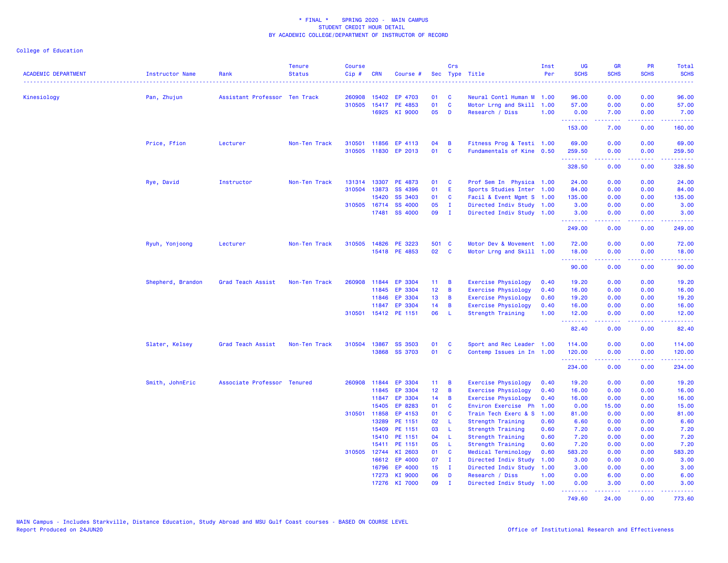* FINAL * SPRING 2020 - MAIN CAMPUS
STUDENT CREDIT HOUR DETAIL
BY ACADEMIC COLLEGE/DEPARTMENT OF INSTRUCTOR OF RECORD

College of Education

| ACADEMIC DEPARTMENT | Instructor Name | Rank | Tenure Status | Course Cip # | CRN | Course # | Sec | Crs Type | Title | Inst Per | UG SCHS | GR SCHS | PR SCHS | Total SCHS |
|---|---|---|---|---|---|---|---|---|---|---|---|---|---|---|
| Kinesiology | Pan, Zhujun | Assistant Professor | Ten Track | 260908 | 15402 | EP 4703 | 01 | C | Neural Contl Human M | 1.00 | 96.00 | 0.00 | 0.00 | 96.00 |
| | | | | 310505 | 15417 | PE 4853 | 01 | C | Motor Lrng and Skill | 1.00 | 57.00 | 0.00 | 0.00 | 57.00 |
| | | | | | 16925 | KI 9000 | 05 | D | Research / Diss | 1.00 | 0.00 | 7.00 | 0.00 | 7.00 |
| | | | | | | | | | | | 153.00 | 7.00 | 0.00 | 160.00 |
| | Price, Ffion | Lecturer | Non-Ten Track | 310501 | 11856 | EP 4113 | 04 | B | Fitness Prog & Testi | 1.00 | 69.00 | 0.00 | 0.00 | 69.00 |
| | | | | 310505 | 11830 | EP 2013 | 01 | C | Fundamentals of Kine | 0.50 | 259.50 | 0.00 | 0.00 | 259.50 |
| | | | | | | | | | | | 328.50 | 0.00 | 0.00 | 328.50 |
| | Rye, David | Instructor | Non-Ten Track | 131314 | 13307 | PE 4873 | 01 | C | Prof Sem In Physica | 1.00 | 24.00 | 0.00 | 0.00 | 24.00 |
| | | | | 310504 | 13873 | SS 4396 | 01 | E | Sports Studies Inter | 1.00 | 84.00 | 0.00 | 0.00 | 84.00 |
| | | | | | 15420 | SS 3403 | 01 | C | Facil & Event Mgmt S | 1.00 | 135.00 | 0.00 | 0.00 | 135.00 |
| | | | | 310505 | 16714 | SS 4000 | 05 | I | Directed Indiv Study | 1.00 | 3.00 | 0.00 | 0.00 | 3.00 |
| | | | | | 17481 | SS 4000 | 09 | I | Directed Indiv Study | 1.00 | 3.00 | 0.00 | 0.00 | 3.00 |
| | | | | | | | | | | | 249.00 | 0.00 | 0.00 | 249.00 |
| | Ryuh, Yonjoong | Lecturer | Non-Ten Track | 310505 | 14826 | PE 3223 | 501 | C | Motor Dev & Movement | 1.00 | 72.00 | 0.00 | 0.00 | 72.00 |
| | | | | | 15418 | PE 4853 | 02 | C | Motor Lrng and Skill | 1.00 | 18.00 | 0.00 | 0.00 | 18.00 |
| | | | | | | | | | | | 90.00 | 0.00 | 0.00 | 90.00 |
| | Shepherd, Brandon | Grad Teach Assist | Non-Ten Track | 260908 | 11844 | EP 3304 | 11 | B | Exercise Physiology | 0.40 | 19.20 | 0.00 | 0.00 | 19.20 |
| | | | | | 11845 | EP 3304 | 12 | B | Exercise Physiology | 0.40 | 16.00 | 0.00 | 0.00 | 16.00 |
| | | | | | 11846 | EP 3304 | 13 | B | Exercise Physiology | 0.60 | 19.20 | 0.00 | 0.00 | 19.20 |
| | | | | | 11847 | EP 3304 | 14 | B | Exercise Physiology | 0.40 | 16.00 | 0.00 | 0.00 | 16.00 |
| | | | | 310501 | 15412 | PE 1151 | 06 | L | Strength Training | 1.00 | 12.00 | 0.00 | 0.00 | 12.00 |
| | | | | | | | | | | | 82.40 | 0.00 | 0.00 | 82.40 |
| | Slater, Kelsey | Grad Teach Assist | Non-Ten Track | 310504 | 13867 | SS 3503 | 01 | C | Sport and Rec Leader | 1.00 | 114.00 | 0.00 | 0.00 | 114.00 |
| | | | | | 13868 | SS 3703 | 01 | C | Contemp Issues in In | 1.00 | 120.00 | 0.00 | 0.00 | 120.00 |
| | | | | | | | | | | | 234.00 | 0.00 | 0.00 | 234.00 |
| | Smith, JohnEric | Associate Professor | Tenured | 260908 | 11844 | EP 3304 | 11 | B | Exercise Physiology | 0.40 | 19.20 | 0.00 | 0.00 | 19.20 |
| | | | | | 11845 | EP 3304 | 12 | B | Exercise Physiology | 0.40 | 16.00 | 0.00 | 0.00 | 16.00 |
| | | | | | 11847 | EP 3304 | 14 | B | Exercise Physiology | 0.40 | 16.00 | 0.00 | 0.00 | 16.00 |
| | | | | | 15405 | EP 8283 | 01 | C | Environ Exercise Ph | 1.00 | 0.00 | 15.00 | 0.00 | 15.00 |
| | | | | 310501 | 11858 | EP 4153 | 01 | C | Train Tech Exerc & S | 1.00 | 81.00 | 0.00 | 0.00 | 81.00 |
| | | | | | 13289 | PE 1151 | 02 | L | Strength Training | 0.60 | 6.60 | 0.00 | 0.00 | 6.60 |
| | | | | | 15409 | PE 1151 | 03 | L | Strength Training | 0.60 | 7.20 | 0.00 | 0.00 | 7.20 |
| | | | | | 15410 | PE 1151 | 04 | L | Strength Training | 0.60 | 7.20 | 0.00 | 0.00 | 7.20 |
| | | | | | 15411 | PE 1151 | 05 | L | Strength Training | 0.60 | 7.20 | 0.00 | 0.00 | 7.20 |
| | | | | 310505 | 12744 | KI 2603 | 01 | C | Medical Terminology | 0.60 | 583.20 | 0.00 | 0.00 | 583.20 |
| | | | | | 16612 | EP 4000 | 07 | I | Directed Indiv Study | 1.00 | 3.00 | 0.00 | 0.00 | 3.00 |
| | | | | | 16796 | EP 4000 | 15 | I | Directed Indiv Study | 1.00 | 3.00 | 0.00 | 0.00 | 3.00 |
| | | | | | 17273 | KI 9000 | 06 | D | Research / Diss | 1.00 | 0.00 | 6.00 | 0.00 | 6.00 |
| | | | | | 17276 | KI 7000 | 09 | I | Directed Indiv Study | 1.00 | 0.00 | 3.00 | 0.00 | 3.00 |
| | | | | | | | | | | | 749.60 | 24.00 | 0.00 | 773.60 |

MAIN Campus - Includes Starkville, Distance Education, Study Abroad and MSU Gulf Coast courses - BASED ON COURSE LEVEL
Report Produced on 24JUN20

Office of Institutional Research and Effectiveness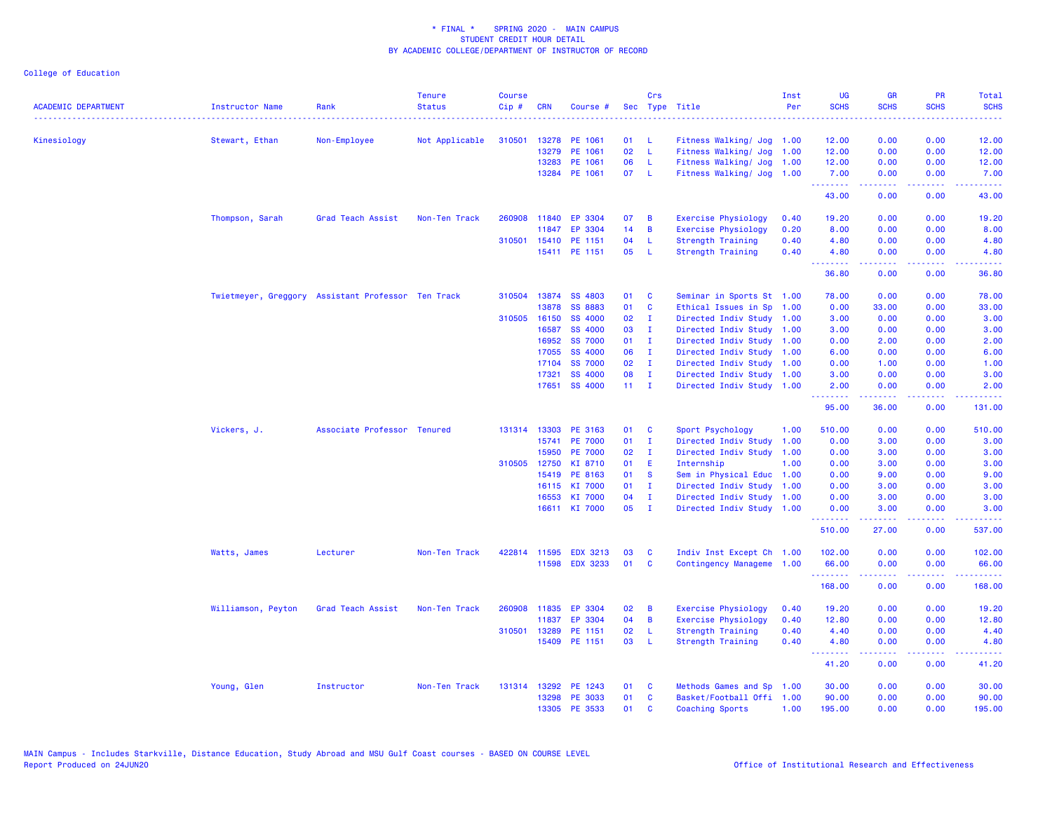\* FINAL \*    SPRING 2020 -  MAIN CAMPUS
STUDENT CREDIT HOUR DETAIL
BY ACADEMIC COLLEGE/DEPARTMENT OF INSTRUCTOR OF RECORD

College of Education

| ACADEMIC DEPARTMENT | Instructor Name | Rank | Tenure Status | Course Cip # | CRN | Course # | Sec | Crs Type | Title | Inst Per | UG SCHS | GR SCHS | PR SCHS | Total SCHS |
|---|---|---|---|---|---|---|---|---|---|---|---|---|---|---|
| Kinesiology | Stewart, Ethan | Non-Employee | Not Applicable | 310501 | 13278 | PE 1061 | 01 | L | Fitness Walking/ Jog | 1.00 | 12.00 | 0.00 | 0.00 | 12.00 |
| | | | | | 13279 | PE 1061 | 02 | L | Fitness Walking/ Jog | 1.00 | 12.00 | 0.00 | 0.00 | 12.00 |
| | | | | | 13283 | PE 1061 | 06 | L | Fitness Walking/ Jog | 1.00 | 12.00 | 0.00 | 0.00 | 12.00 |
| | | | | | 13284 | PE 1061 | 07 | L | Fitness Walking/ Jog | 1.00 | 7.00 | 0.00 | 0.00 | 7.00 |
| | | | | | | | | | | | 43.00 | 0.00 | 0.00 | 43.00 |
| | Thompson, Sarah | Grad Teach Assist | Non-Ten Track | 260908 | 11840 | EP 3304 | 07 | B | Exercise Physiology | 0.40 | 19.20 | 0.00 | 0.00 | 19.20 |
| | | | | | 11847 | EP 3304 | 14 | B | Exercise Physiology | 0.20 | 8.00 | 0.00 | 0.00 | 8.00 |
| | | | | 310501 | 15410 | PE 1151 | 04 | L | Strength Training | 0.40 | 4.80 | 0.00 | 0.00 | 4.80 |
| | | | | | 15411 | PE 1151 | 05 | L | Strength Training | 0.40 | 4.80 | 0.00 | 0.00 | 4.80 |
| | | | | | | | | | | | 36.80 | 0.00 | 0.00 | 36.80 |
| | Twietmeyer, Greggory | Assistant Professor | Ten Track | 310504 | 13874 | SS 4803 | 01 | C | Seminar in Sports St | 1.00 | 78.00 | 0.00 | 0.00 | 78.00 |
| | | | | | 13878 | SS 8883 | 01 | C | Ethical Issues in Sp | 1.00 | 0.00 | 33.00 | 0.00 | 33.00 |
| | | | | 310505 | 16150 | SS 4000 | 02 | I | Directed Indiv Study | 1.00 | 3.00 | 0.00 | 0.00 | 3.00 |
| | | | | | 16587 | SS 4000 | 03 | I | Directed Indiv Study | 1.00 | 3.00 | 0.00 | 0.00 | 3.00 |
| | | | | | 16952 | SS 7000 | 01 | I | Directed Indiv Study | 1.00 | 0.00 | 2.00 | 0.00 | 2.00 |
| | | | | | 17055 | SS 4000 | 06 | I | Directed Indiv Study | 1.00 | 6.00 | 0.00 | 0.00 | 6.00 |
| | | | | | 17104 | SS 7000 | 02 | I | Directed Indiv Study | 1.00 | 0.00 | 1.00 | 0.00 | 1.00 |
| | | | | | 17321 | SS 4000 | 08 | I | Directed Indiv Study | 1.00 | 3.00 | 0.00 | 0.00 | 3.00 |
| | | | | | 17651 | SS 4000 | 11 | I | Directed Indiv Study | 1.00 | 2.00 | 0.00 | 0.00 | 2.00 |
| | | | | | | | | | | | 95.00 | 36.00 | 0.00 | 131.00 |
| | Vickers, J. | Associate Professor | Tenured | 131314 | 13303 | PE 3163 | 01 | C | Sport Psychology | 1.00 | 510.00 | 0.00 | 0.00 | 510.00 |
| | | | | | 15741 | PE 7000 | 01 | I | Directed Indiv Study | 1.00 | 0.00 | 3.00 | 0.00 | 3.00 |
| | | | | | 15950 | PE 7000 | 02 | I | Directed Indiv Study | 1.00 | 0.00 | 3.00 | 0.00 | 3.00 |
| | | | | 310505 | 12750 | KI 8710 | 01 | E | Internship | 1.00 | 0.00 | 3.00 | 0.00 | 3.00 |
| | | | | | 15419 | PE 8163 | 01 | S | Sem in Physical Educ | 1.00 | 0.00 | 9.00 | 0.00 | 9.00 |
| | | | | | 16115 | KI 7000 | 01 | I | Directed Indiv Study | 1.00 | 0.00 | 3.00 | 0.00 | 3.00 |
| | | | | | 16553 | KI 7000 | 04 | I | Directed Indiv Study | 1.00 | 0.00 | 3.00 | 0.00 | 3.00 |
| | | | | | 16611 | KI 7000 | 05 | I | Directed Indiv Study | 1.00 | 0.00 | 3.00 | 0.00 | 3.00 |
| | | | | | | | | | | | 510.00 | 27.00 | 0.00 | 537.00 |
| | Watts, James | Lecturer | Non-Ten Track | 422814 | 11595 | EDX 3213 | 03 | C | Indiv Inst Except Ch | 1.00 | 102.00 | 0.00 | 0.00 | 102.00 |
| | | | | | 11598 | EDX 3233 | 01 | C | Contingency Manageme | 1.00 | 66.00 | 0.00 | 0.00 | 66.00 |
| | | | | | | | | | | | 168.00 | 0.00 | 0.00 | 168.00 |
| | Williamson, Peyton | Grad Teach Assist | Non-Ten Track | 260908 | 11835 | EP 3304 | 02 | B | Exercise Physiology | 0.40 | 19.20 | 0.00 | 0.00 | 19.20 |
| | | | | | 11837 | EP 3304 | 04 | B | Exercise Physiology | 0.40 | 12.80 | 0.00 | 0.00 | 12.80 |
| | | | | 310501 | 13289 | PE 1151 | 02 | L | Strength Training | 0.40 | 4.40 | 0.00 | 0.00 | 4.40 |
| | | | | | 15409 | PE 1151 | 03 | L | Strength Training | 0.40 | 4.80 | 0.00 | 0.00 | 4.80 |
| | | | | | | | | | | | 41.20 | 0.00 | 0.00 | 41.20 |
| | Young, Glen | Instructor | Non-Ten Track | 131314 | 13292 | PE 1243 | 01 | C | Methods Games and Sp | 1.00 | 30.00 | 0.00 | 0.00 | 30.00 |
| | | | | | 13298 | PE 3033 | 01 | C | Basket/Football Offi | 1.00 | 90.00 | 0.00 | 0.00 | 90.00 |
| | | | | | 13305 | PE 3533 | 01 | C | Coaching Sports | 1.00 | 195.00 | 0.00 | 0.00 | 195.00 |

MAIN Campus - Includes Starkville, Distance Education, Study Abroad and MSU Gulf Coast courses - BASED ON COURSE LEVEL
Report Produced on 24JUN20    Office of Institutional Research and Effectiveness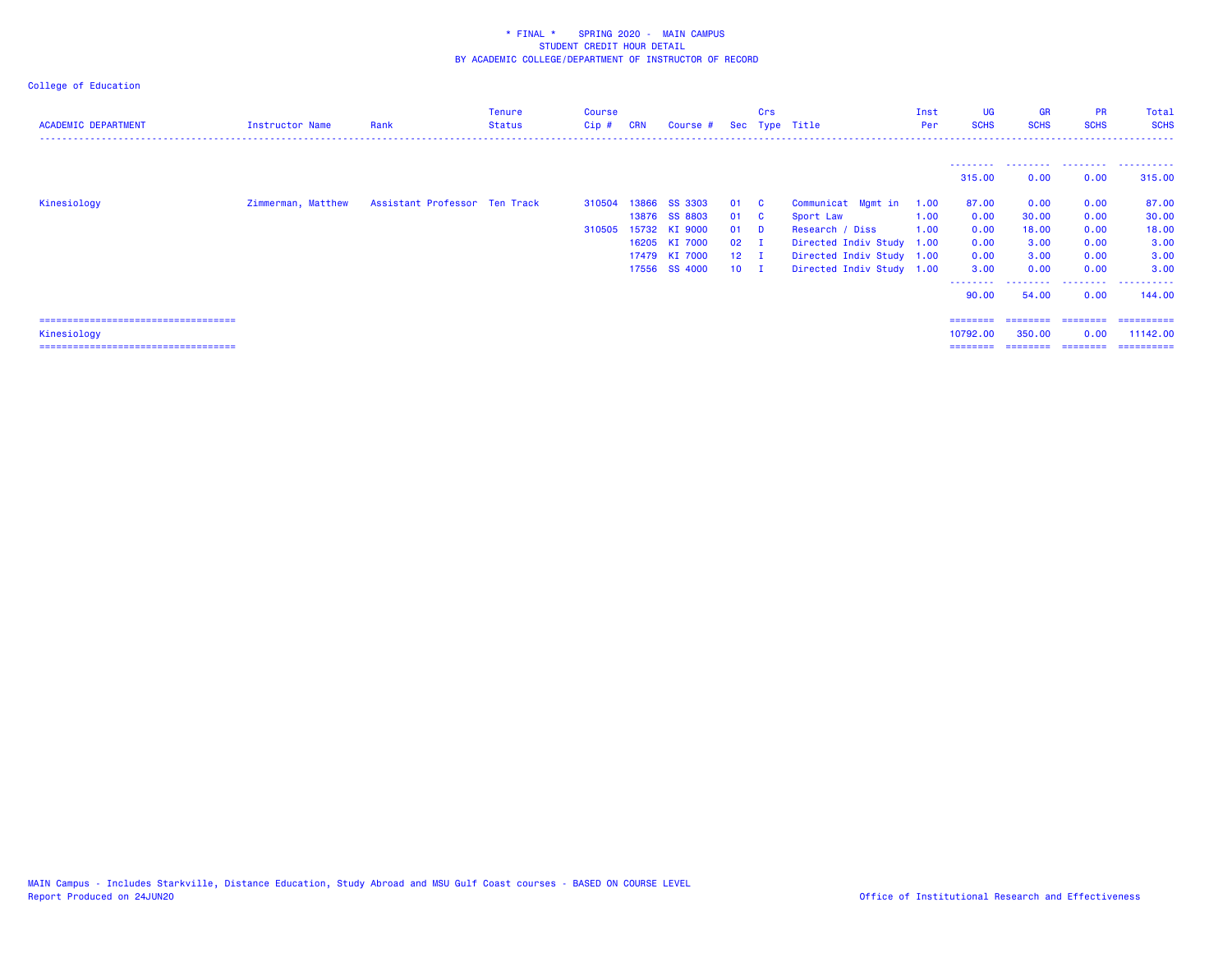* FINAL * SPRING 2020 - MAIN CAMPUS
STUDENT CREDIT HOUR DETAIL
BY ACADEMIC COLLEGE/DEPARTMENT OF INSTRUCTOR OF RECORD

College of Education

| ACADEMIC DEPARTMENT | Instructor Name | Rank | Tenure Status | Course Cip # | CRN | Course # | Sec | Crs Type | Title | Inst Per | UG SCHS | GR SCHS | PR SCHS | Total SCHS |
|---|---|---|---|---|---|---|---|---|---|---|---|---|---|---|
| | | | | | | | | | | | 315.00 | 0.00 | 0.00 | 315.00 |
| Kinesiology | Zimmerman, Matthew | Assistant Professor | Ten Track | 310504 | 13866 | SS 3303 | 01 | C | Communicat Mgmt in | 1.00 | 87.00 | 0.00 | 0.00 | 87.00 |
| | | | | | 13876 | SS 8803 | 01 | C | Sport Law | 1.00 | 0.00 | 30.00 | 0.00 | 30.00 |
| | | | | 310505 | 15732 | KI 9000 | 01 | D | Research / Diss | 1.00 | 0.00 | 18.00 | 0.00 | 18.00 |
| | | | | | 16205 | KI 7000 | 02 | I | Directed Indiv Study | 1.00 | 0.00 | 3.00 | 0.00 | 3.00 |
| | | | | | 17479 | KI 7000 | 12 | I | Directed Indiv Study | 1.00 | 0.00 | 3.00 | 0.00 | 3.00 |
| | | | | | 17556 | SS 4000 | 10 | I | Directed Indiv Study | 1.00 | 3.00 | 0.00 | 0.00 | 3.00 |
| | | | | | | | | | | | 90.00 | 54.00 | 0.00 | 144.00 |
| Kinesiology | | | | | | | | | | | 10792.00 | 350.00 | 0.00 | 11142.00 |

MAIN Campus - Includes Starkville, Distance Education, Study Abroad and MSU Gulf Coast courses - BASED ON COURSE LEVEL
Report Produced on 24JUN20

Office of Institutional Research and Effectiveness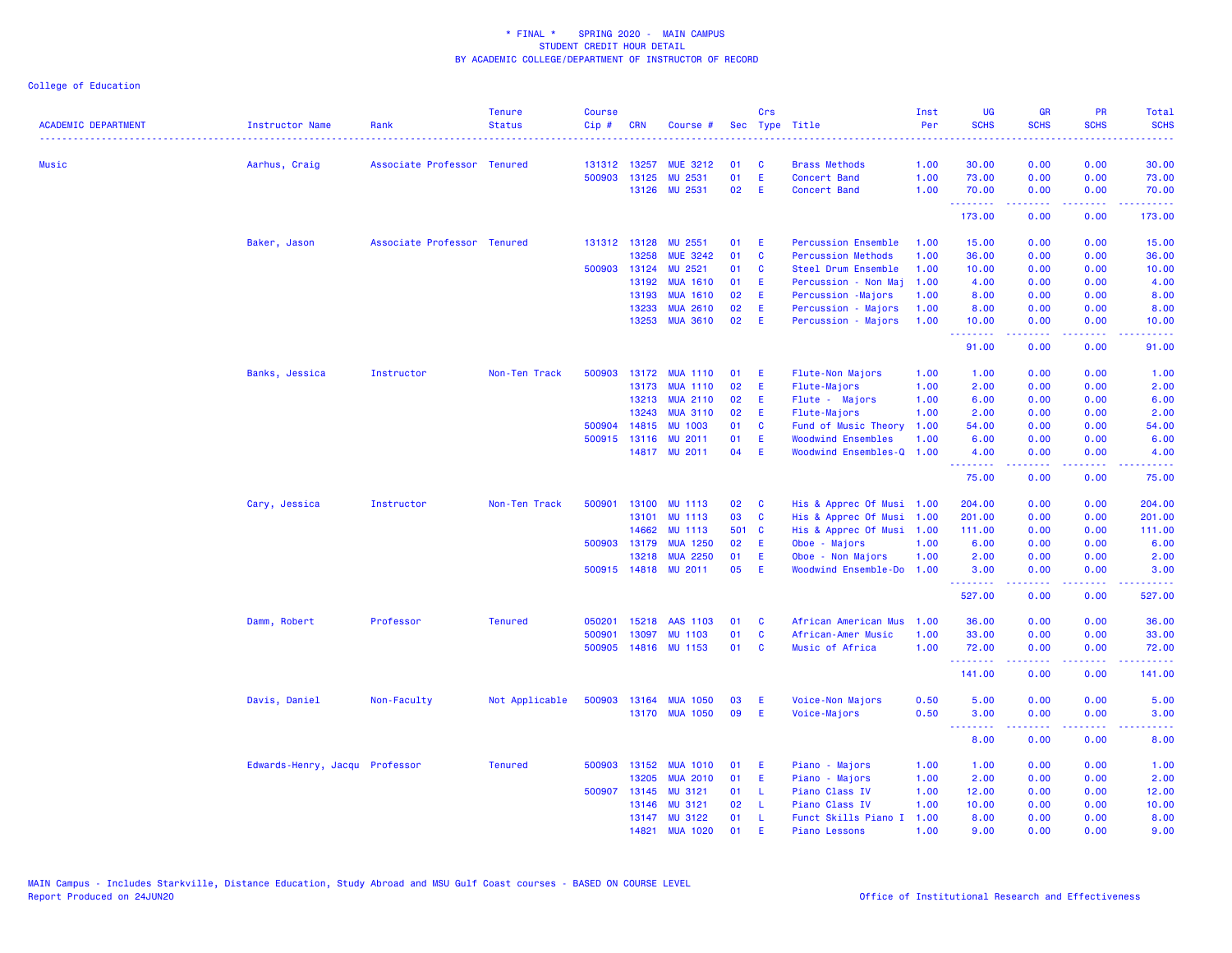* FINAL * SPRING 2020 - MAIN CAMPUS
STUDENT CREDIT HOUR DETAIL
BY ACADEMIC COLLEGE/DEPARTMENT OF INSTRUCTOR OF RECORD

College of Education

| ACADEMIC DEPARTMENT | Instructor Name | Rank | Tenure Status | Course Cip # | CRN | Course # | Sec | Crs Type | Title | Inst Per | UG SCHS | GR SCHS | PR SCHS | Total SCHS |
|---|---|---|---|---|---|---|---|---|---|---|---|---|---|---|
| Music | Aarhus, Craig | Associate Professor | Tenured | 131312 | 13257 | MUE 3212 | 01 | C | Brass Methods | 1.00 | 30.00 | 0.00 | 0.00 | 30.00 |
| | | | | 500903 | 13125 | MU 2531 | 01 | E | Concert Band | 1.00 | 73.00 | 0.00 | 0.00 | 73.00 |
| | | | | | 13126 | MU 2531 | 02 | E | Concert Band | 1.00 | 70.00 | 0.00 | 0.00 | 70.00 |
| | | | | | | | | | | | 173.00 | 0.00 | 0.00 | 173.00 |
| | Baker, Jason | Associate Professor | Tenured | 131312 | 13128 | MU 2551 | 01 | E | Percussion Ensemble | 1.00 | 15.00 | 0.00 | 0.00 | 15.00 |
| | | | | | 13258 | MUE 3242 | 01 | C | Percussion Methods | 1.00 | 36.00 | 0.00 | 0.00 | 36.00 |
| | | | | 500903 | 13124 | MU 2521 | 01 | C | Steel Drum Ensemble | 1.00 | 10.00 | 0.00 | 0.00 | 10.00 |
| | | | | | 13192 | MUA 1610 | 01 | E | Percussion - Non Maj | 1.00 | 4.00 | 0.00 | 0.00 | 4.00 |
| | | | | | 13193 | MUA 1610 | 02 | E | Percussion -Majors | 1.00 | 8.00 | 0.00 | 0.00 | 8.00 |
| | | | | | 13233 | MUA 2610 | 02 | E | Percussion - Majors | 1.00 | 8.00 | 0.00 | 0.00 | 8.00 |
| | | | | | 13253 | MUA 3610 | 02 | E | Percussion - Majors | 1.00 | 10.00 | 0.00 | 0.00 | 10.00 |
| | | | | | | | | | | | 91.00 | 0.00 | 0.00 | 91.00 |
| | Banks, Jessica | Instructor | Non-Ten Track | 500903 | 13172 | MUA 1110 | 01 | E | Flute-Non Majors | 1.00 | 1.00 | 0.00 | 0.00 | 1.00 |
| | | | | | 13173 | MUA 1110 | 02 | E | Flute-Majors | 1.00 | 2.00 | 0.00 | 0.00 | 2.00 |
| | | | | | 13213 | MUA 2110 | 02 | E | Flute - Majors | 1.00 | 6.00 | 0.00 | 0.00 | 6.00 |
| | | | | | 13243 | MUA 3110 | 02 | E | Flute-Majors | 1.00 | 2.00 | 0.00 | 0.00 | 2.00 |
| | | | | 500904 | 14815 | MU 1003 | 01 | C | Fund of Music Theory | 1.00 | 54.00 | 0.00 | 0.00 | 54.00 |
| | | | | 500915 | 13116 | MU 2011 | 01 | E | Woodwind Ensembles | 1.00 | 6.00 | 0.00 | 0.00 | 6.00 |
| | | | | | 14817 | MU 2011 | 04 | E | Woodwind Ensembles-Q | 1.00 | 4.00 | 0.00 | 0.00 | 4.00 |
| | | | | | | | | | | | 75.00 | 0.00 | 0.00 | 75.00 |
| | Cary, Jessica | Instructor | Non-Ten Track | 500901 | 13100 | MU 1113 | 02 | C | His & Apprec Of Musi | 1.00 | 204.00 | 0.00 | 0.00 | 204.00 |
| | | | | | 13101 | MU 1113 | 03 | C | His & Apprec Of Musi | 1.00 | 201.00 | 0.00 | 0.00 | 201.00 |
| | | | | | 14662 | MU 1113 | 501 | C | His & Apprec Of Musi | 1.00 | 111.00 | 0.00 | 0.00 | 111.00 |
| | | | | 500903 | 13179 | MUA 1250 | 02 | E | Oboe - Majors | 1.00 | 6.00 | 0.00 | 0.00 | 6.00 |
| | | | | | 13218 | MUA 2250 | 01 | E | Oboe - Non Majors | 1.00 | 2.00 | 0.00 | 0.00 | 2.00 |
| | | | | 500915 | 14818 | MU 2011 | 05 | E | Woodwind Ensemble-Do | 1.00 | 3.00 | 0.00 | 0.00 | 3.00 |
| | | | | | | | | | | | 527.00 | 0.00 | 0.00 | 527.00 |
| | Damm, Robert | Professor | Tenured | 050201 | 15218 | AAS 1103 | 01 | C | African American Mus | 1.00 | 36.00 | 0.00 | 0.00 | 36.00 |
| | | | | 500901 | 13097 | MU 1103 | 01 | C | African-Amer Music | 1.00 | 33.00 | 0.00 | 0.00 | 33.00 |
| | | | | 500905 | 14816 | MU 1153 | 01 | C | Music of Africa | 1.00 | 72.00 | 0.00 | 0.00 | 72.00 |
| | | | | | | | | | | | 141.00 | 0.00 | 0.00 | 141.00 |
| | Davis, Daniel | Non-Faculty | Not Applicable | 500903 | 13164 | MUA 1050 | 03 | E | Voice-Non Majors | 0.50 | 5.00 | 0.00 | 0.00 | 5.00 |
| | | | | | 13170 | MUA 1050 | 09 | E | Voice-Majors | 0.50 | 3.00 | 0.00 | 0.00 | 3.00 |
| | | | | | | | | | | | 8.00 | 0.00 | 0.00 | 8.00 |
| | Edwards-Henry, Jacqu | Professor | Tenured | 500903 | 13152 | MUA 1010 | 01 | E | Piano - Majors | 1.00 | 1.00 | 0.00 | 0.00 | 1.00 |
| | | | | | 13205 | MUA 2010 | 01 | E | Piano - Majors | 1.00 | 2.00 | 0.00 | 0.00 | 2.00 |
| | | | | 500907 | 13145 | MU 3121 | 01 | L | Piano Class IV | 1.00 | 12.00 | 0.00 | 0.00 | 12.00 |
| | | | | | 13146 | MU 3121 | 02 | L | Piano Class IV | 1.00 | 10.00 | 0.00 | 0.00 | 10.00 |
| | | | | | 13147 | MU 3122 | 01 | L | Funct Skills Piano I | 1.00 | 8.00 | 0.00 | 0.00 | 8.00 |
| | | | | | 14821 | MUA 1020 | 01 | E | Piano Lessons | 1.00 | 9.00 | 0.00 | 0.00 | 9.00 |

MAIN Campus - Includes Starkville, Distance Education, Study Abroad and MSU Gulf Coast courses - BASED ON COURSE LEVEL
Report Produced on 24JUN20

Office of Institutional Research and Effectiveness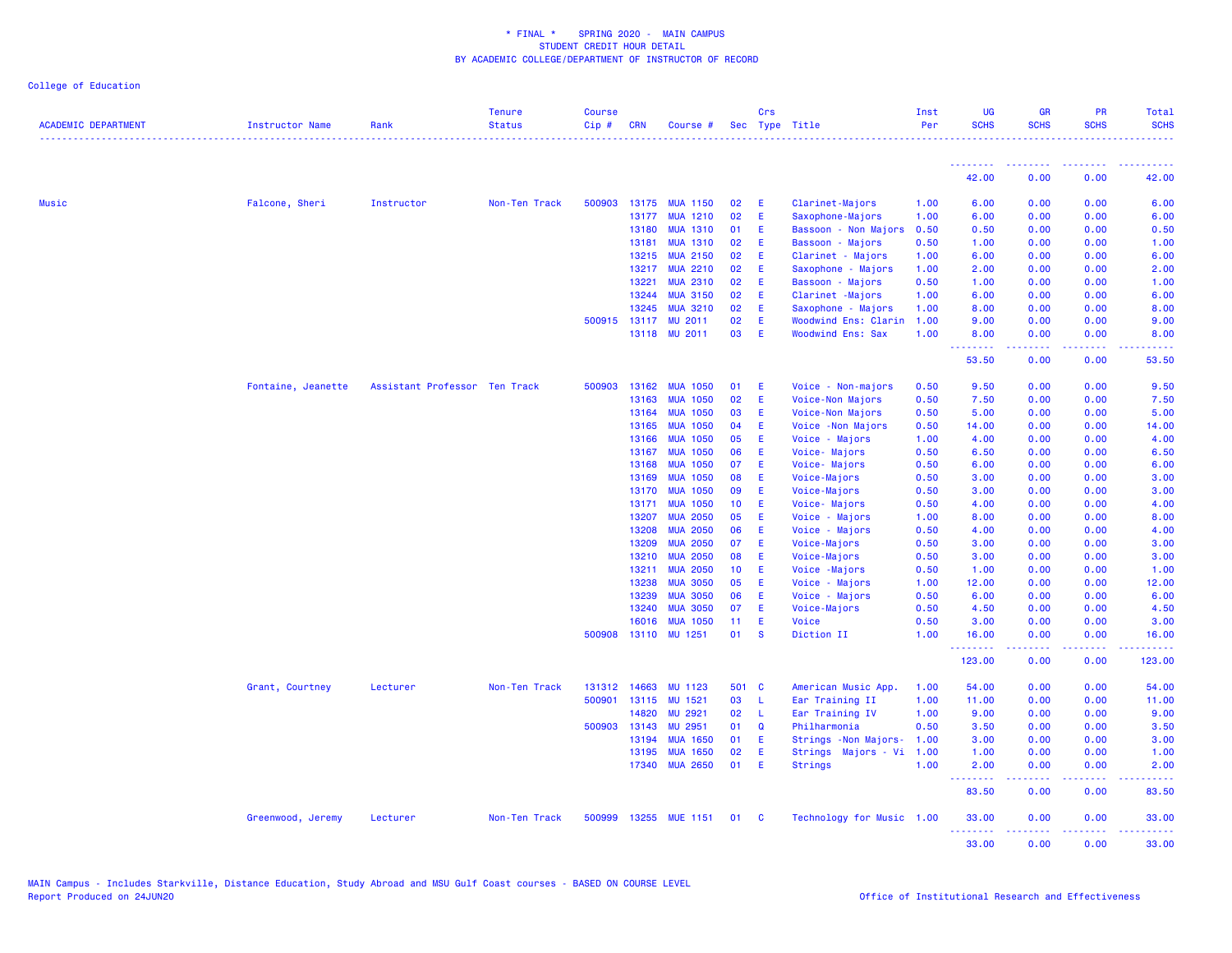\* FINAL \*    SPRING 2020 -  MAIN CAMPUS
STUDENT CREDIT HOUR DETAIL
BY ACADEMIC COLLEGE/DEPARTMENT OF INSTRUCTOR OF RECORD

College of Education

| ACADEMIC DEPARTMENT | Instructor Name | Rank | Tenure Status | Course Cip # | CRN | Course # | Sec | Crs Type | Title | Inst Per | UG SCHS | GR SCHS | PR SCHS | Total SCHS |
|---|---|---|---|---|---|---|---|---|---|---|---|---|---|---|
| | | | | | | | | | | | 42.00 | 0.00 | 0.00 | 42.00 |
| Music | Falcone, Sheri | Instructor | Non-Ten Track | 500903 | 13175 | MUA 1150 | 02 | E | Clarinet-Majors | 1.00 | 6.00 | 0.00 | 0.00 | 6.00 |
| | | | | | 13177 | MUA 1210 | 02 | E | Saxophone-Majors | 1.00 | 6.00 | 0.00 | 0.00 | 6.00 |
| | | | | | 13180 | MUA 1310 | 01 | E | Bassoon - Non Majors | 0.50 | 0.50 | 0.00 | 0.00 | 0.50 |
| | | | | | 13181 | MUA 1310 | 02 | E | Bassoon - Majors | 0.50 | 1.00 | 0.00 | 0.00 | 1.00 |
| | | | | | 13215 | MUA 2150 | 02 | E | Clarinet - Majors | 1.00 | 6.00 | 0.00 | 0.00 | 6.00 |
| | | | | | 13217 | MUA 2210 | 02 | E | Saxophone - Majors | 1.00 | 2.00 | 0.00 | 0.00 | 2.00 |
| | | | | | 13221 | MUA 2310 | 02 | E | Bassoon - Majors | 0.50 | 1.00 | 0.00 | 0.00 | 1.00 |
| | | | | | 13244 | MUA 3150 | 02 | E | Clarinet -Majors | 1.00 | 6.00 | 0.00 | 0.00 | 6.00 |
| | | | | | 13245 | MUA 3210 | 02 | E | Saxophone - Majors | 1.00 | 8.00 | 0.00 | 0.00 | 8.00 |
| | | | | 500915 | 13117 | MU 2011 | 02 | E | Woodwind Ens: Clarin | 1.00 | 9.00 | 0.00 | 0.00 | 9.00 |
| | | | | | 13118 | MU 2011 | 03 | E | Woodwind Ens: Sax | 1.00 | 8.00 | 0.00 | 0.00 | 8.00 |
| | | | | | | | | | | | 53.50 | 0.00 | 0.00 | 53.50 |
| | Fontaine, Jeanette | Assistant Professor | Ten Track | 500903 | 13162 | MUA 1050 | 01 | E | Voice - Non-majors | 0.50 | 9.50 | 0.00 | 0.00 | 9.50 |
| | | | | | 13163 | MUA 1050 | 02 | E | Voice-Non Majors | 0.50 | 7.50 | 0.00 | 0.00 | 7.50 |
| | | | | | 13164 | MUA 1050 | 03 | E | Voice-Non Majors | 0.50 | 5.00 | 0.00 | 0.00 | 5.00 |
| | | | | | 13165 | MUA 1050 | 04 | E | Voice -Non Majors | 0.50 | 14.00 | 0.00 | 0.00 | 14.00 |
| | | | | | 13166 | MUA 1050 | 05 | E | Voice - Majors | 1.00 | 4.00 | 0.00 | 0.00 | 4.00 |
| | | | | | 13167 | MUA 1050 | 06 | E | Voice- Majors | 0.50 | 6.50 | 0.00 | 0.00 | 6.50 |
| | | | | | 13168 | MUA 1050 | 07 | E | Voice- Majors | 0.50 | 6.00 | 0.00 | 0.00 | 6.00 |
| | | | | | 13169 | MUA 1050 | 08 | E | Voice-Majors | 0.50 | 3.00 | 0.00 | 0.00 | 3.00 |
| | | | | | 13170 | MUA 1050 | 09 | E | Voice-Majors | 0.50 | 3.00 | 0.00 | 0.00 | 3.00 |
| | | | | | 13171 | MUA 1050 | 10 | E | Voice- Majors | 0.50 | 4.00 | 0.00 | 0.00 | 4.00 |
| | | | | | 13207 | MUA 2050 | 05 | E | Voice - Majors | 1.00 | 8.00 | 0.00 | 0.00 | 8.00 |
| | | | | | 13208 | MUA 2050 | 06 | E | Voice - Majors | 0.50 | 4.00 | 0.00 | 0.00 | 4.00 |
| | | | | | 13209 | MUA 2050 | 07 | E | Voice-Majors | 0.50 | 3.00 | 0.00 | 0.00 | 3.00 |
| | | | | | 13210 | MUA 2050 | 08 | E | Voice-Majors | 0.50 | 3.00 | 0.00 | 0.00 | 3.00 |
| | | | | | 13211 | MUA 2050 | 10 | E | Voice -Majors | 0.50 | 1.00 | 0.00 | 0.00 | 1.00 |
| | | | | | 13238 | MUA 3050 | 05 | E | Voice - Majors | 1.00 | 12.00 | 0.00 | 0.00 | 12.00 |
| | | | | | 13239 | MUA 3050 | 06 | E | Voice - Majors | 0.50 | 6.00 | 0.00 | 0.00 | 6.00 |
| | | | | | 13240 | MUA 3050 | 07 | E | Voice-Majors | 0.50 | 4.50 | 0.00 | 0.00 | 4.50 |
| | | | | | 16016 | MUA 1050 | 11 | E | Voice | 0.50 | 3.00 | 0.00 | 0.00 | 3.00 |
| | | | | 500908 | 13110 | MU 1251 | 01 | S | Diction II | 1.00 | 16.00 | 0.00 | 0.00 | 16.00 |
| | | | | | | | | | | | 123.00 | 0.00 | 0.00 | 123.00 |
| | Grant, Courtney | Lecturer | Non-Ten Track | 131312 | 14663 | MU 1123 | 501 | C | American Music App. | 1.00 | 54.00 | 0.00 | 0.00 | 54.00 |
| | | | | 500901 | 13115 | MU 1521 | 03 | L | Ear Training II | 1.00 | 11.00 | 0.00 | 0.00 | 11.00 |
| | | | | | 14820 | MU 2921 | 02 | L | Ear Training IV | 1.00 | 9.00 | 0.00 | 0.00 | 9.00 |
| | | | | 500903 | 13143 | MU 2951 | 01 | Q | Philharmonia | 0.50 | 3.50 | 0.00 | 0.00 | 3.50 |
| | | | | | 13194 | MUA 1650 | 01 | E | Strings -Non Majors- | 1.00 | 3.00 | 0.00 | 0.00 | 3.00 |
| | | | | | 13195 | MUA 1650 | 02 | E | Strings  Majors - Vi | 1.00 | 1.00 | 0.00 | 0.00 | 1.00 |
| | | | | | 17340 | MUA 2650 | 01 | E | Strings | 1.00 | 2.00 | 0.00 | 0.00 | 2.00 |
| | | | | | | | | | | | 83.50 | 0.00 | 0.00 | 83.50 |
| | Greenwood, Jeremy | Lecturer | Non-Ten Track | 500999 | 13255 | MUE 1151 | 01 | C | Technology for Music | 1.00 | 33.00 | 0.00 | 0.00 | 33.00 |
| | | | | | | | | | | | 33.00 | 0.00 | 0.00 | 33.00 |

MAIN Campus - Includes Starkville, Distance Education, Study Abroad and MSU Gulf Coast courses - BASED ON COURSE LEVEL
Report Produced on 24JUN20
Office of Institutional Research and Effectiveness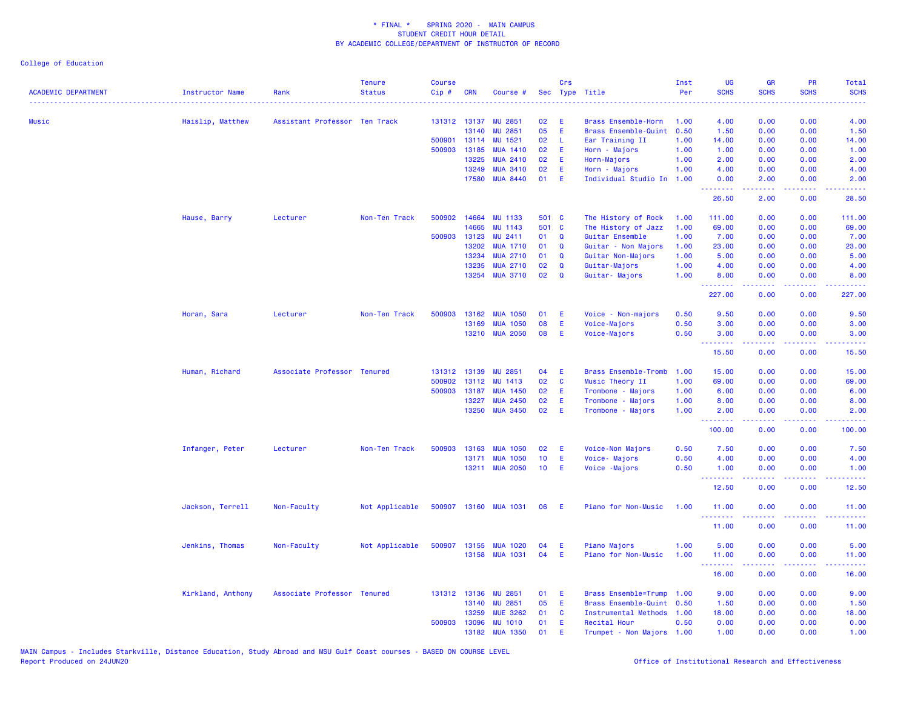\* FINAL \*    SPRING 2020 -  MAIN CAMPUS
STUDENT CREDIT HOUR DETAIL
BY ACADEMIC COLLEGE/DEPARTMENT OF INSTRUCTOR OF RECORD

College of Education

| ACADEMIC DEPARTMENT | Instructor Name | Rank | Tenure Status | Course Cip # | CRN | Course # | Sec | Crs Type | Title | Inst Per | UG SCHS | GR SCHS | PR SCHS | Total SCHS |
|---|---|---|---|---|---|---|---|---|---|---|---|---|---|---|
| Music | Haislip, Matthew | Assistant Professor | Ten Track | 131312 | 13137 | MU 2851 | 02 | E | Brass Ensemble-Horn | 1.00 | 4.00 | 0.00 | 0.00 | 4.00 |
| | | | | | 13140 | MU 2851 | 05 | E | Brass Ensemble-Quint | 0.50 | 1.50 | 0.00 | 0.00 | 1.50 |
| | | | | 500901 | 13114 | MU 1521 | 02 | L | Ear Training II | 1.00 | 14.00 | 0.00 | 0.00 | 14.00 |
| | | | | 500903 | 13185 | MUA 1410 | 02 | E | Horn - Majors | 1.00 | 1.00 | 0.00 | 0.00 | 1.00 |
| | | | | | 13225 | MUA 2410 | 02 | E | Horn-Majors | 1.00 | 2.00 | 0.00 | 0.00 | 2.00 |
| | | | | | 13249 | MUA 3410 | 02 | E | Horn - Majors | 1.00 | 4.00 | 0.00 | 0.00 | 4.00 |
| | | | | | 17580 | MUA 8440 | 01 | E | Individual Studio In | 1.00 | 0.00 | 2.00 | 0.00 | 2.00 |
| | | | | | | | | | | | 26.50 | 2.00 | 0.00 | 28.50 |
| | Hause, Barry | Lecturer | Non-Ten Track | 500902 | 14664 | MU 1133 | 501 | C | The History of Rock | 1.00 | 111.00 | 0.00 | 0.00 | 111.00 |
| | | | | | 14665 | MU 1143 | 501 | C | The History of Jazz | 1.00 | 69.00 | 0.00 | 0.00 | 69.00 |
| | | | | 500903 | 13123 | MU 2411 | 01 | Q | Guitar Ensemble | 1.00 | 7.00 | 0.00 | 0.00 | 7.00 |
| | | | | | 13202 | MUA 1710 | 01 | Q | Guitar - Non Majors | 1.00 | 23.00 | 0.00 | 0.00 | 23.00 |
| | | | | | 13234 | MUA 2710 | 01 | Q | Guitar Non-Majors | 1.00 | 5.00 | 0.00 | 0.00 | 5.00 |
| | | | | | 13235 | MUA 2710 | 02 | Q | Guitar-Majors | 1.00 | 4.00 | 0.00 | 0.00 | 4.00 |
| | | | | | 13254 | MUA 3710 | 02 | Q | Guitar- Majors | 1.00 | 8.00 | 0.00 | 0.00 | 8.00 |
| | | | | | | | | | | | 227.00 | 0.00 | 0.00 | 227.00 |
| | Horan, Sara | Lecturer | Non-Ten Track | 500903 | 13162 | MUA 1050 | 01 | E | Voice - Non-majors | 0.50 | 9.50 | 0.00 | 0.00 | 9.50 |
| | | | | | 13169 | MUA 1050 | 08 | E | Voice-Majors | 0.50 | 3.00 | 0.00 | 0.00 | 3.00 |
| | | | | | 13210 | MUA 2050 | 08 | E | Voice-Majors | 0.50 | 3.00 | 0.00 | 0.00 | 3.00 |
| | | | | | | | | | | | 15.50 | 0.00 | 0.00 | 15.50 |
| | Human, Richard | Associate Professor | Tenured | 131312 | 13139 | MU 2851 | 04 | E | Brass Ensemble-Tromb | 1.00 | 15.00 | 0.00 | 0.00 | 15.00 |
| | | | | 500902 | 13112 | MU 1413 | 02 | C | Music Theory II | 1.00 | 69.00 | 0.00 | 0.00 | 69.00 |
| | | | | 500903 | 13187 | MUA 1450 | 02 | E | Trombone - Majors | 1.00 | 6.00 | 0.00 | 0.00 | 6.00 |
| | | | | | 13227 | MUA 2450 | 02 | E | Trombone - Majors | 1.00 | 8.00 | 0.00 | 0.00 | 8.00 |
| | | | | | 13250 | MUA 3450 | 02 | E | Trombone - Majors | 1.00 | 2.00 | 0.00 | 0.00 | 2.00 |
| | | | | | | | | | | | 100.00 | 0.00 | 0.00 | 100.00 |
| | Infanger, Peter | Lecturer | Non-Ten Track | 500903 | 13163 | MUA 1050 | 02 | E | Voice-Non Majors | 0.50 | 7.50 | 0.00 | 0.00 | 7.50 |
| | | | | | 13171 | MUA 1050 | 10 | E | Voice- Majors | 0.50 | 4.00 | 0.00 | 0.00 | 4.00 |
| | | | | | 13211 | MUA 2050 | 10 | E | Voice -Majors | 0.50 | 1.00 | 0.00 | 0.00 | 1.00 |
| | | | | | | | | | | | 12.50 | 0.00 | 0.00 | 12.50 |
| | Jackson, Terrell | Non-Faculty | Not Applicable | 500907 | 13160 | MUA 1031 | 06 | E | Piano for Non-Music | 1.00 | 11.00 | 0.00 | 0.00 | 11.00 |
| | | | | | | | | | | | 11.00 | 0.00 | 0.00 | 11.00 |
| | Jenkins, Thomas | Non-Faculty | Not Applicable | 500907 | 13155 | MUA 1020 | 04 | E | Piano Majors | 1.00 | 5.00 | 0.00 | 0.00 | 5.00 |
| | | | | | 13158 | MUA 1031 | 04 | E | Piano for Non-Music | 1.00 | 11.00 | 0.00 | 0.00 | 11.00 |
| | | | | | | | | | | | 16.00 | 0.00 | 0.00 | 16.00 |
| | Kirkland, Anthony | Associate Professor | Tenured | 131312 | 13136 | MU 2851 | 01 | E | Brass Ensemble=Trump | 1.00 | 9.00 | 0.00 | 0.00 | 9.00 |
| | | | | | 13140 | MU 2851 | 05 | E | Brass Ensemble-Quint | 0.50 | 1.50 | 0.00 | 0.00 | 1.50 |
| | | | | | 13259 | MUE 3262 | 01 | C | Instrumental Methods | 1.00 | 18.00 | 0.00 | 0.00 | 18.00 |
| | | | | 500903 | 13096 | MU 1010 | 01 | E | Recital Hour | 0.50 | 0.00 | 0.00 | 0.00 | 0.00 |
| | | | | | 13182 | MUA 1350 | 01 | E | Trumpet - Non Majors | 1.00 | 1.00 | 0.00 | 0.00 | 1.00 |

MAIN Campus - Includes Starkville, Distance Education, Study Abroad and MSU Gulf Coast courses - BASED ON COURSE LEVEL
Report Produced on 24JUN20    Office of Institutional Research and Effectiveness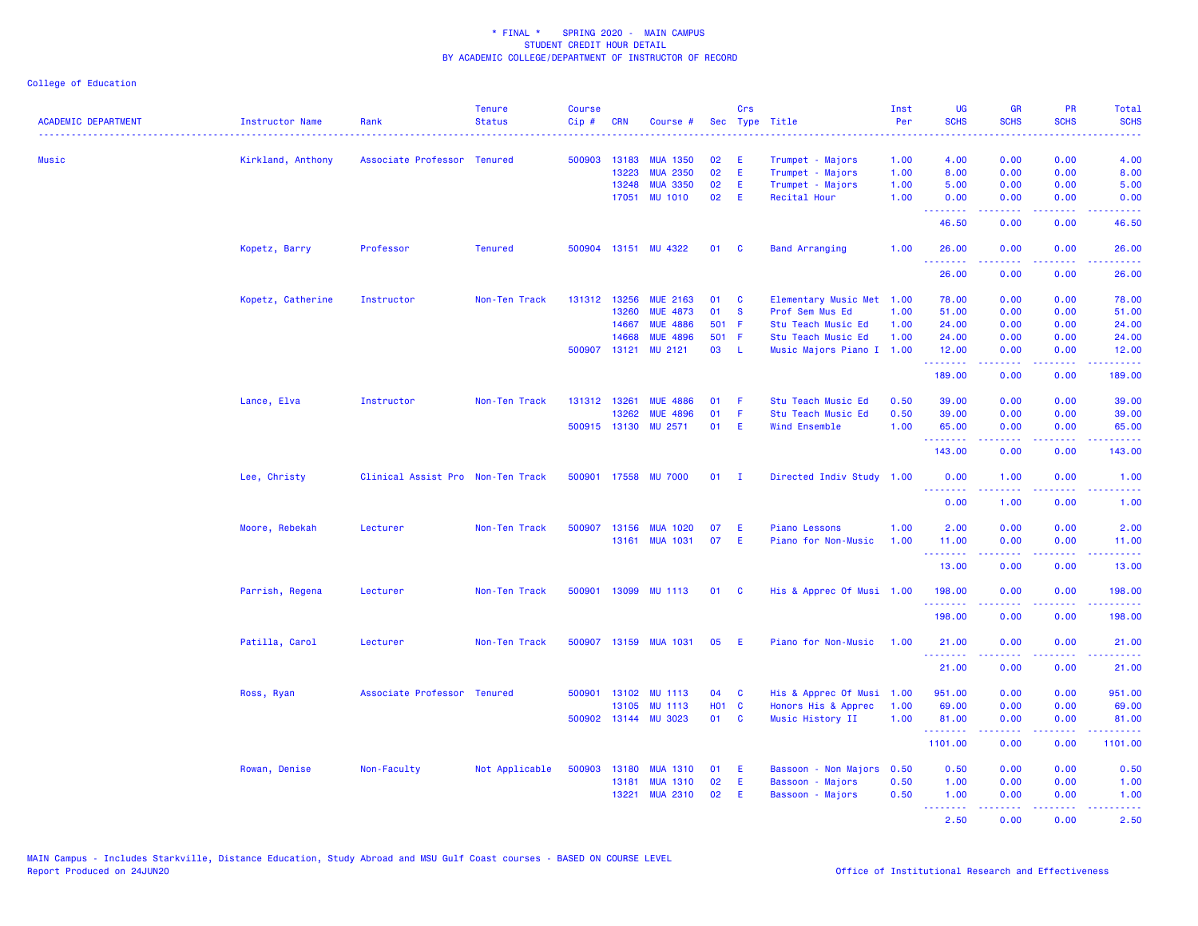\* FINAL \* SPRING 2020 - MAIN CAMPUS
STUDENT CREDIT HOUR DETAIL
BY ACADEMIC COLLEGE/DEPARTMENT OF INSTRUCTOR OF RECORD

College of Education

| ACADEMIC DEPARTMENT | Instructor Name | Rank | Tenure Status | Course Cip # | CRN | Course # | Sec | Crs Type | Title | Inst Per | UG SCHS | GR SCHS | PR SCHS | Total SCHS |
|---|---|---|---|---|---|---|---|---|---|---|---|---|---|---|
| Music | Kirkland, Anthony | Associate Professor | Tenured | 500903 | 13183 | MUA 1350 | 02 | E | Trumpet - Majors | 1.00 | 4.00 | 0.00 | 0.00 | 4.00 |
| | | | | | 13223 | MUA 2350 | 02 | E | Trumpet - Majors | 1.00 | 8.00 | 0.00 | 0.00 | 8.00 |
| | | | | | 13248 | MUA 3350 | 02 | E | Trumpet - Majors | 1.00 | 5.00 | 0.00 | 0.00 | 5.00 |
| | | | | | 17051 | MU 1010 | 02 | E | Recital Hour | 1.00 | 0.00 | 0.00 | 0.00 | 0.00 |
| | | | | | | | | | | | 46.50 | 0.00 | 0.00 | 46.50 |
| | Kopetz, Barry | Professor | Tenured | 500904 | 13151 | MU 4322 | 01 | C | Band Arranging | 1.00 | 26.00 | 0.00 | 0.00 | 26.00 |
| | | | | | | | | | | | 26.00 | 0.00 | 0.00 | 26.00 |
| | Kopetz, Catherine | Instructor | Non-Ten Track | 131312 | 13256 | MUE 2163 | 01 | C | Elementary Music Met | 1.00 | 78.00 | 0.00 | 0.00 | 78.00 |
| | | | | | 13260 | MUE 4873 | 01 | S | Prof Sem Mus Ed | 1.00 | 51.00 | 0.00 | 0.00 | 51.00 |
| | | | | | 14667 | MUE 4886 | 501 | F | Stu Teach Music Ed | 1.00 | 24.00 | 0.00 | 0.00 | 24.00 |
| | | | | | 14668 | MUE 4896 | 501 | F | Stu Teach Music Ed | 1.00 | 24.00 | 0.00 | 0.00 | 24.00 |
| | | | | 500907 | 13121 | MU 2121 | 03 | L | Music Majors Piano I | 1.00 | 12.00 | 0.00 | 0.00 | 12.00 |
| | | | | | | | | | | | 189.00 | 0.00 | 0.00 | 189.00 |
| | Lance, Elva | Instructor | Non-Ten Track | 131312 | 13261 | MUE 4886 | 01 | F | Stu Teach Music Ed | 0.50 | 39.00 | 0.00 | 0.00 | 39.00 |
| | | | | | 13262 | MUE 4896 | 01 | F | Stu Teach Music Ed | 0.50 | 39.00 | 0.00 | 0.00 | 39.00 |
| | | | | 500915 | 13130 | MU 2571 | 01 | E | Wind Ensemble | 1.00 | 65.00 | 0.00 | 0.00 | 65.00 |
| | | | | | | | | | | | 143.00 | 0.00 | 0.00 | 143.00 |
| | Lee, Christy | Clinical Assist Pro | Non-Ten Track | 500901 | 17558 | MU 7000 | 01 | I | Directed Indiv Study | 1.00 | 0.00 | 1.00 | 0.00 | 1.00 |
| | | | | | | | | | | | 0.00 | 1.00 | 0.00 | 1.00 |
| | Moore, Rebekah | Lecturer | Non-Ten Track | 500907 | 13156 | MUA 1020 | 07 | E | Piano Lessons | 1.00 | 2.00 | 0.00 | 0.00 | 2.00 |
| | | | | | 13161 | MUA 1031 | 07 | E | Piano for Non-Music | 1.00 | 11.00 | 0.00 | 0.00 | 11.00 |
| | | | | | | | | | | | 13.00 | 0.00 | 0.00 | 13.00 |
| | Parrish, Regena | Lecturer | Non-Ten Track | 500901 | 13099 | MU 1113 | 01 | C | His & Apprec Of Musi | 1.00 | 198.00 | 0.00 | 0.00 | 198.00 |
| | | | | | | | | | | | 198.00 | 0.00 | 0.00 | 198.00 |
| | Patilla, Carol | Lecturer | Non-Ten Track | 500907 | 13159 | MUA 1031 | 05 | E | Piano for Non-Music | 1.00 | 21.00 | 0.00 | 0.00 | 21.00 |
| | | | | | | | | | | | 21.00 | 0.00 | 0.00 | 21.00 |
| | Ross, Ryan | Associate Professor | Tenured | 500901 | 13102 | MU 1113 | 04 | C | His & Apprec Of Musi | 1.00 | 951.00 | 0.00 | 0.00 | 951.00 |
| | | | | | 13105 | MU 1113 | H01 | C | Honors His & Apprec | 1.00 | 69.00 | 0.00 | 0.00 | 69.00 |
| | | | | 500902 | 13144 | MU 3023 | 01 | C | Music History II | 1.00 | 81.00 | 0.00 | 0.00 | 81.00 |
| | | | | | | | | | | | 1101.00 | 0.00 | 0.00 | 1101.00 |
| | Rowan, Denise | Non-Faculty | Not Applicable | 500903 | 13180 | MUA 1310 | 01 | E | Bassoon - Non Majors | 0.50 | 0.50 | 0.00 | 0.00 | 0.50 |
| | | | | | 13181 | MUA 1310 | 02 | E | Bassoon - Majors | 0.50 | 1.00 | 0.00 | 0.00 | 1.00 |
| | | | | | 13221 | MUA 2310 | 02 | E | Bassoon - Majors | 0.50 | 1.00 | 0.00 | 0.00 | 1.00 |
| | | | | | | | | | | | 2.50 | 0.00 | 0.00 | 2.50 |

MAIN Campus - Includes Starkville, Distance Education, Study Abroad and MSU Gulf Coast courses - BASED ON COURSE LEVEL
Report Produced on 24JUN20

Office of Institutional Research and Effectiveness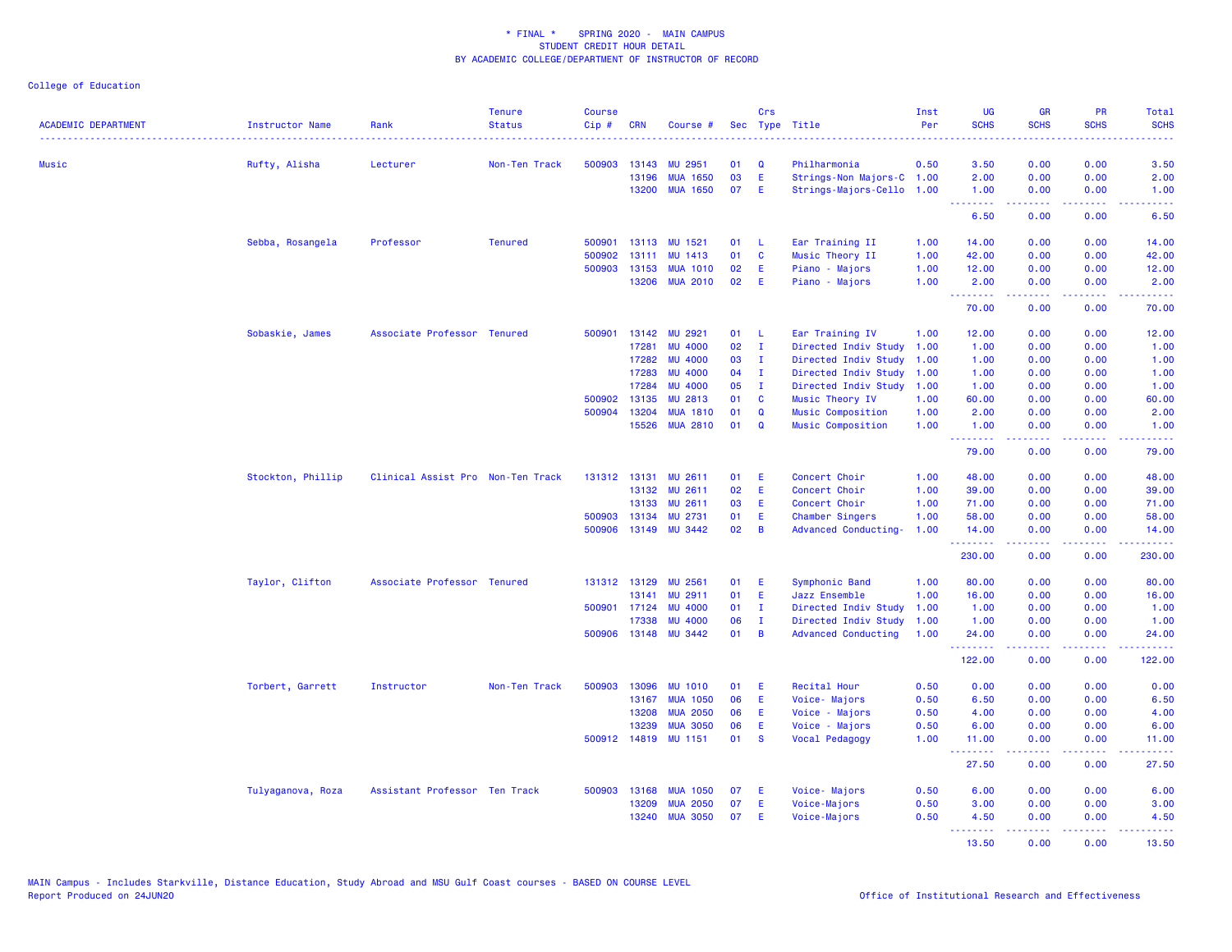\* FINAL \*    SPRING 2020 -  MAIN CAMPUS
STUDENT CREDIT HOUR DETAIL
BY ACADEMIC COLLEGE/DEPARTMENT OF INSTRUCTOR OF RECORD

College of Education

| ACADEMIC DEPARTMENT | Instructor Name | Rank | Tenure Status | Course Cip # | CRN | Course # | Sec | Crs Type | Title | Inst Per | UG SCHS | GR SCHS | PR SCHS | Total SCHS |
|---|---|---|---|---|---|---|---|---|---|---|---|---|---|---|
| Music | Rufty, Alisha | Lecturer | Non-Ten Track | 500903 | 13143 | MU 2951 | 01 | Q | Philharmonia | 0.50 | 3.50 | 0.00 | 0.00 | 3.50 |
| | | | | | 13196 | MUA 1650 | 03 | E | Strings-Non Majors-C | 1.00 | 2.00 | 0.00 | 0.00 | 2.00 |
| | | | | | 13200 | MUA 1650 | 07 | E | Strings-Majors-Cello | 1.00 | 1.00 | 0.00 | 0.00 | 1.00 |
| | | | | | | | | | | | 6.50 | 0.00 | 0.00 | 6.50 |
| | Sebba, Rosangela | Professor | Tenured | 500901 | 13113 | MU 1521 | 01 | L | Ear Training II | 1.00 | 14.00 | 0.00 | 0.00 | 14.00 |
| | | | | 500902 | 13111 | MU 1413 | 01 | C | Music Theory II | 1.00 | 42.00 | 0.00 | 0.00 | 42.00 |
| | | | | 500903 | 13153 | MUA 1010 | 02 | E | Piano - Majors | 1.00 | 12.00 | 0.00 | 0.00 | 12.00 |
| | | | | | 13206 | MUA 2010 | 02 | E | Piano - Majors | 1.00 | 2.00 | 0.00 | 0.00 | 2.00 |
| | | | | | | | | | | | 70.00 | 0.00 | 0.00 | 70.00 |
| | Sobaskie, James | Associate Professor | Tenured | 500901 | 13142 | MU 2921 | 01 | L | Ear Training IV | 1.00 | 12.00 | 0.00 | 0.00 | 12.00 |
| | | | | | 17281 | MU 4000 | 02 | I | Directed Indiv Study | 1.00 | 1.00 | 0.00 | 0.00 | 1.00 |
| | | | | | 17282 | MU 4000 | 03 | I | Directed Indiv Study | 1.00 | 1.00 | 0.00 | 0.00 | 1.00 |
| | | | | | 17283 | MU 4000 | 04 | I | Directed Indiv Study | 1.00 | 1.00 | 0.00 | 0.00 | 1.00 |
| | | | | | 17284 | MU 4000 | 05 | I | Directed Indiv Study | 1.00 | 1.00 | 0.00 | 0.00 | 1.00 |
| | | | | 500902 | 13135 | MU 2813 | 01 | C | Music Theory IV | 1.00 | 60.00 | 0.00 | 0.00 | 60.00 |
| | | | | 500904 | 13204 | MUA 1810 | 01 | Q | Music Composition | 1.00 | 2.00 | 0.00 | 0.00 | 2.00 |
| | | | | | 15526 | MUA 2810 | 01 | Q | Music Composition | 1.00 | 1.00 | 0.00 | 0.00 | 1.00 |
| | | | | | | | | | | | 79.00 | 0.00 | 0.00 | 79.00 |
| | Stockton, Phillip | Clinical Assist Pro | Non-Ten Track | 131312 | 13131 | MU 2611 | 01 | E | Concert Choir | 1.00 | 48.00 | 0.00 | 0.00 | 48.00 |
| | | | | | 13132 | MU 2611 | 02 | E | Concert Choir | 1.00 | 39.00 | 0.00 | 0.00 | 39.00 |
| | | | | | 13133 | MU 2611 | 03 | E | Concert Choir | 1.00 | 71.00 | 0.00 | 0.00 | 71.00 |
| | | | | 500903 | 13134 | MU 2731 | 01 | E | Chamber Singers | 1.00 | 58.00 | 0.00 | 0.00 | 58.00 |
| | | | | 500906 | 13149 | MU 3442 | 02 | B | Advanced Conducting- | 1.00 | 14.00 | 0.00 | 0.00 | 14.00 |
| | | | | | | | | | | | 230.00 | 0.00 | 0.00 | 230.00 |
| | Taylor, Clifton | Associate Professor | Tenured | 131312 | 13129 | MU 2561 | 01 | E | Symphonic Band | 1.00 | 80.00 | 0.00 | 0.00 | 80.00 |
| | | | | | 13141 | MU 2911 | 01 | E | Jazz Ensemble | 1.00 | 16.00 | 0.00 | 0.00 | 16.00 |
| | | | | 500901 | 17124 | MU 4000 | 01 | I | Directed Indiv Study | 1.00 | 1.00 | 0.00 | 0.00 | 1.00 |
| | | | | | 17338 | MU 4000 | 06 | I | Directed Indiv Study | 1.00 | 1.00 | 0.00 | 0.00 | 1.00 |
| | | | | 500906 | 13148 | MU 3442 | 01 | B | Advanced Conducting | 1.00 | 24.00 | 0.00 | 0.00 | 24.00 |
| | | | | | | | | | | | 122.00 | 0.00 | 0.00 | 122.00 |
| | Torbert, Garrett | Instructor | Non-Ten Track | 500903 | 13096 | MU 1010 | 01 | E | Recital Hour | 0.50 | 0.00 | 0.00 | 0.00 | 0.00 |
| | | | | | 13167 | MUA 1050 | 06 | E | Voice- Majors | 0.50 | 6.50 | 0.00 | 0.00 | 6.50 |
| | | | | | 13208 | MUA 2050 | 06 | E | Voice - Majors | 0.50 | 4.00 | 0.00 | 0.00 | 4.00 |
| | | | | | 13239 | MUA 3050 | 06 | E | Voice - Majors | 0.50 | 6.00 | 0.00 | 0.00 | 6.00 |
| | | | | 500912 | 14819 | MU 1151 | 01 | S | Vocal Pedagogy | 1.00 | 11.00 | 0.00 | 0.00 | 11.00 |
| | | | | | | | | | | | 27.50 | 0.00 | 0.00 | 27.50 |
| | Tulyaganova, Roza | Assistant Professor | Ten Track | 500903 | 13168 | MUA 1050 | 07 | E | Voice- Majors | 0.50 | 6.00 | 0.00 | 0.00 | 6.00 |
| | | | | | 13209 | MUA 2050 | 07 | E | Voice-Majors | 0.50 | 3.00 | 0.00 | 0.00 | 3.00 |
| | | | | | 13240 | MUA 3050 | 07 | E | Voice-Majors | 0.50 | 4.50 | 0.00 | 0.00 | 4.50 |
| | | | | | | | | | | | 13.50 | 0.00 | 0.00 | 13.50 |

MAIN Campus - Includes Starkville, Distance Education, Study Abroad and MSU Gulf Coast courses - BASED ON COURSE LEVEL
Report Produced on 24JUN20    Office of Institutional Research and Effectiveness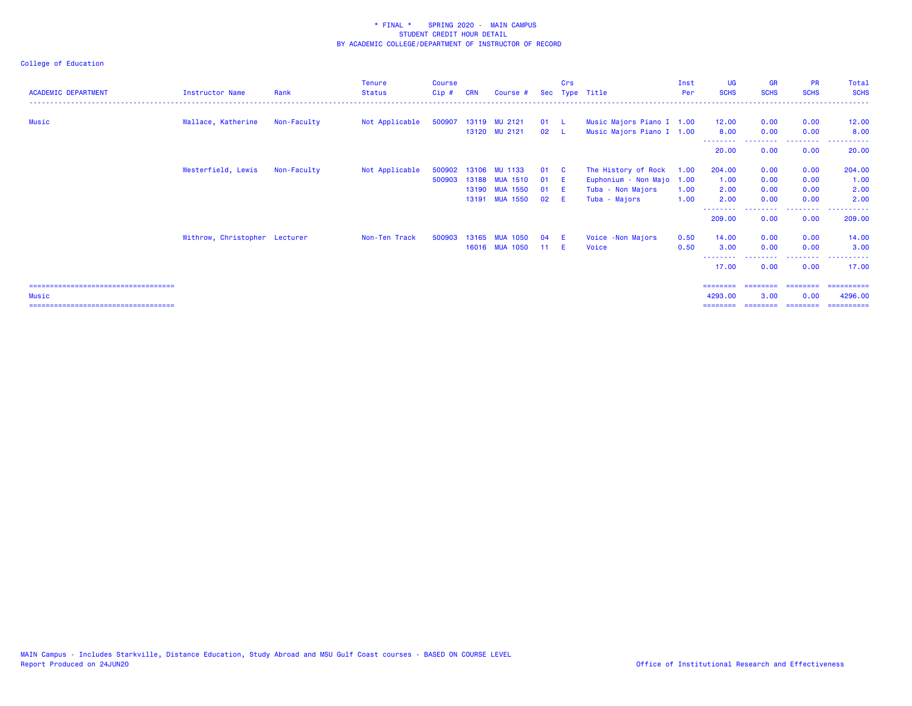\* FINAL \*    SPRING 2020 -  MAIN CAMPUS
STUDENT CREDIT HOUR DETAIL
BY ACADEMIC COLLEGE/DEPARTMENT OF INSTRUCTOR OF RECORD

College of Education

| ACADEMIC DEPARTMENT | Instructor Name | Rank | Tenure Status | Course Cip # | CRN | Course # | Sec | Crs Type | Title | Inst Per | UG SCHS | GR SCHS | PR SCHS | Total SCHS |
|---|---|---|---|---|---|---|---|---|---|---|---|---|---|---|
| Music | Wallace, Katherine | Non-Faculty | Not Applicable | 500907 | 13119 | MU 2121 | 01 | L | Music Majors Piano I | 1.00 | 12.00 | 0.00 | 0.00 | 12.00 |
| | | | | | 13120 | MU 2121 | 02 | L | Music Majors Piano I | 1.00 | 8.00 | 0.00 | 0.00 | 8.00 |
| | | | | | | | | | | | 20.00 | 0.00 | 0.00 | 20.00 |
| | Westerfield, Lewis | Non-Faculty | Not Applicable | 500902 | 13106 | MU 1133 | 01 | C | The History of Rock | 1.00 | 204.00 | 0.00 | 0.00 | 204.00 |
| | | | | 500903 | 13188 | MUA 1510 | 01 | E | Euphonium - Non Majo | 1.00 | 1.00 | 0.00 | 0.00 | 1.00 |
| | | | | | 13190 | MUA 1550 | 01 | E | Tuba - Non Majors | 1.00 | 2.00 | 0.00 | 0.00 | 2.00 |
| | | | | | 13191 | MUA 1550 | 02 | E | Tuba - Majors | 1.00 | 2.00 | 0.00 | 0.00 | 2.00 |
| | | | | | | | | | | | 209.00 | 0.00 | 0.00 | 209.00 |
| | Withrow, Christopher | Lecturer | Non-Ten Track | 500903 | 13165 | MUA 1050 | 04 | E | Voice -Non Majors | 0.50 | 14.00 | 0.00 | 0.00 | 14.00 |
| | | | | | 16016 | MUA 1050 | 11 | E | Voice | 0.50 | 3.00 | 0.00 | 0.00 | 3.00 |
| | | | | | | | | | | | 17.00 | 0.00 | 0.00 | 17.00 |
| Music | | | | | | | | | | | 4293.00 | 3.00 | 0.00 | 4296.00 |

MAIN Campus - Includes Starkville, Distance Education, Study Abroad and MSU Gulf Coast courses - BASED ON COURSE LEVEL
Report Produced on 24JUN20

Office of Institutional Research and Effectiveness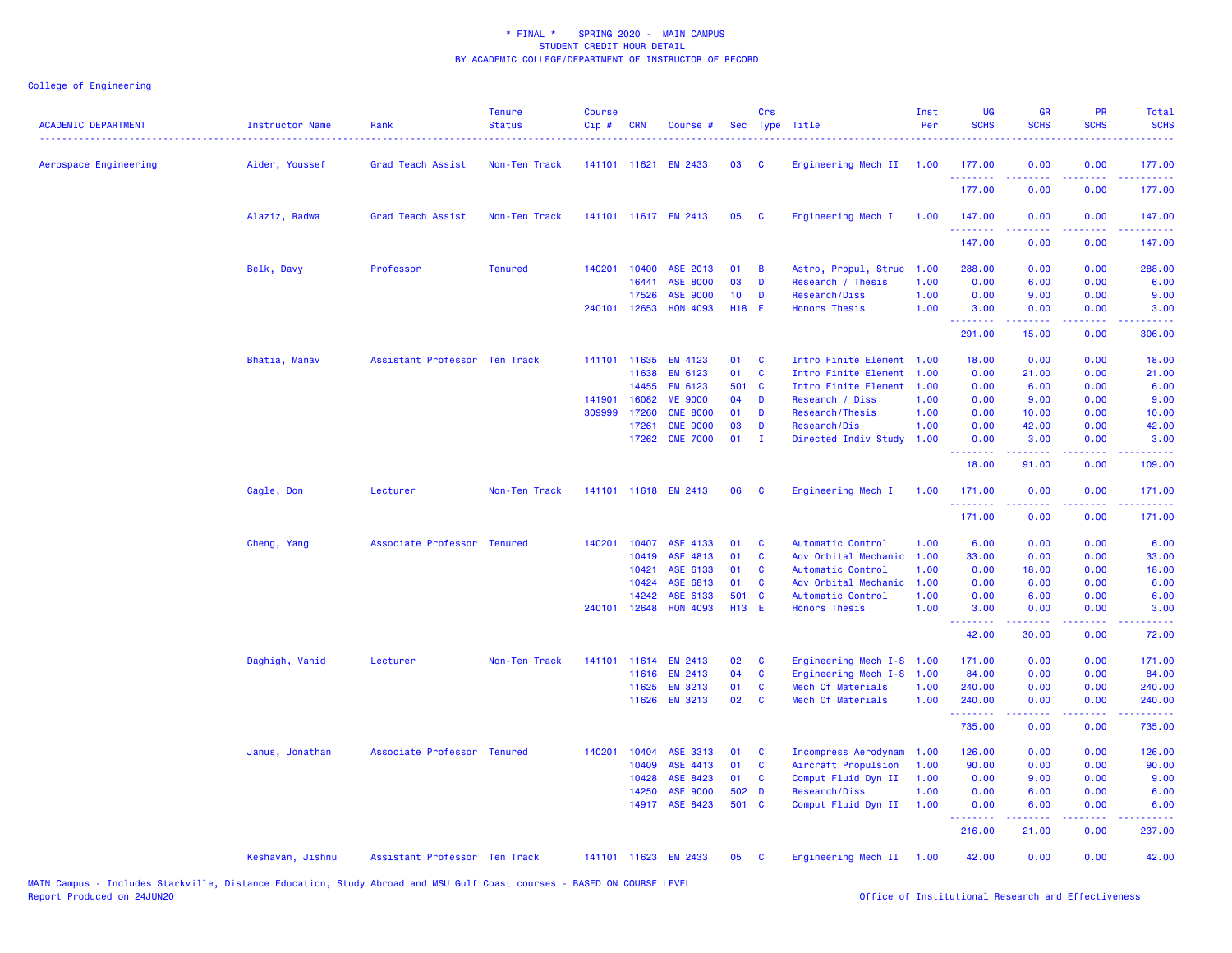\* FINAL \*    SPRING 2020 -  MAIN CAMPUS
STUDENT CREDIT HOUR DETAIL
BY ACADEMIC COLLEGE/DEPARTMENT OF INSTRUCTOR OF RECORD

College of Engineering

| ACADEMIC DEPARTMENT | Instructor Name | Rank | Tenure Status | Course Cip # | CRN | Course # | Sec | Crs Type | Title | Inst Per | UG SCHS | GR SCHS | PR SCHS | Total SCHS |
|---|---|---|---|---|---|---|---|---|---|---|---|---|---|---|
| Aerospace Engineering | Aider, Youssef | Grad Teach Assist | Non-Ten Track | 141101 | 11621 | EM 2433 | 03 | C | Engineering Mech II | 1.00 | 177.00 | 0.00 | 0.00 | 177.00 |
| | | | | | | | | | | | 177.00 | 0.00 | 0.00 | 177.00 |
| | Alaziz, Radwa | Grad Teach Assist | Non-Ten Track | 141101 | 11617 | EM 2413 | 05 | C | Engineering Mech I | 1.00 | 147.00 | 0.00 | 0.00 | 147.00 |
| | | | | | | | | | | | 147.00 | 0.00 | 0.00 | 147.00 |
| | Belk, Davy | Professor | Tenured | 140201 | 10400 | ASE 2013 | 01 | B | Astro, Propul, Struc | 1.00 | 288.00 | 0.00 | 0.00 | 288.00 |
| | | | | | 16441 | ASE 8000 | 03 | D | Research / Thesis | 1.00 | 0.00 | 6.00 | 0.00 | 6.00 |
| | | | | | 17526 | ASE 9000 | 10 | D | Research/Diss | 1.00 | 0.00 | 9.00 | 0.00 | 9.00 |
| | | | | 240101 | 12653 | HON 4093 | H18 | E | Honors Thesis | 1.00 | 3.00 | 0.00 | 0.00 | 3.00 |
| | | | | | | | | | | | 291.00 | 15.00 | 0.00 | 306.00 |
| | Bhatia, Manav | Assistant Professor | Ten Track | 141101 | 11635 | EM 4123 | 01 | C | Intro Finite Element | 1.00 | 18.00 | 0.00 | 0.00 | 18.00 |
| | | | | | 11638 | EM 6123 | 01 | C | Intro Finite Element | 1.00 | 0.00 | 21.00 | 0.00 | 21.00 |
| | | | | | 14455 | EM 6123 | 501 | C | Intro Finite Element | 1.00 | 0.00 | 6.00 | 0.00 | 6.00 |
| | | | | 141901 | 16082 | ME 9000 | 04 | D | Research / Diss | 1.00 | 0.00 | 9.00 | 0.00 | 9.00 |
| | | | | 309999 | 17260 | CME 8000 | 01 | D | Research/Thesis | 1.00 | 0.00 | 10.00 | 0.00 | 10.00 |
| | | | | | 17261 | CME 9000 | 03 | D | Research/Dis | 1.00 | 0.00 | 42.00 | 0.00 | 42.00 |
| | | | | | 17262 | CME 7000 | 01 | I | Directed Indiv Study | 1.00 | 0.00 | 3.00 | 0.00 | 3.00 |
| | | | | | | | | | | | 18.00 | 91.00 | 0.00 | 109.00 |
| | Cagle, Don | Lecturer | Non-Ten Track | 141101 | 11618 | EM 2413 | 06 | C | Engineering Mech I | 1.00 | 171.00 | 0.00 | 0.00 | 171.00 |
| | | | | | | | | | | | 171.00 | 0.00 | 0.00 | 171.00 |
| | Cheng, Yang | Associate Professor | Tenured | 140201 | 10407 | ASE 4133 | 01 | C | Automatic Control | 1.00 | 6.00 | 0.00 | 0.00 | 6.00 |
| | | | | | 10419 | ASE 4813 | 01 | C | Adv Orbital Mechanic | 1.00 | 33.00 | 0.00 | 0.00 | 33.00 |
| | | | | | 10421 | ASE 6133 | 01 | C | Automatic Control | 1.00 | 0.00 | 18.00 | 0.00 | 18.00 |
| | | | | | 10424 | ASE 6813 | 01 | C | Adv Orbital Mechanic | 1.00 | 0.00 | 6.00 | 0.00 | 6.00 |
| | | | | | 14242 | ASE 6133 | 501 | C | Automatic Control | 1.00 | 0.00 | 6.00 | 0.00 | 6.00 |
| | | | | 240101 | 12648 | HON 4093 | H13 | E | Honors Thesis | 1.00 | 3.00 | 0.00 | 0.00 | 3.00 |
| | | | | | | | | | | | 42.00 | 30.00 | 0.00 | 72.00 |
| | Daghigh, Vahid | Lecturer | Non-Ten Track | 141101 | 11614 | EM 2413 | 02 | C | Engineering Mech I-S | 1.00 | 171.00 | 0.00 | 0.00 | 171.00 |
| | | | | | 11616 | EM 2413 | 04 | C | Engineering Mech I-S | 1.00 | 84.00 | 0.00 | 0.00 | 84.00 |
| | | | | | 11625 | EM 3213 | 01 | C | Mech Of Materials | 1.00 | 240.00 | 0.00 | 0.00 | 240.00 |
| | | | | | 11626 | EM 3213 | 02 | C | Mech Of Materials | 1.00 | 240.00 | 0.00 | 0.00 | 240.00 |
| | | | | | | | | | | | 735.00 | 0.00 | 0.00 | 735.00 |
| | Janus, Jonathan | Associate Professor | Tenured | 140201 | 10404 | ASE 3313 | 01 | C | Incompress Aerodynam | 1.00 | 126.00 | 0.00 | 0.00 | 126.00 |
| | | | | | 10409 | ASE 4413 | 01 | C | Aircraft Propulsion | 1.00 | 90.00 | 0.00 | 0.00 | 90.00 |
| | | | | | 10428 | ASE 8423 | 01 | C | Comput Fluid Dyn II | 1.00 | 0.00 | 9.00 | 0.00 | 9.00 |
| | | | | | 14250 | ASE 9000 | 502 | D | Research/Diss | 1.00 | 0.00 | 6.00 | 0.00 | 6.00 |
| | | | | | 14917 | ASE 8423 | 501 | C | Comput Fluid Dyn II | 1.00 | 0.00 | 6.00 | 0.00 | 6.00 |
| | | | | | | | | | | | 216.00 | 21.00 | 0.00 | 237.00 |
| | Keshavan, Jishnu | Assistant Professor | Ten Track | 141101 | 11623 | EM 2433 | 05 | C | Engineering Mech II | 1.00 | 42.00 | 0.00 | 0.00 | 42.00 |

MAIN Campus - Includes Starkville, Distance Education, Study Abroad and MSU Gulf Coast courses - BASED ON COURSE LEVEL
Report Produced on 24JUN20    Office of Institutional Research and Effectiveness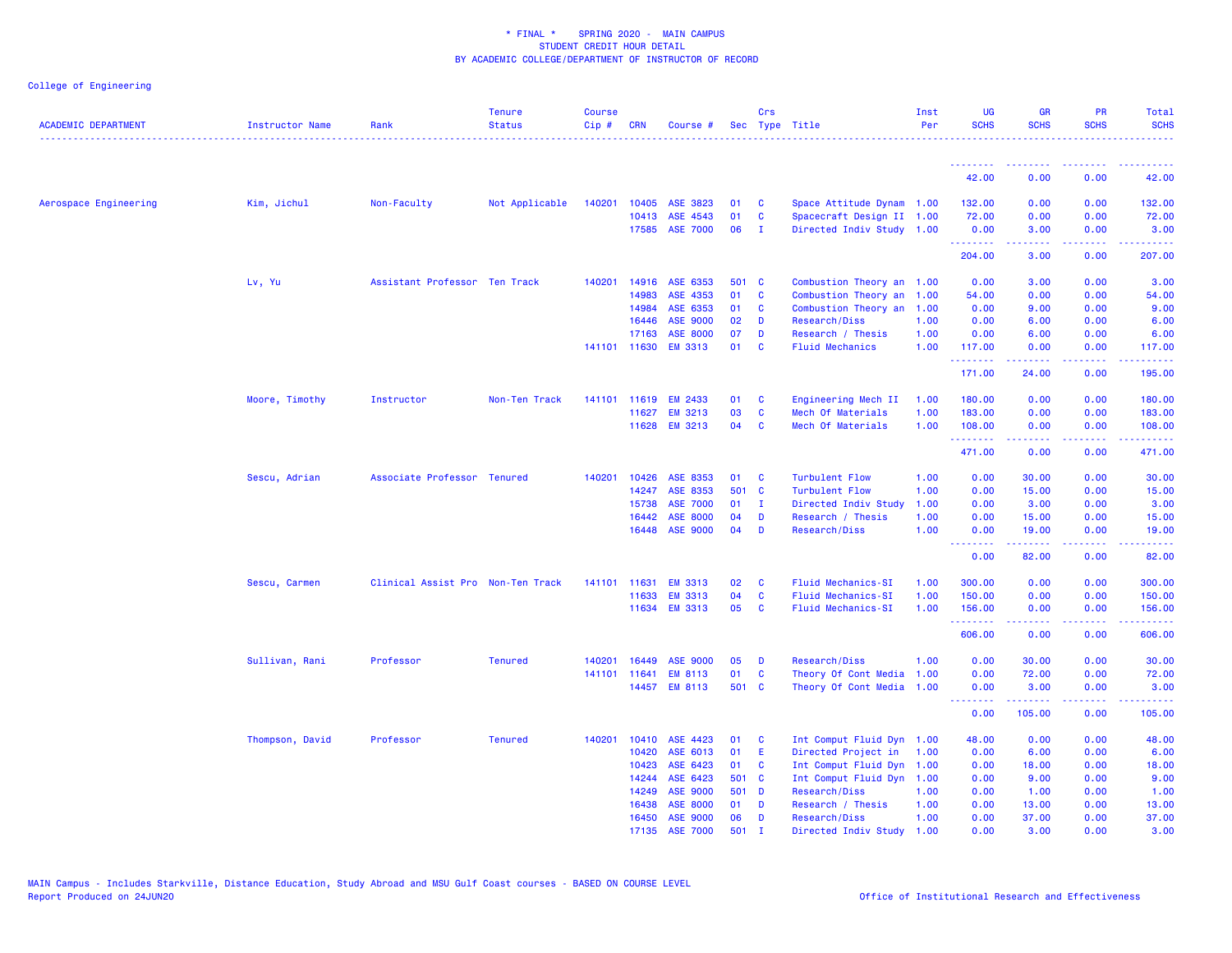* FINAL * SPRING 2020 - MAIN CAMPUS
STUDENT CREDIT HOUR DETAIL
BY ACADEMIC COLLEGE/DEPARTMENT OF INSTRUCTOR OF RECORD

College of Engineering

| ACADEMIC DEPARTMENT | Instructor Name | Rank | Tenure Status | Course Cip # | CRN | Course # | Sec | Crs Type | Title | Inst Per | UG SCHS | GR SCHS | PR SCHS | Total SCHS |
|---|---|---|---|---|---|---|---|---|---|---|---|---|---|---|
| | | | | | | | | | | | 42.00 | 0.00 | 0.00 | 42.00 |
| Aerospace Engineering | Kim, Jichul | Non-Faculty | Not Applicable | 140201 | 10405 | ASE 3823 | 01 | C | Space Attitude Dynam | 1.00 | 132.00 | 0.00 | 0.00 | 132.00 |
| | | | | | 10413 | ASE 4543 | 01 | C | Spacecraft Design II | 1.00 | 72.00 | 0.00 | 0.00 | 72.00 |
| | | | | | 17585 | ASE 7000 | 06 | I | Directed Indiv Study | 1.00 | 0.00 | 3.00 | 0.00 | 3.00 |
| | | | | | | | | | | | 204.00 | 3.00 | 0.00 | 207.00 |
| | Lv, Yu | Assistant Professor | Ten Track | 140201 | 14916 | ASE 6353 | 501 | C | Combustion Theory an | 1.00 | 0.00 | 3.00 | 0.00 | 3.00 |
| | | | | | 14983 | ASE 4353 | 01 | C | Combustion Theory an | 1.00 | 54.00 | 0.00 | 0.00 | 54.00 |
| | | | | | 14984 | ASE 6353 | 01 | C | Combustion Theory an | 1.00 | 0.00 | 9.00 | 0.00 | 9.00 |
| | | | | | 16446 | ASE 9000 | 02 | D | Research/Diss | 1.00 | 0.00 | 6.00 | 0.00 | 6.00 |
| | | | | | 17163 | ASE 8000 | 07 | D | Research / Thesis | 1.00 | 0.00 | 6.00 | 0.00 | 6.00 |
| | | | | 141101 | 11630 | EM 3313 | 01 | C | Fluid Mechanics | 1.00 | 117.00 | 0.00 | 0.00 | 117.00 |
| | | | | | | | | | | | 171.00 | 24.00 | 0.00 | 195.00 |
| | Moore, Timothy | Instructor | Non-Ten Track | 141101 | 11619 | EM 2433 | 01 | C | Engineering Mech II | 1.00 | 180.00 | 0.00 | 0.00 | 180.00 |
| | | | | | 11627 | EM 3213 | 03 | C | Mech Of Materials | 1.00 | 183.00 | 0.00 | 0.00 | 183.00 |
| | | | | | 11628 | EM 3213 | 04 | C | Mech Of Materials | 1.00 | 108.00 | 0.00 | 0.00 | 108.00 |
| | | | | | | | | | | | 471.00 | 0.00 | 0.00 | 471.00 |
| | Sescu, Adrian | Associate Professor | Tenured | 140201 | 10426 | ASE 8353 | 01 | C | Turbulent Flow | 1.00 | 0.00 | 30.00 | 0.00 | 30.00 |
| | | | | | 14247 | ASE 8353 | 501 | C | Turbulent Flow | 1.00 | 0.00 | 15.00 | 0.00 | 15.00 |
| | | | | | 15738 | ASE 7000 | 01 | I | Directed Indiv Study | 1.00 | 0.00 | 3.00 | 0.00 | 3.00 |
| | | | | | 16442 | ASE 8000 | 04 | D | Research / Thesis | 1.00 | 0.00 | 15.00 | 0.00 | 15.00 |
| | | | | | 16448 | ASE 9000 | 04 | D | Research/Diss | 1.00 | 0.00 | 19.00 | 0.00 | 19.00 |
| | | | | | | | | | | | 0.00 | 82.00 | 0.00 | 82.00 |
| | Sescu, Carmen | Clinical Assist Pro | Non-Ten Track | 141101 | 11631 | EM 3313 | 02 | C | Fluid Mechanics-SI | 1.00 | 300.00 | 0.00 | 0.00 | 300.00 |
| | | | | | 11633 | EM 3313 | 04 | C | Fluid Mechanics-SI | 1.00 | 150.00 | 0.00 | 0.00 | 150.00 |
| | | | | | 11634 | EM 3313 | 05 | C | Fluid Mechanics-SI | 1.00 | 156.00 | 0.00 | 0.00 | 156.00 |
| | | | | | | | | | | | 606.00 | 0.00 | 0.00 | 606.00 |
| | Sullivan, Rani | Professor | Tenured | 140201 | 16449 | ASE 9000 | 05 | D | Research/Diss | 1.00 | 0.00 | 30.00 | 0.00 | 30.00 |
| | | | | 141101 | 11641 | EM 8113 | 01 | C | Theory Of Cont Media | 1.00 | 0.00 | 72.00 | 0.00 | 72.00 |
| | | | | | 14457 | EM 8113 | 501 | C | Theory Of Cont Media | 1.00 | 0.00 | 3.00 | 0.00 | 3.00 |
| | | | | | | | | | | | 0.00 | 105.00 | 0.00 | 105.00 |
| | Thompson, David | Professor | Tenured | 140201 | 10410 | ASE 4423 | 01 | C | Int Comput Fluid Dyn | 1.00 | 48.00 | 0.00 | 0.00 | 48.00 |
| | | | | | 10420 | ASE 6013 | 01 | E | Directed Project in | 1.00 | 0.00 | 6.00 | 0.00 | 6.00 |
| | | | | | 10423 | ASE 6423 | 01 | C | Int Comput Fluid Dyn | 1.00 | 0.00 | 18.00 | 0.00 | 18.00 |
| | | | | | 14244 | ASE 6423 | 501 | C | Int Comput Fluid Dyn | 1.00 | 0.00 | 9.00 | 0.00 | 9.00 |
| | | | | | 14249 | ASE 9000 | 501 | D | Research/Diss | 1.00 | 0.00 | 1.00 | 0.00 | 1.00 |
| | | | | | 16438 | ASE 8000 | 01 | D | Research / Thesis | 1.00 | 0.00 | 13.00 | 0.00 | 13.00 |
| | | | | | 16450 | ASE 9000 | 06 | D | Research/Diss | 1.00 | 0.00 | 37.00 | 0.00 | 37.00 |
| | | | | | 17135 | ASE 7000 | 501 | I | Directed Indiv Study | 1.00 | 0.00 | 3.00 | 0.00 | 3.00 |

MAIN Campus - Includes Starkville, Distance Education, Study Abroad and MSU Gulf Coast courses - BASED ON COURSE LEVEL
Report Produced on 24JUN20

Office of Institutional Research and Effectiveness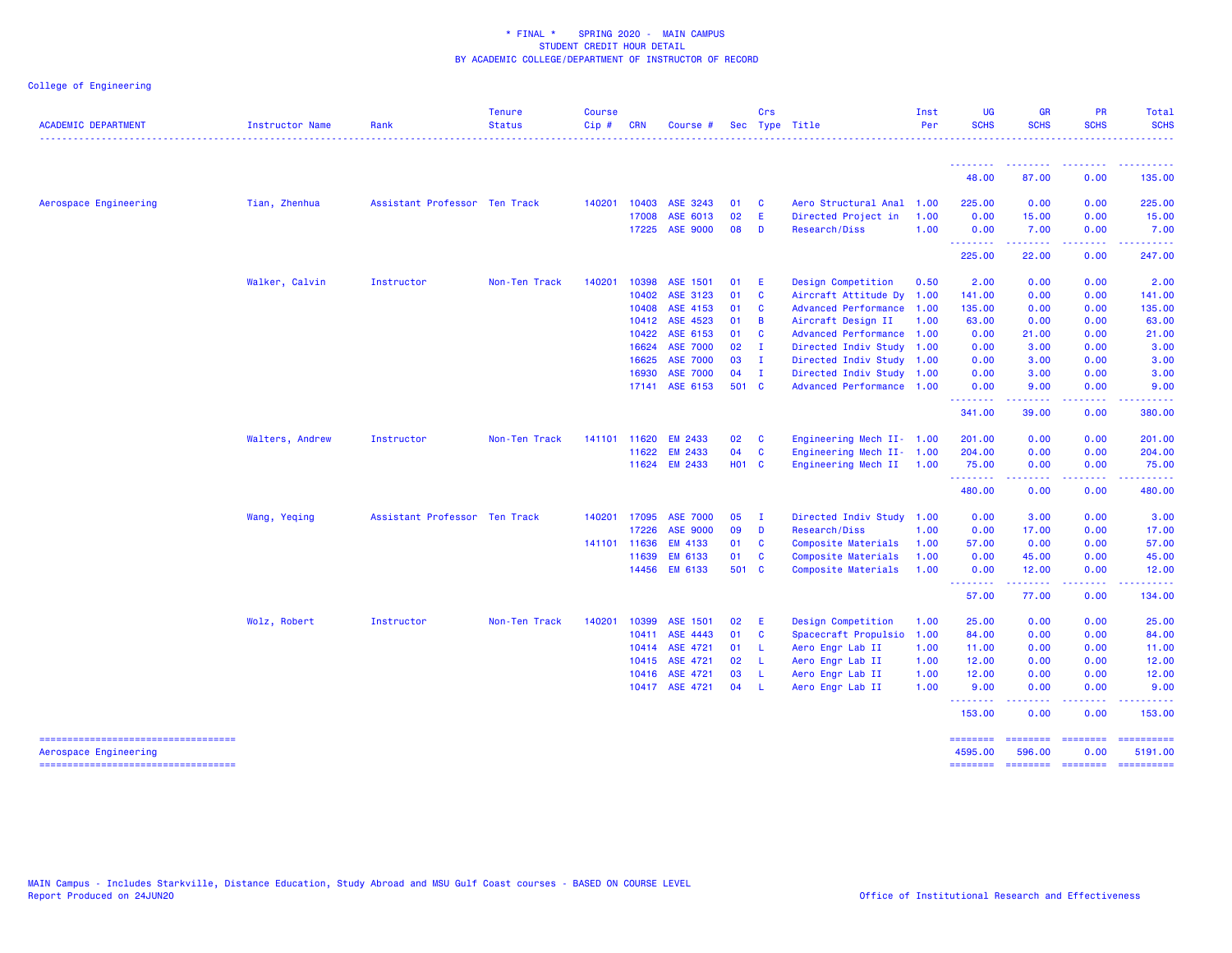* FINAL * SPRING 2020 - MAIN CAMPUS
STUDENT CREDIT HOUR DETAIL
BY ACADEMIC COLLEGE/DEPARTMENT OF INSTRUCTOR OF RECORD

College of Engineering

| ACADEMIC DEPARTMENT | Instructor Name | Rank | Tenure Status | Course Cip # | CRN | Course # | Sec | Crs Type | Title | Inst Per | UG SCHS | GR SCHS | PR SCHS | Total SCHS |
|---|---|---|---|---|---|---|---|---|---|---|---|---|---|---|
| | | | | | | | | | | | 48.00 | 87.00 | 0.00 | 135.00 |
| Aerospace Engineering | Tian, Zhenhua | Assistant Professor | Ten Track | 140201 | 10403 | ASE 3243 | 01 | C | Aero Structural Anal | 1.00 | 225.00 | 0.00 | 0.00 | 225.00 |
| | | | | | 17008 | ASE 6013 | 02 | E | Directed Project in | 1.00 | 0.00 | 15.00 | 0.00 | 15.00 |
| | | | | | 17225 | ASE 9000 | 08 | D | Research/Diss | 1.00 | 0.00 | 7.00 | 0.00 | 7.00 |
| | | | | | | | | | | | 225.00 | 22.00 | 0.00 | 247.00 |
| | Walker, Calvin | Instructor | Non-Ten Track | 140201 | 10398 | ASE 1501 | 01 | E | Design Competition | 0.50 | 2.00 | 0.00 | 0.00 | 2.00 |
| | | | | | 10402 | ASE 3123 | 01 | C | Aircraft Attitude Dy | 1.00 | 141.00 | 0.00 | 0.00 | 141.00 |
| | | | | | 10408 | ASE 4153 | 01 | C | Advanced Performance | 1.00 | 135.00 | 0.00 | 0.00 | 135.00 |
| | | | | | 10412 | ASE 4523 | 01 | B | Aircraft Design II | 1.00 | 63.00 | 0.00 | 0.00 | 63.00 |
| | | | | | 10422 | ASE 6153 | 01 | C | Advanced Performance | 1.00 | 0.00 | 21.00 | 0.00 | 21.00 |
| | | | | | 16624 | ASE 7000 | 02 | I | Directed Indiv Study | 1.00 | 0.00 | 3.00 | 0.00 | 3.00 |
| | | | | | 16625 | ASE 7000 | 03 | I | Directed Indiv Study | 1.00 | 0.00 | 3.00 | 0.00 | 3.00 |
| | | | | | 16930 | ASE 7000 | 04 | I | Directed Indiv Study | 1.00 | 0.00 | 3.00 | 0.00 | 3.00 |
| | | | | | 17141 | ASE 6153 | 501 | C | Advanced Performance | 1.00 | 0.00 | 9.00 | 0.00 | 9.00 |
| | | | | | | | | | | | 341.00 | 39.00 | 0.00 | 380.00 |
| | Walters, Andrew | Instructor | Non-Ten Track | 141101 | 11620 | EM 2433 | 02 | C | Engineering Mech II- | 1.00 | 201.00 | 0.00 | 0.00 | 201.00 |
| | | | | | 11622 | EM 2433 | 04 | C | Engineering Mech II- | 1.00 | 204.00 | 0.00 | 0.00 | 204.00 |
| | | | | | 11624 | EM 2433 | H01 | C | Engineering Mech II | 1.00 | 75.00 | 0.00 | 0.00 | 75.00 |
| | | | | | | | | | | | 480.00 | 0.00 | 0.00 | 480.00 |
| | Wang, Yeqing | Assistant Professor | Ten Track | 140201 | 17095 | ASE 7000 | 05 | I | Directed Indiv Study | 1.00 | 0.00 | 3.00 | 0.00 | 3.00 |
| | | | | | 17226 | ASE 9000 | 09 | D | Research/Diss | 1.00 | 0.00 | 17.00 | 0.00 | 17.00 |
| | | | | 141101 | 11636 | EM 4133 | 01 | C | Composite Materials | 1.00 | 57.00 | 0.00 | 0.00 | 57.00 |
| | | | | | 11639 | EM 6133 | 01 | C | Composite Materials | 1.00 | 0.00 | 45.00 | 0.00 | 45.00 |
| | | | | | 14456 | EM 6133 | 501 | C | Composite Materials | 1.00 | 0.00 | 12.00 | 0.00 | 12.00 |
| | | | | | | | | | | | 57.00 | 77.00 | 0.00 | 134.00 |
| | Wolz, Robert | Instructor | Non-Ten Track | 140201 | 10399 | ASE 1501 | 02 | E | Design Competition | 1.00 | 25.00 | 0.00 | 0.00 | 25.00 |
| | | | | | 10411 | ASE 4443 | 01 | C | Spacecraft Propulsio | 1.00 | 84.00 | 0.00 | 0.00 | 84.00 |
| | | | | | 10414 | ASE 4721 | 01 | L | Aero Engr Lab II | 1.00 | 11.00 | 0.00 | 0.00 | 11.00 |
| | | | | | 10415 | ASE 4721 | 02 | L | Aero Engr Lab II | 1.00 | 12.00 | 0.00 | 0.00 | 12.00 |
| | | | | | 10416 | ASE 4721 | 03 | L | Aero Engr Lab II | 1.00 | 12.00 | 0.00 | 0.00 | 12.00 |
| | | | | | 10417 | ASE 4721 | 04 | L | Aero Engr Lab II | 1.00 | 9.00 | 0.00 | 0.00 | 9.00 |
| | | | | | | | | | | | 153.00 | 0.00 | 0.00 | 153.00 |
| Aerospace Engineering | | | | | | | | | | | 4595.00 | 596.00 | 0.00 | 5191.00 |

MAIN Campus - Includes Starkville, Distance Education, Study Abroad and MSU Gulf Coast courses - BASED ON COURSE LEVEL
Report Produced on 24JUN20

Office of Institutional Research and Effectiveness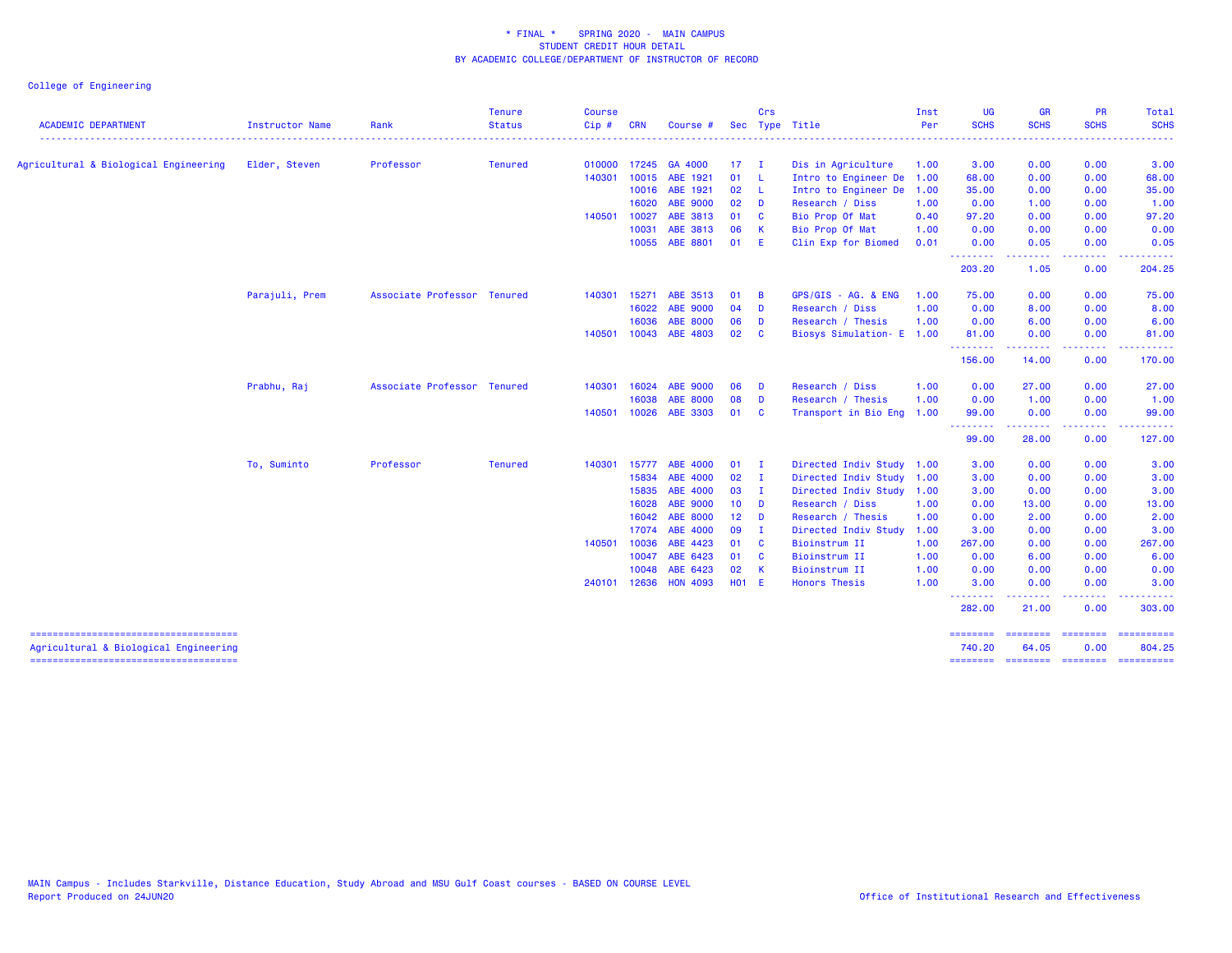\* FINAL \* SPRING 2020 - MAIN CAMPUS
STUDENT CREDIT HOUR DETAIL
BY ACADEMIC COLLEGE/DEPARTMENT OF INSTRUCTOR OF RECORD

College of Engineering

| ACADEMIC DEPARTMENT | Instructor Name | Rank | Tenure Status | Course Cip # | CRN | Course # | Sec | Crs Type | Title | Inst Per | UG SCHS | GR SCHS | PR SCHS | Total SCHS |
|---|---|---|---|---|---|---|---|---|---|---|---|---|---|---|
| Agricultural & Biological Engineering | Elder, Steven | Professor | Tenured | 010000 | 17245 | GA 4000 | 17 | I | Dis in Agriculture | 1.00 | 3.00 | 0.00 | 0.00 | 3.00 |
| | | | | 140301 | 10015 | ABE 1921 | 01 | L | Intro to Engineer De | 1.00 | 68.00 | 0.00 | 0.00 | 68.00 |
| | | | | | 10016 | ABE 1921 | 02 | L | Intro to Engineer De | 1.00 | 35.00 | 0.00 | 0.00 | 35.00 |
| | | | | | 16020 | ABE 9000 | 02 | D | Research / Diss | 1.00 | 0.00 | 1.00 | 0.00 | 1.00 |
| | | | | 140501 | 10027 | ABE 3813 | 01 | C | Bio Prop Of Mat | 0.40 | 97.20 | 0.00 | 0.00 | 97.20 |
| | | | | | 10031 | ABE 3813 | 06 | K | Bio Prop Of Mat | 1.00 | 0.00 | 0.00 | 0.00 | 0.00 |
| | | | | | 10055 | ABE 8801 | 01 | E | Clin Exp for Biomed | 0.01 | 0.00 | 0.05 | 0.00 | 0.05 |
| | | | | | | | | | | | 203.20 | 1.05 | 0.00 | 204.25 |
| | Parajuli, Prem | Associate Professor | Tenured | 140301 | 15271 | ABE 3513 | 01 | B | GPS/GIS - AG. & ENG | 1.00 | 75.00 | 0.00 | 0.00 | 75.00 |
| | | | | | 16022 | ABE 9000 | 04 | D | Research / Diss | 1.00 | 0.00 | 8.00 | 0.00 | 8.00 |
| | | | | | 16036 | ABE 8000 | 06 | D | Research / Thesis | 1.00 | 0.00 | 6.00 | 0.00 | 6.00 |
| | | | | 140501 | 10043 | ABE 4803 | 02 | C | Biosys Simulation- E | 1.00 | 81.00 | 0.00 | 0.00 | 81.00 |
| | | | | | | | | | | | 156.00 | 14.00 | 0.00 | 170.00 |
| | Prabhu, Raj | Associate Professor | Tenured | 140301 | 16024 | ABE 9000 | 06 | D | Research / Diss | 1.00 | 0.00 | 27.00 | 0.00 | 27.00 |
| | | | | | 16038 | ABE 8000 | 08 | D | Research / Thesis | 1.00 | 0.00 | 1.00 | 0.00 | 1.00 |
| | | | | 140501 | 10026 | ABE 3303 | 01 | C | Transport in Bio Eng | 1.00 | 99.00 | 0.00 | 0.00 | 99.00 |
| | | | | | | | | | | | 99.00 | 28.00 | 0.00 | 127.00 |
| | To, Suminto | Professor | Tenured | 140301 | 15777 | ABE 4000 | 01 | I | Directed Indiv Study | 1.00 | 3.00 | 0.00 | 0.00 | 3.00 |
| | | | | | 15834 | ABE 4000 | 02 | I | Directed Indiv Study | 1.00 | 3.00 | 0.00 | 0.00 | 3.00 |
| | | | | | 15835 | ABE 4000 | 03 | I | Directed Indiv Study | 1.00 | 3.00 | 0.00 | 0.00 | 3.00 |
| | | | | | 16028 | ABE 9000 | 10 | D | Research / Diss | 1.00 | 0.00 | 13.00 | 0.00 | 13.00 |
| | | | | | 16042 | ABE 8000 | 12 | D | Research / Thesis | 1.00 | 0.00 | 2.00 | 0.00 | 2.00 |
| | | | | | 17074 | ABE 4000 | 09 | I | Directed Indiv Study | 1.00 | 3.00 | 0.00 | 0.00 | 3.00 |
| | | | | 140501 | 10036 | ABE 4423 | 01 | C | Bioinstrum II | 1.00 | 267.00 | 0.00 | 0.00 | 267.00 |
| | | | | | 10047 | ABE 6423 | 01 | C | Bioinstrum II | 1.00 | 0.00 | 6.00 | 0.00 | 6.00 |
| | | | | | 10048 | ABE 6423 | 02 | K | Bioinstrum II | 1.00 | 0.00 | 0.00 | 0.00 | 0.00 |
| | | | | 240101 | 12636 | HON 4093 | H01 | E | Honors Thesis | 1.00 | 3.00 | 0.00 | 0.00 | 3.00 |
| | | | | | | | | | | | 282.00 | 21.00 | 0.00 | 303.00 |
| Agricultural & Biological Engineering | | | | | | | | | | | 740.20 | 64.05 | 0.00 | 804.25 |

MAIN Campus - Includes Starkville, Distance Education, Study Abroad and MSU Gulf Coast courses - BASED ON COURSE LEVEL
Report Produced on 24JUN20

Office of Institutional Research and Effectiveness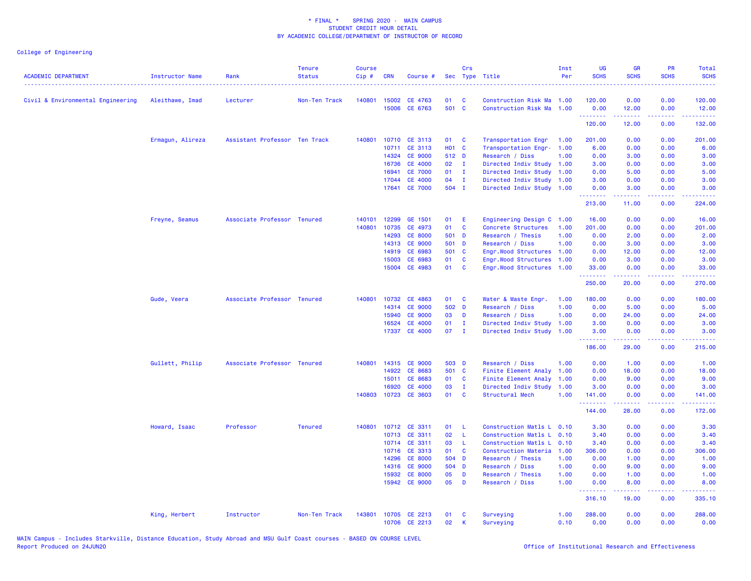\* FINAL \* SPRING 2020 - MAIN CAMPUS
STUDENT CREDIT HOUR DETAIL
BY ACADEMIC COLLEGE/DEPARTMENT OF INSTRUCTOR OF RECORD

College of Engineering

| ACADEMIC DEPARTMENT | Instructor Name | Rank | Tenure Status | Course Cip # | CRN | Course # | Sec | Crs Type | Title | Inst Per | UG SCHS | GR SCHS | PR SCHS | Total SCHS |
|---|---|---|---|---|---|---|---|---|---|---|---|---|---|---|
| Civil & Environmental Engineering | Aleithawe, Imad | Lecturer | Non-Ten Track | 140801 | 15002 | CE 4763 | 01 | C | Construction Risk Ma | 1.00 | 120.00 | 0.00 | 0.00 | 120.00 |
| | | | | | 15006 | CE 6763 | 501 | C | Construction Risk Ma | 1.00 | 0.00 | 12.00 | 0.00 | 12.00 |
| | | | | | | | | | | | 120.00 | 12.00 | 0.00 | 132.00 |
| | Ermagun, Alireza | Assistant Professor | Ten Track | 140801 | 10710 | CE 3113 | 01 | C | Transportation Engr | 1.00 | 201.00 | 0.00 | 0.00 | 201.00 |
| | | | | | 10711 | CE 3113 | H01 | C | Transportation Engr- | 1.00 | 6.00 | 0.00 | 0.00 | 6.00 |
| | | | | | 14324 | CE 9000 | 512 | D | Research / Diss | 1.00 | 0.00 | 3.00 | 0.00 | 3.00 |
| | | | | | 16736 | CE 4000 | 02 | I | Directed Indiv Study | 1.00 | 3.00 | 0.00 | 0.00 | 3.00 |
| | | | | | 16941 | CE 7000 | 01 | I | Directed Indiv Study | 1.00 | 0.00 | 5.00 | 0.00 | 5.00 |
| | | | | | 17044 | CE 4000 | 04 | I | Directed Indiv Study | 1.00 | 3.00 | 0.00 | 0.00 | 3.00 |
| | | | | | 17641 | CE 7000 | 504 | I | Directed Indiv Study | 1.00 | 0.00 | 3.00 | 0.00 | 3.00 |
| | | | | | | | | | | | 213.00 | 11.00 | 0.00 | 224.00 |
| | Freyne, Seamus | Associate Professor | Tenured | 140101 | 12299 | GE 1501 | 01 | E | Engineering Design C | 1.00 | 16.00 | 0.00 | 0.00 | 16.00 |
| | | | | 140801 | 10735 | CE 4973 | 01 | C | Concrete Structures | 1.00 | 201.00 | 0.00 | 0.00 | 201.00 |
| | | | | | 14293 | CE 8000 | 501 | D | Research / Thesis | 1.00 | 0.00 | 2.00 | 0.00 | 2.00 |
| | | | | | 14313 | CE 9000 | 501 | D | Research / Diss | 1.00 | 0.00 | 3.00 | 0.00 | 3.00 |
| | | | | | 14919 | CE 6983 | 501 | C | Engr.Wood Structures | 1.00 | 0.00 | 12.00 | 0.00 | 12.00 |
| | | | | | 15003 | CE 6983 | 01 | C | Engr.Wood Structures | 1.00 | 0.00 | 3.00 | 0.00 | 3.00 |
| | | | | | 15004 | CE 4983 | 01 | C | Engr.Wood Structures | 1.00 | 33.00 | 0.00 | 0.00 | 33.00 |
| | | | | | | | | | | | 250.00 | 20.00 | 0.00 | 270.00 |
| | Gude, Veera | Associate Professor | Tenured | 140801 | 10732 | CE 4863 | 01 | C | Water & Waste Engr. | 1.00 | 180.00 | 0.00 | 0.00 | 180.00 |
| | | | | | 14314 | CE 9000 | 502 | D | Research / Diss | 1.00 | 0.00 | 5.00 | 0.00 | 5.00 |
| | | | | | 15940 | CE 9000 | 03 | D | Research / Diss | 1.00 | 0.00 | 24.00 | 0.00 | 24.00 |
| | | | | | 16524 | CE 4000 | 01 | I | Directed Indiv Study | 1.00 | 3.00 | 0.00 | 0.00 | 3.00 |
| | | | | | 17337 | CE 4000 | 07 | I | Directed Indiv Study | 1.00 | 3.00 | 0.00 | 0.00 | 3.00 |
| | | | | | | | | | | | 186.00 | 29.00 | 0.00 | 215.00 |
| | Gullett, Philip | Associate Professor | Tenured | 140801 | 14315 | CE 9000 | 503 | D | Research / Diss | 1.00 | 0.00 | 1.00 | 0.00 | 1.00 |
| | | | | | 14922 | CE 8683 | 501 | C | Finite Element Analy | 1.00 | 0.00 | 18.00 | 0.00 | 18.00 |
| | | | | | 15011 | CE 8683 | 01 | C | Finite Element Analy | 1.00 | 0.00 | 9.00 | 0.00 | 9.00 |
| | | | | | 16920 | CE 4000 | 03 | I | Directed Indiv Study | 1.00 | 3.00 | 0.00 | 0.00 | 3.00 |
| | | | | 140803 | 10723 | CE 3603 | 01 | C | Structural Mech | 1.00 | 141.00 | 0.00 | 0.00 | 141.00 |
| | | | | | | | | | | | 144.00 | 28.00 | 0.00 | 172.00 |
| | Howard, Isaac | Professor | Tenured | 140801 | 10712 | CE 3311 | 01 | L | Construction Matls L | 0.10 | 3.30 | 0.00 | 0.00 | 3.30 |
| | | | | | 10713 | CE 3311 | 02 | L | Construction Matls L | 0.10 | 3.40 | 0.00 | 0.00 | 3.40 |
| | | | | | 10714 | CE 3311 | 03 | L | Construction Matls L | 0.10 | 3.40 | 0.00 | 0.00 | 3.40 |
| | | | | | 10716 | CE 3313 | 01 | C | Construction Materia | 1.00 | 306.00 | 0.00 | 0.00 | 306.00 |
| | | | | | 14296 | CE 8000 | 504 | D | Research / Thesis | 1.00 | 0.00 | 1.00 | 0.00 | 1.00 |
| | | | | | 14316 | CE 9000 | 504 | D | Research / Diss | 1.00 | 0.00 | 9.00 | 0.00 | 9.00 |
| | | | | | 15932 | CE 8000 | 05 | D | Research / Thesis | 1.00 | 0.00 | 1.00 | 0.00 | 1.00 |
| | | | | | 15942 | CE 9000 | 05 | D | Research / Diss | 1.00 | 0.00 | 8.00 | 0.00 | 8.00 |
| | | | | | | | | | | | 316.10 | 19.00 | 0.00 | 335.10 |
| | King, Herbert | Instructor | Non-Ten Track | 143801 | 10705 | CE 2213 | 01 | C | Surveying | 1.00 | 288.00 | 0.00 | 0.00 | 288.00 |
| | | | | | 10706 | CE 2213 | 02 | K | Surveying | 0.10 | 0.00 | 0.00 | 0.00 | 0.00 |

MAIN Campus - Includes Starkville, Distance Education, Study Abroad and MSU Gulf Coast courses - BASED ON COURSE LEVEL
Report Produced on 24JUN20

Office of Institutional Research and Effectiveness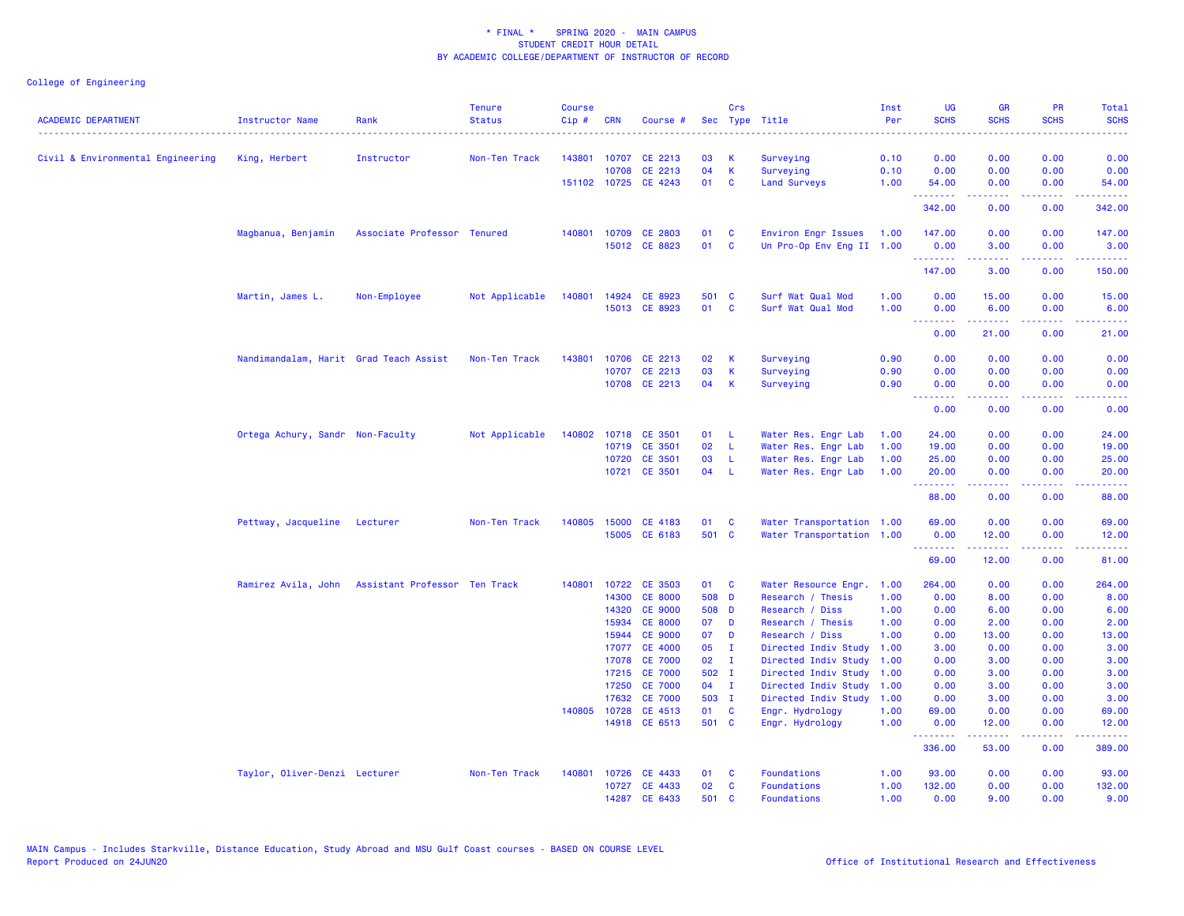\* FINAL \* SPRING 2020 - MAIN CAMPUS
STUDENT CREDIT HOUR DETAIL
BY ACADEMIC COLLEGE/DEPARTMENT OF INSTRUCTOR OF RECORD

College of Engineering

| ACADEMIC DEPARTMENT | Instructor Name | Rank | Tenure Status | Course Cip # | CRN | Course # | Sec | Crs Type | Title | Inst Per | UG SCHS | GR SCHS | PR SCHS | Total SCHS |
|---|---|---|---|---|---|---|---|---|---|---|---|---|---|---|
| Civil & Environmental Engineering | King, Herbert | Instructor | Non-Ten Track | 143801 | 10707 | CE 2213 | 03 | K | Surveying | 0.10 | 0.00 | 0.00 | 0.00 | 0.00 |
| | | | | | 10708 | CE 2213 | 04 | K | Surveying | 0.10 | 0.00 | 0.00 | 0.00 | 0.00 |
| | | | | 151102 | 10725 | CE 4243 | 01 | C | Land Surveys | 1.00 | 54.00 | 0.00 | 0.00 | 54.00 |
| | | | | | | | | | | | 342.00 | 0.00 | 0.00 | 342.00 |
| | Magbanua, Benjamin | Associate Professor | Tenured | 140801 | 10709 | CE 2803 | 01 | C | Environ Engr Issues | 1.00 | 147.00 | 0.00 | 0.00 | 147.00 |
| | | | | | 15012 | CE 8823 | 01 | C | Un Pro-Op Env Eng II | 1.00 | 0.00 | 3.00 | 0.00 | 3.00 |
| | | | | | | | | | | | 147.00 | 3.00 | 0.00 | 150.00 |
| | Martin, James L. | Non-Employee | Not Applicable | 140801 | 14924 | CE 8923 | 501 | C | Surf Wat Qual Mod | 1.00 | 0.00 | 15.00 | 0.00 | 15.00 |
| | | | | | 15013 | CE 8923 | 01 | C | Surf Wat Qual Mod | 1.00 | 0.00 | 6.00 | 0.00 | 6.00 |
| | | | | | | | | | | | 0.00 | 21.00 | 0.00 | 21.00 |
| | Nandimandalam, Harit | Grad Teach Assist | Non-Ten Track | 143801 | 10706 | CE 2213 | 02 | K | Surveying | 0.90 | 0.00 | 0.00 | 0.00 | 0.00 |
| | | | | | 10707 | CE 2213 | 03 | K | Surveying | 0.90 | 0.00 | 0.00 | 0.00 | 0.00 |
| | | | | | 10708 | CE 2213 | 04 | K | Surveying | 0.90 | 0.00 | 0.00 | 0.00 | 0.00 |
| | | | | | | | | | | | 0.00 | 0.00 | 0.00 | 0.00 |
| | Ortega Achury, Sandr | Non-Faculty | Not Applicable | 140802 | 10718 | CE 3501 | 01 | L | Water Res. Engr Lab | 1.00 | 24.00 | 0.00 | 0.00 | 24.00 |
| | | | | | 10719 | CE 3501 | 02 | L | Water Res. Engr Lab | 1.00 | 19.00 | 0.00 | 0.00 | 19.00 |
| | | | | | 10720 | CE 3501 | 03 | L | Water Res. Engr Lab | 1.00 | 25.00 | 0.00 | 0.00 | 25.00 |
| | | | | | 10721 | CE 3501 | 04 | L | Water Res. Engr Lab | 1.00 | 20.00 | 0.00 | 0.00 | 20.00 |
| | | | | | | | | | | | 88.00 | 0.00 | 0.00 | 88.00 |
| | Pettway, Jacqueline | Lecturer | Non-Ten Track | 140805 | 15000 | CE 4183 | 01 | C | Water Transportation | 1.00 | 69.00 | 0.00 | 0.00 | 69.00 |
| | | | | | 15005 | CE 6183 | 501 | C | Water Transportation | 1.00 | 0.00 | 12.00 | 0.00 | 12.00 |
| | | | | | | | | | | | 69.00 | 12.00 | 0.00 | 81.00 |
| | Ramirez Avila, John | Assistant Professor | Ten Track | 140801 | 10722 | CE 3503 | 01 | C | Water Resource Engr. | 1.00 | 264.00 | 0.00 | 0.00 | 264.00 |
| | | | | | 14300 | CE 8000 | 508 | D | Research / Thesis | 1.00 | 0.00 | 8.00 | 0.00 | 8.00 |
| | | | | | 14320 | CE 9000 | 508 | D | Research / Diss | 1.00 | 0.00 | 6.00 | 0.00 | 6.00 |
| | | | | | 15934 | CE 8000 | 07 | D | Research / Thesis | 1.00 | 0.00 | 2.00 | 0.00 | 2.00 |
| | | | | | 15944 | CE 9000 | 07 | D | Research / Diss | 1.00 | 0.00 | 13.00 | 0.00 | 13.00 |
| | | | | | 17077 | CE 4000 | 05 | I | Directed Indiv Study | 1.00 | 3.00 | 0.00 | 0.00 | 3.00 |
| | | | | | 17078 | CE 7000 | 02 | I | Directed Indiv Study | 1.00 | 0.00 | 3.00 | 0.00 | 3.00 |
| | | | | | 17215 | CE 7000 | 502 | I | Directed Indiv Study | 1.00 | 0.00 | 3.00 | 0.00 | 3.00 |
| | | | | | 17250 | CE 7000 | 04 | I | Directed Indiv Study | 1.00 | 0.00 | 3.00 | 0.00 | 3.00 |
| | | | | | 17632 | CE 7000 | 503 | I | Directed Indiv Study | 1.00 | 0.00 | 3.00 | 0.00 | 3.00 |
| | | | | 140805 | 10728 | CE 4513 | 01 | C | Engr. Hydrology | 1.00 | 69.00 | 0.00 | 0.00 | 69.00 |
| | | | | | 14918 | CE 6513 | 501 | C | Engr. Hydrology | 1.00 | 0.00 | 12.00 | 0.00 | 12.00 |
| | | | | | | | | | | | 336.00 | 53.00 | 0.00 | 389.00 |
| | Taylor, Oliver-Denzi | Lecturer | Non-Ten Track | 140801 | 10726 | CE 4433 | 01 | C | Foundations | 1.00 | 93.00 | 0.00 | 0.00 | 93.00 |
| | | | | | 10727 | CE 4433 | 02 | C | Foundations | 1.00 | 132.00 | 0.00 | 0.00 | 132.00 |
| | | | | | 14287 | CE 6433 | 501 | C | Foundations | 1.00 | 0.00 | 9.00 | 0.00 | 9.00 |

MAIN Campus - Includes Starkville, Distance Education, Study Abroad and MSU Gulf Coast courses - BASED ON COURSE LEVEL
Report Produced on 24JUN20

Office of Institutional Research and Effectiveness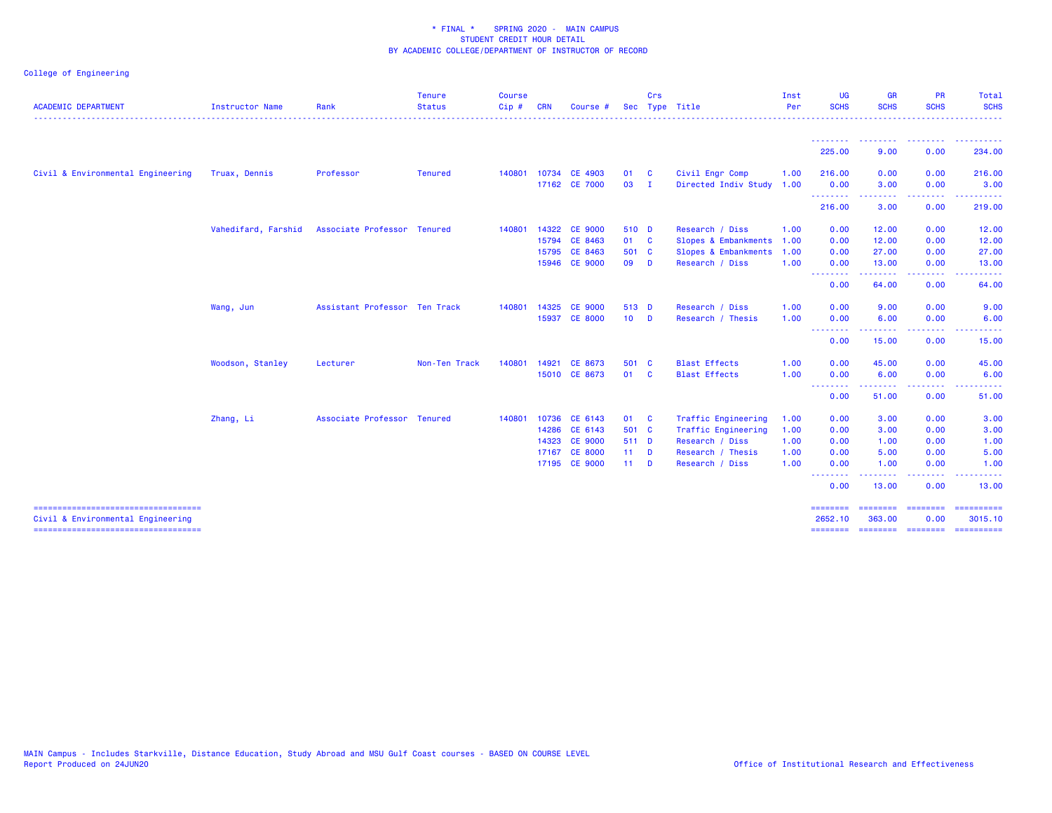\* FINAL \* SPRING 2020 - MAIN CAMPUS
STUDENT CREDIT HOUR DETAIL
BY ACADEMIC COLLEGE/DEPARTMENT OF INSTRUCTOR OF RECORD

College of Engineering

| ACADEMIC DEPARTMENT | Instructor Name | Rank | Tenure Status | Course Cip # | CRN | Course # | Sec | Crs Type | Title | Inst Per | UG SCHS | GR SCHS | PR SCHS | Total SCHS |
|---|---|---|---|---|---|---|---|---|---|---|---|---|---|---|
| | | | | | | | | | | | 225.00 | 9.00 | 0.00 | 234.00 |
| Civil & Environmental Engineering | Truax, Dennis | Professor | Tenured | 140801 | 10734 | CE 4903 | 01 | C | Civil Engr Comp | 1.00 | 216.00 | 0.00 | 0.00 | 216.00 |
| | | | | | 17162 | CE 7000 | 03 | I | Directed Indiv Study | 1.00 | 0.00 | 3.00 | 0.00 | 3.00 |
| | | | | | | | | | | | 216.00 | 3.00 | 0.00 | 219.00 |
| | Vahedifard, Farshid | Associate Professor | Tenured | 140801 | 14322 | CE 9000 | 510 | D | Research / Diss | 1.00 | 0.00 | 12.00 | 0.00 | 12.00 |
| | | | | | 15794 | CE 8463 | 01 | C | Slopes & Embankments | 1.00 | 0.00 | 12.00 | 0.00 | 12.00 |
| | | | | | 15795 | CE 8463 | 501 | C | Slopes & Embankments | 1.00 | 0.00 | 27.00 | 0.00 | 27.00 |
| | | | | | 15946 | CE 9000 | 09 | D | Research / Diss | 1.00 | 0.00 | 13.00 | 0.00 | 13.00 |
| | | | | | | | | | | | 0.00 | 64.00 | 0.00 | 64.00 |
| | Wang, Jun | Assistant Professor | Ten Track | 140801 | 14325 | CE 9000 | 513 | D | Research / Diss | 1.00 | 0.00 | 9.00 | 0.00 | 9.00 |
| | | | | | 15937 | CE 8000 | 10 | D | Research / Thesis | 1.00 | 0.00 | 6.00 | 0.00 | 6.00 |
| | | | | | | | | | | | 0.00 | 15.00 | 0.00 | 15.00 |
| | Woodson, Stanley | Lecturer | Non-Ten Track | 140801 | 14921 | CE 8673 | 501 | C | Blast Effects | 1.00 | 0.00 | 45.00 | 0.00 | 45.00 |
| | | | | | 15010 | CE 8673 | 01 | C | Blast Effects | 1.00 | 0.00 | 6.00 | 0.00 | 6.00 |
| | | | | | | | | | | | 0.00 | 51.00 | 0.00 | 51.00 |
| | Zhang, Li | Associate Professor | Tenured | 140801 | 10736 | CE 6143 | 01 | C | Traffic Engineering | 1.00 | 0.00 | 3.00 | 0.00 | 3.00 |
| | | | | | 14286 | CE 6143 | 501 | C | Traffic Engineering | 1.00 | 0.00 | 3.00 | 0.00 | 3.00 |
| | | | | | 14323 | CE 9000 | 511 | D | Research / Diss | 1.00 | 0.00 | 1.00 | 0.00 | 1.00 |
| | | | | | 17167 | CE 8000 | 11 | D | Research / Thesis | 1.00 | 0.00 | 5.00 | 0.00 | 5.00 |
| | | | | | 17195 | CE 9000 | 11 | D | Research / Diss | 1.00 | 0.00 | 1.00 | 0.00 | 1.00 |
| | | | | | | | | | | | 0.00 | 13.00 | 0.00 | 13.00 |
| Civil & Environmental Engineering | | | | | | | | | | | 2652.10 | 363.00 | 0.00 | 3015.10 |

MAIN Campus - Includes Starkville, Distance Education, Study Abroad and MSU Gulf Coast courses - BASED ON COURSE LEVEL
Report Produced on 24JUN20

Office of Institutional Research and Effectiveness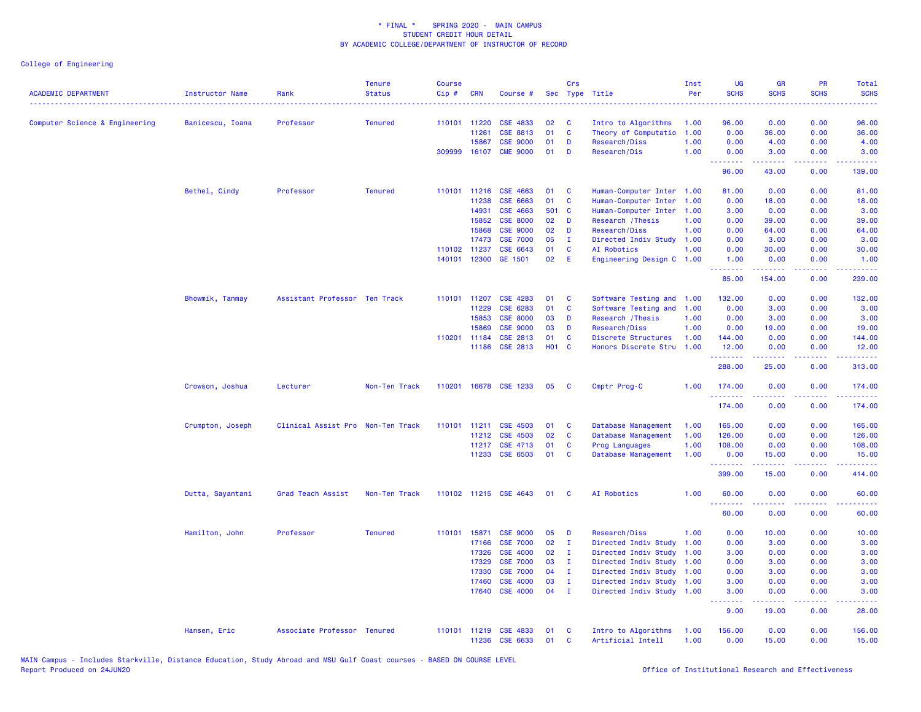\* FINAL \* SPRING 2020 - MAIN CAMPUS
STUDENT CREDIT HOUR DETAIL
BY ACADEMIC COLLEGE/DEPARTMENT OF INSTRUCTOR OF RECORD

College of Engineering

| ACADEMIC DEPARTMENT | Instructor Name | Rank | Tenure Status | Course Cip # | CRN | Course # | Sec | Crs Type | Title | Inst Per | UG SCHS | GR SCHS | PR SCHS | Total SCHS |
|---|---|---|---|---|---|---|---|---|---|---|---|---|---|---|
| Computer Science & Engineering | Banicescu, Ioana | Professor | Tenured | 110101 | 11220 | CSE 4833 | 02 | C | Intro to Algorithms | 1.00 | 96.00 | 0.00 | 0.00 | 96.00 |
| | | | | | 11261 | CSE 8813 | 01 | C | Theory of Computatio | 1.00 | 0.00 | 36.00 | 0.00 | 36.00 |
| | | | | | 15867 | CSE 9000 | 01 | D | Research/Diss | 1.00 | 0.00 | 4.00 | 0.00 | 4.00 |
| | | | | 309999 | 16107 | CME 9000 | 01 | D | Research/Dis | 1.00 | 0.00 | 3.00 | 0.00 | 3.00 |
| | | | | | | | | | | | 96.00 | 43.00 | 0.00 | 139.00 |
| | Bethel, Cindy | Professor | Tenured | 110101 | 11216 | CSE 4663 | 01 | C | Human-Computer Inter | 1.00 | 81.00 | 0.00 | 0.00 | 81.00 |
| | | | | | 11238 | CSE 6663 | 01 | C | Human-Computer Inter | 1.00 | 0.00 | 18.00 | 0.00 | 18.00 |
| | | | | | 14931 | CSE 4663 | 501 | C | Human-Computer Inter | 1.00 | 3.00 | 0.00 | 0.00 | 3.00 |
| | | | | | 15852 | CSE 8000 | 02 | D | Research /Thesis | 1.00 | 0.00 | 39.00 | 0.00 | 39.00 |
| | | | | | 15868 | CSE 9000 | 02 | D | Research/Diss | 1.00 | 0.00 | 64.00 | 0.00 | 64.00 |
| | | | | | 17473 | CSE 7000 | 05 | I | Directed Indiv Study | 1.00 | 0.00 | 3.00 | 0.00 | 3.00 |
| | | | | 110102 | 11237 | CSE 6643 | 01 | C | AI Robotics | 1.00 | 0.00 | 30.00 | 0.00 | 30.00 |
| | | | | 140101 | 12300 | GE 1501 | 02 | E | Engineering Design C | 1.00 | 1.00 | 0.00 | 0.00 | 1.00 |
| | | | | | | | | | | | 85.00 | 154.00 | 0.00 | 239.00 |
| | Bhowmik, Tanmay | Assistant Professor | Ten Track | 110101 | 11207 | CSE 4283 | 01 | C | Software Testing and | 1.00 | 132.00 | 0.00 | 0.00 | 132.00 |
| | | | | | 11229 | CSE 6283 | 01 | C | Software Testing and | 1.00 | 0.00 | 3.00 | 0.00 | 3.00 |
| | | | | | 15853 | CSE 8000 | 03 | D | Research /Thesis | 1.00 | 0.00 | 3.00 | 0.00 | 3.00 |
| | | | | | 15869 | CSE 9000 | 03 | D | Research/Diss | 1.00 | 0.00 | 19.00 | 0.00 | 19.00 |
| | | | | 110201 | 11184 | CSE 2813 | 01 | C | Discrete Structures | 1.00 | 144.00 | 0.00 | 0.00 | 144.00 |
| | | | | | 11186 | CSE 2813 | H01 | C | Honors Discrete Stru | 1.00 | 12.00 | 0.00 | 0.00 | 12.00 |
| | | | | | | | | | | | 288.00 | 25.00 | 0.00 | 313.00 |
| | Crowson, Joshua | Lecturer | Non-Ten Track | 110201 | 16678 | CSE 1233 | 05 | C | Cmptr Prog-C | 1.00 | 174.00 | 0.00 | 0.00 | 174.00 |
| | | | | | | | | | | | 174.00 | 0.00 | 0.00 | 174.00 |
| | Crumpton, Joseph | Clinical Assist Pro | Non-Ten Track | 110101 | 11211 | CSE 4503 | 01 | C | Database Management | 1.00 | 165.00 | 0.00 | 0.00 | 165.00 |
| | | | | | 11212 | CSE 4503 | 02 | C | Database Management | 1.00 | 126.00 | 0.00 | 0.00 | 126.00 |
| | | | | | 11217 | CSE 4713 | 01 | C | Prog Languages | 1.00 | 108.00 | 0.00 | 0.00 | 108.00 |
| | | | | | 11233 | CSE 6503 | 01 | C | Database Management | 1.00 | 0.00 | 15.00 | 0.00 | 15.00 |
| | | | | | | | | | | | 399.00 | 15.00 | 0.00 | 414.00 |
| | Dutta, Sayantani | Grad Teach Assist | Non-Ten Track | 110102 | 11215 | CSE 4643 | 01 | C | AI Robotics | 1.00 | 60.00 | 0.00 | 0.00 | 60.00 |
| | | | | | | | | | | | 60.00 | 0.00 | 0.00 | 60.00 |
| | Hamilton, John | Professor | Tenured | 110101 | 15871 | CSE 9000 | 05 | D | Research/Diss | 1.00 | 0.00 | 10.00 | 0.00 | 10.00 |
| | | | | | 17166 | CSE 7000 | 02 | I | Directed Indiv Study | 1.00 | 0.00 | 3.00 | 0.00 | 3.00 |
| | | | | | 17326 | CSE 4000 | 02 | I | Directed Indiv Study | 1.00 | 3.00 | 0.00 | 0.00 | 3.00 |
| | | | | | 17329 | CSE 7000 | 03 | I | Directed Indiv Study | 1.00 | 0.00 | 3.00 | 0.00 | 3.00 |
| | | | | | 17330 | CSE 7000 | 04 | I | Directed Indiv Study | 1.00 | 0.00 | 3.00 | 0.00 | 3.00 |
| | | | | | 17460 | CSE 4000 | 03 | I | Directed Indiv Study | 1.00 | 3.00 | 0.00 | 0.00 | 3.00 |
| | | | | | 17640 | CSE 4000 | 04 | I | Directed Indiv Study | 1.00 | 3.00 | 0.00 | 0.00 | 3.00 |
| | | | | | | | | | | | 9.00 | 19.00 | 0.00 | 28.00 |
| | Hansen, Eric | Associate Professor | Tenured | 110101 | 11219 | CSE 4833 | 01 | C | Intro to Algorithms | 1.00 | 156.00 | 0.00 | 0.00 | 156.00 |
| | | | | | 11236 | CSE 6633 | 01 | C | Artificial Intell | 1.00 | 0.00 | 15.00 | 0.00 | 15.00 |

MAIN Campus - Includes Starkville, Distance Education, Study Abroad and MSU Gulf Coast courses - BASED ON COURSE LEVEL
Report Produced on 24JUN20

Office of Institutional Research and Effectiveness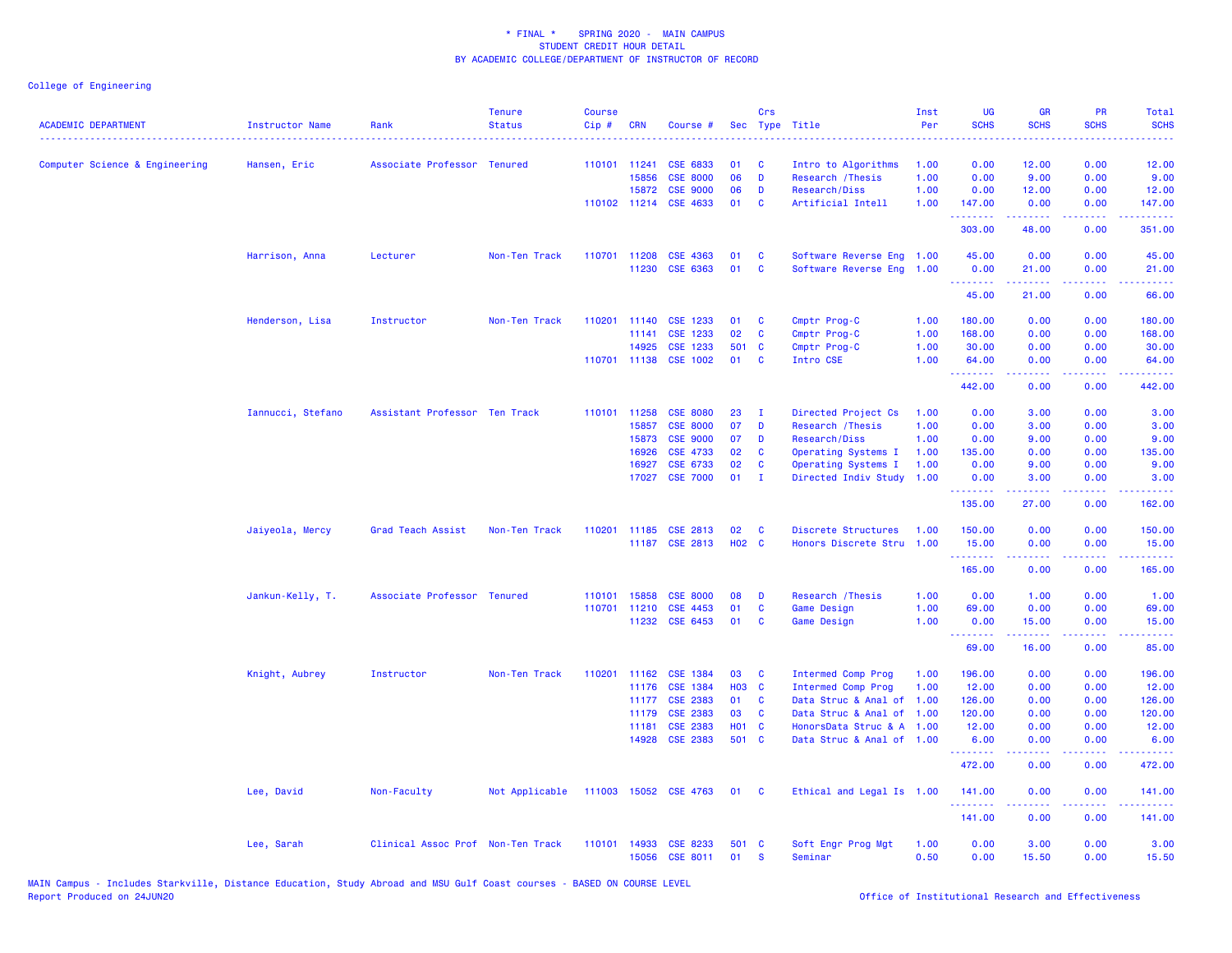\* FINAL \* SPRING 2020 - MAIN CAMPUS
STUDENT CREDIT HOUR DETAIL
BY ACADEMIC COLLEGE/DEPARTMENT OF INSTRUCTOR OF RECORD

College of Engineering

| ACADEMIC DEPARTMENT | Instructor Name | Rank | Tenure Status | Course Cip # | CRN | Course # | Sec | Crs Type | Title | Inst Per | UG SCHS | GR SCHS | PR SCHS | Total SCHS |
|---|---|---|---|---|---|---|---|---|---|---|---|---|---|---|
| Computer Science & Engineering | Hansen, Eric | Associate Professor | Tenured | 110101 | 11241 | CSE 6833 | 01 | C | Intro to Algorithms | 1.00 | 0.00 | 12.00 | 0.00 | 12.00 |
| | | | | | 15856 | CSE 8000 | 06 | D | Research /Thesis | 1.00 | 0.00 | 9.00 | 0.00 | 9.00 |
| | | | | | 15872 | CSE 9000 | 06 | D | Research/Diss | 1.00 | 0.00 | 12.00 | 0.00 | 12.00 |
| | | | | 110102 | 11214 | CSE 4633 | 01 | C | Artificial Intell | 1.00 | 147.00 | 0.00 | 0.00 | 147.00 |
| | | | | | | | | | | | 303.00 | 48.00 | 0.00 | 351.00 |
| | Harrison, Anna | Lecturer | Non-Ten Track | 110701 | 11208 | CSE 4363 | 01 | C | Software Reverse Eng | 1.00 | 45.00 | 0.00 | 0.00 | 45.00 |
| | | | | | 11230 | CSE 6363 | 01 | C | Software Reverse Eng | 1.00 | 0.00 | 21.00 | 0.00 | 21.00 |
| | | | | | | | | | | | 45.00 | 21.00 | 0.00 | 66.00 |
| | Henderson, Lisa | Instructor | Non-Ten Track | 110201 | 11140 | CSE 1233 | 01 | C | Cmptr Prog-C | 1.00 | 180.00 | 0.00 | 0.00 | 180.00 |
| | | | | | 11141 | CSE 1233 | 02 | C | Cmptr Prog-C | 1.00 | 168.00 | 0.00 | 0.00 | 168.00 |
| | | | | | 14925 | CSE 1233 | 501 | C | Cmptr Prog-C | 1.00 | 30.00 | 0.00 | 0.00 | 30.00 |
| | | | | 110701 | 11138 | CSE 1002 | 01 | C | Intro CSE | 1.00 | 64.00 | 0.00 | 0.00 | 64.00 |
| | | | | | | | | | | | 442.00 | 0.00 | 0.00 | 442.00 |
| | Iannucci, Stefano | Assistant Professor | Ten Track | 110101 | 11258 | CSE 8080 | 23 | I | Directed Project Cs | 1.00 | 0.00 | 3.00 | 0.00 | 3.00 |
| | | | | | 15857 | CSE 8000 | 07 | D | Research /Thesis | 1.00 | 0.00 | 3.00 | 0.00 | 3.00 |
| | | | | | 15873 | CSE 9000 | 07 | D | Research/Diss | 1.00 | 0.00 | 9.00 | 0.00 | 9.00 |
| | | | | | 16926 | CSE 4733 | 02 | C | Operating Systems I | 1.00 | 135.00 | 0.00 | 0.00 | 135.00 |
| | | | | | 16927 | CSE 6733 | 02 | C | Operating Systems I | 1.00 | 0.00 | 9.00 | 0.00 | 9.00 |
| | | | | | 17027 | CSE 7000 | 01 | I | Directed Indiv Study | 1.00 | 0.00 | 3.00 | 0.00 | 3.00 |
| | | | | | | | | | | | 135.00 | 27.00 | 0.00 | 162.00 |
| | Jaiyeola, Mercy | Grad Teach Assist | Non-Ten Track | 110201 | 11185 | CSE 2813 | 02 | C | Discrete Structures | 1.00 | 150.00 | 0.00 | 0.00 | 150.00 |
| | | | | | 11187 | CSE 2813 | H02 | C | Honors Discrete Stru | 1.00 | 15.00 | 0.00 | 0.00 | 15.00 |
| | | | | | | | | | | | 165.00 | 0.00 | 0.00 | 165.00 |
| | Jankun-Kelly, T. | Associate Professor | Tenured | 110101 | 15858 | CSE 8000 | 08 | D | Research /Thesis | 1.00 | 0.00 | 1.00 | 0.00 | 1.00 |
| | | | | 110701 | 11210 | CSE 4453 | 01 | C | Game Design | 1.00 | 69.00 | 0.00 | 0.00 | 69.00 |
| | | | | | 11232 | CSE 6453 | 01 | C | Game Design | 1.00 | 0.00 | 15.00 | 0.00 | 15.00 |
| | | | | | | | | | | | 69.00 | 16.00 | 0.00 | 85.00 |
| | Knight, Aubrey | Instructor | Non-Ten Track | 110201 | 11162 | CSE 1384 | 03 | C | Intermed Comp Prog | 1.00 | 196.00 | 0.00 | 0.00 | 196.00 |
| | | | | | 11176 | CSE 1384 | H03 | C | Intermed Comp Prog | 1.00 | 12.00 | 0.00 | 0.00 | 12.00 |
| | | | | | 11177 | CSE 2383 | 01 | C | Data Struc & Anal of | 1.00 | 126.00 | 0.00 | 0.00 | 126.00 |
| | | | | | 11179 | CSE 2383 | 03 | C | Data Struc & Anal of | 1.00 | 120.00 | 0.00 | 0.00 | 120.00 |
| | | | | | 11181 | CSE 2383 | H01 | C | HonorsData Struc & A | 1.00 | 12.00 | 0.00 | 0.00 | 12.00 |
| | | | | | 14928 | CSE 2383 | 501 | C | Data Struc & Anal of | 1.00 | 6.00 | 0.00 | 0.00 | 6.00 |
| | | | | | | | | | | | 472.00 | 0.00 | 0.00 | 472.00 |
| | Lee, David | Non-Faculty | Not Applicable | 111003 | 15052 | CSE 4763 | 01 | C | Ethical and Legal Is | 1.00 | 141.00 | 0.00 | 0.00 | 141.00 |
| | | | | | | | | | | | 141.00 | 0.00 | 0.00 | 141.00 |
| | Lee, Sarah | Clinical Assoc Prof | Non-Ten Track | 110101 | 14933 | CSE 8233 | 501 | C | Soft Engr Prog Mgt | 1.00 | 0.00 | 3.00 | 0.00 | 3.00 |
| | | | | | 15056 | CSE 8011 | 01 | S | Seminar | 0.50 | 0.00 | 15.50 | 0.00 | 15.50 |

MAIN Campus - Includes Starkville, Distance Education, Study Abroad and MSU Gulf Coast courses - BASED ON COURSE LEVEL
Report Produced on 24JUN20 Office of Institutional Research and Effectiveness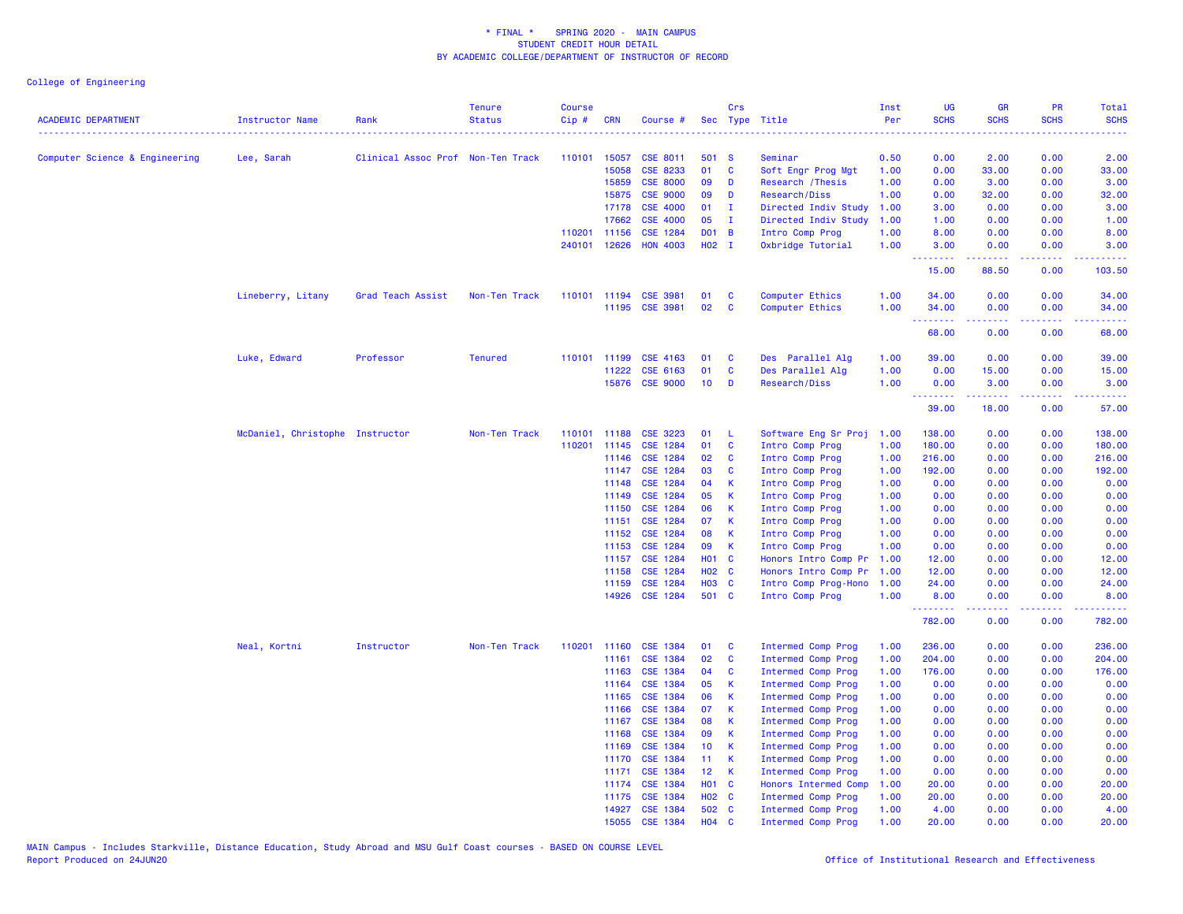\* FINAL \* SPRING 2020 - MAIN CAMPUS
STUDENT CREDIT HOUR DETAIL
BY ACADEMIC COLLEGE/DEPARTMENT OF INSTRUCTOR OF RECORD

College of Engineering

| ACADEMIC DEPARTMENT | Instructor Name | Rank | Tenure Status | Course Cip # | CRN | Course # | Sec | Crs Type | Title | Inst Per | UG SCHS | GR SCHS | PR SCHS | Total SCHS |
|---|---|---|---|---|---|---|---|---|---|---|---|---|---|---|
| Computer Science & Engineering | Lee, Sarah | Clinical Assoc Prof | Non-Ten Track | 110101 | 15057 | CSE 8011 | 501 | S | Seminar | 0.50 | 0.00 | 2.00 | 0.00 | 2.00 |
| | | | | | 15058 | CSE 8233 | 01 | C | Soft Engr Prog Mgt | 1.00 | 0.00 | 33.00 | 0.00 | 33.00 |
| | | | | | 15859 | CSE 8000 | 09 | D | Research /Thesis | 1.00 | 0.00 | 3.00 | 0.00 | 3.00 |
| | | | | | 15875 | CSE 9000 | 09 | D | Research/Diss | 1.00 | 0.00 | 32.00 | 0.00 | 32.00 |
| | | | | | 17178 | CSE 4000 | 01 | I | Directed Indiv Study | 1.00 | 3.00 | 0.00 | 0.00 | 3.00 |
| | | | | | 17662 | CSE 4000 | 05 | I | Directed Indiv Study | 1.00 | 1.00 | 0.00 | 0.00 | 1.00 |
| | | | | 110201 | 11156 | CSE 1284 | D01 | B | Intro Comp Prog | 1.00 | 8.00 | 0.00 | 0.00 | 8.00 |
| | | | | 240101 | 12626 | HON 4003 | H02 | I | Oxbridge Tutorial | 1.00 | 3.00 | 0.00 | 0.00 | 3.00 |
| | | | | | | | | | | | 15.00 | 88.50 | 0.00 | 103.50 |
| | Lineberry, Litany | Grad Teach Assist | Non-Ten Track | 110101 | 11194 | CSE 3981 | 01 | C | Computer Ethics | 1.00 | 34.00 | 0.00 | 0.00 | 34.00 |
| | | | | | 11195 | CSE 3981 | 02 | C | Computer Ethics | 1.00 | 34.00 | 0.00 | 0.00 | 34.00 |
| | | | | | | | | | | | 68.00 | 0.00 | 0.00 | 68.00 |
| | Luke, Edward | Professor | Tenured | 110101 | 11199 | CSE 4163 | 01 | C | Des Parallel Alg | 1.00 | 39.00 | 0.00 | 0.00 | 39.00 |
| | | | | | 11222 | CSE 6163 | 01 | C | Des Parallel Alg | 1.00 | 0.00 | 15.00 | 0.00 | 15.00 |
| | | | | | 15876 | CSE 9000 | 10 | D | Research/Diss | 1.00 | 0.00 | 3.00 | 0.00 | 3.00 |
| | | | | | | | | | | | 39.00 | 18.00 | 0.00 | 57.00 |
| | McDaniel, Christophe | Instructor | Non-Ten Track | 110101 | 11188 | CSE 3223 | 01 | L | Software Eng Sr Proj | 1.00 | 138.00 | 0.00 | 0.00 | 138.00 |
| | | | | 110201 | 11145 | CSE 1284 | 01 | C | Intro Comp Prog | 1.00 | 180.00 | 0.00 | 0.00 | 180.00 |
| | | | | | 11146 | CSE 1284 | 02 | C | Intro Comp Prog | 1.00 | 216.00 | 0.00 | 0.00 | 216.00 |
| | | | | | 11147 | CSE 1284 | 03 | C | Intro Comp Prog | 1.00 | 192.00 | 0.00 | 0.00 | 192.00 |
| | | | | | 11148 | CSE 1284 | 04 | K | Intro Comp Prog | 1.00 | 0.00 | 0.00 | 0.00 | 0.00 |
| | | | | | 11149 | CSE 1284 | 05 | K | Intro Comp Prog | 1.00 | 0.00 | 0.00 | 0.00 | 0.00 |
| | | | | | 11150 | CSE 1284 | 06 | K | Intro Comp Prog | 1.00 | 0.00 | 0.00 | 0.00 | 0.00 |
| | | | | | 11151 | CSE 1284 | 07 | K | Intro Comp Prog | 1.00 | 0.00 | 0.00 | 0.00 | 0.00 |
| | | | | | 11152 | CSE 1284 | 08 | K | Intro Comp Prog | 1.00 | 0.00 | 0.00 | 0.00 | 0.00 |
| | | | | | 11153 | CSE 1284 | 09 | K | Intro Comp Prog | 1.00 | 0.00 | 0.00 | 0.00 | 0.00 |
| | | | | | 11157 | CSE 1284 | H01 | C | Honors Intro Comp Pr | 1.00 | 12.00 | 0.00 | 0.00 | 12.00 |
| | | | | | 11158 | CSE 1284 | H02 | C | Honors Intro Comp Pr | 1.00 | 12.00 | 0.00 | 0.00 | 12.00 |
| | | | | | 11159 | CSE 1284 | H03 | C | Intro Comp Prog-Hono | 1.00 | 24.00 | 0.00 | 0.00 | 24.00 |
| | | | | | 14926 | CSE 1284 | 501 | C | Intro Comp Prog | 1.00 | 8.00 | 0.00 | 0.00 | 8.00 |
| | | | | | | | | | | | 782.00 | 0.00 | 0.00 | 782.00 |
| | Neal, Kortni | Instructor | Non-Ten Track | 110201 | 11160 | CSE 1384 | 01 | C | Intermed Comp Prog | 1.00 | 236.00 | 0.00 | 0.00 | 236.00 |
| | | | | | 11161 | CSE 1384 | 02 | C | Intermed Comp Prog | 1.00 | 204.00 | 0.00 | 0.00 | 204.00 |
| | | | | | 11163 | CSE 1384 | 04 | C | Intermed Comp Prog | 1.00 | 176.00 | 0.00 | 0.00 | 176.00 |
| | | | | | 11164 | CSE 1384 | 05 | K | Intermed Comp Prog | 1.00 | 0.00 | 0.00 | 0.00 | 0.00 |
| | | | | | 11165 | CSE 1384 | 06 | K | Intermed Comp Prog | 1.00 | 0.00 | 0.00 | 0.00 | 0.00 |
| | | | | | 11166 | CSE 1384 | 07 | K | Intermed Comp Prog | 1.00 | 0.00 | 0.00 | 0.00 | 0.00 |
| | | | | | 11167 | CSE 1384 | 08 | K | Intermed Comp Prog | 1.00 | 0.00 | 0.00 | 0.00 | 0.00 |
| | | | | | 11168 | CSE 1384 | 09 | K | Intermed Comp Prog | 1.00 | 0.00 | 0.00 | 0.00 | 0.00 |
| | | | | | 11169 | CSE 1384 | 10 | K | Intermed Comp Prog | 1.00 | 0.00 | 0.00 | 0.00 | 0.00 |
| | | | | | 11170 | CSE 1384 | 11 | K | Intermed Comp Prog | 1.00 | 0.00 | 0.00 | 0.00 | 0.00 |
| | | | | | 11171 | CSE 1384 | 12 | K | Intermed Comp Prog | 1.00 | 0.00 | 0.00 | 0.00 | 0.00 |
| | | | | | 11174 | CSE 1384 | H01 | C | Honors Intermed Comp | 1.00 | 20.00 | 0.00 | 0.00 | 20.00 |
| | | | | | 11175 | CSE 1384 | H02 | C | Intermed Comp Prog | 1.00 | 20.00 | 0.00 | 0.00 | 20.00 |
| | | | | | 14927 | CSE 1384 | 502 | C | Intermed Comp Prog | 1.00 | 4.00 | 0.00 | 0.00 | 4.00 |
| | | | | | 15055 | CSE 1384 | H04 | C | Intermed Comp Prog | 1.00 | 20.00 | 0.00 | 0.00 | 20.00 |

MAIN Campus - Includes Starkville, Distance Education, Study Abroad and MSU Gulf Coast courses - BASED ON COURSE LEVEL
Report Produced on 24JUN20

Office of Institutional Research and Effectiveness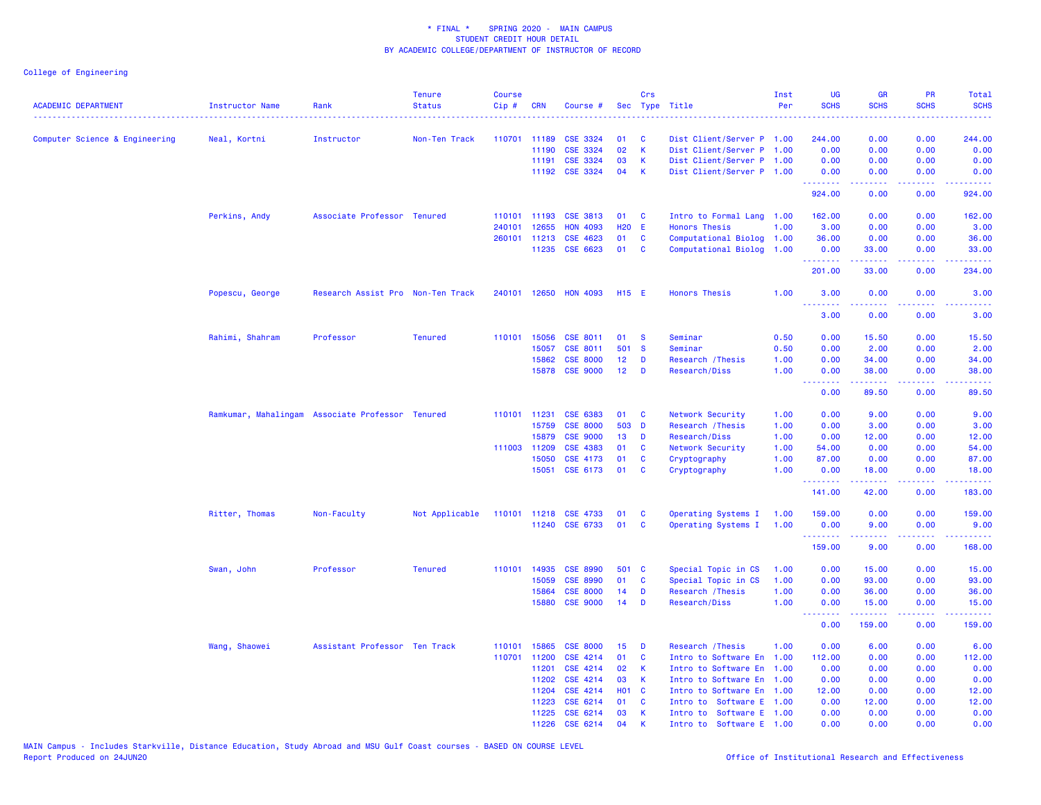\* FINAL \* SPRING 2020 - MAIN CAMPUS
STUDENT CREDIT HOUR DETAIL
BY ACADEMIC COLLEGE/DEPARTMENT OF INSTRUCTOR OF RECORD

College of Engineering

| ACADEMIC DEPARTMENT | Instructor Name | Rank | Tenure Status | Course Cip # | CRN | Course # | Sec | Crs Type | Title | Inst Per | UG SCHS | GR SCHS | PR SCHS | Total SCHS |
|---|---|---|---|---|---|---|---|---|---|---|---|---|---|---|
| Computer Science & Engineering | Neal, Kortni | Instructor | Non-Ten Track | 110701 | 11189 | CSE 3324 | 01 | C | Dist Client/Server P | 1.00 | 244.00 | 0.00 | 0.00 | 244.00 |
| | | | | | 11190 | CSE 3324 | 02 | K | Dist Client/Server P | 1.00 | 0.00 | 0.00 | 0.00 | 0.00 |
| | | | | | 11191 | CSE 3324 | 03 | K | Dist Client/Server P | 1.00 | 0.00 | 0.00 | 0.00 | 0.00 |
| | | | | | 11192 | CSE 3324 | 04 | K | Dist Client/Server P | 1.00 | 0.00 | 0.00 | 0.00 | 0.00 |
| | | | | | | | | | | | 924.00 | 0.00 | 0.00 | 924.00 |
| | Perkins, Andy | Associate Professor | Tenured | 110101 | 11193 | CSE 3813 | 01 | C | Intro to Formal Lang | 1.00 | 162.00 | 0.00 | 0.00 | 162.00 |
| | | | | 240101 | 12655 | HON 4093 | H20 | E | Honors Thesis | 1.00 | 3.00 | 0.00 | 0.00 | 3.00 |
| | | | | 260101 | 11213 | CSE 4623 | 01 | C | Computational Biolog | 1.00 | 36.00 | 0.00 | 0.00 | 36.00 |
| | | | | | 11235 | CSE 6623 | 01 | C | Computational Biolog | 1.00 | 0.00 | 33.00 | 0.00 | 33.00 |
| | | | | | | | | | | | 201.00 | 33.00 | 0.00 | 234.00 |
| | Popescu, George | Research Assist Pro | Non-Ten Track | 240101 | 12650 | HON 4093 | H15 | E | Honors Thesis | 1.00 | 3.00 | 0.00 | 0.00 | 3.00 |
| | | | | | | | | | | | 3.00 | 0.00 | 0.00 | 3.00 |
| | Rahimi, Shahram | Professor | Tenured | 110101 | 15056 | CSE 8011 | 01 | S | Seminar | 0.50 | 0.00 | 15.50 | 0.00 | 15.50 |
| | | | | | 15057 | CSE 8011 | 501 | S | Seminar | 0.50 | 0.00 | 2.00 | 0.00 | 2.00 |
| | | | | | 15862 | CSE 8000 | 12 | D | Research /Thesis | 1.00 | 0.00 | 34.00 | 0.00 | 34.00 |
| | | | | | 15878 | CSE 9000 | 12 | D | Research/Diss | 1.00 | 0.00 | 38.00 | 0.00 | 38.00 |
| | | | | | | | | | | | 0.00 | 89.50 | 0.00 | 89.50 |
| | Ramkumar, Mahalingam | Associate Professor | Tenured | 110101 | 11231 | CSE 6383 | 01 | C | Network Security | 1.00 | 0.00 | 9.00 | 0.00 | 9.00 |
| | | | | | 15759 | CSE 8000 | 503 | D | Research /Thesis | 1.00 | 0.00 | 3.00 | 0.00 | 3.00 |
| | | | | | 15879 | CSE 9000 | 13 | D | Research/Diss | 1.00 | 0.00 | 12.00 | 0.00 | 12.00 |
| | | | | 111003 | 11209 | CSE 4383 | 01 | C | Network Security | 1.00 | 54.00 | 0.00 | 0.00 | 54.00 |
| | | | | | 15050 | CSE 4173 | 01 | C | Cryptography | 1.00 | 87.00 | 0.00 | 0.00 | 87.00 |
| | | | | | 15051 | CSE 6173 | 01 | C | Cryptography | 1.00 | 0.00 | 18.00 | 0.00 | 18.00 |
| | | | | | | | | | | | 141.00 | 42.00 | 0.00 | 183.00 |
| | Ritter, Thomas | Non-Faculty | Not Applicable | 110101 | 11218 | CSE 4733 | 01 | C | Operating Systems I | 1.00 | 159.00 | 0.00 | 0.00 | 159.00 |
| | | | | | 11240 | CSE 6733 | 01 | C | Operating Systems I | 1.00 | 0.00 | 9.00 | 0.00 | 9.00 |
| | | | | | | | | | | | 159.00 | 9.00 | 0.00 | 168.00 |
| | Swan, John | Professor | Tenured | 110101 | 14935 | CSE 8990 | 501 | C | Special Topic in CS | 1.00 | 0.00 | 15.00 | 0.00 | 15.00 |
| | | | | | 15059 | CSE 8990 | 01 | C | Special Topic in CS | 1.00 | 0.00 | 93.00 | 0.00 | 93.00 |
| | | | | | 15864 | CSE 8000 | 14 | D | Research /Thesis | 1.00 | 0.00 | 36.00 | 0.00 | 36.00 |
| | | | | | 15880 | CSE 9000 | 14 | D | Research/Diss | 1.00 | 0.00 | 15.00 | 0.00 | 15.00 |
| | | | | | | | | | | | 0.00 | 159.00 | 0.00 | 159.00 |
| | Wang, Shaowei | Assistant Professor | Ten Track | 110101 | 15865 | CSE 8000 | 15 | D | Research /Thesis | 1.00 | 0.00 | 6.00 | 0.00 | 6.00 |
| | | | | 110701 | 11200 | CSE 4214 | 01 | C | Intro to Software En | 1.00 | 112.00 | 0.00 | 0.00 | 112.00 |
| | | | | | 11201 | CSE 4214 | 02 | K | Intro to Software En | 1.00 | 0.00 | 0.00 | 0.00 | 0.00 |
| | | | | | 11202 | CSE 4214 | 03 | K | Intro to Software En | 1.00 | 0.00 | 0.00 | 0.00 | 0.00 |
| | | | | | 11204 | CSE 4214 | H01 | C | Intro to Software En | 1.00 | 12.00 | 0.00 | 0.00 | 12.00 |
| | | | | | 11223 | CSE 6214 | 01 | C | Intro to Software E | 1.00 | 0.00 | 12.00 | 0.00 | 12.00 |
| | | | | | 11225 | CSE 6214 | 03 | K | Intro to Software E | 1.00 | 0.00 | 0.00 | 0.00 | 0.00 |
| | | | | | 11226 | CSE 6214 | 04 | K | Intro to Software E | 1.00 | 0.00 | 0.00 | 0.00 | 0.00 |

MAIN Campus - Includes Starkville, Distance Education, Study Abroad and MSU Gulf Coast courses - BASED ON COURSE LEVEL
Report Produced on 24JUN20

Office of Institutional Research and Effectiveness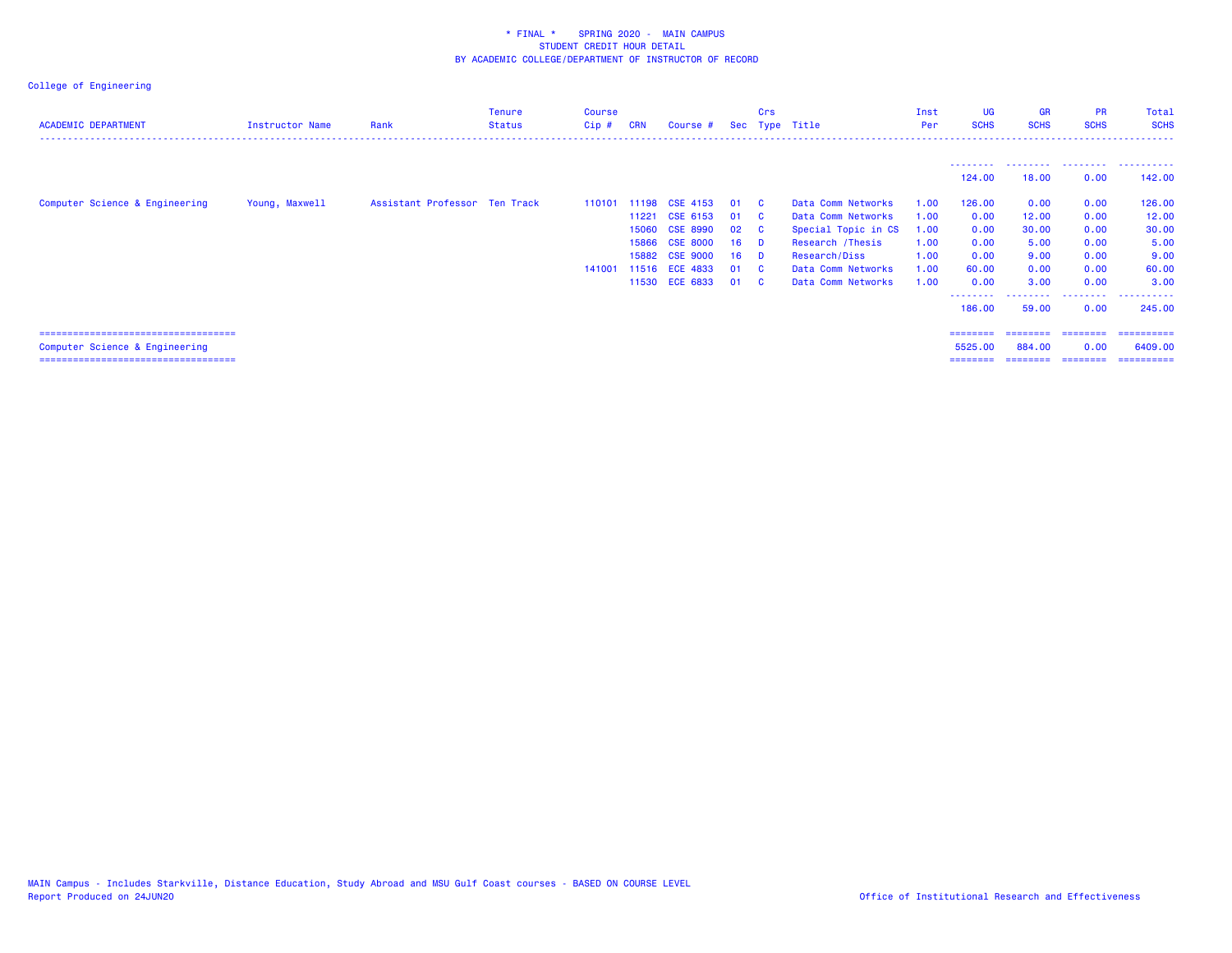\* FINAL \* SPRING 2020 - MAIN CAMPUS
STUDENT CREDIT HOUR DETAIL
BY ACADEMIC COLLEGE/DEPARTMENT OF INSTRUCTOR OF RECORD

College of Engineering

| ACADEMIC DEPARTMENT | Instructor Name | Rank | Tenure Status | Course Cip # | CRN | Course # | Sec | Crs Type | Title | Inst Per | UG SCHS | GR SCHS | PR SCHS | Total SCHS |
|---|---|---|---|---|---|---|---|---|---|---|---|---|---|---|
| | | | | | | | | | | | 124.00 | 18.00 | 0.00 | 142.00 |
| Computer Science & Engineering | Young, Maxwell | Assistant Professor | Ten Track | 110101 | 11198 | CSE 4153 | 01 | C | Data Comm Networks | 1.00 | 126.00 | 0.00 | 0.00 | 126.00 |
| | | | | | 11221 | CSE 6153 | 01 | C | Data Comm Networks | 1.00 | 0.00 | 12.00 | 0.00 | 12.00 |
| | | | | | 15060 | CSE 8990 | 02 | C | Special Topic in CS | 1.00 | 0.00 | 30.00 | 0.00 | 30.00 |
| | | | | | 15866 | CSE 8000 | 16 | D | Research /Thesis | 1.00 | 0.00 | 5.00 | 0.00 | 5.00 |
| | | | | | 15882 | CSE 9000 | 16 | D | Research/Diss | 1.00 | 0.00 | 9.00 | 0.00 | 9.00 |
| | | | | 141001 | 11516 | ECE 4833 | 01 | C | Data Comm Networks | 1.00 | 60.00 | 0.00 | 0.00 | 60.00 |
| | | | | | 11530 | ECE 6833 | 01 | C | Data Comm Networks | 1.00 | 0.00 | 3.00 | 0.00 | 3.00 |
| | | | | | | | | | | | 186.00 | 59.00 | 0.00 | 245.00 |
| Computer Science & Engineering | | | | | | | | | | | 5525.00 | 884.00 | 0.00 | 6409.00 |

MAIN Campus - Includes Starkville, Distance Education, Study Abroad and MSU Gulf Coast courses - BASED ON COURSE LEVEL
Report Produced on 24JUN20

Office of Institutional Research and Effectiveness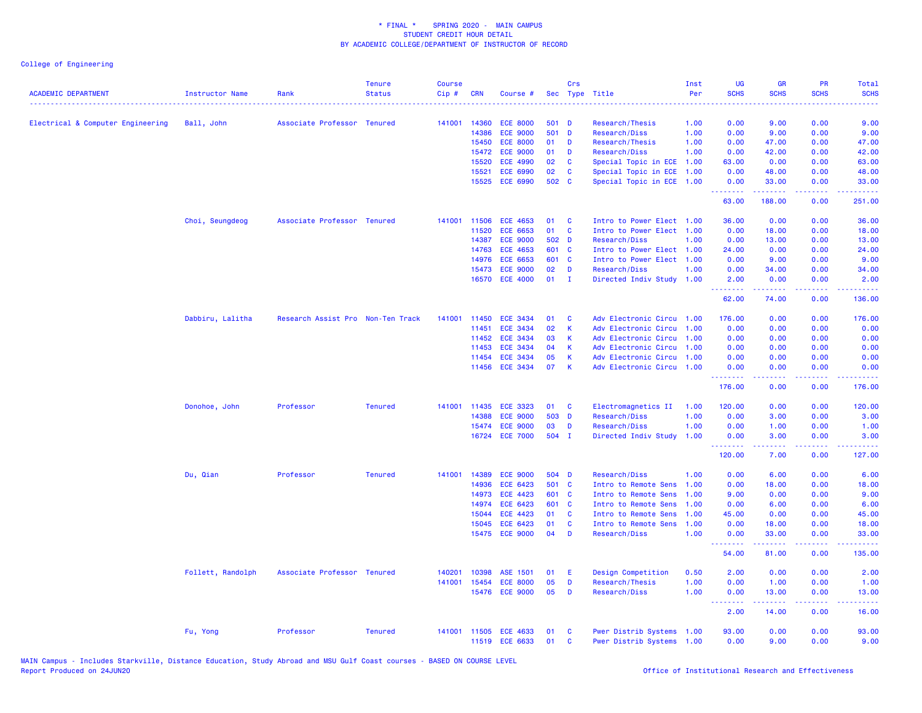# * FINAL * SPRING 2020 - MAIN CAMPUS
## STUDENT CREDIT HOUR DETAIL
## BY ACADEMIC COLLEGE/DEPARTMENT OF INSTRUCTOR OF RECORD

College of Engineering

| ACADEMIC DEPARTMENT | Instructor Name | Rank | Tenure Status | Course Cip # | CRN | Course # | Sec | Crs Type | Title | Inst Per | UG SCHS | GR SCHS | PR SCHS | Total SCHS |
|---|---|---|---|---|---|---|---|---|---|---|---|---|---|---|
| Electrical & Computer Engineering | Ball, John | Associate Professor | Tenured | 141001 | 14360 | ECE 8000 | 501 | D | Research/Thesis | 1.00 | 0.00 | 9.00 | 0.00 | 9.00 |
| | | | | | 14386 | ECE 9000 | 501 | D | Research/Diss | 1.00 | 0.00 | 9.00 | 0.00 | 9.00 |
| | | | | | 15450 | ECE 8000 | 01 | D | Research/Thesis | 1.00 | 0.00 | 47.00 | 0.00 | 47.00 |
| | | | | | 15472 | ECE 9000 | 01 | D | Research/Diss | 1.00 | 0.00 | 42.00 | 0.00 | 42.00 |
| | | | | | 15520 | ECE 4990 | 02 | C | Special Topic in ECE | 1.00 | 63.00 | 0.00 | 0.00 | 63.00 |
| | | | | | 15521 | ECE 6990 | 02 | C | Special Topic in ECE | 1.00 | 0.00 | 48.00 | 0.00 | 48.00 |
| | | | | | 15525 | ECE 6990 | 502 | C | Special Topic in ECE | 1.00 | 0.00 | 33.00 | 0.00 | 33.00 |
| | | | | | | | | | | | 63.00 | 188.00 | 0.00 | 251.00 |
| | Choi, Seungdeog | Associate Professor | Tenured | 141001 | 11506 | ECE 4653 | 01 | C | Intro to Power Elect | 1.00 | 36.00 | 0.00 | 0.00 | 36.00 |
| | | | | | 11520 | ECE 6653 | 01 | C | Intro to Power Elect | 1.00 | 0.00 | 18.00 | 0.00 | 18.00 |
| | | | | | 14387 | ECE 9000 | 502 | D | Research/Diss | 1.00 | 0.00 | 13.00 | 0.00 | 13.00 |
| | | | | | 14763 | ECE 4653 | 601 | C | Intro to Power Elect | 1.00 | 24.00 | 0.00 | 0.00 | 24.00 |
| | | | | | 14976 | ECE 6653 | 601 | C | Intro to Power Elect | 1.00 | 0.00 | 9.00 | 0.00 | 9.00 |
| | | | | | 15473 | ECE 9000 | 02 | D | Research/Diss | 1.00 | 0.00 | 34.00 | 0.00 | 34.00 |
| | | | | | 16570 | ECE 4000 | 01 | I | Directed Indiv Study | 1.00 | 2.00 | 0.00 | 0.00 | 2.00 |
| | | | | | | | | | | | 62.00 | 74.00 | 0.00 | 136.00 |
| | Dabbiru, Lalitha | Research Assist Pro | Non-Ten Track | 141001 | 11450 | ECE 3434 | 01 | C | Adv Electronic Circu | 1.00 | 176.00 | 0.00 | 0.00 | 176.00 |
| | | | | | 11451 | ECE 3434 | 02 | K | Adv Electronic Circu | 1.00 | 0.00 | 0.00 | 0.00 | 0.00 |
| | | | | | 11452 | ECE 3434 | 03 | K | Adv Electronic Circu | 1.00 | 0.00 | 0.00 | 0.00 | 0.00 |
| | | | | | 11453 | ECE 3434 | 04 | K | Adv Electronic Circu | 1.00 | 0.00 | 0.00 | 0.00 | 0.00 |
| | | | | | 11454 | ECE 3434 | 05 | K | Adv Electronic Circu | 1.00 | 0.00 | 0.00 | 0.00 | 0.00 |
| | | | | | 11456 | ECE 3434 | 07 | K | Adv Electronic Circu | 1.00 | 0.00 | 0.00 | 0.00 | 0.00 |
| | | | | | | | | | | | 176.00 | 0.00 | 0.00 | 176.00 |
| | Donohoe, John | Professor | Tenured | 141001 | 11435 | ECE 3323 | 01 | C | Electromagnetics II | 1.00 | 120.00 | 0.00 | 0.00 | 120.00 |
| | | | | | 14388 | ECE 9000 | 503 | D | Research/Diss | 1.00 | 0.00 | 3.00 | 0.00 | 3.00 |
| | | | | | 15474 | ECE 9000 | 03 | D | Research/Diss | 1.00 | 0.00 | 1.00 | 0.00 | 1.00 |
| | | | | | 16724 | ECE 7000 | 504 | I | Directed Indiv Study | 1.00 | 0.00 | 3.00 | 0.00 | 3.00 |
| | | | | | | | | | | | 120.00 | 7.00 | 0.00 | 127.00 |
| | Du, Qian | Professor | Tenured | 141001 | 14389 | ECE 9000 | 504 | D | Research/Diss | 1.00 | 0.00 | 6.00 | 0.00 | 6.00 |
| | | | | | 14936 | ECE 6423 | 501 | C | Intro to Remote Sens | 1.00 | 0.00 | 18.00 | 0.00 | 18.00 |
| | | | | | 14973 | ECE 4423 | 601 | C | Intro to Remote Sens | 1.00 | 9.00 | 0.00 | 0.00 | 9.00 |
| | | | | | 14974 | ECE 6423 | 601 | C | Intro to Remote Sens | 1.00 | 0.00 | 6.00 | 0.00 | 6.00 |
| | | | | | 15044 | ECE 4423 | 01 | C | Intro to Remote Sens | 1.00 | 45.00 | 0.00 | 0.00 | 45.00 |
| | | | | | 15045 | ECE 6423 | 01 | C | Intro to Remote Sens | 1.00 | 0.00 | 18.00 | 0.00 | 18.00 |
| | | | | | 15475 | ECE 9000 | 04 | D | Research/Diss | 1.00 | 0.00 | 33.00 | 0.00 | 33.00 |
| | | | | | | | | | | | 54.00 | 81.00 | 0.00 | 135.00 |
| | Follett, Randolph | Associate Professor | Tenured | 140201 | 10398 | ASE 1501 | 01 | E | Design Competition | 0.50 | 2.00 | 0.00 | 0.00 | 2.00 |
| | | | | 141001 | 15454 | ECE 8000 | 05 | D | Research/Thesis | 1.00 | 0.00 | 1.00 | 0.00 | 1.00 |
| | | | | | 15476 | ECE 9000 | 05 | D | Research/Diss | 1.00 | 0.00 | 13.00 | 0.00 | 13.00 |
| | | | | | | | | | | | 2.00 | 14.00 | 0.00 | 16.00 |
| | Fu, Yong | Professor | Tenured | 141001 | 11505 | ECE 4633 | 01 | C | Pwer Distrib Systems | 1.00 | 93.00 | 0.00 | 0.00 | 93.00 |
| | | | | | 11519 | ECE 6633 | 01 | C | Pwer Distrib Systems | 1.00 | 0.00 | 9.00 | 0.00 | 9.00 |

MAIN Campus - Includes Starkville, Distance Education, Study Abroad and MSU Gulf Coast courses - BASED ON COURSE LEVEL
Report Produced on 24JUN20

Office of Institutional Research and Effectiveness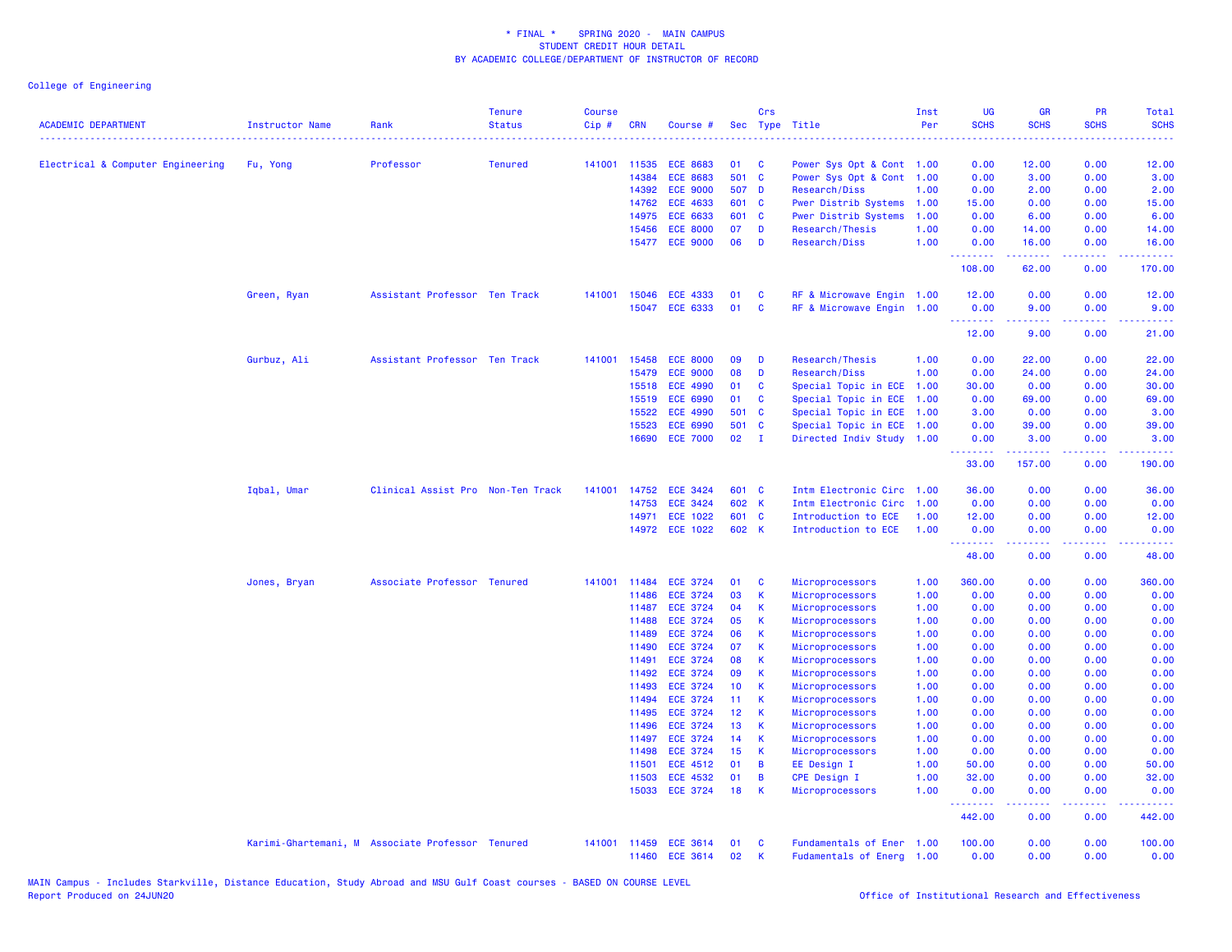* FINAL * SPRING 2020 - MAIN CAMPUS
STUDENT CREDIT HOUR DETAIL
BY ACADEMIC COLLEGE/DEPARTMENT OF INSTRUCTOR OF RECORD

College of Engineering

| ACADEMIC DEPARTMENT | Instructor Name | Rank | Tenure Status | Course Cip # | CRN | Course # | Sec | Crs Type | Title | Inst Per | UG SCHS | GR SCHS | PR SCHS | Total SCHS |
|---|---|---|---|---|---|---|---|---|---|---|---|---|---|---|
| Electrical & Computer Engineering | Fu, Yong | Professor | Tenured | 141001 | 11535 | ECE 8683 | 01 | C | Power Sys Opt & Cont | 1.00 | 0.00 | 12.00 | 0.00 | 12.00 |
| | | | | | 14384 | ECE 8683 | 501 | C | Power Sys Opt & Cont | 1.00 | 0.00 | 3.00 | 0.00 | 3.00 |
| | | | | | 14392 | ECE 9000 | 507 | D | Research/Diss | 1.00 | 0.00 | 2.00 | 0.00 | 2.00 |
| | | | | | 14762 | ECE 4633 | 601 | C | Pwer Distrib Systems | 1.00 | 15.00 | 0.00 | 0.00 | 15.00 |
| | | | | | 14975 | ECE 6633 | 601 | C | Pwer Distrib Systems | 1.00 | 0.00 | 6.00 | 0.00 | 6.00 |
| | | | | | 15456 | ECE 8000 | 07 | D | Research/Thesis | 1.00 | 0.00 | 14.00 | 0.00 | 14.00 |
| | | | | | 15477 | ECE 9000 | 06 | D | Research/Diss | 1.00 | 0.00 | 16.00 | 0.00 | 16.00 |
| | | | | | | | | | | | 108.00 | 62.00 | 0.00 | 170.00 |
| | Green, Ryan | Assistant Professor | Ten Track | 141001 | 15046 | ECE 4333 | 01 | C | RF & Microwave Engin | 1.00 | 12.00 | 0.00 | 0.00 | 12.00 |
| | | | | | 15047 | ECE 6333 | 01 | C | RF & Microwave Engin | 1.00 | 0.00 | 9.00 | 0.00 | 9.00 |
| | | | | | | | | | | | 12.00 | 9.00 | 0.00 | 21.00 |
| | Gurbuz, Ali | Assistant Professor | Ten Track | 141001 | 15458 | ECE 8000 | 09 | D | Research/Thesis | 1.00 | 0.00 | 22.00 | 0.00 | 22.00 |
| | | | | | 15479 | ECE 9000 | 08 | D | Research/Diss | 1.00 | 0.00 | 24.00 | 0.00 | 24.00 |
| | | | | | 15518 | ECE 4990 | 01 | C | Special Topic in ECE | 1.00 | 30.00 | 0.00 | 0.00 | 30.00 |
| | | | | | 15519 | ECE 6990 | 01 | C | Special Topic in ECE | 1.00 | 0.00 | 69.00 | 0.00 | 69.00 |
| | | | | | 15522 | ECE 4990 | 501 | C | Special Topic in ECE | 1.00 | 3.00 | 0.00 | 0.00 | 3.00 |
| | | | | | 15523 | ECE 6990 | 501 | C | Special Topic in ECE | 1.00 | 0.00 | 39.00 | 0.00 | 39.00 |
| | | | | | 16690 | ECE 7000 | 02 | I | Directed Indiv Study | 1.00 | 0.00 | 3.00 | 0.00 | 3.00 |
| | | | | | | | | | | | 33.00 | 157.00 | 0.00 | 190.00 |
| | Iqbal, Umar | Clinical Assist Pro | Non-Ten Track | 141001 | 14752 | ECE 3424 | 601 | C | Intm Electronic Circ | 1.00 | 36.00 | 0.00 | 0.00 | 36.00 |
| | | | | | 14753 | ECE 3424 | 602 | K | Intm Electronic Circ | 1.00 | 0.00 | 0.00 | 0.00 | 0.00 |
| | | | | | 14971 | ECE 1022 | 601 | C | Introduction to ECE | 1.00 | 12.00 | 0.00 | 0.00 | 12.00 |
| | | | | | 14972 | ECE 1022 | 602 | K | Introduction to ECE | 1.00 | 0.00 | 0.00 | 0.00 | 0.00 |
| | | | | | | | | | | | 48.00 | 0.00 | 0.00 | 48.00 |
| | Jones, Bryan | Associate Professor | Tenured | 141001 | 11484 | ECE 3724 | 01 | C | Microprocessors | 1.00 | 360.00 | 0.00 | 0.00 | 360.00 |
| | | | | | 11486 | ECE 3724 | 03 | K | Microprocessors | 1.00 | 0.00 | 0.00 | 0.00 | 0.00 |
| | | | | | 11487 | ECE 3724 | 04 | K | Microprocessors | 1.00 | 0.00 | 0.00 | 0.00 | 0.00 |
| | | | | | 11488 | ECE 3724 | 05 | K | Microprocessors | 1.00 | 0.00 | 0.00 | 0.00 | 0.00 |
| | | | | | 11489 | ECE 3724 | 06 | K | Microprocessors | 1.00 | 0.00 | 0.00 | 0.00 | 0.00 |
| | | | | | 11490 | ECE 3724 | 07 | K | Microprocessors | 1.00 | 0.00 | 0.00 | 0.00 | 0.00 |
| | | | | | 11491 | ECE 3724 | 08 | K | Microprocessors | 1.00 | 0.00 | 0.00 | 0.00 | 0.00 |
| | | | | | 11492 | ECE 3724 | 09 | K | Microprocessors | 1.00 | 0.00 | 0.00 | 0.00 | 0.00 |
| | | | | | 11493 | ECE 3724 | 10 | K | Microprocessors | 1.00 | 0.00 | 0.00 | 0.00 | 0.00 |
| | | | | | 11494 | ECE 3724 | 11 | K | Microprocessors | 1.00 | 0.00 | 0.00 | 0.00 | 0.00 |
| | | | | | 11495 | ECE 3724 | 12 | K | Microprocessors | 1.00 | 0.00 | 0.00 | 0.00 | 0.00 |
| | | | | | 11496 | ECE 3724 | 13 | K | Microprocessors | 1.00 | 0.00 | 0.00 | 0.00 | 0.00 |
| | | | | | 11497 | ECE 3724 | 14 | K | Microprocessors | 1.00 | 0.00 | 0.00 | 0.00 | 0.00 |
| | | | | | 11498 | ECE 3724 | 15 | K | Microprocessors | 1.00 | 0.00 | 0.00 | 0.00 | 0.00 |
| | | | | | 11501 | ECE 4512 | 01 | B | EE Design I | 1.00 | 50.00 | 0.00 | 0.00 | 50.00 |
| | | | | | 11503 | ECE 4532 | 01 | B | CPE Design I | 1.00 | 32.00 | 0.00 | 0.00 | 32.00 |
| | | | | | 15033 | ECE 3724 | 18 | K | Microprocessors | 1.00 | 0.00 | 0.00 | 0.00 | 0.00 |
| | | | | | | | | | | | 442.00 | 0.00 | 0.00 | 442.00 |
| | Karimi-Ghartemani, M | Associate Professor | Tenured | 141001 | 11459 | ECE 3614 | 01 | C | Fundamentals of Ener | 1.00 | 100.00 | 0.00 | 0.00 | 100.00 |
| | | | | | 11460 | ECE 3614 | 02 | K | Fudamentals of Energ | 1.00 | 0.00 | 0.00 | 0.00 | 0.00 |

MAIN Campus - Includes Starkville, Distance Education, Study Abroad and MSU Gulf Coast courses - BASED ON COURSE LEVEL
Report Produced on 24JUN20

Office of Institutional Research and Effectiveness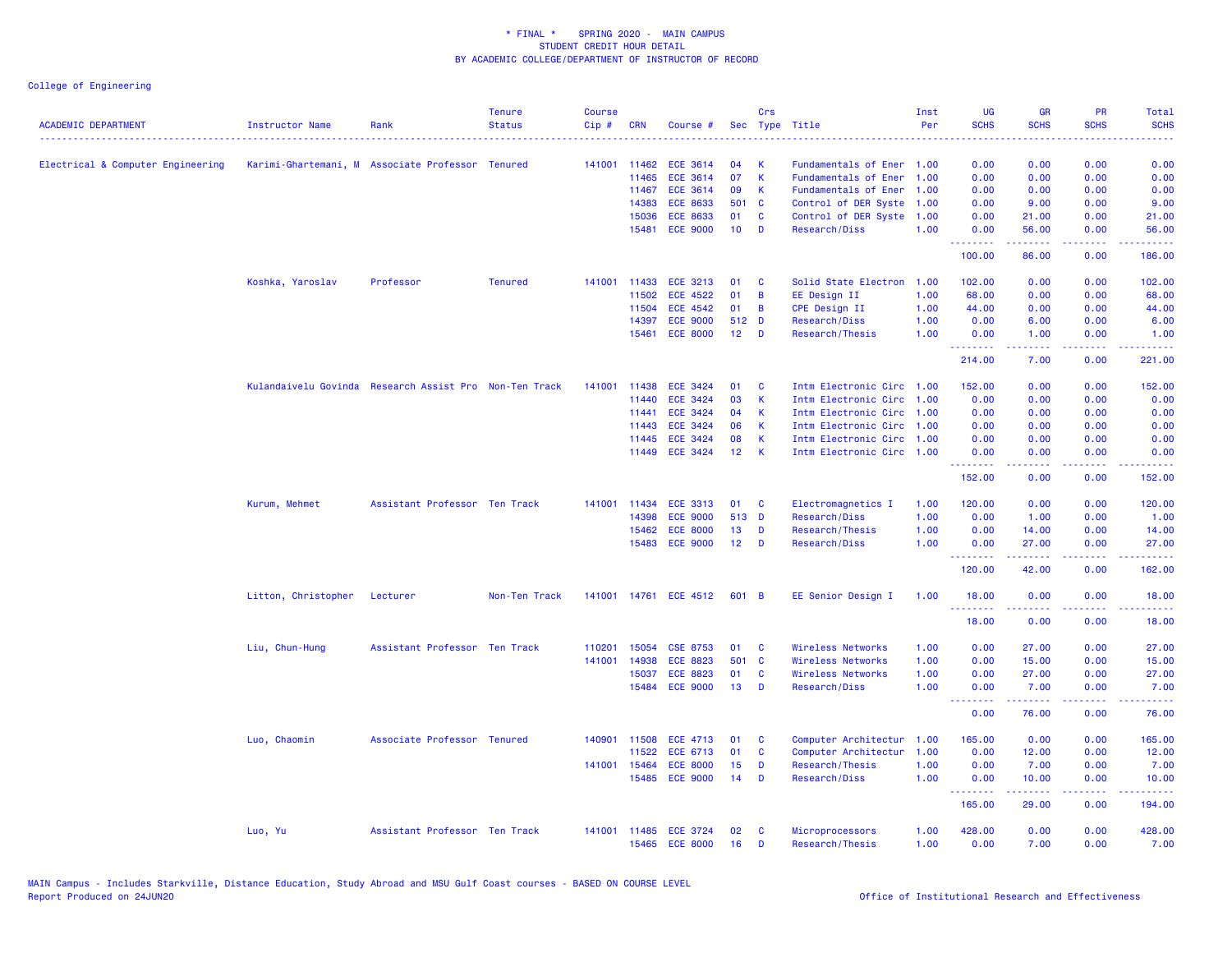\* FINAL \* SPRING 2020 - MAIN CAMPUS
STUDENT CREDIT HOUR DETAIL
BY ACADEMIC COLLEGE/DEPARTMENT OF INSTRUCTOR OF RECORD

College of Engineering

| ACADEMIC DEPARTMENT | Instructor Name | Rank | Tenure Status | Course Cip # | CRN | Course # | Sec | Crs Type | Title | Inst Per | UG SCHS | GR SCHS | PR SCHS | Total SCHS |
|---|---|---|---|---|---|---|---|---|---|---|---|---|---|---|
| Electrical & Computer Engineering | Karimi-Ghartemani, M | Associate Professor | Tenured | 141001 | 11462 | ECE 3614 | 04 | K | Fundamentals of Ener | 1.00 | 0.00 | 0.00 | 0.00 | 0.00 |
| | | | | | 11465 | ECE 3614 | 07 | K | Fundamentals of Ener | 1.00 | 0.00 | 0.00 | 0.00 | 0.00 |
| | | | | | 11467 | ECE 3614 | 09 | K | Fundamentals of Ener | 1.00 | 0.00 | 0.00 | 0.00 | 0.00 |
| | | | | | 14383 | ECE 8633 | 501 | C | Control of DER Syste | 1.00 | 0.00 | 9.00 | 0.00 | 9.00 |
| | | | | | 15036 | ECE 8633 | 01 | C | Control of DER Syste | 1.00 | 0.00 | 21.00 | 0.00 | 21.00 |
| | | | | | 15481 | ECE 9000 | 10 | D | Research/Diss | 1.00 | 0.00 | 56.00 | 0.00 | 56.00 |
| | | | | | | | | | | | 100.00 | 86.00 | 0.00 | 186.00 |
| | Koshka, Yaroslav | Professor | Tenured | 141001 | 11433 | ECE 3213 | 01 | C | Solid State Electron | 1.00 | 102.00 | 0.00 | 0.00 | 102.00 |
| | | | | | 11502 | ECE 4522 | 01 | B | EE Design II | 1.00 | 68.00 | 0.00 | 0.00 | 68.00 |
| | | | | | 11504 | ECE 4542 | 01 | B | CPE Design II | 1.00 | 44.00 | 0.00 | 0.00 | 44.00 |
| | | | | | 14397 | ECE 9000 | 512 | D | Research/Diss | 1.00 | 0.00 | 6.00 | 0.00 | 6.00 |
| | | | | | 15461 | ECE 8000 | 12 | D | Research/Thesis | 1.00 | 0.00 | 1.00 | 0.00 | 1.00 |
| | | | | | | | | | | | 214.00 | 7.00 | 0.00 | 221.00 |
| | Kulandaivelu Govinda | Research Assist Pro | Non-Ten Track | 141001 | 11438 | ECE 3424 | 01 | C | Intm Electronic Circ | 1.00 | 152.00 | 0.00 | 0.00 | 152.00 |
| | | | | | 11440 | ECE 3424 | 03 | K | Intm Electronic Circ | 1.00 | 0.00 | 0.00 | 0.00 | 0.00 |
| | | | | | 11441 | ECE 3424 | 04 | K | Intm Electronic Circ | 1.00 | 0.00 | 0.00 | 0.00 | 0.00 |
| | | | | | 11443 | ECE 3424 | 06 | K | Intm Electronic Circ | 1.00 | 0.00 | 0.00 | 0.00 | 0.00 |
| | | | | | 11445 | ECE 3424 | 08 | K | Intm Electronic Circ | 1.00 | 0.00 | 0.00 | 0.00 | 0.00 |
| | | | | | 11449 | ECE 3424 | 12 | K | Intm Electronic Circ | 1.00 | 0.00 | 0.00 | 0.00 | 0.00 |
| | | | | | | | | | | | 152.00 | 0.00 | 0.00 | 152.00 |
| | Kurum, Mehmet | Assistant Professor | Ten Track | 141001 | 11434 | ECE 3313 | 01 | C | Electromagnetics I | 1.00 | 120.00 | 0.00 | 0.00 | 120.00 |
| | | | | | 14398 | ECE 9000 | 513 | D | Research/Diss | 1.00 | 0.00 | 1.00 | 0.00 | 1.00 |
| | | | | | 15462 | ECE 8000 | 13 | D | Research/Thesis | 1.00 | 0.00 | 14.00 | 0.00 | 14.00 |
| | | | | | 15483 | ECE 9000 | 12 | D | Research/Diss | 1.00 | 0.00 | 27.00 | 0.00 | 27.00 |
| | | | | | | | | | | | 120.00 | 42.00 | 0.00 | 162.00 |
| | Litton, Christopher | Lecturer | Non-Ten Track | 141001 | 14761 | ECE 4512 | 601 | B | EE Senior Design I | 1.00 | 18.00 | 0.00 | 0.00 | 18.00 |
| | | | | | | | | | | | 18.00 | 0.00 | 0.00 | 18.00 |
| | Liu, Chun-Hung | Assistant Professor | Ten Track | 110201 | 15054 | CSE 8753 | 01 | C | Wireless Networks | 1.00 | 0.00 | 27.00 | 0.00 | 27.00 |
| | | | | 141001 | 14938 | ECE 8823 | 501 | C | Wireless Networks | 1.00 | 0.00 | 15.00 | 0.00 | 15.00 |
| | | | | | 15037 | ECE 8823 | 01 | C | Wireless Networks | 1.00 | 0.00 | 27.00 | 0.00 | 27.00 |
| | | | | | 15484 | ECE 9000 | 13 | D | Research/Diss | 1.00 | 0.00 | 7.00 | 0.00 | 7.00 |
| | | | | | | | | | | | 0.00 | 76.00 | 0.00 | 76.00 |
| | Luo, Chaomin | Associate Professor | Tenured | 140901 | 11508 | ECE 4713 | 01 | C | Computer Architectur | 1.00 | 165.00 | 0.00 | 0.00 | 165.00 |
| | | | | | 11522 | ECE 6713 | 01 | C | Computer Architectur | 1.00 | 0.00 | 12.00 | 0.00 | 12.00 |
| | | | | 141001 | 15464 | ECE 8000 | 15 | D | Research/Thesis | 1.00 | 0.00 | 7.00 | 0.00 | 7.00 |
| | | | | | 15485 | ECE 9000 | 14 | D | Research/Diss | 1.00 | 0.00 | 10.00 | 0.00 | 10.00 |
| | | | | | | | | | | | 165.00 | 29.00 | 0.00 | 194.00 |
| | Luo, Yu | Assistant Professor | Ten Track | 141001 | 11485 | ECE 3724 | 02 | C | Microprocessors | 1.00 | 428.00 | 0.00 | 0.00 | 428.00 |
| | | | | | 15465 | ECE 8000 | 16 | D | Research/Thesis | 1.00 | 0.00 | 7.00 | 0.00 | 7.00 |

MAIN Campus - Includes Starkville, Distance Education, Study Abroad and MSU Gulf Coast courses - BASED ON COURSE LEVEL
Report Produced on 24JUN20

Office of Institutional Research and Effectiveness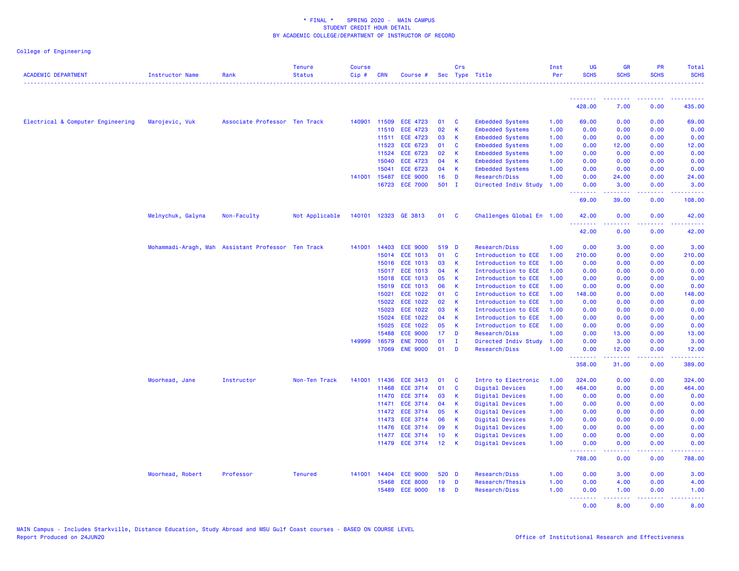\* FINAL \* SPRING 2020 - MAIN CAMPUS
STUDENT CREDIT HOUR DETAIL
BY ACADEMIC COLLEGE/DEPARTMENT OF INSTRUCTOR OF RECORD

College of Engineering

| ACADEMIC DEPARTMENT | Instructor Name | Rank | Tenure Status | Course Cip # | CRN | Course # | Sec | Crs Type | Title | Inst Per | UG SCHS | GR SCHS | PR SCHS | Total SCHS |
|---|---|---|---|---|---|---|---|---|---|---|---|---|---|---|
| | | | | | | | | | | | 428.00 | 7.00 | 0.00 | 435.00 |
| Electrical & Computer Engineering | Marojevic, Vuk | Associate Professor | Ten Track | 140901 | 11509 | ECE 4723 | 01 | C | Embedded Systems | 1.00 | 69.00 | 0.00 | 0.00 | 69.00 |
| | | | | | 11510 | ECE 4723 | 02 | K | Embedded Systems | 1.00 | 0.00 | 0.00 | 0.00 | 0.00 |
| | | | | | 11511 | ECE 4723 | 03 | K | Embedded Systems | 1.00 | 0.00 | 0.00 | 0.00 | 0.00 |
| | | | | | 11523 | ECE 6723 | 01 | C | Embedded Systems | 1.00 | 0.00 | 12.00 | 0.00 | 12.00 |
| | | | | | 11524 | ECE 6723 | 02 | K | Embedded Systems | 1.00 | 0.00 | 0.00 | 0.00 | 0.00 |
| | | | | | 15040 | ECE 4723 | 04 | K | Embedded Systems | 1.00 | 0.00 | 0.00 | 0.00 | 0.00 |
| | | | | | 15041 | ECE 6723 | 04 | K | Embedded Systems | 1.00 | 0.00 | 0.00 | 0.00 | 0.00 |
| | | | | 141001 | 15487 | ECE 9000 | 16 | D | Research/Diss | 1.00 | 0.00 | 24.00 | 0.00 | 24.00 |
| | | | | | 16723 | ECE 7000 | 501 | I | Directed Indiv Study | 1.00 | 0.00 | 3.00 | 0.00 | 3.00 |
| | | | | | | | | | | | 69.00 | 39.00 | 0.00 | 108.00 |
| | Melnychuk, Galyna | Non-Faculty | Not Applicable | 140101 | 12323 | GE 3813 | 01 | C | Challenges Global En | 1.00 | 42.00 | 0.00 | 0.00 | 42.00 |
| | | | | | | | | | | | 42.00 | 0.00 | 0.00 | 42.00 |
| | Mohammadi-Aragh, Mah | Assistant Professor | Ten Track | 141001 | 14403 | ECE 9000 | 519 | D | Research/Diss | 1.00 | 0.00 | 3.00 | 0.00 | 3.00 |
| | | | | | 15014 | ECE 1013 | 01 | C | Introduction to ECE | 1.00 | 210.00 | 0.00 | 0.00 | 210.00 |
| | | | | | 15016 | ECE 1013 | 03 | K | Introduction to ECE | 1.00 | 0.00 | 0.00 | 0.00 | 0.00 |
| | | | | | 15017 | ECE 1013 | 04 | K | Introduction to ECE | 1.00 | 0.00 | 0.00 | 0.00 | 0.00 |
| | | | | | 15018 | ECE 1013 | 05 | K | Introduction to ECE | 1.00 | 0.00 | 0.00 | 0.00 | 0.00 |
| | | | | | 15019 | ECE 1013 | 06 | K | Introduction to ECE | 1.00 | 0.00 | 0.00 | 0.00 | 0.00 |
| | | | | | 15021 | ECE 1022 | 01 | C | Introduction to ECE | 1.00 | 148.00 | 0.00 | 0.00 | 148.00 |
| | | | | | 15022 | ECE 1022 | 02 | K | Introduction to ECE | 1.00 | 0.00 | 0.00 | 0.00 | 0.00 |
| | | | | | 15023 | ECE 1022 | 03 | K | Introduction to ECE | 1.00 | 0.00 | 0.00 | 0.00 | 0.00 |
| | | | | | 15024 | ECE 1022 | 04 | K | Introduction to ECE | 1.00 | 0.00 | 0.00 | 0.00 | 0.00 |
| | | | | | 15025 | ECE 1022 | 05 | K | Introduction to ECE | 1.00 | 0.00 | 0.00 | 0.00 | 0.00 |
| | | | | | 15488 | ECE 9000 | 17 | D | Research/Diss | 1.00 | 0.00 | 13.00 | 0.00 | 13.00 |
| | | | | 149999 | 16579 | ENE 7000 | 01 | I | Directed Indiv Study | 1.00 | 0.00 | 3.00 | 0.00 | 3.00 |
| | | | | | 17069 | ENE 9000 | 01 | D | Research/Diss | 1.00 | 0.00 | 12.00 | 0.00 | 12.00 |
| | | | | | | | | | | | 358.00 | 31.00 | 0.00 | 389.00 |
| | Moorhead, Jane | Instructor | Non-Ten Track | 141001 | 11436 | ECE 3413 | 01 | C | Intro to Electronic | 1.00 | 324.00 | 0.00 | 0.00 | 324.00 |
| | | | | | 11468 | ECE 3714 | 01 | C | Digital Devices | 1.00 | 464.00 | 0.00 | 0.00 | 464.00 |
| | | | | | 11470 | ECE 3714 | 03 | K | Digital Devices | 1.00 | 0.00 | 0.00 | 0.00 | 0.00 |
| | | | | | 11471 | ECE 3714 | 04 | K | Digital Devices | 1.00 | 0.00 | 0.00 | 0.00 | 0.00 |
| | | | | | 11472 | ECE 3714 | 05 | K | Digital Devices | 1.00 | 0.00 | 0.00 | 0.00 | 0.00 |
| | | | | | 11473 | ECE 3714 | 06 | K | Digital Devices | 1.00 | 0.00 | 0.00 | 0.00 | 0.00 |
| | | | | | 11476 | ECE 3714 | 09 | K | Digital Devices | 1.00 | 0.00 | 0.00 | 0.00 | 0.00 |
| | | | | | 11477 | ECE 3714 | 10 | K | Digital Devices | 1.00 | 0.00 | 0.00 | 0.00 | 0.00 |
| | | | | | 11479 | ECE 3714 | 12 | K | Digital Devices | 1.00 | 0.00 | 0.00 | 0.00 | 0.00 |
| | | | | | | | | | | | 788.00 | 0.00 | 0.00 | 788.00 |
| | Moorhead, Robert | Professor | Tenured | 141001 | 14404 | ECE 9000 | 520 | D | Research/Diss | 1.00 | 0.00 | 3.00 | 0.00 | 3.00 |
| | | | | | 15468 | ECE 8000 | 19 | D | Research/Thesis | 1.00 | 0.00 | 4.00 | 0.00 | 4.00 |
| | | | | | 15489 | ECE 9000 | 18 | D | Research/Diss | 1.00 | 0.00 | 1.00 | 0.00 | 1.00 |
| | | | | | | | | | | | 0.00 | 8.00 | 0.00 | 8.00 |

MAIN Campus - Includes Starkville, Distance Education, Study Abroad and MSU Gulf Coast courses - BASED ON COURSE LEVEL
Report Produced on 24JUN20

Office of Institutional Research and Effectiveness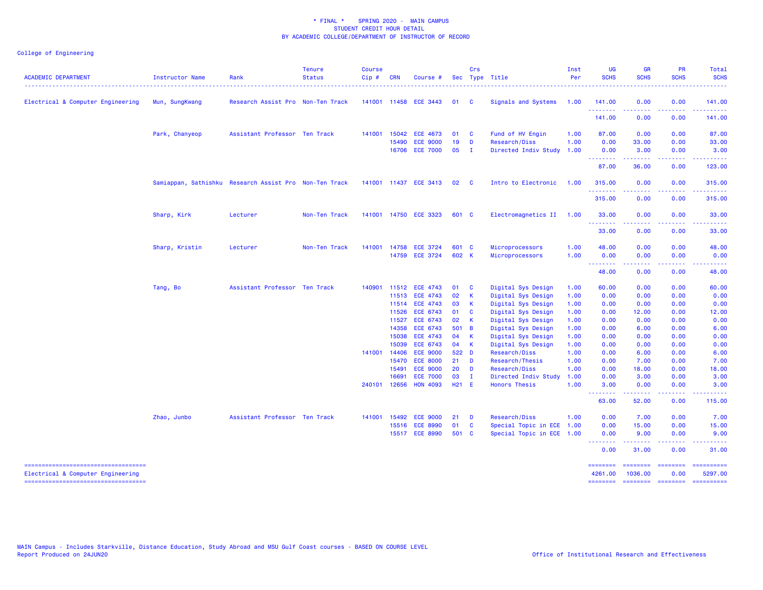\* FINAL \* SPRING 2020 - MAIN CAMPUS
STUDENT CREDIT HOUR DETAIL
BY ACADEMIC COLLEGE/DEPARTMENT OF INSTRUCTOR OF RECORD

College of Engineering

| ACADEMIC DEPARTMENT | Instructor Name | Rank | Tenure Status | Course Cip # | CRN | Course # | Sec | Crs Type | Title | Inst Per | UG SCHS | GR SCHS | PR SCHS | Total SCHS |
|---|---|---|---|---|---|---|---|---|---|---|---|---|---|---|
| Electrical & Computer Engineering | Mun, SungKwang | Research Assist Pro | Non-Ten Track | 141001 | 11458 | ECE 3443 | 01 | C | Signals and Systems | 1.00 | 141.00 | 0.00 | 0.00 | 141.00 |
| | | | | | | | | | | | 141.00 | 0.00 | 0.00 | 141.00 |
| | Park, Chanyeop | Assistant Professor | Ten Track | 141001 | 15042 | ECE 4673 | 01 | C | Fund of HV Engin | 1.00 | 87.00 | 0.00 | 0.00 | 87.00 |
| | | | | | 15490 | ECE 9000 | 19 | D | Research/Diss | 1.00 | 0.00 | 33.00 | 0.00 | 33.00 |
| | | | | | 16706 | ECE 7000 | 05 | I | Directed Indiv Study | 1.00 | 0.00 | 3.00 | 0.00 | 3.00 |
| | | | | | | | | | | | 87.00 | 36.00 | 0.00 | 123.00 |
| | Samiappan, Sathishku | Research Assist Pro | Non-Ten Track | 141001 | 11437 | ECE 3413 | 02 | C | Intro to Electronic | 1.00 | 315.00 | 0.00 | 0.00 | 315.00 |
| | | | | | | | | | | | 315.00 | 0.00 | 0.00 | 315.00 |
| | Sharp, Kirk | Lecturer | Non-Ten Track | 141001 | 14750 | ECE 3323 | 601 | C | Electromagnetics II | 1.00 | 33.00 | 0.00 | 0.00 | 33.00 |
| | | | | | | | | | | | 33.00 | 0.00 | 0.00 | 33.00 |
| | Sharp, Kristin | Lecturer | Non-Ten Track | 141001 | 14758 | ECE 3724 | 601 | C | Microprocessors | 1.00 | 48.00 | 0.00 | 0.00 | 48.00 |
| | | | | | 14759 | ECE 3724 | 602 | K | Microprocessors | 1.00 | 0.00 | 0.00 | 0.00 | 0.00 |
| | | | | | | | | | | | 48.00 | 0.00 | 0.00 | 48.00 |
| | Tang, Bo | Assistant Professor | Ten Track | 140901 | 11512 | ECE 4743 | 01 | C | Digital Sys Design | 1.00 | 60.00 | 0.00 | 0.00 | 60.00 |
| | | | | | 11513 | ECE 4743 | 02 | K | Digital Sys Design | 1.00 | 0.00 | 0.00 | 0.00 | 0.00 |
| | | | | | 11514 | ECE 4743 | 03 | K | Digital Sys Design | 1.00 | 0.00 | 0.00 | 0.00 | 0.00 |
| | | | | | 11526 | ECE 6743 | 01 | C | Digital Sys Design | 1.00 | 0.00 | 12.00 | 0.00 | 12.00 |
| | | | | | 11527 | ECE 6743 | 02 | K | Digital Sys Design | 1.00 | 0.00 | 0.00 | 0.00 | 0.00 |
| | | | | | 14358 | ECE 6743 | 501 | B | Digital Sys Design | 1.00 | 0.00 | 6.00 | 0.00 | 6.00 |
| | | | | | 15038 | ECE 4743 | 04 | K | Digital Sys Design | 1.00 | 0.00 | 0.00 | 0.00 | 0.00 |
| | | | | | 15039 | ECE 6743 | 04 | K | Digital Sys Design | 1.00 | 0.00 | 0.00 | 0.00 | 0.00 |
| | | | | 141001 | 14406 | ECE 9000 | 522 | D | Research/Diss | 1.00 | 0.00 | 6.00 | 0.00 | 6.00 |
| | | | | | 15470 | ECE 8000 | 21 | D | Research/Thesis | 1.00 | 0.00 | 7.00 | 0.00 | 7.00 |
| | | | | | 15491 | ECE 9000 | 20 | D | Research/Diss | 1.00 | 0.00 | 18.00 | 0.00 | 18.00 |
| | | | | | 16691 | ECE 7000 | 03 | I | Directed Indiv Study | 1.00 | 0.00 | 3.00 | 0.00 | 3.00 |
| | | | | 240101 | 12656 | HON 4093 | H21 | E | Honors Thesis | 1.00 | 3.00 | 0.00 | 0.00 | 3.00 |
| | | | | | | | | | | | 63.00 | 52.00 | 0.00 | 115.00 |
| | Zhao, Junbo | Assistant Professor | Ten Track | 141001 | 15492 | ECE 9000 | 21 | D | Research/Diss | 1.00 | 0.00 | 7.00 | 0.00 | 7.00 |
| | | | | | 15516 | ECE 8990 | 01 | C | Special Topic in ECE | 1.00 | 0.00 | 15.00 | 0.00 | 15.00 |
| | | | | | 15517 | ECE 8990 | 501 | C | Special Topic in ECE | 1.00 | 0.00 | 9.00 | 0.00 | 9.00 |
| | | | | | | | | | | | 0.00 | 31.00 | 0.00 | 31.00 |
| Electrical & Computer Engineering | | | | | | | | | | | 4261.00 | 1036.00 | 0.00 | 5297.00 |

MAIN Campus - Includes Starkville, Distance Education, Study Abroad and MSU Gulf Coast courses - BASED ON COURSE LEVEL
Report Produced on 24JUN20

Office of Institutional Research and Effectiveness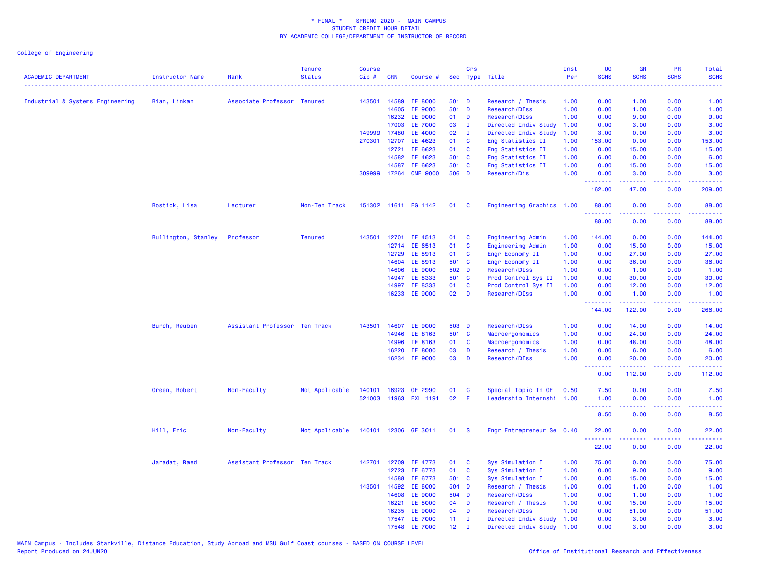\* FINAL \* SPRING 2020 - MAIN CAMPUS
STUDENT CREDIT HOUR DETAIL
BY ACADEMIC COLLEGE/DEPARTMENT OF INSTRUCTOR OF RECORD

College of Engineering

| ACADEMIC DEPARTMENT | Instructor Name | Rank | Tenure Status | Course Cip # | CRN | Course # | Sec | Crs Type | Title | Inst Per | UG SCHS | GR SCHS | PR SCHS | Total SCHS |
|---|---|---|---|---|---|---|---|---|---|---|---|---|---|---|
| Industrial & Systems Engineering | Bian, Linkan | Associate Professor | Tenured | 143501 | 14589 | IE 8000 | 501 | D | Research / Thesis | 1.00 | 0.00 | 1.00 | 0.00 | 1.00 |
| | | | | | 14605 | IE 9000 | 501 | D | Research/DIss | 1.00 | 0.00 | 1.00 | 0.00 | 1.00 |
| | | | | | 16232 | IE 9000 | 01 | D | Research/DIss | 1.00 | 0.00 | 9.00 | 0.00 | 9.00 |
| | | | | | 17003 | IE 7000 | 03 | I | Directed Indiv Study | 1.00 | 0.00 | 3.00 | 0.00 | 3.00 |
| | | | | 149999 | 17480 | IE 4000 | 02 | I | Directed Indiv Study | 1.00 | 3.00 | 0.00 | 0.00 | 3.00 |
| | | | | 270301 | 12707 | IE 4623 | 01 | C | Eng Statistics II | 1.00 | 153.00 | 0.00 | 0.00 | 153.00 |
| | | | | | 12721 | IE 6623 | 01 | C | Eng Statistics II | 1.00 | 0.00 | 15.00 | 0.00 | 15.00 |
| | | | | | 14582 | IE 4623 | 501 | C | Eng Statistics II | 1.00 | 6.00 | 0.00 | 0.00 | 6.00 |
| | | | | | 14587 | IE 6623 | 501 | C | Eng Statistics II | 1.00 | 0.00 | 15.00 | 0.00 | 15.00 |
| | | | | 309999 | 17264 | CME 9000 | 506 | D | Research/Dis | 1.00 | 0.00 | 3.00 | 0.00 | 3.00 |
| | | | | | | | | | | | 162.00 | 47.00 | 0.00 | 209.00 |
| | Bostick, Lisa | Lecturer | Non-Ten Track | 151302 | 11611 | EG 1142 | 01 | C | Engineering Graphics | 1.00 | 88.00 | 0.00 | 0.00 | 88.00 |
| | | | | | | | | | | | 88.00 | 0.00 | 0.00 | 88.00 |
| | Bullington, Stanley | Professor | Tenured | 143501 | 12701 | IE 4513 | 01 | C | Engineering Admin | 1.00 | 144.00 | 0.00 | 0.00 | 144.00 |
| | | | | | 12714 | IE 6513 | 01 | C | Engineering Admin | 1.00 | 0.00 | 15.00 | 0.00 | 15.00 |
| | | | | | 12729 | IE 8913 | 01 | C | Engr Economy II | 1.00 | 0.00 | 27.00 | 0.00 | 27.00 |
| | | | | | 14604 | IE 8913 | 501 | C | Engr Economy II | 1.00 | 0.00 | 36.00 | 0.00 | 36.00 |
| | | | | | 14606 | IE 9000 | 502 | D | Research/DIss | 1.00 | 0.00 | 1.00 | 0.00 | 1.00 |
| | | | | | 14947 | IE 8333 | 501 | C | Prod Control Sys II | 1.00 | 0.00 | 30.00 | 0.00 | 30.00 |
| | | | | | 14997 | IE 8333 | 01 | C | Prod Control Sys II | 1.00 | 0.00 | 12.00 | 0.00 | 12.00 |
| | | | | | 16233 | IE 9000 | 02 | D | Research/DIss | 1.00 | 0.00 | 1.00 | 0.00 | 1.00 |
| | | | | | | | | | | | 144.00 | 122.00 | 0.00 | 266.00 |
| | Burch, Reuben | Assistant Professor | Ten Track | 143501 | 14607 | IE 9000 | 503 | D | Research/DIss | 1.00 | 0.00 | 14.00 | 0.00 | 14.00 |
| | | | | | 14946 | IE 8163 | 501 | C | Macroergonomics | 1.00 | 0.00 | 24.00 | 0.00 | 24.00 |
| | | | | | 14996 | IE 8163 | 01 | C | Macroergonomics | 1.00 | 0.00 | 48.00 | 0.00 | 48.00 |
| | | | | | 16220 | IE 8000 | 03 | D | Research / Thesis | 1.00 | 0.00 | 6.00 | 0.00 | 6.00 |
| | | | | | 16234 | IE 9000 | 03 | D | Research/DIss | 1.00 | 0.00 | 20.00 | 0.00 | 20.00 |
| | | | | | | | | | | | 0.00 | 112.00 | 0.00 | 112.00 |
| | Green, Robert | Non-Faculty | Not Applicable | 140101 | 16923 | GE 2990 | 01 | C | Special Topic In GE | 0.50 | 7.50 | 0.00 | 0.00 | 7.50 |
| | | | | 521003 | 11963 | EXL 1191 | 02 | E | Leadership Internshi | 1.00 | 1.00 | 0.00 | 0.00 | 1.00 |
| | | | | | | | | | | | 8.50 | 0.00 | 0.00 | 8.50 |
| | Hill, Eric | Non-Faculty | Not Applicable | 140101 | 12306 | GE 3011 | 01 | S | Engr Entrepreneur Se | 0.40 | 22.00 | 0.00 | 0.00 | 22.00 |
| | | | | | | | | | | | 22.00 | 0.00 | 0.00 | 22.00 |
| | Jaradat, Raed | Assistant Professor | Ten Track | 142701 | 12709 | IE 4773 | 01 | C | Sys Simulation I | 1.00 | 75.00 | 0.00 | 0.00 | 75.00 |
| | | | | | 12723 | IE 6773 | 01 | C | Sys Simulation I | 1.00 | 0.00 | 9.00 | 0.00 | 9.00 |
| | | | | | 14588 | IE 6773 | 501 | C | Sys Simulation I | 1.00 | 0.00 | 15.00 | 0.00 | 15.00 |
| | | | | 143501 | 14592 | IE 8000 | 504 | D | Research / Thesis | 1.00 | 0.00 | 1.00 | 0.00 | 1.00 |
| | | | | | 14608 | IE 9000 | 504 | D | Research/DIss | 1.00 | 0.00 | 1.00 | 0.00 | 1.00 |
| | | | | | 16221 | IE 8000 | 04 | D | Research / Thesis | 1.00 | 0.00 | 15.00 | 0.00 | 15.00 |
| | | | | | 16235 | IE 9000 | 04 | D | Research/DIss | 1.00 | 0.00 | 51.00 | 0.00 | 51.00 |
| | | | | | 17547 | IE 7000 | 11 | I | Directed Indiv Study | 1.00 | 0.00 | 3.00 | 0.00 | 3.00 |
| | | | | | 17548 | IE 7000 | 12 | I | Directed Indiv Study | 1.00 | 0.00 | 3.00 | 0.00 | 3.00 |

MAIN Campus - Includes Starkville, Distance Education, Study Abroad and MSU Gulf Coast courses - BASED ON COURSE LEVEL
Report Produced on 24JUN20

Office of Institutional Research and Effectiveness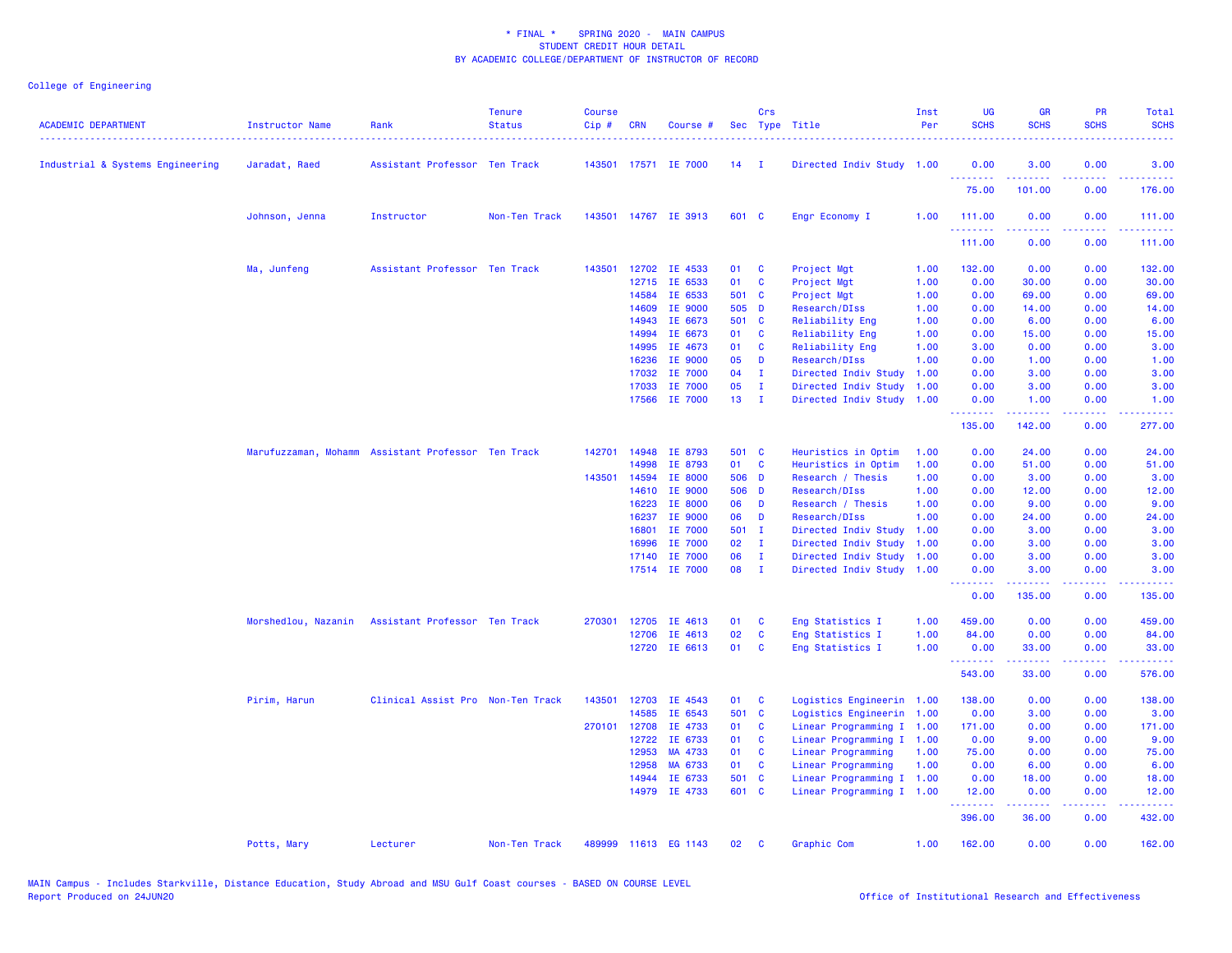\* FINAL \* SPRING 2020 - MAIN CAMPUS
STUDENT CREDIT HOUR DETAIL
BY ACADEMIC COLLEGE/DEPARTMENT OF INSTRUCTOR OF RECORD

College of Engineering

| ACADEMIC DEPARTMENT | Instructor Name | Rank | Tenure Status | Course Cip # | CRN | Course # | Sec | Crs Type | Title | Inst Per | UG SCHS | GR SCHS | PR SCHS | Total SCHS |
|---|---|---|---|---|---|---|---|---|---|---|---|---|---|---|
| Industrial & Systems Engineering | Jaradat, Raed | Assistant Professor | Ten Track | 143501 | 17571 | IE 7000 | 14 | I | Directed Indiv Study | 1.00 | 0.00 | 3.00 | 0.00 | 3.00 |
| | | | | | | | | | | | 75.00 | 101.00 | 0.00 | 176.00 |
| | Johnson, Jenna | Instructor | Non-Ten Track | 143501 | 14767 | IE 3913 | 601 | C | Engr Economy I | 1.00 | 111.00 | 0.00 | 0.00 | 111.00 |
| | | | | | | | | | | | 111.00 | 0.00 | 0.00 | 111.00 |
| | Ma, Junfeng | Assistant Professor | Ten Track | 143501 | 12702 | IE 4533 | 01 | C | Project Mgt | 1.00 | 132.00 | 0.00 | 0.00 | 132.00 |
| | | | | | 12715 | IE 6533 | 01 | C | Project Mgt | 1.00 | 0.00 | 30.00 | 0.00 | 30.00 |
| | | | | | 14584 | IE 6533 | 501 | C | Project Mgt | 1.00 | 0.00 | 69.00 | 0.00 | 69.00 |
| | | | | | 14609 | IE 9000 | 505 | D | Research/DIss | 1.00 | 0.00 | 14.00 | 0.00 | 14.00 |
| | | | | | 14943 | IE 6673 | 501 | C | Reliability Eng | 1.00 | 0.00 | 6.00 | 0.00 | 6.00 |
| | | | | | 14994 | IE 6673 | 01 | C | Reliability Eng | 1.00 | 0.00 | 15.00 | 0.00 | 15.00 |
| | | | | | 14995 | IE 4673 | 01 | C | Reliability Eng | 1.00 | 3.00 | 0.00 | 0.00 | 3.00 |
| | | | | | 16236 | IE 9000 | 05 | D | Research/DIss | 1.00 | 0.00 | 1.00 | 0.00 | 1.00 |
| | | | | | 17032 | IE 7000 | 04 | I | Directed Indiv Study | 1.00 | 0.00 | 3.00 | 0.00 | 3.00 |
| | | | | | 17033 | IE 7000 | 05 | I | Directed Indiv Study | 1.00 | 0.00 | 3.00 | 0.00 | 3.00 |
| | | | | | 17566 | IE 7000 | 13 | I | Directed Indiv Study | 1.00 | 0.00 | 1.00 | 0.00 | 1.00 |
| | | | | | | | | | | | 135.00 | 142.00 | 0.00 | 277.00 |
| | Marufuzzaman, Mohamm | Assistant Professor | Ten Track | 142701 | 14948 | IE 8793 | 501 | C | Heuristics in Optim | 1.00 | 0.00 | 24.00 | 0.00 | 24.00 |
| | | | | | 14998 | IE 8793 | 01 | C | Heuristics in Optim | 1.00 | 0.00 | 51.00 | 0.00 | 51.00 |
| | | | | 143501 | 14594 | IE 8000 | 506 | D | Research / Thesis | 1.00 | 0.00 | 3.00 | 0.00 | 3.00 |
| | | | | | 14610 | IE 9000 | 506 | D | Research/DIss | 1.00 | 0.00 | 12.00 | 0.00 | 12.00 |
| | | | | | 16223 | IE 8000 | 06 | D | Research / Thesis | 1.00 | 0.00 | 9.00 | 0.00 | 9.00 |
| | | | | | 16237 | IE 9000 | 06 | D | Research/DIss | 1.00 | 0.00 | 24.00 | 0.00 | 24.00 |
| | | | | | 16801 | IE 7000 | 501 | I | Directed Indiv Study | 1.00 | 0.00 | 3.00 | 0.00 | 3.00 |
| | | | | | 16996 | IE 7000 | 02 | I | Directed Indiv Study | 1.00 | 0.00 | 3.00 | 0.00 | 3.00 |
| | | | | | 17140 | IE 7000 | 06 | I | Directed Indiv Study | 1.00 | 0.00 | 3.00 | 0.00 | 3.00 |
| | | | | | 17514 | IE 7000 | 08 | I | Directed Indiv Study | 1.00 | 0.00 | 3.00 | 0.00 | 3.00 |
| | | | | | | | | | | | 0.00 | 135.00 | 0.00 | 135.00 |
| | Morshedlou, Nazanin | Assistant Professor | Ten Track | 270301 | 12705 | IE 4613 | 01 | C | Eng Statistics I | 1.00 | 459.00 | 0.00 | 0.00 | 459.00 |
| | | | | | 12706 | IE 4613 | 02 | C | Eng Statistics I | 1.00 | 84.00 | 0.00 | 0.00 | 84.00 |
| | | | | | 12720 | IE 6613 | 01 | C | Eng Statistics I | 1.00 | 0.00 | 33.00 | 0.00 | 33.00 |
| | | | | | | | | | | | 543.00 | 33.00 | 0.00 | 576.00 |
| | Pirim, Harun | Clinical Assist Pro | Non-Ten Track | 143501 | 12703 | IE 4543 | 01 | C | Logistics Engineerin | 1.00 | 138.00 | 0.00 | 0.00 | 138.00 |
| | | | | | 14585 | IE 6543 | 501 | C | Logistics Engineerin | 1.00 | 0.00 | 3.00 | 0.00 | 3.00 |
| | | | | 270101 | 12708 | IE 4733 | 01 | C | Linear Programming I | 1.00 | 171.00 | 0.00 | 0.00 | 171.00 |
| | | | | | 12722 | IE 6733 | 01 | C | Linear Programming I | 1.00 | 0.00 | 9.00 | 0.00 | 9.00 |
| | | | | | 12953 | MA 4733 | 01 | C | Linear Programming | 1.00 | 75.00 | 0.00 | 0.00 | 75.00 |
| | | | | | 12958 | MA 6733 | 01 | C | Linear Programming | 1.00 | 0.00 | 6.00 | 0.00 | 6.00 |
| | | | | | 14944 | IE 6733 | 501 | C | Linear Programming I | 1.00 | 0.00 | 18.00 | 0.00 | 18.00 |
| | | | | | 14979 | IE 4733 | 601 | C | Linear Programming I | 1.00 | 12.00 | 0.00 | 0.00 | 12.00 |
| | | | | | | | | | | | 396.00 | 36.00 | 0.00 | 432.00 |
| | Potts, Mary | Lecturer | Non-Ten Track | 489999 | 11613 | EG 1143 | 02 | C | Graphic Com | 1.00 | 162.00 | 0.00 | 0.00 | 162.00 |

MAIN Campus - Includes Starkville, Distance Education, Study Abroad and MSU Gulf Coast courses - BASED ON COURSE LEVEL
Report Produced on 24JUN20

Office of Institutional Research and Effectiveness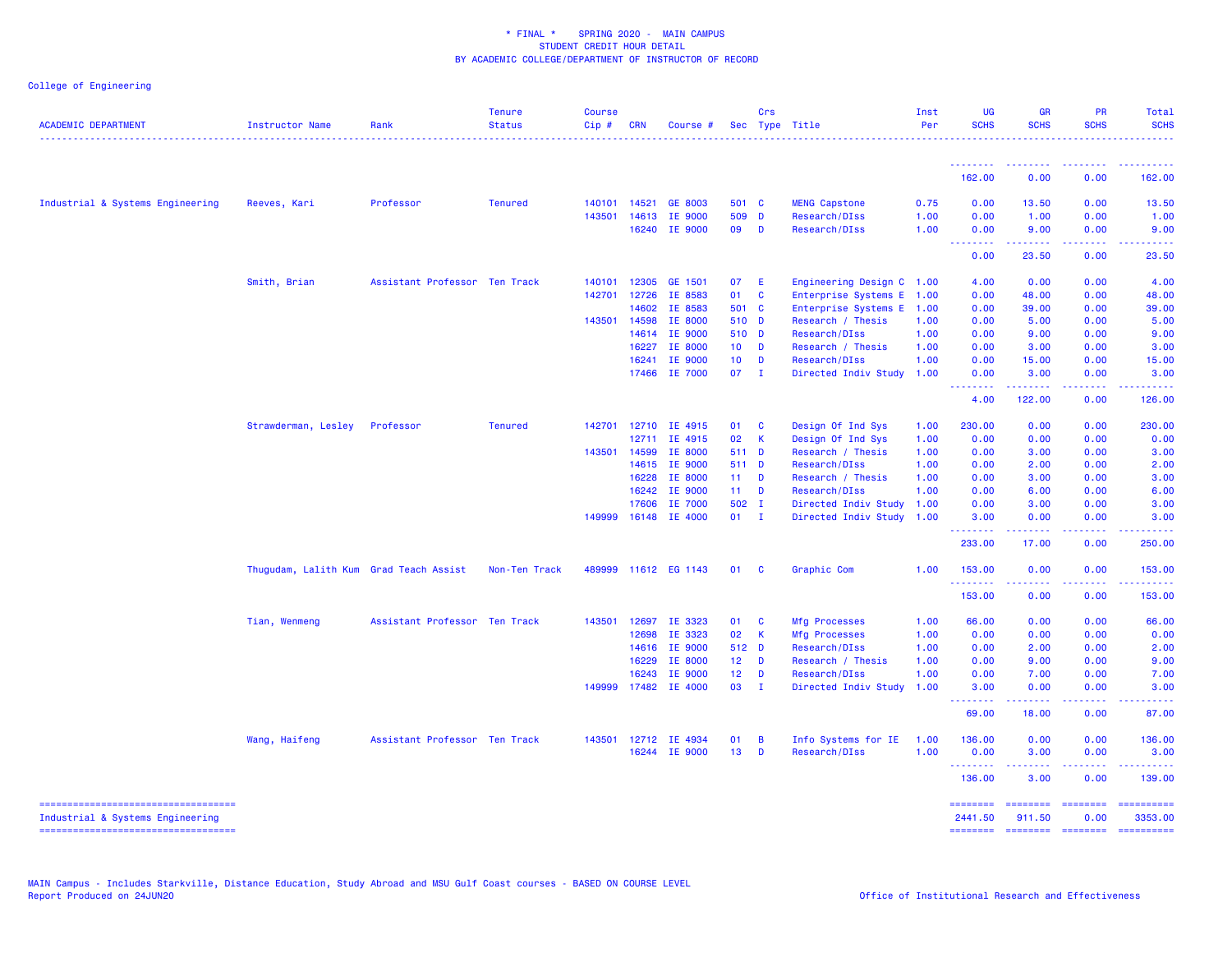\* FINAL \* SPRING 2020 - MAIN CAMPUS
STUDENT CREDIT HOUR DETAIL
BY ACADEMIC COLLEGE/DEPARTMENT OF INSTRUCTOR OF RECORD

College of Engineering

| ACADEMIC DEPARTMENT | Instructor Name | Rank | Tenure Status | Course Cip # | CRN | Course # | Sec | Crs Type | Title | Inst Per | UG SCHS | GR SCHS | PR SCHS | Total SCHS |
|---|---|---|---|---|---|---|---|---|---|---|---|---|---|---|
| | | | | | | | | | | | 162.00 | 0.00 | 0.00 | 162.00 |
| Industrial & Systems Engineering | Reeves, Kari | Professor | Tenured | 140101 | 14521 | GE 8003 | 501 | C | MENG Capstone | 0.75 | 0.00 | 13.50 | 0.00 | 13.50 |
| | | | | 143501 | 14613 | IE 9000 | 509 | D | Research/DIss | 1.00 | 0.00 | 1.00 | 0.00 | 1.00 |
| | | | | | 16240 | IE 9000 | 09 | D | Research/DIss | 1.00 | 0.00 | 9.00 | 0.00 | 9.00 |
| | | | | | | | | | | | 0.00 | 23.50 | 0.00 | 23.50 |
| | Smith, Brian | Assistant Professor | Ten Track | 140101 | 12305 | GE 1501 | 07 | E | Engineering Design C | 1.00 | 4.00 | 0.00 | 0.00 | 4.00 |
| | | | | 142701 | 12726 | IE 8583 | 01 | C | Enterprise Systems E | 1.00 | 0.00 | 48.00 | 0.00 | 48.00 |
| | | | | | 14602 | IE 8583 | 501 | C | Enterprise Systems E | 1.00 | 0.00 | 39.00 | 0.00 | 39.00 |
| | | | | 143501 | 14598 | IE 8000 | 510 | D | Research / Thesis | 1.00 | 0.00 | 5.00 | 0.00 | 5.00 |
| | | | | | 14614 | IE 9000 | 510 | D | Research/DIss | 1.00 | 0.00 | 9.00 | 0.00 | 9.00 |
| | | | | | 16227 | IE 8000 | 10 | D | Research / Thesis | 1.00 | 0.00 | 3.00 | 0.00 | 3.00 |
| | | | | | 16241 | IE 9000 | 10 | D | Research/DIss | 1.00 | 0.00 | 15.00 | 0.00 | 15.00 |
| | | | | | 17466 | IE 7000 | 07 | I | Directed Indiv Study | 1.00 | 0.00 | 3.00 | 0.00 | 3.00 |
| | | | | | | | | | | | 4.00 | 122.00 | 0.00 | 126.00 |
| | Strawderman, Lesley | Professor | Tenured | 142701 | 12710 | IE 4915 | 01 | C | Design Of Ind Sys | 1.00 | 230.00 | 0.00 | 0.00 | 230.00 |
| | | | | | 12711 | IE 4915 | 02 | K | Design Of Ind Sys | 1.00 | 0.00 | 0.00 | 0.00 | 0.00 |
| | | | | 143501 | 14599 | IE 8000 | 511 | D | Research / Thesis | 1.00 | 0.00 | 3.00 | 0.00 | 3.00 |
| | | | | | 14615 | IE 9000 | 511 | D | Research/DIss | 1.00 | 0.00 | 2.00 | 0.00 | 2.00 |
| | | | | | 16228 | IE 8000 | 11 | D | Research / Thesis | 1.00 | 0.00 | 3.00 | 0.00 | 3.00 |
| | | | | | 16242 | IE 9000 | 11 | D | Research/DIss | 1.00 | 0.00 | 6.00 | 0.00 | 6.00 |
| | | | | | 17606 | IE 7000 | 502 | I | Directed Indiv Study | 1.00 | 0.00 | 3.00 | 0.00 | 3.00 |
| | | | | 149999 | 16148 | IE 4000 | 01 | I | Directed Indiv Study | 1.00 | 3.00 | 0.00 | 0.00 | 3.00 |
| | | | | | | | | | | | 233.00 | 17.00 | 0.00 | 250.00 |
| | Thugudam, Lalith Kum | Grad Teach Assist | Non-Ten Track | 489999 | 11612 | EG 1143 | 01 | C | Graphic Com | 1.00 | 153.00 | 0.00 | 0.00 | 153.00 |
| | | | | | | | | | | | 153.00 | 0.00 | 0.00 | 153.00 |
| | Tian, Wenmeng | Assistant Professor | Ten Track | 143501 | 12697 | IE 3323 | 01 | C | Mfg Processes | 1.00 | 66.00 | 0.00 | 0.00 | 66.00 |
| | | | | | 12698 | IE 3323 | 02 | K | Mfg Processes | 1.00 | 0.00 | 0.00 | 0.00 | 0.00 |
| | | | | | 14616 | IE 9000 | 512 | D | Research/DIss | 1.00 | 0.00 | 2.00 | 0.00 | 2.00 |
| | | | | | 16229 | IE 8000 | 12 | D | Research / Thesis | 1.00 | 0.00 | 9.00 | 0.00 | 9.00 |
| | | | | | 16243 | IE 9000 | 12 | D | Research/DIss | 1.00 | 0.00 | 7.00 | 0.00 | 7.00 |
| | | | | 149999 | 17482 | IE 4000 | 03 | I | Directed Indiv Study | 1.00 | 3.00 | 0.00 | 0.00 | 3.00 |
| | | | | | | | | | | | 69.00 | 18.00 | 0.00 | 87.00 |
| | Wang, Haifeng | Assistant Professor | Ten Track | 143501 | 12712 | IE 4934 | 01 | B | Info Systems for IE | 1.00 | 136.00 | 0.00 | 0.00 | 136.00 |
| | | | | | 16244 | IE 9000 | 13 | D | Research/DIss | 1.00 | 0.00 | 3.00 | 0.00 | 3.00 |
| | | | | | | | | | | | 136.00 | 3.00 | 0.00 | 139.00 |
| Industrial & Systems Engineering | | | | | | | | | | | 2441.50 | 911.50 | 0.00 | 3353.00 |

MAIN Campus - Includes Starkville, Distance Education, Study Abroad and MSU Gulf Coast courses - BASED ON COURSE LEVEL
Report Produced on 24JUN20

Office of Institutional Research and Effectiveness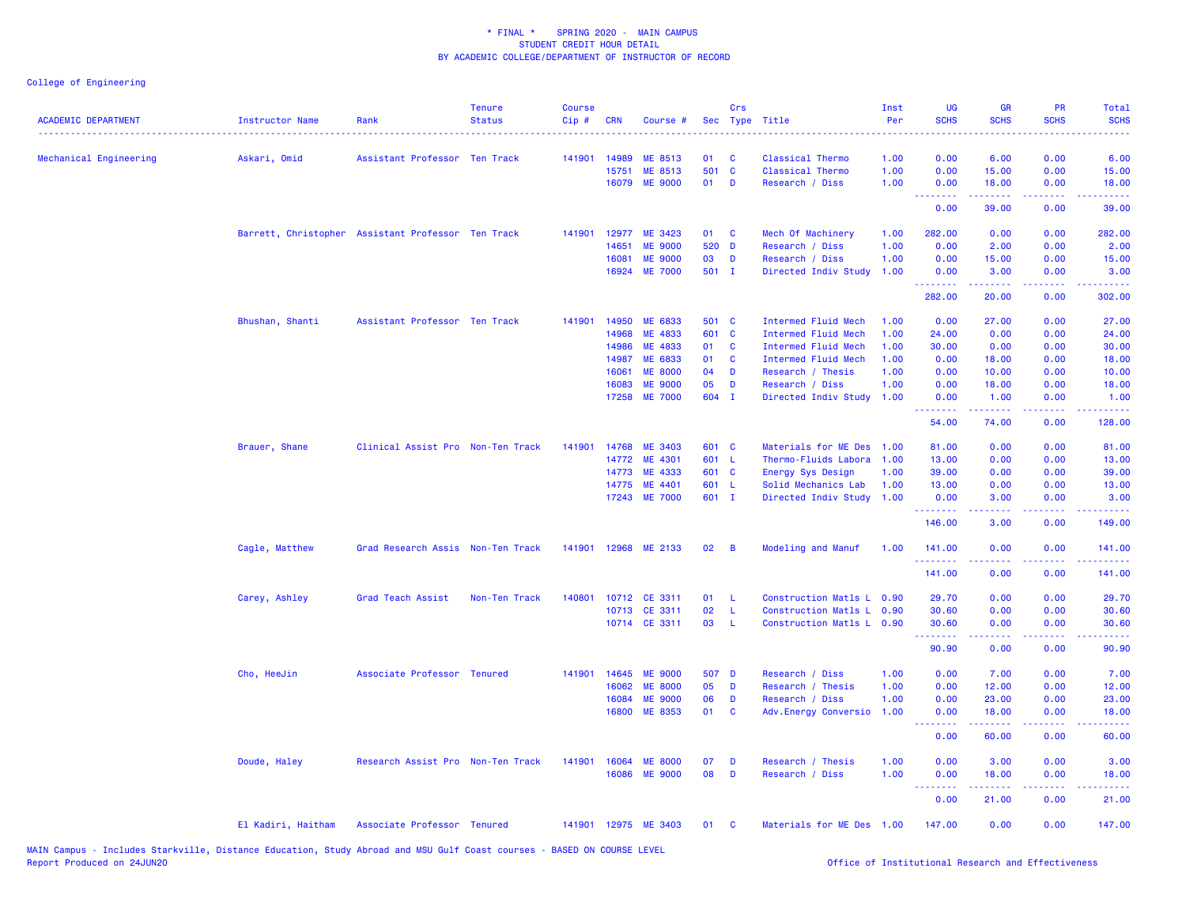\* FINAL \* SPRING 2020 - MAIN CAMPUS
STUDENT CREDIT HOUR DETAIL
BY ACADEMIC COLLEGE/DEPARTMENT OF INSTRUCTOR OF RECORD

College of Engineering

| ACADEMIC DEPARTMENT | Instructor Name | Rank | Tenure Status | Course Cip # | CRN | Course # | Sec | Crs Type | Title | Inst Per | UG SCHS | GR SCHS | PR SCHS | Total SCHS |
|---|---|---|---|---|---|---|---|---|---|---|---|---|---|---|
| Mechanical Engineering | Askari, Omid | Assistant Professor | Ten Track | 141901 | 14989 | ME 8513 | 01 | C | Classical Thermo | 1.00 | 0.00 | 6.00 | 0.00 | 6.00 |
| | | | | | 15751 | ME 8513 | 501 | C | Classical Thermo | 1.00 | 0.00 | 15.00 | 0.00 | 15.00 |
| | | | | | 16079 | ME 9000 | 01 | D | Research / Diss | 1.00 | 0.00 | 18.00 | 0.00 | 18.00 |
| | | | | | | | | | | | 0.00 | 39.00 | 0.00 | 39.00 |
| | Barrett, Christopher | Assistant Professor | Ten Track | 141901 | 12977 | ME 3423 | 01 | C | Mech Of Machinery | 1.00 | 282.00 | 0.00 | 0.00 | 282.00 |
| | | | | | 14651 | ME 9000 | 520 | D | Research / Diss | 1.00 | 0.00 | 2.00 | 0.00 | 2.00 |
| | | | | | 16081 | ME 9000 | 03 | D | Research / Diss | 1.00 | 0.00 | 15.00 | 0.00 | 15.00 |
| | | | | | 16924 | ME 7000 | 501 | I | Directed Indiv Study | 1.00 | 0.00 | 3.00 | 0.00 | 3.00 |
| | | | | | | | | | | | 282.00 | 20.00 | 0.00 | 302.00 |
| | Bhushan, Shanti | Assistant Professor | Ten Track | 141901 | 14950 | ME 6833 | 501 | C | Intermed Fluid Mech | 1.00 | 0.00 | 27.00 | 0.00 | 27.00 |
| | | | | | 14968 | ME 4833 | 601 | C | Intermed Fluid Mech | 1.00 | 24.00 | 0.00 | 0.00 | 24.00 |
| | | | | | 14986 | ME 4833 | 01 | C | Intermed Fluid Mech | 1.00 | 30.00 | 0.00 | 0.00 | 30.00 |
| | | | | | 14987 | ME 6833 | 01 | C | Intermed Fluid Mech | 1.00 | 0.00 | 18.00 | 0.00 | 18.00 |
| | | | | | 16061 | ME 8000 | 04 | D | Research / Thesis | 1.00 | 0.00 | 10.00 | 0.00 | 10.00 |
| | | | | | 16083 | ME 9000 | 05 | D | Research / Diss | 1.00 | 0.00 | 18.00 | 0.00 | 18.00 |
| | | | | | 17258 | ME 7000 | 604 | I | Directed Indiv Study | 1.00 | 0.00 | 1.00 | 0.00 | 1.00 |
| | | | | | | | | | | | 54.00 | 74.00 | 0.00 | 128.00 |
| | Brauer, Shane | Clinical Assist Pro | Non-Ten Track | 141901 | 14768 | ME 3403 | 601 | C | Materials for ME Des | 1.00 | 81.00 | 0.00 | 0.00 | 81.00 |
| | | | | | 14772 | ME 4301 | 601 | L | Thermo-Fluids Labora | 1.00 | 13.00 | 0.00 | 0.00 | 13.00 |
| | | | | | 14773 | ME 4333 | 601 | C | Energy Sys Design | 1.00 | 39.00 | 0.00 | 0.00 | 39.00 |
| | | | | | 14775 | ME 4401 | 601 | L | Solid Mechanics Lab | 1.00 | 13.00 | 0.00 | 0.00 | 13.00 |
| | | | | | 17243 | ME 7000 | 601 | I | Directed Indiv Study | 1.00 | 0.00 | 3.00 | 0.00 | 3.00 |
| | | | | | | | | | | | 146.00 | 3.00 | 0.00 | 149.00 |
| | Cagle, Matthew | Grad Research Assis | Non-Ten Track | 141901 | 12968 | ME 2133 | 02 | B | Modeling and Manuf | 1.00 | 141.00 | 0.00 | 0.00 | 141.00 |
| | | | | | | | | | | | 141.00 | 0.00 | 0.00 | 141.00 |
| | Carey, Ashley | Grad Teach Assist | Non-Ten Track | 140801 | 10712 | CE 3311 | 01 | L | Construction Matls L | 0.90 | 29.70 | 0.00 | 0.00 | 29.70 |
| | | | | | 10713 | CE 3311 | 02 | L | Construction Matls L | 0.90 | 30.60 | 0.00 | 0.00 | 30.60 |
| | | | | | 10714 | CE 3311 | 03 | L | Construction Matls L | 0.90 | 30.60 | 0.00 | 0.00 | 30.60 |
| | | | | | | | | | | | 90.90 | 0.00 | 0.00 | 90.90 |
| | Cho, HeeJin | Associate Professor | Tenured | 141901 | 14645 | ME 9000 | 507 | D | Research / Diss | 1.00 | 0.00 | 7.00 | 0.00 | 7.00 |
| | | | | | 16062 | ME 8000 | 05 | D | Research / Thesis | 1.00 | 0.00 | 12.00 | 0.00 | 12.00 |
| | | | | | 16084 | ME 9000 | 06 | D | Research / Diss | 1.00 | 0.00 | 23.00 | 0.00 | 23.00 |
| | | | | | 16800 | ME 8353 | 01 | C | Adv.Energy Conversio | 1.00 | 0.00 | 18.00 | 0.00 | 18.00 |
| | | | | | | | | | | | 0.00 | 60.00 | 0.00 | 60.00 |
| | Doude, Haley | Research Assist Pro | Non-Ten Track | 141901 | 16064 | ME 8000 | 07 | D | Research / Thesis | 1.00 | 0.00 | 3.00 | 0.00 | 3.00 |
| | | | | | 16086 | ME 9000 | 08 | D | Research / Diss | 1.00 | 0.00 | 18.00 | 0.00 | 18.00 |
| | | | | | | | | | | | 0.00 | 21.00 | 0.00 | 21.00 |
| | El Kadiri, Haitham | Associate Professor | Tenured | 141901 | 12975 | ME 3403 | 01 | C | Materials for ME Des | 1.00 | 147.00 | 0.00 | 0.00 | 147.00 |

MAIN Campus - Includes Starkville, Distance Education, Study Abroad and MSU Gulf Coast courses - BASED ON COURSE LEVEL
Report Produced on 24JUN20

Office of Institutional Research and Effectiveness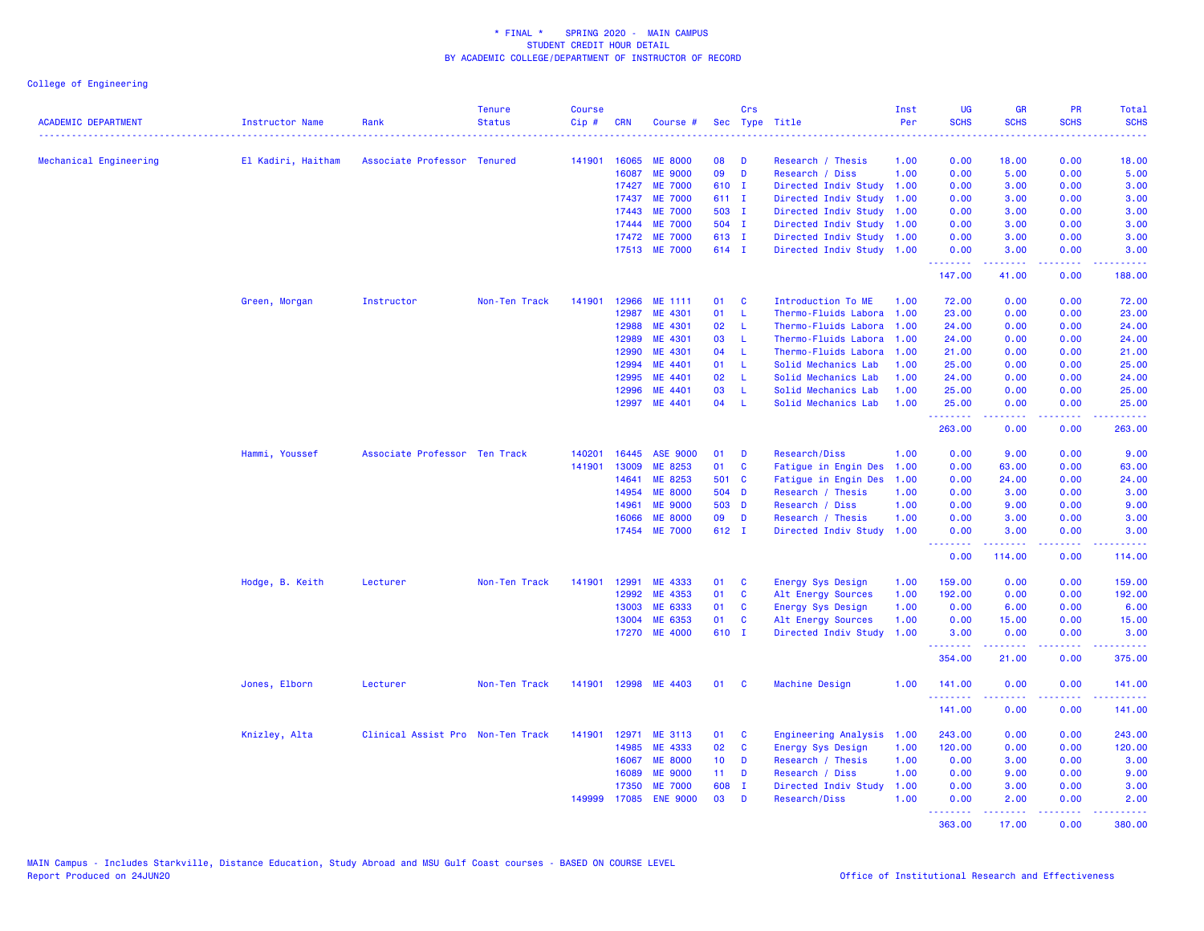\* FINAL \* SPRING 2020 - MAIN CAMPUS
STUDENT CREDIT HOUR DETAIL
BY ACADEMIC COLLEGE/DEPARTMENT OF INSTRUCTOR OF RECORD

College of Engineering

| ACADEMIC DEPARTMENT | Instructor Name | Rank | Tenure Status | Course Cip # | CRN | Course # | Sec | Crs Type | Title | Inst Per | UG SCHS | GR SCHS | PR SCHS | Total SCHS |
|---|---|---|---|---|---|---|---|---|---|---|---|---|---|---|
| Mechanical Engineering | El Kadiri, Haitham | Associate Professor | Tenured | 141901 | 16065 | ME 8000 | 08 | D | Research / Thesis | 1.00 | 0.00 | 18.00 | 0.00 | 18.00 |
| | | | | | 16087 | ME 9000 | 09 | D | Research / Diss | 1.00 | 0.00 | 5.00 | 0.00 | 5.00 |
| | | | | | 17427 | ME 7000 | 610 | I | Directed Indiv Study | 1.00 | 0.00 | 3.00 | 0.00 | 3.00 |
| | | | | | 17437 | ME 7000 | 611 | I | Directed Indiv Study | 1.00 | 0.00 | 3.00 | 0.00 | 3.00 |
| | | | | | 17443 | ME 7000 | 503 | I | Directed Indiv Study | 1.00 | 0.00 | 3.00 | 0.00 | 3.00 |
| | | | | | 17444 | ME 7000 | 504 | I | Directed Indiv Study | 1.00 | 0.00 | 3.00 | 0.00 | 3.00 |
| | | | | | 17472 | ME 7000 | 613 | I | Directed Indiv Study | 1.00 | 0.00 | 3.00 | 0.00 | 3.00 |
| | | | | | 17513 | ME 7000 | 614 | I | Directed Indiv Study | 1.00 | 0.00 | 3.00 | 0.00 | 3.00 |
| | | | | | | | | | | | 147.00 | 41.00 | 0.00 | 188.00 |
| | Green, Morgan | Instructor | Non-Ten Track | 141901 | 12966 | ME 1111 | 01 | C | Introduction To ME | 1.00 | 72.00 | 0.00 | 0.00 | 72.00 |
| | | | | | 12987 | ME 4301 | 01 | L | Thermo-Fluids Labora | 1.00 | 23.00 | 0.00 | 0.00 | 23.00 |
| | | | | | 12988 | ME 4301 | 02 | L | Thermo-Fluids Labora | 1.00 | 24.00 | 0.00 | 0.00 | 24.00 |
| | | | | | 12989 | ME 4301 | 03 | L | Thermo-Fluids Labora | 1.00 | 24.00 | 0.00 | 0.00 | 24.00 |
| | | | | | 12990 | ME 4301 | 04 | L | Thermo-Fluids Labora | 1.00 | 21.00 | 0.00 | 0.00 | 21.00 |
| | | | | | 12994 | ME 4401 | 01 | L | Solid Mechanics Lab | 1.00 | 25.00 | 0.00 | 0.00 | 25.00 |
| | | | | | 12995 | ME 4401 | 02 | L | Solid Mechanics Lab | 1.00 | 24.00 | 0.00 | 0.00 | 24.00 |
| | | | | | 12996 | ME 4401 | 03 | L | Solid Mechanics Lab | 1.00 | 25.00 | 0.00 | 0.00 | 25.00 |
| | | | | | 12997 | ME 4401 | 04 | L | Solid Mechanics Lab | 1.00 | 25.00 | 0.00 | 0.00 | 25.00 |
| | | | | | | | | | | | 263.00 | 0.00 | 0.00 | 263.00 |
| | Hammi, Youssef | Associate Professor | Ten Track | 140201 | 16445 | ASE 9000 | 01 | D | Research/Diss | 1.00 | 0.00 | 9.00 | 0.00 | 9.00 |
| | | | | 141901 | 13009 | ME 8253 | 01 | C | Fatigue in Engin Des | 1.00 | 0.00 | 63.00 | 0.00 | 63.00 |
| | | | | | 14641 | ME 8253 | 501 | C | Fatigue in Engin Des | 1.00 | 0.00 | 24.00 | 0.00 | 24.00 |
| | | | | | 14954 | ME 8000 | 504 | D | Research / Thesis | 1.00 | 0.00 | 3.00 | 0.00 | 3.00 |
| | | | | | 14961 | ME 9000 | 503 | D | Research / Diss | 1.00 | 0.00 | 9.00 | 0.00 | 9.00 |
| | | | | | 16066 | ME 8000 | 09 | D | Research / Thesis | 1.00 | 0.00 | 3.00 | 0.00 | 3.00 |
| | | | | | 17454 | ME 7000 | 612 | I | Directed Indiv Study | 1.00 | 0.00 | 3.00 | 0.00 | 3.00 |
| | | | | | | | | | | | 0.00 | 114.00 | 0.00 | 114.00 |
| | Hodge, B. Keith | Lecturer | Non-Ten Track | 141901 | 12991 | ME 4333 | 01 | C | Energy Sys Design | 1.00 | 159.00 | 0.00 | 0.00 | 159.00 |
| | | | | | 12992 | ME 4353 | 01 | C | Alt Energy Sources | 1.00 | 192.00 | 0.00 | 0.00 | 192.00 |
| | | | | | 13003 | ME 6333 | 01 | C | Energy Sys Design | 1.00 | 0.00 | 6.00 | 0.00 | 6.00 |
| | | | | | 13004 | ME 6353 | 01 | C | Alt Energy Sources | 1.00 | 0.00 | 15.00 | 0.00 | 15.00 |
| | | | | | 17270 | ME 4000 | 610 | I | Directed Indiv Study | 1.00 | 3.00 | 0.00 | 0.00 | 3.00 |
| | | | | | | | | | | | 354.00 | 21.00 | 0.00 | 375.00 |
| | Jones, Elborn | Lecturer | Non-Ten Track | 141901 | 12998 | ME 4403 | 01 | C | Machine Design | 1.00 | 141.00 | 0.00 | 0.00 | 141.00 |
| | | | | | | | | | | | 141.00 | 0.00 | 0.00 | 141.00 |
| | Knizley, Alta | Clinical Assist Pro | Non-Ten Track | 141901 | 12971 | ME 3113 | 01 | C | Engineering Analysis | 1.00 | 243.00 | 0.00 | 0.00 | 243.00 |
| | | | | | 14985 | ME 4333 | 02 | C | Energy Sys Design | 1.00 | 120.00 | 0.00 | 0.00 | 120.00 |
| | | | | | 16067 | ME 8000 | 10 | D | Research / Thesis | 1.00 | 0.00 | 3.00 | 0.00 | 3.00 |
| | | | | | 16089 | ME 9000 | 11 | D | Research / Diss | 1.00 | 0.00 | 9.00 | 0.00 | 9.00 |
| | | | | | 17350 | ME 7000 | 608 | I | Directed Indiv Study | 1.00 | 0.00 | 3.00 | 0.00 | 3.00 |
| | | | | 149999 | 17085 | ENE 9000 | 03 | D | Research/Diss | 1.00 | 0.00 | 2.00 | 0.00 | 2.00 |
| | | | | | | | | | | | 363.00 | 17.00 | 0.00 | 380.00 |

MAIN Campus - Includes Starkville, Distance Education, Study Abroad and MSU Gulf Coast courses - BASED ON COURSE LEVEL
Report Produced on 24JUN20

Office of Institutional Research and Effectiveness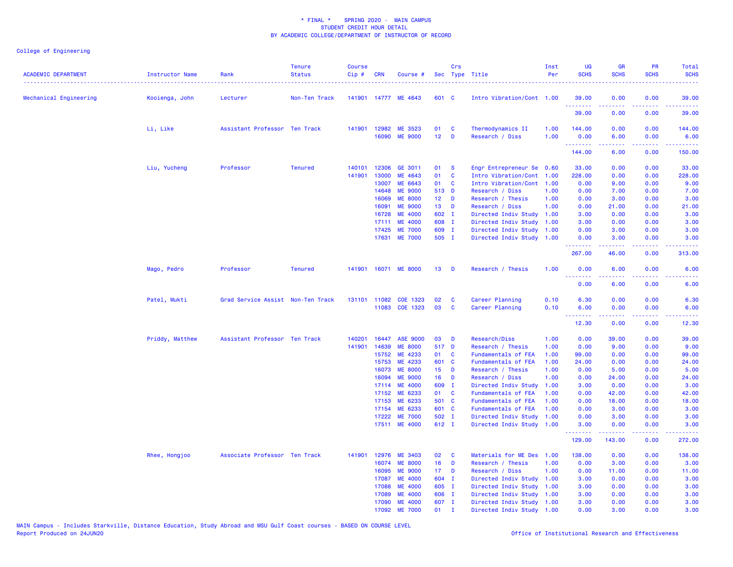\* FINAL \* SPRING 2020 - MAIN CAMPUS
STUDENT CREDIT HOUR DETAIL
BY ACADEMIC COLLEGE/DEPARTMENT OF INSTRUCTOR OF RECORD

College of Engineering

| ACADEMIC DEPARTMENT | Instructor Name | Rank | Tenure Status | Course Cip # | CRN | Course # | Sec | Crs Type | Title | Inst Per | UG SCHS | GR SCHS | PR SCHS | Total SCHS |
|---|---|---|---|---|---|---|---|---|---|---|---|---|---|---|
| Mechanical Engineering | Kooienga, John | Lecturer | Non-Ten Track | 141901 | 14777 | ME 4643 | 601 | C | Intro Vibration/Cont | 1.00 | 39.00 | 0.00 | 0.00 | 39.00 |
| | | | | | | | | | | | 39.00 | 0.00 | 0.00 | 39.00 |
| | Li, Like | Assistant Professor | Ten Track | 141901 | 12982 | ME 3523 | 01 | C | Thermodynamics II | 1.00 | 144.00 | 0.00 | 0.00 | 144.00 |
| | | | | | 16090 | ME 9000 | 12 | D | Research / Diss | 1.00 | 0.00 | 6.00 | 0.00 | 6.00 |
| | | | | | | | | | | | 144.00 | 6.00 | 0.00 | 150.00 |
| | Liu, Yucheng | Professor | Tenured | 140101 | 12306 | GE 3011 | 01 | S | Engr Entrepreneur Se | 0.60 | 33.00 | 0.00 | 0.00 | 33.00 |
| | | | | 141901 | 13000 | ME 4643 | 01 | C | Intro Vibration/Cont | 1.00 | 228.00 | 0.00 | 0.00 | 228.00 |
| | | | | | 13007 | ME 6643 | 01 | C | Intro Vibration/Cont | 1.00 | 0.00 | 9.00 | 0.00 | 9.00 |
| | | | | | 14648 | ME 9000 | 513 | D | Research / Diss | 1.00 | 0.00 | 7.00 | 0.00 | 7.00 |
| | | | | | 16069 | ME 8000 | 12 | D | Research / Thesis | 1.00 | 0.00 | 3.00 | 0.00 | 3.00 |
| | | | | | 16091 | ME 9000 | 13 | D | Research / Diss | 1.00 | 0.00 | 21.00 | 0.00 | 21.00 |
| | | | | | 16728 | ME 4000 | 602 | I | Directed Indiv Study | 1.00 | 3.00 | 0.00 | 0.00 | 3.00 |
| | | | | | 17111 | ME 4000 | 608 | I | Directed Indiv Study | 1.00 | 3.00 | 0.00 | 0.00 | 3.00 |
| | | | | | 17425 | ME 7000 | 609 | I | Directed Indiv Study | 1.00 | 0.00 | 3.00 | 0.00 | 3.00 |
| | | | | | 17631 | ME 7000 | 505 | I | Directed Indiv Study | 1.00 | 0.00 | 3.00 | 0.00 | 3.00 |
| | | | | | | | | | | | 267.00 | 46.00 | 0.00 | 313.00 |
| | Mago, Pedro | Professor | Tenured | 141901 | 16071 | ME 8000 | 13 | D | Research / Thesis | 1.00 | 0.00 | 6.00 | 0.00 | 6.00 |
| | | | | | | | | | | | 0.00 | 6.00 | 0.00 | 6.00 |
| | Patel, Mukti | Grad Service Assist | Non-Ten Track | 131101 | 11082 | COE 1323 | 02 | C | Career Planning | 0.10 | 6.30 | 0.00 | 0.00 | 6.30 |
| | | | | | 11083 | COE 1323 | 03 | C | Career Planning | 0.10 | 6.00 | 0.00 | 0.00 | 6.00 |
| | | | | | | | | | | | 12.30 | 0.00 | 0.00 | 12.30 |
| | Priddy, Matthew | Assistant Professor | Ten Track | 140201 | 16447 | ASE 9000 | 03 | D | Research/Diss | 1.00 | 0.00 | 39.00 | 0.00 | 39.00 |
| | | | | 141901 | 14639 | ME 8000 | 517 | D | Research / Thesis | 1.00 | 0.00 | 9.00 | 0.00 | 9.00 |
| | | | | | 15752 | ME 4233 | 01 | C | Fundamentals of FEA | 1.00 | 99.00 | 0.00 | 0.00 | 99.00 |
| | | | | | 15753 | ME 4233 | 601 | C | Fundamentals of FEA | 1.00 | 24.00 | 0.00 | 0.00 | 24.00 |
| | | | | | 16073 | ME 8000 | 15 | D | Research / Thesis | 1.00 | 0.00 | 5.00 | 0.00 | 5.00 |
| | | | | | 16094 | ME 9000 | 16 | D | Research / Diss | 1.00 | 0.00 | 24.00 | 0.00 | 24.00 |
| | | | | | 17114 | ME 4000 | 609 | I | Directed Indiv Study | 1.00 | 3.00 | 0.00 | 0.00 | 3.00 |
| | | | | | 17152 | ME 6233 | 01 | C | Fundamentals of FEA | 1.00 | 0.00 | 42.00 | 0.00 | 42.00 |
| | | | | | 17153 | ME 6233 | 501 | C | Fundamentals of FEA | 1.00 | 0.00 | 18.00 | 0.00 | 18.00 |
| | | | | | 17154 | ME 6233 | 601 | C | Fundamentals of FEA | 1.00 | 0.00 | 3.00 | 0.00 | 3.00 |
| | | | | | 17222 | ME 7000 | 502 | I | Directed Indiv Study | 1.00 | 0.00 | 3.00 | 0.00 | 3.00 |
| | | | | | 17511 | ME 4000 | 612 | I | Directed Indiv Study | 1.00 | 3.00 | 0.00 | 0.00 | 3.00 |
| | | | | | | | | | | | 129.00 | 143.00 | 0.00 | 272.00 |
| | Rhee, Hongjoo | Associate Professor | Ten Track | 141901 | 12976 | ME 3403 | 02 | C | Materials for ME Des | 1.00 | 138.00 | 0.00 | 0.00 | 138.00 |
| | | | | | 16074 | ME 8000 | 16 | D | Research / Thesis | 1.00 | 0.00 | 3.00 | 0.00 | 3.00 |
| | | | | | 16095 | ME 9000 | 17 | D | Research / Diss | 1.00 | 0.00 | 11.00 | 0.00 | 11.00 |
| | | | | | 17087 | ME 4000 | 604 | I | Directed Indiv Study | 1.00 | 3.00 | 0.00 | 0.00 | 3.00 |
| | | | | | 17088 | ME 4000 | 605 | I | Directed Indiv Study | 1.00 | 3.00 | 0.00 | 0.00 | 3.00 |
| | | | | | 17089 | ME 4000 | 606 | I | Directed Indiv Study | 1.00 | 3.00 | 0.00 | 0.00 | 3.00 |
| | | | | | 17090 | ME 4000 | 607 | I | Directed Indiv Study | 1.00 | 3.00 | 0.00 | 0.00 | 3.00 |
| | | | | | 17092 | ME 7000 | 01 | I | Directed Indiv Study | 1.00 | 0.00 | 3.00 | 0.00 | 3.00 |

MAIN Campus - Includes Starkville, Distance Education, Study Abroad and MSU Gulf Coast courses - BASED ON COURSE LEVEL
Report Produced on 24JUN20

Office of Institutional Research and Effectiveness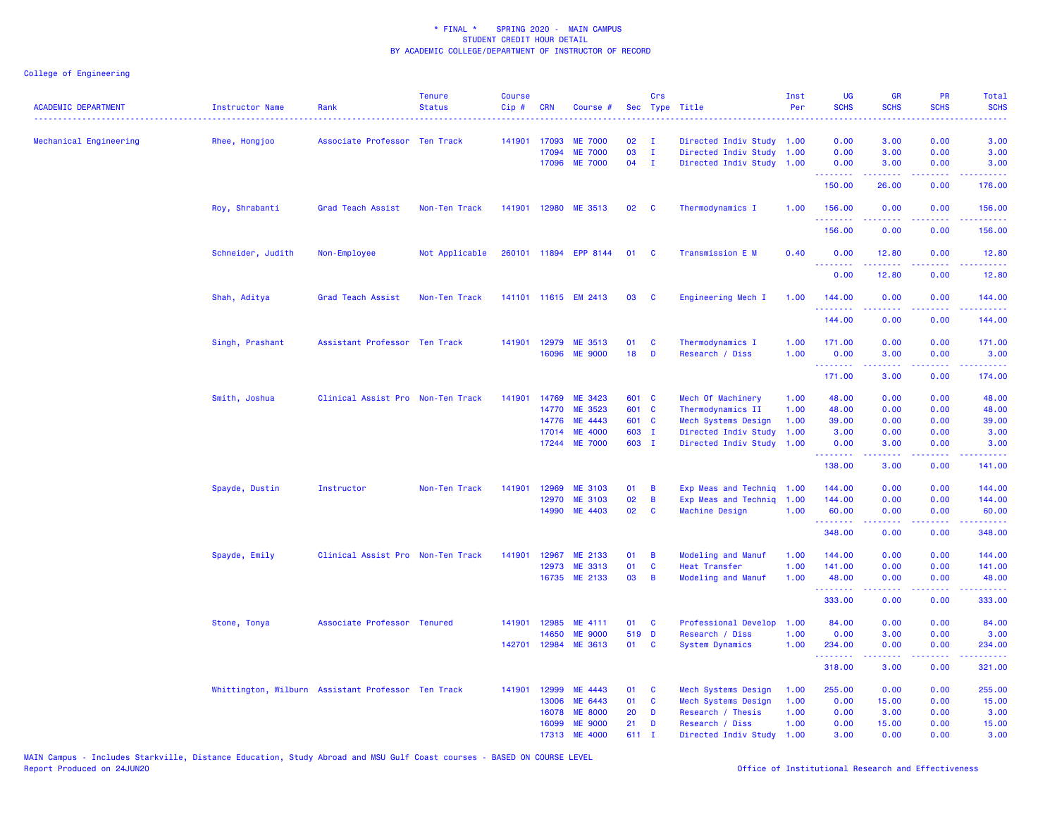\* FINAL \* SPRING 2020 - MAIN CAMPUS
STUDENT CREDIT HOUR DETAIL
BY ACADEMIC COLLEGE/DEPARTMENT OF INSTRUCTOR OF RECORD

College of Engineering

| ACADEMIC DEPARTMENT | Instructor Name | Rank | Tenure Status | Course Cip # | CRN | Course # | Sec | Crs Type | Title | Inst Per | UG SCHS | GR SCHS | PR SCHS | Total SCHS |
|---|---|---|---|---|---|---|---|---|---|---|---|---|---|---|
| Mechanical Engineering | Rhee, Hongjoo | Associate Professor | Ten Track | 141901 | 17093 | ME 7000 | 02 | I | Directed Indiv Study | 1.00 | 0.00 | 3.00 | 0.00 | 3.00 |
| | | | | | 17094 | ME 7000 | 03 | I | Directed Indiv Study | 1.00 | 0.00 | 3.00 | 0.00 | 3.00 |
| | | | | | 17096 | ME 7000 | 04 | I | Directed Indiv Study | 1.00 | 0.00 | 3.00 | 0.00 | 3.00 |
| | | | | | | | | | | | 150.00 | 26.00 | 0.00 | 176.00 |
| | Roy, Shrabanti | Grad Teach Assist | Non-Ten Track | 141901 | 12980 | ME 3513 | 02 | C | Thermodynamics I | 1.00 | 156.00 | 0.00 | 0.00 | 156.00 |
| | | | | | | | | | | | 156.00 | 0.00 | 0.00 | 156.00 |
| | Schneider, Judith | Non-Employee | Not Applicable | 260101 | 11894 | EPP 8144 | 01 | C | Transmission E M | 0.40 | 0.00 | 12.80 | 0.00 | 12.80 |
| | | | | | | | | | | | 0.00 | 12.80 | 0.00 | 12.80 |
| | Shah, Aditya | Grad Teach Assist | Non-Ten Track | 141101 | 11615 | EM 2413 | 03 | C | Engineering Mech I | 1.00 | 144.00 | 0.00 | 0.00 | 144.00 |
| | | | | | | | | | | | 144.00 | 0.00 | 0.00 | 144.00 |
| | Singh, Prashant | Assistant Professor | Ten Track | 141901 | 12979 | ME 3513 | 01 | C | Thermodynamics I | 1.00 | 171.00 | 0.00 | 0.00 | 171.00 |
| | | | | | 16096 | ME 9000 | 18 | D | Research / Diss | 1.00 | 0.00 | 3.00 | 0.00 | 3.00 |
| | | | | | | | | | | | 171.00 | 3.00 | 0.00 | 174.00 |
| | Smith, Joshua | Clinical Assist Pro | Non-Ten Track | 141901 | 14769 | ME 3423 | 601 | C | Mech Of Machinery | 1.00 | 48.00 | 0.00 | 0.00 | 48.00 |
| | | | | | 14770 | ME 3523 | 601 | C | Thermodynamics II | 1.00 | 48.00 | 0.00 | 0.00 | 48.00 |
| | | | | | 14776 | ME 4443 | 601 | C | Mech Systems Design | 1.00 | 39.00 | 0.00 | 0.00 | 39.00 |
| | | | | | 17014 | ME 4000 | 603 | I | Directed Indiv Study | 1.00 | 3.00 | 0.00 | 0.00 | 3.00 |
| | | | | | 17244 | ME 7000 | 603 | I | Directed Indiv Study | 1.00 | 0.00 | 3.00 | 0.00 | 3.00 |
| | | | | | | | | | | | 138.00 | 3.00 | 0.00 | 141.00 |
| | Spayde, Dustin | Instructor | Non-Ten Track | 141901 | 12969 | ME 3103 | 01 | B | Exp Meas and Techniq | 1.00 | 144.00 | 0.00 | 0.00 | 144.00 |
| | | | | | 12970 | ME 3103 | 02 | B | Exp Meas and Techniq | 1.00 | 144.00 | 0.00 | 0.00 | 144.00 |
| | | | | | 14990 | ME 4403 | 02 | C | Machine Design | 1.00 | 60.00 | 0.00 | 0.00 | 60.00 |
| | | | | | | | | | | | 348.00 | 0.00 | 0.00 | 348.00 |
| | Spayde, Emily | Clinical Assist Pro | Non-Ten Track | 141901 | 12967 | ME 2133 | 01 | B | Modeling and Manuf | 1.00 | 144.00 | 0.00 | 0.00 | 144.00 |
| | | | | | 12973 | ME 3313 | 01 | C | Heat Transfer | 1.00 | 141.00 | 0.00 | 0.00 | 141.00 |
| | | | | | 16735 | ME 2133 | 03 | B | Modeling and Manuf | 1.00 | 48.00 | 0.00 | 0.00 | 48.00 |
| | | | | | | | | | | | 333.00 | 0.00 | 0.00 | 333.00 |
| | Stone, Tonya | Associate Professor | Tenured | 141901 | 12985 | ME 4111 | 01 | C | Professional Develop | 1.00 | 84.00 | 0.00 | 0.00 | 84.00 |
| | | | | | 14650 | ME 9000 | 519 | D | Research / Diss | 1.00 | 0.00 | 3.00 | 0.00 | 3.00 |
| | | | | 142701 | 12984 | ME 3613 | 01 | C | System Dynamics | 1.00 | 234.00 | 0.00 | 0.00 | 234.00 |
| | | | | | | | | | | | 318.00 | 3.00 | 0.00 | 321.00 |
| | Whittington, Wilburn | Assistant Professor | Ten Track | 141901 | 12999 | ME 4443 | 01 | C | Mech Systems Design | 1.00 | 255.00 | 0.00 | 0.00 | 255.00 |
| | | | | | 13006 | ME 6443 | 01 | C | Mech Systems Design | 1.00 | 0.00 | 15.00 | 0.00 | 15.00 |
| | | | | | 16078 | ME 8000 | 20 | D | Research / Thesis | 1.00 | 0.00 | 3.00 | 0.00 | 3.00 |
| | | | | | 16099 | ME 9000 | 21 | D | Research / Diss | 1.00 | 0.00 | 15.00 | 0.00 | 15.00 |
| | | | | | 17313 | ME 4000 | 611 | I | Directed Indiv Study | 1.00 | 3.00 | 0.00 | 0.00 | 3.00 |

MAIN Campus - Includes Starkville, Distance Education, Study Abroad and MSU Gulf Coast courses - BASED ON COURSE LEVEL
Report Produced on 24JUN20

Office of Institutional Research and Effectiveness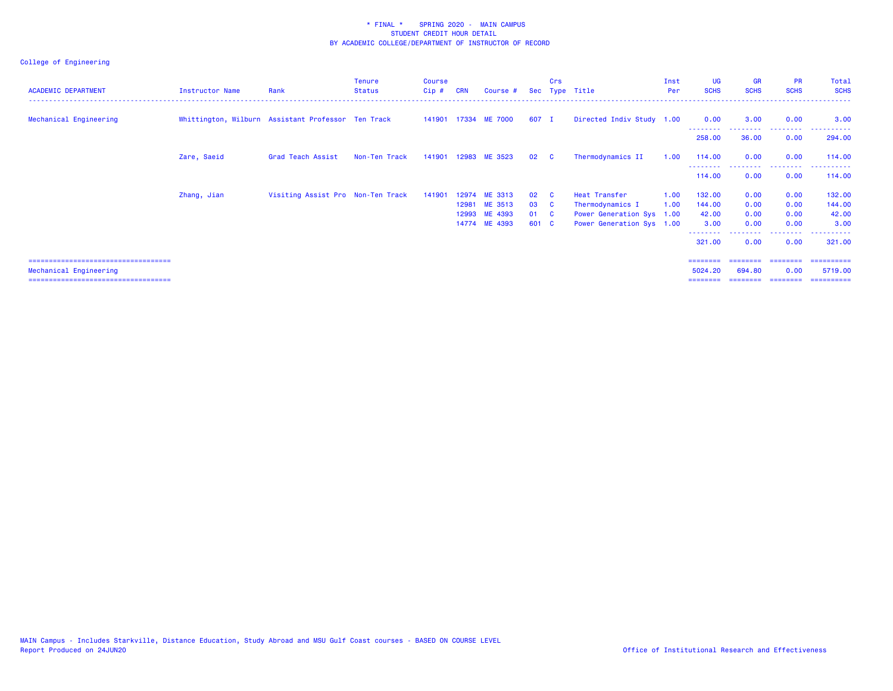* FINAL * SPRING 2020 - MAIN CAMPUS
STUDENT CREDIT HOUR DETAIL
BY ACADEMIC COLLEGE/DEPARTMENT OF INSTRUCTOR OF RECORD

College of Engineering

| ACADEMIC DEPARTMENT | Instructor Name | Rank | Tenure Status | Course Cip # | CRN | Course # | Sec | Crs Type | Title | Inst Per | UG SCHS | GR SCHS | PR SCHS | Total SCHS |
|---|---|---|---|---|---|---|---|---|---|---|---|---|---|---|
| Mechanical Engineering | Whittington, Wilburn | Assistant Professor | Ten Track | 141901 | 17334 | ME 7000 | 607 | I | Directed Indiv Study | 1.00 | 0.00 | 3.00 | 0.00 | 3.00 |
| | | | | | | | | | | | 258.00 | 36.00 | 0.00 | 294.00 |
| | Zare, Saeid | Grad Teach Assist | Non-Ten Track | 141901 | 12983 | ME 3523 | 02 | C | Thermodynamics II | 1.00 | 114.00 | 0.00 | 0.00 | 114.00 |
| | | | | | | | | | | | 114.00 | 0.00 | 0.00 | 114.00 |
| | Zhang, Jian | Visiting Assist Pro | Non-Ten Track | 141901 | 12974 | ME 3313 | 02 | C | Heat Transfer | 1.00 | 132.00 | 0.00 | 0.00 | 132.00 |
| | | | | | 12981 | ME 3513 | 03 | C | Thermodynamics I | 1.00 | 144.00 | 0.00 | 0.00 | 144.00 |
| | | | | | 12993 | ME 4393 | 01 | C | Power Generation Sys | 1.00 | 42.00 | 0.00 | 0.00 | 42.00 |
| | | | | | 14774 | ME 4393 | 601 | C | Power Generation Sys | 1.00 | 3.00 | 0.00 | 0.00 | 3.00 |
| | | | | | | | | | | | 321.00 | 0.00 | 0.00 | 321.00 |
| Mechanical Engineering | | | | | | | | | | | 5024.20 | 694.80 | 0.00 | 5719.00 |

MAIN Campus - Includes Starkville, Distance Education, Study Abroad and MSU Gulf Coast courses - BASED ON COURSE LEVEL
Report Produced on 24JUN20

Office of Institutional Research and Effectiveness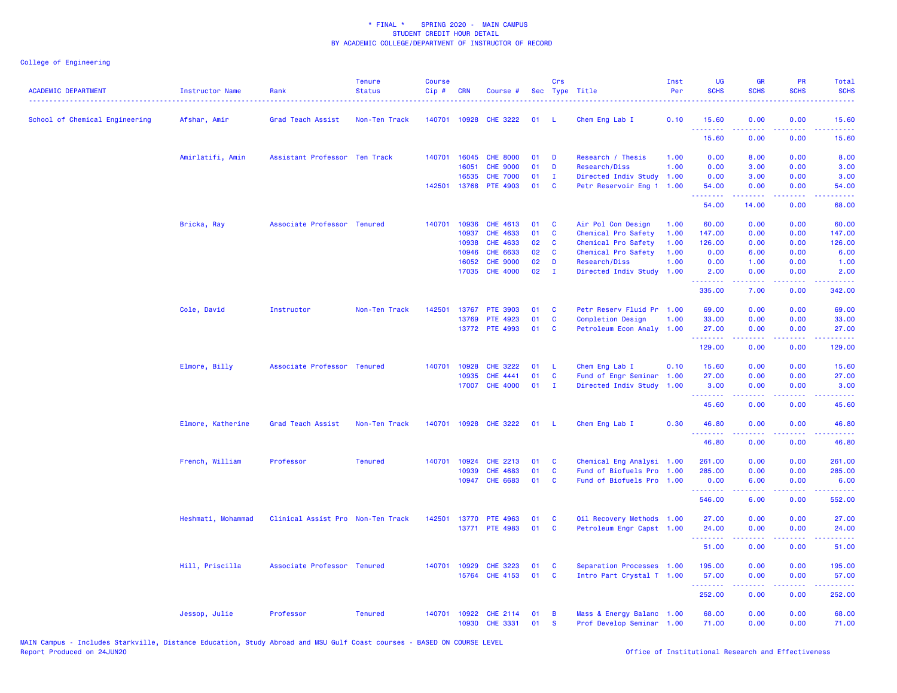\* FINAL \*  SPRING 2020 - MAIN CAMPUS
STUDENT CREDIT HOUR DETAIL
BY ACADEMIC COLLEGE/DEPARTMENT OF INSTRUCTOR OF RECORD

College of Engineering

| ACADEMIC DEPARTMENT | Instructor Name | Rank | Tenure Status | Course Cip # | CRN | Course # | Sec | Crs Type | Title | Inst Per | UG SCHS | GR SCHS | PR SCHS | Total SCHS |
|---|---|---|---|---|---|---|---|---|---|---|---|---|---|---|
| School of Chemical Engineering | Afshar, Amir | Grad Teach Assist | Non-Ten Track | 140701 | 10928 | CHE 3222 | 01 | L | Chem Eng Lab I | 0.10 | 15.60 | 0.00 | 0.00 | 15.60 |
| | | | | | | | | | | | 15.60 | 0.00 | 0.00 | 15.60 |
| | Amirlatifi, Amin | Assistant Professor | Ten Track | 140701 | 16045 | CHE 8000 | 01 | D | Research / Thesis | 1.00 | 0.00 | 8.00 | 0.00 | 8.00 |
| | | | | | 16051 | CHE 9000 | 01 | D | Research/Diss | 1.00 | 0.00 | 3.00 | 0.00 | 3.00 |
| | | | | | 16535 | CHE 7000 | 01 | I | Directed Indiv Study | 1.00 | 0.00 | 3.00 | 0.00 | 3.00 |
| | | | | 142501 | 13768 | PTE 4903 | 01 | C | Petr Reservoir Eng 1 | 1.00 | 54.00 | 0.00 | 0.00 | 54.00 |
| | | | | | | | | | | | 54.00 | 14.00 | 0.00 | 68.00 |
| | Bricka, Ray | Associate Professor | Tenured | 140701 | 10936 | CHE 4613 | 01 | C | Air Pol Con Design | 1.00 | 60.00 | 0.00 | 0.00 | 60.00 |
| | | | | | 10937 | CHE 4633 | 01 | C | Chemical Pro Safety | 1.00 | 147.00 | 0.00 | 0.00 | 147.00 |
| | | | | | 10938 | CHE 4633 | 02 | C | Chemical Pro Safety | 1.00 | 126.00 | 0.00 | 0.00 | 126.00 |
| | | | | | 10946 | CHE 6633 | 02 | C | Chemical Pro Safety | 1.00 | 0.00 | 6.00 | 0.00 | 6.00 |
| | | | | | 16052 | CHE 9000 | 02 | D | Research/Diss | 1.00 | 0.00 | 1.00 | 0.00 | 1.00 |
| | | | | | 17035 | CHE 4000 | 02 | I | Directed Indiv Study | 1.00 | 2.00 | 0.00 | 0.00 | 2.00 |
| | | | | | | | | | | | 335.00 | 7.00 | 0.00 | 342.00 |
| | Cole, David | Instructor | Non-Ten Track | 142501 | 13767 | PTE 3903 | 01 | C | Petr Reserv Fluid Pr | 1.00 | 69.00 | 0.00 | 0.00 | 69.00 |
| | | | | | 13769 | PTE 4923 | 01 | C | Completion Design | 1.00 | 33.00 | 0.00 | 0.00 | 33.00 |
| | | | | | 13772 | PTE 4993 | 01 | C | Petroleum Econ Analy | 1.00 | 27.00 | 0.00 | 0.00 | 27.00 |
| | | | | | | | | | | | 129.00 | 0.00 | 0.00 | 129.00 |
| | Elmore, Billy | Associate Professor | Tenured | 140701 | 10928 | CHE 3222 | 01 | L | Chem Eng Lab I | 0.10 | 15.60 | 0.00 | 0.00 | 15.60 |
| | | | | | 10935 | CHE 4441 | 01 | C | Fund of Engr Seminar | 1.00 | 27.00 | 0.00 | 0.00 | 27.00 |
| | | | | | 17007 | CHE 4000 | 01 | I | Directed Indiv Study | 1.00 | 3.00 | 0.00 | 0.00 | 3.00 |
| | | | | | | | | | | | 45.60 | 0.00 | 0.00 | 45.60 |
| | Elmore, Katherine | Grad Teach Assist | Non-Ten Track | 140701 | 10928 | CHE 3222 | 01 | L | Chem Eng Lab I | 0.30 | 46.80 | 0.00 | 0.00 | 46.80 |
| | | | | | | | | | | | 46.80 | 0.00 | 0.00 | 46.80 |
| | French, William | Professor | Tenured | 140701 | 10924 | CHE 2213 | 01 | C | Chemical Eng Analysi | 1.00 | 261.00 | 0.00 | 0.00 | 261.00 |
| | | | | | 10939 | CHE 4683 | 01 | C | Fund of Biofuels Pro | 1.00 | 285.00 | 0.00 | 0.00 | 285.00 |
| | | | | | 10947 | CHE 6683 | 01 | C | Fund of Biofuels Pro | 1.00 | 0.00 | 6.00 | 0.00 | 6.00 |
| | | | | | | | | | | | 546.00 | 6.00 | 0.00 | 552.00 |
| | Heshmati, Mohammad | Clinical Assist Pro | Non-Ten Track | 142501 | 13770 | PTE 4963 | 01 | C | Oil Recovery Methods | 1.00 | 27.00 | 0.00 | 0.00 | 27.00 |
| | | | | | 13771 | PTE 4983 | 01 | C | Petroleum Engr Capst | 1.00 | 24.00 | 0.00 | 0.00 | 24.00 |
| | | | | | | | | | | | 51.00 | 0.00 | 0.00 | 51.00 |
| | Hill, Priscilla | Associate Professor | Tenured | 140701 | 10929 | CHE 3223 | 01 | C | Separation Processes | 1.00 | 195.00 | 0.00 | 0.00 | 195.00 |
| | | | | | 15764 | CHE 4153 | 01 | C | Intro Part Crystal T | 1.00 | 57.00 | 0.00 | 0.00 | 57.00 |
| | | | | | | | | | | | 252.00 | 0.00 | 0.00 | 252.00 |
| | Jessop, Julie | Professor | Tenured | 140701 | 10922 | CHE 2114 | 01 | B | Mass & Energy Balanc | 1.00 | 68.00 | 0.00 | 0.00 | 68.00 |
| | | | | | 10930 | CHE 3331 | 01 | S | Prof Develop Seminar | 1.00 | 71.00 | 0.00 | 0.00 | 71.00 |

MAIN Campus - Includes Starkville, Distance Education, Study Abroad and MSU Gulf Coast courses - BASED ON COURSE LEVEL
Report Produced on 24JUN20

Office of Institutional Research and Effectiveness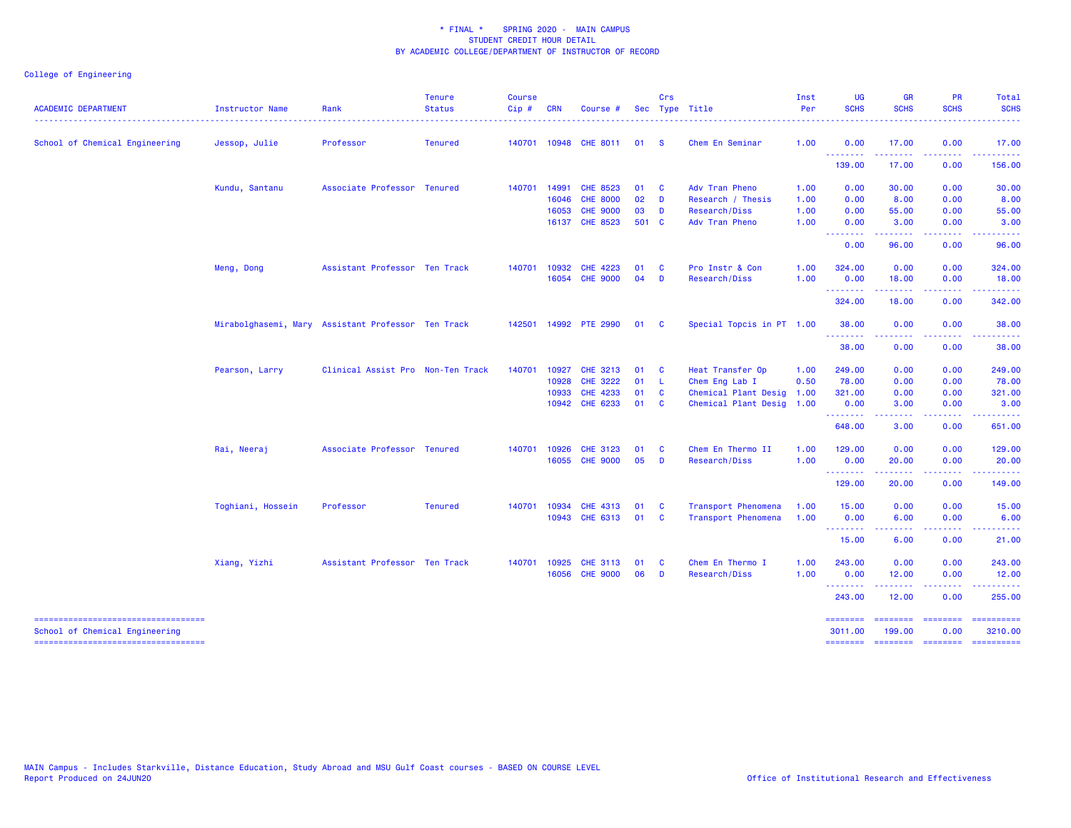\* FINAL \* SPRING 2020 - MAIN CAMPUS
STUDENT CREDIT HOUR DETAIL
BY ACADEMIC COLLEGE/DEPARTMENT OF INSTRUCTOR OF RECORD

College of Engineering

| ACADEMIC DEPARTMENT | Instructor Name | Rank | Tenure Status | Course Cip # | CRN | Course # | Sec | Crs Type | Title | Inst Per | UG SCHS | GR SCHS | PR SCHS | Total SCHS |
|---|---|---|---|---|---|---|---|---|---|---|---|---|---|---|
| School of Chemical Engineering | Jessop, Julie | Professor | Tenured | 140701 | 10948 | CHE 8011 | 01 | S | Chem En Seminar | 1.00 | 0.00 | 17.00 | 0.00 | 17.00 |
| | | | | | | | | | | | 139.00 | 17.00 | 0.00 | 156.00 |
| | Kundu, Santanu | Associate Professor | Tenured | 140701 | 14991 | CHE 8523 | 01 | C | Adv Tran Pheno | 1.00 | 0.00 | 30.00 | 0.00 | 30.00 |
| | | | | | 16046 | CHE 8000 | 02 | D | Research / Thesis | 1.00 | 0.00 | 8.00 | 0.00 | 8.00 |
| | | | | | 16053 | CHE 9000 | 03 | D | Research/Diss | 1.00 | 0.00 | 55.00 | 0.00 | 55.00 |
| | | | | | 16137 | CHE 8523 | 501 | C | Adv Tran Pheno | 1.00 | 0.00 | 3.00 | 0.00 | 3.00 |
| | | | | | | | | | | | 0.00 | 96.00 | 0.00 | 96.00 |
| | Meng, Dong | Assistant Professor | Ten Track | 140701 | 10932 | CHE 4223 | 01 | C | Pro Instr & Con | 1.00 | 324.00 | 0.00 | 0.00 | 324.00 |
| | | | | | 16054 | CHE 9000 | 04 | D | Research/Diss | 1.00 | 0.00 | 18.00 | 0.00 | 18.00 |
| | | | | | | | | | | | 324.00 | 18.00 | 0.00 | 342.00 |
| | Mirabolghasemi, Mary | Assistant Professor | Ten Track | 142501 | 14992 | PTE 2990 | 01 | C | Special Topcis in PT | 1.00 | 38.00 | 0.00 | 0.00 | 38.00 |
| | | | | | | | | | | | 38.00 | 0.00 | 0.00 | 38.00 |
| | Pearson, Larry | Clinical Assist Pro | Non-Ten Track | 140701 | 10927 | CHE 3213 | 01 | C | Heat Transfer Op | 1.00 | 249.00 | 0.00 | 0.00 | 249.00 |
| | | | | | 10928 | CHE 3222 | 01 | L | Chem Eng Lab I | 0.50 | 78.00 | 0.00 | 0.00 | 78.00 |
| | | | | | 10933 | CHE 4233 | 01 | C | Chemical Plant Desig | 1.00 | 321.00 | 0.00 | 0.00 | 321.00 |
| | | | | | 10942 | CHE 6233 | 01 | C | Chemical Plant Desig | 1.00 | 0.00 | 3.00 | 0.00 | 3.00 |
| | | | | | | | | | | | 648.00 | 3.00 | 0.00 | 651.00 |
| | Rai, Neeraj | Associate Professor | Tenured | 140701 | 10926 | CHE 3123 | 01 | C | Chem En Thermo II | 1.00 | 129.00 | 0.00 | 0.00 | 129.00 |
| | | | | | 16055 | CHE 9000 | 05 | D | Research/Diss | 1.00 | 0.00 | 20.00 | 0.00 | 20.00 |
| | | | | | | | | | | | 129.00 | 20.00 | 0.00 | 149.00 |
| | Toghiani, Hossein | Professor | Tenured | 140701 | 10934 | CHE 4313 | 01 | C | Transport Phenomena | 1.00 | 15.00 | 0.00 | 0.00 | 15.00 |
| | | | | | 10943 | CHE 6313 | 01 | C | Transport Phenomena | 1.00 | 0.00 | 6.00 | 0.00 | 6.00 |
| | | | | | | | | | | | 15.00 | 6.00 | 0.00 | 21.00 |
| | Xiang, Yizhi | Assistant Professor | Ten Track | 140701 | 10925 | CHE 3113 | 01 | C | Chem En Thermo I | 1.00 | 243.00 | 0.00 | 0.00 | 243.00 |
| | | | | | 16056 | CHE 9000 | 06 | D | Research/Diss | 1.00 | 0.00 | 12.00 | 0.00 | 12.00 |
| | | | | | | | | | | | 243.00 | 12.00 | 0.00 | 255.00 |
| School of Chemical Engineering | | | | | | | | | | | 3011.00 | 199.00 | 0.00 | 3210.00 |

MAIN Campus - Includes Starkville, Distance Education, Study Abroad and MSU Gulf Coast courses - BASED ON COURSE LEVEL
Report Produced on 24JUN20

Office of Institutional Research and Effectiveness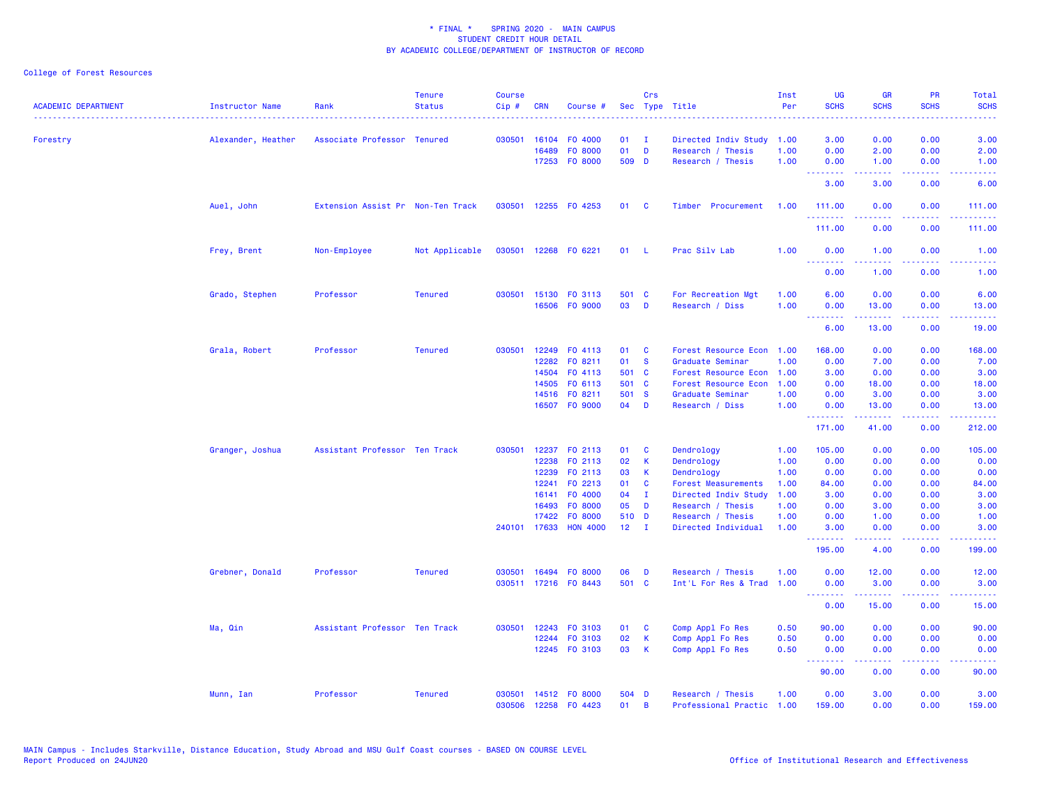\* FINAL \*    SPRING 2020 -  MAIN CAMPUS
STUDENT CREDIT HOUR DETAIL
BY ACADEMIC COLLEGE/DEPARTMENT OF INSTRUCTOR OF RECORD

College of Forest Resources

| ACADEMIC DEPARTMENT | Instructor Name | Rank | Tenure Status | Course Cip # | CRN | Course # | Sec | Crs Type | Title | Inst Per | UG SCHS | GR SCHS | PR SCHS | Total SCHS |
|---|---|---|---|---|---|---|---|---|---|---|---|---|---|---|
| Forestry | Alexander, Heather | Associate Professor | Tenured | 030501 | 16104 | FO 4000 | 01 | I | Directed Indiv Study | 1.00 | 3.00 | 0.00 | 0.00 | 3.00 |
| | | | | | 16489 | FO 8000 | 01 | D | Research / Thesis | 1.00 | 0.00 | 2.00 | 0.00 | 2.00 |
| | | | | | 17253 | FO 8000 | 509 | D | Research / Thesis | 1.00 | 0.00 | 1.00 | 0.00 | 1.00 |
| | | | | | | | | | | | 3.00 | 3.00 | 0.00 | 6.00 |
| | Auel, John | Extension Assist Pr | Non-Ten Track | 030501 | 12255 | FO 4253 | 01 | C | Timber  Procurement | 1.00 | 111.00 | 0.00 | 0.00 | 111.00 |
| | | | | | | | | | | | 111.00 | 0.00 | 0.00 | 111.00 |
| | Frey, Brent | Non-Employee | Not Applicable | 030501 | 12268 | FO 6221 | 01 | L | Prac Silv Lab | 1.00 | 0.00 | 1.00 | 0.00 | 1.00 |
| | | | | | | | | | | | 0.00 | 1.00 | 0.00 | 1.00 |
| | Grado, Stephen | Professor | Tenured | 030501 | 15130 | FO 3113 | 501 | C | For Recreation Mgt | 1.00 | 6.00 | 0.00 | 0.00 | 6.00 |
| | | | | | 16506 | FO 9000 | 03 | D | Research / Diss | 1.00 | 0.00 | 13.00 | 0.00 | 13.00 |
| | | | | | | | | | | | 6.00 | 13.00 | 0.00 | 19.00 |
| | Grala, Robert | Professor | Tenured | 030501 | 12249 | FO 4113 | 01 | C | Forest Resource Econ | 1.00 | 168.00 | 0.00 | 0.00 | 168.00 |
| | | | | | 12282 | FO 8211 | 01 | S | Graduate Seminar | 1.00 | 0.00 | 7.00 | 0.00 | 7.00 |
| | | | | | 14504 | FO 4113 | 501 | C | Forest Resource Econ | 1.00 | 3.00 | 0.00 | 0.00 | 3.00 |
| | | | | | 14505 | FO 6113 | 501 | C | Forest Resource Econ | 1.00 | 0.00 | 18.00 | 0.00 | 18.00 |
| | | | | | 14516 | FO 8211 | 501 | S | Graduate Seminar | 1.00 | 0.00 | 3.00 | 0.00 | 3.00 |
| | | | | | 16507 | FO 9000 | 04 | D | Research / Diss | 1.00 | 0.00 | 13.00 | 0.00 | 13.00 |
| | | | | | | | | | | | 171.00 | 41.00 | 0.00 | 212.00 |
| | Granger, Joshua | Assistant Professor | Ten Track | 030501 | 12237 | FO 2113 | 01 | C | Dendrology | 1.00 | 105.00 | 0.00 | 0.00 | 105.00 |
| | | | | | 12238 | FO 2113 | 02 | K | Dendrology | 1.00 | 0.00 | 0.00 | 0.00 | 0.00 |
| | | | | | 12239 | FO 2113 | 03 | K | Dendrology | 1.00 | 0.00 | 0.00 | 0.00 | 0.00 |
| | | | | | 12241 | FO 2213 | 01 | C | Forest Measurements | 1.00 | 84.00 | 0.00 | 0.00 | 84.00 |
| | | | | | 16141 | FO 4000 | 04 | I | Directed Indiv Study | 1.00 | 3.00 | 0.00 | 0.00 | 3.00 |
| | | | | | 16493 | FO 8000 | 05 | D | Research / Thesis | 1.00 | 0.00 | 3.00 | 0.00 | 3.00 |
| | | | | | 17422 | FO 8000 | 510 | D | Research / Thesis | 1.00 | 0.00 | 1.00 | 0.00 | 1.00 |
| | | | | 240101 | 17633 | HON 4000 | 12 | I | Directed Individual | 1.00 | 3.00 | 0.00 | 0.00 | 3.00 |
| | | | | | | | | | | | 195.00 | 4.00 | 0.00 | 199.00 |
| | Grebner, Donald | Professor | Tenured | 030501 | 16494 | FO 8000 | 06 | D | Research / Thesis | 1.00 | 0.00 | 12.00 | 0.00 | 12.00 |
| | | | | 030511 | 17216 | FO 8443 | 501 | C | Int'L For Res & Trad | 1.00 | 0.00 | 3.00 | 0.00 | 3.00 |
| | | | | | | | | | | | 0.00 | 15.00 | 0.00 | 15.00 |
| | Ma, Qin | Assistant Professor | Ten Track | 030501 | 12243 | FO 3103 | 01 | C | Comp Appl Fo Res | 0.50 | 90.00 | 0.00 | 0.00 | 90.00 |
| | | | | | 12244 | FO 3103 | 02 | K | Comp Appl Fo Res | 0.50 | 0.00 | 0.00 | 0.00 | 0.00 |
| | | | | | 12245 | FO 3103 | 03 | K | Comp Appl Fo Res | 0.50 | 0.00 | 0.00 | 0.00 | 0.00 |
| | | | | | | | | | | | 90.00 | 0.00 | 0.00 | 90.00 |
| | Munn, Ian | Professor | Tenured | 030501 | 14512 | FO 8000 | 504 | D | Research / Thesis | 1.00 | 0.00 | 3.00 | 0.00 | 3.00 |
| | | | | 030506 | 12258 | FO 4423 | 01 | B | Professional Practic | 1.00 | 159.00 | 0.00 | 0.00 | 159.00 |

MAIN Campus - Includes Starkville, Distance Education, Study Abroad and MSU Gulf Coast courses - BASED ON COURSE LEVEL
Report Produced on 24JUN20    Office of Institutional Research and Effectiveness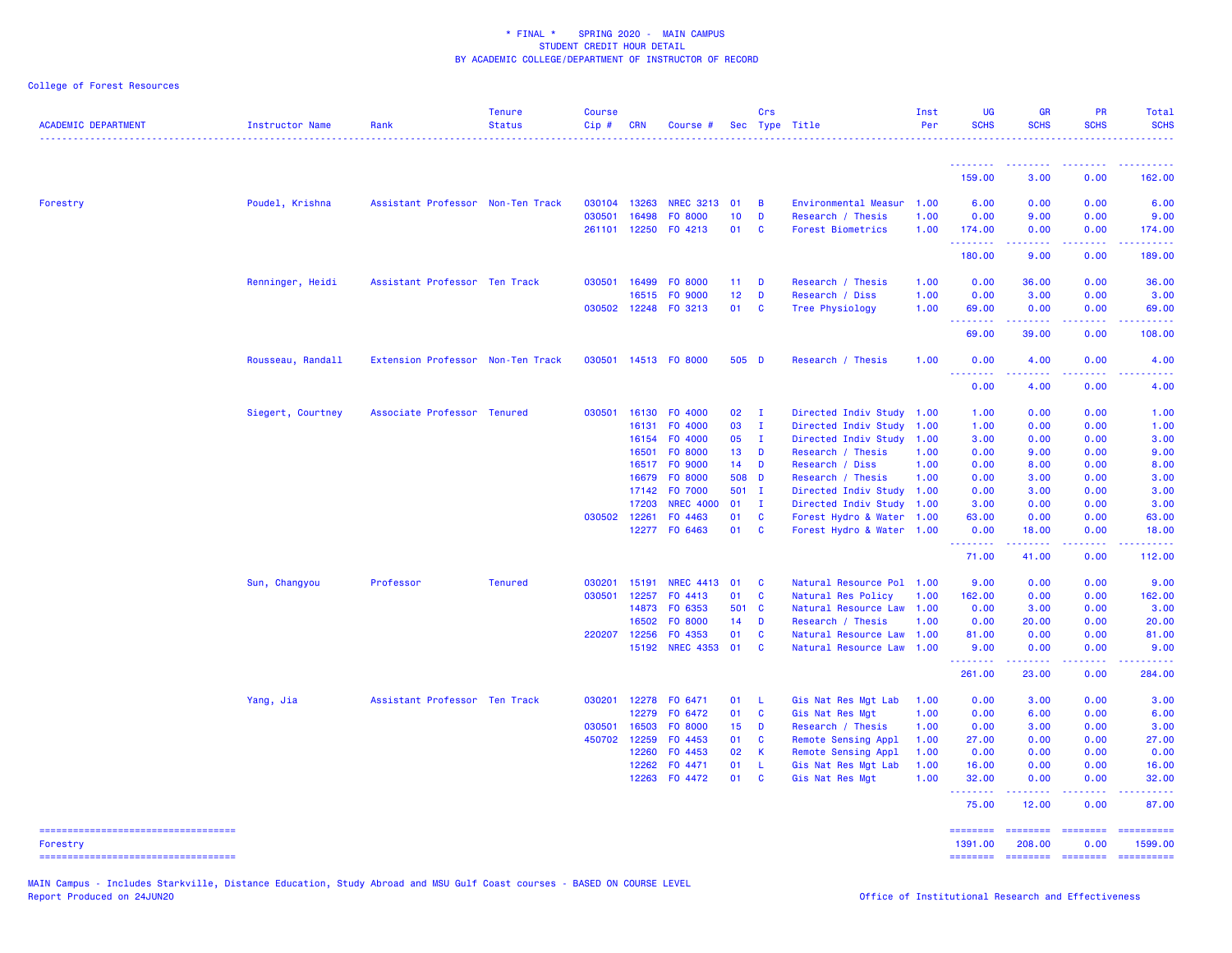\* FINAL \* SPRING 2020 - MAIN CAMPUS
STUDENT CREDIT HOUR DETAIL
BY ACADEMIC COLLEGE/DEPARTMENT OF INSTRUCTOR OF RECORD

College of Forest Resources

| ACADEMIC DEPARTMENT | Instructor Name | Rank | Tenure Status | Course Cip # | CRN | Course # | Sec | Crs Type | Title | Inst Per | UG SCHS | GR SCHS | PR SCHS | Total SCHS |
|---|---|---|---|---|---|---|---|---|---|---|---|---|---|---|
| | | | | | | | | | | | 159.00 | 3.00 | 0.00 | 162.00 |
| Forestry | Poudel, Krishna | Assistant Professor | Non-Ten Track | 030104 | 13263 | NREC 3213 | 01 | B | Environmental Measur | 1.00 | 6.00 | 0.00 | 0.00 | 6.00 |
| | | | | 030501 | 16498 | FO 8000 | 10 | D | Research / Thesis | 1.00 | 0.00 | 9.00 | 0.00 | 9.00 |
| | | | | 261101 | 12250 | FO 4213 | 01 | C | Forest Biometrics | 1.00 | 174.00 | 0.00 | 0.00 | 174.00 |
| | | | | | | | | | | | 180.00 | 9.00 | 0.00 | 189.00 |
| | Renninger, Heidi | Assistant Professor | Ten Track | 030501 | 16499 | FO 8000 | 11 | D | Research / Thesis | 1.00 | 0.00 | 36.00 | 0.00 | 36.00 |
| | | | | | 16515 | FO 9000 | 12 | D | Research / Diss | 1.00 | 0.00 | 3.00 | 0.00 | 3.00 |
| | | | | 030502 | 12248 | FO 3213 | 01 | C | Tree Physiology | 1.00 | 69.00 | 0.00 | 0.00 | 69.00 |
| | | | | | | | | | | | 69.00 | 39.00 | 0.00 | 108.00 |
| | Rousseau, Randall | Extension Professor | Non-Ten Track | 030501 | 14513 | FO 8000 | 505 | D | Research / Thesis | 1.00 | 0.00 | 4.00 | 0.00 | 4.00 |
| | | | | | | | | | | | 0.00 | 4.00 | 0.00 | 4.00 |
| | Siegert, Courtney | Associate Professor | Tenured | 030501 | 16130 | FO 4000 | 02 | I | Directed Indiv Study | 1.00 | 1.00 | 0.00 | 0.00 | 1.00 |
| | | | | | 16131 | FO 4000 | 03 | I | Directed Indiv Study | 1.00 | 1.00 | 0.00 | 0.00 | 1.00 |
| | | | | | 16154 | FO 4000 | 05 | I | Directed Indiv Study | 1.00 | 3.00 | 0.00 | 0.00 | 3.00 |
| | | | | | 16501 | FO 8000 | 13 | D | Research / Thesis | 1.00 | 0.00 | 9.00 | 0.00 | 9.00 |
| | | | | | 16517 | FO 9000 | 14 | D | Research / Diss | 1.00 | 0.00 | 8.00 | 0.00 | 8.00 |
| | | | | | 16679 | FO 8000 | 508 | D | Research / Thesis | 1.00 | 0.00 | 3.00 | 0.00 | 3.00 |
| | | | | | 17142 | FO 7000 | 501 | I | Directed Indiv Study | 1.00 | 0.00 | 3.00 | 0.00 | 3.00 |
| | | | | | 17203 | NREC 4000 | 01 | I | Directed Indiv Study | 1.00 | 3.00 | 0.00 | 0.00 | 3.00 |
| | | | | 030502 | 12261 | FO 4463 | 01 | C | Forest Hydro & Water | 1.00 | 63.00 | 0.00 | 0.00 | 63.00 |
| | | | | | 12277 | FO 6463 | 01 | C | Forest Hydro & Water | 1.00 | 0.00 | 18.00 | 0.00 | 18.00 |
| | | | | | | | | | | | 71.00 | 41.00 | 0.00 | 112.00 |
| | Sun, Changyou | Professor | Tenured | 030201 | 15191 | NREC 4413 | 01 | C | Natural Resource Pol | 1.00 | 9.00 | 0.00 | 0.00 | 9.00 |
| | | | | 030501 | 12257 | FO 4413 | 01 | C | Natural Res Policy | 1.00 | 162.00 | 0.00 | 0.00 | 162.00 |
| | | | | | 14873 | FO 6353 | 501 | C | Natural Resource Law | 1.00 | 0.00 | 3.00 | 0.00 | 3.00 |
| | | | | | 16502 | FO 8000 | 14 | D | Research / Thesis | 1.00 | 0.00 | 20.00 | 0.00 | 20.00 |
| | | | | 220207 | 12256 | FO 4353 | 01 | C | Natural Resource Law | 1.00 | 81.00 | 0.00 | 0.00 | 81.00 |
| | | | | | 15192 | NREC 4353 | 01 | C | Natural Resource Law | 1.00 | 9.00 | 0.00 | 0.00 | 9.00 |
| | | | | | | | | | | | 261.00 | 23.00 | 0.00 | 284.00 |
| | Yang, Jia | Assistant Professor | Ten Track | 030201 | 12278 | FO 6471 | 01 | L | Gis Nat Res Mgt Lab | 1.00 | 0.00 | 3.00 | 0.00 | 3.00 |
| | | | | | 12279 | FO 6472 | 01 | C | Gis Nat Res Mgt | 1.00 | 0.00 | 6.00 | 0.00 | 6.00 |
| | | | | 030501 | 16503 | FO 8000 | 15 | D | Research / Thesis | 1.00 | 0.00 | 3.00 | 0.00 | 3.00 |
| | | | | 450702 | 12259 | FO 4453 | 01 | C | Remote Sensing Appl | 1.00 | 27.00 | 0.00 | 0.00 | 27.00 |
| | | | | | 12260 | FO 4453 | 02 | K | Remote Sensing Appl | 1.00 | 0.00 | 0.00 | 0.00 | 0.00 |
| | | | | | 12262 | FO 4471 | 01 | L | Gis Nat Res Mgt Lab | 1.00 | 16.00 | 0.00 | 0.00 | 16.00 |
| | | | | | 12263 | FO 4472 | 01 | C | Gis Nat Res Mgt | 1.00 | 32.00 | 0.00 | 0.00 | 32.00 |
| | | | | | | | | | | | 75.00 | 12.00 | 0.00 | 87.00 |
| Forestry | | | | | | | | | | | 1391.00 | 208.00 | 0.00 | 1599.00 |

MAIN Campus - Includes Starkville, Distance Education, Study Abroad and MSU Gulf Coast courses - BASED ON COURSE LEVEL
Report Produced on 24JUN20

Office of Institutional Research and Effectiveness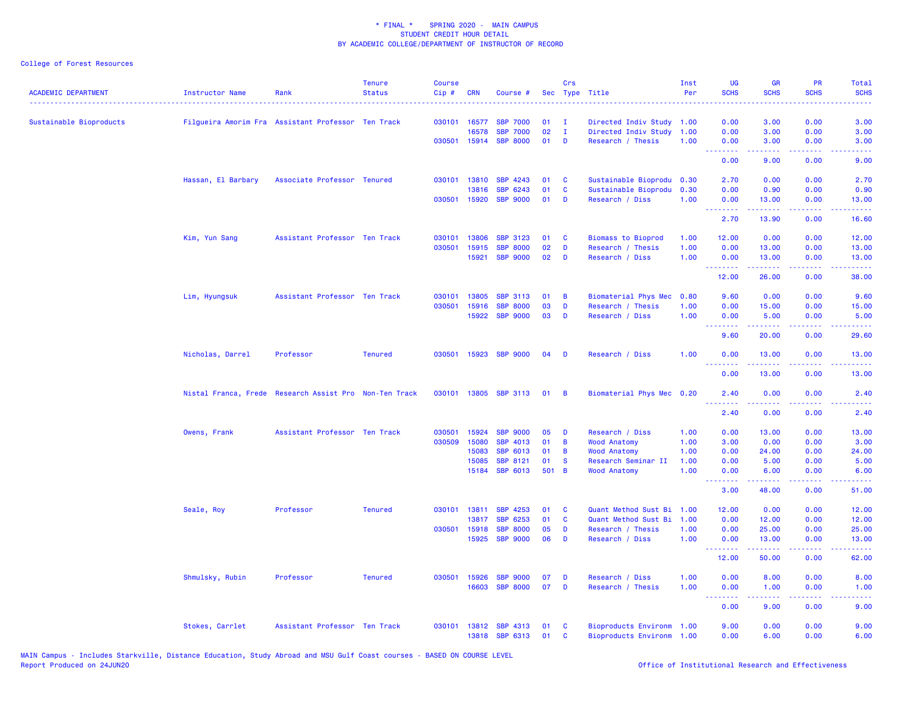# * FINAL * SPRING 2020 - MAIN CAMPUS
## STUDENT CREDIT HOUR DETAIL
## BY ACADEMIC COLLEGE/DEPARTMENT OF INSTRUCTOR OF RECORD

College of Forest Resources

| ACADEMIC DEPARTMENT | Instructor Name | Rank | Tenure Status | Course Cip # | CRN | Course # | Sec | Crs Type | Title | Inst Per | UG SCHS | GR SCHS | PR SCHS | Total SCHS |
|---|---|---|---|---|---|---|---|---|---|---|---|---|---|---|
| Sustainable Bioproducts | Filgueira Amorim Fra | Assistant Professor | Ten Track | 030101 | 16577 | SBP 7000 | 01 | I | Directed Indiv Study | 1.00 | 0.00 | 3.00 | 0.00 | 3.00 |
| | | | | | 16578 | SBP 7000 | 02 | I | Directed Indiv Study | 1.00 | 0.00 | 3.00 | 0.00 | 3.00 |
| | | | | 030501 | 15914 | SBP 8000 | 01 | D | Research / Thesis | 1.00 | 0.00 | 3.00 | 0.00 | 3.00 |
| | | | | | | | | | | | 0.00 | 9.00 | 0.00 | 9.00 |
| | Hassan, El Barbary | Associate Professor | Tenured | 030101 | 13810 | SBP 4243 | 01 | C | Sustainable Bioprodu | 0.30 | 2.70 | 0.00 | 0.00 | 2.70 |
| | | | | | 13816 | SBP 6243 | 01 | C | Sustainable Bioprodu | 0.30 | 0.00 | 0.90 | 0.00 | 0.90 |
| | | | | 030501 | 15920 | SBP 9000 | 01 | D | Research / Diss | 1.00 | 0.00 | 13.00 | 0.00 | 13.00 |
| | | | | | | | | | | | 2.70 | 13.90 | 0.00 | 16.60 |
| | Kim, Yun Sang | Assistant Professor | Ten Track | 030101 | 13806 | SBP 3123 | 01 | C | Biomass to Bioprod | 1.00 | 12.00 | 0.00 | 0.00 | 12.00 |
| | | | | 030501 | 15915 | SBP 8000 | 02 | D | Research / Thesis | 1.00 | 0.00 | 13.00 | 0.00 | 13.00 |
| | | | | | 15921 | SBP 9000 | 02 | D | Research / Diss | 1.00 | 0.00 | 13.00 | 0.00 | 13.00 |
| | | | | | | | | | | | 12.00 | 26.00 | 0.00 | 38.00 |
| | Lim, Hyungsuk | Assistant Professor | Ten Track | 030101 | 13805 | SBP 3113 | 01 | B | Biomaterial Phys Mec | 0.80 | 9.60 | 0.00 | 0.00 | 9.60 |
| | | | | 030501 | 15916 | SBP 8000 | 03 | D | Research / Thesis | 1.00 | 0.00 | 15.00 | 0.00 | 15.00 |
| | | | | | 15922 | SBP 9000 | 03 | D | Research / Diss | 1.00 | 0.00 | 5.00 | 0.00 | 5.00 |
| | | | | | | | | | | | 9.60 | 20.00 | 0.00 | 29.60 |
| | Nicholas, Darrel | Professor | Tenured | 030501 | 15923 | SBP 9000 | 04 | D | Research / Diss | 1.00 | 0.00 | 13.00 | 0.00 | 13.00 |
| | | | | | | | | | | | 0.00 | 13.00 | 0.00 | 13.00 |
| | Nistal Franca, Frede | Research Assist Pro | Non-Ten Track | 030101 | 13805 | SBP 3113 | 01 | B | Biomaterial Phys Mec | 0.20 | 2.40 | 0.00 | 0.00 | 2.40 |
| | | | | | | | | | | | 2.40 | 0.00 | 0.00 | 2.40 |
| | Owens, Frank | Assistant Professor | Ten Track | 030501 | 15924 | SBP 9000 | 05 | D | Research / Diss | 1.00 | 0.00 | 13.00 | 0.00 | 13.00 |
| | | | | 030509 | 15080 | SBP 4013 | 01 | B | Wood Anatomy | 1.00 | 3.00 | 0.00 | 0.00 | 3.00 |
| | | | | | 15083 | SBP 6013 | 01 | B | Wood Anatomy | 1.00 | 0.00 | 24.00 | 0.00 | 24.00 |
| | | | | | 15085 | SBP 8121 | 01 | S | Research Seminar II | 1.00 | 0.00 | 5.00 | 0.00 | 5.00 |
| | | | | | 15184 | SBP 6013 | 501 | B | Wood Anatomy | 1.00 | 0.00 | 6.00 | 0.00 | 6.00 |
| | | | | | | | | | | | 3.00 | 48.00 | 0.00 | 51.00 |
| | Seale, Roy | Professor | Tenured | 030101 | 13811 | SBP 4253 | 01 | C | Quant Method Sust Bi | 1.00 | 12.00 | 0.00 | 0.00 | 12.00 |
| | | | | | 13817 | SBP 6253 | 01 | C | Quant Method Sust Bi | 1.00 | 0.00 | 12.00 | 0.00 | 12.00 |
| | | | | 030501 | 15918 | SBP 8000 | 05 | D | Research / Thesis | 1.00 | 0.00 | 25.00 | 0.00 | 25.00 |
| | | | | | 15925 | SBP 9000 | 06 | D | Research / Diss | 1.00 | 0.00 | 13.00 | 0.00 | 13.00 |
| | | | | | | | | | | | 12.00 | 50.00 | 0.00 | 62.00 |
| | Shmulsky, Rubin | Professor | Tenured | 030501 | 15926 | SBP 9000 | 07 | D | Research / Diss | 1.00 | 0.00 | 8.00 | 0.00 | 8.00 |
| | | | | | 16603 | SBP 8000 | 07 | D | Research / Thesis | 1.00 | 0.00 | 1.00 | 0.00 | 1.00 |
| | | | | | | | | | | | 0.00 | 9.00 | 0.00 | 9.00 |
| | Stokes, Carrlet | Assistant Professor | Ten Track | 030101 | 13812 | SBP 4313 | 01 | C | Bioproducts Environm | 1.00 | 9.00 | 0.00 | 0.00 | 9.00 |
| | | | | | 13818 | SBP 6313 | 01 | C | Bioproducts Environm | 1.00 | 0.00 | 6.00 | 0.00 | 6.00 |

MAIN Campus - Includes Starkville, Distance Education, Study Abroad and MSU Gulf Coast courses - BASED ON COURSE LEVEL
Report Produced on 24JUN20

Office of Institutional Research and Effectiveness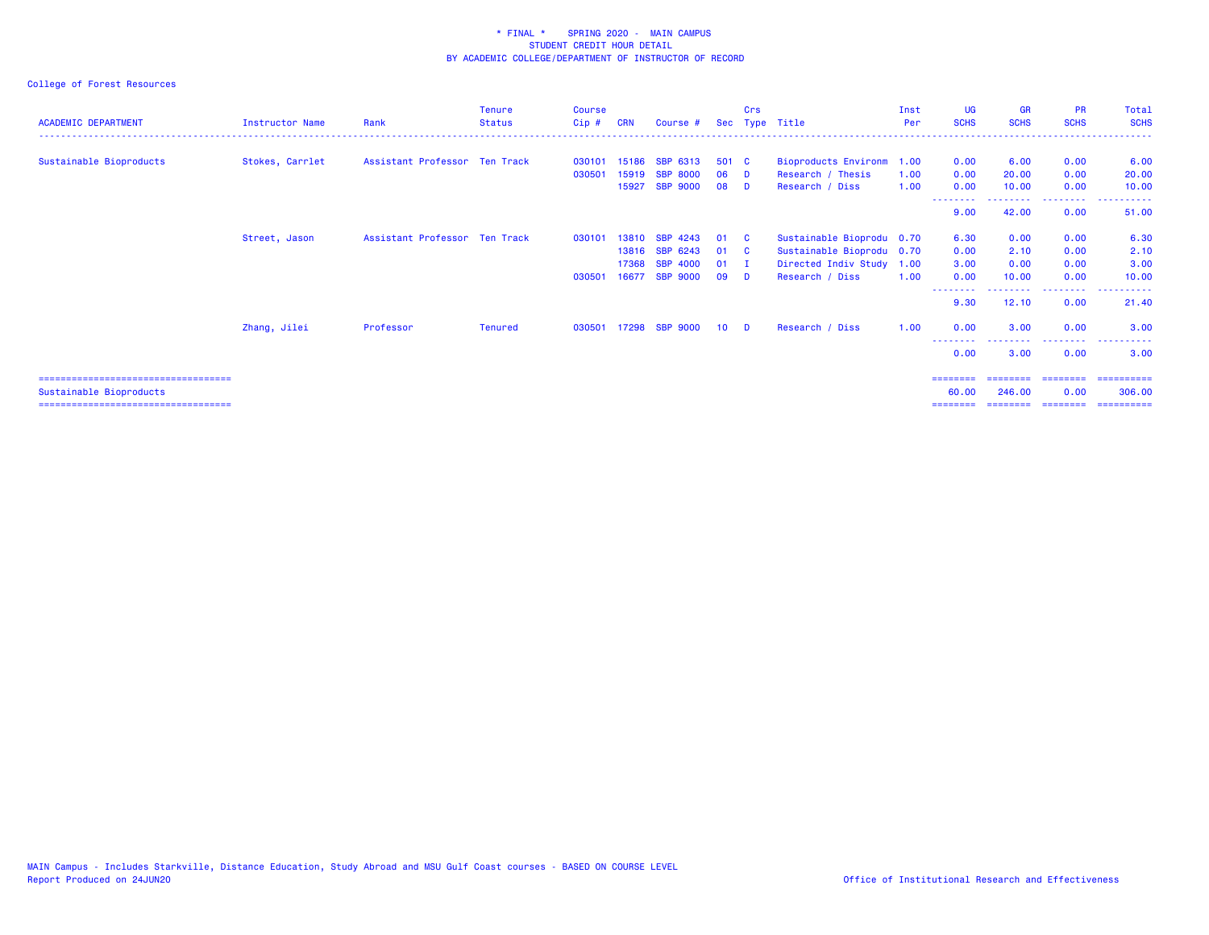\* FINAL \* SPRING 2020 - MAIN CAMPUS
STUDENT CREDIT HOUR DETAIL
BY ACADEMIC COLLEGE/DEPARTMENT OF INSTRUCTOR OF RECORD

College of Forest Resources

| ACADEMIC DEPARTMENT | Instructor Name | Rank | Tenure Status | Course Cip # | CRN | Course # | Sec | Crs Type | Title | Inst Per | UG SCHS | GR SCHS | PR SCHS | Total SCHS |
|---|---|---|---|---|---|---|---|---|---|---|---|---|---|---|
| Sustainable Bioproducts | Stokes, Carrlet | Assistant Professor | Ten Track | 030101 | 15186 | SBP 6313 | 501 | C | Bioproducts Environm | 1.00 | 0.00 | 6.00 | 0.00 | 6.00 |
| | | | | 030501 | 15919 | SBP 8000 | 06 | D | Research / Thesis | 1.00 | 0.00 | 20.00 | 0.00 | 20.00 |
| | | | | | 15927 | SBP 9000 | 08 | D | Research / Diss | 1.00 | 0.00 | 10.00 | 0.00 | 10.00 |
| | | | | | | | | | | | 9.00 | 42.00 | 0.00 | 51.00 |
| | Street, Jason | Assistant Professor | Ten Track | 030101 | 13810 | SBP 4243 | 01 | C | Sustainable Bioprodu | 0.70 | 6.30 | 0.00 | 0.00 | 6.30 |
| | | | | | 13816 | SBP 6243 | 01 | C | Sustainable Bioprodu | 0.70 | 0.00 | 2.10 | 0.00 | 2.10 |
| | | | | | 17368 | SBP 4000 | 01 | I | Directed Indiv Study | 1.00 | 3.00 | 0.00 | 0.00 | 3.00 |
| | | | | 030501 | 16677 | SBP 9000 | 09 | D | Research / Diss | 1.00 | 0.00 | 10.00 | 0.00 | 10.00 |
| | | | | | | | | | | | 9.30 | 12.10 | 0.00 | 21.40 |
| | Zhang, Jilei | Professor | Tenured | 030501 | 17298 | SBP 9000 | 10 | D | Research / Diss | 1.00 | 0.00 | 3.00 | 0.00 | 3.00 |
| | | | | | | | | | | | 0.00 | 3.00 | 0.00 | 3.00 |
| Sustainable Bioproducts | | | | | | | | | | | 60.00 | 246.00 | 0.00 | 306.00 |

MAIN Campus - Includes Starkville, Distance Education, Study Abroad and MSU Gulf Coast courses - BASED ON COURSE LEVEL
Report Produced on 24JUN20

Office of Institutional Research and Effectiveness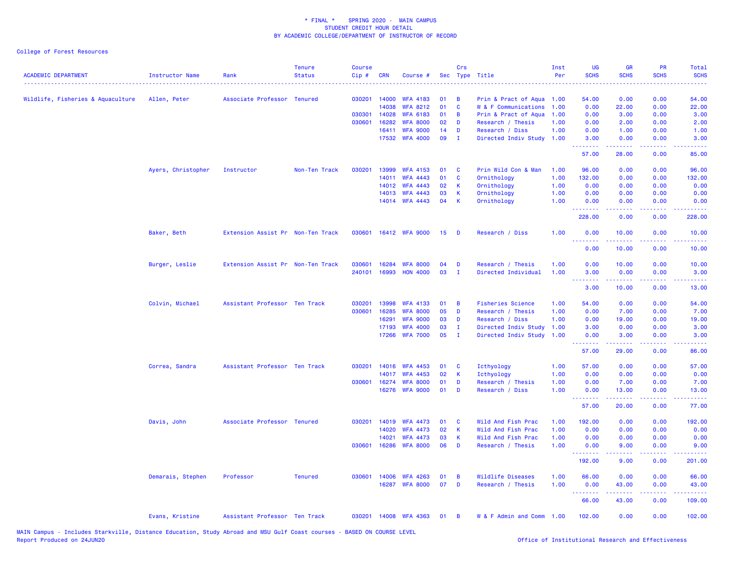# * FINAL * SPRING 2020 - MAIN CAMPUS
## STUDENT CREDIT HOUR DETAIL
## BY ACADEMIC COLLEGE/DEPARTMENT OF INSTRUCTOR OF RECORD

College of Forest Resources

| ACADEMIC DEPARTMENT | Instructor Name | Rank | Tenure Status | Course Cip # | CRN | Course # | Sec | Crs Type | Title | Inst Per | UG SCHS | GR SCHS | PR SCHS | Total SCHS |
|---|---|---|---|---|---|---|---|---|---|---|---|---|---|---|
| Wildlife, Fisheries & Aquaculture | Allen, Peter | Associate Professor | Tenured | 030201 | 14000 | WFA 4183 | 01 | B | Prin & Pract of Aqua | 1.00 | 54.00 | 0.00 | 0.00 | 54.00 |
| | | | | | 14038 | WFA 8212 | 01 | C | W & F Communications | 1.00 | 0.00 | 22.00 | 0.00 | 22.00 |
| | | | | 030301 | 14028 | WFA 6183 | 01 | B | Prin & Pract of Aqua | 1.00 | 0.00 | 3.00 | 0.00 | 3.00 |
| | | | | 030601 | 16282 | WFA 8000 | 02 | D | Research / Thesis | 1.00 | 0.00 | 2.00 | 0.00 | 2.00 |
| | | | | | 16411 | WFA 9000 | 14 | D | Research / Diss | 1.00 | 0.00 | 1.00 | 0.00 | 1.00 |
| | | | | | 17532 | WFA 4000 | 09 | I | Directed Indiv Study | 1.00 | 3.00 | 0.00 | 0.00 | 3.00 |
| | | | | | | | | | | | 57.00 | 28.00 | 0.00 | 85.00 |
| | Ayers, Christopher | Instructor | Non-Ten Track | 030201 | 13999 | WFA 4153 | 01 | C | Prin Wild Con & Man | 1.00 | 96.00 | 0.00 | 0.00 | 96.00 |
| | | | | | 14011 | WFA 4443 | 01 | C | Ornithology | 1.00 | 132.00 | 0.00 | 0.00 | 132.00 |
| | | | | | 14012 | WFA 4443 | 02 | K | Ornithology | 1.00 | 0.00 | 0.00 | 0.00 | 0.00 |
| | | | | | 14013 | WFA 4443 | 03 | K | Ornithology | 1.00 | 0.00 | 0.00 | 0.00 | 0.00 |
| | | | | | 14014 | WFA 4443 | 04 | K | Ornithology | 1.00 | 0.00 | 0.00 | 0.00 | 0.00 |
| | | | | | | | | | | | 228.00 | 0.00 | 0.00 | 228.00 |
| | Baker, Beth | Extension Assist Pr | Non-Ten Track | 030601 | 16412 | WFA 9000 | 15 | D | Research / Diss | 1.00 | 0.00 | 10.00 | 0.00 | 10.00 |
| | | | | | | | | | | | 0.00 | 10.00 | 0.00 | 10.00 |
| | Burger, Leslie | Extension Assist Pr | Non-Ten Track | 030601 | 16284 | WFA 8000 | 04 | D | Research / Thesis | 1.00 | 0.00 | 10.00 | 0.00 | 10.00 |
| | | | | 240101 | 16993 | HON 4000 | 03 | I | Directed Individual | 1.00 | 3.00 | 0.00 | 0.00 | 3.00 |
| | | | | | | | | | | | 3.00 | 10.00 | 0.00 | 13.00 |
| | Colvin, Michael | Assistant Professor | Ten Track | 030201 | 13998 | WFA 4133 | 01 | B | Fisheries Science | 1.00 | 54.00 | 0.00 | 0.00 | 54.00 |
| | | | | 030601 | 16285 | WFA 8000 | 05 | D | Research / Thesis | 1.00 | 0.00 | 7.00 | 0.00 | 7.00 |
| | | | | | 16291 | WFA 9000 | 03 | D | Research / Diss | 1.00 | 0.00 | 19.00 | 0.00 | 19.00 |
| | | | | | 17193 | WFA 4000 | 03 | I | Directed Indiv Study | 1.00 | 3.00 | 0.00 | 0.00 | 3.00 |
| | | | | | 17266 | WFA 7000 | 05 | I | Directed Indiv Study | 1.00 | 0.00 | 3.00 | 0.00 | 3.00 |
| | | | | | | | | | | | 57.00 | 29.00 | 0.00 | 86.00 |
| | Correa, Sandra | Assistant Professor | Ten Track | 030201 | 14016 | WFA 4453 | 01 | C | Icthyology | 1.00 | 57.00 | 0.00 | 0.00 | 57.00 |
| | | | | | 14017 | WFA 4453 | 02 | K | Icthyology | 1.00 | 0.00 | 0.00 | 0.00 | 0.00 |
| | | | | 030601 | 16274 | WFA 8000 | 01 | D | Research / Thesis | 1.00 | 0.00 | 7.00 | 0.00 | 7.00 |
| | | | | | 16276 | WFA 9000 | 01 | D | Research / Diss | 1.00 | 0.00 | 13.00 | 0.00 | 13.00 |
| | | | | | | | | | | | 57.00 | 20.00 | 0.00 | 77.00 |
| | Davis, John | Associate Professor | Tenured | 030201 | 14019 | WFA 4473 | 01 | C | Wild And Fish Prac | 1.00 | 192.00 | 0.00 | 0.00 | 192.00 |
| | | | | | 14020 | WFA 4473 | 02 | K | Wild And Fish Prac | 1.00 | 0.00 | 0.00 | 0.00 | 0.00 |
| | | | | | 14021 | WFA 4473 | 03 | K | Wild And Fish Prac | 1.00 | 0.00 | 0.00 | 0.00 | 0.00 |
| | | | | 030601 | 16286 | WFA 8000 | 06 | D | Research / Thesis | 1.00 | 0.00 | 9.00 | 0.00 | 9.00 |
| | | | | | | | | | | | 192.00 | 9.00 | 0.00 | 201.00 |
| | Demarais, Stephen | Professor | Tenured | 030601 | 14006 | WFA 4263 | 01 | B | Wildlife Diseases | 1.00 | 66.00 | 0.00 | 0.00 | 66.00 |
| | | | | | 16287 | WFA 8000 | 07 | D | Research / Thesis | 1.00 | 0.00 | 43.00 | 0.00 | 43.00 |
| | | | | | | | | | | | 66.00 | 43.00 | 0.00 | 109.00 |
| | Evans, Kristine | Assistant Professor | Ten Track | 030201 | 14008 | WFA 4363 | 01 | B | W & F Admin and Comm | 1.00 | 102.00 | 0.00 | 0.00 | 102.00 |

MAIN Campus - Includes Starkville, Distance Education, Study Abroad and MSU Gulf Coast courses - BASED ON COURSE LEVEL

Report Produced on 24JUN20

Office of Institutional Research and Effectiveness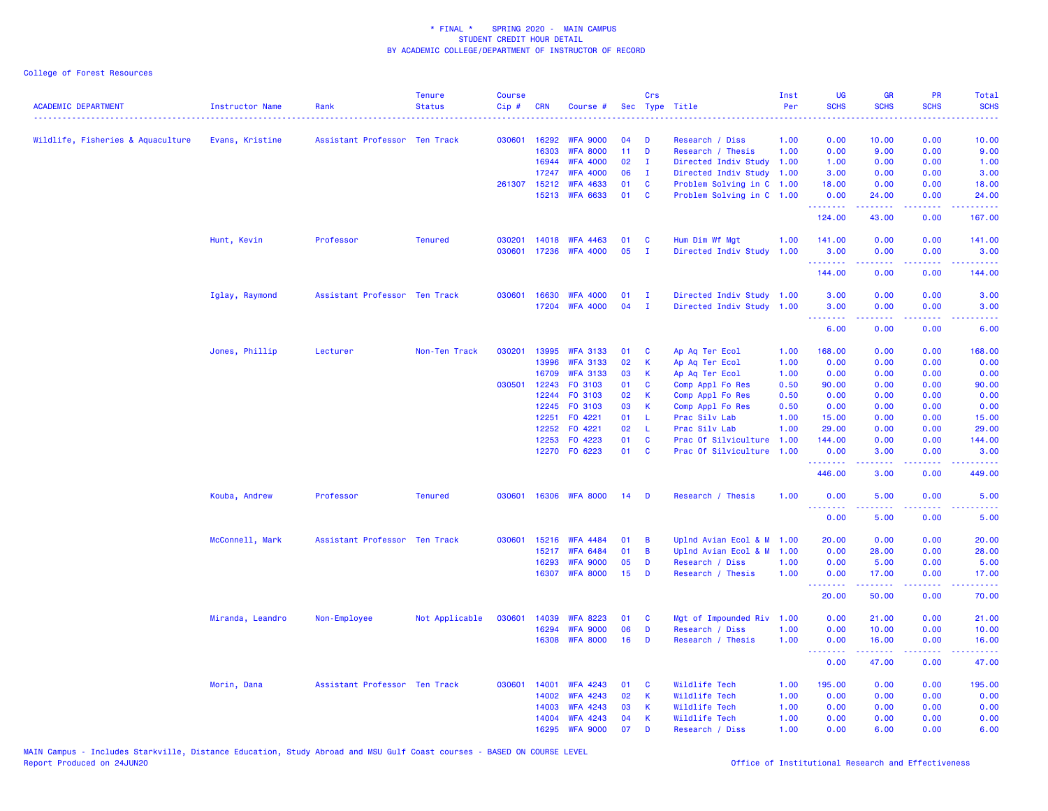\* FINAL \*    SPRING 2020 -  MAIN CAMPUS
STUDENT CREDIT HOUR DETAIL
BY ACADEMIC COLLEGE/DEPARTMENT OF INSTRUCTOR OF RECORD

College of Forest Resources

| ACADEMIC DEPARTMENT | Instructor Name | Rank | Tenure Status | Course Cip # | CRN | Course # | Sec | Crs Type | Title | Inst Per | UG SCHS | GR SCHS | PR SCHS | Total SCHS |
|---|---|---|---|---|---|---|---|---|---|---|---|---|---|---|
| Wildlife, Fisheries & Aquaculture | Evans, Kristine | Assistant Professor | Ten Track | 030601 | 16292 | WFA 9000 | 04 | D | Research / Diss | 1.00 | 0.00 | 10.00 | 0.00 | 10.00 |
| | | | | | 16303 | WFA 8000 | 11 | D | Research / Thesis | 1.00 | 0.00 | 9.00 | 0.00 | 9.00 |
| | | | | | 16944 | WFA 4000 | 02 | I | Directed Indiv Study | 1.00 | 1.00 | 0.00 | 0.00 | 1.00 |
| | | | | | 17247 | WFA 4000 | 06 | I | Directed Indiv Study | 1.00 | 3.00 | 0.00 | 0.00 | 3.00 |
| | | | | 261307 | 15212 | WFA 4633 | 01 | C | Problem Solving in C | 1.00 | 18.00 | 0.00 | 0.00 | 18.00 |
| | | | | | 15213 | WFA 6633 | 01 | C | Problem Solving in C | 1.00 | 0.00 | 24.00 | 0.00 | 24.00 |
| | | | | | | | | | | | 124.00 | 43.00 | 0.00 | 167.00 |
| | Hunt, Kevin | Professor | Tenured | 030201 | 14018 | WFA 4463 | 01 | C | Hum Dim Wf Mgt | 1.00 | 141.00 | 0.00 | 0.00 | 141.00 |
| | | | | 030601 | 17236 | WFA 4000 | 05 | I | Directed Indiv Study | 1.00 | 3.00 | 0.00 | 0.00 | 3.00 |
| | | | | | | | | | | | 144.00 | 0.00 | 0.00 | 144.00 |
| | Iglay, Raymond | Assistant Professor | Ten Track | 030601 | 16630 | WFA 4000 | 01 | I | Directed Indiv Study | 1.00 | 3.00 | 0.00 | 0.00 | 3.00 |
| | | | | | 17204 | WFA 4000 | 04 | I | Directed Indiv Study | 1.00 | 3.00 | 0.00 | 0.00 | 3.00 |
| | | | | | | | | | | | 6.00 | 0.00 | 0.00 | 6.00 |
| | Jones, Phillip | Lecturer | Non-Ten Track | 030201 | 13995 | WFA 3133 | 01 | C | Ap Aq Ter Ecol | 1.00 | 168.00 | 0.00 | 0.00 | 168.00 |
| | | | | | 13996 | WFA 3133 | 02 | K | Ap Aq Ter Ecol | 1.00 | 0.00 | 0.00 | 0.00 | 0.00 |
| | | | | | 16709 | WFA 3133 | 03 | K | Ap Aq Ter Ecol | 1.00 | 0.00 | 0.00 | 0.00 | 0.00 |
| | | | | 030501 | 12243 | FO 3103 | 01 | C | Comp Appl Fo Res | 0.50 | 90.00 | 0.00 | 0.00 | 90.00 |
| | | | | | 12244 | FO 3103 | 02 | K | Comp Appl Fo Res | 0.50 | 0.00 | 0.00 | 0.00 | 0.00 |
| | | | | | 12245 | FO 3103 | 03 | K | Comp Appl Fo Res | 0.50 | 0.00 | 0.00 | 0.00 | 0.00 |
| | | | | | 12251 | FO 4221 | 01 | L | Prac Silv Lab | 1.00 | 15.00 | 0.00 | 0.00 | 15.00 |
| | | | | | 12252 | FO 4221 | 02 | L | Prac Silv Lab | 1.00 | 29.00 | 0.00 | 0.00 | 29.00 |
| | | | | | 12253 | FO 4223 | 01 | C | Prac Of Silviculture | 1.00 | 144.00 | 0.00 | 0.00 | 144.00 |
| | | | | | 12270 | FO 6223 | 01 | C | Prac Of Silviculture | 1.00 | 0.00 | 3.00 | 0.00 | 3.00 |
| | | | | | | | | | | | 446.00 | 3.00 | 0.00 | 449.00 |
| | Kouba, Andrew | Professor | Tenured | 030601 | 16306 | WFA 8000 | 14 | D | Research / Thesis | 1.00 | 0.00 | 5.00 | 0.00 | 5.00 |
| | | | | | | | | | | | 0.00 | 5.00 | 0.00 | 5.00 |
| | McConnell, Mark | Assistant Professor | Ten Track | 030601 | 15216 | WFA 4484 | 01 | B | Uplnd Avian Ecol & M | 1.00 | 20.00 | 0.00 | 0.00 | 20.00 |
| | | | | | 15217 | WFA 6484 | 01 | B | Uplnd Avian Ecol & M | 1.00 | 0.00 | 28.00 | 0.00 | 28.00 |
| | | | | | 16293 | WFA 9000 | 05 | D | Research / Diss | 1.00 | 0.00 | 5.00 | 0.00 | 5.00 |
| | | | | | 16307 | WFA 8000 | 15 | D | Research / Thesis | 1.00 | 0.00 | 17.00 | 0.00 | 17.00 |
| | | | | | | | | | | | 20.00 | 50.00 | 0.00 | 70.00 |
| | Miranda, Leandro | Non-Employee | Not Applicable | 030601 | 14039 | WFA 8223 | 01 | C | Mgt of Impounded Riv | 1.00 | 0.00 | 21.00 | 0.00 | 21.00 |
| | | | | | 16294 | WFA 9000 | 06 | D | Research / Diss | 1.00 | 0.00 | 10.00 | 0.00 | 10.00 |
| | | | | | 16308 | WFA 8000 | 16 | D | Research / Thesis | 1.00 | 0.00 | 16.00 | 0.00 | 16.00 |
| | | | | | | | | | | | 0.00 | 47.00 | 0.00 | 47.00 |
| | Morin, Dana | Assistant Professor | Ten Track | 030601 | 14001 | WFA 4243 | 01 | C | Wildlife Tech | 1.00 | 195.00 | 0.00 | 0.00 | 195.00 |
| | | | | | 14002 | WFA 4243 | 02 | K | Wildlife Tech | 1.00 | 0.00 | 0.00 | 0.00 | 0.00 |
| | | | | | 14003 | WFA 4243 | 03 | K | Wildlife Tech | 1.00 | 0.00 | 0.00 | 0.00 | 0.00 |
| | | | | | 14004 | WFA 4243 | 04 | K | Wildlife Tech | 1.00 | 0.00 | 0.00 | 0.00 | 0.00 |
| | | | | | 16295 | WFA 9000 | 07 | D | Research / Diss | 1.00 | 0.00 | 6.00 | 0.00 | 6.00 |

MAIN Campus - Includes Starkville, Distance Education, Study Abroad and MSU Gulf Coast courses - BASED ON COURSE LEVEL
Report Produced on 24JUN20

Office of Institutional Research and Effectiveness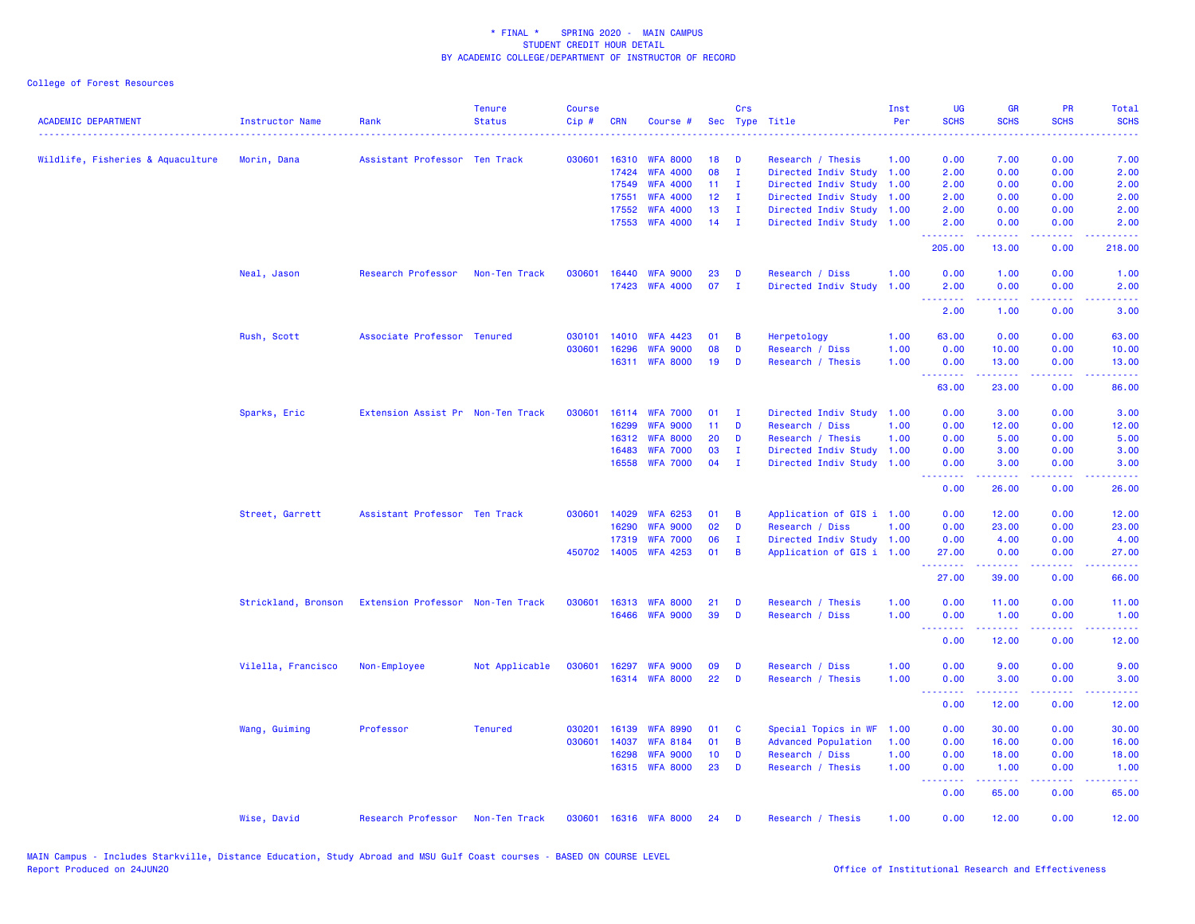\* FINAL \* SPRING 2020 - MAIN CAMPUS
STUDENT CREDIT HOUR DETAIL
BY ACADEMIC COLLEGE/DEPARTMENT OF INSTRUCTOR OF RECORD

College of Forest Resources

| ACADEMIC DEPARTMENT | Instructor Name | Rank | Tenure Status | Course Cip # | CRN | Course # | Sec | Crs Type | Title | Inst Per | UG SCHS | GR SCHS | PR SCHS | Total SCHS |
|---|---|---|---|---|---|---|---|---|---|---|---|---|---|---|
| Wildlife, Fisheries & Aquaculture | Morin, Dana | Assistant Professor | Ten Track | 030601 | 16310 | WFA 8000 | 18 | D | Research / Thesis | 1.00 | 0.00 | 7.00 | 0.00 | 7.00 |
| | | | | | 17424 | WFA 4000 | 08 | I | Directed Indiv Study | 1.00 | 2.00 | 0.00 | 0.00 | 2.00 |
| | | | | | 17549 | WFA 4000 | 11 | I | Directed Indiv Study | 1.00 | 2.00 | 0.00 | 0.00 | 2.00 |
| | | | | | 17551 | WFA 4000 | 12 | I | Directed Indiv Study | 1.00 | 2.00 | 0.00 | 0.00 | 2.00 |
| | | | | | 17552 | WFA 4000 | 13 | I | Directed Indiv Study | 1.00 | 2.00 | 0.00 | 0.00 | 2.00 |
| | | | | | 17553 | WFA 4000 | 14 | I | Directed Indiv Study | 1.00 | 2.00 | 0.00 | 0.00 | 2.00 |
| | | | | | | | | | | | 205.00 | 13.00 | 0.00 | 218.00 |
| | Neal, Jason | Research Professor | Non-Ten Track | 030601 | 16440 | WFA 9000 | 23 | D | Research / Diss | 1.00 | 0.00 | 1.00 | 0.00 | 1.00 |
| | | | | | 17423 | WFA 4000 | 07 | I | Directed Indiv Study | 1.00 | 2.00 | 0.00 | 0.00 | 2.00 |
| | | | | | | | | | | | 2.00 | 1.00 | 0.00 | 3.00 |
| | Rush, Scott | Associate Professor | Tenured | 030101 | 14010 | WFA 4423 | 01 | B | Herpetology | 1.00 | 63.00 | 0.00 | 0.00 | 63.00 |
| | | | | 030601 | 16296 | WFA 9000 | 08 | D | Research / Diss | 1.00 | 0.00 | 10.00 | 0.00 | 10.00 |
| | | | | | 16311 | WFA 8000 | 19 | D | Research / Thesis | 1.00 | 0.00 | 13.00 | 0.00 | 13.00 |
| | | | | | | | | | | | 63.00 | 23.00 | 0.00 | 86.00 |
| | Sparks, Eric | Extension Assist Pr | Non-Ten Track | 030601 | 16114 | WFA 7000 | 01 | I | Directed Indiv Study | 1.00 | 0.00 | 3.00 | 0.00 | 3.00 |
| | | | | | 16299 | WFA 9000 | 11 | D | Research / Diss | 1.00 | 0.00 | 12.00 | 0.00 | 12.00 |
| | | | | | 16312 | WFA 8000 | 20 | D | Research / Thesis | 1.00 | 0.00 | 5.00 | 0.00 | 5.00 |
| | | | | | 16483 | WFA 7000 | 03 | I | Directed Indiv Study | 1.00 | 0.00 | 3.00 | 0.00 | 3.00 |
| | | | | | 16558 | WFA 7000 | 04 | I | Directed Indiv Study | 1.00 | 0.00 | 3.00 | 0.00 | 3.00 |
| | | | | | | | | | | | 0.00 | 26.00 | 0.00 | 26.00 |
| | Street, Garrett | Assistant Professor | Ten Track | 030601 | 14029 | WFA 6253 | 01 | B | Application of GIS i | 1.00 | 0.00 | 12.00 | 0.00 | 12.00 |
| | | | | | 16290 | WFA 9000 | 02 | D | Research / Diss | 1.00 | 0.00 | 23.00 | 0.00 | 23.00 |
| | | | | | 17319 | WFA 7000 | 06 | I | Directed Indiv Study | 1.00 | 0.00 | 4.00 | 0.00 | 4.00 |
| | | | | 450702 | 14005 | WFA 4253 | 01 | B | Application of GIS i | 1.00 | 27.00 | 0.00 | 0.00 | 27.00 |
| | | | | | | | | | | | 27.00 | 39.00 | 0.00 | 66.00 |
| | Strickland, Bronson | Extension Professor | Non-Ten Track | 030601 | 16313 | WFA 8000 | 21 | D | Research / Thesis | 1.00 | 0.00 | 11.00 | 0.00 | 11.00 |
| | | | | | 16466 | WFA 9000 | 39 | D | Research / Diss | 1.00 | 0.00 | 1.00 | 0.00 | 1.00 |
| | | | | | | | | | | | 0.00 | 12.00 | 0.00 | 12.00 |
| | Vilella, Francisco | Non-Employee | Not Applicable | 030601 | 16297 | WFA 9000 | 09 | D | Research / Diss | 1.00 | 0.00 | 9.00 | 0.00 | 9.00 |
| | | | | | 16314 | WFA 8000 | 22 | D | Research / Thesis | 1.00 | 0.00 | 3.00 | 0.00 | 3.00 |
| | | | | | | | | | | | 0.00 | 12.00 | 0.00 | 12.00 |
| | Wang, Guiming | Professor | Tenured | 030201 | 16139 | WFA 8990 | 01 | C | Special Topics in WF | 1.00 | 0.00 | 30.00 | 0.00 | 30.00 |
| | | | | 030601 | 14037 | WFA 8184 | 01 | B | Advanced Population | 1.00 | 0.00 | 16.00 | 0.00 | 16.00 |
| | | | | | 16298 | WFA 9000 | 10 | D | Research / Diss | 1.00 | 0.00 | 18.00 | 0.00 | 18.00 |
| | | | | | 16315 | WFA 8000 | 23 | D | Research / Thesis | 1.00 | 0.00 | 1.00 | 0.00 | 1.00 |
| | | | | | | | | | | | 0.00 | 65.00 | 0.00 | 65.00 |
| | Wise, David | Research Professor | Non-Ten Track | 030601 | 16316 | WFA 8000 | 24 | D | Research / Thesis | 1.00 | 0.00 | 12.00 | 0.00 | 12.00 |

MAIN Campus - Includes Starkville, Distance Education, Study Abroad and MSU Gulf Coast courses - BASED ON COURSE LEVEL
Report Produced on 24JUN20

Office of Institutional Research and Effectiveness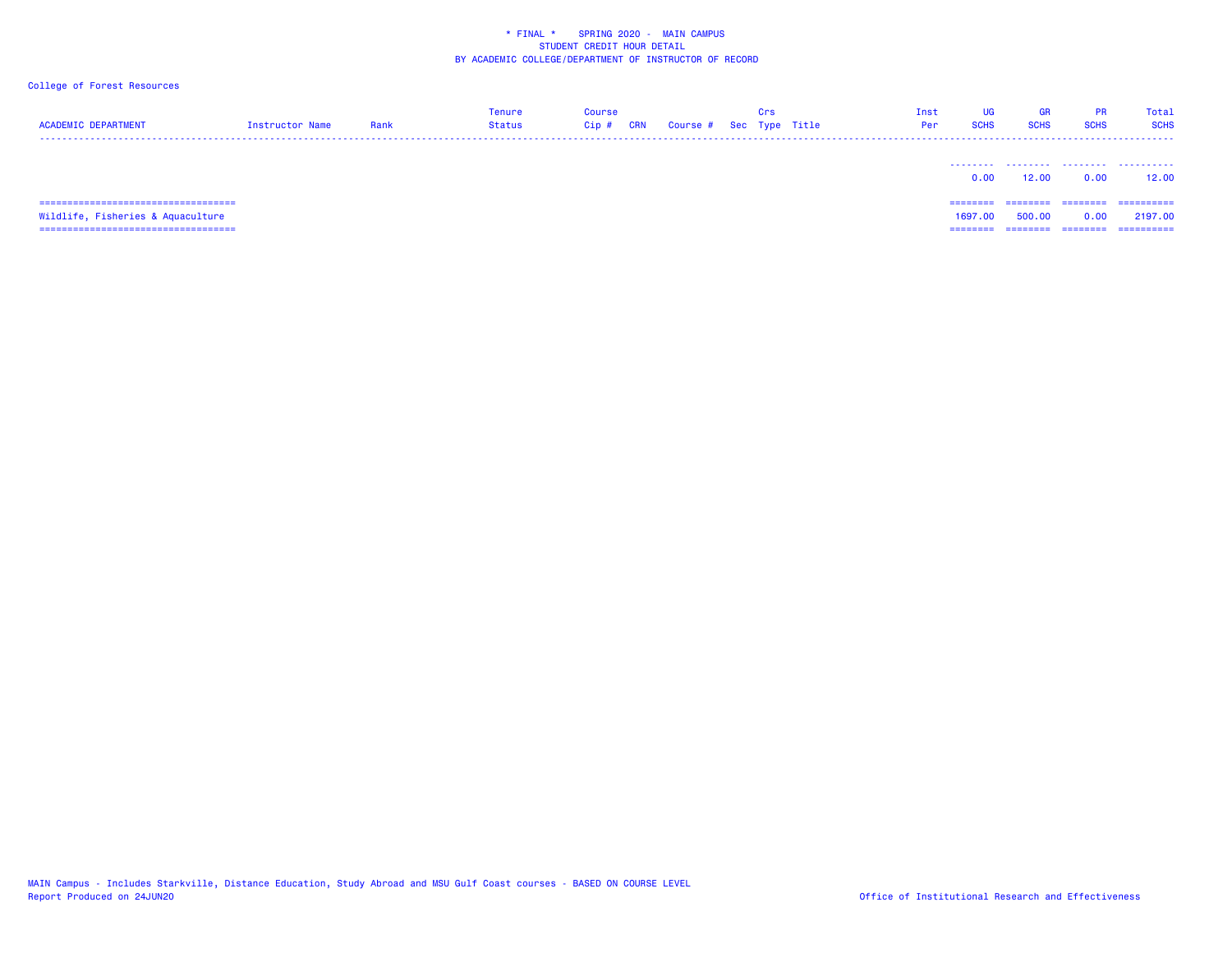* FINAL * SPRING 2020 - MAIN CAMPUS
STUDENT CREDIT HOUR DETAIL
BY ACADEMIC COLLEGE/DEPARTMENT OF INSTRUCTOR OF RECORD

College of Forest Resources

| ACADEMIC DEPARTMENT | Instructor Name | Rank | Tenure Status | Course Cip # | CRN | Course # | Sec | Crs Type | Title | Inst Per | UG SCHS | GR SCHS | PR SCHS | Total SCHS |
|---|---|---|---|---|---|---|---|---|---|---|---|---|---|---|
| | | | | | | | | | | | 0.00 | 12.00 | 0.00 | 12.00 |
| Wildlife, Fisheries & Aquaculture | | | | | | | | | | | 1697.00 | 500.00 | 0.00 | 2197.00 |

MAIN Campus - Includes Starkville, Distance Education, Study Abroad and MSU Gulf Coast courses - BASED ON COURSE LEVEL
Report Produced on 24JUN20

Office of Institutional Research and Effectiveness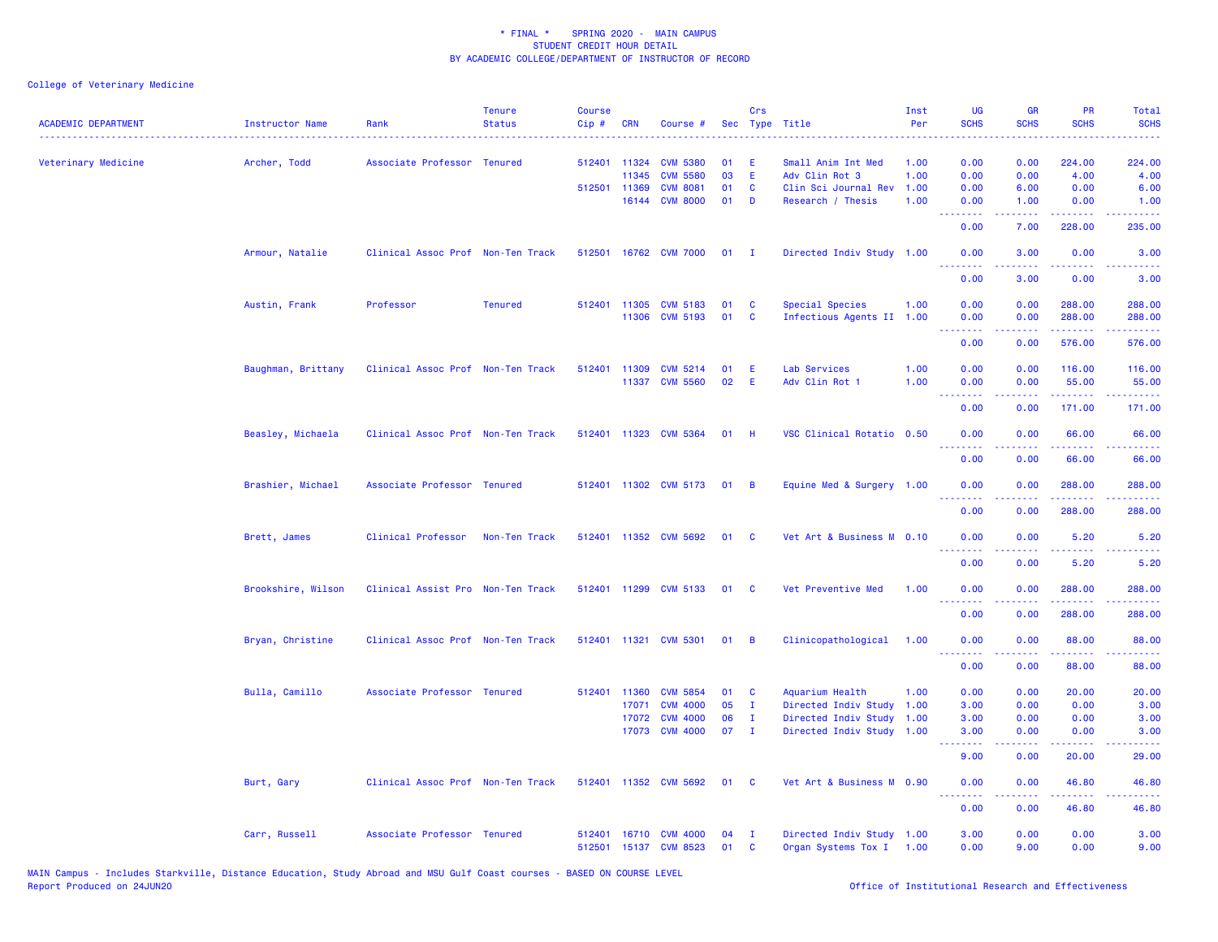# * FINAL * SPRING 2020 - MAIN CAMPUS
## STUDENT CREDIT HOUR DETAIL
## BY ACADEMIC COLLEGE/DEPARTMENT OF INSTRUCTOR OF RECORD

College of Veterinary Medicine

| ACADEMIC DEPARTMENT | Instructor Name | Rank | Tenure Status | Course Cip # | CRN | Course # | Sec | Crs Type | Title | Inst Per | UG SCHS | GR SCHS | PR SCHS | Total SCHS |
|---|---|---|---|---|---|---|---|---|---|---|---|---|---|---|
| Veterinary Medicine | Archer, Todd | Associate Professor | Tenured | 512401 | 11324 | CVM 5380 | 01 | E | Small Anim Int Med | 1.00 | 0.00 | 0.00 | 224.00 | 224.00 |
| | | | | | 11345 | CVM 5580 | 03 | E | Adv Clin Rot 3 | 1.00 | 0.00 | 0.00 | 4.00 | 4.00 |
| | | | | 512501 | 11369 | CVM 8081 | 01 | C | Clin Sci Journal Rev | 1.00 | 0.00 | 6.00 | 0.00 | 6.00 |
| | | | | | 16144 | CVM 8000 | 01 | D | Research / Thesis | 1.00 | 0.00 | 1.00 | 0.00 | 1.00 |
| | | | | | | | | | | | 0.00 | 7.00 | 228.00 | 235.00 |
| | Armour, Natalie | Clinical Assoc Prof | Non-Ten Track | 512501 | 16762 | CVM 7000 | 01 | I | Directed Indiv Study | 1.00 | 0.00 | 3.00 | 0.00 | 3.00 |
| | | | | | | | | | | | 0.00 | 3.00 | 0.00 | 3.00 |
| | Austin, Frank | Professor | Tenured | 512401 | 11305 | CVM 5183 | 01 | C | Special Species | 1.00 | 0.00 | 0.00 | 288.00 | 288.00 |
| | | | | | 11306 | CVM 5193 | 01 | C | Infectious Agents II | 1.00 | 0.00 | 0.00 | 288.00 | 288.00 |
| | | | | | | | | | | | 0.00 | 0.00 | 576.00 | 576.00 |
| | Baughman, Brittany | Clinical Assoc Prof | Non-Ten Track | 512401 | 11309 | CVM 5214 | 01 | E | Lab Services | 1.00 | 0.00 | 0.00 | 116.00 | 116.00 |
| | | | | | 11337 | CVM 5560 | 02 | E | Adv Clin Rot 1 | 1.00 | 0.00 | 0.00 | 55.00 | 55.00 |
| | | | | | | | | | | | 0.00 | 0.00 | 171.00 | 171.00 |
| | Beasley, Michaela | Clinical Assoc Prof | Non-Ten Track | 512401 | 11323 | CVM 5364 | 01 | H | VSC Clinical Rotatio | 0.50 | 0.00 | 0.00 | 66.00 | 66.00 |
| | | | | | | | | | | | 0.00 | 0.00 | 66.00 | 66.00 |
| | Brashier, Michael | Associate Professor | Tenured | 512401 | 11302 | CVM 5173 | 01 | B | Equine Med & Surgery | 1.00 | 0.00 | 0.00 | 288.00 | 288.00 |
| | | | | | | | | | | | 0.00 | 0.00 | 288.00 | 288.00 |
| | Brett, James | Clinical Professor | Non-Ten Track | 512401 | 11352 | CVM 5692 | 01 | C | Vet Art & Business M | 0.10 | 0.00 | 0.00 | 5.20 | 5.20 |
| | | | | | | | | | | | 0.00 | 0.00 | 5.20 | 5.20 |
| | Brookshire, Wilson | Clinical Assist Pro | Non-Ten Track | 512401 | 11299 | CVM 5133 | 01 | C | Vet Preventive Med | 1.00 | 0.00 | 0.00 | 288.00 | 288.00 |
| | | | | | | | | | | | 0.00 | 0.00 | 288.00 | 288.00 |
| | Bryan, Christine | Clinical Assoc Prof | Non-Ten Track | 512401 | 11321 | CVM 5301 | 01 | B | Clinicopathological | 1.00 | 0.00 | 0.00 | 88.00 | 88.00 |
| | | | | | | | | | | | 0.00 | 0.00 | 88.00 | 88.00 |
| | Bulla, Camillo | Associate Professor | Tenured | 512401 | 11360 | CVM 5854 | 01 | C | Aquarium Health | 1.00 | 0.00 | 0.00 | 20.00 | 20.00 |
| | | | | | 17071 | CVM 4000 | 05 | I | Directed Indiv Study | 1.00 | 3.00 | 0.00 | 0.00 | 3.00 |
| | | | | | 17072 | CVM 4000 | 06 | I | Directed Indiv Study | 1.00 | 3.00 | 0.00 | 0.00 | 3.00 |
| | | | | | 17073 | CVM 4000 | 07 | I | Directed Indiv Study | 1.00 | 3.00 | 0.00 | 0.00 | 3.00 |
| | | | | | | | | | | | 9.00 | 0.00 | 20.00 | 29.00 |
| | Burt, Gary | Clinical Assoc Prof | Non-Ten Track | 512401 | 11352 | CVM 5692 | 01 | C | Vet Art & Business M | 0.90 | 0.00 | 0.00 | 46.80 | 46.80 |
| | | | | | | | | | | | 0.00 | 0.00 | 46.80 | 46.80 |
| | Carr, Russell | Associate Professor | Tenured | 512401 | 16710 | CVM 4000 | 04 | I | Directed Indiv Study | 1.00 | 3.00 | 0.00 | 0.00 | 3.00 |
| | | | | 512501 | 15137 | CVM 8523 | 01 | C | Organ Systems Tox I | 1.00 | 0.00 | 9.00 | 0.00 | 9.00 |

MAIN Campus - Includes Starkville, Distance Education, Study Abroad and MSU Gulf Coast courses - BASED ON COURSE LEVEL
Report Produced on 24JUN20

Office of Institutional Research and Effectiveness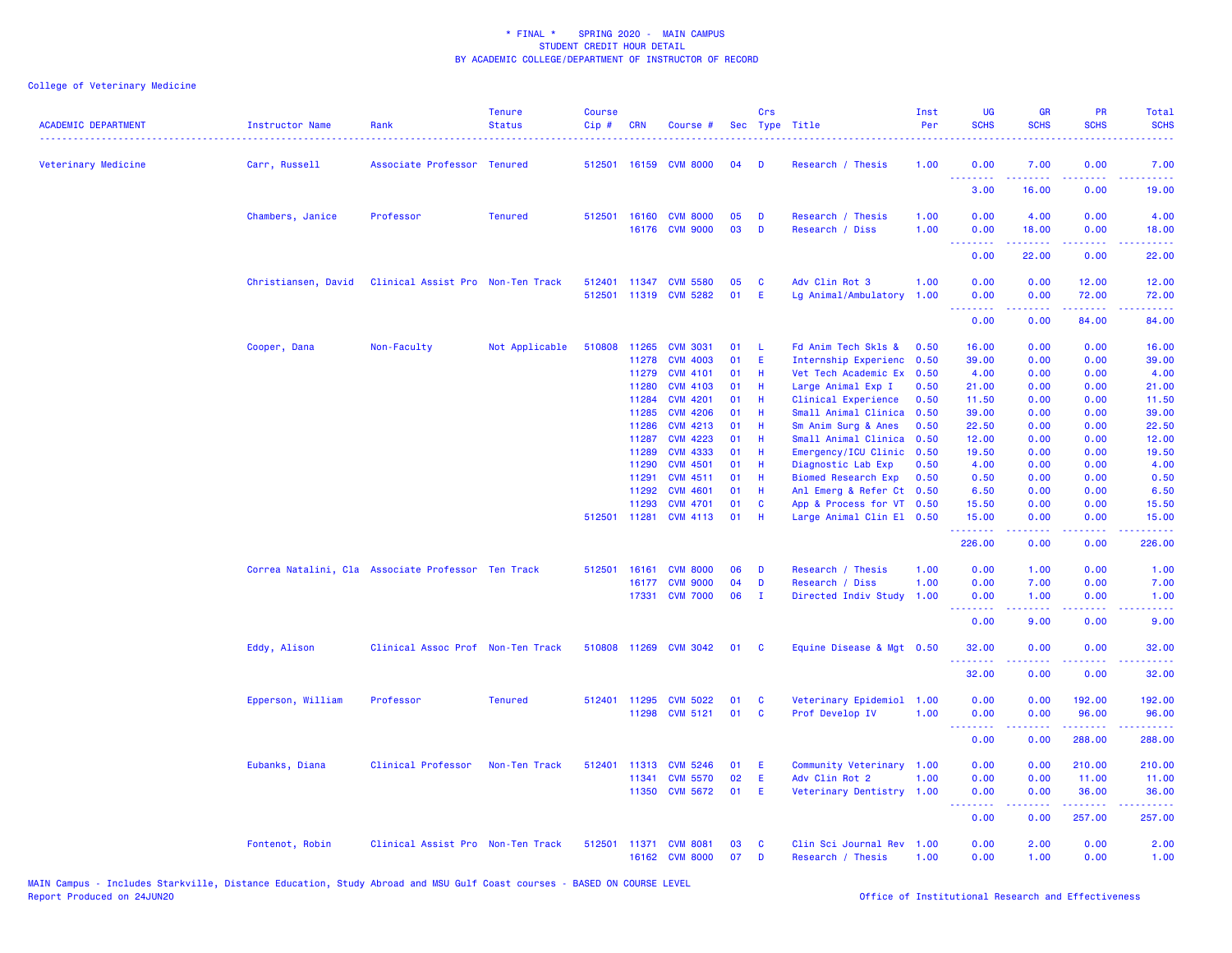\* FINAL \* SPRING 2020 - MAIN CAMPUS
STUDENT CREDIT HOUR DETAIL
BY ACADEMIC COLLEGE/DEPARTMENT OF INSTRUCTOR OF RECORD

College of Veterinary Medicine

| ACADEMIC DEPARTMENT | Instructor Name | Rank | Tenure Status | Course Cip # | CRN | Course # | Sec | Crs Type | Title | Inst Per | UG SCHS | GR SCHS | PR SCHS | Total SCHS |
|---|---|---|---|---|---|---|---|---|---|---|---|---|---|---|
| Veterinary Medicine | Carr, Russell | Associate Professor | Tenured | 512501 | 16159 | CVM 8000 | 04 | D | Research / Thesis | 1.00 | 0.00 | 7.00 | 0.00 | 7.00 |
| | | | | | | | | | | | 3.00 | 16.00 | 0.00 | 19.00 |
| | Chambers, Janice | Professor | Tenured | 512501 | 16160 | CVM 8000 | 05 | D | Research / Thesis | 1.00 | 0.00 | 4.00 | 0.00 | 4.00 |
| | | | | | 16176 | CVM 9000 | 03 | D | Research / Diss | 1.00 | 0.00 | 18.00 | 0.00 | 18.00 |
| | | | | | | | | | | | 0.00 | 22.00 | 0.00 | 22.00 |
| | Christiansen, David | Clinical Assist Pro | Non-Ten Track | 512401 | 11347 | CVM 5580 | 05 | C | Adv Clin Rot 3 | 1.00 | 0.00 | 0.00 | 12.00 | 12.00 |
| | | | | 512501 | 11319 | CVM 5282 | 01 | E | Lg Animal/Ambulatory | 1.00 | 0.00 | 0.00 | 72.00 | 72.00 |
| | | | | | | | | | | | 0.00 | 0.00 | 84.00 | 84.00 |
| | Cooper, Dana | Non-Faculty | Not Applicable | 510808 | 11265 | CVM 3031 | 01 | L | Fd Anim Tech Skls & | 0.50 | 16.00 | 0.00 | 0.00 | 16.00 |
| | | | | | 11278 | CVM 4003 | 01 | E | Internship Experienc | 0.50 | 39.00 | 0.00 | 0.00 | 39.00 |
| | | | | | 11279 | CVM 4101 | 01 | H | Vet Tech Academic Ex | 0.50 | 4.00 | 0.00 | 0.00 | 4.00 |
| | | | | | 11280 | CVM 4103 | 01 | H | Large Animal Exp I | 0.50 | 21.00 | 0.00 | 0.00 | 21.00 |
| | | | | | 11284 | CVM 4201 | 01 | H | Clinical Experience | 0.50 | 11.50 | 0.00 | 0.00 | 11.50 |
| | | | | | 11285 | CVM 4206 | 01 | H | Small Animal Clinica | 0.50 | 39.00 | 0.00 | 0.00 | 39.00 |
| | | | | | 11286 | CVM 4213 | 01 | H | Sm Anim Surg & Anes | 0.50 | 22.50 | 0.00 | 0.00 | 22.50 |
| | | | | | 11287 | CVM 4223 | 01 | H | Small Animal Clinica | 0.50 | 12.00 | 0.00 | 0.00 | 12.00 |
| | | | | | 11289 | CVM 4333 | 01 | H | Emergency/ICU Clinic | 0.50 | 19.50 | 0.00 | 0.00 | 19.50 |
| | | | | | 11290 | CVM 4501 | 01 | H | Diagnostic Lab Exp | 0.50 | 4.00 | 0.00 | 0.00 | 4.00 |
| | | | | | 11291 | CVM 4511 | 01 | H | Biomed Research Exp | 0.50 | 0.50 | 0.00 | 0.00 | 0.50 |
| | | | | | 11292 | CVM 4601 | 01 | H | Anl Emerg & Refer Ct | 0.50 | 6.50 | 0.00 | 0.00 | 6.50 |
| | | | | | 11293 | CVM 4701 | 01 | C | App & Process for VT | 0.50 | 15.50 | 0.00 | 0.00 | 15.50 |
| | | | | 512501 | 11281 | CVM 4113 | 01 | H | Large Animal Clin El | 0.50 | 15.00 | 0.00 | 0.00 | 15.00 |
| | | | | | | | | | | | 226.00 | 0.00 | 0.00 | 226.00 |
| | Correa Natalini, Cla | Associate Professor | Ten Track | 512501 | 16161 | CVM 8000 | 06 | D | Research / Thesis | 1.00 | 0.00 | 1.00 | 0.00 | 1.00 |
| | | | | | 16177 | CVM 9000 | 04 | D | Research / Diss | 1.00 | 0.00 | 7.00 | 0.00 | 7.00 |
| | | | | | 17331 | CVM 7000 | 06 | I | Directed Indiv Study | 1.00 | 0.00 | 1.00 | 0.00 | 1.00 |
| | | | | | | | | | | | 0.00 | 9.00 | 0.00 | 9.00 |
| | Eddy, Alison | Clinical Assoc Prof | Non-Ten Track | 510808 | 11269 | CVM 3042 | 01 | C | Equine Disease & Mgt | 0.50 | 32.00 | 0.00 | 0.00 | 32.00 |
| | | | | | | | | | | | 32.00 | 0.00 | 0.00 | 32.00 |
| | Epperson, William | Professor | Tenured | 512401 | 11295 | CVM 5022 | 01 | C | Veterinary Epidemiol | 1.00 | 0.00 | 0.00 | 192.00 | 192.00 |
| | | | | | 11298 | CVM 5121 | 01 | C | Prof Develop IV | 1.00 | 0.00 | 0.00 | 96.00 | 96.00 |
| | | | | | | | | | | | 0.00 | 0.00 | 288.00 | 288.00 |
| | Eubanks, Diana | Clinical Professor | Non-Ten Track | 512401 | 11313 | CVM 5246 | 01 | E | Community Veterinary | 1.00 | 0.00 | 0.00 | 210.00 | 210.00 |
| | | | | | 11341 | CVM 5570 | 02 | E | Adv Clin Rot 2 | 1.00 | 0.00 | 0.00 | 11.00 | 11.00 |
| | | | | | 11350 | CVM 5672 | 01 | E | Veterinary Dentistry | 1.00 | 0.00 | 0.00 | 36.00 | 36.00 |
| | | | | | | | | | | | 0.00 | 0.00 | 257.00 | 257.00 |
| | Fontenot, Robin | Clinical Assist Pro | Non-Ten Track | 512501 | 11371 | CVM 8081 | 03 | C | Clin Sci Journal Rev | 1.00 | 0.00 | 2.00 | 0.00 | 2.00 |
| | | | | | 16162 | CVM 8000 | 07 | D | Research / Thesis | 1.00 | 0.00 | 1.00 | 0.00 | 1.00 |

MAIN Campus - Includes Starkville, Distance Education, Study Abroad and MSU Gulf Coast courses - BASED ON COURSE LEVEL
Report Produced on 24JUN20 Office of Institutional Research and Effectiveness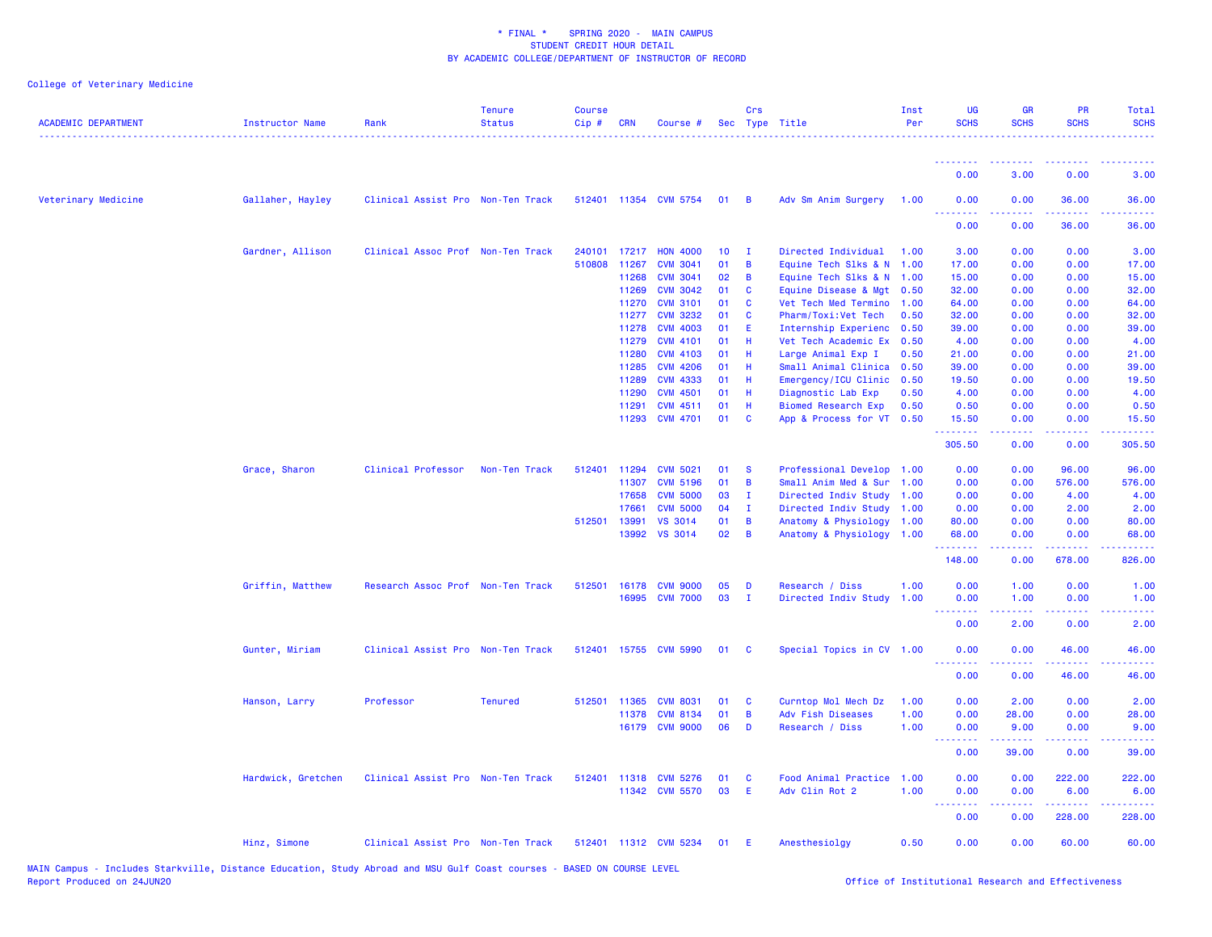* FINAL * SPRING 2020 - MAIN CAMPUS
STUDENT CREDIT HOUR DETAIL
BY ACADEMIC COLLEGE/DEPARTMENT OF INSTRUCTOR OF RECORD

College of Veterinary Medicine

| ACADEMIC DEPARTMENT | Instructor Name | Rank | Tenure Status | Course Cip # | CRN | Course # | Sec | Crs Type | Title | Inst Per | UG SCHS | GR SCHS | PR SCHS | Total SCHS |
|---|---|---|---|---|---|---|---|---|---|---|---|---|---|---|
| | | | | | | | | | | | 0.00 | 3.00 | 0.00 | 3.00 |
| Veterinary Medicine | Gallaher, Hayley | Clinical Assist Pro | Non-Ten Track | 512401 | 11354 | CVM 5754 | 01 | B | Adv Sm Anim Surgery | 1.00 | 0.00 | 0.00 | 36.00 | 36.00 |
| | | | | | | | | | | | 0.00 | 0.00 | 36.00 | 36.00 |
| | Gardner, Allison | Clinical Assoc Prof | Non-Ten Track | 240101 | 17217 | HON 4000 | 10 | I | Directed Individual | 1.00 | 3.00 | 0.00 | 0.00 | 3.00 |
| | | | | 510808 | 11267 | CVM 3041 | 01 | B | Equine Tech Slks & N | 1.00 | 17.00 | 0.00 | 0.00 | 17.00 |
| | | | | | 11268 | CVM 3041 | 02 | B | Equine Tech Slks & N | 1.00 | 15.00 | 0.00 | 0.00 | 15.00 |
| | | | | | 11269 | CVM 3042 | 01 | C | Equine Disease & Mgt | 0.50 | 32.00 | 0.00 | 0.00 | 32.00 |
| | | | | | 11270 | CVM 3101 | 01 | C | Vet Tech Med Termino | 1.00 | 64.00 | 0.00 | 0.00 | 64.00 |
| | | | | | 11277 | CVM 3232 | 01 | C | Pharm/Toxi:Vet Tech | 0.50 | 32.00 | 0.00 | 0.00 | 32.00 |
| | | | | | 11278 | CVM 4003 | 01 | E | Internship Experienc | 0.50 | 39.00 | 0.00 | 0.00 | 39.00 |
| | | | | | 11279 | CVM 4101 | 01 | H | Vet Tech Academic Ex | 0.50 | 4.00 | 0.00 | 0.00 | 4.00 |
| | | | | | 11280 | CVM 4103 | 01 | H | Large Animal Exp I | 0.50 | 21.00 | 0.00 | 0.00 | 21.00 |
| | | | | | 11285 | CVM 4206 | 01 | H | Small Animal Clinica | 0.50 | 39.00 | 0.00 | 0.00 | 39.00 |
| | | | | | 11289 | CVM 4333 | 01 | H | Emergency/ICU Clinic | 0.50 | 19.50 | 0.00 | 0.00 | 19.50 |
| | | | | | 11290 | CVM 4501 | 01 | H | Diagnostic Lab Exp | 0.50 | 4.00 | 0.00 | 0.00 | 4.00 |
| | | | | | 11291 | CVM 4511 | 01 | H | Biomed Research Exp | 0.50 | 0.50 | 0.00 | 0.00 | 0.50 |
| | | | | | 11293 | CVM 4701 | 01 | C | App & Process for VT | 0.50 | 15.50 | 0.00 | 0.00 | 15.50 |
| | | | | | | | | | | | 305.50 | 0.00 | 0.00 | 305.50 |
| | Grace, Sharon | Clinical Professor | Non-Ten Track | 512401 | 11294 | CVM 5021 | 01 | S | Professional Develop | 1.00 | 0.00 | 0.00 | 96.00 | 96.00 |
| | | | | | 11307 | CVM 5196 | 01 | B | Small Anim Med & Sur | 1.00 | 0.00 | 0.00 | 576.00 | 576.00 |
| | | | | | 17658 | CVM 5000 | 03 | I | Directed Indiv Study | 1.00 | 0.00 | 0.00 | 4.00 | 4.00 |
| | | | | | 17661 | CVM 5000 | 04 | I | Directed Indiv Study | 1.00 | 0.00 | 0.00 | 2.00 | 2.00 |
| | | | | 512501 | 13991 | VS 3014 | 01 | B | Anatomy & Physiology | 1.00 | 80.00 | 0.00 | 0.00 | 80.00 |
| | | | | | 13992 | VS 3014 | 02 | B | Anatomy & Physiology | 1.00 | 68.00 | 0.00 | 0.00 | 68.00 |
| | | | | | | | | | | | 148.00 | 0.00 | 678.00 | 826.00 |
| | Griffin, Matthew | Research Assoc Prof | Non-Ten Track | 512501 | 16178 | CVM 9000 | 05 | D | Research / Diss | 1.00 | 0.00 | 1.00 | 0.00 | 1.00 |
| | | | | | 16995 | CVM 7000 | 03 | I | Directed Indiv Study | 1.00 | 0.00 | 1.00 | 0.00 | 1.00 |
| | | | | | | | | | | | 0.00 | 2.00 | 0.00 | 2.00 |
| | Gunter, Miriam | Clinical Assist Pro | Non-Ten Track | 512401 | 15755 | CVM 5990 | 01 | C | Special Topics in CV | 1.00 | 0.00 | 0.00 | 46.00 | 46.00 |
| | | | | | | | | | | | 0.00 | 0.00 | 46.00 | 46.00 |
| | Hanson, Larry | Professor | Tenured | 512501 | 11365 | CVM 8031 | 01 | C | Curntop Mol Mech Dz | 1.00 | 0.00 | 2.00 | 0.00 | 2.00 |
| | | | | | 11378 | CVM 8134 | 01 | B | Adv Fish Diseases | 1.00 | 0.00 | 28.00 | 0.00 | 28.00 |
| | | | | | 16179 | CVM 9000 | 06 | D | Research / Diss | 1.00 | 0.00 | 9.00 | 0.00 | 9.00 |
| | | | | | | | | | | | 0.00 | 39.00 | 0.00 | 39.00 |
| | Hardwick, Gretchen | Clinical Assist Pro | Non-Ten Track | 512401 | 11318 | CVM 5276 | 01 | C | Food Animal Practice | 1.00 | 0.00 | 0.00 | 222.00 | 222.00 |
| | | | | | 11342 | CVM 5570 | 03 | E | Adv Clin Rot 2 | 1.00 | 0.00 | 0.00 | 6.00 | 6.00 |
| | | | | | | | | | | | 0.00 | 0.00 | 228.00 | 228.00 |
| | Hinz, Simone | Clinical Assist Pro | Non-Ten Track | 512401 | 11312 | CVM 5234 | 01 | E | Anesthesiolgy | 0.50 | 0.00 | 0.00 | 60.00 | 60.00 |

MAIN Campus - Includes Starkville, Distance Education, Study Abroad and MSU Gulf Coast courses - BASED ON COURSE LEVEL
Report Produced on 24JUN20

Office of Institutional Research and Effectiveness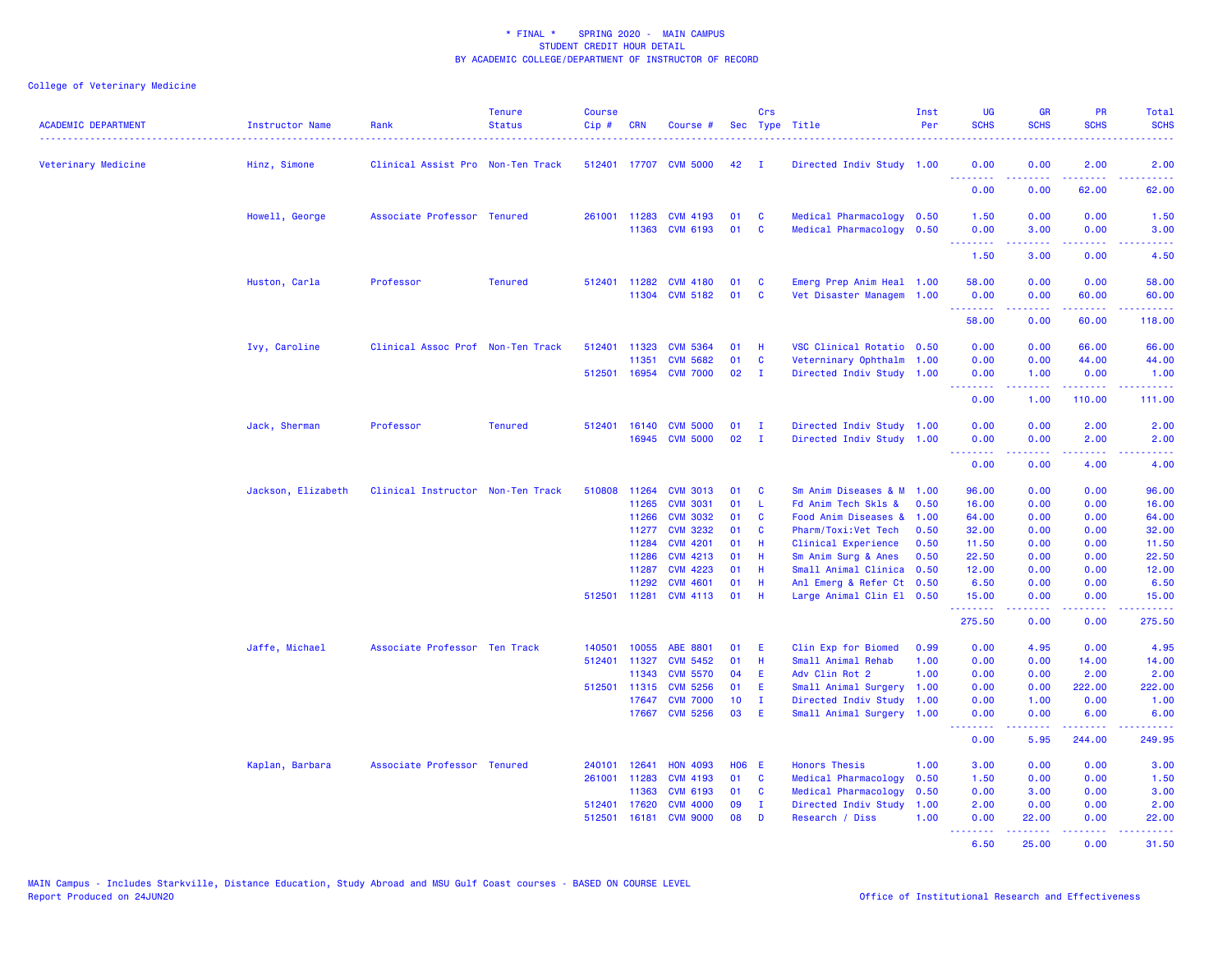\* FINAL \* SPRING 2020 - MAIN CAMPUS
STUDENT CREDIT HOUR DETAIL
BY ACADEMIC COLLEGE/DEPARTMENT OF INSTRUCTOR OF RECORD

College of Veterinary Medicine

| ACADEMIC DEPARTMENT | Instructor Name | Rank | Tenure Status | Course Cip # | CRN | Course # | Sec | Crs Type | Title | Inst Per | UG SCHS | GR SCHS | PR SCHS | Total SCHS |
|---|---|---|---|---|---|---|---|---|---|---|---|---|---|---|
| Veterinary Medicine | Hinz, Simone | Clinical Assist Pro | Non-Ten Track | 512401 | 17707 | CVM 5000 | 42 | I | Directed Indiv Study | 1.00 | 0.00 | 0.00 | 2.00 | 2.00 |
| | | | | | | | | | | | 0.00 | 0.00 | 62.00 | 62.00 |
| | Howell, George | Associate Professor | Tenured | 261001 | 11283 | CVM 4193 | 01 | C | Medical Pharmacology | 0.50 | 1.50 | 0.00 | 0.00 | 1.50 |
| | | | | | 11363 | CVM 6193 | 01 | C | Medical Pharmacology | 0.50 | 0.00 | 3.00 | 0.00 | 3.00 |
| | | | | | | | | | | | 1.50 | 3.00 | 0.00 | 4.50 |
| | Huston, Carla | Professor | Tenured | 512401 | 11282 | CVM 4180 | 01 | C | Emerg Prep Anim Heal | 1.00 | 58.00 | 0.00 | 0.00 | 58.00 |
| | | | | | 11304 | CVM 5182 | 01 | C | Vet Disaster Managem | 1.00 | 0.00 | 0.00 | 60.00 | 60.00 |
| | | | | | | | | | | | 58.00 | 0.00 | 60.00 | 118.00 |
| | Ivy, Caroline | Clinical Assoc Prof | Non-Ten Track | 512401 | 11323 | CVM 5364 | 01 | H | VSC Clinical Rotatio | 0.50 | 0.00 | 0.00 | 66.00 | 66.00 |
| | | | | | 11351 | CVM 5682 | 01 | C | Veterninary Ophthalm | 1.00 | 0.00 | 0.00 | 44.00 | 44.00 |
| | | | | 512501 | 16954 | CVM 7000 | 02 | I | Directed Indiv Study | 1.00 | 0.00 | 1.00 | 0.00 | 1.00 |
| | | | | | | | | | | | 0.00 | 1.00 | 110.00 | 111.00 |
| | Jack, Sherman | Professor | Tenured | 512401 | 16140 | CVM 5000 | 01 | I | Directed Indiv Study | 1.00 | 0.00 | 0.00 | 2.00 | 2.00 |
| | | | | | 16945 | CVM 5000 | 02 | I | Directed Indiv Study | 1.00 | 0.00 | 0.00 | 2.00 | 2.00 |
| | | | | | | | | | | | 0.00 | 0.00 | 4.00 | 4.00 |
| | Jackson, Elizabeth | Clinical Instructor | Non-Ten Track | 510808 | 11264 | CVM 3013 | 01 | C | Sm Anim Diseases & M | 1.00 | 96.00 | 0.00 | 0.00 | 96.00 |
| | | | | | 11265 | CVM 3031 | 01 | L | Fd Anim Tech Skls & | 0.50 | 16.00 | 0.00 | 0.00 | 16.00 |
| | | | | | 11266 | CVM 3032 | 01 | C | Food Anim Diseases & | 1.00 | 64.00 | 0.00 | 0.00 | 64.00 |
| | | | | | 11277 | CVM 3232 | 01 | C | Pharm/Toxi:Vet Tech | 0.50 | 32.00 | 0.00 | 0.00 | 32.00 |
| | | | | | 11284 | CVM 4201 | 01 | H | Clinical Experience | 0.50 | 11.50 | 0.00 | 0.00 | 11.50 |
| | | | | | 11286 | CVM 4213 | 01 | H | Sm Anim Surg & Anes | 0.50 | 22.50 | 0.00 | 0.00 | 22.50 |
| | | | | | 11287 | CVM 4223 | 01 | H | Small Animal Clinica | 0.50 | 12.00 | 0.00 | 0.00 | 12.00 |
| | | | | | 11292 | CVM 4601 | 01 | H | Anl Emerg & Refer Ct | 0.50 | 6.50 | 0.00 | 0.00 | 6.50 |
| | | | | 512501 | 11281 | CVM 4113 | 01 | H | Large Animal Clin El | 0.50 | 15.00 | 0.00 | 0.00 | 15.00 |
| | | | | | | | | | | | 275.50 | 0.00 | 0.00 | 275.50 |
| | Jaffe, Michael | Associate Professor | Ten Track | 140501 | 10055 | ABE 8801 | 01 | E | Clin Exp for Biomed | 0.99 | 0.00 | 4.95 | 0.00 | 4.95 |
| | | | | 512401 | 11327 | CVM 5452 | 01 | H | Small Animal Rehab | 1.00 | 0.00 | 0.00 | 14.00 | 14.00 |
| | | | | | 11343 | CVM 5570 | 04 | E | Adv Clin Rot 2 | 1.00 | 0.00 | 0.00 | 2.00 | 2.00 |
| | | | | 512501 | 11315 | CVM 5256 | 01 | E | Small Animal Surgery | 1.00 | 0.00 | 0.00 | 222.00 | 222.00 |
| | | | | | 17647 | CVM 7000 | 10 | I | Directed Indiv Study | 1.00 | 0.00 | 1.00 | 0.00 | 1.00 |
| | | | | | 17667 | CVM 5256 | 03 | E | Small Animal Surgery | 1.00 | 0.00 | 0.00 | 6.00 | 6.00 |
| | | | | | | | | | | | 0.00 | 5.95 | 244.00 | 249.95 |
| | Kaplan, Barbara | Associate Professor | Tenured | 240101 | 12641 | HON 4093 | H06 | E | Honors Thesis | 1.00 | 3.00 | 0.00 | 0.00 | 3.00 |
| | | | | 261001 | 11283 | CVM 4193 | 01 | C | Medical Pharmacology | 0.50 | 1.50 | 0.00 | 0.00 | 1.50 |
| | | | | | 11363 | CVM 6193 | 01 | C | Medical Pharmacology | 0.50 | 0.00 | 3.00 | 0.00 | 3.00 |
| | | | | 512401 | 17620 | CVM 4000 | 09 | I | Directed Indiv Study | 1.00 | 2.00 | 0.00 | 0.00 | 2.00 |
| | | | | 512501 | 16181 | CVM 9000 | 08 | D | Research / Diss | 1.00 | 0.00 | 22.00 | 0.00 | 22.00 |
| | | | | | | | | | | | 6.50 | 25.00 | 0.00 | 31.50 |

MAIN Campus - Includes Starkville, Distance Education, Study Abroad and MSU Gulf Coast courses - BASED ON COURSE LEVEL
Report Produced on 24JUN20

Office of Institutional Research and Effectiveness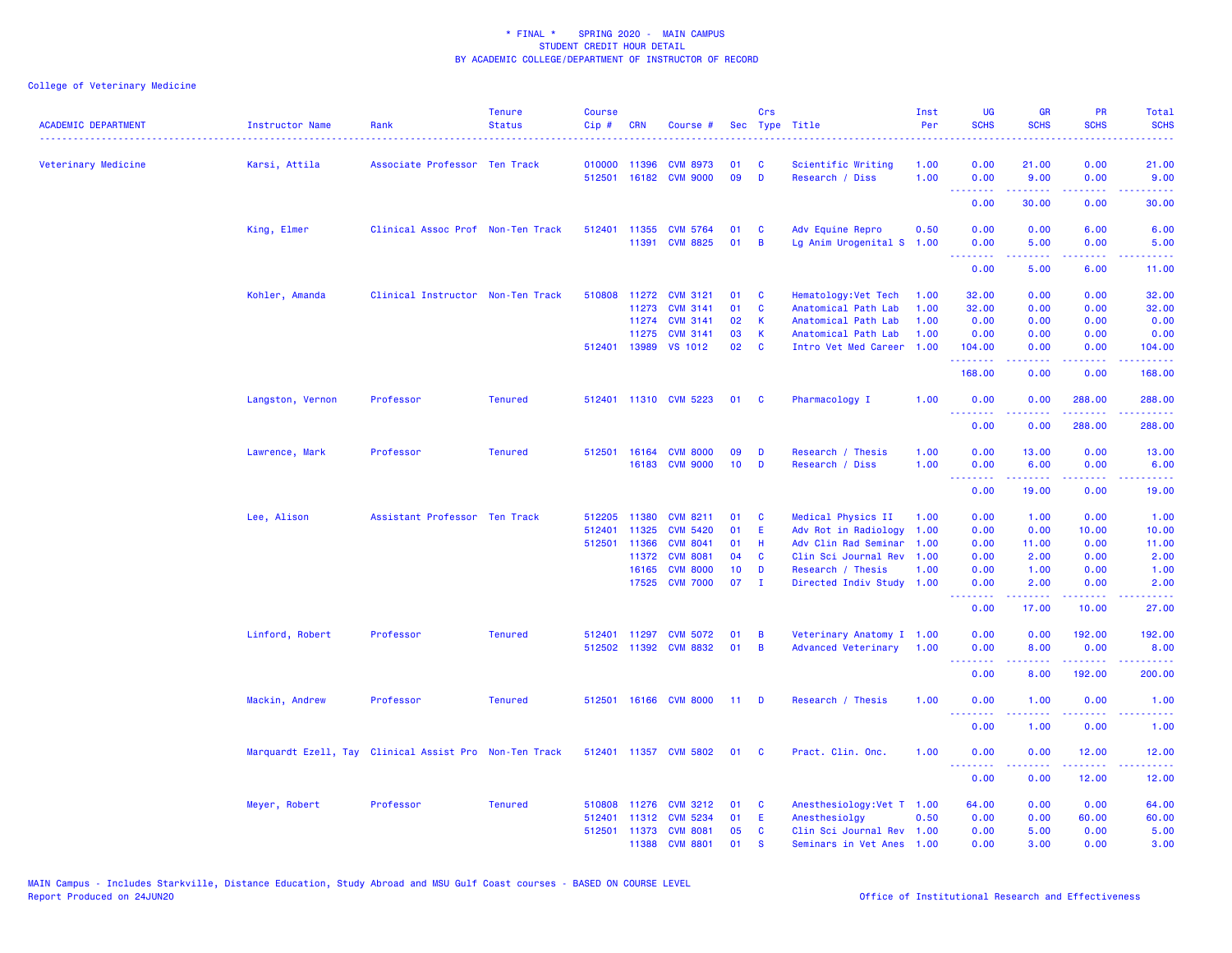\* FINAL \* SPRING 2020 - MAIN CAMPUS
STUDENT CREDIT HOUR DETAIL
BY ACADEMIC COLLEGE/DEPARTMENT OF INSTRUCTOR OF RECORD

College of Veterinary Medicine

| ACADEMIC DEPARTMENT | Instructor Name | Rank | Tenure Status | Course Cip # | CRN | Course # | Sec | Crs Type | Title | Inst Per | UG SCHS | GR SCHS | PR SCHS | Total SCHS |
|---|---|---|---|---|---|---|---|---|---|---|---|---|---|---|
| Veterinary Medicine | Karsi, Attila | Associate Professor | Ten Track | 010000 | 11396 | CVM 8973 | 01 | C | Scientific Writing | 1.00 | 0.00 | 21.00 | 0.00 | 21.00 |
| | | | | 512501 | 16182 | CVM 9000 | 09 | D | Research / Diss | 1.00 | 0.00 | 9.00 | 0.00 | 9.00 |
| | | | | | | | | | | | 0.00 | 30.00 | 0.00 | 30.00 |
| | King, Elmer | Clinical Assoc Prof | Non-Ten Track | 512401 | 11355 | CVM 5764 | 01 | C | Adv Equine Repro | 0.50 | 0.00 | 0.00 | 6.00 | 6.00 |
| | | | | | 11391 | CVM 8825 | 01 | B | Lg Anim Urogenital S | 1.00 | 0.00 | 5.00 | 0.00 | 5.00 |
| | | | | | | | | | | | 0.00 | 5.00 | 6.00 | 11.00 |
| | Kohler, Amanda | Clinical Instructor | Non-Ten Track | 510808 | 11272 | CVM 3121 | 01 | C | Hematology:Vet Tech | 1.00 | 32.00 | 0.00 | 0.00 | 32.00 |
| | | | | | 11273 | CVM 3141 | 01 | C | Anatomical Path Lab | 1.00 | 32.00 | 0.00 | 0.00 | 32.00 |
| | | | | | 11274 | CVM 3141 | 02 | K | Anatomical Path Lab | 1.00 | 0.00 | 0.00 | 0.00 | 0.00 |
| | | | | | 11275 | CVM 3141 | 03 | K | Anatomical Path Lab | 1.00 | 0.00 | 0.00 | 0.00 | 0.00 |
| | | | | 512401 | 13989 | VS 1012 | 02 | C | Intro Vet Med Career | 1.00 | 104.00 | 0.00 | 0.00 | 104.00 |
| | | | | | | | | | | | 168.00 | 0.00 | 0.00 | 168.00 |
| | Langston, Vernon | Professor | Tenured | 512401 | 11310 | CVM 5223 | 01 | C | Pharmacology I | 1.00 | 0.00 | 0.00 | 288.00 | 288.00 |
| | | | | | | | | | | | 0.00 | 0.00 | 288.00 | 288.00 |
| | Lawrence, Mark | Professor | Tenured | 512501 | 16164 | CVM 8000 | 09 | D | Research / Thesis | 1.00 | 0.00 | 13.00 | 0.00 | 13.00 |
| | | | | | 16183 | CVM 9000 | 10 | D | Research / Diss | 1.00 | 0.00 | 6.00 | 0.00 | 6.00 |
| | | | | | | | | | | | 0.00 | 19.00 | 0.00 | 19.00 |
| | Lee, Alison | Assistant Professor | Ten Track | 512205 | 11380 | CVM 8211 | 01 | C | Medical Physics II | 1.00 | 0.00 | 1.00 | 0.00 | 1.00 |
| | | | | 512401 | 11325 | CVM 5420 | 01 | E | Adv Rot in Radiology | 1.00 | 0.00 | 0.00 | 10.00 | 10.00 |
| | | | | 512501 | 11366 | CVM 8041 | 01 | H | Adv Clin Rad Seminar | 1.00 | 0.00 | 11.00 | 0.00 | 11.00 |
| | | | | | 11372 | CVM 8081 | 04 | C | Clin Sci Journal Rev | 1.00 | 0.00 | 2.00 | 0.00 | 2.00 |
| | | | | | 16165 | CVM 8000 | 10 | D | Research / Thesis | 1.00 | 0.00 | 1.00 | 0.00 | 1.00 |
| | | | | | 17525 | CVM 7000 | 07 | I | Directed Indiv Study | 1.00 | 0.00 | 2.00 | 0.00 | 2.00 |
| | | | | | | | | | | | 0.00 | 17.00 | 10.00 | 27.00 |
| | Linford, Robert | Professor | Tenured | 512401 | 11297 | CVM 5072 | 01 | B | Veterinary Anatomy I | 1.00 | 0.00 | 0.00 | 192.00 | 192.00 |
| | | | | 512502 | 11392 | CVM 8832 | 01 | B | Advanced Veterinary | 1.00 | 0.00 | 8.00 | 0.00 | 8.00 |
| | | | | | | | | | | | 0.00 | 8.00 | 192.00 | 200.00 |
| | Mackin, Andrew | Professor | Tenured | 512501 | 16166 | CVM 8000 | 11 | D | Research / Thesis | 1.00 | 0.00 | 1.00 | 0.00 | 1.00 |
| | | | | | | | | | | | 0.00 | 1.00 | 0.00 | 1.00 |
| | Marquardt Ezell, Tay | Clinical Assist Pro | Non-Ten Track | 512401 | 11357 | CVM 5802 | 01 | C | Pract. Clin. Onc. | 1.00 | 0.00 | 0.00 | 12.00 | 12.00 |
| | | | | | | | | | | | 0.00 | 0.00 | 12.00 | 12.00 |
| | Meyer, Robert | Professor | Tenured | 510808 | 11276 | CVM 3212 | 01 | C | Anesthesiology:Vet T | 1.00 | 64.00 | 0.00 | 0.00 | 64.00 |
| | | | | 512401 | 11312 | CVM 5234 | 01 | E | Anesthesiolgy | 0.50 | 0.00 | 0.00 | 60.00 | 60.00 |
| | | | | 512501 | 11373 | CVM 8081 | 05 | C | Clin Sci Journal Rev | 1.00 | 0.00 | 5.00 | 0.00 | 5.00 |
| | | | | | 11388 | CVM 8801 | 01 | S | Seminars in Vet Anes | 1.00 | 0.00 | 3.00 | 0.00 | 3.00 |

MAIN Campus - Includes Starkville, Distance Education, Study Abroad and MSU Gulf Coast courses - BASED ON COURSE LEVEL
Report Produced on 24JUN20

Office of Institutional Research and Effectiveness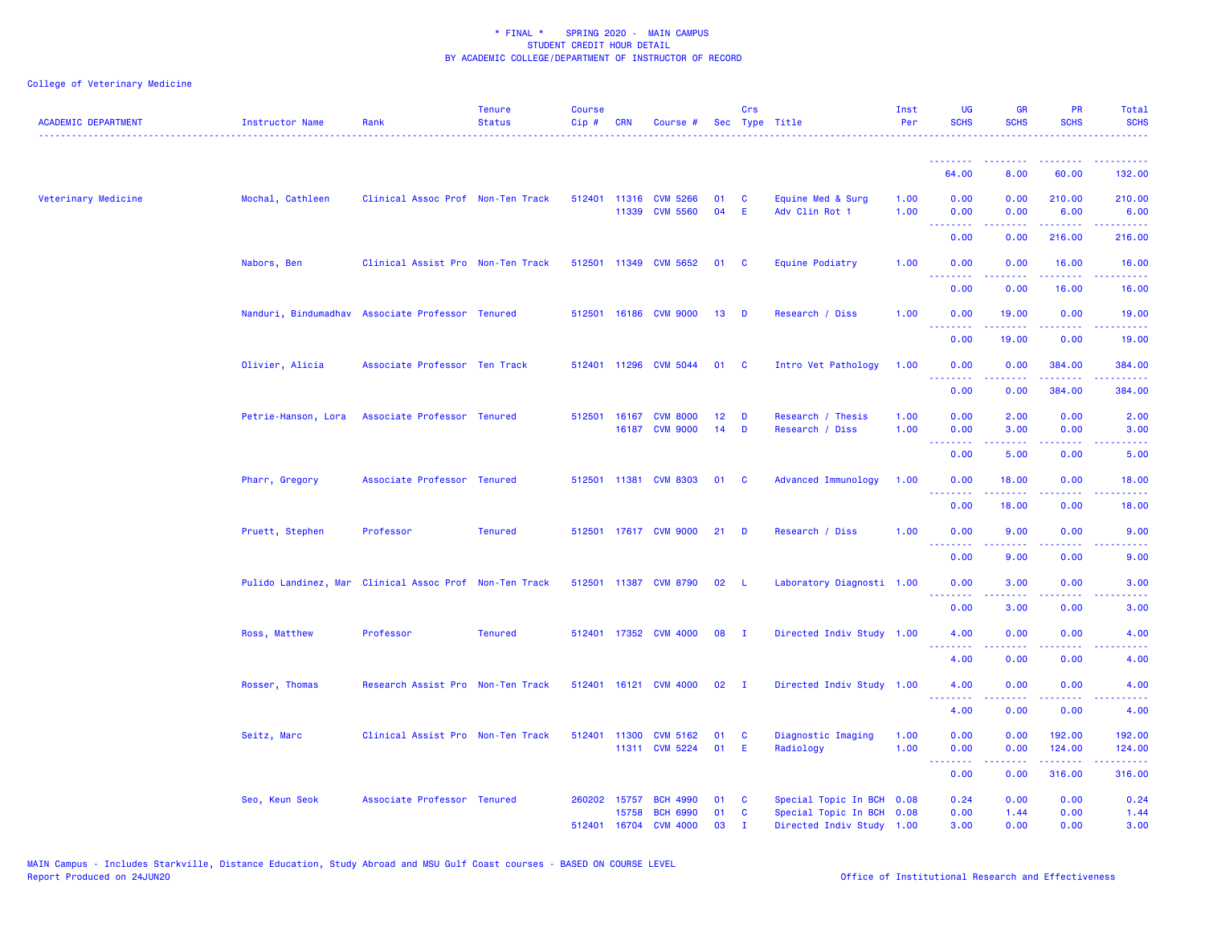\* FINAL \* SPRING 2020 - MAIN CAMPUS
STUDENT CREDIT HOUR DETAIL
BY ACADEMIC COLLEGE/DEPARTMENT OF INSTRUCTOR OF RECORD

College of Veterinary Medicine

| ACADEMIC DEPARTMENT | Instructor Name | Rank | Tenure Status | Course Cip # | CRN | Course # | Sec | Crs Type | Title | Inst Per | UG SCHS | GR SCHS | PR SCHS | Total SCHS |
|---|---|---|---|---|---|---|---|---|---|---|---|---|---|---|
| | | | | | | | | | | | 64.00 | 8.00 | 60.00 | 132.00 |
| Veterinary Medicine | Mochal, Cathleen | Clinical Assoc Prof | Non-Ten Track | 512401 | 11316 | CVM 5266 | 01 | C | Equine Med & Surg | 1.00 | 0.00 | 0.00 | 210.00 | 210.00 |
| | | | | | 11339 | CVM 5560 | 04 | E | Adv Clin Rot 1 | 1.00 | 0.00 | 0.00 | 6.00 | 6.00 |
| | | | | | | | | | | | 0.00 | 0.00 | 216.00 | 216.00 |
| | Nabors, Ben | Clinical Assist Pro | Non-Ten Track | 512501 | 11349 | CVM 5652 | 01 | C | Equine Podiatry | 1.00 | 0.00 | 0.00 | 16.00 | 16.00 |
| | | | | | | | | | | | 0.00 | 0.00 | 16.00 | 16.00 |
| | Nanduri, Bindumadhav | Associate Professor | Tenured | 512501 | 16186 | CVM 9000 | 13 | D | Research / Diss | 1.00 | 0.00 | 19.00 | 0.00 | 19.00 |
| | | | | | | | | | | | 0.00 | 19.00 | 0.00 | 19.00 |
| | Olivier, Alicia | Associate Professor | Ten Track | 512401 | 11296 | CVM 5044 | 01 | C | Intro Vet Pathology | 1.00 | 0.00 | 0.00 | 384.00 | 384.00 |
| | | | | | | | | | | | 0.00 | 0.00 | 384.00 | 384.00 |
| | Petrie-Hanson, Lora | Associate Professor | Tenured | 512501 | 16167 | CVM 8000 | 12 | D | Research / Thesis | 1.00 | 0.00 | 2.00 | 0.00 | 2.00 |
| | | | | | 16187 | CVM 9000 | 14 | D | Research / Diss | 1.00 | 0.00 | 3.00 | 0.00 | 3.00 |
| | | | | | | | | | | | 0.00 | 5.00 | 0.00 | 5.00 |
| | Pharr, Gregory | Associate Professor | Tenured | 512501 | 11381 | CVM 8303 | 01 | C | Advanced Immunology | 1.00 | 0.00 | 18.00 | 0.00 | 18.00 |
| | | | | | | | | | | | 0.00 | 18.00 | 0.00 | 18.00 |
| | Pruett, Stephen | Professor | Tenured | 512501 | 17617 | CVM 9000 | 21 | D | Research / Diss | 1.00 | 0.00 | 9.00 | 0.00 | 9.00 |
| | | | | | | | | | | | 0.00 | 9.00 | 0.00 | 9.00 |
| | Pulido Landinez, Mar | Clinical Assoc Prof | Non-Ten Track | 512501 | 11387 | CVM 8790 | 02 | L | Laboratory Diagnosti | 1.00 | 0.00 | 3.00 | 0.00 | 3.00 |
| | | | | | | | | | | | 0.00 | 3.00 | 0.00 | 3.00 |
| | Ross, Matthew | Professor | Tenured | 512401 | 17352 | CVM 4000 | 08 | I | Directed Indiv Study | 1.00 | 4.00 | 0.00 | 0.00 | 4.00 |
| | | | | | | | | | | | 4.00 | 0.00 | 0.00 | 4.00 |
| | Rosser, Thomas | Research Assist Pro | Non-Ten Track | 512401 | 16121 | CVM 4000 | 02 | I | Directed Indiv Study | 1.00 | 4.00 | 0.00 | 0.00 | 4.00 |
| | | | | | | | | | | | 4.00 | 0.00 | 0.00 | 4.00 |
| | Seitz, Marc | Clinical Assist Pro | Non-Ten Track | 512401 | 11300 | CVM 5162 | 01 | C | Diagnostic Imaging | 1.00 | 0.00 | 0.00 | 192.00 | 192.00 |
| | | | | | 11311 | CVM 5224 | 01 | E | Radiology | 1.00 | 0.00 | 0.00 | 124.00 | 124.00 |
| | | | | | | | | | | | 0.00 | 0.00 | 316.00 | 316.00 |
| | Seo, Keun Seok | Associate Professor | Tenured | 260202 | 15757 | BCH 4990 | 01 | C | Special Topic In BCH | 0.08 | 0.24 | 0.00 | 0.00 | 0.24 |
| | | | | | 15758 | BCH 6990 | 01 | C | Special Topic In BCH | 0.08 | 0.00 | 1.44 | 0.00 | 1.44 |
| | | | | 512401 | 16704 | CVM 4000 | 03 | I | Directed Indiv Study | 1.00 | 3.00 | 0.00 | 0.00 | 3.00 |

MAIN Campus - Includes Starkville, Distance Education, Study Abroad and MSU Gulf Coast courses - BASED ON COURSE LEVEL
Report Produced on 24JUN20

Office of Institutional Research and Effectiveness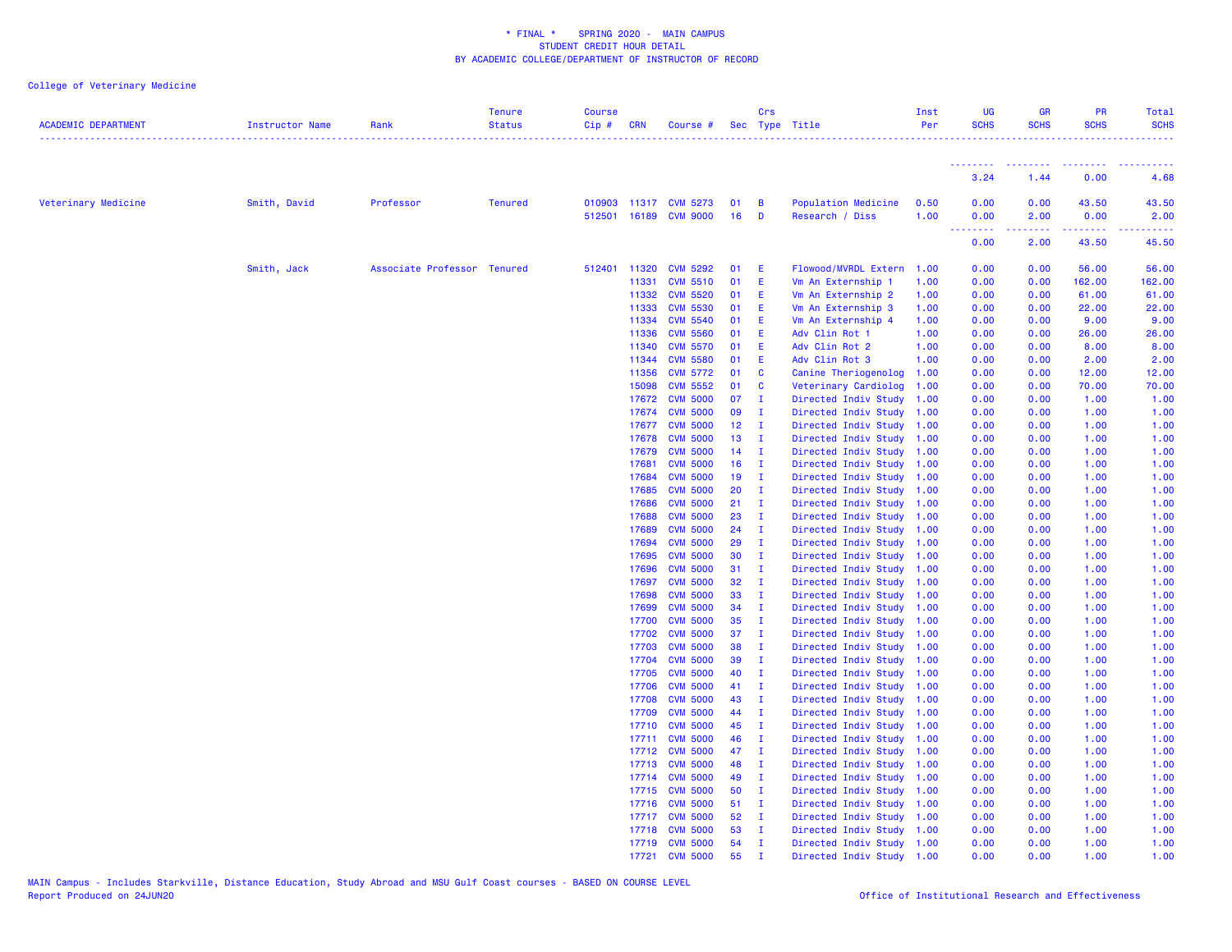\* FINAL \* SPRING 2020 - MAIN CAMPUS
STUDENT CREDIT HOUR DETAIL
BY ACADEMIC COLLEGE/DEPARTMENT OF INSTRUCTOR OF RECORD

College of Veterinary Medicine

| ACADEMIC DEPARTMENT | Instructor Name | Rank | Tenure Status | Course Cip # | CRN | Course # | Sec | Crs Type | Title | Inst Per | UG SCHS | GR SCHS | PR SCHS | Total SCHS |
|---|---|---|---|---|---|---|---|---|---|---|---|---|---|---|
| | | | | | | | | | | | 3.24 | 1.44 | 0.00 | 4.68 |
| Veterinary Medicine | Smith, David | Professor | Tenured | 010903 | 11317 | CVM 5273 | 01 | B | Population Medicine | 0.50 | 0.00 | 0.00 | 43.50 | 43.50 |
| | | | | 512501 | 16189 | CVM 9000 | 16 | D | Research / Diss | 1.00 | 0.00 | 2.00 | 0.00 | 2.00 |
| | | | | | | | | | | | 0.00 | 2.00 | 43.50 | 45.50 |
| | Smith, Jack | Associate Professor | Tenured | 512401 | 11320 | CVM 5292 | 01 | E | Flowood/MVRDL Extern | 1.00 | 0.00 | 0.00 | 56.00 | 56.00 |
| | | | | | 11331 | CVM 5510 | 01 | E | Vm An Externship 1 | 1.00 | 0.00 | 0.00 | 162.00 | 162.00 |
| | | | | | 11332 | CVM 5520 | 01 | E | Vm An Externship 2 | 1.00 | 0.00 | 0.00 | 61.00 | 61.00 |
| | | | | | 11333 | CVM 5530 | 01 | E | Vm An Externship 3 | 1.00 | 0.00 | 0.00 | 22.00 | 22.00 |
| | | | | | 11334 | CVM 5540 | 01 | E | Vm An Externship 4 | 1.00 | 0.00 | 0.00 | 9.00 | 9.00 |
| | | | | | 11336 | CVM 5560 | 01 | E | Adv Clin Rot 1 | 1.00 | 0.00 | 0.00 | 26.00 | 26.00 |
| | | | | | 11340 | CVM 5570 | 01 | E | Adv Clin Rot 2 | 1.00 | 0.00 | 0.00 | 8.00 | 8.00 |
| | | | | | 11344 | CVM 5580 | 01 | E | Adv Clin Rot 3 | 1.00 | 0.00 | 0.00 | 2.00 | 2.00 |
| | | | | | 11356 | CVM 5772 | 01 | C | Canine Theriogenolog | 1.00 | 0.00 | 0.00 | 12.00 | 12.00 |
| | | | | | 15098 | CVM 5552 | 01 | C | Veterinary Cardiolog | 1.00 | 0.00 | 0.00 | 70.00 | 70.00 |
| | | | | | 17672 | CVM 5000 | 07 | I | Directed Indiv Study | 1.00 | 0.00 | 0.00 | 1.00 | 1.00 |
| | | | | | 17674 | CVM 5000 | 09 | I | Directed Indiv Study | 1.00 | 0.00 | 0.00 | 1.00 | 1.00 |
| | | | | | 17677 | CVM 5000 | 12 | I | Directed Indiv Study | 1.00 | 0.00 | 0.00 | 1.00 | 1.00 |
| | | | | | 17678 | CVM 5000 | 13 | I | Directed Indiv Study | 1.00 | 0.00 | 0.00 | 1.00 | 1.00 |
| | | | | | 17679 | CVM 5000 | 14 | I | Directed Indiv Study | 1.00 | 0.00 | 0.00 | 1.00 | 1.00 |
| | | | | | 17681 | CVM 5000 | 16 | I | Directed Indiv Study | 1.00 | 0.00 | 0.00 | 1.00 | 1.00 |
| | | | | | 17684 | CVM 5000 | 19 | I | Directed Indiv Study | 1.00 | 0.00 | 0.00 | 1.00 | 1.00 |
| | | | | | 17685 | CVM 5000 | 20 | I | Directed Indiv Study | 1.00 | 0.00 | 0.00 | 1.00 | 1.00 |
| | | | | | 17686 | CVM 5000 | 21 | I | Directed Indiv Study | 1.00 | 0.00 | 0.00 | 1.00 | 1.00 |
| | | | | | 17688 | CVM 5000 | 23 | I | Directed Indiv Study | 1.00 | 0.00 | 0.00 | 1.00 | 1.00 |
| | | | | | 17689 | CVM 5000 | 24 | I | Directed Indiv Study | 1.00 | 0.00 | 0.00 | 1.00 | 1.00 |
| | | | | | 17694 | CVM 5000 | 29 | I | Directed Indiv Study | 1.00 | 0.00 | 0.00 | 1.00 | 1.00 |
| | | | | | 17695 | CVM 5000 | 30 | I | Directed Indiv Study | 1.00 | 0.00 | 0.00 | 1.00 | 1.00 |
| | | | | | 17696 | CVM 5000 | 31 | I | Directed Indiv Study | 1.00 | 0.00 | 0.00 | 1.00 | 1.00 |
| | | | | | 17697 | CVM 5000 | 32 | I | Directed Indiv Study | 1.00 | 0.00 | 0.00 | 1.00 | 1.00 |
| | | | | | 17698 | CVM 5000 | 33 | I | Directed Indiv Study | 1.00 | 0.00 | 0.00 | 1.00 | 1.00 |
| | | | | | 17699 | CVM 5000 | 34 | I | Directed Indiv Study | 1.00 | 0.00 | 0.00 | 1.00 | 1.00 |
| | | | | | 17700 | CVM 5000 | 35 | I | Directed Indiv Study | 1.00 | 0.00 | 0.00 | 1.00 | 1.00 |
| | | | | | 17702 | CVM 5000 | 37 | I | Directed Indiv Study | 1.00 | 0.00 | 0.00 | 1.00 | 1.00 |
| | | | | | 17703 | CVM 5000 | 38 | I | Directed Indiv Study | 1.00 | 0.00 | 0.00 | 1.00 | 1.00 |
| | | | | | 17704 | CVM 5000 | 39 | I | Directed Indiv Study | 1.00 | 0.00 | 0.00 | 1.00 | 1.00 |
| | | | | | 17705 | CVM 5000 | 40 | I | Directed Indiv Study | 1.00 | 0.00 | 0.00 | 1.00 | 1.00 |
| | | | | | 17706 | CVM 5000 | 41 | I | Directed Indiv Study | 1.00 | 0.00 | 0.00 | 1.00 | 1.00 |
| | | | | | 17708 | CVM 5000 | 43 | I | Directed Indiv Study | 1.00 | 0.00 | 0.00 | 1.00 | 1.00 |
| | | | | | 17709 | CVM 5000 | 44 | I | Directed Indiv Study | 1.00 | 0.00 | 0.00 | 1.00 | 1.00 |
| | | | | | 17710 | CVM 5000 | 45 | I | Directed Indiv Study | 1.00 | 0.00 | 0.00 | 1.00 | 1.00 |
| | | | | | 17711 | CVM 5000 | 46 | I | Directed Indiv Study | 1.00 | 0.00 | 0.00 | 1.00 | 1.00 |
| | | | | | 17712 | CVM 5000 | 47 | I | Directed Indiv Study | 1.00 | 0.00 | 0.00 | 1.00 | 1.00 |
| | | | | | 17713 | CVM 5000 | 48 | I | Directed Indiv Study | 1.00 | 0.00 | 0.00 | 1.00 | 1.00 |
| | | | | | 17714 | CVM 5000 | 49 | I | Directed Indiv Study | 1.00 | 0.00 | 0.00 | 1.00 | 1.00 |
| | | | | | 17715 | CVM 5000 | 50 | I | Directed Indiv Study | 1.00 | 0.00 | 0.00 | 1.00 | 1.00 |
| | | | | | 17716 | CVM 5000 | 51 | I | Directed Indiv Study | 1.00 | 0.00 | 0.00 | 1.00 | 1.00 |
| | | | | | 17717 | CVM 5000 | 52 | I | Directed Indiv Study | 1.00 | 0.00 | 0.00 | 1.00 | 1.00 |
| | | | | | 17718 | CVM 5000 | 53 | I | Directed Indiv Study | 1.00 | 0.00 | 0.00 | 1.00 | 1.00 |
| | | | | | 17719 | CVM 5000 | 54 | I | Directed Indiv Study | 1.00 | 0.00 | 0.00 | 1.00 | 1.00 |
| | | | | | 17721 | CVM 5000 | 55 | I | Directed Indiv Study | 1.00 | 0.00 | 0.00 | 1.00 | 1.00 |

MAIN Campus - Includes Starkville, Distance Education, Study Abroad and MSU Gulf Coast courses - BASED ON COURSE LEVEL
Report Produced on 24JUN20

Office of Institutional Research and Effectiveness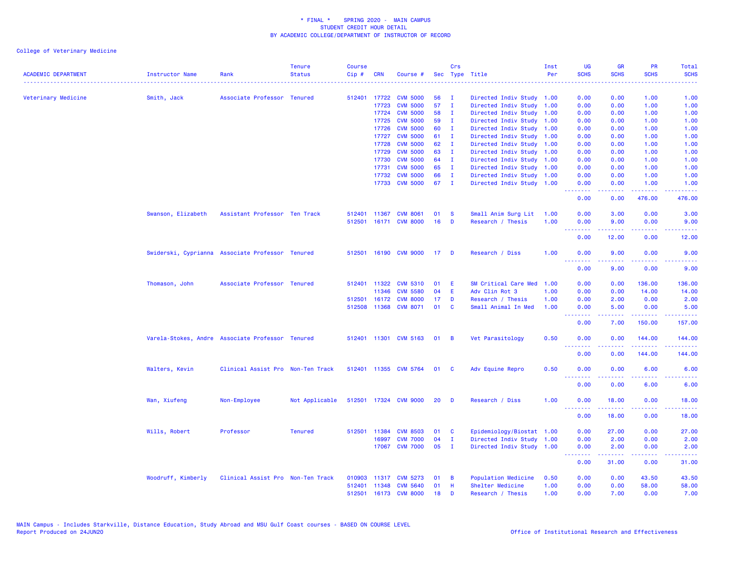# * FINAL * SPRING 2020 - MAIN CAMPUS
## STUDENT CREDIT HOUR DETAIL
## BY ACADEMIC COLLEGE/DEPARTMENT OF INSTRUCTOR OF RECORD

College of Veterinary Medicine

| ACADEMIC DEPARTMENT | Instructor Name | Rank | Tenure Status | Course Cip # | CRN | Course # | Sec | Crs Type | Title | Inst Per | UG SCHS | GR SCHS | PR SCHS | Total SCHS |
|---|---|---|---|---|---|---|---|---|---|---|---|---|---|---|
| Veterinary Medicine | Smith, Jack | Associate Professor | Tenured | 512401 | 17722 | CVM 5000 | 56 | I | Directed Indiv Study | 1.00 | 0.00 | 0.00 | 1.00 | 1.00 |
| | | | | | 17723 | CVM 5000 | 57 | I | Directed Indiv Study | 1.00 | 0.00 | 0.00 | 1.00 | 1.00 |
| | | | | | 17724 | CVM 5000 | 58 | I | Directed Indiv Study | 1.00 | 0.00 | 0.00 | 1.00 | 1.00 |
| | | | | | 17725 | CVM 5000 | 59 | I | Directed Indiv Study | 1.00 | 0.00 | 0.00 | 1.00 | 1.00 |
| | | | | | 17726 | CVM 5000 | 60 | I | Directed Indiv Study | 1.00 | 0.00 | 0.00 | 1.00 | 1.00 |
| | | | | | 17727 | CVM 5000 | 61 | I | Directed Indiv Study | 1.00 | 0.00 | 0.00 | 1.00 | 1.00 |
| | | | | | 17728 | CVM 5000 | 62 | I | Directed Indiv Study | 1.00 | 0.00 | 0.00 | 1.00 | 1.00 |
| | | | | | 17729 | CVM 5000 | 63 | I | Directed Indiv Study | 1.00 | 0.00 | 0.00 | 1.00 | 1.00 |
| | | | | | 17730 | CVM 5000 | 64 | I | Directed Indiv Study | 1.00 | 0.00 | 0.00 | 1.00 | 1.00 |
| | | | | | 17731 | CVM 5000 | 65 | I | Directed Indiv Study | 1.00 | 0.00 | 0.00 | 1.00 | 1.00 |
| | | | | | 17732 | CVM 5000 | 66 | I | Directed Indiv Study | 1.00 | 0.00 | 0.00 | 1.00 | 1.00 |
| | | | | | 17733 | CVM 5000 | 67 | I | Directed Indiv Study | 1.00 | 0.00 | 0.00 | 1.00 | 1.00 |
| | | | | | | | | | | | 0.00 | 0.00 | 476.00 | 476.00 |
| | Swanson, Elizabeth | Assistant Professor | Ten Track | 512401 | 11367 | CVM 8061 | 01 | S | Small Anim Surg Lit | 1.00 | 0.00 | 3.00 | 0.00 | 3.00 |
| | | | | 512501 | 16171 | CVM 8000 | 16 | D | Research / Thesis | 1.00 | 0.00 | 9.00 | 0.00 | 9.00 |
| | | | | | | | | | | | 0.00 | 12.00 | 0.00 | 12.00 |
| | Swiderski, Cyprianna | Associate Professor | Tenured | 512501 | 16190 | CVM 9000 | 17 | D | Research / Diss | 1.00 | 0.00 | 9.00 | 0.00 | 9.00 |
| | | | | | | | | | | | 0.00 | 9.00 | 0.00 | 9.00 |
| | Thomason, John | Associate Professor | Tenured | 512401 | 11322 | CVM 5310 | 01 | E | SM Critical Care Med | 1.00 | 0.00 | 0.00 | 136.00 | 136.00 |
| | | | | | 11346 | CVM 5580 | 04 | E | Adv Clin Rot 3 | 1.00 | 0.00 | 0.00 | 14.00 | 14.00 |
| | | | | 512501 | 16172 | CVM 8000 | 17 | D | Research / Thesis | 1.00 | 0.00 | 2.00 | 0.00 | 2.00 |
| | | | | 512508 | 11368 | CVM 8071 | 01 | C | Small Animal In Med | 1.00 | 0.00 | 5.00 | 0.00 | 5.00 |
| | | | | | | | | | | | 0.00 | 7.00 | 150.00 | 157.00 |
| | Varela-Stokes, Andre | Associate Professor | Tenured | 512401 | 11301 | CVM 5163 | 01 | B | Vet Parasitology | 0.50 | 0.00 | 0.00 | 144.00 | 144.00 |
| | | | | | | | | | | | 0.00 | 0.00 | 144.00 | 144.00 |
| | Walters, Kevin | Clinical Assist Pro | Non-Ten Track | 512401 | 11355 | CVM 5764 | 01 | C | Adv Equine Repro | 0.50 | 0.00 | 0.00 | 6.00 | 6.00 |
| | | | | | | | | | | | 0.00 | 0.00 | 6.00 | 6.00 |
| | Wan, Xiufeng | Non-Employee | Not Applicable | 512501 | 17324 | CVM 9000 | 20 | D | Research / Diss | 1.00 | 0.00 | 18.00 | 0.00 | 18.00 |
| | | | | | | | | | | | 0.00 | 18.00 | 0.00 | 18.00 |
| | Wills, Robert | Professor | Tenured | 512501 | 11384 | CVM 8503 | 01 | C | Epidemiology/Biostat | 1.00 | 0.00 | 27.00 | 0.00 | 27.00 |
| | | | | | 16997 | CVM 7000 | 04 | I | Directed Indiv Study | 1.00 | 0.00 | 2.00 | 0.00 | 2.00 |
| | | | | | 17067 | CVM 7000 | 05 | I | Directed Indiv Study | 1.00 | 0.00 | 2.00 | 0.00 | 2.00 |
| | | | | | | | | | | | 0.00 | 31.00 | 0.00 | 31.00 |
| | Woodruff, Kimberly | Clinical Assist Pro | Non-Ten Track | 010903 | 11317 | CVM 5273 | 01 | B | Population Medicine | 0.50 | 0.00 | 0.00 | 43.50 | 43.50 |
| | | | | 512401 | 11348 | CVM 5640 | 01 | H | Shelter Medicine | 1.00 | 0.00 | 0.00 | 58.00 | 58.00 |
| | | | | 512501 | 16173 | CVM 8000 | 18 | D | Research / Thesis | 1.00 | 0.00 | 7.00 | 0.00 | 7.00 |

MAIN Campus - Includes Starkville, Distance Education, Study Abroad and MSU Gulf Coast courses - BASED ON COURSE LEVEL
Report Produced on 24JUN20

Office of Institutional Research and Effectiveness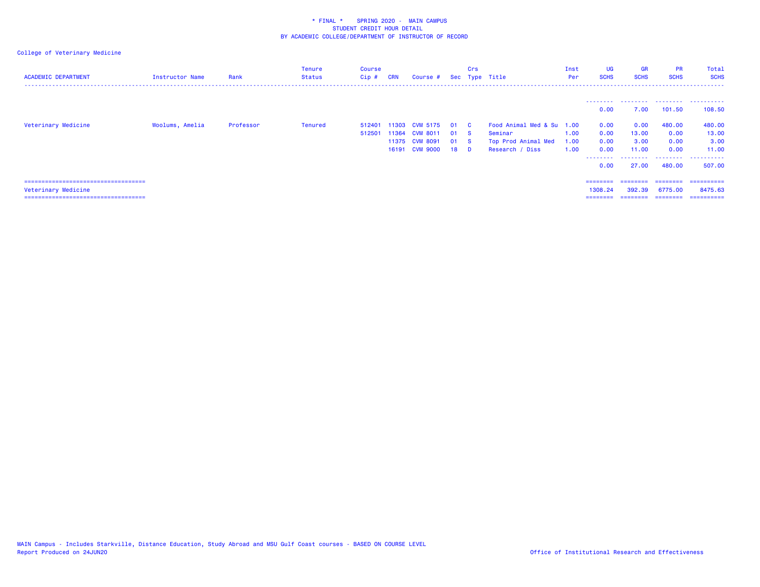\* FINAL \* SPRING 2020 - MAIN CAMPUS
STUDENT CREDIT HOUR DETAIL
BY ACADEMIC COLLEGE/DEPARTMENT OF INSTRUCTOR OF RECORD

College of Veterinary Medicine

| ACADEMIC DEPARTMENT | Instructor Name | Rank | Tenure Status | Course Cip # | CRN | Course # | Sec | Crs Type | Title | Inst Per | UG SCHS | GR SCHS | PR SCHS | Total SCHS |
|---|---|---|---|---|---|---|---|---|---|---|---|---|---|---|
| | | | | | | | | | | | 0.00 | 7.00 | 101.50 | 108.50 |
| Veterinary Medicine | Woolums, Amelia | Professor | Tenured | 512401 | 11303 | CVM 5175 | 01 | C | Food Animal Med & Su | 1.00 | 0.00 | 0.00 | 480.00 | 480.00 |
| | | | | 512501 | 11364 | CVM 8011 | 01 | S | Seminar | 1.00 | 0.00 | 13.00 | 0.00 | 13.00 |
| | | | | | 11375 | CVM 8091 | 01 | S | Top Prod Animal Med | 1.00 | 0.00 | 3.00 | 0.00 | 3.00 |
| | | | | | 16191 | CVM 9000 | 18 | D | Research / Diss | 1.00 | 0.00 | 11.00 | 0.00 | 11.00 |
| | | | | | | | | | | | 0.00 | 27.00 | 480.00 | 507.00 |
| Veterinary Medicine | | | | | | | | | | | 1308.24 | 392.39 | 6775.00 | 8475.63 |

MAIN Campus - Includes Starkville, Distance Education, Study Abroad and MSU Gulf Coast courses - BASED ON COURSE LEVEL
Report Produced on 24JUN20

Office of Institutional Research and Effectiveness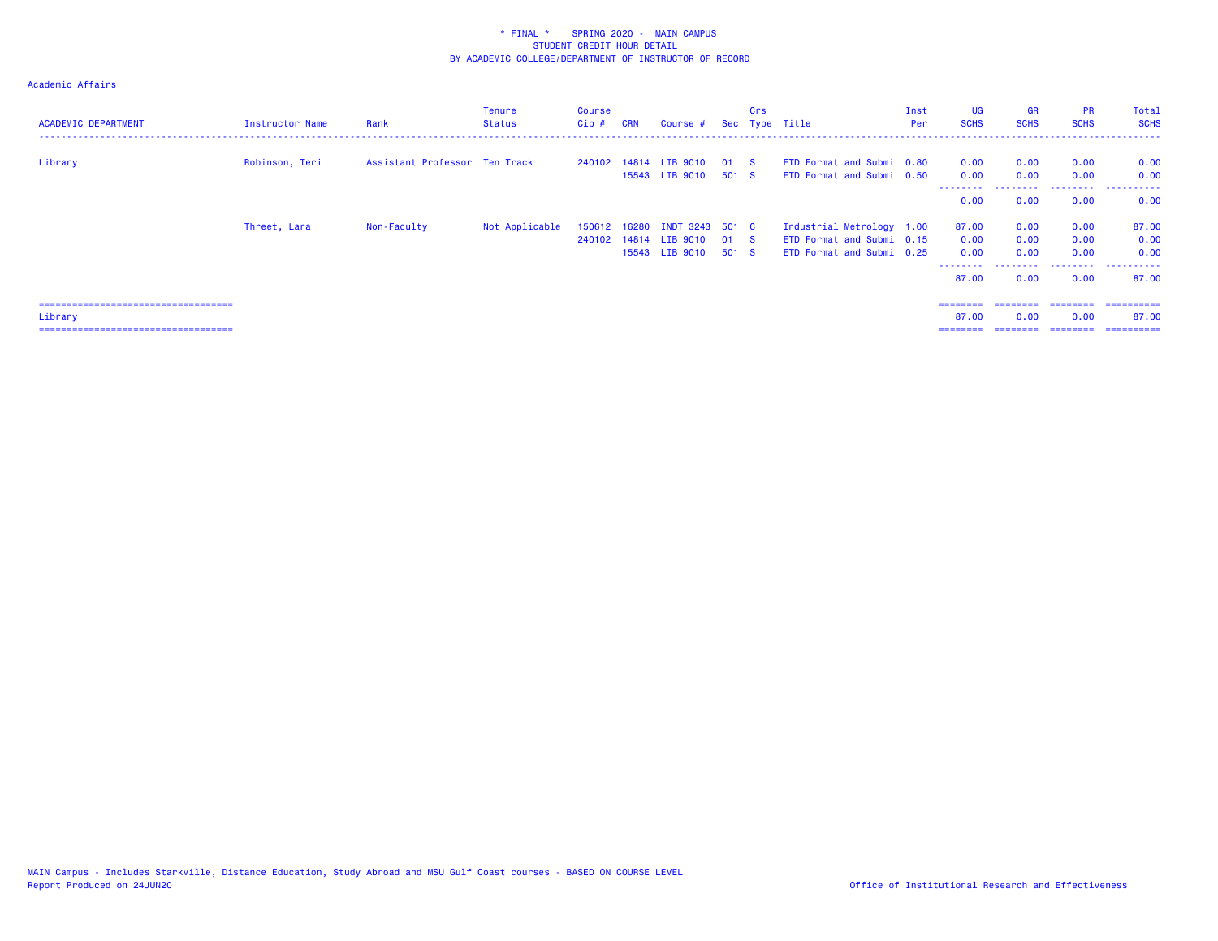\* FINAL \*    SPRING 2020 - MAIN CAMPUS
STUDENT CREDIT HOUR DETAIL
BY ACADEMIC COLLEGE/DEPARTMENT OF INSTRUCTOR OF RECORD

Academic Affairs

| ACADEMIC DEPARTMENT | Instructor Name | Rank | Tenure Status | Course Cip # | CRN | Course # | Sec | Crs Type | Title | Inst Per | UG SCHS | GR SCHS | PR SCHS | Total SCHS |
|---|---|---|---|---|---|---|---|---|---|---|---|---|---|---|
| Library | Robinson, Teri | Assistant Professor | Ten Track | 240102 | 14814 | LIB 9010 | 01 | S | ETD Format and Submi | 0.80 | 0.00 | 0.00 | 0.00 | 0.00 |
| | | | | | 15543 | LIB 9010 | 501 | S | ETD Format and Submi | 0.50 | 0.00 | 0.00 | 0.00 | 0.00 |
| | | | | | | | | | | | 0.00 | 0.00 | 0.00 | 0.00 |
| | Threet, Lara | Non-Faculty | Not Applicable | 150612 | 16280 | INDT 3243 | 501 | C | Industrial Metrology | 1.00 | 87.00 | 0.00 | 0.00 | 87.00 |
| | | | | 240102 | 14814 | LIB 9010 | 01 | S | ETD Format and Submi | 0.15 | 0.00 | 0.00 | 0.00 | 0.00 |
| | | | | | 15543 | LIB 9010 | 501 | S | ETD Format and Submi | 0.25 | 0.00 | 0.00 | 0.00 | 0.00 |
| | | | | | | | | | | | 87.00 | 0.00 | 0.00 | 87.00 |
| Library | | | | | | | | | | | 87.00 | 0.00 | 0.00 | 87.00 |

MAIN Campus - Includes Starkville, Distance Education, Study Abroad and MSU Gulf Coast courses - BASED ON COURSE LEVEL
Report Produced on 24JUN20

Office of Institutional Research and Effectiveness